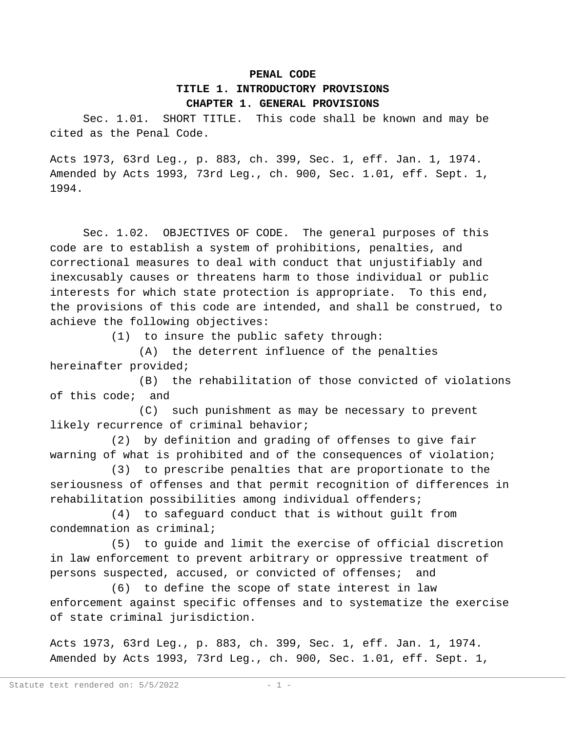# PENAL CODE

## TITLE 1. INTRODUCTORY PROVISIONS

### CHAPTER 1. GENERAL PROVISIONS

Sec. 1.01. SHORT TITLE. This code shall be known and may be cited as the Penal Code.

Acts 1973, 63rd Leg., p. 883, ch. 399, Sec. 1, eff. Jan. 1, 1974. Amended by Acts 1993, 73rd Leg., ch. 900, Sec. 1.01, eff. Sept. 1, 1994.

Sec. 1.02. OBJECTIVES OF CODE. The general purposes of this code are to establish a system of prohibitions, penalties, and correctional measures to deal with conduct that unjustifiably and inexcusably causes or threatens harm to those individual or public interests for which state protection is appropriate. To this end, the provisions of this code are intended, and shall be construed, to achieve the following objectives:

(1) to insure the public safety through:

(A) the deterrent influence of the penalties hereinafter provided;

(B) the rehabilitation of those convicted of violations of this code; and

(C) such punishment as may be necessary to prevent likely recurrence of criminal behavior;

(2) by definition and grading of offenses to give fair warning of what is prohibited and of the consequences of violation;

(3) to prescribe penalties that are proportionate to the seriousness of offenses and that permit recognition of differences in rehabilitation possibilities among individual offenders;

(4) to safeguard conduct that is without guilt from condemnation as criminal;

(5) to guide and limit the exercise of official discretion in law enforcement to prevent arbitrary or oppressive treatment of persons suspected, accused, or convicted of offenses; and

(6) to define the scope of state interest in law enforcement against specific offenses and to systematize the exercise of state criminal jurisdiction.

Acts 1973, 63rd Leg., p. 883, ch. 399, Sec. 1, eff. Jan. 1, 1974. Amended by Acts 1993, 73rd Leg., ch. 900, Sec. 1.01, eff. Sept. 1,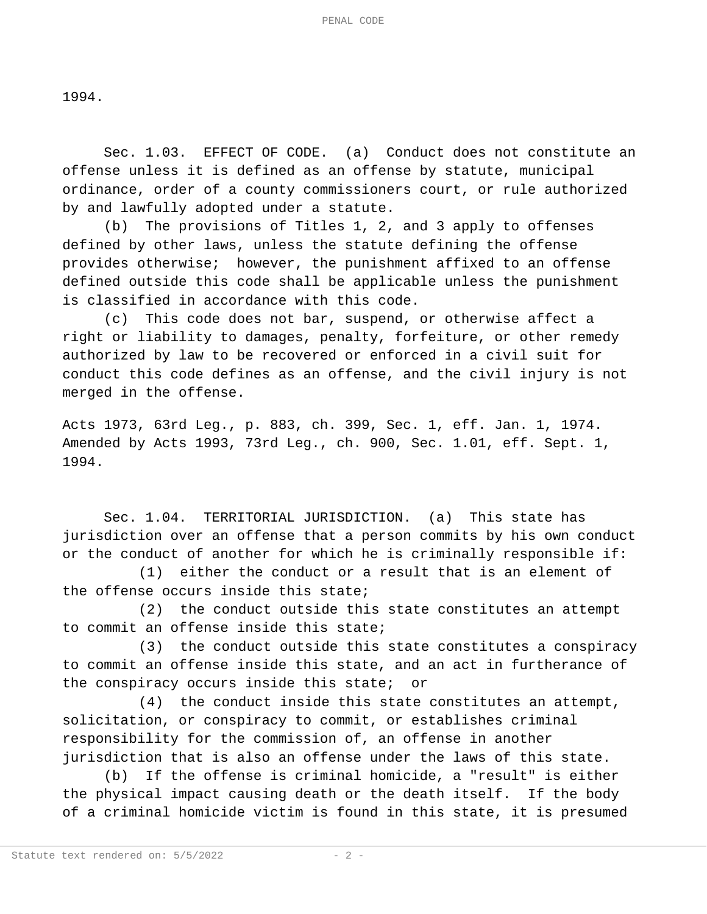1994.

Sec. 1.03. EFFECT OF CODE. (a) Conduct does not constitute an offense unless it is defined as an offense by statute, municipal ordinance, order of a county commissioners court, or rule authorized by and lawfully adopted under a statute.

(b) The provisions of Titles 1, 2, and 3 apply to offenses defined by other laws, unless the statute defining the offense provides otherwise; however, the punishment affixed to an offense defined outside this code shall be applicable unless the punishment is classified in accordance with this code.

(c) This code does not bar, suspend, or otherwise affect a right or liability to damages, penalty, forfeiture, or other remedy authorized by law to be recovered or enforced in a civil suit for conduct this code defines as an offense, and the civil injury is not merged in the offense.

Acts 1973, 63rd Leg., p. 883, ch. 399, Sec. 1, eff. Jan. 1, 1974. Amended by Acts 1993, 73rd Leg., ch. 900, Sec. 1.01, eff. Sept. 1, 1994.

Sec. 1.04. TERRITORIAL JURISDICTION. (a) This state has jurisdiction over an offense that a person commits by his own conduct or the conduct of another for which he is criminally responsible if:

(1) either the conduct or a result that is an element of the offense occurs inside this state;

(2) the conduct outside this state constitutes an attempt to commit an offense inside this state;

(3) the conduct outside this state constitutes a conspiracy to commit an offense inside this state, and an act in furtherance of the conspiracy occurs inside this state; or

(4) the conduct inside this state constitutes an attempt, solicitation, or conspiracy to commit, or establishes criminal responsibility for the commission of, an offense in another jurisdiction that is also an offense under the laws of this state.

(b) If the offense is criminal homicide, a "result" is either the physical impact causing death or the death itself. If the body of a criminal homicide victim is found in this state, it is presumed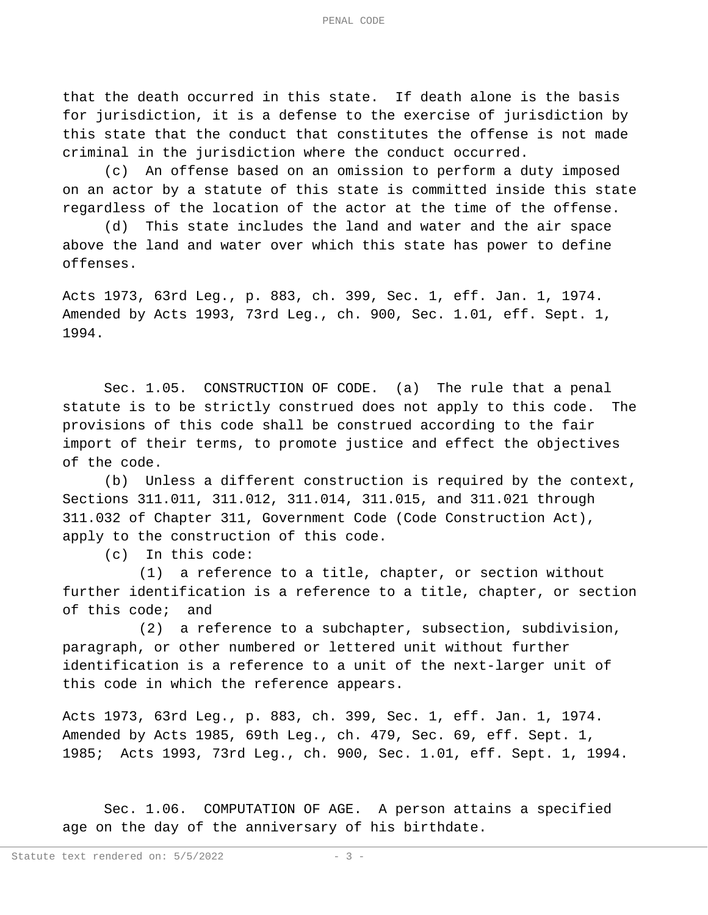that the death occurred in this state. If death alone is the basis for jurisdiction, it is a defense to the exercise of jurisdiction by this state that the conduct that constitutes the offense is not made criminal in the jurisdiction where the conduct occurred.

(c) An offense based on an omission to perform a duty imposed on an actor by a statute of this state is committed inside this state regardless of the location of the actor at the time of the offense.

(d) This state includes the land and water and the air space above the land and water over which this state has power to define offenses.

Acts 1973, 63rd Leg., p. 883, ch. 399, Sec. 1, eff. Jan. 1, 1974. Amended by Acts 1993, 73rd Leg., ch. 900, Sec. 1.01, eff. Sept. 1, 1994.

Sec. 1.05. CONSTRUCTION OF CODE. (a) The rule that a penal statute is to be strictly construed does not apply to this code. The provisions of this code shall be construed according to the fair import of their terms, to promote justice and effect the objectives of the code.

(b) Unless a different construction is required by the context, Sections 311.011, 311.012, 311.014, 311.015, and 311.021 through 311.032 of Chapter 311, Government Code (Code Construction Act), apply to the construction of this code.

(c) In this code:

(1) a reference to a title, chapter, or section without further identification is a reference to a title, chapter, or section of this code; and

(2) a reference to a subchapter, subsection, subdivision, paragraph, or other numbered or lettered unit without further identification is a reference to a unit of the next-larger unit of this code in which the reference appears.

Acts 1973, 63rd Leg., p. 883, ch. 399, Sec. 1, eff. Jan. 1, 1974. Amended by Acts 1985, 69th Leg., ch. 479, Sec. 69, eff. Sept. 1, 1985; Acts 1993, 73rd Leg., ch. 900, Sec. 1.01, eff. Sept. 1, 1994.

Sec. 1.06. COMPUTATION OF AGE. A person attains a specified age on the day of the anniversary of his birthdate.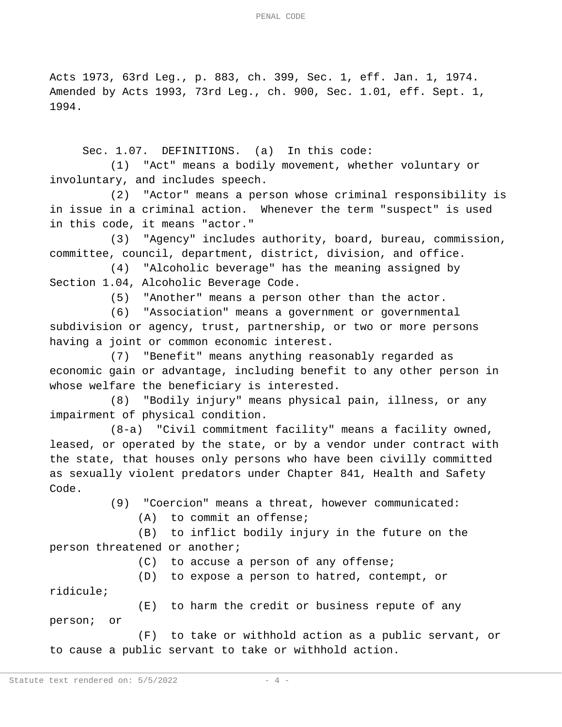Acts 1973, 63rd Leg., p. 883, ch. 399, Sec. 1, eff. Jan. 1, 1974. Amended by Acts 1993, 73rd Leg., ch. 900, Sec. 1.01, eff. Sept. 1, 1994.

Sec. 1.07. DEFINITIONS. (a) In this code:

(1) "Act" means a bodily movement, whether voluntary or involuntary, and includes speech.

(2) "Actor" means a person whose criminal responsibility is in issue in a criminal action. Whenever the term "suspect" is used in this code, it means "actor."

(3) "Agency" includes authority, board, bureau, commission, committee, council, department, district, division, and office.

(4) "Alcoholic beverage" has the meaning assigned by Section 1.04, Alcoholic Beverage Code.

(5) "Another" means a person other than the actor.

(6) "Association" means a government or governmental subdivision or agency, trust, partnership, or two or more persons having a joint or common economic interest.

(7) "Benefit" means anything reasonably regarded as economic gain or advantage, including benefit to any other person in whose welfare the beneficiary is interested.

(8) "Bodily injury" means physical pain, illness, or any impairment of physical condition.

(8-a) "Civil commitment facility" means a facility owned, leased, or operated by the state, or by a vendor under contract with the state, that houses only persons who have been civilly committed as sexually violent predators under Chapter 841, Health and Safety Code.

(9) "Coercion" means a threat, however communicated:

(A) to commit an offense;

(B) to inflict bodily injury in the future on the person threatened or another;

(C) to accuse a person of any offense;

(D) to expose a person to hatred, contempt, or ridicule;

(E) to harm the credit or business repute of any person; or

(F) to take or withhold action as a public servant, or to cause a public servant to take or withhold action.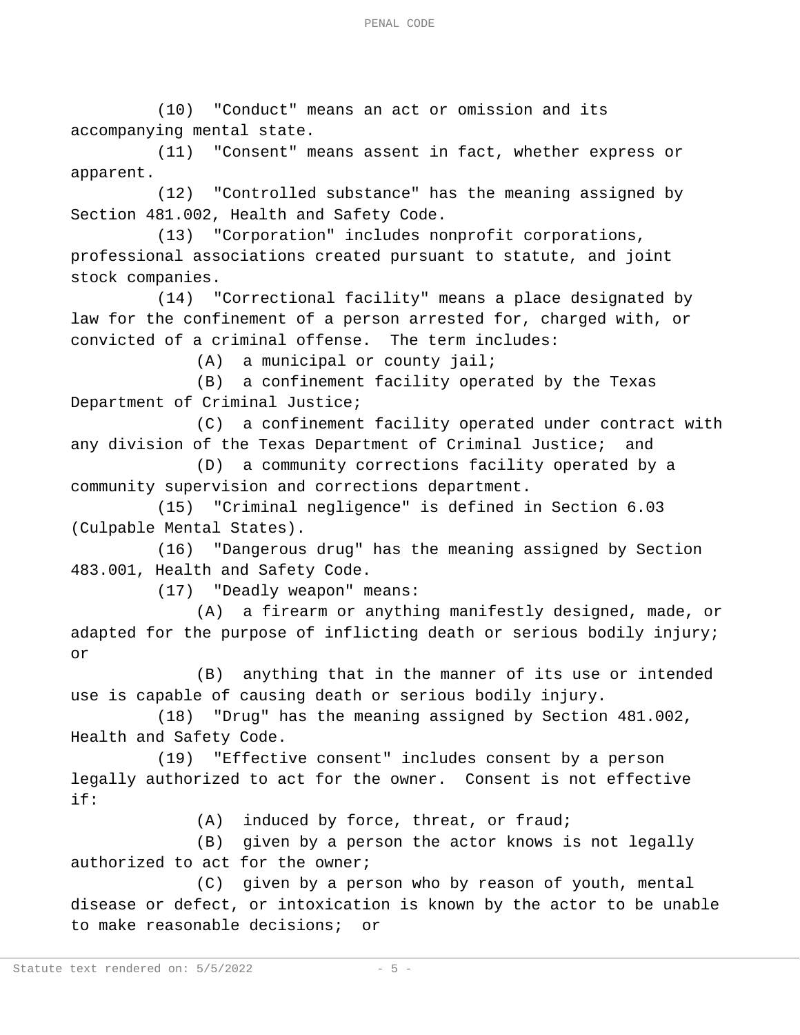(10) "Conduct" means an act or omission and its accompanying mental state.

(11) "Consent" means assent in fact, whether express or apparent.

(12) "Controlled substance" has the meaning assigned by Section 481.002, Health and Safety Code.

(13) "Corporation" includes nonprofit corporations, professional associations created pursuant to statute, and joint stock companies.

(14) "Correctional facility" means a place designated by law for the confinement of a person arrested for, charged with, or convicted of a criminal offense. The term includes:

(A) a municipal or county jail;

(B) a confinement facility operated by the Texas Department of Criminal Justice;

(C) a confinement facility operated under contract with any division of the Texas Department of Criminal Justice; and

(D) a community corrections facility operated by a community supervision and corrections department.

(15) "Criminal negligence" is defined in Section 6.03 (Culpable Mental States).

(16) "Dangerous drug" has the meaning assigned by Section 483.001, Health and Safety Code.

(17) "Deadly weapon" means:

(A) a firearm or anything manifestly designed, made, or adapted for the purpose of inflicting death or serious bodily injury; or

(B) anything that in the manner of its use or intended use is capable of causing death or serious bodily injury.

(18) "Drug" has the meaning assigned by Section 481.002, Health and Safety Code.

(19) "Effective consent" includes consent by a person legally authorized to act for the owner. Consent is not effective if:

(A) induced by force, threat, or fraud;

(B) given by a person the actor knows is not legally authorized to act for the owner;

(C) given by a person who by reason of youth, mental disease or defect, or intoxication is known by the actor to be unable to make reasonable decisions; or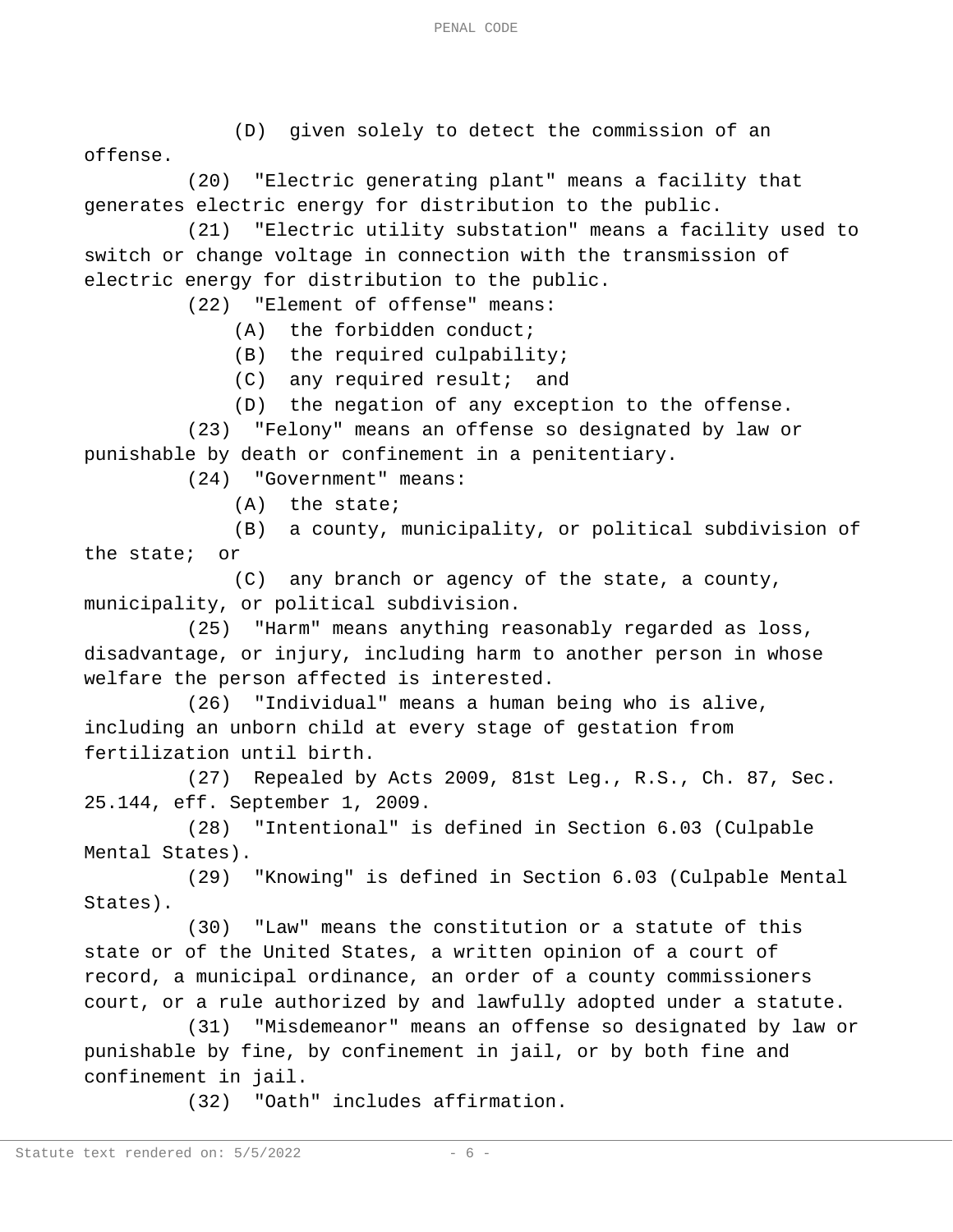(D) given solely to detect the commission of an offense.

(20) "Electric generating plant" means a facility that generates electric energy for distribution to the public.

(21) "Electric utility substation" means a facility used to switch or change voltage in connection with the transmission of electric energy for distribution to the public.

(22) "Element of offense" means:

(A) the forbidden conduct;

(B) the required culpability;

(C) any required result; and

(D) the negation of any exception to the offense.

(23) "Felony" means an offense so designated by law or punishable by death or confinement in a penitentiary.

(24) "Government" means:

(A) the state;

(B) a county, municipality, or political subdivision of the state; or

(C) any branch or agency of the state, a county, municipality, or political subdivision.

(25) "Harm" means anything reasonably regarded as loss, disadvantage, or injury, including harm to another person in whose welfare the person affected is interested.

(26) "Individual" means a human being who is alive, including an unborn child at every stage of gestation from fertilization until birth.

(27) Repealed by Acts 2009, 81st Leg., R.S., Ch. 87, Sec. 25.144, eff. September 1, 2009.

(28) "Intentional" is defined in Section 6.03 (Culpable Mental States).

(29) "Knowing" is defined in Section 6.03 (Culpable Mental States).

(30) "Law" means the constitution or a statute of this state or of the United States, a written opinion of a court of record, a municipal ordinance, an order of a county commissioners court, or a rule authorized by and lawfully adopted under a statute.

(31) "Misdemeanor" means an offense so designated by law or punishable by fine, by confinement in jail, or by both fine and confinement in jail.

(32) "Oath" includes affirmation.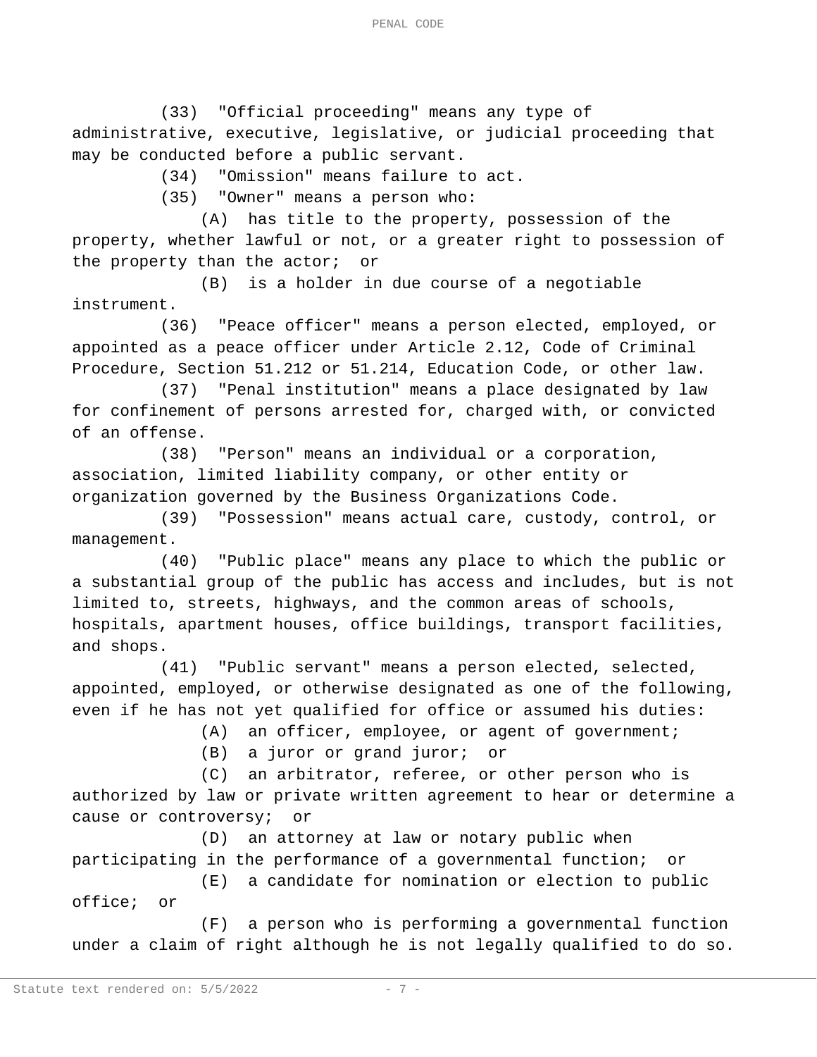(33) "Official proceeding" means any type of administrative, executive, legislative, or judicial proceeding that may be conducted before a public servant.

(34) "Omission" means failure to act.

(35) "Owner" means a person who:

(A) has title to the property, possession of the property, whether lawful or not, or a greater right to possession of the property than the actor; or

(B) is a holder in due course of a negotiable instrument.

(36) "Peace officer" means a person elected, employed, or appointed as a peace officer under Article 2.12, Code of Criminal Procedure, Section 51.212 or 51.214, Education Code, or other law.

(37) "Penal institution" means a place designated by law for confinement of persons arrested for, charged with, or convicted of an offense.

(38) "Person" means an individual or a corporation, association, limited liability company, or other entity or organization governed by the Business Organizations Code.

(39) "Possession" means actual care, custody, control, or management.

(40) "Public place" means any place to which the public or a substantial group of the public has access and includes, but is not limited to, streets, highways, and the common areas of schools, hospitals, apartment houses, office buildings, transport facilities, and shops.

(41) "Public servant" means a person elected, selected, appointed, employed, or otherwise designated as one of the following, even if he has not yet qualified for office or assumed his duties:

(A) an officer, employee, or agent of government;

(B) a juror or grand juror; or

(C) an arbitrator, referee, or other person who is authorized by law or private written agreement to hear or determine a cause or controversy; or

(D) an attorney at law or notary public when participating in the performance of a governmental function; or

(E) a candidate for nomination or election to public office; or

(F) a person who is performing a governmental function under a claim of right although he is not legally qualified to do so.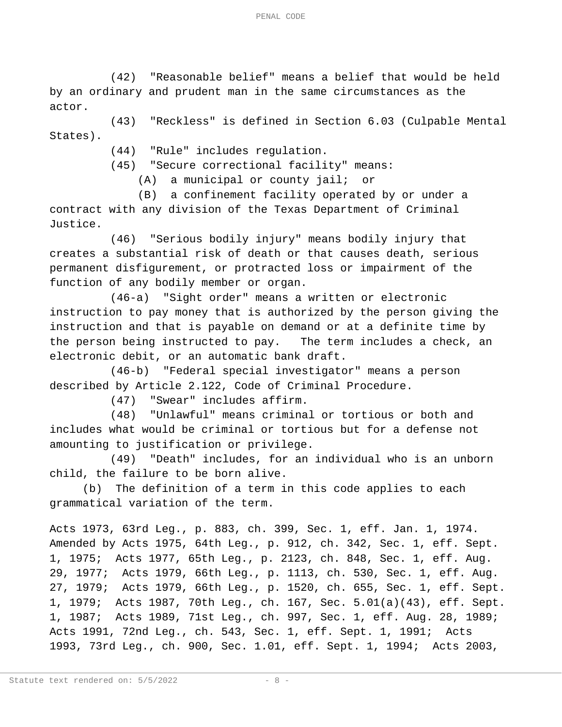(42) "Reasonable belief" means a belief that would be held by an ordinary and prudent man in the same circumstances as the actor.

(43) "Reckless" is defined in Section 6.03 (Culpable Mental States).

(44) "Rule" includes regulation.

(45) "Secure correctional facility" means:

(A) a municipal or county jail; or

(B) a confinement facility operated by or under a contract with any division of the Texas Department of Criminal Justice.

(46) "Serious bodily injury" means bodily injury that creates a substantial risk of death or that causes death, serious permanent disfigurement, or protracted loss or impairment of the function of any bodily member or organ.

(46-a) "Sight order" means a written or electronic instruction to pay money that is authorized by the person giving the instruction and that is payable on demand or at a definite time by the person being instructed to pay. The term includes a check, an electronic debit, or an automatic bank draft.

(46-b) "Federal special investigator" means a person described by Article 2.122, Code of Criminal Procedure.

(47) "Swear" includes affirm.

(48) "Unlawful" means criminal or tortious or both and includes what would be criminal or tortious but for a defense not amounting to justification or privilege.

(49) "Death" includes, for an individual who is an unborn child, the failure to be born alive.

(b) The definition of a term in this code applies to each grammatical variation of the term.

Acts 1973, 63rd Leg., p. 883, ch. 399, Sec. 1, eff. Jan. 1, 1974. Amended by Acts 1975, 64th Leg., p. 912, ch. 342, Sec. 1, eff. Sept. 1, 1975; Acts 1977, 65th Leg., p. 2123, ch. 848, Sec. 1, eff. Aug. 29, 1977; Acts 1979, 66th Leg., p. 1113, ch. 530, Sec. 1, eff. Aug. 27, 1979; Acts 1979, 66th Leg., p. 1520, ch. 655, Sec. 1, eff. Sept. 1, 1979; Acts 1987, 70th Leg., ch. 167, Sec. 5.01(a)(43), eff. Sept. 1, 1987; Acts 1989, 71st Leg., ch. 997, Sec. 1, eff. Aug. 28, 1989; Acts 1991, 72nd Leg., ch. 543, Sec. 1, eff. Sept. 1, 1991; Acts 1993, 73rd Leg., ch. 900, Sec. 1.01, eff. Sept. 1, 1994; Acts 2003,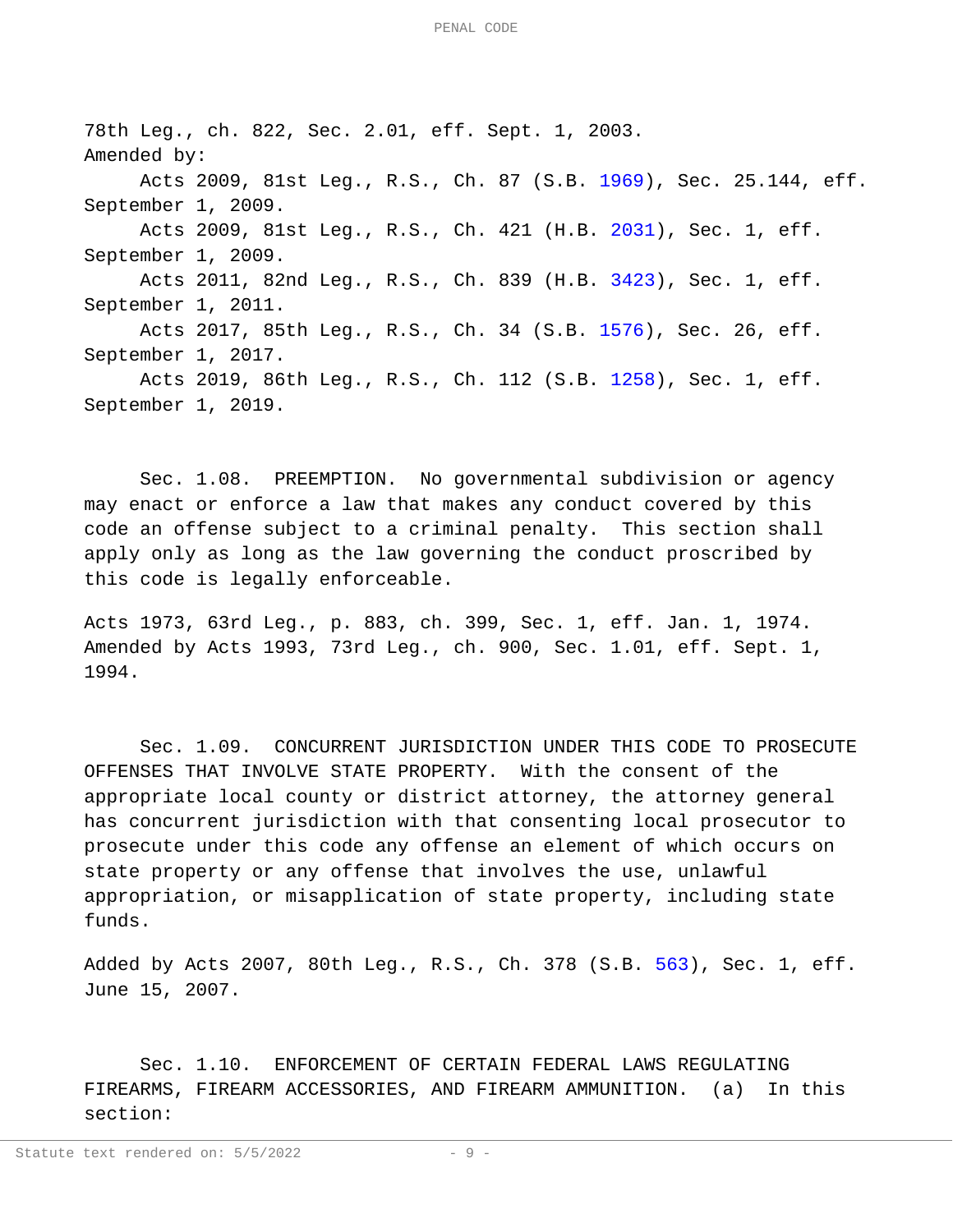78th Leg., ch. 822, Sec. 2.01, eff. Sept. 1, 2003.
Amended by:

Acts 2009, 81st Leg., R.S., Ch. 87 (S.B. 1969), Sec. 25.144, eff. September 1, 2009.

Acts 2009, 81st Leg., R.S., Ch. 421 (H.B. 2031), Sec. 1, eff. September 1, 2009.

Acts 2011, 82nd Leg., R.S., Ch. 839 (H.B. 3423), Sec. 1, eff. September 1, 2011.

Acts 2017, 85th Leg., R.S., Ch. 34 (S.B. 1576), Sec. 26, eff. September 1, 2017.

Acts 2019, 86th Leg., R.S., Ch. 112 (S.B. 1258), Sec. 1, eff. September 1, 2019.

Sec. 1.08. PREEMPTION. No governmental subdivision or agency may enact or enforce a law that makes any conduct covered by this code an offense subject to a criminal penalty. This section shall apply only as long as the law governing the conduct proscribed by this code is legally enforceable.

Acts 1973, 63rd Leg., p. 883, ch. 399, Sec. 1, eff. Jan. 1, 1974. Amended by Acts 1993, 73rd Leg., ch. 900, Sec. 1.01, eff. Sept. 1, 1994.

Sec. 1.09. CONCURRENT JURISDICTION UNDER THIS CODE TO PROSECUTE OFFENSES THAT INVOLVE STATE PROPERTY. With the consent of the appropriate local county or district attorney, the attorney general has concurrent jurisdiction with that consenting local prosecutor to prosecute under this code any offense an element of which occurs on state property or any offense that involves the use, unlawful appropriation, or misapplication of state property, including state funds.

Added by Acts 2007, 80th Leg., R.S., Ch. 378 (S.B. 563), Sec. 1, eff. June 15, 2007.

Sec. 1.10. ENFORCEMENT OF CERTAIN FEDERAL LAWS REGULATING FIREARMS, FIREARM ACCESSORIES, AND FIREARM AMMUNITION. (a) In this section: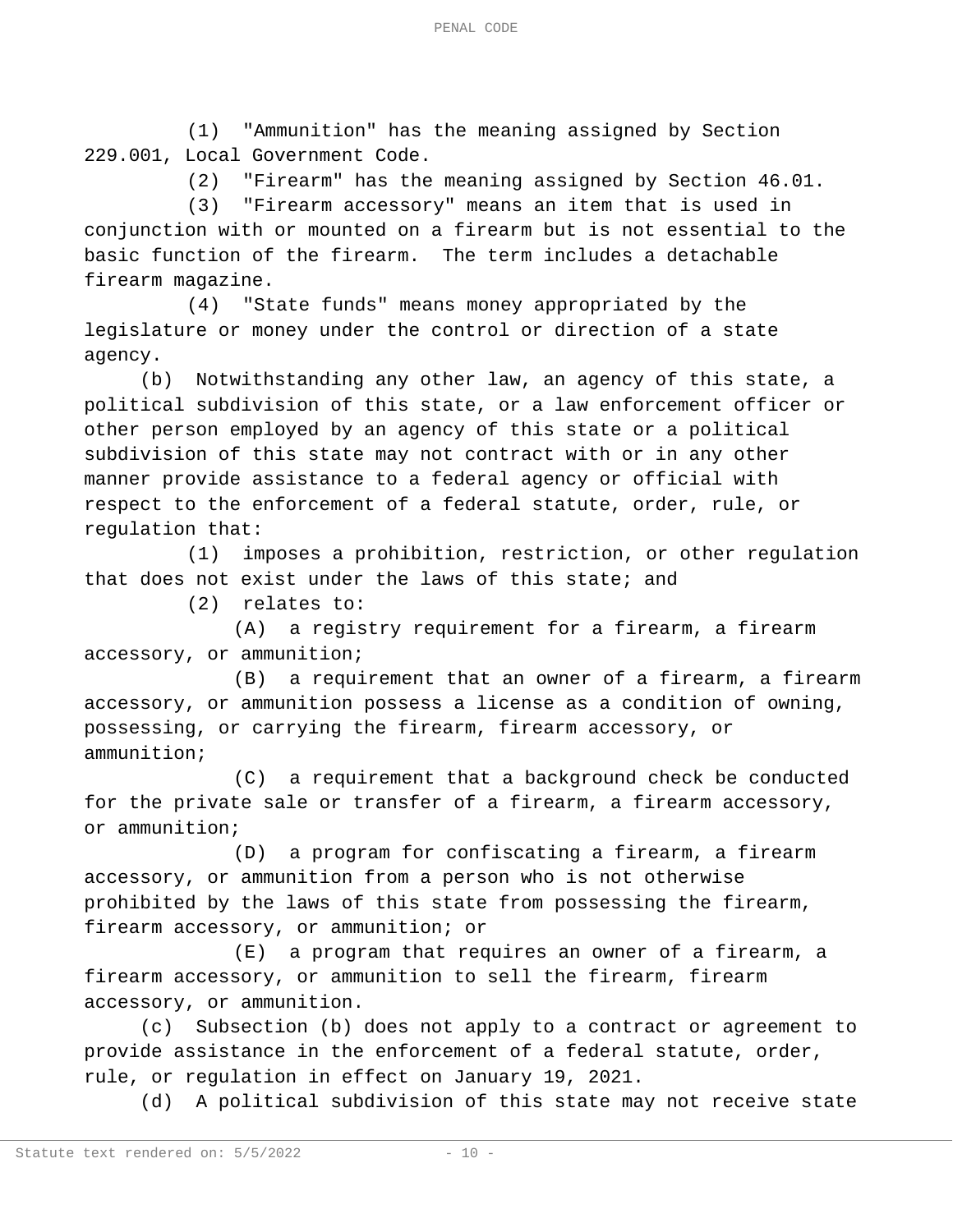(1) "Ammunition" has the meaning assigned by Section 229.001, Local Government Code.

(2) "Firearm" has the meaning assigned by Section 46.01.

(3) "Firearm accessory" means an item that is used in conjunction with or mounted on a firearm but is not essential to the basic function of the firearm. The term includes a detachable firearm magazine.

(4) "State funds" means money appropriated by the legislature or money under the control or direction of a state agency.

(b) Notwithstanding any other law, an agency of this state, a political subdivision of this state, or a law enforcement officer or other person employed by an agency of this state or a political subdivision of this state may not contract with or in any other manner provide assistance to a federal agency or official with respect to the enforcement of a federal statute, order, rule, or regulation that:

(1) imposes a prohibition, restriction, or other regulation that does not exist under the laws of this state; and

(2) relates to:

(A) a registry requirement for a firearm, a firearm accessory, or ammunition;

(B) a requirement that an owner of a firearm, a firearm accessory, or ammunition possess a license as a condition of owning, possessing, or carrying the firearm, firearm accessory, or ammunition;

(C) a requirement that a background check be conducted for the private sale or transfer of a firearm, a firearm accessory, or ammunition;

(D) a program for confiscating a firearm, a firearm accessory, or ammunition from a person who is not otherwise prohibited by the laws of this state from possessing the firearm, firearm accessory, or ammunition; or

(E) a program that requires an owner of a firearm, a firearm accessory, or ammunition to sell the firearm, firearm accessory, or ammunition.

(c) Subsection (b) does not apply to a contract or agreement to provide assistance in the enforcement of a federal statute, order, rule, or regulation in effect on January 19, 2021.

(d) A political subdivision of this state may not receive state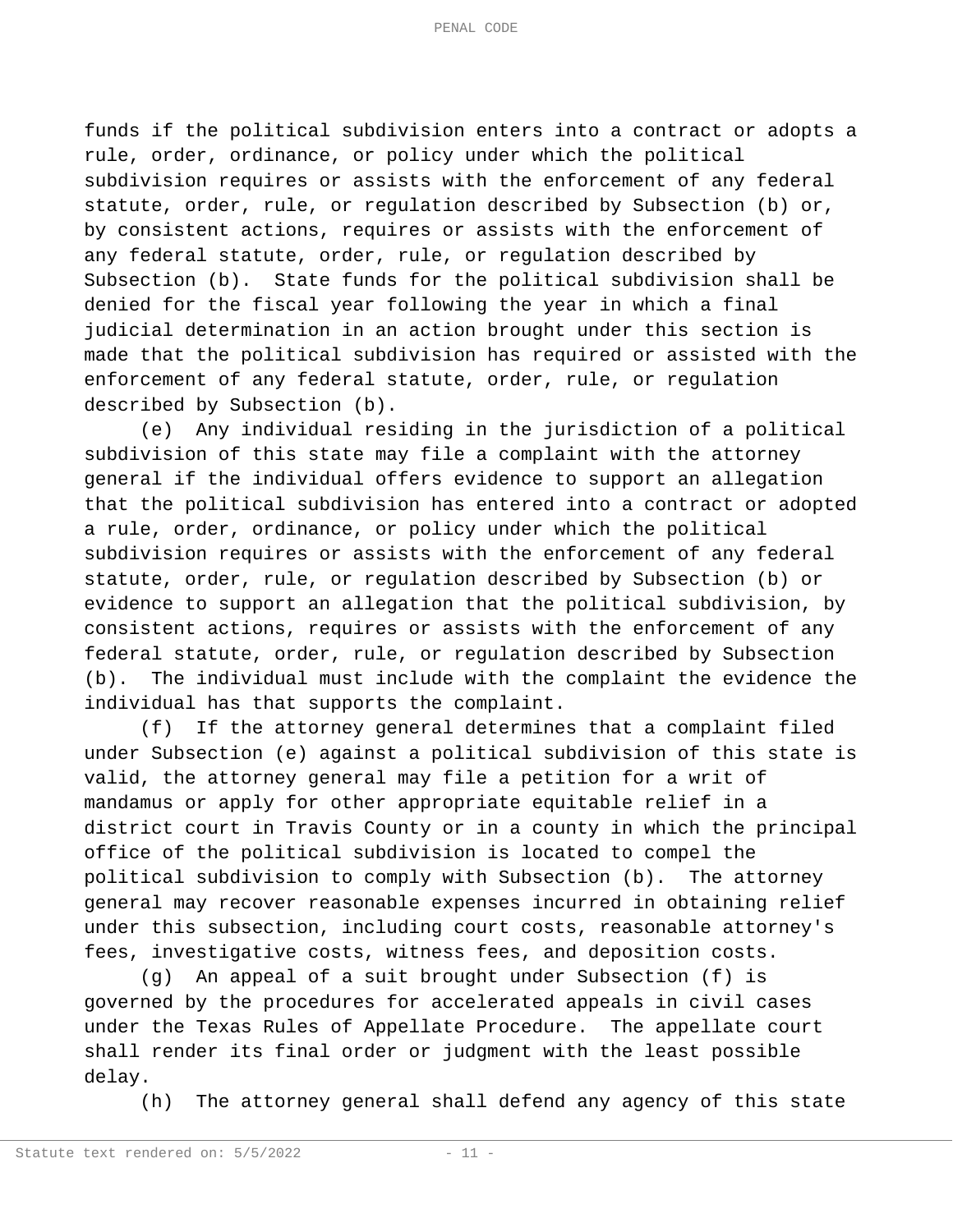funds if the political subdivision enters into a contract or adopts a rule, order, ordinance, or policy under which the political subdivision requires or assists with the enforcement of any federal statute, order, rule, or regulation described by Subsection (b) or, by consistent actions, requires or assists with the enforcement of any federal statute, order, rule, or regulation described by Subsection (b). State funds for the political subdivision shall be denied for the fiscal year following the year in which a final judicial determination in an action brought under this section is made that the political subdivision has required or assisted with the enforcement of any federal statute, order, rule, or regulation described by Subsection (b).

(e) Any individual residing in the jurisdiction of a political subdivision of this state may file a complaint with the attorney general if the individual offers evidence to support an allegation that the political subdivision has entered into a contract or adopted a rule, order, ordinance, or policy under which the political subdivision requires or assists with the enforcement of any federal statute, order, rule, or regulation described by Subsection (b) or evidence to support an allegation that the political subdivision, by consistent actions, requires or assists with the enforcement of any federal statute, order, rule, or regulation described by Subsection (b). The individual must include with the complaint the evidence the individual has that supports the complaint.

(f) If the attorney general determines that a complaint filed under Subsection (e) against a political subdivision of this state is valid, the attorney general may file a petition for a writ of mandamus or apply for other appropriate equitable relief in a district court in Travis County or in a county in which the principal office of the political subdivision is located to compel the political subdivision to comply with Subsection (b). The attorney general may recover reasonable expenses incurred in obtaining relief under this subsection, including court costs, reasonable attorney's fees, investigative costs, witness fees, and deposition costs.

(g) An appeal of a suit brought under Subsection (f) is governed by the procedures for accelerated appeals in civil cases under the Texas Rules of Appellate Procedure. The appellate court shall render its final order or judgment with the least possible delay.

(h) The attorney general shall defend any agency of this state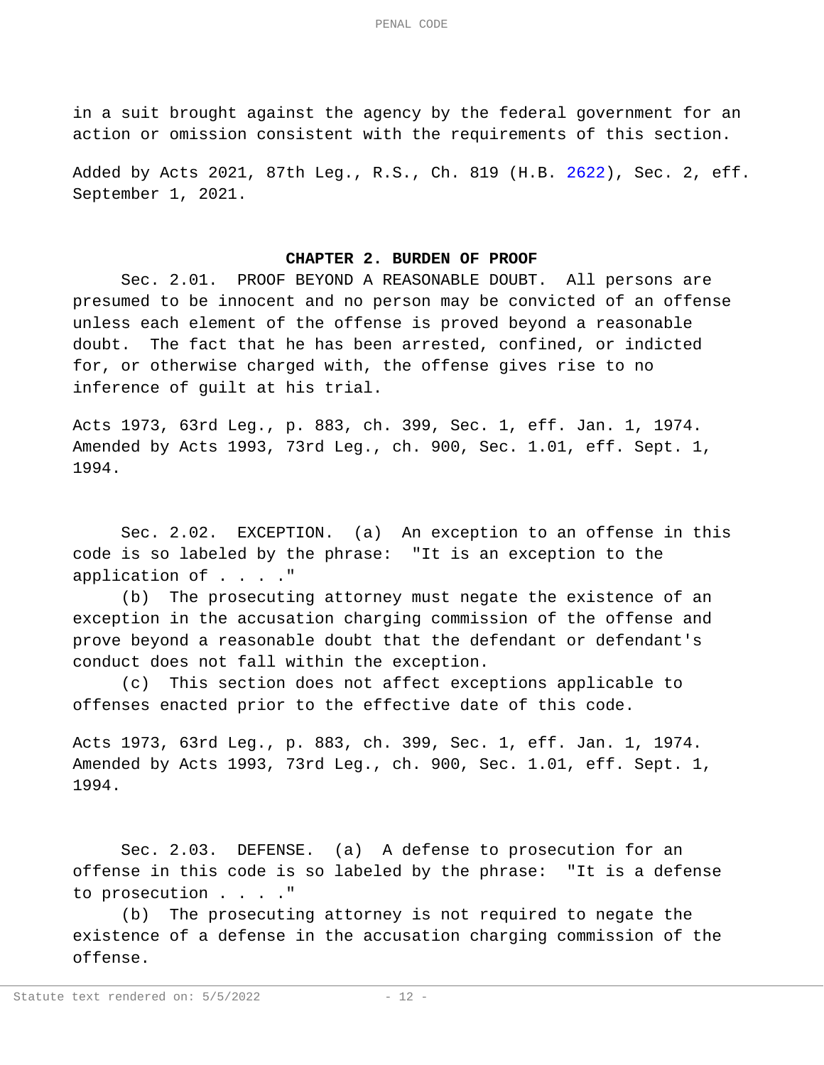in a suit brought against the agency by the federal government for an action or omission consistent with the requirements of this section.

Added by Acts 2021, 87th Leg., R.S., Ch. 819 (H.B. 2622), Sec. 2, eff. September 1, 2021.

## CHAPTER 2. BURDEN OF PROOF

Sec. 2.01. PROOF BEYOND A REASONABLE DOUBT. All persons are presumed to be innocent and no person may be convicted of an offense unless each element of the offense is proved beyond a reasonable doubt. The fact that he has been arrested, confined, or indicted for, or otherwise charged with, the offense gives rise to no inference of guilt at his trial.

Acts 1973, 63rd Leg., p. 883, ch. 399, Sec. 1, eff. Jan. 1, 1974. Amended by Acts 1993, 73rd Leg., ch. 900, Sec. 1.01, eff. Sept. 1, 1994.

Sec. 2.02. EXCEPTION. (a) An exception to an offense in this code is so labeled by the phrase: "It is an exception to the application of . . . ."

(b) The prosecuting attorney must negate the existence of an exception in the accusation charging commission of the offense and prove beyond a reasonable doubt that the defendant or defendant's conduct does not fall within the exception.

(c) This section does not affect exceptions applicable to offenses enacted prior to the effective date of this code.

Acts 1973, 63rd Leg., p. 883, ch. 399, Sec. 1, eff. Jan. 1, 1974. Amended by Acts 1993, 73rd Leg., ch. 900, Sec. 1.01, eff. Sept. 1, 1994.

Sec. 2.03. DEFENSE. (a) A defense to prosecution for an offense in this code is so labeled by the phrase: "It is a defense to prosecution . . . ."

(b) The prosecuting attorney is not required to negate the existence of a defense in the accusation charging commission of the offense.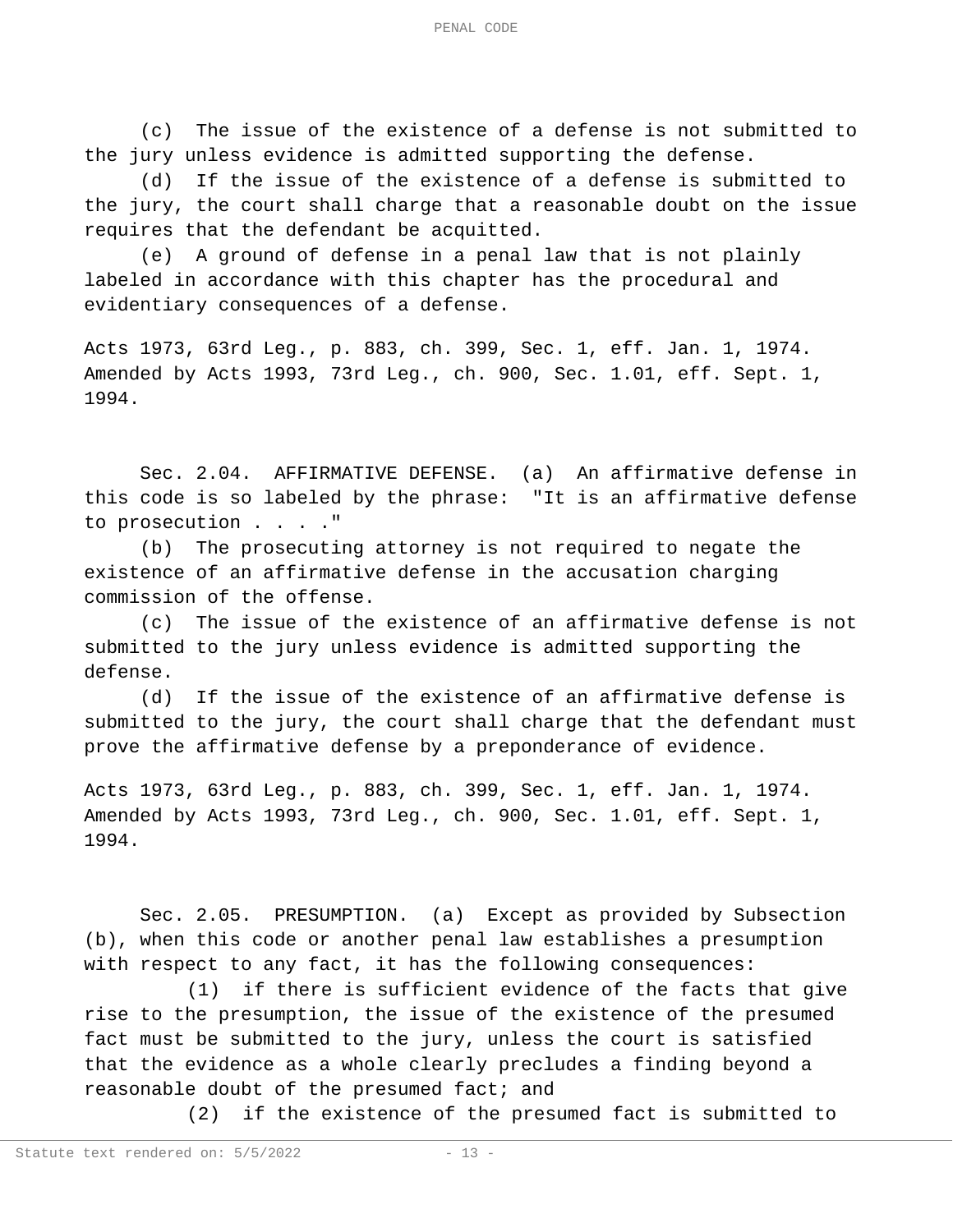(c) The issue of the existence of a defense is not submitted to the jury unless evidence is admitted supporting the defense.

(d) If the issue of the existence of a defense is submitted to the jury, the court shall charge that a reasonable doubt on the issue requires that the defendant be acquitted.

(e) A ground of defense in a penal law that is not plainly labeled in accordance with this chapter has the procedural and evidentiary consequences of a defense.

Acts 1973, 63rd Leg., p. 883, ch. 399, Sec. 1, eff. Jan. 1, 1974. Amended by Acts 1993, 73rd Leg., ch. 900, Sec. 1.01, eff. Sept. 1, 1994.

Sec. 2.04. AFFIRMATIVE DEFENSE. (a) An affirmative defense in this code is so labeled by the phrase: "It is an affirmative defense to prosecution . . . ."

(b) The prosecuting attorney is not required to negate the existence of an affirmative defense in the accusation charging commission of the offense.

(c) The issue of the existence of an affirmative defense is not submitted to the jury unless evidence is admitted supporting the defense.

(d) If the issue of the existence of an affirmative defense is submitted to the jury, the court shall charge that the defendant must prove the affirmative defense by a preponderance of evidence.

Acts 1973, 63rd Leg., p. 883, ch. 399, Sec. 1, eff. Jan. 1, 1974. Amended by Acts 1993, 73rd Leg., ch. 900, Sec. 1.01, eff. Sept. 1, 1994.

Sec. 2.05. PRESUMPTION. (a) Except as provided by Subsection (b), when this code or another penal law establishes a presumption with respect to any fact, it has the following consequences:

(1) if there is sufficient evidence of the facts that give rise to the presumption, the issue of the existence of the presumed fact must be submitted to the jury, unless the court is satisfied that the evidence as a whole clearly precludes a finding beyond a reasonable doubt of the presumed fact; and

(2) if the existence of the presumed fact is submitted to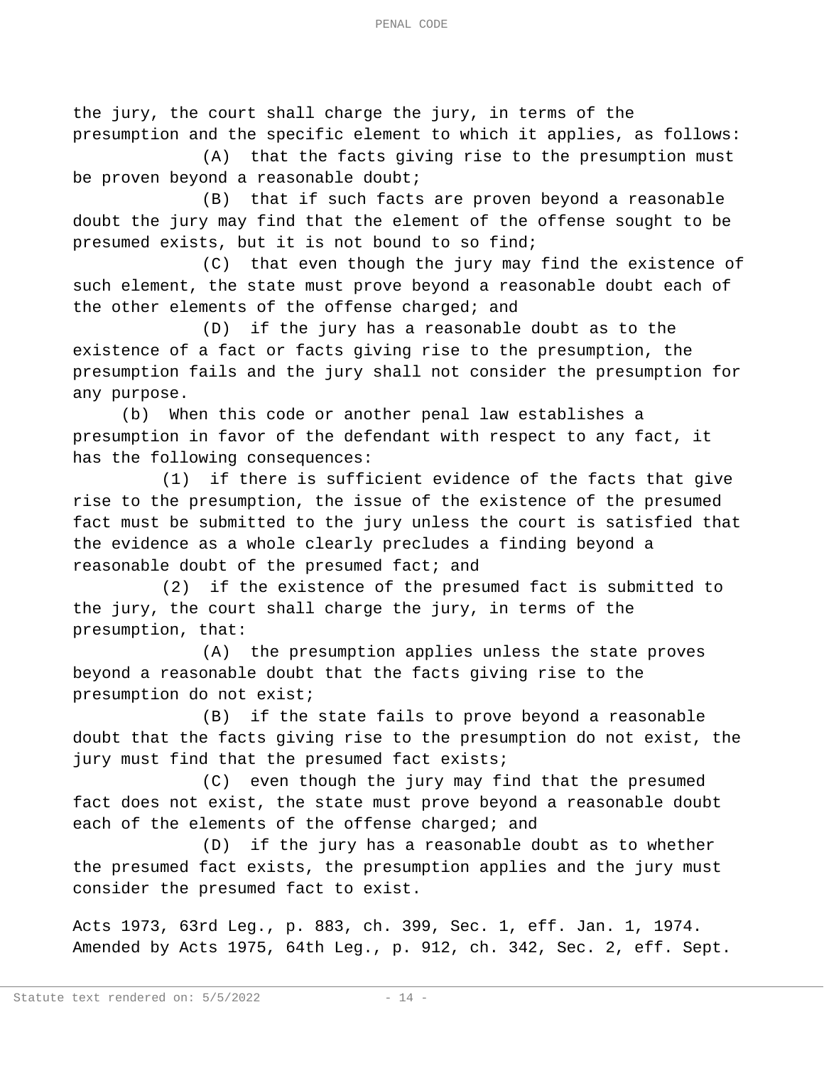the jury, the court shall charge the jury, in terms of the presumption and the specific element to which it applies, as follows:

(A) that the facts giving rise to the presumption must be proven beyond a reasonable doubt;

(B) that if such facts are proven beyond a reasonable doubt the jury may find that the element of the offense sought to be presumed exists, but it is not bound to so find;

(C) that even though the jury may find the existence of such element, the state must prove beyond a reasonable doubt each of the other elements of the offense charged; and

(D) if the jury has a reasonable doubt as to the existence of a fact or facts giving rise to the presumption, the presumption fails and the jury shall not consider the presumption for any purpose.

(b) When this code or another penal law establishes a presumption in favor of the defendant with respect to any fact, it has the following consequences:

(1) if there is sufficient evidence of the facts that give rise to the presumption, the issue of the existence of the presumed fact must be submitted to the jury unless the court is satisfied that the evidence as a whole clearly precludes a finding beyond a reasonable doubt of the presumed fact; and

(2) if the existence of the presumed fact is submitted to the jury, the court shall charge the jury, in terms of the presumption, that:

(A) the presumption applies unless the state proves beyond a reasonable doubt that the facts giving rise to the presumption do not exist;

(B) if the state fails to prove beyond a reasonable doubt that the facts giving rise to the presumption do not exist, the jury must find that the presumed fact exists;

(C) even though the jury may find that the presumed fact does not exist, the state must prove beyond a reasonable doubt each of the elements of the offense charged; and

(D) if the jury has a reasonable doubt as to whether the presumed fact exists, the presumption applies and the jury must consider the presumed fact to exist.

Acts 1973, 63rd Leg., p. 883, ch. 399, Sec. 1, eff. Jan. 1, 1974. Amended by Acts 1975, 64th Leg., p. 912, ch. 342, Sec. 2, eff. Sept.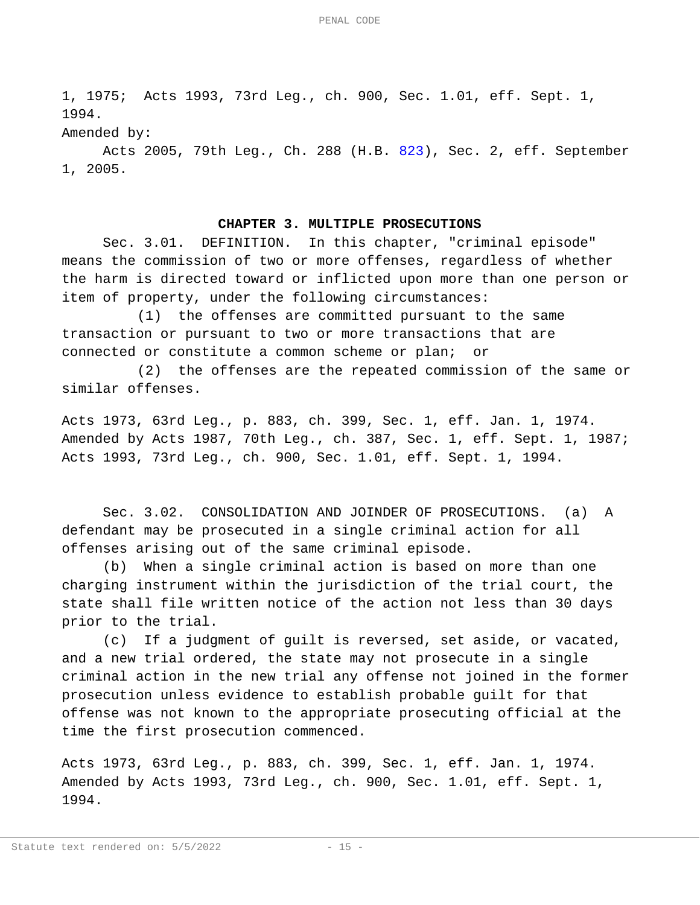1, 1975; Acts 1993, 73rd Leg., ch. 900, Sec. 1.01, eff. Sept. 1, 1994.

Amended by:

Acts 2005, 79th Leg., Ch. 288 (H.B. 823), Sec. 2, eff. September 1, 2005.

## CHAPTER 3. MULTIPLE PROSECUTIONS

Sec. 3.01. DEFINITION. In this chapter, "criminal episode" means the commission of two or more offenses, regardless of whether the harm is directed toward or inflicted upon more than one person or item of property, under the following circumstances:

(1) the offenses are committed pursuant to the same transaction or pursuant to two or more transactions that are connected or constitute a common scheme or plan; or

(2) the offenses are the repeated commission of the same or similar offenses.

Acts 1973, 63rd Leg., p. 883, ch. 399, Sec. 1, eff. Jan. 1, 1974. Amended by Acts 1987, 70th Leg., ch. 387, Sec. 1, eff. Sept. 1, 1987; Acts 1993, 73rd Leg., ch. 900, Sec. 1.01, eff. Sept. 1, 1994.

Sec. 3.02. CONSOLIDATION AND JOINDER OF PROSECUTIONS. (a) A defendant may be prosecuted in a single criminal action for all offenses arising out of the same criminal episode.

(b) When a single criminal action is based on more than one charging instrument within the jurisdiction of the trial court, the state shall file written notice of the action not less than 30 days prior to the trial.

(c) If a judgment of guilt is reversed, set aside, or vacated, and a new trial ordered, the state may not prosecute in a single criminal action in the new trial any offense not joined in the former prosecution unless evidence to establish probable guilt for that offense was not known to the appropriate prosecuting official at the time the first prosecution commenced.

Acts 1973, 63rd Leg., p. 883, ch. 399, Sec. 1, eff. Jan. 1, 1974. Amended by Acts 1993, 73rd Leg., ch. 900, Sec. 1.01, eff. Sept. 1, 1994.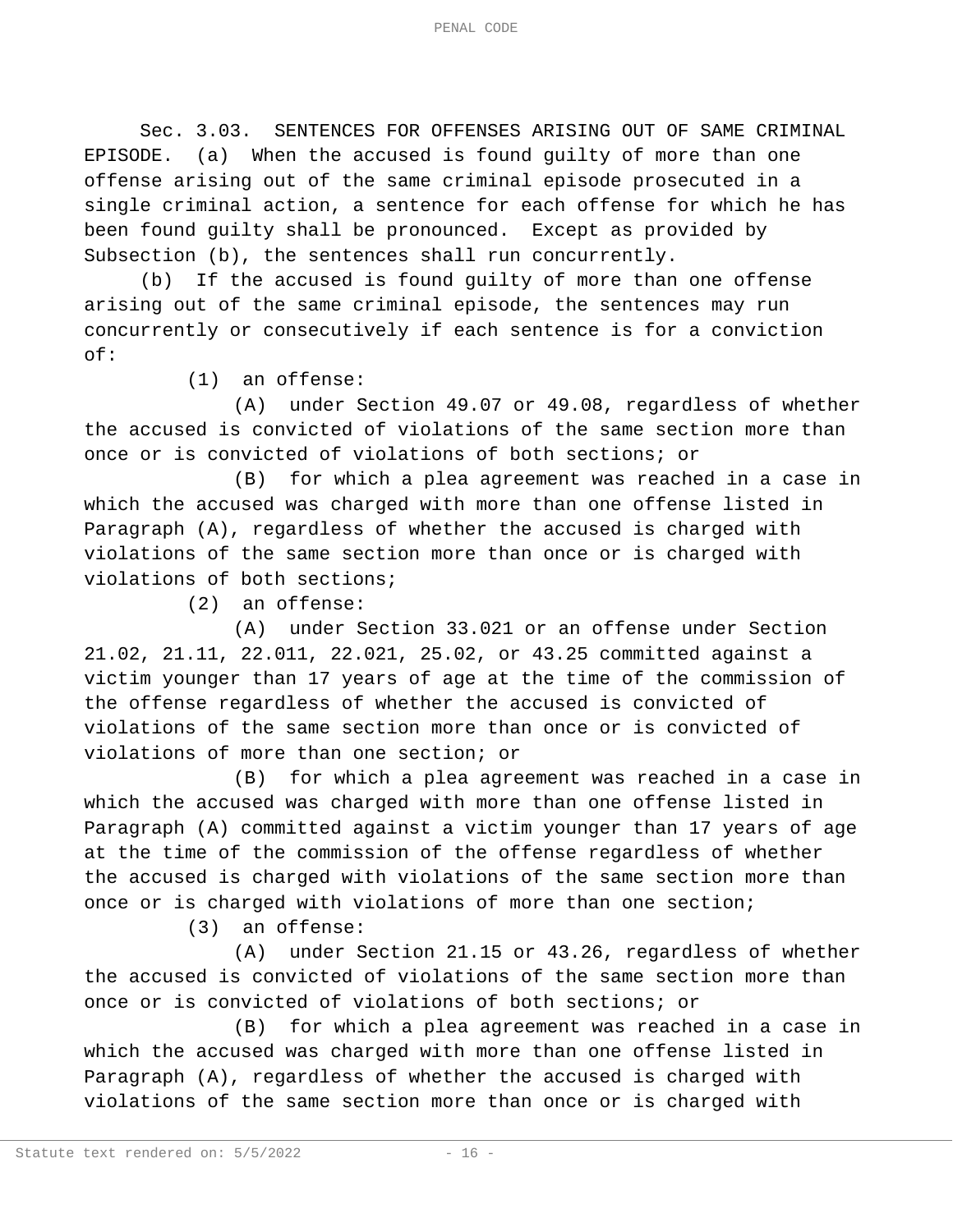Sec. 3.03. SENTENCES FOR OFFENSES ARISING OUT OF SAME CRIMINAL EPISODE. (a) When the accused is found guilty of more than one offense arising out of the same criminal episode prosecuted in a single criminal action, a sentence for each offense for which he has been found guilty shall be pronounced. Except as provided by Subsection (b), the sentences shall run concurrently.

(b) If the accused is found guilty of more than one offense arising out of the same criminal episode, the sentences may run concurrently or consecutively if each sentence is for a conviction of:

(1) an offense:

(A) under Section 49.07 or 49.08, regardless of whether the accused is convicted of violations of the same section more than once or is convicted of violations of both sections; or

(B) for which a plea agreement was reached in a case in which the accused was charged with more than one offense listed in Paragraph (A), regardless of whether the accused is charged with violations of the same section more than once or is charged with violations of both sections;

(2) an offense:

(A) under Section 33.021 or an offense under Section 21.02, 21.11, 22.011, 22.021, 25.02, or 43.25 committed against a victim younger than 17 years of age at the time of the commission of the offense regardless of whether the accused is convicted of violations of the same section more than once or is convicted of violations of more than one section; or

(B) for which a plea agreement was reached in a case in which the accused was charged with more than one offense listed in Paragraph (A) committed against a victim younger than 17 years of age at the time of the commission of the offense regardless of whether the accused is charged with violations of the same section more than once or is charged with violations of more than one section;

(3) an offense:

(A) under Section 21.15 or 43.26, regardless of whether the accused is convicted of violations of the same section more than once or is convicted of violations of both sections; or

(B) for which a plea agreement was reached in a case in which the accused was charged with more than one offense listed in Paragraph (A), regardless of whether the accused is charged with violations of the same section more than once or is charged with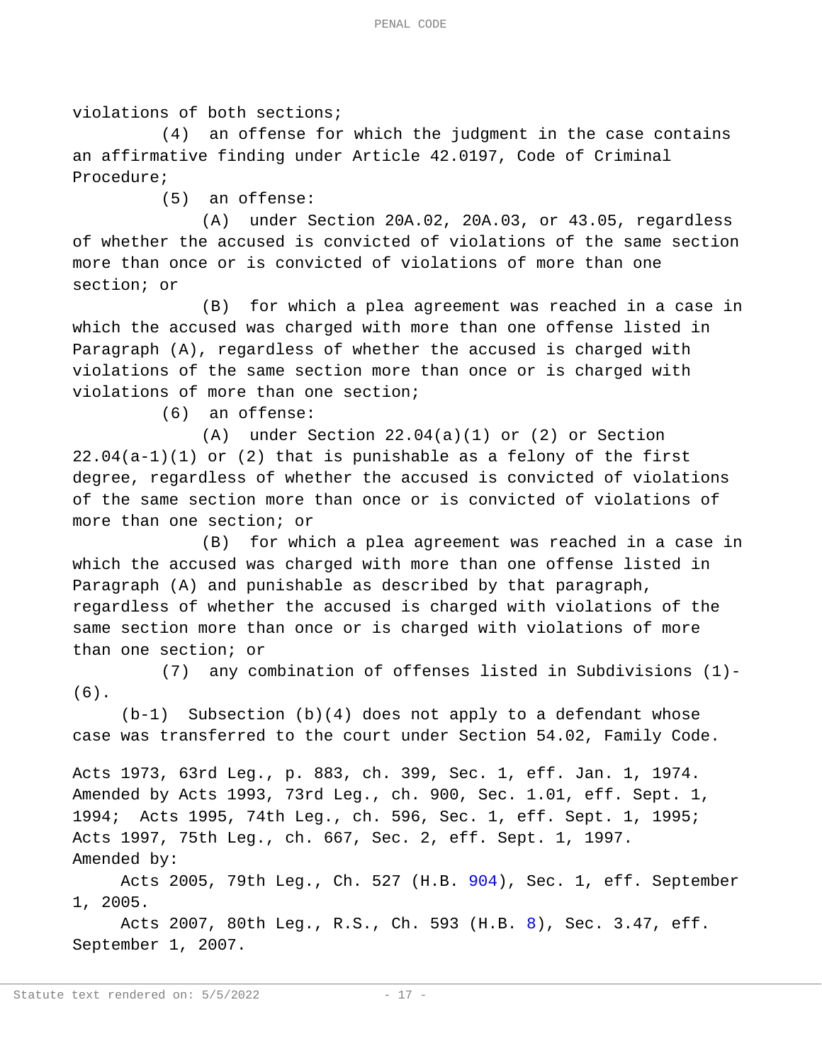violations of both sections;

(4) an offense for which the judgment in the case contains an affirmative finding under Article 42.0197, Code of Criminal Procedure;

(5) an offense:

(A) under Section 20A.02, 20A.03, or 43.05, regardless of whether the accused is convicted of violations of the same section more than once or is convicted of violations of more than one section; or

(B) for which a plea agreement was reached in a case in which the accused was charged with more than one offense listed in Paragraph (A), regardless of whether the accused is charged with violations of the same section more than once or is charged with violations of more than one section;

(6) an offense:

(A) under Section 22.04(a)(1) or (2) or Section 22.04(a-1)(1) or (2) that is punishable as a felony of the first degree, regardless of whether the accused is convicted of violations of the same section more than once or is convicted of violations of more than one section; or

(B) for which a plea agreement was reached in a case in which the accused was charged with more than one offense listed in Paragraph (A) and punishable as described by that paragraph, regardless of whether the accused is charged with violations of the same section more than once or is charged with violations of more than one section; or

(7) any combination of offenses listed in Subdivisions (1)-(6).

(b-1) Subsection (b)(4) does not apply to a defendant whose case was transferred to the court under Section 54.02, Family Code.

Acts 1973, 63rd Leg., p. 883, ch. 399, Sec. 1, eff. Jan. 1, 1974. Amended by Acts 1993, 73rd Leg., ch. 900, Sec. 1.01, eff. Sept. 1, 1994; Acts 1995, 74th Leg., ch. 596, Sec. 1, eff. Sept. 1, 1995; Acts 1997, 75th Leg., ch. 667, Sec. 2, eff. Sept. 1, 1997.

Amended by:

Acts 2005, 79th Leg., Ch. 527 (H.B. 904), Sec. 1, eff. September 1, 2005.

Acts 2007, 80th Leg., R.S., Ch. 593 (H.B. 8), Sec. 3.47, eff. September 1, 2007.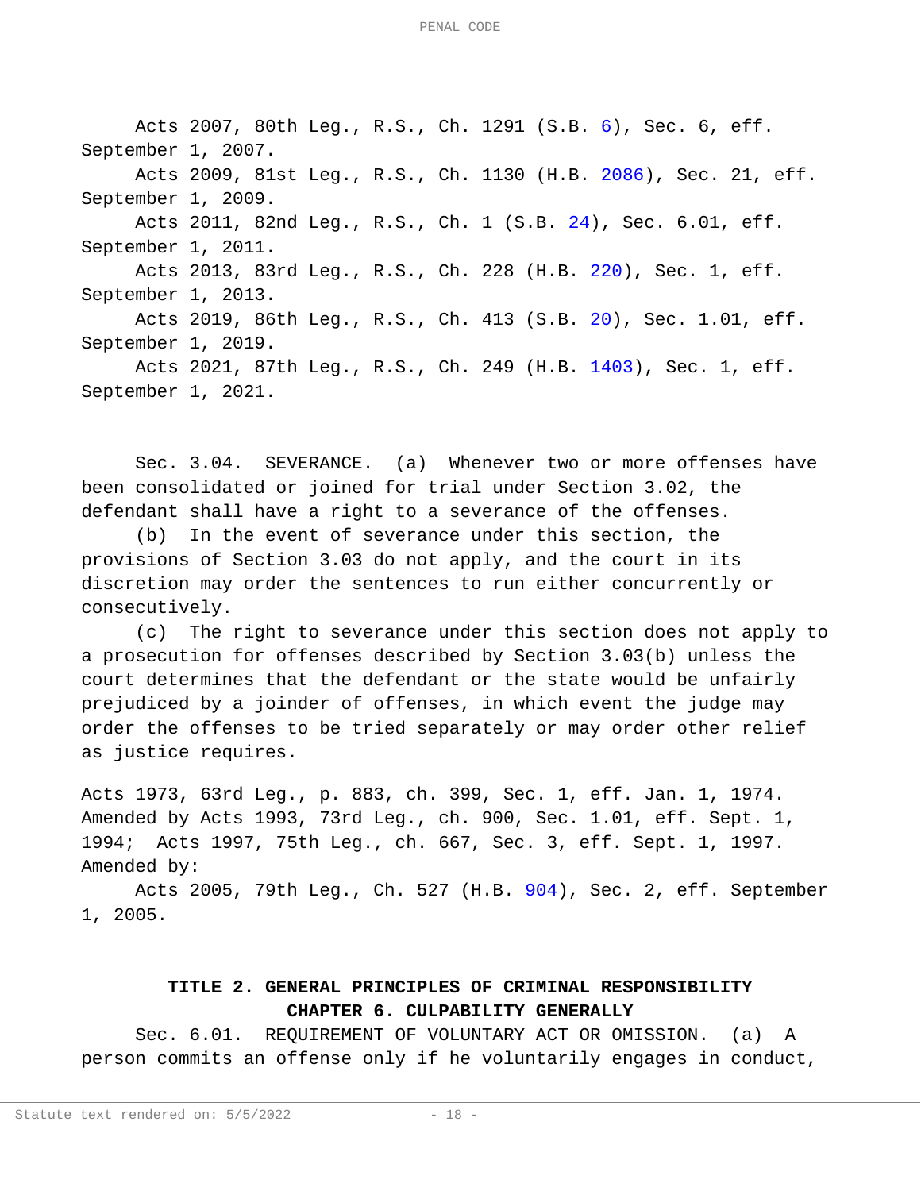Acts 2007, 80th Leg., R.S., Ch. 1291 (S.B. 6), Sec. 6, eff. September 1, 2007.

Acts 2009, 81st Leg., R.S., Ch. 1130 (H.B. 2086), Sec. 21, eff. September 1, 2009.

Acts 2011, 82nd Leg., R.S., Ch. 1 (S.B. 24), Sec. 6.01, eff. September 1, 2011.

Acts 2013, 83rd Leg., R.S., Ch. 228 (H.B. 220), Sec. 1, eff. September 1, 2013.

Acts 2019, 86th Leg., R.S., Ch. 413 (S.B. 20), Sec. 1.01, eff. September 1, 2019.

Acts 2021, 87th Leg., R.S., Ch. 249 (H.B. 1403), Sec. 1, eff. September 1, 2021.

Sec. 3.04. SEVERANCE. (a) Whenever two or more offenses have been consolidated or joined for trial under Section 3.02, the defendant shall have a right to a severance of the offenses.

(b) In the event of severance under this section, the provisions of Section 3.03 do not apply, and the court in its discretion may order the sentences to run either concurrently or consecutively.

(c) The right to severance under this section does not apply to a prosecution for offenses described by Section 3.03(b) unless the court determines that the defendant or the state would be unfairly prejudiced by a joinder of offenses, in which event the judge may order the offenses to be tried separately or may order other relief as justice requires.

Acts 1973, 63rd Leg., p. 883, ch. 399, Sec. 1, eff. Jan. 1, 1974. Amended by Acts 1993, 73rd Leg., ch. 900, Sec. 1.01, eff. Sept. 1, 1994; Acts 1997, 75th Leg., ch. 667, Sec. 3, eff. Sept. 1, 1997. Amended by:

Acts 2005, 79th Leg., Ch. 527 (H.B. 904), Sec. 2, eff. September 1, 2005.

## TITLE 2. GENERAL PRINCIPLES OF CRIMINAL RESPONSIBILITY

### CHAPTER 6. CULPABILITY GENERALLY

Sec. 6.01. REQUIREMENT OF VOLUNTARY ACT OR OMISSION. (a) A person commits an offense only if he voluntarily engages in conduct,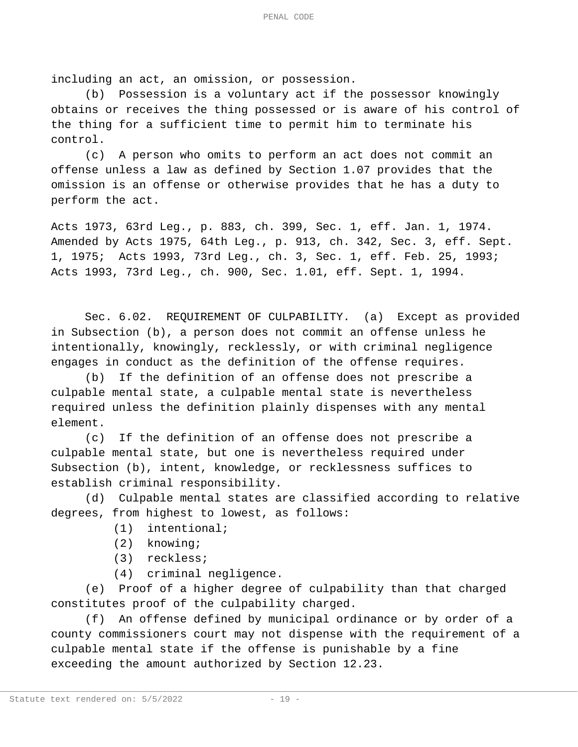including an act, an omission, or possession.

(b) Possession is a voluntary act if the possessor knowingly obtains or receives the thing possessed or is aware of his control of the thing for a sufficient time to permit him to terminate his control.

(c) A person who omits to perform an act does not commit an offense unless a law as defined by Section 1.07 provides that the omission is an offense or otherwise provides that he has a duty to perform the act.

Acts 1973, 63rd Leg., p. 883, ch. 399, Sec. 1, eff. Jan. 1, 1974. Amended by Acts 1975, 64th Leg., p. 913, ch. 342, Sec. 3, eff. Sept. 1, 1975; Acts 1993, 73rd Leg., ch. 3, Sec. 1, eff. Feb. 25, 1993; Acts 1993, 73rd Leg., ch. 900, Sec. 1.01, eff. Sept. 1, 1994.

Sec. 6.02. REQUIREMENT OF CULPABILITY. (a) Except as provided in Subsection (b), a person does not commit an offense unless he intentionally, knowingly, recklessly, or with criminal negligence engages in conduct as the definition of the offense requires.

(b) If the definition of an offense does not prescribe a culpable mental state, a culpable mental state is nevertheless required unless the definition plainly dispenses with any mental element.

(c) If the definition of an offense does not prescribe a culpable mental state, but one is nevertheless required under Subsection (b), intent, knowledge, or recklessness suffices to establish criminal responsibility.

(d) Culpable mental states are classified according to relative degrees, from highest to lowest, as follows:

(1) intentional;

(2) knowing;

(3) reckless;

(4) criminal negligence.

(e) Proof of a higher degree of culpability than that charged constitutes proof of the culpability charged.

(f) An offense defined by municipal ordinance or by order of a county commissioners court may not dispense with the requirement of a culpable mental state if the offense is punishable by a fine exceeding the amount authorized by Section 12.23.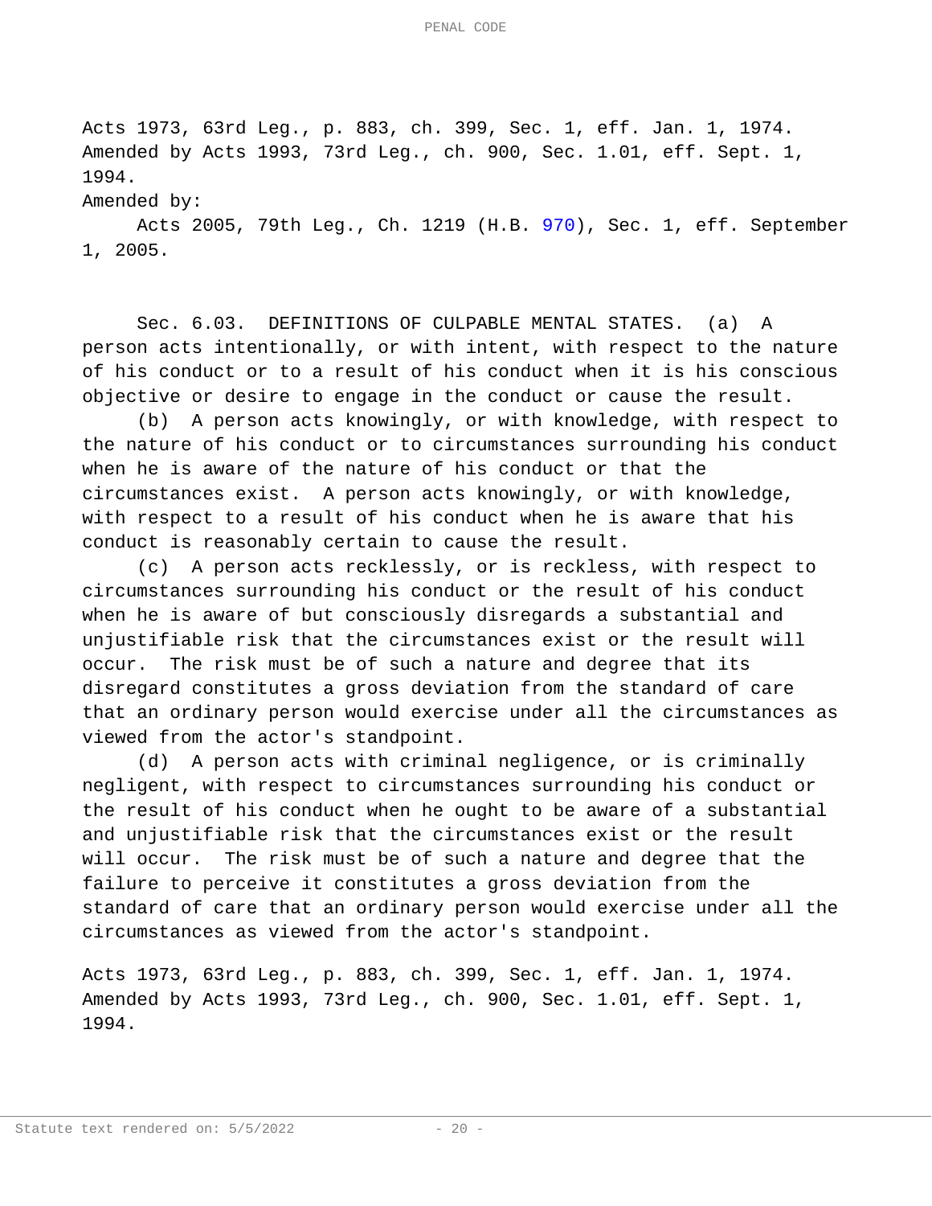Acts 1973, 63rd Leg., p. 883, ch. 399, Sec. 1, eff. Jan. 1, 1974.
Amended by Acts 1993, 73rd Leg., ch. 900, Sec. 1.01, eff. Sept. 1, 1994.

Amended by:

Acts 2005, 79th Leg., Ch. 1219 (H.B. 970), Sec. 1, eff. September 1, 2005.

Sec. 6.03. DEFINITIONS OF CULPABLE MENTAL STATES. (a) A person acts intentionally, or with intent, with respect to the nature of his conduct or to a result of his conduct when it is his conscious objective or desire to engage in the conduct or cause the result.

(b) A person acts knowingly, or with knowledge, with respect to the nature of his conduct or to circumstances surrounding his conduct when he is aware of the nature of his conduct or that the circumstances exist. A person acts knowingly, or with knowledge, with respect to a result of his conduct when he is aware that his conduct is reasonably certain to cause the result.

(c) A person acts recklessly, or is reckless, with respect to circumstances surrounding his conduct or the result of his conduct when he is aware of but consciously disregards a substantial and unjustifiable risk that the circumstances exist or the result will occur. The risk must be of such a nature and degree that its disregard constitutes a gross deviation from the standard of care that an ordinary person would exercise under all the circumstances as viewed from the actor's standpoint.

(d) A person acts with criminal negligence, or is criminally negligent, with respect to circumstances surrounding his conduct or the result of his conduct when he ought to be aware of a substantial and unjustifiable risk that the circumstances exist or the result will occur. The risk must be of such a nature and degree that the failure to perceive it constitutes a gross deviation from the standard of care that an ordinary person would exercise under all the circumstances as viewed from the actor's standpoint.

Acts 1973, 63rd Leg., p. 883, ch. 399, Sec. 1, eff. Jan. 1, 1974.
Amended by Acts 1993, 73rd Leg., ch. 900, Sec. 1.01, eff. Sept. 1, 1994.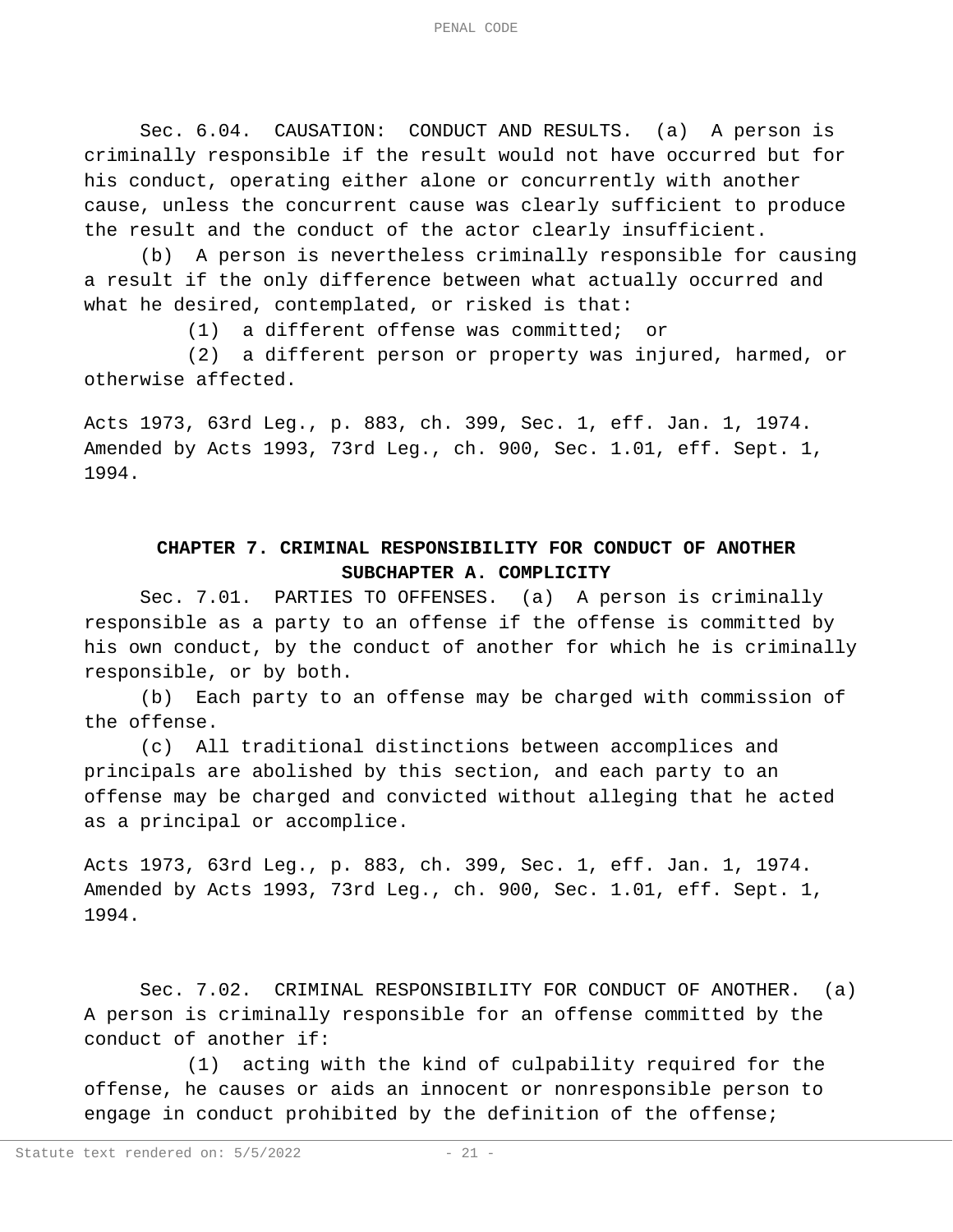Sec. 6.04. CAUSATION: CONDUCT AND RESULTS. (a) A person is criminally responsible if the result would not have occurred but for his conduct, operating either alone or concurrently with another cause, unless the concurrent cause was clearly sufficient to produce the result and the conduct of the actor clearly insufficient.

(b) A person is nevertheless criminally responsible for causing a result if the only difference between what actually occurred and what he desired, contemplated, or risked is that:

(1) a different offense was committed; or

(2) a different person or property was injured, harmed, or otherwise affected.

Acts 1973, 63rd Leg., p. 883, ch. 399, Sec. 1, eff. Jan. 1, 1974. Amended by Acts 1993, 73rd Leg., ch. 900, Sec. 1.01, eff. Sept. 1, 1994.

## CHAPTER 7. CRIMINAL RESPONSIBILITY FOR CONDUCT OF ANOTHER

### SUBCHAPTER A. COMPLICITY

Sec. 7.01. PARTIES TO OFFENSES. (a) A person is criminally responsible as a party to an offense if the offense is committed by his own conduct, by the conduct of another for which he is criminally responsible, or by both.

(b) Each party to an offense may be charged with commission of the offense.

(c) All traditional distinctions between accomplices and principals are abolished by this section, and each party to an offense may be charged and convicted without alleging that he acted as a principal or accomplice.

Acts 1973, 63rd Leg., p. 883, ch. 399, Sec. 1, eff. Jan. 1, 1974. Amended by Acts 1993, 73rd Leg., ch. 900, Sec. 1.01, eff. Sept. 1, 1994.

Sec. 7.02. CRIMINAL RESPONSIBILITY FOR CONDUCT OF ANOTHER. (a) A person is criminally responsible for an offense committed by the conduct of another if:

(1) acting with the kind of culpability required for the offense, he causes or aids an innocent or nonresponsible person to engage in conduct prohibited by the definition of the offense;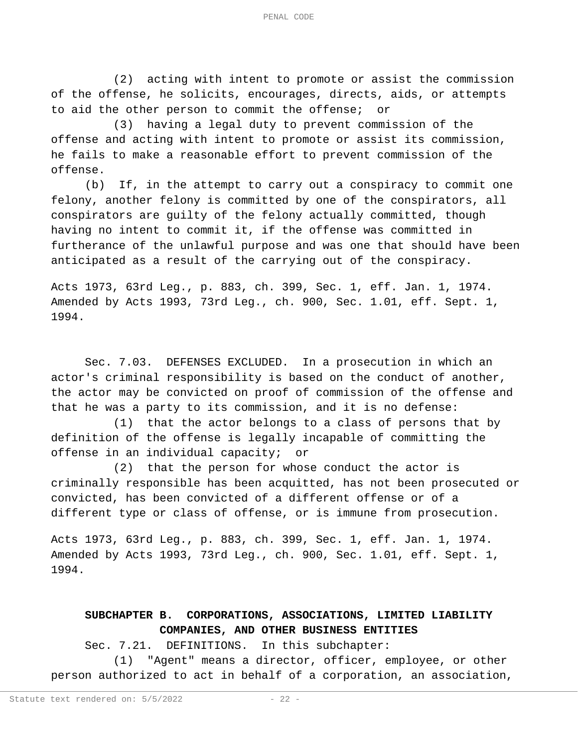(2) acting with intent to promote or assist the commission of the offense, he solicits, encourages, directs, aids, or attempts to aid the other person to commit the offense; or

(3) having a legal duty to prevent commission of the offense and acting with intent to promote or assist its commission, he fails to make a reasonable effort to prevent commission of the offense.

(b) If, in the attempt to carry out a conspiracy to commit one felony, another felony is committed by one of the conspirators, all conspirators are guilty of the felony actually committed, though having no intent to commit it, if the offense was committed in furtherance of the unlawful purpose and was one that should have been anticipated as a result of the carrying out of the conspiracy.

Acts 1973, 63rd Leg., p. 883, ch. 399, Sec. 1, eff. Jan. 1, 1974. Amended by Acts 1993, 73rd Leg., ch. 900, Sec. 1.01, eff. Sept. 1, 1994.

Sec. 7.03. DEFENSES EXCLUDED. In a prosecution in which an actor's criminal responsibility is based on the conduct of another, the actor may be convicted on proof of commission of the offense and that he was a party to its commission, and it is no defense:

(1) that the actor belongs to a class of persons that by definition of the offense is legally incapable of committing the offense in an individual capacity; or

(2) that the person for whose conduct the actor is criminally responsible has been acquitted, has not been prosecuted or convicted, has been convicted of a different offense or of a different type or class of offense, or is immune from prosecution.

Acts 1973, 63rd Leg., p. 883, ch. 399, Sec. 1, eff. Jan. 1, 1974. Amended by Acts 1993, 73rd Leg., ch. 900, Sec. 1.01, eff. Sept. 1, 1994.

## SUBCHAPTER B. CORPORATIONS, ASSOCIATIONS, LIMITED LIABILITY COMPANIES, AND OTHER BUSINESS ENTITIES

Sec. 7.21. DEFINITIONS. In this subchapter:

(1) "Agent" means a director, officer, employee, or other person authorized to act in behalf of a corporation, an association,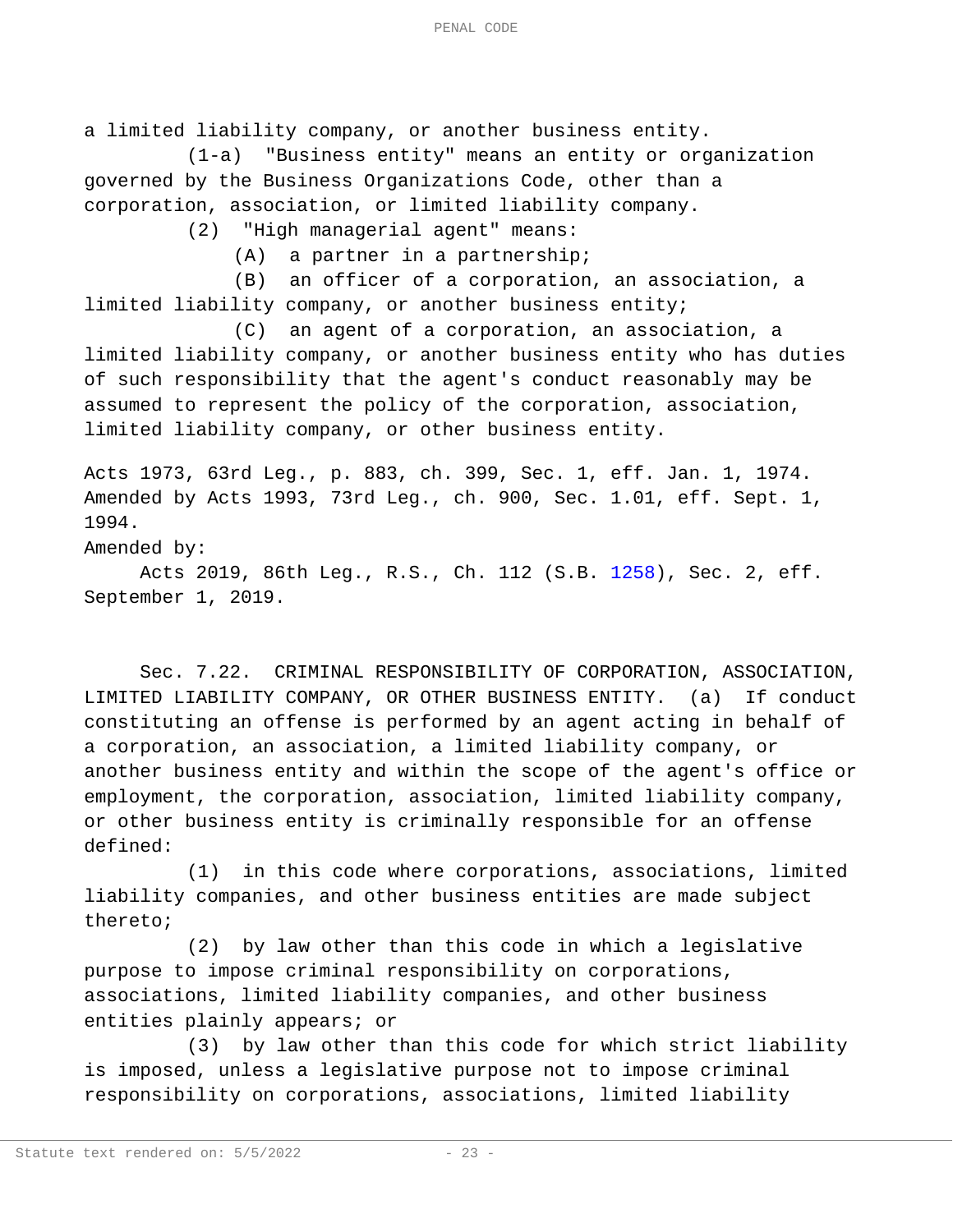a limited liability company, or another business entity.

(1-a) "Business entity" means an entity or organization governed by the Business Organizations Code, other than a corporation, association, or limited liability company.

(2) "High managerial agent" means:

(A) a partner in a partnership;

(B) an officer of a corporation, an association, a limited liability company, or another business entity;

(C) an agent of a corporation, an association, a limited liability company, or another business entity who has duties of such responsibility that the agent's conduct reasonably may be assumed to represent the policy of the corporation, association, limited liability company, or other business entity.

Acts 1973, 63rd Leg., p. 883, ch. 399, Sec. 1, eff. Jan. 1, 1974. Amended by Acts 1993, 73rd Leg., ch. 900, Sec. 1.01, eff. Sept. 1, 1994.

Amended by:

Acts 2019, 86th Leg., R.S., Ch. 112 (S.B. 1258), Sec. 2, eff. September 1, 2019.

Sec. 7.22. CRIMINAL RESPONSIBILITY OF CORPORATION, ASSOCIATION, LIMITED LIABILITY COMPANY, OR OTHER BUSINESS ENTITY. (a) If conduct constituting an offense is performed by an agent acting in behalf of a corporation, an association, a limited liability company, or another business entity and within the scope of the agent's office or employment, the corporation, association, limited liability company, or other business entity is criminally responsible for an offense defined:

(1) in this code where corporations, associations, limited liability companies, and other business entities are made subject thereto;

(2) by law other than this code in which a legislative purpose to impose criminal responsibility on corporations, associations, limited liability companies, and other business entities plainly appears; or

(3) by law other than this code for which strict liability is imposed, unless a legislative purpose not to impose criminal responsibility on corporations, associations, limited liability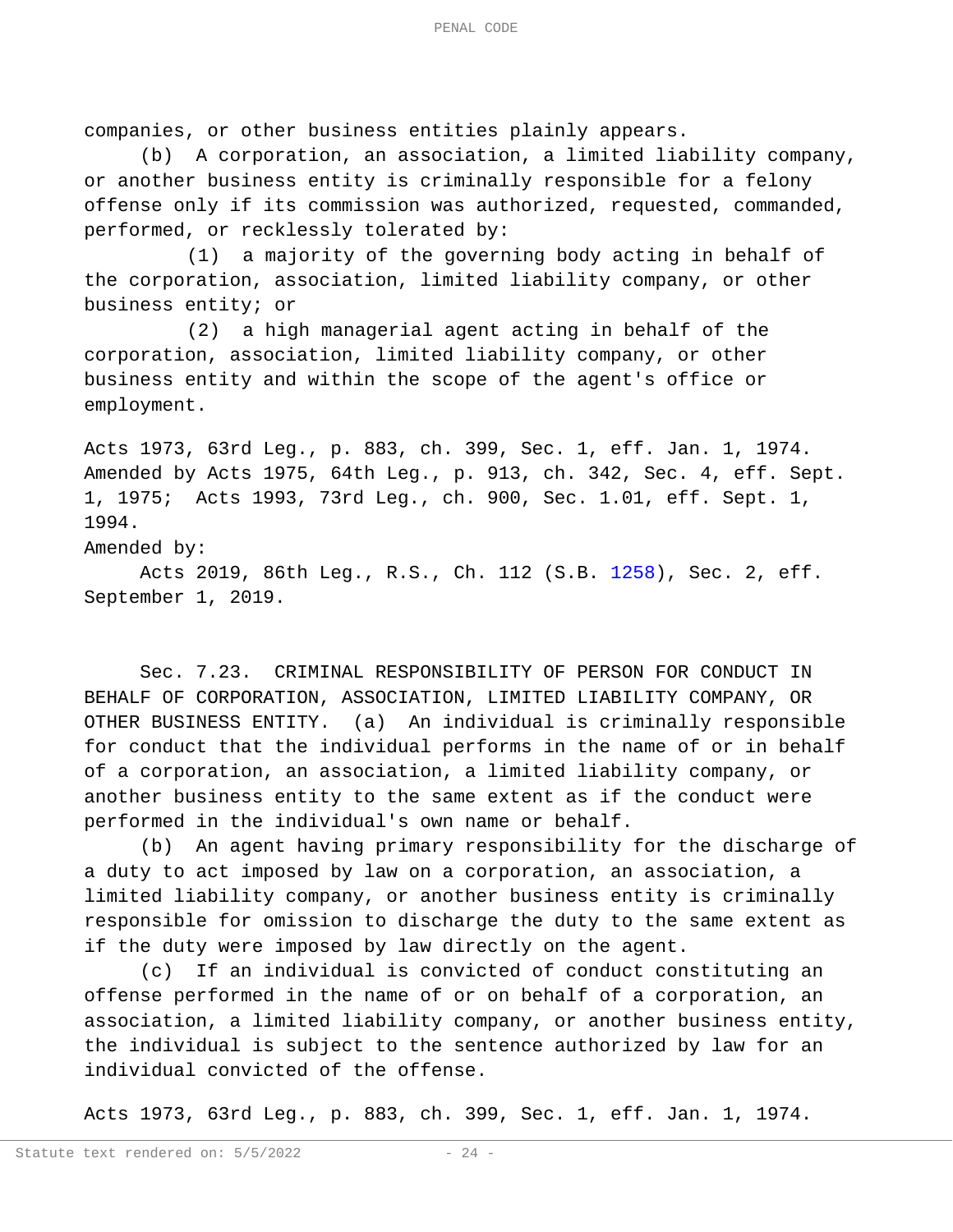companies, or other business entities plainly appears.

(b) A corporation, an association, a limited liability company, or another business entity is criminally responsible for a felony offense only if its commission was authorized, requested, commanded, performed, or recklessly tolerated by:

(1) a majority of the governing body acting in behalf of the corporation, association, limited liability company, or other business entity; or

(2) a high managerial agent acting in behalf of the corporation, association, limited liability company, or other business entity and within the scope of the agent's office or employment.

Acts 1973, 63rd Leg., p. 883, ch. 399, Sec. 1, eff. Jan. 1, 1974. Amended by Acts 1975, 64th Leg., p. 913, ch. 342, Sec. 4, eff. Sept. 1, 1975; Acts 1993, 73rd Leg., ch. 900, Sec. 1.01, eff. Sept. 1, 1994.

Amended by:

Acts 2019, 86th Leg., R.S., Ch. 112 (S.B. 1258), Sec. 2, eff. September 1, 2019.

Sec. 7.23. CRIMINAL RESPONSIBILITY OF PERSON FOR CONDUCT IN BEHALF OF CORPORATION, ASSOCIATION, LIMITED LIABILITY COMPANY, OR OTHER BUSINESS ENTITY. (a) An individual is criminally responsible for conduct that the individual performs in the name of or in behalf of a corporation, an association, a limited liability company, or another business entity to the same extent as if the conduct were performed in the individual's own name or behalf.

(b) An agent having primary responsibility for the discharge of a duty to act imposed by law on a corporation, an association, a limited liability company, or another business entity is criminally responsible for omission to discharge the duty to the same extent as if the duty were imposed by law directly on the agent.

(c) If an individual is convicted of conduct constituting an offense performed in the name of or on behalf of a corporation, an association, a limited liability company, or another business entity, the individual is subject to the sentence authorized by law for an individual convicted of the offense.

Acts 1973, 63rd Leg., p. 883, ch. 399, Sec. 1, eff. Jan. 1, 1974.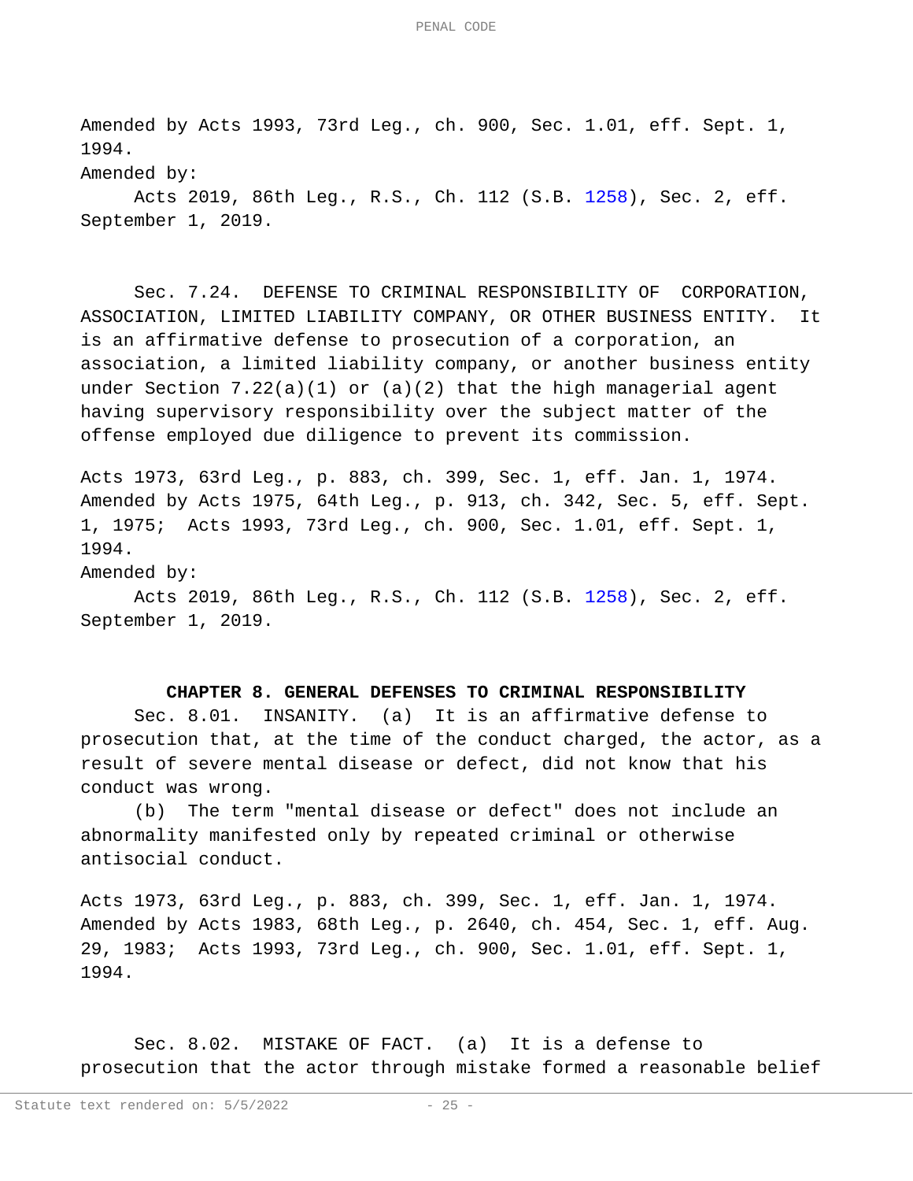Amended by Acts 1993, 73rd Leg., ch. 900, Sec. 1.01, eff. Sept. 1, 1994.

Amended by:

Acts 2019, 86th Leg., R.S., Ch. 112 (S.B. 1258), Sec. 2, eff. September 1, 2019.

Sec. 7.24. DEFENSE TO CRIMINAL RESPONSIBILITY OF CORPORATION, ASSOCIATION, LIMITED LIABILITY COMPANY, OR OTHER BUSINESS ENTITY. It is an affirmative defense to prosecution of a corporation, an association, a limited liability company, or another business entity under Section 7.22(a)(1) or (a)(2) that the high managerial agent having supervisory responsibility over the subject matter of the offense employed due diligence to prevent its commission.

Acts 1973, 63rd Leg., p. 883, ch. 399, Sec. 1, eff. Jan. 1, 1974. Amended by Acts 1975, 64th Leg., p. 913, ch. 342, Sec. 5, eff. Sept. 1, 1975; Acts 1993, 73rd Leg., ch. 900, Sec. 1.01, eff. Sept. 1, 1994.

Amended by:

Acts 2019, 86th Leg., R.S., Ch. 112 (S.B. 1258), Sec. 2, eff. September 1, 2019.

## CHAPTER 8. GENERAL DEFENSES TO CRIMINAL RESPONSIBILITY

Sec. 8.01. INSANITY. (a) It is an affirmative defense to prosecution that, at the time of the conduct charged, the actor, as a result of severe mental disease or defect, did not know that his conduct was wrong.

(b) The term "mental disease or defect" does not include an abnormality manifested only by repeated criminal or otherwise antisocial conduct.

Acts 1973, 63rd Leg., p. 883, ch. 399, Sec. 1, eff. Jan. 1, 1974. Amended by Acts 1983, 68th Leg., p. 2640, ch. 454, Sec. 1, eff. Aug. 29, 1983; Acts 1993, 73rd Leg., ch. 900, Sec. 1.01, eff. Sept. 1, 1994.

Sec. 8.02. MISTAKE OF FACT. (a) It is a defense to prosecution that the actor through mistake formed a reasonable belief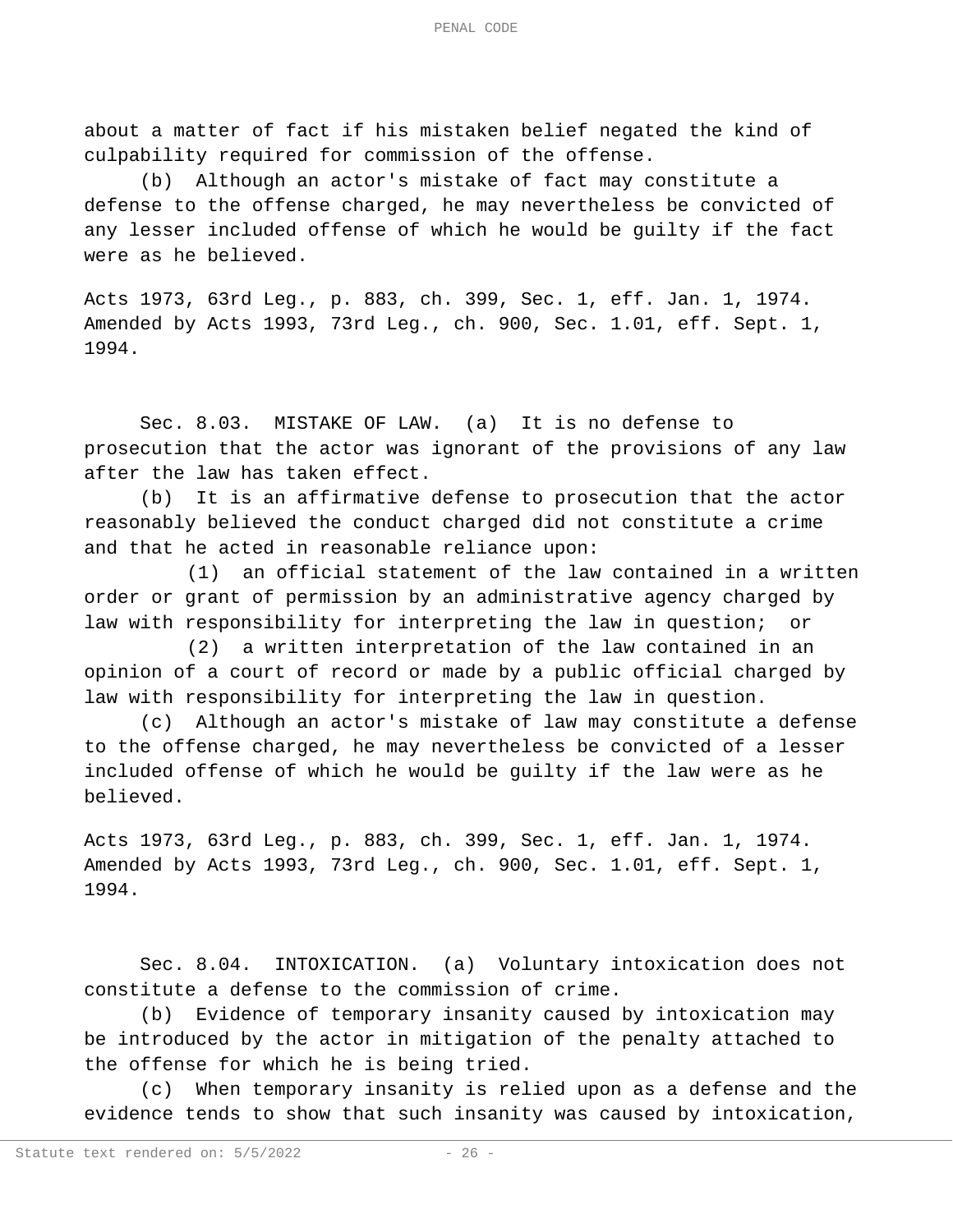about a matter of fact if his mistaken belief negated the kind of culpability required for commission of the offense.

(b) Although an actor's mistake of fact may constitute a defense to the offense charged, he may nevertheless be convicted of any lesser included offense of which he would be guilty if the fact were as he believed.

Acts 1973, 63rd Leg., p. 883, ch. 399, Sec. 1, eff. Jan. 1, 1974. Amended by Acts 1993, 73rd Leg., ch. 900, Sec. 1.01, eff. Sept. 1, 1994.

Sec. 8.03. MISTAKE OF LAW. (a) It is no defense to prosecution that the actor was ignorant of the provisions of any law after the law has taken effect.

(b) It is an affirmative defense to prosecution that the actor reasonably believed the conduct charged did not constitute a crime and that he acted in reasonable reliance upon:

(1) an official statement of the law contained in a written order or grant of permission by an administrative agency charged by law with responsibility for interpreting the law in question; or

(2) a written interpretation of the law contained in an opinion of a court of record or made by a public official charged by law with responsibility for interpreting the law in question.

(c) Although an actor's mistake of law may constitute a defense to the offense charged, he may nevertheless be convicted of a lesser included offense of which he would be guilty if the law were as he believed.

Acts 1973, 63rd Leg., p. 883, ch. 399, Sec. 1, eff. Jan. 1, 1974. Amended by Acts 1993, 73rd Leg., ch. 900, Sec. 1.01, eff. Sept. 1, 1994.

Sec. 8.04. INTOXICATION. (a) Voluntary intoxication does not constitute a defense to the commission of crime.

(b) Evidence of temporary insanity caused by intoxication may be introduced by the actor in mitigation of the penalty attached to the offense for which he is being tried.

(c) When temporary insanity is relied upon as a defense and the evidence tends to show that such insanity was caused by intoxication,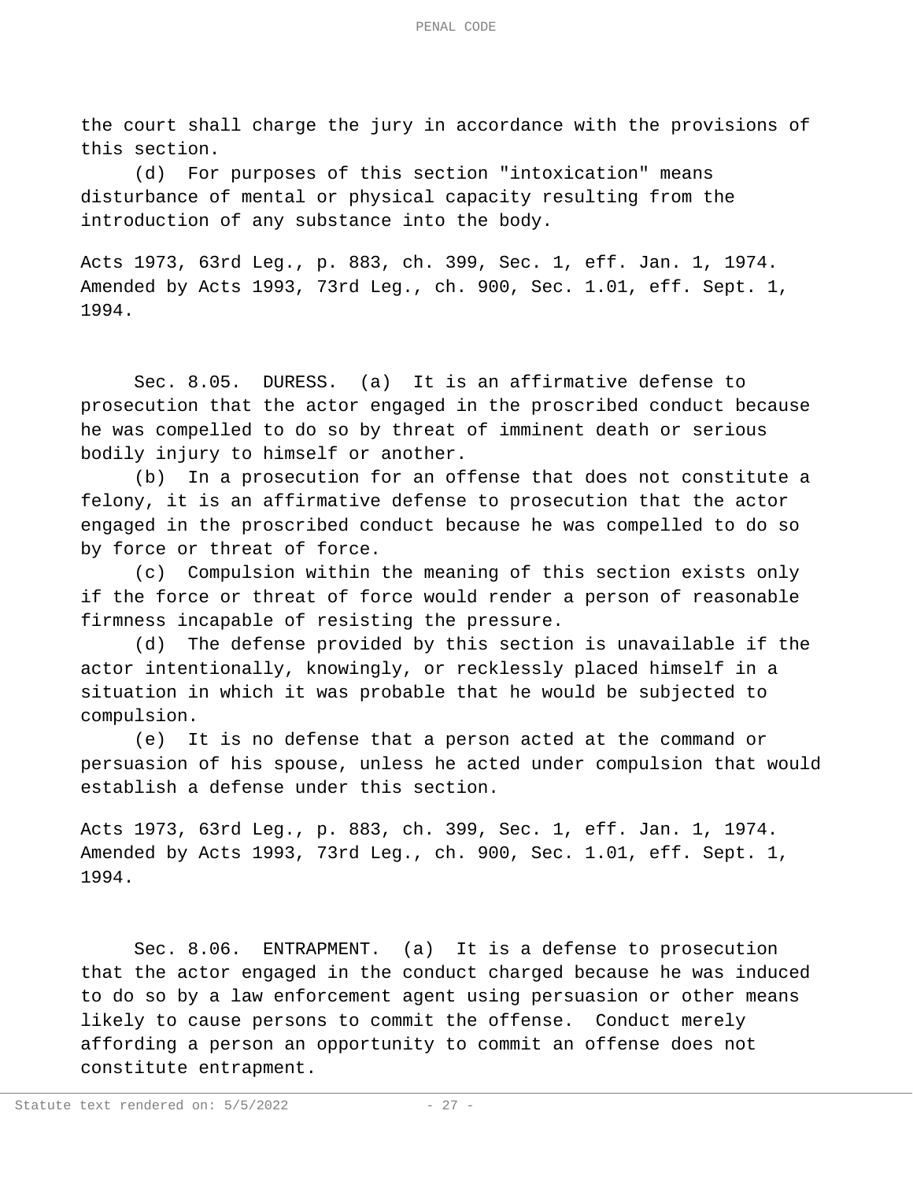the court shall charge the jury in accordance with the provisions of this section.

(d) For purposes of this section "intoxication" means disturbance of mental or physical capacity resulting from the introduction of any substance into the body.

Acts 1973, 63rd Leg., p. 883, ch. 399, Sec. 1, eff. Jan. 1, 1974. Amended by Acts 1993, 73rd Leg., ch. 900, Sec. 1.01, eff. Sept. 1, 1994.

Sec. 8.05. DURESS. (a) It is an affirmative defense to prosecution that the actor engaged in the proscribed conduct because he was compelled to do so by threat of imminent death or serious bodily injury to himself or another.

(b) In a prosecution for an offense that does not constitute a felony, it is an affirmative defense to prosecution that the actor engaged in the proscribed conduct because he was compelled to do so by force or threat of force.

(c) Compulsion within the meaning of this section exists only if the force or threat of force would render a person of reasonable firmness incapable of resisting the pressure.

(d) The defense provided by this section is unavailable if the actor intentionally, knowingly, or recklessly placed himself in a situation in which it was probable that he would be subjected to compulsion.

(e) It is no defense that a person acted at the command or persuasion of his spouse, unless he acted under compulsion that would establish a defense under this section.

Acts 1973, 63rd Leg., p. 883, ch. 399, Sec. 1, eff. Jan. 1, 1974. Amended by Acts 1993, 73rd Leg., ch. 900, Sec. 1.01, eff. Sept. 1, 1994.

Sec. 8.06. ENTRAPMENT. (a) It is a defense to prosecution that the actor engaged in the conduct charged because he was induced to do so by a law enforcement agent using persuasion or other means likely to cause persons to commit the offense. Conduct merely affording a person an opportunity to commit an offense does not constitute entrapment.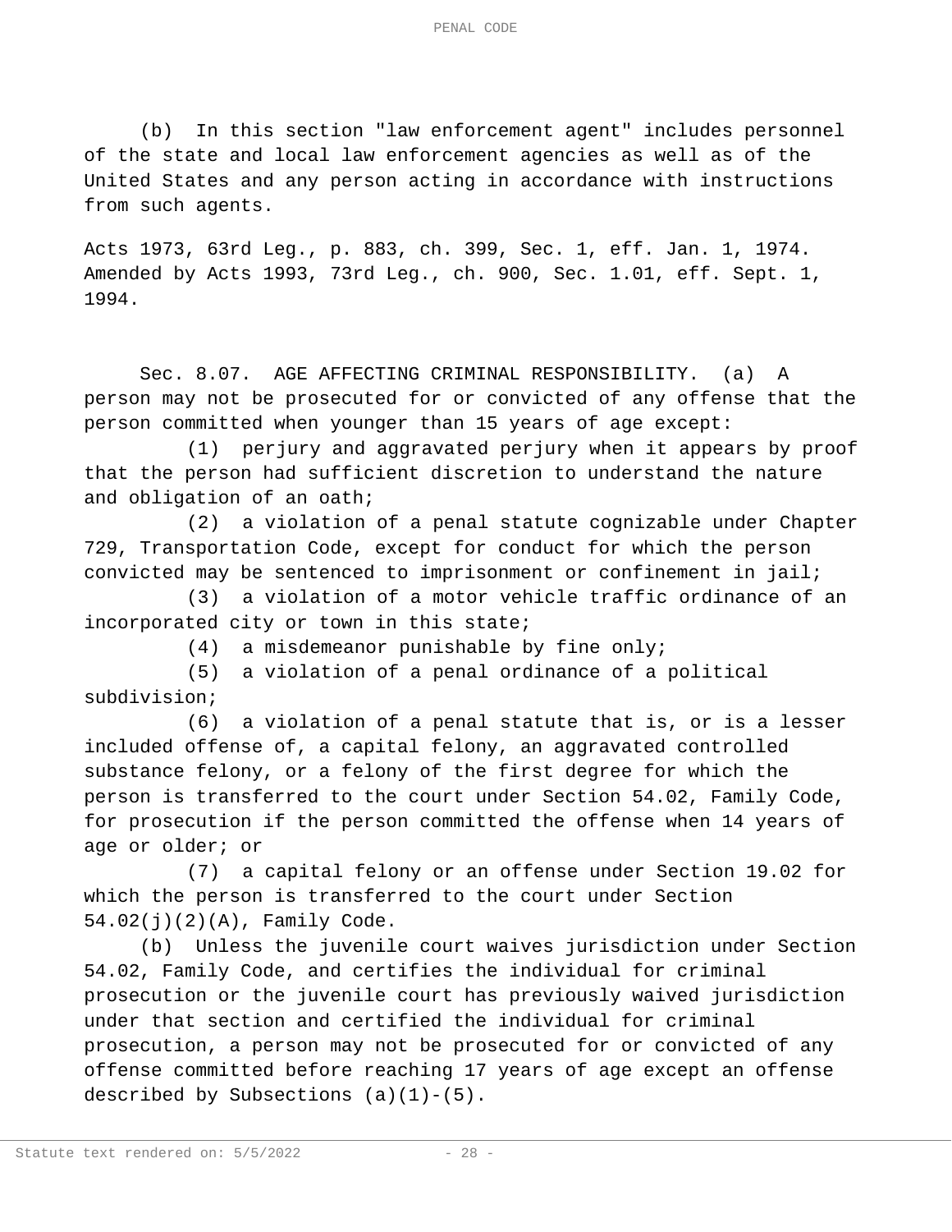(b) In this section "law enforcement agent" includes personnel of the state and local law enforcement agencies as well as of the United States and any person acting in accordance with instructions from such agents.

Acts 1973, 63rd Leg., p. 883, ch. 399, Sec. 1, eff. Jan. 1, 1974. Amended by Acts 1993, 73rd Leg., ch. 900, Sec. 1.01, eff. Sept. 1, 1994.

Sec. 8.07. AGE AFFECTING CRIMINAL RESPONSIBILITY. (a) A person may not be prosecuted for or convicted of any offense that the person committed when younger than 15 years of age except:

(1) perjury and aggravated perjury when it appears by proof that the person had sufficient discretion to understand the nature and obligation of an oath;

(2) a violation of a penal statute cognizable under Chapter 729, Transportation Code, except for conduct for which the person convicted may be sentenced to imprisonment or confinement in jail;

(3) a violation of a motor vehicle traffic ordinance of an incorporated city or town in this state;

(4) a misdemeanor punishable by fine only;

(5) a violation of a penal ordinance of a political subdivision;

(6) a violation of a penal statute that is, or is a lesser included offense of, a capital felony, an aggravated controlled substance felony, or a felony of the first degree for which the person is transferred to the court under Section 54.02, Family Code, for prosecution if the person committed the offense when 14 years of age or older; or

(7) a capital felony or an offense under Section 19.02 for which the person is transferred to the court under Section 54.02(j)(2)(A), Family Code.

(b) Unless the juvenile court waives jurisdiction under Section 54.02, Family Code, and certifies the individual for criminal prosecution or the juvenile court has previously waived jurisdiction under that section and certified the individual for criminal prosecution, a person may not be prosecuted for or convicted of any offense committed before reaching 17 years of age except an offense described by Subsections (a)(1)-(5).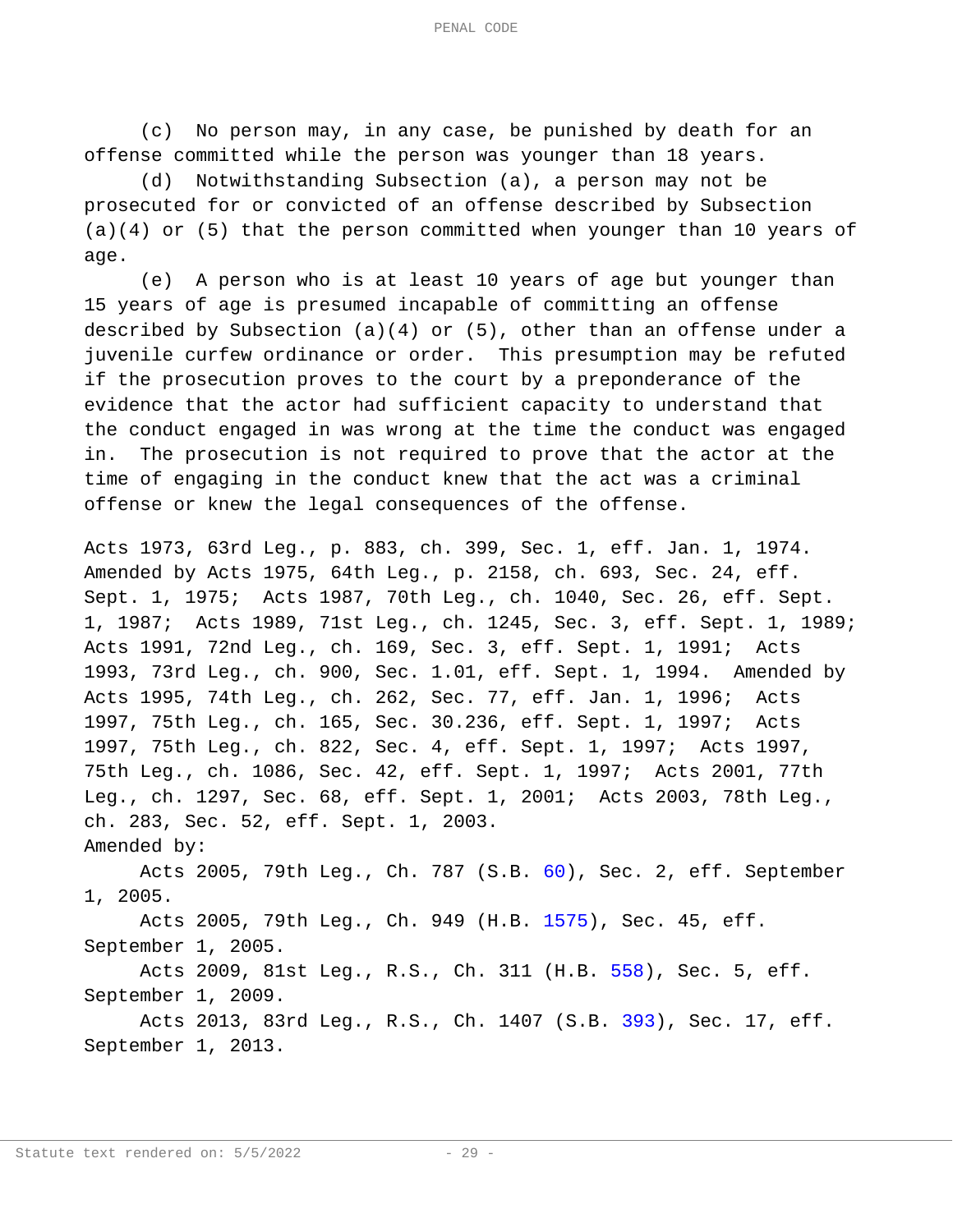(c) No person may, in any case, be punished by death for an offense committed while the person was younger than 18 years.

(d) Notwithstanding Subsection (a), a person may not be prosecuted for or convicted of an offense described by Subsection (a)(4) or (5) that the person committed when younger than 10 years of age.

(e) A person who is at least 10 years of age but younger than 15 years of age is presumed incapable of committing an offense described by Subsection (a)(4) or (5), other than an offense under a juvenile curfew ordinance or order. This presumption may be refuted if the prosecution proves to the court by a preponderance of the evidence that the actor had sufficient capacity to understand that the conduct engaged in was wrong at the time the conduct was engaged in. The prosecution is not required to prove that the actor at the time of engaging in the conduct knew that the act was a criminal offense or knew the legal consequences of the offense.

Acts 1973, 63rd Leg., p. 883, ch. 399, Sec. 1, eff. Jan. 1, 1974. Amended by Acts 1975, 64th Leg., p. 2158, ch. 693, Sec. 24, eff. Sept. 1, 1975; Acts 1987, 70th Leg., ch. 1040, Sec. 26, eff. Sept. 1, 1987; Acts 1989, 71st Leg., ch. 1245, Sec. 3, eff. Sept. 1, 1989; Acts 1991, 72nd Leg., ch. 169, Sec. 3, eff. Sept. 1, 1991; Acts 1993, 73rd Leg., ch. 900, Sec. 1.01, eff. Sept. 1, 1994. Amended by Acts 1995, 74th Leg., ch. 262, Sec. 77, eff. Jan. 1, 1996; Acts 1997, 75th Leg., ch. 165, Sec. 30.236, eff. Sept. 1, 1997; Acts 1997, 75th Leg., ch. 822, Sec. 4, eff. Sept. 1, 1997; Acts 1997, 75th Leg., ch. 1086, Sec. 42, eff. Sept. 1, 1997; Acts 2001, 77th Leg., ch. 1297, Sec. 68, eff. Sept. 1, 2001; Acts 2003, 78th Leg., ch. 283, Sec. 52, eff. Sept. 1, 2003.

Amended by:

Acts 2005, 79th Leg., Ch. 787 (S.B. 60), Sec. 2, eff. September 1, 2005.

Acts 2005, 79th Leg., Ch. 949 (H.B. 1575), Sec. 45, eff. September 1, 2005.

Acts 2009, 81st Leg., R.S., Ch. 311 (H.B. 558), Sec. 5, eff. September 1, 2009.

Acts 2013, 83rd Leg., R.S., Ch. 1407 (S.B. 393), Sec. 17, eff. September 1, 2013.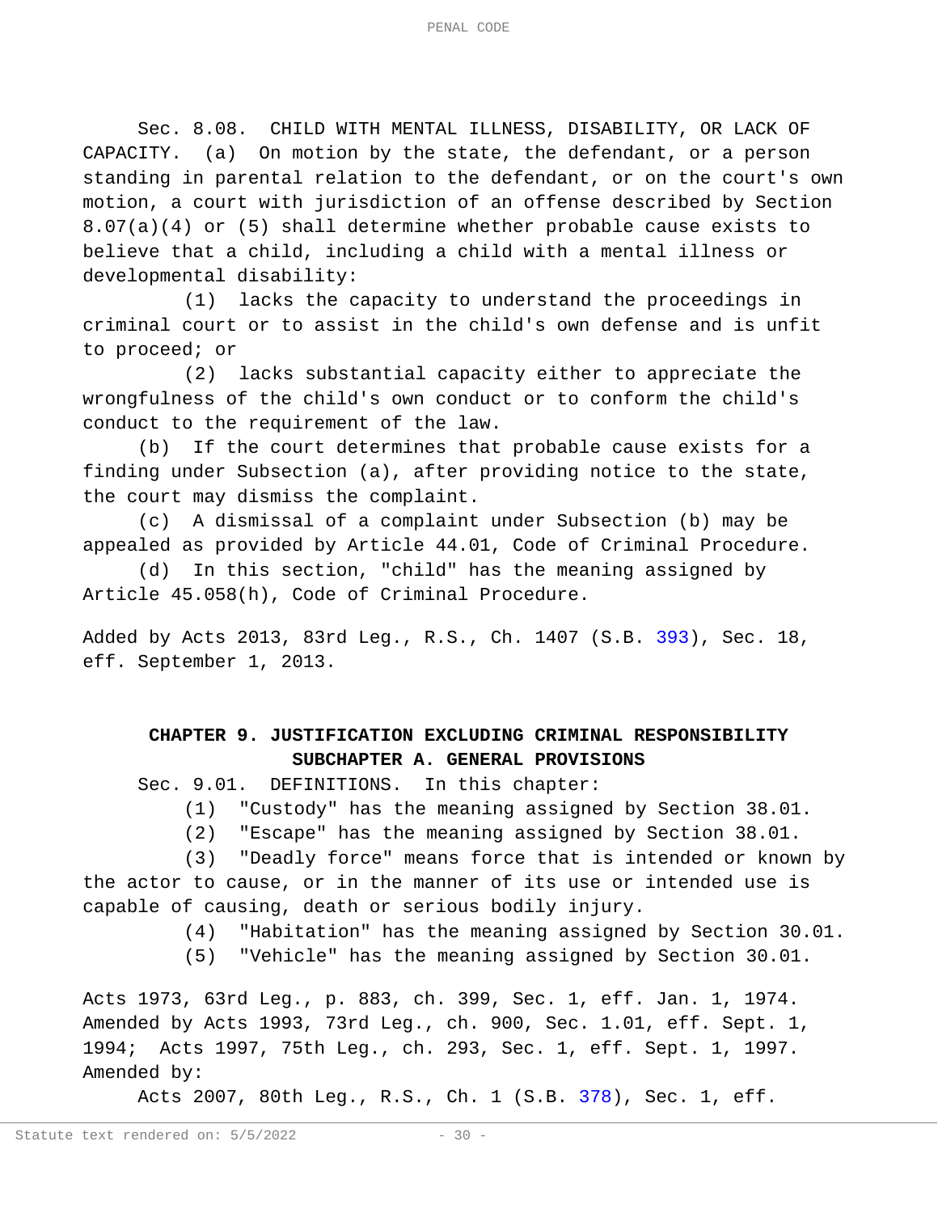Sec. 8.08. CHILD WITH MENTAL ILLNESS, DISABILITY, OR LACK OF CAPACITY. (a) On motion by the state, the defendant, or a person standing in parental relation to the defendant, or on the court's own motion, a court with jurisdiction of an offense described by Section 8.07(a)(4) or (5) shall determine whether probable cause exists to believe that a child, including a child with a mental illness or developmental disability:

(1) lacks the capacity to understand the proceedings in criminal court or to assist in the child's own defense and is unfit to proceed; or

(2) lacks substantial capacity either to appreciate the wrongfulness of the child's own conduct or to conform the child's conduct to the requirement of the law.

(b) If the court determines that probable cause exists for a finding under Subsection (a), after providing notice to the state, the court may dismiss the complaint.

(c) A dismissal of a complaint under Subsection (b) may be appealed as provided by Article 44.01, Code of Criminal Procedure.

(d) In this section, "child" has the meaning assigned by Article 45.058(h), Code of Criminal Procedure.

Added by Acts 2013, 83rd Leg., R.S., Ch. 1407 (S.B. 393), Sec. 18, eff. September 1, 2013.

## CHAPTER 9. JUSTIFICATION EXCLUDING CRIMINAL RESPONSIBILITY

### SUBCHAPTER A. GENERAL PROVISIONS

Sec. 9.01. DEFINITIONS. In this chapter:

(1) "Custody" has the meaning assigned by Section 38.01.

(2) "Escape" has the meaning assigned by Section 38.01.

(3) "Deadly force" means force that is intended or known by the actor to cause, or in the manner of its use or intended use is capable of causing, death or serious bodily injury.

(4) "Habitation" has the meaning assigned by Section 30.01.

(5) "Vehicle" has the meaning assigned by Section 30.01.

Acts 1973, 63rd Leg., p. 883, ch. 399, Sec. 1, eff. Jan. 1, 1974. Amended by Acts 1993, 73rd Leg., ch. 900, Sec. 1.01, eff. Sept. 1, 1994; Acts 1997, 75th Leg., ch. 293, Sec. 1, eff. Sept. 1, 1997.
Amended by:

Acts 2007, 80th Leg., R.S., Ch. 1 (S.B. 378), Sec. 1, eff.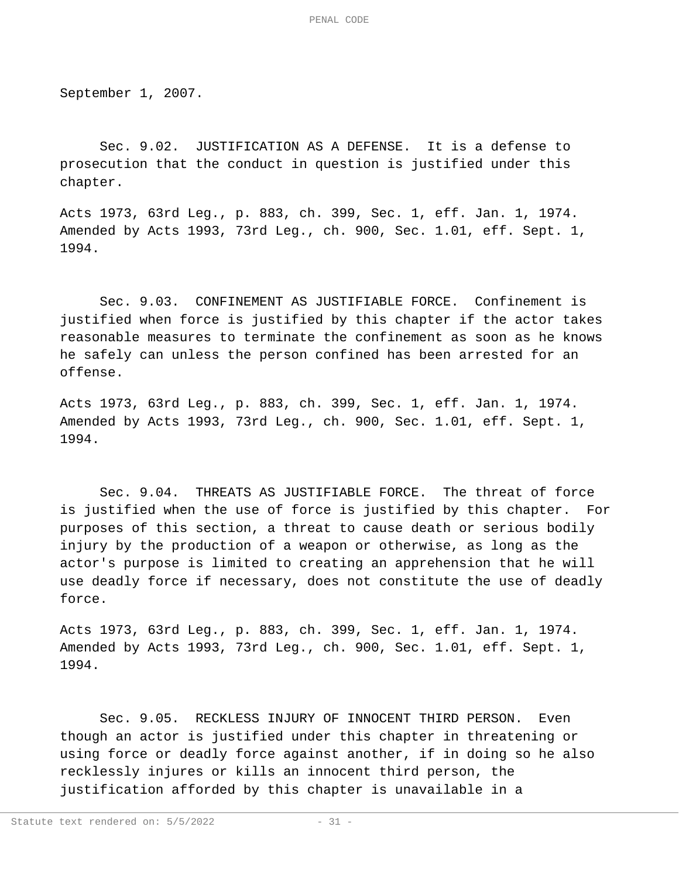September 1, 2007.

Sec. 9.02. JUSTIFICATION AS A DEFENSE. It is a defense to prosecution that the conduct in question is justified under this chapter.

Acts 1973, 63rd Leg., p. 883, ch. 399, Sec. 1, eff. Jan. 1, 1974. Amended by Acts 1993, 73rd Leg., ch. 900, Sec. 1.01, eff. Sept. 1, 1994.

Sec. 9.03. CONFINEMENT AS JUSTIFIABLE FORCE. Confinement is justified when force is justified by this chapter if the actor takes reasonable measures to terminate the confinement as soon as he knows he safely can unless the person confined has been arrested for an offense.

Acts 1973, 63rd Leg., p. 883, ch. 399, Sec. 1, eff. Jan. 1, 1974. Amended by Acts 1993, 73rd Leg., ch. 900, Sec. 1.01, eff. Sept. 1, 1994.

Sec. 9.04. THREATS AS JUSTIFIABLE FORCE. The threat of force is justified when the use of force is justified by this chapter. For purposes of this section, a threat to cause death or serious bodily injury by the production of a weapon or otherwise, as long as the actor's purpose is limited to creating an apprehension that he will use deadly force if necessary, does not constitute the use of deadly force.

Acts 1973, 63rd Leg., p. 883, ch. 399, Sec. 1, eff. Jan. 1, 1974. Amended by Acts 1993, 73rd Leg., ch. 900, Sec. 1.01, eff. Sept. 1, 1994.

Sec. 9.05. RECKLESS INJURY OF INNOCENT THIRD PERSON. Even though an actor is justified under this chapter in threatening or using force or deadly force against another, if in doing so he also recklessly injures or kills an innocent third person, the justification afforded by this chapter is unavailable in a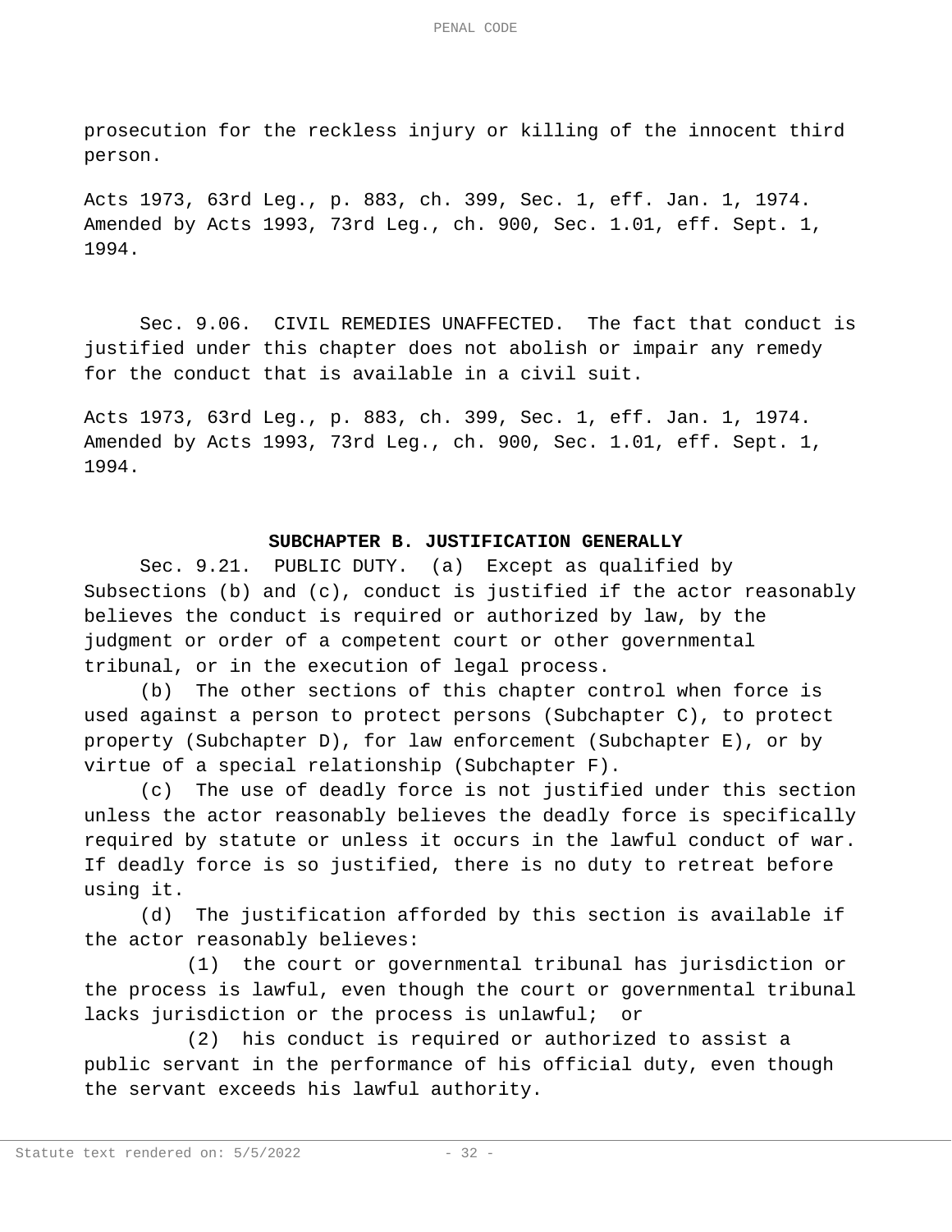prosecution for the reckless injury or killing of the innocent third person.

Acts 1973, 63rd Leg., p. 883, ch. 399, Sec. 1, eff. Jan. 1, 1974.
Amended by Acts 1993, 73rd Leg., ch. 900, Sec. 1.01, eff. Sept. 1, 1994.

Sec. 9.06. CIVIL REMEDIES UNAFFECTED. The fact that conduct is justified under this chapter does not abolish or impair any remedy for the conduct that is available in a civil suit.

Acts 1973, 63rd Leg., p. 883, ch. 399, Sec. 1, eff. Jan. 1, 1974.
Amended by Acts 1993, 73rd Leg., ch. 900, Sec. 1.01, eff. Sept. 1, 1994.

## SUBCHAPTER B. JUSTIFICATION GENERALLY

Sec. 9.21. PUBLIC DUTY. (a) Except as qualified by Subsections (b) and (c), conduct is justified if the actor reasonably believes the conduct is required or authorized by law, by the judgment or order of a competent court or other governmental tribunal, or in the execution of legal process.

(b) The other sections of this chapter control when force is used against a person to protect persons (Subchapter C), to protect property (Subchapter D), for law enforcement (Subchapter E), or by virtue of a special relationship (Subchapter F).

(c) The use of deadly force is not justified under this section unless the actor reasonably believes the deadly force is specifically required by statute or unless it occurs in the lawful conduct of war. If deadly force is so justified, there is no duty to retreat before using it.

(d) The justification afforded by this section is available if the actor reasonably believes:

(1) the court or governmental tribunal has jurisdiction or the process is lawful, even though the court or governmental tribunal lacks jurisdiction or the process is unlawful; or

(2) his conduct is required or authorized to assist a public servant in the performance of his official duty, even though the servant exceeds his lawful authority.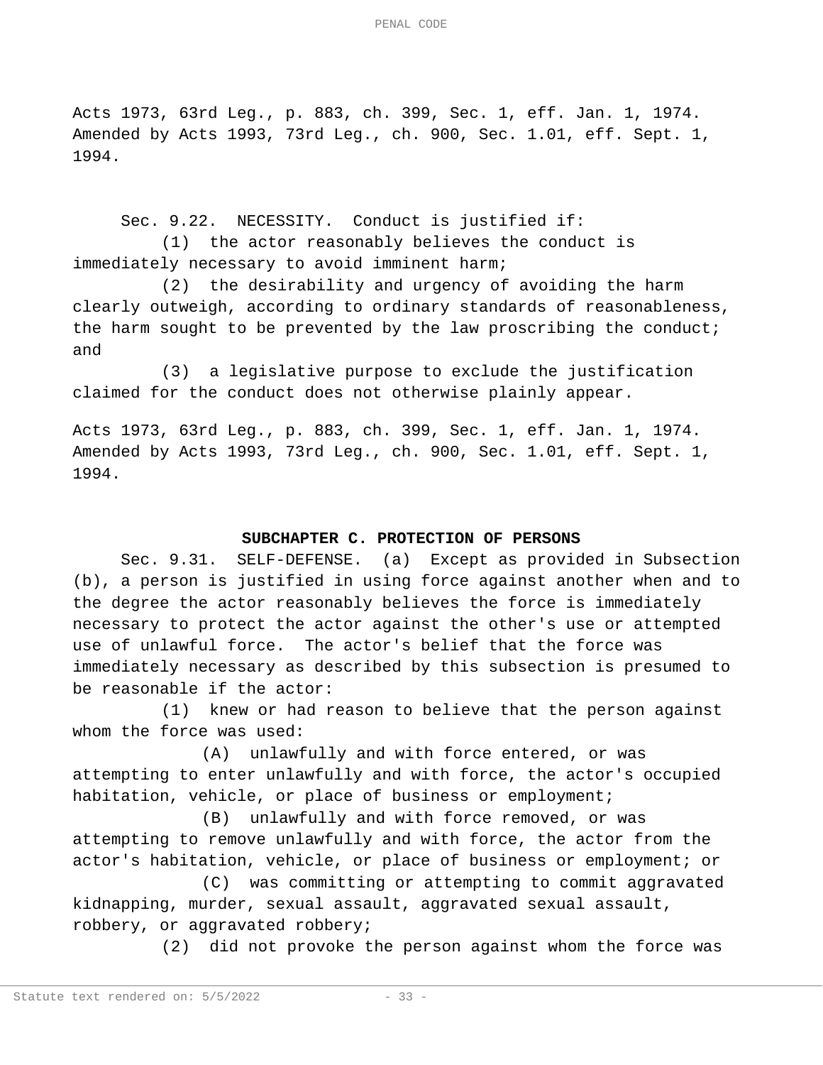Acts 1973, 63rd Leg., p. 883, ch. 399, Sec. 1, eff. Jan. 1, 1974.
Amended by Acts 1993, 73rd Leg., ch. 900, Sec. 1.01, eff. Sept. 1, 1994.

Sec. 9.22. NECESSITY. Conduct is justified if:

(1) the actor reasonably believes the conduct is immediately necessary to avoid imminent harm;

(2) the desirability and urgency of avoiding the harm clearly outweigh, according to ordinary standards of reasonableness, the harm sought to be prevented by the law proscribing the conduct; and

(3) a legislative purpose to exclude the justification claimed for the conduct does not otherwise plainly appear.

Acts 1973, 63rd Leg., p. 883, ch. 399, Sec. 1, eff. Jan. 1, 1974.
Amended by Acts 1993, 73rd Leg., ch. 900, Sec. 1.01, eff. Sept. 1, 1994.

**SUBCHAPTER C. PROTECTION OF PERSONS**

Sec. 9.31. SELF-DEFENSE. (a) Except as provided in Subsection (b), a person is justified in using force against another when and to the degree the actor reasonably believes the force is immediately necessary to protect the actor against the other's use or attempted use of unlawful force. The actor's belief that the force was immediately necessary as described by this subsection is presumed to be reasonable if the actor:

(1) knew or had reason to believe that the person against whom the force was used:

(A) unlawfully and with force entered, or was attempting to enter unlawfully and with force, the actor's occupied habitation, vehicle, or place of business or employment;

(B) unlawfully and with force removed, or was attempting to remove unlawfully and with force, the actor from the actor's habitation, vehicle, or place of business or employment; or

(C) was committing or attempting to commit aggravated kidnapping, murder, sexual assault, aggravated sexual assault, robbery, or aggravated robbery;

(2) did not provoke the person against whom the force was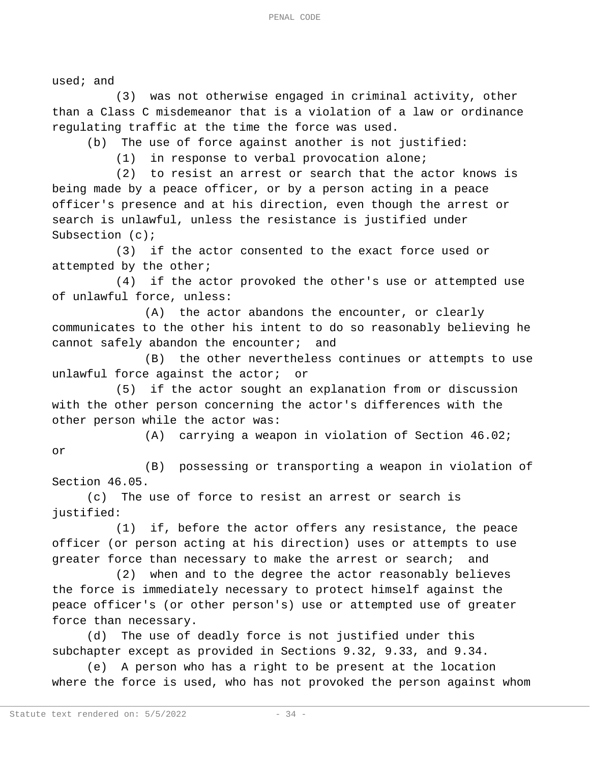used; and

(3) was not otherwise engaged in criminal activity, other than a Class C misdemeanor that is a violation of a law or ordinance regulating traffic at the time the force was used.

(b) The use of force against another is not justified:

(1) in response to verbal provocation alone;

(2) to resist an arrest or search that the actor knows is being made by a peace officer, or by a person acting in a peace officer's presence and at his direction, even though the arrest or search is unlawful, unless the resistance is justified under Subsection (c);

(3) if the actor consented to the exact force used or attempted by the other;

(4) if the actor provoked the other's use or attempted use of unlawful force, unless:

(A) the actor abandons the encounter, or clearly communicates to the other his intent to do so reasonably believing he cannot safely abandon the encounter; and

(B) the other nevertheless continues or attempts to use unlawful force against the actor; or

(5) if the actor sought an explanation from or discussion with the other person concerning the actor's differences with the other person while the actor was:

(A) carrying a weapon in violation of Section 46.02; or

(B) possessing or transporting a weapon in violation of Section 46.05.

(c) The use of force to resist an arrest or search is justified:

(1) if, before the actor offers any resistance, the peace officer (or person acting at his direction) uses or attempts to use greater force than necessary to make the arrest or search; and

(2) when and to the degree the actor reasonably believes the force is immediately necessary to protect himself against the peace officer's (or other person's) use or attempted use of greater force than necessary.

(d) The use of deadly force is not justified under this subchapter except as provided in Sections 9.32, 9.33, and 9.34.

(e) A person who has a right to be present at the location where the force is used, who has not provoked the person against whom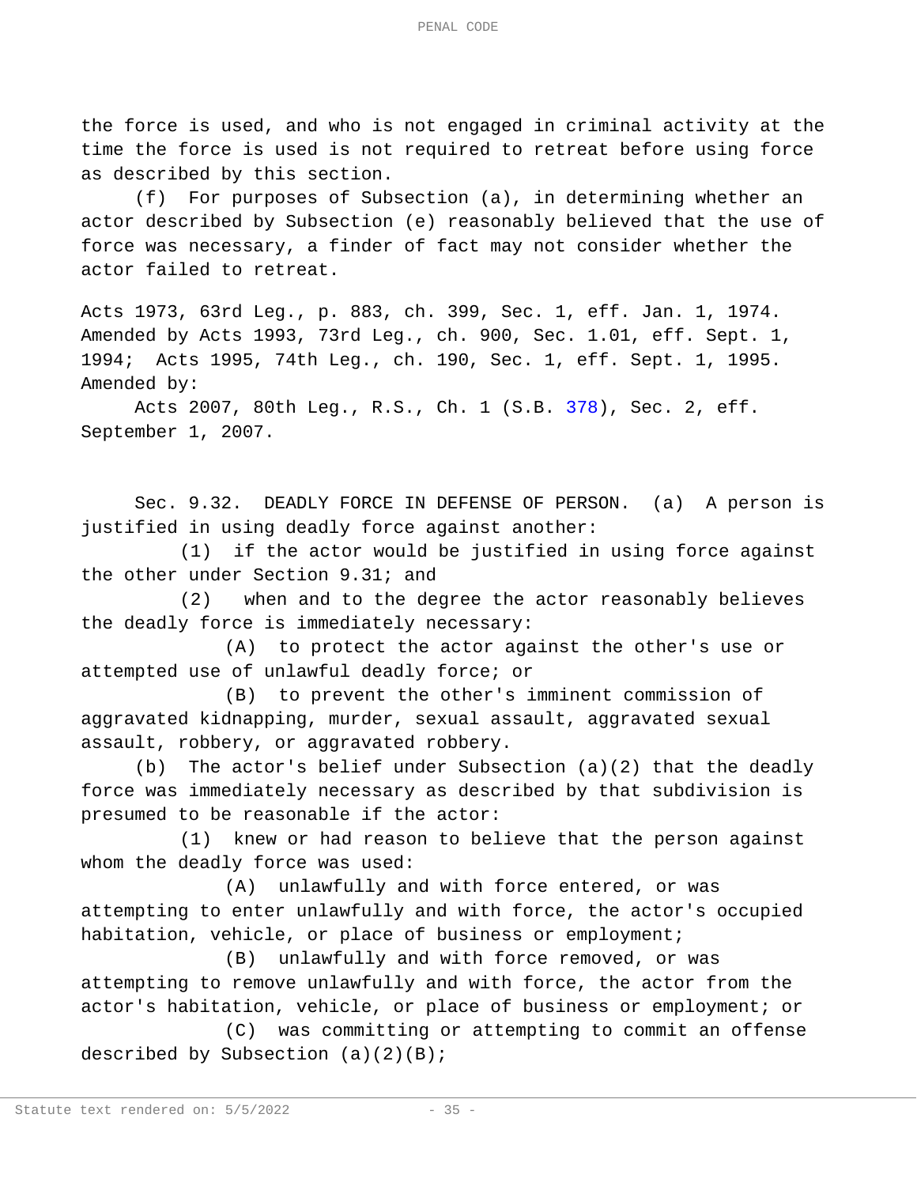the force is used, and who is not engaged in criminal activity at the time the force is used is not required to retreat before using force as described by this section.

(f) For purposes of Subsection (a), in determining whether an actor described by Subsection (e) reasonably believed that the use of force was necessary, a finder of fact may not consider whether the actor failed to retreat.

Acts 1973, 63rd Leg., p. 883, ch. 399, Sec. 1, eff. Jan. 1, 1974. Amended by Acts 1993, 73rd Leg., ch. 900, Sec. 1.01, eff. Sept. 1, 1994; Acts 1995, 74th Leg., ch. 190, Sec. 1, eff. Sept. 1, 1995. Amended by:

Acts 2007, 80th Leg., R.S., Ch. 1 (S.B. 378), Sec. 2, eff. September 1, 2007.

Sec. 9.32. DEADLY FORCE IN DEFENSE OF PERSON. (a) A person is justified in using deadly force against another:

(1) if the actor would be justified in using force against the other under Section 9.31; and

(2) when and to the degree the actor reasonably believes the deadly force is immediately necessary:

(A) to protect the actor against the other's use or attempted use of unlawful deadly force; or

(B) to prevent the other's imminent commission of aggravated kidnapping, murder, sexual assault, aggravated sexual assault, robbery, or aggravated robbery.

(b) The actor's belief under Subsection (a)(2) that the deadly force was immediately necessary as described by that subdivision is presumed to be reasonable if the actor:

(1) knew or had reason to believe that the person against whom the deadly force was used:

(A) unlawfully and with force entered, or was attempting to enter unlawfully and with force, the actor's occupied habitation, vehicle, or place of business or employment;

(B) unlawfully and with force removed, or was attempting to remove unlawfully and with force, the actor from the actor's habitation, vehicle, or place of business or employment; or

(C) was committing or attempting to commit an offense described by Subsection (a)(2)(B);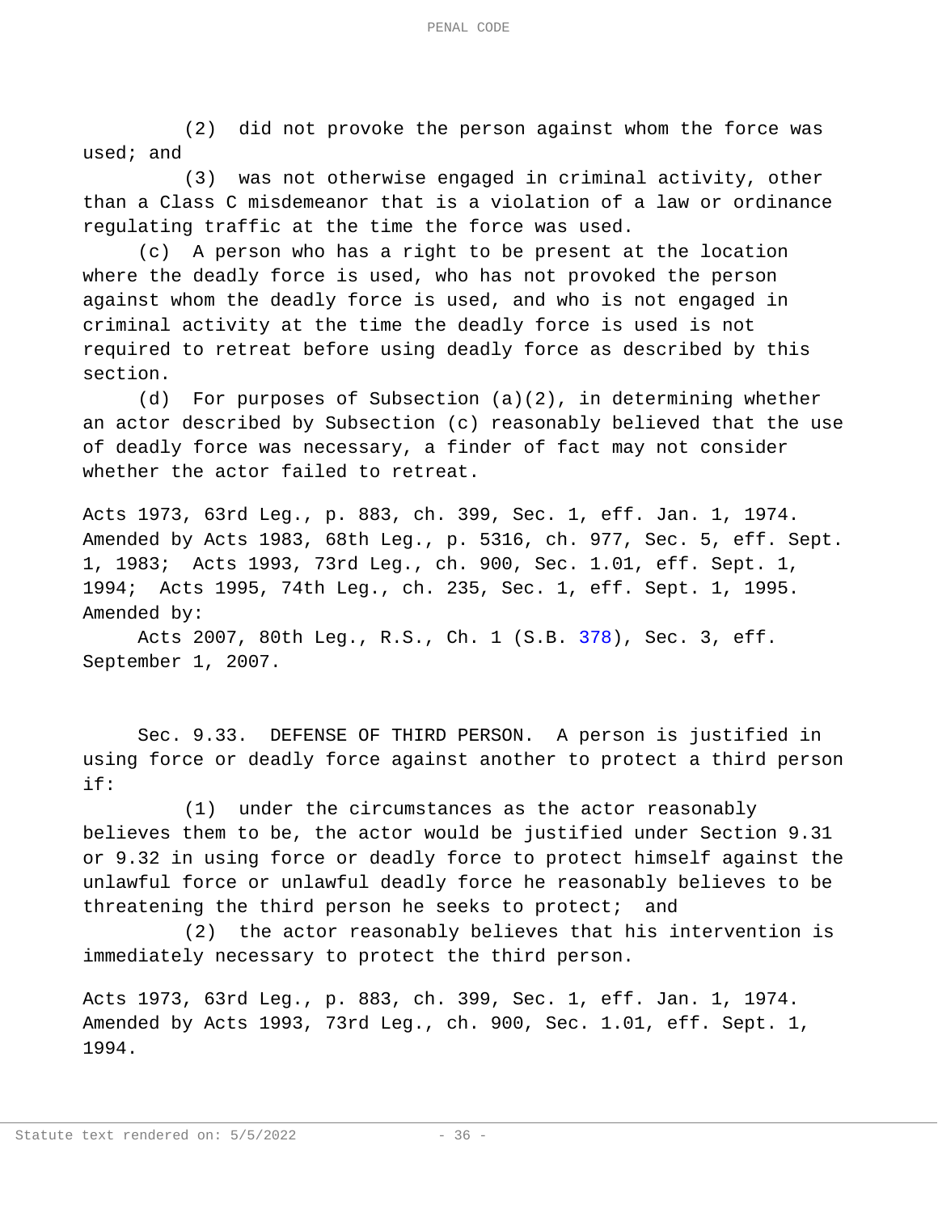(2) did not provoke the person against whom the force was used; and

(3) was not otherwise engaged in criminal activity, other than a Class C misdemeanor that is a violation of a law or ordinance regulating traffic at the time the force was used.

(c) A person who has a right to be present at the location where the deadly force is used, who has not provoked the person against whom the deadly force is used, and who is not engaged in criminal activity at the time the deadly force is used is not required to retreat before using deadly force as described by this section.

(d) For purposes of Subsection (a)(2), in determining whether an actor described by Subsection (c) reasonably believed that the use of deadly force was necessary, a finder of fact may not consider whether the actor failed to retreat.

Acts 1973, 63rd Leg., p. 883, ch. 399, Sec. 1, eff. Jan. 1, 1974. Amended by Acts 1983, 68th Leg., p. 5316, ch. 977, Sec. 5, eff. Sept. 1, 1983; Acts 1993, 73rd Leg., ch. 900, Sec. 1.01, eff. Sept. 1, 1994; Acts 1995, 74th Leg., ch. 235, Sec. 1, eff. Sept. 1, 1995. Amended by:

Acts 2007, 80th Leg., R.S., Ch. 1 (S.B. 378), Sec. 3, eff. September 1, 2007.

Sec. 9.33. DEFENSE OF THIRD PERSON. A person is justified in using force or deadly force against another to protect a third person if:

(1) under the circumstances as the actor reasonably believes them to be, the actor would be justified under Section 9.31 or 9.32 in using force or deadly force to protect himself against the unlawful force or unlawful deadly force he reasonably believes to be threatening the third person he seeks to protect; and

(2) the actor reasonably believes that his intervention is immediately necessary to protect the third person.

Acts 1973, 63rd Leg., p. 883, ch. 399, Sec. 1, eff. Jan. 1, 1974. Amended by Acts 1993, 73rd Leg., ch. 900, Sec. 1.01, eff. Sept. 1, 1994.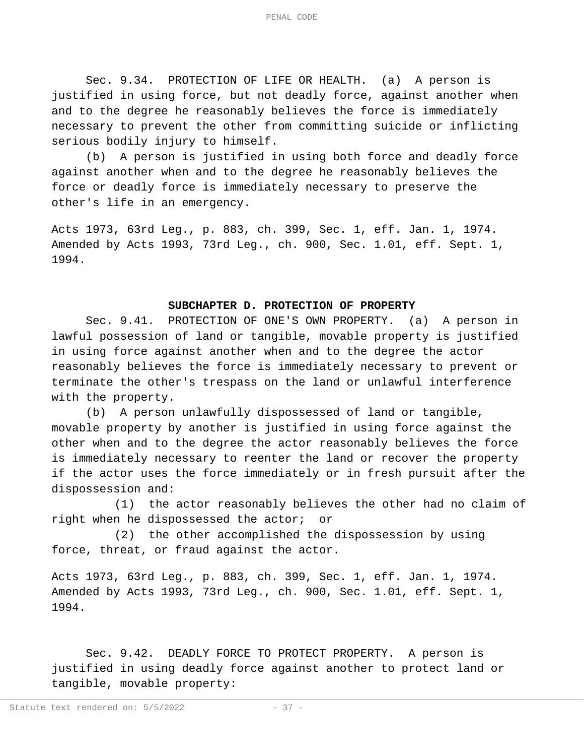Sec. 9.34. PROTECTION OF LIFE OR HEALTH. (a) A person is justified in using force, but not deadly force, against another when and to the degree he reasonably believes the force is immediately necessary to prevent the other from committing suicide or inflicting serious bodily injury to himself.

(b) A person is justified in using both force and deadly force against another when and to the degree he reasonably believes the force or deadly force is immediately necessary to preserve the other's life in an emergency.

Acts 1973, 63rd Leg., p. 883, ch. 399, Sec. 1, eff. Jan. 1, 1974. Amended by Acts 1993, 73rd Leg., ch. 900, Sec. 1.01, eff. Sept. 1, 1994.

## SUBCHAPTER D. PROTECTION OF PROPERTY

Sec. 9.41. PROTECTION OF ONE'S OWN PROPERTY. (a) A person in lawful possession of land or tangible, movable property is justified in using force against another when and to the degree the actor reasonably believes the force is immediately necessary to prevent or terminate the other's trespass on the land or unlawful interference with the property.

(b) A person unlawfully dispossessed of land or tangible, movable property by another is justified in using force against the other when and to the degree the actor reasonably believes the force is immediately necessary to reenter the land or recover the property if the actor uses the force immediately or in fresh pursuit after the dispossession and:

(1) the actor reasonably believes the other had no claim of right when he dispossessed the actor; or

(2) the other accomplished the dispossession by using force, threat, or fraud against the actor.

Acts 1973, 63rd Leg., p. 883, ch. 399, Sec. 1, eff. Jan. 1, 1974. Amended by Acts 1993, 73rd Leg., ch. 900, Sec. 1.01, eff. Sept. 1, 1994.

Sec. 9.42. DEADLY FORCE TO PROTECT PROPERTY. A person is justified in using deadly force against another to protect land or tangible, movable property: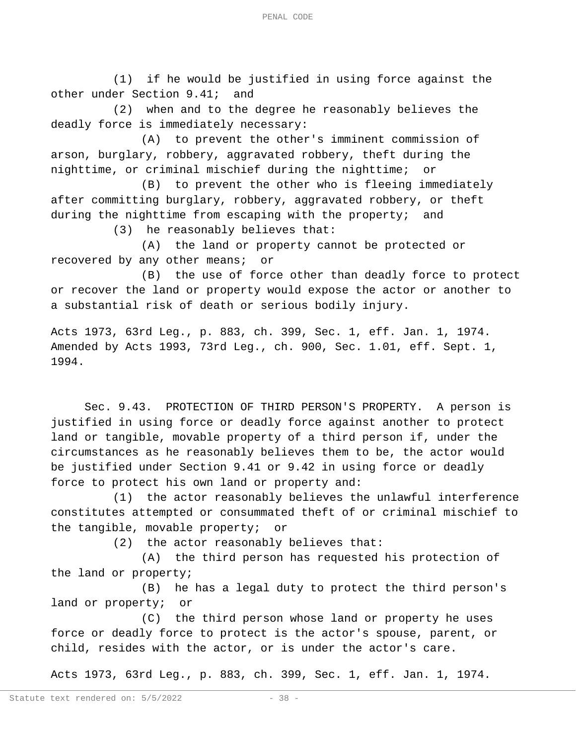(1) if he would be justified in using force against the other under Section 9.41; and

(2) when and to the degree he reasonably believes the deadly force is immediately necessary:

(A) to prevent the other's imminent commission of arson, burglary, robbery, aggravated robbery, theft during the nighttime, or criminal mischief during the nighttime; or

(B) to prevent the other who is fleeing immediately after committing burglary, robbery, aggravated robbery, or theft during the nighttime from escaping with the property; and

(3) he reasonably believes that:

(A) the land or property cannot be protected or recovered by any other means; or

(B) the use of force other than deadly force to protect or recover the land or property would expose the actor or another to a substantial risk of death or serious bodily injury.

Acts 1973, 63rd Leg., p. 883, ch. 399, Sec. 1, eff. Jan. 1, 1974. Amended by Acts 1993, 73rd Leg., ch. 900, Sec. 1.01, eff. Sept. 1, 1994.

Sec. 9.43. PROTECTION OF THIRD PERSON'S PROPERTY. A person is justified in using force or deadly force against another to protect land or tangible, movable property of a third person if, under the circumstances as he reasonably believes them to be, the actor would be justified under Section 9.41 or 9.42 in using force or deadly force to protect his own land or property and:

(1) the actor reasonably believes the unlawful interference constitutes attempted or consummated theft of or criminal mischief to the tangible, movable property; or

(2) the actor reasonably believes that:

(A) the third person has requested his protection of the land or property;

(B) he has a legal duty to protect the third person's land or property; or

(C) the third person whose land or property he uses force or deadly force to protect is the actor's spouse, parent, or child, resides with the actor, or is under the actor's care.

Acts 1973, 63rd Leg., p. 883, ch. 399, Sec. 1, eff. Jan. 1, 1974.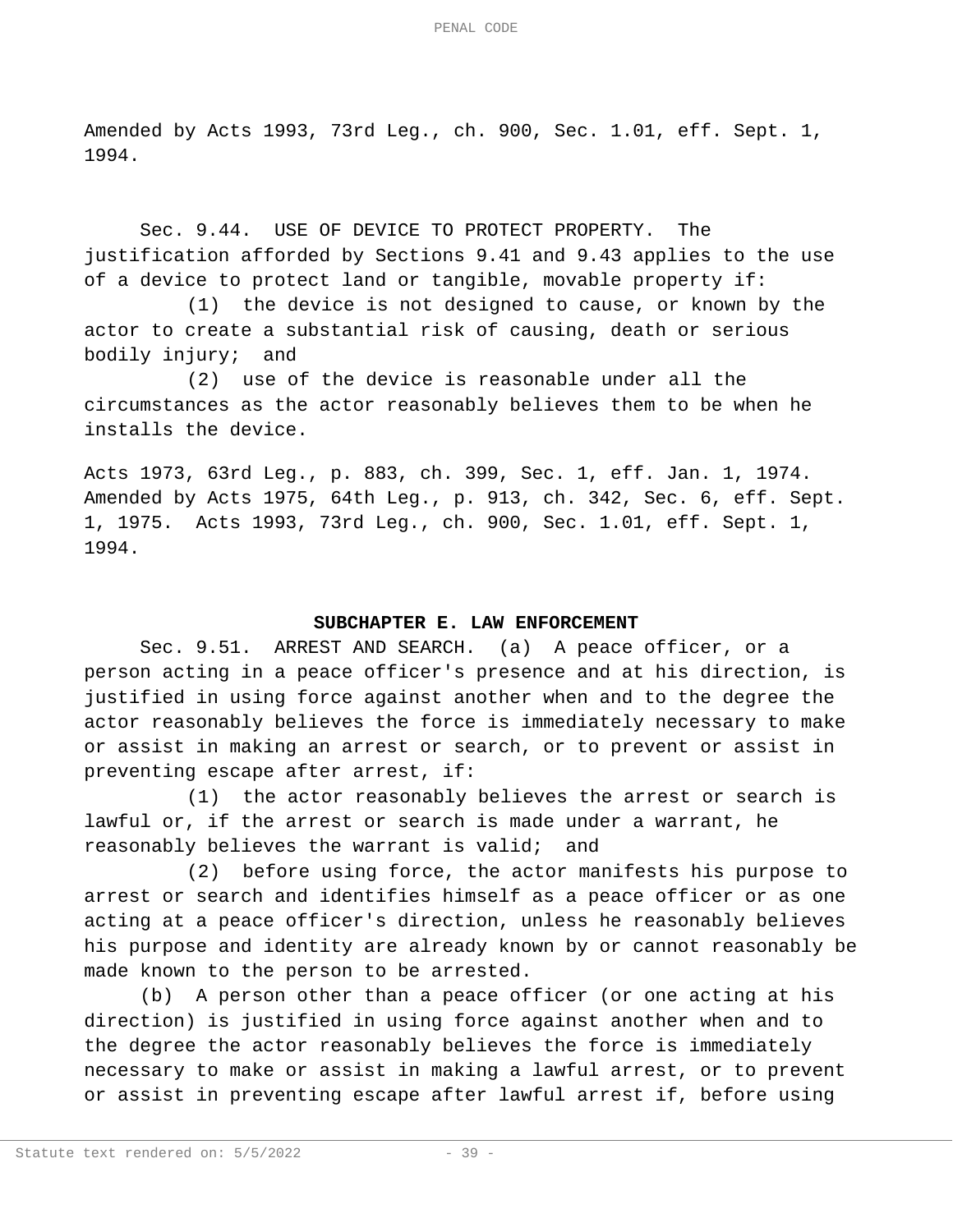Amended by Acts 1993, 73rd Leg., ch. 900, Sec. 1.01, eff. Sept. 1, 1994.

Sec. 9.44. USE OF DEVICE TO PROTECT PROPERTY. The justification afforded by Sections 9.41 and 9.43 applies to the use of a device to protect land or tangible, movable property if:

(1) the device is not designed to cause, or known by the actor to create a substantial risk of causing, death or serious bodily injury; and

(2) use of the device is reasonable under all the circumstances as the actor reasonably believes them to be when he installs the device.

Acts 1973, 63rd Leg., p. 883, ch. 399, Sec. 1, eff. Jan. 1, 1974. Amended by Acts 1975, 64th Leg., p. 913, ch. 342, Sec. 6, eff. Sept. 1, 1975. Acts 1993, 73rd Leg., ch. 900, Sec. 1.01, eff. Sept. 1, 1994.

## SUBCHAPTER E. LAW ENFORCEMENT

Sec. 9.51. ARREST AND SEARCH. (a) A peace officer, or a person acting in a peace officer's presence and at his direction, is justified in using force against another when and to the degree the actor reasonably believes the force is immediately necessary to make or assist in making an arrest or search, or to prevent or assist in preventing escape after arrest, if:

(1) the actor reasonably believes the arrest or search is lawful or, if the arrest or search is made under a warrant, he reasonably believes the warrant is valid; and

(2) before using force, the actor manifests his purpose to arrest or search and identifies himself as a peace officer or as one acting at a peace officer's direction, unless he reasonably believes his purpose and identity are already known by or cannot reasonably be made known to the person to be arrested.

(b) A person other than a peace officer (or one acting at his direction) is justified in using force against another when and to the degree the actor reasonably believes the force is immediately necessary to make or assist in making a lawful arrest, or to prevent or assist in preventing escape after lawful arrest if, before using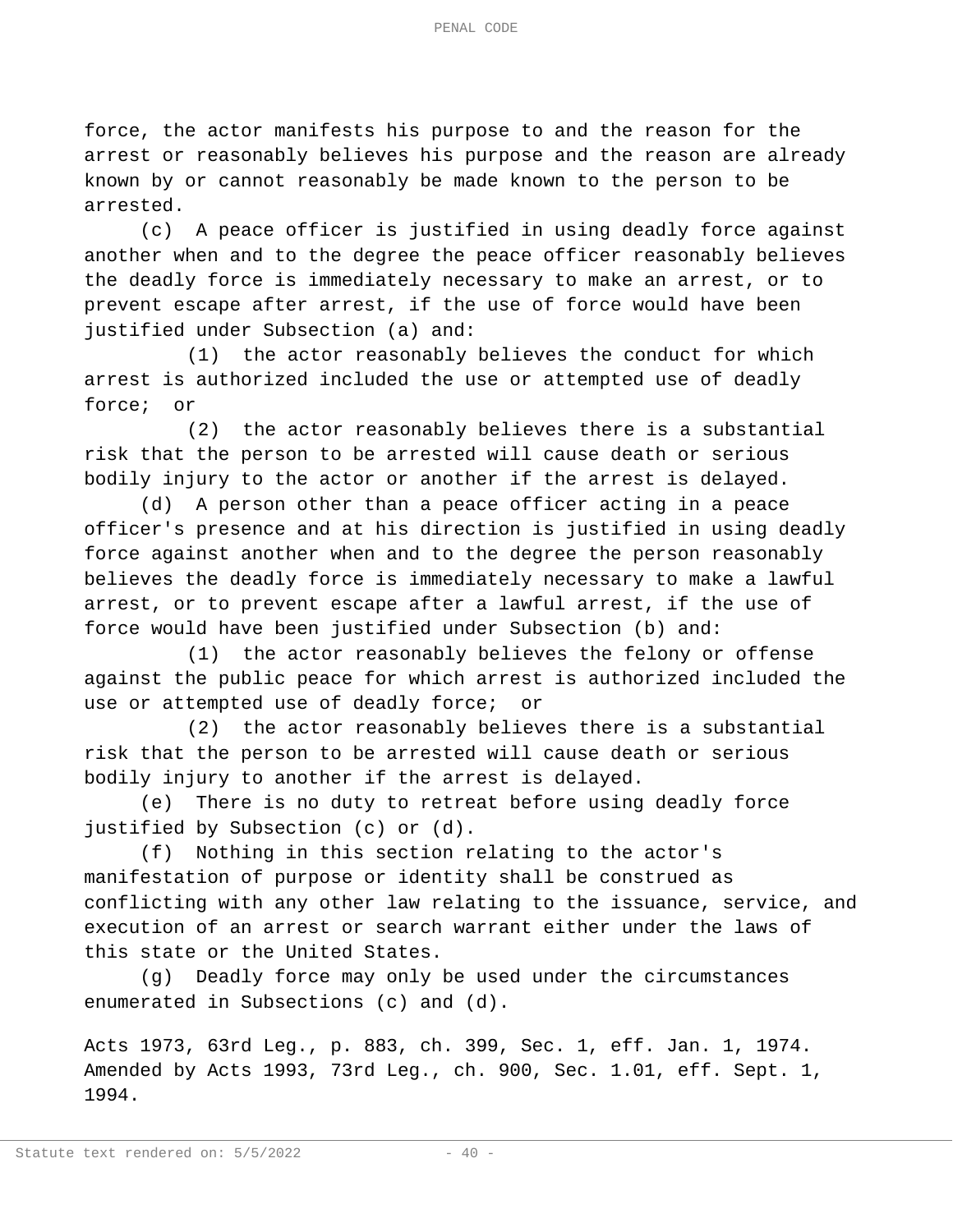force, the actor manifests his purpose to and the reason for the arrest or reasonably believes his purpose and the reason are already known by or cannot reasonably be made known to the person to be arrested.

(c) A peace officer is justified in using deadly force against another when and to the degree the peace officer reasonably believes the deadly force is immediately necessary to make an arrest, or to prevent escape after arrest, if the use of force would have been justified under Subsection (a) and:

(1) the actor reasonably believes the conduct for which arrest is authorized included the use or attempted use of deadly force; or

(2) the actor reasonably believes there is a substantial risk that the person to be arrested will cause death or serious bodily injury to the actor or another if the arrest is delayed.

(d) A person other than a peace officer acting in a peace officer's presence and at his direction is justified in using deadly force against another when and to the degree the person reasonably believes the deadly force is immediately necessary to make a lawful arrest, or to prevent escape after a lawful arrest, if the use of force would have been justified under Subsection (b) and:

(1) the actor reasonably believes the felony or offense against the public peace for which arrest is authorized included the use or attempted use of deadly force; or

(2) the actor reasonably believes there is a substantial risk that the person to be arrested will cause death or serious bodily injury to another if the arrest is delayed.

(e) There is no duty to retreat before using deadly force justified by Subsection (c) or (d).

(f) Nothing in this section relating to the actor's manifestation of purpose or identity shall be construed as conflicting with any other law relating to the issuance, service, and execution of an arrest or search warrant either under the laws of this state or the United States.

(g) Deadly force may only be used under the circumstances enumerated in Subsections (c) and (d).

Acts 1973, 63rd Leg., p. 883, ch. 399, Sec. 1, eff. Jan. 1, 1974. Amended by Acts 1993, 73rd Leg., ch. 900, Sec. 1.01, eff. Sept. 1, 1994.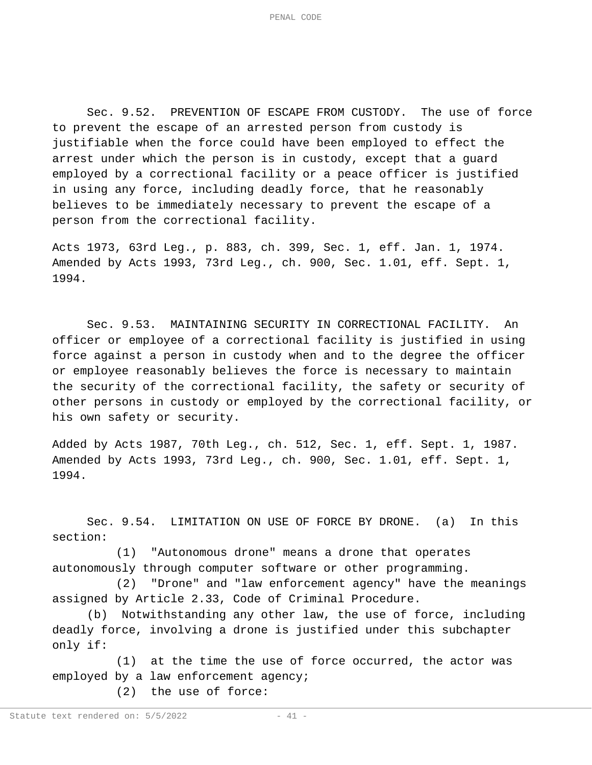Sec. 9.52. PREVENTION OF ESCAPE FROM CUSTODY. The use of force to prevent the escape of an arrested person from custody is justifiable when the force could have been employed to effect the arrest under which the person is in custody, except that a guard employed by a correctional facility or a peace officer is justified in using any force, including deadly force, that he reasonably believes to be immediately necessary to prevent the escape of a person from the correctional facility.

Acts 1973, 63rd Leg., p. 883, ch. 399, Sec. 1, eff. Jan. 1, 1974. Amended by Acts 1993, 73rd Leg., ch. 900, Sec. 1.01, eff. Sept. 1, 1994.

Sec. 9.53. MAINTAINING SECURITY IN CORRECTIONAL FACILITY. An officer or employee of a correctional facility is justified in using force against a person in custody when and to the degree the officer or employee reasonably believes the force is necessary to maintain the security of the correctional facility, the safety or security of other persons in custody or employed by the correctional facility, or his own safety or security.

Added by Acts 1987, 70th Leg., ch. 512, Sec. 1, eff. Sept. 1, 1987. Amended by Acts 1993, 73rd Leg., ch. 900, Sec. 1.01, eff. Sept. 1, 1994.

Sec. 9.54. LIMITATION ON USE OF FORCE BY DRONE. (a) In this section:

(1) "Autonomous drone" means a drone that operates autonomously through computer software or other programming.

(2) "Drone" and "law enforcement agency" have the meanings assigned by Article 2.33, Code of Criminal Procedure.

(b) Notwithstanding any other law, the use of force, including deadly force, involving a drone is justified under this subchapter only if:

(1) at the time the use of force occurred, the actor was employed by a law enforcement agency;

(2) the use of force: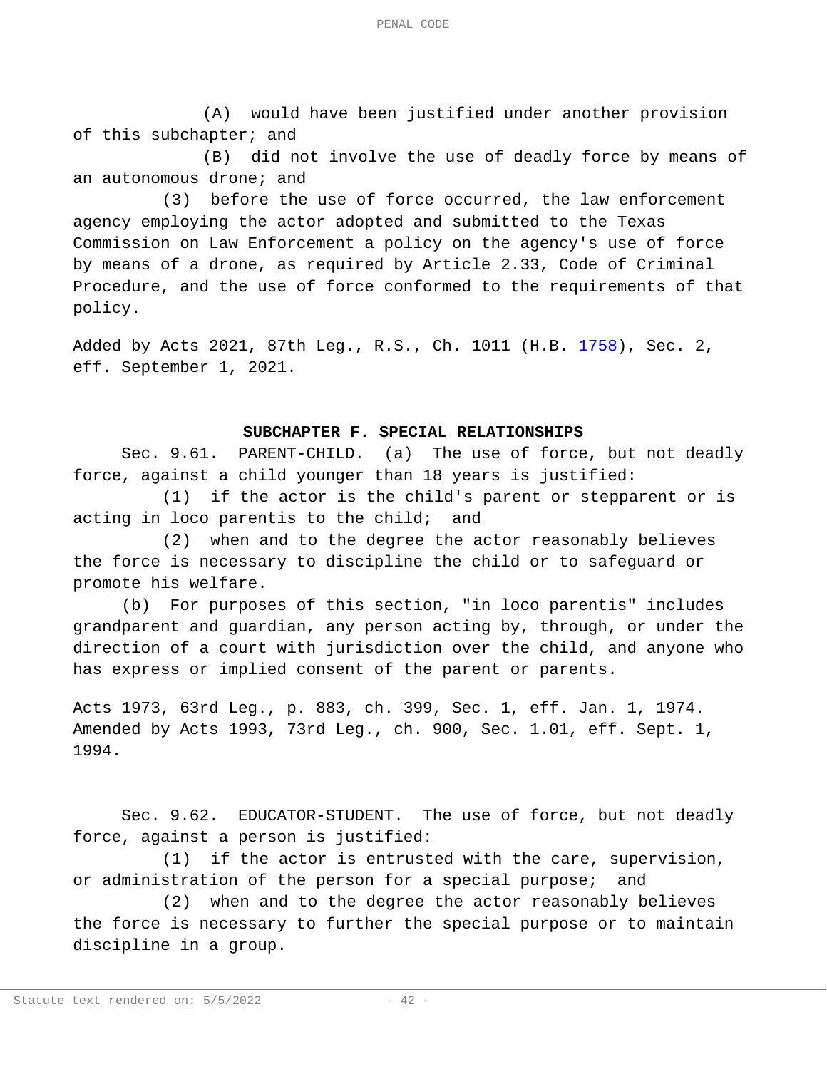(A) would have been justified under another provision of this subchapter; and

(B) did not involve the use of deadly force by means of an autonomous drone; and

(3) before the use of force occurred, the law enforcement agency employing the actor adopted and submitted to the Texas Commission on Law Enforcement a policy on the agency's use of force by means of a drone, as required by Article 2.33, Code of Criminal Procedure, and the use of force conformed to the requirements of that policy.

Added by Acts 2021, 87th Leg., R.S., Ch. 1011 (H.B. 1758), Sec. 2, eff. September 1, 2021.

## SUBCHAPTER F. SPECIAL RELATIONSHIPS

Sec. 9.61. PARENT-CHILD. (a) The use of force, but not deadly force, against a child younger than 18 years is justified:

(1) if the actor is the child's parent or stepparent or is acting in loco parentis to the child; and

(2) when and to the degree the actor reasonably believes the force is necessary to discipline the child or to safeguard or promote his welfare.

(b) For purposes of this section, "in loco parentis" includes grandparent and guardian, any person acting by, through, or under the direction of a court with jurisdiction over the child, and anyone who has express or implied consent of the parent or parents.

Acts 1973, 63rd Leg., p. 883, ch. 399, Sec. 1, eff. Jan. 1, 1974. Amended by Acts 1993, 73rd Leg., ch. 900, Sec. 1.01, eff. Sept. 1, 1994.

Sec. 9.62. EDUCATOR-STUDENT. The use of force, but not deadly force, against a person is justified:

(1) if the actor is entrusted with the care, supervision, or administration of the person for a special purpose; and

(2) when and to the degree the actor reasonably believes the force is necessary to further the special purpose or to maintain discipline in a group.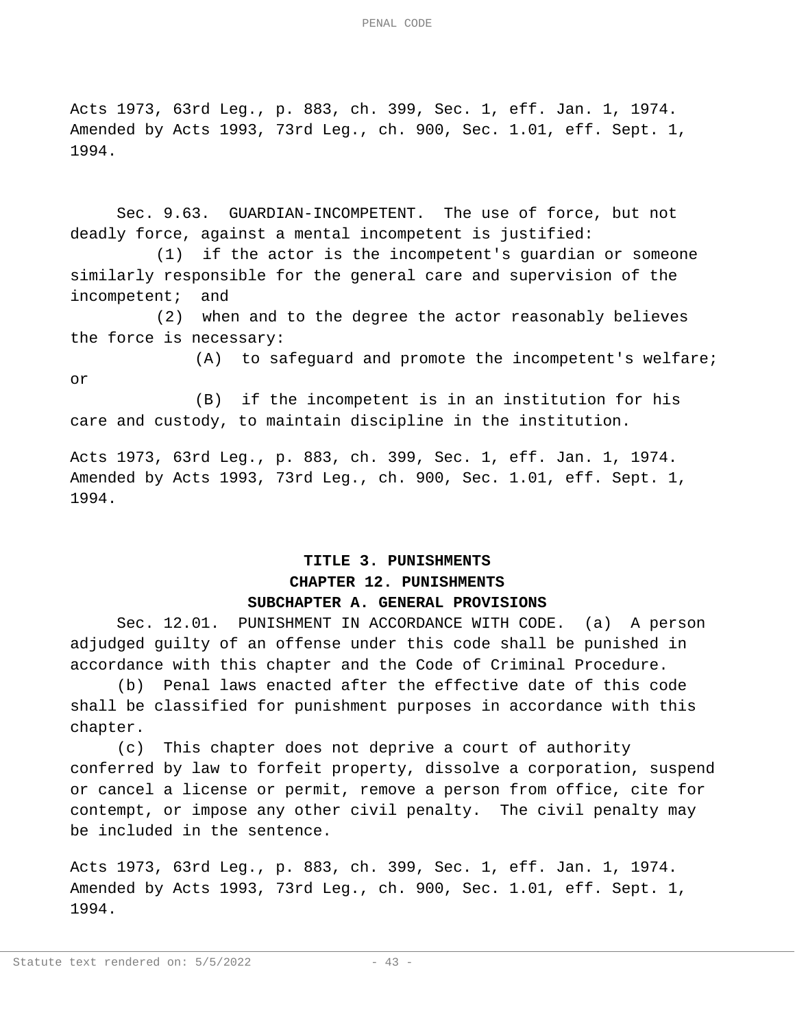Acts 1973, 63rd Leg., p. 883, ch. 399, Sec. 1, eff. Jan. 1, 1974. Amended by Acts 1993, 73rd Leg., ch. 900, Sec. 1.01, eff. Sept. 1, 1994.

Sec. 9.63. GUARDIAN-INCOMPETENT. The use of force, but not deadly force, against a mental incompetent is justified:

(1) if the actor is the incompetent's guardian or someone similarly responsible for the general care and supervision of the incompetent; and

(2) when and to the degree the actor reasonably believes the force is necessary:

(A) to safeguard and promote the incompetent's welfare; or

(B) if the incompetent is in an institution for his care and custody, to maintain discipline in the institution.

Acts 1973, 63rd Leg., p. 883, ch. 399, Sec. 1, eff. Jan. 1, 1974. Amended by Acts 1993, 73rd Leg., ch. 900, Sec. 1.01, eff. Sept. 1, 1994.

# TITLE 3. PUNISHMENTS

## CHAPTER 12. PUNISHMENTS

### SUBCHAPTER A. GENERAL PROVISIONS

Sec. 12.01. PUNISHMENT IN ACCORDANCE WITH CODE. (a) A person adjudged guilty of an offense under this code shall be punished in accordance with this chapter and the Code of Criminal Procedure.

(b) Penal laws enacted after the effective date of this code shall be classified for punishment purposes in accordance with this chapter.

(c) This chapter does not deprive a court of authority conferred by law to forfeit property, dissolve a corporation, suspend or cancel a license or permit, remove a person from office, cite for contempt, or impose any other civil penalty. The civil penalty may be included in the sentence.

Acts 1973, 63rd Leg., p. 883, ch. 399, Sec. 1, eff. Jan. 1, 1974. Amended by Acts 1993, 73rd Leg., ch. 900, Sec. 1.01, eff. Sept. 1, 1994.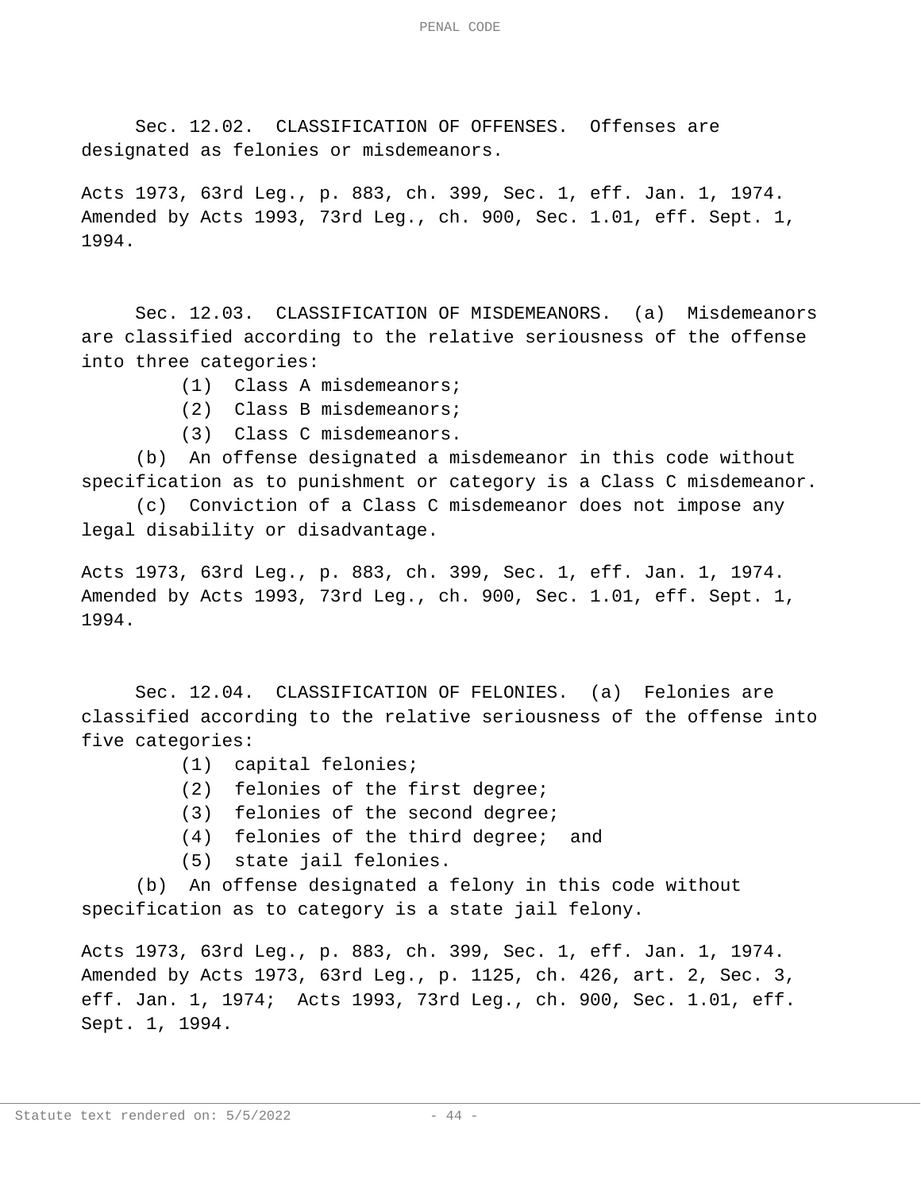Sec. 12.02. CLASSIFICATION OF OFFENSES. Offenses are designated as felonies or misdemeanors.

Acts 1973, 63rd Leg., p. 883, ch. 399, Sec. 1, eff. Jan. 1, 1974. Amended by Acts 1993, 73rd Leg., ch. 900, Sec. 1.01, eff. Sept. 1, 1994.

Sec. 12.03. CLASSIFICATION OF MISDEMEANORS. (a) Misdemeanors are classified according to the relative seriousness of the offense into three categories:

(1) Class A misdemeanors;

(2) Class B misdemeanors;

(3) Class C misdemeanors.

(b) An offense designated a misdemeanor in this code without specification as to punishment or category is a Class C misdemeanor.

(c) Conviction of a Class C misdemeanor does not impose any legal disability or disadvantage.

Acts 1973, 63rd Leg., p. 883, ch. 399, Sec. 1, eff. Jan. 1, 1974. Amended by Acts 1993, 73rd Leg., ch. 900, Sec. 1.01, eff. Sept. 1, 1994.

Sec. 12.04. CLASSIFICATION OF FELONIES. (a) Felonies are classified according to the relative seriousness of the offense into five categories:

(1) capital felonies;

(2) felonies of the first degree;

(3) felonies of the second degree;

(4) felonies of the third degree; and

(5) state jail felonies.

(b) An offense designated a felony in this code without specification as to category is a state jail felony.

Acts 1973, 63rd Leg., p. 883, ch. 399, Sec. 1, eff. Jan. 1, 1974. Amended by Acts 1973, 63rd Leg., p. 1125, ch. 426, art. 2, Sec. 3, eff. Jan. 1, 1974; Acts 1993, 73rd Leg., ch. 900, Sec. 1.01, eff. Sept. 1, 1994.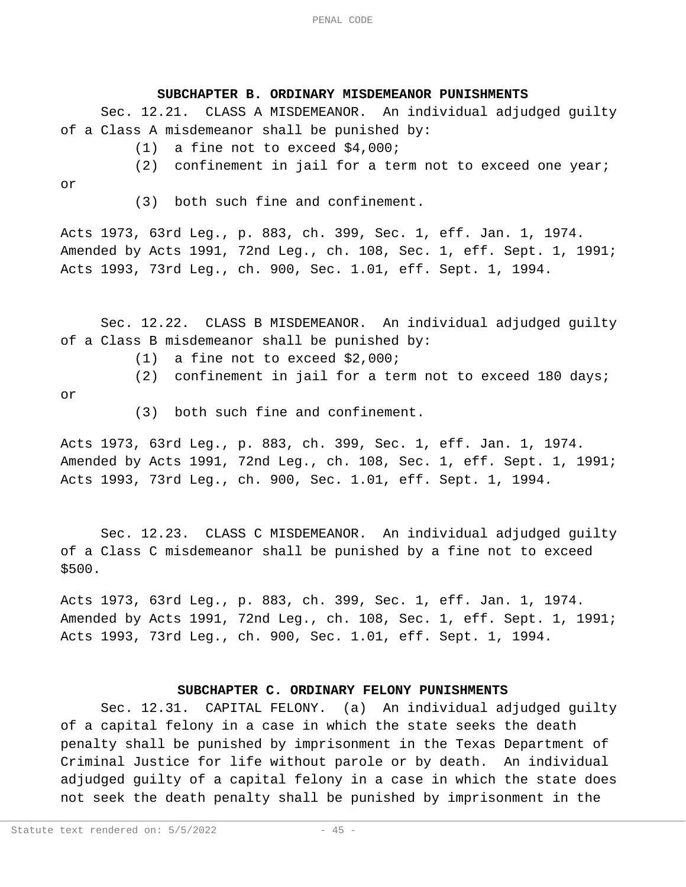### SUBCHAPTER B. ORDINARY MISDEMEANOR PUNISHMENTS

Sec. 12.21. CLASS A MISDEMEANOR. An individual adjudged guilty of a Class A misdemeanor shall be punished by:

(1) a fine not to exceed $4,000;

(2) confinement in jail for a term not to exceed one year; or

(3) both such fine and confinement.

Acts 1973, 63rd Leg., p. 883, ch. 399, Sec. 1, eff. Jan. 1, 1974. Amended by Acts 1991, 72nd Leg., ch. 108, Sec. 1, eff. Sept. 1, 1991; Acts 1993, 73rd Leg., ch. 900, Sec. 1.01, eff. Sept. 1, 1994.

Sec. 12.22. CLASS B MISDEMEANOR. An individual adjudged guilty of a Class B misdemeanor shall be punished by:

(1) a fine not to exceed $2,000;

(2) confinement in jail for a term not to exceed 180 days; or

(3) both such fine and confinement.

Acts 1973, 63rd Leg., p. 883, ch. 399, Sec. 1, eff. Jan. 1, 1974. Amended by Acts 1991, 72nd Leg., ch. 108, Sec. 1, eff. Sept. 1, 1991; Acts 1993, 73rd Leg., ch. 900, Sec. 1.01, eff. Sept. 1, 1994.

Sec. 12.23. CLASS C MISDEMEANOR. An individual adjudged guilty of a Class C misdemeanor shall be punished by a fine not to exceed $500.

Acts 1973, 63rd Leg., p. 883, ch. 399, Sec. 1, eff. Jan. 1, 1974. Amended by Acts 1991, 72nd Leg., ch. 108, Sec. 1, eff. Sept. 1, 1991; Acts 1993, 73rd Leg., ch. 900, Sec. 1.01, eff. Sept. 1, 1994.

### SUBCHAPTER C. ORDINARY FELONY PUNISHMENTS

Sec. 12.31. CAPITAL FELONY. (a) An individual adjudged guilty of a capital felony in a case in which the state seeks the death penalty shall be punished by imprisonment in the Texas Department of Criminal Justice for life without parole or by death. An individual adjudged guilty of a capital felony in a case in which the state does not seek the death penalty shall be punished by imprisonment in the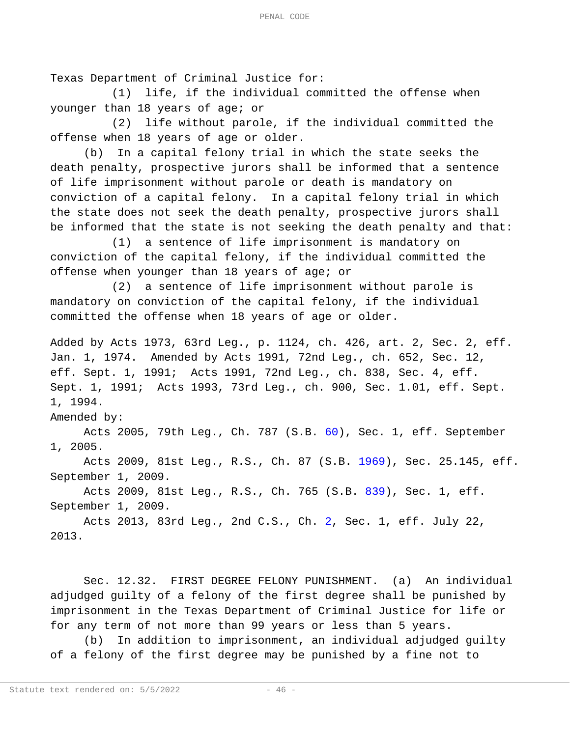Texas Department of Criminal Justice for:

(1) life, if the individual committed the offense when younger than 18 years of age; or

(2) life without parole, if the individual committed the offense when 18 years of age or older.

(b) In a capital felony trial in which the state seeks the death penalty, prospective jurors shall be informed that a sentence of life imprisonment without parole or death is mandatory on conviction of a capital felony. In a capital felony trial in which the state does not seek the death penalty, prospective jurors shall be informed that the state is not seeking the death penalty and that:

(1) a sentence of life imprisonment is mandatory on conviction of the capital felony, if the individual committed the offense when younger than 18 years of age; or

(2) a sentence of life imprisonment without parole is mandatory on conviction of the capital felony, if the individual committed the offense when 18 years of age or older.

Added by Acts 1973, 63rd Leg., p. 1124, ch. 426, art. 2, Sec. 2, eff. Jan. 1, 1974. Amended by Acts 1991, 72nd Leg., ch. 652, Sec. 12, eff. Sept. 1, 1991; Acts 1991, 72nd Leg., ch. 838, Sec. 4, eff. Sept. 1, 1991; Acts 1993, 73rd Leg., ch. 900, Sec. 1.01, eff. Sept. 1, 1994.

Amended by:

Acts 2005, 79th Leg., Ch. 787 (S.B. 60), Sec. 1, eff. September 1, 2005.

Acts 2009, 81st Leg., R.S., Ch. 87 (S.B. 1969), Sec. 25.145, eff. September 1, 2009.

Acts 2009, 81st Leg., R.S., Ch. 765 (S.B. 839), Sec. 1, eff. September 1, 2009.

Acts 2013, 83rd Leg., 2nd C.S., Ch. 2, Sec. 1, eff. July 22, 2013.

Sec. 12.32. FIRST DEGREE FELONY PUNISHMENT. (a) An individual adjudged guilty of a felony of the first degree shall be punished by imprisonment in the Texas Department of Criminal Justice for life or for any term of not more than 99 years or less than 5 years.

(b) In addition to imprisonment, an individual adjudged guilty of a felony of the first degree may be punished by a fine not to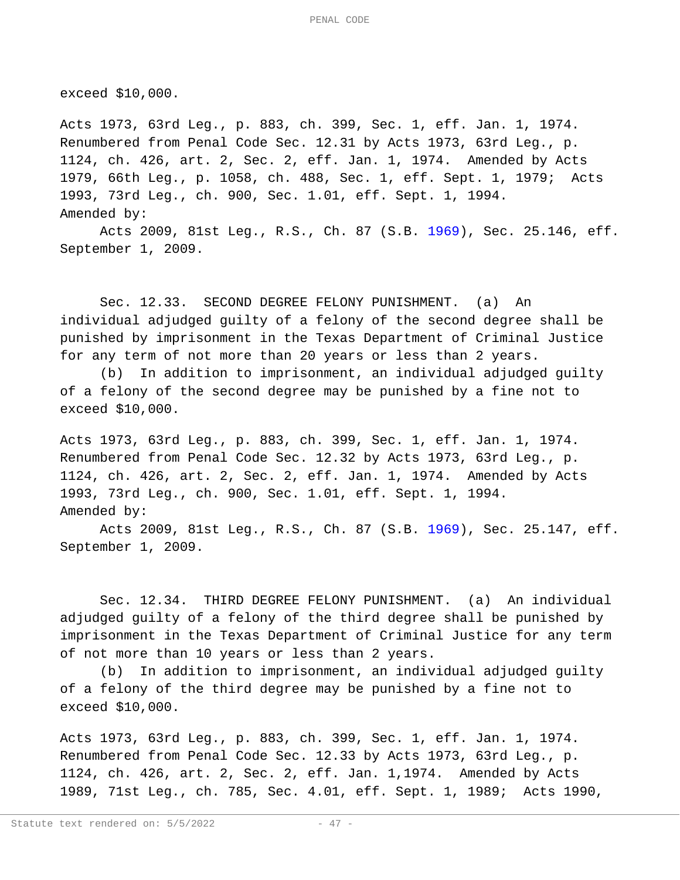exceed $10,000.

Acts 1973, 63rd Leg., p. 883, ch. 399, Sec. 1, eff. Jan. 1, 1974. Renumbered from Penal Code Sec. 12.31 by Acts 1973, 63rd Leg., p. 1124, ch. 426, art. 2, Sec. 2, eff. Jan. 1, 1974. Amended by Acts 1979, 66th Leg., p. 1058, ch. 488, Sec. 1, eff. Sept. 1, 1979; Acts 1993, 73rd Leg., ch. 900, Sec. 1.01, eff. Sept. 1, 1994.
Amended by:

Acts 2009, 81st Leg., R.S., Ch. 87 (S.B. 1969), Sec. 25.146, eff. September 1, 2009.

Sec. 12.33. SECOND DEGREE FELONY PUNISHMENT. (a) An individual adjudged guilty of a felony of the second degree shall be punished by imprisonment in the Texas Department of Criminal Justice for any term of not more than 20 years or less than 2 years.

(b) In addition to imprisonment, an individual adjudged guilty of a felony of the second degree may be punished by a fine not to exceed $10,000.

Acts 1973, 63rd Leg., p. 883, ch. 399, Sec. 1, eff. Jan. 1, 1974. Renumbered from Penal Code Sec. 12.32 by Acts 1973, 63rd Leg., p. 1124, ch. 426, art. 2, Sec. 2, eff. Jan. 1, 1974. Amended by Acts 1993, 73rd Leg., ch. 900, Sec. 1.01, eff. Sept. 1, 1994.
Amended by:

Acts 2009, 81st Leg., R.S., Ch. 87 (S.B. 1969), Sec. 25.147, eff. September 1, 2009.

Sec. 12.34. THIRD DEGREE FELONY PUNISHMENT. (a) An individual adjudged guilty of a felony of the third degree shall be punished by imprisonment in the Texas Department of Criminal Justice for any term of not more than 10 years or less than 2 years.

(b) In addition to imprisonment, an individual adjudged guilty of a felony of the third degree may be punished by a fine not to exceed $10,000.

Acts 1973, 63rd Leg., p. 883, ch. 399, Sec. 1, eff. Jan. 1, 1974. Renumbered from Penal Code Sec. 12.33 by Acts 1973, 63rd Leg., p. 1124, ch. 426, art. 2, Sec. 2, eff. Jan. 1,1974. Amended by Acts 1989, 71st Leg., ch. 785, Sec. 4.01, eff. Sept. 1, 1989; Acts 1990,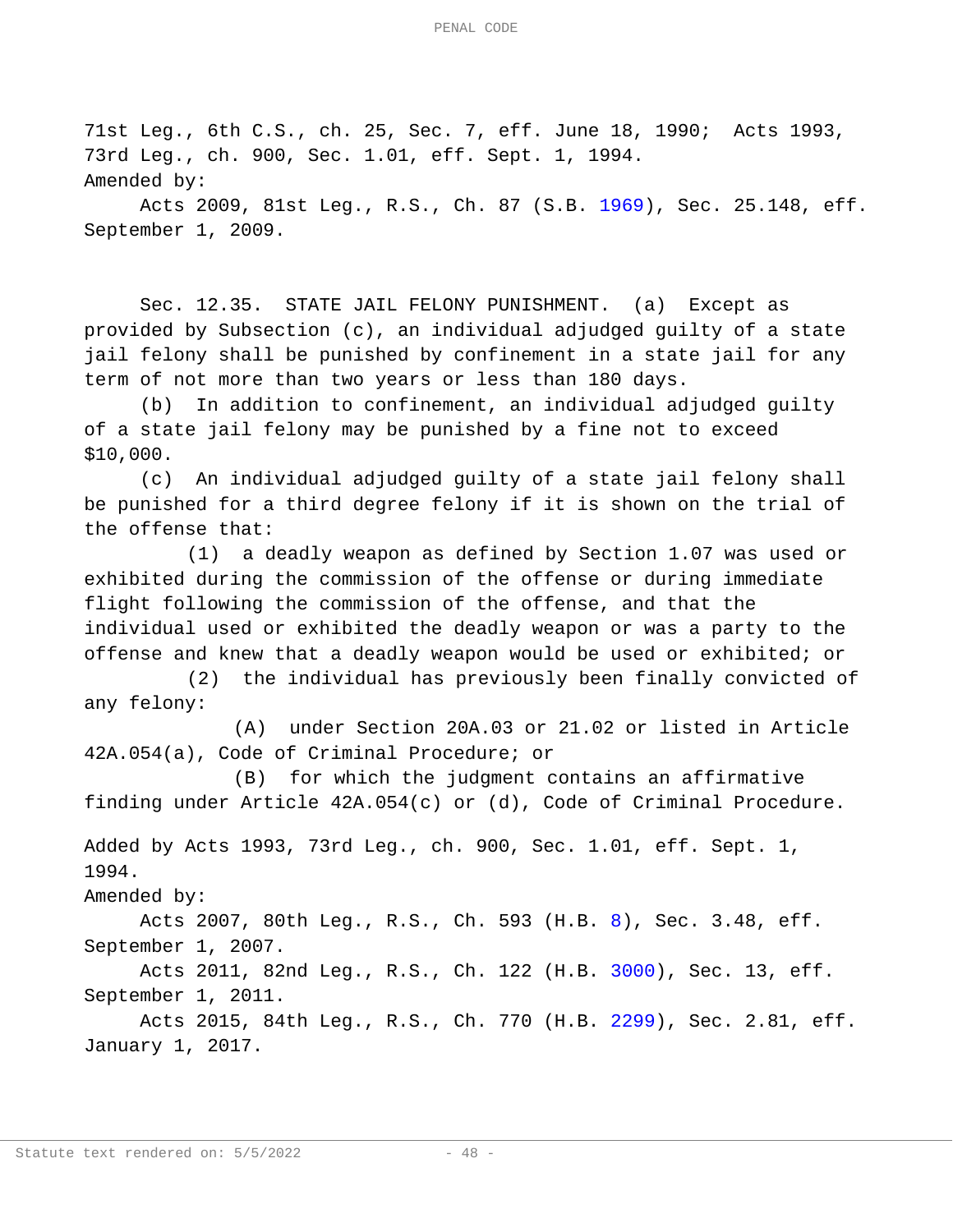71st Leg., 6th C.S., ch. 25, Sec. 7, eff. June 18, 1990; Acts 1993, 73rd Leg., ch. 900, Sec. 1.01, eff. Sept. 1, 1994.

Amended by:

Acts 2009, 81st Leg., R.S., Ch. 87 (S.B. 1969), Sec. 25.148, eff. September 1, 2009.

Sec. 12.35. STATE JAIL FELONY PUNISHMENT. (a) Except as provided by Subsection (c), an individual adjudged guilty of a state jail felony shall be punished by confinement in a state jail for any term of not more than two years or less than 180 days.

(b) In addition to confinement, an individual adjudged guilty of a state jail felony may be punished by a fine not to exceed $10,000.

(c) An individual adjudged guilty of a state jail felony shall be punished for a third degree felony if it is shown on the trial of the offense that:

(1) a deadly weapon as defined by Section 1.07 was used or exhibited during the commission of the offense or during immediate flight following the commission of the offense, and that the individual used or exhibited the deadly weapon or was a party to the offense and knew that a deadly weapon would be used or exhibited; or

(2) the individual has previously been finally convicted of any felony:

(A) under Section 20A.03 or 21.02 or listed in Article 42A.054(a), Code of Criminal Procedure; or

(B) for which the judgment contains an affirmative finding under Article 42A.054(c) or (d), Code of Criminal Procedure.

Added by Acts 1993, 73rd Leg., ch. 900, Sec. 1.01, eff. Sept. 1, 1994.

Amended by:

Acts 2007, 80th Leg., R.S., Ch. 593 (H.B. 8), Sec. 3.48, eff. September 1, 2007.

Acts 2011, 82nd Leg., R.S., Ch. 122 (H.B. 3000), Sec. 13, eff. September 1, 2011.

Acts 2015, 84th Leg., R.S., Ch. 770 (H.B. 2299), Sec. 2.81, eff. January 1, 2017.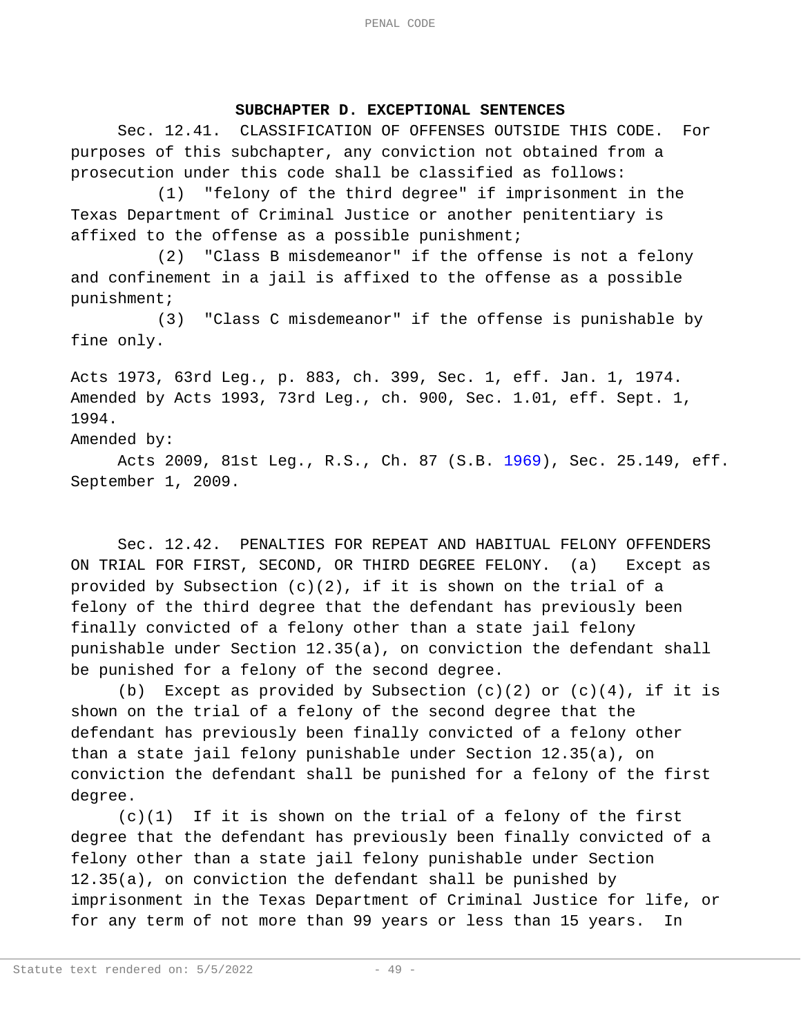## SUBCHAPTER D. EXCEPTIONAL SENTENCES

Sec. 12.41. CLASSIFICATION OF OFFENSES OUTSIDE THIS CODE. For purposes of this subchapter, any conviction not obtained from a prosecution under this code shall be classified as follows:

(1) "felony of the third degree" if imprisonment in the Texas Department of Criminal Justice or another penitentiary is affixed to the offense as a possible punishment;

(2) "Class B misdemeanor" if the offense is not a felony and confinement in a jail is affixed to the offense as a possible punishment;

(3) "Class C misdemeanor" if the offense is punishable by fine only.

Acts 1973, 63rd Leg., p. 883, ch. 399, Sec. 1, eff. Jan. 1, 1974. Amended by Acts 1993, 73rd Leg., ch. 900, Sec. 1.01, eff. Sept. 1, 1994.

Amended by:

Acts 2009, 81st Leg., R.S., Ch. 87 (S.B. 1969), Sec. 25.149, eff. September 1, 2009.

Sec. 12.42. PENALTIES FOR REPEAT AND HABITUAL FELONY OFFENDERS ON TRIAL FOR FIRST, SECOND, OR THIRD DEGREE FELONY. (a) Except as provided by Subsection (c)(2), if it is shown on the trial of a felony of the third degree that the defendant has previously been finally convicted of a felony other than a state jail felony punishable under Section 12.35(a), on conviction the defendant shall be punished for a felony of the second degree.

(b) Except as provided by Subsection (c)(2) or (c)(4), if it is shown on the trial of a felony of the second degree that the defendant has previously been finally convicted of a felony other than a state jail felony punishable under Section 12.35(a), on conviction the defendant shall be punished for a felony of the first degree.

(c)(1) If it is shown on the trial of a felony of the first degree that the defendant has previously been finally convicted of a felony other than a state jail felony punishable under Section 12.35(a), on conviction the defendant shall be punished by imprisonment in the Texas Department of Criminal Justice for life, or for any term of not more than 99 years or less than 15 years. In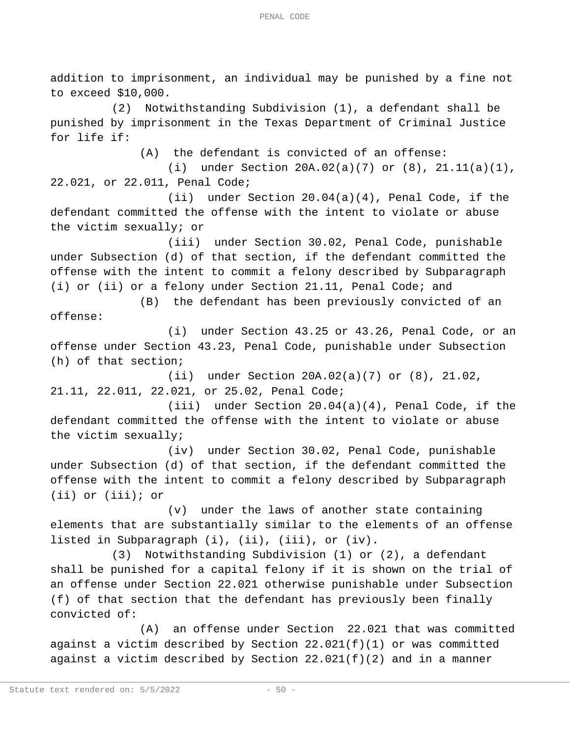addition to imprisonment, an individual may be punished by a fine not to exceed $10,000.

(2) Notwithstanding Subdivision (1), a defendant shall be punished by imprisonment in the Texas Department of Criminal Justice for life if:

(A) the defendant is convicted of an offense:

(i) under Section 20A.02(a)(7) or (8), 21.11(a)(1), 22.021, or 22.011, Penal Code;

(ii) under Section 20.04(a)(4), Penal Code, if the defendant committed the offense with the intent to violate or abuse the victim sexually; or

(iii) under Section 30.02, Penal Code, punishable under Subsection (d) of that section, if the defendant committed the offense with the intent to commit a felony described by Subparagraph (i) or (ii) or a felony under Section 21.11, Penal Code; and

(B) the defendant has been previously convicted of an offense:

(i) under Section 43.25 or 43.26, Penal Code, or an offense under Section 43.23, Penal Code, punishable under Subsection (h) of that section;

(ii) under Section 20A.02(a)(7) or (8), 21.02, 21.11, 22.011, 22.021, or 25.02, Penal Code;

(iii) under Section 20.04(a)(4), Penal Code, if the defendant committed the offense with the intent to violate or abuse the victim sexually;

(iv) under Section 30.02, Penal Code, punishable under Subsection (d) of that section, if the defendant committed the offense with the intent to commit a felony described by Subparagraph (ii) or (iii); or

(v) under the laws of another state containing elements that are substantially similar to the elements of an offense listed in Subparagraph (i), (ii), (iii), or (iv).

(3) Notwithstanding Subdivision (1) or (2), a defendant shall be punished for a capital felony if it is shown on the trial of an offense under Section 22.021 otherwise punishable under Subsection (f) of that section that the defendant has previously been finally convicted of:

(A) an offense under Section 22.021 that was committed against a victim described by Section 22.021(f)(1) or was committed against a victim described by Section 22.021(f)(2) and in a manner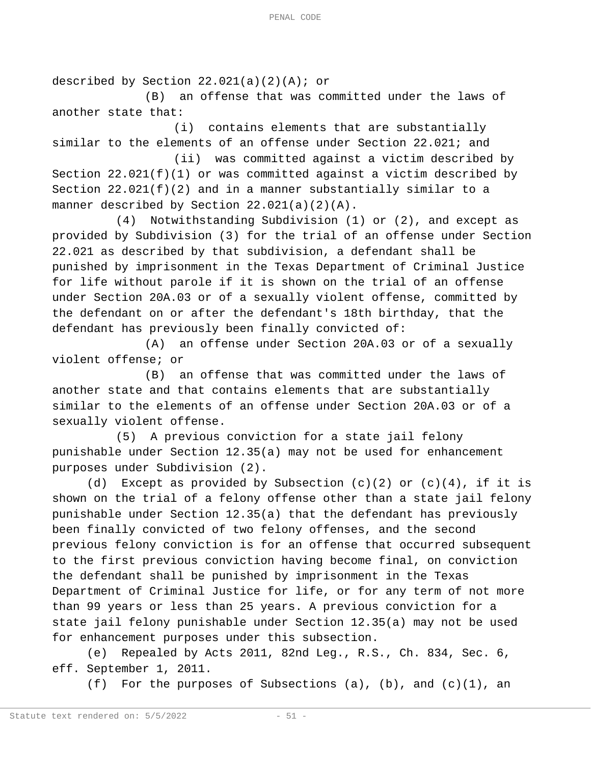described by Section 22.021(a)(2)(A); or

(B) an offense that was committed under the laws of another state that:

(i) contains elements that are substantially similar to the elements of an offense under Section 22.021; and

(ii) was committed against a victim described by Section 22.021(f)(1) or was committed against a victim described by Section 22.021(f)(2) and in a manner substantially similar to a manner described by Section 22.021(a)(2)(A).

(4) Notwithstanding Subdivision (1) or (2), and except as provided by Subdivision (3) for the trial of an offense under Section 22.021 as described by that subdivision, a defendant shall be punished by imprisonment in the Texas Department of Criminal Justice for life without parole if it is shown on the trial of an offense under Section 20A.03 or of a sexually violent offense, committed by the defendant on or after the defendant's 18th birthday, that the defendant has previously been finally convicted of:

(A) an offense under Section 20A.03 or of a sexually violent offense; or

(B) an offense that was committed under the laws of another state and that contains elements that are substantially similar to the elements of an offense under Section 20A.03 or of a sexually violent offense.

(5) A previous conviction for a state jail felony punishable under Section 12.35(a) may not be used for enhancement purposes under Subdivision (2).

(d) Except as provided by Subsection (c)(2) or (c)(4), if it is shown on the trial of a felony offense other than a state jail felony punishable under Section 12.35(a) that the defendant has previously been finally convicted of two felony offenses, and the second previous felony conviction is for an offense that occurred subsequent to the first previous conviction having become final, on conviction the defendant shall be punished by imprisonment in the Texas Department of Criminal Justice for life, or for any term of not more than 99 years or less than 25 years. A previous conviction for a state jail felony punishable under Section 12.35(a) may not be used for enhancement purposes under this subsection.

(e) Repealed by Acts 2011, 82nd Leg., R.S., Ch. 834, Sec. 6, eff. September 1, 2011.

(f) For the purposes of Subsections (a), (b), and (c)(1), an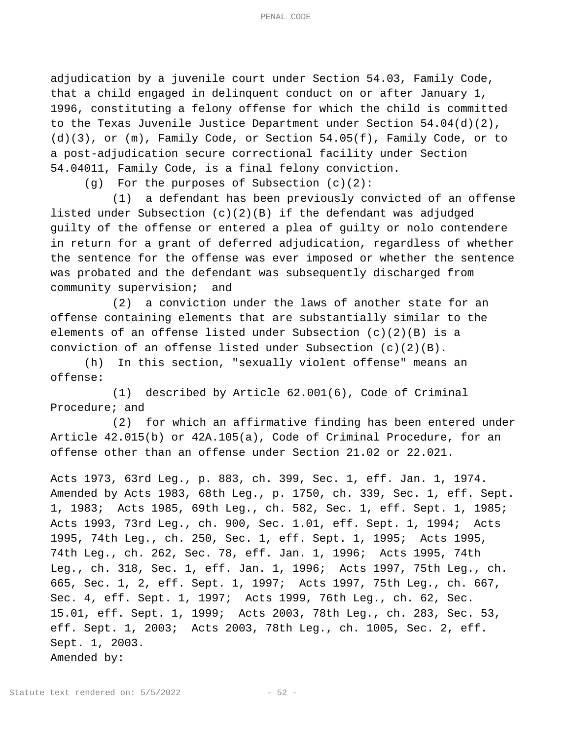adjudication by a juvenile court under Section 54.03, Family Code, that a child engaged in delinquent conduct on or after January 1, 1996, constituting a felony offense for which the child is committed to the Texas Juvenile Justice Department under Section 54.04(d)(2), (d)(3), or (m), Family Code, or Section 54.05(f), Family Code, or to a post-adjudication secure correctional facility under Section 54.04011, Family Code, is a final felony conviction.

(g) For the purposes of Subsection (c)(2):

(1) a defendant has been previously convicted of an offense listed under Subsection (c)(2)(B) if the defendant was adjudged guilty of the offense or entered a plea of guilty or nolo contendere in return for a grant of deferred adjudication, regardless of whether the sentence for the offense was ever imposed or whether the sentence was probated and the defendant was subsequently discharged from community supervision; and

(2) a conviction under the laws of another state for an offense containing elements that are substantially similar to the elements of an offense listed under Subsection (c)(2)(B) is a conviction of an offense listed under Subsection (c)(2)(B).

(h) In this section, "sexually violent offense" means an offense:

(1) described by Article 62.001(6), Code of Criminal Procedure; and

(2) for which an affirmative finding has been entered under Article 42.015(b) or 42A.105(a), Code of Criminal Procedure, for an offense other than an offense under Section 21.02 or 22.021.

Acts 1973, 63rd Leg., p. 883, ch. 399, Sec. 1, eff. Jan. 1, 1974. Amended by Acts 1983, 68th Leg., p. 1750, ch. 339, Sec. 1, eff. Sept. 1, 1983; Acts 1985, 69th Leg., ch. 582, Sec. 1, eff. Sept. 1, 1985; Acts 1993, 73rd Leg., ch. 900, Sec. 1.01, eff. Sept. 1, 1994; Acts 1995, 74th Leg., ch. 250, Sec. 1, eff. Sept. 1, 1995; Acts 1995, 74th Leg., ch. 262, Sec. 78, eff. Jan. 1, 1996; Acts 1995, 74th Leg., ch. 318, Sec. 1, eff. Jan. 1, 1996; Acts 1997, 75th Leg., ch. 665, Sec. 1, 2, eff. Sept. 1, 1997; Acts 1997, 75th Leg., ch. 667, Sec. 4, eff. Sept. 1, 1997; Acts 1999, 76th Leg., ch. 62, Sec. 15.01, eff. Sept. 1, 1999; Acts 2003, 78th Leg., ch. 283, Sec. 53, eff. Sept. 1, 2003; Acts 2003, 78th Leg., ch. 1005, Sec. 2, eff. Sept. 1, 2003.

Amended by: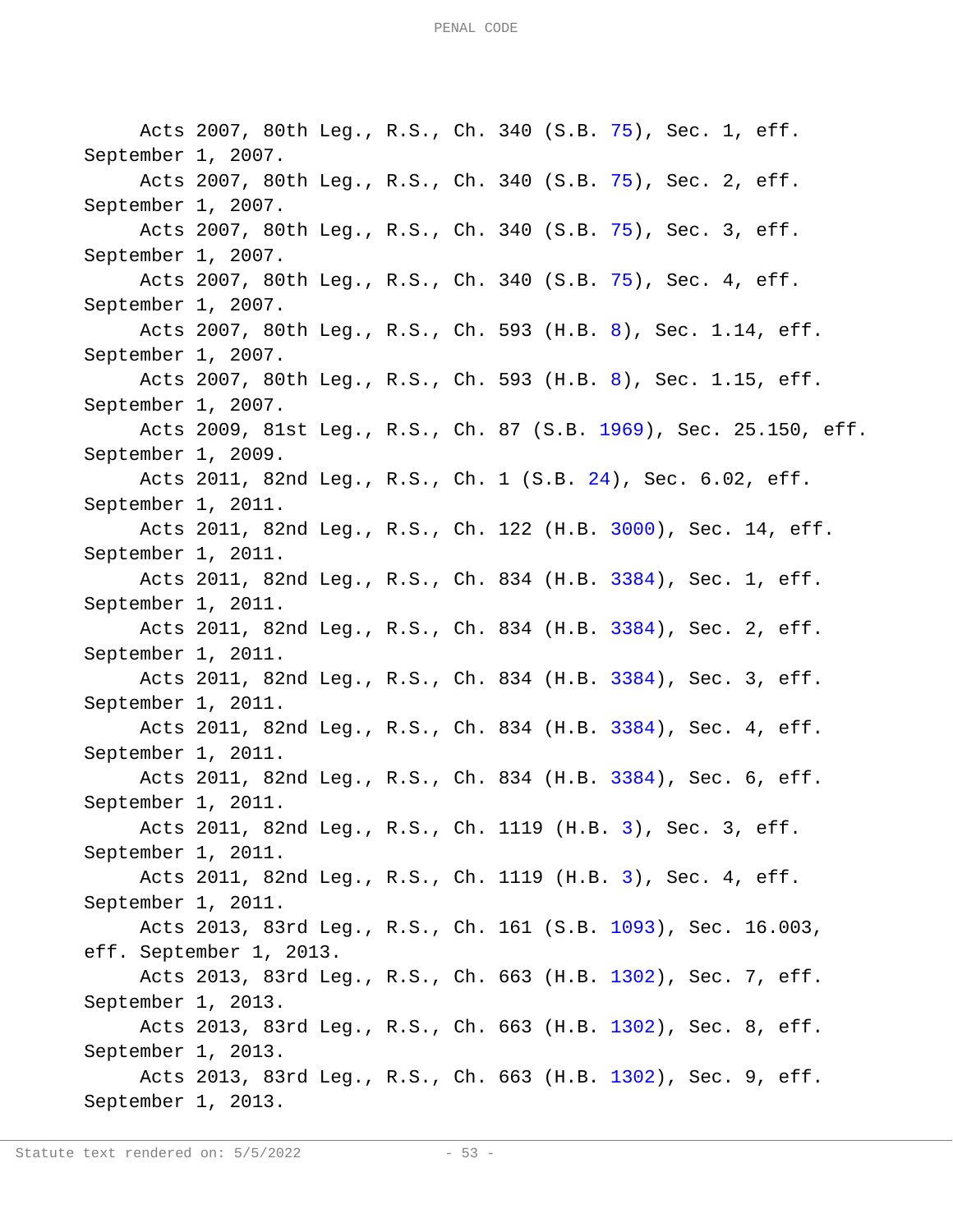Acts 2007, 80th Leg., R.S., Ch. 340 (S.B. 75), Sec. 1, eff. September 1, 2007.

Acts 2007, 80th Leg., R.S., Ch. 340 (S.B. 75), Sec. 2, eff. September 1, 2007.

Acts 2007, 80th Leg., R.S., Ch. 340 (S.B. 75), Sec. 3, eff. September 1, 2007.

Acts 2007, 80th Leg., R.S., Ch. 340 (S.B. 75), Sec. 4, eff. September 1, 2007.

Acts 2007, 80th Leg., R.S., Ch. 593 (H.B. 8), Sec. 1.14, eff. September 1, 2007.

Acts 2007, 80th Leg., R.S., Ch. 593 (H.B. 8), Sec. 1.15, eff. September 1, 2007.

Acts 2009, 81st Leg., R.S., Ch. 87 (S.B. 1969), Sec. 25.150, eff. September 1, 2009.

Acts 2011, 82nd Leg., R.S., Ch. 1 (S.B. 24), Sec. 6.02, eff. September 1, 2011.

Acts 2011, 82nd Leg., R.S., Ch. 122 (H.B. 3000), Sec. 14, eff. September 1, 2011.

Acts 2011, 82nd Leg., R.S., Ch. 834 (H.B. 3384), Sec. 1, eff. September 1, 2011.

Acts 2011, 82nd Leg., R.S., Ch. 834 (H.B. 3384), Sec. 2, eff. September 1, 2011.

Acts 2011, 82nd Leg., R.S., Ch. 834 (H.B. 3384), Sec. 3, eff. September 1, 2011.

Acts 2011, 82nd Leg., R.S., Ch. 834 (H.B. 3384), Sec. 4, eff. September 1, 2011.

Acts 2011, 82nd Leg., R.S., Ch. 834 (H.B. 3384), Sec. 6, eff. September 1, 2011.

Acts 2011, 82nd Leg., R.S., Ch. 1119 (H.B. 3), Sec. 3, eff. September 1, 2011.

Acts 2011, 82nd Leg., R.S., Ch. 1119 (H.B. 3), Sec. 4, eff. September 1, 2011.

Acts 2013, 83rd Leg., R.S., Ch. 161 (S.B. 1093), Sec. 16.003, eff. September 1, 2013.

Acts 2013, 83rd Leg., R.S., Ch. 663 (H.B. 1302), Sec. 7, eff. September 1, 2013.

Acts 2013, 83rd Leg., R.S., Ch. 663 (H.B. 1302), Sec. 8, eff. September 1, 2013.

Acts 2013, 83rd Leg., R.S., Ch. 663 (H.B. 1302), Sec. 9, eff. September 1, 2013.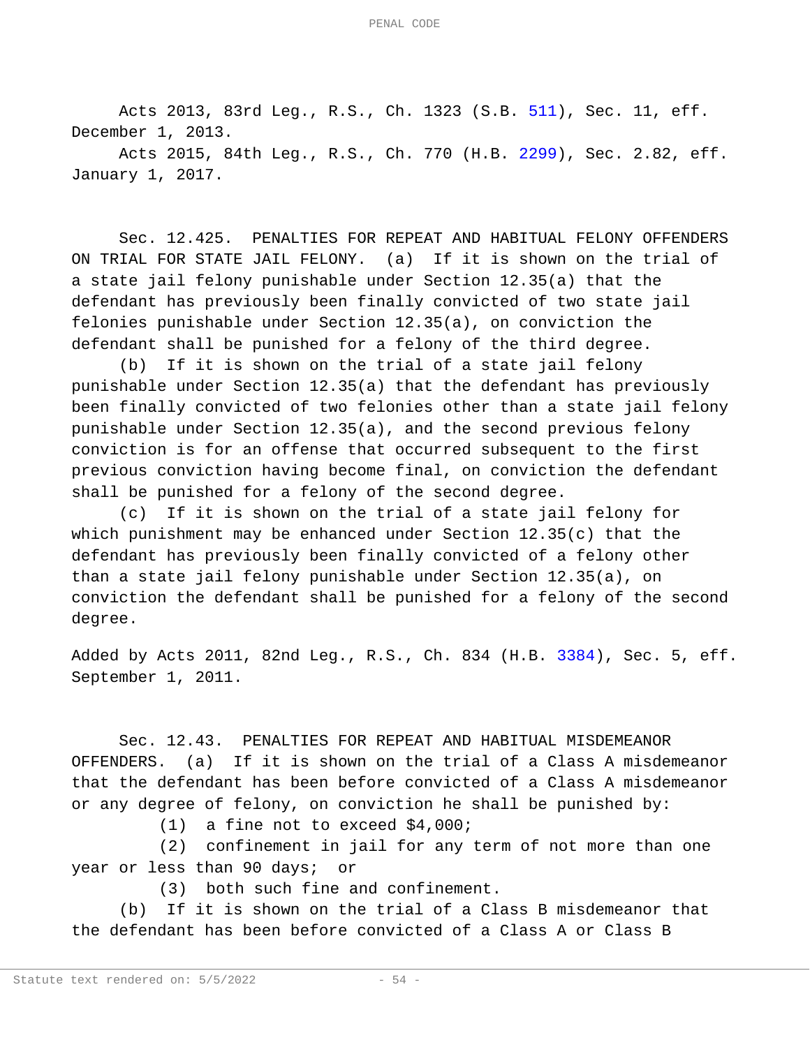Acts 2013, 83rd Leg., R.S., Ch. 1323 (S.B. 511), Sec. 11, eff. December 1, 2013.

Acts 2015, 84th Leg., R.S., Ch. 770 (H.B. 2299), Sec. 2.82, eff. January 1, 2017.

Sec. 12.425. PENALTIES FOR REPEAT AND HABITUAL FELONY OFFENDERS ON TRIAL FOR STATE JAIL FELONY. (a) If it is shown on the trial of a state jail felony punishable under Section 12.35(a) that the defendant has previously been finally convicted of two state jail felonies punishable under Section 12.35(a), on conviction the defendant shall be punished for a felony of the third degree.

(b) If it is shown on the trial of a state jail felony punishable under Section 12.35(a) that the defendant has previously been finally convicted of two felonies other than a state jail felony punishable under Section 12.35(a), and the second previous felony conviction is for an offense that occurred subsequent to the first previous conviction having become final, on conviction the defendant shall be punished for a felony of the second degree.

(c) If it is shown on the trial of a state jail felony for which punishment may be enhanced under Section 12.35(c) that the defendant has previously been finally convicted of a felony other than a state jail felony punishable under Section 12.35(a), on conviction the defendant shall be punished for a felony of the second degree.

Added by Acts 2011, 82nd Leg., R.S., Ch. 834 (H.B. 3384), Sec. 5, eff. September 1, 2011.

Sec. 12.43. PENALTIES FOR REPEAT AND HABITUAL MISDEMEANOR OFFENDERS. (a) If it is shown on the trial of a Class A misdemeanor that the defendant has been before convicted of a Class A misdemeanor or any degree of felony, on conviction he shall be punished by:

(1) a fine not to exceed $4,000;

(2) confinement in jail for any term of not more than one year or less than 90 days; or

(3) both such fine and confinement.

(b) If it is shown on the trial of a Class B misdemeanor that the defendant has been before convicted of a Class A or Class B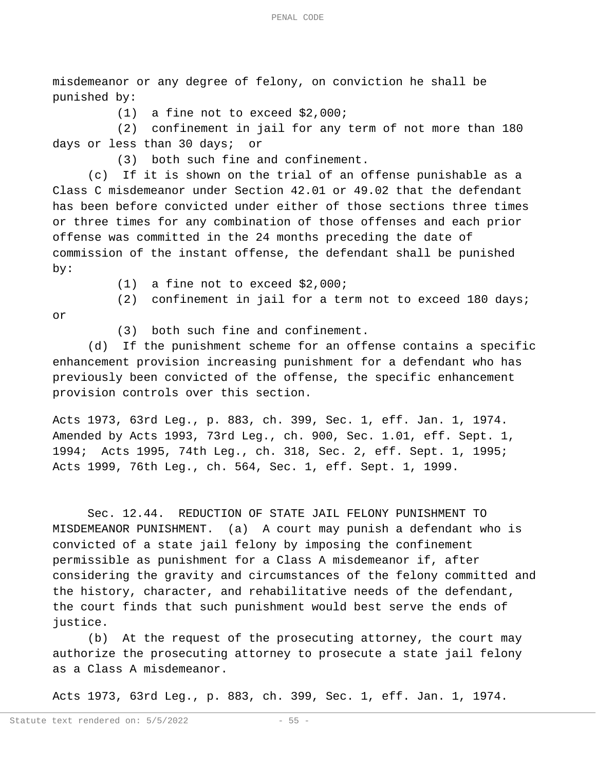misdemeanor or any degree of felony, on conviction he shall be punished by:

(1) a fine not to exceed $2,000;

(2) confinement in jail for any term of not more than 180 days or less than 30 days; or

(3) both such fine and confinement.

(c) If it is shown on the trial of an offense punishable as a Class C misdemeanor under Section 42.01 or 49.02 that the defendant has been before convicted under either of those sections three times or three times for any combination of those offenses and each prior offense was committed in the 24 months preceding the date of commission of the instant offense, the defendant shall be punished by:

(1) a fine not to exceed $2,000;

(2) confinement in jail for a term not to exceed 180 days; or

(3) both such fine and confinement.

(d) If the punishment scheme for an offense contains a specific enhancement provision increasing punishment for a defendant who has previously been convicted of the offense, the specific enhancement provision controls over this section.

Acts 1973, 63rd Leg., p. 883, ch. 399, Sec. 1, eff. Jan. 1, 1974. Amended by Acts 1993, 73rd Leg., ch. 900, Sec. 1.01, eff. Sept. 1, 1994; Acts 1995, 74th Leg., ch. 318, Sec. 2, eff. Sept. 1, 1995; Acts 1999, 76th Leg., ch. 564, Sec. 1, eff. Sept. 1, 1999.

Sec. 12.44. REDUCTION OF STATE JAIL FELONY PUNISHMENT TO MISDEMEANOR PUNISHMENT. (a) A court may punish a defendant who is convicted of a state jail felony by imposing the confinement permissible as punishment for a Class A misdemeanor if, after considering the gravity and circumstances of the felony committed and the history, character, and rehabilitative needs of the defendant, the court finds that such punishment would best serve the ends of justice.

(b) At the request of the prosecuting attorney, the court may authorize the prosecuting attorney to prosecute a state jail felony as a Class A misdemeanor.

Acts 1973, 63rd Leg., p. 883, ch. 399, Sec. 1, eff. Jan. 1, 1974.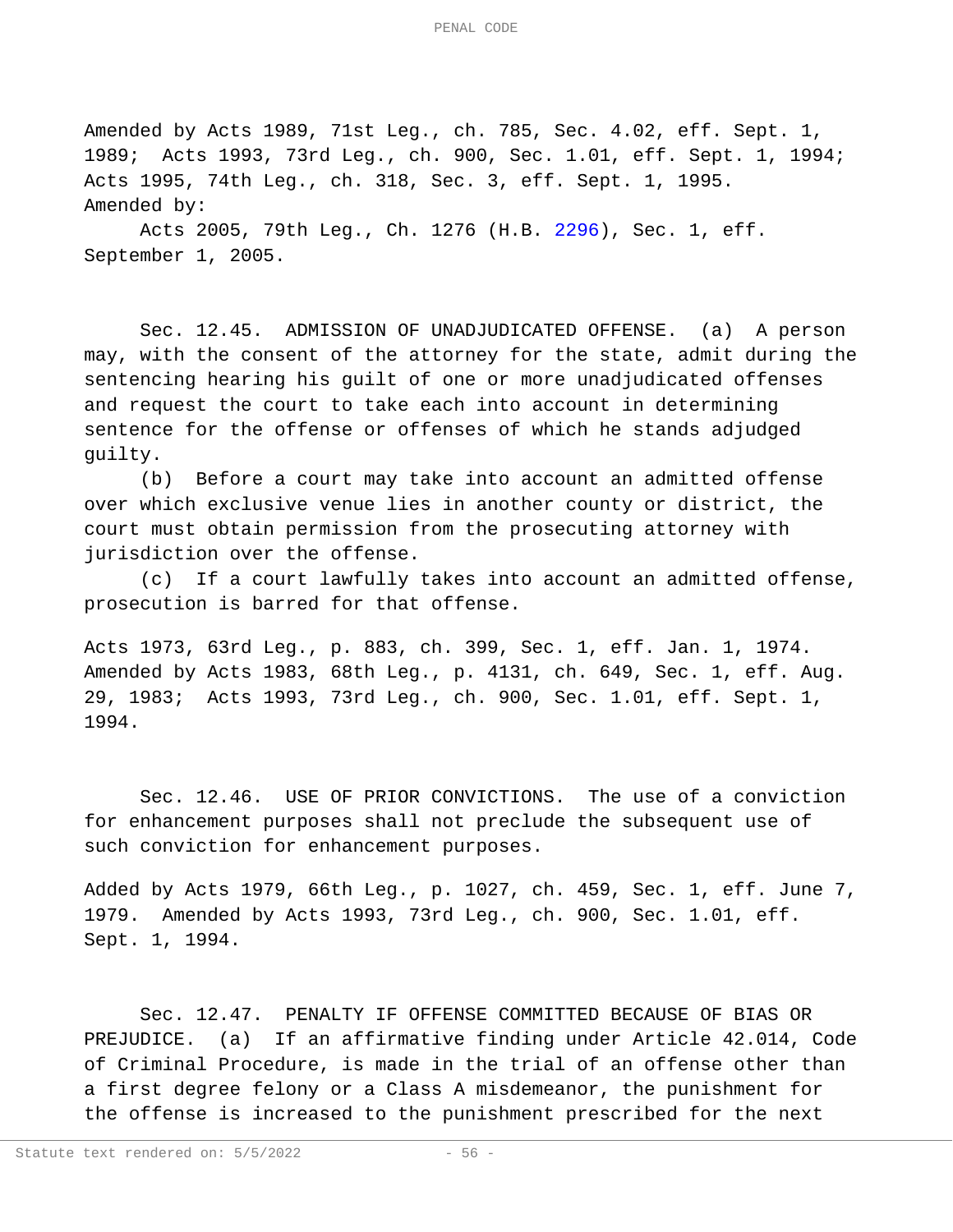Amended by Acts 1989, 71st Leg., ch. 785, Sec. 4.02, eff. Sept. 1, 1989; Acts 1993, 73rd Leg., ch. 900, Sec. 1.01, eff. Sept. 1, 1994; Acts 1995, 74th Leg., ch. 318, Sec. 3, eff. Sept. 1, 1995.
Amended by:

Acts 2005, 79th Leg., Ch. 1276 (H.B. 2296), Sec. 1, eff. September 1, 2005.

Sec. 12.45. ADMISSION OF UNADJUDICATED OFFENSE. (a) A person may, with the consent of the attorney for the state, admit during the sentencing hearing his guilt of one or more unadjudicated offenses and request the court to take each into account in determining sentence for the offense or offenses of which he stands adjudged guilty.

(b) Before a court may take into account an admitted offense over which exclusive venue lies in another county or district, the court must obtain permission from the prosecuting attorney with jurisdiction over the offense.

(c) If a court lawfully takes into account an admitted offense, prosecution is barred for that offense.

Acts 1973, 63rd Leg., p. 883, ch. 399, Sec. 1, eff. Jan. 1, 1974. Amended by Acts 1983, 68th Leg., p. 4131, ch. 649, Sec. 1, eff. Aug. 29, 1983; Acts 1993, 73rd Leg., ch. 900, Sec. 1.01, eff. Sept. 1, 1994.

Sec. 12.46. USE OF PRIOR CONVICTIONS. The use of a conviction for enhancement purposes shall not preclude the subsequent use of such conviction for enhancement purposes.

Added by Acts 1979, 66th Leg., p. 1027, ch. 459, Sec. 1, eff. June 7, 1979. Amended by Acts 1993, 73rd Leg., ch. 900, Sec. 1.01, eff. Sept. 1, 1994.

Sec. 12.47. PENALTY IF OFFENSE COMMITTED BECAUSE OF BIAS OR PREJUDICE. (a) If an affirmative finding under Article 42.014, Code of Criminal Procedure, is made in the trial of an offense other than a first degree felony or a Class A misdemeanor, the punishment for the offense is increased to the punishment prescribed for the next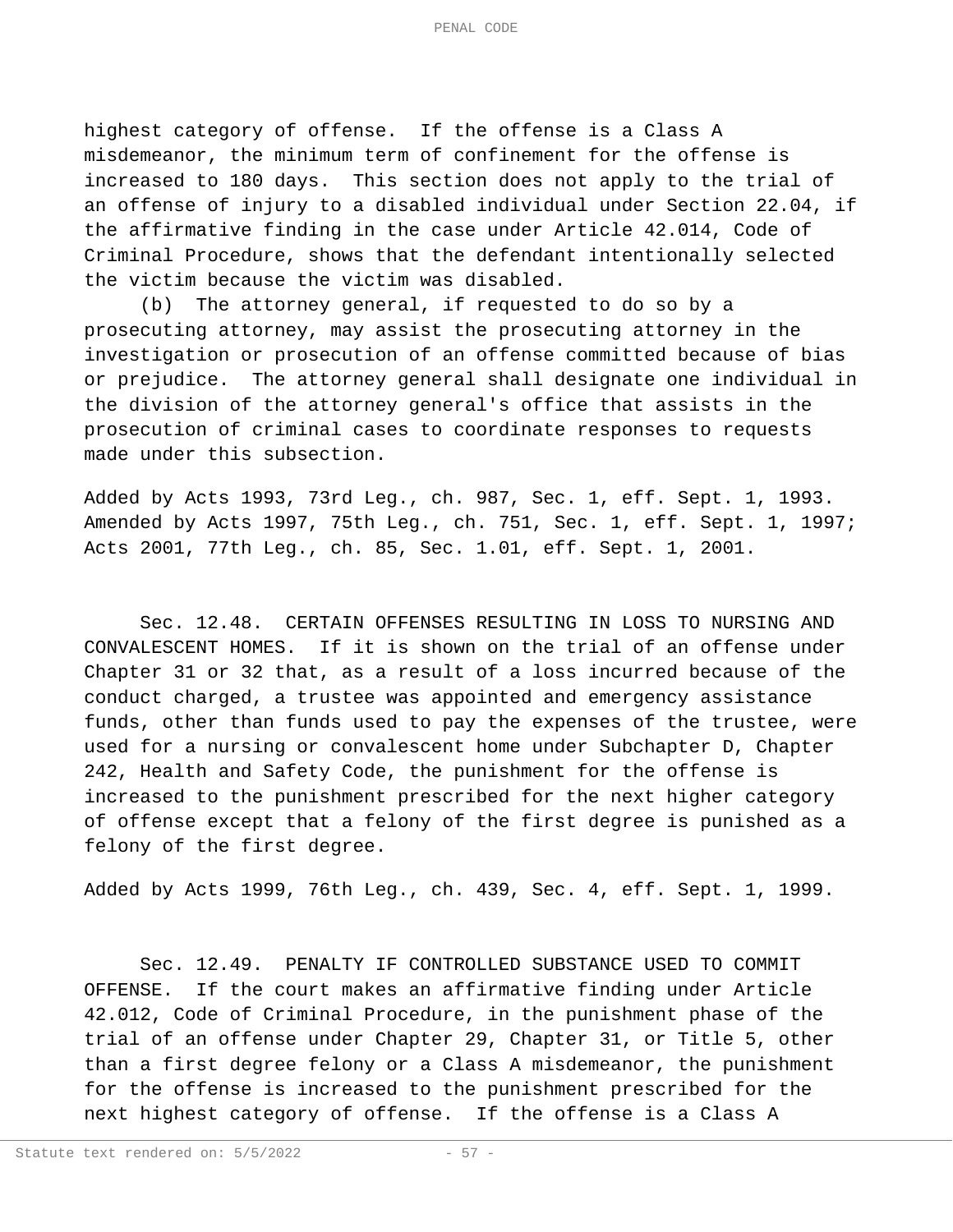highest category of offense. If the offense is a Class A misdemeanor, the minimum term of confinement for the offense is increased to 180 days. This section does not apply to the trial of an offense of injury to a disabled individual under Section 22.04, if the affirmative finding in the case under Article 42.014, Code of Criminal Procedure, shows that the defendant intentionally selected the victim because the victim was disabled.

(b) The attorney general, if requested to do so by a prosecuting attorney, may assist the prosecuting attorney in the investigation or prosecution of an offense committed because of bias or prejudice. The attorney general shall designate one individual in the division of the attorney general's office that assists in the prosecution of criminal cases to coordinate responses to requests made under this subsection.

Added by Acts 1993, 73rd Leg., ch. 987, Sec. 1, eff. Sept. 1, 1993. Amended by Acts 1997, 75th Leg., ch. 751, Sec. 1, eff. Sept. 1, 1997; Acts 2001, 77th Leg., ch. 85, Sec. 1.01, eff. Sept. 1, 2001.

Sec. 12.48. CERTAIN OFFENSES RESULTING IN LOSS TO NURSING AND CONVALESCENT HOMES. If it is shown on the trial of an offense under Chapter 31 or 32 that, as a result of a loss incurred because of the conduct charged, a trustee was appointed and emergency assistance funds, other than funds used to pay the expenses of the trustee, were used for a nursing or convalescent home under Subchapter D, Chapter 242, Health and Safety Code, the punishment for the offense is increased to the punishment prescribed for the next higher category of offense except that a felony of the first degree is punished as a felony of the first degree.

Added by Acts 1999, 76th Leg., ch. 439, Sec. 4, eff. Sept. 1, 1999.

Sec. 12.49. PENALTY IF CONTROLLED SUBSTANCE USED TO COMMIT OFFENSE. If the court makes an affirmative finding under Article 42.012, Code of Criminal Procedure, in the punishment phase of the trial of an offense under Chapter 29, Chapter 31, or Title 5, other than a first degree felony or a Class A misdemeanor, the punishment for the offense is increased to the punishment prescribed for the next highest category of offense. If the offense is a Class A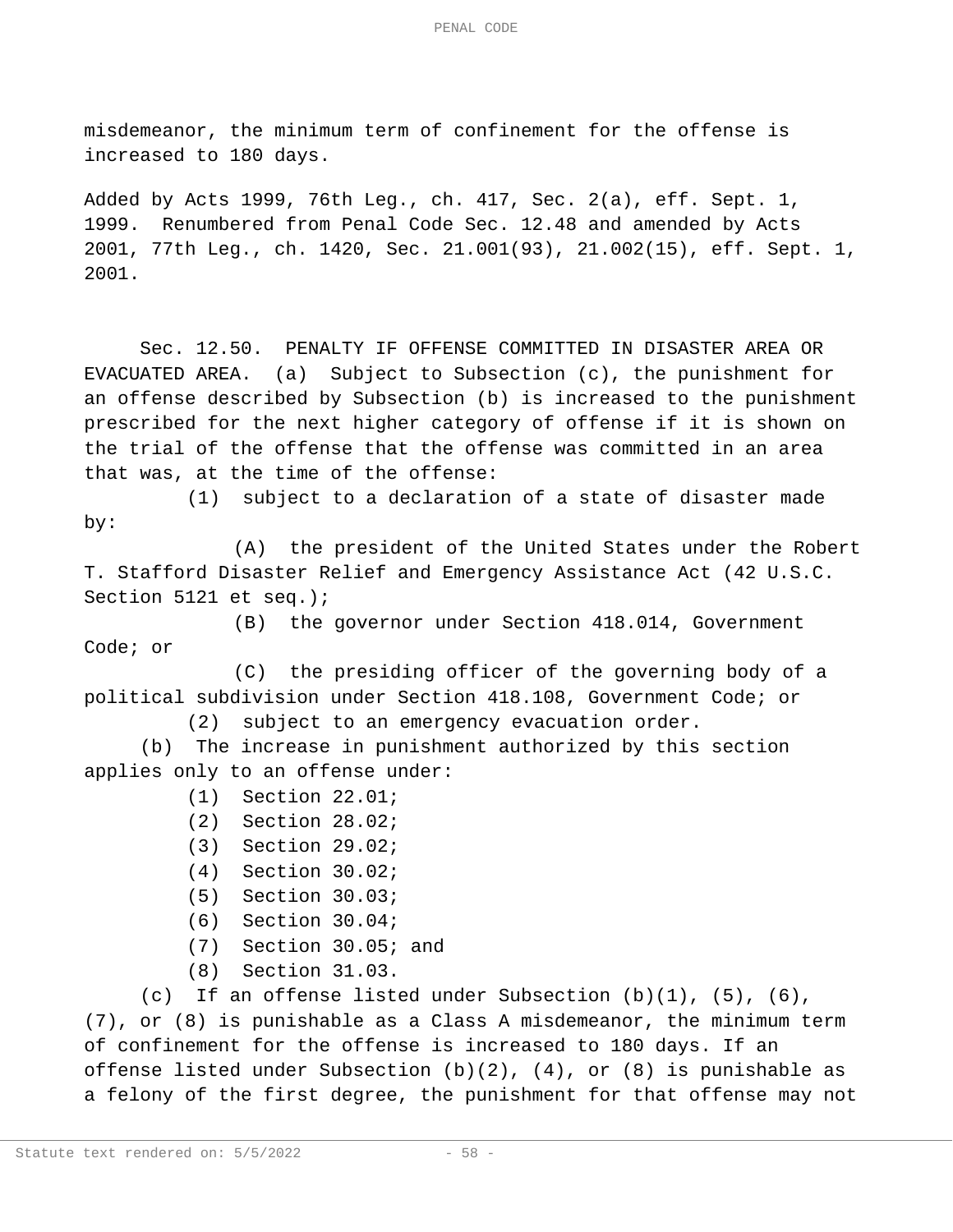misdemeanor, the minimum term of confinement for the offense is increased to 180 days.

Added by Acts 1999, 76th Leg., ch. 417, Sec. 2(a), eff. Sept. 1, 1999. Renumbered from Penal Code Sec. 12.48 and amended by Acts 2001, 77th Leg., ch. 1420, Sec. 21.001(93), 21.002(15), eff. Sept. 1, 2001.

Sec. 12.50. PENALTY IF OFFENSE COMMITTED IN DISASTER AREA OR EVACUATED AREA. (a) Subject to Subsection (c), the punishment for an offense described by Subsection (b) is increased to the punishment prescribed for the next higher category of offense if it is shown on the trial of the offense that the offense was committed in an area that was, at the time of the offense:

(1) subject to a declaration of a state of disaster made by:

(A) the president of the United States under the Robert T. Stafford Disaster Relief and Emergency Assistance Act (42 U.S.C. Section 5121 et seq.);

(B) the governor under Section 418.014, Government Code; or

(C) the presiding officer of the governing body of a political subdivision under Section 418.108, Government Code; or

(2) subject to an emergency evacuation order.

(b) The increase in punishment authorized by this section applies only to an offense under:

(1) Section 22.01;

(2) Section 28.02;

(3) Section 29.02;

(4) Section 30.02;

(5) Section 30.03;

(6) Section 30.04;

(7) Section 30.05; and

(8) Section 31.03.

(c) If an offense listed under Subsection (b)(1), (5), (6), (7), or (8) is punishable as a Class A misdemeanor, the minimum term of confinement for the offense is increased to 180 days. If an offense listed under Subsection (b)(2), (4), or (8) is punishable as a felony of the first degree, the punishment for that offense may not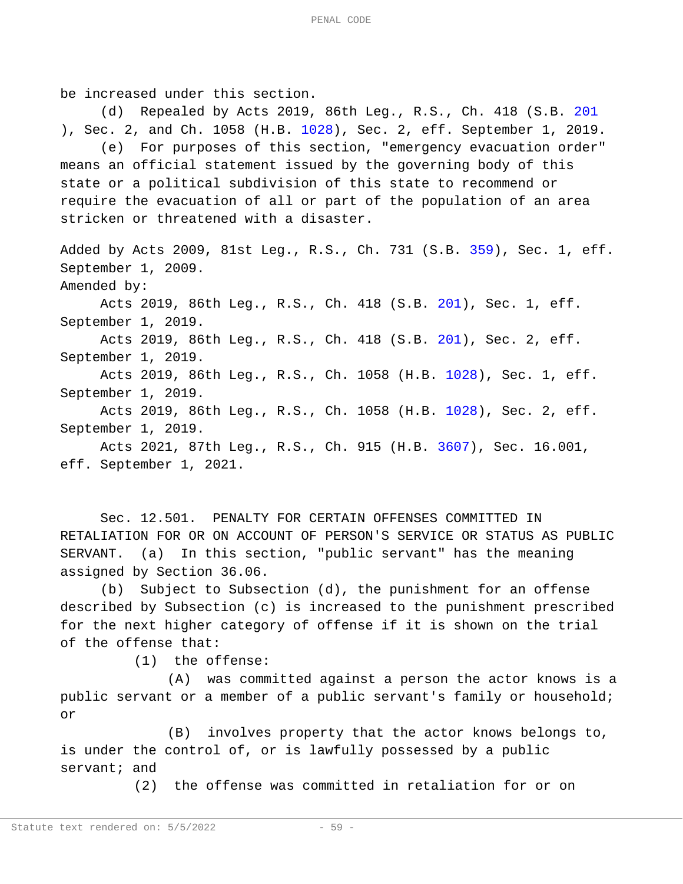be increased under this section.

(d) Repealed by Acts 2019, 86th Leg., R.S., Ch. 418 (S.B. 201), Sec. 2, and Ch. 1058 (H.B. 1028), Sec. 2, eff. September 1, 2019.

(e) For purposes of this section, "emergency evacuation order" means an official statement issued by the governing body of this state or a political subdivision of this state to recommend or require the evacuation of all or part of the population of an area stricken or threatened with a disaster.

Added by Acts 2009, 81st Leg., R.S., Ch. 731 (S.B. 359), Sec. 1, eff. September 1, 2009.

Amended by:

Acts 2019, 86th Leg., R.S., Ch. 418 (S.B. 201), Sec. 1, eff. September 1, 2019.

Acts 2019, 86th Leg., R.S., Ch. 418 (S.B. 201), Sec. 2, eff. September 1, 2019.

Acts 2019, 86th Leg., R.S., Ch. 1058 (H.B. 1028), Sec. 1, eff. September 1, 2019.

Acts 2019, 86th Leg., R.S., Ch. 1058 (H.B. 1028), Sec. 2, eff. September 1, 2019.

Acts 2021, 87th Leg., R.S., Ch. 915 (H.B. 3607), Sec. 16.001, eff. September 1, 2021.

Sec. 12.501. PENALTY FOR CERTAIN OFFENSES COMMITTED IN RETALIATION FOR OR ON ACCOUNT OF PERSON'S SERVICE OR STATUS AS PUBLIC SERVANT. (a) In this section, "public servant" has the meaning assigned by Section 36.06.

(b) Subject to Subsection (d), the punishment for an offense described by Subsection (c) is increased to the punishment prescribed for the next higher category of offense if it is shown on the trial of the offense that:

(1) the offense:

(A) was committed against a person the actor knows is a public servant or a member of a public servant's family or household; or

(B) involves property that the actor knows belongs to, is under the control of, or is lawfully possessed by a public servant; and

(2) the offense was committed in retaliation for or on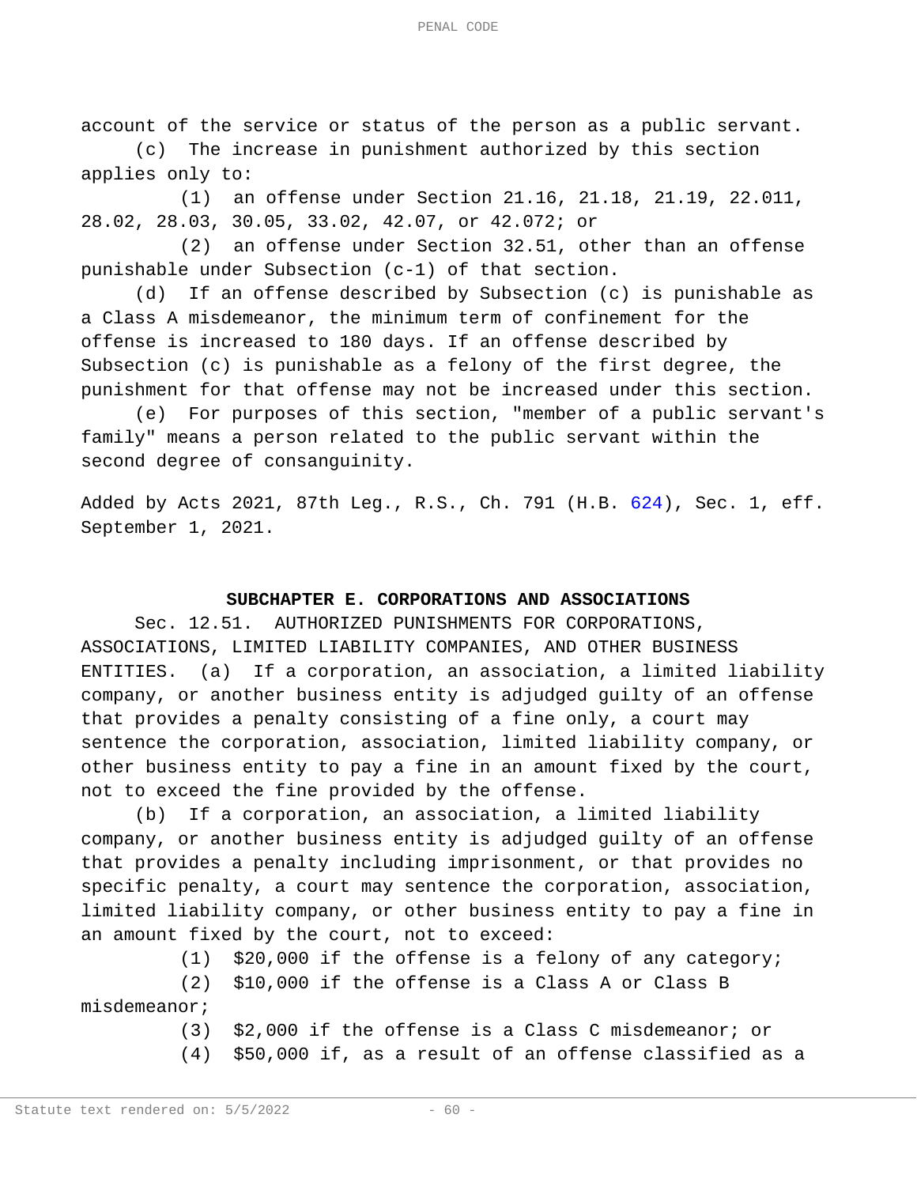account of the service or status of the person as a public servant.

(c) The increase in punishment authorized by this section applies only to:

(1) an offense under Section 21.16, 21.18, 21.19, 22.011, 28.02, 28.03, 30.05, 33.02, 42.07, or 42.072; or

(2) an offense under Section 32.51, other than an offense punishable under Subsection (c-1) of that section.

(d) If an offense described by Subsection (c) is punishable as a Class A misdemeanor, the minimum term of confinement for the offense is increased to 180 days. If an offense described by Subsection (c) is punishable as a felony of the first degree, the punishment for that offense may not be increased under this section.

(e) For purposes of this section, "member of a public servant's family" means a person related to the public servant within the second degree of consanguinity.

Added by Acts 2021, 87th Leg., R.S., Ch. 791 (H.B. 624), Sec. 1, eff. September 1, 2021.

### SUBCHAPTER E. CORPORATIONS AND ASSOCIATIONS

Sec. 12.51. AUTHORIZED PUNISHMENTS FOR CORPORATIONS, ASSOCIATIONS, LIMITED LIABILITY COMPANIES, AND OTHER BUSINESS ENTITIES. (a) If a corporation, an association, a limited liability company, or another business entity is adjudged guilty of an offense that provides a penalty consisting of a fine only, a court may sentence the corporation, association, limited liability company, or other business entity to pay a fine in an amount fixed by the court, not to exceed the fine provided by the offense.

(b) If a corporation, an association, a limited liability company, or another business entity is adjudged guilty of an offense that provides a penalty including imprisonment, or that provides no specific penalty, a court may sentence the corporation, association, limited liability company, or other business entity to pay a fine in an amount fixed by the court, not to exceed:

(1) $20,000 if the offense is a felony of any category;

(2) $10,000 if the offense is a Class A or Class B misdemeanor;

(3) $2,000 if the offense is a Class C misdemeanor; or

(4) $50,000 if, as a result of an offense classified as a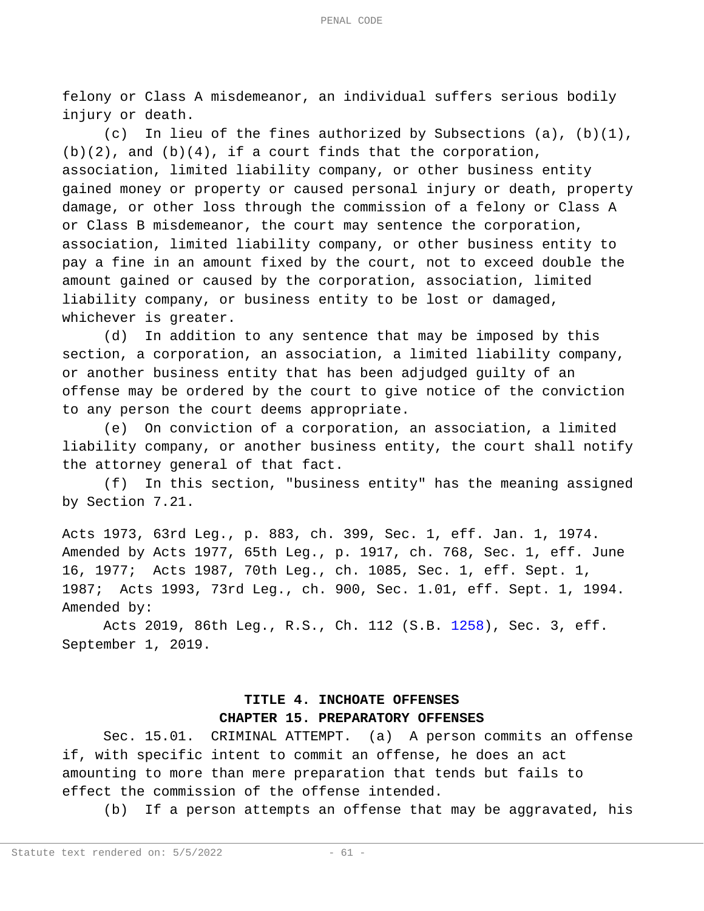felony or Class A misdemeanor, an individual suffers serious bodily injury or death.

(c) In lieu of the fines authorized by Subsections (a), (b)(1), (b)(2), and (b)(4), if a court finds that the corporation, association, limited liability company, or other business entity gained money or property or caused personal injury or death, property damage, or other loss through the commission of a felony or Class A or Class B misdemeanor, the court may sentence the corporation, association, limited liability company, or other business entity to pay a fine in an amount fixed by the court, not to exceed double the amount gained or caused by the corporation, association, limited liability company, or business entity to be lost or damaged, whichever is greater.

(d) In addition to any sentence that may be imposed by this section, a corporation, an association, a limited liability company, or another business entity that has been adjudged guilty of an offense may be ordered by the court to give notice of the conviction to any person the court deems appropriate.

(e) On conviction of a corporation, an association, a limited liability company, or another business entity, the court shall notify the attorney general of that fact.

(f) In this section, "business entity" has the meaning assigned by Section 7.21.

Acts 1973, 63rd Leg., p. 883, ch. 399, Sec. 1, eff. Jan. 1, 1974. Amended by Acts 1977, 65th Leg., p. 1917, ch. 768, Sec. 1, eff. June 16, 1977; Acts 1987, 70th Leg., ch. 1085, Sec. 1, eff. Sept. 1, 1987; Acts 1993, 73rd Leg., ch. 900, Sec. 1.01, eff. Sept. 1, 1994. Amended by:

Acts 2019, 86th Leg., R.S., Ch. 112 (S.B. 1258), Sec. 3, eff. September 1, 2019.

## TITLE 4. INOCHOATE OFFENSES

## CHAPTER 15. PREPARATORY OFFENSES

Sec. 15.01. CRIMINAL ATTEMPT. (a) A person commits an offense if, with specific intent to commit an offense, he does an act amounting to more than mere preparation that tends but fails to effect the commission of the offense intended.

(b) If a person attempts an offense that may be aggravated, his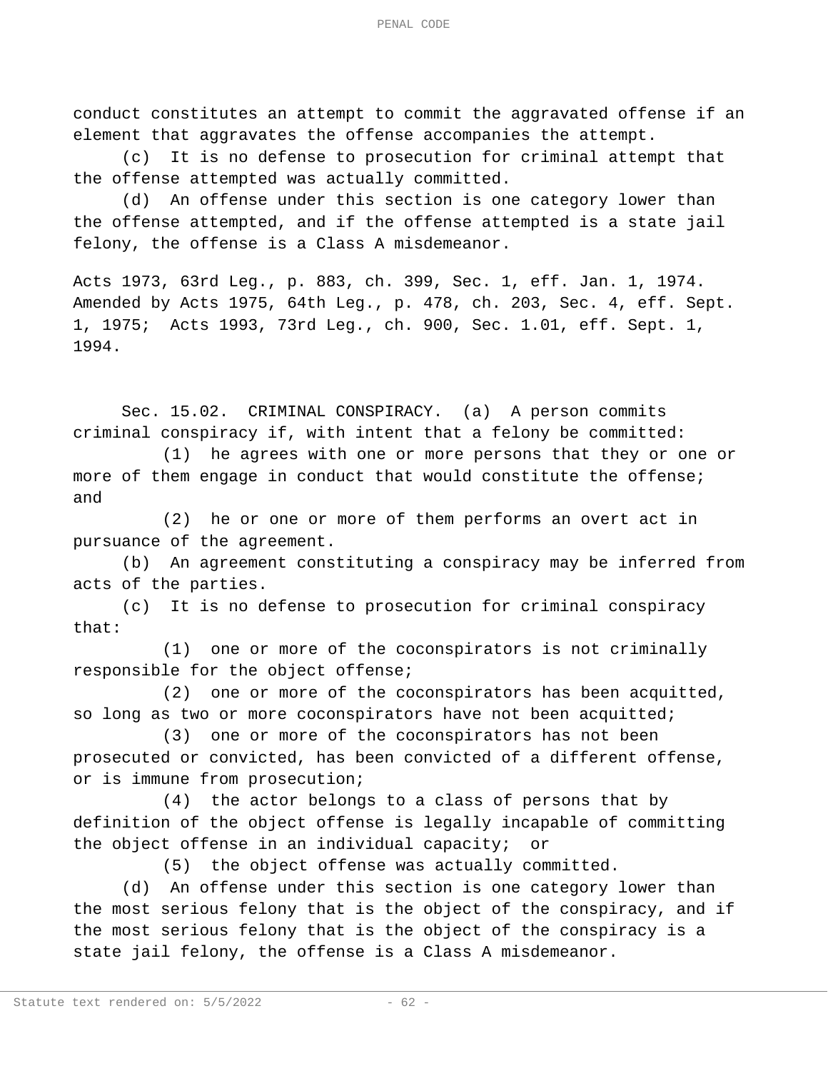conduct constitutes an attempt to commit the aggravated offense if an element that aggravates the offense accompanies the attempt.

(c) It is no defense to prosecution for criminal attempt that the offense attempted was actually committed.

(d) An offense under this section is one category lower than the offense attempted, and if the offense attempted is a state jail felony, the offense is a Class A misdemeanor.

Acts 1973, 63rd Leg., p. 883, ch. 399, Sec. 1, eff. Jan. 1, 1974. Amended by Acts 1975, 64th Leg., p. 478, ch. 203, Sec. 4, eff. Sept. 1, 1975; Acts 1993, 73rd Leg., ch. 900, Sec. 1.01, eff. Sept. 1, 1994.

Sec. 15.02. CRIMINAL CONSPIRACY. (a) A person commits criminal conspiracy if, with intent that a felony be committed:

(1) he agrees with one or more persons that they or one or more of them engage in conduct that would constitute the offense; and

(2) he or one or more of them performs an overt act in pursuance of the agreement.

(b) An agreement constituting a conspiracy may be inferred from acts of the parties.

(c) It is no defense to prosecution for criminal conspiracy that:

(1) one or more of the coconspirators is not criminally responsible for the object offense;

(2) one or more of the coconspirators has been acquitted, so long as two or more coconspirators have not been acquitted;

(3) one or more of the coconspirators has not been prosecuted or convicted, has been convicted of a different offense, or is immune from prosecution;

(4) the actor belongs to a class of persons that by definition of the object offense is legally incapable of committing the object offense in an individual capacity; or

(5) the object offense was actually committed.

(d) An offense under this section is one category lower than the most serious felony that is the object of the conspiracy, and if the most serious felony that is the object of the conspiracy is a state jail felony, the offense is a Class A misdemeanor.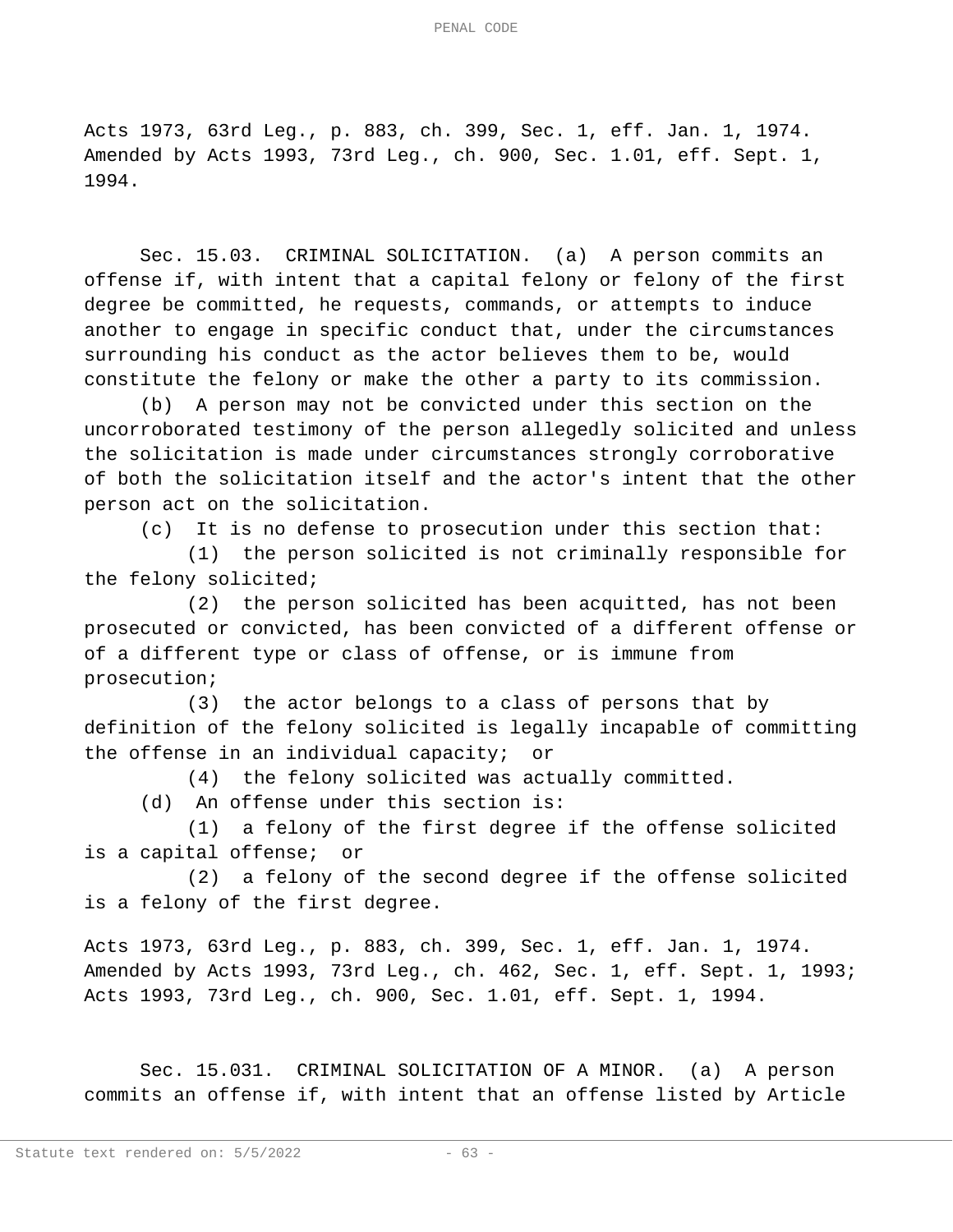Acts 1973, 63rd Leg., p. 883, ch. 399, Sec. 1, eff. Jan. 1, 1974. Amended by Acts 1993, 73rd Leg., ch. 900, Sec. 1.01, eff. Sept. 1, 1994.

Sec. 15.03. CRIMINAL SOLICITATION. (a) A person commits an offense if, with intent that a capital felony or felony of the first degree be committed, he requests, commands, or attempts to induce another to engage in specific conduct that, under the circumstances surrounding his conduct as the actor believes them to be, would constitute the felony or make the other a party to its commission.

(b) A person may not be convicted under this section on the uncorroborated testimony of the person allegedly solicited and unless the solicitation is made under circumstances strongly corroborative of both the solicitation itself and the actor's intent that the other person act on the solicitation.

(c) It is no defense to prosecution under this section that:

(1) the person solicited is not criminally responsible for the felony solicited;

(2) the person solicited has been acquitted, has not been prosecuted or convicted, has been convicted of a different offense or of a different type or class of offense, or is immune from prosecution;

(3) the actor belongs to a class of persons that by definition of the felony solicited is legally incapable of committing the offense in an individual capacity; or

(4) the felony solicited was actually committed.

(d) An offense under this section is:

(1) a felony of the first degree if the offense solicited is a capital offense; or

(2) a felony of the second degree if the offense solicited is a felony of the first degree.

Acts 1973, 63rd Leg., p. 883, ch. 399, Sec. 1, eff. Jan. 1, 1974. Amended by Acts 1993, 73rd Leg., ch. 462, Sec. 1, eff. Sept. 1, 1993; Acts 1993, 73rd Leg., ch. 900, Sec. 1.01, eff. Sept. 1, 1994.

Sec. 15.031. CRIMINAL SOLICITATION OF A MINOR. (a) A person commits an offense if, with intent that an offense listed by Article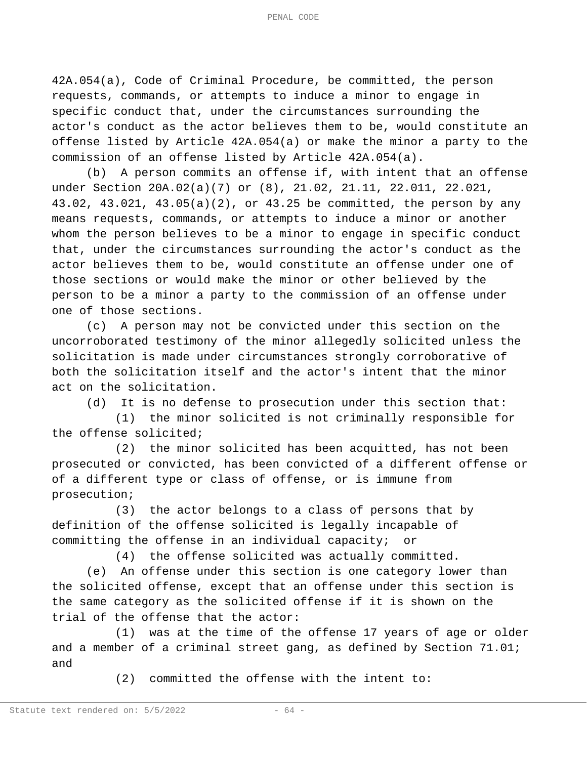42A.054(a), Code of Criminal Procedure, be committed, the person requests, commands, or attempts to induce a minor to engage in specific conduct that, under the circumstances surrounding the actor's conduct as the actor believes them to be, would constitute an offense listed by Article 42A.054(a) or make the minor a party to the commission of an offense listed by Article 42A.054(a).

(b) A person commits an offense if, with intent that an offense under Section 20A.02(a)(7) or (8), 21.02, 21.11, 22.011, 22.021, 43.02, 43.021, 43.05(a)(2), or 43.25 be committed, the person by any means requests, commands, or attempts to induce a minor or another whom the person believes to be a minor to engage in specific conduct that, under the circumstances surrounding the actor's conduct as the actor believes them to be, would constitute an offense under one of those sections or would make the minor or other believed by the person to be a minor a party to the commission of an offense under one of those sections.

(c) A person may not be convicted under this section on the uncorroborated testimony of the minor allegedly solicited unless the solicitation is made under circumstances strongly corroborative of both the solicitation itself and the actor's intent that the minor act on the solicitation.

(d) It is no defense to prosecution under this section that:

(1) the minor solicited is not criminally responsible for the offense solicited;

(2) the minor solicited has been acquitted, has not been prosecuted or convicted, has been convicted of a different offense or of a different type or class of offense, or is immune from prosecution;

(3) the actor belongs to a class of persons that by definition of the offense solicited is legally incapable of committing the offense in an individual capacity; or

(4) the offense solicited was actually committed.

(e) An offense under this section is one category lower than the solicited offense, except that an offense under this section is the same category as the solicited offense if it is shown on the trial of the offense that the actor:

(1) was at the time of the offense 17 years of age or older and a member of a criminal street gang, as defined by Section 71.01; and

(2) committed the offense with the intent to: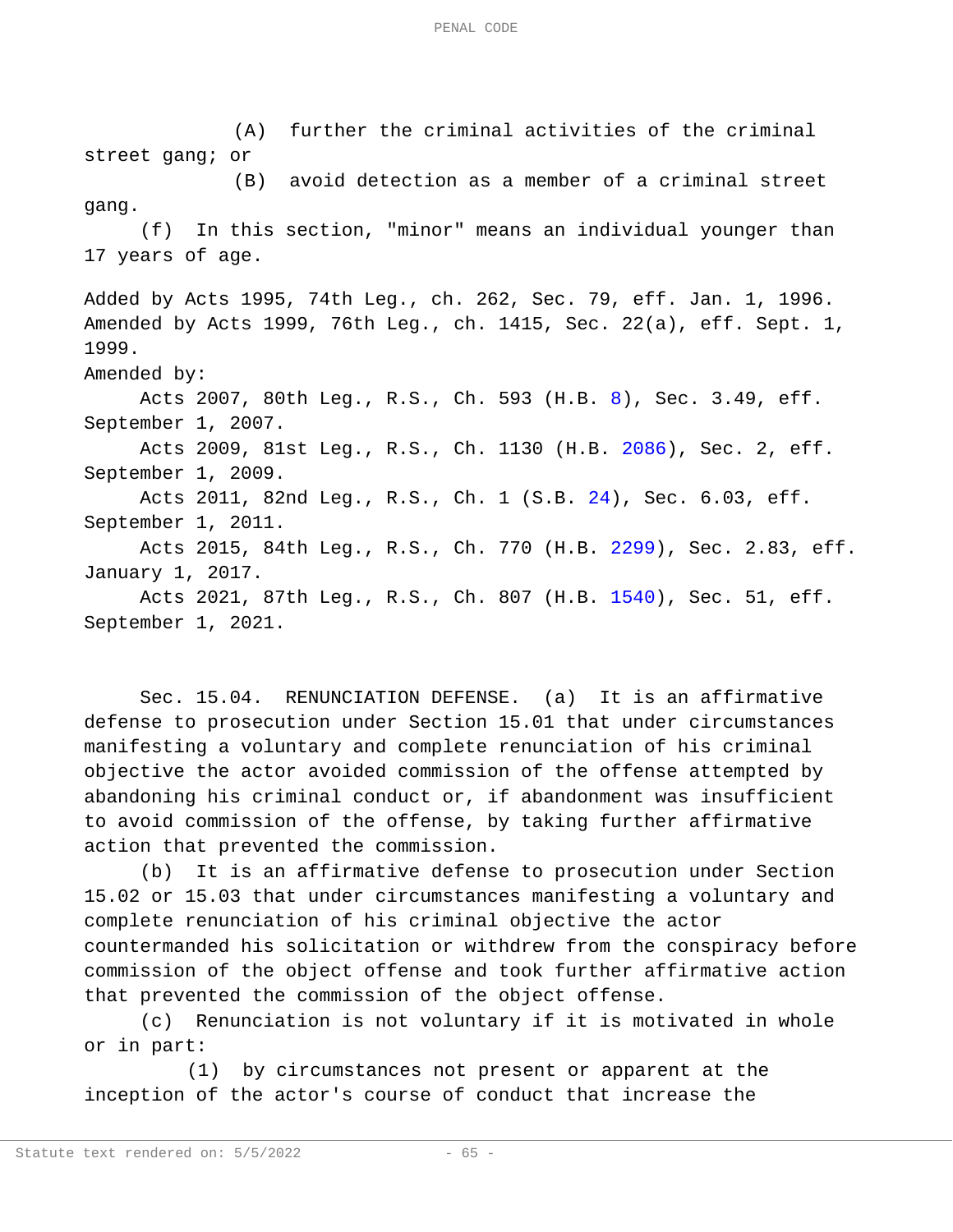(A) further the criminal activities of the criminal street gang; or

(B) avoid detection as a member of a criminal street gang.

(f) In this section, "minor" means an individual younger than 17 years of age.

Added by Acts 1995, 74th Leg., ch. 262, Sec. 79, eff. Jan. 1, 1996. Amended by Acts 1999, 76th Leg., ch. 1415, Sec. 22(a), eff. Sept. 1, 1999.

Amended by:

Acts 2007, 80th Leg., R.S., Ch. 593 (H.B. 8), Sec. 3.49, eff. September 1, 2007.

Acts 2009, 81st Leg., R.S., Ch. 1130 (H.B. 2086), Sec. 2, eff. September 1, 2009.

Acts 2011, 82nd Leg., R.S., Ch. 1 (S.B. 24), Sec. 6.03, eff. September 1, 2011.

Acts 2015, 84th Leg., R.S., Ch. 770 (H.B. 2299), Sec. 2.83, eff. January 1, 2017.

Acts 2021, 87th Leg., R.S., Ch. 807 (H.B. 1540), Sec. 51, eff. September 1, 2021.

Sec. 15.04. RENUNCIATION DEFENSE. (a) It is an affirmative defense to prosecution under Section 15.01 that under circumstances manifesting a voluntary and complete renunciation of his criminal objective the actor avoided commission of the offense attempted by abandoning his criminal conduct or, if abandonment was insufficient to avoid commission of the offense, by taking further affirmative action that prevented the commission.

(b) It is an affirmative defense to prosecution under Section 15.02 or 15.03 that under circumstances manifesting a voluntary and complete renunciation of his criminal objective the actor countermanded his solicitation or withdrew from the conspiracy before commission of the object offense and took further affirmative action that prevented the commission of the object offense.

(c) Renunciation is not voluntary if it is motivated in whole or in part:

(1) by circumstances not present or apparent at the inception of the actor's course of conduct that increase the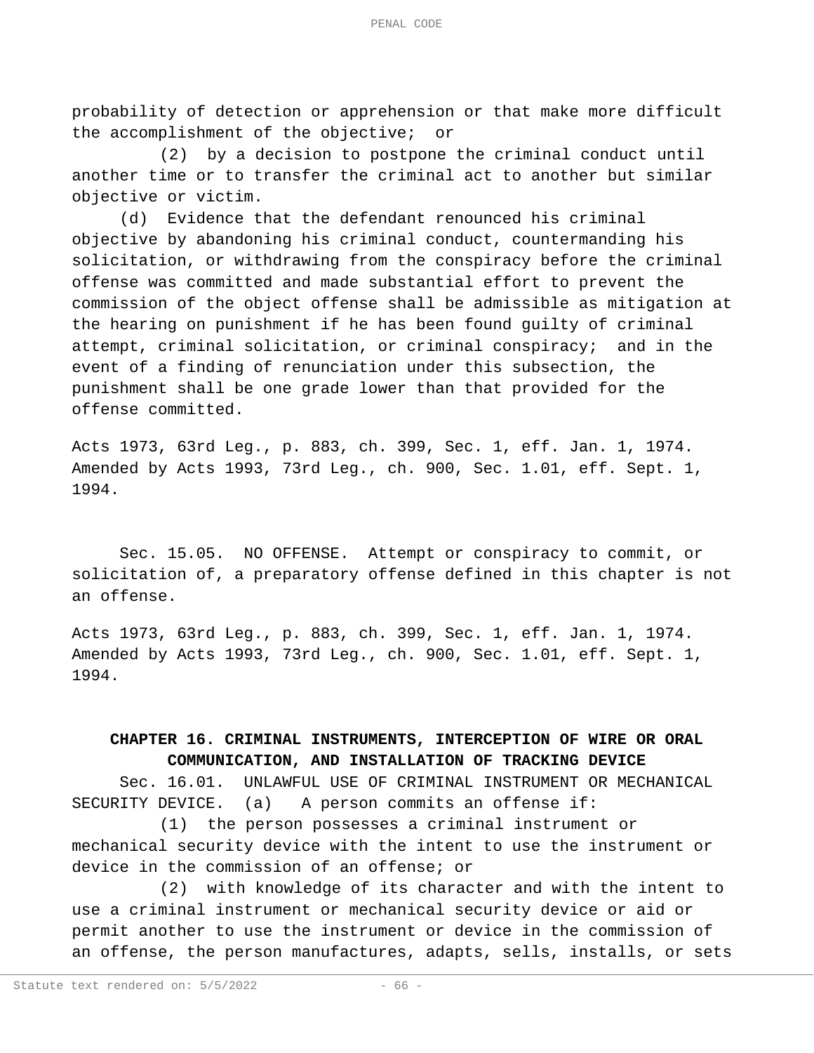probability of detection or apprehension or that make more difficult the accomplishment of the objective; or

(2) by a decision to postpone the criminal conduct until another time or to transfer the criminal act to another but similar objective or victim.

(d) Evidence that the defendant renounced his criminal objective by abandoning his criminal conduct, countermanding his solicitation, or withdrawing from the conspiracy before the criminal offense was committed and made substantial effort to prevent the commission of the object offense shall be admissible as mitigation at the hearing on punishment if he has been found guilty of criminal attempt, criminal solicitation, or criminal conspiracy; and in the event of a finding of renunciation under this subsection, the punishment shall be one grade lower than that provided for the offense committed.

Acts 1973, 63rd Leg., p. 883, ch. 399, Sec. 1, eff. Jan. 1, 1974. Amended by Acts 1993, 73rd Leg., ch. 900, Sec. 1.01, eff. Sept. 1, 1994.

Sec. 15.05. NO OFFENSE. Attempt or conspiracy to commit, or solicitation of, a preparatory offense defined in this chapter is not an offense.

Acts 1973, 63rd Leg., p. 883, ch. 399, Sec. 1, eff. Jan. 1, 1974. Amended by Acts 1993, 73rd Leg., ch. 900, Sec. 1.01, eff. Sept. 1, 1994.

## CHAPTER 16. CRIMINAL INSTRUMENTS, INTERCEPTION OF WIRE OR ORAL COMMUNICATION, AND INSTALLATION OF TRACKING DEVICE

Sec. 16.01. UNLAWFUL USE OF CRIMINAL INSTRUMENT OR MECHANICAL SECURITY DEVICE. (a) A person commits an offense if:

(1) the person possesses a criminal instrument or mechanical security device with the intent to use the instrument or device in the commission of an offense; or

(2) with knowledge of its character and with the intent to use a criminal instrument or mechanical security device or aid or permit another to use the instrument or device in the commission of an offense, the person manufactures, adapts, sells, installs, or sets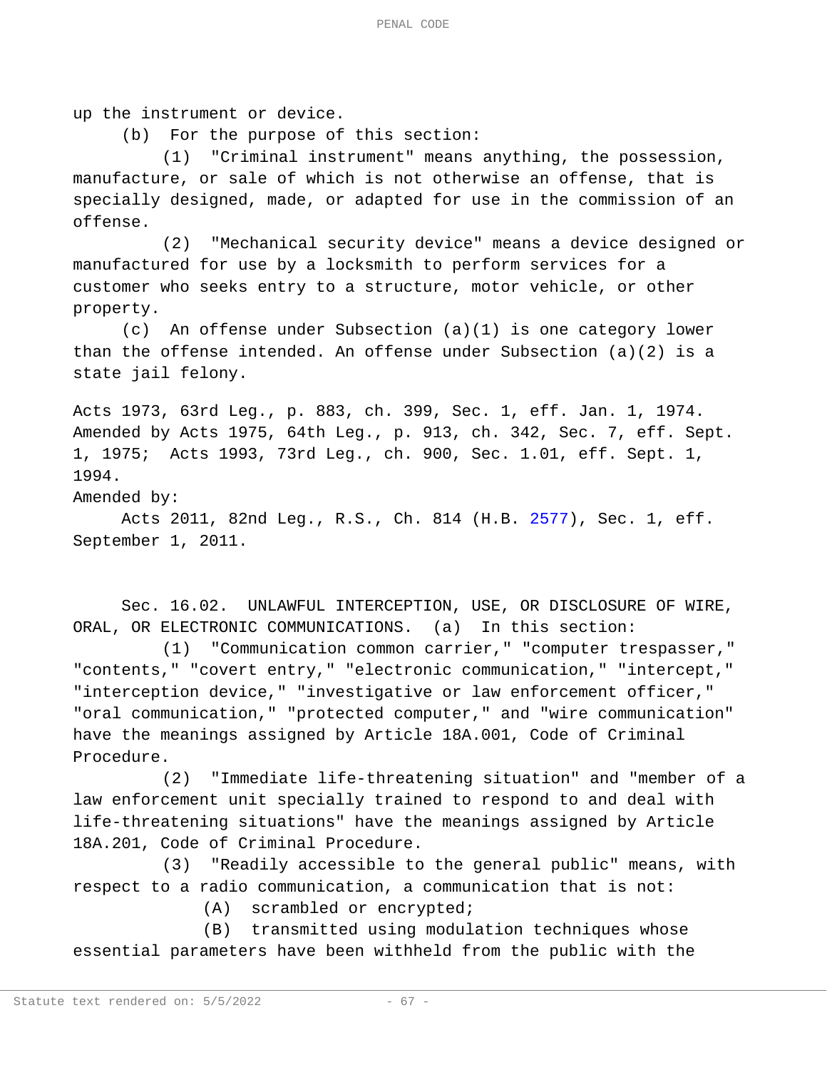up the instrument or device.

(b) For the purpose of this section:

(1) "Criminal instrument" means anything, the possession, manufacture, or sale of which is not otherwise an offense, that is specially designed, made, or adapted for use in the commission of an offense.

(2) "Mechanical security device" means a device designed or manufactured for use by a locksmith to perform services for a customer who seeks entry to a structure, motor vehicle, or other property.

(c) An offense under Subsection (a)(1) is one category lower than the offense intended. An offense under Subsection (a)(2) is a state jail felony.

Acts 1973, 63rd Leg., p. 883, ch. 399, Sec. 1, eff. Jan. 1, 1974. Amended by Acts 1975, 64th Leg., p. 913, ch. 342, Sec. 7, eff. Sept. 1, 1975; Acts 1993, 73rd Leg., ch. 900, Sec. 1.01, eff. Sept. 1, 1994.

Amended by:

Acts 2011, 82nd Leg., R.S., Ch. 814 (H.B. 2577), Sec. 1, eff. September 1, 2011.

Sec. 16.02. UNLAWFUL INTERCEPTION, USE, OR DISCLOSURE OF WIRE, ORAL, OR ELECTRONIC COMMUNICATIONS. (a) In this section:

(1) "Communication common carrier," "computer trespasser," "contents," "covert entry," "electronic communication," "intercept," "interception device," "investigative or law enforcement officer," "oral communication," "protected computer," and "wire communication" have the meanings assigned by Article 18A.001, Code of Criminal Procedure.

(2) "Immediate life-threatening situation" and "member of a law enforcement unit specially trained to respond to and deal with life-threatening situations" have the meanings assigned by Article 18A.201, Code of Criminal Procedure.

(3) "Readily accessible to the general public" means, with respect to a radio communication, a communication that is not:

(A) scrambled or encrypted;

(B) transmitted using modulation techniques whose essential parameters have been withheld from the public with the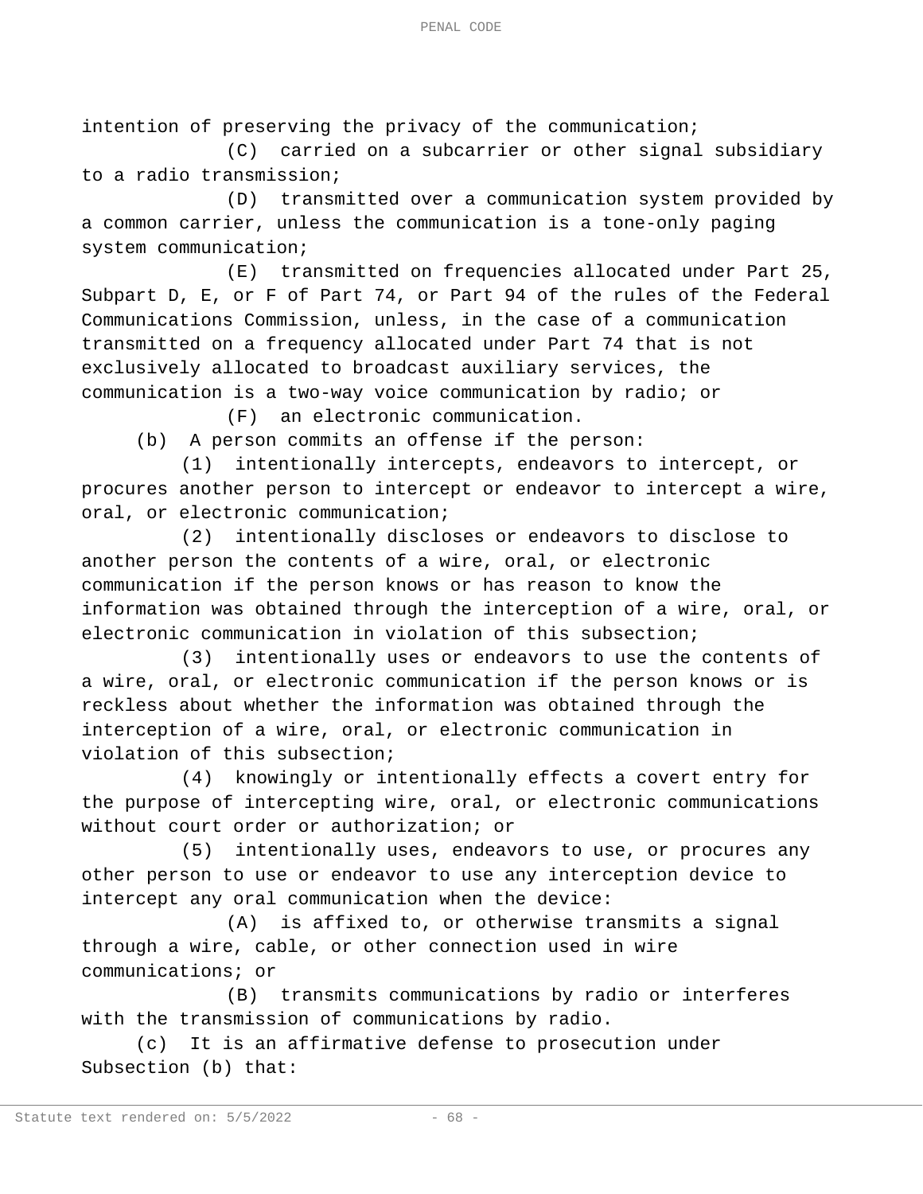intention of preserving the privacy of the communication;

(C) carried on a subcarrier or other signal subsidiary to a radio transmission;

(D) transmitted over a communication system provided by a common carrier, unless the communication is a tone-only paging system communication;

(E) transmitted on frequencies allocated under Part 25, Subpart D, E, or F of Part 74, or Part 94 of the rules of the Federal Communications Commission, unless, in the case of a communication transmitted on a frequency allocated under Part 74 that is not exclusively allocated to broadcast auxiliary services, the communication is a two-way voice communication by radio; or

(F) an electronic communication.

(b) A person commits an offense if the person:

(1) intentionally intercepts, endeavors to intercept, or procures another person to intercept or endeavor to intercept a wire, oral, or electronic communication;

(2) intentionally discloses or endeavors to disclose to another person the contents of a wire, oral, or electronic communication if the person knows or has reason to know the information was obtained through the interception of a wire, oral, or electronic communication in violation of this subsection;

(3) intentionally uses or endeavors to use the contents of a wire, oral, or electronic communication if the person knows or is reckless about whether the information was obtained through the interception of a wire, oral, or electronic communication in violation of this subsection;

(4) knowingly or intentionally effects a covert entry for the purpose of intercepting wire, oral, or electronic communications without court order or authorization; or

(5) intentionally uses, endeavors to use, or procures any other person to use or endeavor to use any interception device to intercept any oral communication when the device:

(A) is affixed to, or otherwise transmits a signal through a wire, cable, or other connection used in wire communications; or

(B) transmits communications by radio or interferes with the transmission of communications by radio.

(c) It is an affirmative defense to prosecution under Subsection (b) that: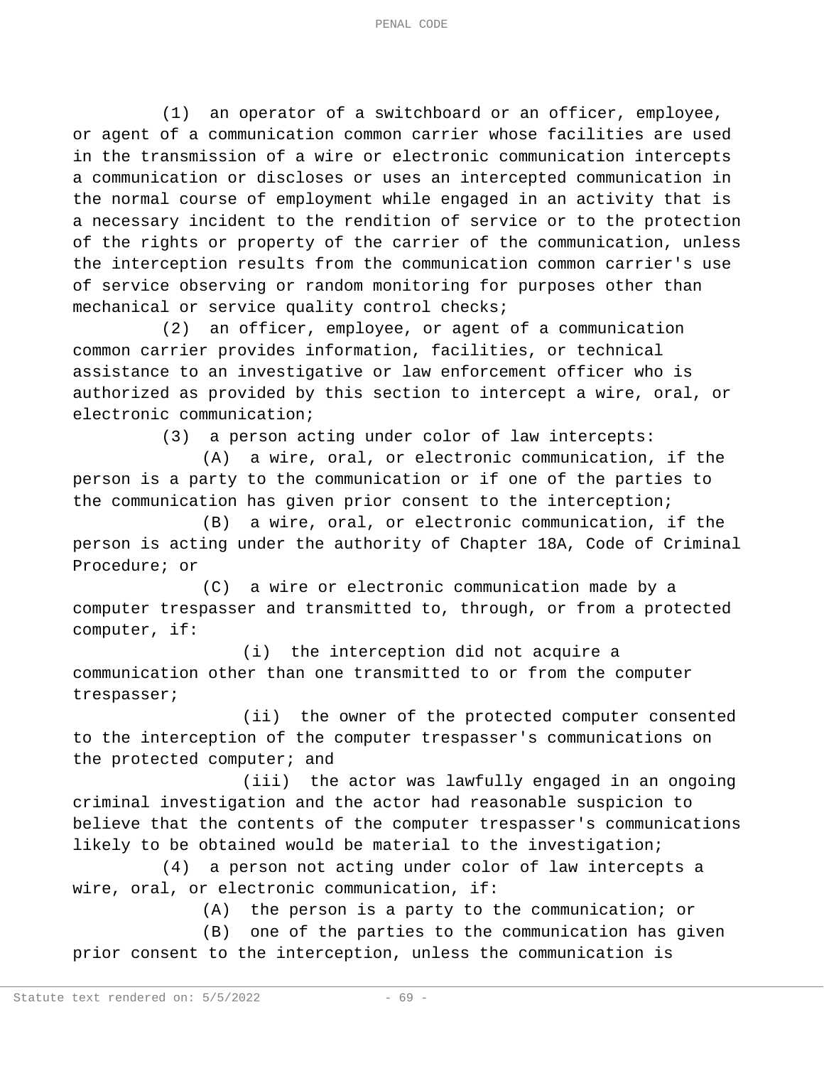(1) an operator of a switchboard or an officer, employee, or agent of a communication common carrier whose facilities are used in the transmission of a wire or electronic communication intercepts a communication or discloses or uses an intercepted communication in the normal course of employment while engaged in an activity that is a necessary incident to the rendition of service or to the protection of the rights or property of the carrier of the communication, unless the interception results from the communication common carrier's use of service observing or random monitoring for purposes other than mechanical or service quality control checks;

(2) an officer, employee, or agent of a communication common carrier provides information, facilities, or technical assistance to an investigative or law enforcement officer who is authorized as provided by this section to intercept a wire, oral, or electronic communication;

(3) a person acting under color of law intercepts:

(A) a wire, oral, or electronic communication, if the person is a party to the communication or if one of the parties to the communication has given prior consent to the interception;

(B) a wire, oral, or electronic communication, if the person is acting under the authority of Chapter 18A, Code of Criminal Procedure; or

(C) a wire or electronic communication made by a computer trespasser and transmitted to, through, or from a protected computer, if:

(i) the interception did not acquire a communication other than one transmitted to or from the computer trespasser;

(ii) the owner of the protected computer consented to the interception of the computer trespasser's communications on the protected computer; and

(iii) the actor was lawfully engaged in an ongoing criminal investigation and the actor had reasonable suspicion to believe that the contents of the computer trespasser's communications likely to be obtained would be material to the investigation;

(4) a person not acting under color of law intercepts a wire, oral, or electronic communication, if:

(A) the person is a party to the communication; or

(B) one of the parties to the communication has given prior consent to the interception, unless the communication is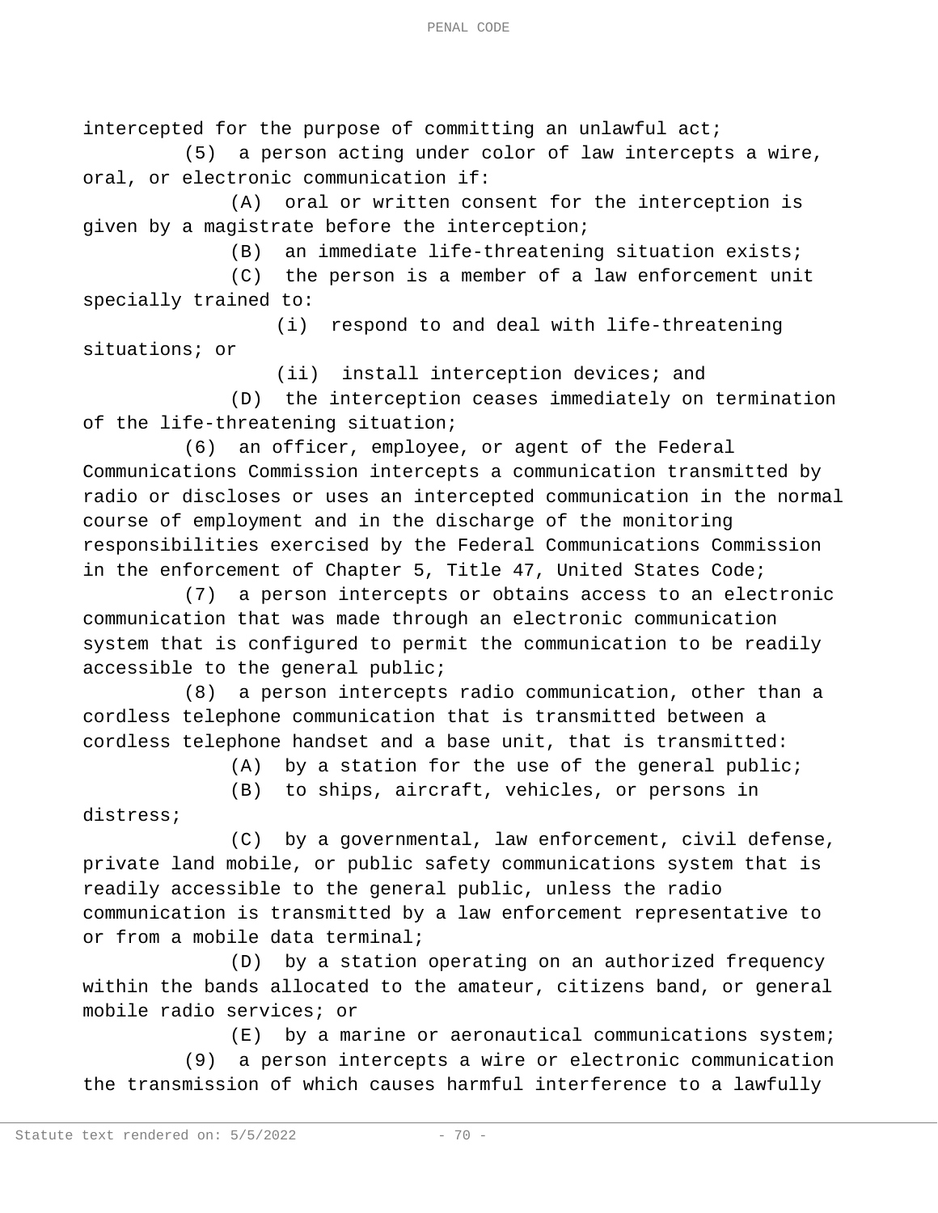intercepted for the purpose of committing an unlawful act;

(5) a person acting under color of law intercepts a wire, oral, or electronic communication if:

(A) oral or written consent for the interception is given by a magistrate before the interception;

(B) an immediate life-threatening situation exists;

(C) the person is a member of a law enforcement unit specially trained to:

(i) respond to and deal with life-threatening situations; or

(ii) install interception devices; and

(D) the interception ceases immediately on termination of the life-threatening situation;

(6) an officer, employee, or agent of the Federal Communications Commission intercepts a communication transmitted by radio or discloses or uses an intercepted communication in the normal course of employment and in the discharge of the monitoring responsibilities exercised by the Federal Communications Commission in the enforcement of Chapter 5, Title 47, United States Code;

(7) a person intercepts or obtains access to an electronic communication that was made through an electronic communication system that is configured to permit the communication to be readily accessible to the general public;

(8) a person intercepts radio communication, other than a cordless telephone communication that is transmitted between a cordless telephone handset and a base unit, that is transmitted:

(A) by a station for the use of the general public;

(B) to ships, aircraft, vehicles, or persons in distress;

(C) by a governmental, law enforcement, civil defense, private land mobile, or public safety communications system that is readily accessible to the general public, unless the radio communication is transmitted by a law enforcement representative to or from a mobile data terminal;

(D) by a station operating on an authorized frequency within the bands allocated to the amateur, citizens band, or general mobile radio services; or

(E) by a marine or aeronautical communications system;

(9) a person intercepts a wire or electronic communication the transmission of which causes harmful interference to a lawfully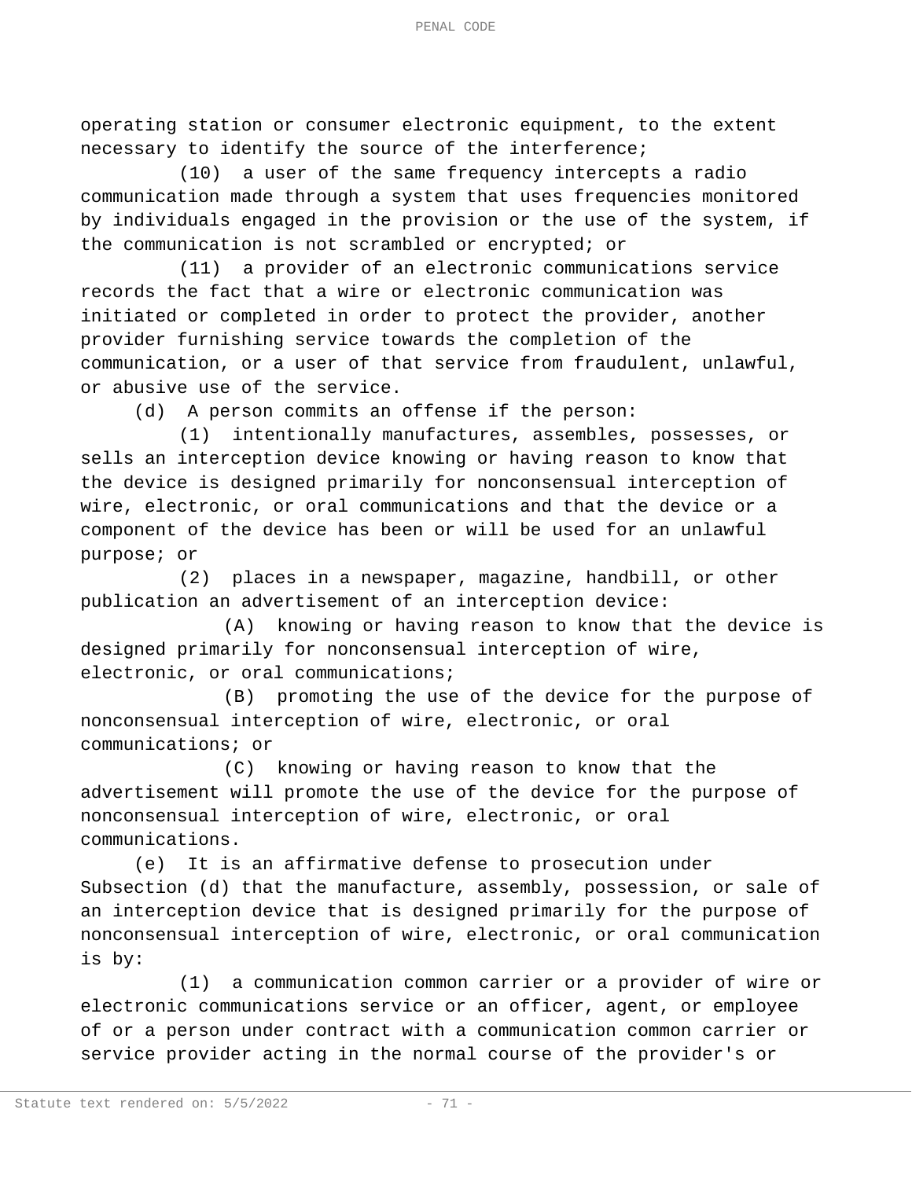operating station or consumer electronic equipment, to the extent necessary to identify the source of the interference;

(10) a user of the same frequency intercepts a radio communication made through a system that uses frequencies monitored by individuals engaged in the provision or the use of the system, if the communication is not scrambled or encrypted; or

(11) a provider of an electronic communications service records the fact that a wire or electronic communication was initiated or completed in order to protect the provider, another provider furnishing service towards the completion of the communication, or a user of that service from fraudulent, unlawful, or abusive use of the service.

(d) A person commits an offense if the person:

(1) intentionally manufactures, assembles, possesses, or sells an interception device knowing or having reason to know that the device is designed primarily for nonconsensual interception of wire, electronic, or oral communications and that the device or a component of the device has been or will be used for an unlawful purpose; or

(2) places in a newspaper, magazine, handbill, or other publication an advertisement of an interception device:

(A) knowing or having reason to know that the device is designed primarily for nonconsensual interception of wire, electronic, or oral communications;

(B) promoting the use of the device for the purpose of nonconsensual interception of wire, electronic, or oral communications; or

(C) knowing or having reason to know that the advertisement will promote the use of the device for the purpose of nonconsensual interception of wire, electronic, or oral communications.

(e) It is an affirmative defense to prosecution under Subsection (d) that the manufacture, assembly, possession, or sale of an interception device that is designed primarily for the purpose of nonconsensual interception of wire, electronic, or oral communication is by:

(1) a communication common carrier or a provider of wire or electronic communications service or an officer, agent, or employee of or a person under contract with a communication common carrier or service provider acting in the normal course of the provider's or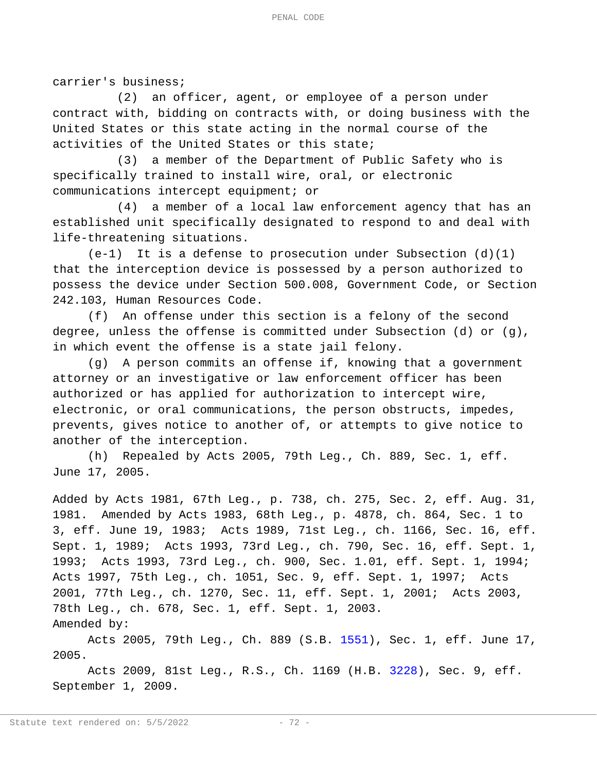carrier's business;

(2) an officer, agent, or employee of a person under contract with, bidding on contracts with, or doing business with the United States or this state acting in the normal course of the activities of the United States or this state;

(3) a member of the Department of Public Safety who is specifically trained to install wire, oral, or electronic communications intercept equipment; or

(4) a member of a local law enforcement agency that has an established unit specifically designated to respond to and deal with life-threatening situations.

(e-1) It is a defense to prosecution under Subsection (d)(1) that the interception device is possessed by a person authorized to possess the device under Section 500.008, Government Code, or Section 242.103, Human Resources Code.

(f) An offense under this section is a felony of the second degree, unless the offense is committed under Subsection (d) or (g), in which event the offense is a state jail felony.

(g) A person commits an offense if, knowing that a government attorney or an investigative or law enforcement officer has been authorized or has applied for authorization to intercept wire, electronic, or oral communications, the person obstructs, impedes, prevents, gives notice to another of, or attempts to give notice to another of the interception.

(h) Repealed by Acts 2005, 79th Leg., Ch. 889, Sec. 1, eff. June 17, 2005.

Added by Acts 1981, 67th Leg., p. 738, ch. 275, Sec. 2, eff. Aug. 31, 1981. Amended by Acts 1983, 68th Leg., p. 4878, ch. 864, Sec. 1 to 3, eff. June 19, 1983; Acts 1989, 71st Leg., ch. 1166, Sec. 16, eff. Sept. 1, 1989; Acts 1993, 73rd Leg., ch. 790, Sec. 16, eff. Sept. 1, 1993; Acts 1993, 73rd Leg., ch. 900, Sec. 1.01, eff. Sept. 1, 1994; Acts 1997, 75th Leg., ch. 1051, Sec. 9, eff. Sept. 1, 1997; Acts 2001, 77th Leg., ch. 1270, Sec. 11, eff. Sept. 1, 2001; Acts 2003, 78th Leg., ch. 678, Sec. 1, eff. Sept. 1, 2003.

Amended by:

Acts 2005, 79th Leg., Ch. 889 (S.B. 1551), Sec. 1, eff. June 17, 2005.

Acts 2009, 81st Leg., R.S., Ch. 1169 (H.B. 3228), Sec. 9, eff. September 1, 2009.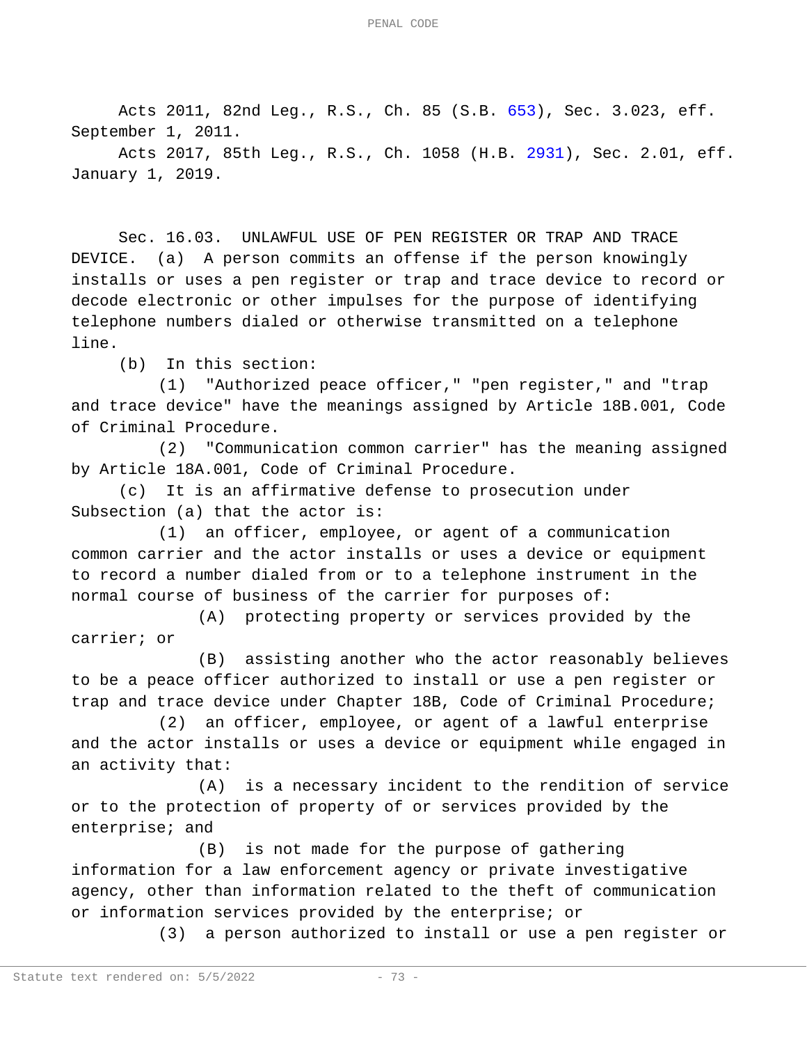Acts 2011, 82nd Leg., R.S., Ch. 85 (S.B. 653), Sec. 3.023, eff. September 1, 2011.

Acts 2017, 85th Leg., R.S., Ch. 1058 (H.B. 2931), Sec. 2.01, eff. January 1, 2019.

Sec. 16.03. UNLAWFUL USE OF PEN REGISTER OR TRAP AND TRACE DEVICE. (a) A person commits an offense if the person knowingly installs or uses a pen register or trap and trace device to record or decode electronic or other impulses for the purpose of identifying telephone numbers dialed or otherwise transmitted on a telephone line.

(b) In this section:

(1) "Authorized peace officer," "pen register," and "trap and trace device" have the meanings assigned by Article 18B.001, Code of Criminal Procedure.

(2) "Communication common carrier" has the meaning assigned by Article 18A.001, Code of Criminal Procedure.

(c) It is an affirmative defense to prosecution under Subsection (a) that the actor is:

(1) an officer, employee, or agent of a communication common carrier and the actor installs or uses a device or equipment to record a number dialed from or to a telephone instrument in the normal course of business of the carrier for purposes of:

(A) protecting property or services provided by the carrier; or

(B) assisting another who the actor reasonably believes to be a peace officer authorized to install or use a pen register or trap and trace device under Chapter 18B, Code of Criminal Procedure;

(2) an officer, employee, or agent of a lawful enterprise and the actor installs or uses a device or equipment while engaged in an activity that:

(A) is a necessary incident to the rendition of service or to the protection of property of or services provided by the enterprise; and

(B) is not made for the purpose of gathering information for a law enforcement agency or private investigative agency, other than information related to the theft of communication or information services provided by the enterprise; or

(3) a person authorized to install or use a pen register or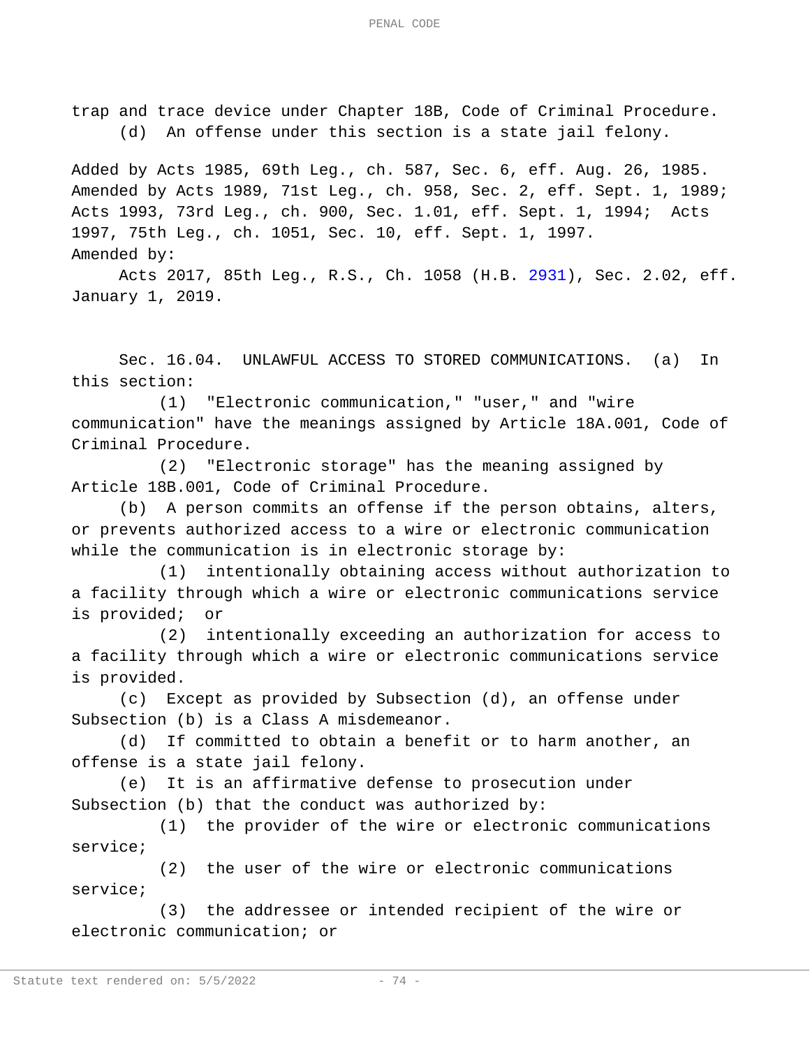trap and trace device under Chapter 18B, Code of Criminal Procedure.

(d) An offense under this section is a state jail felony.

Added by Acts 1985, 69th Leg., ch. 587, Sec. 6, eff. Aug. 26, 1985. Amended by Acts 1989, 71st Leg., ch. 958, Sec. 2, eff. Sept. 1, 1989; Acts 1993, 73rd Leg., ch. 900, Sec. 1.01, eff. Sept. 1, 1994; Acts 1997, 75th Leg., ch. 1051, Sec. 10, eff. Sept. 1, 1997.

Amended by:

Acts 2017, 85th Leg., R.S., Ch. 1058 (H.B. 2931), Sec. 2.02, eff. January 1, 2019.

Sec. 16.04. UNLAWFUL ACCESS TO STORED COMMUNICATIONS. (a) In this section:

(1) "Electronic communication," "user," and "wire communication" have the meanings assigned by Article 18A.001, Code of Criminal Procedure.

(2) "Electronic storage" has the meaning assigned by Article 18B.001, Code of Criminal Procedure.

(b) A person commits an offense if the person obtains, alters, or prevents authorized access to a wire or electronic communication while the communication is in electronic storage by:

(1) intentionally obtaining access without authorization to a facility through which a wire or electronic communications service is provided; or

(2) intentionally exceeding an authorization for access to a facility through which a wire or electronic communications service is provided.

(c) Except as provided by Subsection (d), an offense under Subsection (b) is a Class A misdemeanor.

(d) If committed to obtain a benefit or to harm another, an offense is a state jail felony.

(e) It is an affirmative defense to prosecution under Subsection (b) that the conduct was authorized by:

(1) the provider of the wire or electronic communications service;

(2) the user of the wire or electronic communications service;

(3) the addressee or intended recipient of the wire or electronic communication; or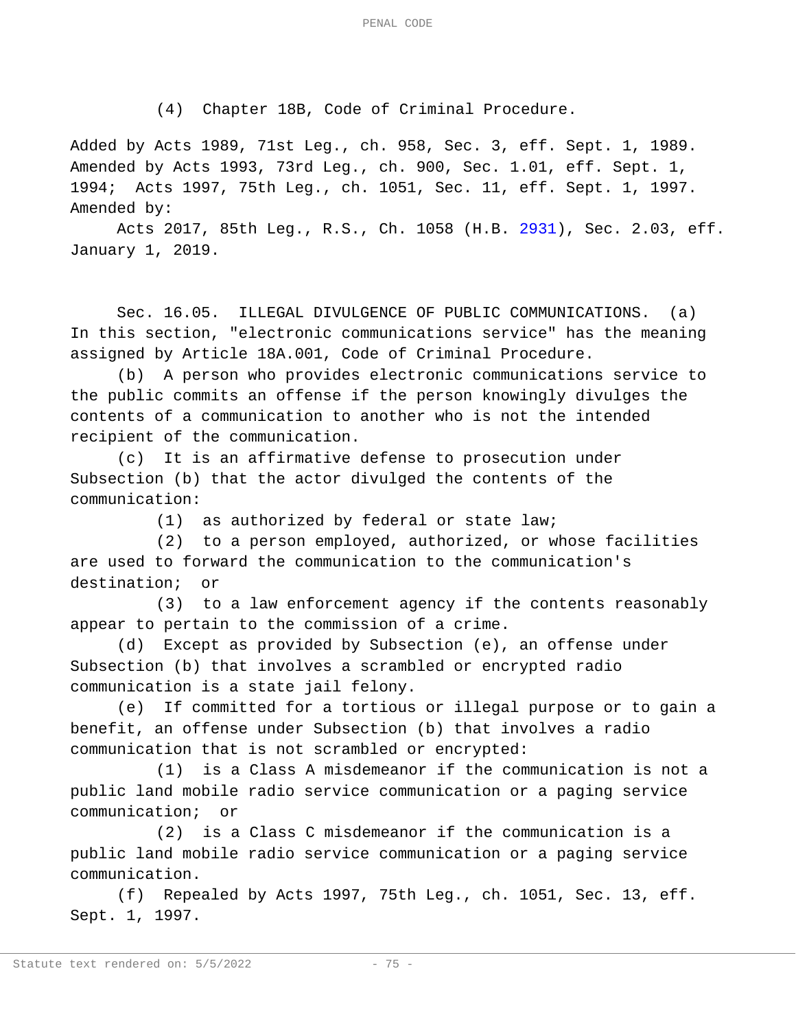(4) Chapter 18B, Code of Criminal Procedure.

Added by Acts 1989, 71st Leg., ch. 958, Sec. 3, eff. Sept. 1, 1989. Amended by Acts 1993, 73rd Leg., ch. 900, Sec. 1.01, eff. Sept. 1, 1994; Acts 1997, 75th Leg., ch. 1051, Sec. 11, eff. Sept. 1, 1997.
Amended by:

Acts 2017, 85th Leg., R.S., Ch. 1058 (H.B. 2931), Sec. 2.03, eff. January 1, 2019.

Sec. 16.05. ILLEGAL DIVULGENCE OF PUBLIC COMMUNICATIONS. (a) In this section, "electronic communications service" has the meaning assigned by Article 18A.001, Code of Criminal Procedure.

(b) A person who provides electronic communications service to the public commits an offense if the person knowingly divulges the contents of a communication to another who is not the intended recipient of the communication.

(c) It is an affirmative defense to prosecution under Subsection (b) that the actor divulged the contents of the communication:

(1) as authorized by federal or state law;

(2) to a person employed, authorized, or whose facilities are used to forward the communication to the communication's destination; or

(3) to a law enforcement agency if the contents reasonably appear to pertain to the commission of a crime.

(d) Except as provided by Subsection (e), an offense under Subsection (b) that involves a scrambled or encrypted radio communication is a state jail felony.

(e) If committed for a tortious or illegal purpose or to gain a benefit, an offense under Subsection (b) that involves a radio communication that is not scrambled or encrypted:

(1) is a Class A misdemeanor if the communication is not a public land mobile radio service communication or a paging service communication; or

(2) is a Class C misdemeanor if the communication is a public land mobile radio service communication or a paging service communication.

(f) Repealed by Acts 1997, 75th Leg., ch. 1051, Sec. 13, eff. Sept. 1, 1997.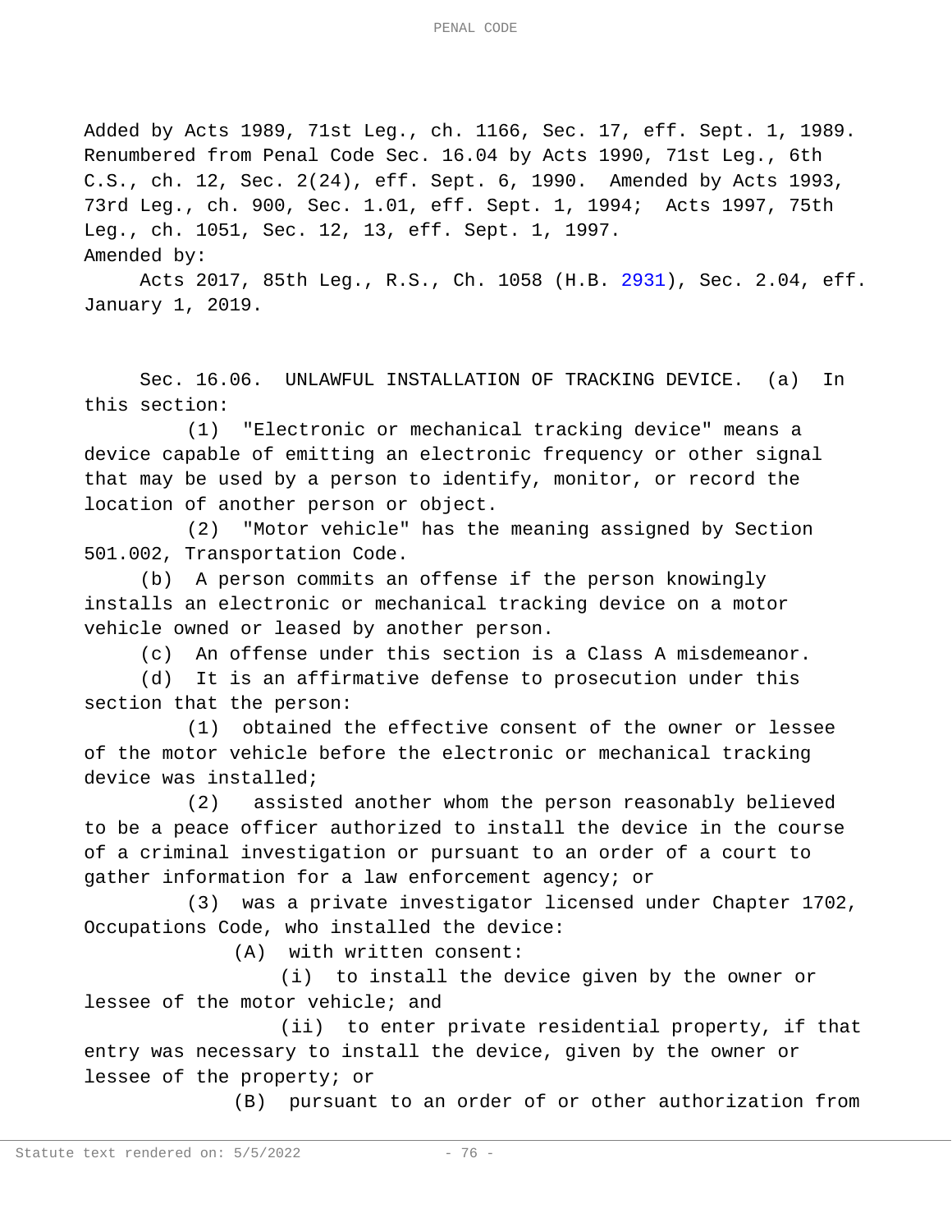Added by Acts 1989, 71st Leg., ch. 1166, Sec. 17, eff. Sept. 1, 1989. Renumbered from Penal Code Sec. 16.04 by Acts 1990, 71st Leg., 6th C.S., ch. 12, Sec. 2(24), eff. Sept. 6, 1990. Amended by Acts 1993, 73rd Leg., ch. 900, Sec. 1.01, eff. Sept. 1, 1994; Acts 1997, 75th Leg., ch. 1051, Sec. 12, 13, eff. Sept. 1, 1997.

Amended by:

Acts 2017, 85th Leg., R.S., Ch. 1058 (H.B. 2931), Sec. 2.04, eff. January 1, 2019.

Sec. 16.06. UNLAWFUL INSTALLATION OF TRACKING DEVICE. (a) In this section:

(1) "Electronic or mechanical tracking device" means a device capable of emitting an electronic frequency or other signal that may be used by a person to identify, monitor, or record the location of another person or object.

(2) "Motor vehicle" has the meaning assigned by Section 501.002, Transportation Code.

(b) A person commits an offense if the person knowingly installs an electronic or mechanical tracking device on a motor vehicle owned or leased by another person.

(c) An offense under this section is a Class A misdemeanor.

(d) It is an affirmative defense to prosecution under this section that the person:

(1) obtained the effective consent of the owner or lessee of the motor vehicle before the electronic or mechanical tracking device was installed;

(2) assisted another whom the person reasonably believed to be a peace officer authorized to install the device in the course of a criminal investigation or pursuant to an order of a court to gather information for a law enforcement agency; or

(3) was a private investigator licensed under Chapter 1702, Occupations Code, who installed the device:

(A) with written consent:

(i) to install the device given by the owner or lessee of the motor vehicle; and

(ii) to enter private residential property, if that entry was necessary to install the device, given by the owner or lessee of the property; or

(B) pursuant to an order of or other authorization from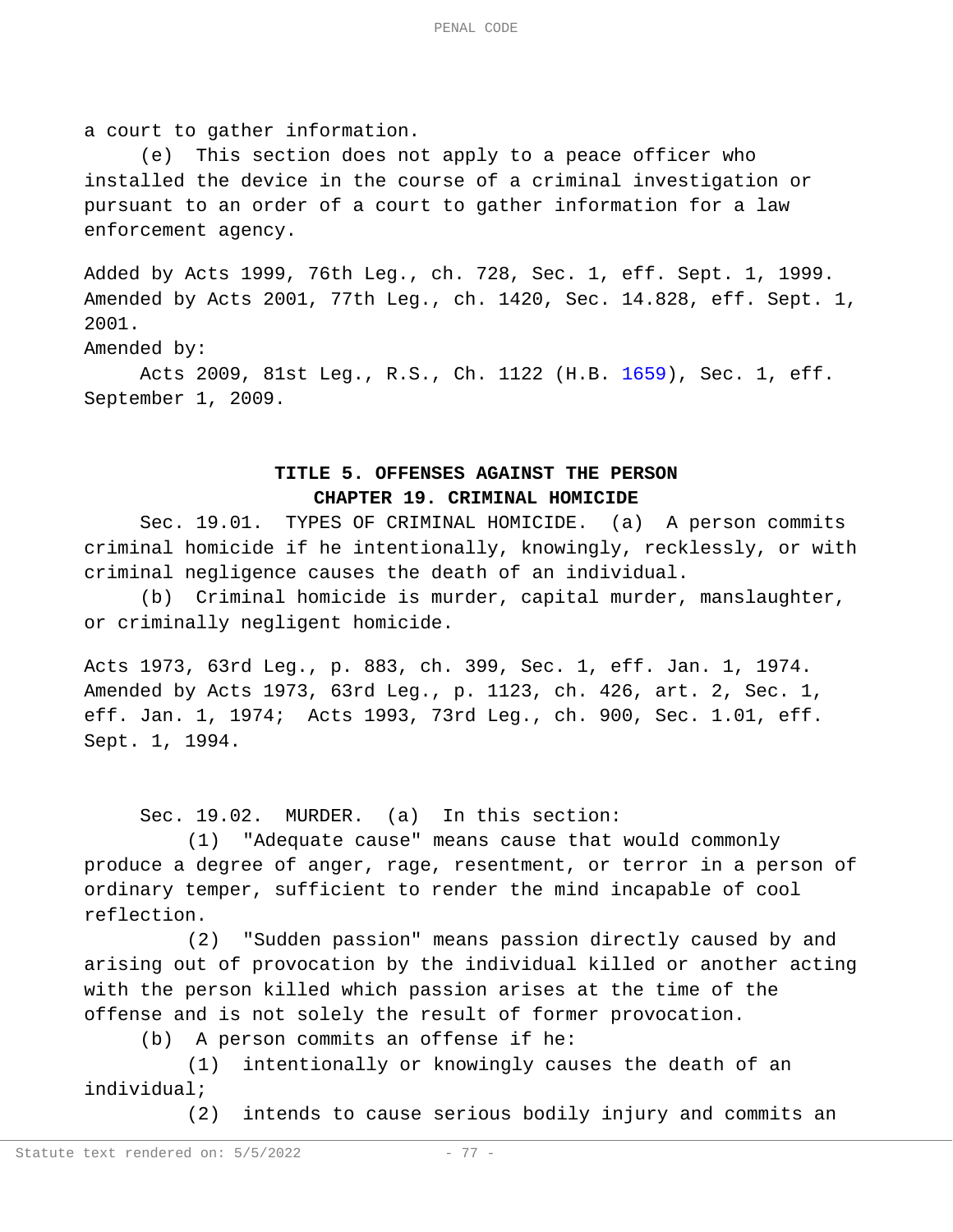a court to gather information.

(e) This section does not apply to a peace officer who installed the device in the course of a criminal investigation or pursuant to an order of a court to gather information for a law enforcement agency.

Added by Acts 1999, 76th Leg., ch. 728, Sec. 1, eff. Sept. 1, 1999.
Amended by Acts 2001, 77th Leg., ch. 1420, Sec. 14.828, eff. Sept. 1, 2001.
Amended by:

Acts 2009, 81st Leg., R.S., Ch. 1122 (H.B. 1659), Sec. 1, eff. September 1, 2009.

## TITLE 5. OFFENSES AGAINST THE PERSON

### CHAPTER 19. CRIMINAL HOMICIDE

Sec. 19.01. TYPES OF CRIMINAL HOMICIDE. (a) A person commits criminal homicide if he intentionally, knowingly, recklessly, or with criminal negligence causes the death of an individual.

(b) Criminal homicide is murder, capital murder, manslaughter, or criminally negligent homicide.

Acts 1973, 63rd Leg., p. 883, ch. 399, Sec. 1, eff. Jan. 1, 1974.
Amended by Acts 1973, 63rd Leg., p. 1123, ch. 426, art. 2, Sec. 1, eff. Jan. 1, 1974; Acts 1993, 73rd Leg., ch. 900, Sec. 1.01, eff. Sept. 1, 1994.

Sec. 19.02. MURDER. (a) In this section:

(1) "Adequate cause" means cause that would commonly produce a degree of anger, rage, resentment, or terror in a person of ordinary temper, sufficient to render the mind incapable of cool reflection.

(2) "Sudden passion" means passion directly caused by and arising out of provocation by the individual killed or another acting with the person killed which passion arises at the time of the offense and is not solely the result of former provocation.

(b) A person commits an offense if he:

(1) intentionally or knowingly causes the death of an individual;

(2) intends to cause serious bodily injury and commits an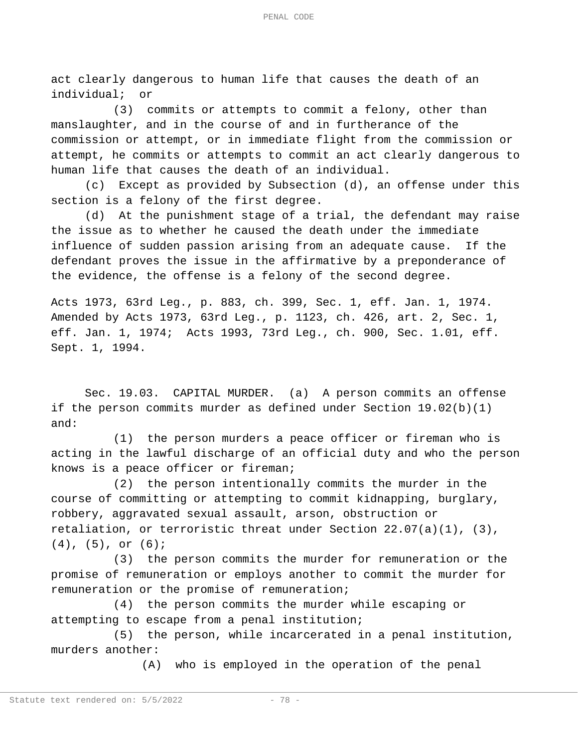act clearly dangerous to human life that causes the death of an individual; or

(3) commits or attempts to commit a felony, other than manslaughter, and in the course of and in furtherance of the commission or attempt, or in immediate flight from the commission or attempt, he commits or attempts to commit an act clearly dangerous to human life that causes the death of an individual.

(c) Except as provided by Subsection (d), an offense under this section is a felony of the first degree.

(d) At the punishment stage of a trial, the defendant may raise the issue as to whether he caused the death under the immediate influence of sudden passion arising from an adequate cause. If the defendant proves the issue in the affirmative by a preponderance of the evidence, the offense is a felony of the second degree.

Acts 1973, 63rd Leg., p. 883, ch. 399, Sec. 1, eff. Jan. 1, 1974. Amended by Acts 1973, 63rd Leg., p. 1123, ch. 426, art. 2, Sec. 1, eff. Jan. 1, 1974; Acts 1993, 73rd Leg., ch. 900, Sec. 1.01, eff. Sept. 1, 1994.

Sec. 19.03. CAPITAL MURDER. (a) A person commits an offense if the person commits murder as defined under Section 19.02(b)(1) and:

(1) the person murders a peace officer or fireman who is acting in the lawful discharge of an official duty and who the person knows is a peace officer or fireman;

(2) the person intentionally commits the murder in the course of committing or attempting to commit kidnapping, burglary, robbery, aggravated sexual assault, arson, obstruction or retaliation, or terroristic threat under Section 22.07(a)(1), (3), (4), (5), or (6);

(3) the person commits the murder for remuneration or the promise of remuneration or employs another to commit the murder for remuneration or the promise of remuneration;

(4) the person commits the murder while escaping or attempting to escape from a penal institution;

(5) the person, while incarcerated in a penal institution, murders another:

(A) who is employed in the operation of the penal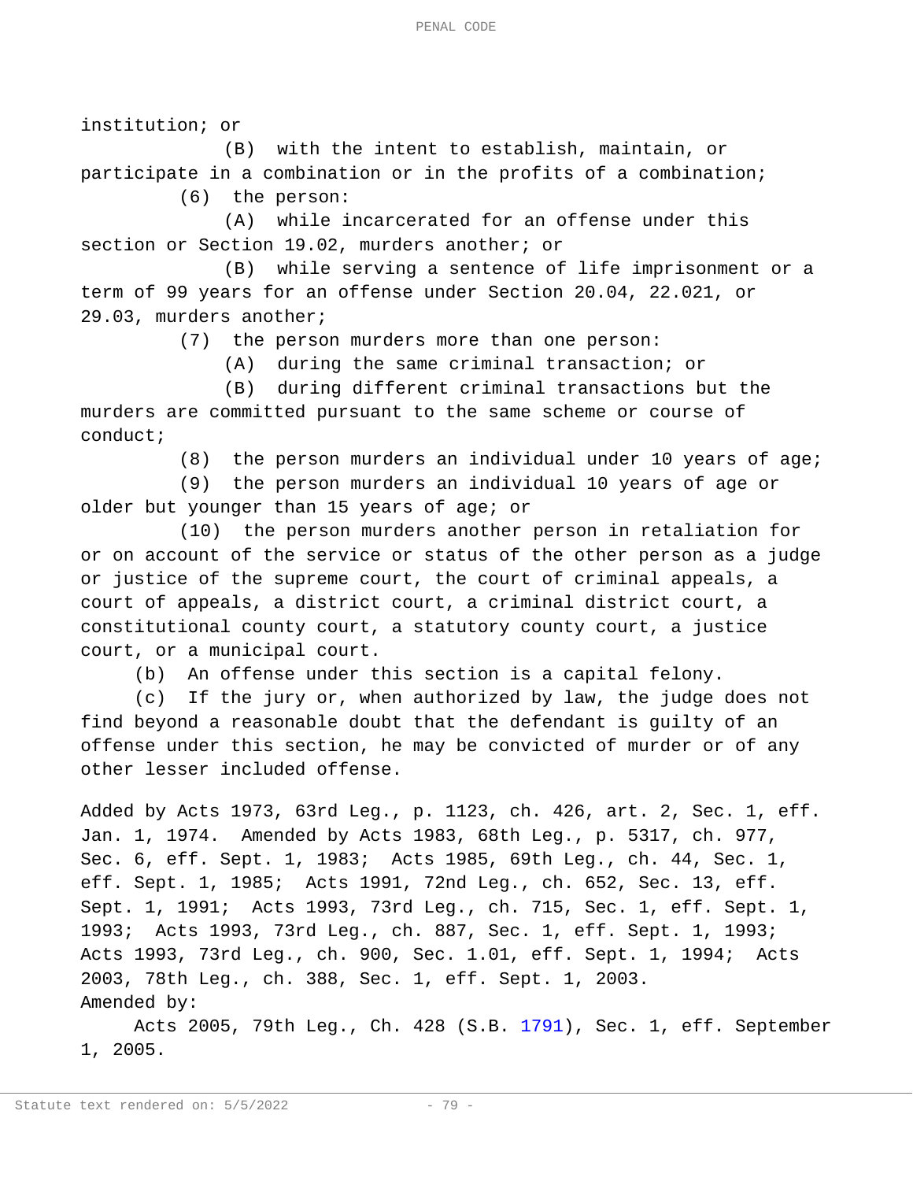institution; or

(B) with the intent to establish, maintain, or participate in a combination or in the profits of a combination;

(6) the person:

(A) while incarcerated for an offense under this section or Section 19.02, murders another; or

(B) while serving a sentence of life imprisonment or a term of 99 years for an offense under Section 20.04, 22.021, or 29.03, murders another;

(7) the person murders more than one person:

(A) during the same criminal transaction; or

(B) during different criminal transactions but the murders are committed pursuant to the same scheme or course of conduct;

(8) the person murders an individual under 10 years of age;

(9) the person murders an individual 10 years of age or older but younger than 15 years of age; or

(10) the person murders another person in retaliation for or on account of the service or status of the other person as a judge or justice of the supreme court, the court of criminal appeals, a court of appeals, a district court, a criminal district court, a constitutional county court, a statutory county court, a justice court, or a municipal court.

(b) An offense under this section is a capital felony.

(c) If the jury or, when authorized by law, the judge does not find beyond a reasonable doubt that the defendant is guilty of an offense under this section, he may be convicted of murder or of any other lesser included offense.

Added by Acts 1973, 63rd Leg., p. 1123, ch. 426, art. 2, Sec. 1, eff. Jan. 1, 1974. Amended by Acts 1983, 68th Leg., p. 5317, ch. 977, Sec. 6, eff. Sept. 1, 1983; Acts 1985, 69th Leg., ch. 44, Sec. 1, eff. Sept. 1, 1985; Acts 1991, 72nd Leg., ch. 652, Sec. 13, eff. Sept. 1, 1991; Acts 1993, 73rd Leg., ch. 715, Sec. 1, eff. Sept. 1, 1993; Acts 1993, 73rd Leg., ch. 887, Sec. 1, eff. Sept. 1, 1993; Acts 1993, 73rd Leg., ch. 900, Sec. 1.01, eff. Sept. 1, 1994; Acts 2003, 78th Leg., ch. 388, Sec. 1, eff. Sept. 1, 2003.

Amended by:

Acts 2005, 79th Leg., Ch. 428 (S.B. 1791), Sec. 1, eff. September 1, 2005.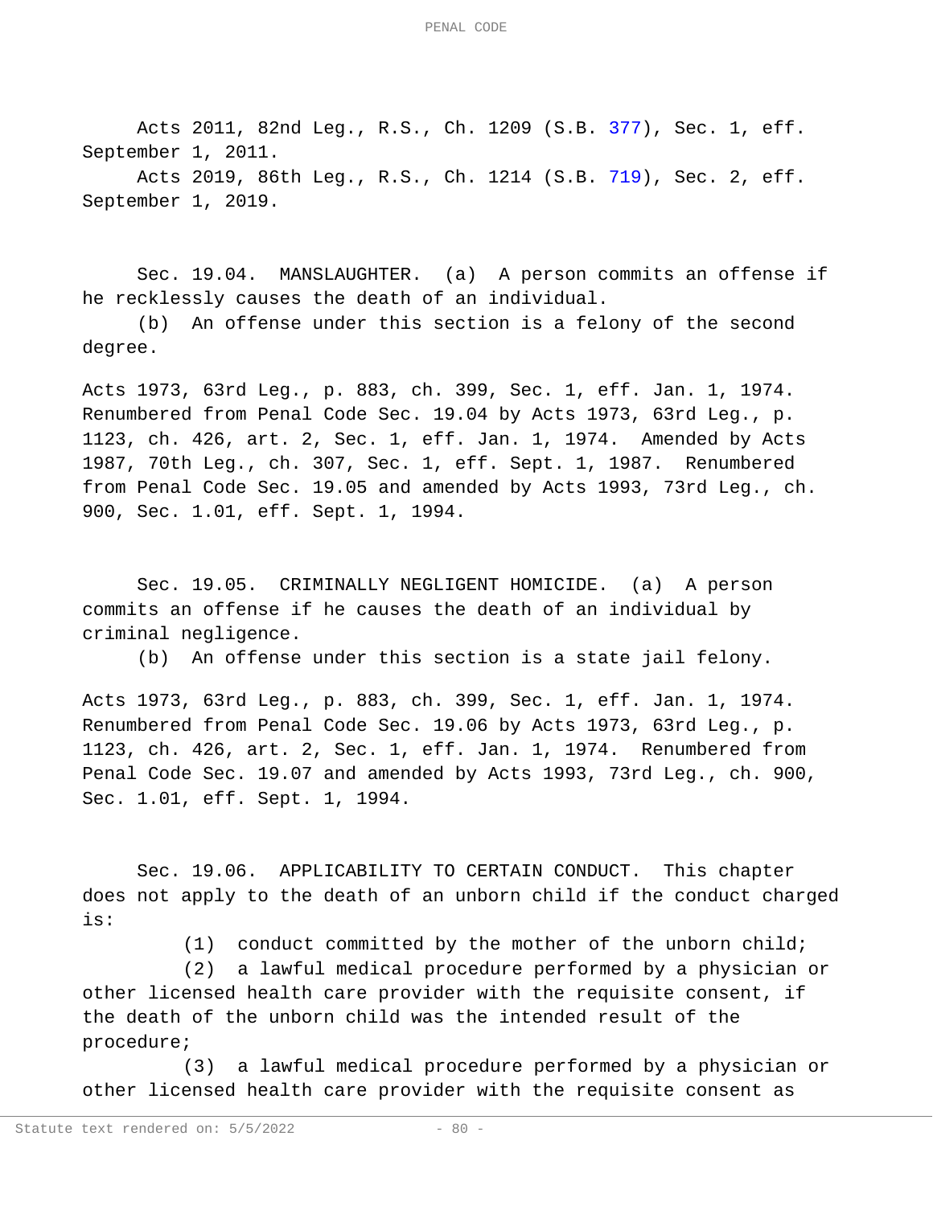Acts 2011, 82nd Leg., R.S., Ch. 1209 (S.B. 377), Sec. 1, eff. September 1, 2011.

Acts 2019, 86th Leg., R.S., Ch. 1214 (S.B. 719), Sec. 2, eff. September 1, 2019.

Sec. 19.04. MANSLAUGHTER. (a) A person commits an offense if he recklessly causes the death of an individual.

(b) An offense under this section is a felony of the second degree.

Acts 1973, 63rd Leg., p. 883, ch. 399, Sec. 1, eff. Jan. 1, 1974. Renumbered from Penal Code Sec. 19.04 by Acts 1973, 63rd Leg., p. 1123, ch. 426, art. 2, Sec. 1, eff. Jan. 1, 1974. Amended by Acts 1987, 70th Leg., ch. 307, Sec. 1, eff. Sept. 1, 1987. Renumbered from Penal Code Sec. 19.05 and amended by Acts 1993, 73rd Leg., ch. 900, Sec. 1.01, eff. Sept. 1, 1994.

Sec. 19.05. CRIMINALLY NEGLIGENT HOMICIDE. (a) A person commits an offense if he causes the death of an individual by criminal negligence.

(b) An offense under this section is a state jail felony.

Acts 1973, 63rd Leg., p. 883, ch. 399, Sec. 1, eff. Jan. 1, 1974. Renumbered from Penal Code Sec. 19.06 by Acts 1973, 63rd Leg., p. 1123, ch. 426, art. 2, Sec. 1, eff. Jan. 1, 1974. Renumbered from Penal Code Sec. 19.07 and amended by Acts 1993, 73rd Leg., ch. 900, Sec. 1.01, eff. Sept. 1, 1994.

Sec. 19.06. APPLICABILITY TO CERTAIN CONDUCT. This chapter does not apply to the death of an unborn child if the conduct charged is:

(1) conduct committed by the mother of the unborn child;

(2) a lawful medical procedure performed by a physician or other licensed health care provider with the requisite consent, if the death of the unborn child was the intended result of the procedure;

(3) a lawful medical procedure performed by a physician or other licensed health care provider with the requisite consent as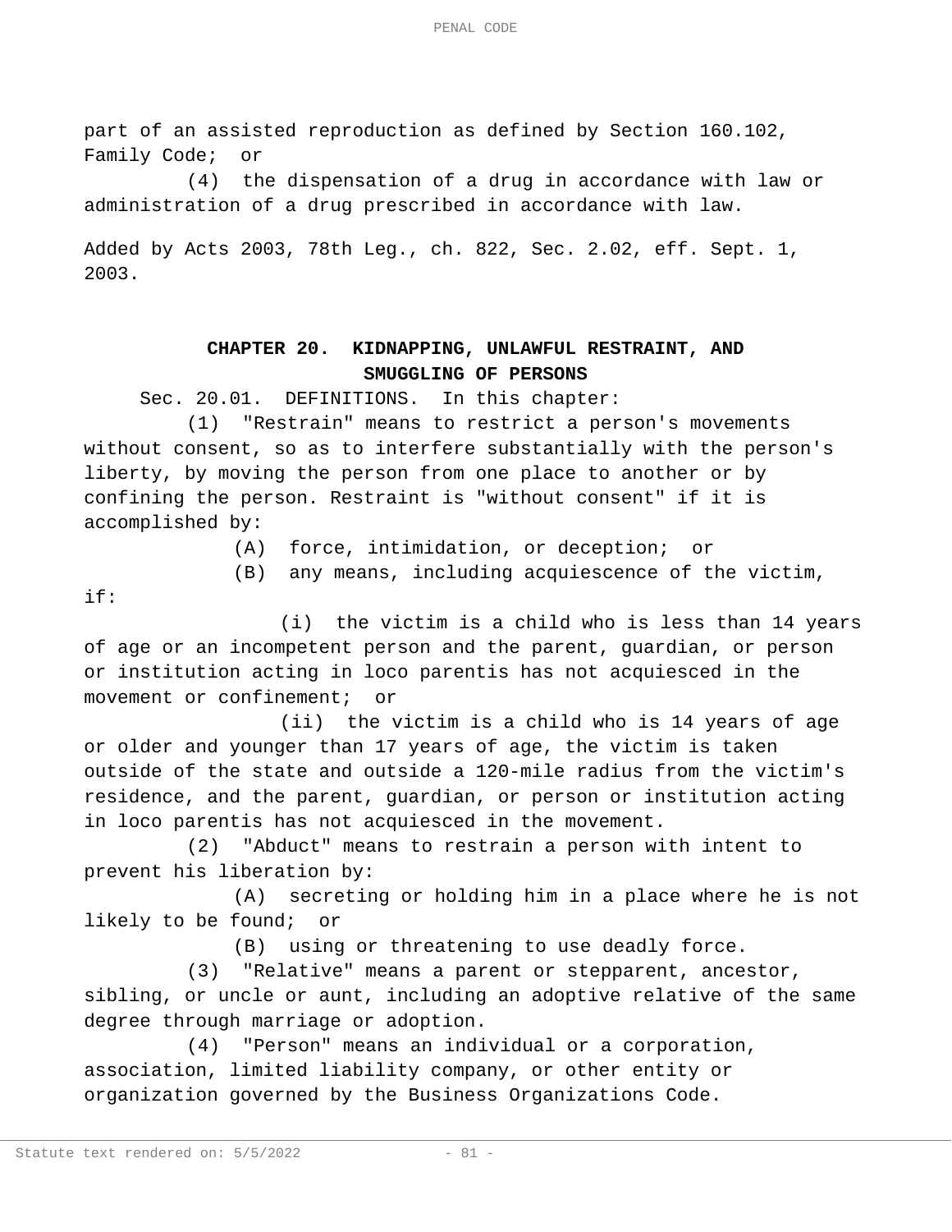part of an assisted reproduction as defined by Section 160.102, Family Code; or

(4) the dispensation of a drug in accordance with law or administration of a drug prescribed in accordance with law.

Added by Acts 2003, 78th Leg., ch. 822, Sec. 2.02, eff. Sept. 1, 2003.

## CHAPTER 20. KIDNAPPING, UNLAWFUL RESTRAINT, AND SMUGGLING OF PERSONS

Sec. 20.01. DEFINITIONS. In this chapter:

(1) "Restrain" means to restrict a person's movements without consent, so as to interfere substantially with the person's liberty, by moving the person from one place to another or by confining the person. Restraint is "without consent" if it is accomplished by:

(A) force, intimidation, or deception; or

(B) any means, including acquiescence of the victim, if:

(i) the victim is a child who is less than 14 years of age or an incompetent person and the parent, guardian, or person or institution acting in loco parentis has not acquiesced in the movement or confinement; or

(ii) the victim is a child who is 14 years of age or older and younger than 17 years of age, the victim is taken outside of the state and outside a 120-mile radius from the victim's residence, and the parent, guardian, or person or institution acting in loco parentis has not acquiesced in the movement.

(2) "Abduct" means to restrain a person with intent to prevent his liberation by:

(A) secreting or holding him in a place where he is not likely to be found; or

(B) using or threatening to use deadly force.

(3) "Relative" means a parent or stepparent, ancestor, sibling, or uncle or aunt, including an adoptive relative of the same degree through marriage or adoption.

(4) "Person" means an individual or a corporation, association, limited liability company, or other entity or organization governed by the Business Organizations Code.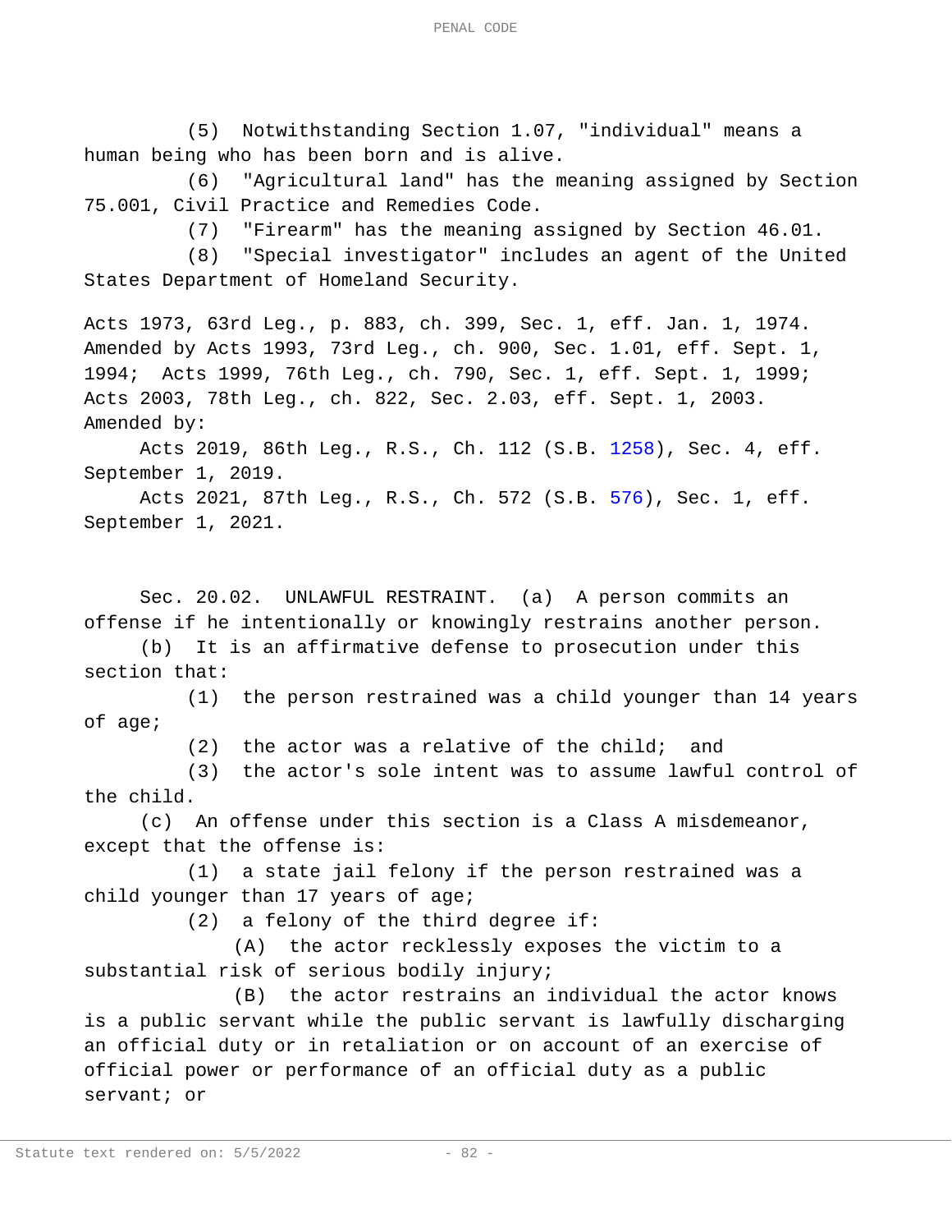(5) Notwithstanding Section 1.07, "individual" means a human being who has been born and is alive.

(6) "Agricultural land" has the meaning assigned by Section 75.001, Civil Practice and Remedies Code.

(7) "Firearm" has the meaning assigned by Section 46.01.

(8) "Special investigator" includes an agent of the United States Department of Homeland Security.

Acts 1973, 63rd Leg., p. 883, ch. 399, Sec. 1, eff. Jan. 1, 1974. Amended by Acts 1993, 73rd Leg., ch. 900, Sec. 1.01, eff. Sept. 1, 1994; Acts 1999, 76th Leg., ch. 790, Sec. 1, eff. Sept. 1, 1999; Acts 2003, 78th Leg., ch. 822, Sec. 2.03, eff. Sept. 1, 2003.
Amended by:

Acts 2019, 86th Leg., R.S., Ch. 112 (S.B. 1258), Sec. 4, eff. September 1, 2019.

Acts 2021, 87th Leg., R.S., Ch. 572 (S.B. 576), Sec. 1, eff. September 1, 2021.

Sec. 20.02. UNLAWFUL RESTRAINT. (a) A person commits an offense if he intentionally or knowingly restrains another person.

(b) It is an affirmative defense to prosecution under this section that:

(1) the person restrained was a child younger than 14 years of age;

(2) the actor was a relative of the child; and

(3) the actor's sole intent was to assume lawful control of the child.

(c) An offense under this section is a Class A misdemeanor, except that the offense is:

(1) a state jail felony if the person restrained was a child younger than 17 years of age;

(2) a felony of the third degree if:

(A) the actor recklessly exposes the victim to a substantial risk of serious bodily injury;

(B) the actor restrains an individual the actor knows is a public servant while the public servant is lawfully discharging an official duty or in retaliation or on account of an exercise of official power or performance of an official duty as a public servant; or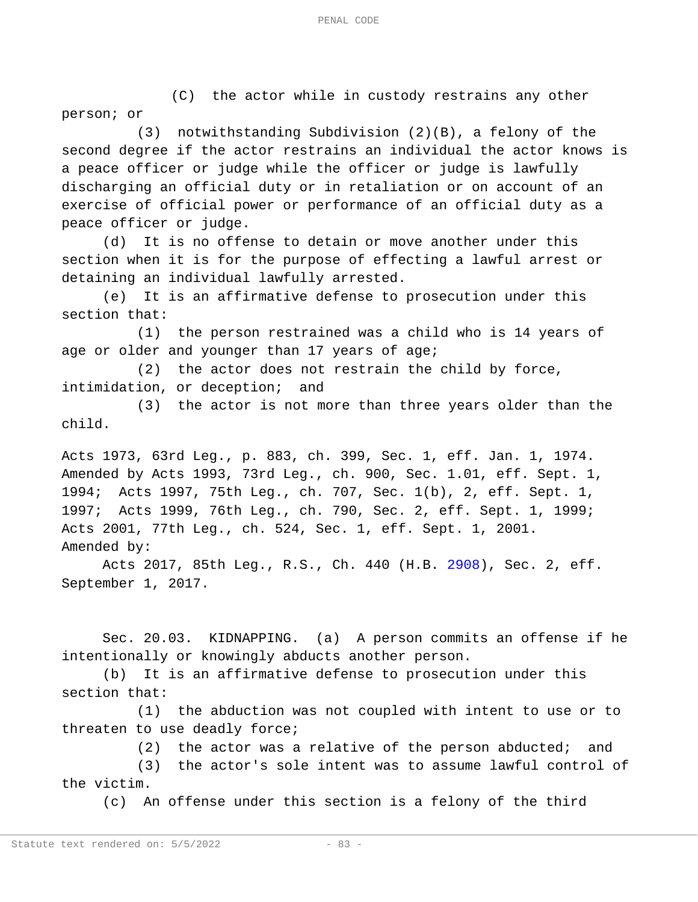(C) the actor while in custody restrains any other person; or

(3) notwithstanding Subdivision (2)(B), a felony of the second degree if the actor restrains an individual the actor knows is a peace officer or judge while the officer or judge is lawfully discharging an official duty or in retaliation or on account of an exercise of official power or performance of an official duty as a peace officer or judge.

(d) It is no offense to detain or move another under this section when it is for the purpose of effecting a lawful arrest or detaining an individual lawfully arrested.

(e) It is an affirmative defense to prosecution under this section that:

(1) the person restrained was a child who is 14 years of age or older and younger than 17 years of age;

(2) the actor does not restrain the child by force, intimidation, or deception; and

(3) the actor is not more than three years older than the child.

Acts 1973, 63rd Leg., p. 883, ch. 399, Sec. 1, eff. Jan. 1, 1974. Amended by Acts 1993, 73rd Leg., ch. 900, Sec. 1.01, eff. Sept. 1, 1994; Acts 1997, 75th Leg., ch. 707, Sec. 1(b), 2, eff. Sept. 1, 1997; Acts 1999, 76th Leg., ch. 790, Sec. 2, eff. Sept. 1, 1999; Acts 2001, 77th Leg., ch. 524, Sec. 1, eff. Sept. 1, 2001.
Amended by:

Acts 2017, 85th Leg., R.S., Ch. 440 (H.B. 2908), Sec. 2, eff. September 1, 2017.

Sec. 20.03. KIDNAPPING. (a) A person commits an offense if he intentionally or knowingly abducts another person.

(b) It is an affirmative defense to prosecution under this section that:

(1) the abduction was not coupled with intent to use or to threaten to use deadly force;

(2) the actor was a relative of the person abducted; and

(3) the actor's sole intent was to assume lawful control of the victim.

(c) An offense under this section is a felony of the third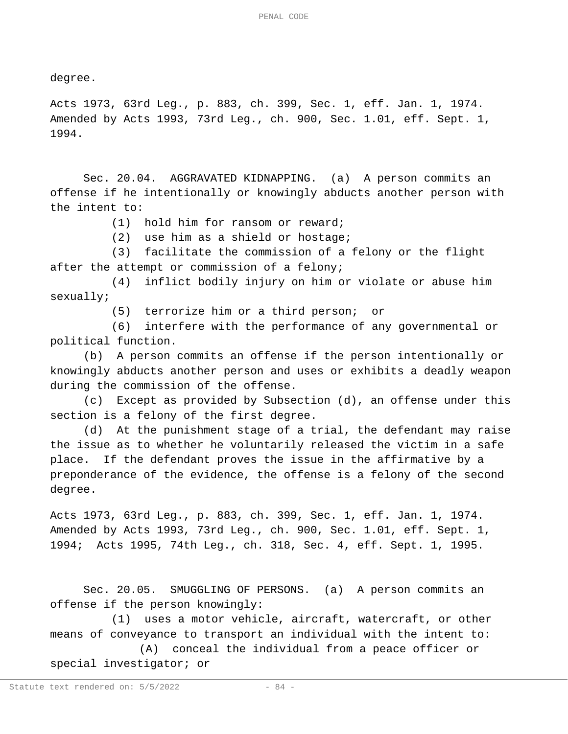degree.

Acts 1973, 63rd Leg., p. 883, ch. 399, Sec. 1, eff. Jan. 1, 1974.
Amended by Acts 1993, 73rd Leg., ch. 900, Sec. 1.01, eff. Sept. 1, 1994.

Sec. 20.04. AGGRAVATED KIDNAPPING. (a) A person commits an offense if he intentionally or knowingly abducts another person with the intent to:

(1) hold him for ransom or reward;

(2) use him as a shield or hostage;

(3) facilitate the commission of a felony or the flight after the attempt or commission of a felony;

(4) inflict bodily injury on him or violate or abuse him sexually;

(5) terrorize him or a third person; or

(6) interfere with the performance of any governmental or political function.

(b) A person commits an offense if the person intentionally or knowingly abducts another person and uses or exhibits a deadly weapon during the commission of the offense.

(c) Except as provided by Subsection (d), an offense under this section is a felony of the first degree.

(d) At the punishment stage of a trial, the defendant may raise the issue as to whether he voluntarily released the victim in a safe place. If the defendant proves the issue in the affirmative by a preponderance of the evidence, the offense is a felony of the second degree.

Acts 1973, 63rd Leg., p. 883, ch. 399, Sec. 1, eff. Jan. 1, 1974.
Amended by Acts 1993, 73rd Leg., ch. 900, Sec. 1.01, eff. Sept. 1, 1994; Acts 1995, 74th Leg., ch. 318, Sec. 4, eff. Sept. 1, 1995.

Sec. 20.05. SMUGGLING OF PERSONS. (a) A person commits an offense if the person knowingly:

(1) uses a motor vehicle, aircraft, watercraft, or other means of conveyance to transport an individual with the intent to:

(A) conceal the individual from a peace officer or special investigator; or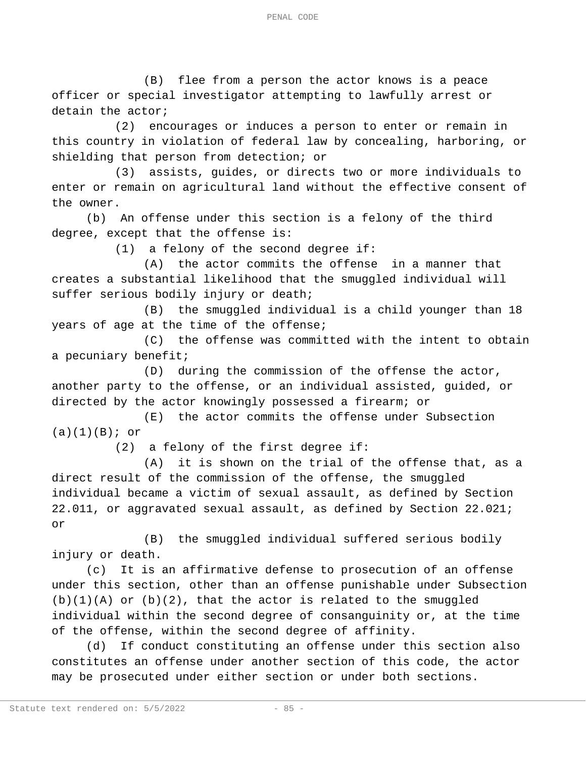(B) flee from a person the actor knows is a peace officer or special investigator attempting to lawfully arrest or detain the actor;

(2) encourages or induces a person to enter or remain in this country in violation of federal law by concealing, harboring, or shielding that person from detection; or

(3) assists, guides, or directs two or more individuals to enter or remain on agricultural land without the effective consent of the owner.

(b) An offense under this section is a felony of the third degree, except that the offense is:

(1) a felony of the second degree if:

(A) the actor commits the offense in a manner that creates a substantial likelihood that the smuggled individual will suffer serious bodily injury or death;

(B) the smuggled individual is a child younger than 18 years of age at the time of the offense;

(C) the offense was committed with the intent to obtain a pecuniary benefit;

(D) during the commission of the offense the actor, another party to the offense, or an individual assisted, guided, or directed by the actor knowingly possessed a firearm; or

(E) the actor commits the offense under Subsection (a)(1)(B); or

(2) a felony of the first degree if:

(A) it is shown on the trial of the offense that, as a direct result of the commission of the offense, the smuggled individual became a victim of sexual assault, as defined by Section 22.011, or aggravated sexual assault, as defined by Section 22.021; or

(B) the smuggled individual suffered serious bodily injury or death.

(c) It is an affirmative defense to prosecution of an offense under this section, other than an offense punishable under Subsection (b)(1)(A) or (b)(2), that the actor is related to the smuggled individual within the second degree of consanguinity or, at the time of the offense, within the second degree of affinity.

(d) If conduct constituting an offense under this section also constitutes an offense under another section of this code, the actor may be prosecuted under either section or under both sections.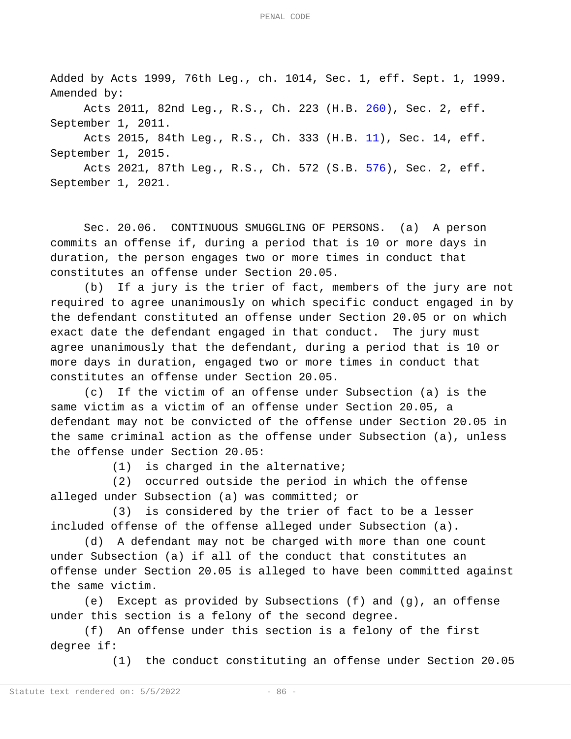Added by Acts 1999, 76th Leg., ch. 1014, Sec. 1, eff. Sept. 1, 1999.
Amended by:

Acts 2011, 82nd Leg., R.S., Ch. 223 (H.B. 260), Sec. 2, eff. September 1, 2011.

Acts 2015, 84th Leg., R.S., Ch. 333 (H.B. 11), Sec. 14, eff. September 1, 2015.

Acts 2021, 87th Leg., R.S., Ch. 572 (S.B. 576), Sec. 2, eff. September 1, 2021.

Sec. 20.06. CONTINUOUS SMUGGLING OF PERSONS. (a) A person commits an offense if, during a period that is 10 or more days in duration, the person engages two or more times in conduct that constitutes an offense under Section 20.05.

(b) If a jury is the trier of fact, members of the jury are not required to agree unanimously on which specific conduct engaged in by the defendant constituted an offense under Section 20.05 or on which exact date the defendant engaged in that conduct. The jury must agree unanimously that the defendant, during a period that is 10 or more days in duration, engaged two or more times in conduct that constitutes an offense under Section 20.05.

(c) If the victim of an offense under Subsection (a) is the same victim as a victim of an offense under Section 20.05, a defendant may not be convicted of the offense under Section 20.05 in the same criminal action as the offense under Subsection (a), unless the offense under Section 20.05:

(1) is charged in the alternative;

(2) occurred outside the period in which the offense alleged under Subsection (a) was committed; or

(3) is considered by the trier of fact to be a lesser included offense of the offense alleged under Subsection (a).

(d) A defendant may not be charged with more than one count under Subsection (a) if all of the conduct that constitutes an offense under Section 20.05 is alleged to have been committed against the same victim.

(e) Except as provided by Subsections (f) and (g), an offense under this section is a felony of the second degree.

(f) An offense under this section is a felony of the first degree if:

(1) the conduct constituting an offense under Section 20.05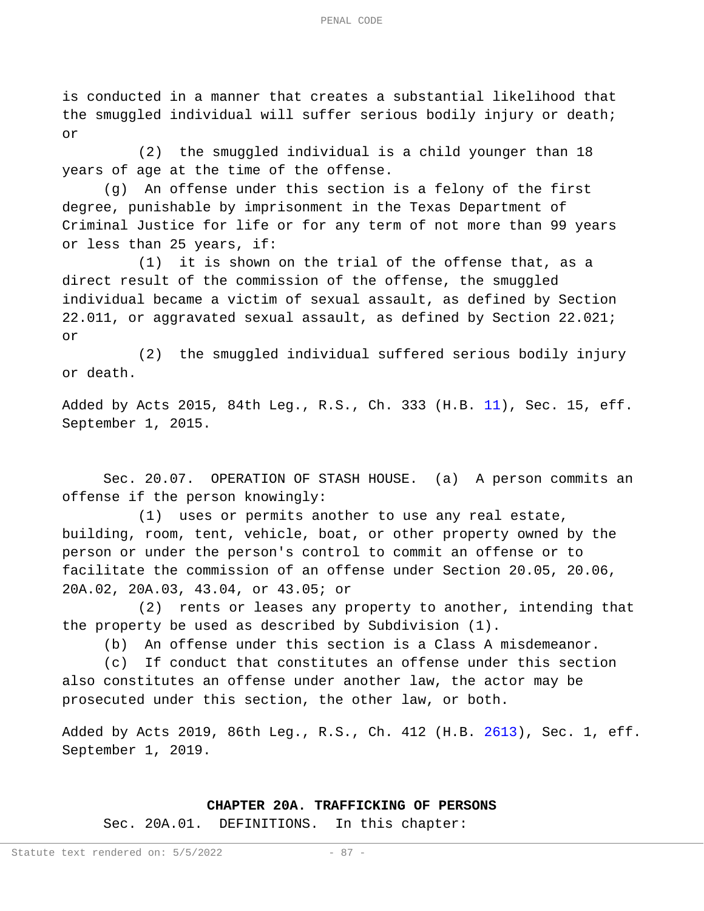is conducted in a manner that creates a substantial likelihood that the smuggled individual will suffer serious bodily injury or death; or

(2) the smuggled individual is a child younger than 18 years of age at the time of the offense.

(g) An offense under this section is a felony of the first degree, punishable by imprisonment in the Texas Department of Criminal Justice for life or for any term of not more than 99 years or less than 25 years, if:

(1) it is shown on the trial of the offense that, as a direct result of the commission of the offense, the smuggled individual became a victim of sexual assault, as defined by Section 22.011, or aggravated sexual assault, as defined by Section 22.021; or

(2) the smuggled individual suffered serious bodily injury or death.

Added by Acts 2015, 84th Leg., R.S., Ch. 333 (H.B. 11), Sec. 15, eff. September 1, 2015.

Sec. 20.07. OPERATION OF STASH HOUSE. (a) A person commits an offense if the person knowingly:

(1) uses or permits another to use any real estate, building, room, tent, vehicle, boat, or other property owned by the person or under the person's control to commit an offense or to facilitate the commission of an offense under Section 20.05, 20.06, 20A.02, 20A.03, 43.04, or 43.05; or

(2) rents or leases any property to another, intending that the property be used as described by Subdivision (1).

(b) An offense under this section is a Class A misdemeanor.

(c) If conduct that constitutes an offense under this section also constitutes an offense under another law, the actor may be prosecuted under this section, the other law, or both.

Added by Acts 2019, 86th Leg., R.S., Ch. 412 (H.B. 2613), Sec. 1, eff. September 1, 2019.

## CHAPTER 20A. TRAFFICKING OF PERSONS

Sec. 20A.01. DEFINITIONS. In this chapter: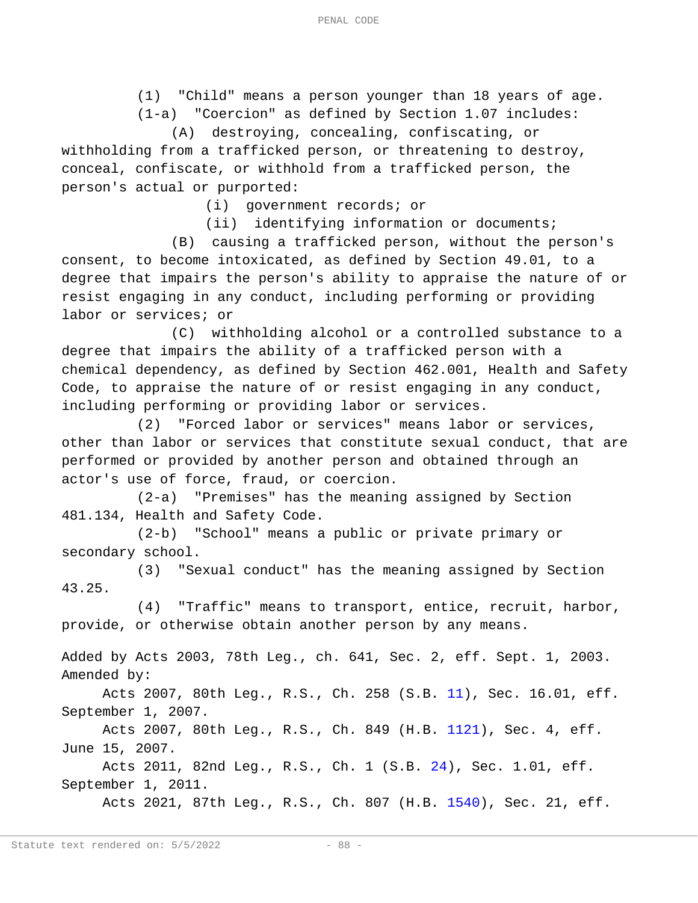(1) "Child" means a person younger than 18 years of age.

(1-a) "Coercion" as defined by Section 1.07 includes:

(A) destroying, concealing, confiscating, or withholding from a trafficked person, or threatening to destroy, conceal, confiscate, or withhold from a trafficked person, the person's actual or purported:

(i) government records; or

(ii) identifying information or documents;

(B) causing a trafficked person, without the person's consent, to become intoxicated, as defined by Section 49.01, to a degree that impairs the person's ability to appraise the nature of or resist engaging in any conduct, including performing or providing labor or services; or

(C) withholding alcohol or a controlled substance to a degree that impairs the ability of a trafficked person with a chemical dependency, as defined by Section 462.001, Health and Safety Code, to appraise the nature of or resist engaging in any conduct, including performing or providing labor or services.

(2) "Forced labor or services" means labor or services, other than labor or services that constitute sexual conduct, that are performed or provided by another person and obtained through an actor's use of force, fraud, or coercion.

(2-a) "Premises" has the meaning assigned by Section 481.134, Health and Safety Code.

(2-b) "School" means a public or private primary or secondary school.

(3) "Sexual conduct" has the meaning assigned by Section 43.25.

(4) "Traffic" means to transport, entice, recruit, harbor, provide, or otherwise obtain another person by any means.

Added by Acts 2003, 78th Leg., ch. 641, Sec. 2, eff. Sept. 1, 2003.
Amended by:

Acts 2007, 80th Leg., R.S., Ch. 258 (S.B. 11), Sec. 16.01, eff. September 1, 2007.

Acts 2007, 80th Leg., R.S., Ch. 849 (H.B. 1121), Sec. 4, eff. June 15, 2007.

Acts 2011, 82nd Leg., R.S., Ch. 1 (S.B. 24), Sec. 1.01, eff. September 1, 2011.

Acts 2021, 87th Leg., R.S., Ch. 807 (H.B. 1540), Sec. 21, eff.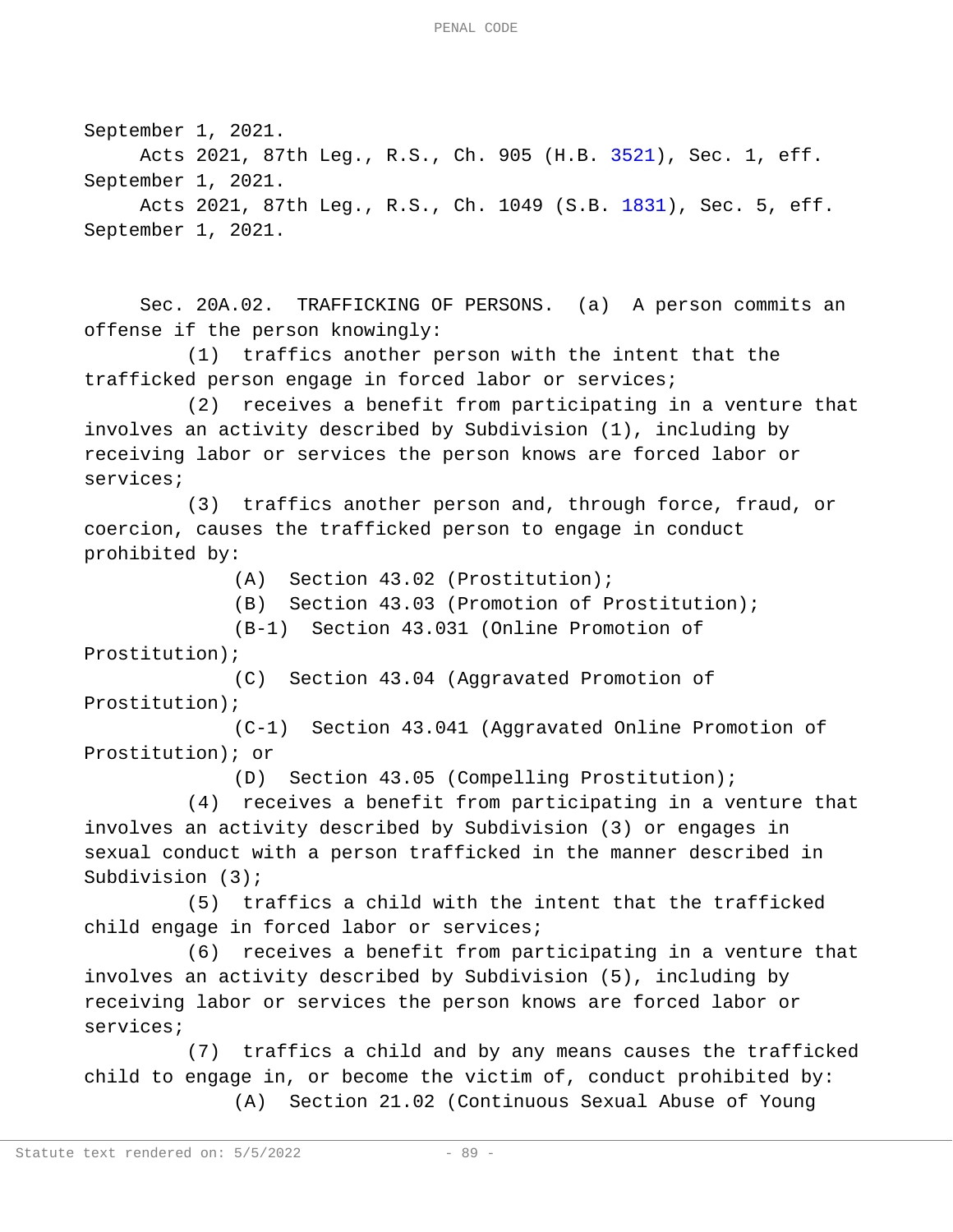September 1, 2021.

Acts 2021, 87th Leg., R.S., Ch. 905 (H.B. 3521), Sec. 1, eff. September 1, 2021.

Acts 2021, 87th Leg., R.S., Ch. 1049 (S.B. 1831), Sec. 5, eff. September 1, 2021.

Sec. 20A.02. TRAFFICKING OF PERSONS. (a) A person commits an offense if the person knowingly:

(1) traffics another person with the intent that the trafficked person engage in forced labor or services;

(2) receives a benefit from participating in a venture that involves an activity described by Subdivision (1), including by receiving labor or services the person knows are forced labor or services;

(3) traffics another person and, through force, fraud, or coercion, causes the trafficked person to engage in conduct prohibited by:

(A) Section 43.02 (Prostitution);

(B) Section 43.03 (Promotion of Prostitution);

(B-1) Section 43.031 (Online Promotion of Prostitution);

(C) Section 43.04 (Aggravated Promotion of Prostitution);

(C-1) Section 43.041 (Aggravated Online Promotion of Prostitution); or

(D) Section 43.05 (Compelling Prostitution);

(4) receives a benefit from participating in a venture that involves an activity described by Subdivision (3) or engages in sexual conduct with a person trafficked in the manner described in Subdivision (3);

(5) traffics a child with the intent that the trafficked child engage in forced labor or services;

(6) receives a benefit from participating in a venture that involves an activity described by Subdivision (5), including by receiving labor or services the person knows are forced labor or services;

(7) traffics a child and by any means causes the trafficked child to engage in, or become the victim of, conduct prohibited by:

(A) Section 21.02 (Continuous Sexual Abuse of Young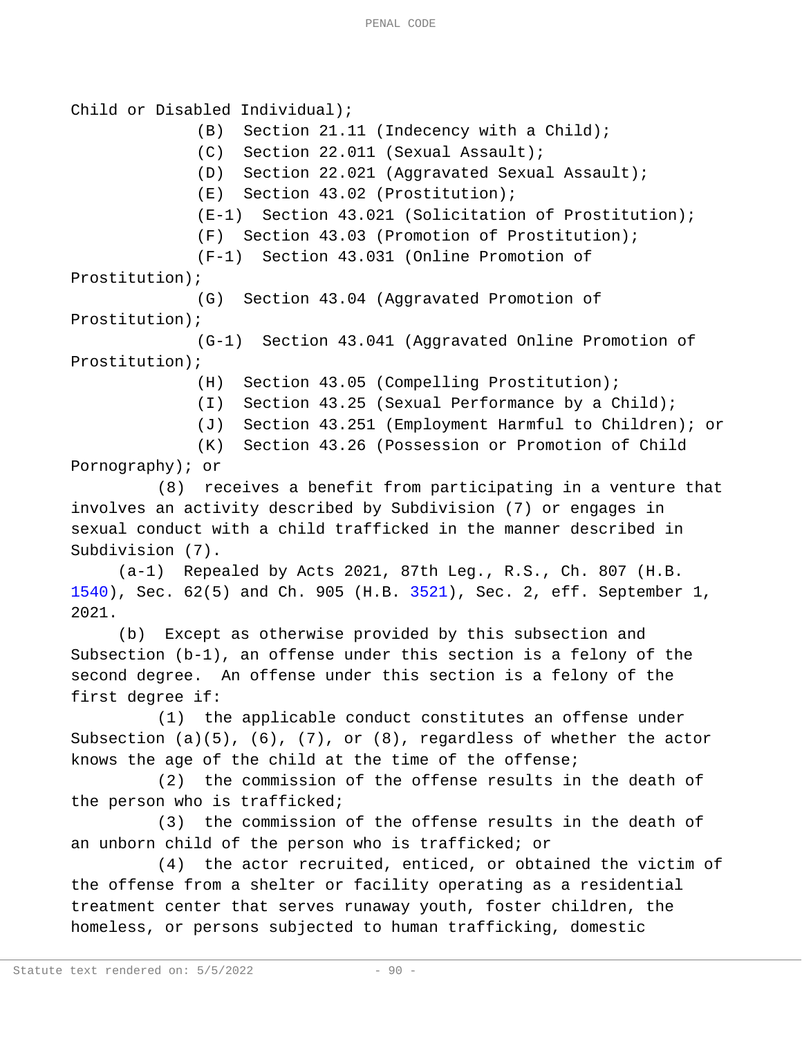Child or Disabled Individual);

(B) Section 21.11 (Indecency with a Child);

(C) Section 22.011 (Sexual Assault);

(D) Section 22.021 (Aggravated Sexual Assault);

(E) Section 43.02 (Prostitution);

(E-1) Section 43.021 (Solicitation of Prostitution);

(F) Section 43.03 (Promotion of Prostitution);

(F-1) Section 43.031 (Online Promotion of Prostitution);

(G) Section 43.04 (Aggravated Promotion of Prostitution);

(G-1) Section 43.041 (Aggravated Online Promotion of Prostitution);

(H) Section 43.05 (Compelling Prostitution);

(I) Section 43.25 (Sexual Performance by a Child);

(J) Section 43.251 (Employment Harmful to Children); or

(K) Section 43.26 (Possession or Promotion of Child Pornography); or

(8) receives a benefit from participating in a venture that involves an activity described by Subdivision (7) or engages in sexual conduct with a child trafficked in the manner described in Subdivision (7).

(a-1) Repealed by Acts 2021, 87th Leg., R.S., Ch. 807 (H.B. 1540), Sec. 62(5) and Ch. 905 (H.B. 3521), Sec. 2, eff. September 1, 2021.

(b) Except as otherwise provided by this subsection and Subsection (b-1), an offense under this section is a felony of the second degree. An offense under this section is a felony of the first degree if:

(1) the applicable conduct constitutes an offense under Subsection (a)(5), (6), (7), or (8), regardless of whether the actor knows the age of the child at the time of the offense;

(2) the commission of the offense results in the death of the person who is trafficked;

(3) the commission of the offense results in the death of an unborn child of the person who is trafficked; or

(4) the actor recruited, enticed, or obtained the victim of the offense from a shelter or facility operating as a residential treatment center that serves runaway youth, foster children, the homeless, or persons subjected to human trafficking, domestic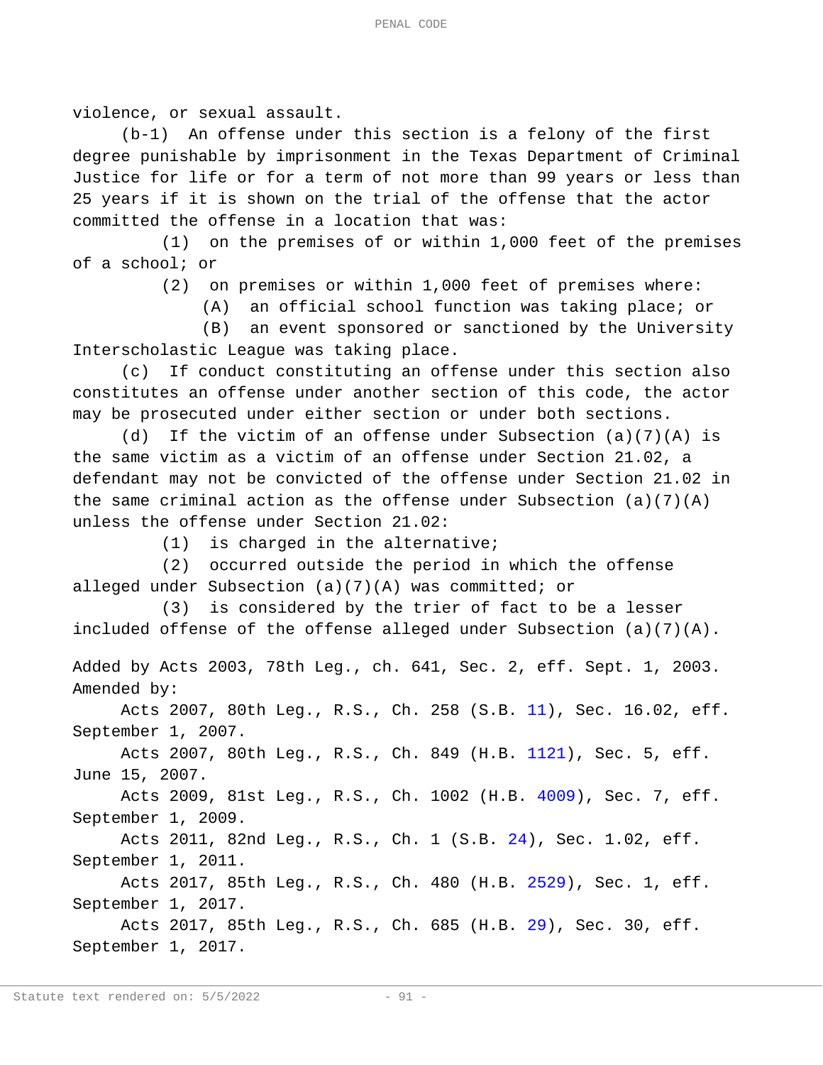violence, or sexual assault.

(b-1) An offense under this section is a felony of the first degree punishable by imprisonment in the Texas Department of Criminal Justice for life or for a term of not more than 99 years or less than 25 years if it is shown on the trial of the offense that the actor committed the offense in a location that was:

(1) on the premises of or within 1,000 feet of the premises of a school; or

(2) on premises or within 1,000 feet of premises where:

(A) an official school function was taking place; or

(B) an event sponsored or sanctioned by the University Interscholastic League was taking place.

(c) If conduct constituting an offense under this section also constitutes an offense under another section of this code, the actor may be prosecuted under either section or under both sections.

(d) If the victim of an offense under Subsection (a)(7)(A) is the same victim as a victim of an offense under Section 21.02, a defendant may not be convicted of the offense under Section 21.02 in the same criminal action as the offense under Subsection (a)(7)(A) unless the offense under Section 21.02:

(1) is charged in the alternative;

(2) occurred outside the period in which the offense alleged under Subsection (a)(7)(A) was committed; or

(3) is considered by the trier of fact to be a lesser included offense of the offense alleged under Subsection (a)(7)(A).

Added by Acts 2003, 78th Leg., ch. 641, Sec. 2, eff. Sept. 1, 2003.
Amended by:

Acts 2007, 80th Leg., R.S., Ch. 258 (S.B. 11), Sec. 16.02, eff. September 1, 2007.

Acts 2007, 80th Leg., R.S., Ch. 849 (H.B. 1121), Sec. 5, eff. June 15, 2007.

Acts 2009, 81st Leg., R.S., Ch. 1002 (H.B. 4009), Sec. 7, eff. September 1, 2009.

Acts 2011, 82nd Leg., R.S., Ch. 1 (S.B. 24), Sec. 1.02, eff. September 1, 2011.

Acts 2017, 85th Leg., R.S., Ch. 480 (H.B. 2529), Sec. 1, eff. September 1, 2017.

Acts 2017, 85th Leg., R.S., Ch. 685 (H.B. 29), Sec. 30, eff. September 1, 2017.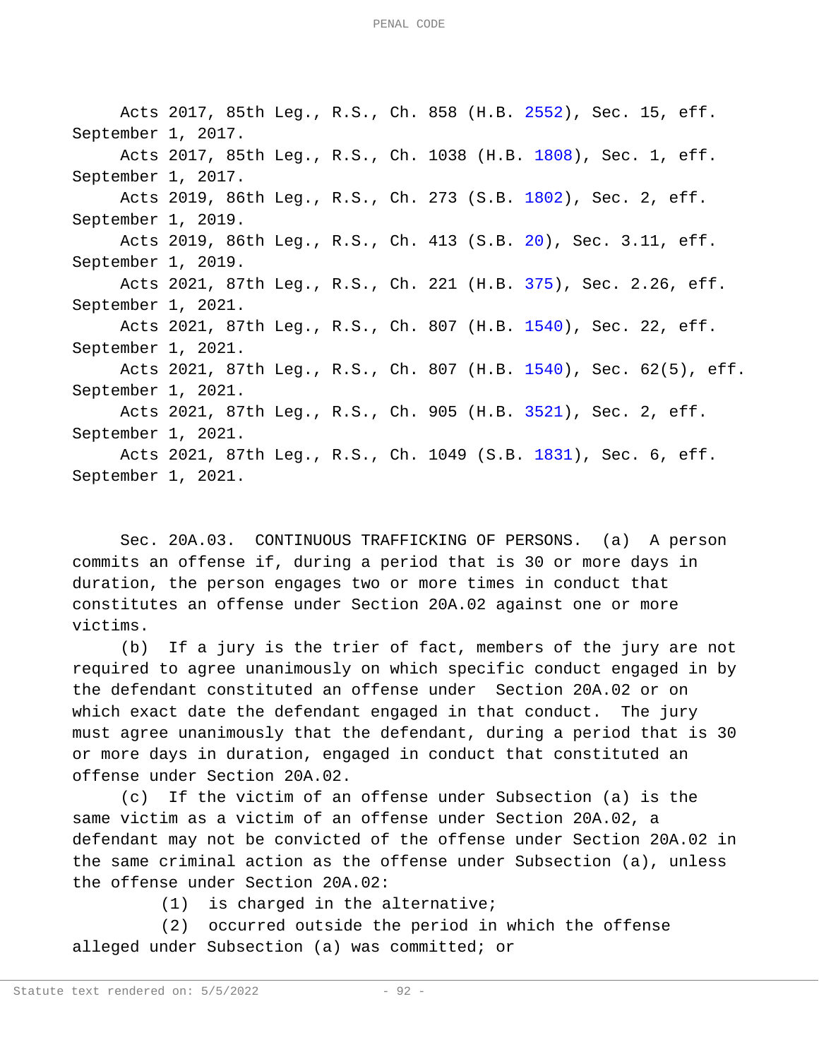Acts 2017, 85th Leg., R.S., Ch. 858 (H.B. 2552), Sec. 15, eff. September 1, 2017.

Acts 2017, 85th Leg., R.S., Ch. 1038 (H.B. 1808), Sec. 1, eff. September 1, 2017.

Acts 2019, 86th Leg., R.S., Ch. 273 (S.B. 1802), Sec. 2, eff. September 1, 2019.

Acts 2019, 86th Leg., R.S., Ch. 413 (S.B. 20), Sec. 3.11, eff. September 1, 2019.

Acts 2021, 87th Leg., R.S., Ch. 221 (H.B. 375), Sec. 2.26, eff. September 1, 2021.

Acts 2021, 87th Leg., R.S., Ch. 807 (H.B. 1540), Sec. 22, eff. September 1, 2021.

Acts 2021, 87th Leg., R.S., Ch. 807 (H.B. 1540), Sec. 62(5), eff. September 1, 2021.

Acts 2021, 87th Leg., R.S., Ch. 905 (H.B. 3521), Sec. 2, eff. September 1, 2021.

Acts 2021, 87th Leg., R.S., Ch. 1049 (S.B. 1831), Sec. 6, eff. September 1, 2021.

Sec. 20A.03. CONTINUOUS TRAFFICKING OF PERSONS. (a) A person commits an offense if, during a period that is 30 or more days in duration, the person engages two or more times in conduct that constitutes an offense under Section 20A.02 against one or more victims.

(b) If a jury is the trier of fact, members of the jury are not required to agree unanimously on which specific conduct engaged in by the defendant constituted an offense under Section 20A.02 or on which exact date the defendant engaged in that conduct. The jury must agree unanimously that the defendant, during a period that is 30 or more days in duration, engaged in conduct that constituted an offense under Section 20A.02.

(c) If the victim of an offense under Subsection (a) is the same victim as a victim of an offense under Section 20A.02, a defendant may not be convicted of the offense under Section 20A.02 in the same criminal action as the offense under Subsection (a), unless the offense under Section 20A.02:

(1) is charged in the alternative;

(2) occurred outside the period in which the offense alleged under Subsection (a) was committed; or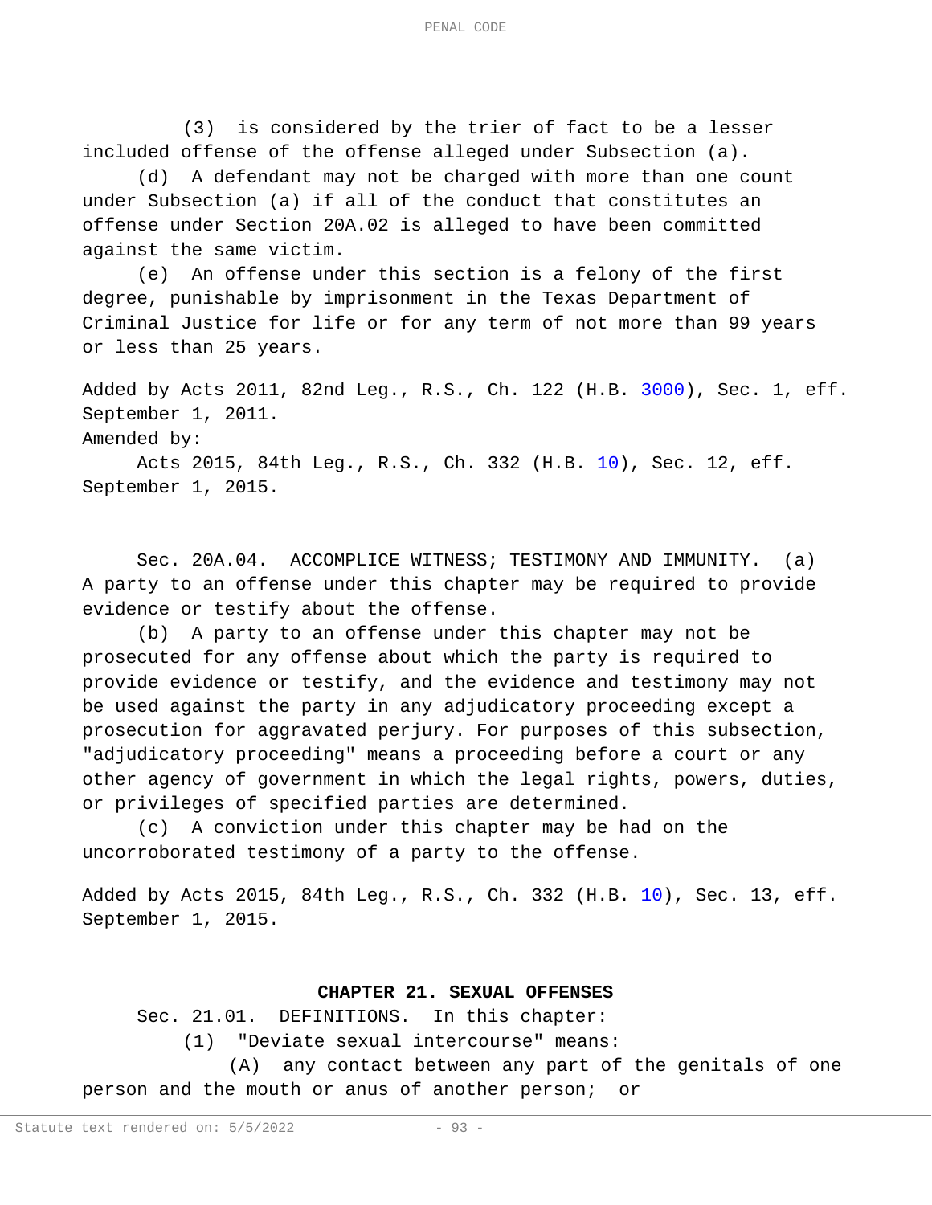(3) is considered by the trier of fact to be a lesser included offense of the offense alleged under Subsection (a).

(d) A defendant may not be charged with more than one count under Subsection (a) if all of the conduct that constitutes an offense under Section 20A.02 is alleged to have been committed against the same victim.

(e) An offense under this section is a felony of the first degree, punishable by imprisonment in the Texas Department of Criminal Justice for life or for any term of not more than 99 years or less than 25 years.

Added by Acts 2011, 82nd Leg., R.S., Ch. 122 (H.B. 3000), Sec. 1, eff. September 1, 2011.
Amended by:
Acts 2015, 84th Leg., R.S., Ch. 332 (H.B. 10), Sec. 12, eff. September 1, 2015.

Sec. 20A.04. ACCOMPLICE WITNESS; TESTIMONY AND IMMUNITY. (a) A party to an offense under this chapter may be required to provide evidence or testify about the offense.

(b) A party to an offense under this chapter may not be prosecuted for any offense about which the party is required to provide evidence or testify, and the evidence and testimony may not be used against the party in any adjudicatory proceeding except a prosecution for aggravated perjury. For purposes of this subsection, "adjudicatory proceeding" means a proceeding before a court or any other agency of government in which the legal rights, powers, duties, or privileges of specified parties are determined.

(c) A conviction under this chapter may be had on the uncorroborated testimony of a party to the offense.

Added by Acts 2015, 84th Leg., R.S., Ch. 332 (H.B. 10), Sec. 13, eff. September 1, 2015.

## CHAPTER 21. SEXUAL OFFENSES

Sec. 21.01. DEFINITIONS. In this chapter:

(1) "Deviate sexual intercourse" means:

(A) any contact between any part of the genitals of one person and the mouth or anus of another person; or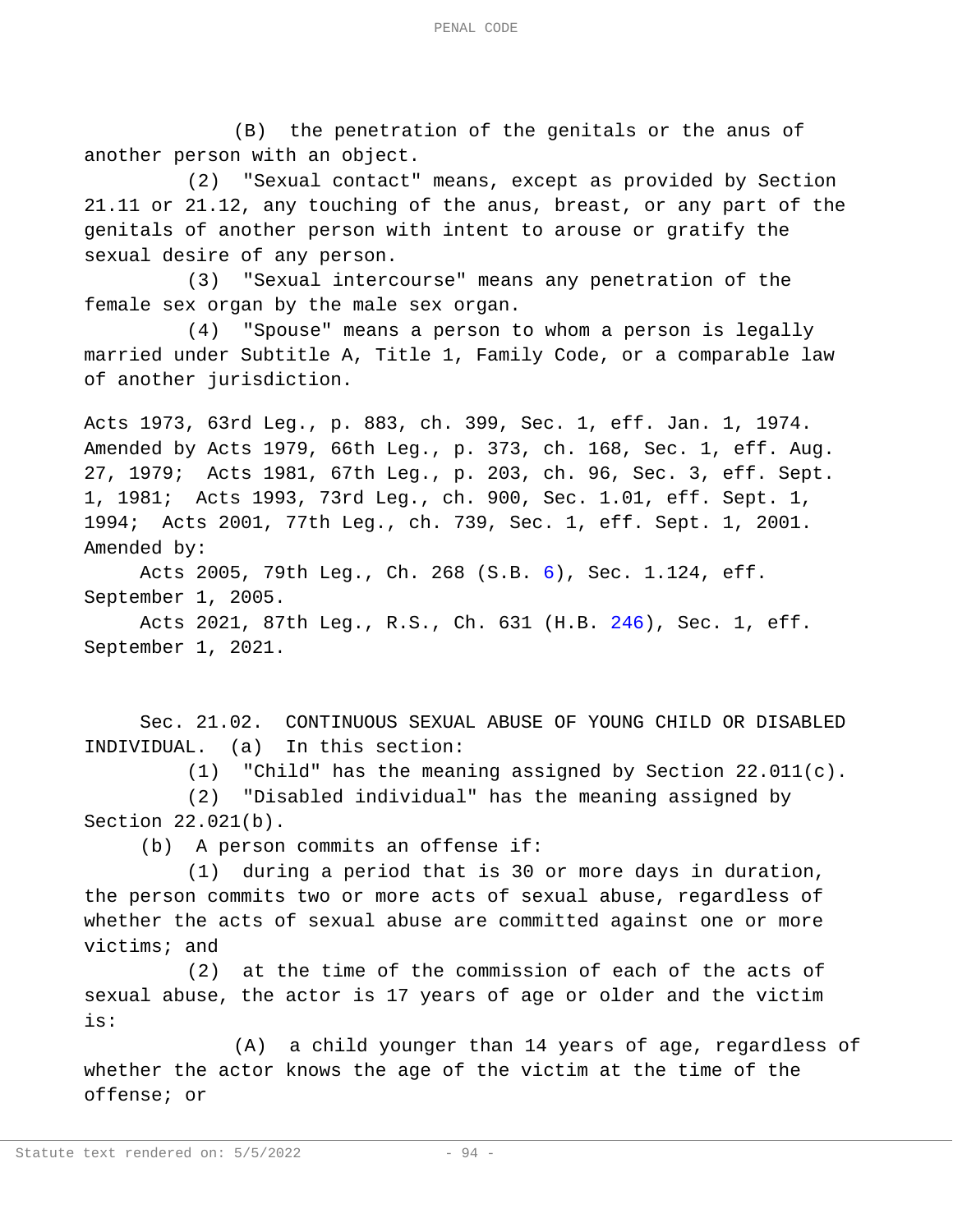(B) the penetration of the genitals or the anus of another person with an object.

(2) "Sexual contact" means, except as provided by Section 21.11 or 21.12, any touching of the anus, breast, or any part of the genitals of another person with intent to arouse or gratify the sexual desire of any person.

(3) "Sexual intercourse" means any penetration of the female sex organ by the male sex organ.

(4) "Spouse" means a person to whom a person is legally married under Subtitle A, Title 1, Family Code, or a comparable law of another jurisdiction.

Acts 1973, 63rd Leg., p. 883, ch. 399, Sec. 1, eff. Jan. 1, 1974. Amended by Acts 1979, 66th Leg., p. 373, ch. 168, Sec. 1, eff. Aug. 27, 1979; Acts 1981, 67th Leg., p. 203, ch. 96, Sec. 3, eff. Sept. 1, 1981; Acts 1993, 73rd Leg., ch. 900, Sec. 1.01, eff. Sept. 1, 1994; Acts 2001, 77th Leg., ch. 739, Sec. 1, eff. Sept. 1, 2001.

Amended by:

Acts 2005, 79th Leg., Ch. 268 (S.B. 6), Sec. 1.124, eff. September 1, 2005.

Acts 2021, 87th Leg., R.S., Ch. 631 (H.B. 246), Sec. 1, eff. September 1, 2021.

Sec. 21.02. CONTINUOUS SEXUAL ABUSE OF YOUNG CHILD OR DISABLED INDIVIDUAL. (a) In this section:

(1) "Child" has the meaning assigned by Section 22.011(c).

(2) "Disabled individual" has the meaning assigned by Section 22.021(b).

(b) A person commits an offense if:

(1) during a period that is 30 or more days in duration, the person commits two or more acts of sexual abuse, regardless of whether the acts of sexual abuse are committed against one or more victims; and

(2) at the time of the commission of each of the acts of sexual abuse, the actor is 17 years of age or older and the victim is:

(A) a child younger than 14 years of age, regardless of whether the actor knows the age of the victim at the time of the offense; or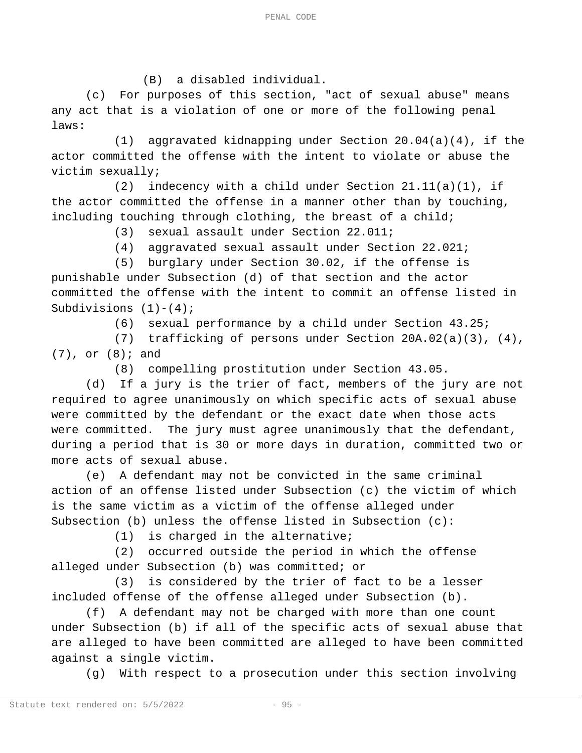(B) a disabled individual.

(c) For purposes of this section, "act of sexual abuse" means any act that is a violation of one or more of the following penal laws:

(1) aggravated kidnapping under Section 20.04(a)(4), if the actor committed the offense with the intent to violate or abuse the victim sexually;

(2) indecency with a child under Section 21.11(a)(1), if the actor committed the offense in a manner other than by touching, including touching through clothing, the breast of a child;

(3) sexual assault under Section 22.011;

(4) aggravated sexual assault under Section 22.021;

(5) burglary under Section 30.02, if the offense is punishable under Subsection (d) of that section and the actor committed the offense with the intent to commit an offense listed in Subdivisions (1)-(4);

(6) sexual performance by a child under Section 43.25;

(7) trafficking of persons under Section 20A.02(a)(3), (4), (7), or (8); and

(8) compelling prostitution under Section 43.05.

(d) If a jury is the trier of fact, members of the jury are not required to agree unanimously on which specific acts of sexual abuse were committed by the defendant or the exact date when those acts were committed. The jury must agree unanimously that the defendant, during a period that is 30 or more days in duration, committed two or more acts of sexual abuse.

(e) A defendant may not be convicted in the same criminal action of an offense listed under Subsection (c) the victim of which is the same victim as a victim of the offense alleged under Subsection (b) unless the offense listed in Subsection (c):

(1) is charged in the alternative;

(2) occurred outside the period in which the offense alleged under Subsection (b) was committed; or

(3) is considered by the trier of fact to be a lesser included offense of the offense alleged under Subsection (b).

(f) A defendant may not be charged with more than one count under Subsection (b) if all of the specific acts of sexual abuse that are alleged to have been committed are alleged to have been committed against a single victim.

(g) With respect to a prosecution under this section involving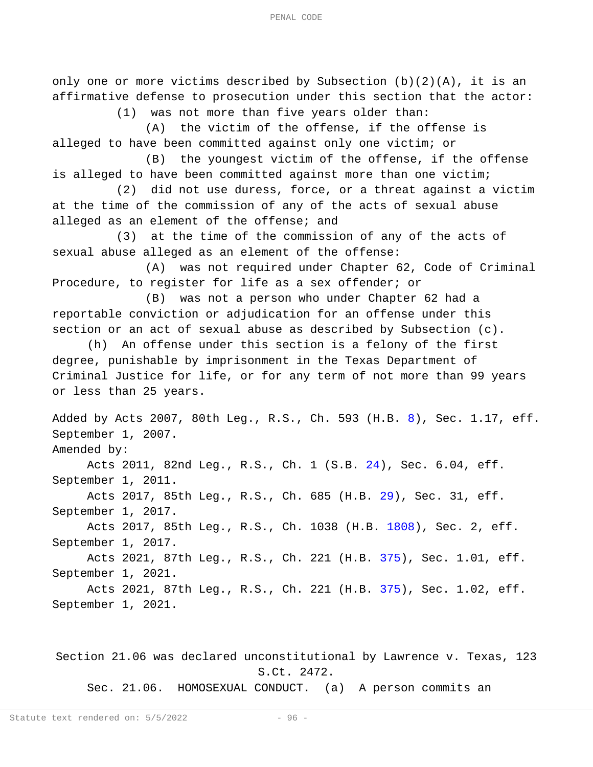only one or more victims described by Subsection (b)(2)(A), it is an affirmative defense to prosecution under this section that the actor:

(1) was not more than five years older than:

(A) the victim of the offense, if the offense is alleged to have been committed against only one victim; or

(B) the youngest victim of the offense, if the offense is alleged to have been committed against more than one victim;

(2) did not use duress, force, or a threat against a victim at the time of the commission of any of the acts of sexual abuse alleged as an element of the offense; and

(3) at the time of the commission of any of the acts of sexual abuse alleged as an element of the offense:

(A) was not required under Chapter 62, Code of Criminal Procedure, to register for life as a sex offender; or

(B) was not a person who under Chapter 62 had a reportable conviction or adjudication for an offense under this section or an act of sexual abuse as described by Subsection (c).

(h) An offense under this section is a felony of the first degree, punishable by imprisonment in the Texas Department of Criminal Justice for life, or for any term of not more than 99 years or less than 25 years.

Added by Acts 2007, 80th Leg., R.S., Ch. 593 (H.B. 8), Sec. 1.17, eff. September 1, 2007.

Amended by:

Acts 2011, 82nd Leg., R.S., Ch. 1 (S.B. 24), Sec. 6.04, eff. September 1, 2011.

Acts 2017, 85th Leg., R.S., Ch. 685 (H.B. 29), Sec. 31, eff. September 1, 2017.

Acts 2017, 85th Leg., R.S., Ch. 1038 (H.B. 1808), Sec. 2, eff. September 1, 2017.

Acts 2021, 87th Leg., R.S., Ch. 221 (H.B. 375), Sec. 1.01, eff. September 1, 2021.

Acts 2021, 87th Leg., R.S., Ch. 221 (H.B. 375), Sec. 1.02, eff. September 1, 2021.

Section 21.06 was declared unconstitutional by Lawrence v. Texas, 123 S.Ct. 2472.

Sec. 21.06. HOMOSEXUAL CONDUCT. (a) A person commits an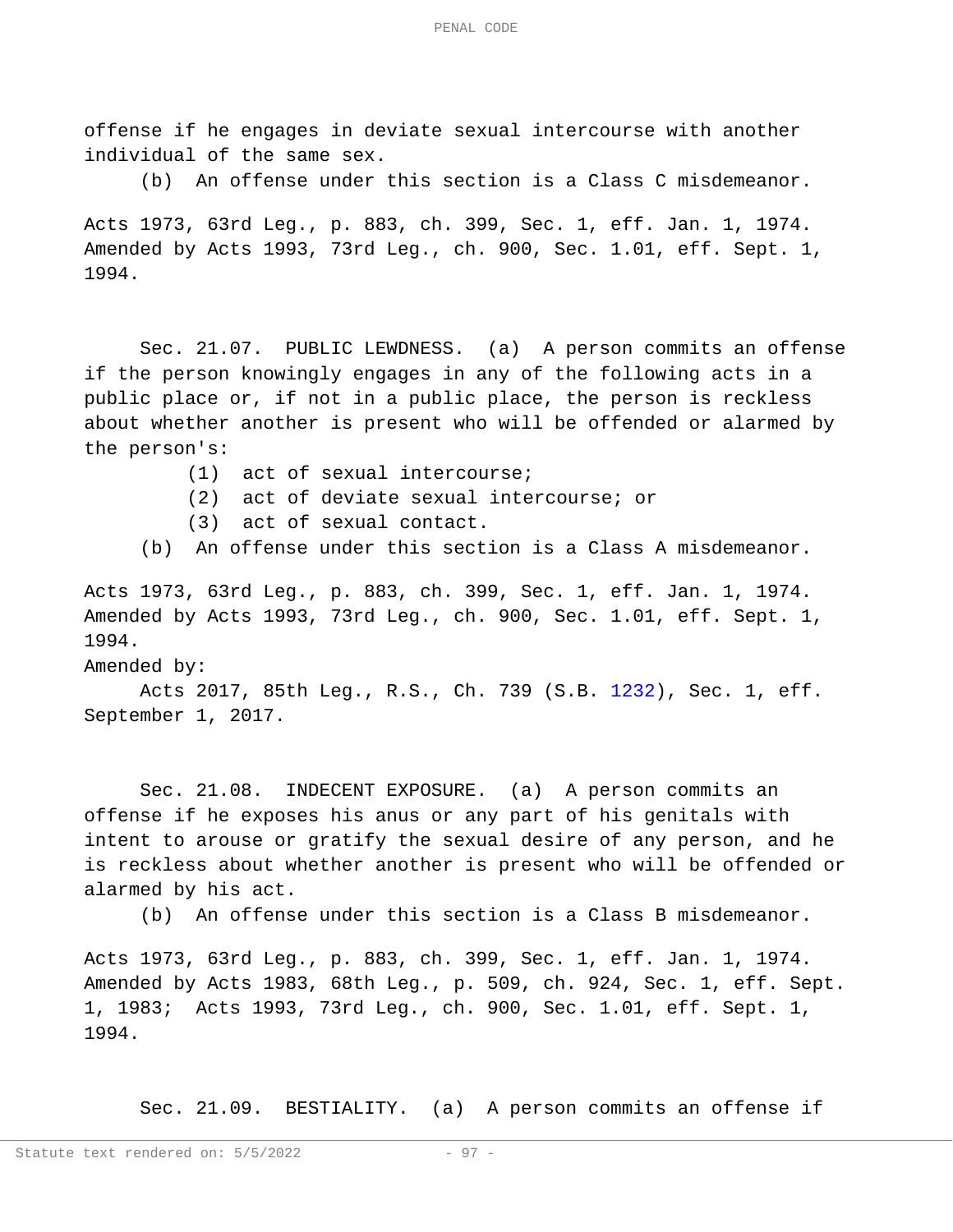offense if he engages in deviate sexual intercourse with another individual of the same sex.

(b) An offense under this section is a Class C misdemeanor.

Acts 1973, 63rd Leg., p. 883, ch. 399, Sec. 1, eff. Jan. 1, 1974. Amended by Acts 1993, 73rd Leg., ch. 900, Sec. 1.01, eff. Sept. 1, 1994.

Sec. 21.07. PUBLIC LEWDNESS. (a) A person commits an offense if the person knowingly engages in any of the following acts in a public place or, if not in a public place, the person is reckless about whether another is present who will be offended or alarmed by the person's:

(1) act of sexual intercourse;

(2) act of deviate sexual intercourse; or

(3) act of sexual contact.

(b) An offense under this section is a Class A misdemeanor.

Acts 1973, 63rd Leg., p. 883, ch. 399, Sec. 1, eff. Jan. 1, 1974. Amended by Acts 1993, 73rd Leg., ch. 900, Sec. 1.01, eff. Sept. 1, 1994.

Amended by:

Acts 2017, 85th Leg., R.S., Ch. 739 (S.B. 1232), Sec. 1, eff. September 1, 2017.

Sec. 21.08. INDECENT EXPOSURE. (a) A person commits an offense if he exposes his anus or any part of his genitals with intent to arouse or gratify the sexual desire of any person, and he is reckless about whether another is present who will be offended or alarmed by his act.

(b) An offense under this section is a Class B misdemeanor.

Acts 1973, 63rd Leg., p. 883, ch. 399, Sec. 1, eff. Jan. 1, 1974. Amended by Acts 1983, 68th Leg., p. 509, ch. 924, Sec. 1, eff. Sept. 1, 1983; Acts 1993, 73rd Leg., ch. 900, Sec. 1.01, eff. Sept. 1, 1994.

Sec. 21.09. BESTIALITY. (a) A person commits an offense if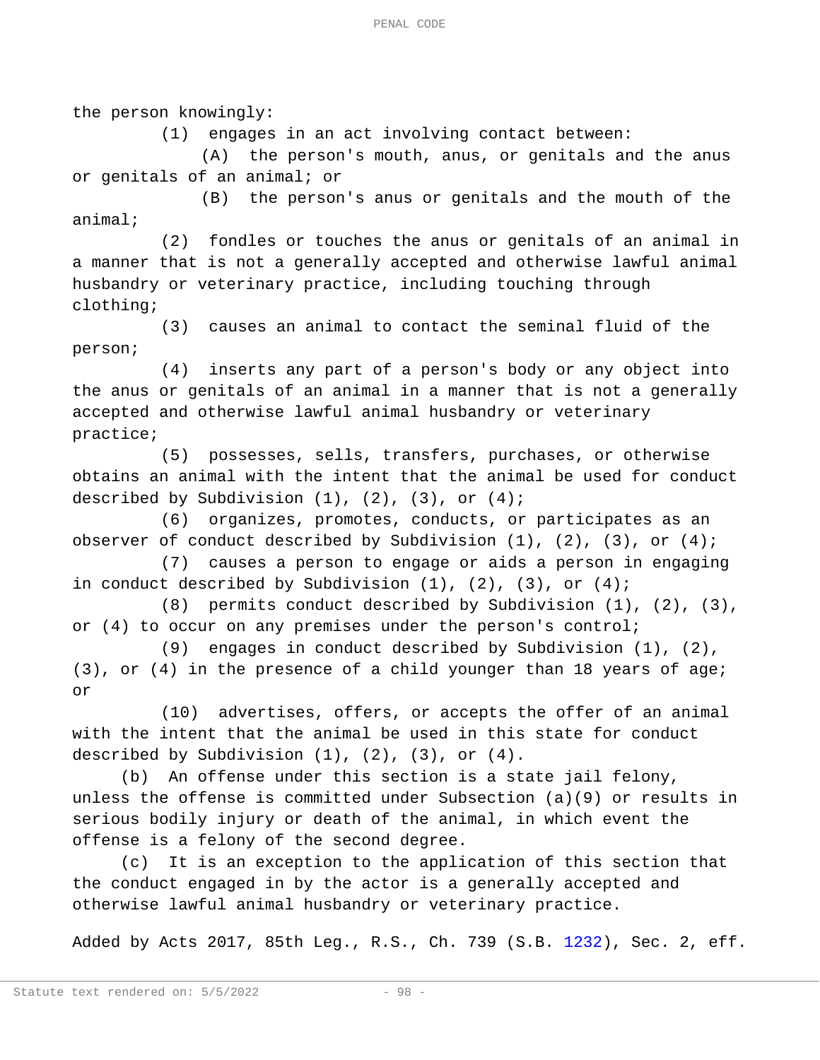the person knowingly:

(1) engages in an act involving contact between:

(A) the person's mouth, anus, or genitals and the anus or genitals of an animal; or

(B) the person's anus or genitals and the mouth of the animal;

(2) fondles or touches the anus or genitals of an animal in a manner that is not a generally accepted and otherwise lawful animal husbandry or veterinary practice, including touching through clothing;

(3) causes an animal to contact the seminal fluid of the person;

(4) inserts any part of a person's body or any object into the anus or genitals of an animal in a manner that is not a generally accepted and otherwise lawful animal husbandry or veterinary practice;

(5) possesses, sells, transfers, purchases, or otherwise obtains an animal with the intent that the animal be used for conduct described by Subdivision (1), (2), (3), or (4);

(6) organizes, promotes, conducts, or participates as an observer of conduct described by Subdivision (1), (2), (3), or (4);

(7) causes a person to engage or aids a person in engaging in conduct described by Subdivision (1), (2), (3), or (4);

(8) permits conduct described by Subdivision (1), (2), (3), or (4) to occur on any premises under the person's control;

(9) engages in conduct described by Subdivision (1), (2), (3), or (4) in the presence of a child younger than 18 years of age; or

(10) advertises, offers, or accepts the offer of an animal with the intent that the animal be used in this state for conduct described by Subdivision (1), (2), (3), or (4).

(b) An offense under this section is a state jail felony, unless the offense is committed under Subsection (a)(9) or results in serious bodily injury or death of the animal, in which event the offense is a felony of the second degree.

(c) It is an exception to the application of this section that the conduct engaged in by the actor is a generally accepted and otherwise lawful animal husbandry or veterinary practice.

Added by Acts 2017, 85th Leg., R.S., Ch. 739 (S.B. 1232), Sec. 2, eff.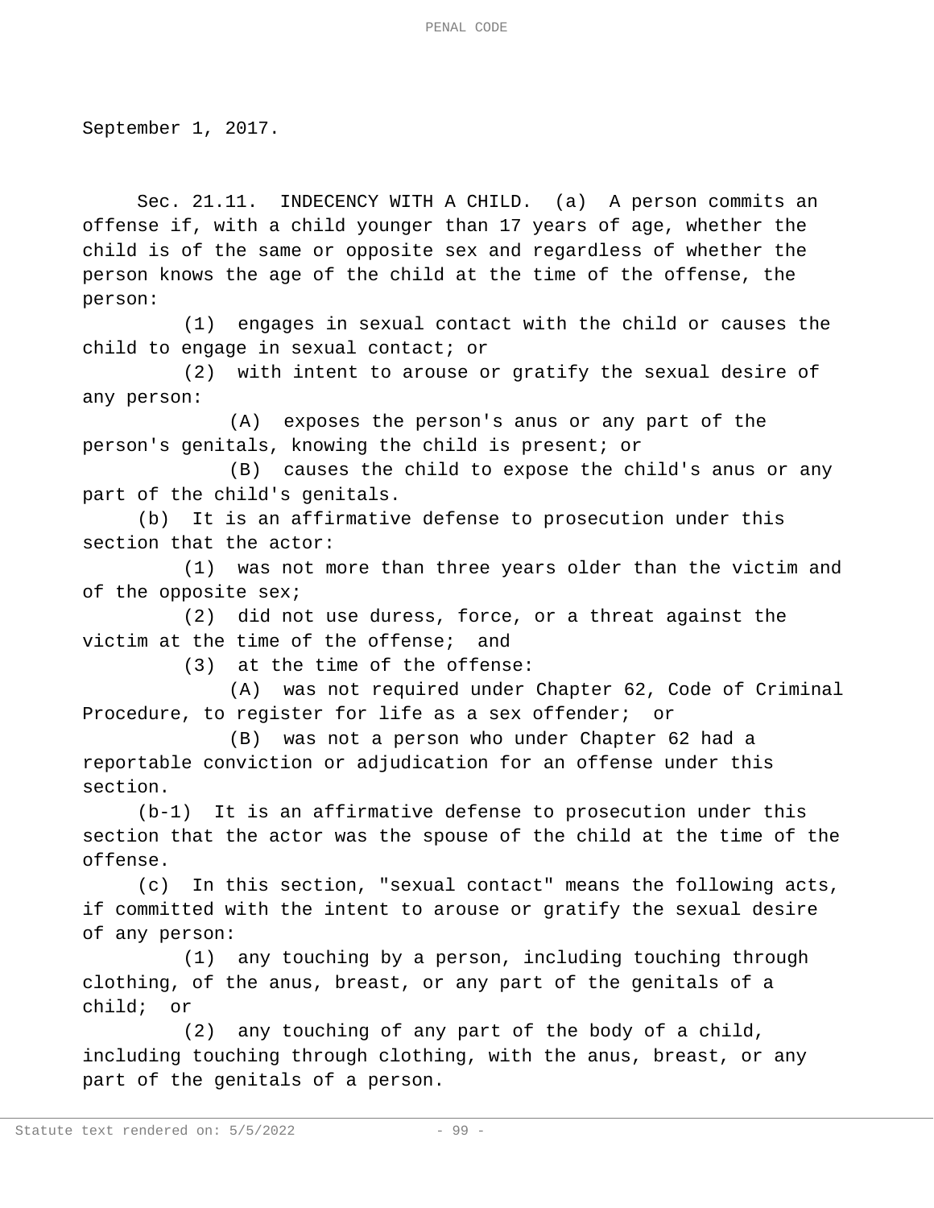September 1, 2017.

Sec. 21.11. INDECENCY WITH A CHILD. (a) A person commits an offense if, with a child younger than 17 years of age, whether the child is of the same or opposite sex and regardless of whether the person knows the age of the child at the time of the offense, the person:

(1) engages in sexual contact with the child or causes the child to engage in sexual contact; or

(2) with intent to arouse or gratify the sexual desire of any person:

(A) exposes the person's anus or any part of the person's genitals, knowing the child is present; or

(B) causes the child to expose the child's anus or any part of the child's genitals.

(b) It is an affirmative defense to prosecution under this section that the actor:

(1) was not more than three years older than the victim and of the opposite sex;

(2) did not use duress, force, or a threat against the victim at the time of the offense; and

(3) at the time of the offense:

(A) was not required under Chapter 62, Code of Criminal Procedure, to register for life as a sex offender; or

(B) was not a person who under Chapter 62 had a reportable conviction or adjudication for an offense under this section.

(b-1) It is an affirmative defense to prosecution under this section that the actor was the spouse of the child at the time of the offense.

(c) In this section, "sexual contact" means the following acts, if committed with the intent to arouse or gratify the sexual desire of any person:

(1) any touching by a person, including touching through clothing, of the anus, breast, or any part of the genitals of a child; or

(2) any touching of any part of the body of a child, including touching through clothing, with the anus, breast, or any part of the genitals of a person.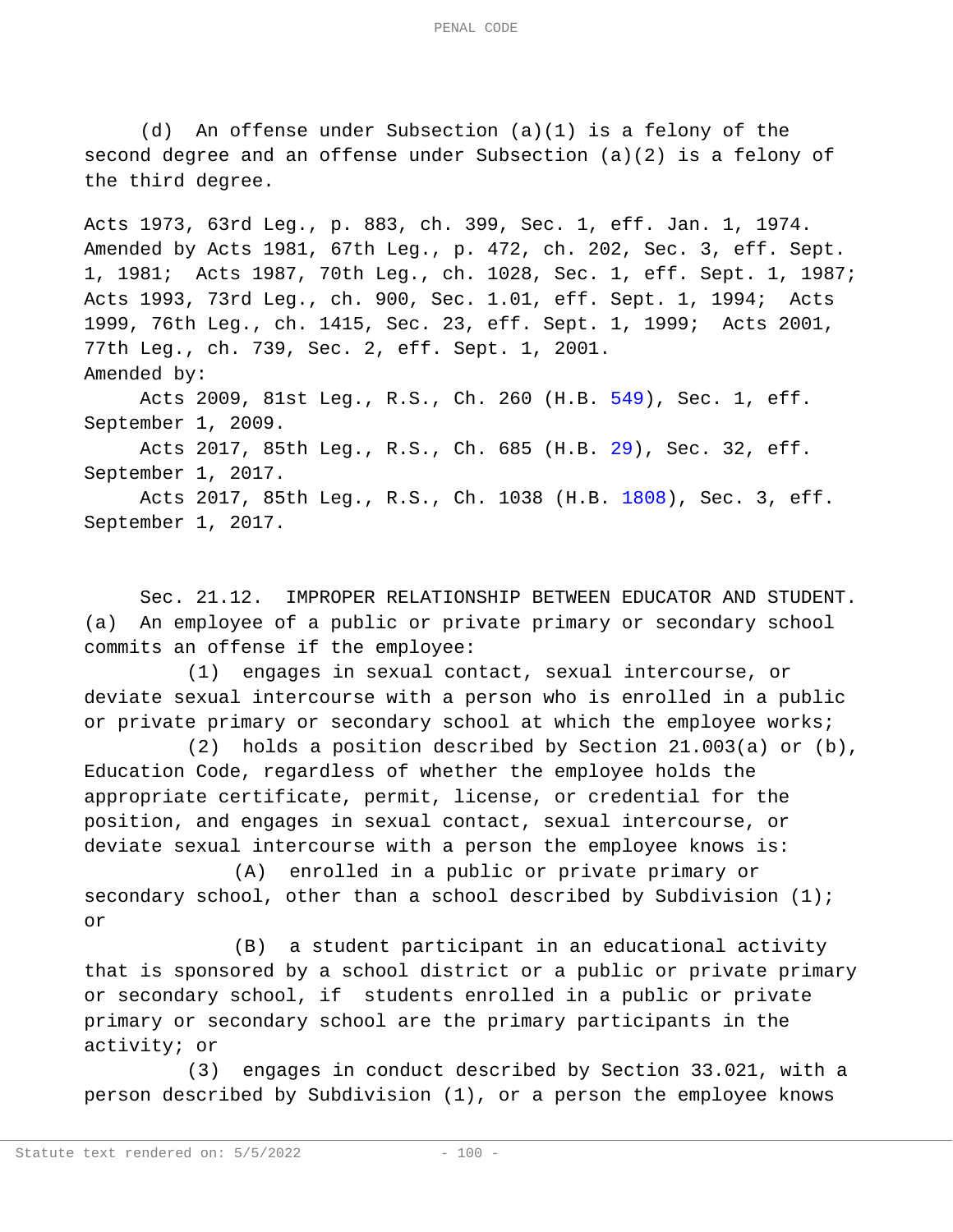(d) An offense under Subsection (a)(1) is a felony of the second degree and an offense under Subsection (a)(2) is a felony of the third degree.

Acts 1973, 63rd Leg., p. 883, ch. 399, Sec. 1, eff. Jan. 1, 1974. Amended by Acts 1981, 67th Leg., p. 472, ch. 202, Sec. 3, eff. Sept. 1, 1981; Acts 1987, 70th Leg., ch. 1028, Sec. 1, eff. Sept. 1, 1987; Acts 1993, 73rd Leg., ch. 900, Sec. 1.01, eff. Sept. 1, 1994; Acts 1999, 76th Leg., ch. 1415, Sec. 23, eff. Sept. 1, 1999; Acts 2001, 77th Leg., ch. 739, Sec. 2, eff. Sept. 1, 2001.

Amended by:

Acts 2009, 81st Leg., R.S., Ch. 260 (H.B. 549), Sec. 1, eff. September 1, 2009.

Acts 2017, 85th Leg., R.S., Ch. 685 (H.B. 29), Sec. 32, eff. September 1, 2017.

Acts 2017, 85th Leg., R.S., Ch. 1038 (H.B. 1808), Sec. 3, eff. September 1, 2017.

Sec. 21.12. IMPROPER RELATIONSHIP BETWEEN EDUCATOR AND STUDENT. (a) An employee of a public or private primary or secondary school commits an offense if the employee:

(1) engages in sexual contact, sexual intercourse, or deviate sexual intercourse with a person who is enrolled in a public or private primary or secondary school at which the employee works;

(2) holds a position described by Section 21.003(a) or (b), Education Code, regardless of whether the employee holds the appropriate certificate, permit, license, or credential for the position, and engages in sexual contact, sexual intercourse, or deviate sexual intercourse with a person the employee knows is:

(A) enrolled in a public or private primary or secondary school, other than a school described by Subdivision (1); or

(B) a student participant in an educational activity that is sponsored by a school district or a public or private primary or secondary school, if students enrolled in a public or private primary or secondary school are the primary participants in the activity; or

(3) engages in conduct described by Section 33.021, with a person described by Subdivision (1), or a person the employee knows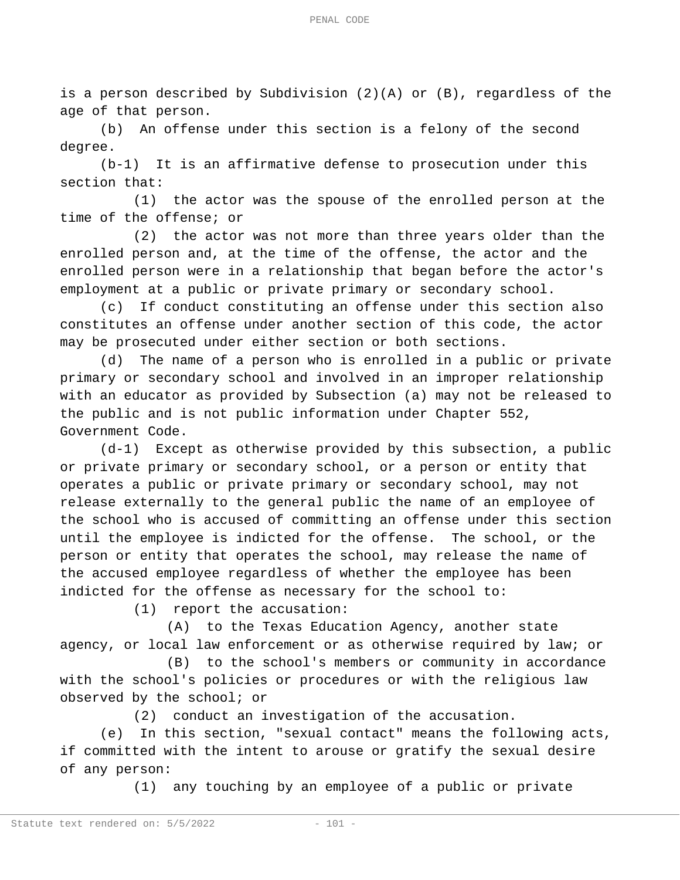is a person described by Subdivision (2)(A) or (B), regardless of the age of that person.

(b) An offense under this section is a felony of the second degree.

(b-1) It is an affirmative defense to prosecution under this section that:

(1) the actor was the spouse of the enrolled person at the time of the offense; or

(2) the actor was not more than three years older than the enrolled person and, at the time of the offense, the actor and the enrolled person were in a relationship that began before the actor's employment at a public or private primary or secondary school.

(c) If conduct constituting an offense under this section also constitutes an offense under another section of this code, the actor may be prosecuted under either section or both sections.

(d) The name of a person who is enrolled in a public or private primary or secondary school and involved in an improper relationship with an educator as provided by Subsection (a) may not be released to the public and is not public information under Chapter 552, Government Code.

(d-1) Except as otherwise provided by this subsection, a public or private primary or secondary school, or a person or entity that operates a public or private primary or secondary school, may not release externally to the general public the name of an employee of the school who is accused of committing an offense under this section until the employee is indicted for the offense. The school, or the person or entity that operates the school, may release the name of the accused employee regardless of whether the employee has been indicted for the offense as necessary for the school to:

(1) report the accusation:

(A) to the Texas Education Agency, another state agency, or local law enforcement or as otherwise required by law; or

(B) to the school's members or community in accordance with the school's policies or procedures or with the religious law observed by the school; or

(2) conduct an investigation of the accusation.

(e) In this section, "sexual contact" means the following acts, if committed with the intent to arouse or gratify the sexual desire of any person:

(1) any touching by an employee of a public or private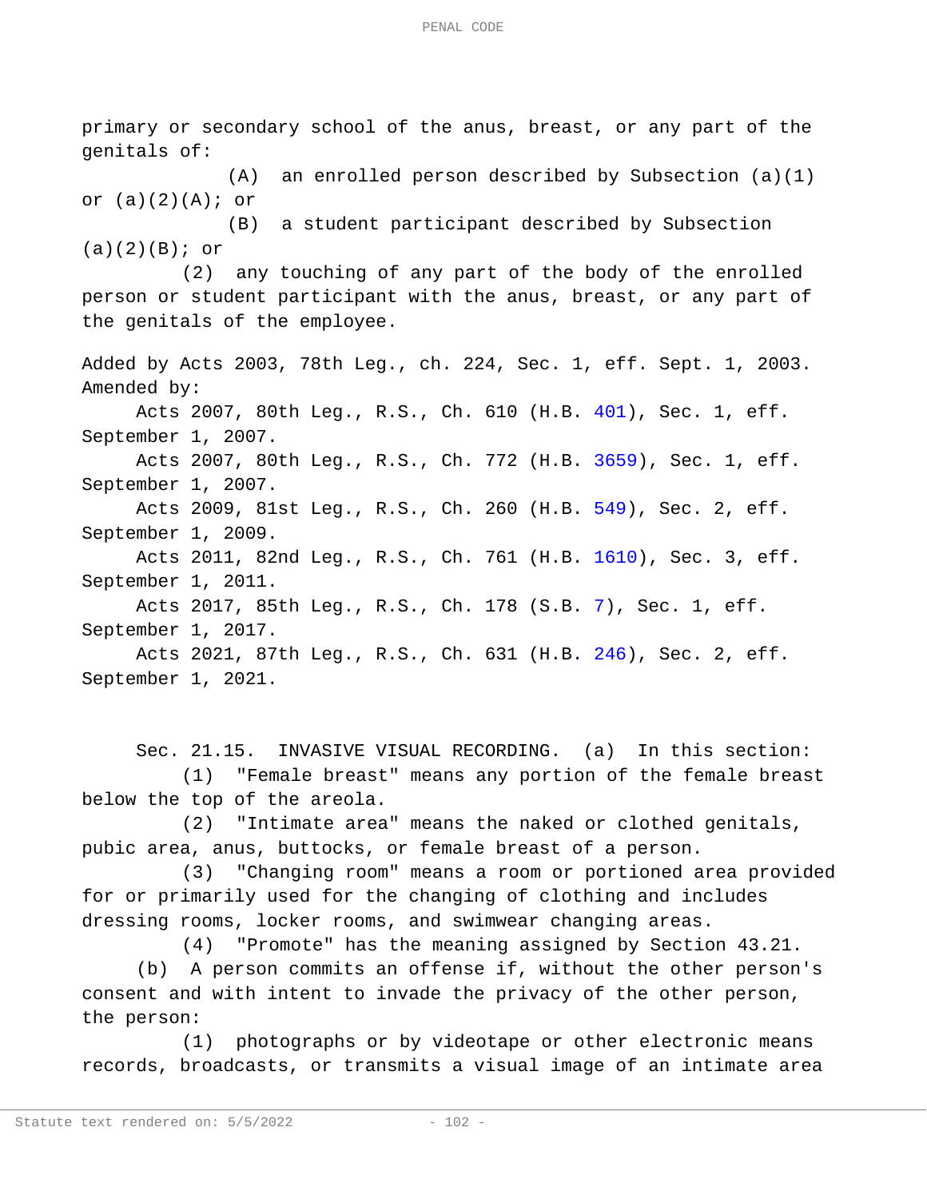primary or secondary school of the anus, breast, or any part of the genitals of:

(A) an enrolled person described by Subsection (a)(1) or (a)(2)(A); or

(B) a student participant described by Subsection (a)(2)(B); or

(2) any touching of any part of the body of the enrolled person or student participant with the anus, breast, or any part of the genitals of the employee.

Added by Acts 2003, 78th Leg., ch. 224, Sec. 1, eff. Sept. 1, 2003.
Amended by:

Acts 2007, 80th Leg., R.S., Ch. 610 (H.B. 401), Sec. 1, eff. September 1, 2007.

Acts 2007, 80th Leg., R.S., Ch. 772 (H.B. 3659), Sec. 1, eff. September 1, 2007.

Acts 2009, 81st Leg., R.S., Ch. 260 (H.B. 549), Sec. 2, eff. September 1, 2009.

Acts 2011, 82nd Leg., R.S., Ch. 761 (H.B. 1610), Sec. 3, eff. September 1, 2011.

Acts 2017, 85th Leg., R.S., Ch. 178 (S.B. 7), Sec. 1, eff. September 1, 2017.

Acts 2021, 87th Leg., R.S., Ch. 631 (H.B. 246), Sec. 2, eff. September 1, 2021.

Sec. 21.15. INVASIVE VISUAL RECORDING. (a) In this section:

(1) "Female breast" means any portion of the female breast below the top of the areola.

(2) "Intimate area" means the naked or clothed genitals, pubic area, anus, buttocks, or female breast of a person.

(3) "Changing room" means a room or portioned area provided for or primarily used for the changing of clothing and includes dressing rooms, locker rooms, and swimwear changing areas.

(4) "Promote" has the meaning assigned by Section 43.21.

(b) A person commits an offense if, without the other person's consent and with intent to invade the privacy of the other person, the person:

(1) photographs or by videotape or other electronic means records, broadcasts, or transmits a visual image of an intimate area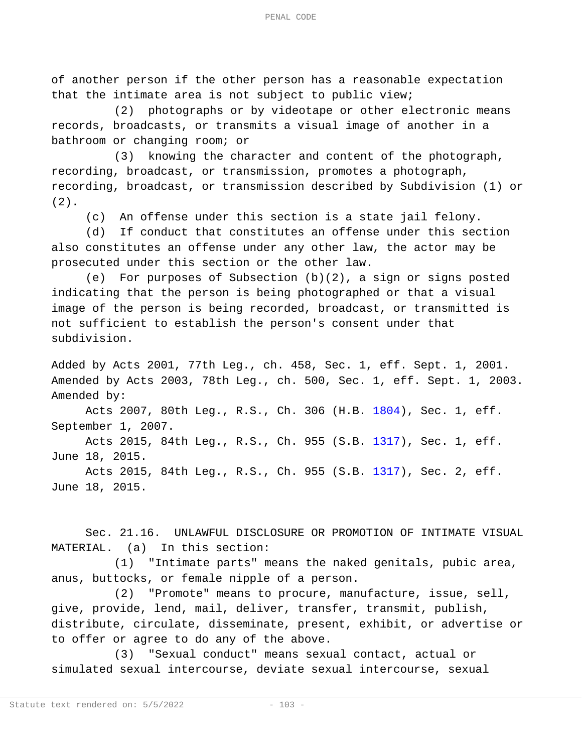of another person if the other person has a reasonable expectation that the intimate area is not subject to public view;

(2) photographs or by videotape or other electronic means records, broadcasts, or transmits a visual image of another in a bathroom or changing room; or

(3) knowing the character and content of the photograph, recording, broadcast, or transmission, promotes a photograph, recording, broadcast, or transmission described by Subdivision (1) or (2).

(c) An offense under this section is a state jail felony.

(d) If conduct that constitutes an offense under this section also constitutes an offense under any other law, the actor may be prosecuted under this section or the other law.

(e) For purposes of Subsection (b)(2), a sign or signs posted indicating that the person is being photographed or that a visual image of the person is being recorded, broadcast, or transmitted is not sufficient to establish the person's consent under that subdivision.

Added by Acts 2001, 77th Leg., ch. 458, Sec. 1, eff. Sept. 1, 2001.
Amended by Acts 2003, 78th Leg., ch. 500, Sec. 1, eff. Sept. 1, 2003.
Amended by:

Acts 2007, 80th Leg., R.S., Ch. 306 (H.B. 1804), Sec. 1, eff. September 1, 2007.

Acts 2015, 84th Leg., R.S., Ch. 955 (S.B. 1317), Sec. 1, eff. June 18, 2015.

Acts 2015, 84th Leg., R.S., Ch. 955 (S.B. 1317), Sec. 2, eff. June 18, 2015.

Sec. 21.16. UNLAWFUL DISCLOSURE OR PROMOTION OF INTIMATE VISUAL MATERIAL. (a) In this section:

(1) "Intimate parts" means the naked genitals, pubic area, anus, buttocks, or female nipple of a person.

(2) "Promote" means to procure, manufacture, issue, sell, give, provide, lend, mail, deliver, transfer, transmit, publish, distribute, circulate, disseminate, present, exhibit, or advertise or to offer or agree to do any of the above.

(3) "Sexual conduct" means sexual contact, actual or simulated sexual intercourse, deviate sexual intercourse, sexual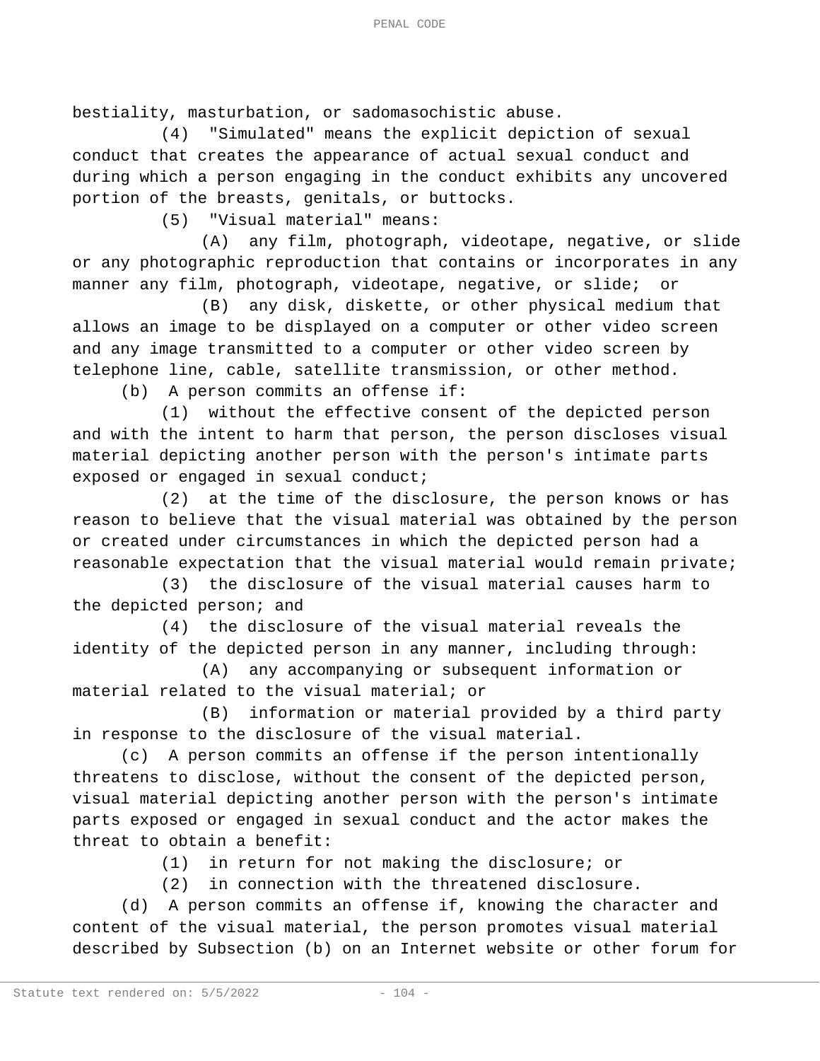bestiality, masturbation, or sadomasochistic abuse.

(4) "Simulated" means the explicit depiction of sexual conduct that creates the appearance of actual sexual conduct and during which a person engaging in the conduct exhibits any uncovered portion of the breasts, genitals, or buttocks.

(5) "Visual material" means:

(A) any film, photograph, videotape, negative, or slide or any photographic reproduction that contains or incorporates in any manner any film, photograph, videotape, negative, or slide; or

(B) any disk, diskette, or other physical medium that allows an image to be displayed on a computer or other video screen and any image transmitted to a computer or other video screen by telephone line, cable, satellite transmission, or other method.

(b) A person commits an offense if:

(1) without the effective consent of the depicted person and with the intent to harm that person, the person discloses visual material depicting another person with the person's intimate parts exposed or engaged in sexual conduct;

(2) at the time of the disclosure, the person knows or has reason to believe that the visual material was obtained by the person or created under circumstances in which the depicted person had a reasonable expectation that the visual material would remain private;

(3) the disclosure of the visual material causes harm to the depicted person; and

(4) the disclosure of the visual material reveals the identity of the depicted person in any manner, including through:

(A) any accompanying or subsequent information or material related to the visual material; or

(B) information or material provided by a third party in response to the disclosure of the visual material.

(c) A person commits an offense if the person intentionally threatens to disclose, without the consent of the depicted person, visual material depicting another person with the person's intimate parts exposed or engaged in sexual conduct and the actor makes the threat to obtain a benefit:

(1) in return for not making the disclosure; or

(2) in connection with the threatened disclosure.

(d) A person commits an offense if, knowing the character and content of the visual material, the person promotes visual material described by Subsection (b) on an Internet website or other forum for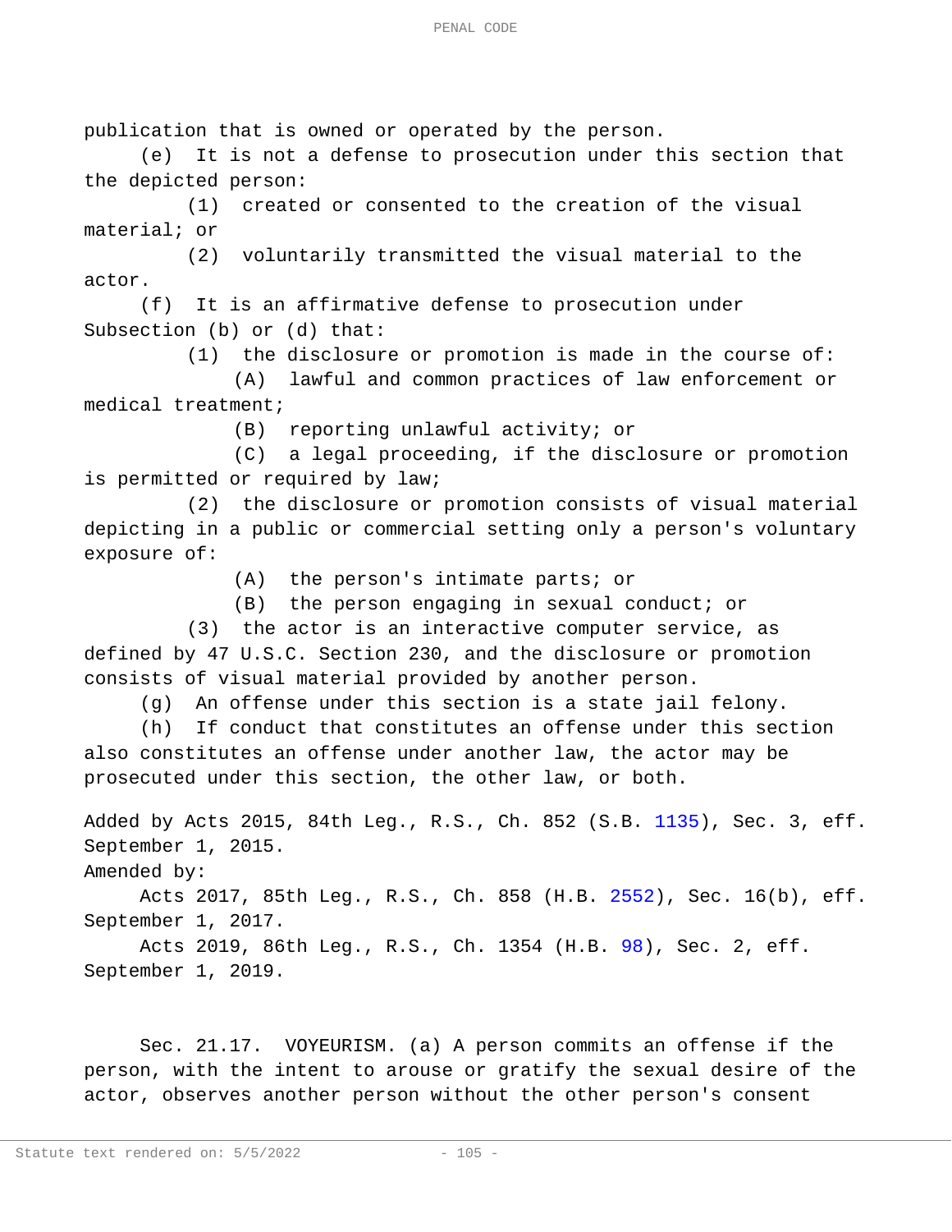publication that is owned or operated by the person.

(e) It is not a defense to prosecution under this section that the depicted person:

(1) created or consented to the creation of the visual material; or

(2) voluntarily transmitted the visual material to the actor.

(f) It is an affirmative defense to prosecution under Subsection (b) or (d) that:

(1) the disclosure or promotion is made in the course of:

(A) lawful and common practices of law enforcement or medical treatment;

(B) reporting unlawful activity; or

(C) a legal proceeding, if the disclosure or promotion is permitted or required by law;

(2) the disclosure or promotion consists of visual material depicting in a public or commercial setting only a person's voluntary exposure of:

(A) the person's intimate parts; or

(B) the person engaging in sexual conduct; or

(3) the actor is an interactive computer service, as defined by 47 U.S.C. Section 230, and the disclosure or promotion consists of visual material provided by another person.

(g) An offense under this section is a state jail felony.

(h) If conduct that constitutes an offense under this section also constitutes an offense under another law, the actor may be prosecuted under this section, the other law, or both.

Added by Acts 2015, 84th Leg., R.S., Ch. 852 (S.B. 1135), Sec. 3, eff. September 1, 2015.

Amended by:

Acts 2017, 85th Leg., R.S., Ch. 858 (H.B. 2552), Sec. 16(b), eff. September 1, 2017.

Acts 2019, 86th Leg., R.S., Ch. 1354 (H.B. 98), Sec. 2, eff. September 1, 2019.

Sec. 21.17. VOYEURISM. (a) A person commits an offense if the person, with the intent to arouse or gratify the sexual desire of the actor, observes another person without the other person's consent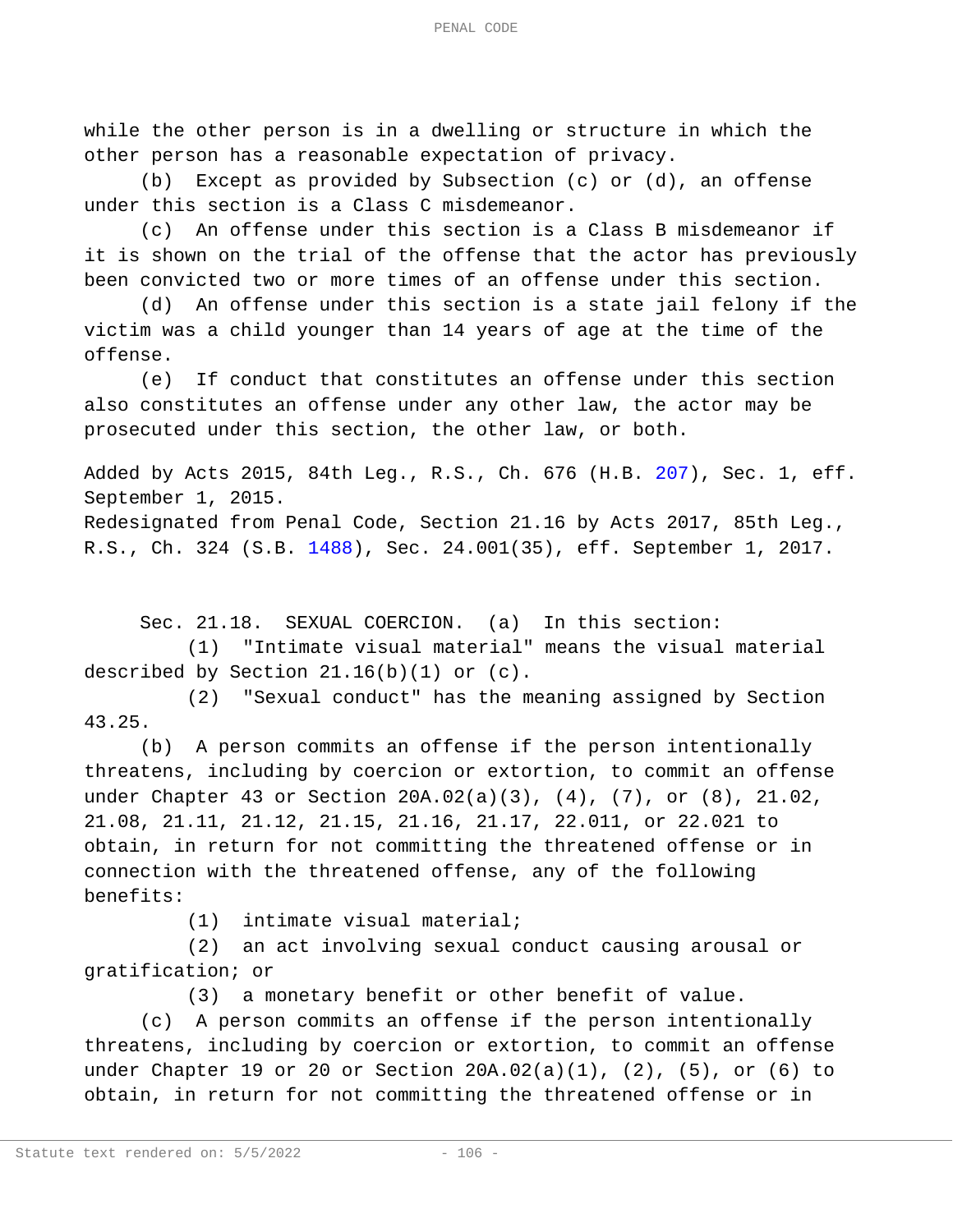while the other person is in a dwelling or structure in which the other person has a reasonable expectation of privacy.

(b) Except as provided by Subsection (c) or (d), an offense under this section is a Class C misdemeanor.

(c) An offense under this section is a Class B misdemeanor if it is shown on the trial of the offense that the actor has previously been convicted two or more times of an offense under this section.

(d) An offense under this section is a state jail felony if the victim was a child younger than 14 years of age at the time of the offense.

(e) If conduct that constitutes an offense under this section also constitutes an offense under any other law, the actor may be prosecuted under this section, the other law, or both.

Added by Acts 2015, 84th Leg., R.S., Ch. 676 (H.B. 207), Sec. 1, eff. September 1, 2015.
Redesignated from Penal Code, Section 21.16 by Acts 2017, 85th Leg., R.S., Ch. 324 (S.B. 1488), Sec. 24.001(35), eff. September 1, 2017.

Sec. 21.18. SEXUAL COERCION. (a) In this section:

(1) "Intimate visual material" means the visual material described by Section 21.16(b)(1) or (c).

(2) "Sexual conduct" has the meaning assigned by Section 43.25.

(b) A person commits an offense if the person intentionally threatens, including by coercion or extortion, to commit an offense under Chapter 43 or Section 20A.02(a)(3), (4), (7), or (8), 21.02, 21.08, 21.11, 21.12, 21.15, 21.16, 21.17, 22.011, or 22.021 to obtain, in return for not committing the threatened offense or in connection with the threatened offense, any of the following benefits:

(1) intimate visual material;

(2) an act involving sexual conduct causing arousal or gratification; or

(3) a monetary benefit or other benefit of value.

(c) A person commits an offense if the person intentionally threatens, including by coercion or extortion, to commit an offense under Chapter 19 or 20 or Section 20A.02(a)(1), (2), (5), or (6) to obtain, in return for not committing the threatened offense or in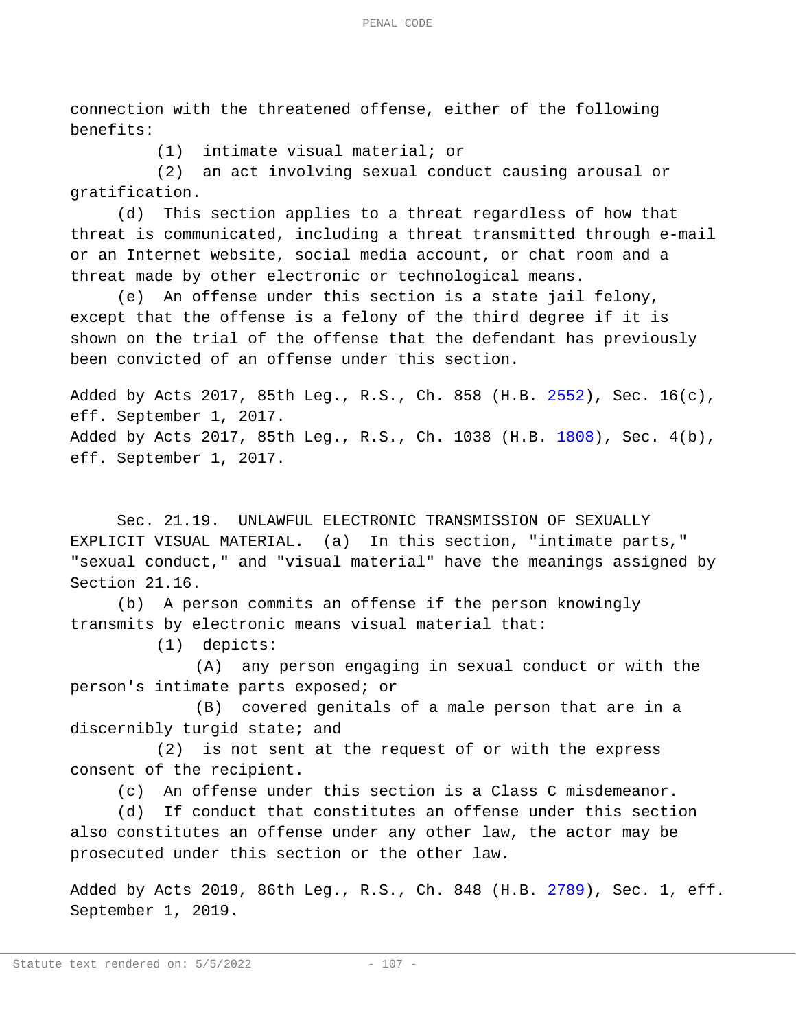connection with the threatened offense, either of the following benefits:

(1) intimate visual material; or

(2) an act involving sexual conduct causing arousal or gratification.

(d) This section applies to a threat regardless of how that threat is communicated, including a threat transmitted through e-mail or an Internet website, social media account, or chat room and a threat made by other electronic or technological means.

(e) An offense under this section is a state jail felony, except that the offense is a felony of the third degree if it is shown on the trial of the offense that the defendant has previously been convicted of an offense under this section.

Added by Acts 2017, 85th Leg., R.S., Ch. 858 (H.B. 2552), Sec. 16(c), eff. September 1, 2017.
Added by Acts 2017, 85th Leg., R.S., Ch. 1038 (H.B. 1808), Sec. 4(b), eff. September 1, 2017.

Sec. 21.19. UNLAWFUL ELECTRONIC TRANSMISSION OF SEXUALLY EXPLICIT VISUAL MATERIAL. (a) In this section, "intimate parts," "sexual conduct," and "visual material" have the meanings assigned by Section 21.16.

(b) A person commits an offense if the person knowingly transmits by electronic means visual material that:

(1) depicts:

(A) any person engaging in sexual conduct or with the person's intimate parts exposed; or

(B) covered genitals of a male person that are in a discernibly turgid state; and

(2) is not sent at the request of or with the express consent of the recipient.

(c) An offense under this section is a Class C misdemeanor.

(d) If conduct that constitutes an offense under this section also constitutes an offense under any other law, the actor may be prosecuted under this section or the other law.

Added by Acts 2019, 86th Leg., R.S., Ch. 848 (H.B. 2789), Sec. 1, eff. September 1, 2019.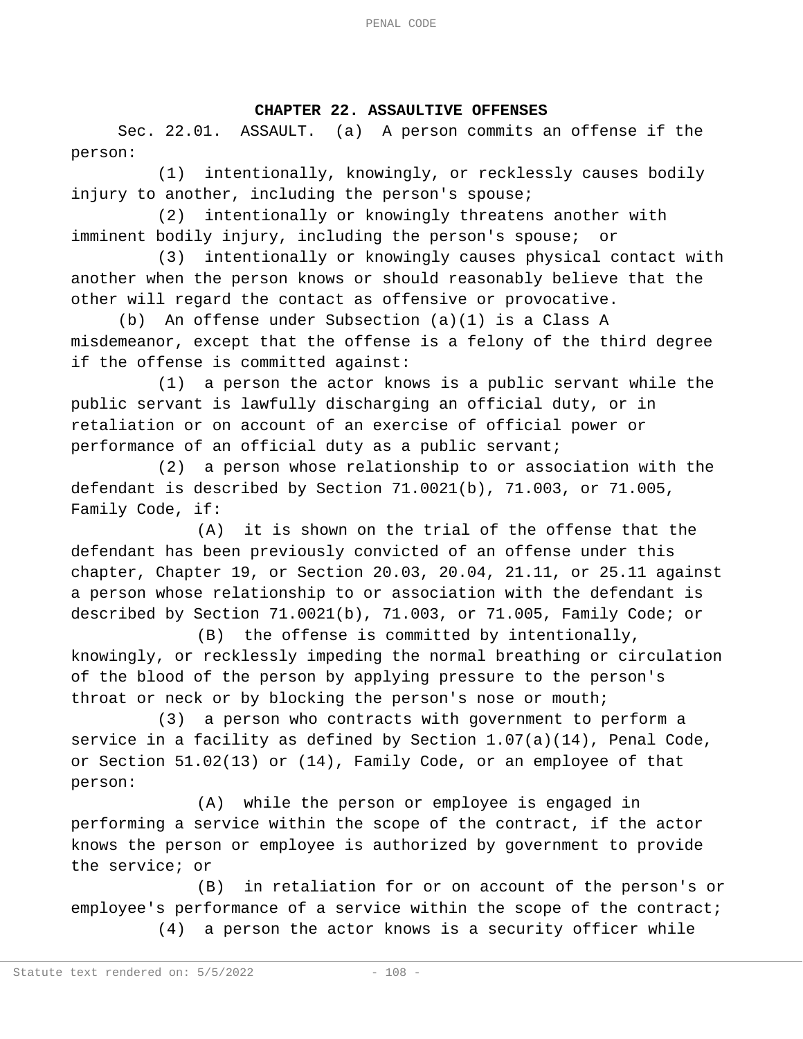## CHAPTER 22. ASSAULTIVE OFFENSES

Sec. 22.01. ASSAULT. (a) A person commits an offense if the person:

(1) intentionally, knowingly, or recklessly causes bodily injury to another, including the person's spouse;

(2) intentionally or knowingly threatens another with imminent bodily injury, including the person's spouse; or

(3) intentionally or knowingly causes physical contact with another when the person knows or should reasonably believe that the other will regard the contact as offensive or provocative.

(b) An offense under Subsection (a)(1) is a Class A misdemeanor, except that the offense is a felony of the third degree if the offense is committed against:

(1) a person the actor knows is a public servant while the public servant is lawfully discharging an official duty, or in retaliation or on account of an exercise of official power or performance of an official duty as a public servant;

(2) a person whose relationship to or association with the defendant is described by Section 71.0021(b), 71.003, or 71.005, Family Code, if:

(A) it is shown on the trial of the offense that the defendant has been previously convicted of an offense under this chapter, Chapter 19, or Section 20.03, 20.04, 21.11, or 25.11 against a person whose relationship to or association with the defendant is described by Section 71.0021(b), 71.003, or 71.005, Family Code; or

(B) the offense is committed by intentionally, knowingly, or recklessly impeding the normal breathing or circulation of the blood of the person by applying pressure to the person's throat or neck or by blocking the person's nose or mouth;

(3) a person who contracts with government to perform a service in a facility as defined by Section 1.07(a)(14), Penal Code, or Section 51.02(13) or (14), Family Code, or an employee of that person:

(A) while the person or employee is engaged in performing a service within the scope of the contract, if the actor knows the person or employee is authorized by government to provide the service; or

(B) in retaliation for or on account of the person's or employee's performance of a service within the scope of the contract;

(4) a person the actor knows is a security officer while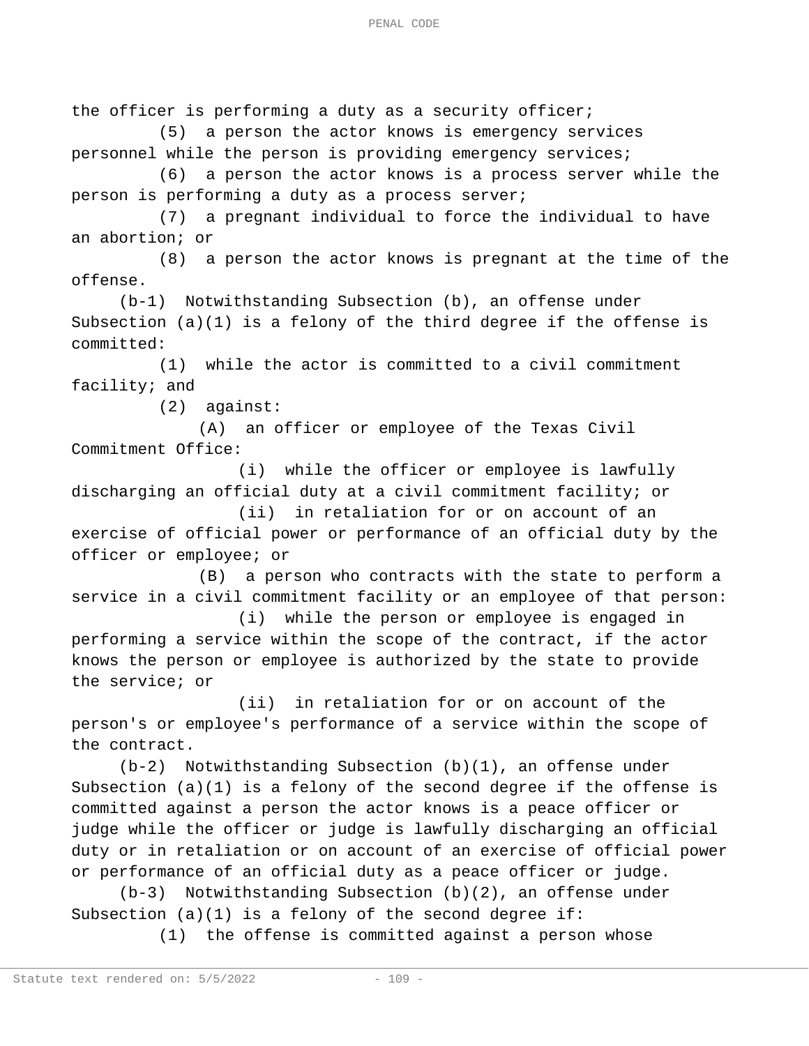the officer is performing a duty as a security officer;

(5) a person the actor knows is emergency services personnel while the person is providing emergency services;

(6) a person the actor knows is a process server while the person is performing a duty as a process server;

(7) a pregnant individual to force the individual to have an abortion; or

(8) a person the actor knows is pregnant at the time of the offense.

(b-1) Notwithstanding Subsection (b), an offense under Subsection (a)(1) is a felony of the third degree if the offense is committed:

(1) while the actor is committed to a civil commitment facility; and

(2) against:

(A) an officer or employee of the Texas Civil Commitment Office:

(i) while the officer or employee is lawfully discharging an official duty at a civil commitment facility; or

(ii) in retaliation for or on account of an exercise of official power or performance of an official duty by the officer or employee; or

(B) a person who contracts with the state to perform a service in a civil commitment facility or an employee of that person:

(i) while the person or employee is engaged in performing a service within the scope of the contract, if the actor knows the person or employee is authorized by the state to provide the service; or

(ii) in retaliation for or on account of the person's or employee's performance of a service within the scope of the contract.

(b-2) Notwithstanding Subsection (b)(1), an offense under Subsection (a)(1) is a felony of the second degree if the offense is committed against a person the actor knows is a peace officer or judge while the officer or judge is lawfully discharging an official duty or in retaliation or on account of an exercise of official power or performance of an official duty as a peace officer or judge.

(b-3) Notwithstanding Subsection (b)(2), an offense under Subsection (a)(1) is a felony of the second degree if:

(1) the offense is committed against a person whose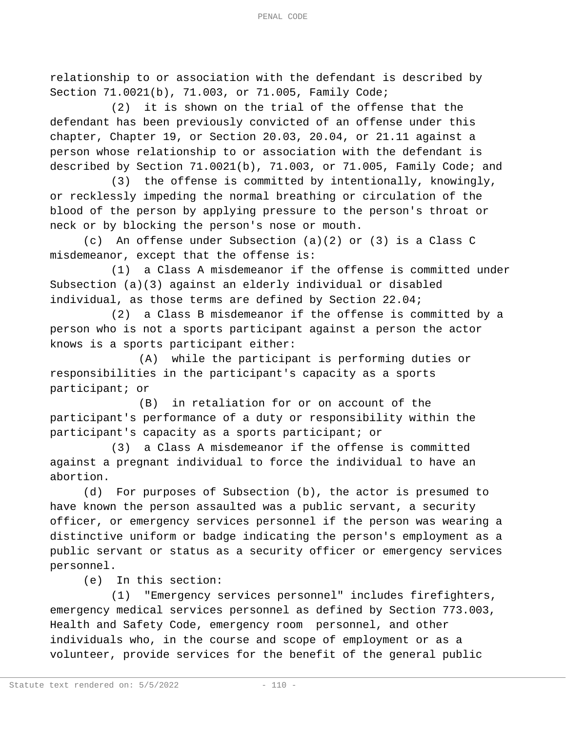relationship to or association with the defendant is described by Section 71.0021(b), 71.003, or 71.005, Family Code;

(2) it is shown on the trial of the offense that the defendant has been previously convicted of an offense under this chapter, Chapter 19, or Section 20.03, 20.04, or 21.11 against a person whose relationship to or association with the defendant is described by Section 71.0021(b), 71.003, or 71.005, Family Code; and

(3) the offense is committed by intentionally, knowingly, or recklessly impeding the normal breathing or circulation of the blood of the person by applying pressure to the person's throat or neck or by blocking the person's nose or mouth.

(c) An offense under Subsection (a)(2) or (3) is a Class C misdemeanor, except that the offense is:

(1) a Class A misdemeanor if the offense is committed under Subsection (a)(3) against an elderly individual or disabled individual, as those terms are defined by Section 22.04;

(2) a Class B misdemeanor if the offense is committed by a person who is not a sports participant against a person the actor knows is a sports participant either:

(A) while the participant is performing duties or responsibilities in the participant's capacity as a sports participant; or

(B) in retaliation for or on account of the participant's performance of a duty or responsibility within the participant's capacity as a sports participant; or

(3) a Class A misdemeanor if the offense is committed against a pregnant individual to force the individual to have an abortion.

(d) For purposes of Subsection (b), the actor is presumed to have known the person assaulted was a public servant, a security officer, or emergency services personnel if the person was wearing a distinctive uniform or badge indicating the person's employment as a public servant or status as a security officer or emergency services personnel.

(e) In this section:

(1) "Emergency services personnel" includes firefighters, emergency medical services personnel as defined by Section 773.003, Health and Safety Code, emergency room personnel, and other individuals who, in the course and scope of employment or as a volunteer, provide services for the benefit of the general public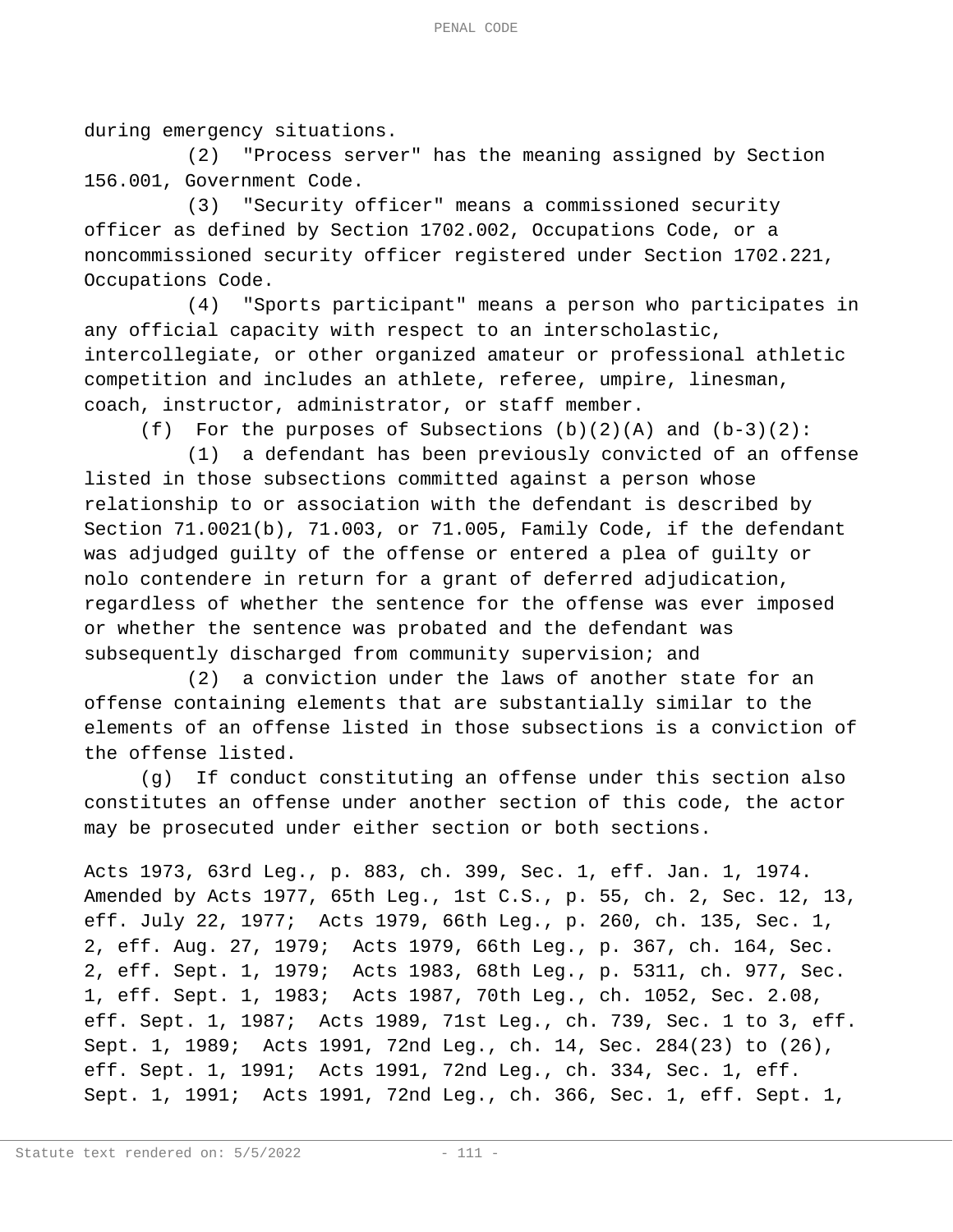during emergency situations.

(2) "Process server" has the meaning assigned by Section 156.001, Government Code.

(3) "Security officer" means a commissioned security officer as defined by Section 1702.002, Occupations Code, or a noncommissioned security officer registered under Section 1702.221, Occupations Code.

(4) "Sports participant" means a person who participates in any official capacity with respect to an interscholastic, intercollegiate, or other organized amateur or professional athletic competition and includes an athlete, referee, umpire, linesman, coach, instructor, administrator, or staff member.

(f) For the purposes of Subsections (b)(2)(A) and (b-3)(2):

(1) a defendant has been previously convicted of an offense listed in those subsections committed against a person whose relationship to or association with the defendant is described by Section 71.0021(b), 71.003, or 71.005, Family Code, if the defendant was adjudged guilty of the offense or entered a plea of guilty or nolo contendere in return for a grant of deferred adjudication, regardless of whether the sentence for the offense was ever imposed or whether the sentence was probated and the defendant was subsequently discharged from community supervision; and

(2) a conviction under the laws of another state for an offense containing elements that are substantially similar to the elements of an offense listed in those subsections is a conviction of the offense listed.

(g) If conduct constituting an offense under this section also constitutes an offense under another section of this code, the actor may be prosecuted under either section or both sections.

Acts 1973, 63rd Leg., p. 883, ch. 399, Sec. 1, eff. Jan. 1, 1974. Amended by Acts 1977, 65th Leg., 1st C.S., p. 55, ch. 2, Sec. 12, 13, eff. July 22, 1977; Acts 1979, 66th Leg., p. 260, ch. 135, Sec. 1, 2, eff. Aug. 27, 1979; Acts 1979, 66th Leg., p. 367, ch. 164, Sec. 2, eff. Sept. 1, 1979; Acts 1983, 68th Leg., p. 5311, ch. 977, Sec. 1, eff. Sept. 1, 1983; Acts 1987, 70th Leg., ch. 1052, Sec. 2.08, eff. Sept. 1, 1987; Acts 1989, 71st Leg., ch. 739, Sec. 1 to 3, eff. Sept. 1, 1989; Acts 1991, 72nd Leg., ch. 14, Sec. 284(23) to (26), eff. Sept. 1, 1991; Acts 1991, 72nd Leg., ch. 334, Sec. 1, eff. Sept. 1, 1991; Acts 1991, 72nd Leg., ch. 366, Sec. 1, eff. Sept. 1,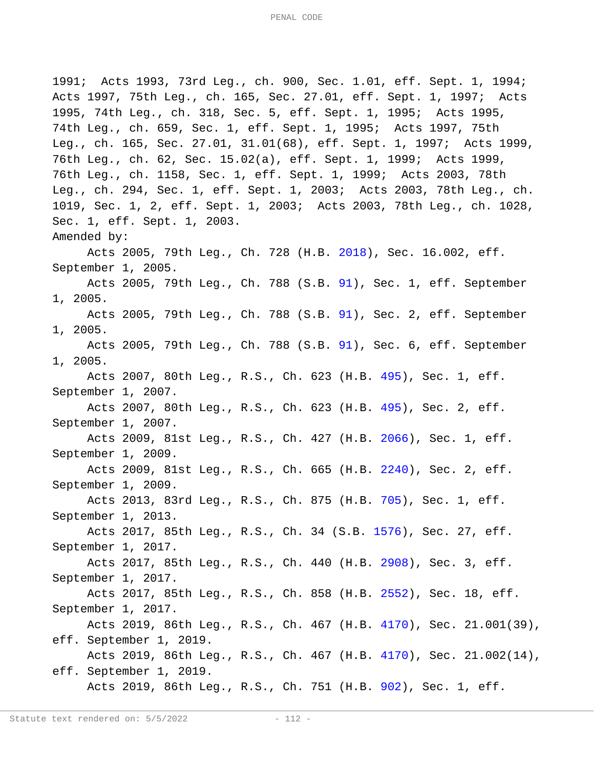1991; Acts 1993, 73rd Leg., ch. 900, Sec. 1.01, eff. Sept. 1, 1994; Acts 1997, 75th Leg., ch. 165, Sec. 27.01, eff. Sept. 1, 1997; Acts 1995, 74th Leg., ch. 318, Sec. 5, eff. Sept. 1, 1995; Acts 1995, 74th Leg., ch. 659, Sec. 1, eff. Sept. 1, 1995; Acts 1997, 75th Leg., ch. 165, Sec. 27.01, 31.01(68), eff. Sept. 1, 1997; Acts 1999, 76th Leg., ch. 62, Sec. 15.02(a), eff. Sept. 1, 1999; Acts 1999, 76th Leg., ch. 1158, Sec. 1, eff. Sept. 1, 1999; Acts 2003, 78th Leg., ch. 294, Sec. 1, eff. Sept. 1, 2003; Acts 2003, 78th Leg., ch. 1019, Sec. 1, 2, eff. Sept. 1, 2003; Acts 2003, 78th Leg., ch. 1028, Sec. 1, eff. Sept. 1, 2003.

Amended by:

Acts 2005, 79th Leg., Ch. 728 (H.B. 2018), Sec. 16.002, eff. September 1, 2005.

Acts 2005, 79th Leg., Ch. 788 (S.B. 91), Sec. 1, eff. September 1, 2005.

Acts 2005, 79th Leg., Ch. 788 (S.B. 91), Sec. 2, eff. September 1, 2005.

Acts 2005, 79th Leg., Ch. 788 (S.B. 91), Sec. 6, eff. September 1, 2005.

Acts 2007, 80th Leg., R.S., Ch. 623 (H.B. 495), Sec. 1, eff. September 1, 2007.

Acts 2007, 80th Leg., R.S., Ch. 623 (H.B. 495), Sec. 2, eff. September 1, 2007.

Acts 2009, 81st Leg., R.S., Ch. 427 (H.B. 2066), Sec. 1, eff. September 1, 2009.

Acts 2009, 81st Leg., R.S., Ch. 665 (H.B. 2240), Sec. 2, eff. September 1, 2009.

Acts 2013, 83rd Leg., R.S., Ch. 875 (H.B. 705), Sec. 1, eff. September 1, 2013.

Acts 2017, 85th Leg., R.S., Ch. 34 (S.B. 1576), Sec. 27, eff. September 1, 2017.

Acts 2017, 85th Leg., R.S., Ch. 440 (H.B. 2908), Sec. 3, eff. September 1, 2017.

Acts 2017, 85th Leg., R.S., Ch. 858 (H.B. 2552), Sec. 18, eff. September 1, 2017.

Acts 2019, 86th Leg., R.S., Ch. 467 (H.B. 4170), Sec. 21.001(39), eff. September 1, 2019.

Acts 2019, 86th Leg., R.S., Ch. 467 (H.B. 4170), Sec. 21.002(14), eff. September 1, 2019.

Acts 2019, 86th Leg., R.S., Ch. 751 (H.B. 902), Sec. 1, eff.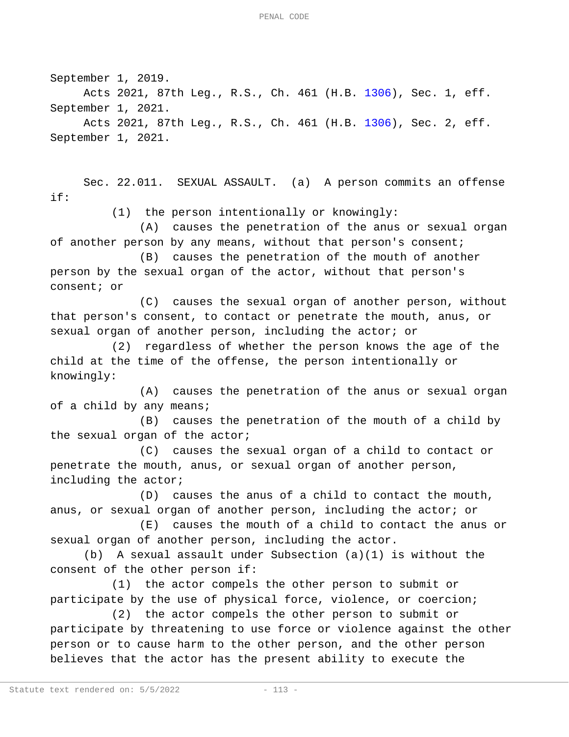September 1, 2019.

Acts 2021, 87th Leg., R.S., Ch. 461 (H.B. 1306), Sec. 1, eff. September 1, 2021.

Acts 2021, 87th Leg., R.S., Ch. 461 (H.B. 1306), Sec. 2, eff. September 1, 2021.

Sec. 22.011. SEXUAL ASSAULT. (a) A person commits an offense if:

(1) the person intentionally or knowingly:

(A) causes the penetration of the anus or sexual organ of another person by any means, without that person's consent;

(B) causes the penetration of the mouth of another person by the sexual organ of the actor, without that person's consent; or

(C) causes the sexual organ of another person, without that person's consent, to contact or penetrate the mouth, anus, or sexual organ of another person, including the actor; or

(2) regardless of whether the person knows the age of the child at the time of the offense, the person intentionally or knowingly:

(A) causes the penetration of the anus or sexual organ of a child by any means;

(B) causes the penetration of the mouth of a child by the sexual organ of the actor;

(C) causes the sexual organ of a child to contact or penetrate the mouth, anus, or sexual organ of another person, including the actor;

(D) causes the anus of a child to contact the mouth, anus, or sexual organ of another person, including the actor; or

(E) causes the mouth of a child to contact the anus or sexual organ of another person, including the actor.

(b) A sexual assault under Subsection (a)(1) is without the consent of the other person if:

(1) the actor compels the other person to submit or participate by the use of physical force, violence, or coercion;

(2) the actor compels the other person to submit or participate by threatening to use force or violence against the other person or to cause harm to the other person, and the other person believes that the actor has the present ability to execute the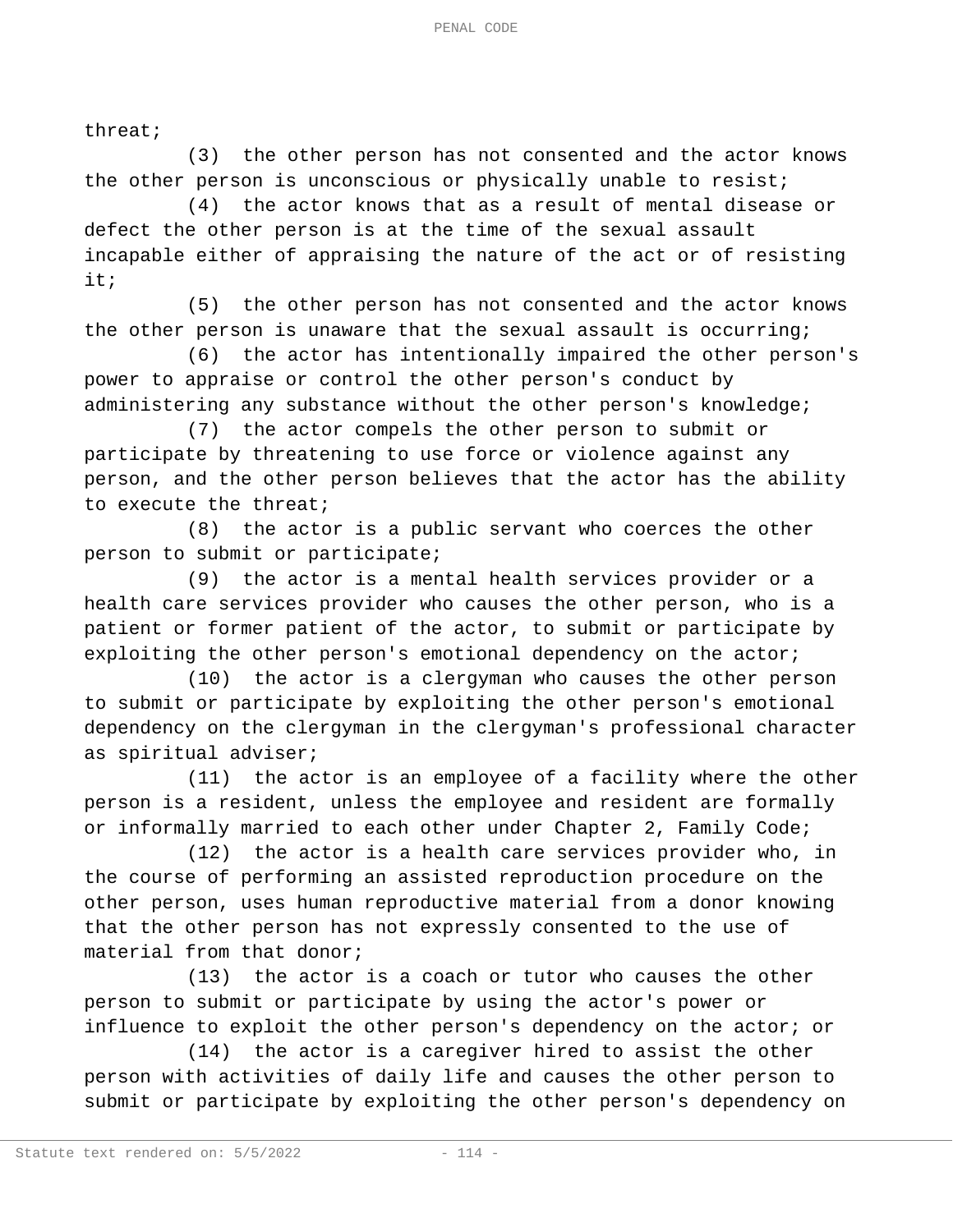threat;

(3) the other person has not consented and the actor knows the other person is unconscious or physically unable to resist;

(4) the actor knows that as a result of mental disease or defect the other person is at the time of the sexual assault incapable either of appraising the nature of the act or of resisting it;

(5) the other person has not consented and the actor knows the other person is unaware that the sexual assault is occurring;

(6) the actor has intentionally impaired the other person's power to appraise or control the other person's conduct by administering any substance without the other person's knowledge;

(7) the actor compels the other person to submit or participate by threatening to use force or violence against any person, and the other person believes that the actor has the ability to execute the threat;

(8) the actor is a public servant who coerces the other person to submit or participate;

(9) the actor is a mental health services provider or a health care services provider who causes the other person, who is a patient or former patient of the actor, to submit or participate by exploiting the other person's emotional dependency on the actor;

(10) the actor is a clergyman who causes the other person to submit or participate by exploiting the other person's emotional dependency on the clergyman in the clergyman's professional character as spiritual adviser;

(11) the actor is an employee of a facility where the other person is a resident, unless the employee and resident are formally or informally married to each other under Chapter 2, Family Code;

(12) the actor is a health care services provider who, in the course of performing an assisted reproduction procedure on the other person, uses human reproductive material from a donor knowing that the other person has not expressly consented to the use of material from that donor;

(13) the actor is a coach or tutor who causes the other person to submit or participate by using the actor's power or influence to exploit the other person's dependency on the actor; or

(14) the actor is a caregiver hired to assist the other person with activities of daily life and causes the other person to submit or participate by exploiting the other person's dependency on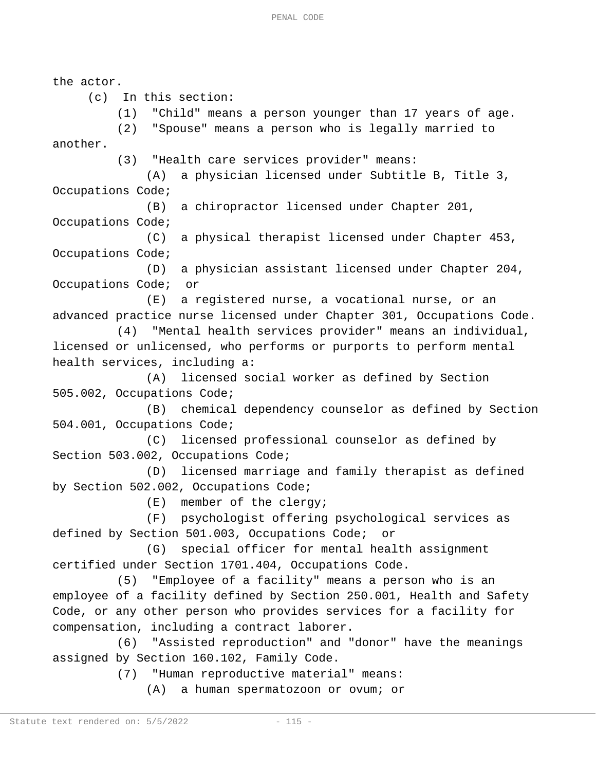the actor.

(c) In this section:

(1) "Child" means a person younger than 17 years of age.

(2) "Spouse" means a person who is legally married to another.

(3) "Health care services provider" means:

(A) a physician licensed under Subtitle B, Title 3, Occupations Code;

(B) a chiropractor licensed under Chapter 201, Occupations Code;

(C) a physical therapist licensed under Chapter 453, Occupations Code;

(D) a physician assistant licensed under Chapter 204, Occupations Code; or

(E) a registered nurse, a vocational nurse, or an advanced practice nurse licensed under Chapter 301, Occupations Code.

(4) "Mental health services provider" means an individual, licensed or unlicensed, who performs or purports to perform mental health services, including a:

(A) licensed social worker as defined by Section 505.002, Occupations Code;

(B) chemical dependency counselor as defined by Section 504.001, Occupations Code;

(C) licensed professional counselor as defined by Section 503.002, Occupations Code;

(D) licensed marriage and family therapist as defined by Section 502.002, Occupations Code;

(E) member of the clergy;

(F) psychologist offering psychological services as defined by Section 501.003, Occupations Code; or

(G) special officer for mental health assignment certified under Section 1701.404, Occupations Code.

(5) "Employee of a facility" means a person who is an employee of a facility defined by Section 250.001, Health and Safety Code, or any other person who provides services for a facility for compensation, including a contract laborer.

(6) "Assisted reproduction" and "donor" have the meanings assigned by Section 160.102, Family Code.

(7) "Human reproductive material" means:

(A) a human spermatozoon or ovum; or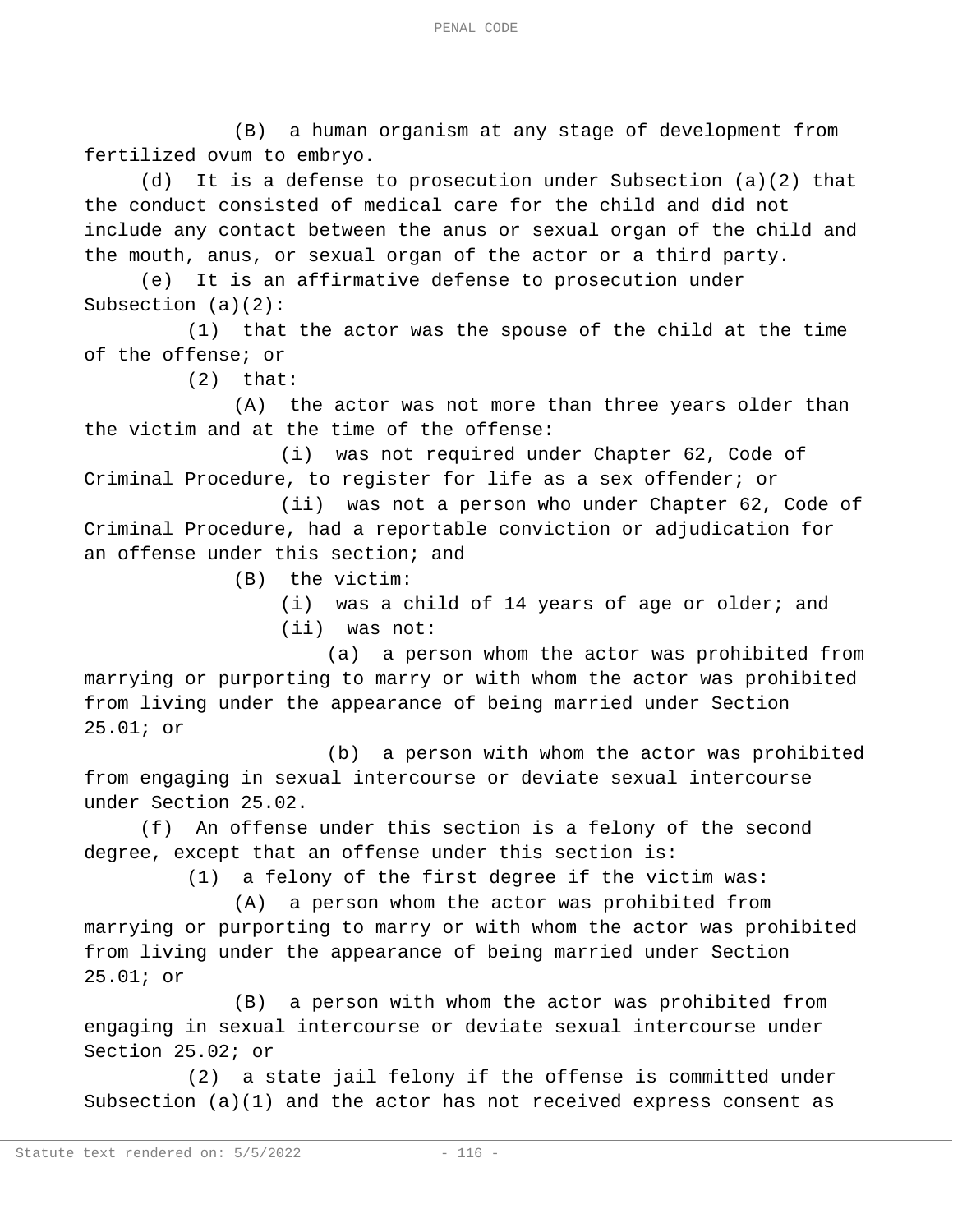(B) a human organism at any stage of development from fertilized ovum to embryo.

(d) It is a defense to prosecution under Subsection (a)(2) that the conduct consisted of medical care for the child and did not include any contact between the anus or sexual organ of the child and the mouth, anus, or sexual organ of the actor or a third party.

(e) It is an affirmative defense to prosecution under Subsection (a)(2):

(1) that the actor was the spouse of the child at the time of the offense; or

(2) that:

(A) the actor was not more than three years older than the victim and at the time of the offense:

(i) was not required under Chapter 62, Code of Criminal Procedure, to register for life as a sex offender; or

(ii) was not a person who under Chapter 62, Code of Criminal Procedure, had a reportable conviction or adjudication for an offense under this section; and

(B) the victim:

(i) was a child of 14 years of age or older; and

(ii) was not:

(a) a person whom the actor was prohibited from marrying or purporting to marry or with whom the actor was prohibited from living under the appearance of being married under Section 25.01; or

(b) a person with whom the actor was prohibited from engaging in sexual intercourse or deviate sexual intercourse under Section 25.02.

(f) An offense under this section is a felony of the second degree, except that an offense under this section is:

(1) a felony of the first degree if the victim was:

(A) a person whom the actor was prohibited from marrying or purporting to marry or with whom the actor was prohibited from living under the appearance of being married under Section 25.01; or

(B) a person with whom the actor was prohibited from engaging in sexual intercourse or deviate sexual intercourse under Section 25.02; or

(2) a state jail felony if the offense is committed under Subsection (a)(1) and the actor has not received express consent as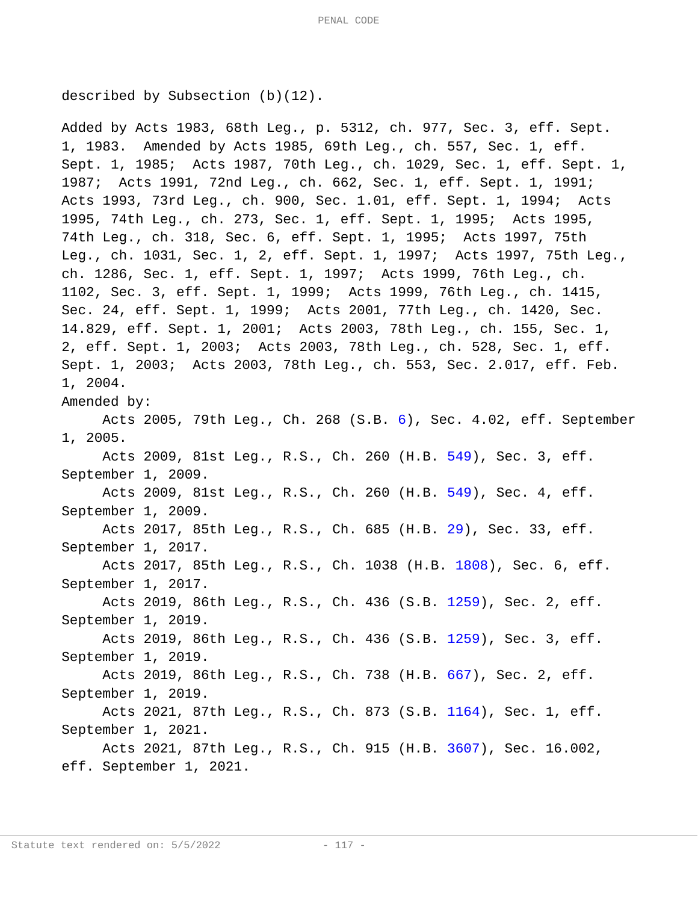described by Subsection (b)(12).

Added by Acts 1983, 68th Leg., p. 5312, ch. 977, Sec. 3, eff. Sept. 1, 1983. Amended by Acts 1985, 69th Leg., ch. 557, Sec. 1, eff. Sept. 1, 1985; Acts 1987, 70th Leg., ch. 1029, Sec. 1, eff. Sept. 1, 1987; Acts 1991, 72nd Leg., ch. 662, Sec. 1, eff. Sept. 1, 1991; Acts 1993, 73rd Leg., ch. 900, Sec. 1.01, eff. Sept. 1, 1994; Acts 1995, 74th Leg., ch. 273, Sec. 1, eff. Sept. 1, 1995; Acts 1995, 74th Leg., ch. 318, Sec. 6, eff. Sept. 1, 1995; Acts 1997, 75th Leg., ch. 1031, Sec. 1, 2, eff. Sept. 1, 1997; Acts 1997, 75th Leg., ch. 1286, Sec. 1, eff. Sept. 1, 1997; Acts 1999, 76th Leg., ch. 1102, Sec. 3, eff. Sept. 1, 1999; Acts 1999, 76th Leg., ch. 1415, Sec. 24, eff. Sept. 1, 1999; Acts 2001, 77th Leg., ch. 1420, Sec. 14.829, eff. Sept. 1, 2001; Acts 2003, 78th Leg., ch. 155, Sec. 1, 2, eff. Sept. 1, 2003; Acts 2003, 78th Leg., ch. 528, Sec. 1, eff. Sept. 1, 2003; Acts 2003, 78th Leg., ch. 553, Sec. 2.017, eff. Feb. 1, 2004.

Amended by:

Acts 2005, 79th Leg., Ch. 268 (S.B. 6), Sec. 4.02, eff. September 1, 2005.

Acts 2009, 81st Leg., R.S., Ch. 260 (H.B. 549), Sec. 3, eff. September 1, 2009.

Acts 2009, 81st Leg., R.S., Ch. 260 (H.B. 549), Sec. 4, eff. September 1, 2009.

Acts 2017, 85th Leg., R.S., Ch. 685 (H.B. 29), Sec. 33, eff. September 1, 2017.

Acts 2017, 85th Leg., R.S., Ch. 1038 (H.B. 1808), Sec. 6, eff. September 1, 2017.

Acts 2019, 86th Leg., R.S., Ch. 436 (S.B. 1259), Sec. 2, eff. September 1, 2019.

Acts 2019, 86th Leg., R.S., Ch. 436 (S.B. 1259), Sec. 3, eff. September 1, 2019.

Acts 2019, 86th Leg., R.S., Ch. 738 (H.B. 667), Sec. 2, eff. September 1, 2019.

Acts 2021, 87th Leg., R.S., Ch. 873 (S.B. 1164), Sec. 1, eff. September 1, 2021.

Acts 2021, 87th Leg., R.S., Ch. 915 (H.B. 3607), Sec. 16.002, eff. September 1, 2021.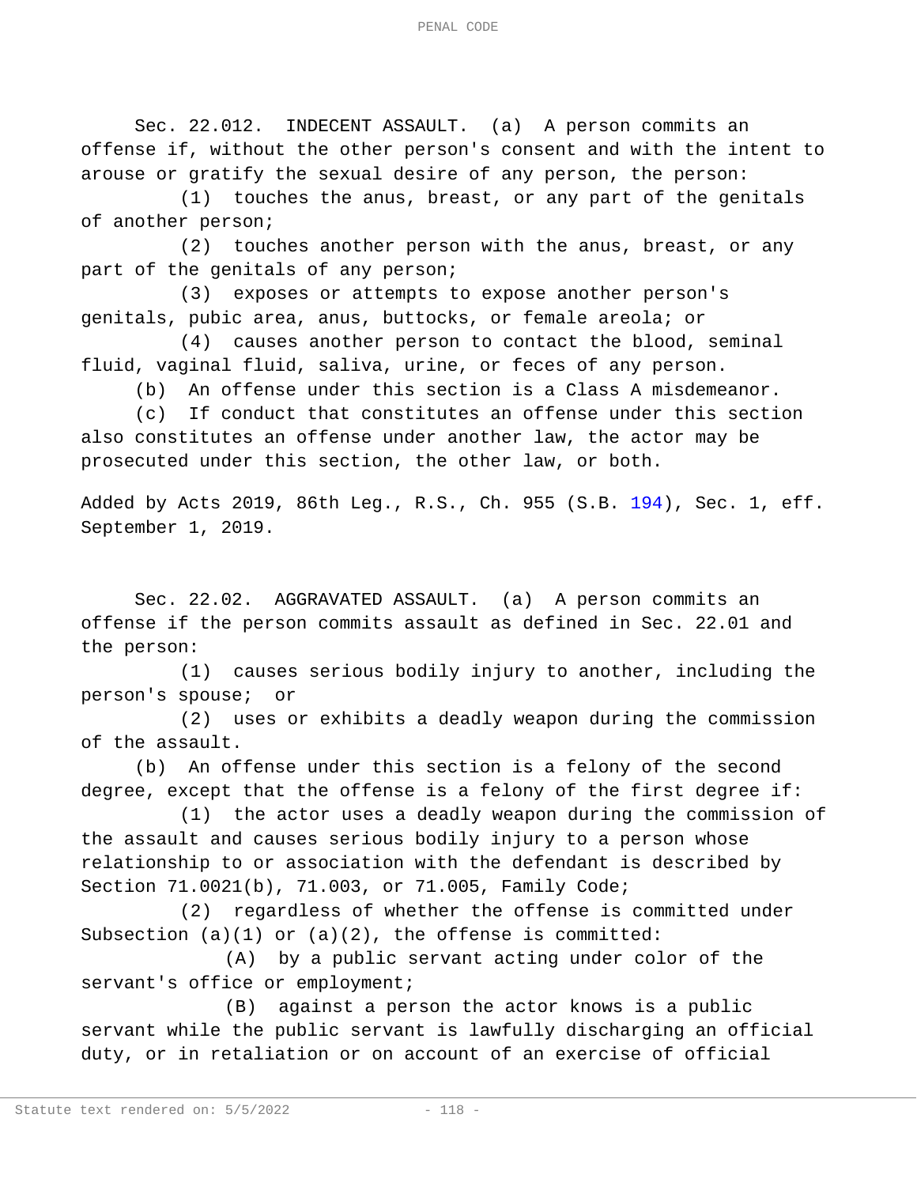Sec. 22.012. INDECENT ASSAULT. (a) A person commits an offense if, without the other person's consent and with the intent to arouse or gratify the sexual desire of any person, the person:

(1) touches the anus, breast, or any part of the genitals of another person;

(2) touches another person with the anus, breast, or any part of the genitals of any person;

(3) exposes or attempts to expose another person's genitals, pubic area, anus, buttocks, or female areola; or

(4) causes another person to contact the blood, seminal fluid, vaginal fluid, saliva, urine, or feces of any person.

(b) An offense under this section is a Class A misdemeanor.

(c) If conduct that constitutes an offense under this section also constitutes an offense under another law, the actor may be prosecuted under this section, the other law, or both.

Added by Acts 2019, 86th Leg., R.S., Ch. 955 (S.B. 194), Sec. 1, eff. September 1, 2019.

Sec. 22.02. AGGRAVATED ASSAULT. (a) A person commits an offense if the person commits assault as defined in Sec. 22.01 and the person:

(1) causes serious bodily injury to another, including the person's spouse; or

(2) uses or exhibits a deadly weapon during the commission of the assault.

(b) An offense under this section is a felony of the second degree, except that the offense is a felony of the first degree if:

(1) the actor uses a deadly weapon during the commission of the assault and causes serious bodily injury to a person whose relationship to or association with the defendant is described by Section 71.0021(b), 71.003, or 71.005, Family Code;

(2) regardless of whether the offense is committed under Subsection (a)(1) or (a)(2), the offense is committed:

(A) by a public servant acting under color of the servant's office or employment;

(B) against a person the actor knows is a public servant while the public servant is lawfully discharging an official duty, or in retaliation or on account of an exercise of official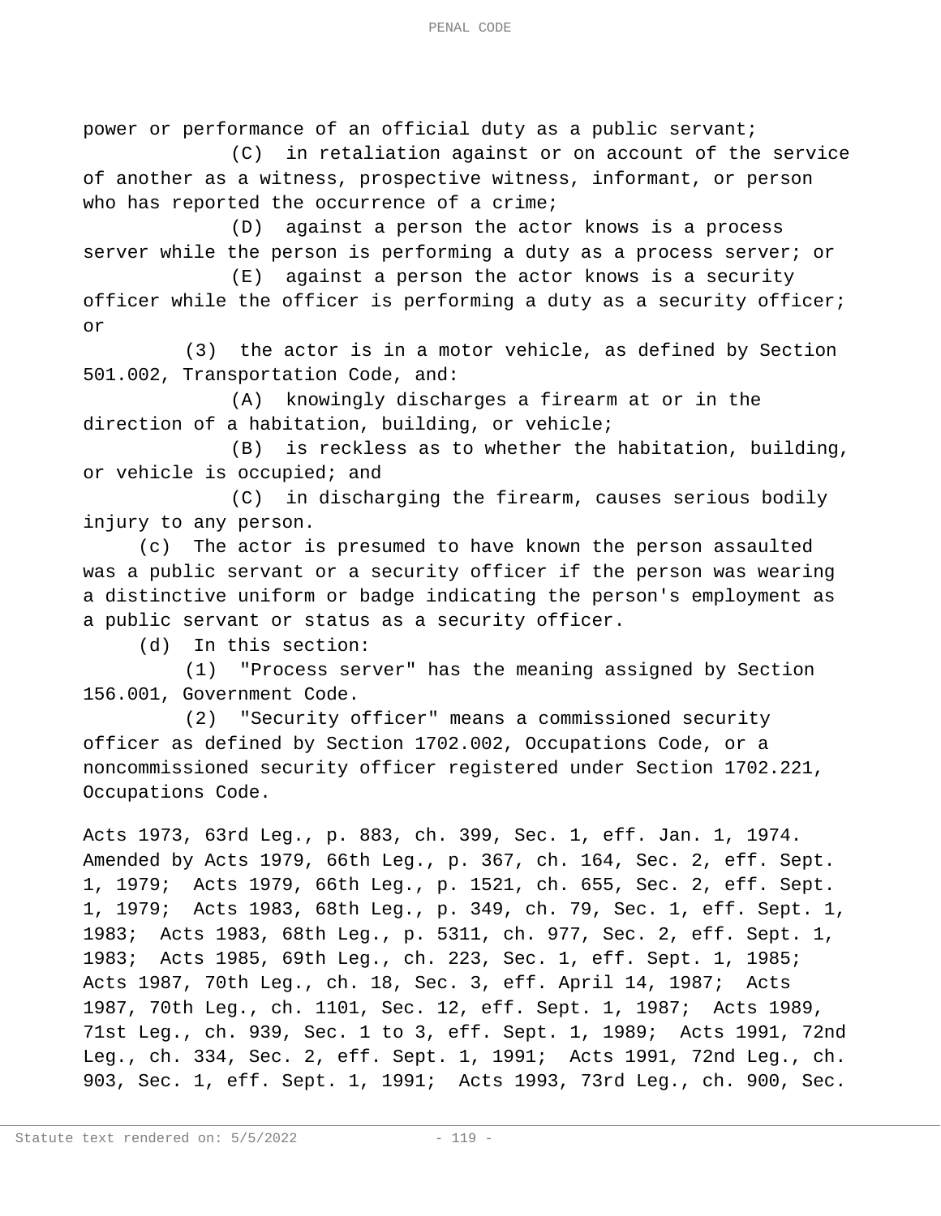power or performance of an official duty as a public servant;

(C) in retaliation against or on account of the service of another as a witness, prospective witness, informant, or person who has reported the occurrence of a crime;

(D) against a person the actor knows is a process server while the person is performing a duty as a process server; or

(E) against a person the actor knows is a security officer while the officer is performing a duty as a security officer; or

(3) the actor is in a motor vehicle, as defined by Section 501.002, Transportation Code, and:

(A) knowingly discharges a firearm at or in the direction of a habitation, building, or vehicle;

(B) is reckless as to whether the habitation, building, or vehicle is occupied; and

(C) in discharging the firearm, causes serious bodily injury to any person.

(c) The actor is presumed to have known the person assaulted was a public servant or a security officer if the person was wearing a distinctive uniform or badge indicating the person's employment as a public servant or status as a security officer.

(d) In this section:

(1) "Process server" has the meaning assigned by Section 156.001, Government Code.

(2) "Security officer" means a commissioned security officer as defined by Section 1702.002, Occupations Code, or a noncommissioned security officer registered under Section 1702.221, Occupations Code.

Acts 1973, 63rd Leg., p. 883, ch. 399, Sec. 1, eff. Jan. 1, 1974. Amended by Acts 1979, 66th Leg., p. 367, ch. 164, Sec. 2, eff. Sept. 1, 1979; Acts 1979, 66th Leg., p. 1521, ch. 655, Sec. 2, eff. Sept. 1, 1979; Acts 1983, 68th Leg., p. 349, ch. 79, Sec. 1, eff. Sept. 1, 1983; Acts 1983, 68th Leg., p. 5311, ch. 977, Sec. 2, eff. Sept. 1, 1983; Acts 1985, 69th Leg., ch. 223, Sec. 1, eff. Sept. 1, 1985; Acts 1987, 70th Leg., ch. 18, Sec. 3, eff. April 14, 1987; Acts 1987, 70th Leg., ch. 1101, Sec. 12, eff. Sept. 1, 1987; Acts 1989, 71st Leg., ch. 939, Sec. 1 to 3, eff. Sept. 1, 1989; Acts 1991, 72nd Leg., ch. 334, Sec. 2, eff. Sept. 1, 1991; Acts 1991, 72nd Leg., ch. 903, Sec. 1, eff. Sept. 1, 1991; Acts 1993, 73rd Leg., ch. 900, Sec.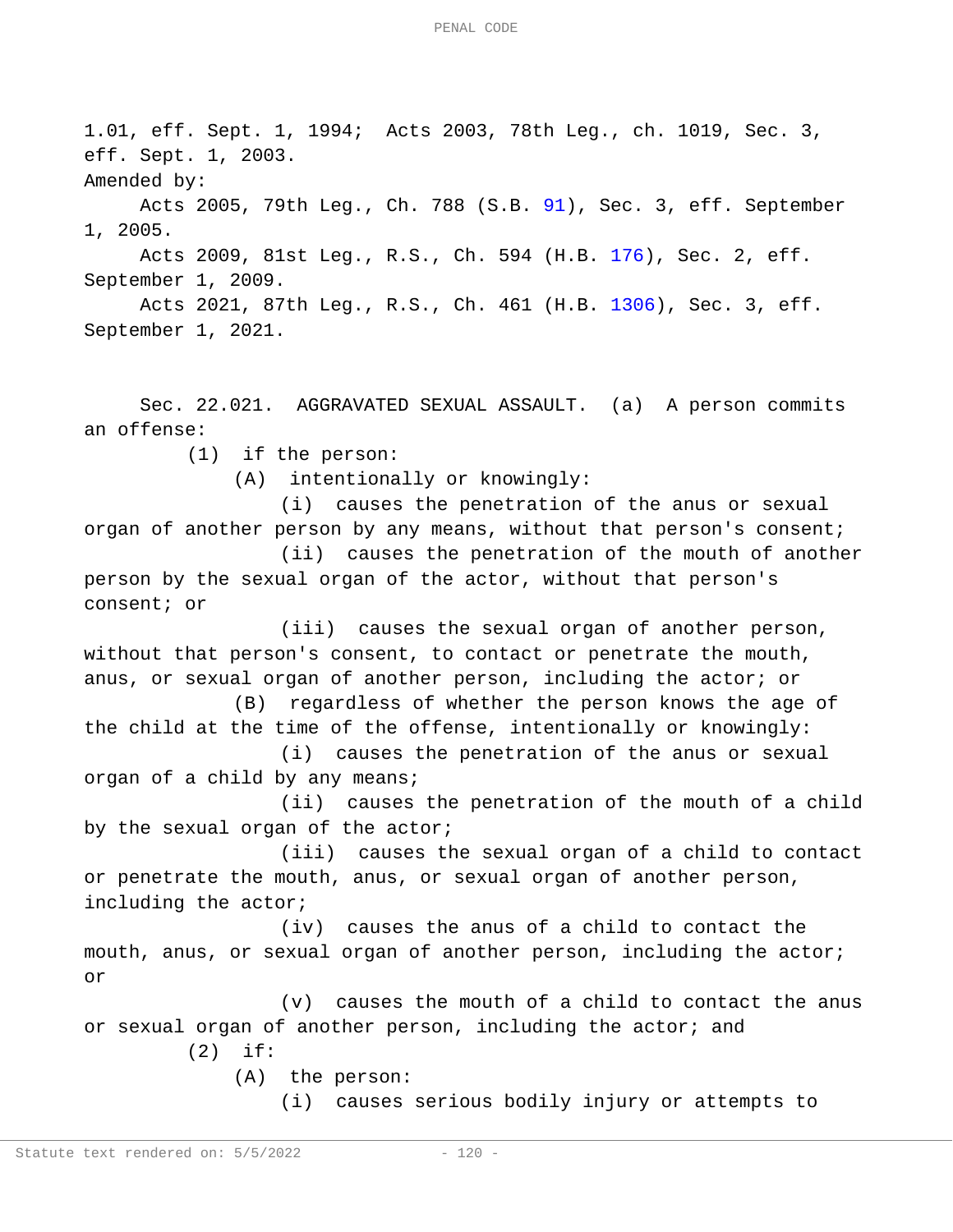1.01, eff. Sept. 1, 1994; Acts 2003, 78th Leg., ch. 1019, Sec. 3, eff. Sept. 1, 2003.

Amended by:

Acts 2005, 79th Leg., Ch. 788 (S.B. 91), Sec. 3, eff. September 1, 2005.

Acts 2009, 81st Leg., R.S., Ch. 594 (H.B. 176), Sec. 2, eff. September 1, 2009.

Acts 2021, 87th Leg., R.S., Ch. 461 (H.B. 1306), Sec. 3, eff. September 1, 2021.

Sec. 22.021. AGGRAVATED SEXUAL ASSAULT. (a) A person commits an offense:

(1) if the person:

(A) intentionally or knowingly:

(i) causes the penetration of the anus or sexual organ of another person by any means, without that person's consent;

(ii) causes the penetration of the mouth of another person by the sexual organ of the actor, without that person's consent; or

(iii) causes the sexual organ of another person, without that person's consent, to contact or penetrate the mouth, anus, or sexual organ of another person, including the actor; or

(B) regardless of whether the person knows the age of the child at the time of the offense, intentionally or knowingly:

(i) causes the penetration of the anus or sexual organ of a child by any means;

(ii) causes the penetration of the mouth of a child by the sexual organ of the actor;

(iii) causes the sexual organ of a child to contact or penetrate the mouth, anus, or sexual organ of another person, including the actor;

(iv) causes the anus of a child to contact the mouth, anus, or sexual organ of another person, including the actor; or

(v) causes the mouth of a child to contact the anus or sexual organ of another person, including the actor; and

(2) if:

(A) the person:

(i) causes serious bodily injury or attempts to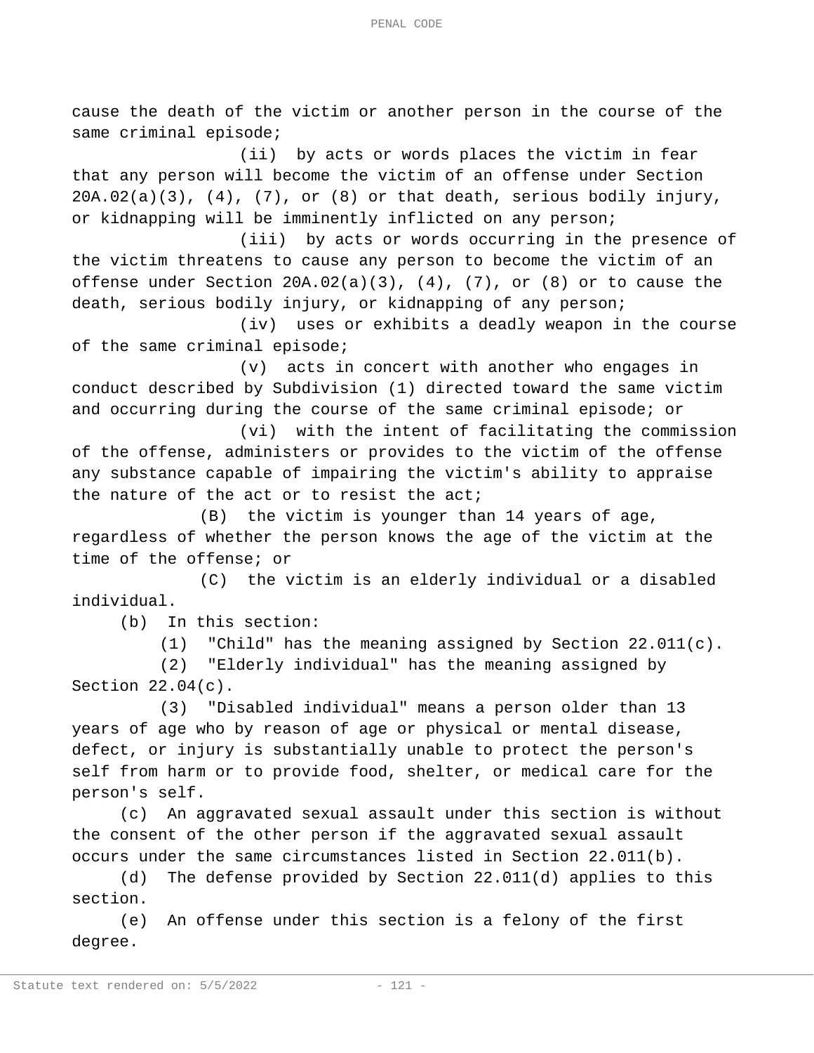cause the death of the victim or another person in the course of the same criminal episode;

(ii) by acts or words places the victim in fear that any person will become the victim of an offense under Section 20A.02(a)(3), (4), (7), or (8) or that death, serious bodily injury, or kidnapping will be imminently inflicted on any person;

(iii) by acts or words occurring in the presence of the victim threatens to cause any person to become the victim of an offense under Section 20A.02(a)(3), (4), (7), or (8) or to cause the death, serious bodily injury, or kidnapping of any person;

(iv) uses or exhibits a deadly weapon in the course of the same criminal episode;

(v) acts in concert with another who engages in conduct described by Subdivision (1) directed toward the same victim and occurring during the course of the same criminal episode; or

(vi) with the intent of facilitating the commission of the offense, administers or provides to the victim of the offense any substance capable of impairing the victim's ability to appraise the nature of the act or to resist the act;

(B) the victim is younger than 14 years of age, regardless of whether the person knows the age of the victim at the time of the offense; or

(C) the victim is an elderly individual or a disabled individual.

(b) In this section:

(1) "Child" has the meaning assigned by Section 22.011(c).

(2) "Elderly individual" has the meaning assigned by Section 22.04(c).

(3) "Disabled individual" means a person older than 13 years of age who by reason of age or physical or mental disease, defect, or injury is substantially unable to protect the person's self from harm or to provide food, shelter, or medical care for the person's self.

(c) An aggravated sexual assault under this section is without the consent of the other person if the aggravated sexual assault occurs under the same circumstances listed in Section 22.011(b).

(d) The defense provided by Section 22.011(d) applies to this section.

(e) An offense under this section is a felony of the first degree.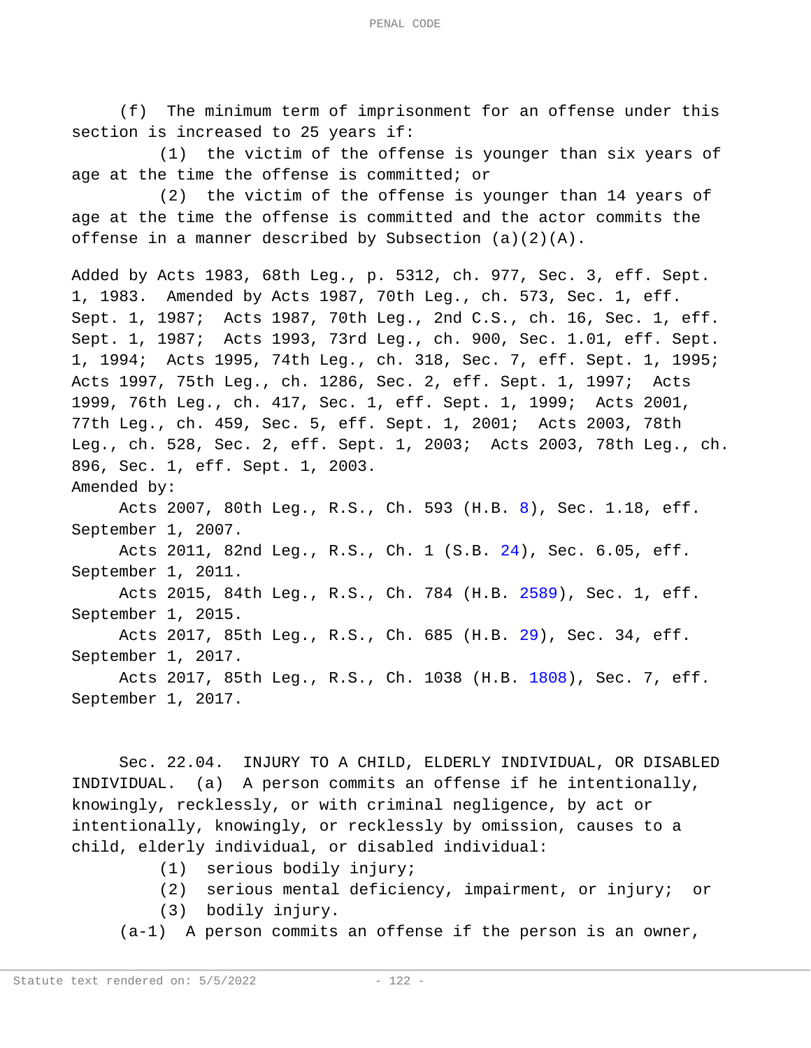(f) The minimum term of imprisonment for an offense under this section is increased to 25 years if:

(1) the victim of the offense is younger than six years of age at the time the offense is committed; or

(2) the victim of the offense is younger than 14 years of age at the time the offense is committed and the actor commits the offense in a manner described by Subsection (a)(2)(A).

Added by Acts 1983, 68th Leg., p. 5312, ch. 977, Sec. 3, eff. Sept. 1, 1983. Amended by Acts 1987, 70th Leg., ch. 573, Sec. 1, eff. Sept. 1, 1987; Acts 1987, 70th Leg., 2nd C.S., ch. 16, Sec. 1, eff. Sept. 1, 1987; Acts 1993, 73rd Leg., ch. 900, Sec. 1.01, eff. Sept. 1, 1994; Acts 1995, 74th Leg., ch. 318, Sec. 7, eff. Sept. 1, 1995; Acts 1997, 75th Leg., ch. 1286, Sec. 2, eff. Sept. 1, 1997; Acts 1999, 76th Leg., ch. 417, Sec. 1, eff. Sept. 1, 1999; Acts 2001, 77th Leg., ch. 459, Sec. 5, eff. Sept. 1, 2001; Acts 2003, 78th Leg., ch. 528, Sec. 2, eff. Sept. 1, 2003; Acts 2003, 78th Leg., ch. 896, Sec. 1, eff. Sept. 1, 2003.

Amended by:

Acts 2007, 80th Leg., R.S., Ch. 593 (H.B. 8), Sec. 1.18, eff. September 1, 2007.

Acts 2011, 82nd Leg., R.S., Ch. 1 (S.B. 24), Sec. 6.05, eff. September 1, 2011.

Acts 2015, 84th Leg., R.S., Ch. 784 (H.B. 2589), Sec. 1, eff. September 1, 2015.

Acts 2017, 85th Leg., R.S., Ch. 685 (H.B. 29), Sec. 34, eff. September 1, 2017.

Acts 2017, 85th Leg., R.S., Ch. 1038 (H.B. 1808), Sec. 7, eff. September 1, 2017.

Sec. 22.04. INJURY TO A CHILD, ELDERLY INDIVIDUAL, OR DISABLED INDIVIDUAL. (a) A person commits an offense if he intentionally, knowingly, recklessly, or with criminal negligence, by act or intentionally, knowingly, or recklessly by omission, causes to a child, elderly individual, or disabled individual:

(1) serious bodily injury;

(2) serious mental deficiency, impairment, or injury; or

(3) bodily injury.

(a-1) A person commits an offense if the person is an owner,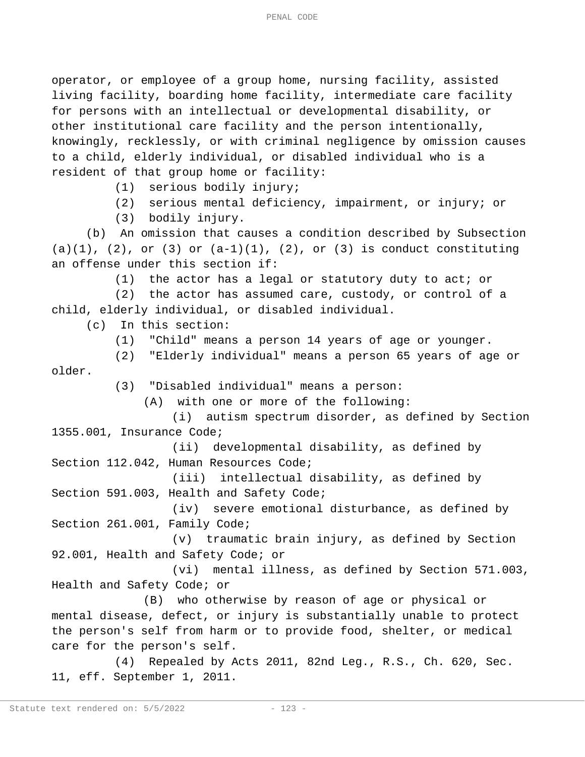operator, or employee of a group home, nursing facility, assisted living facility, boarding home facility, intermediate care facility for persons with an intellectual or developmental disability, or other institutional care facility and the person intentionally, knowingly, recklessly, or with criminal negligence by omission causes to a child, elderly individual, or disabled individual who is a resident of that group home or facility:

(1) serious bodily injury;

(2) serious mental deficiency, impairment, or injury; or

(3) bodily injury.

(b) An omission that causes a condition described by Subsection (a)(1), (2), or (3) or (a-1)(1), (2), or (3) is conduct constituting an offense under this section if:

(1) the actor has a legal or statutory duty to act; or

(2) the actor has assumed care, custody, or control of a child, elderly individual, or disabled individual.

(c) In this section:

(1) "Child" means a person 14 years of age or younger.

(2) "Elderly individual" means a person 65 years of age or older.

(3) "Disabled individual" means a person:

(A) with one or more of the following:

(i) autism spectrum disorder, as defined by Section 1355.001, Insurance Code;

(ii) developmental disability, as defined by Section 112.042, Human Resources Code;

(iii) intellectual disability, as defined by Section 591.003, Health and Safety Code;

(iv) severe emotional disturbance, as defined by Section 261.001, Family Code;

(v) traumatic brain injury, as defined by Section 92.001, Health and Safety Code; or

(vi) mental illness, as defined by Section 571.003, Health and Safety Code; or

(B) who otherwise by reason of age or physical or mental disease, defect, or injury is substantially unable to protect the person's self from harm or to provide food, shelter, or medical care for the person's self.

(4) Repealed by Acts 2011, 82nd Leg., R.S., Ch. 620, Sec. 11, eff. September 1, 2011.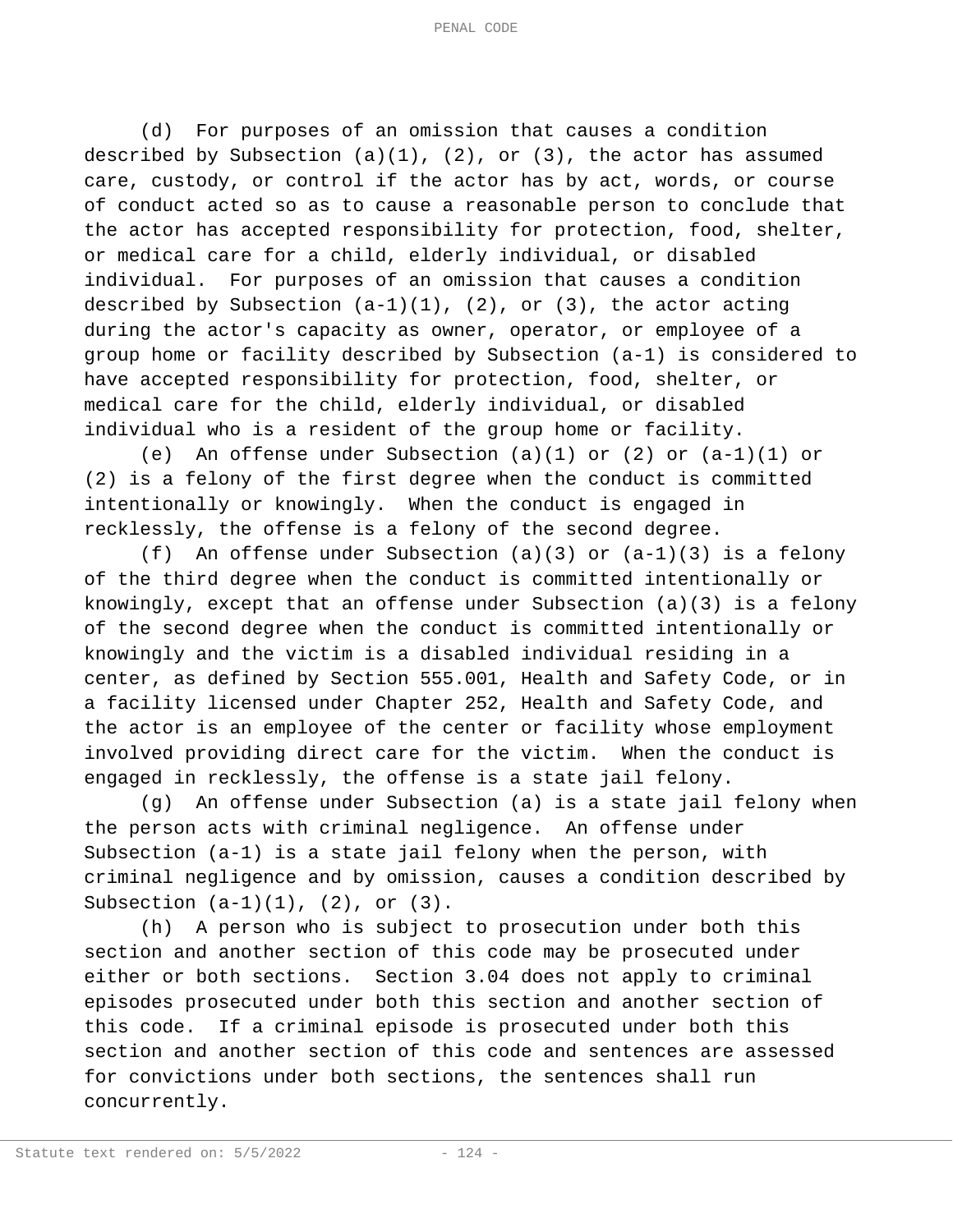(d) For purposes of an omission that causes a condition described by Subsection (a)(1), (2), or (3), the actor has assumed care, custody, or control if the actor has by act, words, or course of conduct acted so as to cause a reasonable person to conclude that the actor has accepted responsibility for protection, food, shelter, or medical care for a child, elderly individual, or disabled individual. For purposes of an omission that causes a condition described by Subsection (a-1)(1), (2), or (3), the actor acting during the actor's capacity as owner, operator, or employee of a group home or facility described by Subsection (a-1) is considered to have accepted responsibility for protection, food, shelter, or medical care for the child, elderly individual, or disabled individual who is a resident of the group home or facility.

(e) An offense under Subsection (a)(1) or (2) or (a-1)(1) or (2) is a felony of the first degree when the conduct is committed intentionally or knowingly. When the conduct is engaged in recklessly, the offense is a felony of the second degree.

(f) An offense under Subsection (a)(3) or (a-1)(3) is a felony of the third degree when the conduct is committed intentionally or knowingly, except that an offense under Subsection (a)(3) is a felony of the second degree when the conduct is committed intentionally or knowingly and the victim is a disabled individual residing in a center, as defined by Section 555.001, Health and Safety Code, or in a facility licensed under Chapter 252, Health and Safety Code, and the actor is an employee of the center or facility whose employment involved providing direct care for the victim. When the conduct is engaged in recklessly, the offense is a state jail felony.

(g) An offense under Subsection (a) is a state jail felony when the person acts with criminal negligence. An offense under Subsection (a-1) is a state jail felony when the person, with criminal negligence and by omission, causes a condition described by Subsection (a-1)(1), (2), or (3).

(h) A person who is subject to prosecution under both this section and another section of this code may be prosecuted under either or both sections. Section 3.04 does not apply to criminal episodes prosecuted under both this section and another section of this code. If a criminal episode is prosecuted under both this section and another section of this code and sentences are assessed for convictions under both sections, the sentences shall run concurrently.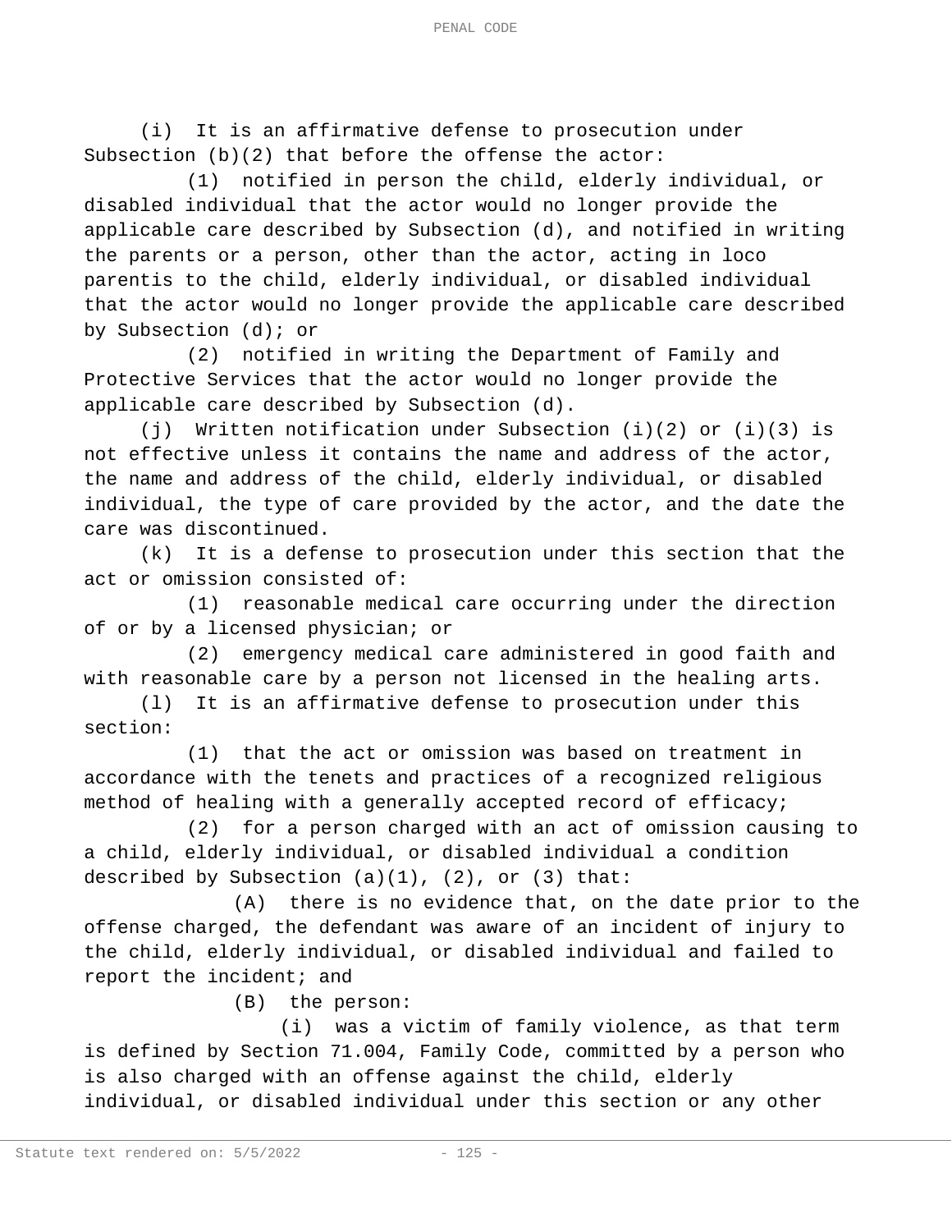(i) It is an affirmative defense to prosecution under Subsection (b)(2) that before the offense the actor:

(1) notified in person the child, elderly individual, or disabled individual that the actor would no longer provide the applicable care described by Subsection (d), and notified in writing the parents or a person, other than the actor, acting in loco parentis to the child, elderly individual, or disabled individual that the actor would no longer provide the applicable care described by Subsection (d); or

(2) notified in writing the Department of Family and Protective Services that the actor would no longer provide the applicable care described by Subsection (d).

(j) Written notification under Subsection (i)(2) or (i)(3) is not effective unless it contains the name and address of the actor, the name and address of the child, elderly individual, or disabled individual, the type of care provided by the actor, and the date the care was discontinued.

(k) It is a defense to prosecution under this section that the act or omission consisted of:

(1) reasonable medical care occurring under the direction of or by a licensed physician; or

(2) emergency medical care administered in good faith and with reasonable care by a person not licensed in the healing arts.

(l) It is an affirmative defense to prosecution under this section:

(1) that the act or omission was based on treatment in accordance with the tenets and practices of a recognized religious method of healing with a generally accepted record of efficacy;

(2) for a person charged with an act of omission causing to a child, elderly individual, or disabled individual a condition described by Subsection (a)(1), (2), or (3) that:

(A) there is no evidence that, on the date prior to the offense charged, the defendant was aware of an incident of injury to the child, elderly individual, or disabled individual and failed to report the incident; and

(B) the person:

(i) was a victim of family violence, as that term is defined by Section 71.004, Family Code, committed by a person who is also charged with an offense against the child, elderly individual, or disabled individual under this section or any other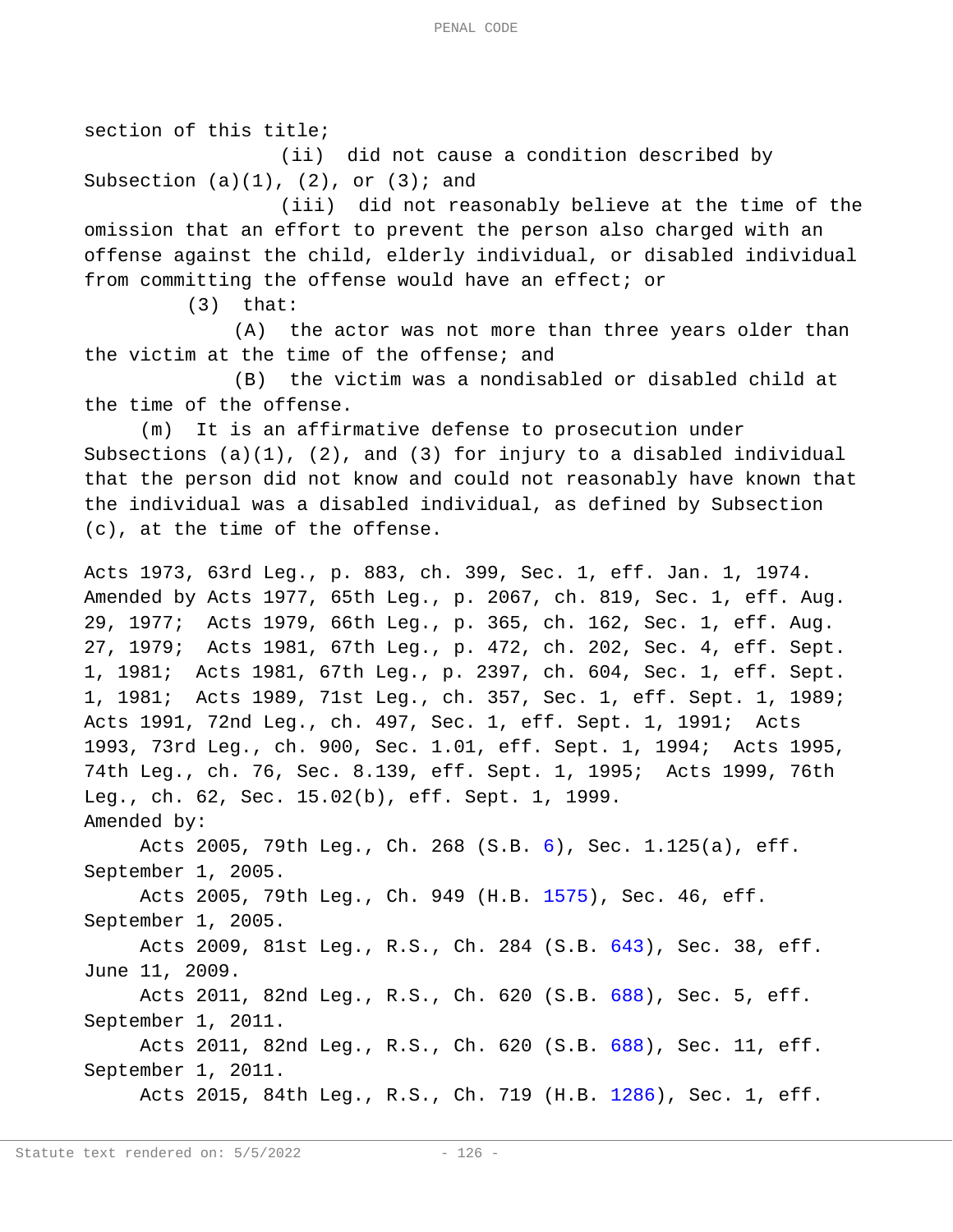section of this title;

(ii) did not cause a condition described by Subsection (a)(1), (2), or (3); and

(iii) did not reasonably believe at the time of the omission that an effort to prevent the person also charged with an offense against the child, elderly individual, or disabled individual from committing the offense would have an effect; or

(3) that:

(A) the actor was not more than three years older than the victim at the time of the offense; and

(B) the victim was a nondisabled or disabled child at the time of the offense.

(m) It is an affirmative defense to prosecution under Subsections (a)(1), (2), and (3) for injury to a disabled individual that the person did not know and could not reasonably have known that the individual was a disabled individual, as defined by Subsection (c), at the time of the offense.

Acts 1973, 63rd Leg., p. 883, ch. 399, Sec. 1, eff. Jan. 1, 1974. Amended by Acts 1977, 65th Leg., p. 2067, ch. 819, Sec. 1, eff. Aug. 29, 1977; Acts 1979, 66th Leg., p. 365, ch. 162, Sec. 1, eff. Aug. 27, 1979; Acts 1981, 67th Leg., p. 472, ch. 202, Sec. 4, eff. Sept. 1, 1981; Acts 1981, 67th Leg., p. 2397, ch. 604, Sec. 1, eff. Sept. 1, 1981; Acts 1989, 71st Leg., ch. 357, Sec. 1, eff. Sept. 1, 1989; Acts 1991, 72nd Leg., ch. 497, Sec. 1, eff. Sept. 1, 1991; Acts 1993, 73rd Leg., ch. 900, Sec. 1.01, eff. Sept. 1, 1994; Acts 1995, 74th Leg., ch. 76, Sec. 8.139, eff. Sept. 1, 1995; Acts 1999, 76th Leg., ch. 62, Sec. 15.02(b), eff. Sept. 1, 1999.

Amended by:

Acts 2005, 79th Leg., Ch. 268 (S.B. 6), Sec. 1.125(a), eff. September 1, 2005.

Acts 2005, 79th Leg., Ch. 949 (H.B. 1575), Sec. 46, eff. September 1, 2005.

Acts 2009, 81st Leg., R.S., Ch. 284 (S.B. 643), Sec. 38, eff. June 11, 2009.

Acts 2011, 82nd Leg., R.S., Ch. 620 (S.B. 688), Sec. 5, eff. September 1, 2011.

Acts 2011, 82nd Leg., R.S., Ch. 620 (S.B. 688), Sec. 11, eff. September 1, 2011.

Acts 2015, 84th Leg., R.S., Ch. 719 (H.B. 1286), Sec. 1, eff.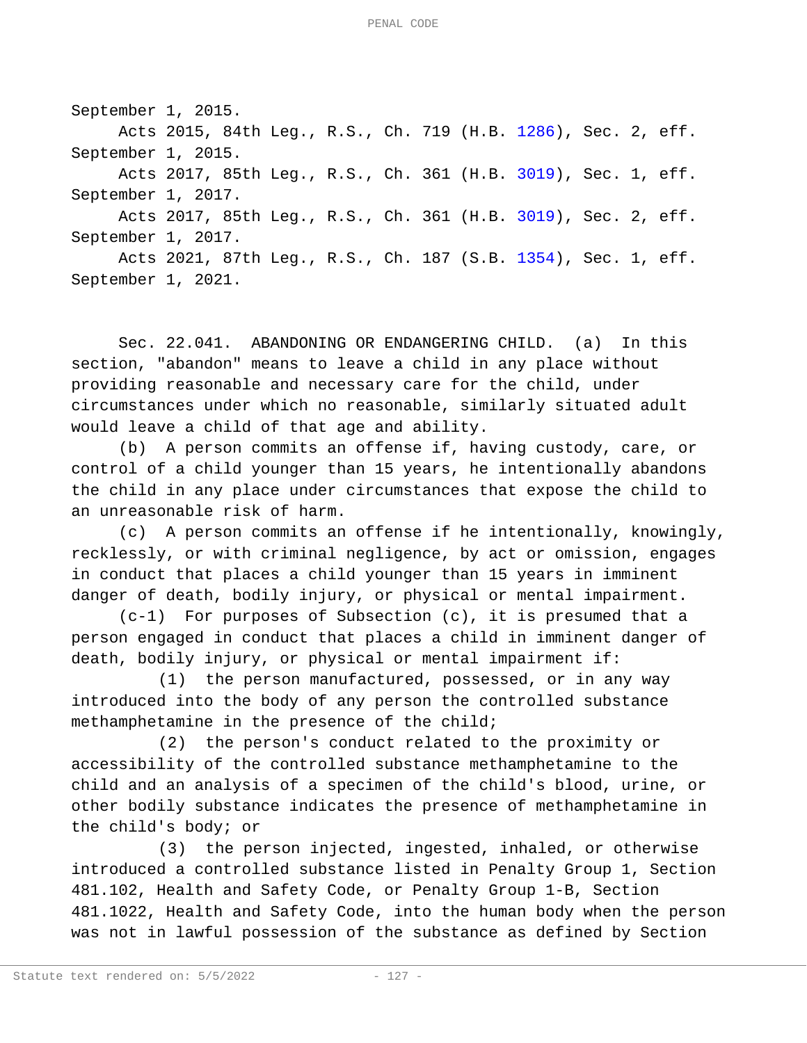September 1, 2015.

Acts 2015, 84th Leg., R.S., Ch. 719 (H.B. 1286), Sec. 2, eff. September 1, 2015.

Acts 2017, 85th Leg., R.S., Ch. 361 (H.B. 3019), Sec. 1, eff. September 1, 2017.

Acts 2017, 85th Leg., R.S., Ch. 361 (H.B. 3019), Sec. 2, eff. September 1, 2017.

Acts 2021, 87th Leg., R.S., Ch. 187 (S.B. 1354), Sec. 1, eff. September 1, 2021.

Sec. 22.041. ABANDONING OR ENDANGERING CHILD. (a) In this section, "abandon" means to leave a child in any place without providing reasonable and necessary care for the child, under circumstances under which no reasonable, similarly situated adult would leave a child of that age and ability.

(b) A person commits an offense if, having custody, care, or control of a child younger than 15 years, he intentionally abandons the child in any place under circumstances that expose the child to an unreasonable risk of harm.

(c) A person commits an offense if he intentionally, knowingly, recklessly, or with criminal negligence, by act or omission, engages in conduct that places a child younger than 15 years in imminent danger of death, bodily injury, or physical or mental impairment.

(c-1) For purposes of Subsection (c), it is presumed that a person engaged in conduct that places a child in imminent danger of death, bodily injury, or physical or mental impairment if:

(1) the person manufactured, possessed, or in any way introduced into the body of any person the controlled substance methamphetamine in the presence of the child;

(2) the person's conduct related to the proximity or accessibility of the controlled substance methamphetamine to the child and an analysis of a specimen of the child's blood, urine, or other bodily substance indicates the presence of methamphetamine in the child's body; or

(3) the person injected, ingested, inhaled, or otherwise introduced a controlled substance listed in Penalty Group 1, Section 481.102, Health and Safety Code, or Penalty Group 1-B, Section 481.1022, Health and Safety Code, into the human body when the person was not in lawful possession of the substance as defined by Section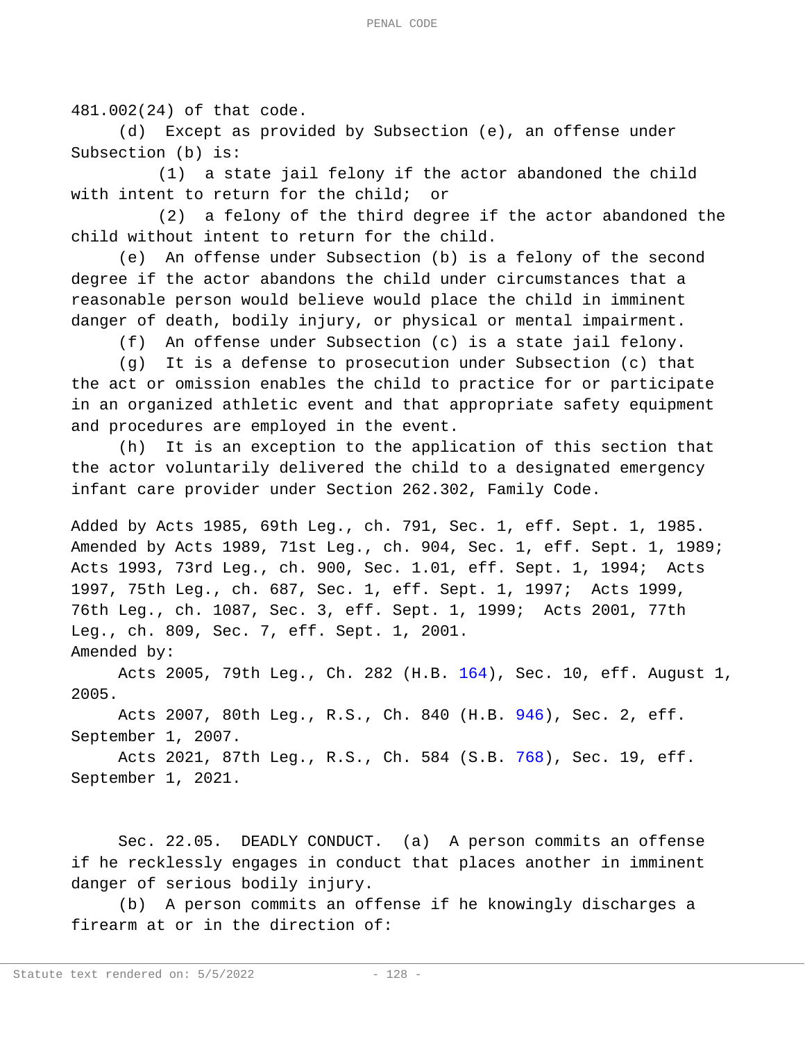481.002(24) of that code.

(d) Except as provided by Subsection (e), an offense under Subsection (b) is:

(1) a state jail felony if the actor abandoned the child with intent to return for the child; or

(2) a felony of the third degree if the actor abandoned the child without intent to return for the child.

(e) An offense under Subsection (b) is a felony of the second degree if the actor abandons the child under circumstances that a reasonable person would believe would place the child in imminent danger of death, bodily injury, or physical or mental impairment.

(f) An offense under Subsection (c) is a state jail felony.

(g) It is a defense to prosecution under Subsection (c) that the act or omission enables the child to practice for or participate in an organized athletic event and that appropriate safety equipment and procedures are employed in the event.

(h) It is an exception to the application of this section that the actor voluntarily delivered the child to a designated emergency infant care provider under Section 262.302, Family Code.

Added by Acts 1985, 69th Leg., ch. 791, Sec. 1, eff. Sept. 1, 1985. Amended by Acts 1989, 71st Leg., ch. 904, Sec. 1, eff. Sept. 1, 1989; Acts 1993, 73rd Leg., ch. 900, Sec. 1.01, eff. Sept. 1, 1994; Acts 1997, 75th Leg., ch. 687, Sec. 1, eff. Sept. 1, 1997; Acts 1999, 76th Leg., ch. 1087, Sec. 3, eff. Sept. 1, 1999; Acts 2001, 77th Leg., ch. 809, Sec. 7, eff. Sept. 1, 2001.

Amended by:

Acts 2005, 79th Leg., Ch. 282 (H.B. 164), Sec. 10, eff. August 1, 2005.

Acts 2007, 80th Leg., R.S., Ch. 840 (H.B. 946), Sec. 2, eff. September 1, 2007.

Acts 2021, 87th Leg., R.S., Ch. 584 (S.B. 768), Sec. 19, eff. September 1, 2021.

Sec. 22.05. DEADLY CONDUCT. (a) A person commits an offense if he recklessly engages in conduct that places another in imminent danger of serious bodily injury.

(b) A person commits an offense if he knowingly discharges a firearm at or in the direction of: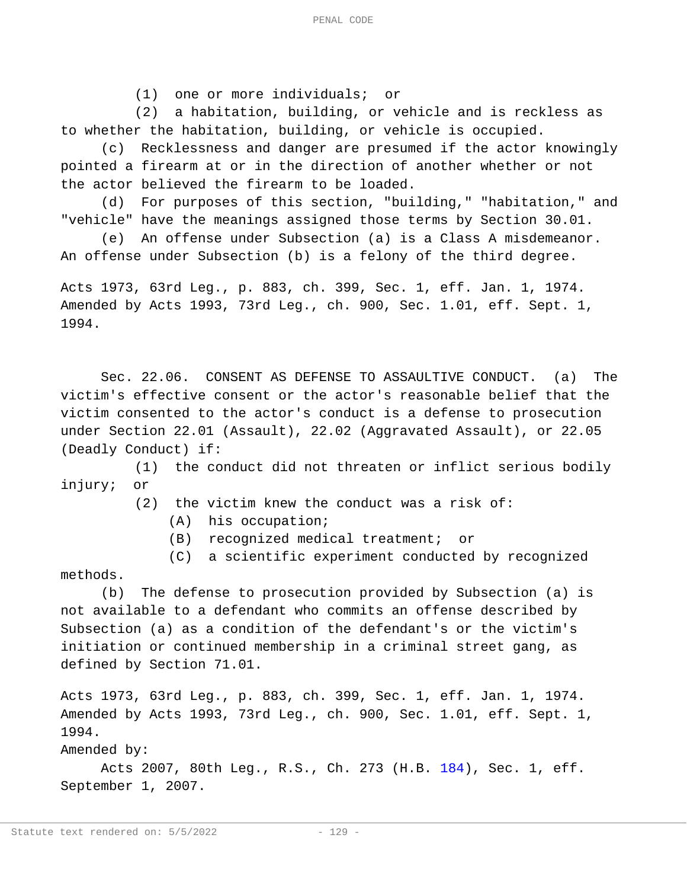(1) one or more individuals; or

(2) a habitation, building, or vehicle and is reckless as to whether the habitation, building, or vehicle is occupied.

(c) Recklessness and danger are presumed if the actor knowingly pointed a firearm at or in the direction of another whether or not the actor believed the firearm to be loaded.

(d) For purposes of this section, "building," "habitation," and "vehicle" have the meanings assigned those terms by Section 30.01.

(e) An offense under Subsection (a) is a Class A misdemeanor. An offense under Subsection (b) is a felony of the third degree.

Acts 1973, 63rd Leg., p. 883, ch. 399, Sec. 1, eff. Jan. 1, 1974. Amended by Acts 1993, 73rd Leg., ch. 900, Sec. 1.01, eff. Sept. 1, 1994.

Sec. 22.06. CONSENT AS DEFENSE TO ASSAULTIVE CONDUCT. (a) The victim's effective consent or the actor's reasonable belief that the victim consented to the actor's conduct is a defense to prosecution under Section 22.01 (Assault), 22.02 (Aggravated Assault), or 22.05 (Deadly Conduct) if:

(1) the conduct did not threaten or inflict serious bodily injury; or

(2) the victim knew the conduct was a risk of:

(A) his occupation;

(B) recognized medical treatment; or

(C) a scientific experiment conducted by recognized methods.

(b) The defense to prosecution provided by Subsection (a) is not available to a defendant who commits an offense described by Subsection (a) as a condition of the defendant's or the victim's initiation or continued membership in a criminal street gang, as defined by Section 71.01.

Acts 1973, 63rd Leg., p. 883, ch. 399, Sec. 1, eff. Jan. 1, 1974. Amended by Acts 1993, 73rd Leg., ch. 900, Sec. 1.01, eff. Sept. 1, 1994.

Amended by:

Acts 2007, 80th Leg., R.S., Ch. 273 (H.B. 184), Sec. 1, eff. September 1, 2007.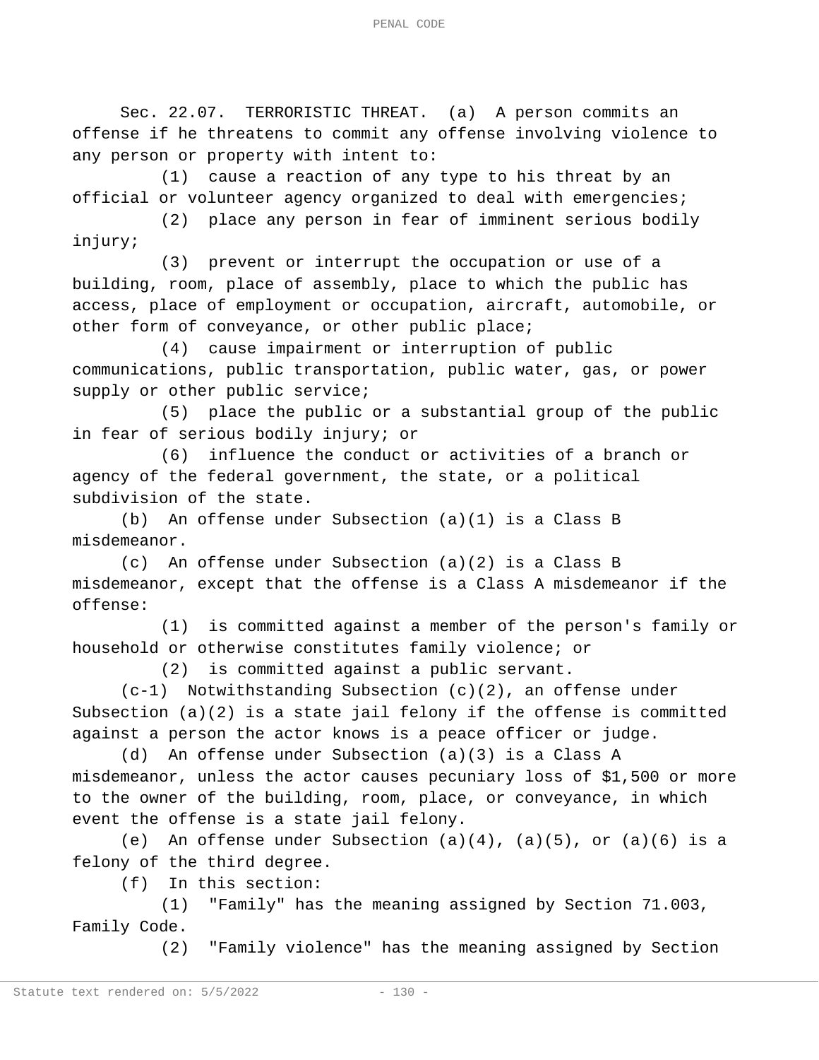Sec. 22.07. TERRORISTIC THREAT. (a) A person commits an offense if he threatens to commit any offense involving violence to any person or property with intent to:

(1) cause a reaction of any type to his threat by an official or volunteer agency organized to deal with emergencies;

(2) place any person in fear of imminent serious bodily injury;

(3) prevent or interrupt the occupation or use of a building, room, place of assembly, place to which the public has access, place of employment or occupation, aircraft, automobile, or other form of conveyance, or other public place;

(4) cause impairment or interruption of public communications, public transportation, public water, gas, or power supply or other public service;

(5) place the public or a substantial group of the public in fear of serious bodily injury; or

(6) influence the conduct or activities of a branch or agency of the federal government, the state, or a political subdivision of the state.

(b) An offense under Subsection (a)(1) is a Class B misdemeanor.

(c) An offense under Subsection (a)(2) is a Class B misdemeanor, except that the offense is a Class A misdemeanor if the offense:

(1) is committed against a member of the person's family or household or otherwise constitutes family violence; or

(2) is committed against a public servant.

(c-1) Notwithstanding Subsection (c)(2), an offense under Subsection (a)(2) is a state jail felony if the offense is committed against a person the actor knows is a peace officer or judge.

(d) An offense under Subsection (a)(3) is a Class A misdemeanor, unless the actor causes pecuniary loss of $1,500 or more to the owner of the building, room, place, or conveyance, in which event the offense is a state jail felony.

(e) An offense under Subsection (a)(4), (a)(5), or (a)(6) is a felony of the third degree.

(f) In this section:

(1) "Family" has the meaning assigned by Section 71.003, Family Code.

(2) "Family violence" has the meaning assigned by Section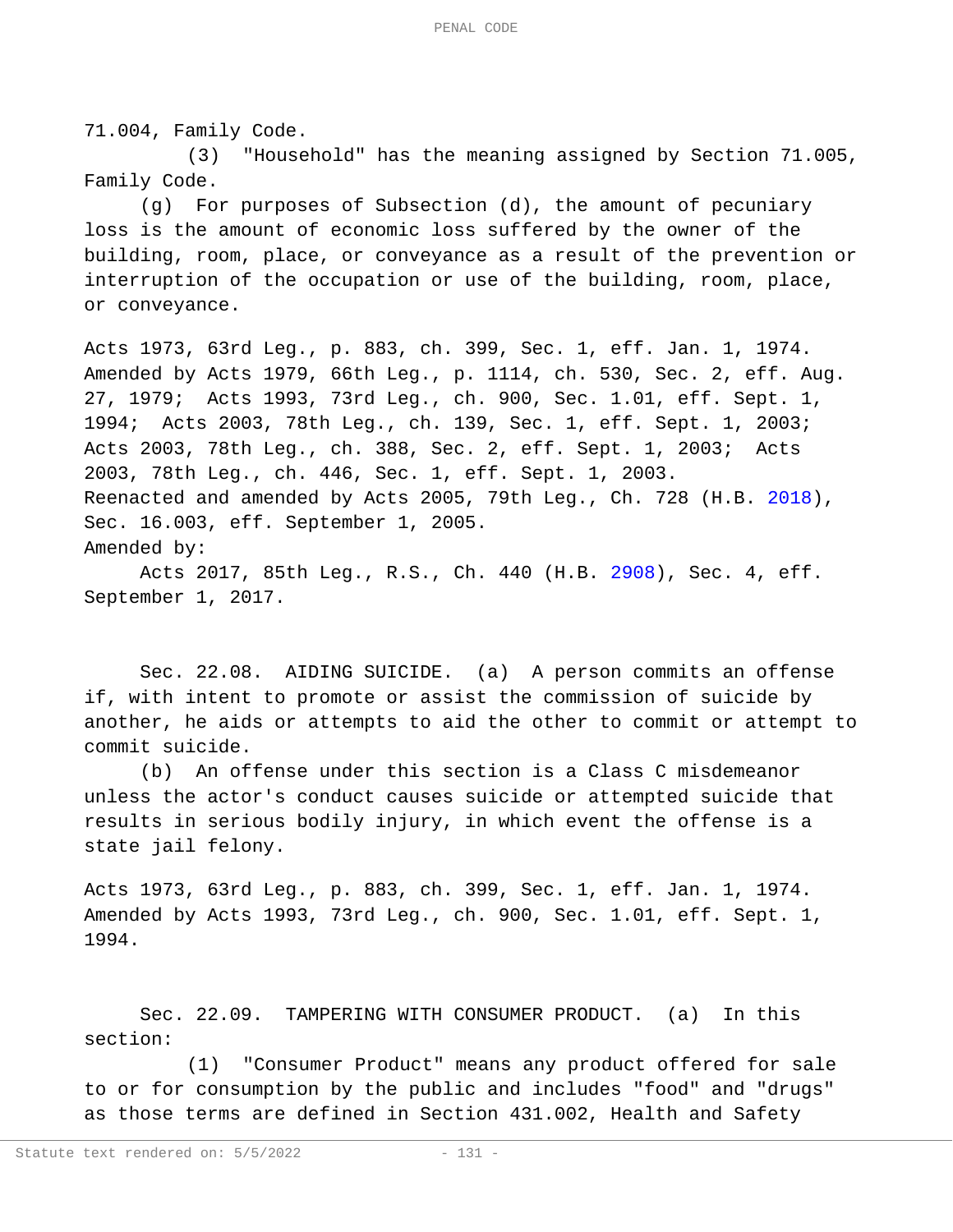71.004, Family Code.

(3) "Household" has the meaning assigned by Section 71.005, Family Code.

(g) For purposes of Subsection (d), the amount of pecuniary loss is the amount of economic loss suffered by the owner of the building, room, place, or conveyance as a result of the prevention or interruption of the occupation or use of the building, room, place, or conveyance.

Acts 1973, 63rd Leg., p. 883, ch. 399, Sec. 1, eff. Jan. 1, 1974. Amended by Acts 1979, 66th Leg., p. 1114, ch. 530, Sec. 2, eff. Aug. 27, 1979; Acts 1993, 73rd Leg., ch. 900, Sec. 1.01, eff. Sept. 1, 1994; Acts 2003, 78th Leg., ch. 139, Sec. 1, eff. Sept. 1, 2003; Acts 2003, 78th Leg., ch. 388, Sec. 2, eff. Sept. 1, 2003; Acts 2003, 78th Leg., ch. 446, Sec. 1, eff. Sept. 1, 2003.
Reenacted and amended by Acts 2005, 79th Leg., Ch. 728 (H.B. 2018), Sec. 16.003, eff. September 1, 2005.
Amended by:

Acts 2017, 85th Leg., R.S., Ch. 440 (H.B. 2908), Sec. 4, eff. September 1, 2017.

Sec. 22.08. AIDING SUICIDE. (a) A person commits an offense if, with intent to promote or assist the commission of suicide by another, he aids or attempts to aid the other to commit or attempt to commit suicide.

(b) An offense under this section is a Class C misdemeanor unless the actor's conduct causes suicide or attempted suicide that results in serious bodily injury, in which event the offense is a state jail felony.

Acts 1973, 63rd Leg., p. 883, ch. 399, Sec. 1, eff. Jan. 1, 1974. Amended by Acts 1993, 73rd Leg., ch. 900, Sec. 1.01, eff. Sept. 1, 1994.

Sec. 22.09. TAMPERING WITH CONSUMER PRODUCT. (a) In this section:

(1) "Consumer Product" means any product offered for sale to or for consumption by the public and includes "food" and "drugs" as those terms are defined in Section 431.002, Health and Safety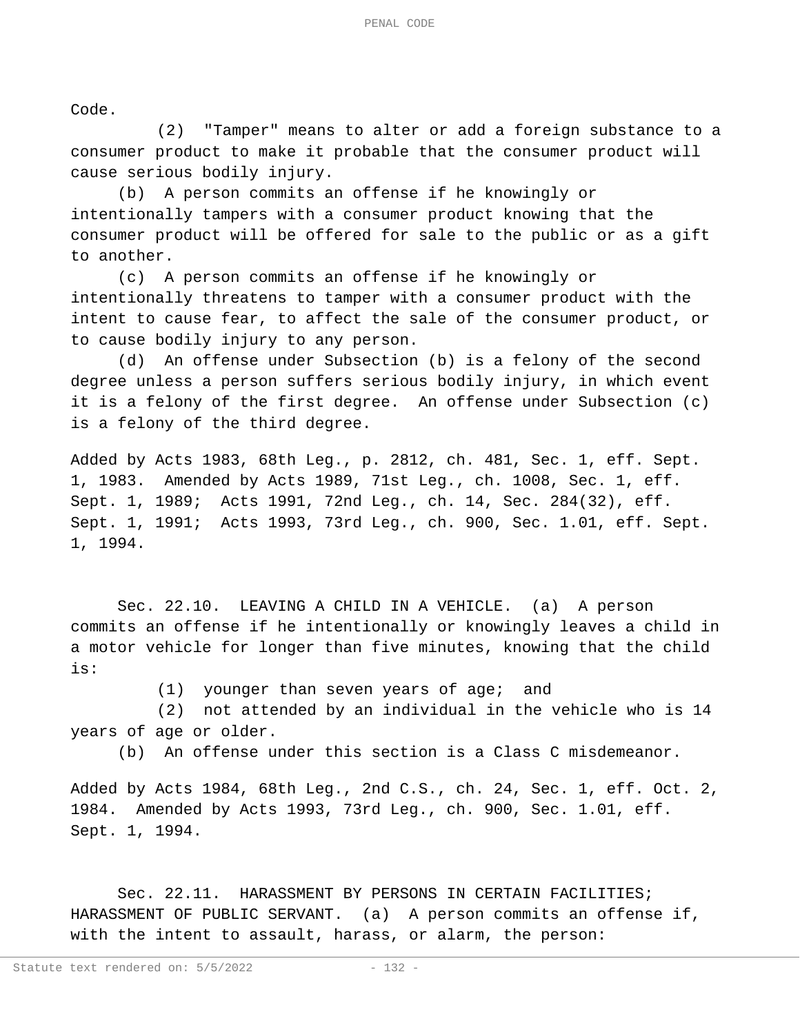Code.

(2) "Tamper" means to alter or add a foreign substance to a consumer product to make it probable that the consumer product will cause serious bodily injury.

(b) A person commits an offense if he knowingly or intentionally tampers with a consumer product knowing that the consumer product will be offered for sale to the public or as a gift to another.

(c) A person commits an offense if he knowingly or intentionally threatens to tamper with a consumer product with the intent to cause fear, to affect the sale of the consumer product, or to cause bodily injury to any person.

(d) An offense under Subsection (b) is a felony of the second degree unless a person suffers serious bodily injury, in which event it is a felony of the first degree. An offense under Subsection (c) is a felony of the third degree.

Added by Acts 1983, 68th Leg., p. 2812, ch. 481, Sec. 1, eff. Sept. 1, 1983. Amended by Acts 1989, 71st Leg., ch. 1008, Sec. 1, eff. Sept. 1, 1989; Acts 1991, 72nd Leg., ch. 14, Sec. 284(32), eff. Sept. 1, 1991; Acts 1993, 73rd Leg., ch. 900, Sec. 1.01, eff. Sept. 1, 1994.

Sec. 22.10. LEAVING A CHILD IN A VEHICLE. (a) A person commits an offense if he intentionally or knowingly leaves a child in a motor vehicle for longer than five minutes, knowing that the child is:

(1) younger than seven years of age; and

(2) not attended by an individual in the vehicle who is 14 years of age or older.

(b) An offense under this section is a Class C misdemeanor.

Added by Acts 1984, 68th Leg., 2nd C.S., ch. 24, Sec. 1, eff. Oct. 2, 1984. Amended by Acts 1993, 73rd Leg., ch. 900, Sec. 1.01, eff. Sept. 1, 1994.

Sec. 22.11. HARASSMENT BY PERSONS IN CERTAIN FACILITIES; HARASSMENT OF PUBLIC SERVANT. (a) A person commits an offense if, with the intent to assault, harass, or alarm, the person: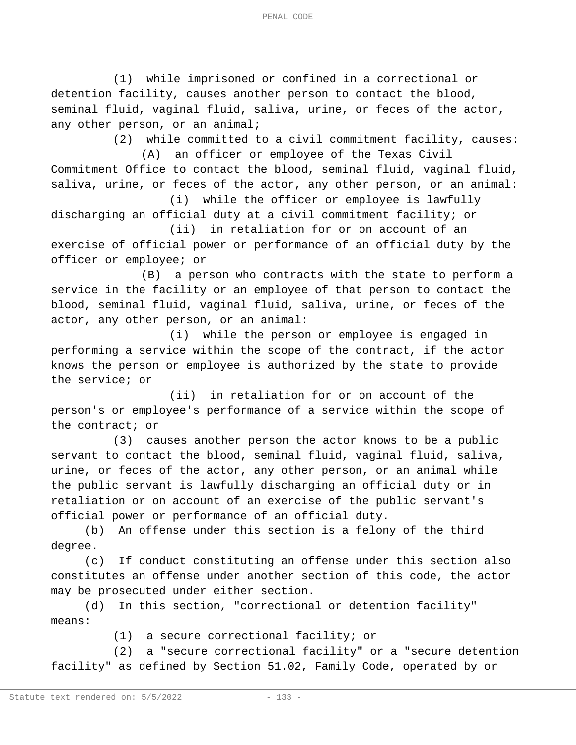(1) while imprisoned or confined in a correctional or detention facility, causes another person to contact the blood, seminal fluid, vaginal fluid, saliva, urine, or feces of the actor, any other person, or an animal;

(2) while committed to a civil commitment facility, causes:

(A) an officer or employee of the Texas Civil Commitment Office to contact the blood, seminal fluid, vaginal fluid, saliva, urine, or feces of the actor, any other person, or an animal:

(i) while the officer or employee is lawfully discharging an official duty at a civil commitment facility; or

(ii) in retaliation for or on account of an exercise of official power or performance of an official duty by the officer or employee; or

(B) a person who contracts with the state to perform a service in the facility or an employee of that person to contact the blood, seminal fluid, vaginal fluid, saliva, urine, or feces of the actor, any other person, or an animal:

(i) while the person or employee is engaged in performing a service within the scope of the contract, if the actor knows the person or employee is authorized by the state to provide the service; or

(ii) in retaliation for or on account of the person's or employee's performance of a service within the scope of the contract; or

(3) causes another person the actor knows to be a public servant to contact the blood, seminal fluid, vaginal fluid, saliva, urine, or feces of the actor, any other person, or an animal while the public servant is lawfully discharging an official duty or in retaliation or on account of an exercise of the public servant's official power or performance of an official duty.

(b) An offense under this section is a felony of the third degree.

(c) If conduct constituting an offense under this section also constitutes an offense under another section of this code, the actor may be prosecuted under either section.

(d) In this section, "correctional or detention facility" means:

(1) a secure correctional facility; or

(2) a "secure correctional facility" or a "secure detention facility" as defined by Section 51.02, Family Code, operated by or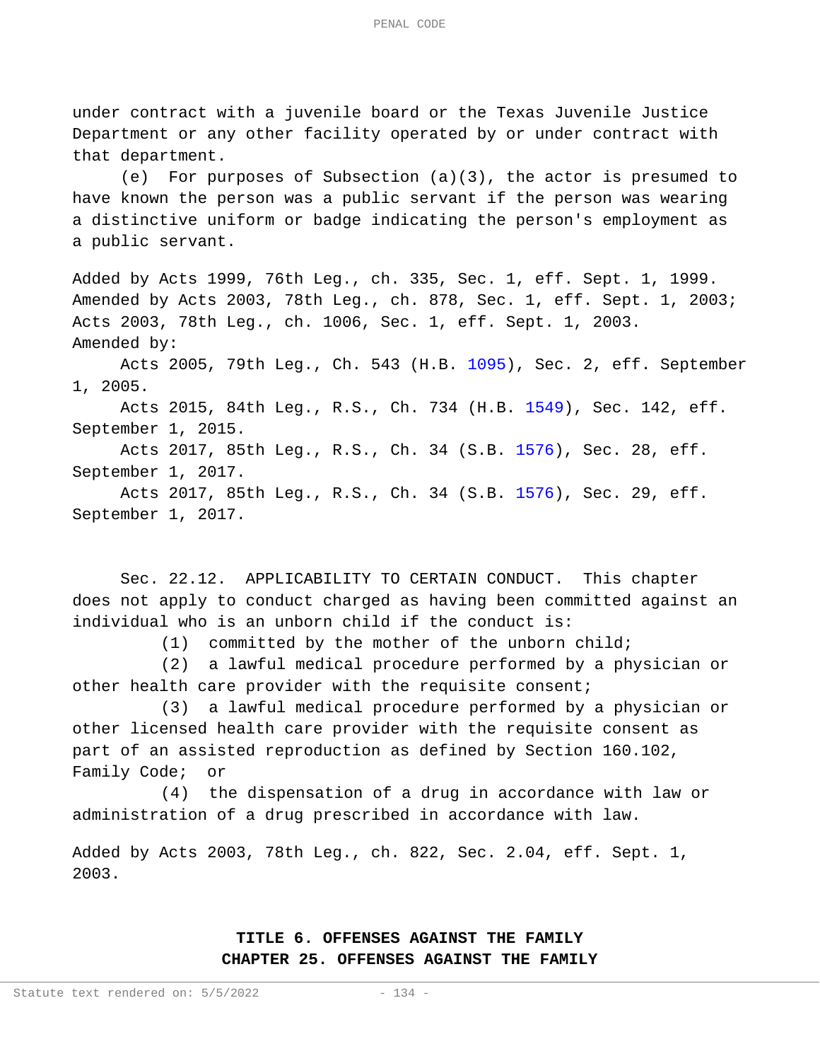under contract with a juvenile board or the Texas Juvenile Justice Department or any other facility operated by or under contract with that department.

(e) For purposes of Subsection (a)(3), the actor is presumed to have known the person was a public servant if the person was wearing a distinctive uniform or badge indicating the person's employment as a public servant.

Added by Acts 1999, 76th Leg., ch. 335, Sec. 1, eff. Sept. 1, 1999. Amended by Acts 2003, 78th Leg., ch. 878, Sec. 1, eff. Sept. 1, 2003; Acts 2003, 78th Leg., ch. 1006, Sec. 1, eff. Sept. 1, 2003.
Amended by:

Acts 2005, 79th Leg., Ch. 543 (H.B. 1095), Sec. 2, eff. September 1, 2005.

Acts 2015, 84th Leg., R.S., Ch. 734 (H.B. 1549), Sec. 142, eff. September 1, 2015.

Acts 2017, 85th Leg., R.S., Ch. 34 (S.B. 1576), Sec. 28, eff. September 1, 2017.

Acts 2017, 85th Leg., R.S., Ch. 34 (S.B. 1576), Sec. 29, eff. September 1, 2017.

Sec. 22.12. APPLICABILITY TO CERTAIN CONDUCT. This chapter does not apply to conduct charged as having been committed against an individual who is an unborn child if the conduct is:

(1) committed by the mother of the unborn child;

(2) a lawful medical procedure performed by a physician or other health care provider with the requisite consent;

(3) a lawful medical procedure performed by a physician or other licensed health care provider with the requisite consent as part of an assisted reproduction as defined by Section 160.102, Family Code; or

(4) the dispensation of a drug in accordance with law or administration of a drug prescribed in accordance with law.

Added by Acts 2003, 78th Leg., ch. 822, Sec. 2.04, eff. Sept. 1, 2003.

## TITLE 6. OFFENSES AGAINST THE FAMILY

## CHAPTER 25. OFFENSES AGAINST THE FAMILY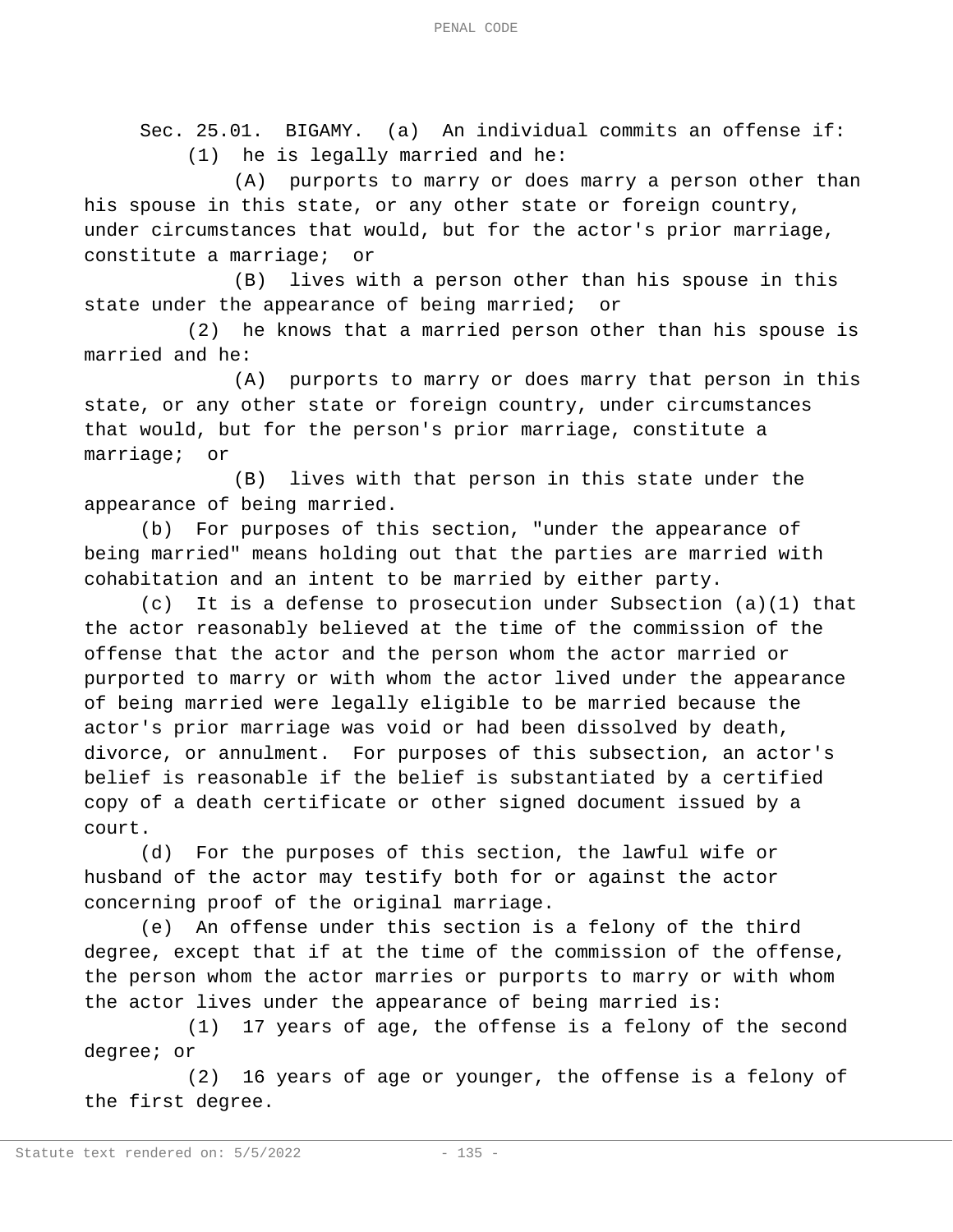Sec. 25.01. BIGAMY. (a) An individual commits an offense if:

(1) he is legally married and he:

(A) purports to marry or does marry a person other than his spouse in this state, or any other state or foreign country, under circumstances that would, but for the actor's prior marriage, constitute a marriage; or

(B) lives with a person other than his spouse in this state under the appearance of being married; or

(2) he knows that a married person other than his spouse is married and he:

(A) purports to marry or does marry that person in this state, or any other state or foreign country, under circumstances that would, but for the person's prior marriage, constitute a marriage; or

(B) lives with that person in this state under the appearance of being married.

(b) For purposes of this section, "under the appearance of being married" means holding out that the parties are married with cohabitation and an intent to be married by either party.

(c) It is a defense to prosecution under Subsection (a)(1) that the actor reasonably believed at the time of the commission of the offense that the actor and the person whom the actor married or purported to marry or with whom the actor lived under the appearance of being married were legally eligible to be married because the actor's prior marriage was void or had been dissolved by death, divorce, or annulment. For purposes of this subsection, an actor's belief is reasonable if the belief is substantiated by a certified copy of a death certificate or other signed document issued by a court.

(d) For the purposes of this section, the lawful wife or husband of the actor may testify both for or against the actor concerning proof of the original marriage.

(e) An offense under this section is a felony of the third degree, except that if at the time of the commission of the offense, the person whom the actor marries or purports to marry or with whom the actor lives under the appearance of being married is:

(1) 17 years of age, the offense is a felony of the second degree; or

(2) 16 years of age or younger, the offense is a felony of the first degree.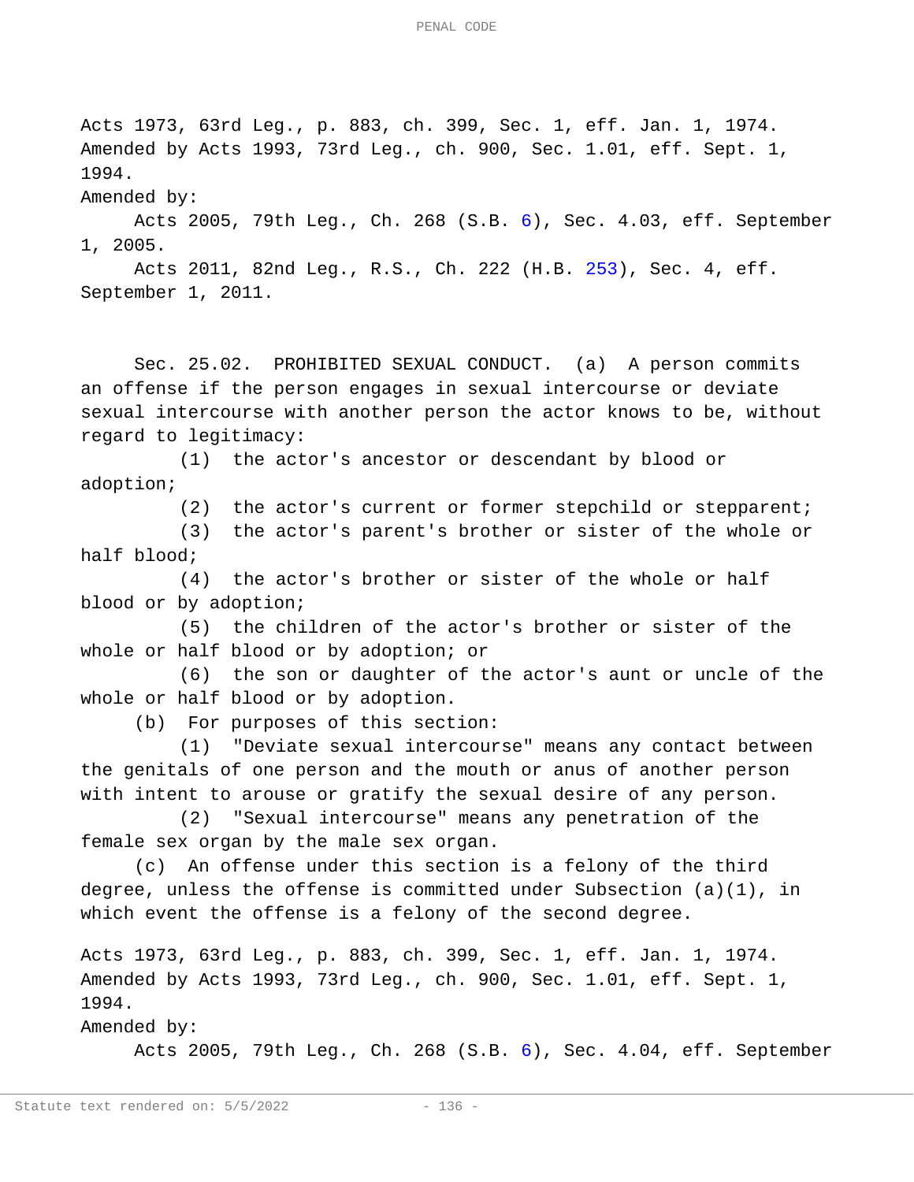Acts 1973, 63rd Leg., p. 883, ch. 399, Sec. 1, eff. Jan. 1, 1974.
Amended by Acts 1993, 73rd Leg., ch. 900, Sec. 1.01, eff. Sept. 1, 1994.

Amended by:

Acts 2005, 79th Leg., Ch. 268 (S.B. 6), Sec. 4.03, eff. September 1, 2005.

Acts 2011, 82nd Leg., R.S., Ch. 222 (H.B. 253), Sec. 4, eff. September 1, 2011.

Sec. 25.02. PROHIBITED SEXUAL CONDUCT. (a) A person commits an offense if the person engages in sexual intercourse or deviate sexual intercourse with another person the actor knows to be, without regard to legitimacy:

(1) the actor's ancestor or descendant by blood or adoption;

(2) the actor's current or former stepchild or stepparent;

(3) the actor's parent's brother or sister of the whole or half blood;

(4) the actor's brother or sister of the whole or half blood or by adoption;

(5) the children of the actor's brother or sister of the whole or half blood or by adoption; or

(6) the son or daughter of the actor's aunt or uncle of the whole or half blood or by adoption.

(b) For purposes of this section:

(1) "Deviate sexual intercourse" means any contact between the genitals of one person and the mouth or anus of another person with intent to arouse or gratify the sexual desire of any person.

(2) "Sexual intercourse" means any penetration of the female sex organ by the male sex organ.

(c) An offense under this section is a felony of the third degree, unless the offense is committed under Subsection (a)(1), in which event the offense is a felony of the second degree.

Acts 1973, 63rd Leg., p. 883, ch. 399, Sec. 1, eff. Jan. 1, 1974.
Amended by Acts 1993, 73rd Leg., ch. 900, Sec. 1.01, eff. Sept. 1, 1994.

Amended by:

Acts 2005, 79th Leg., Ch. 268 (S.B. 6), Sec. 4.04, eff. September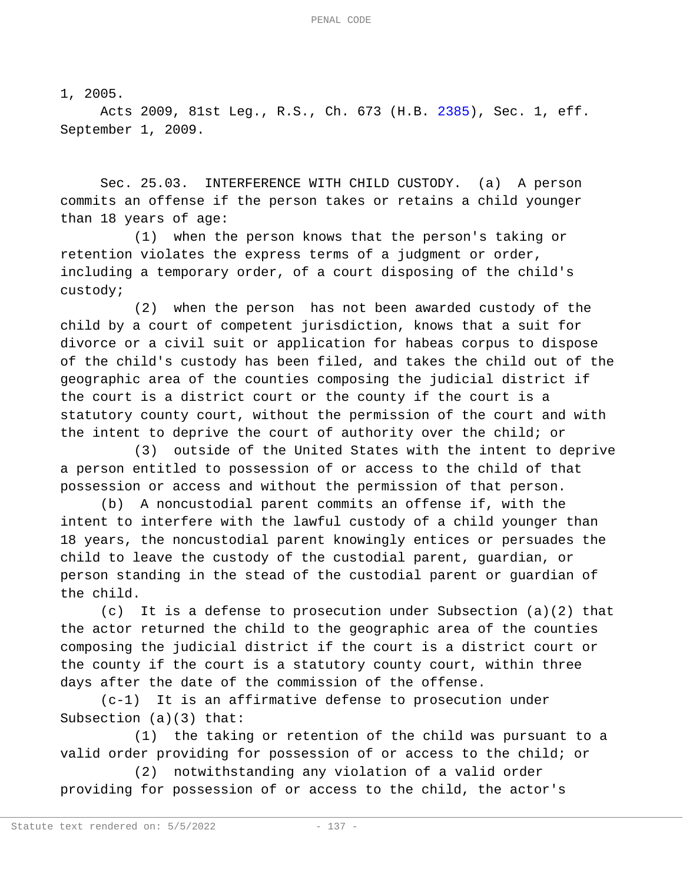1, 2005.

Acts 2009, 81st Leg., R.S., Ch. 673 (H.B. 2385), Sec. 1, eff. September 1, 2009.

Sec. 25.03. INTERFERENCE WITH CHILD CUSTODY. (a) A person commits an offense if the person takes or retains a child younger than 18 years of age:

(1) when the person knows that the person's taking or retention violates the express terms of a judgment or order, including a temporary order, of a court disposing of the child's custody;

(2) when the person has not been awarded custody of the child by a court of competent jurisdiction, knows that a suit for divorce or a civil suit or application for habeas corpus to dispose of the child's custody has been filed, and takes the child out of the geographic area of the counties composing the judicial district if the court is a district court or the county if the court is a statutory county court, without the permission of the court and with the intent to deprive the court of authority over the child; or

(3) outside of the United States with the intent to deprive a person entitled to possession of or access to the child of that possession or access and without the permission of that person.

(b) A noncustodial parent commits an offense if, with the intent to interfere with the lawful custody of a child younger than 18 years, the noncustodial parent knowingly entices or persuades the child to leave the custody of the custodial parent, guardian, or person standing in the stead of the custodial parent or guardian of the child.

(c) It is a defense to prosecution under Subsection (a)(2) that the actor returned the child to the geographic area of the counties composing the judicial district if the court is a district court or the county if the court is a statutory county court, within three days after the date of the commission of the offense.

(c-1) It is an affirmative defense to prosecution under Subsection (a)(3) that:

(1) the taking or retention of the child was pursuant to a valid order providing for possession of or access to the child; or

(2) notwithstanding any violation of a valid order providing for possession of or access to the child, the actor's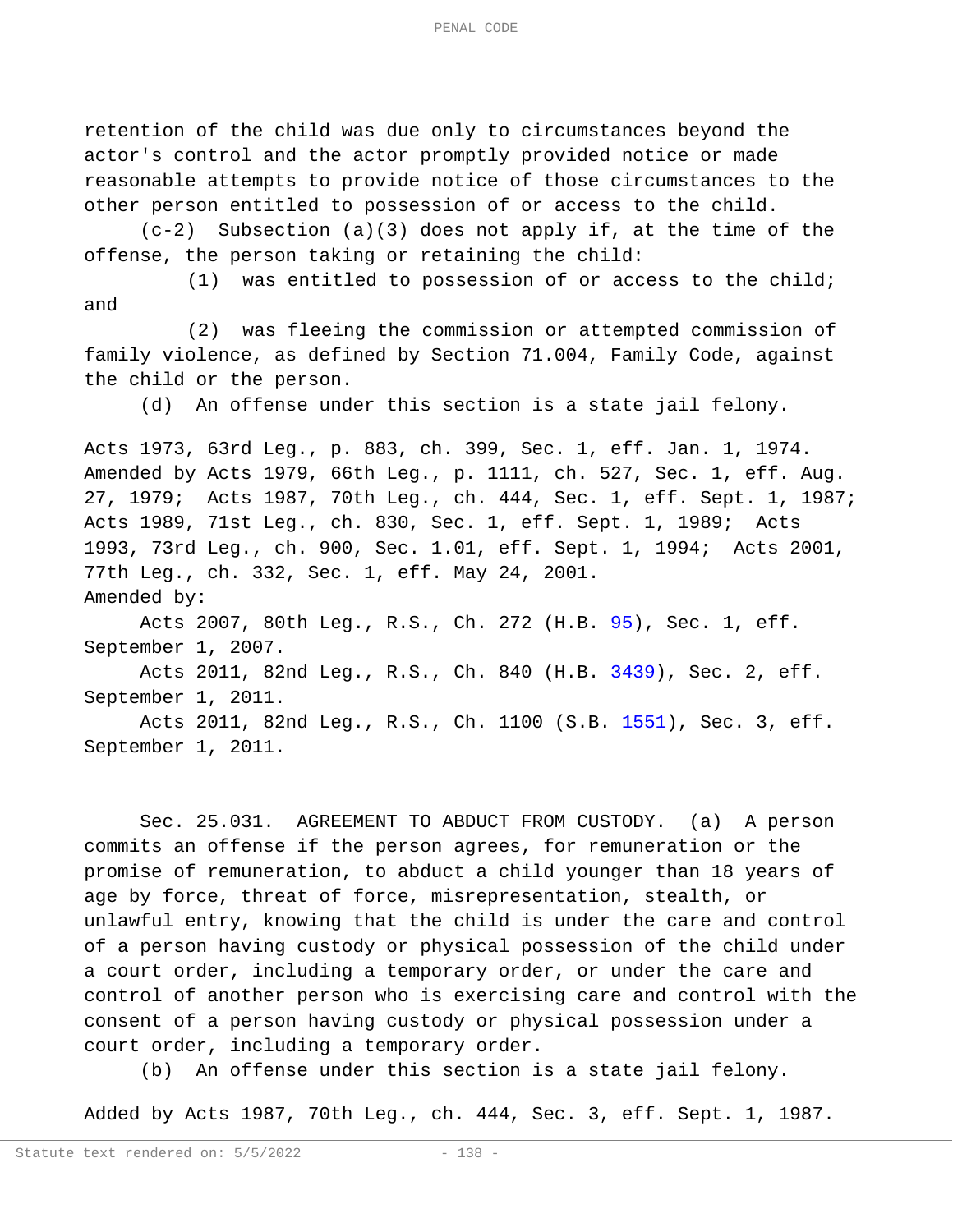retention of the child was due only to circumstances beyond the actor's control and the actor promptly provided notice or made reasonable attempts to provide notice of those circumstances to the other person entitled to possession of or access to the child.

(c-2) Subsection (a)(3) does not apply if, at the time of the offense, the person taking or retaining the child:

(1) was entitled to possession of or access to the child; and

(2) was fleeing the commission or attempted commission of family violence, as defined by Section 71.004, Family Code, against the child or the person.

(d) An offense under this section is a state jail felony.

Acts 1973, 63rd Leg., p. 883, ch. 399, Sec. 1, eff. Jan. 1, 1974. Amended by Acts 1979, 66th Leg., p. 1111, ch. 527, Sec. 1, eff. Aug. 27, 1979; Acts 1987, 70th Leg., ch. 444, Sec. 1, eff. Sept. 1, 1987; Acts 1989, 71st Leg., ch. 830, Sec. 1, eff. Sept. 1, 1989; Acts 1993, 73rd Leg., ch. 900, Sec. 1.01, eff. Sept. 1, 1994; Acts 2001, 77th Leg., ch. 332, Sec. 1, eff. May 24, 2001.
Amended by:

Acts 2007, 80th Leg., R.S., Ch. 272 (H.B. 95), Sec. 1, eff. September 1, 2007.

Acts 2011, 82nd Leg., R.S., Ch. 840 (H.B. 3439), Sec. 2, eff. September 1, 2011.

Acts 2011, 82nd Leg., R.S., Ch. 1100 (S.B. 1551), Sec. 3, eff. September 1, 2011.

Sec. 25.031. AGREEMENT TO ABDUCT FROM CUSTODY. (a) A person commits an offense if the person agrees, for remuneration or the promise of remuneration, to abduct a child younger than 18 years of age by force, threat of force, misrepresentation, stealth, or unlawful entry, knowing that the child is under the care and control of a person having custody or physical possession of the child under a court order, including a temporary order, or under the care and control of another person who is exercising care and control with the consent of a person having custody or physical possession under a court order, including a temporary order.

(b) An offense under this section is a state jail felony.

Added by Acts 1987, 70th Leg., ch. 444, Sec. 3, eff. Sept. 1, 1987.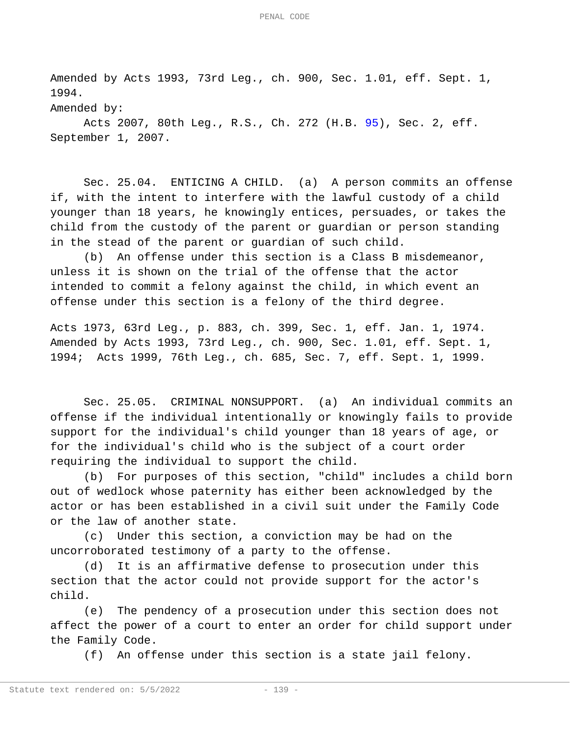Amended by Acts 1993, 73rd Leg., ch. 900, Sec. 1.01, eff. Sept. 1, 1994.

Amended by:

Acts 2007, 80th Leg., R.S., Ch. 272 (H.B. 95), Sec. 2, eff. September 1, 2007.

Sec. 25.04. ENTICING A CHILD. (a) A person commits an offense if, with the intent to interfere with the lawful custody of a child younger than 18 years, he knowingly entices, persuades, or takes the child from the custody of the parent or guardian or person standing in the stead of the parent or guardian of such child.

(b) An offense under this section is a Class B misdemeanor, unless it is shown on the trial of the offense that the actor intended to commit a felony against the child, in which event an offense under this section is a felony of the third degree.

Acts 1973, 63rd Leg., p. 883, ch. 399, Sec. 1, eff. Jan. 1, 1974. Amended by Acts 1993, 73rd Leg., ch. 900, Sec. 1.01, eff. Sept. 1, 1994; Acts 1999, 76th Leg., ch. 685, Sec. 7, eff. Sept. 1, 1999.

Sec. 25.05. CRIMINAL NONSUPPORT. (a) An individual commits an offense if the individual intentionally or knowingly fails to provide support for the individual's child younger than 18 years of age, or for the individual's child who is the subject of a court order requiring the individual to support the child.

(b) For purposes of this section, "child" includes a child born out of wedlock whose paternity has either been acknowledged by the actor or has been established in a civil suit under the Family Code or the law of another state.

(c) Under this section, a conviction may be had on the uncorroborated testimony of a party to the offense.

(d) It is an affirmative defense to prosecution under this section that the actor could not provide support for the actor's child.

(e) The pendency of a prosecution under this section does not affect the power of a court to enter an order for child support under the Family Code.

(f) An offense under this section is a state jail felony.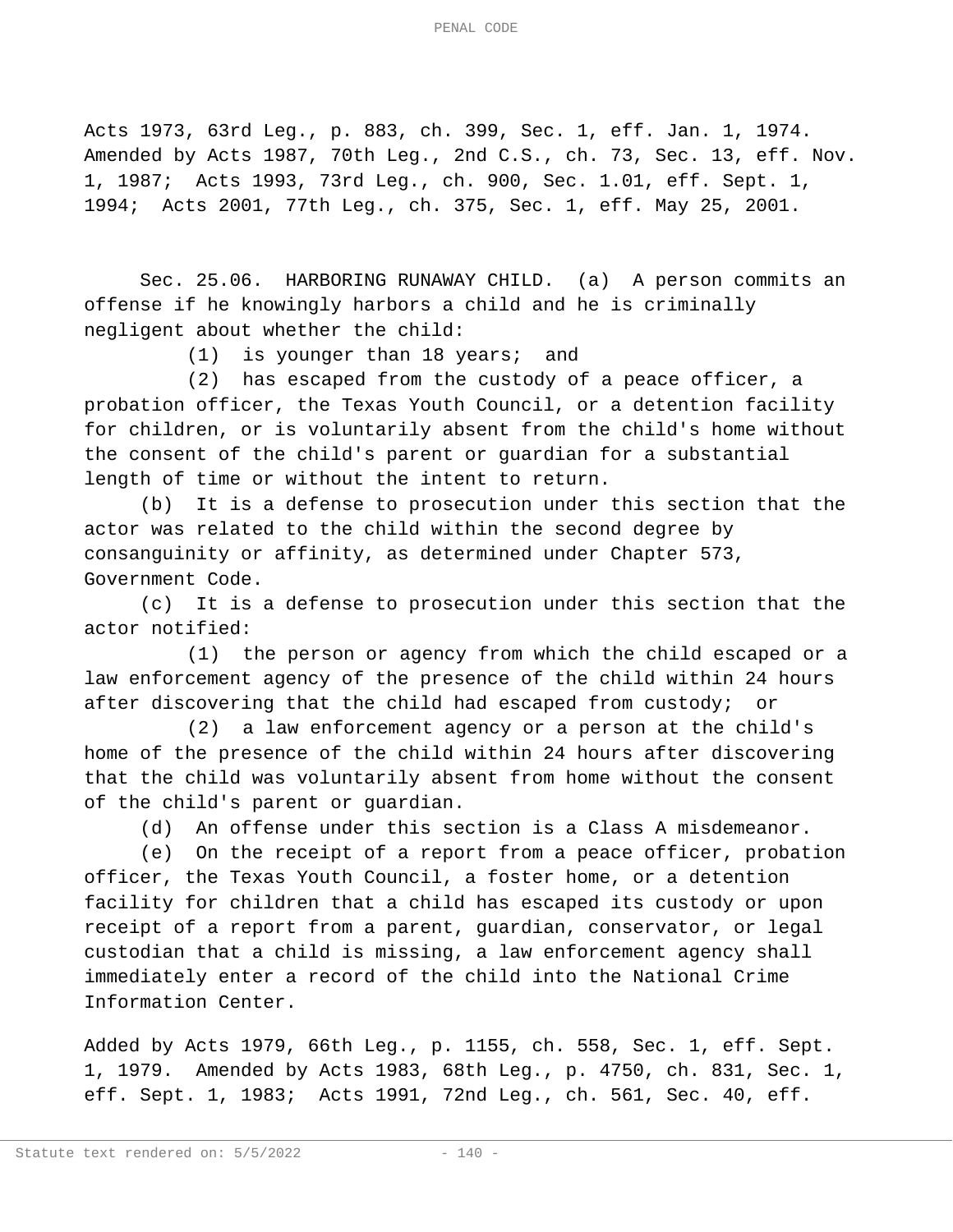Acts 1973, 63rd Leg., p. 883, ch. 399, Sec. 1, eff. Jan. 1, 1974. Amended by Acts 1987, 70th Leg., 2nd C.S., ch. 73, Sec. 13, eff. Nov. 1, 1987; Acts 1993, 73rd Leg., ch. 900, Sec. 1.01, eff. Sept. 1, 1994; Acts 2001, 77th Leg., ch. 375, Sec. 1, eff. May 25, 2001.

Sec. 25.06. HARBORING RUNAWAY CHILD. (a) A person commits an offense if he knowingly harbors a child and he is criminally negligent about whether the child:

(1) is younger than 18 years; and

(2) has escaped from the custody of a peace officer, a probation officer, the Texas Youth Council, or a detention facility for children, or is voluntarily absent from the child's home without the consent of the child's parent or guardian for a substantial length of time or without the intent to return.

(b) It is a defense to prosecution under this section that the actor was related to the child within the second degree by consanguinity or affinity, as determined under Chapter 573, Government Code.

(c) It is a defense to prosecution under this section that the actor notified:

(1) the person or agency from which the child escaped or a law enforcement agency of the presence of the child within 24 hours after discovering that the child had escaped from custody; or

(2) a law enforcement agency or a person at the child's home of the presence of the child within 24 hours after discovering that the child was voluntarily absent from home without the consent of the child's parent or guardian.

(d) An offense under this section is a Class A misdemeanor.

(e) On the receipt of a report from a peace officer, probation officer, the Texas Youth Council, a foster home, or a detention facility for children that a child has escaped its custody or upon receipt of a report from a parent, guardian, conservator, or legal custodian that a child is missing, a law enforcement agency shall immediately enter a record of the child into the National Crime Information Center.

Added by Acts 1979, 66th Leg., p. 1155, ch. 558, Sec. 1, eff. Sept. 1, 1979. Amended by Acts 1983, 68th Leg., p. 4750, ch. 831, Sec. 1, eff. Sept. 1, 1983; Acts 1991, 72nd Leg., ch. 561, Sec. 40, eff.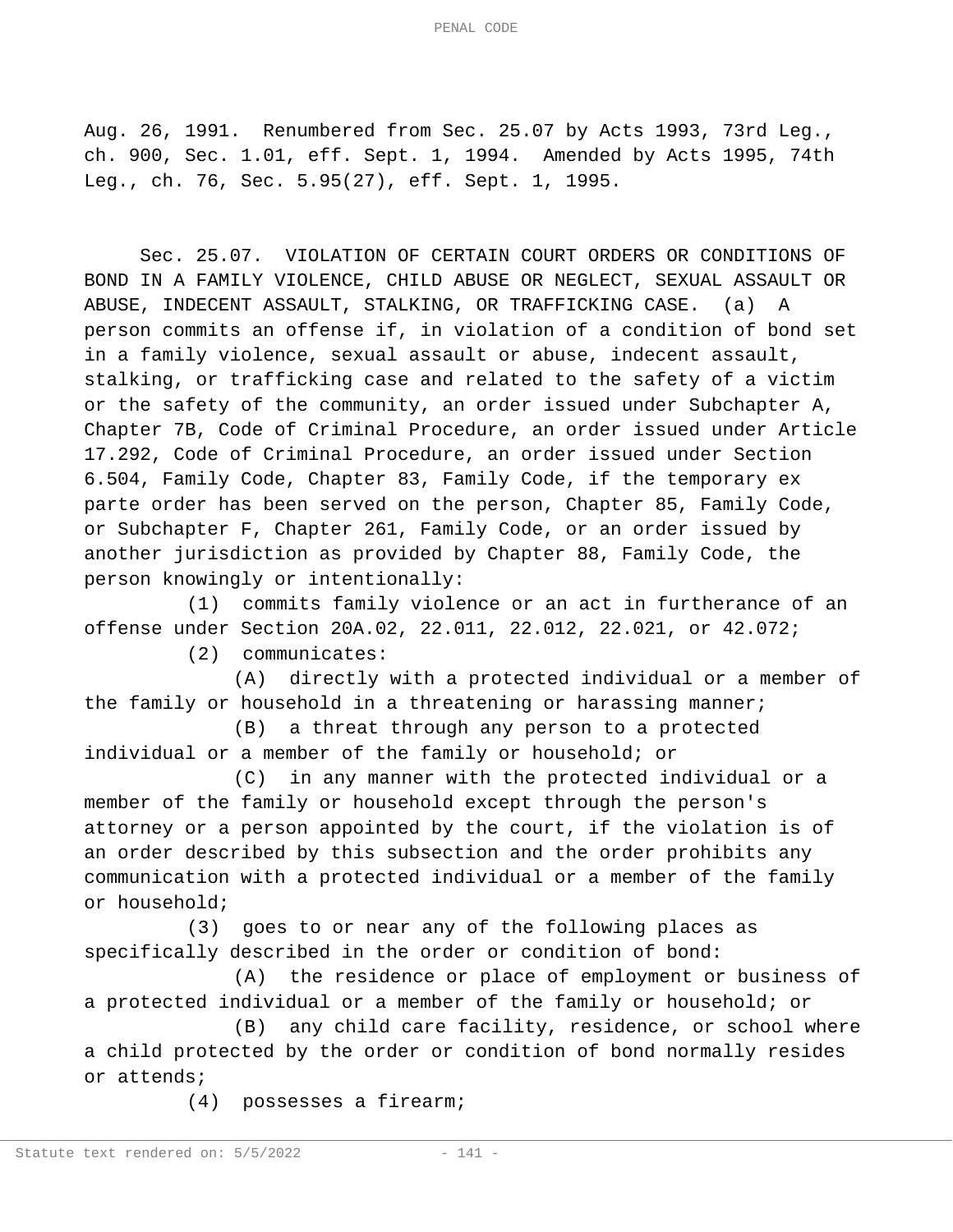Aug. 26, 1991. Renumbered from Sec. 25.07 by Acts 1993, 73rd Leg., ch. 900, Sec. 1.01, eff. Sept. 1, 1994. Amended by Acts 1995, 74th Leg., ch. 76, Sec. 5.95(27), eff. Sept. 1, 1995.

Sec. 25.07. VIOLATION OF CERTAIN COURT ORDERS OR CONDITIONS OF BOND IN A FAMILY VIOLENCE, CHILD ABUSE OR NEGLECT, SEXUAL ASSAULT OR ABUSE, INDECENT ASSAULT, STALKING, OR TRAFFICKING CASE. (a) A person commits an offense if, in violation of a condition of bond set in a family violence, sexual assault or abuse, indecent assault, stalking, or trafficking case and related to the safety of a victim or the safety of the community, an order issued under Subchapter A, Chapter 7B, Code of Criminal Procedure, an order issued under Article 17.292, Code of Criminal Procedure, an order issued under Section 6.504, Family Code, Chapter 83, Family Code, if the temporary ex parte order has been served on the person, Chapter 85, Family Code, or Subchapter F, Chapter 261, Family Code, or an order issued by another jurisdiction as provided by Chapter 88, Family Code, the person knowingly or intentionally:

(1) commits family violence or an act in furtherance of an offense under Section 20A.02, 22.011, 22.012, 22.021, or 42.072;

(2) communicates:

(A) directly with a protected individual or a member of the family or household in a threatening or harassing manner;

(B) a threat through any person to a protected individual or a member of the family or household; or

(C) in any manner with the protected individual or a member of the family or household except through the person's attorney or a person appointed by the court, if the violation is of an order described by this subsection and the order prohibits any communication with a protected individual or a member of the family or household;

(3) goes to or near any of the following places as specifically described in the order or condition of bond:

(A) the residence or place of employment or business of a protected individual or a member of the family or household; or

(B) any child care facility, residence, or school where a child protected by the order or condition of bond normally resides or attends;

(4) possesses a firearm;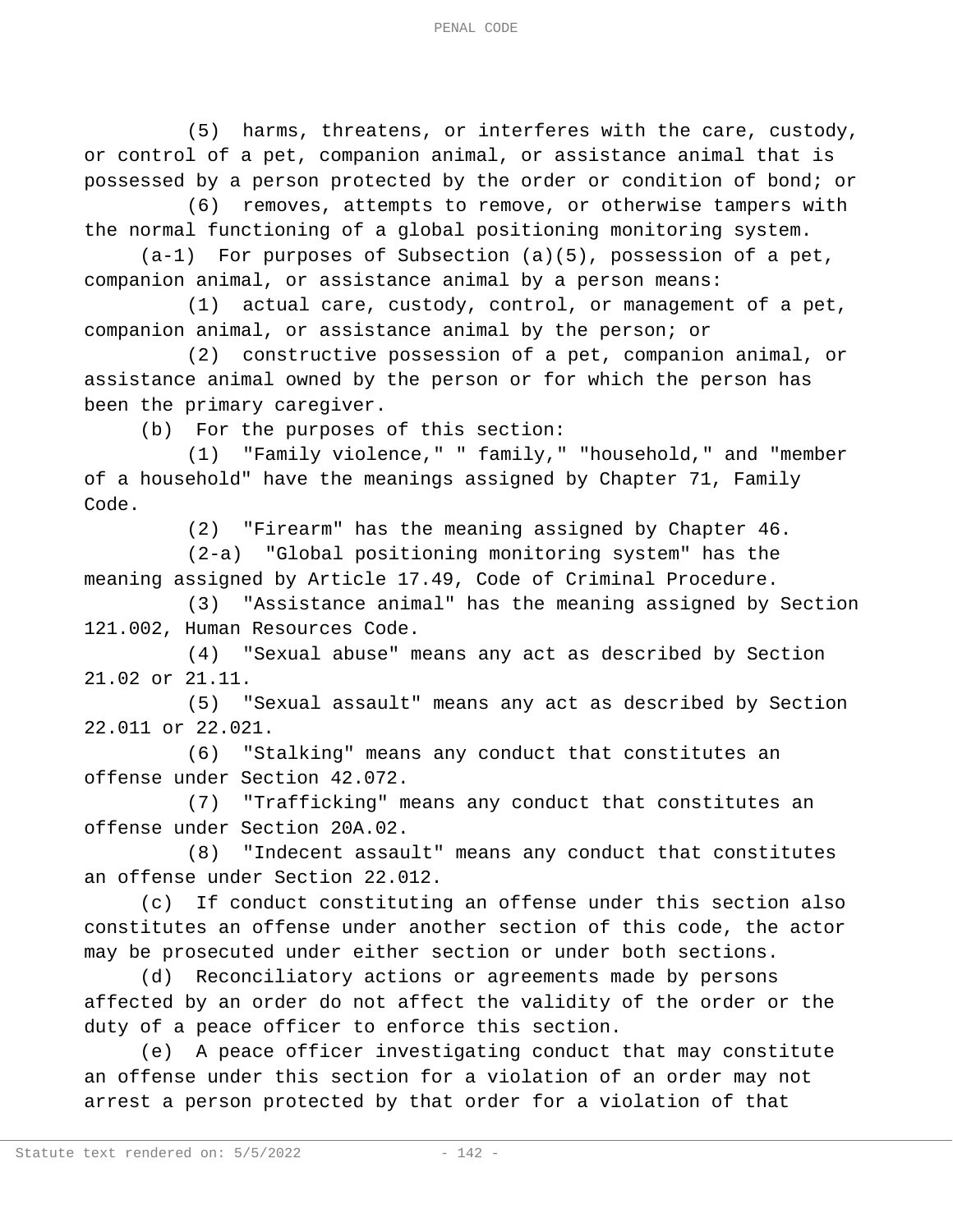(5) harms, threatens, or interferes with the care, custody, or control of a pet, companion animal, or assistance animal that is possessed by a person protected by the order or condition of bond; or

(6) removes, attempts to remove, or otherwise tampers with the normal functioning of a global positioning monitoring system.

(a-1) For purposes of Subsection (a)(5), possession of a pet, companion animal, or assistance animal by a person means:

(1) actual care, custody, control, or management of a pet, companion animal, or assistance animal by the person; or

(2) constructive possession of a pet, companion animal, or assistance animal owned by the person or for which the person has been the primary caregiver.

(b) For the purposes of this section:

(1) "Family violence," " family," "household," and "member of a household" have the meanings assigned by Chapter 71, Family Code.

(2) "Firearm" has the meaning assigned by Chapter 46.

(2-a) "Global positioning monitoring system" has the meaning assigned by Article 17.49, Code of Criminal Procedure.

(3) "Assistance animal" has the meaning assigned by Section 121.002, Human Resources Code.

(4) "Sexual abuse" means any act as described by Section 21.02 or 21.11.

(5) "Sexual assault" means any act as described by Section 22.011 or 22.021.

(6) "Stalking" means any conduct that constitutes an offense under Section 42.072.

(7) "Trafficking" means any conduct that constitutes an offense under Section 20A.02.

(8) "Indecent assault" means any conduct that constitutes an offense under Section 22.012.

(c) If conduct constituting an offense under this section also constitutes an offense under another section of this code, the actor may be prosecuted under either section or under both sections.

(d) Reconciliatory actions or agreements made by persons affected by an order do not affect the validity of the order or the duty of a peace officer to enforce this section.

(e) A peace officer investigating conduct that may constitute an offense under this section for a violation of an order may not arrest a person protected by that order for a violation of that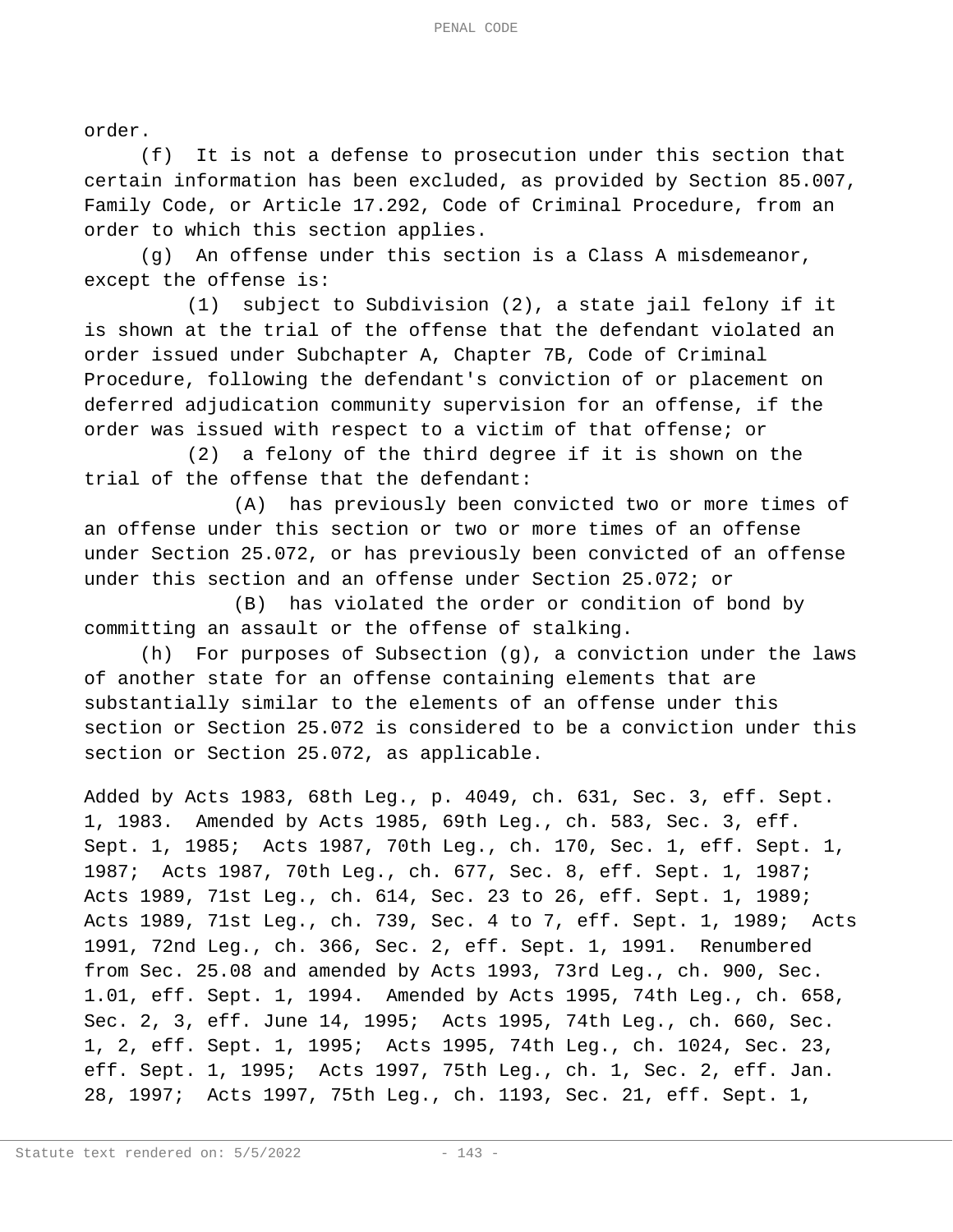order.

(f) It is not a defense to prosecution under this section that certain information has been excluded, as provided by Section 85.007, Family Code, or Article 17.292, Code of Criminal Procedure, from an order to which this section applies.

(g) An offense under this section is a Class A misdemeanor, except the offense is:

(1) subject to Subdivision (2), a state jail felony if it is shown at the trial of the offense that the defendant violated an order issued under Subchapter A, Chapter 7B, Code of Criminal Procedure, following the defendant's conviction of or placement on deferred adjudication community supervision for an offense, if the order was issued with respect to a victim of that offense; or

(2) a felony of the third degree if it is shown on the trial of the offense that the defendant:

(A) has previously been convicted two or more times of an offense under this section or two or more times of an offense under Section 25.072, or has previously been convicted of an offense under this section and an offense under Section 25.072; or

(B) has violated the order or condition of bond by committing an assault or the offense of stalking.

(h) For purposes of Subsection (g), a conviction under the laws of another state for an offense containing elements that are substantially similar to the elements of an offense under this section or Section 25.072 is considered to be a conviction under this section or Section 25.072, as applicable.

Added by Acts 1983, 68th Leg., p. 4049, ch. 631, Sec. 3, eff. Sept. 1, 1983. Amended by Acts 1985, 69th Leg., ch. 583, Sec. 3, eff. Sept. 1, 1985; Acts 1987, 70th Leg., ch. 170, Sec. 1, eff. Sept. 1, 1987; Acts 1987, 70th Leg., ch. 677, Sec. 8, eff. Sept. 1, 1987; Acts 1989, 71st Leg., ch. 614, Sec. 23 to 26, eff. Sept. 1, 1989; Acts 1989, 71st Leg., ch. 739, Sec. 4 to 7, eff. Sept. 1, 1989; Acts 1991, 72nd Leg., ch. 366, Sec. 2, eff. Sept. 1, 1991. Renumbered from Sec. 25.08 and amended by Acts 1993, 73rd Leg., ch. 900, Sec. 1.01, eff. Sept. 1, 1994. Amended by Acts 1995, 74th Leg., ch. 658, Sec. 2, 3, eff. June 14, 1995; Acts 1995, 74th Leg., ch. 660, Sec. 1, 2, eff. Sept. 1, 1995; Acts 1995, 74th Leg., ch. 1024, Sec. 23, eff. Sept. 1, 1995; Acts 1997, 75th Leg., ch. 1, Sec. 2, eff. Jan. 28, 1997; Acts 1997, 75th Leg., ch. 1193, Sec. 21, eff. Sept. 1,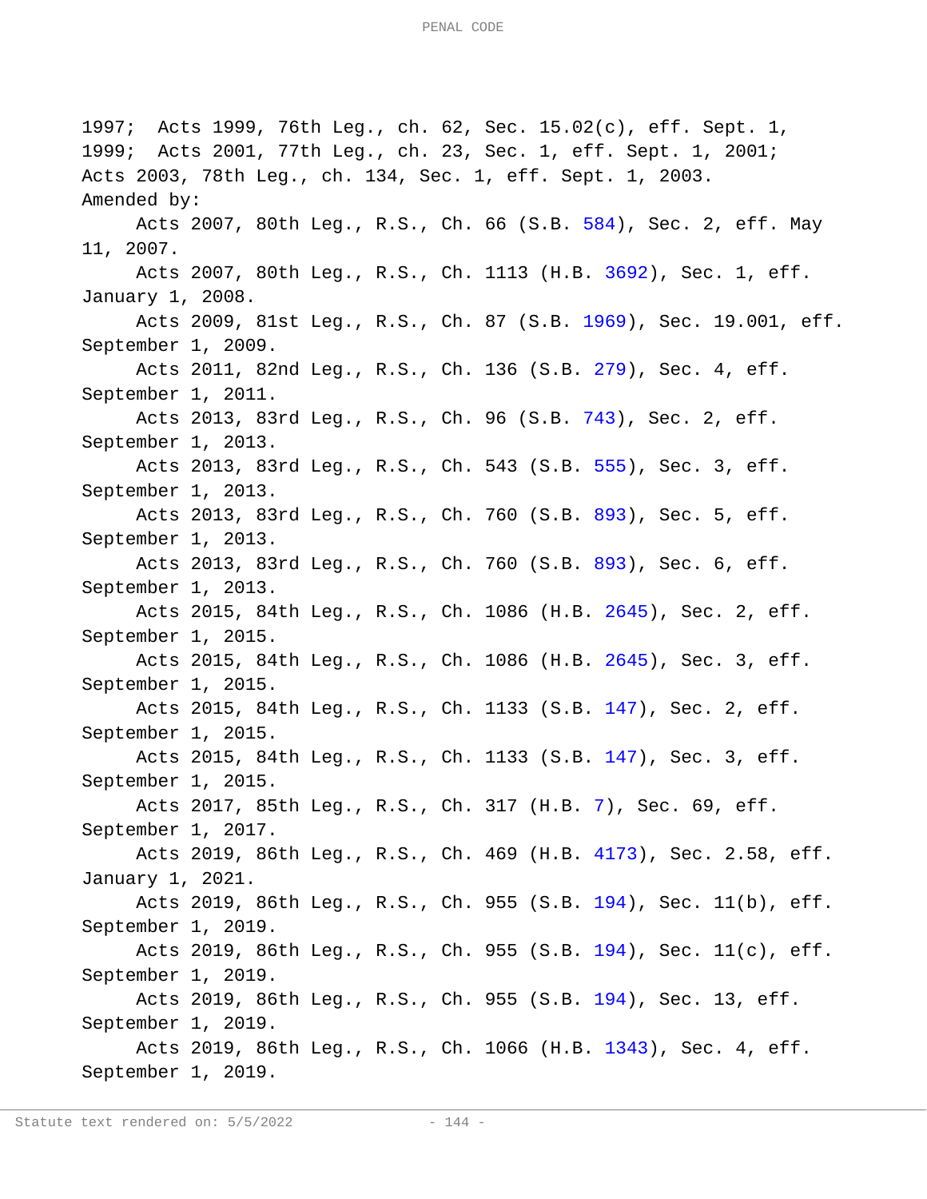1997; Acts 1999, 76th Leg., ch. 62, Sec. 15.02(c), eff. Sept. 1, 1999; Acts 2001, 77th Leg., ch. 23, Sec. 1, eff. Sept. 1, 2001; Acts 2003, 78th Leg., ch. 134, Sec. 1, eff. Sept. 1, 2003.

Amended by:

Acts 2007, 80th Leg., R.S., Ch. 66 (S.B. 584), Sec. 2, eff. May 11, 2007.

Acts 2007, 80th Leg., R.S., Ch. 1113 (H.B. 3692), Sec. 1, eff. January 1, 2008.

Acts 2009, 81st Leg., R.S., Ch. 87 (S.B. 1969), Sec. 19.001, eff. September 1, 2009.

Acts 2011, 82nd Leg., R.S., Ch. 136 (S.B. 279), Sec. 4, eff. September 1, 2011.

Acts 2013, 83rd Leg., R.S., Ch. 96 (S.B. 743), Sec. 2, eff. September 1, 2013.

Acts 2013, 83rd Leg., R.S., Ch. 543 (S.B. 555), Sec. 3, eff. September 1, 2013.

Acts 2013, 83rd Leg., R.S., Ch. 760 (S.B. 893), Sec. 5, eff. September 1, 2013.

Acts 2013, 83rd Leg., R.S., Ch. 760 (S.B. 893), Sec. 6, eff. September 1, 2013.

Acts 2015, 84th Leg., R.S., Ch. 1086 (H.B. 2645), Sec. 2, eff. September 1, 2015.

Acts 2015, 84th Leg., R.S., Ch. 1086 (H.B. 2645), Sec. 3, eff. September 1, 2015.

Acts 2015, 84th Leg., R.S., Ch. 1133 (S.B. 147), Sec. 2, eff. September 1, 2015.

Acts 2015, 84th Leg., R.S., Ch. 1133 (S.B. 147), Sec. 3, eff. September 1, 2015.

Acts 2017, 85th Leg., R.S., Ch. 317 (H.B. 7), Sec. 69, eff. September 1, 2017.

Acts 2019, 86th Leg., R.S., Ch. 469 (H.B. 4173), Sec. 2.58, eff. January 1, 2021.

Acts 2019, 86th Leg., R.S., Ch. 955 (S.B. 194), Sec. 11(b), eff. September 1, 2019.

Acts 2019, 86th Leg., R.S., Ch. 955 (S.B. 194), Sec. 11(c), eff. September 1, 2019.

Acts 2019, 86th Leg., R.S., Ch. 955 (S.B. 194), Sec. 13, eff. September 1, 2019.

Acts 2019, 86th Leg., R.S., Ch. 1066 (H.B. 1343), Sec. 4, eff. September 1, 2019.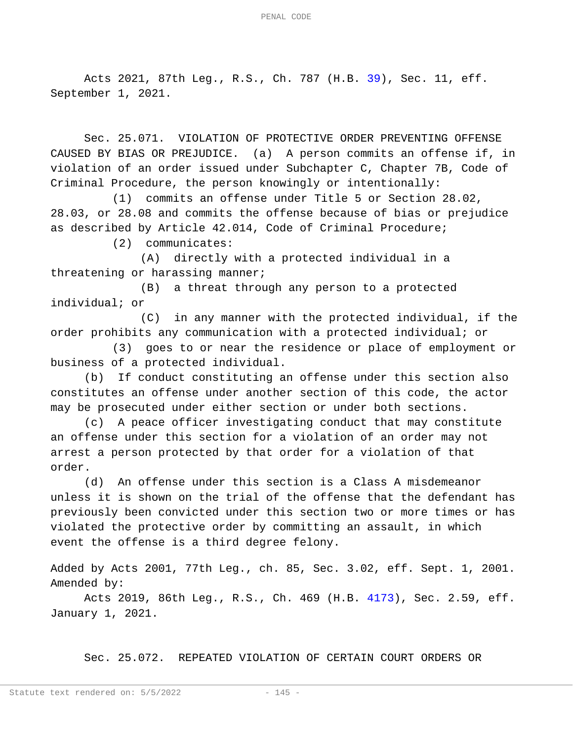Acts 2021, 87th Leg., R.S., Ch. 787 (H.B. 39), Sec. 11, eff. September 1, 2021.

Sec. 25.071. VIOLATION OF PROTECTIVE ORDER PREVENTING OFFENSE CAUSED BY BIAS OR PREJUDICE. (a) A person commits an offense if, in violation of an order issued under Subchapter C, Chapter 7B, Code of Criminal Procedure, the person knowingly or intentionally:

(1) commits an offense under Title 5 or Section 28.02, 28.03, or 28.08 and commits the offense because of bias or prejudice as described by Article 42.014, Code of Criminal Procedure;

(2) communicates:

(A) directly with a protected individual in a threatening or harassing manner;

(B) a threat through any person to a protected individual; or

(C) in any manner with the protected individual, if the order prohibits any communication with a protected individual; or

(3) goes to or near the residence or place of employment or business of a protected individual.

(b) If conduct constituting an offense under this section also constitutes an offense under another section of this code, the actor may be prosecuted under either section or under both sections.

(c) A peace officer investigating conduct that may constitute an offense under this section for a violation of an order may not arrest a person protected by that order for a violation of that order.

(d) An offense under this section is a Class A misdemeanor unless it is shown on the trial of the offense that the defendant has previously been convicted under this section two or more times or has violated the protective order by committing an assault, in which event the offense is a third degree felony.

Added by Acts 2001, 77th Leg., ch. 85, Sec. 3.02, eff. Sept. 1, 2001.
Amended by:

Acts 2019, 86th Leg., R.S., Ch. 469 (H.B. 4173), Sec. 2.59, eff. January 1, 2021.

Sec. 25.072. REPEATED VIOLATION OF CERTAIN COURT ORDERS OR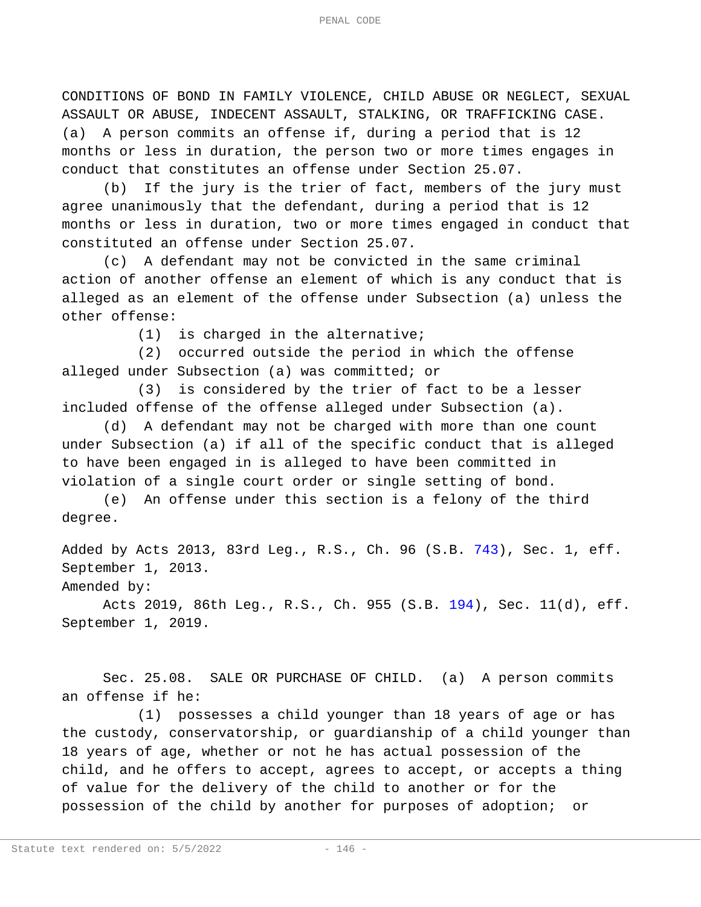CONDITIONS OF BOND IN FAMILY VIOLENCE, CHILD ABUSE OR NEGLECT, SEXUAL ASSAULT OR ABUSE, INDECENT ASSAULT, STALKING, OR TRAFFICKING CASE. (a) A person commits an offense if, during a period that is 12 months or less in duration, the person two or more times engages in conduct that constitutes an offense under Section 25.07.

(b) If the jury is the trier of fact, members of the jury must agree unanimously that the defendant, during a period that is 12 months or less in duration, two or more times engaged in conduct that constituted an offense under Section 25.07.

(c) A defendant may not be convicted in the same criminal action of another offense an element of which is any conduct that is alleged as an element of the offense under Subsection (a) unless the other offense:

(1) is charged in the alternative;

(2) occurred outside the period in which the offense alleged under Subsection (a) was committed; or

(3) is considered by the trier of fact to be a lesser included offense of the offense alleged under Subsection (a).

(d) A defendant may not be charged with more than one count under Subsection (a) if all of the specific conduct that is alleged to have been engaged in is alleged to have been committed in violation of a single court order or single setting of bond.

(e) An offense under this section is a felony of the third degree.

Added by Acts 2013, 83rd Leg., R.S., Ch. 96 (S.B. 743), Sec. 1, eff. September 1, 2013.
Amended by:
Acts 2019, 86th Leg., R.S., Ch. 955 (S.B. 194), Sec. 11(d), eff. September 1, 2019.

Sec. 25.08. SALE OR PURCHASE OF CHILD. (a) A person commits an offense if he:

(1) possesses a child younger than 18 years of age or has the custody, conservatorship, or guardianship of a child younger than 18 years of age, whether or not he has actual possession of the child, and he offers to accept, agrees to accept, or accepts a thing of value for the delivery of the child to another or for the possession of the child by another for purposes of adoption; or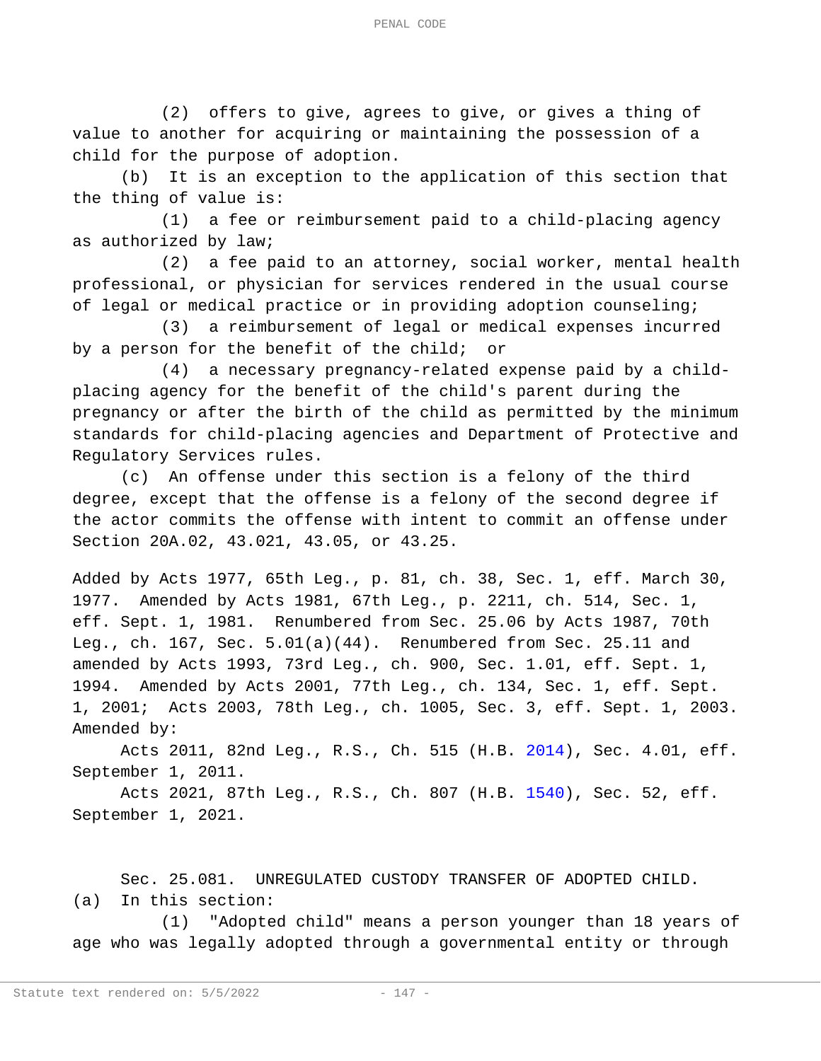(2) offers to give, agrees to give, or gives a thing of value to another for acquiring or maintaining the possession of a child for the purpose of adoption.

(b) It is an exception to the application of this section that the thing of value is:

(1) a fee or reimbursement paid to a child-placing agency as authorized by law;

(2) a fee paid to an attorney, social worker, mental health professional, or physician for services rendered in the usual course of legal or medical practice or in providing adoption counseling;

(3) a reimbursement of legal or medical expenses incurred by a person for the benefit of the child; or

(4) a necessary pregnancy-related expense paid by a child-placing agency for the benefit of the child's parent during the pregnancy or after the birth of the child as permitted by the minimum standards for child-placing agencies and Department of Protective and Regulatory Services rules.

(c) An offense under this section is a felony of the third degree, except that the offense is a felony of the second degree if the actor commits the offense with intent to commit an offense under Section 20A.02, 43.021, 43.05, or 43.25.

Added by Acts 1977, 65th Leg., p. 81, ch. 38, Sec. 1, eff. March 30, 1977. Amended by Acts 1981, 67th Leg., p. 2211, ch. 514, Sec. 1, eff. Sept. 1, 1981. Renumbered from Sec. 25.06 by Acts 1987, 70th Leg., ch. 167, Sec. 5.01(a)(44). Renumbered from Sec. 25.11 and amended by Acts 1993, 73rd Leg., ch. 900, Sec. 1.01, eff. Sept. 1, 1994. Amended by Acts 2001, 77th Leg., ch. 134, Sec. 1, eff. Sept. 1, 2001; Acts 2003, 78th Leg., ch. 1005, Sec. 3, eff. Sept. 1, 2003.
Amended by:

Acts 2011, 82nd Leg., R.S., Ch. 515 (H.B. 2014), Sec. 4.01, eff. September 1, 2011.

Acts 2021, 87th Leg., R.S., Ch. 807 (H.B. 1540), Sec. 52, eff. September 1, 2021.

Sec. 25.081. UNREGULATED CUSTODY TRANSFER OF ADOPTED CHILD.
(a) In this section:

(1) "Adopted child" means a person younger than 18 years of age who was legally adopted through a governmental entity or through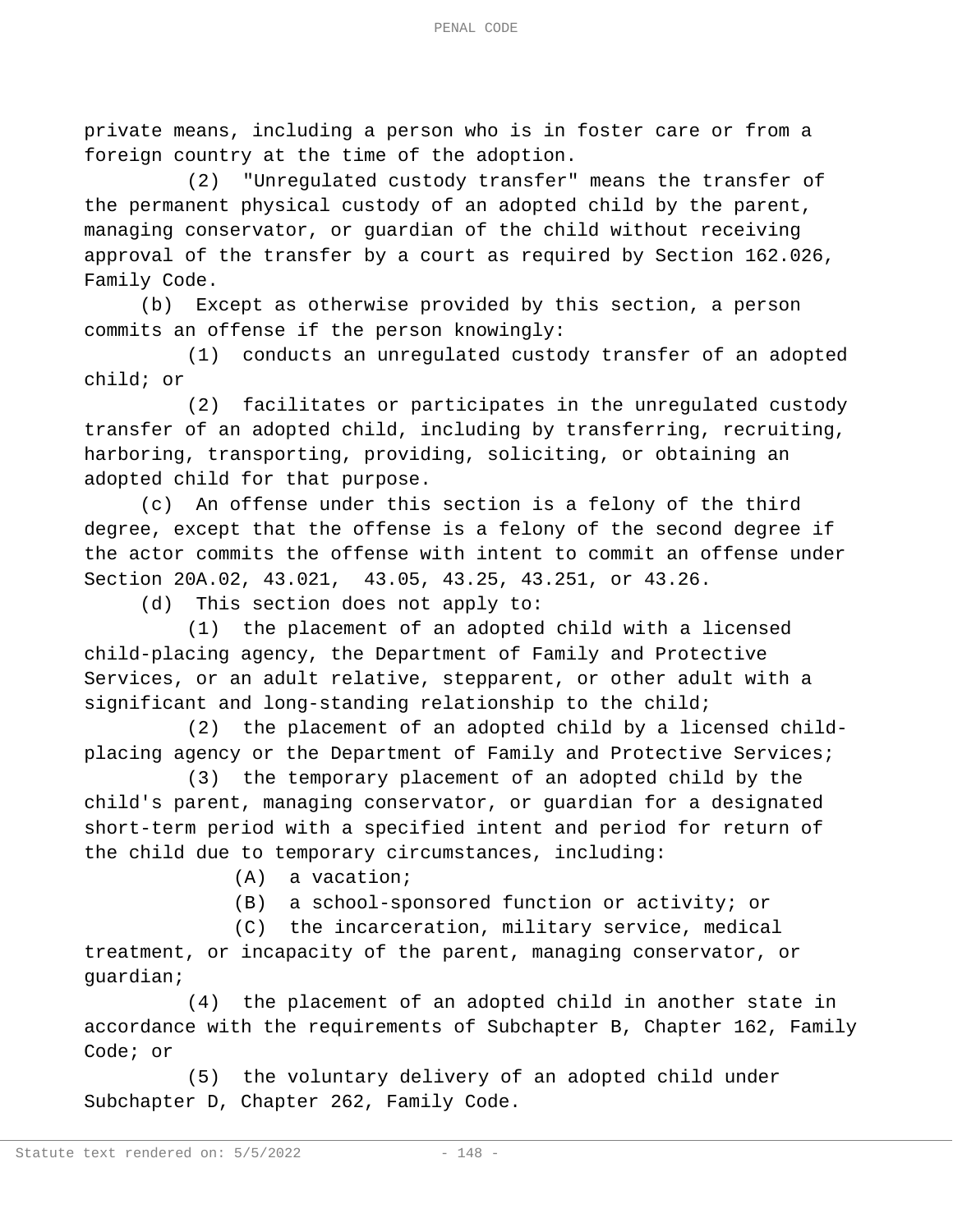private means, including a person who is in foster care or from a foreign country at the time of the adoption.

(2) "Unregulated custody transfer" means the transfer of the permanent physical custody of an adopted child by the parent, managing conservator, or guardian of the child without receiving approval of the transfer by a court as required by Section 162.026, Family Code.

(b) Except as otherwise provided by this section, a person commits an offense if the person knowingly:

(1) conducts an unregulated custody transfer of an adopted child; or

(2) facilitates or participates in the unregulated custody transfer of an adopted child, including by transferring, recruiting, harboring, transporting, providing, soliciting, or obtaining an adopted child for that purpose.

(c) An offense under this section is a felony of the third degree, except that the offense is a felony of the second degree if the actor commits the offense with intent to commit an offense under Section 20A.02, 43.021, 43.05, 43.25, 43.251, or 43.26.

(d) This section does not apply to:

(1) the placement of an adopted child with a licensed child-placing agency, the Department of Family and Protective Services, or an adult relative, stepparent, or other adult with a significant and long-standing relationship to the child;

(2) the placement of an adopted child by a licensed child-placing agency or the Department of Family and Protective Services;

(3) the temporary placement of an adopted child by the child's parent, managing conservator, or guardian for a designated short-term period with a specified intent and period for return of the child due to temporary circumstances, including:

(A) a vacation;

(B) a school-sponsored function or activity; or

(C) the incarceration, military service, medical treatment, or incapacity of the parent, managing conservator, or guardian;

(4) the placement of an adopted child in another state in accordance with the requirements of Subchapter B, Chapter 162, Family Code; or

(5) the voluntary delivery of an adopted child under Subchapter D, Chapter 262, Family Code.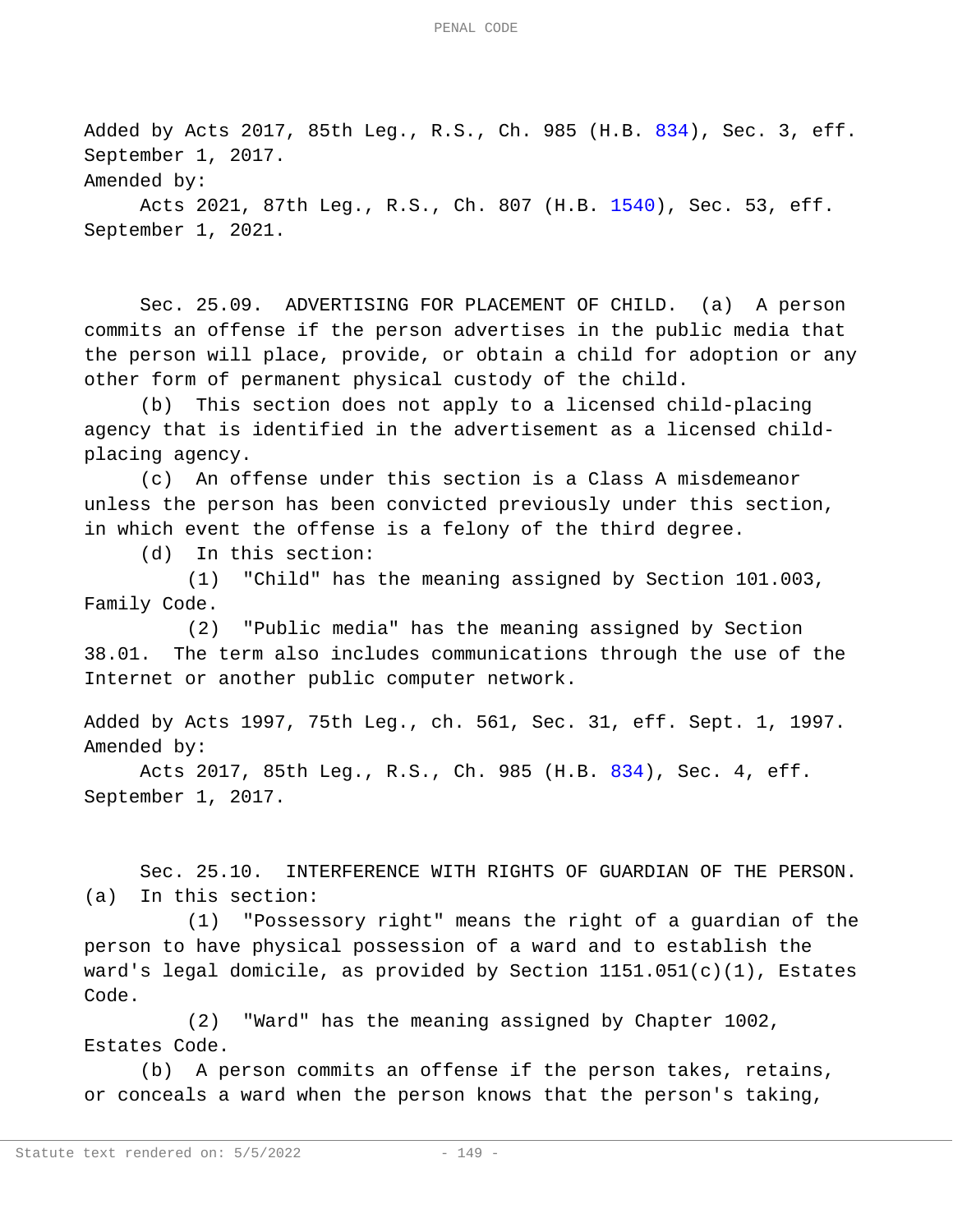Added by Acts 2017, 85th Leg., R.S., Ch. 985 (H.B. 834), Sec. 3, eff. September 1, 2017.

Amended by:

Acts 2021, 87th Leg., R.S., Ch. 807 (H.B. 1540), Sec. 53, eff. September 1, 2021.

Sec. 25.09. ADVERTISING FOR PLACEMENT OF CHILD. (a) A person commits an offense if the person advertises in the public media that the person will place, provide, or obtain a child for adoption or any other form of permanent physical custody of the child.

(b) This section does not apply to a licensed child-placing agency that is identified in the advertisement as a licensed child-placing agency.

(c) An offense under this section is a Class A misdemeanor unless the person has been convicted previously under this section, in which event the offense is a felony of the third degree.

(d) In this section:

(1) "Child" has the meaning assigned by Section 101.003, Family Code.

(2) "Public media" has the meaning assigned by Section 38.01. The term also includes communications through the use of the Internet or another public computer network.

Added by Acts 1997, 75th Leg., ch. 561, Sec. 31, eff. Sept. 1, 1997.

Amended by:

Acts 2017, 85th Leg., R.S., Ch. 985 (H.B. 834), Sec. 4, eff. September 1, 2017.

Sec. 25.10. INTERFERENCE WITH RIGHTS OF GUARDIAN OF THE PERSON. (a) In this section:

(1) "Possessory right" means the right of a guardian of the person to have physical possession of a ward and to establish the ward's legal domicile, as provided by Section 1151.051(c)(1), Estates Code.

(2) "Ward" has the meaning assigned by Chapter 1002, Estates Code.

(b) A person commits an offense if the person takes, retains, or conceals a ward when the person knows that the person's taking,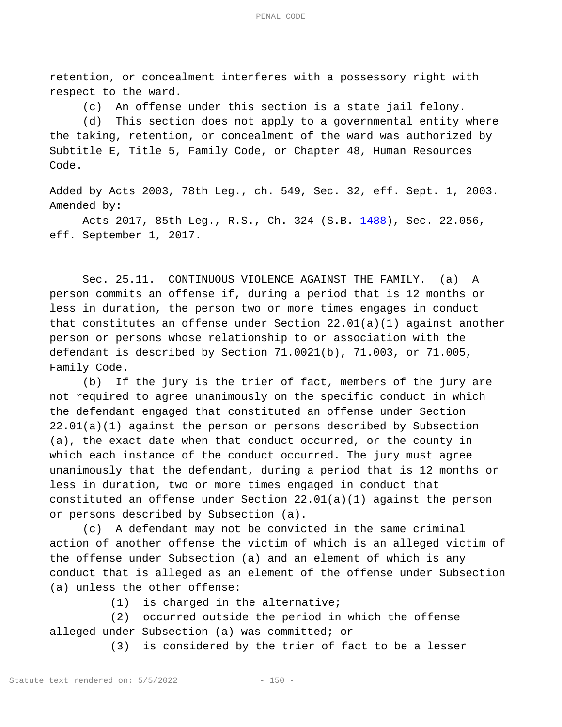retention, or concealment interferes with a possessory right with respect to the ward.

(c) An offense under this section is a state jail felony.

(d) This section does not apply to a governmental entity where the taking, retention, or concealment of the ward was authorized by Subtitle E, Title 5, Family Code, or Chapter 48, Human Resources Code.

Added by Acts 2003, 78th Leg., ch. 549, Sec. 32, eff. Sept. 1, 2003.
Amended by:

Acts 2017, 85th Leg., R.S., Ch. 324 (S.B. 1488), Sec. 22.056, eff. September 1, 2017.

Sec. 25.11. CONTINUOUS VIOLENCE AGAINST THE FAMILY. (a) A person commits an offense if, during a period that is 12 months or less in duration, the person two or more times engages in conduct that constitutes an offense under Section 22.01(a)(1) against another person or persons whose relationship to or association with the defendant is described by Section 71.0021(b), 71.003, or 71.005, Family Code.

(b) If the jury is the trier of fact, members of the jury are not required to agree unanimously on the specific conduct in which the defendant engaged that constituted an offense under Section 22.01(a)(1) against the person or persons described by Subsection (a), the exact date when that conduct occurred, or the county in which each instance of the conduct occurred. The jury must agree unanimously that the defendant, during a period that is 12 months or less in duration, two or more times engaged in conduct that constituted an offense under Section 22.01(a)(1) against the person or persons described by Subsection (a).

(c) A defendant may not be convicted in the same criminal action of another offense the victim of which is an alleged victim of the offense under Subsection (a) and an element of which is any conduct that is alleged as an element of the offense under Subsection (a) unless the other offense:

(1) is charged in the alternative;

(2) occurred outside the period in which the offense alleged under Subsection (a) was committed; or

(3) is considered by the trier of fact to be a lesser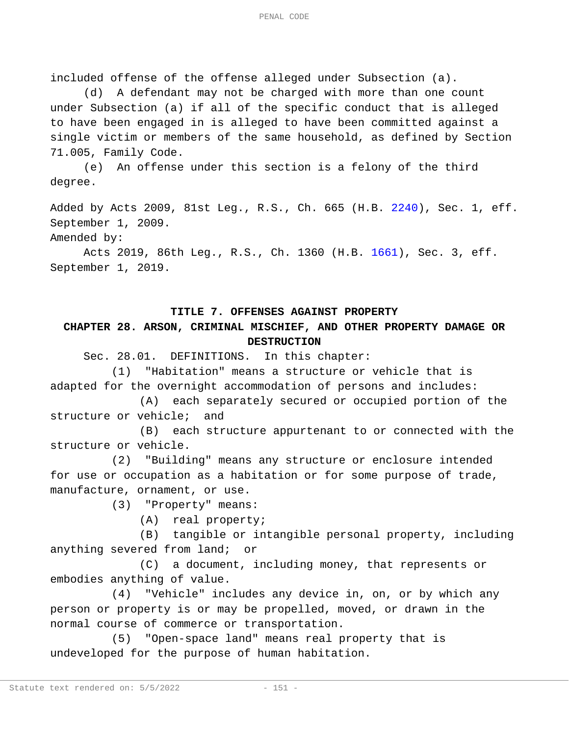included offense of the offense alleged under Subsection (a).

(d) A defendant may not be charged with more than one count under Subsection (a) if all of the specific conduct that is alleged to have been engaged in is alleged to have been committed against a single victim or members of the same household, as defined by Section 71.005, Family Code.

(e) An offense under this section is a felony of the third degree.

Added by Acts 2009, 81st Leg., R.S., Ch. 665 (H.B. 2240), Sec. 1, eff. September 1, 2009.

Amended by:

Acts 2019, 86th Leg., R.S., Ch. 1360 (H.B. 1661), Sec. 3, eff. September 1, 2019.

## TITLE 7. OFFENSES AGAINST PROPERTY

### CHAPTER 28. ARSON, CRIMINAL MISCHIEF, AND OTHER PROPERTY DAMAGE OR DESTRUCTION

Sec. 28.01. DEFINITIONS. In this chapter:

(1) "Habitation" means a structure or vehicle that is adapted for the overnight accommodation of persons and includes:

(A) each separately secured or occupied portion of the structure or vehicle; and

(B) each structure appurtenant to or connected with the structure or vehicle.

(2) "Building" means any structure or enclosure intended for use or occupation as a habitation or for some purpose of trade, manufacture, ornament, or use.

(3) "Property" means:

(A) real property;

(B) tangible or intangible personal property, including anything severed from land; or

(C) a document, including money, that represents or embodies anything of value.

(4) "Vehicle" includes any device in, on, or by which any person or property is or may be propelled, moved, or drawn in the normal course of commerce or transportation.

(5) "Open-space land" means real property that is undeveloped for the purpose of human habitation.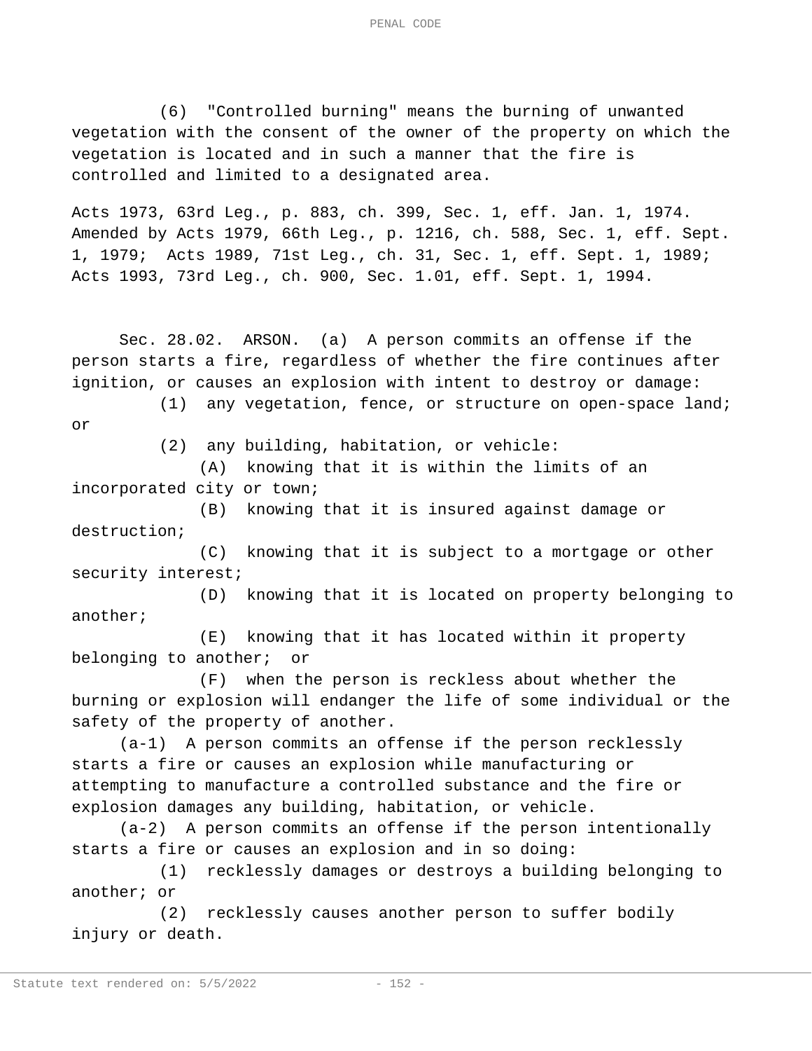(6) "Controlled burning" means the burning of unwanted vegetation with the consent of the owner of the property on which the vegetation is located and in such a manner that the fire is controlled and limited to a designated area.

Acts 1973, 63rd Leg., p. 883, ch. 399, Sec. 1, eff. Jan. 1, 1974. Amended by Acts 1979, 66th Leg., p. 1216, ch. 588, Sec. 1, eff. Sept. 1, 1979; Acts 1989, 71st Leg., ch. 31, Sec. 1, eff. Sept. 1, 1989; Acts 1993, 73rd Leg., ch. 900, Sec. 1.01, eff. Sept. 1, 1994.

Sec. 28.02. ARSON. (a) A person commits an offense if the person starts a fire, regardless of whether the fire continues after ignition, or causes an explosion with intent to destroy or damage:

(1) any vegetation, fence, or structure on open-space land; or

(2) any building, habitation, or vehicle:

(A) knowing that it is within the limits of an incorporated city or town;

(B) knowing that it is insured against damage or destruction;

(C) knowing that it is subject to a mortgage or other security interest;

(D) knowing that it is located on property belonging to another;

(E) knowing that it has located within it property belonging to another; or

(F) when the person is reckless about whether the burning or explosion will endanger the life of some individual or the safety of the property of another.

(a-1) A person commits an offense if the person recklessly starts a fire or causes an explosion while manufacturing or attempting to manufacture a controlled substance and the fire or explosion damages any building, habitation, or vehicle.

(a-2) A person commits an offense if the person intentionally starts a fire or causes an explosion and in so doing:

(1) recklessly damages or destroys a building belonging to another; or

(2) recklessly causes another person to suffer bodily injury or death.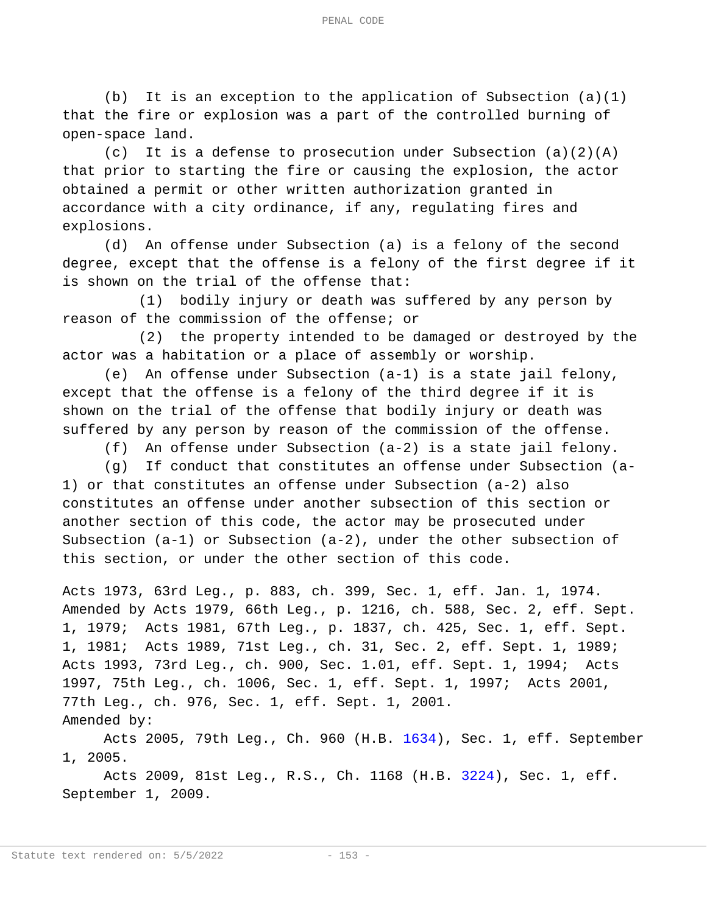(b) It is an exception to the application of Subsection (a)(1) that the fire or explosion was a part of the controlled burning of open-space land.

(c) It is a defense to prosecution under Subsection (a)(2)(A) that prior to starting the fire or causing the explosion, the actor obtained a permit or other written authorization granted in accordance with a city ordinance, if any, regulating fires and explosions.

(d) An offense under Subsection (a) is a felony of the second degree, except that the offense is a felony of the first degree if it is shown on the trial of the offense that:

(1) bodily injury or death was suffered by any person by reason of the commission of the offense; or

(2) the property intended to be damaged or destroyed by the actor was a habitation or a place of assembly or worship.

(e) An offense under Subsection (a-1) is a state jail felony, except that the offense is a felony of the third degree if it is shown on the trial of the offense that bodily injury or death was suffered by any person by reason of the commission of the offense.

(f) An offense under Subsection (a-2) is a state jail felony.

(g) If conduct that constitutes an offense under Subsection (a-1) or that constitutes an offense under Subsection (a-2) also constitutes an offense under another subsection of this section or another section of this code, the actor may be prosecuted under Subsection (a-1) or Subsection (a-2), under the other subsection of this section, or under the other section of this code.

Acts 1973, 63rd Leg., p. 883, ch. 399, Sec. 1, eff. Jan. 1, 1974. Amended by Acts 1979, 66th Leg., p. 1216, ch. 588, Sec. 2, eff. Sept. 1, 1979; Acts 1981, 67th Leg., p. 1837, ch. 425, Sec. 1, eff. Sept. 1, 1981; Acts 1989, 71st Leg., ch. 31, Sec. 2, eff. Sept. 1, 1989; Acts 1993, 73rd Leg., ch. 900, Sec. 1.01, eff. Sept. 1, 1994; Acts 1997, 75th Leg., ch. 1006, Sec. 1, eff. Sept. 1, 1997; Acts 2001, 77th Leg., ch. 976, Sec. 1, eff. Sept. 1, 2001.

Amended by:

Acts 2005, 79th Leg., Ch. 960 (H.B. 1634), Sec. 1, eff. September 1, 2005.

Acts 2009, 81st Leg., R.S., Ch. 1168 (H.B. 3224), Sec. 1, eff. September 1, 2009.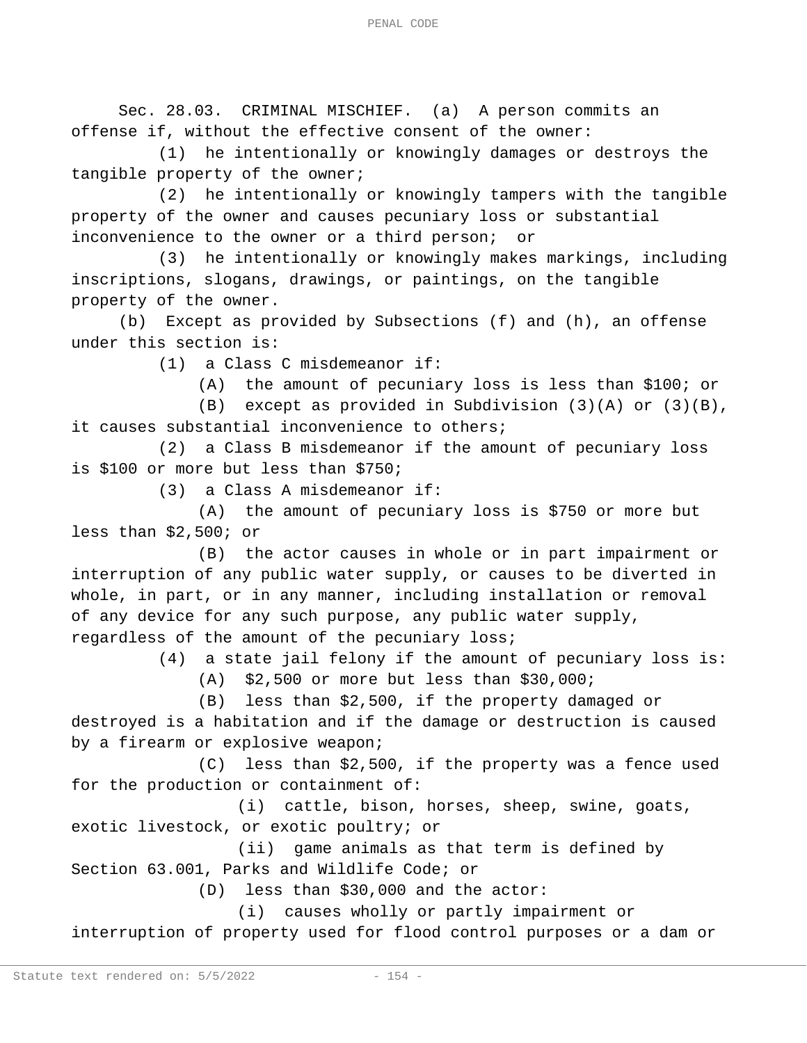Sec. 28.03. CRIMINAL MISCHIEF. (a) A person commits an offense if, without the effective consent of the owner:

(1) he intentionally or knowingly damages or destroys the tangible property of the owner;

(2) he intentionally or knowingly tampers with the tangible property of the owner and causes pecuniary loss or substantial inconvenience to the owner or a third person; or

(3) he intentionally or knowingly makes markings, including inscriptions, slogans, drawings, or paintings, on the tangible property of the owner.

(b) Except as provided by Subsections (f) and (h), an offense under this section is:

(1) a Class C misdemeanor if:

(A) the amount of pecuniary loss is less than $100; or

(B) except as provided in Subdivision (3)(A) or (3)(B), it causes substantial inconvenience to others;

(2) a Class B misdemeanor if the amount of pecuniary loss is $100 or more but less than $750;

(3) a Class A misdemeanor if:

(A) the amount of pecuniary loss is $750 or more but less than $2,500; or

(B) the actor causes in whole or in part impairment or interruption of any public water supply, or causes to be diverted in whole, in part, or in any manner, including installation or removal of any device for any such purpose, any public water supply, regardless of the amount of the pecuniary loss;

(4) a state jail felony if the amount of pecuniary loss is:

(A) $2,500 or more but less than $30,000;

(B) less than $2,500, if the property damaged or destroyed is a habitation and if the damage or destruction is caused by a firearm or explosive weapon;

(C) less than $2,500, if the property was a fence used for the production or containment of:

(i) cattle, bison, horses, sheep, swine, goats, exotic livestock, or exotic poultry; or

(ii) game animals as that term is defined by Section 63.001, Parks and Wildlife Code; or

(D) less than $30,000 and the actor:

(i) causes wholly or partly impairment or interruption of property used for flood control purposes or a dam or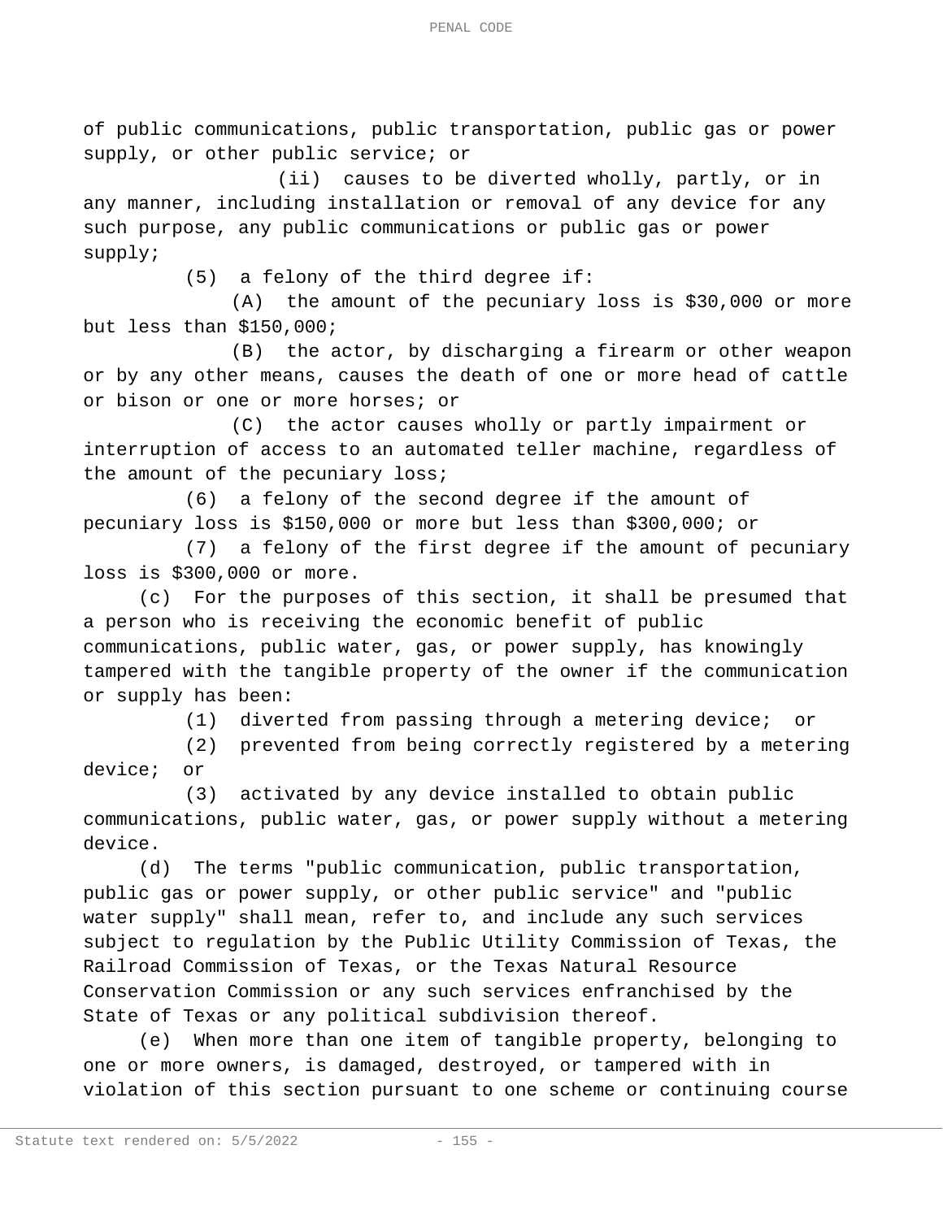of public communications, public transportation, public gas or power supply, or other public service; or

(ii) causes to be diverted wholly, partly, or in any manner, including installation or removal of any device for any such purpose, any public communications or public gas or power supply;

(5) a felony of the third degree if:

(A) the amount of the pecuniary loss is $30,000 or more but less than $150,000;

(B) the actor, by discharging a firearm or other weapon or by any other means, causes the death of one or more head of cattle or bison or one or more horses; or

(C) the actor causes wholly or partly impairment or interruption of access to an automated teller machine, regardless of the amount of the pecuniary loss;

(6) a felony of the second degree if the amount of pecuniary loss is $150,000 or more but less than $300,000; or

(7) a felony of the first degree if the amount of pecuniary loss is $300,000 or more.

(c) For the purposes of this section, it shall be presumed that a person who is receiving the economic benefit of public communications, public water, gas, or power supply, has knowingly tampered with the tangible property of the owner if the communication or supply has been:

(1) diverted from passing through a metering device; or

(2) prevented from being correctly registered by a metering device; or

(3) activated by any device installed to obtain public communications, public water, gas, or power supply without a metering device.

(d) The terms "public communication, public transportation, public gas or power supply, or other public service" and "public water supply" shall mean, refer to, and include any such services subject to regulation by the Public Utility Commission of Texas, the Railroad Commission of Texas, or the Texas Natural Resource Conservation Commission or any such services enfranchised by the State of Texas or any political subdivision thereof.

(e) When more than one item of tangible property, belonging to one or more owners, is damaged, destroyed, or tampered with in violation of this section pursuant to one scheme or continuing course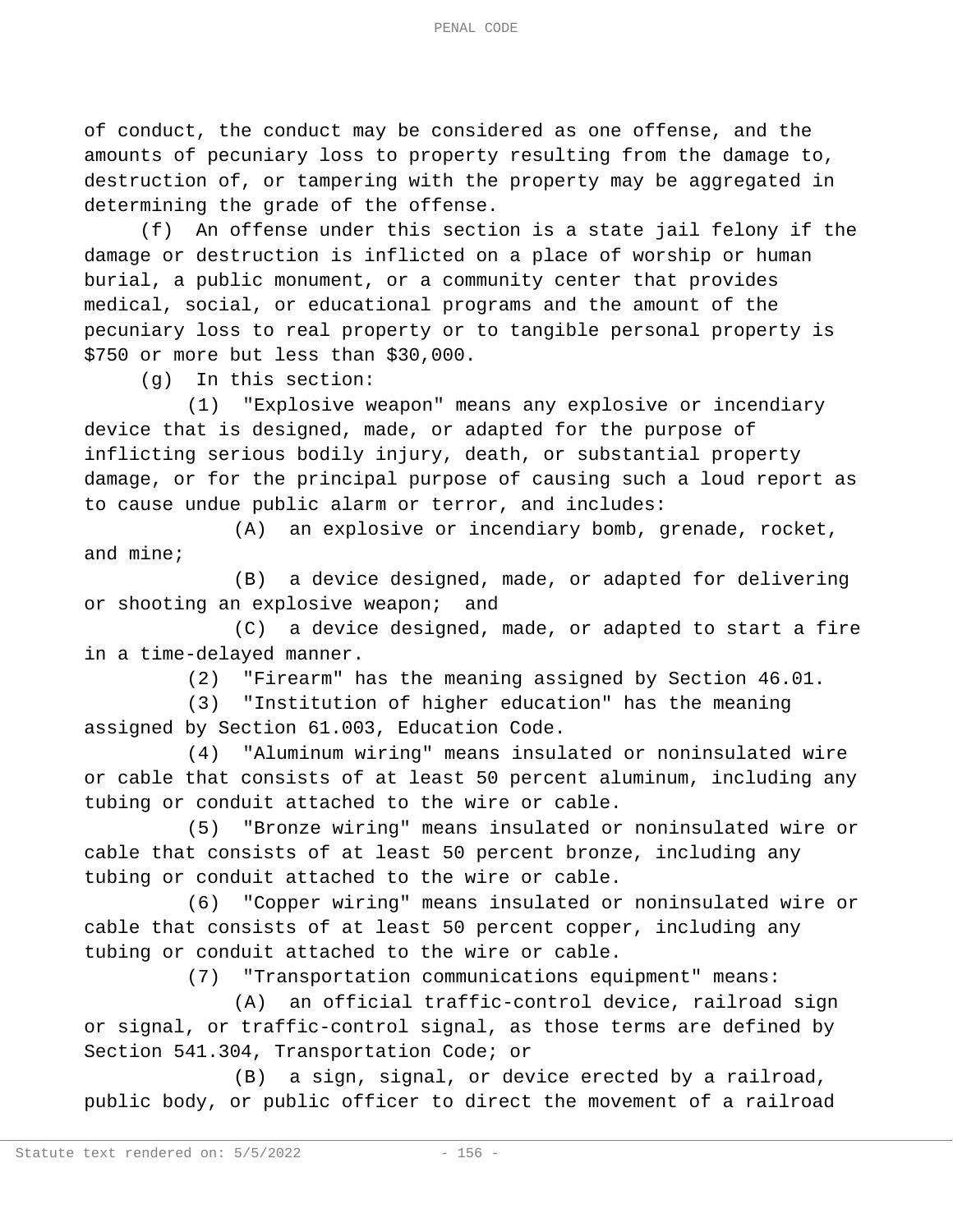of conduct, the conduct may be considered as one offense, and the amounts of pecuniary loss to property resulting from the damage to, destruction of, or tampering with the property may be aggregated in determining the grade of the offense.

(f) An offense under this section is a state jail felony if the damage or destruction is inflicted on a place of worship or human burial, a public monument, or a community center that provides medical, social, or educational programs and the amount of the pecuniary loss to real property or to tangible personal property is $750 or more but less than $30,000.

(g) In this section:

(1) "Explosive weapon" means any explosive or incendiary device that is designed, made, or adapted for the purpose of inflicting serious bodily injury, death, or substantial property damage, or for the principal purpose of causing such a loud report as to cause undue public alarm or terror, and includes:

(A) an explosive or incendiary bomb, grenade, rocket, and mine;

(B) a device designed, made, or adapted for delivering or shooting an explosive weapon; and

(C) a device designed, made, or adapted to start a fire in a time-delayed manner.

(2) "Firearm" has the meaning assigned by Section 46.01.

(3) "Institution of higher education" has the meaning assigned by Section 61.003, Education Code.

(4) "Aluminum wiring" means insulated or noninsulated wire or cable that consists of at least 50 percent aluminum, including any tubing or conduit attached to the wire or cable.

(5) "Bronze wiring" means insulated or noninsulated wire or cable that consists of at least 50 percent bronze, including any tubing or conduit attached to the wire or cable.

(6) "Copper wiring" means insulated or noninsulated wire or cable that consists of at least 50 percent copper, including any tubing or conduit attached to the wire or cable.

(7) "Transportation communications equipment" means:

(A) an official traffic-control device, railroad sign or signal, or traffic-control signal, as those terms are defined by Section 541.304, Transportation Code; or

(B) a sign, signal, or device erected by a railroad, public body, or public officer to direct the movement of a railroad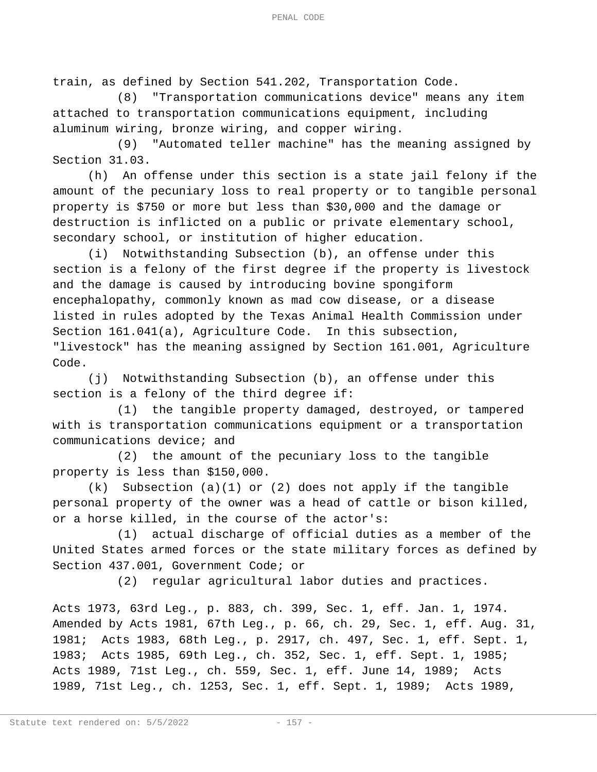train, as defined by Section 541.202, Transportation Code.

(8) "Transportation communications device" means any item attached to transportation communications equipment, including aluminum wiring, bronze wiring, and copper wiring.

(9) "Automated teller machine" has the meaning assigned by Section 31.03.

(h) An offense under this section is a state jail felony if the amount of the pecuniary loss to real property or to tangible personal property is $750 or more but less than $30,000 and the damage or destruction is inflicted on a public or private elementary school, secondary school, or institution of higher education.

(i) Notwithstanding Subsection (b), an offense under this section is a felony of the first degree if the property is livestock and the damage is caused by introducing bovine spongiform encephalopathy, commonly known as mad cow disease, or a disease listed in rules adopted by the Texas Animal Health Commission under Section 161.041(a), Agriculture Code. In this subsection, "livestock" has the meaning assigned by Section 161.001, Agriculture Code.

(j) Notwithstanding Subsection (b), an offense under this section is a felony of the third degree if:

(1) the tangible property damaged, destroyed, or tampered with is transportation communications equipment or a transportation communications device; and

(2) the amount of the pecuniary loss to the tangible property is less than $150,000.

(k) Subsection (a)(1) or (2) does not apply if the tangible personal property of the owner was a head of cattle or bison killed, or a horse killed, in the course of the actor's:

(1) actual discharge of official duties as a member of the United States armed forces or the state military forces as defined by Section 437.001, Government Code; or

(2) regular agricultural labor duties and practices.

Acts 1973, 63rd Leg., p. 883, ch. 399, Sec. 1, eff. Jan. 1, 1974. Amended by Acts 1981, 67th Leg., p. 66, ch. 29, Sec. 1, eff. Aug. 31, 1981; Acts 1983, 68th Leg., p. 2917, ch. 497, Sec. 1, eff. Sept. 1, 1983; Acts 1985, 69th Leg., ch. 352, Sec. 1, eff. Sept. 1, 1985; Acts 1989, 71st Leg., ch. 559, Sec. 1, eff. June 14, 1989; Acts 1989, 71st Leg., ch. 1253, Sec. 1, eff. Sept. 1, 1989; Acts 1989,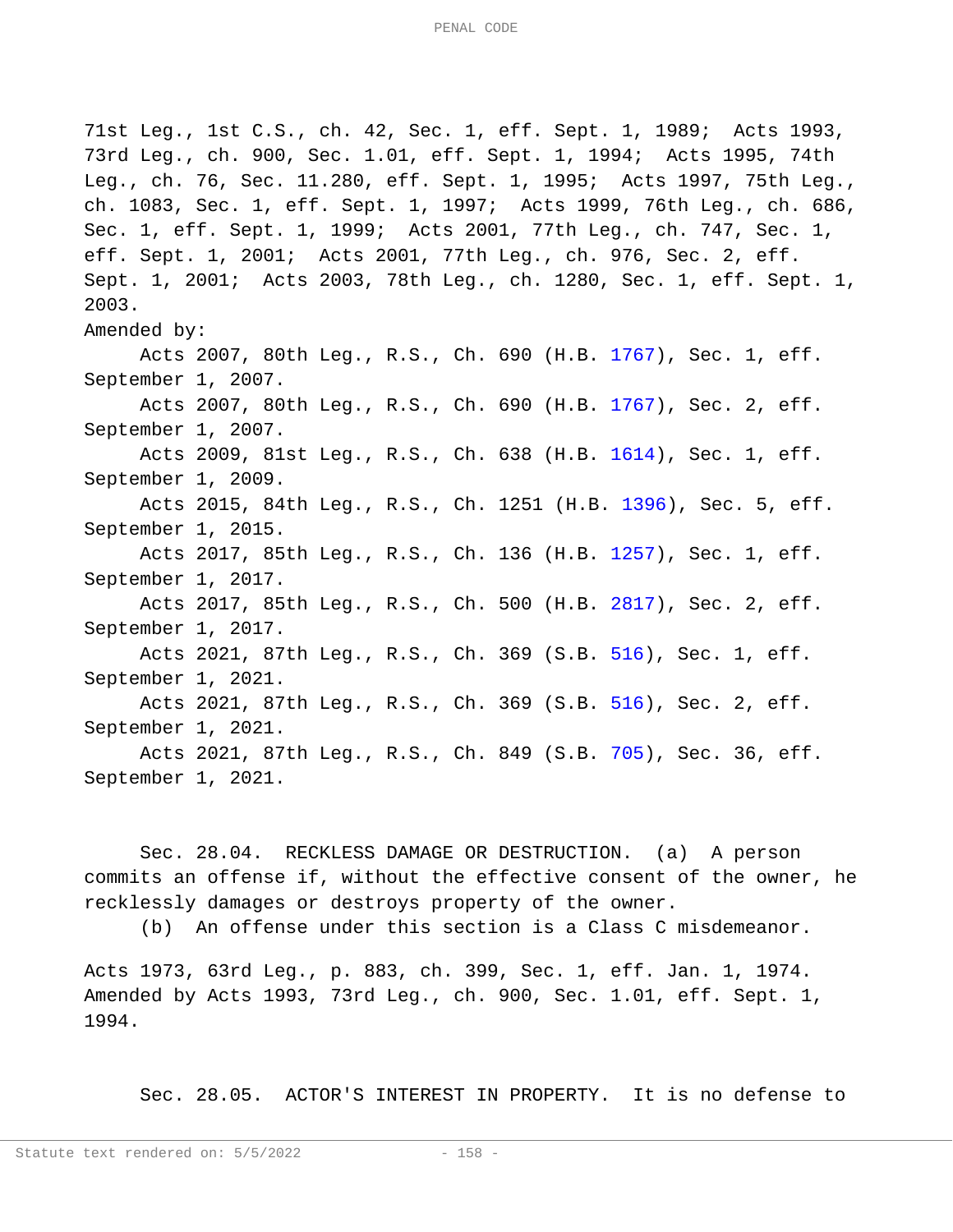71st Leg., 1st C.S., ch. 42, Sec. 1, eff. Sept. 1, 1989; Acts 1993, 73rd Leg., ch. 900, Sec. 1.01, eff. Sept. 1, 1994; Acts 1995, 74th Leg., ch. 76, Sec. 11.280, eff. Sept. 1, 1995; Acts 1997, 75th Leg., ch. 1083, Sec. 1, eff. Sept. 1, 1997; Acts 1999, 76th Leg., ch. 686, Sec. 1, eff. Sept. 1, 1999; Acts 2001, 77th Leg., ch. 747, Sec. 1, eff. Sept. 1, 2001; Acts 2001, 77th Leg., ch. 976, Sec. 2, eff. Sept. 1, 2001; Acts 2003, 78th Leg., ch. 1280, Sec. 1, eff. Sept. 1, 2003.

Amended by:

Acts 2007, 80th Leg., R.S., Ch. 690 (H.B. 1767), Sec. 1, eff. September 1, 2007.

Acts 2007, 80th Leg., R.S., Ch. 690 (H.B. 1767), Sec. 2, eff. September 1, 2007.

Acts 2009, 81st Leg., R.S., Ch. 638 (H.B. 1614), Sec. 1, eff. September 1, 2009.

Acts 2015, 84th Leg., R.S., Ch. 1251 (H.B. 1396), Sec. 5, eff. September 1, 2015.

Acts 2017, 85th Leg., R.S., Ch. 136 (H.B. 1257), Sec. 1, eff. September 1, 2017.

Acts 2017, 85th Leg., R.S., Ch. 500 (H.B. 2817), Sec. 2, eff. September 1, 2017.

Acts 2021, 87th Leg., R.S., Ch. 369 (S.B. 516), Sec. 1, eff. September 1, 2021.

Acts 2021, 87th Leg., R.S., Ch. 369 (S.B. 516), Sec. 2, eff. September 1, 2021.

Acts 2021, 87th Leg., R.S., Ch. 849 (S.B. 705), Sec. 36, eff. September 1, 2021.

Sec. 28.04. RECKLESS DAMAGE OR DESTRUCTION. (a) A person commits an offense if, without the effective consent of the owner, he recklessly damages or destroys property of the owner.

(b) An offense under this section is a Class C misdemeanor.

Acts 1973, 63rd Leg., p. 883, ch. 399, Sec. 1, eff. Jan. 1, 1974. Amended by Acts 1993, 73rd Leg., ch. 900, Sec. 1.01, eff. Sept. 1, 1994.

Sec. 28.05. ACTOR'S INTEREST IN PROPERTY. It is no defense to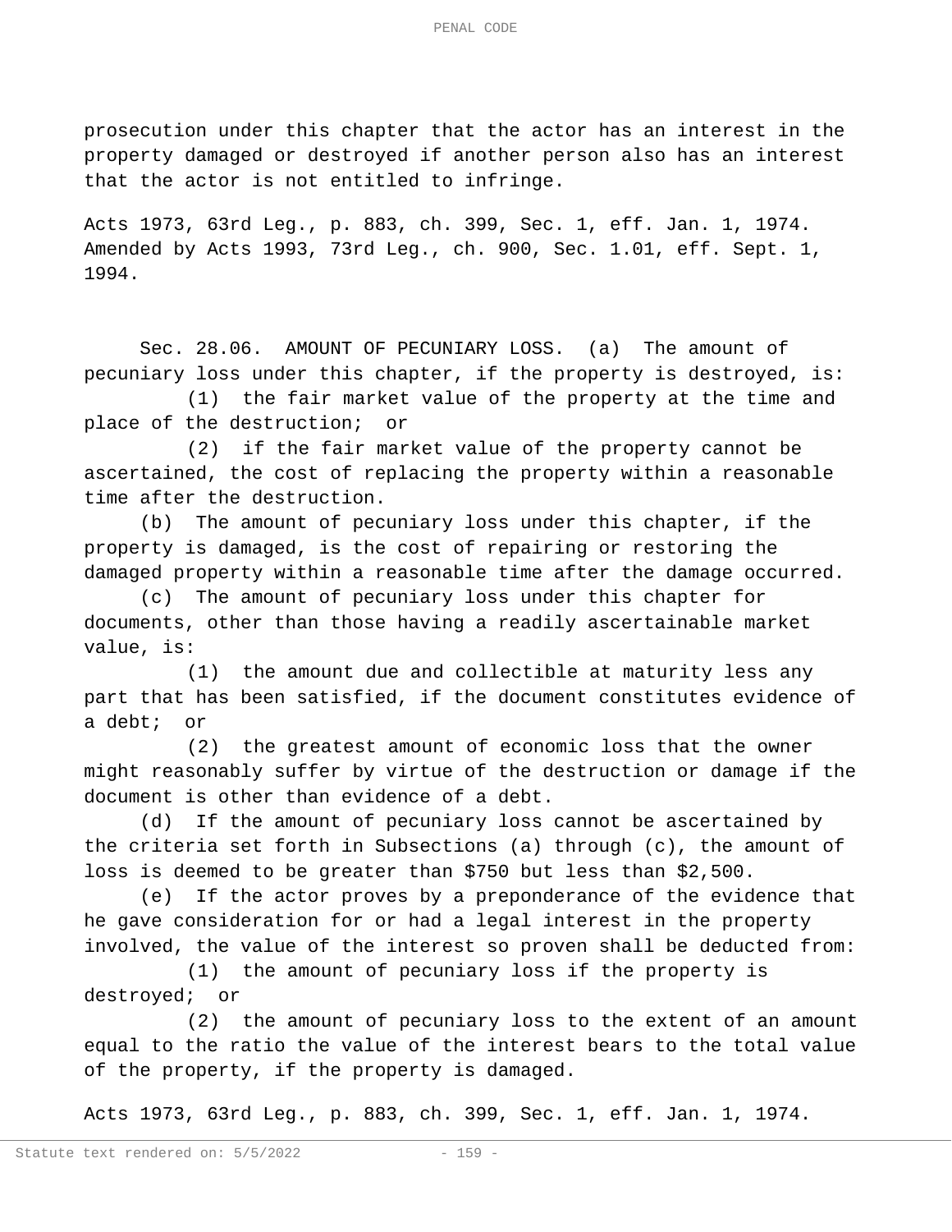prosecution under this chapter that the actor has an interest in the property damaged or destroyed if another person also has an interest that the actor is not entitled to infringe.

Acts 1973, 63rd Leg., p. 883, ch. 399, Sec. 1, eff. Jan. 1, 1974. Amended by Acts 1993, 73rd Leg., ch. 900, Sec. 1.01, eff. Sept. 1, 1994.

Sec. 28.06. AMOUNT OF PECUNIARY LOSS. (a) The amount of pecuniary loss under this chapter, if the property is destroyed, is:

(1) the fair market value of the property at the time and place of the destruction; or

(2) if the fair market value of the property cannot be ascertained, the cost of replacing the property within a reasonable time after the destruction.

(b) The amount of pecuniary loss under this chapter, if the property is damaged, is the cost of repairing or restoring the damaged property within a reasonable time after the damage occurred.

(c) The amount of pecuniary loss under this chapter for documents, other than those having a readily ascertainable market value, is:

(1) the amount due and collectible at maturity less any part that has been satisfied, if the document constitutes evidence of a debt; or

(2) the greatest amount of economic loss that the owner might reasonably suffer by virtue of the destruction or damage if the document is other than evidence of a debt.

(d) If the amount of pecuniary loss cannot be ascertained by the criteria set forth in Subsections (a) through (c), the amount of loss is deemed to be greater than $750 but less than $2,500.

(e) If the actor proves by a preponderance of the evidence that he gave consideration for or had a legal interest in the property involved, the value of the interest so proven shall be deducted from:

(1) the amount of pecuniary loss if the property is destroyed; or

(2) the amount of pecuniary loss to the extent of an amount equal to the ratio the value of the interest bears to the total value of the property, if the property is damaged.

Acts 1973, 63rd Leg., p. 883, ch. 399, Sec. 1, eff. Jan. 1, 1974.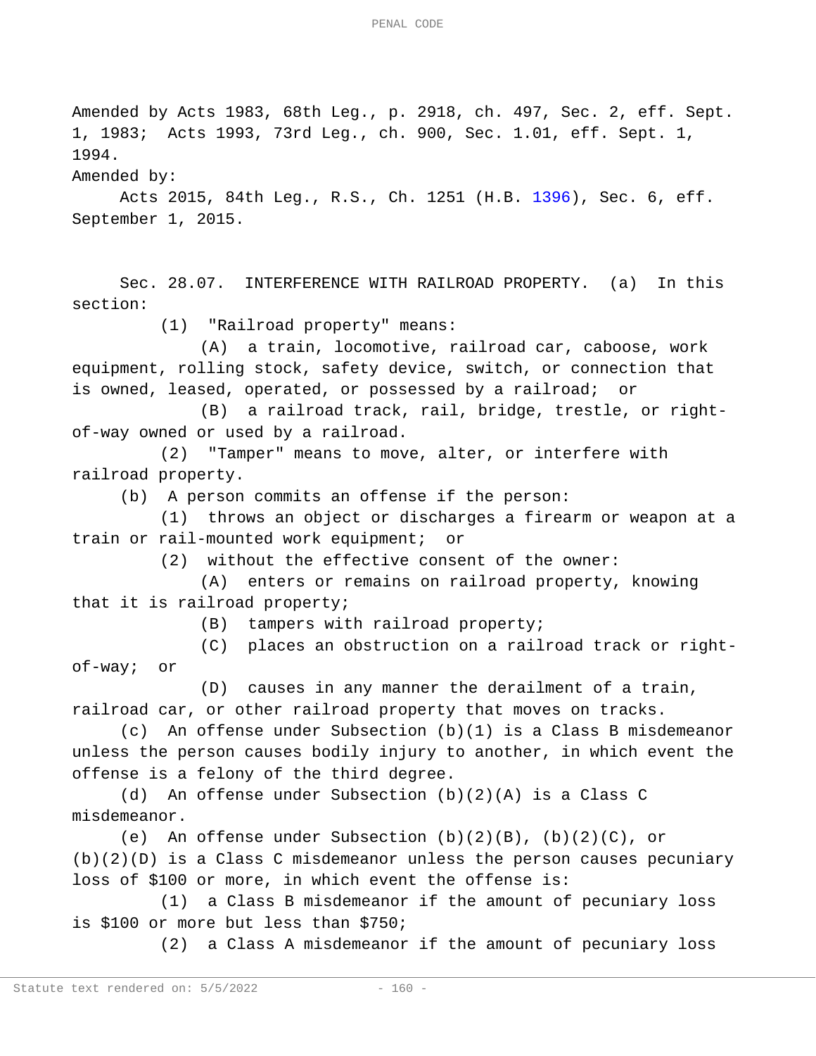Amended by Acts 1983, 68th Leg., p. 2918, ch. 497, Sec. 2, eff. Sept. 1, 1983; Acts 1993, 73rd Leg., ch. 900, Sec. 1.01, eff. Sept. 1, 1994.

Amended by:

Acts 2015, 84th Leg., R.S., Ch. 1251 (H.B. 1396), Sec. 6, eff. September 1, 2015.

Sec. 28.07. INTERFERENCE WITH RAILROAD PROPERTY. (a) In this section:

(1) "Railroad property" means:

(A) a train, locomotive, railroad car, caboose, work equipment, rolling stock, safety device, switch, or connection that is owned, leased, operated, or possessed by a railroad; or

(B) a railroad track, rail, bridge, trestle, or right-of-way owned or used by a railroad.

(2) "Tamper" means to move, alter, or interfere with railroad property.

(b) A person commits an offense if the person:

(1) throws an object or discharges a firearm or weapon at a train or rail-mounted work equipment; or

(2) without the effective consent of the owner:

(A) enters or remains on railroad property, knowing that it is railroad property;

(B) tampers with railroad property;

(C) places an obstruction on a railroad track or right-of-way; or

(D) causes in any manner the derailment of a train, railroad car, or other railroad property that moves on tracks.

(c) An offense under Subsection (b)(1) is a Class B misdemeanor unless the person causes bodily injury to another, in which event the offense is a felony of the third degree.

(d) An offense under Subsection (b)(2)(A) is a Class C misdemeanor.

(e) An offense under Subsection (b)(2)(B), (b)(2)(C), or (b)(2)(D) is a Class C misdemeanor unless the person causes pecuniary loss of $100 or more, in which event the offense is:

(1) a Class B misdemeanor if the amount of pecuniary loss is $100 or more but less than $750;

(2) a Class A misdemeanor if the amount of pecuniary loss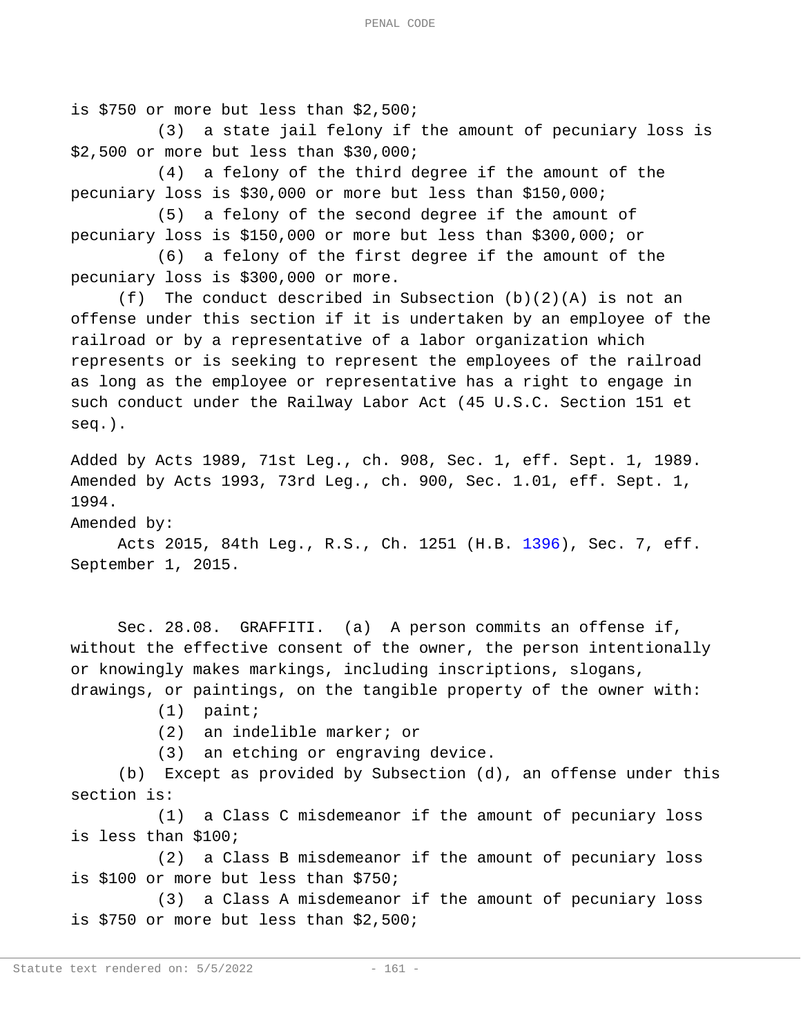is $750 or more but less than $2,500;

(3) a state jail felony if the amount of pecuniary loss is $2,500 or more but less than $30,000;

(4) a felony of the third degree if the amount of the pecuniary loss is $30,000 or more but less than $150,000;

(5) a felony of the second degree if the amount of pecuniary loss is $150,000 or more but less than $300,000; or

(6) a felony of the first degree if the amount of the pecuniary loss is $300,000 or more.

(f) The conduct described in Subsection (b)(2)(A) is not an offense under this section if it is undertaken by an employee of the railroad or by a representative of a labor organization which represents or is seeking to represent the employees of the railroad as long as the employee or representative has a right to engage in such conduct under the Railway Labor Act (45 U.S.C. Section 151 et seq.).

Added by Acts 1989, 71st Leg., ch. 908, Sec. 1, eff. Sept. 1, 1989. Amended by Acts 1993, 73rd Leg., ch. 900, Sec. 1.01, eff. Sept. 1, 1994.

Amended by:

Acts 2015, 84th Leg., R.S., Ch. 1251 (H.B. 1396), Sec. 7, eff. September 1, 2015.

Sec. 28.08. GRAFFITI. (a) A person commits an offense if, without the effective consent of the owner, the person intentionally or knowingly makes markings, including inscriptions, slogans, drawings, or paintings, on the tangible property of the owner with:

(1) paint;

(2) an indelible marker; or

(3) an etching or engraving device.

(b) Except as provided by Subsection (d), an offense under this section is:

(1) a Class C misdemeanor if the amount of pecuniary loss is less than $100;

(2) a Class B misdemeanor if the amount of pecuniary loss is $100 or more but less than $750;

(3) a Class A misdemeanor if the amount of pecuniary loss is $750 or more but less than $2,500;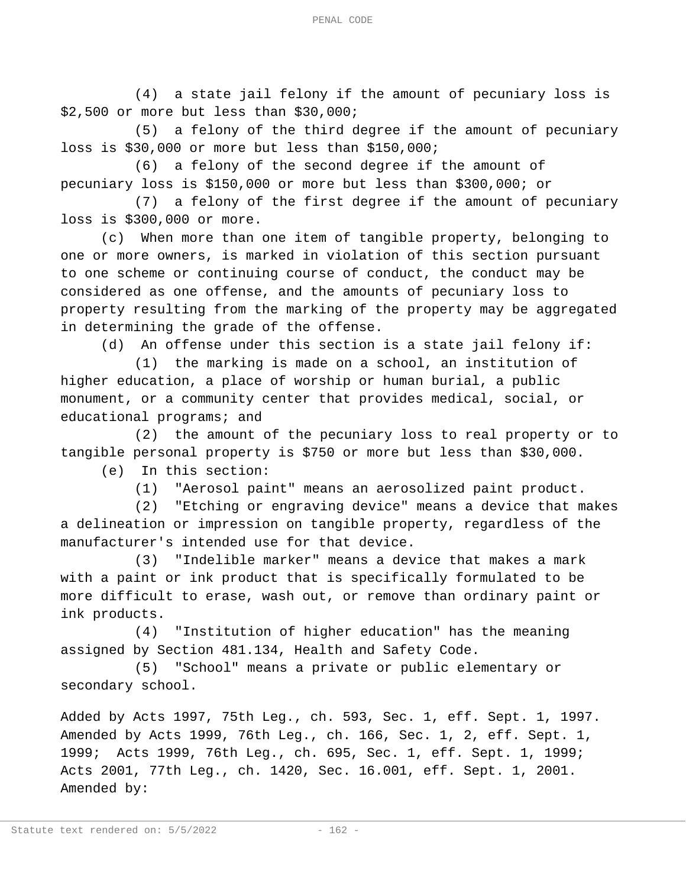(4) a state jail felony if the amount of pecuniary loss is $2,500 or more but less than $30,000;

(5) a felony of the third degree if the amount of pecuniary loss is $30,000 or more but less than $150,000;

(6) a felony of the second degree if the amount of pecuniary loss is $150,000 or more but less than $300,000; or

(7) a felony of the first degree if the amount of pecuniary loss is $300,000 or more.

(c) When more than one item of tangible property, belonging to one or more owners, is marked in violation of this section pursuant to one scheme or continuing course of conduct, the conduct may be considered as one offense, and the amounts of pecuniary loss to property resulting from the marking of the property may be aggregated in determining the grade of the offense.

(d) An offense under this section is a state jail felony if:

(1) the marking is made on a school, an institution of higher education, a place of worship or human burial, a public monument, or a community center that provides medical, social, or educational programs; and

(2) the amount of the pecuniary loss to real property or to tangible personal property is $750 or more but less than $30,000.

(e) In this section:

(1) "Aerosol paint" means an aerosolized paint product.

(2) "Etching or engraving device" means a device that makes a delineation or impression on tangible property, regardless of the manufacturer's intended use for that device.

(3) "Indelible marker" means a device that makes a mark with a paint or ink product that is specifically formulated to be more difficult to erase, wash out, or remove than ordinary paint or ink products.

(4) "Institution of higher education" has the meaning assigned by Section 481.134, Health and Safety Code.

(5) "School" means a private or public elementary or secondary school.

Added by Acts 1997, 75th Leg., ch. 593, Sec. 1, eff. Sept. 1, 1997. Amended by Acts 1999, 76th Leg., ch. 166, Sec. 1, 2, eff. Sept. 1, 1999; Acts 1999, 76th Leg., ch. 695, Sec. 1, eff. Sept. 1, 1999; Acts 2001, 77th Leg., ch. 1420, Sec. 16.001, eff. Sept. 1, 2001. Amended by: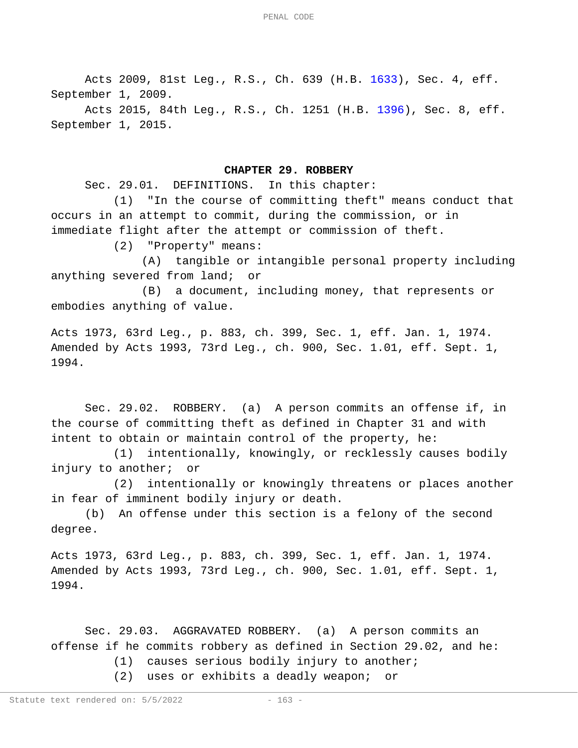Acts 2009, 81st Leg., R.S., Ch. 639 (H.B. 1633), Sec. 4, eff. September 1, 2009.

Acts 2015, 84th Leg., R.S., Ch. 1251 (H.B. 1396), Sec. 8, eff. September 1, 2015.

## CHAPTER 29. ROBBERY

Sec. 29.01. DEFINITIONS. In this chapter:

(1) "In the course of committing theft" means conduct that occurs in an attempt to commit, during the commission, or in immediate flight after the attempt or commission of theft.

(2) "Property" means:

(A) tangible or intangible personal property including anything severed from land; or

(B) a document, including money, that represents or embodies anything of value.

Acts 1973, 63rd Leg., p. 883, ch. 399, Sec. 1, eff. Jan. 1, 1974. Amended by Acts 1993, 73rd Leg., ch. 900, Sec. 1.01, eff. Sept. 1, 1994.

Sec. 29.02. ROBBERY. (a) A person commits an offense if, in the course of committing theft as defined in Chapter 31 and with intent to obtain or maintain control of the property, he:

(1) intentionally, knowingly, or recklessly causes bodily injury to another; or

(2) intentionally or knowingly threatens or places another in fear of imminent bodily injury or death.

(b) An offense under this section is a felony of the second degree.

Acts 1973, 63rd Leg., p. 883, ch. 399, Sec. 1, eff. Jan. 1, 1974. Amended by Acts 1993, 73rd Leg., ch. 900, Sec. 1.01, eff. Sept. 1, 1994.

Sec. 29.03. AGGRAVATED ROBBERY. (a) A person commits an offense if he commits robbery as defined in Section 29.02, and he:

(1) causes serious bodily injury to another;

(2) uses or exhibits a deadly weapon; or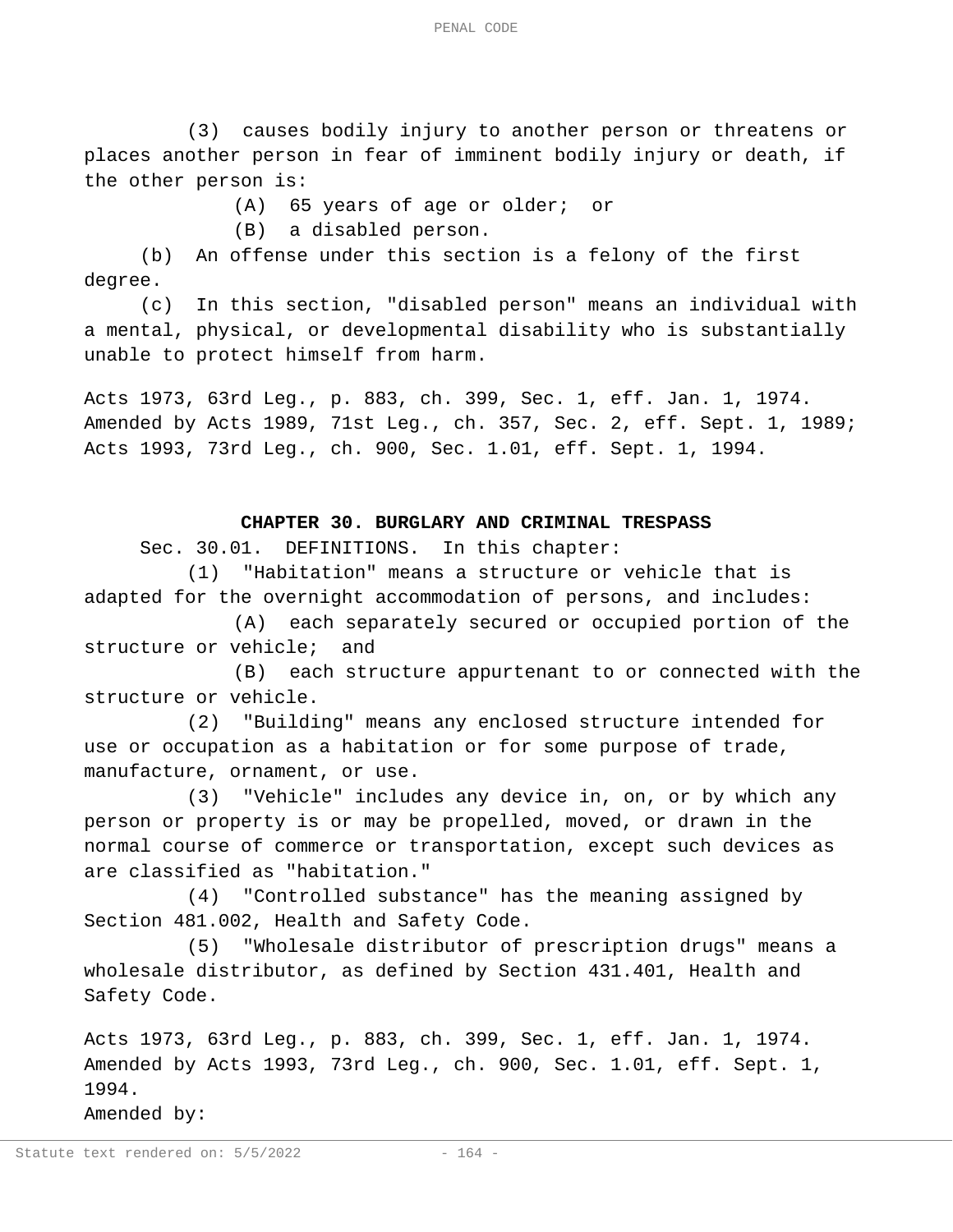(3) causes bodily injury to another person or threatens or places another person in fear of imminent bodily injury or death, if the other person is:

(A) 65 years of age or older; or

(B) a disabled person.

(b) An offense under this section is a felony of the first degree.

(c) In this section, "disabled person" means an individual with a mental, physical, or developmental disability who is substantially unable to protect himself from harm.

Acts 1973, 63rd Leg., p. 883, ch. 399, Sec. 1, eff. Jan. 1, 1974. Amended by Acts 1989, 71st Leg., ch. 357, Sec. 2, eff. Sept. 1, 1989; Acts 1993, 73rd Leg., ch. 900, Sec. 1.01, eff. Sept. 1, 1994.

## CHAPTER 30. BURGLARY AND CRIMINAL TRESPASS

Sec. 30.01. DEFINITIONS. In this chapter:

(1) "Habitation" means a structure or vehicle that is adapted for the overnight accommodation of persons, and includes:

(A) each separately secured or occupied portion of the structure or vehicle; and

(B) each structure appurtenant to or connected with the structure or vehicle.

(2) "Building" means any enclosed structure intended for use or occupation as a habitation or for some purpose of trade, manufacture, ornament, or use.

(3) "Vehicle" includes any device in, on, or by which any person or property is or may be propelled, moved, or drawn in the normal course of commerce or transportation, except such devices as are classified as "habitation."

(4) "Controlled substance" has the meaning assigned by Section 481.002, Health and Safety Code.

(5) "Wholesale distributor of prescription drugs" means a wholesale distributor, as defined by Section 431.401, Health and Safety Code.

Acts 1973, 63rd Leg., p. 883, ch. 399, Sec. 1, eff. Jan. 1, 1974. Amended by Acts 1993, 73rd Leg., ch. 900, Sec. 1.01, eff. Sept. 1, 1994.

Amended by: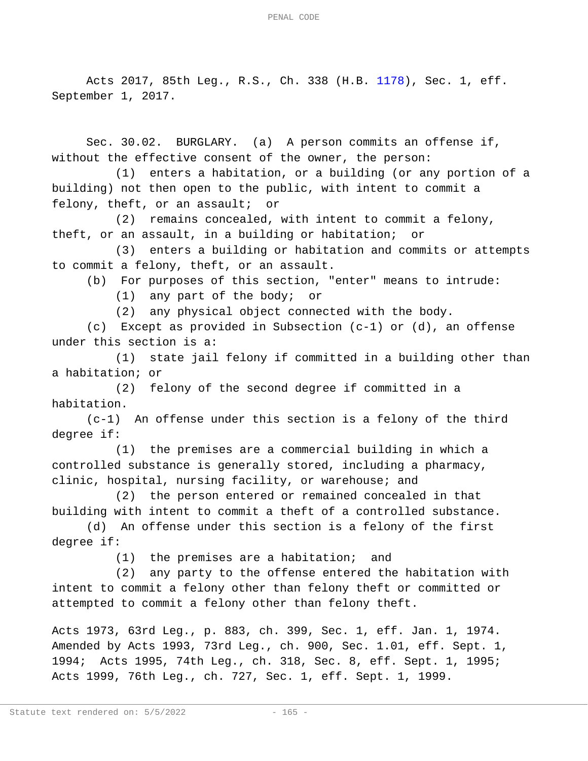Acts 2017, 85th Leg., R.S., Ch. 338 (H.B. 1178), Sec. 1, eff. September 1, 2017.

Sec. 30.02. BURGLARY. (a) A person commits an offense if, without the effective consent of the owner, the person:

(1) enters a habitation, or a building (or any portion of a building) not then open to the public, with intent to commit a felony, theft, or an assault; or

(2) remains concealed, with intent to commit a felony, theft, or an assault, in a building or habitation; or

(3) enters a building or habitation and commits or attempts to commit a felony, theft, or an assault.

(b) For purposes of this section, "enter" means to intrude:

(1) any part of the body; or

(2) any physical object connected with the body.

(c) Except as provided in Subsection (c-1) or (d), an offense under this section is a:

(1) state jail felony if committed in a building other than a habitation; or

(2) felony of the second degree if committed in a habitation.

(c-1) An offense under this section is a felony of the third degree if:

(1) the premises are a commercial building in which a controlled substance is generally stored, including a pharmacy, clinic, hospital, nursing facility, or warehouse; and

(2) the person entered or remained concealed in that building with intent to commit a theft of a controlled substance.

(d) An offense under this section is a felony of the first degree if:

(1) the premises are a habitation; and

(2) any party to the offense entered the habitation with intent to commit a felony other than felony theft or committed or attempted to commit a felony other than felony theft.

Acts 1973, 63rd Leg., p. 883, ch. 399, Sec. 1, eff. Jan. 1, 1974. Amended by Acts 1993, 73rd Leg., ch. 900, Sec. 1.01, eff. Sept. 1, 1994; Acts 1995, 74th Leg., ch. 318, Sec. 8, eff. Sept. 1, 1995; Acts 1999, 76th Leg., ch. 727, Sec. 1, eff. Sept. 1, 1999.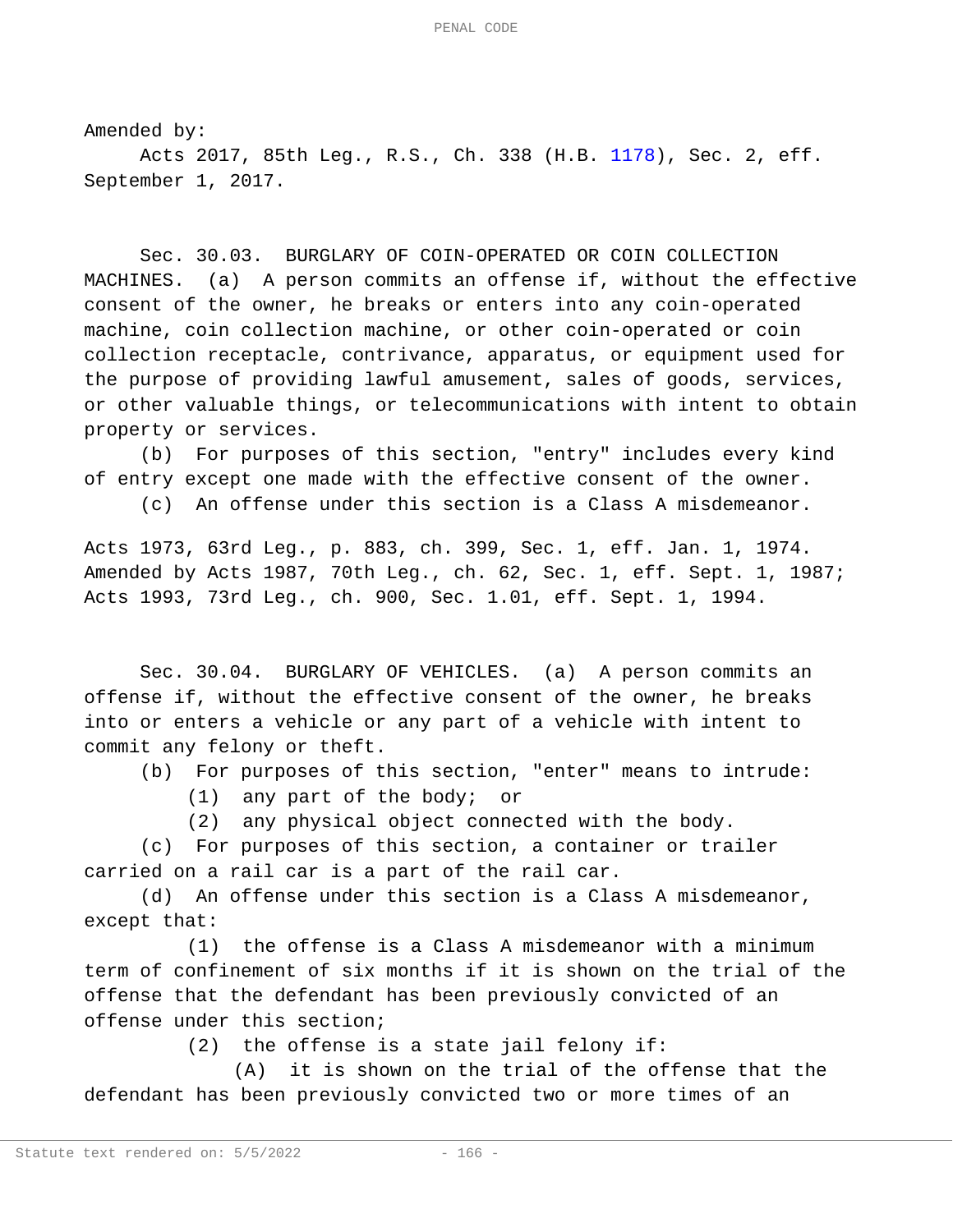Amended by:

Acts 2017, 85th Leg., R.S., Ch. 338 (H.B. 1178), Sec. 2, eff. September 1, 2017.

Sec. 30.03. BURGLARY OF COIN-OPERATED OR COIN COLLECTION MACHINES. (a) A person commits an offense if, without the effective consent of the owner, he breaks or enters into any coin-operated machine, coin collection machine, or other coin-operated or coin collection receptacle, contrivance, apparatus, or equipment used for the purpose of providing lawful amusement, sales of goods, services, or other valuable things, or telecommunications with intent to obtain property or services.

(b) For purposes of this section, "entry" includes every kind of entry except one made with the effective consent of the owner.

(c) An offense under this section is a Class A misdemeanor.

Acts 1973, 63rd Leg., p. 883, ch. 399, Sec. 1, eff. Jan. 1, 1974. Amended by Acts 1987, 70th Leg., ch. 62, Sec. 1, eff. Sept. 1, 1987; Acts 1993, 73rd Leg., ch. 900, Sec. 1.01, eff. Sept. 1, 1994.

Sec. 30.04. BURGLARY OF VEHICLES. (a) A person commits an offense if, without the effective consent of the owner, he breaks into or enters a vehicle or any part of a vehicle with intent to commit any felony or theft.

(b) For purposes of this section, "enter" means to intrude:

(1) any part of the body; or

(2) any physical object connected with the body.

(c) For purposes of this section, a container or trailer carried on a rail car is a part of the rail car.

(d) An offense under this section is a Class A misdemeanor, except that:

(1) the offense is a Class A misdemeanor with a minimum term of confinement of six months if it is shown on the trial of the offense that the defendant has been previously convicted of an offense under this section;

(2) the offense is a state jail felony if:

(A) it is shown on the trial of the offense that the defendant has been previously convicted two or more times of an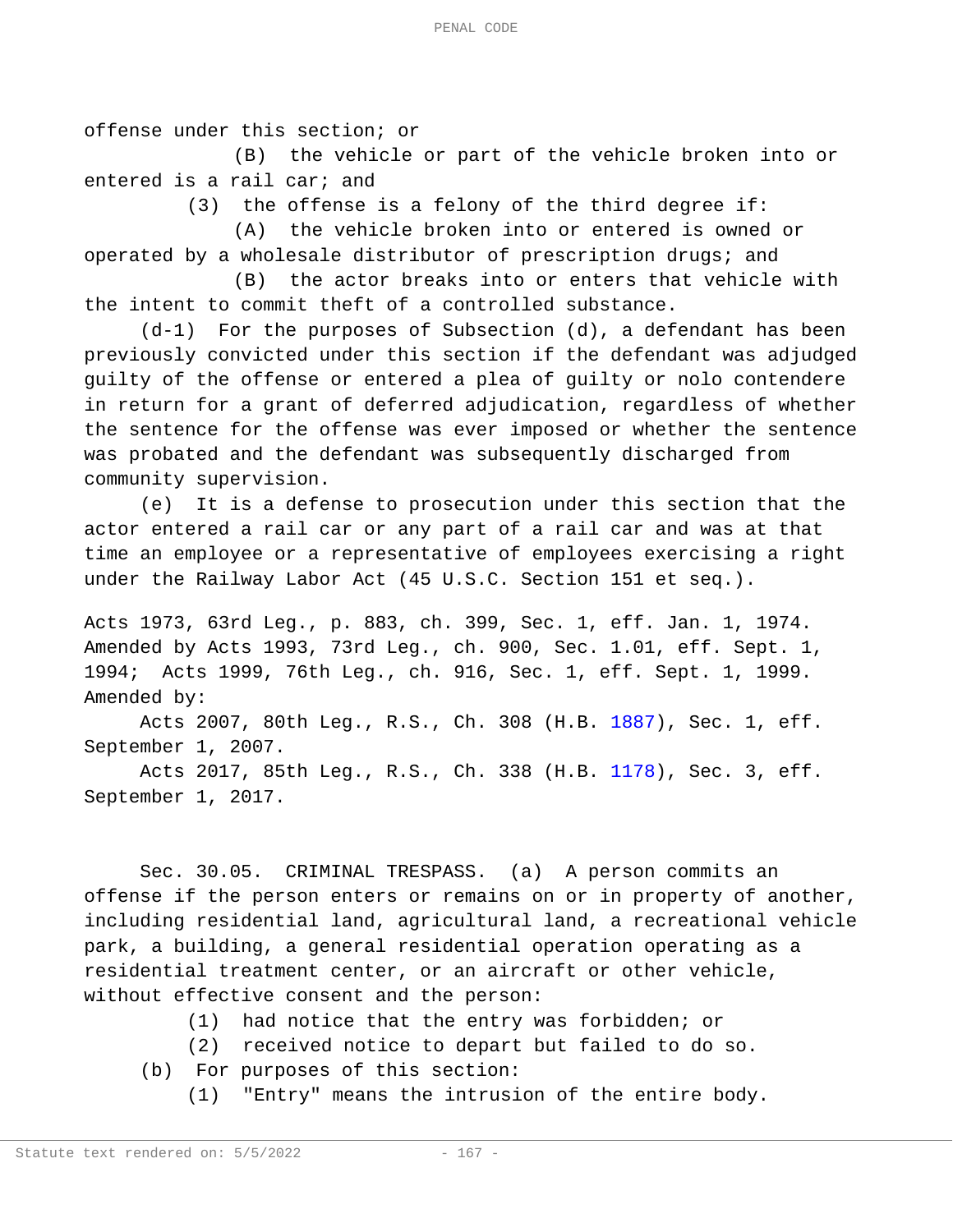offense under this section; or

(B) the vehicle or part of the vehicle broken into or entered is a rail car; and

(3) the offense is a felony of the third degree if:

(A) the vehicle broken into or entered is owned or operated by a wholesale distributor of prescription drugs; and

(B) the actor breaks into or enters that vehicle with the intent to commit theft of a controlled substance.

(d-1) For the purposes of Subsection (d), a defendant has been previously convicted under this section if the defendant was adjudged guilty of the offense or entered a plea of guilty or nolo contendere in return for a grant of deferred adjudication, regardless of whether the sentence for the offense was ever imposed or whether the sentence was probated and the defendant was subsequently discharged from community supervision.

(e) It is a defense to prosecution under this section that the actor entered a rail car or any part of a rail car and was at that time an employee or a representative of employees exercising a right under the Railway Labor Act (45 U.S.C. Section 151 et seq.).

Acts 1973, 63rd Leg., p. 883, ch. 399, Sec. 1, eff. Jan. 1, 1974. Amended by Acts 1993, 73rd Leg., ch. 900, Sec. 1.01, eff. Sept. 1, 1994; Acts 1999, 76th Leg., ch. 916, Sec. 1, eff. Sept. 1, 1999.
Amended by:

Acts 2007, 80th Leg., R.S., Ch. 308 (H.B. 1887), Sec. 1, eff. September 1, 2007.

Acts 2017, 85th Leg., R.S., Ch. 338 (H.B. 1178), Sec. 3, eff. September 1, 2017.

Sec. 30.05. CRIMINAL TRESPASS. (a) A person commits an offense if the person enters or remains on or in property of another, including residential land, agricultural land, a recreational vehicle park, a building, a general residential operation operating as a residential treatment center, or an aircraft or other vehicle, without effective consent and the person:

(1) had notice that the entry was forbidden; or

(2) received notice to depart but failed to do so.

(b) For purposes of this section:

(1) "Entry" means the intrusion of the entire body.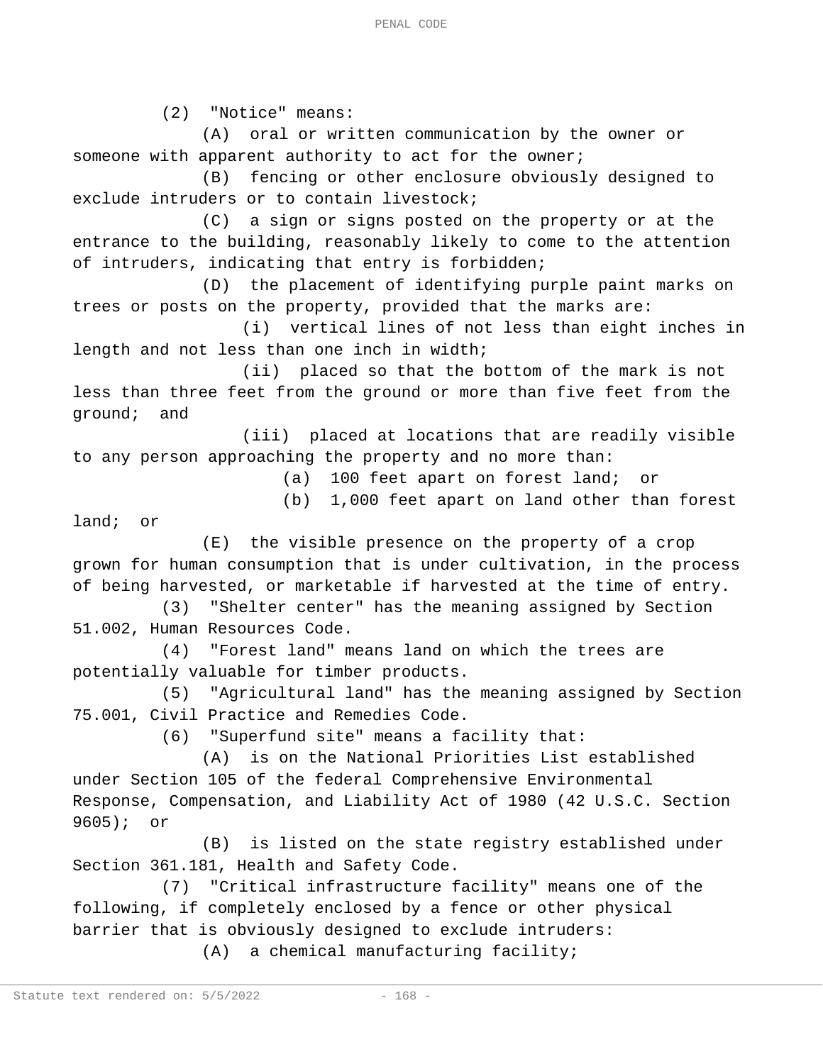(2) "Notice" means:

(A) oral or written communication by the owner or someone with apparent authority to act for the owner;

(B) fencing or other enclosure obviously designed to exclude intruders or to contain livestock;

(C) a sign or signs posted on the property or at the entrance to the building, reasonably likely to come to the attention of intruders, indicating that entry is forbidden;

(D) the placement of identifying purple paint marks on trees or posts on the property, provided that the marks are:

(i) vertical lines of not less than eight inches in length and not less than one inch in width;

(ii) placed so that the bottom of the mark is not less than three feet from the ground or more than five feet from the ground; and

(iii) placed at locations that are readily visible to any person approaching the property and no more than:

(a) 100 feet apart on forest land; or

(b) 1,000 feet apart on land other than forest land; or

(E) the visible presence on the property of a crop grown for human consumption that is under cultivation, in the process of being harvested, or marketable if harvested at the time of entry.

(3) "Shelter center" has the meaning assigned by Section 51.002, Human Resources Code.

(4) "Forest land" means land on which the trees are potentially valuable for timber products.

(5) "Agricultural land" has the meaning assigned by Section 75.001, Civil Practice and Remedies Code.

(6) "Superfund site" means a facility that:

(A) is on the National Priorities List established under Section 105 of the federal Comprehensive Environmental Response, Compensation, and Liability Act of 1980 (42 U.S.C. Section 9605); or

(B) is listed on the state registry established under Section 361.181, Health and Safety Code.

(7) "Critical infrastructure facility" means one of the following, if completely enclosed by a fence or other physical barrier that is obviously designed to exclude intruders:

(A) a chemical manufacturing facility;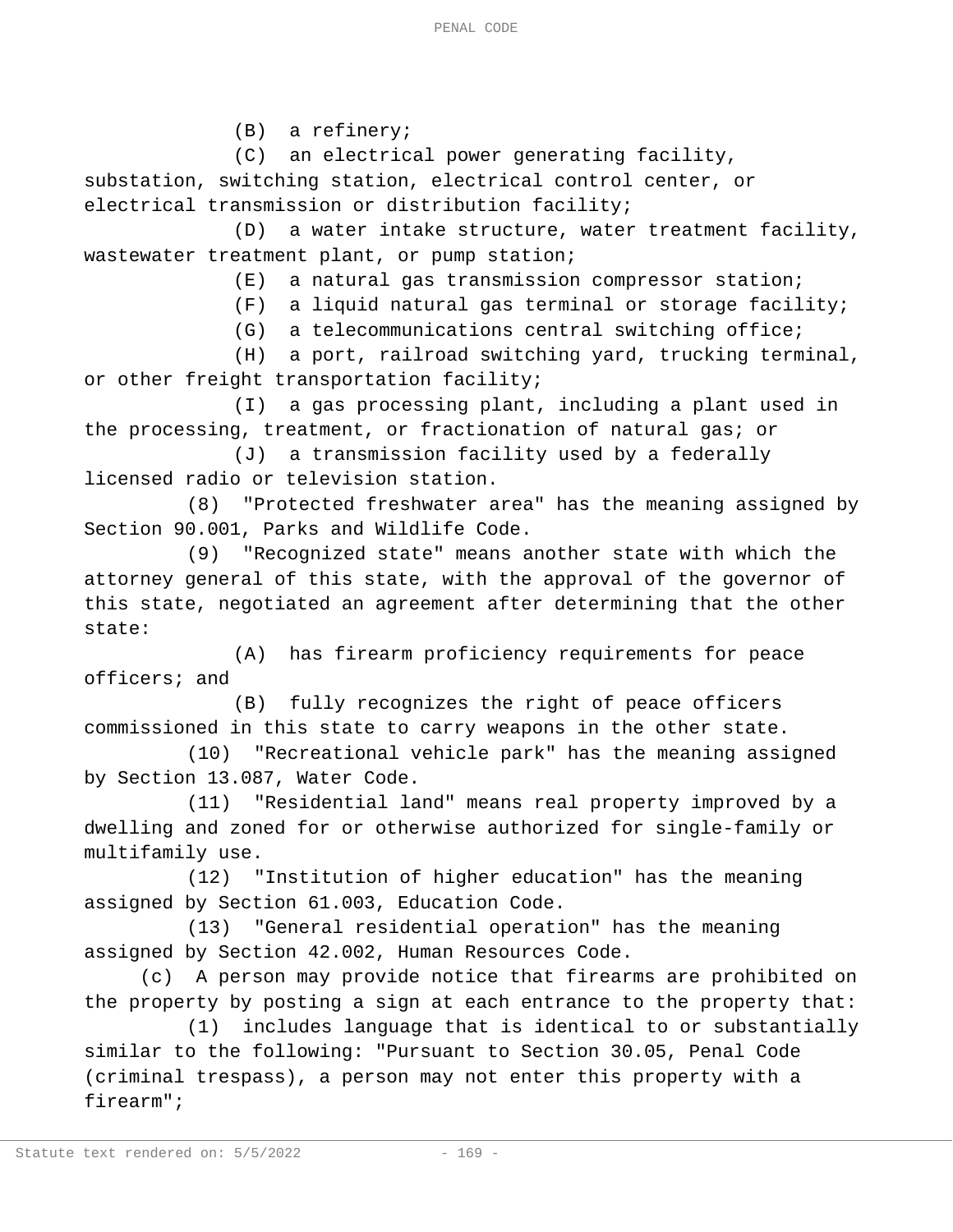(B) a refinery;

(C) an electrical power generating facility, substation, switching station, electrical control center, or electrical transmission or distribution facility;

(D) a water intake structure, water treatment facility, wastewater treatment plant, or pump station;

(E) a natural gas transmission compressor station;

(F) a liquid natural gas terminal or storage facility;

(G) a telecommunications central switching office;

(H) a port, railroad switching yard, trucking terminal, or other freight transportation facility;

(I) a gas processing plant, including a plant used in the processing, treatment, or fractionation of natural gas; or

(J) a transmission facility used by a federally licensed radio or television station.

(8) "Protected freshwater area" has the meaning assigned by Section 90.001, Parks and Wildlife Code.

(9) "Recognized state" means another state with which the attorney general of this state, with the approval of the governor of this state, negotiated an agreement after determining that the other state:

(A) has firearm proficiency requirements for peace officers; and

(B) fully recognizes the right of peace officers commissioned in this state to carry weapons in the other state.

(10) "Recreational vehicle park" has the meaning assigned by Section 13.087, Water Code.

(11) "Residential land" means real property improved by a dwelling and zoned for or otherwise authorized for single-family or multifamily use.

(12) "Institution of higher education" has the meaning assigned by Section 61.003, Education Code.

(13) "General residential operation" has the meaning assigned by Section 42.002, Human Resources Code.

(c) A person may provide notice that firearms are prohibited on the property by posting a sign at each entrance to the property that:

(1) includes language that is identical to or substantially similar to the following: "Pursuant to Section 30.05, Penal Code (criminal trespass), a person may not enter this property with a firearm";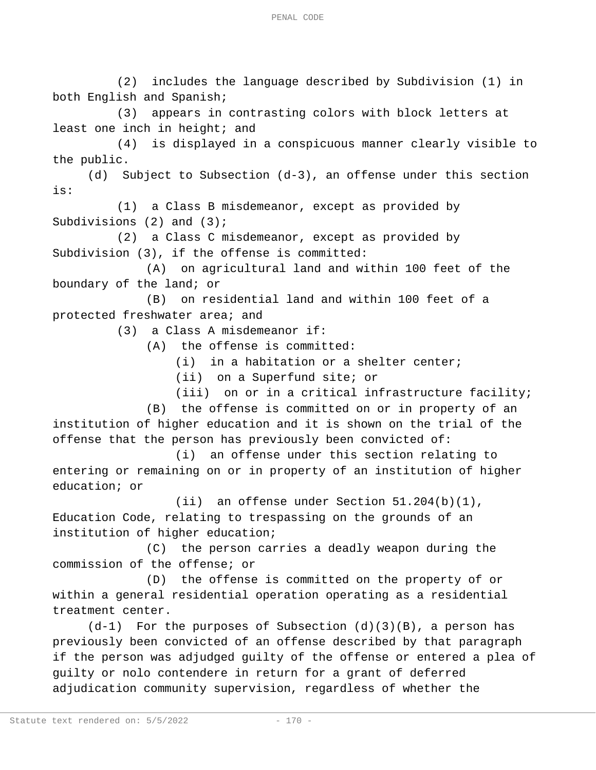(2) includes the language described by Subdivision (1) in both English and Spanish;

(3) appears in contrasting colors with block letters at least one inch in height; and

(4) is displayed in a conspicuous manner clearly visible to the public.

(d) Subject to Subsection (d-3), an offense under this section is:

(1) a Class B misdemeanor, except as provided by Subdivisions (2) and (3);

(2) a Class C misdemeanor, except as provided by Subdivision (3), if the offense is committed:

(A) on agricultural land and within 100 feet of the boundary of the land; or

(B) on residential land and within 100 feet of a protected freshwater area; and

(3) a Class A misdemeanor if:

(A) the offense is committed:

(i) in a habitation or a shelter center;

(ii) on a Superfund site; or

(iii) on or in a critical infrastructure facility;

(B) the offense is committed on or in property of an institution of higher education and it is shown on the trial of the offense that the person has previously been convicted of:

(i) an offense under this section relating to entering or remaining on or in property of an institution of higher education; or

(ii) an offense under Section 51.204(b)(1), Education Code, relating to trespassing on the grounds of an institution of higher education;

(C) the person carries a deadly weapon during the commission of the offense; or

(D) the offense is committed on the property of or within a general residential operation operating as a residential treatment center.

(d-1) For the purposes of Subsection (d)(3)(B), a person has previously been convicted of an offense described by that paragraph if the person was adjudged guilty of the offense or entered a plea of guilty or nolo contendere in return for a grant of deferred adjudication community supervision, regardless of whether the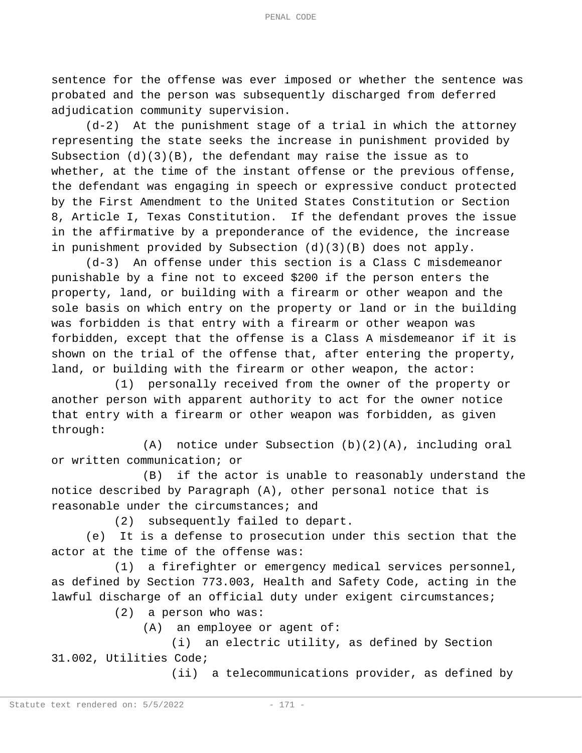sentence for the offense was ever imposed or whether the sentence was probated and the person was subsequently discharged from deferred adjudication community supervision.

(d-2) At the punishment stage of a trial in which the attorney representing the state seeks the increase in punishment provided by Subsection (d)(3)(B), the defendant may raise the issue as to whether, at the time of the instant offense or the previous offense, the defendant was engaging in speech or expressive conduct protected by the First Amendment to the United States Constitution or Section 8, Article I, Texas Constitution. If the defendant proves the issue in the affirmative by a preponderance of the evidence, the increase in punishment provided by Subsection (d)(3)(B) does not apply.

(d-3) An offense under this section is a Class C misdemeanor punishable by a fine not to exceed $200 if the person enters the property, land, or building with a firearm or other weapon and the sole basis on which entry on the property or land or in the building was forbidden is that entry with a firearm or other weapon was forbidden, except that the offense is a Class A misdemeanor if it is shown on the trial of the offense that, after entering the property, land, or building with the firearm or other weapon, the actor:

(1) personally received from the owner of the property or another person with apparent authority to act for the owner notice that entry with a firearm or other weapon was forbidden, as given through:

(A) notice under Subsection (b)(2)(A), including oral or written communication; or

(B) if the actor is unable to reasonably understand the notice described by Paragraph (A), other personal notice that is reasonable under the circumstances; and

(2) subsequently failed to depart.

(e) It is a defense to prosecution under this section that the actor at the time of the offense was:

(1) a firefighter or emergency medical services personnel, as defined by Section 773.003, Health and Safety Code, acting in the lawful discharge of an official duty under exigent circumstances;

(2) a person who was:

(A) an employee or agent of:

(i) an electric utility, as defined by Section 31.002, Utilities Code;

(ii) a telecommunications provider, as defined by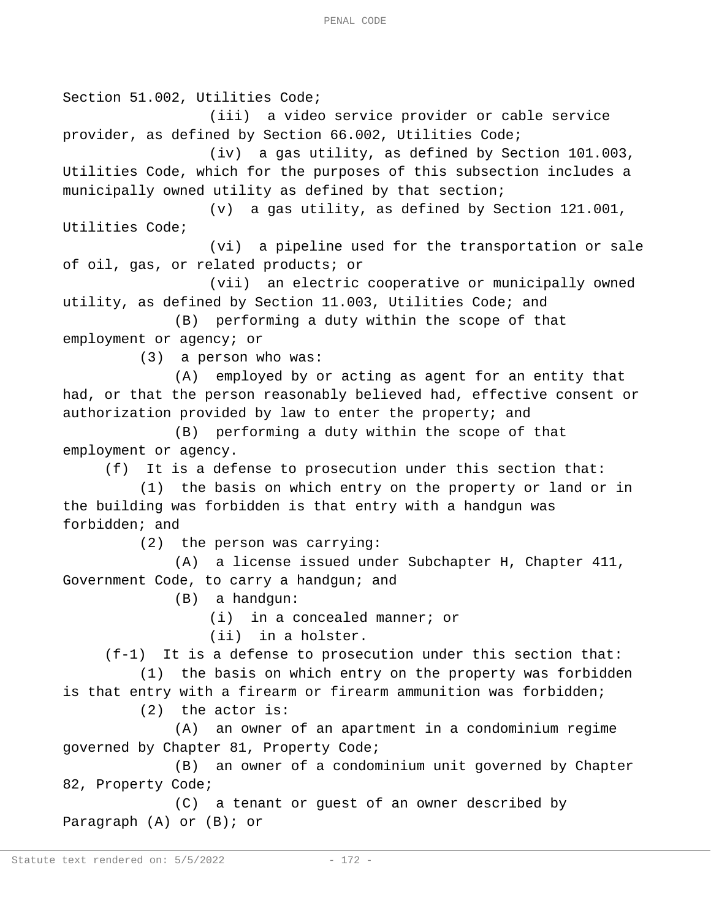Section 51.002, Utilities Code;

(iii) a video service provider or cable service provider, as defined by Section 66.002, Utilities Code;

(iv) a gas utility, as defined by Section 101.003, Utilities Code, which for the purposes of this subsection includes a municipally owned utility as defined by that section;

(v) a gas utility, as defined by Section 121.001, Utilities Code;

(vi) a pipeline used for the transportation or sale of oil, gas, or related products; or

(vii) an electric cooperative or municipally owned utility, as defined by Section 11.003, Utilities Code; and

(B) performing a duty within the scope of that employment or agency; or

(3) a person who was:

(A) employed by or acting as agent for an entity that had, or that the person reasonably believed had, effective consent or authorization provided by law to enter the property; and

(B) performing a duty within the scope of that employment or agency.

(f) It is a defense to prosecution under this section that:

(1) the basis on which entry on the property or land or in the building was forbidden is that entry with a handgun was forbidden; and

(2) the person was carrying:

(A) a license issued under Subchapter H, Chapter 411, Government Code, to carry a handgun; and

(B) a handgun:

(i) in a concealed manner; or

(ii) in a holster.

(f-1) It is a defense to prosecution under this section that:

(1) the basis on which entry on the property was forbidden is that entry with a firearm or firearm ammunition was forbidden;

(2) the actor is:

(A) an owner of an apartment in a condominium regime governed by Chapter 81, Property Code;

(B) an owner of a condominium unit governed by Chapter 82, Property Code;

(C) a tenant or guest of an owner described by Paragraph (A) or (B); or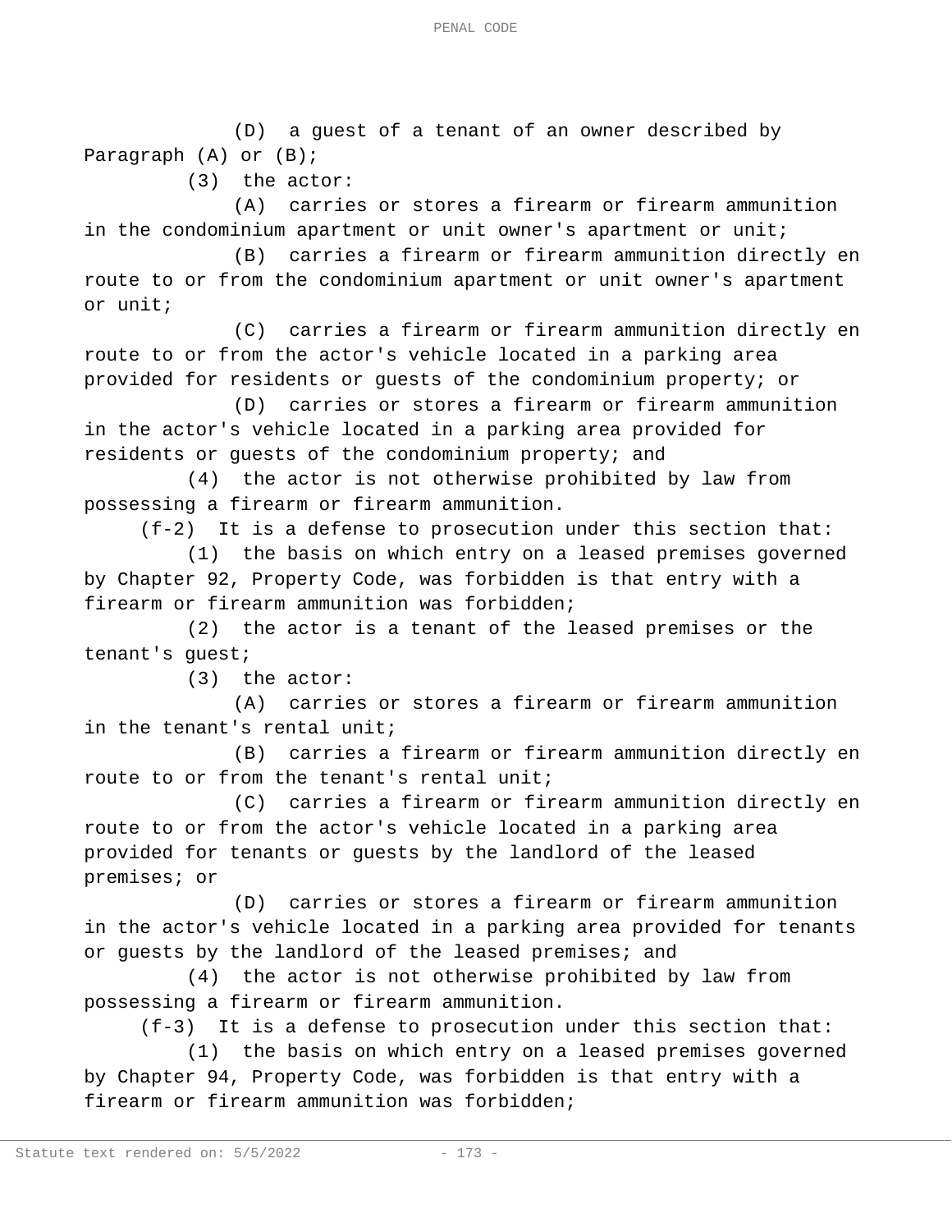(D) a guest of a tenant of an owner described by Paragraph (A) or (B);

(3) the actor:

(A) carries or stores a firearm or firearm ammunition in the condominium apartment or unit owner's apartment or unit;

(B) carries a firearm or firearm ammunition directly en route to or from the condominium apartment or unit owner's apartment or unit;

(C) carries a firearm or firearm ammunition directly en route to or from the actor's vehicle located in a parking area provided for residents or guests of the condominium property; or

(D) carries or stores a firearm or firearm ammunition in the actor's vehicle located in a parking area provided for residents or guests of the condominium property; and

(4) the actor is not otherwise prohibited by law from possessing a firearm or firearm ammunition.

(f-2) It is a defense to prosecution under this section that:

(1) the basis on which entry on a leased premises governed by Chapter 92, Property Code, was forbidden is that entry with a firearm or firearm ammunition was forbidden;

(2) the actor is a tenant of the leased premises or the tenant's guest;

(3) the actor:

(A) carries or stores a firearm or firearm ammunition in the tenant's rental unit;

(B) carries a firearm or firearm ammunition directly en route to or from the tenant's rental unit;

(C) carries a firearm or firearm ammunition directly en route to or from the actor's vehicle located in a parking area provided for tenants or guests by the landlord of the leased premises; or

(D) carries or stores a firearm or firearm ammunition in the actor's vehicle located in a parking area provided for tenants or guests by the landlord of the leased premises; and

(4) the actor is not otherwise prohibited by law from possessing a firearm or firearm ammunition.

(f-3) It is a defense to prosecution under this section that:

(1) the basis on which entry on a leased premises governed by Chapter 94, Property Code, was forbidden is that entry with a firearm or firearm ammunition was forbidden;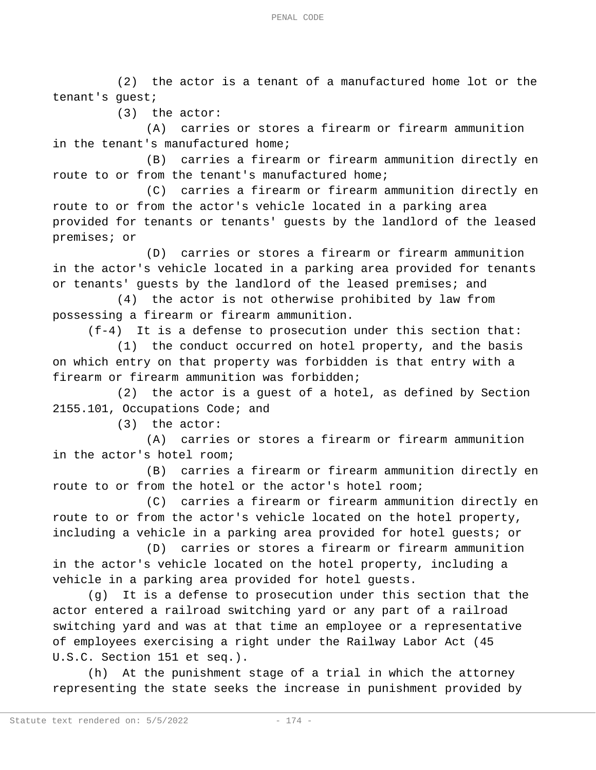(2) the actor is a tenant of a manufactured home lot or the tenant's guest;

(3) the actor:

(A) carries or stores a firearm or firearm ammunition in the tenant's manufactured home;

(B) carries a firearm or firearm ammunition directly en route to or from the tenant's manufactured home;

(C) carries a firearm or firearm ammunition directly en route to or from the actor's vehicle located in a parking area provided for tenants or tenants' guests by the landlord of the leased premises; or

(D) carries or stores a firearm or firearm ammunition in the actor's vehicle located in a parking area provided for tenants or tenants' guests by the landlord of the leased premises; and

(4) the actor is not otherwise prohibited by law from possessing a firearm or firearm ammunition.

(f-4) It is a defense to prosecution under this section that:

(1) the conduct occurred on hotel property, and the basis on which entry on that property was forbidden is that entry with a firearm or firearm ammunition was forbidden;

(2) the actor is a guest of a hotel, as defined by Section 2155.101, Occupations Code; and

(3) the actor:

(A) carries or stores a firearm or firearm ammunition in the actor's hotel room;

(B) carries a firearm or firearm ammunition directly en route to or from the hotel or the actor's hotel room;

(C) carries a firearm or firearm ammunition directly en route to or from the actor's vehicle located on the hotel property, including a vehicle in a parking area provided for hotel guests; or

(D) carries or stores a firearm or firearm ammunition in the actor's vehicle located on the hotel property, including a vehicle in a parking area provided for hotel guests.

(g) It is a defense to prosecution under this section that the actor entered a railroad switching yard or any part of a railroad switching yard and was at that time an employee or a representative of employees exercising a right under the Railway Labor Act (45 U.S.C. Section 151 et seq.).

(h) At the punishment stage of a trial in which the attorney representing the state seeks the increase in punishment provided by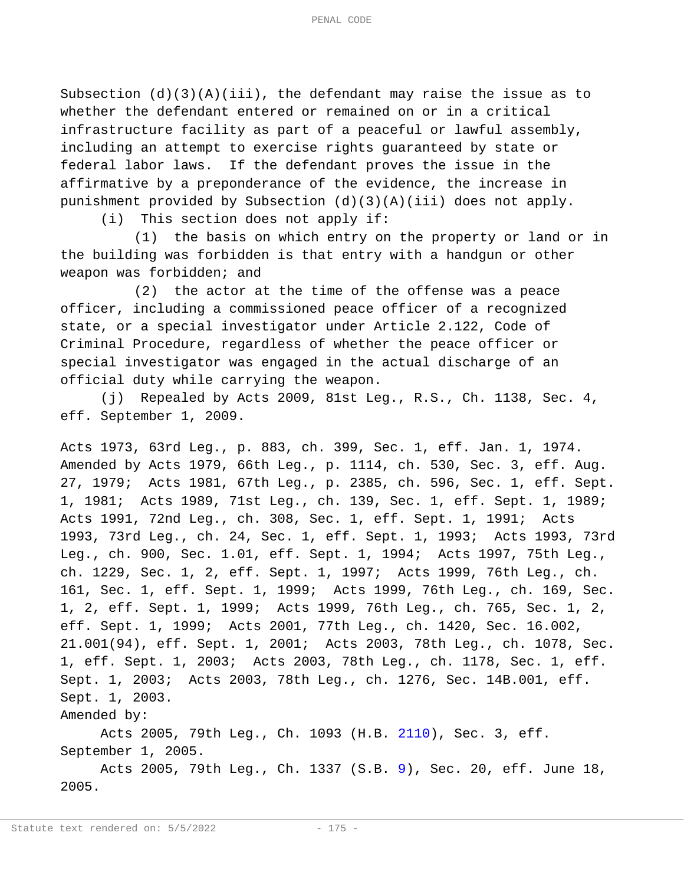Subsection (d)(3)(A)(iii), the defendant may raise the issue as to whether the defendant entered or remained on or in a critical infrastructure facility as part of a peaceful or lawful assembly, including an attempt to exercise rights guaranteed by state or federal labor laws. If the defendant proves the issue in the affirmative by a preponderance of the evidence, the increase in punishment provided by Subsection (d)(3)(A)(iii) does not apply.

(i) This section does not apply if:

(1) the basis on which entry on the property or land or in the building was forbidden is that entry with a handgun or other weapon was forbidden; and

(2) the actor at the time of the offense was a peace officer, including a commissioned peace officer of a recognized state, or a special investigator under Article 2.122, Code of Criminal Procedure, regardless of whether the peace officer or special investigator was engaged in the actual discharge of an official duty while carrying the weapon.

(j) Repealed by Acts 2009, 81st Leg., R.S., Ch. 1138, Sec. 4, eff. September 1, 2009.

Acts 1973, 63rd Leg., p. 883, ch. 399, Sec. 1, eff. Jan. 1, 1974. Amended by Acts 1979, 66th Leg., p. 1114, ch. 530, Sec. 3, eff. Aug. 27, 1979; Acts 1981, 67th Leg., p. 2385, ch. 596, Sec. 1, eff. Sept. 1, 1981; Acts 1989, 71st Leg., ch. 139, Sec. 1, eff. Sept. 1, 1989; Acts 1991, 72nd Leg., ch. 308, Sec. 1, eff. Sept. 1, 1991; Acts 1993, 73rd Leg., ch. 24, Sec. 1, eff. Sept. 1, 1993; Acts 1993, 73rd Leg., ch. 900, Sec. 1.01, eff. Sept. 1, 1994; Acts 1997, 75th Leg., ch. 1229, Sec. 1, 2, eff. Sept. 1, 1997; Acts 1999, 76th Leg., ch. 161, Sec. 1, eff. Sept. 1, 1999; Acts 1999, 76th Leg., ch. 169, Sec. 1, 2, eff. Sept. 1, 1999; Acts 1999, 76th Leg., ch. 765, Sec. 1, 2, eff. Sept. 1, 1999; Acts 2001, 77th Leg., ch. 1420, Sec. 16.002, 21.001(94), eff. Sept. 1, 2001; Acts 2003, 78th Leg., ch. 1078, Sec. 1, eff. Sept. 1, 2003; Acts 2003, 78th Leg., ch. 1178, Sec. 1, eff. Sept. 1, 2003; Acts 2003, 78th Leg., ch. 1276, Sec. 14B.001, eff. Sept. 1, 2003.

Amended by:

Acts 2005, 79th Leg., Ch. 1093 (H.B. 2110), Sec. 3, eff. September 1, 2005.

Acts 2005, 79th Leg., Ch. 1337 (S.B. 9), Sec. 20, eff. June 18, 2005.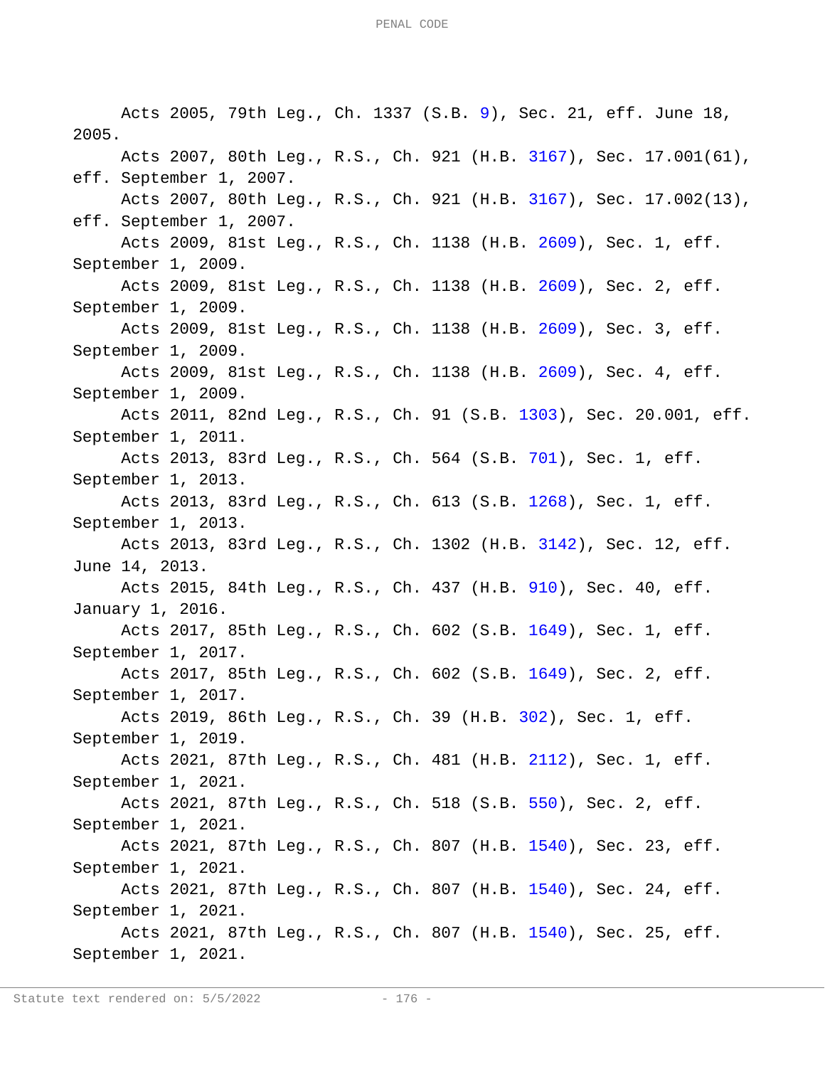Acts 2005, 79th Leg., Ch. 1337 (S.B. 9), Sec. 21, eff. June 18, 2005.

Acts 2007, 80th Leg., R.S., Ch. 921 (H.B. 3167), Sec. 17.001(61), eff. September 1, 2007.

Acts 2007, 80th Leg., R.S., Ch. 921 (H.B. 3167), Sec. 17.002(13), eff. September 1, 2007.

Acts 2009, 81st Leg., R.S., Ch. 1138 (H.B. 2609), Sec. 1, eff. September 1, 2009.

Acts 2009, 81st Leg., R.S., Ch. 1138 (H.B. 2609), Sec. 2, eff. September 1, 2009.

Acts 2009, 81st Leg., R.S., Ch. 1138 (H.B. 2609), Sec. 3, eff. September 1, 2009.

Acts 2009, 81st Leg., R.S., Ch. 1138 (H.B. 2609), Sec. 4, eff. September 1, 2009.

Acts 2011, 82nd Leg., R.S., Ch. 91 (S.B. 1303), Sec. 20.001, eff. September 1, 2011.

Acts 2013, 83rd Leg., R.S., Ch. 564 (S.B. 701), Sec. 1, eff. September 1, 2013.

Acts 2013, 83rd Leg., R.S., Ch. 613 (S.B. 1268), Sec. 1, eff. September 1, 2013.

Acts 2013, 83rd Leg., R.S., Ch. 1302 (H.B. 3142), Sec. 12, eff. June 14, 2013.

Acts 2015, 84th Leg., R.S., Ch. 437 (H.B. 910), Sec. 40, eff. January 1, 2016.

Acts 2017, 85th Leg., R.S., Ch. 602 (S.B. 1649), Sec. 1, eff. September 1, 2017.

Acts 2017, 85th Leg., R.S., Ch. 602 (S.B. 1649), Sec. 2, eff. September 1, 2017.

Acts 2019, 86th Leg., R.S., Ch. 39 (H.B. 302), Sec. 1, eff. September 1, 2019.

Acts 2021, 87th Leg., R.S., Ch. 481 (H.B. 2112), Sec. 1, eff. September 1, 2021.

Acts 2021, 87th Leg., R.S., Ch. 518 (S.B. 550), Sec. 2, eff. September 1, 2021.

Acts 2021, 87th Leg., R.S., Ch. 807 (H.B. 1540), Sec. 23, eff. September 1, 2021.

Acts 2021, 87th Leg., R.S., Ch. 807 (H.B. 1540), Sec. 24, eff. September 1, 2021.

Acts 2021, 87th Leg., R.S., Ch. 807 (H.B. 1540), Sec. 25, eff. September 1, 2021.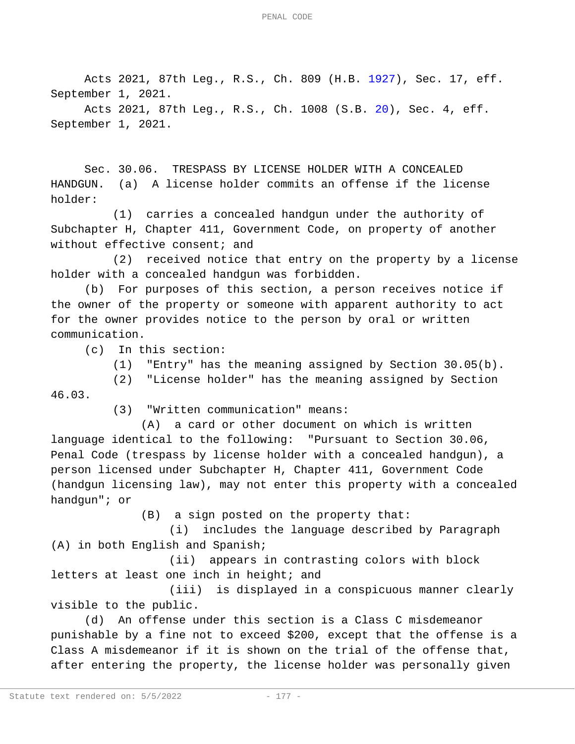Acts 2021, 87th Leg., R.S., Ch. 809 (H.B. 1927), Sec. 17, eff. September 1, 2021.

Acts 2021, 87th Leg., R.S., Ch. 1008 (S.B. 20), Sec. 4, eff. September 1, 2021.

Sec. 30.06. TRESPASS BY LICENSE HOLDER WITH A CONCEALED HANDGUN. (a) A license holder commits an offense if the license holder:

(1) carries a concealed handgun under the authority of Subchapter H, Chapter 411, Government Code, on property of another without effective consent; and

(2) received notice that entry on the property by a license holder with a concealed handgun was forbidden.

(b) For purposes of this section, a person receives notice if the owner of the property or someone with apparent authority to act for the owner provides notice to the person by oral or written communication.

(c) In this section:

(1) "Entry" has the meaning assigned by Section 30.05(b).

(2) "License holder" has the meaning assigned by Section 46.03.

(3) "Written communication" means:

(A) a card or other document on which is written language identical to the following: "Pursuant to Section 30.06, Penal Code (trespass by license holder with a concealed handgun), a person licensed under Subchapter H, Chapter 411, Government Code (handgun licensing law), may not enter this property with a concealed handgun"; or

(B) a sign posted on the property that:

(i) includes the language described by Paragraph (A) in both English and Spanish;

(ii) appears in contrasting colors with block letters at least one inch in height; and

(iii) is displayed in a conspicuous manner clearly visible to the public.

(d) An offense under this section is a Class C misdemeanor punishable by a fine not to exceed $200, except that the offense is a Class A misdemeanor if it is shown on the trial of the offense that, after entering the property, the license holder was personally given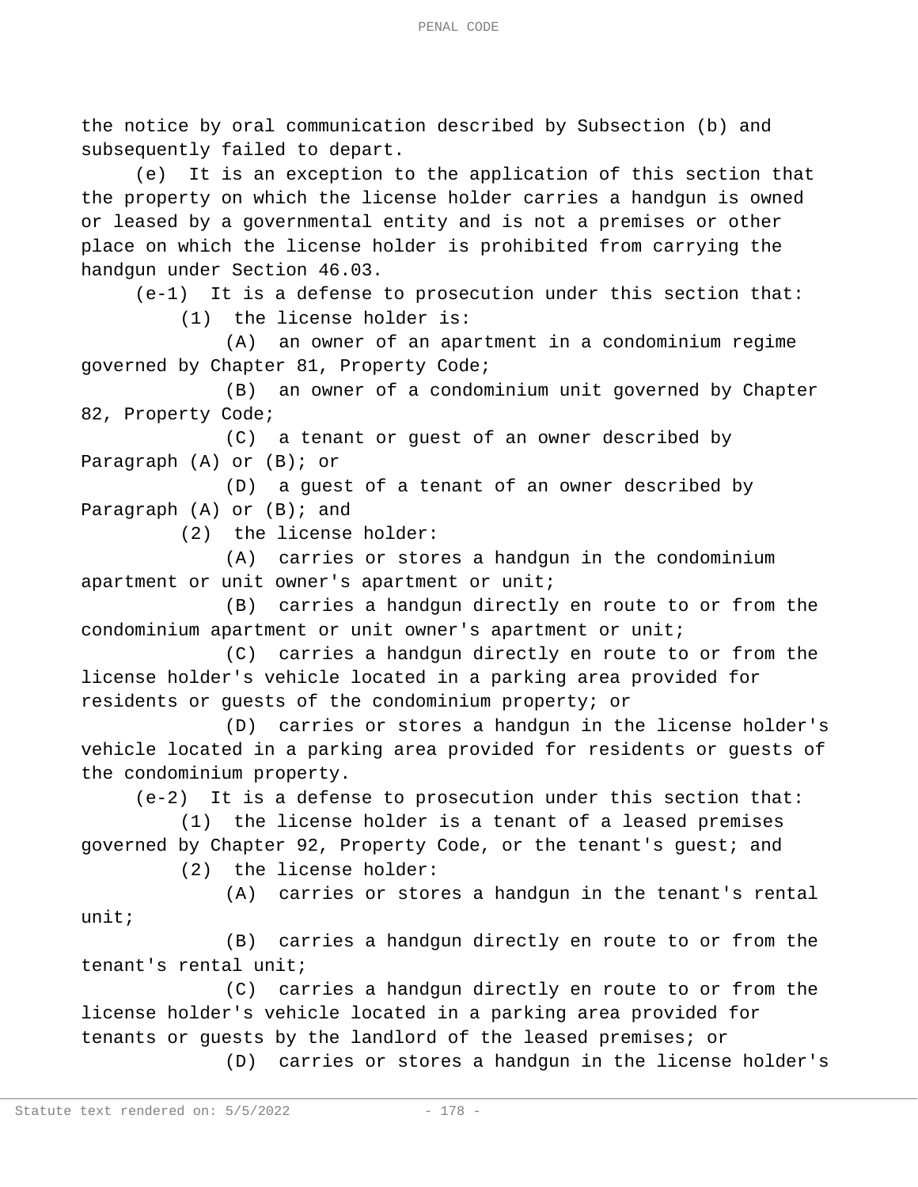the notice by oral communication described by Subsection (b) and subsequently failed to depart.

(e) It is an exception to the application of this section that the property on which the license holder carries a handgun is owned or leased by a governmental entity and is not a premises or other place on which the license holder is prohibited from carrying the handgun under Section 46.03.

(e-1) It is a defense to prosecution under this section that:

(1) the license holder is:

(A) an owner of an apartment in a condominium regime governed by Chapter 81, Property Code;

(B) an owner of a condominium unit governed by Chapter 82, Property Code;

(C) a tenant or guest of an owner described by Paragraph (A) or (B); or

(D) a guest of a tenant of an owner described by Paragraph (A) or (B); and

(2) the license holder:

(A) carries or stores a handgun in the condominium apartment or unit owner's apartment or unit;

(B) carries a handgun directly en route to or from the condominium apartment or unit owner's apartment or unit;

(C) carries a handgun directly en route to or from the license holder's vehicle located in a parking area provided for residents or guests of the condominium property; or

(D) carries or stores a handgun in the license holder's vehicle located in a parking area provided for residents or guests of the condominium property.

(e-2) It is a defense to prosecution under this section that:

(1) the license holder is a tenant of a leased premises governed by Chapter 92, Property Code, or the tenant's guest; and

(2) the license holder:

(A) carries or stores a handgun in the tenant's rental unit;

(B) carries a handgun directly en route to or from the tenant's rental unit;

(C) carries a handgun directly en route to or from the license holder's vehicle located in a parking area provided for tenants or guests by the landlord of the leased premises; or

(D) carries or stores a handgun in the license holder's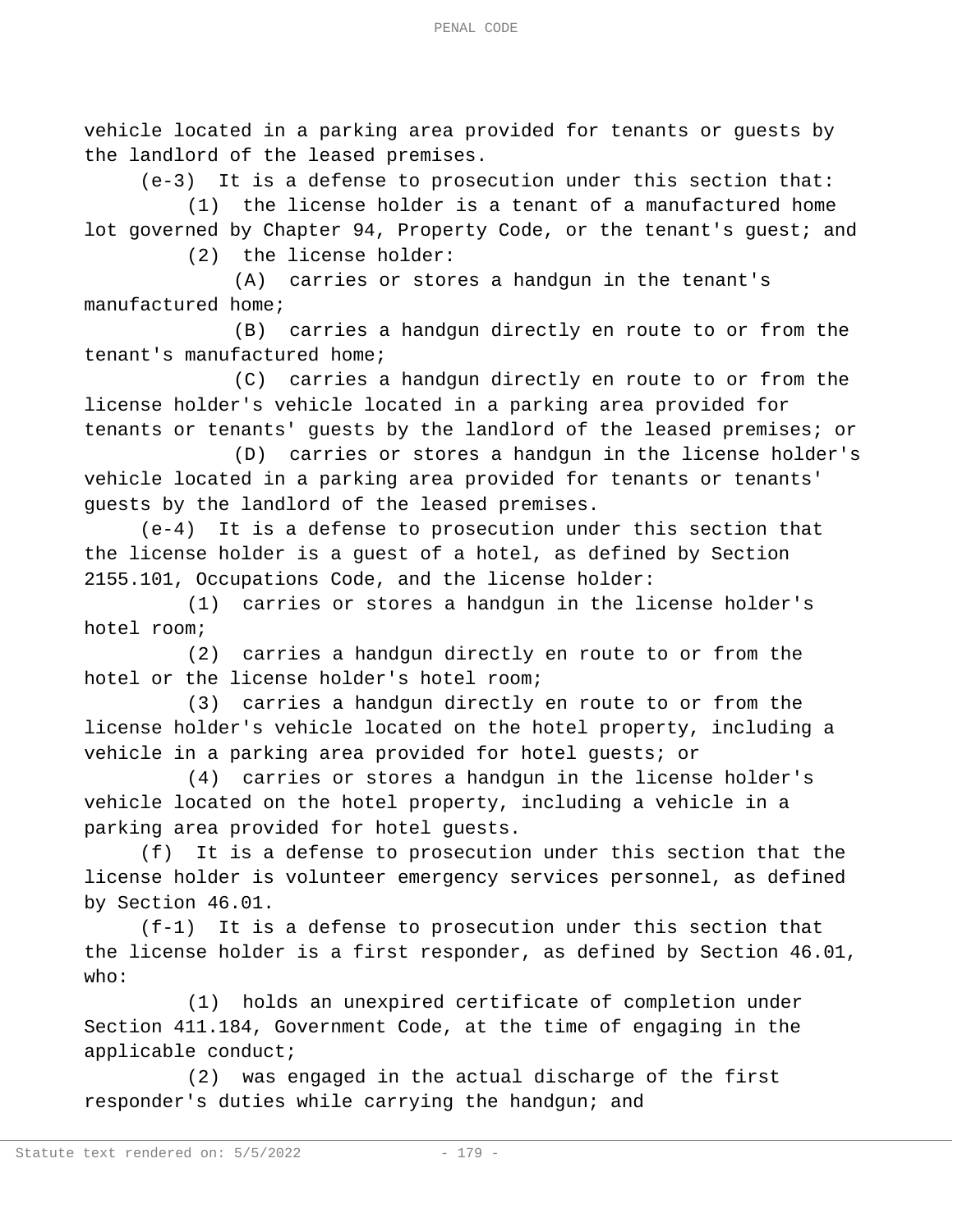vehicle located in a parking area provided for tenants or guests by the landlord of the leased premises.

(e-3) It is a defense to prosecution under this section that:

(1) the license holder is a tenant of a manufactured home lot governed by Chapter 94, Property Code, or the tenant's guest; and

(2) the license holder:

(A) carries or stores a handgun in the tenant's manufactured home;

(B) carries a handgun directly en route to or from the tenant's manufactured home;

(C) carries a handgun directly en route to or from the license holder's vehicle located in a parking area provided for tenants or tenants' guests by the landlord of the leased premises; or

(D) carries or stores a handgun in the license holder's vehicle located in a parking area provided for tenants or tenants' guests by the landlord of the leased premises.

(e-4) It is a defense to prosecution under this section that the license holder is a guest of a hotel, as defined by Section 2155.101, Occupations Code, and the license holder:

(1) carries or stores a handgun in the license holder's hotel room;

(2) carries a handgun directly en route to or from the hotel or the license holder's hotel room;

(3) carries a handgun directly en route to or from the license holder's vehicle located on the hotel property, including a vehicle in a parking area provided for hotel guests; or

(4) carries or stores a handgun in the license holder's vehicle located on the hotel property, including a vehicle in a parking area provided for hotel guests.

(f) It is a defense to prosecution under this section that the license holder is volunteer emergency services personnel, as defined by Section 46.01.

(f-1) It is a defense to prosecution under this section that the license holder is a first responder, as defined by Section 46.01, who:

(1) holds an unexpired certificate of completion under Section 411.184, Government Code, at the time of engaging in the applicable conduct;

(2) was engaged in the actual discharge of the first responder's duties while carrying the handgun; and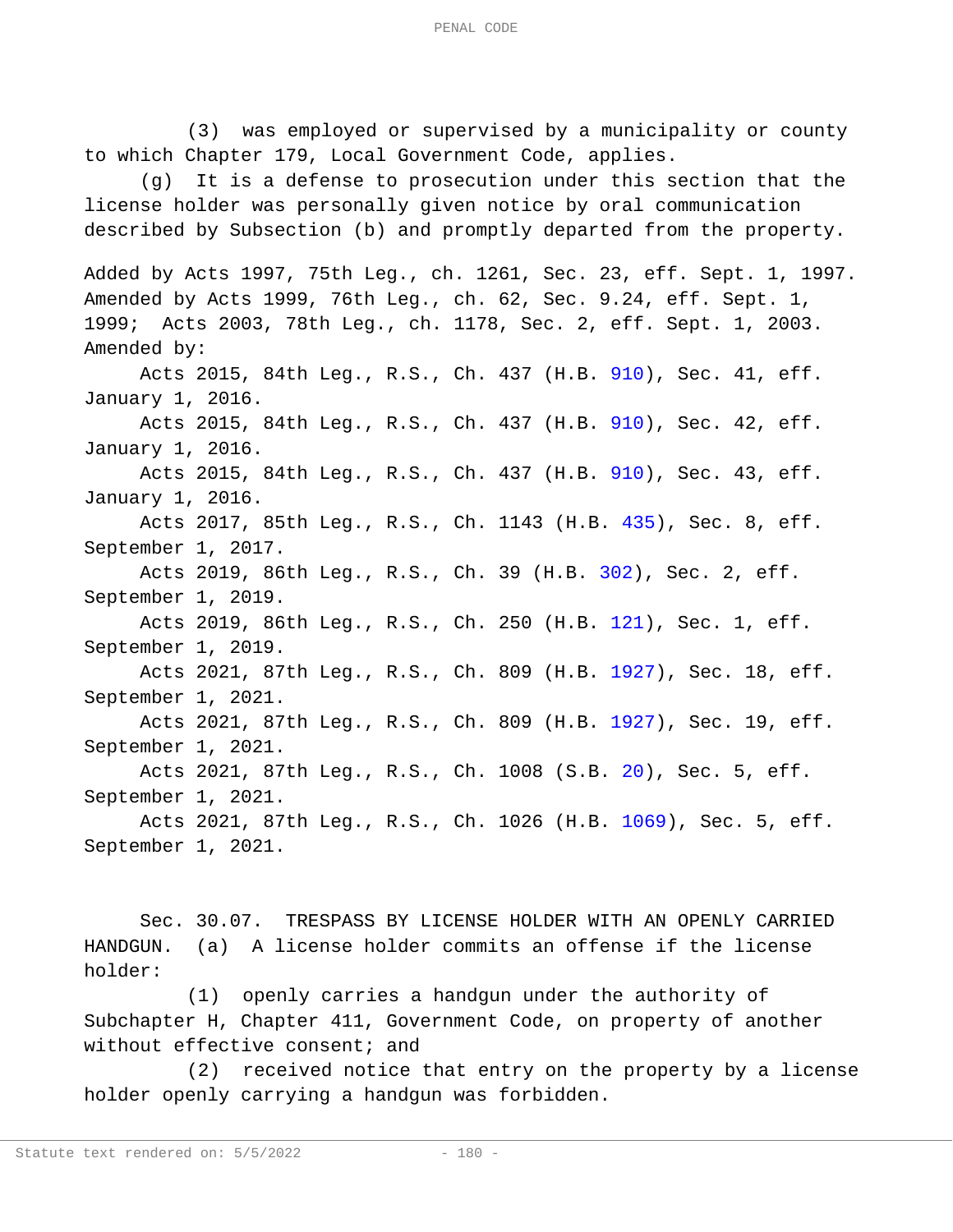(3) was employed or supervised by a municipality or county to which Chapter 179, Local Government Code, applies.

(g) It is a defense to prosecution under this section that the license holder was personally given notice by oral communication described by Subsection (b) and promptly departed from the property.

Added by Acts 1997, 75th Leg., ch. 1261, Sec. 23, eff. Sept. 1, 1997. Amended by Acts 1999, 76th Leg., ch. 62, Sec. 9.24, eff. Sept. 1, 1999; Acts 2003, 78th Leg., ch. 1178, Sec. 2, eff. Sept. 1, 2003.

Amended by:

Acts 2015, 84th Leg., R.S., Ch. 437 (H.B. 910), Sec. 41, eff. January 1, 2016.

Acts 2015, 84th Leg., R.S., Ch. 437 (H.B. 910), Sec. 42, eff. January 1, 2016.

Acts 2015, 84th Leg., R.S., Ch. 437 (H.B. 910), Sec. 43, eff. January 1, 2016.

Acts 2017, 85th Leg., R.S., Ch. 1143 (H.B. 435), Sec. 8, eff. September 1, 2017.

Acts 2019, 86th Leg., R.S., Ch. 39 (H.B. 302), Sec. 2, eff. September 1, 2019.

Acts 2019, 86th Leg., R.S., Ch. 250 (H.B. 121), Sec. 1, eff. September 1, 2019.

Acts 2021, 87th Leg., R.S., Ch. 809 (H.B. 1927), Sec. 18, eff. September 1, 2021.

Acts 2021, 87th Leg., R.S., Ch. 809 (H.B. 1927), Sec. 19, eff. September 1, 2021.

Acts 2021, 87th Leg., R.S., Ch. 1008 (S.B. 20), Sec. 5, eff. September 1, 2021.

Acts 2021, 87th Leg., R.S., Ch. 1026 (H.B. 1069), Sec. 5, eff. September 1, 2021.

Sec. 30.07. TRESPASS BY LICENSE HOLDER WITH AN OPENLY CARRIED HANDGUN. (a) A license holder commits an offense if the license holder:

(1) openly carries a handgun under the authority of Subchapter H, Chapter 411, Government Code, on property of another without effective consent; and

(2) received notice that entry on the property by a license holder openly carrying a handgun was forbidden.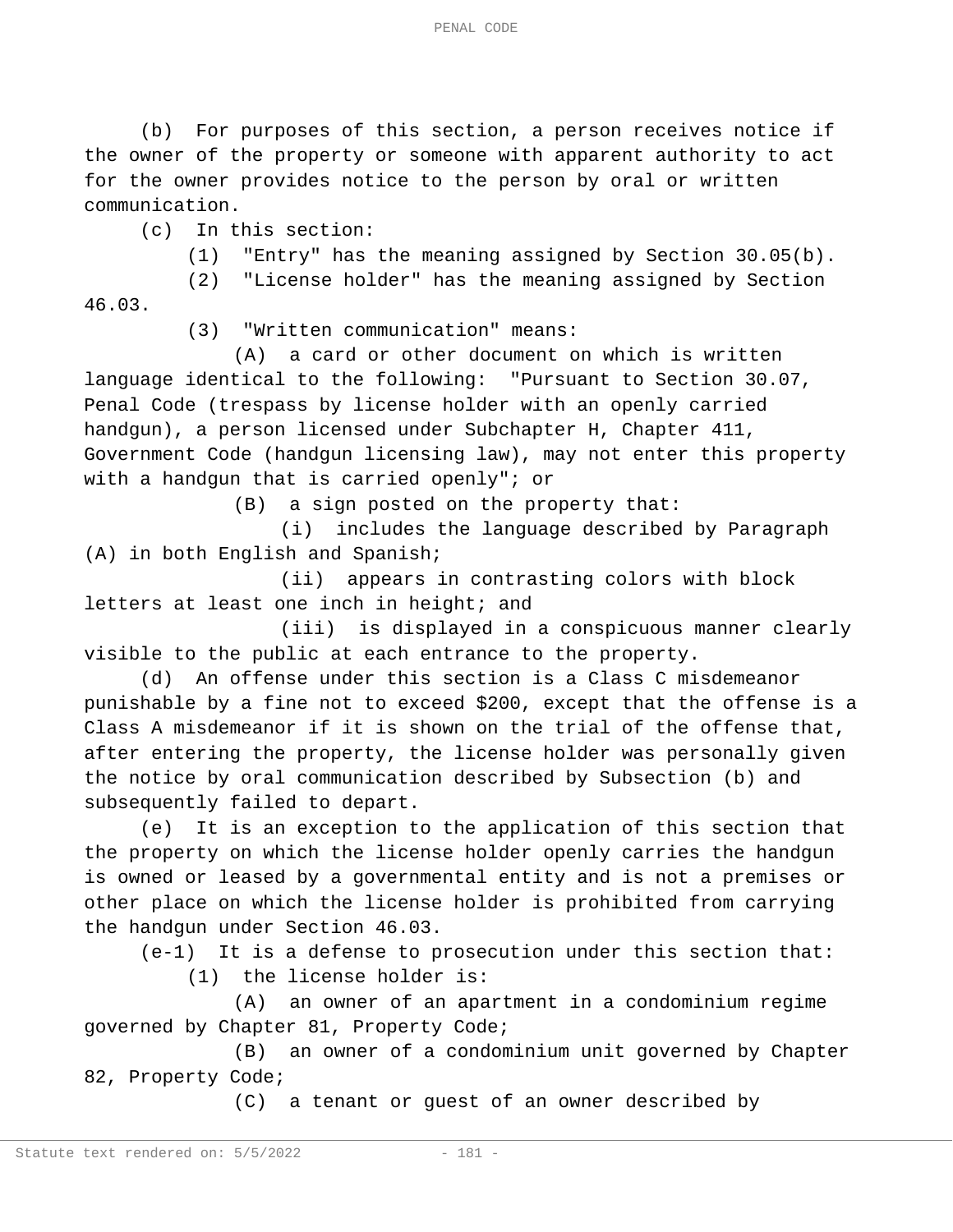(b) For purposes of this section, a person receives notice if the owner of the property or someone with apparent authority to act for the owner provides notice to the person by oral or written communication.

(c) In this section:

(1) "Entry" has the meaning assigned by Section 30.05(b).

(2) "License holder" has the meaning assigned by Section 46.03.

(3) "Written communication" means:

(A) a card or other document on which is written language identical to the following: "Pursuant to Section 30.07, Penal Code (trespass by license holder with an openly carried handgun), a person licensed under Subchapter H, Chapter 411, Government Code (handgun licensing law), may not enter this property with a handgun that is carried openly"; or

(B) a sign posted on the property that:

(i) includes the language described by Paragraph (A) in both English and Spanish;

(ii) appears in contrasting colors with block letters at least one inch in height; and

(iii) is displayed in a conspicuous manner clearly visible to the public at each entrance to the property.

(d) An offense under this section is a Class C misdemeanor punishable by a fine not to exceed $200, except that the offense is a Class A misdemeanor if it is shown on the trial of the offense that, after entering the property, the license holder was personally given the notice by oral communication described by Subsection (b) and subsequently failed to depart.

(e) It is an exception to the application of this section that the property on which the license holder openly carries the handgun is owned or leased by a governmental entity and is not a premises or other place on which the license holder is prohibited from carrying the handgun under Section 46.03.

(e-1) It is a defense to prosecution under this section that:

(1) the license holder is:

(A) an owner of an apartment in a condominium regime governed by Chapter 81, Property Code;

(B) an owner of a condominium unit governed by Chapter 82, Property Code;

(C) a tenant or guest of an owner described by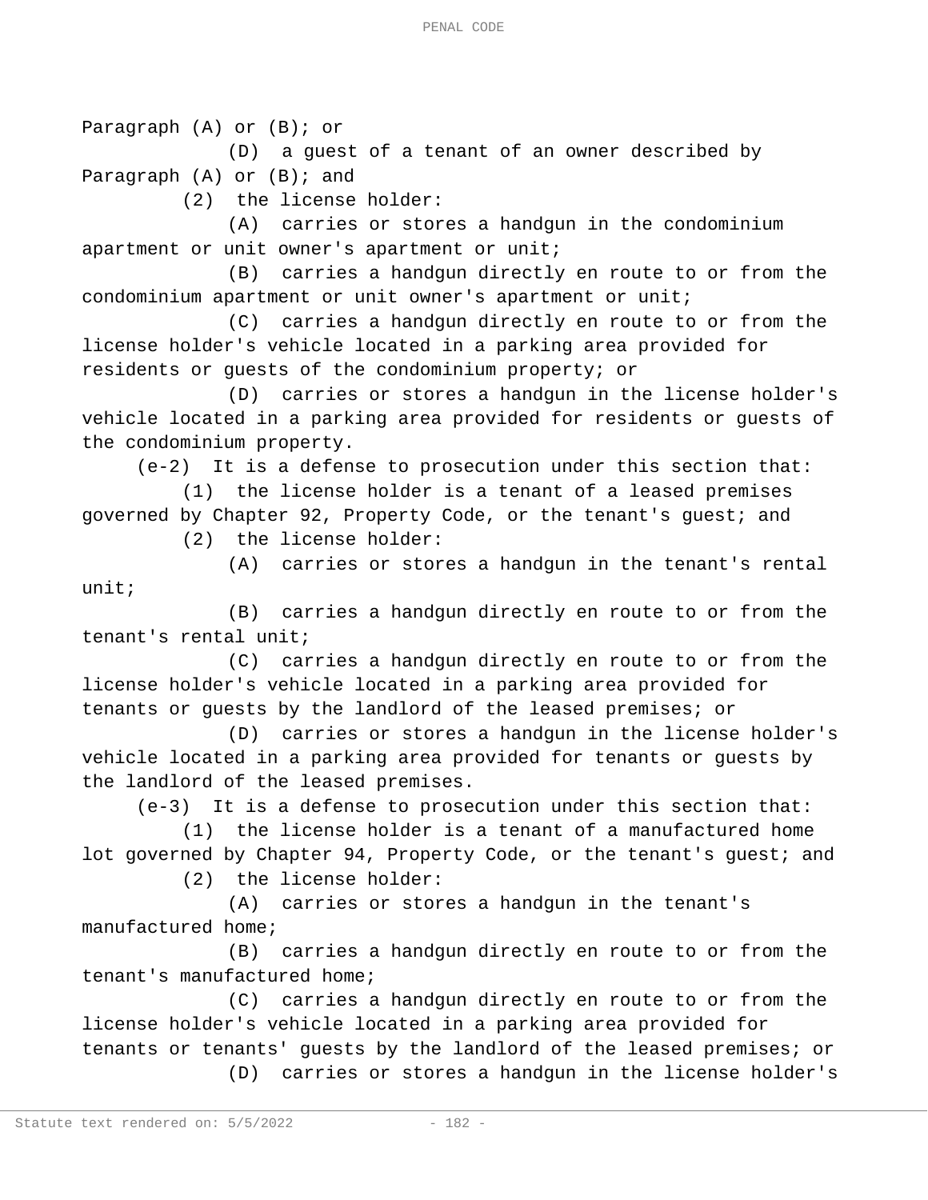Paragraph (A) or (B); or

(D) a guest of a tenant of an owner described by Paragraph (A) or (B); and

(2) the license holder:

(A) carries or stores a handgun in the condominium apartment or unit owner's apartment or unit;

(B) carries a handgun directly en route to or from the condominium apartment or unit owner's apartment or unit;

(C) carries a handgun directly en route to or from the license holder's vehicle located in a parking area provided for residents or guests of the condominium property; or

(D) carries or stores a handgun in the license holder's vehicle located in a parking area provided for residents or guests of the condominium property.

(e-2) It is a defense to prosecution under this section that:

(1) the license holder is a tenant of a leased premises governed by Chapter 92, Property Code, or the tenant's guest; and

(2) the license holder:

(A) carries or stores a handgun in the tenant's rental unit;

(B) carries a handgun directly en route to or from the tenant's rental unit;

(C) carries a handgun directly en route to or from the license holder's vehicle located in a parking area provided for tenants or guests by the landlord of the leased premises; or

(D) carries or stores a handgun in the license holder's vehicle located in a parking area provided for tenants or guests by the landlord of the leased premises.

(e-3) It is a defense to prosecution under this section that:

(1) the license holder is a tenant of a manufactured home lot governed by Chapter 94, Property Code, or the tenant's guest; and

(2) the license holder:

(A) carries or stores a handgun in the tenant's manufactured home;

(B) carries a handgun directly en route to or from the tenant's manufactured home;

(C) carries a handgun directly en route to or from the license holder's vehicle located in a parking area provided for tenants or tenants' guests by the landlord of the leased premises; or

(D) carries or stores a handgun in the license holder's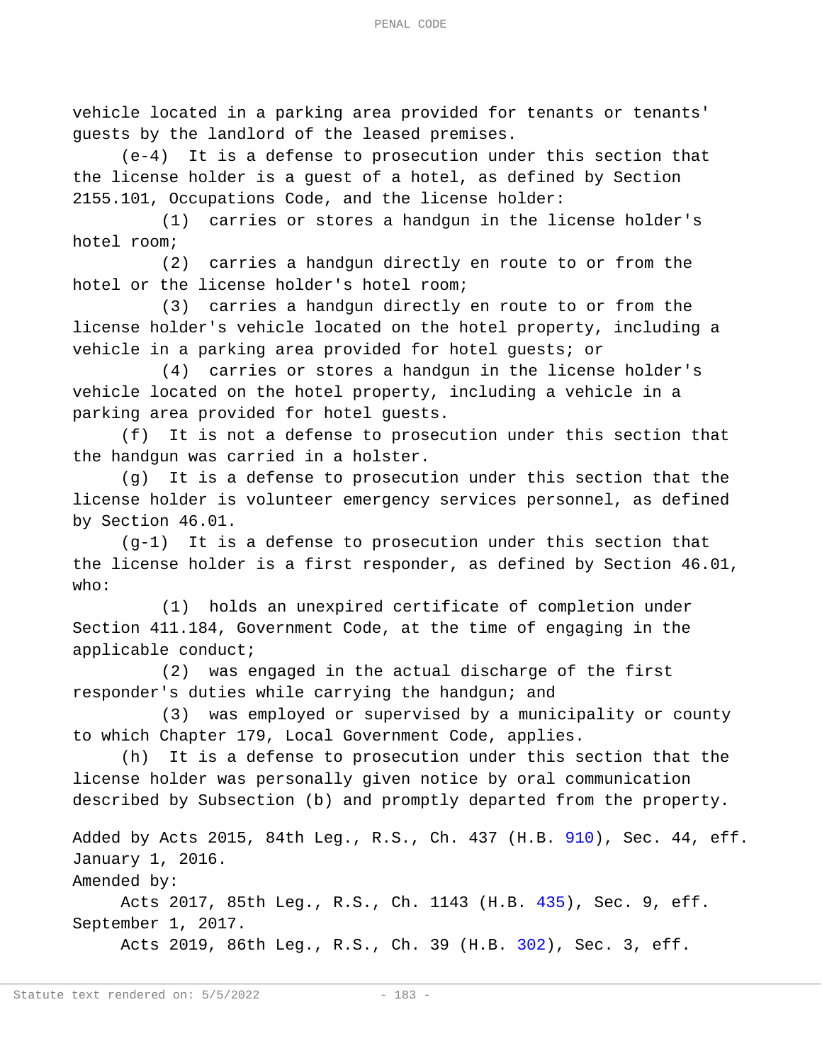vehicle located in a parking area provided for tenants or tenants' guests by the landlord of the leased premises.

(e-4) It is a defense to prosecution under this section that the license holder is a guest of a hotel, as defined by Section 2155.101, Occupations Code, and the license holder:

(1) carries or stores a handgun in the license holder's hotel room;

(2) carries a handgun directly en route to or from the hotel or the license holder's hotel room;

(3) carries a handgun directly en route to or from the license holder's vehicle located on the hotel property, including a vehicle in a parking area provided for hotel guests; or

(4) carries or stores a handgun in the license holder's vehicle located on the hotel property, including a vehicle in a parking area provided for hotel guests.

(f) It is not a defense to prosecution under this section that the handgun was carried in a holster.

(g) It is a defense to prosecution under this section that the license holder is volunteer emergency services personnel, as defined by Section 46.01.

(g-1) It is a defense to prosecution under this section that the license holder is a first responder, as defined by Section 46.01, who:

(1) holds an unexpired certificate of completion under Section 411.184, Government Code, at the time of engaging in the applicable conduct;

(2) was engaged in the actual discharge of the first responder's duties while carrying the handgun; and

(3) was employed or supervised by a municipality or county to which Chapter 179, Local Government Code, applies.

(h) It is a defense to prosecution under this section that the license holder was personally given notice by oral communication described by Subsection (b) and promptly departed from the property.

Added by Acts 2015, 84th Leg., R.S., Ch. 437 (H.B. 910), Sec. 44, eff. January 1, 2016.

Amended by:

Acts 2017, 85th Leg., R.S., Ch. 1143 (H.B. 435), Sec. 9, eff. September 1, 2017.

Acts 2019, 86th Leg., R.S., Ch. 39 (H.B. 302), Sec. 3, eff.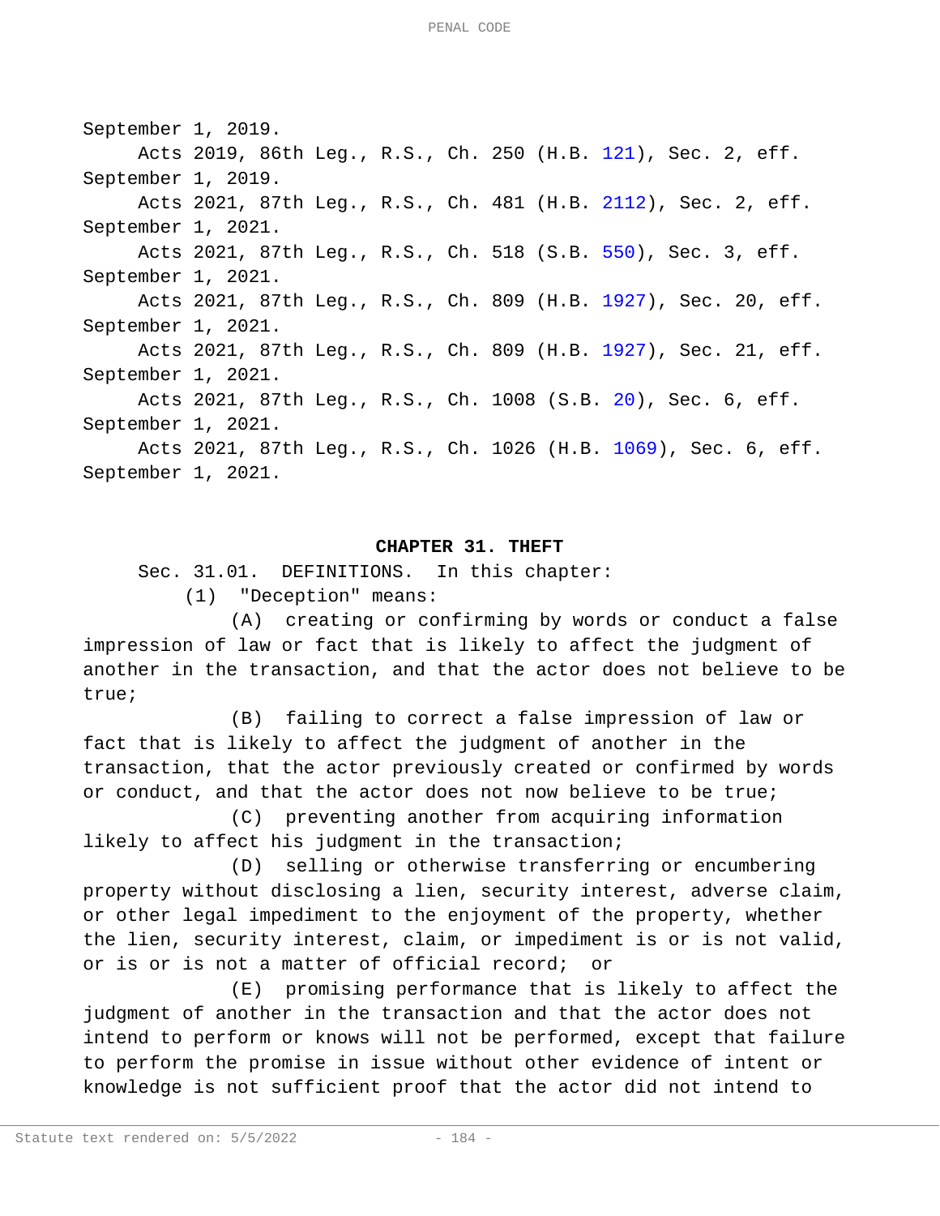September 1, 2019.

Acts 2019, 86th Leg., R.S., Ch. 250 (H.B. 121), Sec. 2, eff. September 1, 2019.

Acts 2021, 87th Leg., R.S., Ch. 481 (H.B. 2112), Sec. 2, eff. September 1, 2021.

Acts 2021, 87th Leg., R.S., Ch. 518 (S.B. 550), Sec. 3, eff. September 1, 2021.

Acts 2021, 87th Leg., R.S., Ch. 809 (H.B. 1927), Sec. 20, eff. September 1, 2021.

Acts 2021, 87th Leg., R.S., Ch. 809 (H.B. 1927), Sec. 21, eff. September 1, 2021.

Acts 2021, 87th Leg., R.S., Ch. 1008 (S.B. 20), Sec. 6, eff. September 1, 2021.

Acts 2021, 87th Leg., R.S., Ch. 1026 (H.B. 1069), Sec. 6, eff. September 1, 2021.

## CHAPTER 31. THEFT

Sec. 31.01. DEFINITIONS. In this chapter:

(1) "Deception" means:

(A) creating or confirming by words or conduct a false impression of law or fact that is likely to affect the judgment of another in the transaction, and that the actor does not believe to be true;

(B) failing to correct a false impression of law or fact that is likely to affect the judgment of another in the transaction, that the actor previously created or confirmed by words or conduct, and that the actor does not now believe to be true;

(C) preventing another from acquiring information likely to affect his judgment in the transaction;

(D) selling or otherwise transferring or encumbering property without disclosing a lien, security interest, adverse claim, or other legal impediment to the enjoyment of the property, whether the lien, security interest, claim, or impediment is or is not valid, or is or is not a matter of official record; or

(E) promising performance that is likely to affect the judgment of another in the transaction and that the actor does not intend to perform or knows will not be performed, except that failure to perform the promise in issue without other evidence of intent or knowledge is not sufficient proof that the actor did not intend to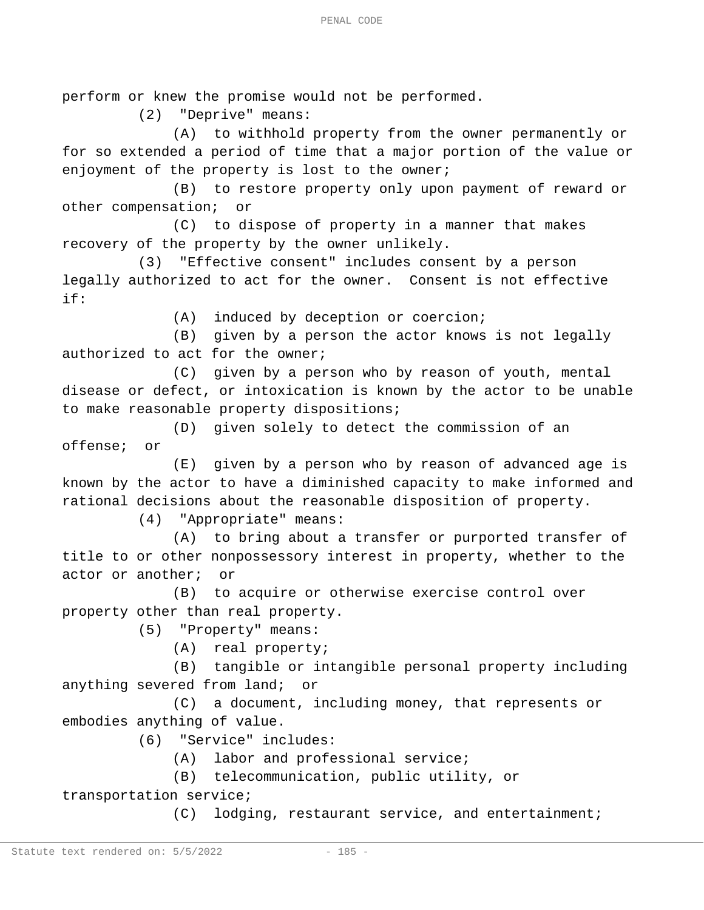perform or knew the promise would not be performed.

(2) "Deprive" means:

(A) to withhold property from the owner permanently or for so extended a period of time that a major portion of the value or enjoyment of the property is lost to the owner;

(B) to restore property only upon payment of reward or other compensation; or

(C) to dispose of property in a manner that makes recovery of the property by the owner unlikely.

(3) "Effective consent" includes consent by a person legally authorized to act for the owner. Consent is not effective if:

(A) induced by deception or coercion;

(B) given by a person the actor knows is not legally authorized to act for the owner;

(C) given by a person who by reason of youth, mental disease or defect, or intoxication is known by the actor to be unable to make reasonable property dispositions;

(D) given solely to detect the commission of an offense; or

(E) given by a person who by reason of advanced age is known by the actor to have a diminished capacity to make informed and rational decisions about the reasonable disposition of property.

(4) "Appropriate" means:

(A) to bring about a transfer or purported transfer of title to or other nonpossessory interest in property, whether to the actor or another; or

(B) to acquire or otherwise exercise control over property other than real property.

(5) "Property" means:

(A) real property;

(B) tangible or intangible personal property including anything severed from land; or

(C) a document, including money, that represents or embodies anything of value.

(6) "Service" includes:

(A) labor and professional service;

(B) telecommunication, public utility, or transportation service;

(C) lodging, restaurant service, and entertainment;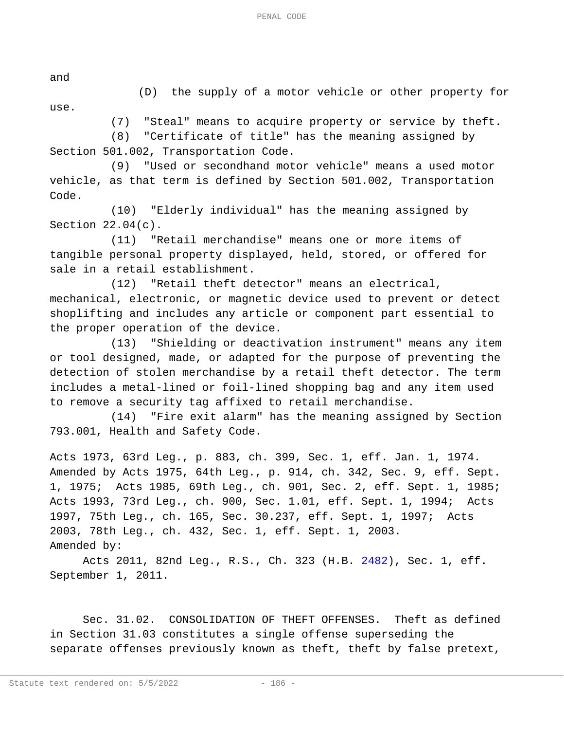and

(D) the supply of a motor vehicle or other property for use.

(7) "Steal" means to acquire property or service by theft.

(8) "Certificate of title" has the meaning assigned by Section 501.002, Transportation Code.

(9) "Used or secondhand motor vehicle" means a used motor vehicle, as that term is defined by Section 501.002, Transportation Code.

(10) "Elderly individual" has the meaning assigned by Section 22.04(c).

(11) "Retail merchandise" means one or more items of tangible personal property displayed, held, stored, or offered for sale in a retail establishment.

(12) "Retail theft detector" means an electrical, mechanical, electronic, or magnetic device used to prevent or detect shoplifting and includes any article or component part essential to the proper operation of the device.

(13) "Shielding or deactivation instrument" means any item or tool designed, made, or adapted for the purpose of preventing the detection of stolen merchandise by a retail theft detector. The term includes a metal-lined or foil-lined shopping bag and any item used to remove a security tag affixed to retail merchandise.

(14) "Fire exit alarm" has the meaning assigned by Section 793.001, Health and Safety Code.

Acts 1973, 63rd Leg., p. 883, ch. 399, Sec. 1, eff. Jan. 1, 1974. Amended by Acts 1975, 64th Leg., p. 914, ch. 342, Sec. 9, eff. Sept. 1, 1975; Acts 1985, 69th Leg., ch. 901, Sec. 2, eff. Sept. 1, 1985; Acts 1993, 73rd Leg., ch. 900, Sec. 1.01, eff. Sept. 1, 1994; Acts 1997, 75th Leg., ch. 165, Sec. 30.237, eff. Sept. 1, 1997; Acts 2003, 78th Leg., ch. 432, Sec. 1, eff. Sept. 1, 2003.

Amended by:

Acts 2011, 82nd Leg., R.S., Ch. 323 (H.B. 2482), Sec. 1, eff. September 1, 2011.

Sec. 31.02. CONSOLIDATION OF THEFT OFFENSES. Theft as defined in Section 31.03 constitutes a single offense superseding the separate offenses previously known as theft, theft by false pretext,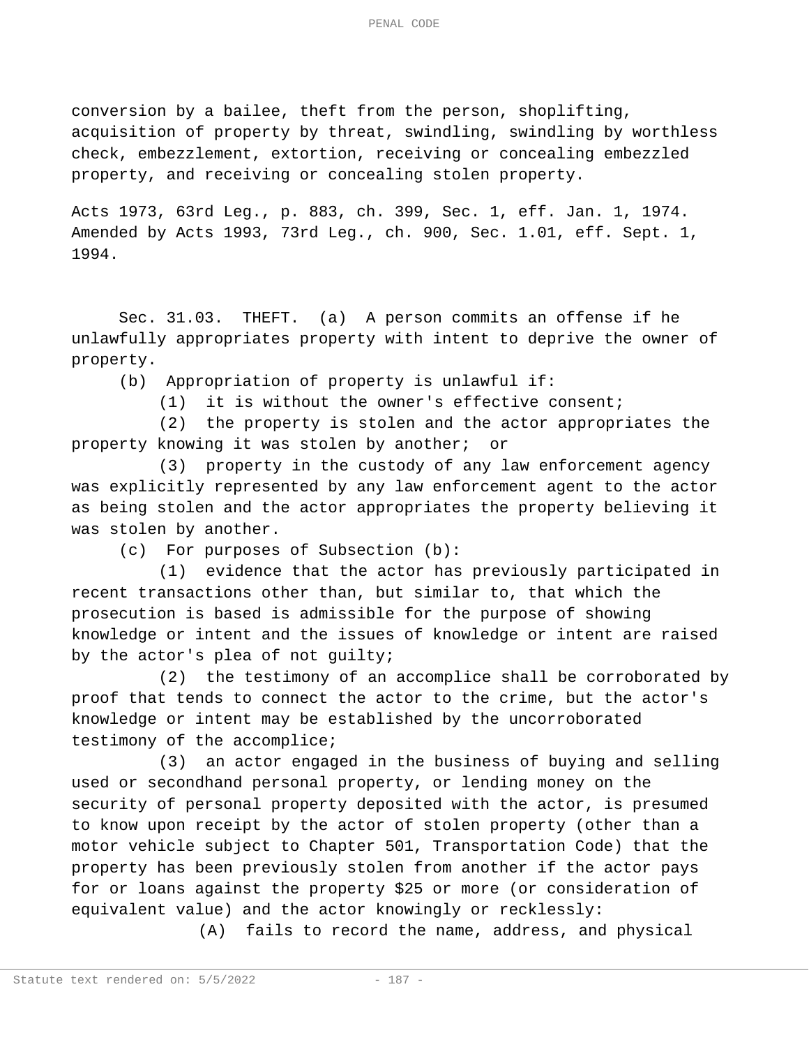conversion by a bailee, theft from the person, shoplifting, acquisition of property by threat, swindling, swindling by worthless check, embezzlement, extortion, receiving or concealing embezzled property, and receiving or concealing stolen property.

Acts 1973, 63rd Leg., p. 883, ch. 399, Sec. 1, eff. Jan. 1, 1974. Amended by Acts 1993, 73rd Leg., ch. 900, Sec. 1.01, eff. Sept. 1, 1994.

Sec. 31.03. THEFT. (a) A person commits an offense if he unlawfully appropriates property with intent to deprive the owner of property.

(b) Appropriation of property is unlawful if:

(1) it is without the owner's effective consent;

(2) the property is stolen and the actor appropriates the property knowing it was stolen by another; or

(3) property in the custody of any law enforcement agency was explicitly represented by any law enforcement agent to the actor as being stolen and the actor appropriates the property believing it was stolen by another.

(c) For purposes of Subsection (b):

(1) evidence that the actor has previously participated in recent transactions other than, but similar to, that which the prosecution is based is admissible for the purpose of showing knowledge or intent and the issues of knowledge or intent are raised by the actor's plea of not guilty;

(2) the testimony of an accomplice shall be corroborated by proof that tends to connect the actor to the crime, but the actor's knowledge or intent may be established by the uncorroborated testimony of the accomplice;

(3) an actor engaged in the business of buying and selling used or secondhand personal property, or lending money on the security of personal property deposited with the actor, is presumed to know upon receipt by the actor of stolen property (other than a motor vehicle subject to Chapter 501, Transportation Code) that the property has been previously stolen from another if the actor pays for or loans against the property $25 or more (or consideration of equivalent value) and the actor knowingly or recklessly:

(A) fails to record the name, address, and physical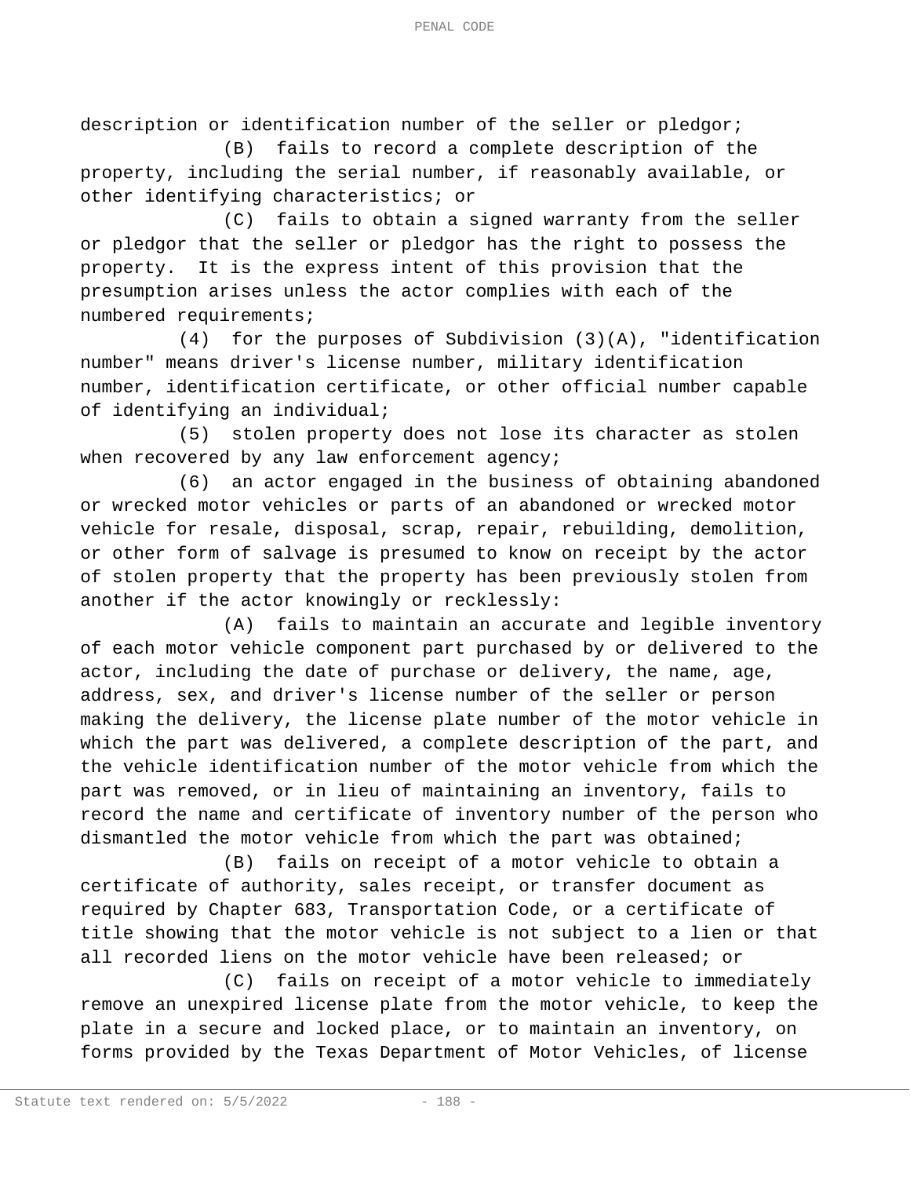description or identification number of the seller or pledgor;

(B) fails to record a complete description of the property, including the serial number, if reasonably available, or other identifying characteristics; or

(C) fails to obtain a signed warranty from the seller or pledgor that the seller or pledgor has the right to possess the property. It is the express intent of this provision that the presumption arises unless the actor complies with each of the numbered requirements;

(4) for the purposes of Subdivision (3)(A), "identification number" means driver's license number, military identification number, identification certificate, or other official number capable of identifying an individual;

(5) stolen property does not lose its character as stolen when recovered by any law enforcement agency;

(6) an actor engaged in the business of obtaining abandoned or wrecked motor vehicles or parts of an abandoned or wrecked motor vehicle for resale, disposal, scrap, repair, rebuilding, demolition, or other form of salvage is presumed to know on receipt by the actor of stolen property that the property has been previously stolen from another if the actor knowingly or recklessly:

(A) fails to maintain an accurate and legible inventory of each motor vehicle component part purchased by or delivered to the actor, including the date of purchase or delivery, the name, age, address, sex, and driver's license number of the seller or person making the delivery, the license plate number of the motor vehicle in which the part was delivered, a complete description of the part, and the vehicle identification number of the motor vehicle from which the part was removed, or in lieu of maintaining an inventory, fails to record the name and certificate of inventory number of the person who dismantled the motor vehicle from which the part was obtained;

(B) fails on receipt of a motor vehicle to obtain a certificate of authority, sales receipt, or transfer document as required by Chapter 683, Transportation Code, or a certificate of title showing that the motor vehicle is not subject to a lien or that all recorded liens on the motor vehicle have been released; or

(C) fails on receipt of a motor vehicle to immediately remove an unexpired license plate from the motor vehicle, to keep the plate in a secure and locked place, or to maintain an inventory, on forms provided by the Texas Department of Motor Vehicles, of license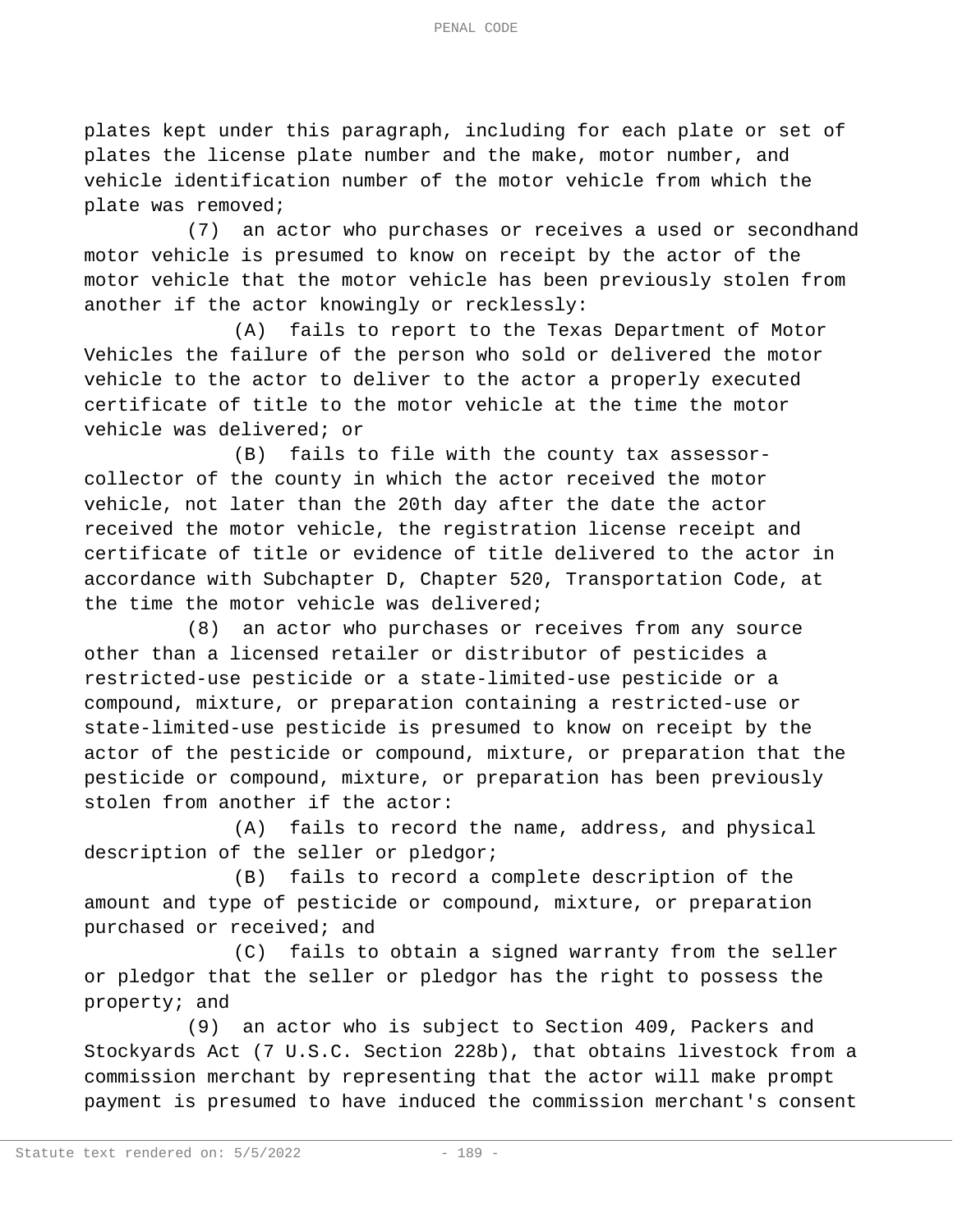plates kept under this paragraph, including for each plate or set of plates the license plate number and the make, motor number, and vehicle identification number of the motor vehicle from which the plate was removed;

(7) an actor who purchases or receives a used or secondhand motor vehicle is presumed to know on receipt by the actor of the motor vehicle that the motor vehicle has been previously stolen from another if the actor knowingly or recklessly:

(A) fails to report to the Texas Department of Motor Vehicles the failure of the person who sold or delivered the motor vehicle to the actor to deliver to the actor a properly executed certificate of title to the motor vehicle at the time the motor vehicle was delivered; or

(B) fails to file with the county tax assessor-collector of the county in which the actor received the motor vehicle, not later than the 20th day after the date the actor received the motor vehicle, the registration license receipt and certificate of title or evidence of title delivered to the actor in accordance with Subchapter D, Chapter 520, Transportation Code, at the time the motor vehicle was delivered;

(8) an actor who purchases or receives from any source other than a licensed retailer or distributor of pesticides a restricted-use pesticide or a state-limited-use pesticide or a compound, mixture, or preparation containing a restricted-use or state-limited-use pesticide is presumed to know on receipt by the actor of the pesticide or compound, mixture, or preparation that the pesticide or compound, mixture, or preparation has been previously stolen from another if the actor:

(A) fails to record the name, address, and physical description of the seller or pledgor;

(B) fails to record a complete description of the amount and type of pesticide or compound, mixture, or preparation purchased or received; and

(C) fails to obtain a signed warranty from the seller or pledgor that the seller or pledgor has the right to possess the property; and

(9) an actor who is subject to Section 409, Packers and Stockyards Act (7 U.S.C. Section 228b), that obtains livestock from a commission merchant by representing that the actor will make prompt payment is presumed to have induced the commission merchant's consent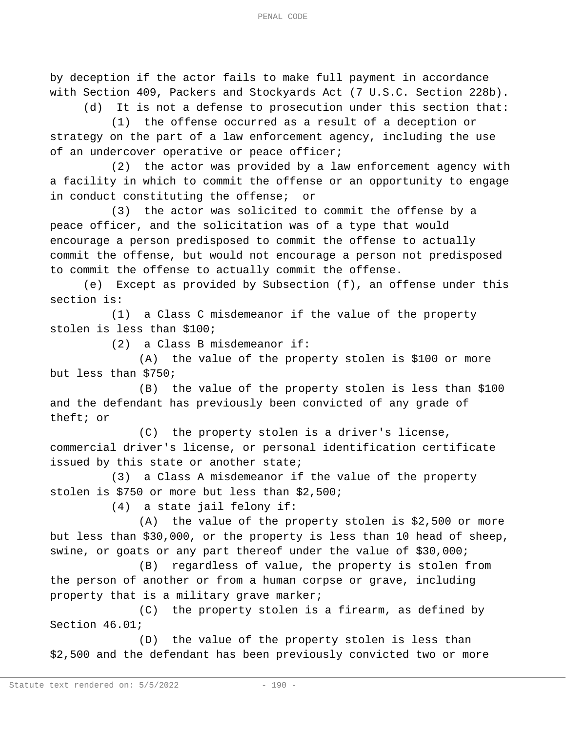by deception if the actor fails to make full payment in accordance with Section 409, Packers and Stockyards Act (7 U.S.C. Section 228b).

(d) It is not a defense to prosecution under this section that:

(1) the offense occurred as a result of a deception or strategy on the part of a law enforcement agency, including the use of an undercover operative or peace officer;

(2) the actor was provided by a law enforcement agency with a facility in which to commit the offense or an opportunity to engage in conduct constituting the offense; or

(3) the actor was solicited to commit the offense by a peace officer, and the solicitation was of a type that would encourage a person predisposed to commit the offense to actually commit the offense, but would not encourage a person not predisposed to commit the offense to actually commit the offense.

(e) Except as provided by Subsection (f), an offense under this section is:

(1) a Class C misdemeanor if the value of the property stolen is less than $100;

(2) a Class B misdemeanor if:

(A) the value of the property stolen is $100 or more but less than $750;

(B) the value of the property stolen is less than $100 and the defendant has previously been convicted of any grade of theft; or

(C) the property stolen is a driver's license, commercial driver's license, or personal identification certificate issued by this state or another state;

(3) a Class A misdemeanor if the value of the property stolen is $750 or more but less than $2,500;

(4) a state jail felony if:

(A) the value of the property stolen is $2,500 or more but less than $30,000, or the property is less than 10 head of sheep, swine, or goats or any part thereof under the value of $30,000;

(B) regardless of value, the property is stolen from the person of another or from a human corpse or grave, including property that is a military grave marker;

(C) the property stolen is a firearm, as defined by Section 46.01;

(D) the value of the property stolen is less than $2,500 and the defendant has been previously convicted two or more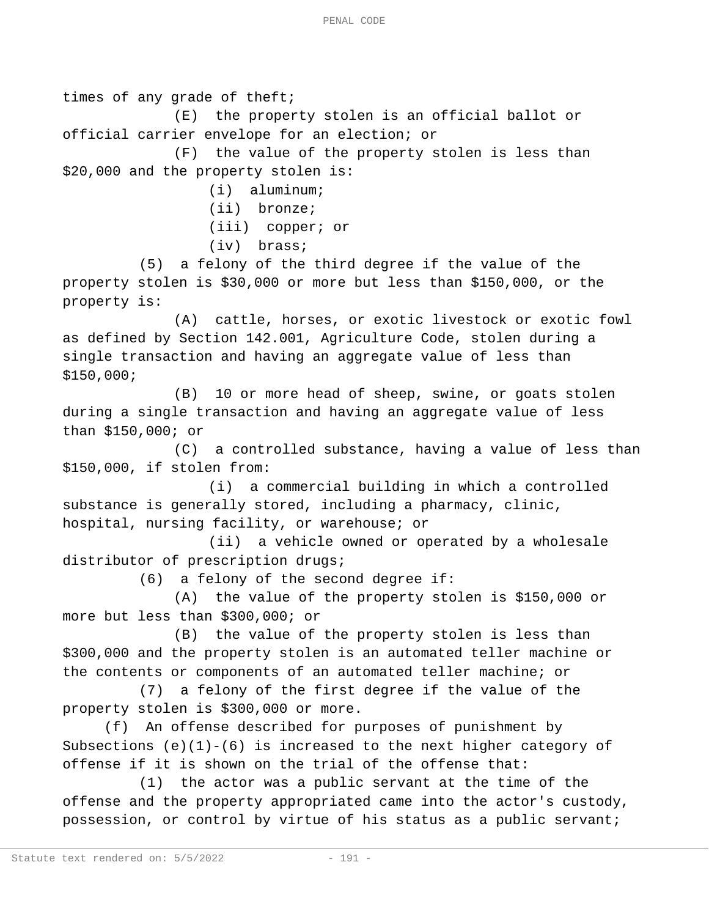times of any grade of theft;

(E) the property stolen is an official ballot or official carrier envelope for an election; or

(F) the value of the property stolen is less than $20,000 and the property stolen is:

(i) aluminum;

(ii) bronze;

(iii) copper; or

(iv) brass;

(5) a felony of the third degree if the value of the property stolen is $30,000 or more but less than $150,000, or the property is:

(A) cattle, horses, or exotic livestock or exotic fowl as defined by Section 142.001, Agriculture Code, stolen during a single transaction and having an aggregate value of less than $150,000;

(B) 10 or more head of sheep, swine, or goats stolen during a single transaction and having an aggregate value of less than $150,000; or

(C) a controlled substance, having a value of less than $150,000, if stolen from:

(i) a commercial building in which a controlled substance is generally stored, including a pharmacy, clinic, hospital, nursing facility, or warehouse; or

(ii) a vehicle owned or operated by a wholesale distributor of prescription drugs;

(6) a felony of the second degree if:

(A) the value of the property stolen is $150,000 or more but less than $300,000; or

(B) the value of the property stolen is less than $300,000 and the property stolen is an automated teller machine or the contents or components of an automated teller machine; or

(7) a felony of the first degree if the value of the property stolen is $300,000 or more.

(f) An offense described for purposes of punishment by Subsections (e)(1)-(6) is increased to the next higher category of offense if it is shown on the trial of the offense that:

(1) the actor was a public servant at the time of the offense and the property appropriated came into the actor's custody, possession, or control by virtue of his status as a public servant;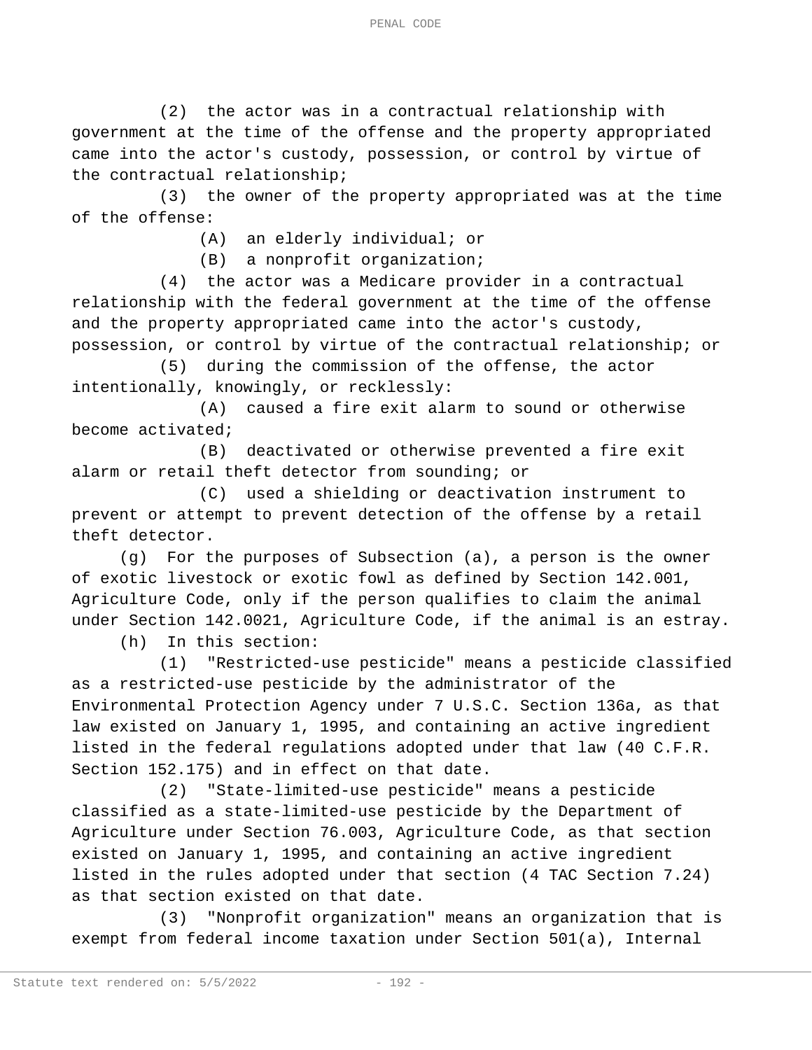(2) the actor was in a contractual relationship with government at the time of the offense and the property appropriated came into the actor's custody, possession, or control by virtue of the contractual relationship;

(3) the owner of the property appropriated was at the time of the offense:

(A) an elderly individual; or

(B) a nonprofit organization;

(4) the actor was a Medicare provider in a contractual relationship with the federal government at the time of the offense and the property appropriated came into the actor's custody, possession, or control by virtue of the contractual relationship; or

(5) during the commission of the offense, the actor intentionally, knowingly, or recklessly:

(A) caused a fire exit alarm to sound or otherwise become activated;

(B) deactivated or otherwise prevented a fire exit alarm or retail theft detector from sounding; or

(C) used a shielding or deactivation instrument to prevent or attempt to prevent detection of the offense by a retail theft detector.

(g) For the purposes of Subsection (a), a person is the owner of exotic livestock or exotic fowl as defined by Section 142.001, Agriculture Code, only if the person qualifies to claim the animal under Section 142.0021, Agriculture Code, if the animal is an estray.

(h) In this section:

(1) "Restricted-use pesticide" means a pesticide classified as a restricted-use pesticide by the administrator of the Environmental Protection Agency under 7 U.S.C. Section 136a, as that law existed on January 1, 1995, and containing an active ingredient listed in the federal regulations adopted under that law (40 C.F.R. Section 152.175) and in effect on that date.

(2) "State-limited-use pesticide" means a pesticide classified as a state-limited-use pesticide by the Department of Agriculture under Section 76.003, Agriculture Code, as that section existed on January 1, 1995, and containing an active ingredient listed in the rules adopted under that section (4 TAC Section 7.24) as that section existed on that date.

(3) "Nonprofit organization" means an organization that is exempt from federal income taxation under Section 501(a), Internal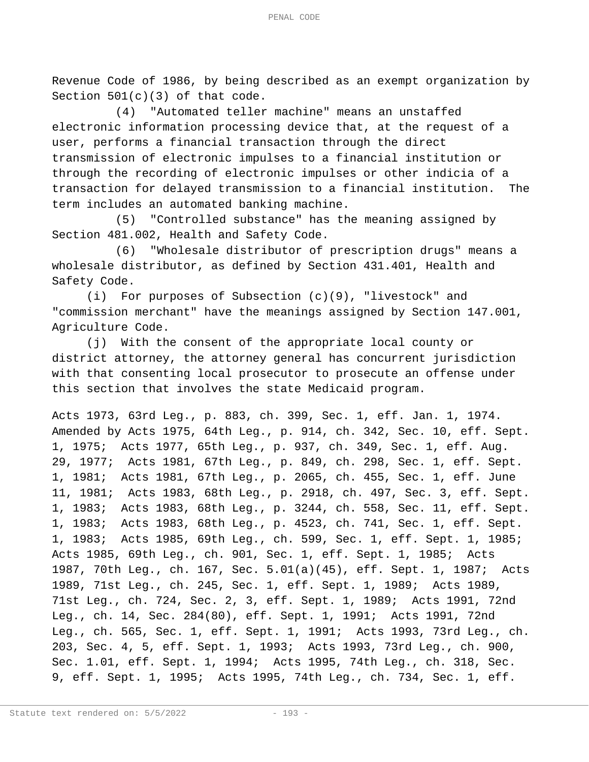Revenue Code of 1986, by being described as an exempt organization by Section 501(c)(3) of that code.

(4) "Automated teller machine" means an unstaffed electronic information processing device that, at the request of a user, performs a financial transaction through the direct transmission of electronic impulses to a financial institution or through the recording of electronic impulses or other indicia of a transaction for delayed transmission to a financial institution. The term includes an automated banking machine.

(5) "Controlled substance" has the meaning assigned by Section 481.002, Health and Safety Code.

(6) "Wholesale distributor of prescription drugs" means a wholesale distributor, as defined by Section 431.401, Health and Safety Code.

(i) For purposes of Subsection (c)(9), "livestock" and "commission merchant" have the meanings assigned by Section 147.001, Agriculture Code.

(j) With the consent of the appropriate local county or district attorney, the attorney general has concurrent jurisdiction with that consenting local prosecutor to prosecute an offense under this section that involves the state Medicaid program.

Acts 1973, 63rd Leg., p. 883, ch. 399, Sec. 1, eff. Jan. 1, 1974. Amended by Acts 1975, 64th Leg., p. 914, ch. 342, Sec. 10, eff. Sept. 1, 1975; Acts 1977, 65th Leg., p. 937, ch. 349, Sec. 1, eff. Aug. 29, 1977; Acts 1981, 67th Leg., p. 849, ch. 298, Sec. 1, eff. Sept. 1, 1981; Acts 1981, 67th Leg., p. 2065, ch. 455, Sec. 1, eff. June 11, 1981; Acts 1983, 68th Leg., p. 2918, ch. 497, Sec. 3, eff. Sept. 1, 1983; Acts 1983, 68th Leg., p. 3244, ch. 558, Sec. 11, eff. Sept. 1, 1983; Acts 1983, 68th Leg., p. 4523, ch. 741, Sec. 1, eff. Sept. 1, 1983; Acts 1985, 69th Leg., ch. 599, Sec. 1, eff. Sept. 1, 1985; Acts 1985, 69th Leg., ch. 901, Sec. 1, eff. Sept. 1, 1985; Acts 1987, 70th Leg., ch. 167, Sec. 5.01(a)(45), eff. Sept. 1, 1987; Acts 1989, 71st Leg., ch. 245, Sec. 1, eff. Sept. 1, 1989; Acts 1989, 71st Leg., ch. 724, Sec. 2, 3, eff. Sept. 1, 1989; Acts 1991, 72nd Leg., ch. 14, Sec. 284(80), eff. Sept. 1, 1991; Acts 1991, 72nd Leg., ch. 565, Sec. 1, eff. Sept. 1, 1991; Acts 1993, 73rd Leg., ch. 203, Sec. 4, 5, eff. Sept. 1, 1993; Acts 1993, 73rd Leg., ch. 900, Sec. 1.01, eff. Sept. 1, 1994; Acts 1995, 74th Leg., ch. 318, Sec. 9, eff. Sept. 1, 1995; Acts 1995, 74th Leg., ch. 734, Sec. 1, eff.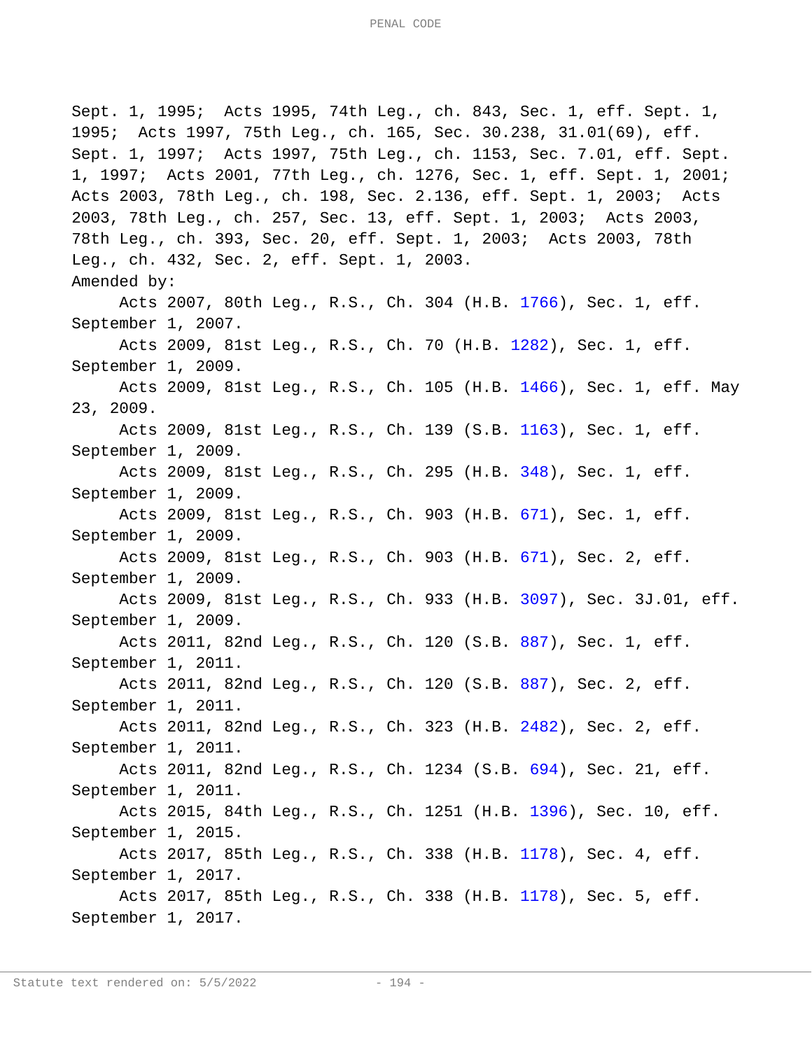Sept. 1, 1995; Acts 1995, 74th Leg., ch. 843, Sec. 1, eff. Sept. 1, 1995; Acts 1997, 75th Leg., ch. 165, Sec. 30.238, 31.01(69), eff. Sept. 1, 1997; Acts 1997, 75th Leg., ch. 1153, Sec. 7.01, eff. Sept. 1, 1997; Acts 2001, 77th Leg., ch. 1276, Sec. 1, eff. Sept. 1, 2001; Acts 2003, 78th Leg., ch. 198, Sec. 2.136, eff. Sept. 1, 2003; Acts 2003, 78th Leg., ch. 257, Sec. 13, eff. Sept. 1, 2003; Acts 2003, 78th Leg., ch. 393, Sec. 20, eff. Sept. 1, 2003; Acts 2003, 78th Leg., ch. 432, Sec. 2, eff. Sept. 1, 2003.

Amended by:

Acts 2007, 80th Leg., R.S., Ch. 304 (H.B. 1766), Sec. 1, eff. September 1, 2007.

Acts 2009, 81st Leg., R.S., Ch. 70 (H.B. 1282), Sec. 1, eff. September 1, 2009.

Acts 2009, 81st Leg., R.S., Ch. 105 (H.B. 1466), Sec. 1, eff. May 23, 2009.

Acts 2009, 81st Leg., R.S., Ch. 139 (S.B. 1163), Sec. 1, eff. September 1, 2009.

Acts 2009, 81st Leg., R.S., Ch. 295 (H.B. 348), Sec. 1, eff. September 1, 2009.

Acts 2009, 81st Leg., R.S., Ch. 903 (H.B. 671), Sec. 1, eff. September 1, 2009.

Acts 2009, 81st Leg., R.S., Ch. 903 (H.B. 671), Sec. 2, eff. September 1, 2009.

Acts 2009, 81st Leg., R.S., Ch. 933 (H.B. 3097), Sec. 3J.01, eff. September 1, 2009.

Acts 2011, 82nd Leg., R.S., Ch. 120 (S.B. 887), Sec. 1, eff. September 1, 2011.

Acts 2011, 82nd Leg., R.S., Ch. 120 (S.B. 887), Sec. 2, eff. September 1, 2011.

Acts 2011, 82nd Leg., R.S., Ch. 323 (H.B. 2482), Sec. 2, eff. September 1, 2011.

Acts 2011, 82nd Leg., R.S., Ch. 1234 (S.B. 694), Sec. 21, eff. September 1, 2011.

Acts 2015, 84th Leg., R.S., Ch. 1251 (H.B. 1396), Sec. 10, eff. September 1, 2015.

Acts 2017, 85th Leg., R.S., Ch. 338 (H.B. 1178), Sec. 4, eff. September 1, 2017.

Acts 2017, 85th Leg., R.S., Ch. 338 (H.B. 1178), Sec. 5, eff. September 1, 2017.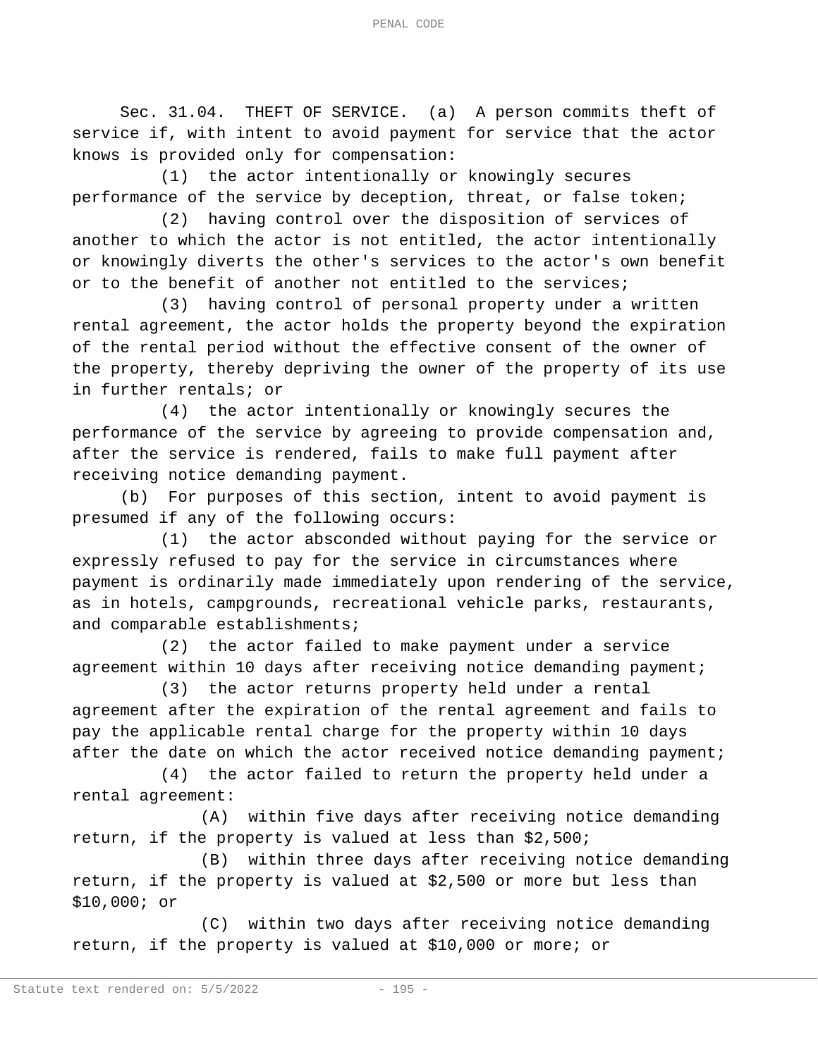Sec. 31.04. THEFT OF SERVICE. (a) A person commits theft of service if, with intent to avoid payment for service that the actor knows is provided only for compensation:

(1) the actor intentionally or knowingly secures performance of the service by deception, threat, or false token;

(2) having control over the disposition of services of another to which the actor is not entitled, the actor intentionally or knowingly diverts the other's services to the actor's own benefit or to the benefit of another not entitled to the services;

(3) having control of personal property under a written rental agreement, the actor holds the property beyond the expiration of the rental period without the effective consent of the owner of the property, thereby depriving the owner of the property of its use in further rentals; or

(4) the actor intentionally or knowingly secures the performance of the service by agreeing to provide compensation and, after the service is rendered, fails to make full payment after receiving notice demanding payment.

(b) For purposes of this section, intent to avoid payment is presumed if any of the following occurs:

(1) the actor absconded without paying for the service or expressly refused to pay for the service in circumstances where payment is ordinarily made immediately upon rendering of the service, as in hotels, campgrounds, recreational vehicle parks, restaurants, and comparable establishments;

(2) the actor failed to make payment under a service agreement within 10 days after receiving notice demanding payment;

(3) the actor returns property held under a rental agreement after the expiration of the rental agreement and fails to pay the applicable rental charge for the property within 10 days after the date on which the actor received notice demanding payment;

(4) the actor failed to return the property held under a rental agreement:

(A) within five days after receiving notice demanding return, if the property is valued at less than $2,500;

(B) within three days after receiving notice demanding return, if the property is valued at $2,500 or more but less than $10,000; or

(C) within two days after receiving notice demanding return, if the property is valued at $10,000 or more; or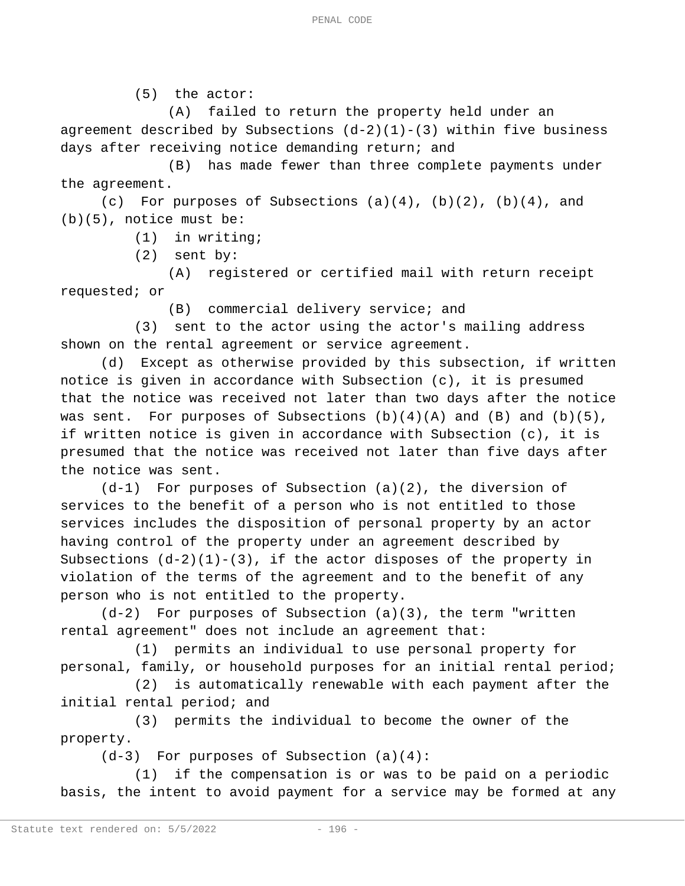(5) the actor:

(A) failed to return the property held under an agreement described by Subsections (d-2)(1)-(3) within five business days after receiving notice demanding return; and

(B) has made fewer than three complete payments under the agreement.

(c) For purposes of Subsections (a)(4), (b)(2), (b)(4), and (b)(5), notice must be:

(1) in writing;

(2) sent by:

(A) registered or certified mail with return receipt requested; or

(B) commercial delivery service; and

(3) sent to the actor using the actor's mailing address shown on the rental agreement or service agreement.

(d) Except as otherwise provided by this subsection, if written notice is given in accordance with Subsection (c), it is presumed that the notice was received not later than two days after the notice was sent. For purposes of Subsections (b)(4)(A) and (B) and (b)(5), if written notice is given in accordance with Subsection (c), it is presumed that the notice was received not later than five days after the notice was sent.

(d-1) For purposes of Subsection (a)(2), the diversion of services to the benefit of a person who is not entitled to those services includes the disposition of personal property by an actor having control of the property under an agreement described by Subsections (d-2)(1)-(3), if the actor disposes of the property in violation of the terms of the agreement and to the benefit of any person who is not entitled to the property.

(d-2) For purposes of Subsection (a)(3), the term "written rental agreement" does not include an agreement that:

(1) permits an individual to use personal property for personal, family, or household purposes for an initial rental period;

(2) is automatically renewable with each payment after the initial rental period; and

(3) permits the individual to become the owner of the property.

(d-3) For purposes of Subsection (a)(4):

(1) if the compensation is or was to be paid on a periodic basis, the intent to avoid payment for a service may be formed at any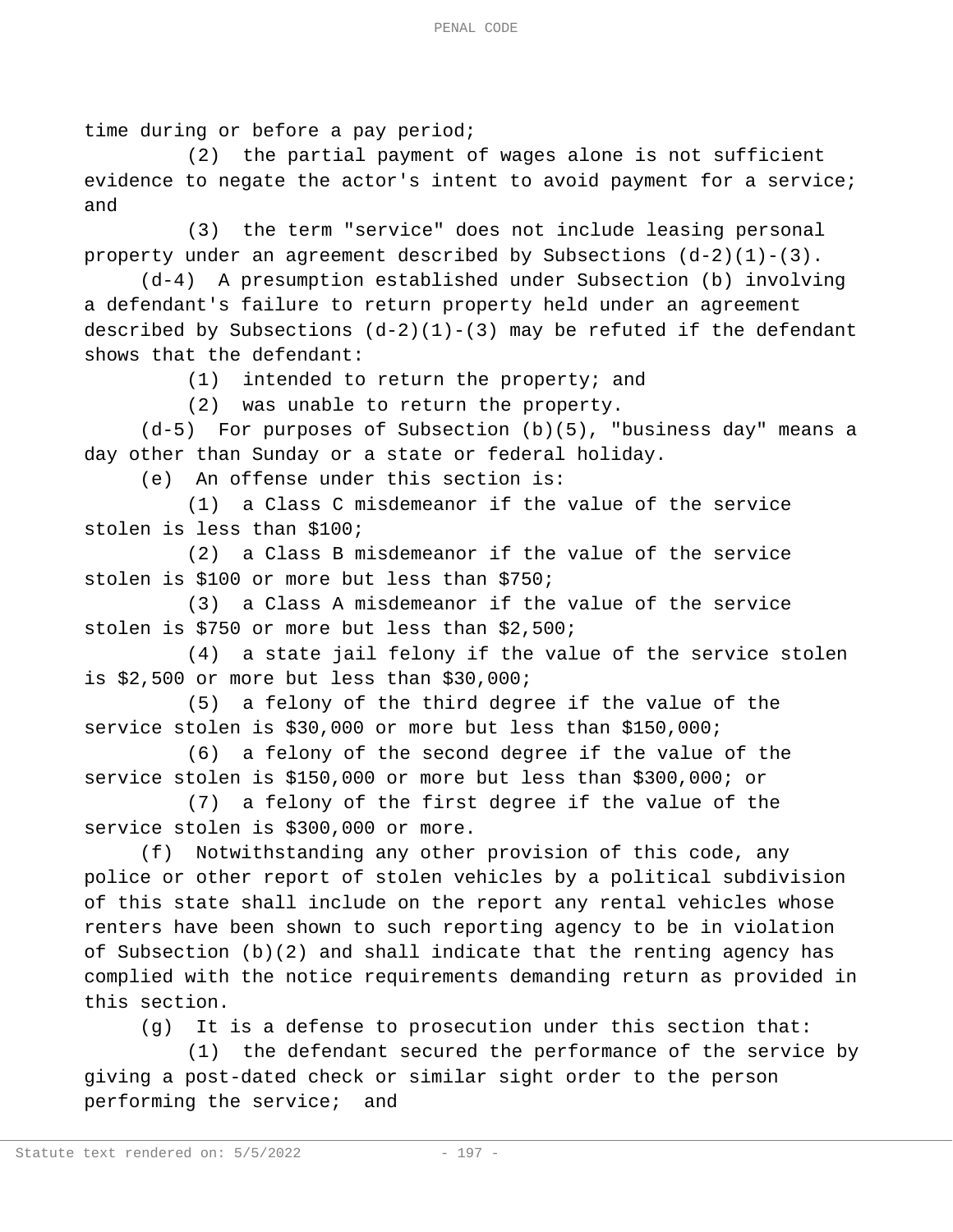time during or before a pay period;

(2) the partial payment of wages alone is not sufficient evidence to negate the actor's intent to avoid payment for a service; and

(3) the term "service" does not include leasing personal property under an agreement described by Subsections (d-2)(1)-(3).

(d-4) A presumption established under Subsection (b) involving a defendant's failure to return property held under an agreement described by Subsections (d-2)(1)-(3) may be refuted if the defendant shows that the defendant:

(1) intended to return the property; and

(2) was unable to return the property.

(d-5) For purposes of Subsection (b)(5), "business day" means a day other than Sunday or a state or federal holiday.

(e) An offense under this section is:

(1) a Class C misdemeanor if the value of the service stolen is less than $100;

(2) a Class B misdemeanor if the value of the service stolen is $100 or more but less than $750;

(3) a Class A misdemeanor if the value of the service stolen is $750 or more but less than $2,500;

(4) a state jail felony if the value of the service stolen is $2,500 or more but less than $30,000;

(5) a felony of the third degree if the value of the service stolen is $30,000 or more but less than $150,000;

(6) a felony of the second degree if the value of the service stolen is $150,000 or more but less than $300,000; or

(7) a felony of the first degree if the value of the service stolen is $300,000 or more.

(f) Notwithstanding any other provision of this code, any police or other report of stolen vehicles by a political subdivision of this state shall include on the report any rental vehicles whose renters have been shown to such reporting agency to be in violation of Subsection (b)(2) and shall indicate that the renting agency has complied with the notice requirements demanding return as provided in this section.

(g) It is a defense to prosecution under this section that:

(1) the defendant secured the performance of the service by giving a post-dated check or similar sight order to the person performing the service; and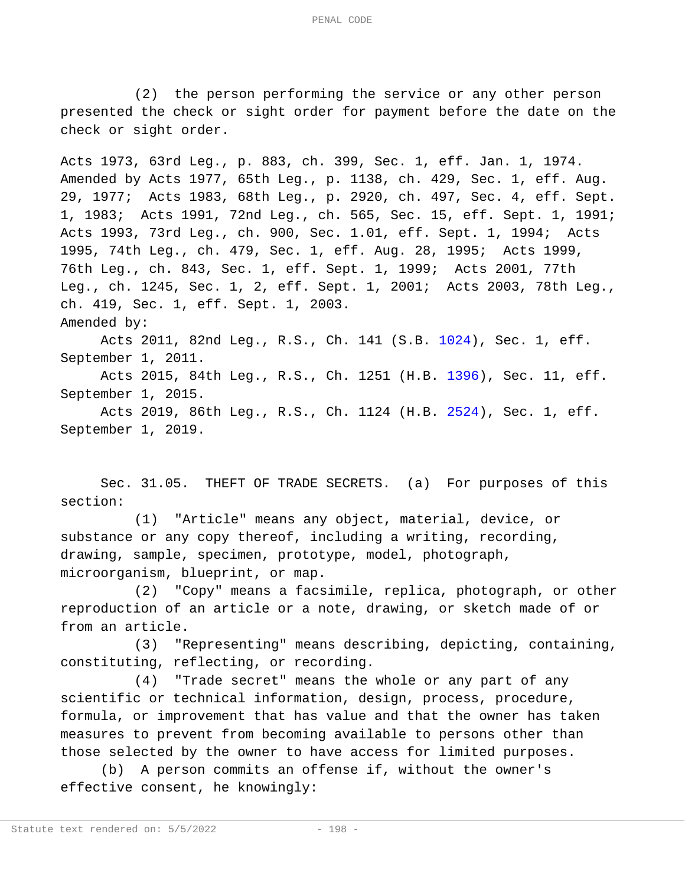(2) the person performing the service or any other person presented the check or sight order for payment before the date on the check or sight order.

Acts 1973, 63rd Leg., p. 883, ch. 399, Sec. 1, eff. Jan. 1, 1974. Amended by Acts 1977, 65th Leg., p. 1138, ch. 429, Sec. 1, eff. Aug. 29, 1977; Acts 1983, 68th Leg., p. 2920, ch. 497, Sec. 4, eff. Sept. 1, 1983; Acts 1991, 72nd Leg., ch. 565, Sec. 15, eff. Sept. 1, 1991; Acts 1993, 73rd Leg., ch. 900, Sec. 1.01, eff. Sept. 1, 1994; Acts 1995, 74th Leg., ch. 479, Sec. 1, eff. Aug. 28, 1995; Acts 1999, 76th Leg., ch. 843, Sec. 1, eff. Sept. 1, 1999; Acts 2001, 77th Leg., ch. 1245, Sec. 1, 2, eff. Sept. 1, 2001; Acts 2003, 78th Leg., ch. 419, Sec. 1, eff. Sept. 1, 2003.

Amended by:

Acts 2011, 82nd Leg., R.S., Ch. 141 (S.B. 1024), Sec. 1, eff. September 1, 2011.

Acts 2015, 84th Leg., R.S., Ch. 1251 (H.B. 1396), Sec. 11, eff. September 1, 2015.

Acts 2019, 86th Leg., R.S., Ch. 1124 (H.B. 2524), Sec. 1, eff. September 1, 2019.

Sec. 31.05. THEFT OF TRADE SECRETS. (a) For purposes of this section:

(1) "Article" means any object, material, device, or substance or any copy thereof, including a writing, recording, drawing, sample, specimen, prototype, model, photograph, microorganism, blueprint, or map.

(2) "Copy" means a facsimile, replica, photograph, or other reproduction of an article or a note, drawing, or sketch made of or from an article.

(3) "Representing" means describing, depicting, containing, constituting, reflecting, or recording.

(4) "Trade secret" means the whole or any part of any scientific or technical information, design, process, procedure, formula, or improvement that has value and that the owner has taken measures to prevent from becoming available to persons other than those selected by the owner to have access for limited purposes.

(b) A person commits an offense if, without the owner's effective consent, he knowingly: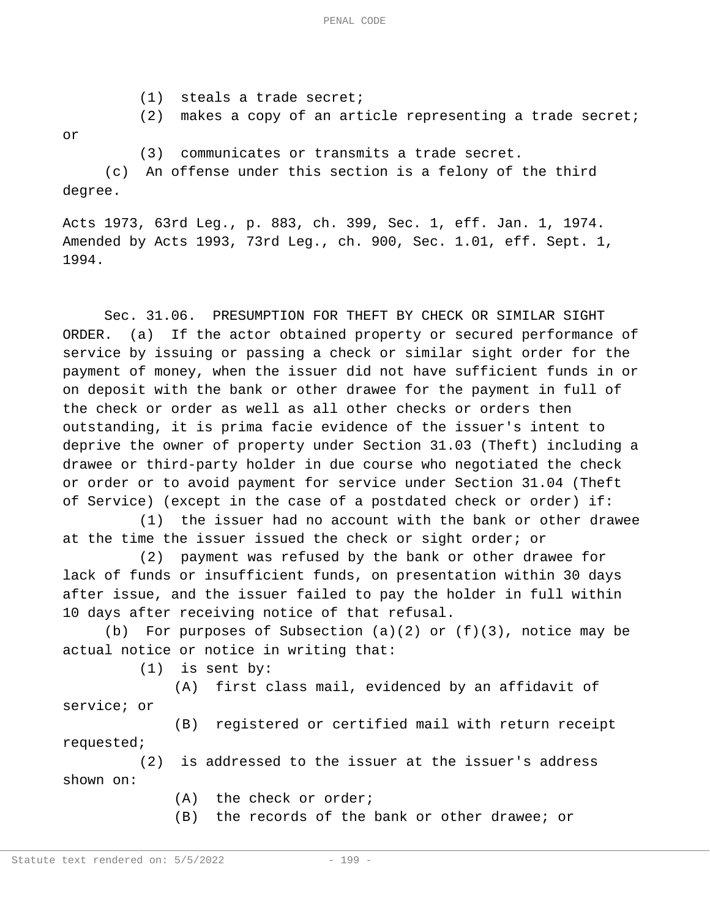(1) steals a trade secret;

(2) makes a copy of an article representing a trade secret; or

(3) communicates or transmits a trade secret.

(c) An offense under this section is a felony of the third degree.

Acts 1973, 63rd Leg., p. 883, ch. 399, Sec. 1, eff. Jan. 1, 1974. Amended by Acts 1993, 73rd Leg., ch. 900, Sec. 1.01, eff. Sept. 1, 1994.

Sec. 31.06. PRESUMPTION FOR THEFT BY CHECK OR SIMILAR SIGHT ORDER. (a) If the actor obtained property or secured performance of service by issuing or passing a check or similar sight order for the payment of money, when the issuer did not have sufficient funds in or on deposit with the bank or other drawee for the payment in full of the check or order as well as all other checks or orders then outstanding, it is prima facie evidence of the issuer's intent to deprive the owner of property under Section 31.03 (Theft) including a drawee or third-party holder in due course who negotiated the check or order or to avoid payment for service under Section 31.04 (Theft of Service) (except in the case of a postdated check or order) if:

(1) the issuer had no account with the bank or other drawee at the time the issuer issued the check or sight order; or

(2) payment was refused by the bank or other drawee for lack of funds or insufficient funds, on presentation within 30 days after issue, and the issuer failed to pay the holder in full within 10 days after receiving notice of that refusal.

(b) For purposes of Subsection (a)(2) or (f)(3), notice may be actual notice or notice in writing that:

(1) is sent by:

(A) first class mail, evidenced by an affidavit of service; or

(B) registered or certified mail with return receipt requested;

(2) is addressed to the issuer at the issuer's address shown on:

(A) the check or order;

(B) the records of the bank or other drawee; or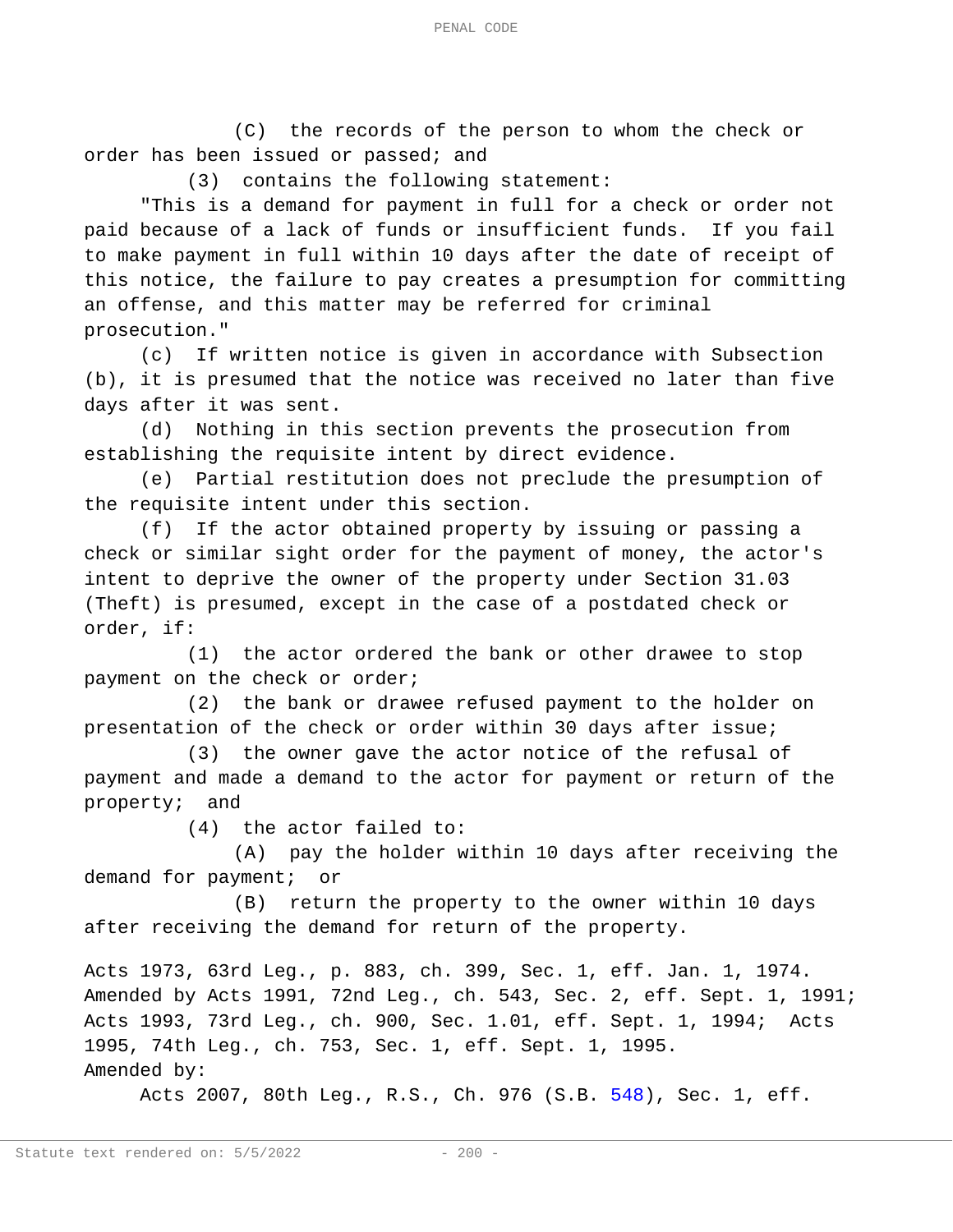(C) the records of the person to whom the check or order has been issued or passed; and

(3) contains the following statement:

"This is a demand for payment in full for a check or order not paid because of a lack of funds or insufficient funds. If you fail to make payment in full within 10 days after the date of receipt of this notice, the failure to pay creates a presumption for committing an offense, and this matter may be referred for criminal prosecution."

(c) If written notice is given in accordance with Subsection (b), it is presumed that the notice was received no later than five days after it was sent.

(d) Nothing in this section prevents the prosecution from establishing the requisite intent by direct evidence.

(e) Partial restitution does not preclude the presumption of the requisite intent under this section.

(f) If the actor obtained property by issuing or passing a check or similar sight order for the payment of money, the actor's intent to deprive the owner of the property under Section 31.03 (Theft) is presumed, except in the case of a postdated check or order, if:

(1) the actor ordered the bank or other drawee to stop payment on the check or order;

(2) the bank or drawee refused payment to the holder on presentation of the check or order within 30 days after issue;

(3) the owner gave the actor notice of the refusal of payment and made a demand to the actor for payment or return of the property; and

(4) the actor failed to:

(A) pay the holder within 10 days after receiving the demand for payment; or

(B) return the property to the owner within 10 days after receiving the demand for return of the property.

Acts 1973, 63rd Leg., p. 883, ch. 399, Sec. 1, eff. Jan. 1, 1974. Amended by Acts 1991, 72nd Leg., ch. 543, Sec. 2, eff. Sept. 1, 1991; Acts 1993, 73rd Leg., ch. 900, Sec. 1.01, eff. Sept. 1, 1994; Acts 1995, 74th Leg., ch. 753, Sec. 1, eff. Sept. 1, 1995.
Amended by:

Acts 2007, 80th Leg., R.S., Ch. 976 (S.B. 548), Sec. 1, eff.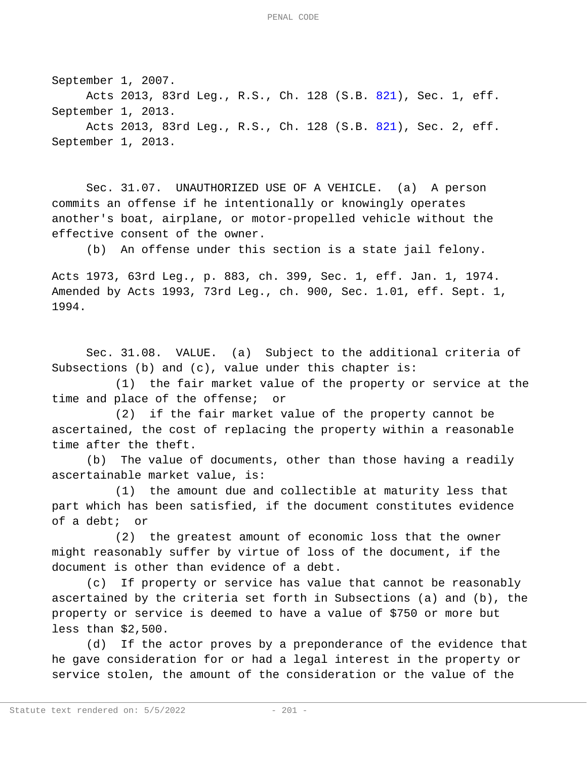September 1, 2007.

Acts 2013, 83rd Leg., R.S., Ch. 128 (S.B. 821), Sec. 1, eff. September 1, 2013.

Acts 2013, 83rd Leg., R.S., Ch. 128 (S.B. 821), Sec. 2, eff. September 1, 2013.

Sec. 31.07. UNAUTHORIZED USE OF A VEHICLE. (a) A person commits an offense if he intentionally or knowingly operates another's boat, airplane, or motor-propelled vehicle without the effective consent of the owner.

(b) An offense under this section is a state jail felony.

Acts 1973, 63rd Leg., p. 883, ch. 399, Sec. 1, eff. Jan. 1, 1974. Amended by Acts 1993, 73rd Leg., ch. 900, Sec. 1.01, eff. Sept. 1, 1994.

Sec. 31.08. VALUE. (a) Subject to the additional criteria of Subsections (b) and (c), value under this chapter is:

(1) the fair market value of the property or service at the time and place of the offense; or

(2) if the fair market value of the property cannot be ascertained, the cost of replacing the property within a reasonable time after the theft.

(b) The value of documents, other than those having a readily ascertainable market value, is:

(1) the amount due and collectible at maturity less that part which has been satisfied, if the document constitutes evidence of a debt; or

(2) the greatest amount of economic loss that the owner might reasonably suffer by virtue of loss of the document, if the document is other than evidence of a debt.

(c) If property or service has value that cannot be reasonably ascertained by the criteria set forth in Subsections (a) and (b), the property or service is deemed to have a value of $750 or more but less than $2,500.

(d) If the actor proves by a preponderance of the evidence that he gave consideration for or had a legal interest in the property or service stolen, the amount of the consideration or the value of the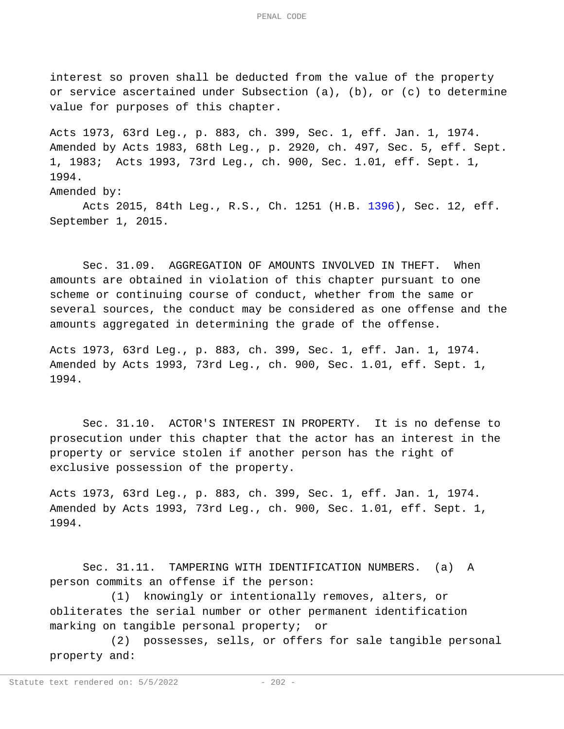interest so proven shall be deducted from the value of the property or service ascertained under Subsection (a), (b), or (c) to determine value for purposes of this chapter.

Acts 1973, 63rd Leg., p. 883, ch. 399, Sec. 1, eff. Jan. 1, 1974. Amended by Acts 1983, 68th Leg., p. 2920, ch. 497, Sec. 5, eff. Sept. 1, 1983; Acts 1993, 73rd Leg., ch. 900, Sec. 1.01, eff. Sept. 1, 1994.

Amended by:

Acts 2015, 84th Leg., R.S., Ch. 1251 (H.B. 1396), Sec. 12, eff. September 1, 2015.

Sec. 31.09. AGGREGATION OF AMOUNTS INVOLVED IN THEFT. When amounts are obtained in violation of this chapter pursuant to one scheme or continuing course of conduct, whether from the same or several sources, the conduct may be considered as one offense and the amounts aggregated in determining the grade of the offense.

Acts 1973, 63rd Leg., p. 883, ch. 399, Sec. 1, eff. Jan. 1, 1974. Amended by Acts 1993, 73rd Leg., ch. 900, Sec. 1.01, eff. Sept. 1, 1994.

Sec. 31.10. ACTOR'S INTEREST IN PROPERTY. It is no defense to prosecution under this chapter that the actor has an interest in the property or service stolen if another person has the right of exclusive possession of the property.

Acts 1973, 63rd Leg., p. 883, ch. 399, Sec. 1, eff. Jan. 1, 1974. Amended by Acts 1993, 73rd Leg., ch. 900, Sec. 1.01, eff. Sept. 1, 1994.

Sec. 31.11. TAMPERING WITH IDENTIFICATION NUMBERS. (a) A person commits an offense if the person:

(1) knowingly or intentionally removes, alters, or obliterates the serial number or other permanent identification marking on tangible personal property; or

(2) possesses, sells, or offers for sale tangible personal property and: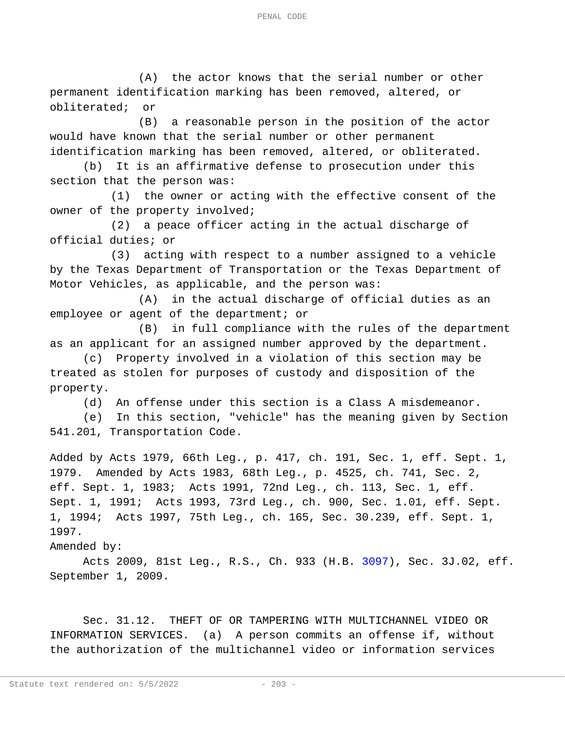(A) the actor knows that the serial number or other permanent identification marking has been removed, altered, or obliterated; or

(B) a reasonable person in the position of the actor would have known that the serial number or other permanent identification marking has been removed, altered, or obliterated.

(b) It is an affirmative defense to prosecution under this section that the person was:

(1) the owner or acting with the effective consent of the owner of the property involved;

(2) a peace officer acting in the actual discharge of official duties; or

(3) acting with respect to a number assigned to a vehicle by the Texas Department of Transportation or the Texas Department of Motor Vehicles, as applicable, and the person was:

(A) in the actual discharge of official duties as an employee or agent of the department; or

(B) in full compliance with the rules of the department as an applicant for an assigned number approved by the department.

(c) Property involved in a violation of this section may be treated as stolen for purposes of custody and disposition of the property.

(d) An offense under this section is a Class A misdemeanor.

(e) In this section, "vehicle" has the meaning given by Section 541.201, Transportation Code.

Added by Acts 1979, 66th Leg., p. 417, ch. 191, Sec. 1, eff. Sept. 1, 1979. Amended by Acts 1983, 68th Leg., p. 4525, ch. 741, Sec. 2, eff. Sept. 1, 1983; Acts 1991, 72nd Leg., ch. 113, Sec. 1, eff. Sept. 1, 1991; Acts 1993, 73rd Leg., ch. 900, Sec. 1.01, eff. Sept. 1, 1994; Acts 1997, 75th Leg., ch. 165, Sec. 30.239, eff. Sept. 1, 1997.

Amended by:

Acts 2009, 81st Leg., R.S., Ch. 933 (H.B. 3097), Sec. 3J.02, eff. September 1, 2009.

Sec. 31.12. THEFT OF OR TAMPERING WITH MULTICHANNEL VIDEO OR INFORMATION SERVICES. (a) A person commits an offense if, without the authorization of the multichannel video or information services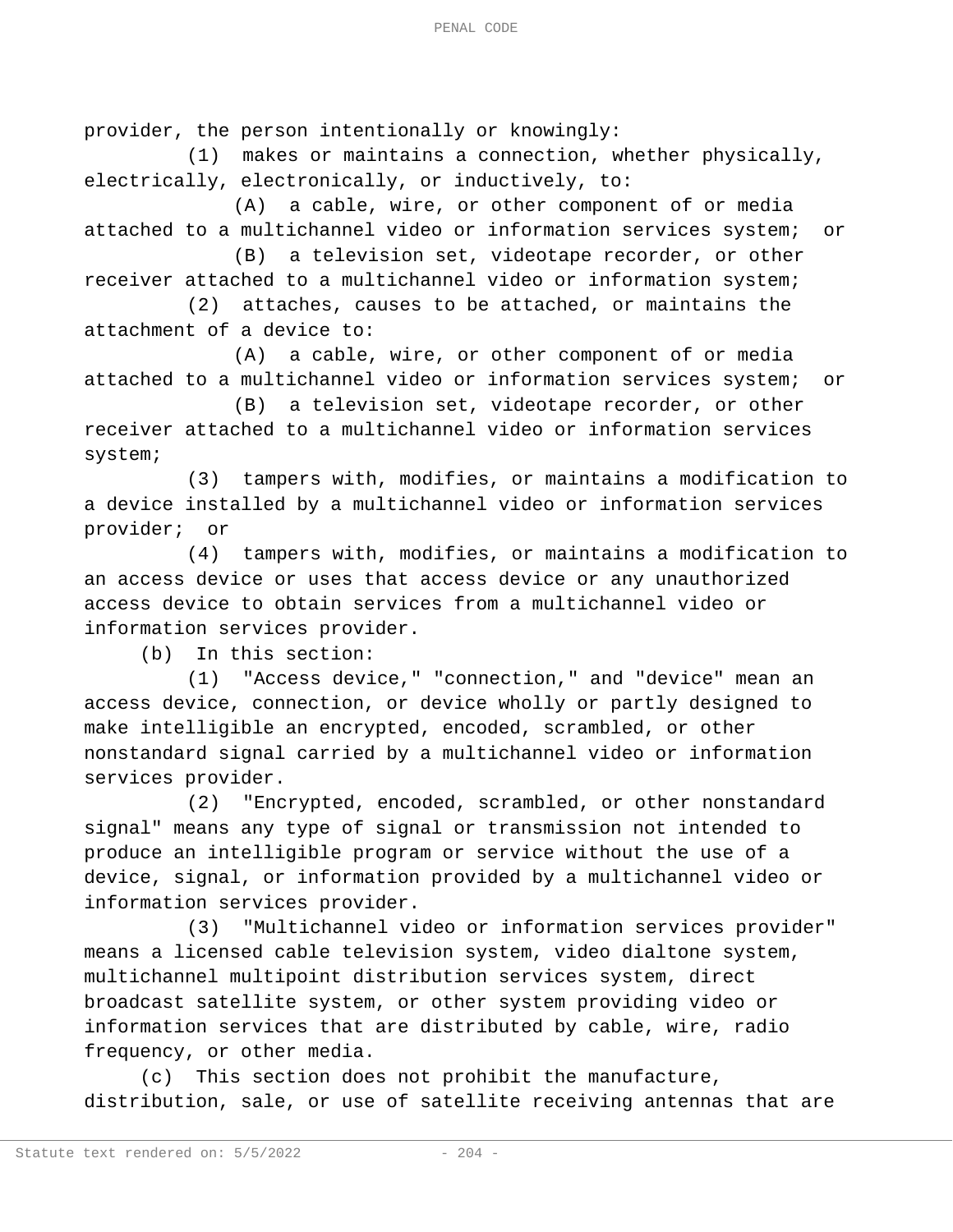provider, the person intentionally or knowingly:

(1) makes or maintains a connection, whether physically, electrically, electronically, or inductively, to:

(A) a cable, wire, or other component of or media attached to a multichannel video or information services system; or

(B) a television set, videotape recorder, or other receiver attached to a multichannel video or information system;

(2) attaches, causes to be attached, or maintains the attachment of a device to:

(A) a cable, wire, or other component of or media attached to a multichannel video or information services system; or

(B) a television set, videotape recorder, or other receiver attached to a multichannel video or information services system;

(3) tampers with, modifies, or maintains a modification to a device installed by a multichannel video or information services provider; or

(4) tampers with, modifies, or maintains a modification to an access device or uses that access device or any unauthorized access device to obtain services from a multichannel video or information services provider.

(b) In this section:

(1) "Access device," "connection," and "device" mean an access device, connection, or device wholly or partly designed to make intelligible an encrypted, encoded, scrambled, or other nonstandard signal carried by a multichannel video or information services provider.

(2) "Encrypted, encoded, scrambled, or other nonstandard signal" means any type of signal or transmission not intended to produce an intelligible program or service without the use of a device, signal, or information provided by a multichannel video or information services provider.

(3) "Multichannel video or information services provider" means a licensed cable television system, video dialtone system, multichannel multipoint distribution services system, direct broadcast satellite system, or other system providing video or information services that are distributed by cable, wire, radio frequency, or other media.

(c) This section does not prohibit the manufacture, distribution, sale, or use of satellite receiving antennas that are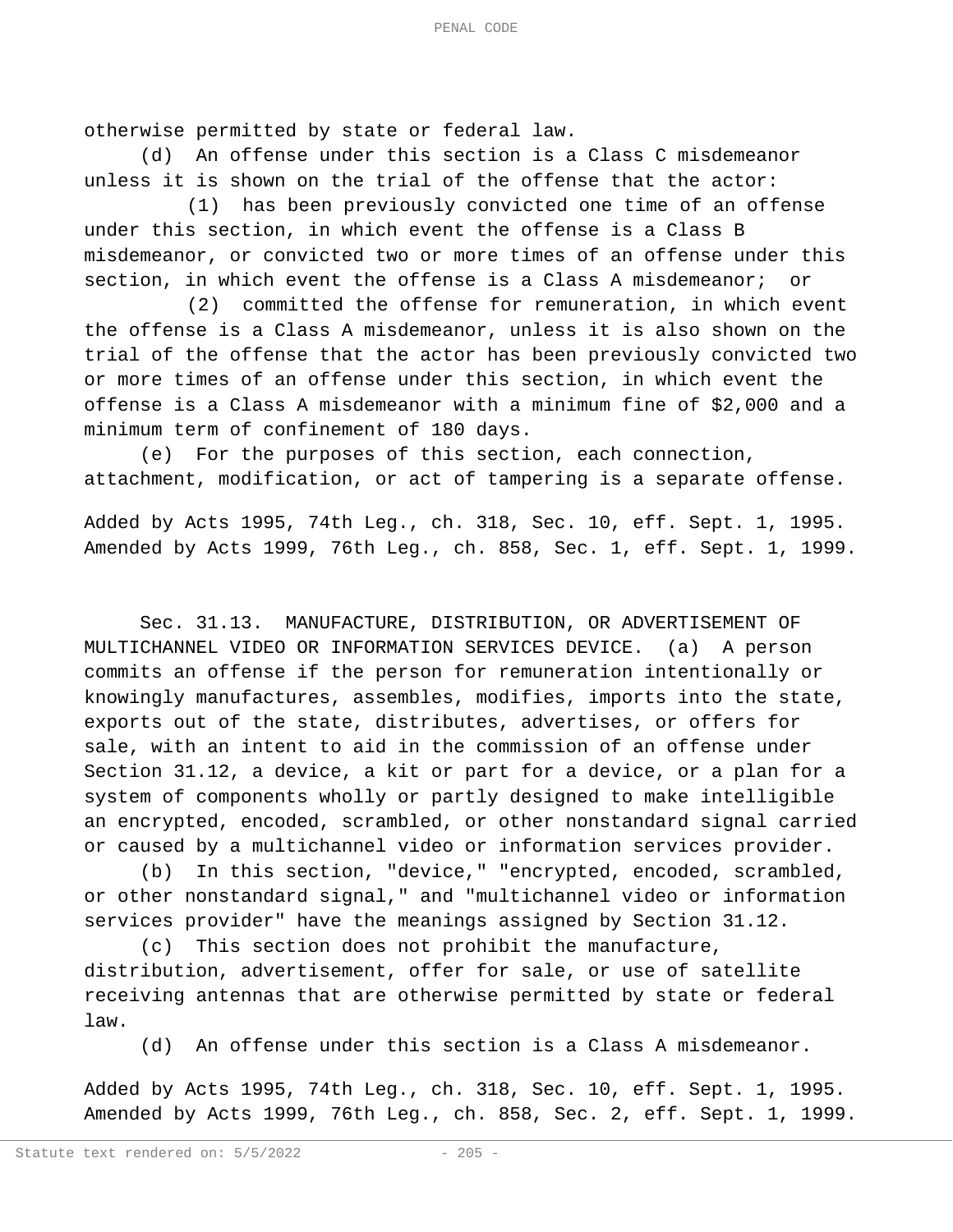otherwise permitted by state or federal law.

(d) An offense under this section is a Class C misdemeanor unless it is shown on the trial of the offense that the actor:

(1) has been previously convicted one time of an offense under this section, in which event the offense is a Class B misdemeanor, or convicted two or more times of an offense under this section, in which event the offense is a Class A misdemeanor; or

(2) committed the offense for remuneration, in which event the offense is a Class A misdemeanor, unless it is also shown on the trial of the offense that the actor has been previously convicted two or more times of an offense under this section, in which event the offense is a Class A misdemeanor with a minimum fine of $2,000 and a minimum term of confinement of 180 days.

(e) For the purposes of this section, each connection, attachment, modification, or act of tampering is a separate offense.

Added by Acts 1995, 74th Leg., ch. 318, Sec. 10, eff. Sept. 1, 1995. Amended by Acts 1999, 76th Leg., ch. 858, Sec. 1, eff. Sept. 1, 1999.

Sec. 31.13. MANUFACTURE, DISTRIBUTION, OR ADVERTISEMENT OF MULTICHANNEL VIDEO OR INFORMATION SERVICES DEVICE. (a) A person commits an offense if the person for remuneration intentionally or knowingly manufactures, assembles, modifies, imports into the state, exports out of the state, distributes, advertises, or offers for sale, with an intent to aid in the commission of an offense under Section 31.12, a device, a kit or part for a device, or a plan for a system of components wholly or partly designed to make intelligible an encrypted, encoded, scrambled, or other nonstandard signal carried or caused by a multichannel video or information services provider.

(b) In this section, "device," "encrypted, encoded, scrambled, or other nonstandard signal," and "multichannel video or information services provider" have the meanings assigned by Section 31.12.

(c) This section does not prohibit the manufacture, distribution, advertisement, offer for sale, or use of satellite receiving antennas that are otherwise permitted by state or federal law.

(d) An offense under this section is a Class A misdemeanor.

Added by Acts 1995, 74th Leg., ch. 318, Sec. 10, eff. Sept. 1, 1995. Amended by Acts 1999, 76th Leg., ch. 858, Sec. 2, eff. Sept. 1, 1999.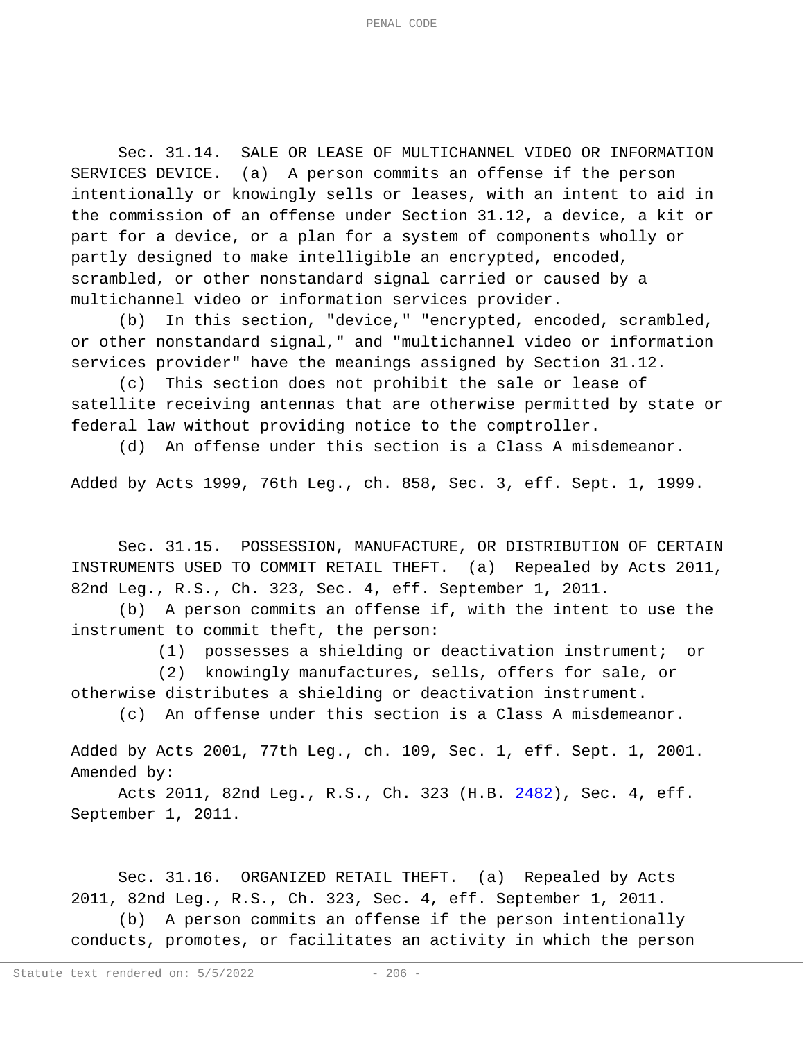Sec. 31.14. SALE OR LEASE OF MULTICHANNEL VIDEO OR INFORMATION SERVICES DEVICE. (a) A person commits an offense if the person intentionally or knowingly sells or leases, with an intent to aid in the commission of an offense under Section 31.12, a device, a kit or part for a device, or a plan for a system of components wholly or partly designed to make intelligible an encrypted, encoded, scrambled, or other nonstandard signal carried or caused by a multichannel video or information services provider.

(b) In this section, "device," "encrypted, encoded, scrambled, or other nonstandard signal," and "multichannel video or information services provider" have the meanings assigned by Section 31.12.

(c) This section does not prohibit the sale or lease of satellite receiving antennas that are otherwise permitted by state or federal law without providing notice to the comptroller.

(d) An offense under this section is a Class A misdemeanor.

Added by Acts 1999, 76th Leg., ch. 858, Sec. 3, eff. Sept. 1, 1999.

Sec. 31.15. POSSESSION, MANUFACTURE, OR DISTRIBUTION OF CERTAIN INSTRUMENTS USED TO COMMIT RETAIL THEFT. (a) Repealed by Acts 2011, 82nd Leg., R.S., Ch. 323, Sec. 4, eff. September 1, 2011.

(b) A person commits an offense if, with the intent to use the instrument to commit theft, the person:

(1) possesses a shielding or deactivation instrument; or

(2) knowingly manufactures, sells, offers for sale, or otherwise distributes a shielding or deactivation instrument.

(c) An offense under this section is a Class A misdemeanor.

Added by Acts 2001, 77th Leg., ch. 109, Sec. 1, eff. Sept. 1, 2001.
Amended by:

Acts 2011, 82nd Leg., R.S., Ch. 323 (H.B. 2482), Sec. 4, eff. September 1, 2011.

Sec. 31.16. ORGANIZED RETAIL THEFT. (a) Repealed by Acts 2011, 82nd Leg., R.S., Ch. 323, Sec. 4, eff. September 1, 2011.

(b) A person commits an offense if the person intentionally conducts, promotes, or facilitates an activity in which the person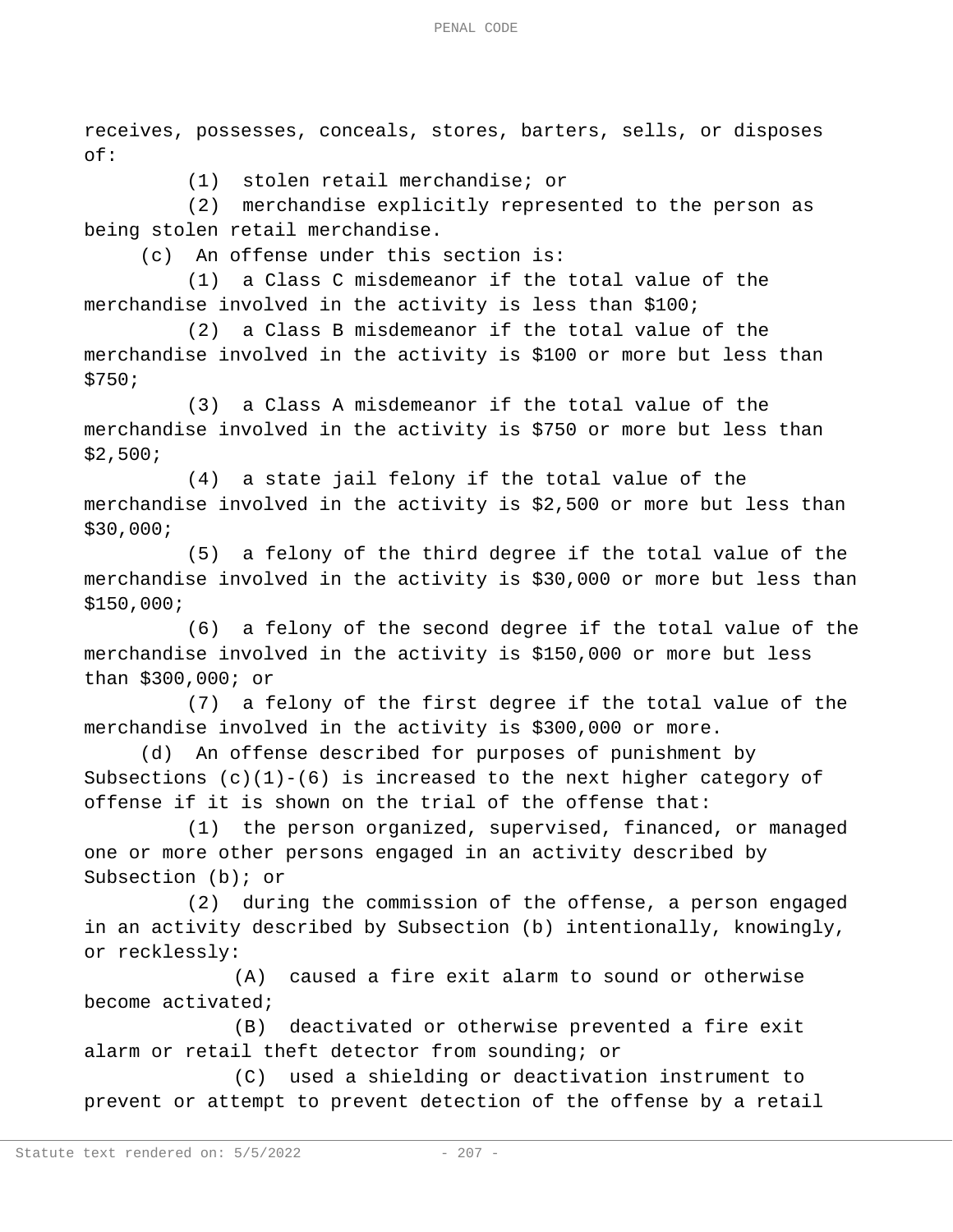receives, possesses, conceals, stores, barters, sells, or disposes of:

(1) stolen retail merchandise; or

(2) merchandise explicitly represented to the person as being stolen retail merchandise.

(c) An offense under this section is:

(1) a Class C misdemeanor if the total value of the merchandise involved in the activity is less than $100;

(2) a Class B misdemeanor if the total value of the merchandise involved in the activity is $100 or more but less than $750;

(3) a Class A misdemeanor if the total value of the merchandise involved in the activity is $750 or more but less than $2,500;

(4) a state jail felony if the total value of the merchandise involved in the activity is $2,500 or more but less than $30,000;

(5) a felony of the third degree if the total value of the merchandise involved in the activity is $30,000 or more but less than $150,000;

(6) a felony of the second degree if the total value of the merchandise involved in the activity is $150,000 or more but less than $300,000; or

(7) a felony of the first degree if the total value of the merchandise involved in the activity is $300,000 or more.

(d) An offense described for purposes of punishment by Subsections (c)(1)-(6) is increased to the next higher category of offense if it is shown on the trial of the offense that:

(1) the person organized, supervised, financed, or managed one or more other persons engaged in an activity described by Subsection (b); or

(2) during the commission of the offense, a person engaged in an activity described by Subsection (b) intentionally, knowingly, or recklessly:

(A) caused a fire exit alarm to sound or otherwise become activated;

(B) deactivated or otherwise prevented a fire exit alarm or retail theft detector from sounding; or

(C) used a shielding or deactivation instrument to prevent or attempt to prevent detection of the offense by a retail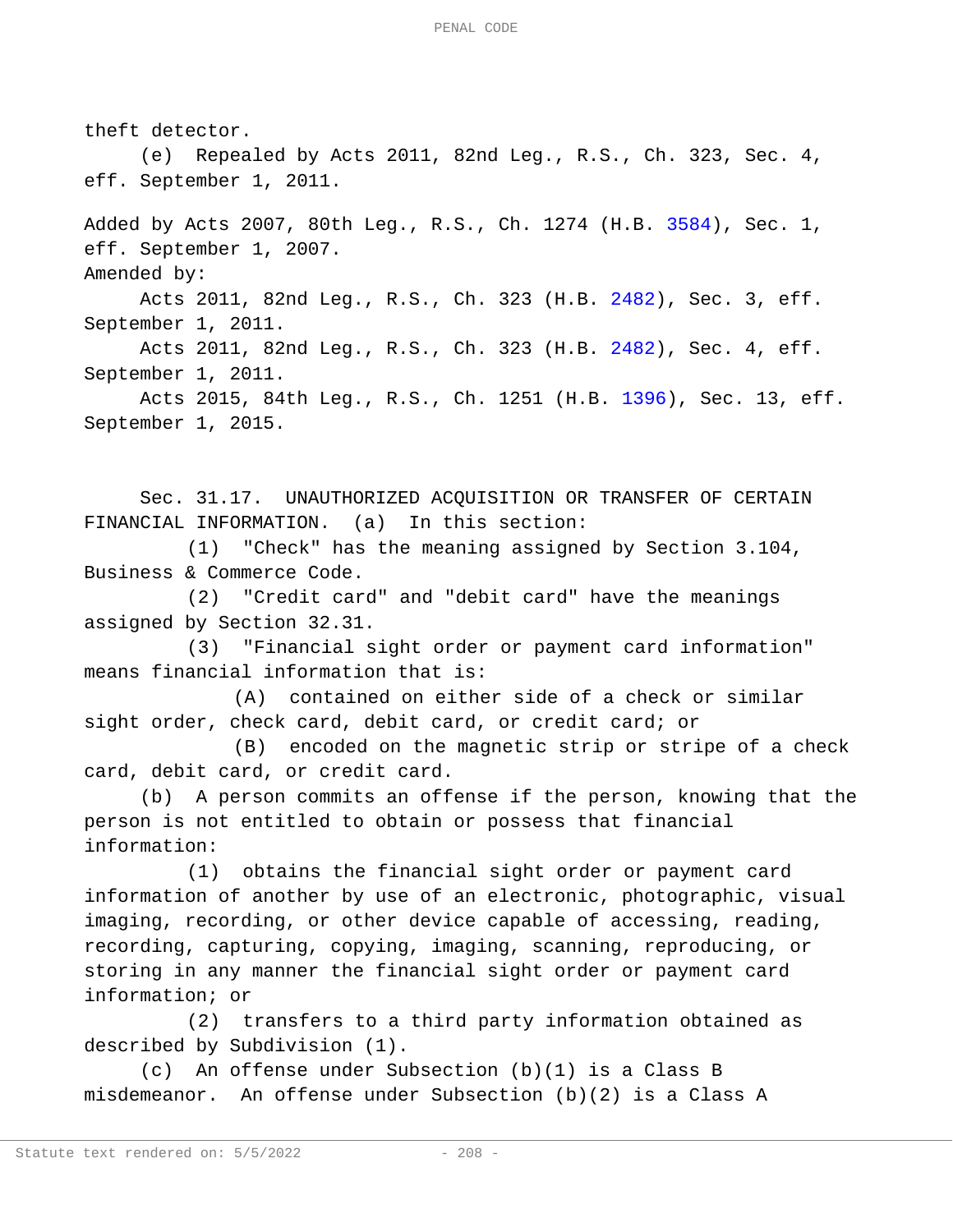theft detector.

(e) Repealed by Acts 2011, 82nd Leg., R.S., Ch. 323, Sec. 4, eff. September 1, 2011.

Added by Acts 2007, 80th Leg., R.S., Ch. 1274 (H.B. 3584), Sec. 1, eff. September 1, 2007.

Amended by:

Acts 2011, 82nd Leg., R.S., Ch. 323 (H.B. 2482), Sec. 3, eff. September 1, 2011.

Acts 2011, 82nd Leg., R.S., Ch. 323 (H.B. 2482), Sec. 4, eff. September 1, 2011.

Acts 2015, 84th Leg., R.S., Ch. 1251 (H.B. 1396), Sec. 13, eff. September 1, 2015.

Sec. 31.17. UNAUTHORIZED ACQUISITION OR TRANSFER OF CERTAIN FINANCIAL INFORMATION. (a) In this section:

(1) "Check" has the meaning assigned by Section 3.104, Business & Commerce Code.

(2) "Credit card" and "debit card" have the meanings assigned by Section 32.31.

(3) "Financial sight order or payment card information" means financial information that is:

(A) contained on either side of a check or similar sight order, check card, debit card, or credit card; or

(B) encoded on the magnetic strip or stripe of a check card, debit card, or credit card.

(b) A person commits an offense if the person, knowing that the person is not entitled to obtain or possess that financial information:

(1) obtains the financial sight order or payment card information of another by use of an electronic, photographic, visual imaging, recording, or other device capable of accessing, reading, recording, capturing, copying, imaging, scanning, reproducing, or storing in any manner the financial sight order or payment card information; or

(2) transfers to a third party information obtained as described by Subdivision (1).

(c) An offense under Subsection (b)(1) is a Class B misdemeanor. An offense under Subsection (b)(2) is a Class A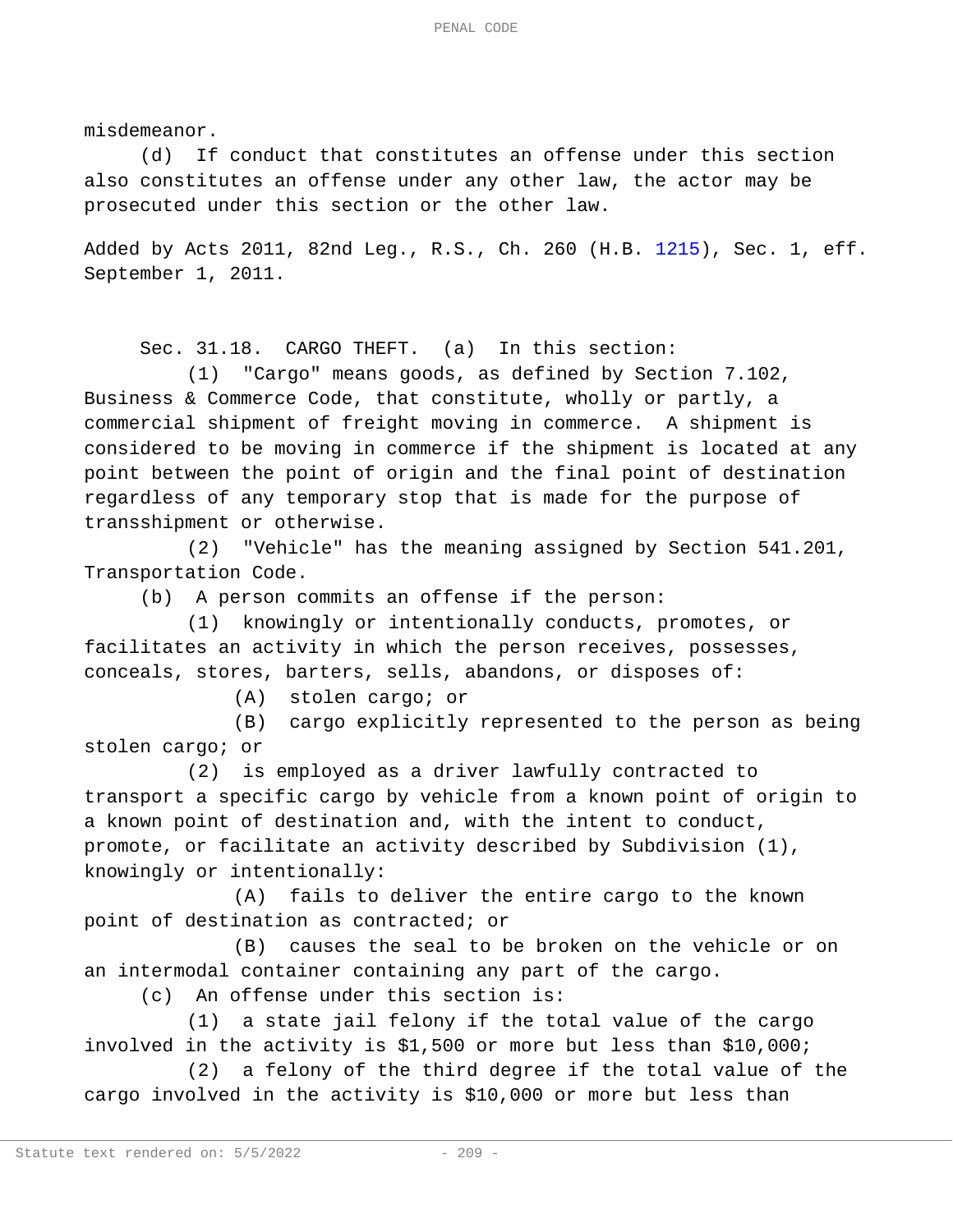misdemeanor.

(d) If conduct that constitutes an offense under this section also constitutes an offense under any other law, the actor may be prosecuted under this section or the other law.

Added by Acts 2011, 82nd Leg., R.S., Ch. 260 (H.B. 1215), Sec. 1, eff. September 1, 2011.

Sec. 31.18. CARGO THEFT. (a) In this section:

(1) "Cargo" means goods, as defined by Section 7.102, Business & Commerce Code, that constitute, wholly or partly, a commercial shipment of freight moving in commerce. A shipment is considered to be moving in commerce if the shipment is located at any point between the point of origin and the final point of destination regardless of any temporary stop that is made for the purpose of transshipment or otherwise.

(2) "Vehicle" has the meaning assigned by Section 541.201, Transportation Code.

(b) A person commits an offense if the person:

(1) knowingly or intentionally conducts, promotes, or facilitates an activity in which the person receives, possesses, conceals, stores, barters, sells, abandons, or disposes of:

(A) stolen cargo; or

(B) cargo explicitly represented to the person as being stolen cargo; or

(2) is employed as a driver lawfully contracted to transport a specific cargo by vehicle from a known point of origin to a known point of destination and, with the intent to conduct, promote, or facilitate an activity described by Subdivision (1), knowingly or intentionally:

(A) fails to deliver the entire cargo to the known point of destination as contracted; or

(B) causes the seal to be broken on the vehicle or on an intermodal container containing any part of the cargo.

(c) An offense under this section is:

(1) a state jail felony if the total value of the cargo involved in the activity is $1,500 or more but less than $10,000;

(2) a felony of the third degree if the total value of the cargo involved in the activity is $10,000 or more but less than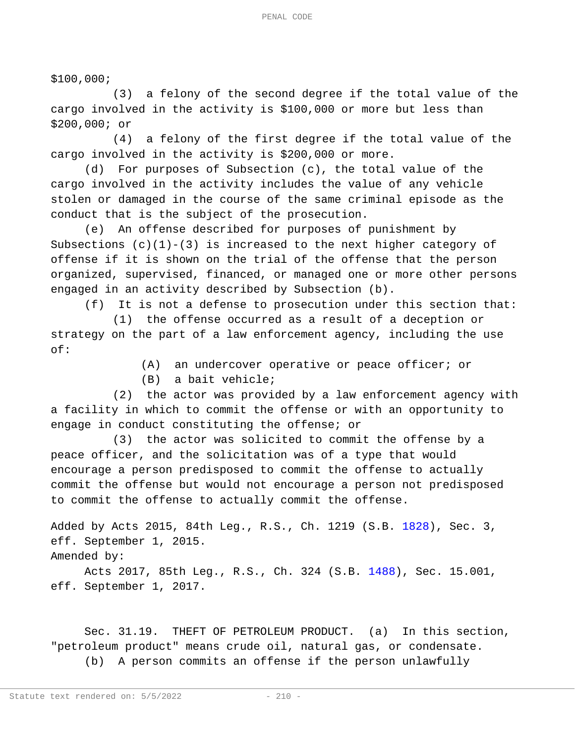$100,000;

(3) a felony of the second degree if the total value of the cargo involved in the activity is $100,000 or more but less than $200,000; or

(4) a felony of the first degree if the total value of the cargo involved in the activity is $200,000 or more.

(d) For purposes of Subsection (c), the total value of the cargo involved in the activity includes the value of any vehicle stolen or damaged in the course of the same criminal episode as the conduct that is the subject of the prosecution.

(e) An offense described for purposes of punishment by Subsections (c)(1)-(3) is increased to the next higher category of offense if it is shown on the trial of the offense that the person organized, supervised, financed, or managed one or more other persons engaged in an activity described by Subsection (b).

(f) It is not a defense to prosecution under this section that:

(1) the offense occurred as a result of a deception or strategy on the part of a law enforcement agency, including the use of:

(A) an undercover operative or peace officer; or

(B) a bait vehicle;

(2) the actor was provided by a law enforcement agency with a facility in which to commit the offense or with an opportunity to engage in conduct constituting the offense; or

(3) the actor was solicited to commit the offense by a peace officer, and the solicitation was of a type that would encourage a person predisposed to commit the offense to actually commit the offense but would not encourage a person not predisposed to commit the offense to actually commit the offense.

Added by Acts 2015, 84th Leg., R.S., Ch. 1219 (S.B. 1828), Sec. 3, eff. September 1, 2015.
Amended by:

Acts 2017, 85th Leg., R.S., Ch. 324 (S.B. 1488), Sec. 15.001, eff. September 1, 2017.

Sec. 31.19. THEFT OF PETROLEUM PRODUCT. (a) In this section, "petroleum product" means crude oil, natural gas, or condensate.

(b) A person commits an offense if the person unlawfully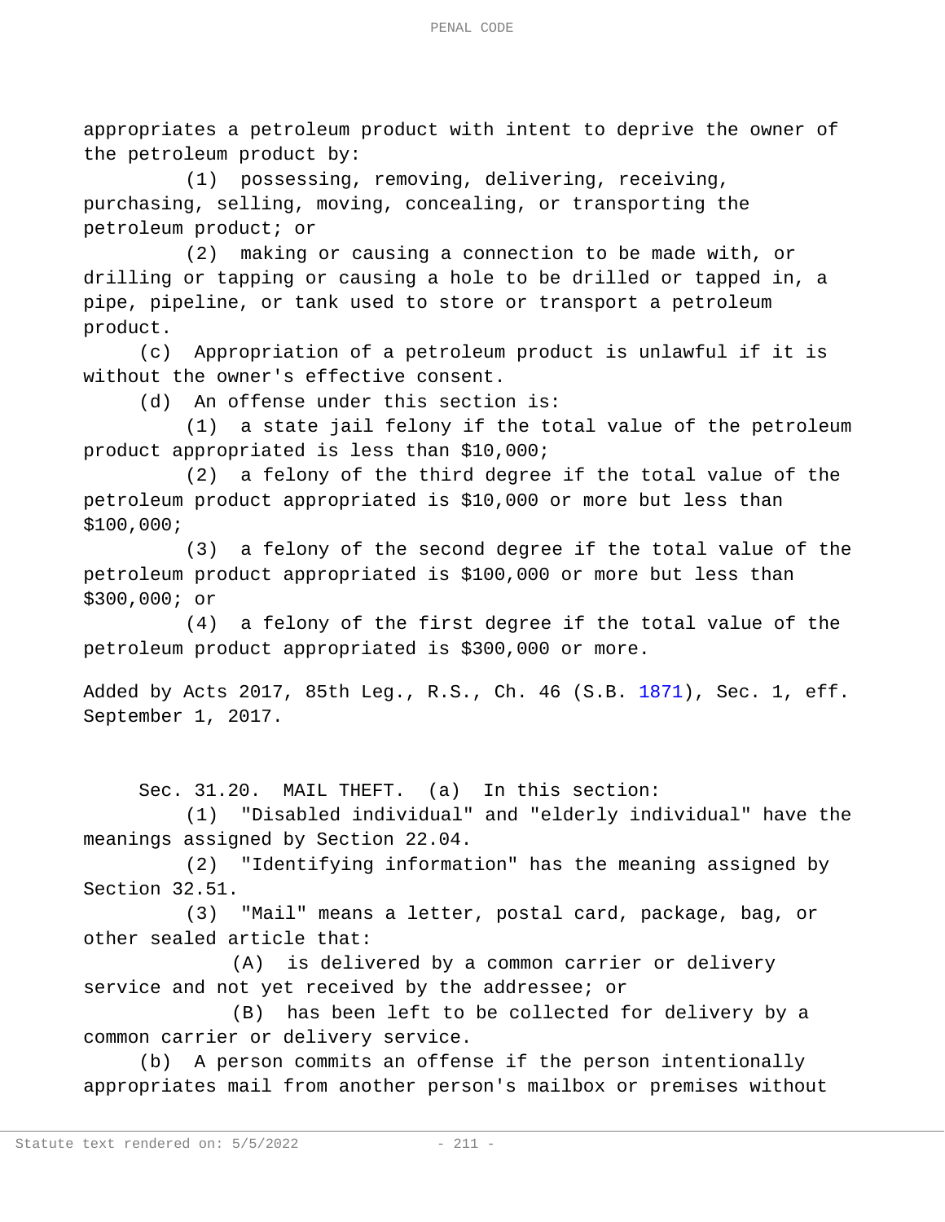appropriates a petroleum product with intent to deprive the owner of the petroleum product by:

(1) possessing, removing, delivering, receiving, purchasing, selling, moving, concealing, or transporting the petroleum product; or

(2) making or causing a connection to be made with, or drilling or tapping or causing a hole to be drilled or tapped in, a pipe, pipeline, or tank used to store or transport a petroleum product.

(c) Appropriation of a petroleum product is unlawful if it is without the owner's effective consent.

(d) An offense under this section is:

(1) a state jail felony if the total value of the petroleum product appropriated is less than $10,000;

(2) a felony of the third degree if the total value of the petroleum product appropriated is $10,000 or more but less than $100,000;

(3) a felony of the second degree if the total value of the petroleum product appropriated is $100,000 or more but less than $300,000; or

(4) a felony of the first degree if the total value of the petroleum product appropriated is $300,000 or more.

Added by Acts 2017, 85th Leg., R.S., Ch. 46 (S.B. 1871), Sec. 1, eff. September 1, 2017.

Sec. 31.20. MAIL THEFT. (a) In this section:

(1) "Disabled individual" and "elderly individual" have the meanings assigned by Section 22.04.

(2) "Identifying information" has the meaning assigned by Section 32.51.

(3) "Mail" means a letter, postal card, package, bag, or other sealed article that:

(A) is delivered by a common carrier or delivery service and not yet received by the addressee; or

(B) has been left to be collected for delivery by a common carrier or delivery service.

(b) A person commits an offense if the person intentionally appropriates mail from another person's mailbox or premises without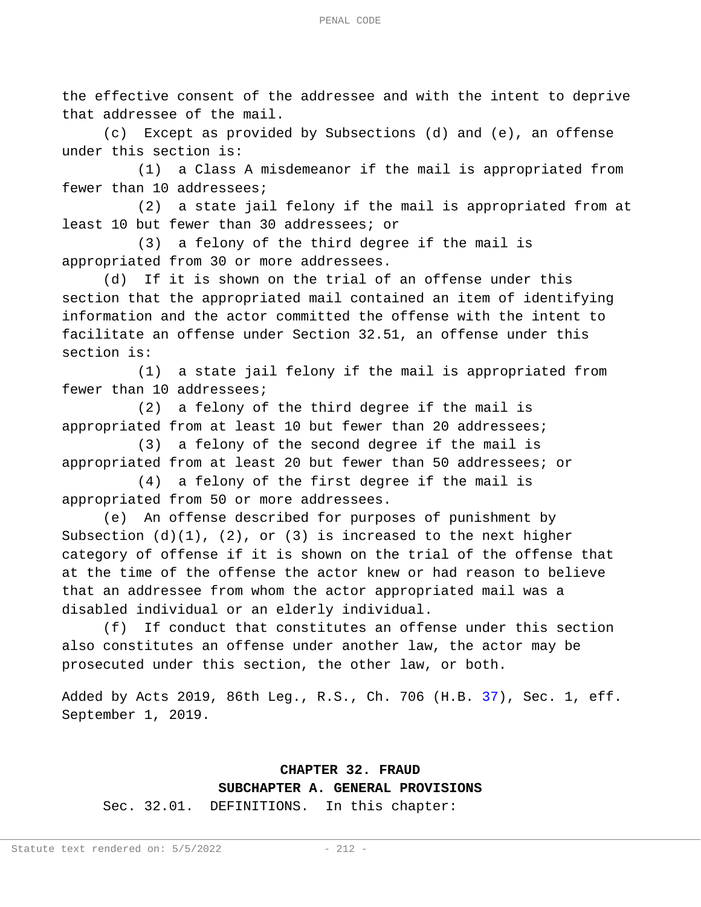the effective consent of the addressee and with the intent to deprive that addressee of the mail.

(c) Except as provided by Subsections (d) and (e), an offense under this section is:

(1) a Class A misdemeanor if the mail is appropriated from fewer than 10 addressees;

(2) a state jail felony if the mail is appropriated from at least 10 but fewer than 30 addressees; or

(3) a felony of the third degree if the mail is appropriated from 30 or more addressees.

(d) If it is shown on the trial of an offense under this section that the appropriated mail contained an item of identifying information and the actor committed the offense with the intent to facilitate an offense under Section 32.51, an offense under this section is:

(1) a state jail felony if the mail is appropriated from fewer than 10 addressees;

(2) a felony of the third degree if the mail is appropriated from at least 10 but fewer than 20 addressees;

(3) a felony of the second degree if the mail is appropriated from at least 20 but fewer than 50 addressees; or

(4) a felony of the first degree if the mail is appropriated from 50 or more addressees.

(e) An offense described for purposes of punishment by Subsection (d)(1), (2), or (3) is increased to the next higher category of offense if it is shown on the trial of the offense that at the time of the offense the actor knew or had reason to believe that an addressee from whom the actor appropriated mail was a disabled individual or an elderly individual.

(f) If conduct that constitutes an offense under this section also constitutes an offense under another law, the actor may be prosecuted under this section, the other law, or both.

Added by Acts 2019, 86th Leg., R.S., Ch. 706 (H.B. 37), Sec. 1, eff. September 1, 2019.

## CHAPTER 32. FRAUD

### SUBCHAPTER A. GENERAL PROVISIONS

Sec. 32.01. DEFINITIONS. In this chapter: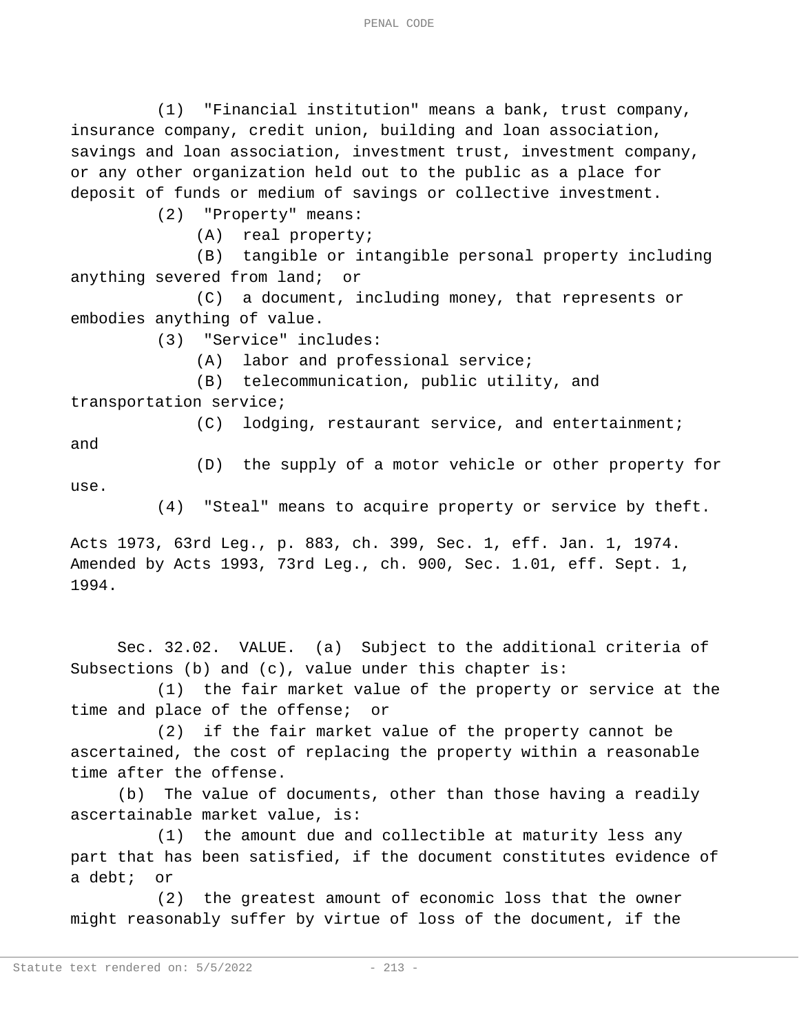(1) "Financial institution" means a bank, trust company, insurance company, credit union, building and loan association, savings and loan association, investment trust, investment company, or any other organization held out to the public as a place for deposit of funds or medium of savings or collective investment.

(2) "Property" means:

(A) real property;

(B) tangible or intangible personal property including anything severed from land; or

(C) a document, including money, that represents or embodies anything of value.

(3) "Service" includes:

(A) labor and professional service;

(B) telecommunication, public utility, and transportation service;

(C) lodging, restaurant service, and entertainment; and

(D) the supply of a motor vehicle or other property for use.

(4) "Steal" means to acquire property or service by theft.

Acts 1973, 63rd Leg., p. 883, ch. 399, Sec. 1, eff. Jan. 1, 1974. Amended by Acts 1993, 73rd Leg., ch. 900, Sec. 1.01, eff. Sept. 1, 1994.

Sec. 32.02. VALUE. (a) Subject to the additional criteria of Subsections (b) and (c), value under this chapter is:

(1) the fair market value of the property or service at the time and place of the offense; or

(2) if the fair market value of the property cannot be ascertained, the cost of replacing the property within a reasonable time after the offense.

(b) The value of documents, other than those having a readily ascertainable market value, is:

(1) the amount due and collectible at maturity less any part that has been satisfied, if the document constitutes evidence of a debt; or

(2) the greatest amount of economic loss that the owner might reasonably suffer by virtue of loss of the document, if the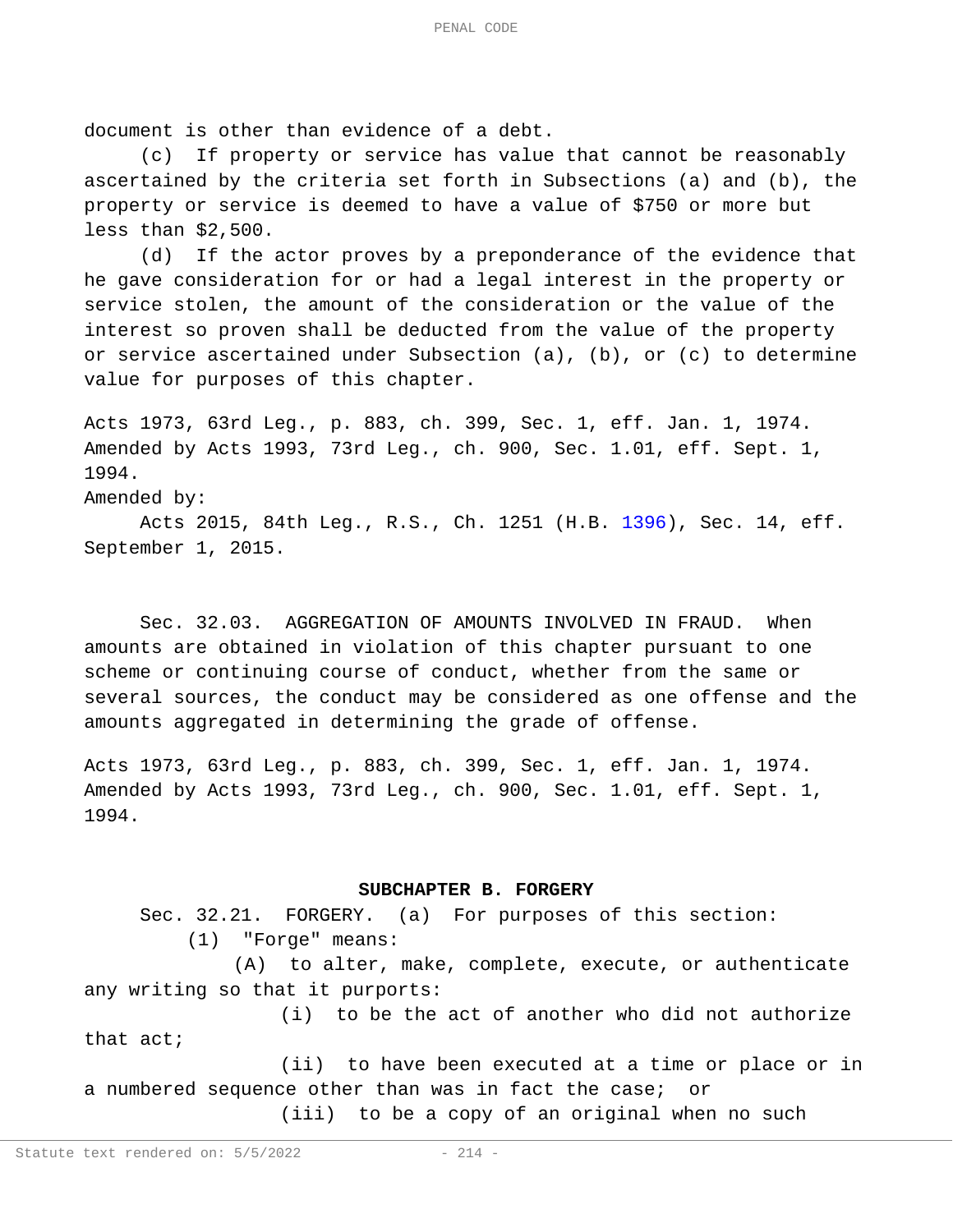document is other than evidence of a debt.

(c) If property or service has value that cannot be reasonably ascertained by the criteria set forth in Subsections (a) and (b), the property or service is deemed to have a value of $750 or more but less than $2,500.

(d) If the actor proves by a preponderance of the evidence that he gave consideration for or had a legal interest in the property or service stolen, the amount of the consideration or the value of the interest so proven shall be deducted from the value of the property or service ascertained under Subsection (a), (b), or (c) to determine value for purposes of this chapter.

Acts 1973, 63rd Leg., p. 883, ch. 399, Sec. 1, eff. Jan. 1, 1974. Amended by Acts 1993, 73rd Leg., ch. 900, Sec. 1.01, eff. Sept. 1, 1994.

Amended by:

Acts 2015, 84th Leg., R.S., Ch. 1251 (H.B. 1396), Sec. 14, eff. September 1, 2015.

Sec. 32.03. AGGREGATION OF AMOUNTS INVOLVED IN FRAUD. When amounts are obtained in violation of this chapter pursuant to one scheme or continuing course of conduct, whether from the same or several sources, the conduct may be considered as one offense and the amounts aggregated in determining the grade of offense.

Acts 1973, 63rd Leg., p. 883, ch. 399, Sec. 1, eff. Jan. 1, 1974. Amended by Acts 1993, 73rd Leg., ch. 900, Sec. 1.01, eff. Sept. 1, 1994.

## SUBCHAPTER B. FORGERY

Sec. 32.21. FORGERY. (a) For purposes of this section:

(1) "Forge" means:

(A) to alter, make, complete, execute, or authenticate any writing so that it purports:

(i) to be the act of another who did not authorize that act;

(ii) to have been executed at a time or place or in a numbered sequence other than was in fact the case; or

(iii) to be a copy of an original when no such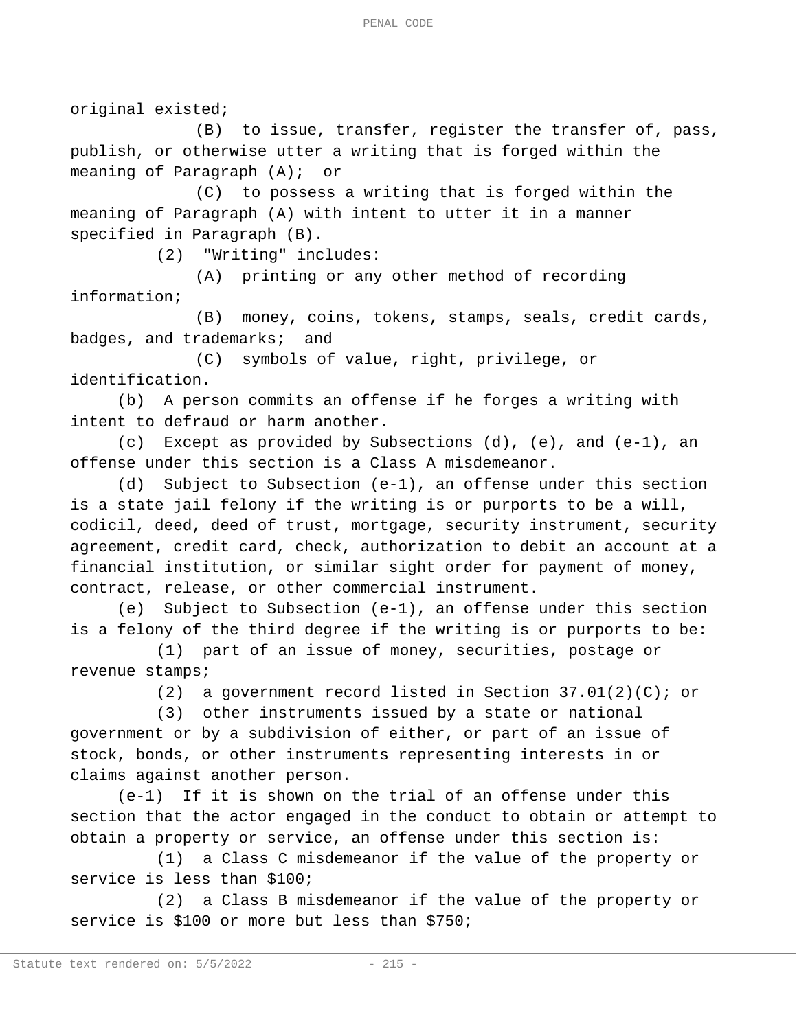original existed;

(B) to issue, transfer, register the transfer of, pass, publish, or otherwise utter a writing that is forged within the meaning of Paragraph (A); or

(C) to possess a writing that is forged within the meaning of Paragraph (A) with intent to utter it in a manner specified in Paragraph (B).

(2) "Writing" includes:

(A) printing or any other method of recording information;

(B) money, coins, tokens, stamps, seals, credit cards, badges, and trademarks; and

(C) symbols of value, right, privilege, or identification.

(b) A person commits an offense if he forges a writing with intent to defraud or harm another.

(c) Except as provided by Subsections (d), (e), and (e-1), an offense under this section is a Class A misdemeanor.

(d) Subject to Subsection (e-1), an offense under this section is a state jail felony if the writing is or purports to be a will, codicil, deed, deed of trust, mortgage, security instrument, security agreement, credit card, check, authorization to debit an account at a financial institution, or similar sight order for payment of money, contract, release, or other commercial instrument.

(e) Subject to Subsection (e-1), an offense under this section is a felony of the third degree if the writing is or purports to be:

(1) part of an issue of money, securities, postage or revenue stamps;

(2) a government record listed in Section 37.01(2)(C); or

(3) other instruments issued by a state or national government or by a subdivision of either, or part of an issue of stock, bonds, or other instruments representing interests in or claims against another person.

(e-1) If it is shown on the trial of an offense under this section that the actor engaged in the conduct to obtain or attempt to obtain a property or service, an offense under this section is:

(1) a Class C misdemeanor if the value of the property or service is less than $100;

(2) a Class B misdemeanor if the value of the property or service is $100 or more but less than $750;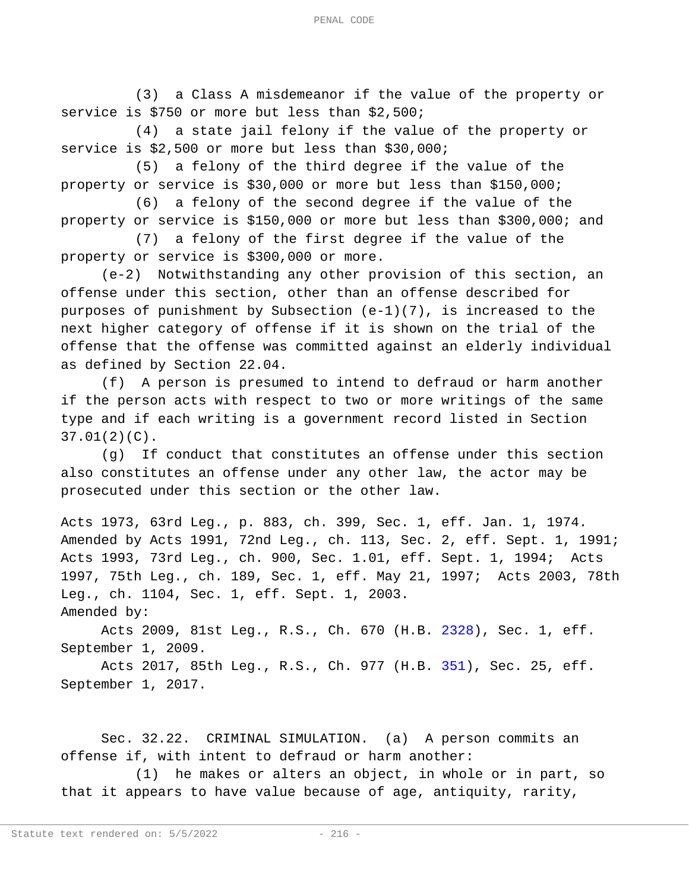(3) a Class A misdemeanor if the value of the property or service is $750 or more but less than $2,500;

(4) a state jail felony if the value of the property or service is $2,500 or more but less than $30,000;

(5) a felony of the third degree if the value of the property or service is $30,000 or more but less than $150,000;

(6) a felony of the second degree if the value of the property or service is $150,000 or more but less than $300,000; and

(7) a felony of the first degree if the value of the property or service is $300,000 or more.

(e-2) Notwithstanding any other provision of this section, an offense under this section, other than an offense described for purposes of punishment by Subsection (e-1)(7), is increased to the next higher category of offense if it is shown on the trial of the offense that the offense was committed against an elderly individual as defined by Section 22.04.

(f) A person is presumed to intend to defraud or harm another if the person acts with respect to two or more writings of the same type and if each writing is a government record listed in Section 37.01(2)(C).

(g) If conduct that constitutes an offense under this section also constitutes an offense under any other law, the actor may be prosecuted under this section or the other law.

Acts 1973, 63rd Leg., p. 883, ch. 399, Sec. 1, eff. Jan. 1, 1974. Amended by Acts 1991, 72nd Leg., ch. 113, Sec. 2, eff. Sept. 1, 1991; Acts 1993, 73rd Leg., ch. 900, Sec. 1.01, eff. Sept. 1, 1994; Acts 1997, 75th Leg., ch. 189, Sec. 1, eff. May 21, 1997; Acts 2003, 78th Leg., ch. 1104, Sec. 1, eff. Sept. 1, 2003.

Amended by:

Acts 2009, 81st Leg., R.S., Ch. 670 (H.B. 2328), Sec. 1, eff. September 1, 2009.

Acts 2017, 85th Leg., R.S., Ch. 977 (H.B. 351), Sec. 25, eff. September 1, 2017.

Sec. 32.22. CRIMINAL SIMULATION. (a) A person commits an offense if, with intent to defraud or harm another:

(1) he makes or alters an object, in whole or in part, so that it appears to have value because of age, antiquity, rarity,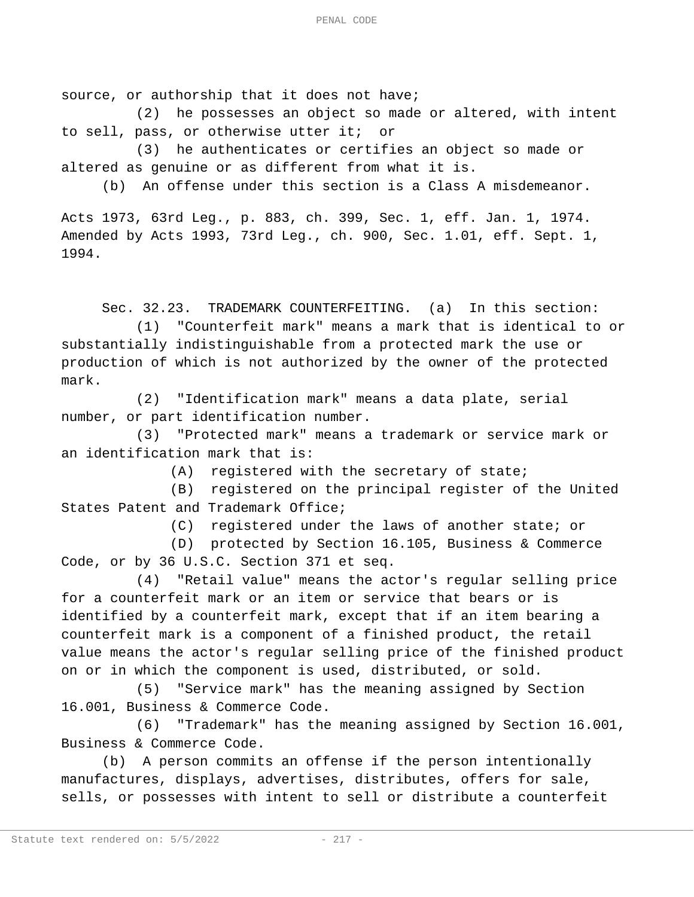source, or authorship that it does not have;

(2) he possesses an object so made or altered, with intent to sell, pass, or otherwise utter it; or

(3) he authenticates or certifies an object so made or altered as genuine or as different from what it is.

(b) An offense under this section is a Class A misdemeanor.

Acts 1973, 63rd Leg., p. 883, ch. 399, Sec. 1, eff. Jan. 1, 1974. Amended by Acts 1993, 73rd Leg., ch. 900, Sec. 1.01, eff. Sept. 1, 1994.

Sec. 32.23. TRADEMARK COUNTERFEITING. (a) In this section:

(1) "Counterfeit mark" means a mark that is identical to or substantially indistinguishable from a protected mark the use or production of which is not authorized by the owner of the protected mark.

(2) "Identification mark" means a data plate, serial number, or part identification number.

(3) "Protected mark" means a trademark or service mark or an identification mark that is:

(A) registered with the secretary of state;

(B) registered on the principal register of the United States Patent and Trademark Office;

(C) registered under the laws of another state; or

(D) protected by Section 16.105, Business & Commerce Code, or by 36 U.S.C. Section 371 et seq.

(4) "Retail value" means the actor's regular selling price for a counterfeit mark or an item or service that bears or is identified by a counterfeit mark, except that if an item bearing a counterfeit mark is a component of a finished product, the retail value means the actor's regular selling price of the finished product on or in which the component is used, distributed, or sold.

(5) "Service mark" has the meaning assigned by Section 16.001, Business & Commerce Code.

(6) "Trademark" has the meaning assigned by Section 16.001, Business & Commerce Code.

(b) A person commits an offense if the person intentionally manufactures, displays, advertises, distributes, offers for sale, sells, or possesses with intent to sell or distribute a counterfeit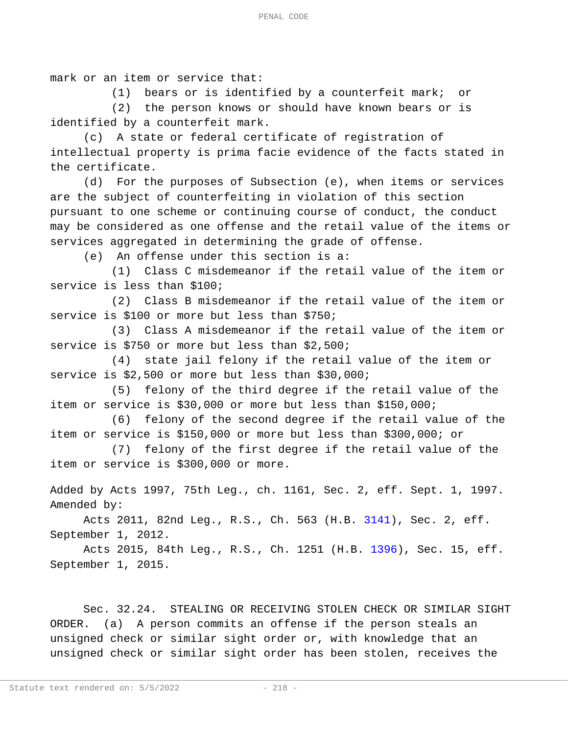mark or an item or service that:

(1) bears or is identified by a counterfeit mark; or

(2) the person knows or should have known bears or is identified by a counterfeit mark.

(c) A state or federal certificate of registration of intellectual property is prima facie evidence of the facts stated in the certificate.

(d) For the purposes of Subsection (e), when items or services are the subject of counterfeiting in violation of this section pursuant to one scheme or continuing course of conduct, the conduct may be considered as one offense and the retail value of the items or services aggregated in determining the grade of offense.

(e) An offense under this section is a:

(1) Class C misdemeanor if the retail value of the item or service is less than $100;

(2) Class B misdemeanor if the retail value of the item or service is $100 or more but less than $750;

(3) Class A misdemeanor if the retail value of the item or service is $750 or more but less than $2,500;

(4) state jail felony if the retail value of the item or service is $2,500 or more but less than $30,000;

(5) felony of the third degree if the retail value of the item or service is $30,000 or more but less than $150,000;

(6) felony of the second degree if the retail value of the item or service is $150,000 or more but less than $300,000; or

(7) felony of the first degree if the retail value of the item or service is $300,000 or more.

Added by Acts 1997, 75th Leg., ch. 1161, Sec. 2, eff. Sept. 1, 1997.
Amended by:

Acts 2011, 82nd Leg., R.S., Ch. 563 (H.B. 3141), Sec. 2, eff. September 1, 2012.

Acts 2015, 84th Leg., R.S., Ch. 1251 (H.B. 1396), Sec. 15, eff. September 1, 2015.

Sec. 32.24. STEALING OR RECEIVING STOLEN CHECK OR SIMILAR SIGHT ORDER. (a) A person commits an offense if the person steals an unsigned check or similar sight order or, with knowledge that an unsigned check or similar sight order has been stolen, receives the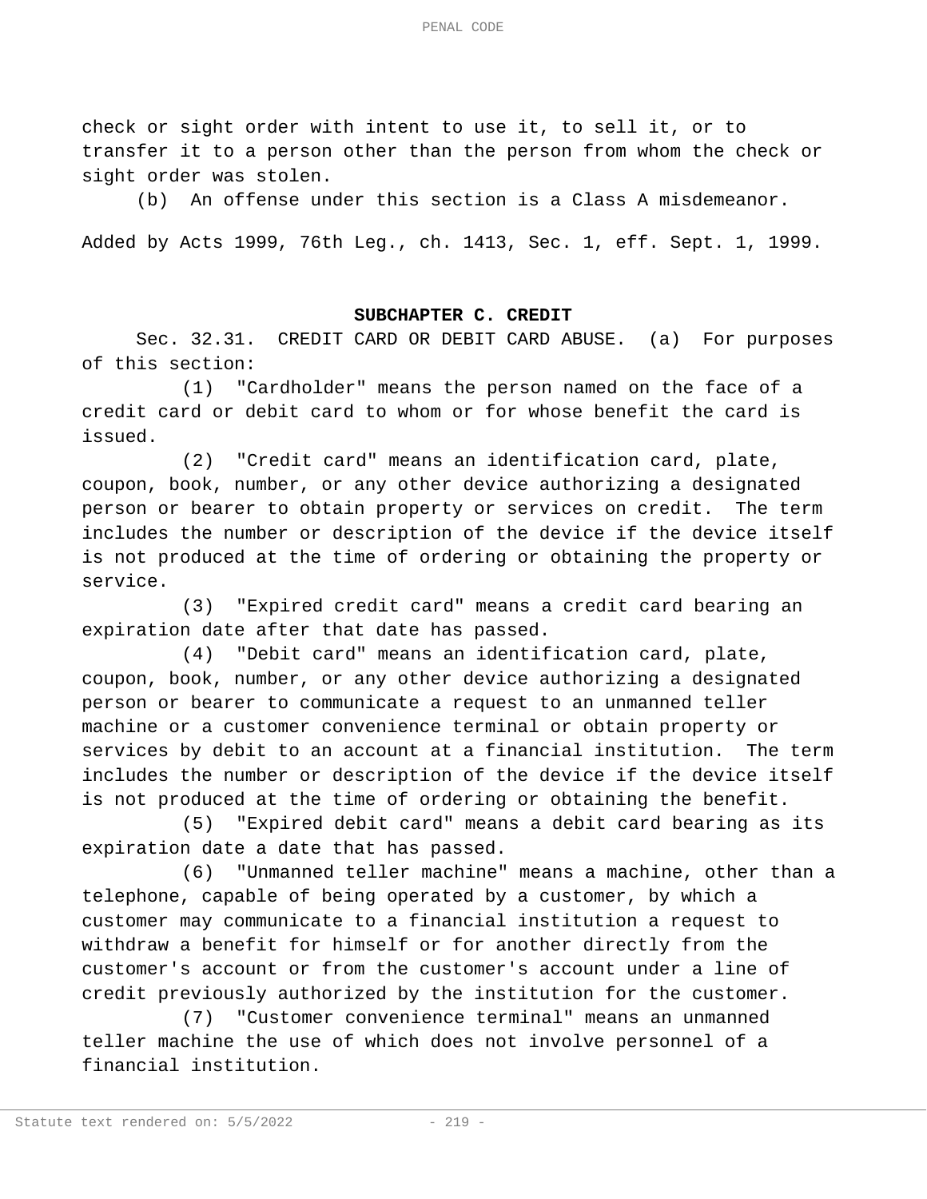check or sight order with intent to use it, to sell it, or to transfer it to a person other than the person from whom the check or sight order was stolen.

(b) An offense under this section is a Class A misdemeanor.

Added by Acts 1999, 76th Leg., ch. 1413, Sec. 1, eff. Sept. 1, 1999.

## SUBCHAPTER C. CREDIT

Sec. 32.31. CREDIT CARD OR DEBIT CARD ABUSE. (a) For purposes of this section:

(1) "Cardholder" means the person named on the face of a credit card or debit card to whom or for whose benefit the card is issued.

(2) "Credit card" means an identification card, plate, coupon, book, number, or any other device authorizing a designated person or bearer to obtain property or services on credit. The term includes the number or description of the device if the device itself is not produced at the time of ordering or obtaining the property or service.

(3) "Expired credit card" means a credit card bearing an expiration date after that date has passed.

(4) "Debit card" means an identification card, plate, coupon, book, number, or any other device authorizing a designated person or bearer to communicate a request to an unmanned teller machine or a customer convenience terminal or obtain property or services by debit to an account at a financial institution. The term includes the number or description of the device if the device itself is not produced at the time of ordering or obtaining the benefit.

(5) "Expired debit card" means a debit card bearing as its expiration date a date that has passed.

(6) "Unmanned teller machine" means a machine, other than a telephone, capable of being operated by a customer, by which a customer may communicate to a financial institution a request to withdraw a benefit for himself or for another directly from the customer's account or from the customer's account under a line of credit previously authorized by the institution for the customer.

(7) "Customer convenience terminal" means an unmanned teller machine the use of which does not involve personnel of a financial institution.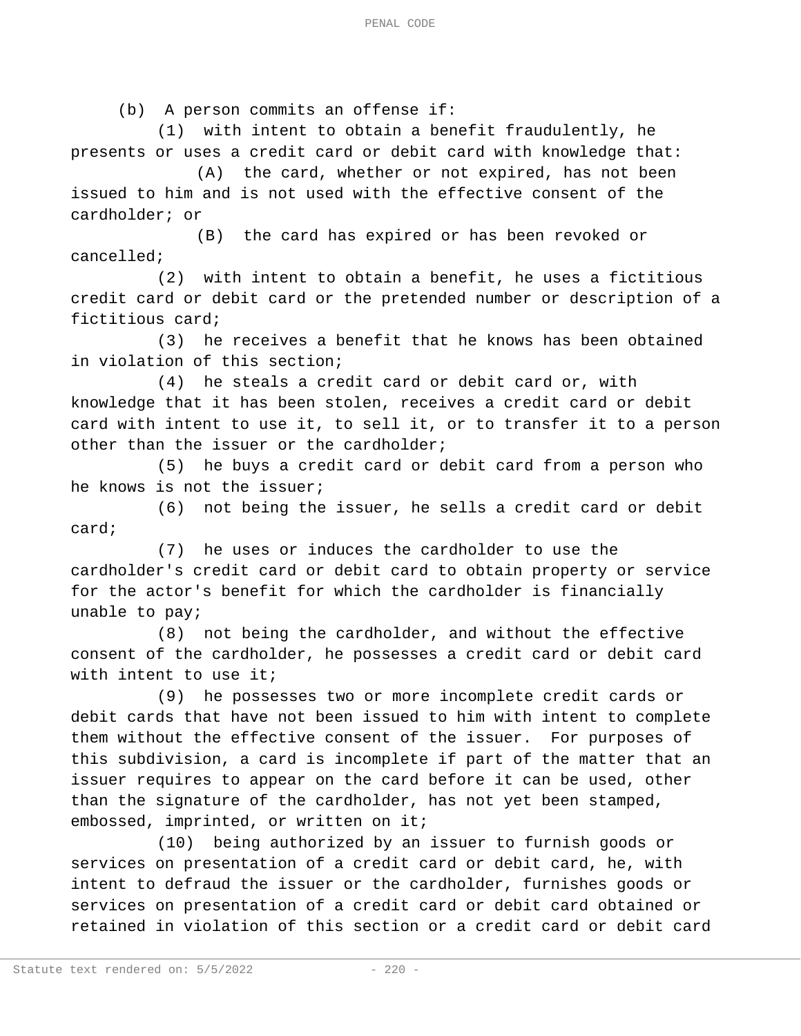(b) A person commits an offense if:

(1) with intent to obtain a benefit fraudulently, he presents or uses a credit card or debit card with knowledge that:

(A) the card, whether or not expired, has not been issued to him and is not used with the effective consent of the cardholder; or

(B) the card has expired or has been revoked or cancelled;

(2) with intent to obtain a benefit, he uses a fictitious credit card or debit card or the pretended number or description of a fictitious card;

(3) he receives a benefit that he knows has been obtained in violation of this section;

(4) he steals a credit card or debit card or, with knowledge that it has been stolen, receives a credit card or debit card with intent to use it, to sell it, or to transfer it to a person other than the issuer or the cardholder;

(5) he buys a credit card or debit card from a person who he knows is not the issuer;

(6) not being the issuer, he sells a credit card or debit card;

(7) he uses or induces the cardholder to use the cardholder's credit card or debit card to obtain property or service for the actor's benefit for which the cardholder is financially unable to pay;

(8) not being the cardholder, and without the effective consent of the cardholder, he possesses a credit card or debit card with intent to use it;

(9) he possesses two or more incomplete credit cards or debit cards that have not been issued to him with intent to complete them without the effective consent of the issuer. For purposes of this subdivision, a card is incomplete if part of the matter that an issuer requires to appear on the card before it can be used, other than the signature of the cardholder, has not yet been stamped, embossed, imprinted, or written on it;

(10) being authorized by an issuer to furnish goods or services on presentation of a credit card or debit card, he, with intent to defraud the issuer or the cardholder, furnishes goods or services on presentation of a credit card or debit card obtained or retained in violation of this section or a credit card or debit card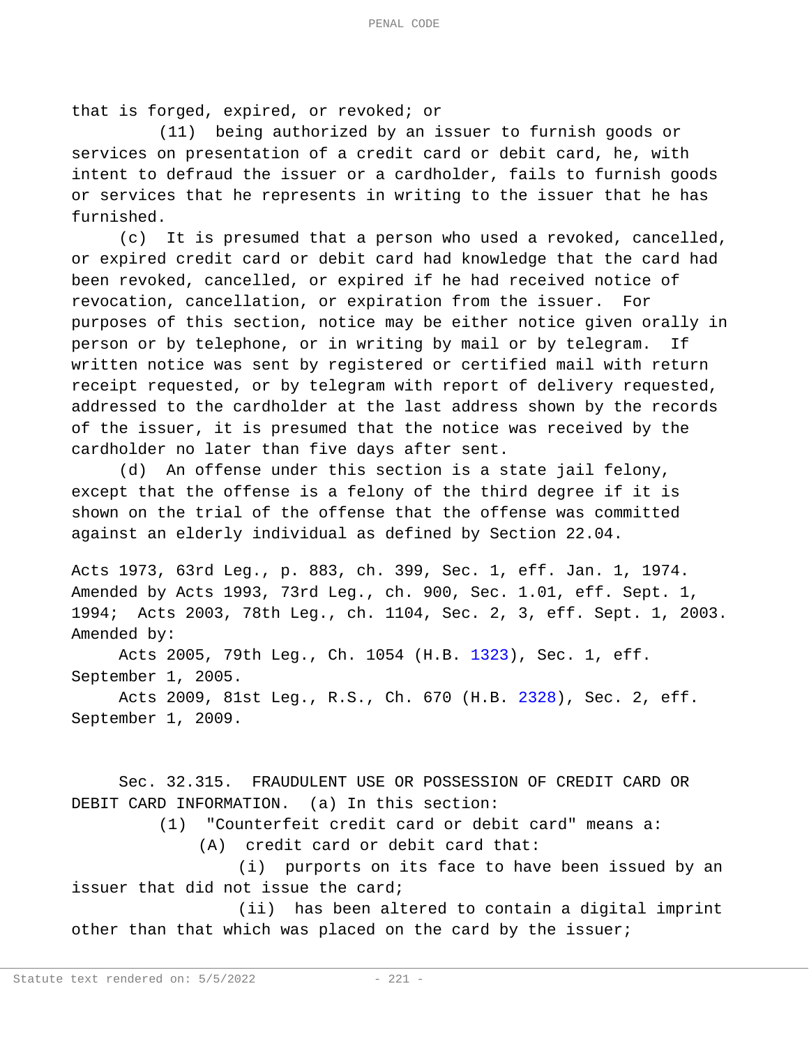that is forged, expired, or revoked; or

(11) being authorized by an issuer to furnish goods or services on presentation of a credit card or debit card, he, with intent to defraud the issuer or a cardholder, fails to furnish goods or services that he represents in writing to the issuer that he has furnished.

(c) It is presumed that a person who used a revoked, cancelled, or expired credit card or debit card had knowledge that the card had been revoked, cancelled, or expired if he had received notice of revocation, cancellation, or expiration from the issuer. For purposes of this section, notice may be either notice given orally in person or by telephone, or in writing by mail or by telegram. If written notice was sent by registered or certified mail with return receipt requested, or by telegram with report of delivery requested, addressed to the cardholder at the last address shown by the records of the issuer, it is presumed that the notice was received by the cardholder no later than five days after sent.

(d) An offense under this section is a state jail felony, except that the offense is a felony of the third degree if it is shown on the trial of the offense that the offense was committed against an elderly individual as defined by Section 22.04.

Acts 1973, 63rd Leg., p. 883, ch. 399, Sec. 1, eff. Jan. 1, 1974. Amended by Acts 1993, 73rd Leg., ch. 900, Sec. 1.01, eff. Sept. 1, 1994; Acts 2003, 78th Leg., ch. 1104, Sec. 2, 3, eff. Sept. 1, 2003.
Amended by:

Acts 2005, 79th Leg., Ch. 1054 (H.B. 1323), Sec. 1, eff. September 1, 2005.

Acts 2009, 81st Leg., R.S., Ch. 670 (H.B. 2328), Sec. 2, eff. September 1, 2009.

Sec. 32.315. FRAUDULENT USE OR POSSESSION OF CREDIT CARD OR DEBIT CARD INFORMATION. (a) In this section:

(1) "Counterfeit credit card or debit card" means a:

(A) credit card or debit card that:

(i) purports on its face to have been issued by an issuer that did not issue the card;

(ii) has been altered to contain a digital imprint other than that which was placed on the card by the issuer;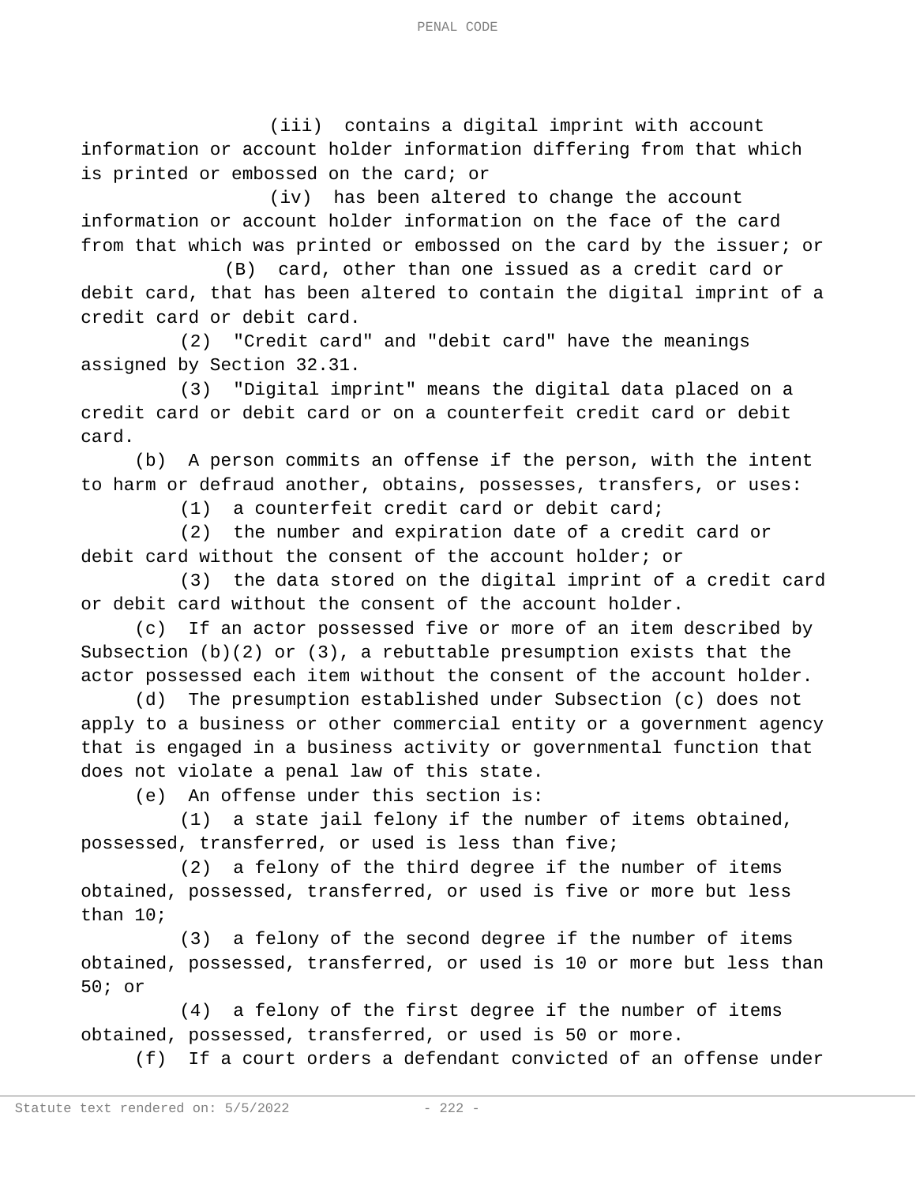(iii) contains a digital imprint with account information or account holder information differing from that which is printed or embossed on the card; or

(iv) has been altered to change the account information or account holder information on the face of the card from that which was printed or embossed on the card by the issuer; or

(B) card, other than one issued as a credit card or debit card, that has been altered to contain the digital imprint of a credit card or debit card.

(2) "Credit card" and "debit card" have the meanings assigned by Section 32.31.

(3) "Digital imprint" means the digital data placed on a credit card or debit card or on a counterfeit credit card or debit card.

(b) A person commits an offense if the person, with the intent to harm or defraud another, obtains, possesses, transfers, or uses:

(1) a counterfeit credit card or debit card;

(2) the number and expiration date of a credit card or debit card without the consent of the account holder; or

(3) the data stored on the digital imprint of a credit card or debit card without the consent of the account holder.

(c) If an actor possessed five or more of an item described by Subsection (b)(2) or (3), a rebuttable presumption exists that the actor possessed each item without the consent of the account holder.

(d) The presumption established under Subsection (c) does not apply to a business or other commercial entity or a government agency that is engaged in a business activity or governmental function that does not violate a penal law of this state.

(e) An offense under this section is:

(1) a state jail felony if the number of items obtained, possessed, transferred, or used is less than five;

(2) a felony of the third degree if the number of items obtained, possessed, transferred, or used is five or more but less than 10;

(3) a felony of the second degree if the number of items obtained, possessed, transferred, or used is 10 or more but less than 50; or

(4) a felony of the first degree if the number of items obtained, possessed, transferred, or used is 50 or more.

(f) If a court orders a defendant convicted of an offense under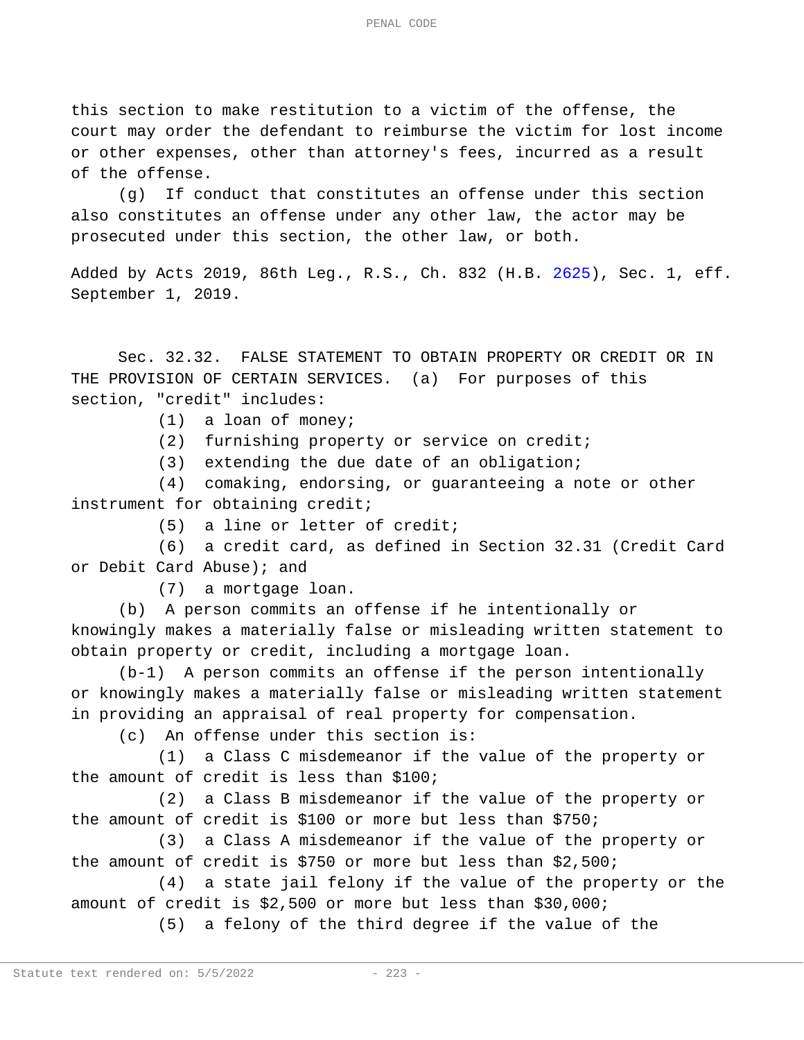this section to make restitution to a victim of the offense, the court may order the defendant to reimburse the victim for lost income or other expenses, other than attorney's fees, incurred as a result of the offense.

(g) If conduct that constitutes an offense under this section also constitutes an offense under any other law, the actor may be prosecuted under this section, the other law, or both.

Added by Acts 2019, 86th Leg., R.S., Ch. 832 (H.B. 2625), Sec. 1, eff. September 1, 2019.

Sec. 32.32. FALSE STATEMENT TO OBTAIN PROPERTY OR CREDIT OR IN THE PROVISION OF CERTAIN SERVICES. (a) For purposes of this section, "credit" includes:

(1) a loan of money;

(2) furnishing property or service on credit;

(3) extending the due date of an obligation;

(4) comaking, endorsing, or guaranteeing a note or other instrument for obtaining credit;

(5) a line or letter of credit;

(6) a credit card, as defined in Section 32.31 (Credit Card or Debit Card Abuse); and

(7) a mortgage loan.

(b) A person commits an offense if he intentionally or knowingly makes a materially false or misleading written statement to obtain property or credit, including a mortgage loan.

(b-1) A person commits an offense if the person intentionally or knowingly makes a materially false or misleading written statement in providing an appraisal of real property for compensation.

(c) An offense under this section is:

(1) a Class C misdemeanor if the value of the property or the amount of credit is less than $100;

(2) a Class B misdemeanor if the value of the property or the amount of credit is $100 or more but less than $750;

(3) a Class A misdemeanor if the value of the property or the amount of credit is $750 or more but less than $2,500;

(4) a state jail felony if the value of the property or the amount of credit is $2,500 or more but less than $30,000;

(5) a felony of the third degree if the value of the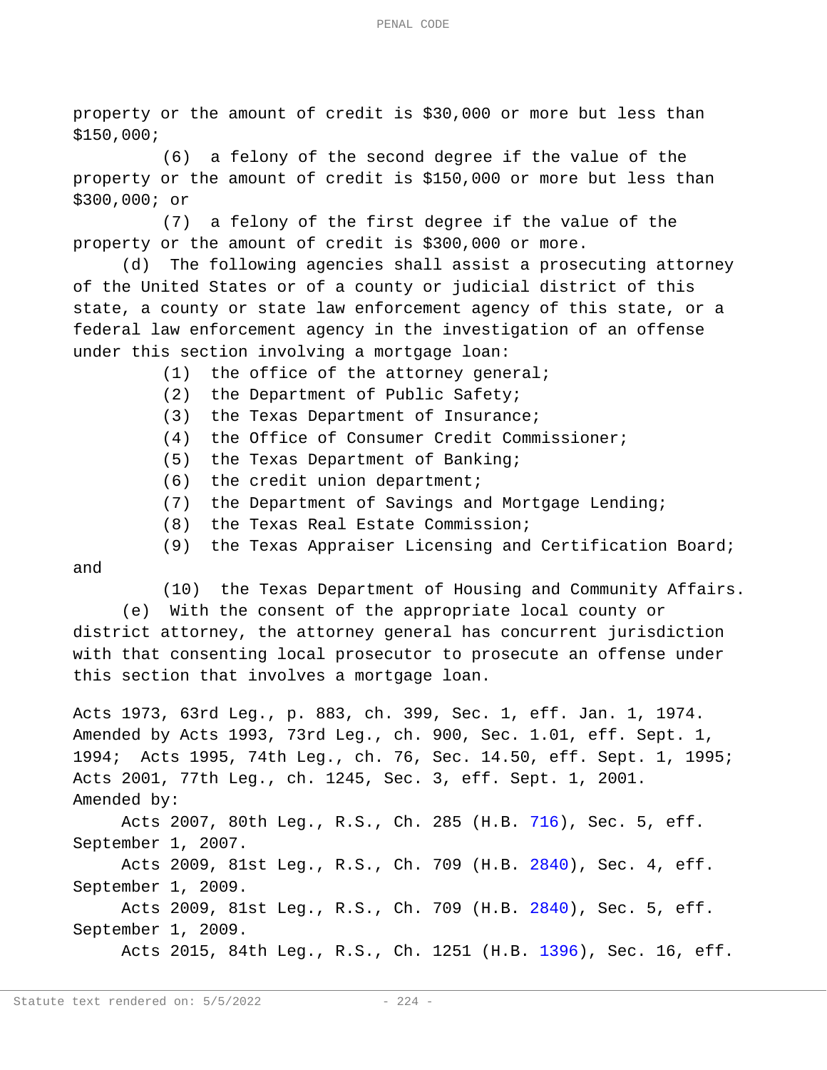property or the amount of credit is $30,000 or more but less than $150,000;

(6) a felony of the second degree if the value of the property or the amount of credit is $150,000 or more but less than $300,000; or

(7) a felony of the first degree if the value of the property or the amount of credit is $300,000 or more.

(d) The following agencies shall assist a prosecuting attorney of the United States or of a county or judicial district of this state, a county or state law enforcement agency of this state, or a federal law enforcement agency in the investigation of an offense under this section involving a mortgage loan:

(1) the office of the attorney general;

(2) the Department of Public Safety;

(3) the Texas Department of Insurance;

(4) the Office of Consumer Credit Commissioner;

(5) the Texas Department of Banking;

(6) the credit union department;

(7) the Department of Savings and Mortgage Lending;

(8) the Texas Real Estate Commission;

(9) the Texas Appraiser Licensing and Certification Board; and

(10) the Texas Department of Housing and Community Affairs.

(e) With the consent of the appropriate local county or district attorney, the attorney general has concurrent jurisdiction with that consenting local prosecutor to prosecute an offense under this section that involves a mortgage loan.

Acts 1973, 63rd Leg., p. 883, ch. 399, Sec. 1, eff. Jan. 1, 1974. Amended by Acts 1993, 73rd Leg., ch. 900, Sec. 1.01, eff. Sept. 1, 1994; Acts 1995, 74th Leg., ch. 76, Sec. 14.50, eff. Sept. 1, 1995; Acts 2001, 77th Leg., ch. 1245, Sec. 3, eff. Sept. 1, 2001.

Amended by:

Acts 2007, 80th Leg., R.S., Ch. 285 (H.B. 716), Sec. 5, eff. September 1, 2007.

Acts 2009, 81st Leg., R.S., Ch. 709 (H.B. 2840), Sec. 4, eff. September 1, 2009.

Acts 2009, 81st Leg., R.S., Ch. 709 (H.B. 2840), Sec. 5, eff. September 1, 2009.

Acts 2015, 84th Leg., R.S., Ch. 1251 (H.B. 1396), Sec. 16, eff.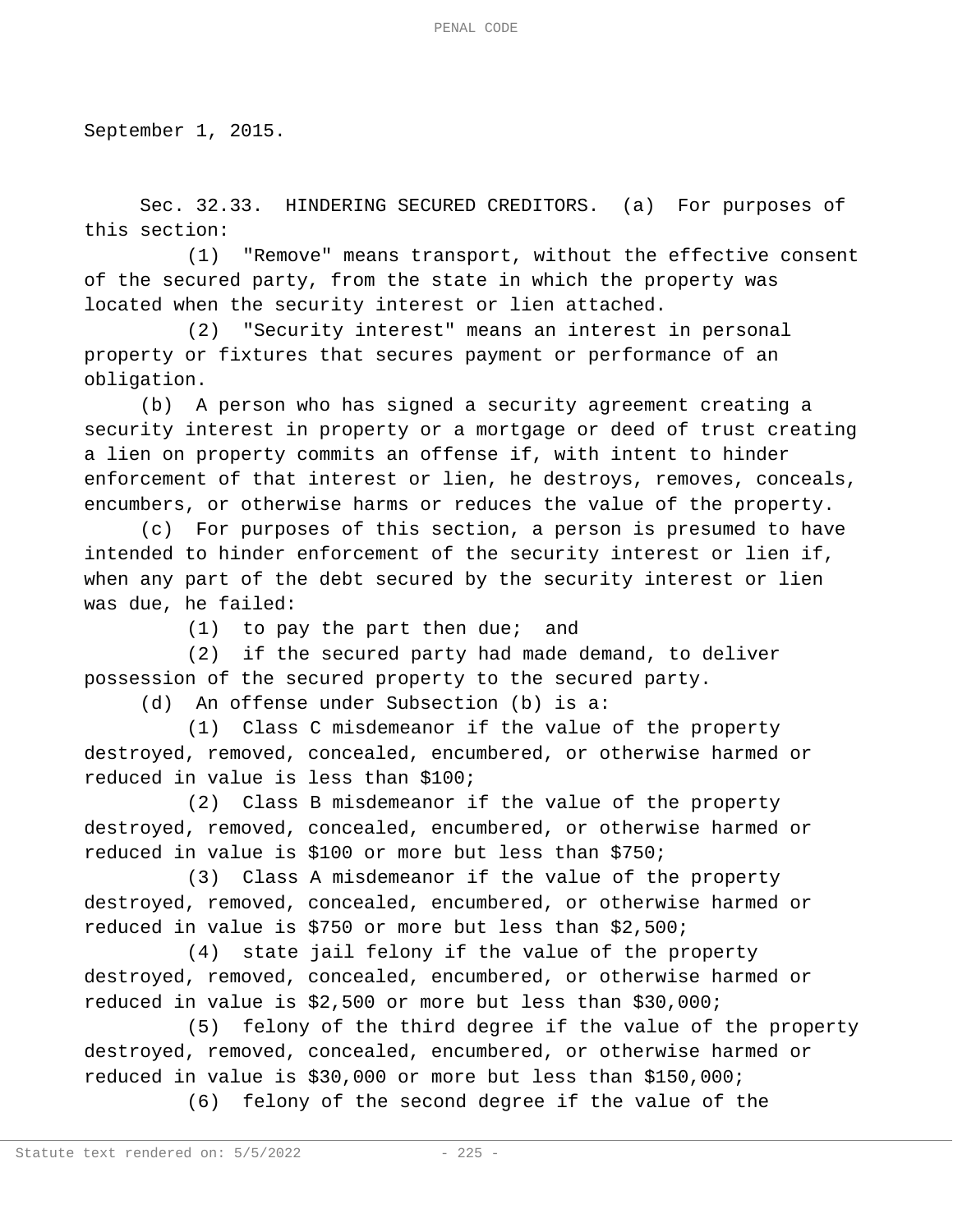September 1, 2015.

Sec. 32.33. HINDERING SECURED CREDITORS. (a) For purposes of this section:

(1) "Remove" means transport, without the effective consent of the secured party, from the state in which the property was located when the security interest or lien attached.

(2) "Security interest" means an interest in personal property or fixtures that secures payment or performance of an obligation.

(b) A person who has signed a security agreement creating a security interest in property or a mortgage or deed of trust creating a lien on property commits an offense if, with intent to hinder enforcement of that interest or lien, he destroys, removes, conceals, encumbers, or otherwise harms or reduces the value of the property.

(c) For purposes of this section, a person is presumed to have intended to hinder enforcement of the security interest or lien if, when any part of the debt secured by the security interest or lien was due, he failed:

(1) to pay the part then due; and

(2) if the secured party had made demand, to deliver possession of the secured property to the secured party.

(d) An offense under Subsection (b) is a:

(1) Class C misdemeanor if the value of the property destroyed, removed, concealed, encumbered, or otherwise harmed or reduced in value is less than $100;

(2) Class B misdemeanor if the value of the property destroyed, removed, concealed, encumbered, or otherwise harmed or reduced in value is $100 or more but less than $750;

(3) Class A misdemeanor if the value of the property destroyed, removed, concealed, encumbered, or otherwise harmed or reduced in value is $750 or more but less than $2,500;

(4) state jail felony if the value of the property destroyed, removed, concealed, encumbered, or otherwise harmed or reduced in value is $2,500 or more but less than $30,000;

(5) felony of the third degree if the value of the property destroyed, removed, concealed, encumbered, or otherwise harmed or reduced in value is $30,000 or more but less than $150,000;

(6) felony of the second degree if the value of the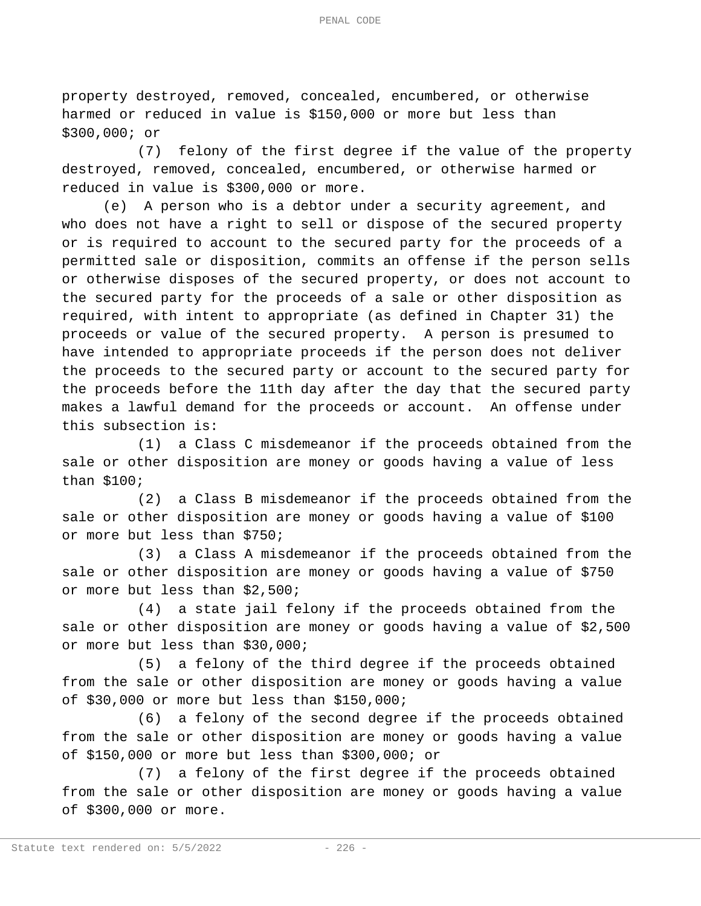property destroyed, removed, concealed, encumbered, or otherwise harmed or reduced in value is $150,000 or more but less than $300,000; or

(7) felony of the first degree if the value of the property destroyed, removed, concealed, encumbered, or otherwise harmed or reduced in value is $300,000 or more.

(e) A person who is a debtor under a security agreement, and who does not have a right to sell or dispose of the secured property or is required to account to the secured party for the proceeds of a permitted sale or disposition, commits an offense if the person sells or otherwise disposes of the secured property, or does not account to the secured party for the proceeds of a sale or other disposition as required, with intent to appropriate (as defined in Chapter 31) the proceeds or value of the secured property. A person is presumed to have intended to appropriate proceeds if the person does not deliver the proceeds to the secured party or account to the secured party for the proceeds before the 11th day after the day that the secured party makes a lawful demand for the proceeds or account. An offense under this subsection is:

(1) a Class C misdemeanor if the proceeds obtained from the sale or other disposition are money or goods having a value of less than $100;

(2) a Class B misdemeanor if the proceeds obtained from the sale or other disposition are money or goods having a value of $100 or more but less than $750;

(3) a Class A misdemeanor if the proceeds obtained from the sale or other disposition are money or goods having a value of $750 or more but less than $2,500;

(4) a state jail felony if the proceeds obtained from the sale or other disposition are money or goods having a value of $2,500 or more but less than $30,000;

(5) a felony of the third degree if the proceeds obtained from the sale or other disposition are money or goods having a value of $30,000 or more but less than $150,000;

(6) a felony of the second degree if the proceeds obtained from the sale or other disposition are money or goods having a value of $150,000 or more but less than $300,000; or

(7) a felony of the first degree if the proceeds obtained from the sale or other disposition are money or goods having a value of $300,000 or more.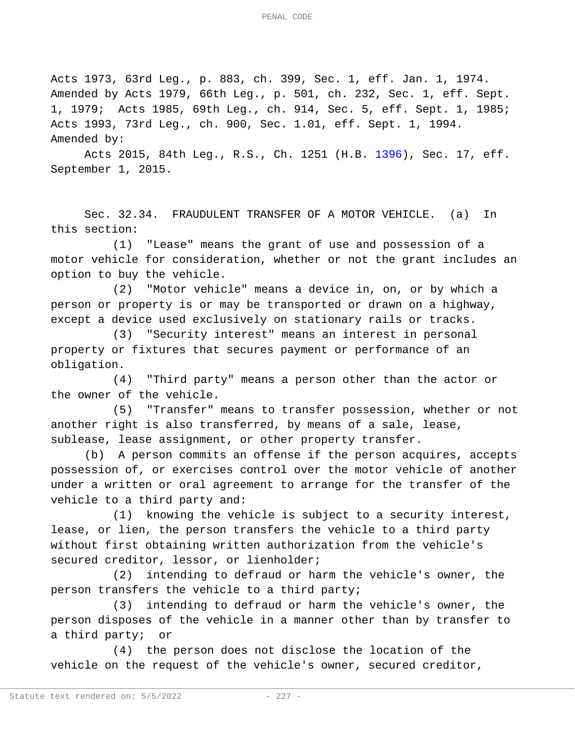Acts 1973, 63rd Leg., p. 883, ch. 399, Sec. 1, eff. Jan. 1, 1974. Amended by Acts 1979, 66th Leg., p. 501, ch. 232, Sec. 1, eff. Sept. 1, 1979; Acts 1985, 69th Leg., ch. 914, Sec. 5, eff. Sept. 1, 1985; Acts 1993, 73rd Leg., ch. 900, Sec. 1.01, eff. Sept. 1, 1994.
Amended by:

Acts 2015, 84th Leg., R.S., Ch. 1251 (H.B. 1396), Sec. 17, eff. September 1, 2015.

Sec. 32.34. FRAUDULENT TRANSFER OF A MOTOR VEHICLE. (a) In this section:

(1) "Lease" means the grant of use and possession of a motor vehicle for consideration, whether or not the grant includes an option to buy the vehicle.

(2) "Motor vehicle" means a device in, on, or by which a person or property is or may be transported or drawn on a highway, except a device used exclusively on stationary rails or tracks.

(3) "Security interest" means an interest in personal property or fixtures that secures payment or performance of an obligation.

(4) "Third party" means a person other than the actor or the owner of the vehicle.

(5) "Transfer" means to transfer possession, whether or not another right is also transferred, by means of a sale, lease, sublease, lease assignment, or other property transfer.

(b) A person commits an offense if the person acquires, accepts possession of, or exercises control over the motor vehicle of another under a written or oral agreement to arrange for the transfer of the vehicle to a third party and:

(1) knowing the vehicle is subject to a security interest, lease, or lien, the person transfers the vehicle to a third party without first obtaining written authorization from the vehicle's secured creditor, lessor, or lienholder;

(2) intending to defraud or harm the vehicle's owner, the person transfers the vehicle to a third party;

(3) intending to defraud or harm the vehicle's owner, the person disposes of the vehicle in a manner other than by transfer to a third party; or

(4) the person does not disclose the location of the vehicle on the request of the vehicle's owner, secured creditor,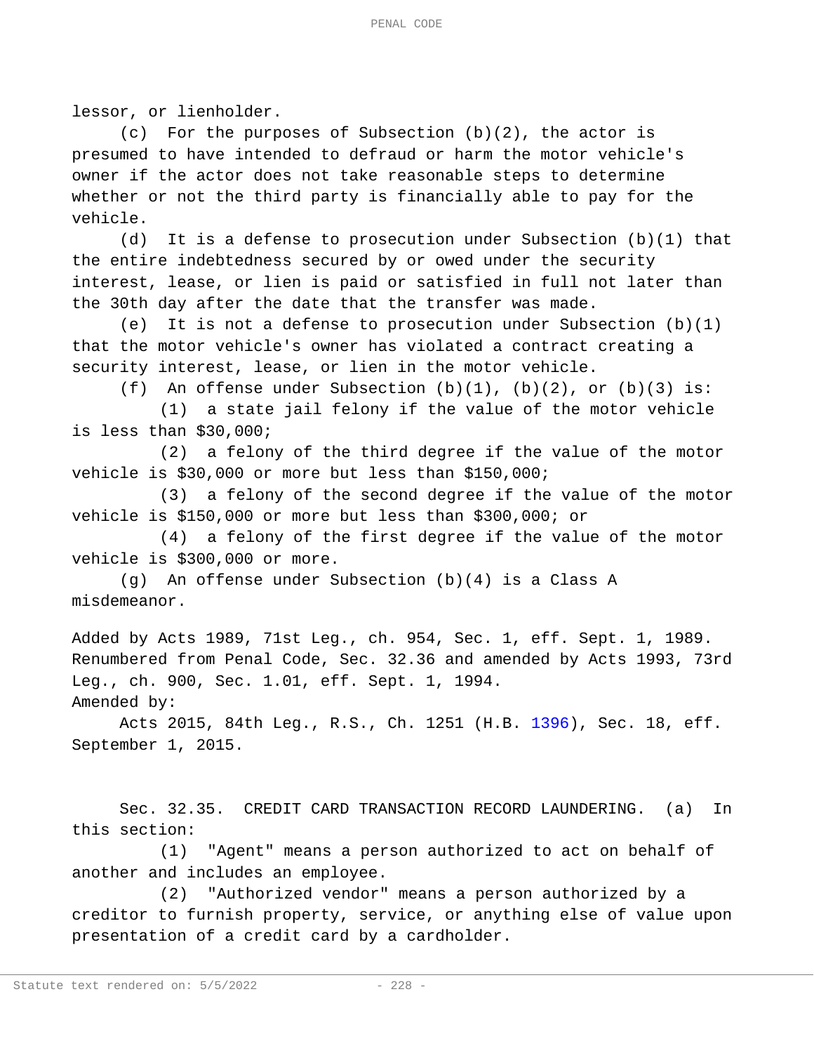lessor, or lienholder.

(c) For the purposes of Subsection (b)(2), the actor is presumed to have intended to defraud or harm the motor vehicle's owner if the actor does not take reasonable steps to determine whether or not the third party is financially able to pay for the vehicle.

(d) It is a defense to prosecution under Subsection (b)(1) that the entire indebtedness secured by or owed under the security interest, lease, or lien is paid or satisfied in full not later than the 30th day after the date that the transfer was made.

(e) It is not a defense to prosecution under Subsection (b)(1) that the motor vehicle's owner has violated a contract creating a security interest, lease, or lien in the motor vehicle.

(f) An offense under Subsection (b)(1), (b)(2), or (b)(3) is:

(1) a state jail felony if the value of the motor vehicle is less than $30,000;

(2) a felony of the third degree if the value of the motor vehicle is $30,000 or more but less than $150,000;

(3) a felony of the second degree if the value of the motor vehicle is $150,000 or more but less than $300,000; or

(4) a felony of the first degree if the value of the motor vehicle is $300,000 or more.

(g) An offense under Subsection (b)(4) is a Class A misdemeanor.

Added by Acts 1989, 71st Leg., ch. 954, Sec. 1, eff. Sept. 1, 1989. Renumbered from Penal Code, Sec. 32.36 and amended by Acts 1993, 73rd Leg., ch. 900, Sec. 1.01, eff. Sept. 1, 1994.
Amended by:

Acts 2015, 84th Leg., R.S., Ch. 1251 (H.B. 1396), Sec. 18, eff. September 1, 2015.

Sec. 32.35. CREDIT CARD TRANSACTION RECORD LAUNDERING. (a) In this section:

(1) "Agent" means a person authorized to act on behalf of another and includes an employee.

(2) "Authorized vendor" means a person authorized by a creditor to furnish property, service, or anything else of value upon presentation of a credit card by a cardholder.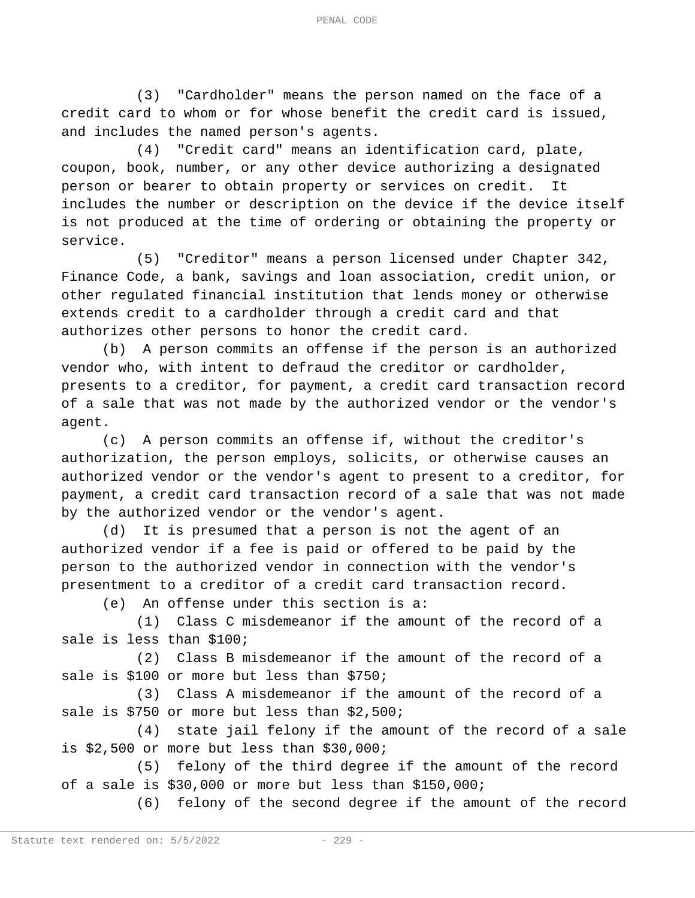(3) "Cardholder" means the person named on the face of a credit card to whom or for whose benefit the credit card is issued, and includes the named person's agents.

(4) "Credit card" means an identification card, plate, coupon, book, number, or any other device authorizing a designated person or bearer to obtain property or services on credit. It includes the number or description on the device if the device itself is not produced at the time of ordering or obtaining the property or service.

(5) "Creditor" means a person licensed under Chapter 342, Finance Code, a bank, savings and loan association, credit union, or other regulated financial institution that lends money or otherwise extends credit to a cardholder through a credit card and that authorizes other persons to honor the credit card.

(b) A person commits an offense if the person is an authorized vendor who, with intent to defraud the creditor or cardholder, presents to a creditor, for payment, a credit card transaction record of a sale that was not made by the authorized vendor or the vendor's agent.

(c) A person commits an offense if, without the creditor's authorization, the person employs, solicits, or otherwise causes an authorized vendor or the vendor's agent to present to a creditor, for payment, a credit card transaction record of a sale that was not made by the authorized vendor or the vendor's agent.

(d) It is presumed that a person is not the agent of an authorized vendor if a fee is paid or offered to be paid by the person to the authorized vendor in connection with the vendor's presentment to a creditor of a credit card transaction record.

(e) An offense under this section is a:

(1) Class C misdemeanor if the amount of the record of a sale is less than $100;

(2) Class B misdemeanor if the amount of the record of a sale is $100 or more but less than $750;

(3) Class A misdemeanor if the amount of the record of a sale is $750 or more but less than $2,500;

(4) state jail felony if the amount of the record of a sale is $2,500 or more but less than $30,000;

(5) felony of the third degree if the amount of the record of a sale is $30,000 or more but less than $150,000;

(6) felony of the second degree if the amount of the record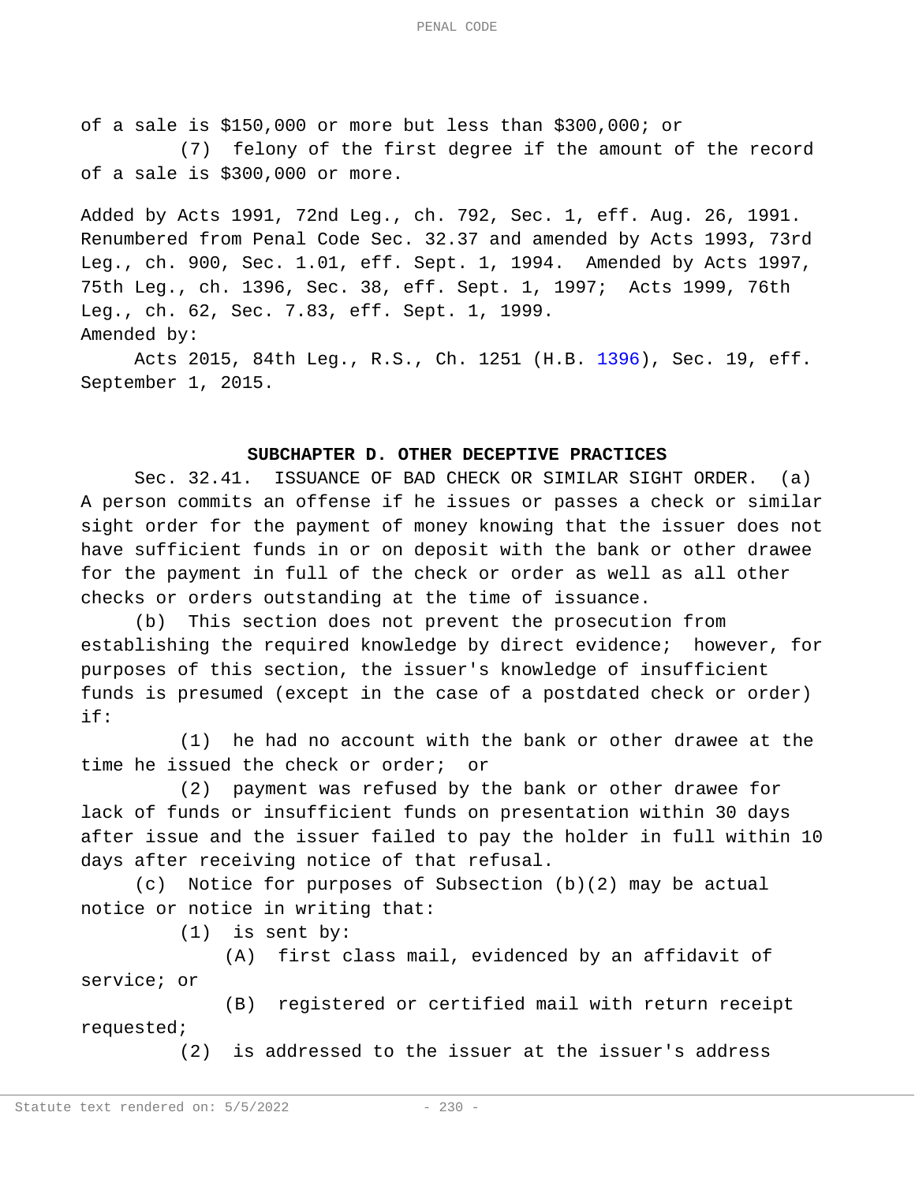of a sale is $150,000 or more but less than $300,000; or

(7) felony of the first degree if the amount of the record of a sale is $300,000 or more.

Added by Acts 1991, 72nd Leg., ch. 792, Sec. 1, eff. Aug. 26, 1991. Renumbered from Penal Code Sec. 32.37 and amended by Acts 1993, 73rd Leg., ch. 900, Sec. 1.01, eff. Sept. 1, 1994. Amended by Acts 1997, 75th Leg., ch. 1396, Sec. 38, eff. Sept. 1, 1997; Acts 1999, 76th Leg., ch. 62, Sec. 7.83, eff. Sept. 1, 1999.
Amended by:

Acts 2015, 84th Leg., R.S., Ch. 1251 (H.B. 1396), Sec. 19, eff. September 1, 2015.

## SUBCHAPTER D. OTHER DECEPTIVE PRACTICES

Sec. 32.41. ISSUANCE OF BAD CHECK OR SIMILAR SIGHT ORDER. (a) A person commits an offense if he issues or passes a check or similar sight order for the payment of money knowing that the issuer does not have sufficient funds in or on deposit with the bank or other drawee for the payment in full of the check or order as well as all other checks or orders outstanding at the time of issuance.

(b) This section does not prevent the prosecution from establishing the required knowledge by direct evidence; however, for purposes of this section, the issuer's knowledge of insufficient funds is presumed (except in the case of a postdated check or order) if:

(1) he had no account with the bank or other drawee at the time he issued the check or order; or

(2) payment was refused by the bank or other drawee for lack of funds or insufficient funds on presentation within 30 days after issue and the issuer failed to pay the holder in full within 10 days after receiving notice of that refusal.

(c) Notice for purposes of Subsection (b)(2) may be actual notice or notice in writing that:

(1) is sent by:

(A) first class mail, evidenced by an affidavit of service; or

(B) registered or certified mail with return receipt requested;

(2) is addressed to the issuer at the issuer's address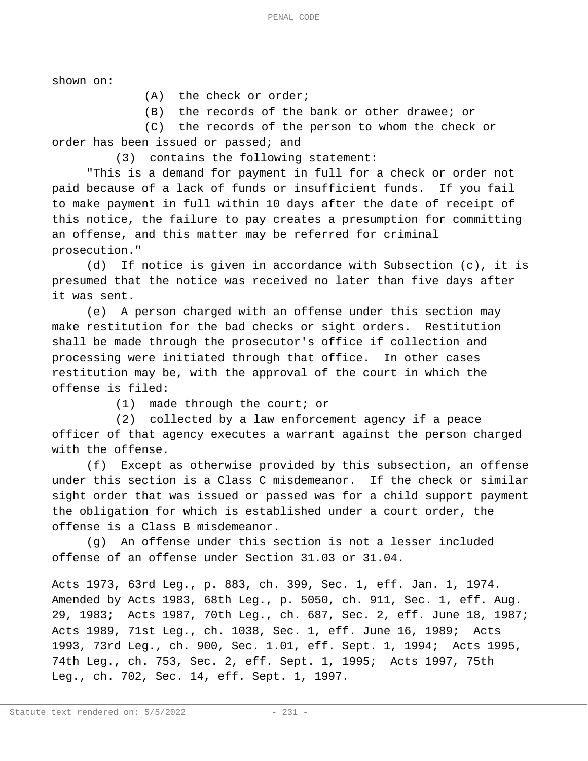shown on:

(A) the check or order;

(B) the records of the bank or other drawee; or

(C) the records of the person to whom the check or order has been issued or passed; and

(3) contains the following statement:

"This is a demand for payment in full for a check or order not paid because of a lack of funds or insufficient funds. If you fail to make payment in full within 10 days after the date of receipt of this notice, the failure to pay creates a presumption for committing an offense, and this matter may be referred for criminal prosecution."

(d) If notice is given in accordance with Subsection (c), it is presumed that the notice was received no later than five days after it was sent.

(e) A person charged with an offense under this section may make restitution for the bad checks or sight orders. Restitution shall be made through the prosecutor's office if collection and processing were initiated through that office. In other cases restitution may be, with the approval of the court in which the offense is filed:

(1) made through the court; or

(2) collected by a law enforcement agency if a peace officer of that agency executes a warrant against the person charged with the offense.

(f) Except as otherwise provided by this subsection, an offense under this section is a Class C misdemeanor. If the check or similar sight order that was issued or passed was for a child support payment the obligation for which is established under a court order, the offense is a Class B misdemeanor.

(g) An offense under this section is not a lesser included offense of an offense under Section 31.03 or 31.04.

Acts 1973, 63rd Leg., p. 883, ch. 399, Sec. 1, eff. Jan. 1, 1974. Amended by Acts 1983, 68th Leg., p. 5050, ch. 911, Sec. 1, eff. Aug. 29, 1983; Acts 1987, 70th Leg., ch. 687, Sec. 2, eff. June 18, 1987; Acts 1989, 71st Leg., ch. 1038, Sec. 1, eff. June 16, 1989; Acts 1993, 73rd Leg., ch. 900, Sec. 1.01, eff. Sept. 1, 1994; Acts 1995, 74th Leg., ch. 753, Sec. 2, eff. Sept. 1, 1995; Acts 1997, 75th Leg., ch. 702, Sec. 14, eff. Sept. 1, 1997.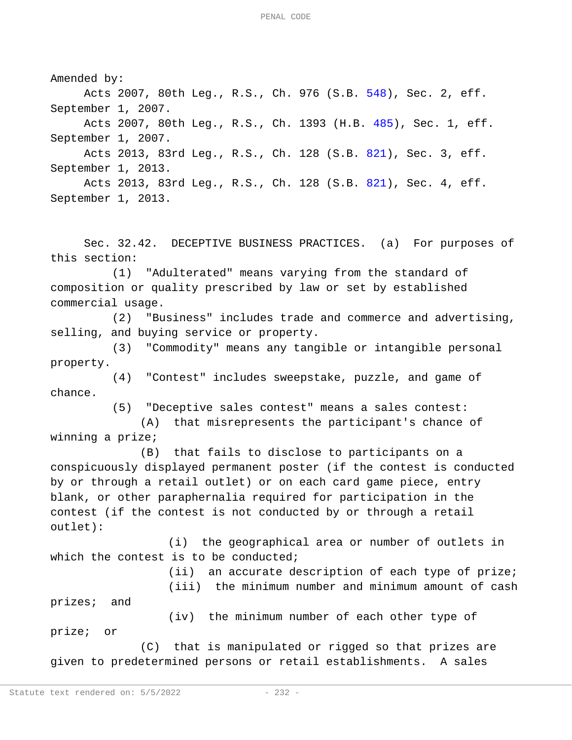Amended by:

Acts 2007, 80th Leg., R.S., Ch. 976 (S.B. 548), Sec. 2, eff. September 1, 2007.

Acts 2007, 80th Leg., R.S., Ch. 1393 (H.B. 485), Sec. 1, eff. September 1, 2007.

Acts 2013, 83rd Leg., R.S., Ch. 128 (S.B. 821), Sec. 3, eff. September 1, 2013.

Acts 2013, 83rd Leg., R.S., Ch. 128 (S.B. 821), Sec. 4, eff. September 1, 2013.

Sec. 32.42. DECEPTIVE BUSINESS PRACTICES. (a) For purposes of this section:

(1) "Adulterated" means varying from the standard of composition or quality prescribed by law or set by established commercial usage.

(2) "Business" includes trade and commerce and advertising, selling, and buying service or property.

(3) "Commodity" means any tangible or intangible personal property.

(4) "Contest" includes sweepstake, puzzle, and game of chance.

(5) "Deceptive sales contest" means a sales contest:

(A) that misrepresents the participant's chance of winning a prize;

(B) that fails to disclose to participants on a conspicuously displayed permanent poster (if the contest is conducted by or through a retail outlet) or on each card game piece, entry blank, or other paraphernalia required for participation in the contest (if the contest is not conducted by or through a retail outlet):

(i) the geographical area or number of outlets in which the contest is to be conducted;

(ii) an accurate description of each type of prize;

(iii) the minimum number and minimum amount of cash prizes; and

(iv) the minimum number of each other type of prize; or

(C) that is manipulated or rigged so that prizes are given to predetermined persons or retail establishments. A sales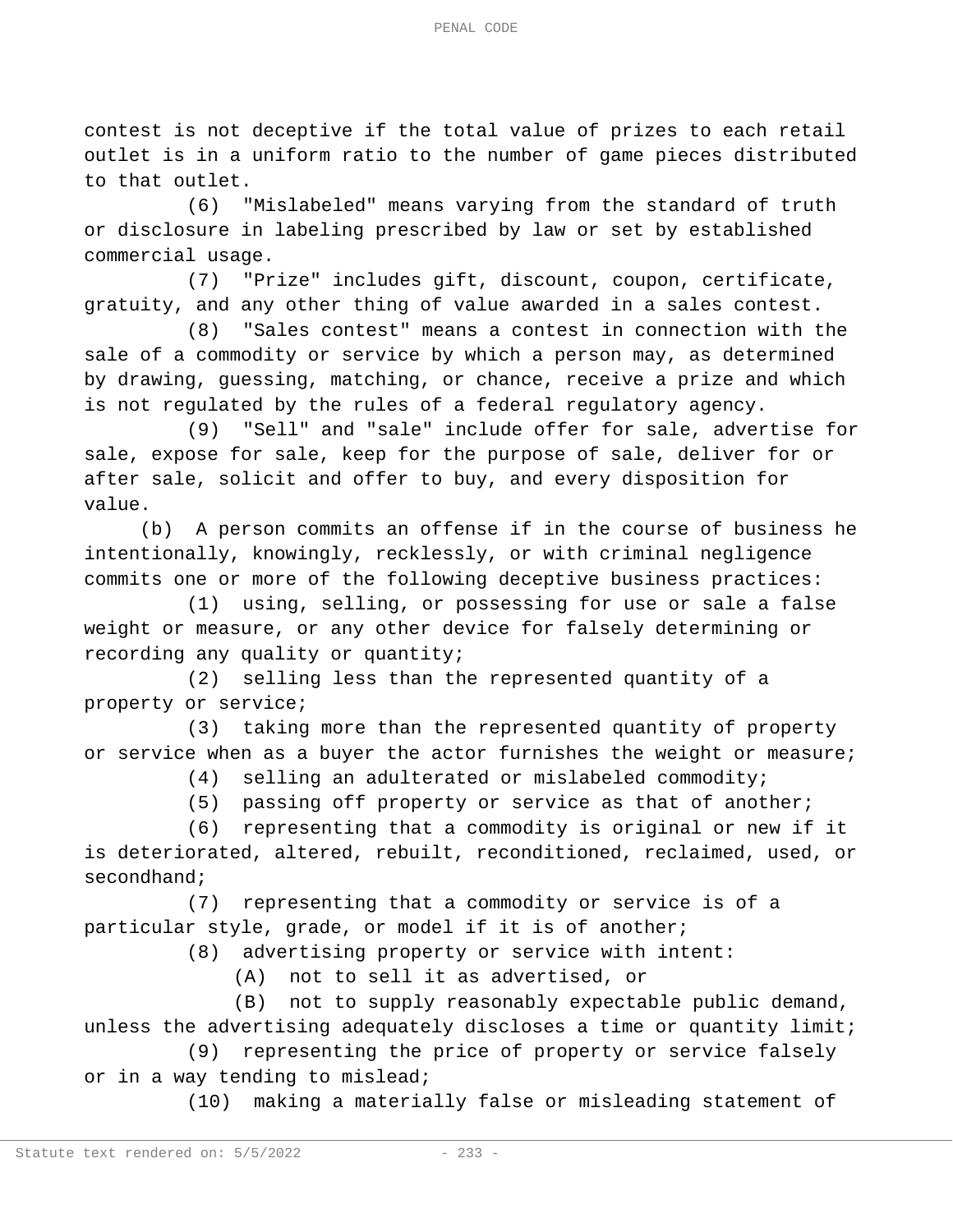contest is not deceptive if the total value of prizes to each retail outlet is in a uniform ratio to the number of game pieces distributed to that outlet.

(6) "Mislabeled" means varying from the standard of truth or disclosure in labeling prescribed by law or set by established commercial usage.

(7) "Prize" includes gift, discount, coupon, certificate, gratuity, and any other thing of value awarded in a sales contest.

(8) "Sales contest" means a contest in connection with the sale of a commodity or service by which a person may, as determined by drawing, guessing, matching, or chance, receive a prize and which is not regulated by the rules of a federal regulatory agency.

(9) "Sell" and "sale" include offer for sale, advertise for sale, expose for sale, keep for the purpose of sale, deliver for or after sale, solicit and offer to buy, and every disposition for value.

(b) A person commits an offense if in the course of business he intentionally, knowingly, recklessly, or with criminal negligence commits one or more of the following deceptive business practices:

(1) using, selling, or possessing for use or sale a false weight or measure, or any other device for falsely determining or recording any quality or quantity;

(2) selling less than the represented quantity of a property or service;

(3) taking more than the represented quantity of property or service when as a buyer the actor furnishes the weight or measure;

(4) selling an adulterated or mislabeled commodity;

(5) passing off property or service as that of another;

(6) representing that a commodity is original or new if it is deteriorated, altered, rebuilt, reconditioned, reclaimed, used, or secondhand;

(7) representing that a commodity or service is of a particular style, grade, or model if it is of another;

(8) advertising property or service with intent:

(A) not to sell it as advertised, or

(B) not to supply reasonably expectable public demand, unless the advertising adequately discloses a time or quantity limit;

(9) representing the price of property or service falsely or in a way tending to mislead;

(10) making a materially false or misleading statement of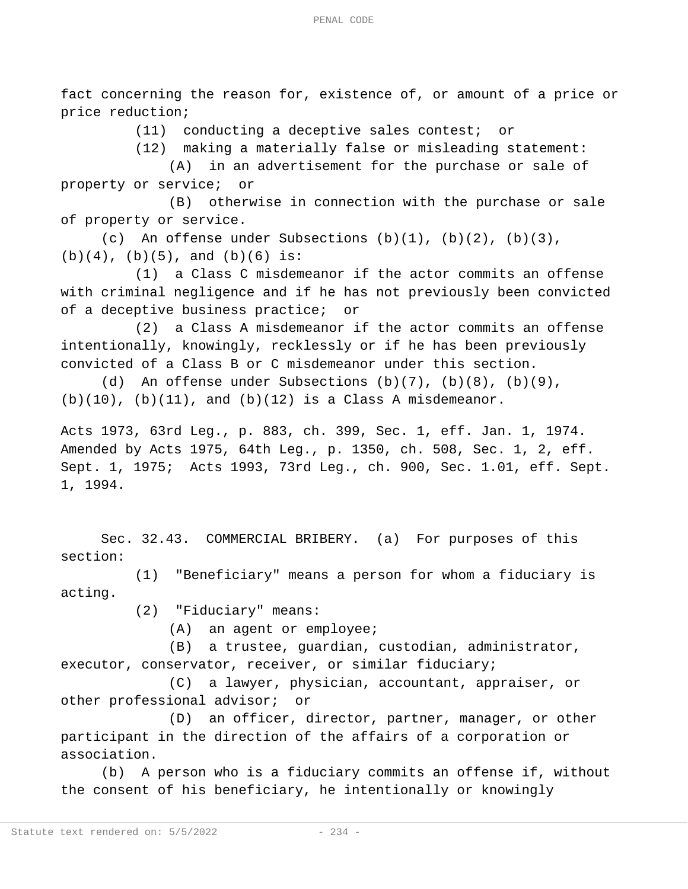fact concerning the reason for, existence of, or amount of a price or price reduction;

(11) conducting a deceptive sales contest; or

(12) making a materially false or misleading statement:

(A) in an advertisement for the purchase or sale of property or service; or

(B) otherwise in connection with the purchase or sale of property or service.

(c) An offense under Subsections (b)(1), (b)(2), (b)(3), (b)(4), (b)(5), and (b)(6) is:

(1) a Class C misdemeanor if the actor commits an offense with criminal negligence and if he has not previously been convicted of a deceptive business practice; or

(2) a Class A misdemeanor if the actor commits an offense intentionally, knowingly, recklessly or if he has been previously convicted of a Class B or C misdemeanor under this section.

(d) An offense under Subsections (b)(7), (b)(8), (b)(9), (b)(10), (b)(11), and (b)(12) is a Class A misdemeanor.

Acts 1973, 63rd Leg., p. 883, ch. 399, Sec. 1, eff. Jan. 1, 1974. Amended by Acts 1975, 64th Leg., p. 1350, ch. 508, Sec. 1, 2, eff. Sept. 1, 1975; Acts 1993, 73rd Leg., ch. 900, Sec. 1.01, eff. Sept. 1, 1994.

Sec. 32.43. COMMERCIAL BRIBERY. (a) For purposes of this section:

(1) "Beneficiary" means a person for whom a fiduciary is acting.

(2) "Fiduciary" means:

(A) an agent or employee;

(B) a trustee, guardian, custodian, administrator, executor, conservator, receiver, or similar fiduciary;

(C) a lawyer, physician, accountant, appraiser, or other professional advisor; or

(D) an officer, director, partner, manager, or other participant in the direction of the affairs of a corporation or association.

(b) A person who is a fiduciary commits an offense if, without the consent of his beneficiary, he intentionally or knowingly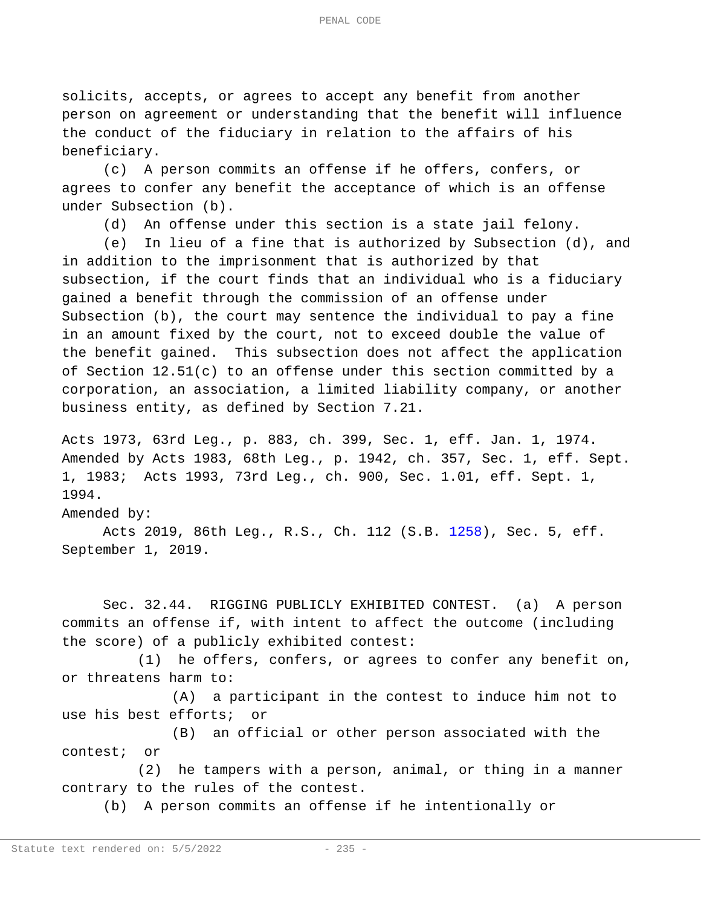solicits, accepts, or agrees to accept any benefit from another person on agreement or understanding that the benefit will influence the conduct of the fiduciary in relation to the affairs of his beneficiary.

(c) A person commits an offense if he offers, confers, or agrees to confer any benefit the acceptance of which is an offense under Subsection (b).

(d) An offense under this section is a state jail felony.

(e) In lieu of a fine that is authorized by Subsection (d), and in addition to the imprisonment that is authorized by that subsection, if the court finds that an individual who is a fiduciary gained a benefit through the commission of an offense under Subsection (b), the court may sentence the individual to pay a fine in an amount fixed by the court, not to exceed double the value of the benefit gained. This subsection does not affect the application of Section 12.51(c) to an offense under this section committed by a corporation, an association, a limited liability company, or another business entity, as defined by Section 7.21.

Acts 1973, 63rd Leg., p. 883, ch. 399, Sec. 1, eff. Jan. 1, 1974. Amended by Acts 1983, 68th Leg., p. 1942, ch. 357, Sec. 1, eff. Sept. 1, 1983; Acts 1993, 73rd Leg., ch. 900, Sec. 1.01, eff. Sept. 1, 1994.

Amended by:

Acts 2019, 86th Leg., R.S., Ch. 112 (S.B. 1258), Sec. 5, eff. September 1, 2019.

Sec. 32.44. RIGGING PUBLICLY EXHIBITED CONTEST. (a) A person commits an offense if, with intent to affect the outcome (including the score) of a publicly exhibited contest:

(1) he offers, confers, or agrees to confer any benefit on, or threatens harm to:

(A) a participant in the contest to induce him not to use his best efforts; or

(B) an official or other person associated with the contest; or

(2) he tampers with a person, animal, or thing in a manner contrary to the rules of the contest.

(b) A person commits an offense if he intentionally or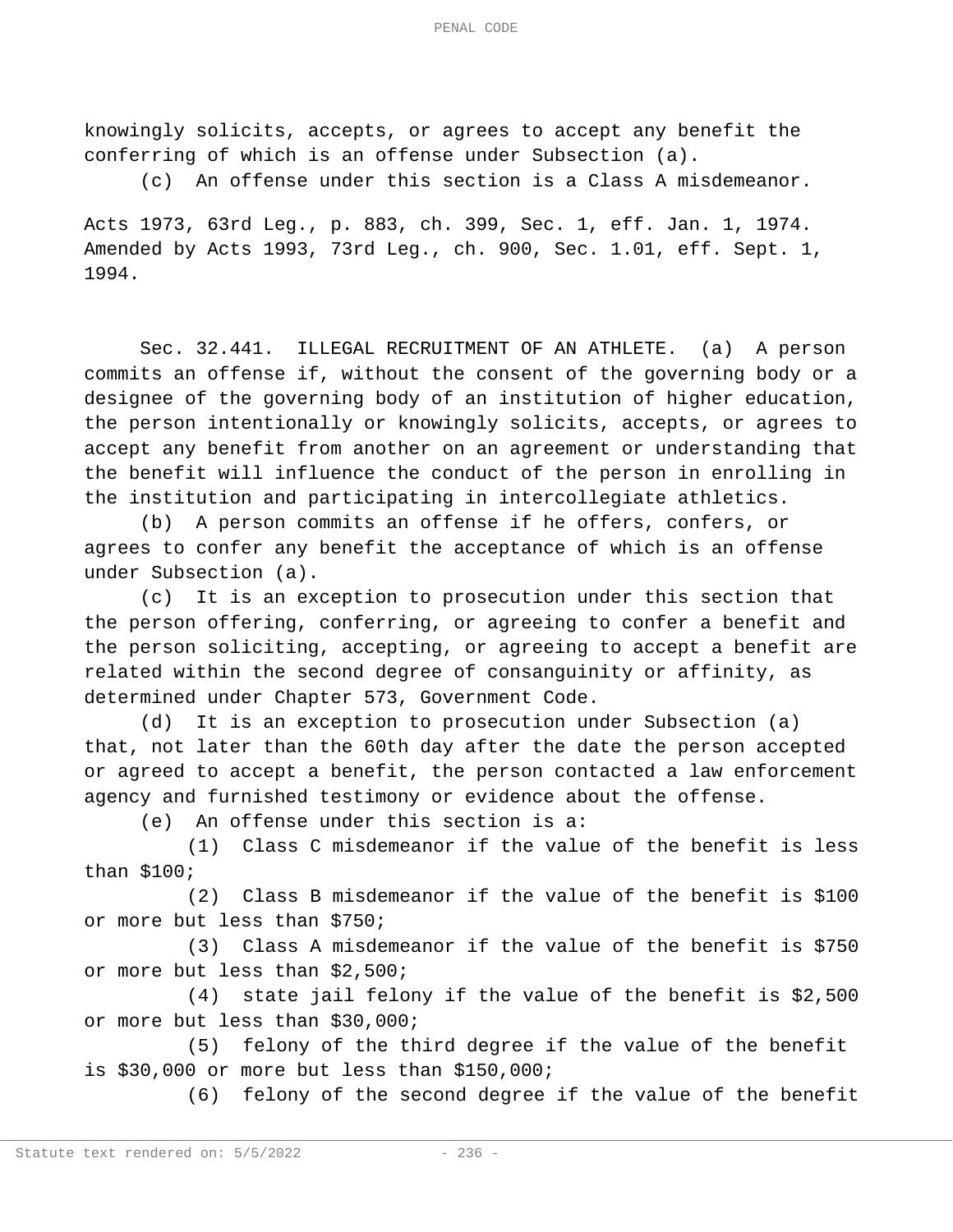knowingly solicits, accepts, or agrees to accept any benefit the conferring of which is an offense under Subsection (a).

(c) An offense under this section is a Class A misdemeanor.

Acts 1973, 63rd Leg., p. 883, ch. 399, Sec. 1, eff. Jan. 1, 1974. Amended by Acts 1993, 73rd Leg., ch. 900, Sec. 1.01, eff. Sept. 1, 1994.

Sec. 32.441. ILLEGAL RECRUITMENT OF AN ATHLETE. (a) A person commits an offense if, without the consent of the governing body or a designee of the governing body of an institution of higher education, the person intentionally or knowingly solicits, accepts, or agrees to accept any benefit from another on an agreement or understanding that the benefit will influence the conduct of the person in enrolling in the institution and participating in intercollegiate athletics.

(b) A person commits an offense if he offers, confers, or agrees to confer any benefit the acceptance of which is an offense under Subsection (a).

(c) It is an exception to prosecution under this section that the person offering, conferring, or agreeing to confer a benefit and the person soliciting, accepting, or agreeing to accept a benefit are related within the second degree of consanguinity or affinity, as determined under Chapter 573, Government Code.

(d) It is an exception to prosecution under Subsection (a) that, not later than the 60th day after the date the person accepted or agreed to accept a benefit, the person contacted a law enforcement agency and furnished testimony or evidence about the offense.

(e) An offense under this section is a:

(1) Class C misdemeanor if the value of the benefit is less than $100;

(2) Class B misdemeanor if the value of the benefit is $100 or more but less than $750;

(3) Class A misdemeanor if the value of the benefit is $750 or more but less than $2,500;

(4) state jail felony if the value of the benefit is $2,500 or more but less than $30,000;

(5) felony of the third degree if the value of the benefit is $30,000 or more but less than $150,000;

(6) felony of the second degree if the value of the benefit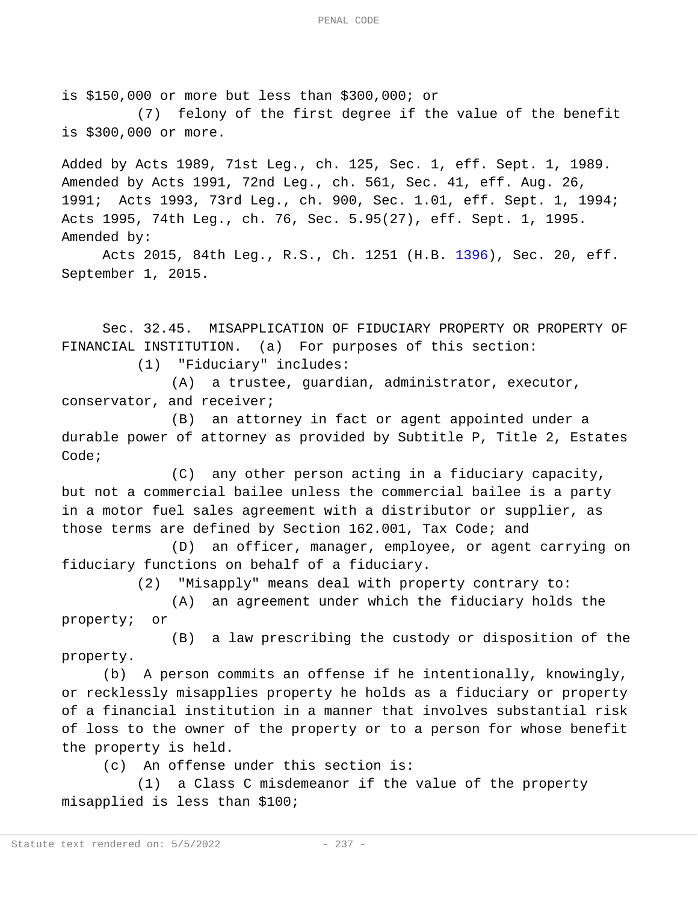is $150,000 or more but less than $300,000; or

(7) felony of the first degree if the value of the benefit is $300,000 or more.

Added by Acts 1989, 71st Leg., ch. 125, Sec. 1, eff. Sept. 1, 1989. Amended by Acts 1991, 72nd Leg., ch. 561, Sec. 41, eff. Aug. 26, 1991; Acts 1993, 73rd Leg., ch. 900, Sec. 1.01, eff. Sept. 1, 1994; Acts 1995, 74th Leg., ch. 76, Sec. 5.95(27), eff. Sept. 1, 1995. Amended by:

Acts 2015, 84th Leg., R.S., Ch. 1251 (H.B. 1396), Sec. 20, eff. September 1, 2015.

Sec. 32.45. MISAPPLICATION OF FIDUCIARY PROPERTY OR PROPERTY OF FINANCIAL INSTITUTION. (a) For purposes of this section:

(1) "Fiduciary" includes:

(A) a trustee, guardian, administrator, executor, conservator, and receiver;

(B) an attorney in fact or agent appointed under a durable power of attorney as provided by Subtitle P, Title 2, Estates Code;

(C) any other person acting in a fiduciary capacity, but not a commercial bailee unless the commercial bailee is a party in a motor fuel sales agreement with a distributor or supplier, as those terms are defined by Section 162.001, Tax Code; and

(D) an officer, manager, employee, or agent carrying on fiduciary functions on behalf of a fiduciary.

(2) "Misapply" means deal with property contrary to:

(A) an agreement under which the fiduciary holds the property; or

(B) a law prescribing the custody or disposition of the property.

(b) A person commits an offense if he intentionally, knowingly, or recklessly misapplies property he holds as a fiduciary or property of a financial institution in a manner that involves substantial risk of loss to the owner of the property or to a person for whose benefit the property is held.

(c) An offense under this section is:

(1) a Class C misdemeanor if the value of the property misapplied is less than $100;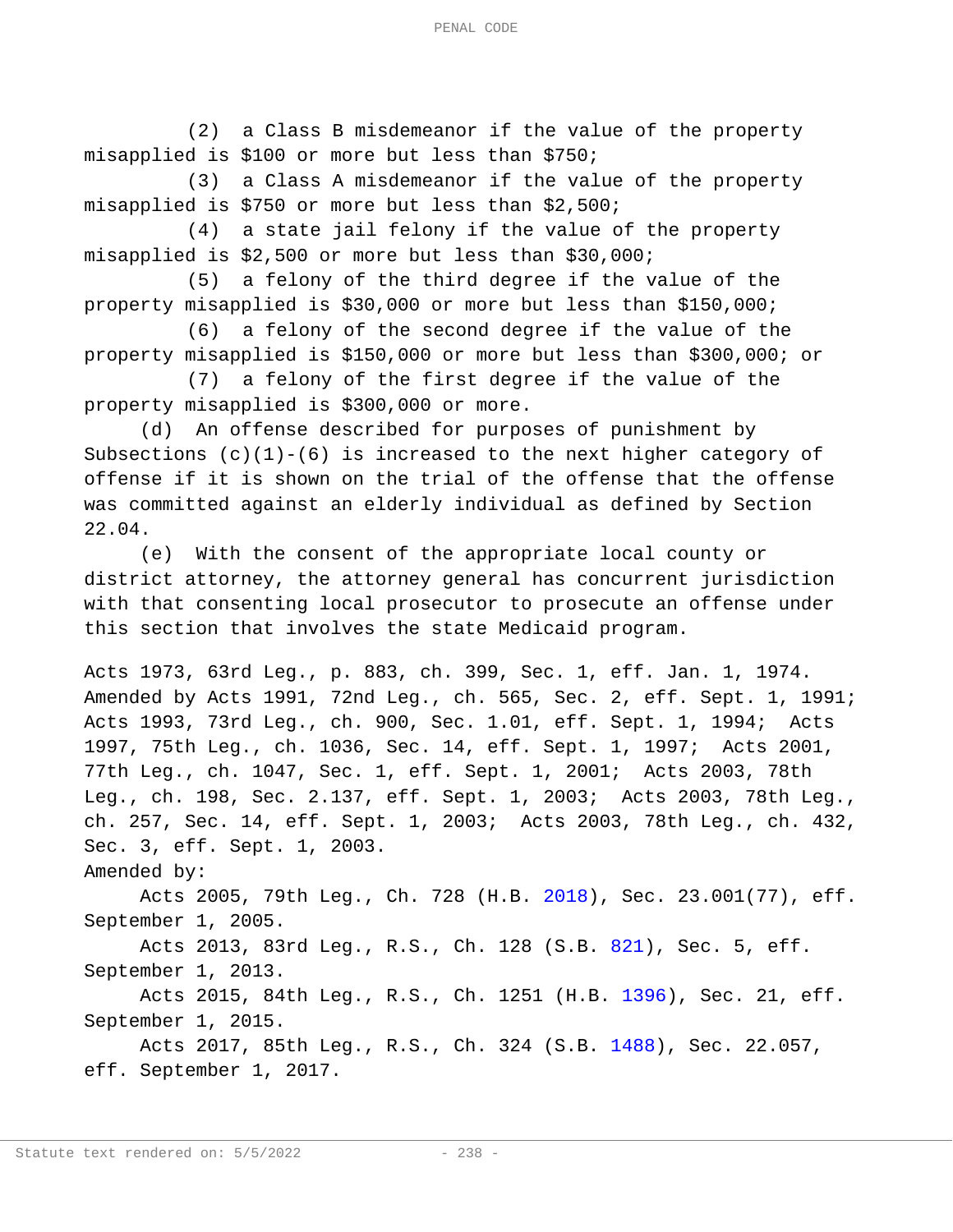(2) a Class B misdemeanor if the value of the property misapplied is $100 or more but less than $750;

(3) a Class A misdemeanor if the value of the property misapplied is $750 or more but less than $2,500;

(4) a state jail felony if the value of the property misapplied is $2,500 or more but less than $30,000;

(5) a felony of the third degree if the value of the property misapplied is $30,000 or more but less than $150,000;

(6) a felony of the second degree if the value of the property misapplied is $150,000 or more but less than $300,000; or

(7) a felony of the first degree if the value of the property misapplied is $300,000 or more.

(d) An offense described for purposes of punishment by Subsections (c)(1)-(6) is increased to the next higher category of offense if it is shown on the trial of the offense that the offense was committed against an elderly individual as defined by Section 22.04.

(e) With the consent of the appropriate local county or district attorney, the attorney general has concurrent jurisdiction with that consenting local prosecutor to prosecute an offense under this section that involves the state Medicaid program.

Acts 1973, 63rd Leg., p. 883, ch. 399, Sec. 1, eff. Jan. 1, 1974. Amended by Acts 1991, 72nd Leg., ch. 565, Sec. 2, eff. Sept. 1, 1991; Acts 1993, 73rd Leg., ch. 900, Sec. 1.01, eff. Sept. 1, 1994; Acts 1997, 75th Leg., ch. 1036, Sec. 14, eff. Sept. 1, 1997; Acts 2001, 77th Leg., ch. 1047, Sec. 1, eff. Sept. 1, 2001; Acts 2003, 78th Leg., ch. 198, Sec. 2.137, eff. Sept. 1, 2003; Acts 2003, 78th Leg., ch. 257, Sec. 14, eff. Sept. 1, 2003; Acts 2003, 78th Leg., ch. 432, Sec. 3, eff. Sept. 1, 2003.

Amended by:

Acts 2005, 79th Leg., Ch. 728 (H.B. 2018), Sec. 23.001(77), eff. September 1, 2005.

Acts 2013, 83rd Leg., R.S., Ch. 128 (S.B. 821), Sec. 5, eff. September 1, 2013.

Acts 2015, 84th Leg., R.S., Ch. 1251 (H.B. 1396), Sec. 21, eff. September 1, 2015.

Acts 2017, 85th Leg., R.S., Ch. 324 (S.B. 1488), Sec. 22.057, eff. September 1, 2017.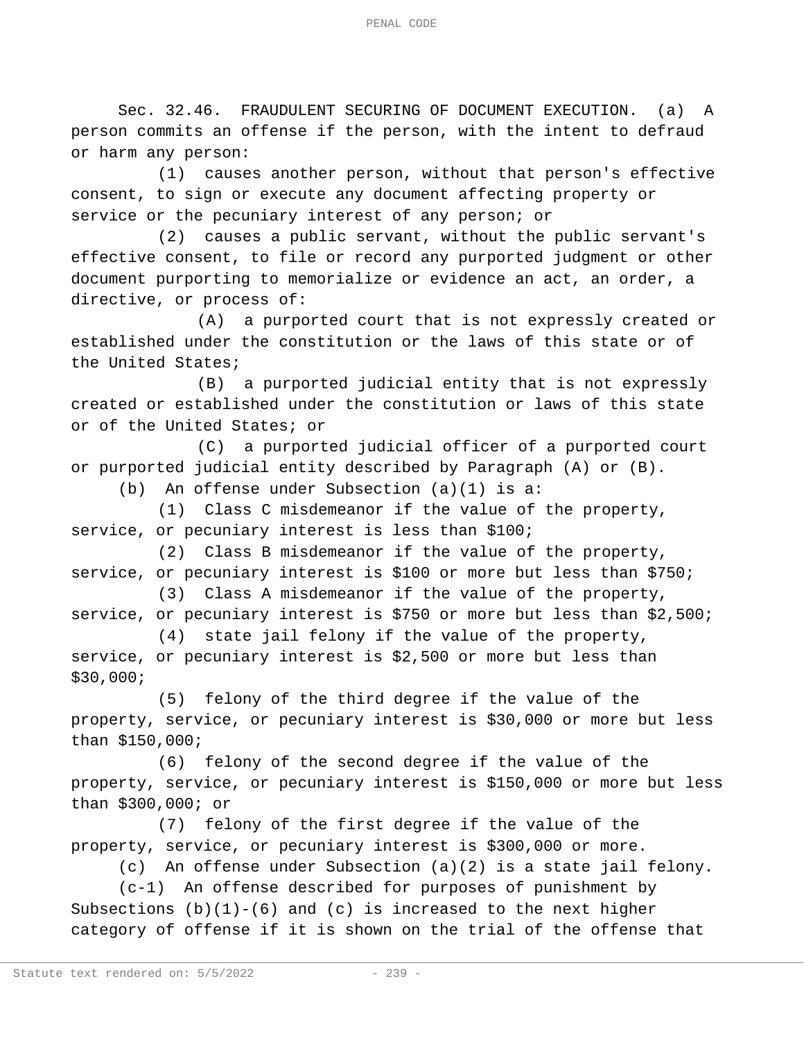Sec. 32.46. FRAUDULENT SECURING OF DOCUMENT EXECUTION. (a) A person commits an offense if the person, with the intent to defraud or harm any person:

(1) causes another person, without that person's effective consent, to sign or execute any document affecting property or service or the pecuniary interest of any person; or

(2) causes a public servant, without the public servant's effective consent, to file or record any purported judgment or other document purporting to memorialize or evidence an act, an order, a directive, or process of:

(A) a purported court that is not expressly created or established under the constitution or the laws of this state or of the United States;

(B) a purported judicial entity that is not expressly created or established under the constitution or laws of this state or of the United States; or

(C) a purported judicial officer of a purported court or purported judicial entity described by Paragraph (A) or (B).

(b) An offense under Subsection (a)(1) is a:

(1) Class C misdemeanor if the value of the property, service, or pecuniary interest is less than $100;

(2) Class B misdemeanor if the value of the property, service, or pecuniary interest is $100 or more but less than $750;

(3) Class A misdemeanor if the value of the property, service, or pecuniary interest is $750 or more but less than $2,500;

(4) state jail felony if the value of the property, service, or pecuniary interest is $2,500 or more but less than $30,000;

(5) felony of the third degree if the value of the property, service, or pecuniary interest is $30,000 or more but less than $150,000;

(6) felony of the second degree if the value of the property, service, or pecuniary interest is $150,000 or more but less than $300,000; or

(7) felony of the first degree if the value of the property, service, or pecuniary interest is $300,000 or more.

(c) An offense under Subsection (a)(2) is a state jail felony.

(c-1) An offense described for purposes of punishment by Subsections (b)(1)-(6) and (c) is increased to the next higher category of offense if it is shown on the trial of the offense that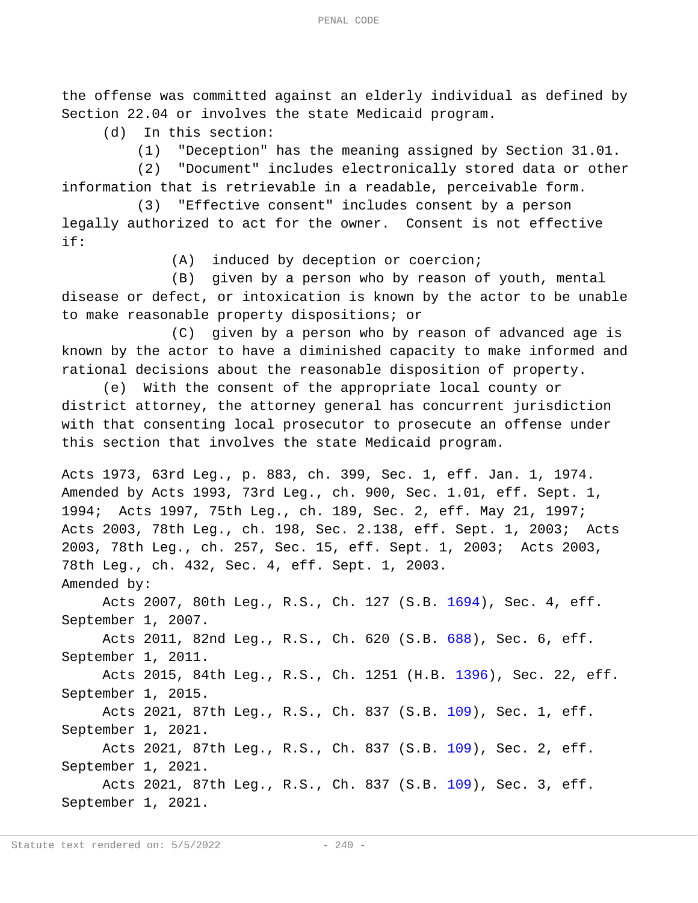the offense was committed against an elderly individual as defined by Section 22.04 or involves the state Medicaid program.

(d) In this section:

(1) "Deception" has the meaning assigned by Section 31.01.

(2) "Document" includes electronically stored data or other information that is retrievable in a readable, perceivable form.

(3) "Effective consent" includes consent by a person legally authorized to act for the owner. Consent is not effective if:

(A) induced by deception or coercion;

(B) given by a person who by reason of youth, mental disease or defect, or intoxication is known by the actor to be unable to make reasonable property dispositions; or

(C) given by a person who by reason of advanced age is known by the actor to have a diminished capacity to make informed and rational decisions about the reasonable disposition of property.

(e) With the consent of the appropriate local county or district attorney, the attorney general has concurrent jurisdiction with that consenting local prosecutor to prosecute an offense under this section that involves the state Medicaid program.

Acts 1973, 63rd Leg., p. 883, ch. 399, Sec. 1, eff. Jan. 1, 1974. Amended by Acts 1993, 73rd Leg., ch. 900, Sec. 1.01, eff. Sept. 1, 1994; Acts 1997, 75th Leg., ch. 189, Sec. 2, eff. May 21, 1997; Acts 2003, 78th Leg., ch. 198, Sec. 2.138, eff. Sept. 1, 2003; Acts 2003, 78th Leg., ch. 257, Sec. 15, eff. Sept. 1, 2003; Acts 2003, 78th Leg., ch. 432, Sec. 4, eff. Sept. 1, 2003.

Amended by:

Acts 2007, 80th Leg., R.S., Ch. 127 (S.B. 1694), Sec. 4, eff. September 1, 2007.

Acts 2011, 82nd Leg., R.S., Ch. 620 (S.B. 688), Sec. 6, eff. September 1, 2011.

Acts 2015, 84th Leg., R.S., Ch. 1251 (H.B. 1396), Sec. 22, eff. September 1, 2015.

Acts 2021, 87th Leg., R.S., Ch. 837 (S.B. 109), Sec. 1, eff. September 1, 2021.

Acts 2021, 87th Leg., R.S., Ch. 837 (S.B. 109), Sec. 2, eff. September 1, 2021.

Acts 2021, 87th Leg., R.S., Ch. 837 (S.B. 109), Sec. 3, eff. September 1, 2021.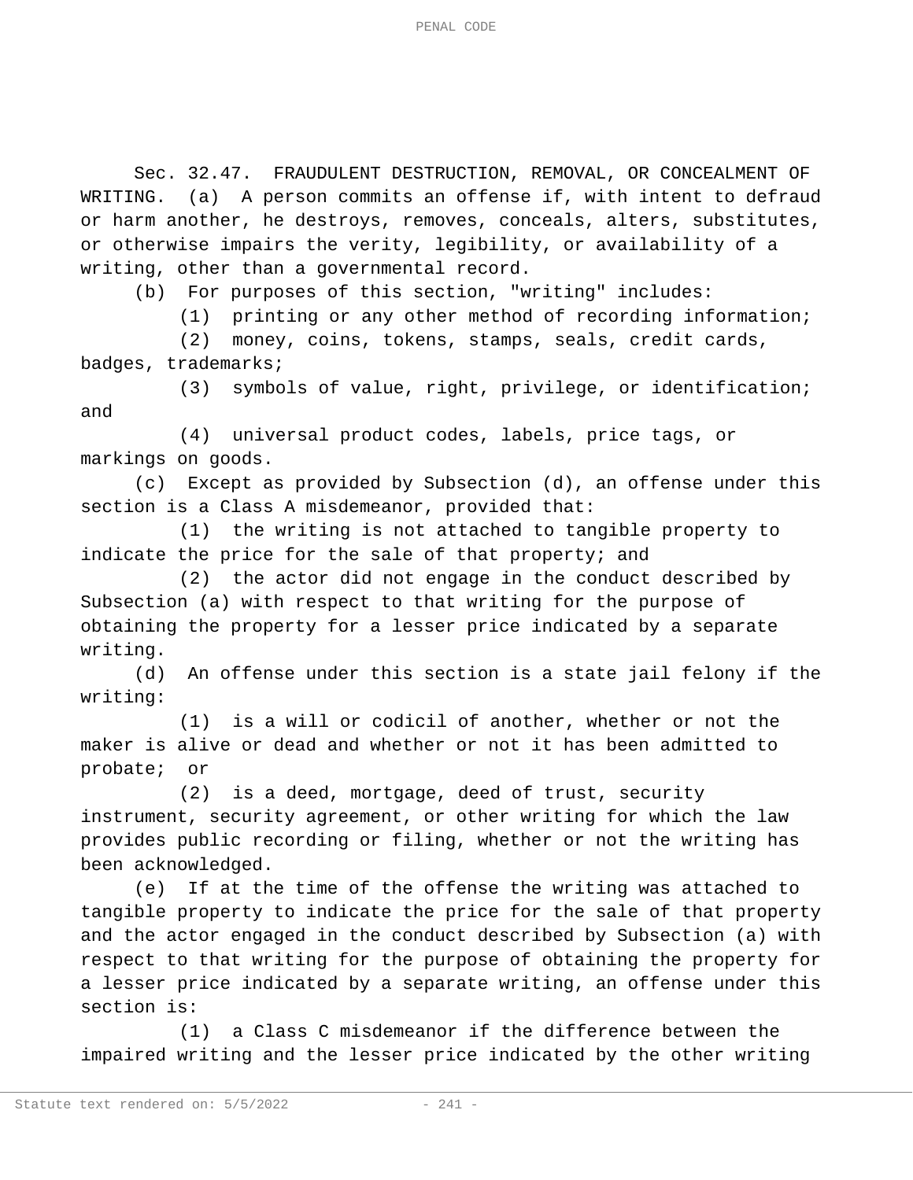Sec. 32.47. FRAUDULENT DESTRUCTION, REMOVAL, OR CONCEALMENT OF WRITING. (a) A person commits an offense if, with intent to defraud or harm another, he destroys, removes, conceals, alters, substitutes, or otherwise impairs the verity, legibility, or availability of a writing, other than a governmental record.

(b) For purposes of this section, "writing" includes:

(1) printing or any other method of recording information;

(2) money, coins, tokens, stamps, seals, credit cards, badges, trademarks;

(3) symbols of value, right, privilege, or identification; and

(4) universal product codes, labels, price tags, or markings on goods.

(c) Except as provided by Subsection (d), an offense under this section is a Class A misdemeanor, provided that:

(1) the writing is not attached to tangible property to indicate the price for the sale of that property; and

(2) the actor did not engage in the conduct described by Subsection (a) with respect to that writing for the purpose of obtaining the property for a lesser price indicated by a separate writing.

(d) An offense under this section is a state jail felony if the writing:

(1) is a will or codicil of another, whether or not the maker is alive or dead and whether or not it has been admitted to probate; or

(2) is a deed, mortgage, deed of trust, security instrument, security agreement, or other writing for which the law provides public recording or filing, whether or not the writing has been acknowledged.

(e) If at the time of the offense the writing was attached to tangible property to indicate the price for the sale of that property and the actor engaged in the conduct described by Subsection (a) with respect to that writing for the purpose of obtaining the property for a lesser price indicated by a separate writing, an offense under this section is:

(1) a Class C misdemeanor if the difference between the impaired writing and the lesser price indicated by the other writing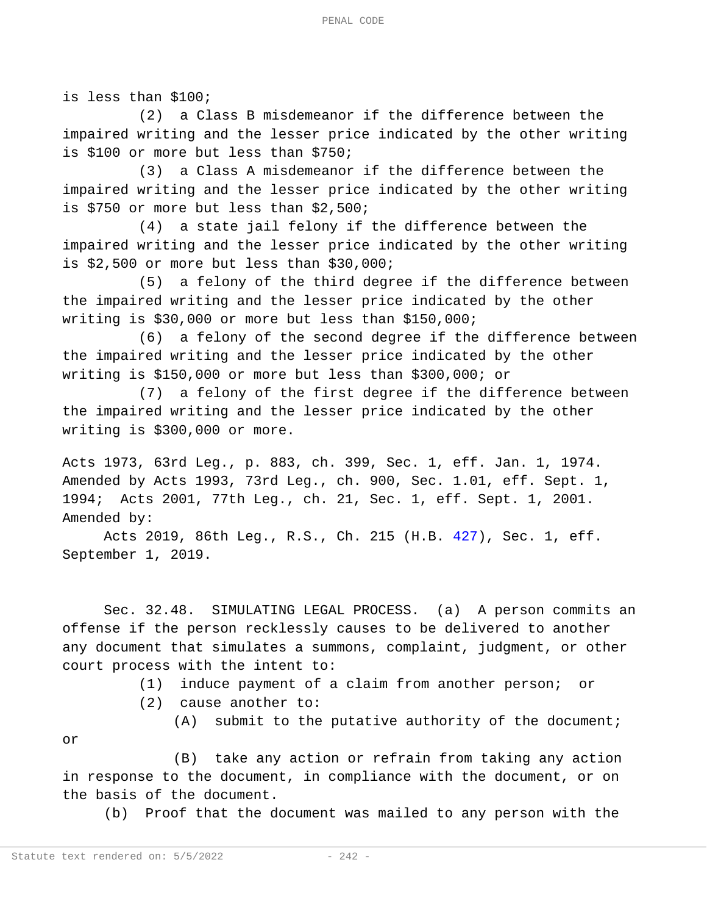is less than $100;

(2) a Class B misdemeanor if the difference between the impaired writing and the lesser price indicated by the other writing is $100 or more but less than $750;

(3) a Class A misdemeanor if the difference between the impaired writing and the lesser price indicated by the other writing is $750 or more but less than $2,500;

(4) a state jail felony if the difference between the impaired writing and the lesser price indicated by the other writing is $2,500 or more but less than $30,000;

(5) a felony of the third degree if the difference between the impaired writing and the lesser price indicated by the other writing is $30,000 or more but less than $150,000;

(6) a felony of the second degree if the difference between the impaired writing and the lesser price indicated by the other writing is $150,000 or more but less than $300,000; or

(7) a felony of the first degree if the difference between the impaired writing and the lesser price indicated by the other writing is $300,000 or more.

Acts 1973, 63rd Leg., p. 883, ch. 399, Sec. 1, eff. Jan. 1, 1974. Amended by Acts 1993, 73rd Leg., ch. 900, Sec. 1.01, eff. Sept. 1, 1994; Acts 2001, 77th Leg., ch. 21, Sec. 1, eff. Sept. 1, 2001.
Amended by:

Acts 2019, 86th Leg., R.S., Ch. 215 (H.B. 427), Sec. 1, eff. September 1, 2019.

Sec. 32.48. SIMULATING LEGAL PROCESS. (a) A person commits an offense if the person recklessly causes to be delivered to another any document that simulates a summons, complaint, judgment, or other court process with the intent to:

(1) induce payment of a claim from another person; or

(2) cause another to:

(A) submit to the putative authority of the document; or

(B) take any action or refrain from taking any action in response to the document, in compliance with the document, or on the basis of the document.

(b) Proof that the document was mailed to any person with the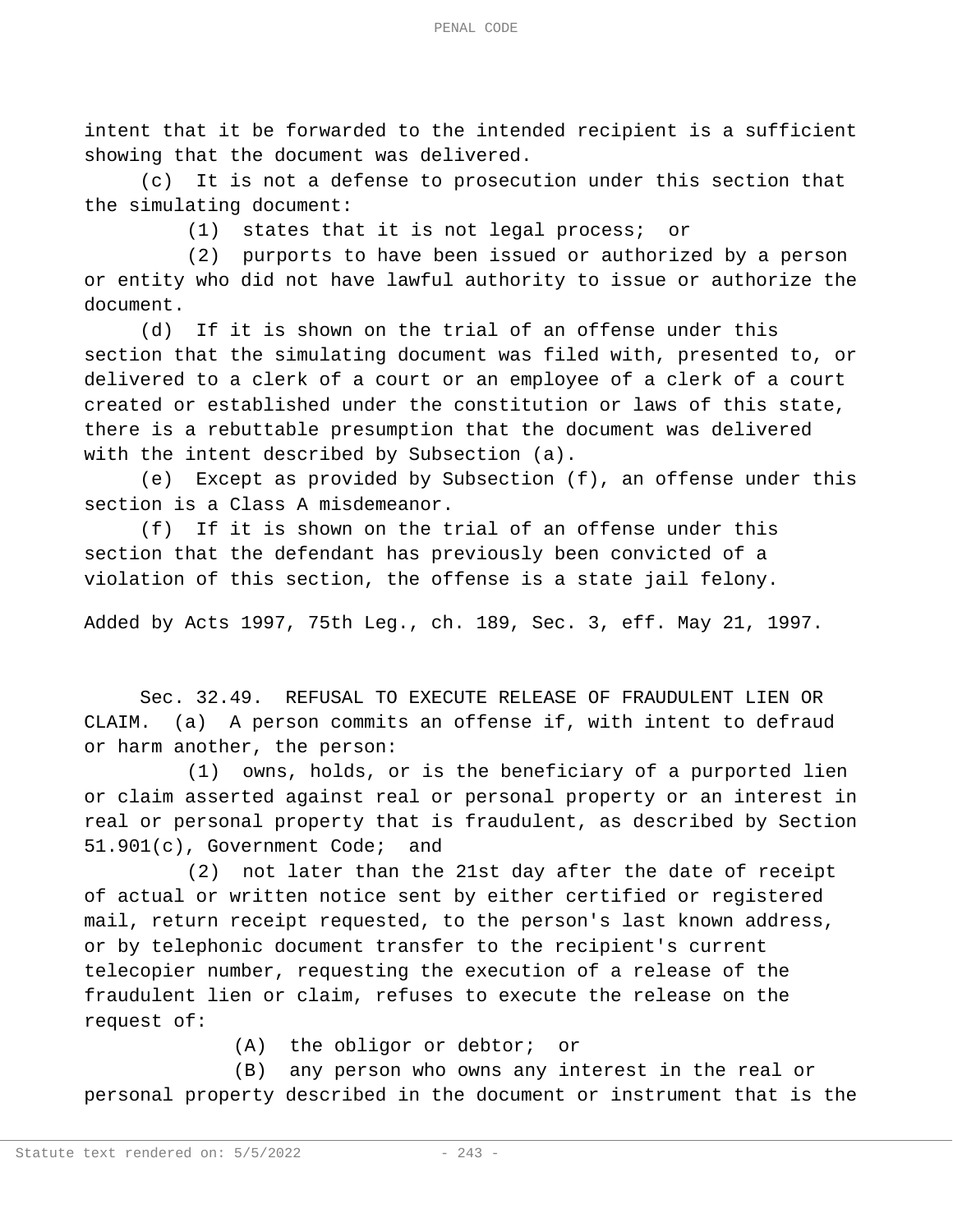intent that it be forwarded to the intended recipient is a sufficient showing that the document was delivered.

(c) It is not a defense to prosecution under this section that the simulating document:

(1) states that it is not legal process; or

(2) purports to have been issued or authorized by a person or entity who did not have lawful authority to issue or authorize the document.

(d) If it is shown on the trial of an offense under this section that the simulating document was filed with, presented to, or delivered to a clerk of a court or an employee of a clerk of a court created or established under the constitution or laws of this state, there is a rebuttable presumption that the document was delivered with the intent described by Subsection (a).

(e) Except as provided by Subsection (f), an offense under this section is a Class A misdemeanor.

(f) If it is shown on the trial of an offense under this section that the defendant has previously been convicted of a violation of this section, the offense is a state jail felony.

Added by Acts 1997, 75th Leg., ch. 189, Sec. 3, eff. May 21, 1997.

Sec. 32.49. REFUSAL TO EXECUTE RELEASE OF FRAUDULENT LIEN OR CLAIM. (a) A person commits an offense if, with intent to defraud or harm another, the person:

(1) owns, holds, or is the beneficiary of a purported lien or claim asserted against real or personal property or an interest in real or personal property that is fraudulent, as described by Section 51.901(c), Government Code; and

(2) not later than the 21st day after the date of receipt of actual or written notice sent by either certified or registered mail, return receipt requested, to the person's last known address, or by telephonic document transfer to the recipient's current telecopier number, requesting the execution of a release of the fraudulent lien or claim, refuses to execute the release on the request of:

(A) the obligor or debtor; or

(B) any person who owns any interest in the real or personal property described in the document or instrument that is the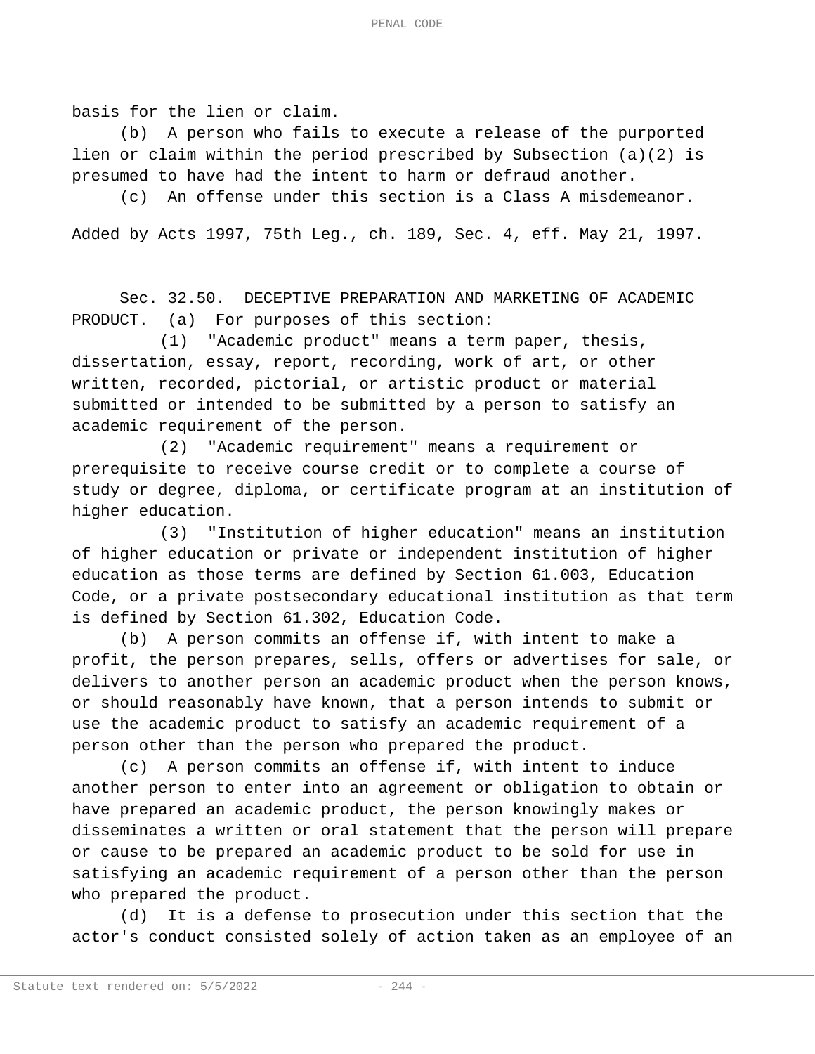basis for the lien or claim.

(b) A person who fails to execute a release of the purported lien or claim within the period prescribed by Subsection (a)(2) is presumed to have had the intent to harm or defraud another.

(c) An offense under this section is a Class A misdemeanor.

Added by Acts 1997, 75th Leg., ch. 189, Sec. 4, eff. May 21, 1997.

Sec. 32.50. DECEPTIVE PREPARATION AND MARKETING OF ACADEMIC PRODUCT. (a) For purposes of this section:

(1) "Academic product" means a term paper, thesis, dissertation, essay, report, recording, work of art, or other written, recorded, pictorial, or artistic product or material submitted or intended to be submitted by a person to satisfy an academic requirement of the person.

(2) "Academic requirement" means a requirement or prerequisite to receive course credit or to complete a course of study or degree, diploma, or certificate program at an institution of higher education.

(3) "Institution of higher education" means an institution of higher education or private or independent institution of higher education as those terms are defined by Section 61.003, Education Code, or a private postsecondary educational institution as that term is defined by Section 61.302, Education Code.

(b) A person commits an offense if, with intent to make a profit, the person prepares, sells, offers or advertises for sale, or delivers to another person an academic product when the person knows, or should reasonably have known, that a person intends to submit or use the academic product to satisfy an academic requirement of a person other than the person who prepared the product.

(c) A person commits an offense if, with intent to induce another person to enter into an agreement or obligation to obtain or have prepared an academic product, the person knowingly makes or disseminates a written or oral statement that the person will prepare or cause to be prepared an academic product to be sold for use in satisfying an academic requirement of a person other than the person who prepared the product.

(d) It is a defense to prosecution under this section that the actor's conduct consisted solely of action taken as an employee of an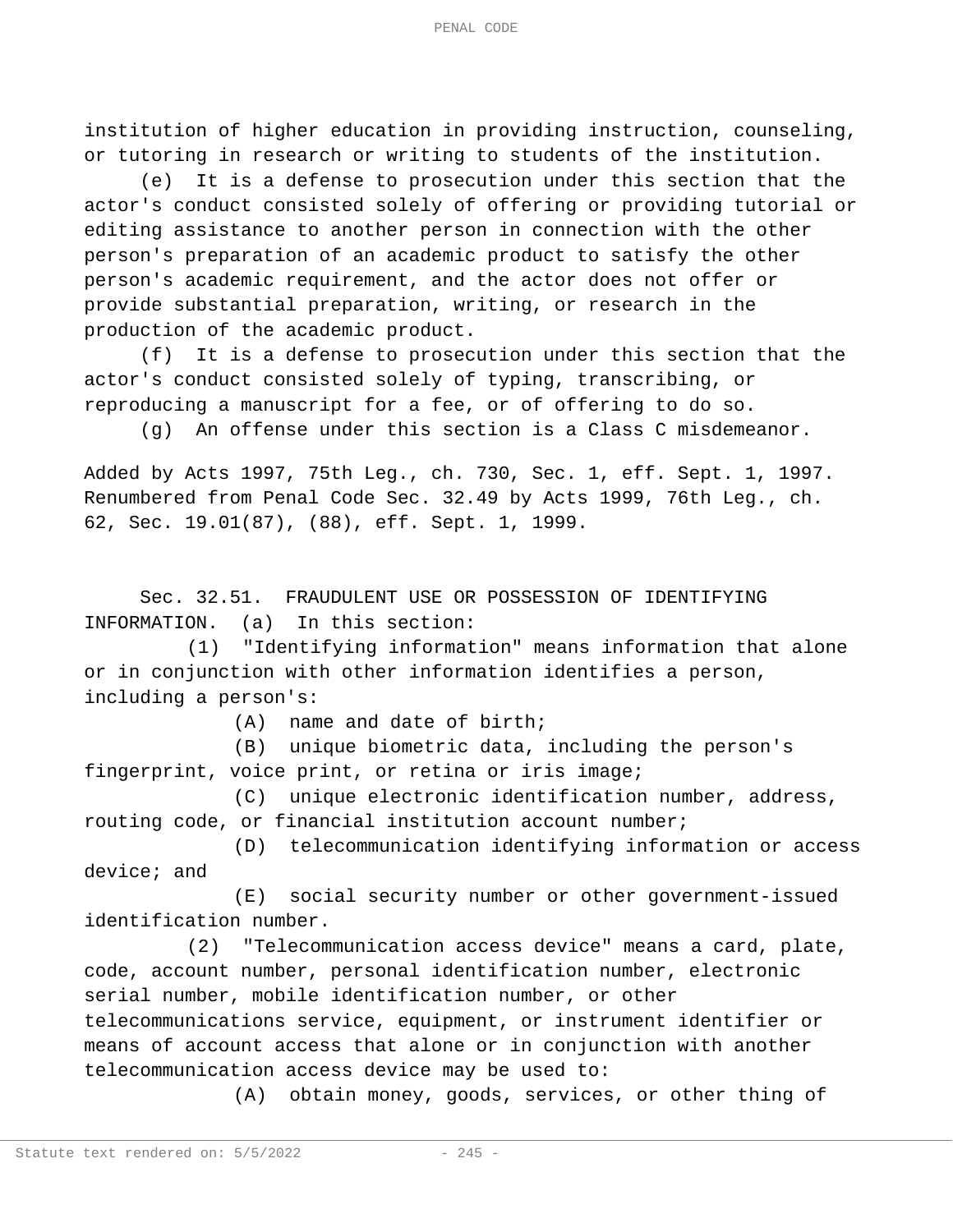institution of higher education in providing instruction, counseling, or tutoring in research or writing to students of the institution.

(e) It is a defense to prosecution under this section that the actor's conduct consisted solely of offering or providing tutorial or editing assistance to another person in connection with the other person's preparation of an academic product to satisfy the other person's academic requirement, and the actor does not offer or provide substantial preparation, writing, or research in the production of the academic product.

(f) It is a defense to prosecution under this section that the actor's conduct consisted solely of typing, transcribing, or reproducing a manuscript for a fee, or of offering to do so.

(g) An offense under this section is a Class C misdemeanor.

Added by Acts 1997, 75th Leg., ch. 730, Sec. 1, eff. Sept. 1, 1997. Renumbered from Penal Code Sec. 32.49 by Acts 1999, 76th Leg., ch. 62, Sec. 19.01(87), (88), eff. Sept. 1, 1999.

Sec. 32.51. FRAUDULENT USE OR POSSESSION OF IDENTIFYING INFORMATION. (a) In this section:

(1) "Identifying information" means information that alone or in conjunction with other information identifies a person, including a person's:

(A) name and date of birth;

(B) unique biometric data, including the person's fingerprint, voice print, or retina or iris image;

(C) unique electronic identification number, address, routing code, or financial institution account number;

(D) telecommunication identifying information or access device; and

(E) social security number or other government-issued identification number.

(2) "Telecommunication access device" means a card, plate, code, account number, personal identification number, electronic serial number, mobile identification number, or other telecommunications service, equipment, or instrument identifier or means of account access that alone or in conjunction with another telecommunication access device may be used to:

(A) obtain money, goods, services, or other thing of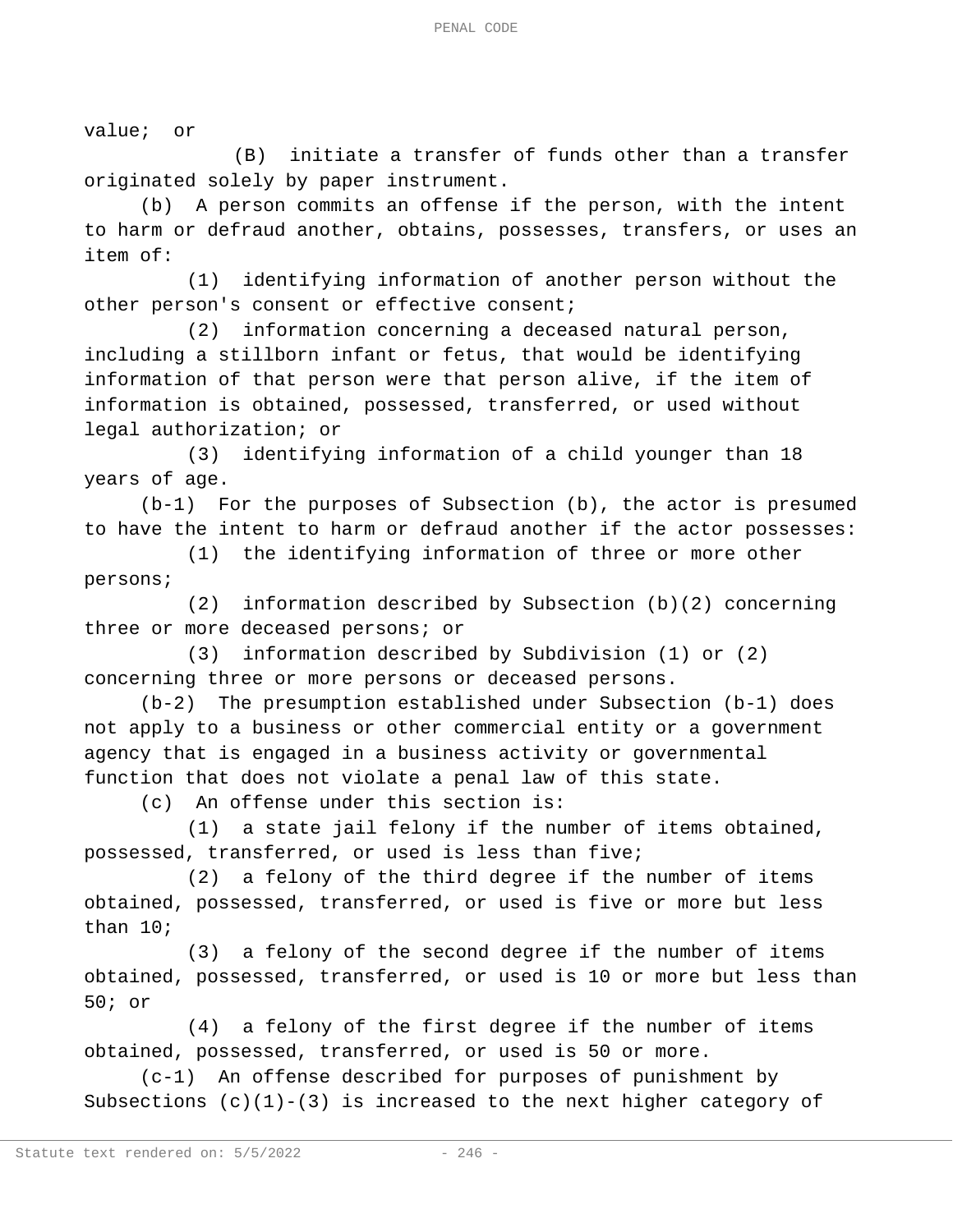value; or

(B) initiate a transfer of funds other than a transfer originated solely by paper instrument.

(b) A person commits an offense if the person, with the intent to harm or defraud another, obtains, possesses, transfers, or uses an item of:

(1) identifying information of another person without the other person's consent or effective consent;

(2) information concerning a deceased natural person, including a stillborn infant or fetus, that would be identifying information of that person were that person alive, if the item of information is obtained, possessed, transferred, or used without legal authorization; or

(3) identifying information of a child younger than 18 years of age.

(b-1) For the purposes of Subsection (b), the actor is presumed to have the intent to harm or defraud another if the actor possesses:

(1) the identifying information of three or more other persons;

(2) information described by Subsection (b)(2) concerning three or more deceased persons; or

(3) information described by Subdivision (1) or (2) concerning three or more persons or deceased persons.

(b-2) The presumption established under Subsection (b-1) does not apply to a business or other commercial entity or a government agency that is engaged in a business activity or governmental function that does not violate a penal law of this state.

(c) An offense under this section is:

(1) a state jail felony if the number of items obtained, possessed, transferred, or used is less than five;

(2) a felony of the third degree if the number of items obtained, possessed, transferred, or used is five or more but less than 10;

(3) a felony of the second degree if the number of items obtained, possessed, transferred, or used is 10 or more but less than 50; or

(4) a felony of the first degree if the number of items obtained, possessed, transferred, or used is 50 or more.

(c-1) An offense described for purposes of punishment by Subsections (c)(1)-(3) is increased to the next higher category of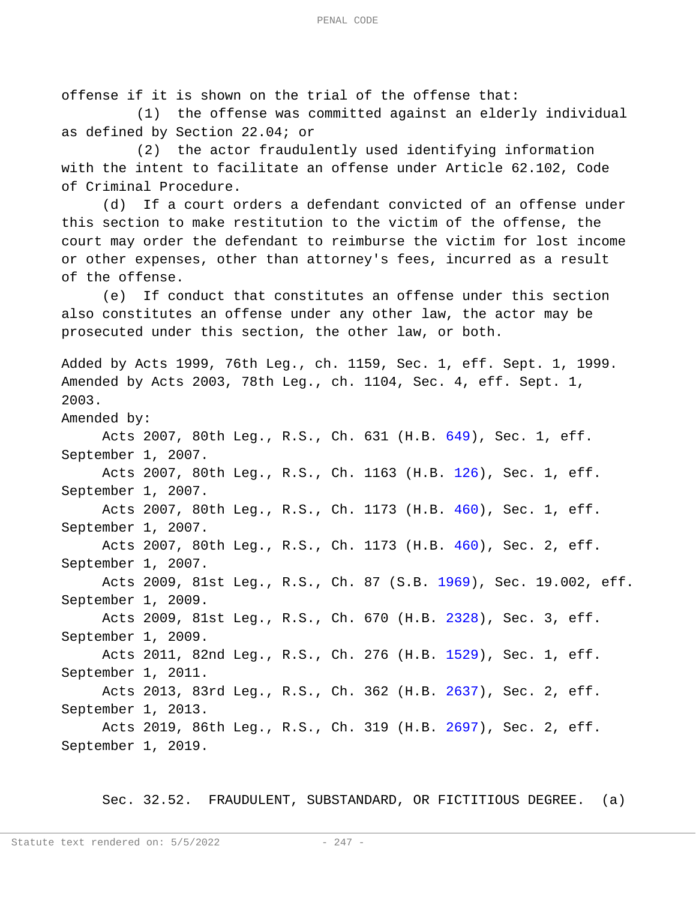offense if it is shown on the trial of the offense that:

(1) the offense was committed against an elderly individual as defined by Section 22.04; or

(2) the actor fraudulently used identifying information with the intent to facilitate an offense under Article 62.102, Code of Criminal Procedure.

(d) If a court orders a defendant convicted of an offense under this section to make restitution to the victim of the offense, the court may order the defendant to reimburse the victim for lost income or other expenses, other than attorney's fees, incurred as a result of the offense.

(e) If conduct that constitutes an offense under this section also constitutes an offense under any other law, the actor may be prosecuted under this section, the other law, or both.

Added by Acts 1999, 76th Leg., ch. 1159, Sec. 1, eff. Sept. 1, 1999. Amended by Acts 2003, 78th Leg., ch. 1104, Sec. 4, eff. Sept. 1, 2003.

Amended by:

Acts 2007, 80th Leg., R.S., Ch. 631 (H.B. 649), Sec. 1, eff. September 1, 2007.

Acts 2007, 80th Leg., R.S., Ch. 1163 (H.B. 126), Sec. 1, eff. September 1, 2007.

Acts 2007, 80th Leg., R.S., Ch. 1173 (H.B. 460), Sec. 1, eff. September 1, 2007.

Acts 2007, 80th Leg., R.S., Ch. 1173 (H.B. 460), Sec. 2, eff. September 1, 2007.

Acts 2009, 81st Leg., R.S., Ch. 87 (S.B. 1969), Sec. 19.002, eff. September 1, 2009.

Acts 2009, 81st Leg., R.S., Ch. 670 (H.B. 2328), Sec. 3, eff. September 1, 2009.

Acts 2011, 82nd Leg., R.S., Ch. 276 (H.B. 1529), Sec. 1, eff. September 1, 2011.

Acts 2013, 83rd Leg., R.S., Ch. 362 (H.B. 2637), Sec. 2, eff. September 1, 2013.

Acts 2019, 86th Leg., R.S., Ch. 319 (H.B. 2697), Sec. 2, eff. September 1, 2019.

Sec. 32.52. FRAUDULENT, SUBSTANDARD, OR FICTITIOUS DEGREE. (a)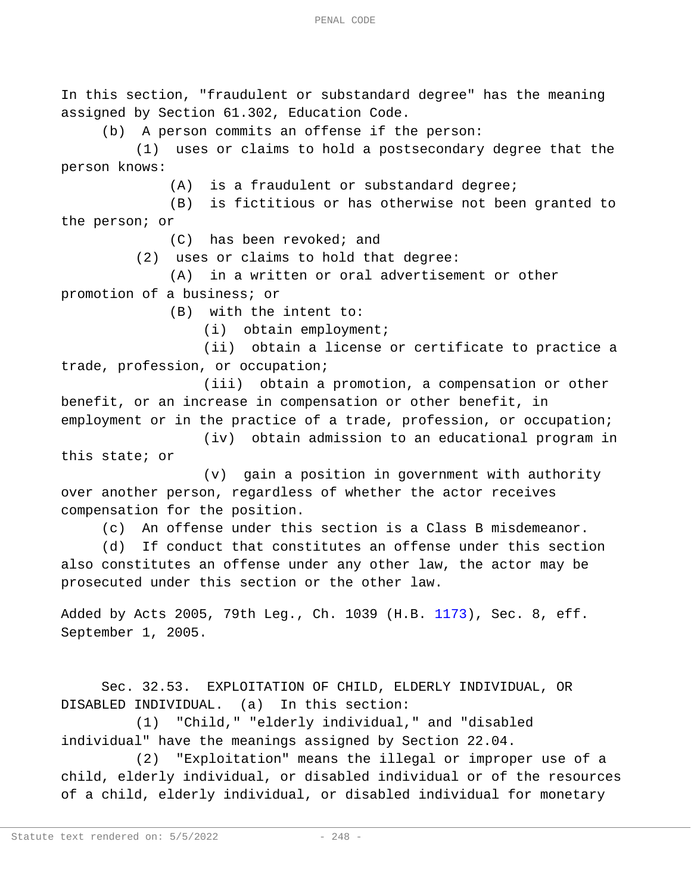In this section, "fraudulent or substandard degree" has the meaning assigned by Section 61.302, Education Code.

(b) A person commits an offense if the person:

(1) uses or claims to hold a postsecondary degree that the person knows:

(A) is a fraudulent or substandard degree;

(B) is fictitious or has otherwise not been granted to the person; or

(C) has been revoked; and

(2) uses or claims to hold that degree:

(A) in a written or oral advertisement or other promotion of a business; or

(B) with the intent to:

(i) obtain employment;

(ii) obtain a license or certificate to practice a trade, profession, or occupation;

(iii) obtain a promotion, a compensation or other benefit, or an increase in compensation or other benefit, in employment or in the practice of a trade, profession, or occupation;

(iv) obtain admission to an educational program in this state; or

(v) gain a position in government with authority over another person, regardless of whether the actor receives compensation for the position.

(c) An offense under this section is a Class B misdemeanor.

(d) If conduct that constitutes an offense under this section also constitutes an offense under any other law, the actor may be prosecuted under this section or the other law.

Added by Acts 2005, 79th Leg., Ch. 1039 (H.B. 1173), Sec. 8, eff. September 1, 2005.

Sec. 32.53. EXPLOITATION OF CHILD, ELDERLY INDIVIDUAL, OR DISABLED INDIVIDUAL. (a) In this section:

(1) "Child," "elderly individual," and "disabled individual" have the meanings assigned by Section 22.04.

(2) "Exploitation" means the illegal or improper use of a child, elderly individual, or disabled individual or of the resources of a child, elderly individual, or disabled individual for monetary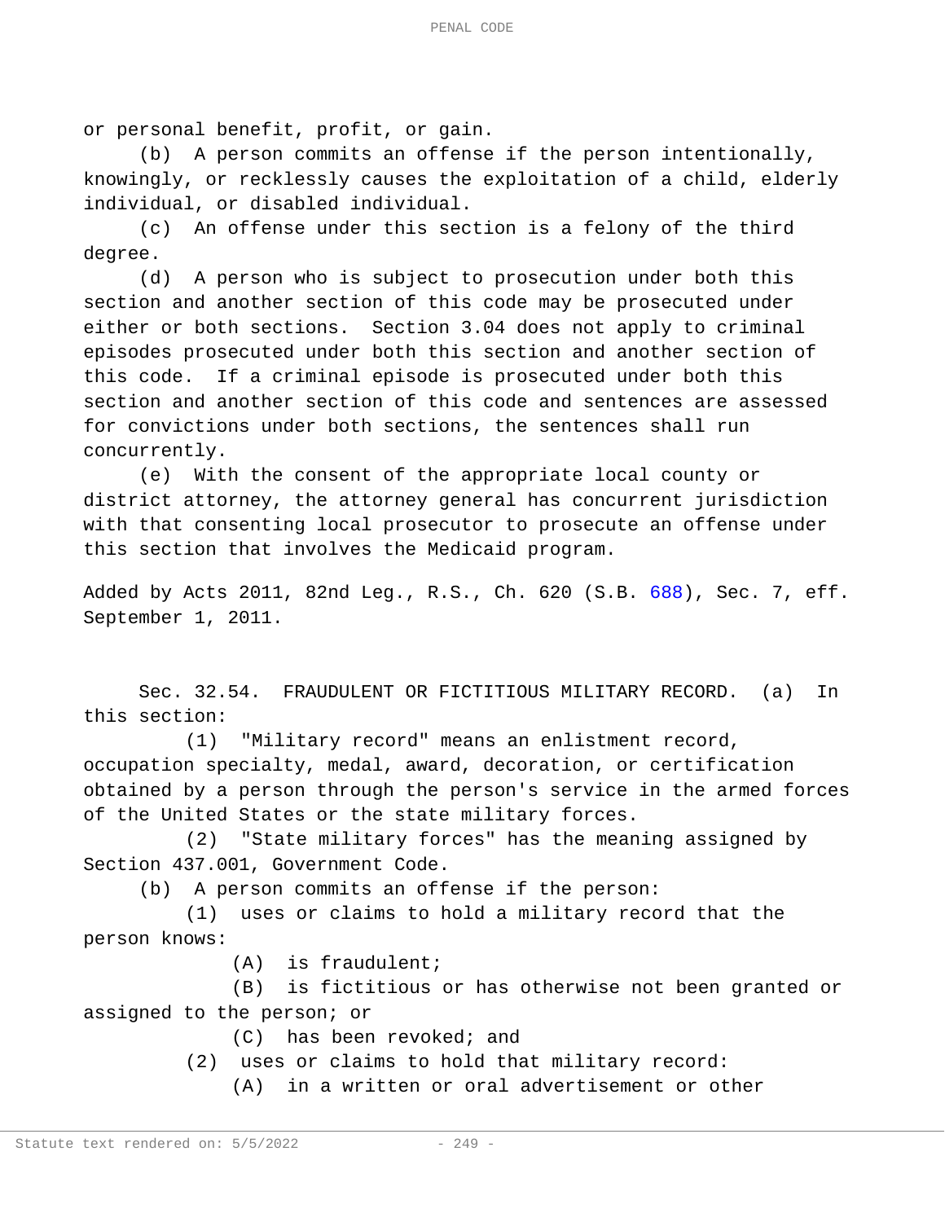or personal benefit, profit, or gain.

(b) A person commits an offense if the person intentionally, knowingly, or recklessly causes the exploitation of a child, elderly individual, or disabled individual.

(c) An offense under this section is a felony of the third degree.

(d) A person who is subject to prosecution under both this section and another section of this code may be prosecuted under either or both sections. Section 3.04 does not apply to criminal episodes prosecuted under both this section and another section of this code. If a criminal episode is prosecuted under both this section and another section of this code and sentences are assessed for convictions under both sections, the sentences shall run concurrently.

(e) With the consent of the appropriate local county or district attorney, the attorney general has concurrent jurisdiction with that consenting local prosecutor to prosecute an offense under this section that involves the Medicaid program.

Added by Acts 2011, 82nd Leg., R.S., Ch. 620 (S.B. 688), Sec. 7, eff. September 1, 2011.

Sec. 32.54. FRAUDULENT OR FICTITIOUS MILITARY RECORD. (a) In this section:

(1) "Military record" means an enlistment record, occupation specialty, medal, award, decoration, or certification obtained by a person through the person's service in the armed forces of the United States or the state military forces.

(2) "State military forces" has the meaning assigned by Section 437.001, Government Code.

(b) A person commits an offense if the person:

(1) uses or claims to hold a military record that the person knows:

(A) is fraudulent;

(B) is fictitious or has otherwise not been granted or assigned to the person; or

(C) has been revoked; and

(2) uses or claims to hold that military record:

(A) in a written or oral advertisement or other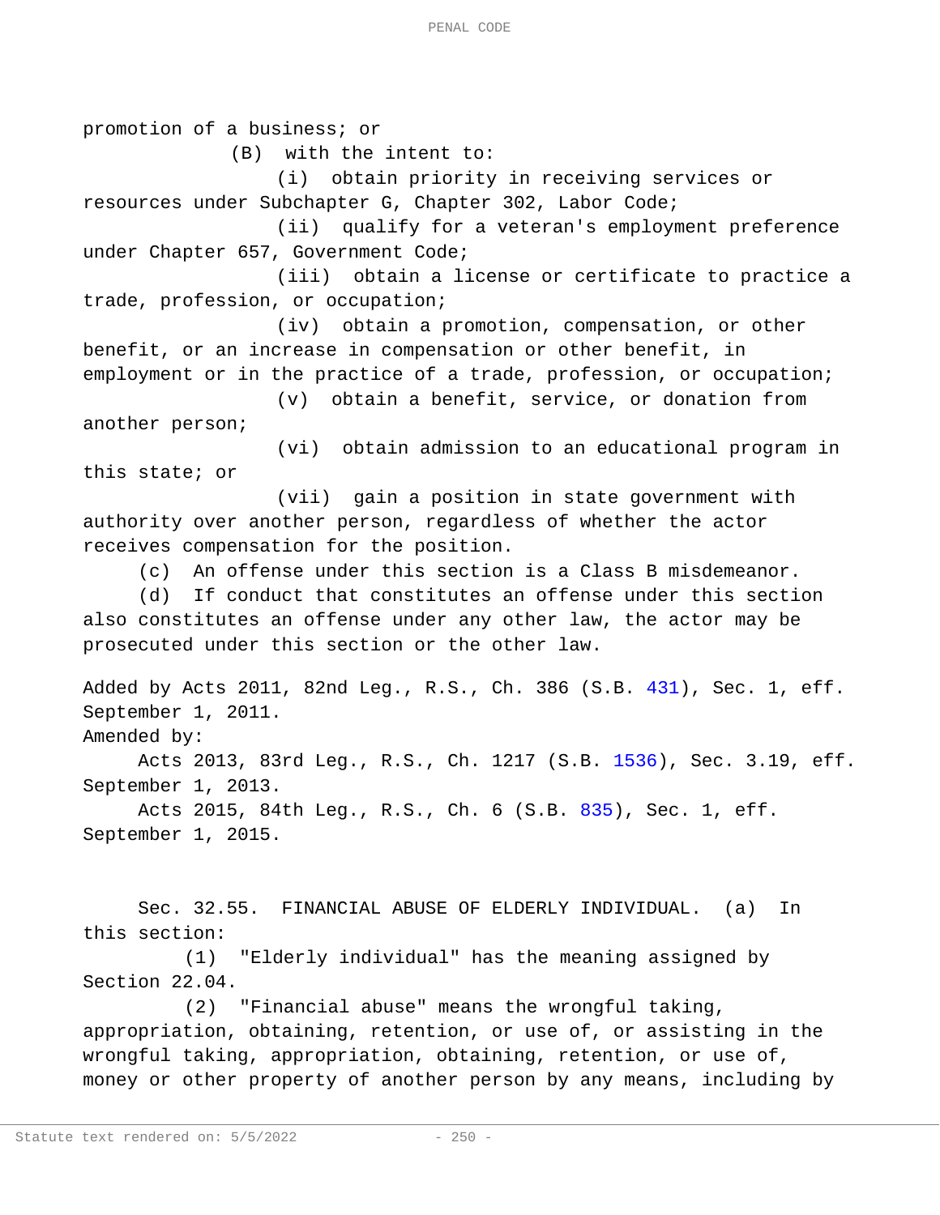promotion of a business; or

(B) with the intent to:

(i) obtain priority in receiving services or resources under Subchapter G, Chapter 302, Labor Code;

(ii) qualify for a veteran's employment preference under Chapter 657, Government Code;

(iii) obtain a license or certificate to practice a trade, profession, or occupation;

(iv) obtain a promotion, compensation, or other benefit, or an increase in compensation or other benefit, in employment or in the practice of a trade, profession, or occupation;

(v) obtain a benefit, service, or donation from another person;

(vi) obtain admission to an educational program in this state; or

(vii) gain a position in state government with authority over another person, regardless of whether the actor receives compensation for the position.

(c) An offense under this section is a Class B misdemeanor.

(d) If conduct that constitutes an offense under this section also constitutes an offense under any other law, the actor may be prosecuted under this section or the other law.

Added by Acts 2011, 82nd Leg., R.S., Ch. 386 (S.B. 431), Sec. 1, eff. September 1, 2011.
Amended by:
Acts 2013, 83rd Leg., R.S., Ch. 1217 (S.B. 1536), Sec. 3.19, eff. September 1, 2013.
Acts 2015, 84th Leg., R.S., Ch. 6 (S.B. 835), Sec. 1, eff. September 1, 2015.

Sec. 32.55. FINANCIAL ABUSE OF ELDERLY INDIVIDUAL. (a) In this section:

(1) "Elderly individual" has the meaning assigned by Section 22.04.

(2) "Financial abuse" means the wrongful taking, appropriation, obtaining, retention, or use of, or assisting in the wrongful taking, appropriation, obtaining, retention, or use of, money or other property of another person by any means, including by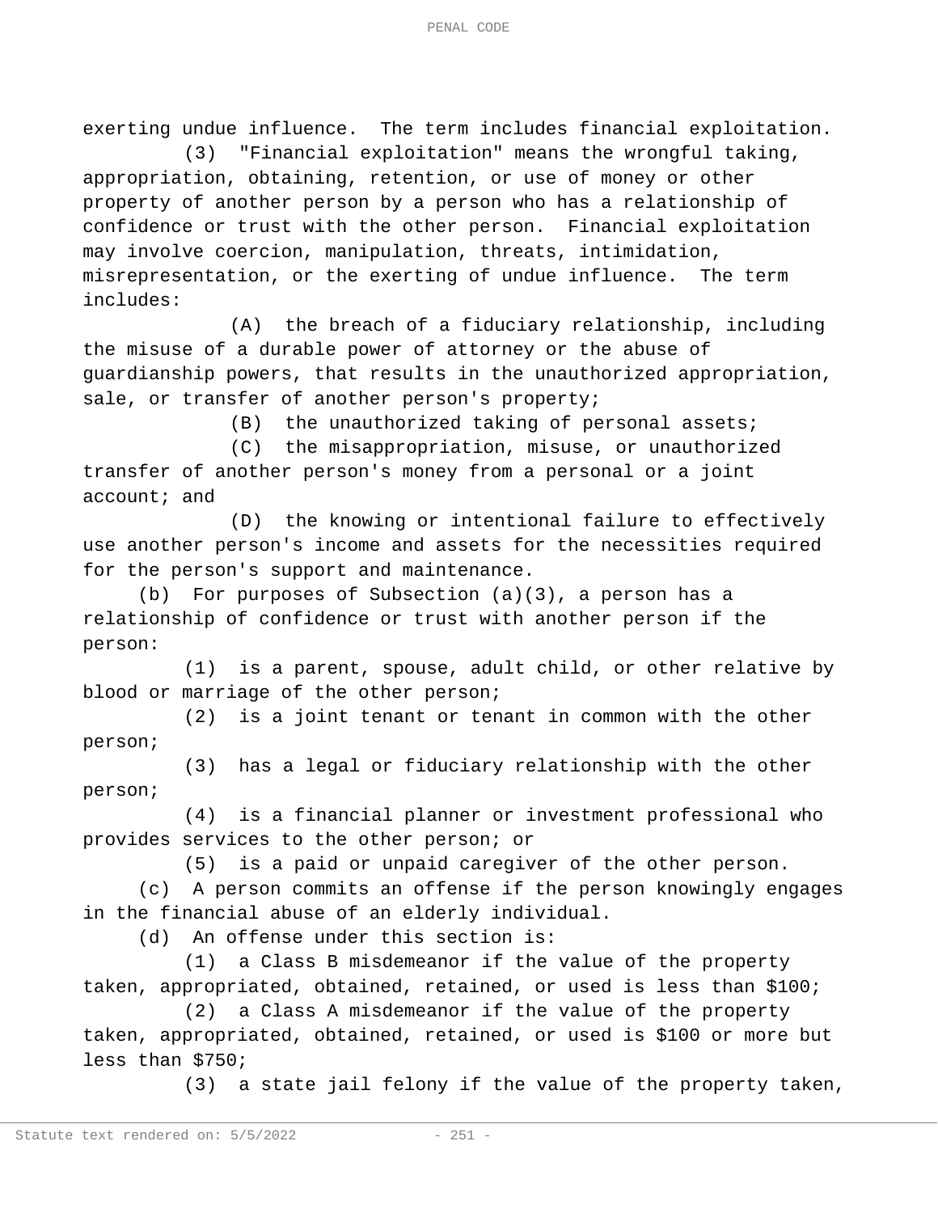exerting undue influence. The term includes financial exploitation.

(3) "Financial exploitation" means the wrongful taking, appropriation, obtaining, retention, or use of money or other property of another person by a person who has a relationship of confidence or trust with the other person. Financial exploitation may involve coercion, manipulation, threats, intimidation, misrepresentation, or the exerting of undue influence. The term includes:

(A) the breach of a fiduciary relationship, including the misuse of a durable power of attorney or the abuse of guardianship powers, that results in the unauthorized appropriation, sale, or transfer of another person's property;

(B) the unauthorized taking of personal assets;

(C) the misappropriation, misuse, or unauthorized transfer of another person's money from a personal or a joint account; and

(D) the knowing or intentional failure to effectively use another person's income and assets for the necessities required for the person's support and maintenance.

(b) For purposes of Subsection (a)(3), a person has a relationship of confidence or trust with another person if the person:

(1) is a parent, spouse, adult child, or other relative by blood or marriage of the other person;

(2) is a joint tenant or tenant in common with the other person;

(3) has a legal or fiduciary relationship with the other person;

(4) is a financial planner or investment professional who provides services to the other person; or

(5) is a paid or unpaid caregiver of the other person.

(c) A person commits an offense if the person knowingly engages in the financial abuse of an elderly individual.

(d) An offense under this section is:

(1) a Class B misdemeanor if the value of the property taken, appropriated, obtained, retained, or used is less than $100;

(2) a Class A misdemeanor if the value of the property taken, appropriated, obtained, retained, or used is $100 or more but less than $750;

(3) a state jail felony if the value of the property taken,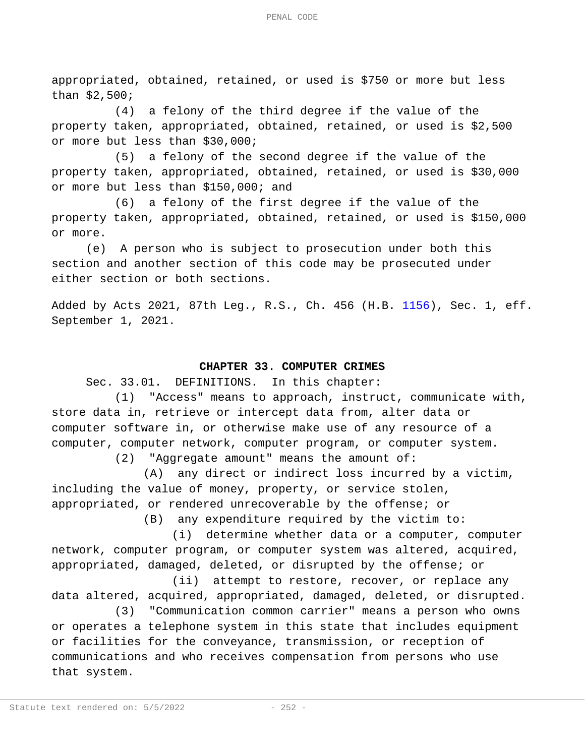appropriated, obtained, retained, or used is $750 or more but less than $2,500;

(4) a felony of the third degree if the value of the property taken, appropriated, obtained, retained, or used is $2,500 or more but less than $30,000;

(5) a felony of the second degree if the value of the property taken, appropriated, obtained, retained, or used is $30,000 or more but less than $150,000; and

(6) a felony of the first degree if the value of the property taken, appropriated, obtained, retained, or used is $150,000 or more.

(e) A person who is subject to prosecution under both this section and another section of this code may be prosecuted under either section or both sections.

Added by Acts 2021, 87th Leg., R.S., Ch. 456 (H.B. 1156), Sec. 1, eff. September 1, 2021.

## CHAPTER 33. COMPUTER CRIMES

Sec. 33.01. DEFINITIONS. In this chapter:

(1) "Access" means to approach, instruct, communicate with, store data in, retrieve or intercept data from, alter data or computer software in, or otherwise make use of any resource of a computer, computer network, computer program, or computer system.

(2) "Aggregate amount" means the amount of:

(A) any direct or indirect loss incurred by a victim, including the value of money, property, or service stolen, appropriated, or rendered unrecoverable by the offense; or

(B) any expenditure required by the victim to:

(i) determine whether data or a computer, computer network, computer program, or computer system was altered, acquired, appropriated, damaged, deleted, or disrupted by the offense; or

(ii) attempt to restore, recover, or replace any data altered, acquired, appropriated, damaged, deleted, or disrupted.

(3) "Communication common carrier" means a person who owns or operates a telephone system in this state that includes equipment or facilities for the conveyance, transmission, or reception of communications and who receives compensation from persons who use that system.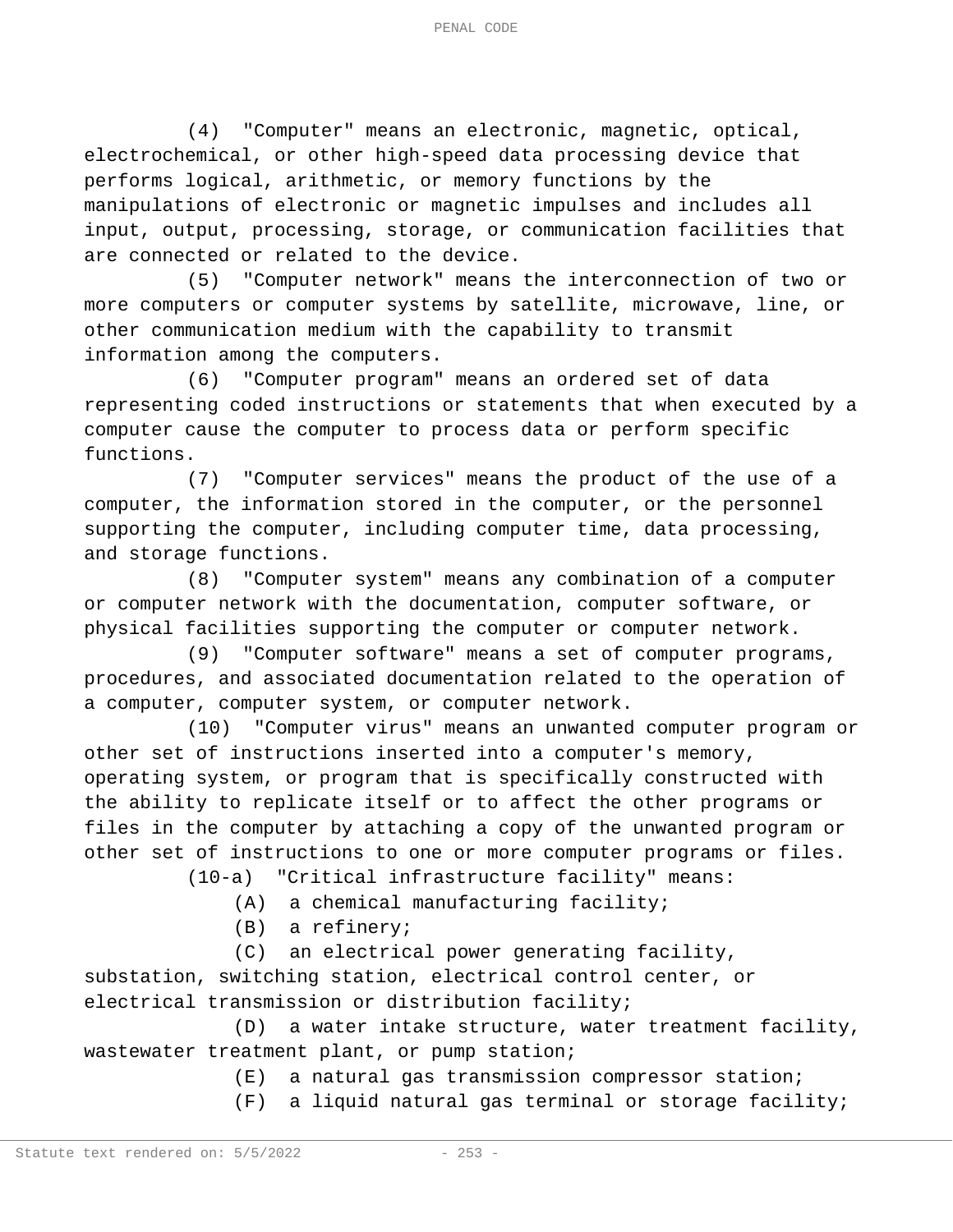(4) "Computer" means an electronic, magnetic, optical, electrochemical, or other high-speed data processing device that performs logical, arithmetic, or memory functions by the manipulations of electronic or magnetic impulses and includes all input, output, processing, storage, or communication facilities that are connected or related to the device.

(5) "Computer network" means the interconnection of two or more computers or computer systems by satellite, microwave, line, or other communication medium with the capability to transmit information among the computers.

(6) "Computer program" means an ordered set of data representing coded instructions or statements that when executed by a computer cause the computer to process data or perform specific functions.

(7) "Computer services" means the product of the use of a computer, the information stored in the computer, or the personnel supporting the computer, including computer time, data processing, and storage functions.

(8) "Computer system" means any combination of a computer or computer network with the documentation, computer software, or physical facilities supporting the computer or computer network.

(9) "Computer software" means a set of computer programs, procedures, and associated documentation related to the operation of a computer, computer system, or computer network.

(10) "Computer virus" means an unwanted computer program or other set of instructions inserted into a computer's memory, operating system, or program that is specifically constructed with the ability to replicate itself or to affect the other programs or files in the computer by attaching a copy of the unwanted program or other set of instructions to one or more computer programs or files.

(10-a) "Critical infrastructure facility" means:

(A) a chemical manufacturing facility;

(B) a refinery;

(C) an electrical power generating facility, substation, switching station, electrical control center, or electrical transmission or distribution facility;

(D) a water intake structure, water treatment facility, wastewater treatment plant, or pump station;

(E) a natural gas transmission compressor station;

(F) a liquid natural gas terminal or storage facility;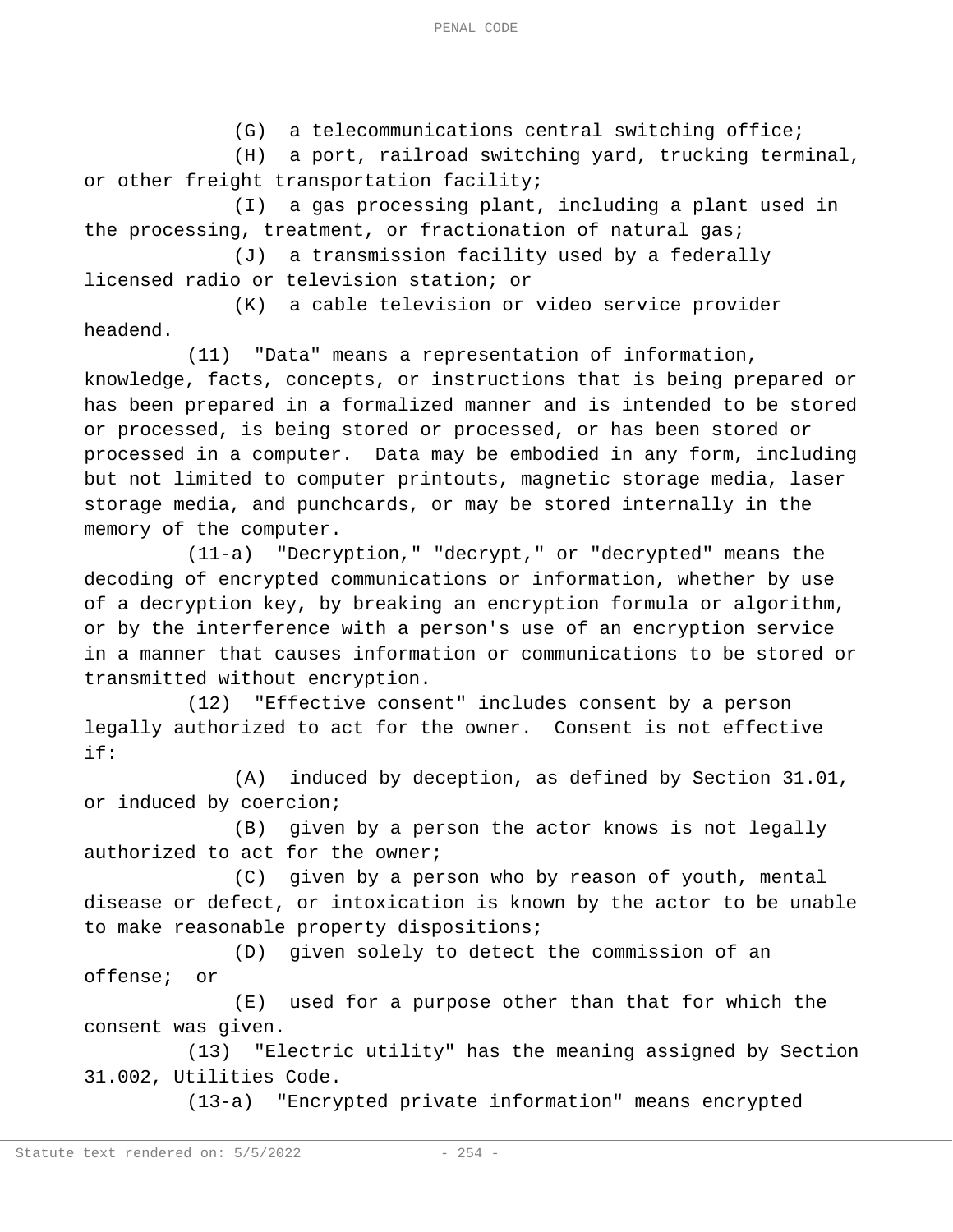(G) a telecommunications central switching office;

(H) a port, railroad switching yard, trucking terminal, or other freight transportation facility;

(I) a gas processing plant, including a plant used in the processing, treatment, or fractionation of natural gas;

(J) a transmission facility used by a federally licensed radio or television station; or

(K) a cable television or video service provider headend.

(11) "Data" means a representation of information, knowledge, facts, concepts, or instructions that is being prepared or has been prepared in a formalized manner and is intended to be stored or processed, is being stored or processed, or has been stored or processed in a computer. Data may be embodied in any form, including but not limited to computer printouts, magnetic storage media, laser storage media, and punchcards, or may be stored internally in the memory of the computer.

(11-a) "Decryption," "decrypt," or "decrypted" means the decoding of encrypted communications or information, whether by use of a decryption key, by breaking an encryption formula or algorithm, or by the interference with a person's use of an encryption service in a manner that causes information or communications to be stored or transmitted without encryption.

(12) "Effective consent" includes consent by a person legally authorized to act for the owner. Consent is not effective if:

(A) induced by deception, as defined by Section 31.01, or induced by coercion;

(B) given by a person the actor knows is not legally authorized to act for the owner;

(C) given by a person who by reason of youth, mental disease or defect, or intoxication is known by the actor to be unable to make reasonable property dispositions;

(D) given solely to detect the commission of an offense; or

(E) used for a purpose other than that for which the consent was given.

(13) "Electric utility" has the meaning assigned by Section 31.002, Utilities Code.

(13-a) "Encrypted private information" means encrypted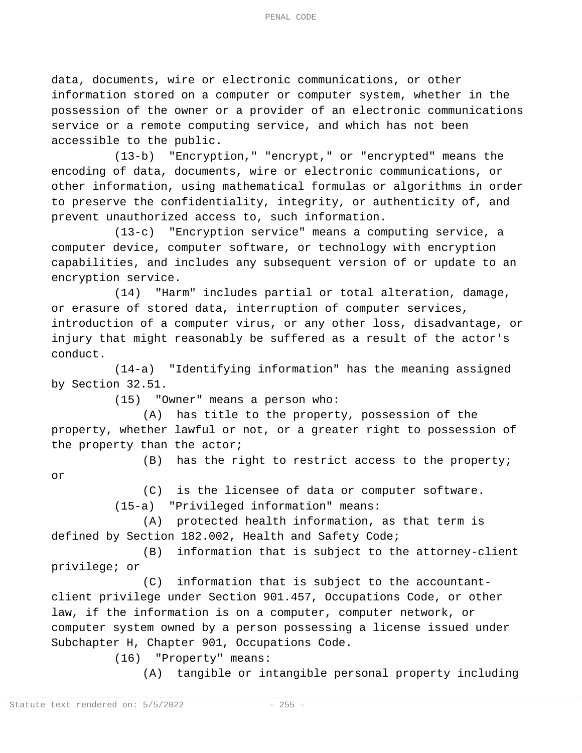data, documents, wire or electronic communications, or other information stored on a computer or computer system, whether in the possession of the owner or a provider of an electronic communications service or a remote computing service, and which has not been accessible to the public.

(13-b) "Encryption," "encrypt," or "encrypted" means the encoding of data, documents, wire or electronic communications, or other information, using mathematical formulas or algorithms in order to preserve the confidentiality, integrity, or authenticity of, and prevent unauthorized access to, such information.

(13-c) "Encryption service" means a computing service, a computer device, computer software, or technology with encryption capabilities, and includes any subsequent version of or update to an encryption service.

(14) "Harm" includes partial or total alteration, damage, or erasure of stored data, interruption of computer services, introduction of a computer virus, or any other loss, disadvantage, or injury that might reasonably be suffered as a result of the actor's conduct.

(14-a) "Identifying information" has the meaning assigned by Section 32.51.

(15) "Owner" means a person who:

(A) has title to the property, possession of the property, whether lawful or not, or a greater right to possession of the property than the actor;

(B) has the right to restrict access to the property; or

(C) is the licensee of data or computer software.

(15-a) "Privileged information" means:

(A) protected health information, as that term is defined by Section 182.002, Health and Safety Code;

(B) information that is subject to the attorney-client privilege; or

(C) information that is subject to the accountant-client privilege under Section 901.457, Occupations Code, or other law, if the information is on a computer, computer network, or computer system owned by a person possessing a license issued under Subchapter H, Chapter 901, Occupations Code.

(16) "Property" means:

(A) tangible or intangible personal property including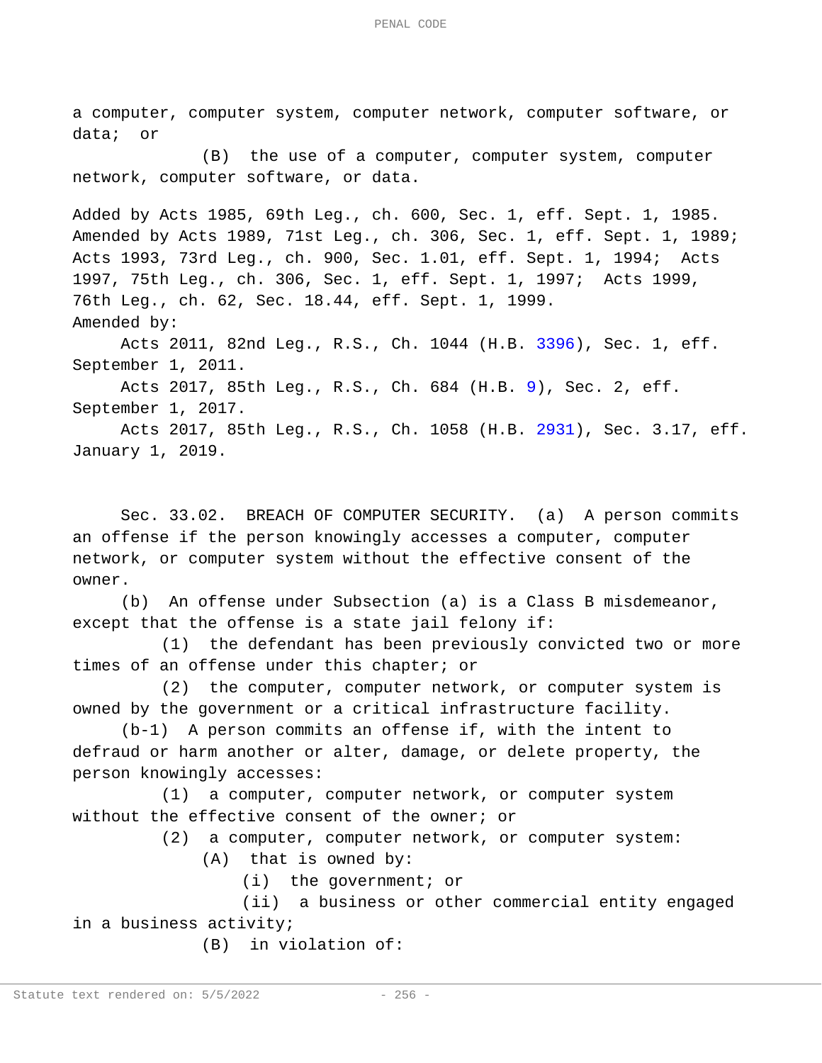a computer, computer system, computer network, computer software, or data; or

(B) the use of a computer, computer system, computer network, computer software, or data.

Added by Acts 1985, 69th Leg., ch. 600, Sec. 1, eff. Sept. 1, 1985. Amended by Acts 1989, 71st Leg., ch. 306, Sec. 1, eff. Sept. 1, 1989; Acts 1993, 73rd Leg., ch. 900, Sec. 1.01, eff. Sept. 1, 1994; Acts 1997, 75th Leg., ch. 306, Sec. 1, eff. Sept. 1, 1997; Acts 1999, 76th Leg., ch. 62, Sec. 18.44, eff. Sept. 1, 1999.

Amended by:

Acts 2011, 82nd Leg., R.S., Ch. 1044 (H.B. 3396), Sec. 1, eff. September 1, 2011.

Acts 2017, 85th Leg., R.S., Ch. 684 (H.B. 9), Sec. 2, eff. September 1, 2017.

Acts 2017, 85th Leg., R.S., Ch. 1058 (H.B. 2931), Sec. 3.17, eff. January 1, 2019.

Sec. 33.02. BREACH OF COMPUTER SECURITY. (a) A person commits an offense if the person knowingly accesses a computer, computer network, or computer system without the effective consent of the owner.

(b) An offense under Subsection (a) is a Class B misdemeanor, except that the offense is a state jail felony if:

(1) the defendant has been previously convicted two or more times of an offense under this chapter; or

(2) the computer, computer network, or computer system is owned by the government or a critical infrastructure facility.

(b-1) A person commits an offense if, with the intent to defraud or harm another or alter, damage, or delete property, the person knowingly accesses:

(1) a computer, computer network, or computer system without the effective consent of the owner; or

(2) a computer, computer network, or computer system:

(A) that is owned by:

(i) the government; or

(ii) a business or other commercial entity engaged in a business activity;

(B) in violation of: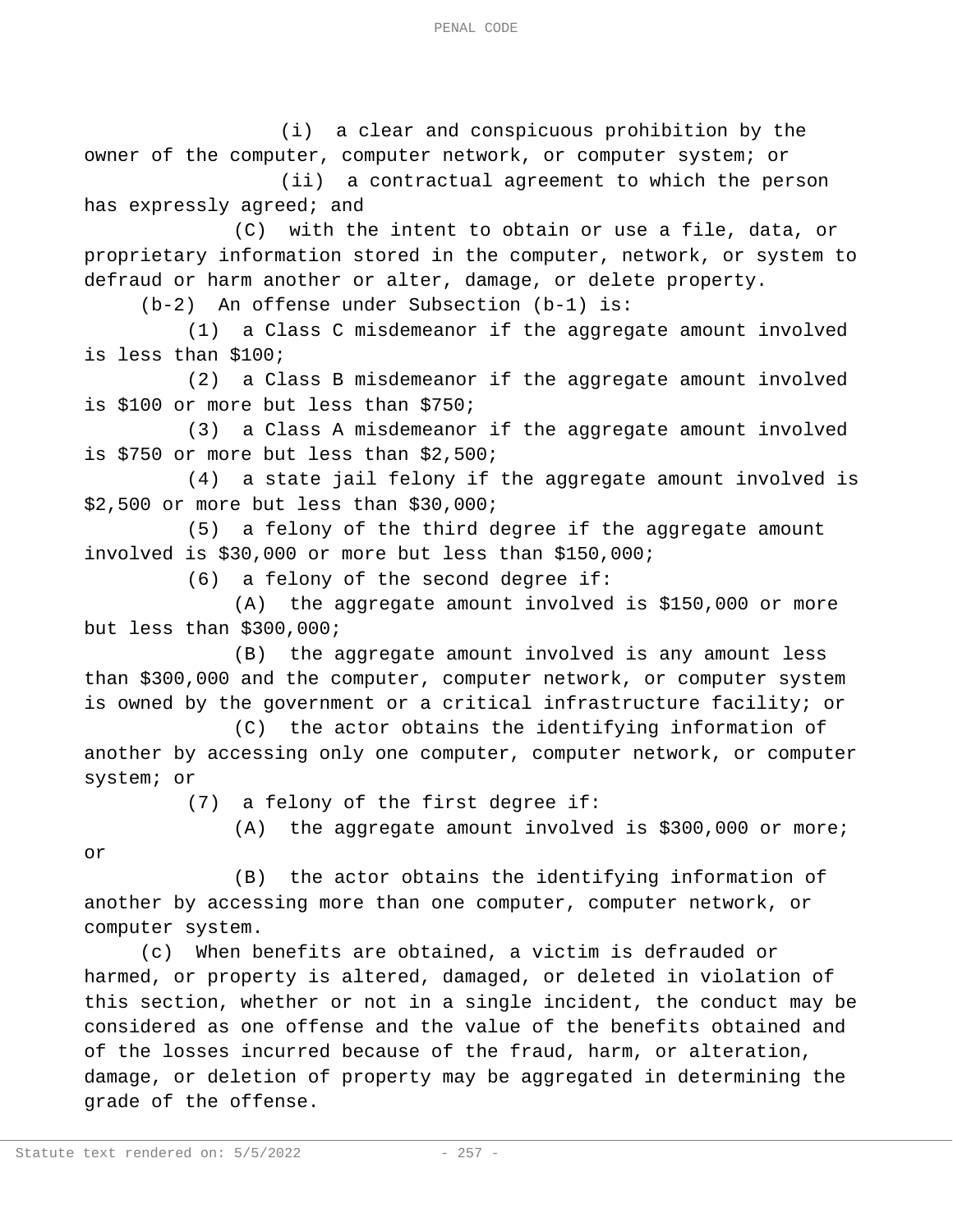(i) a clear and conspicuous prohibition by the owner of the computer, computer network, or computer system; or

(ii) a contractual agreement to which the person has expressly agreed; and

(C) with the intent to obtain or use a file, data, or proprietary information stored in the computer, network, or system to defraud or harm another or alter, damage, or delete property.

(b-2) An offense under Subsection (b-1) is:

(1) a Class C misdemeanor if the aggregate amount involved is less than $100;

(2) a Class B misdemeanor if the aggregate amount involved is $100 or more but less than $750;

(3) a Class A misdemeanor if the aggregate amount involved is $750 or more but less than $2,500;

(4) a state jail felony if the aggregate amount involved is $2,500 or more but less than $30,000;

(5) a felony of the third degree if the aggregate amount involved is $30,000 or more but less than $150,000;

(6) a felony of the second degree if:

(A) the aggregate amount involved is $150,000 or more but less than $300,000;

(B) the aggregate amount involved is any amount less than $300,000 and the computer, computer network, or computer system is owned by the government or a critical infrastructure facility; or

(C) the actor obtains the identifying information of another by accessing only one computer, computer network, or computer system; or

(7) a felony of the first degree if:

(A) the aggregate amount involved is $300,000 or more; or

(B) the actor obtains the identifying information of another by accessing more than one computer, computer network, or computer system.

(c) When benefits are obtained, a victim is defrauded or harmed, or property is altered, damaged, or deleted in violation of this section, whether or not in a single incident, the conduct may be considered as one offense and the value of the benefits obtained and of the losses incurred because of the fraud, harm, or alteration, damage, or deletion of property may be aggregated in determining the grade of the offense.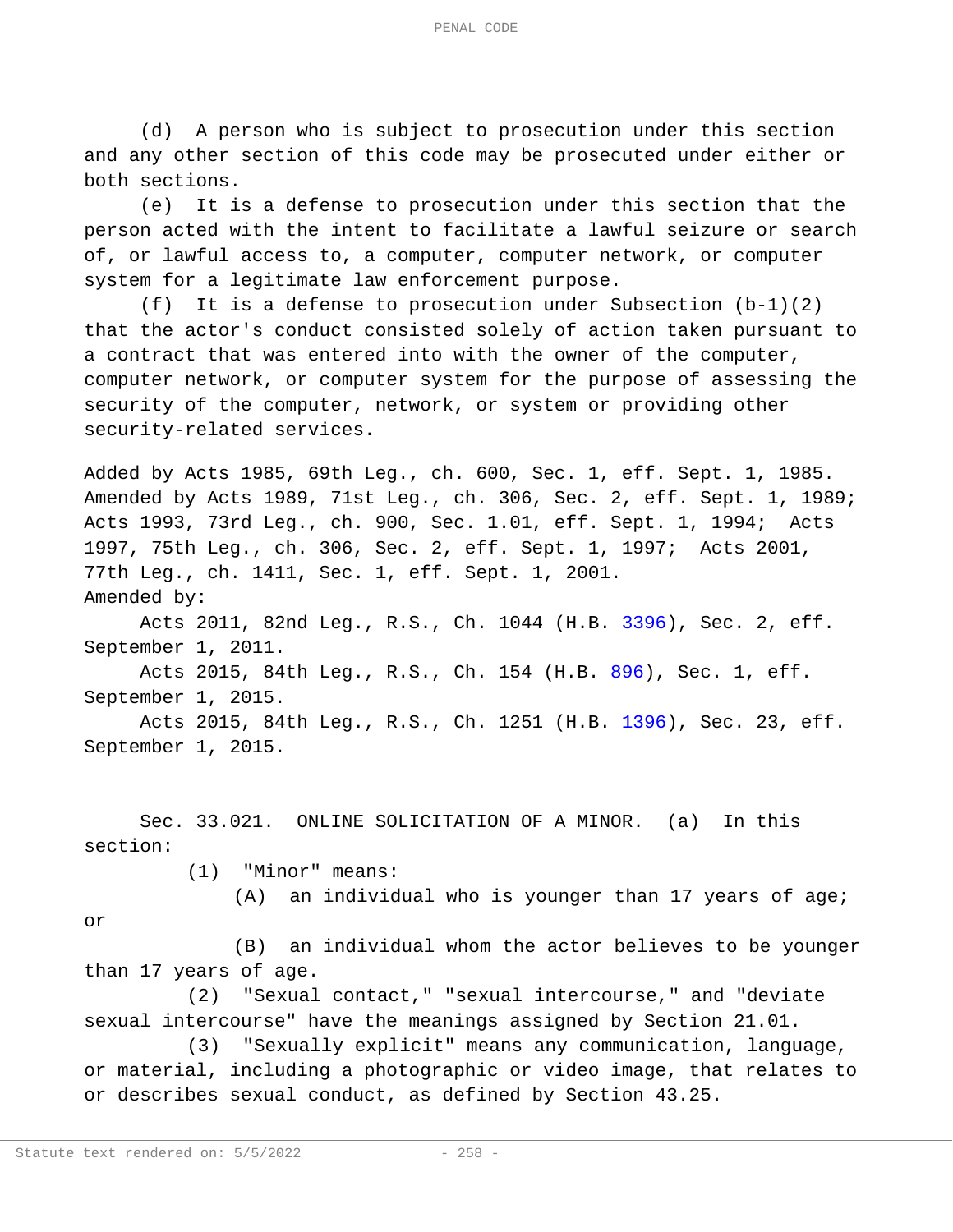(d) A person who is subject to prosecution under this section and any other section of this code may be prosecuted under either or both sections.

(e) It is a defense to prosecution under this section that the person acted with the intent to facilitate a lawful seizure or search of, or lawful access to, a computer, computer network, or computer system for a legitimate law enforcement purpose.

(f) It is a defense to prosecution under Subsection (b-1)(2) that the actor's conduct consisted solely of action taken pursuant to a contract that was entered into with the owner of the computer, computer network, or computer system for the purpose of assessing the security of the computer, network, or system or providing other security-related services.

Added by Acts 1985, 69th Leg., ch. 600, Sec. 1, eff. Sept. 1, 1985. Amended by Acts 1989, 71st Leg., ch. 306, Sec. 2, eff. Sept. 1, 1989; Acts 1993, 73rd Leg., ch. 900, Sec. 1.01, eff. Sept. 1, 1994; Acts 1997, 75th Leg., ch. 306, Sec. 2, eff. Sept. 1, 1997; Acts 2001, 77th Leg., ch. 1411, Sec. 1, eff. Sept. 1, 2001.

Amended by:

Acts 2011, 82nd Leg., R.S., Ch. 1044 (H.B. 3396), Sec. 2, eff. September 1, 2011.

Acts 2015, 84th Leg., R.S., Ch. 154 (H.B. 896), Sec. 1, eff. September 1, 2015.

Acts 2015, 84th Leg., R.S., Ch. 1251 (H.B. 1396), Sec. 23, eff. September 1, 2015.

Sec. 33.021. ONLINE SOLICITATION OF A MINOR. (a) In this section:

(1) "Minor" means:

(A) an individual who is younger than 17 years of age; or

(B) an individual whom the actor believes to be younger than 17 years of age.

(2) "Sexual contact," "sexual intercourse," and "deviate sexual intercourse" have the meanings assigned by Section 21.01.

(3) "Sexually explicit" means any communication, language, or material, including a photographic or video image, that relates to or describes sexual conduct, as defined by Section 43.25.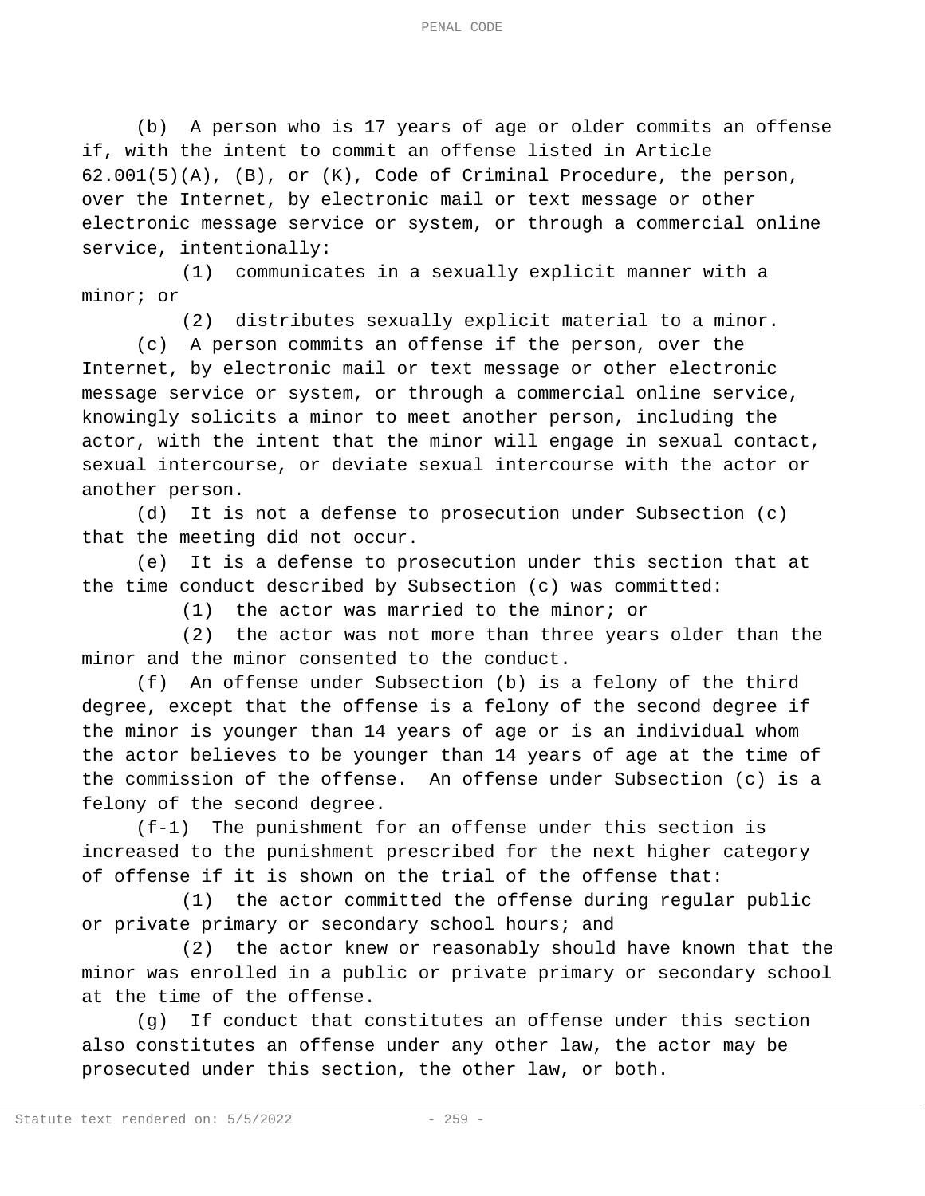(b) A person who is 17 years of age or older commits an offense if, with the intent to commit an offense listed in Article 62.001(5)(A), (B), or (K), Code of Criminal Procedure, the person, over the Internet, by electronic mail or text message or other electronic message service or system, or through a commercial online service, intentionally:

(1) communicates in a sexually explicit manner with a minor; or

(2) distributes sexually explicit material to a minor.

(c) A person commits an offense if the person, over the Internet, by electronic mail or text message or other electronic message service or system, or through a commercial online service, knowingly solicits a minor to meet another person, including the actor, with the intent that the minor will engage in sexual contact, sexual intercourse, or deviate sexual intercourse with the actor or another person.

(d) It is not a defense to prosecution under Subsection (c) that the meeting did not occur.

(e) It is a defense to prosecution under this section that at the time conduct described by Subsection (c) was committed:

(1) the actor was married to the minor; or

(2) the actor was not more than three years older than the minor and the minor consented to the conduct.

(f) An offense under Subsection (b) is a felony of the third degree, except that the offense is a felony of the second degree if the minor is younger than 14 years of age or is an individual whom the actor believes to be younger than 14 years of age at the time of the commission of the offense. An offense under Subsection (c) is a felony of the second degree.

(f-1) The punishment for an offense under this section is increased to the punishment prescribed for the next higher category of offense if it is shown on the trial of the offense that:

(1) the actor committed the offense during regular public or private primary or secondary school hours; and

(2) the actor knew or reasonably should have known that the minor was enrolled in a public or private primary or secondary school at the time of the offense.

(g) If conduct that constitutes an offense under this section also constitutes an offense under any other law, the actor may be prosecuted under this section, the other law, or both.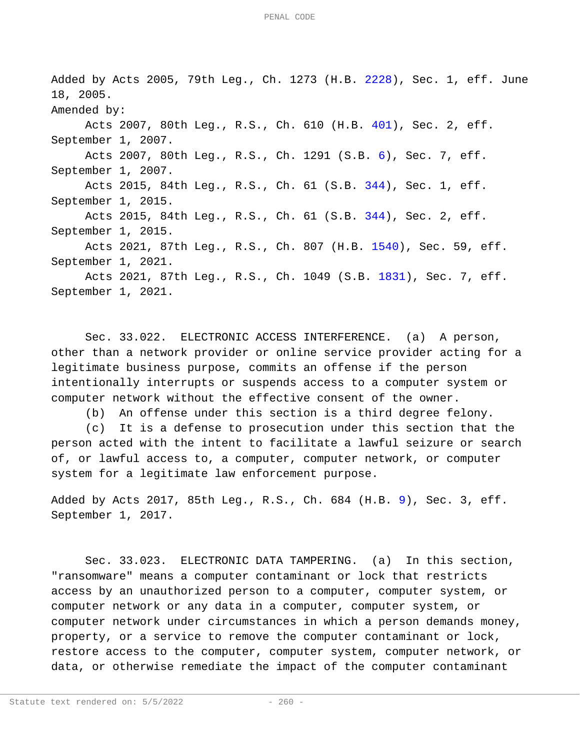Added by Acts 2005, 79th Leg., Ch. 1273 (H.B. 2228), Sec. 1, eff. June 18, 2005.

Amended by:

Acts 2007, 80th Leg., R.S., Ch. 610 (H.B. 401), Sec. 2, eff. September 1, 2007.

Acts 2007, 80th Leg., R.S., Ch. 1291 (S.B. 6), Sec. 7, eff. September 1, 2007.

Acts 2015, 84th Leg., R.S., Ch. 61 (S.B. 344), Sec. 1, eff. September 1, 2015.

Acts 2015, 84th Leg., R.S., Ch. 61 (S.B. 344), Sec. 2, eff. September 1, 2015.

Acts 2021, 87th Leg., R.S., Ch. 807 (H.B. 1540), Sec. 59, eff. September 1, 2021.

Acts 2021, 87th Leg., R.S., Ch. 1049 (S.B. 1831), Sec. 7, eff. September 1, 2021.

Sec. 33.022. ELECTRONIC ACCESS INTERFERENCE. (a) A person, other than a network provider or online service provider acting for a legitimate business purpose, commits an offense if the person intentionally interrupts or suspends access to a computer system or computer network without the effective consent of the owner.

(b) An offense under this section is a third degree felony.

(c) It is a defense to prosecution under this section that the person acted with the intent to facilitate a lawful seizure or search of, or lawful access to, a computer, computer network, or computer system for a legitimate law enforcement purpose.

Added by Acts 2017, 85th Leg., R.S., Ch. 684 (H.B. 9), Sec. 3, eff. September 1, 2017.

Sec. 33.023. ELECTRONIC DATA TAMPERING. (a) In this section, "ransomware" means a computer contaminant or lock that restricts access by an unauthorized person to a computer, computer system, or computer network or any data in a computer, computer system, or computer network under circumstances in which a person demands money, property, or a service to remove the computer contaminant or lock, restore access to the computer, computer system, computer network, or data, or otherwise remediate the impact of the computer contaminant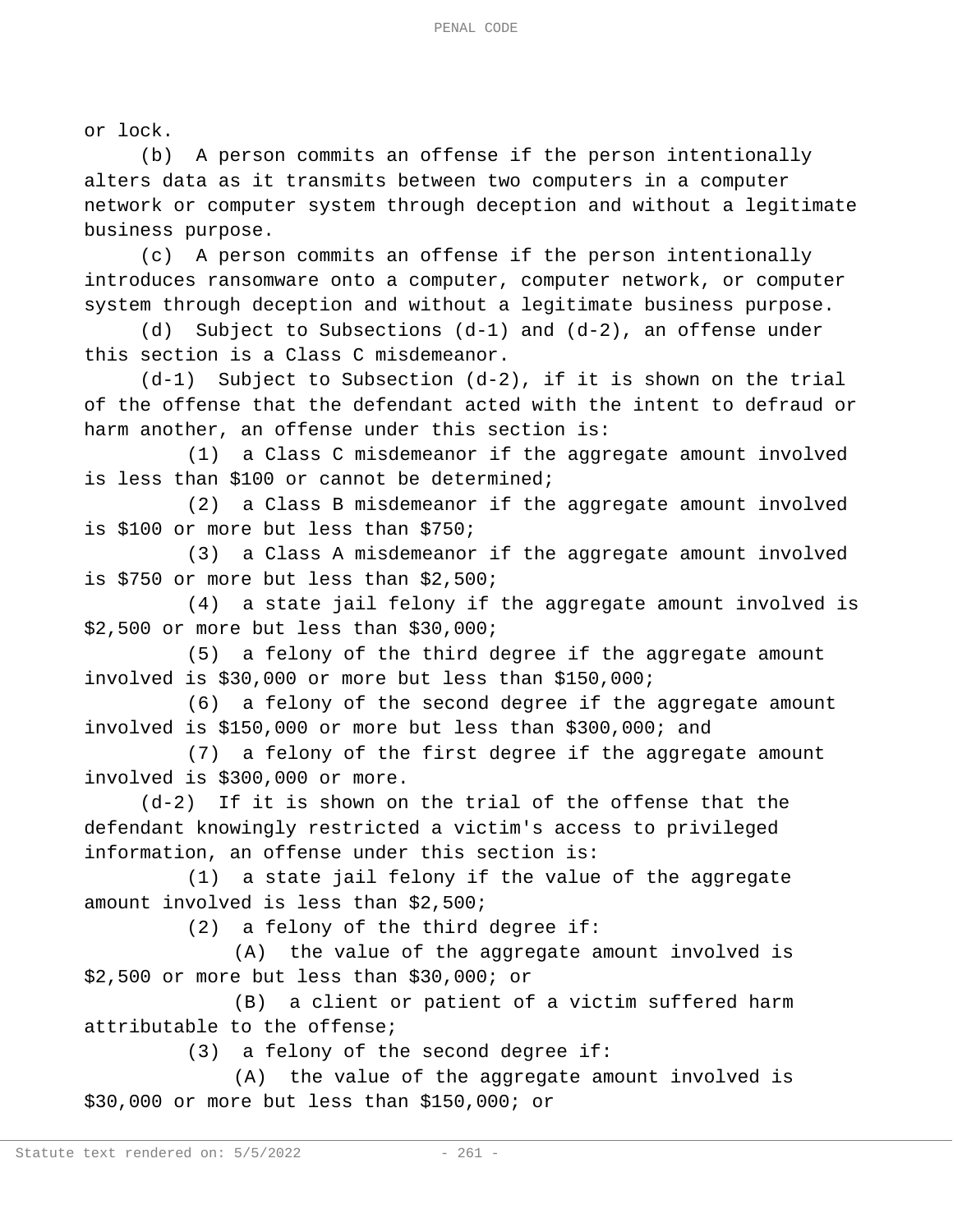or lock.

(b) A person commits an offense if the person intentionally alters data as it transmits between two computers in a computer network or computer system through deception and without a legitimate business purpose.

(c) A person commits an offense if the person intentionally introduces ransomware onto a computer, computer network, or computer system through deception and without a legitimate business purpose.

(d) Subject to Subsections (d-1) and (d-2), an offense under this section is a Class C misdemeanor.

(d-1) Subject to Subsection (d-2), if it is shown on the trial of the offense that the defendant acted with the intent to defraud or harm another, an offense under this section is:

(1) a Class C misdemeanor if the aggregate amount involved is less than $100 or cannot be determined;

(2) a Class B misdemeanor if the aggregate amount involved is $100 or more but less than $750;

(3) a Class A misdemeanor if the aggregate amount involved is $750 or more but less than $2,500;

(4) a state jail felony if the aggregate amount involved is $2,500 or more but less than $30,000;

(5) a felony of the third degree if the aggregate amount involved is $30,000 or more but less than $150,000;

(6) a felony of the second degree if the aggregate amount involved is $150,000 or more but less than $300,000; and

(7) a felony of the first degree if the aggregate amount involved is $300,000 or more.

(d-2) If it is shown on the trial of the offense that the defendant knowingly restricted a victim's access to privileged information, an offense under this section is:

(1) a state jail felony if the value of the aggregate amount involved is less than $2,500;

(2) a felony of the third degree if:

(A) the value of the aggregate amount involved is $2,500 or more but less than $30,000; or

(B) a client or patient of a victim suffered harm attributable to the offense;

(3) a felony of the second degree if:

(A) the value of the aggregate amount involved is $30,000 or more but less than $150,000; or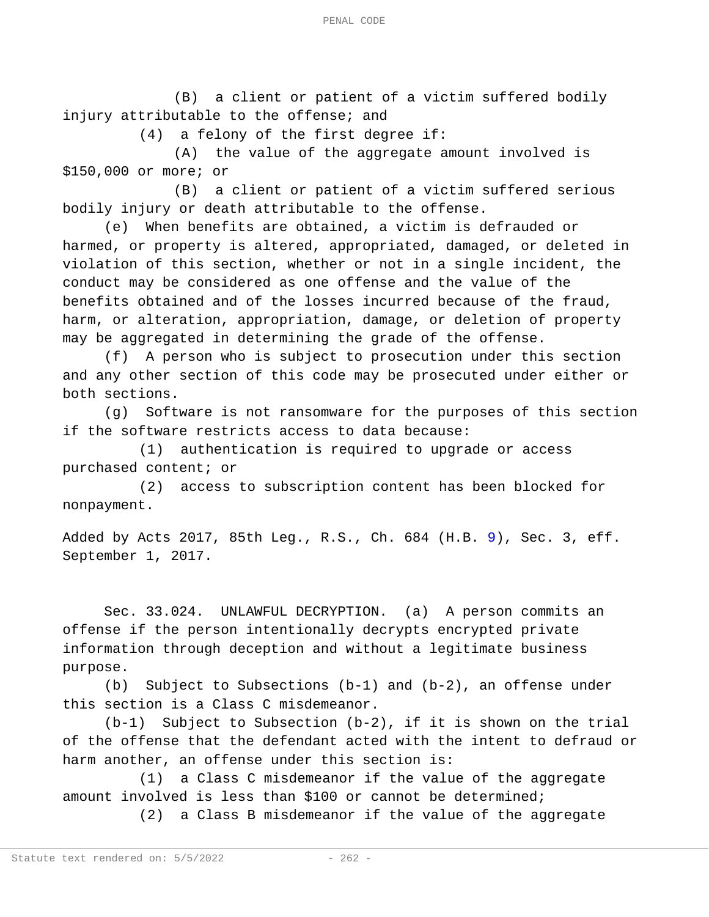(B) a client or patient of a victim suffered bodily injury attributable to the offense; and

(4) a felony of the first degree if:

(A) the value of the aggregate amount involved is $150,000 or more; or

(B) a client or patient of a victim suffered serious bodily injury or death attributable to the offense.

(e) When benefits are obtained, a victim is defrauded or harmed, or property is altered, appropriated, damaged, or deleted in violation of this section, whether or not in a single incident, the conduct may be considered as one offense and the value of the benefits obtained and of the losses incurred because of the fraud, harm, or alteration, appropriation, damage, or deletion of property may be aggregated in determining the grade of the offense.

(f) A person who is subject to prosecution under this section and any other section of this code may be prosecuted under either or both sections.

(g) Software is not ransomware for the purposes of this section if the software restricts access to data because:

(1) authentication is required to upgrade or access purchased content; or

(2) access to subscription content has been blocked for nonpayment.

Added by Acts 2017, 85th Leg., R.S., Ch. 684 (H.B. 9), Sec. 3, eff. September 1, 2017.

Sec. 33.024. UNLAWFUL DECRYPTION. (a) A person commits an offense if the person intentionally decrypts encrypted private information through deception and without a legitimate business purpose.

(b) Subject to Subsections (b-1) and (b-2), an offense under this section is a Class C misdemeanor.

(b-1) Subject to Subsection (b-2), if it is shown on the trial of the offense that the defendant acted with the intent to defraud or harm another, an offense under this section is:

(1) a Class C misdemeanor if the value of the aggregate amount involved is less than $100 or cannot be determined;

(2) a Class B misdemeanor if the value of the aggregate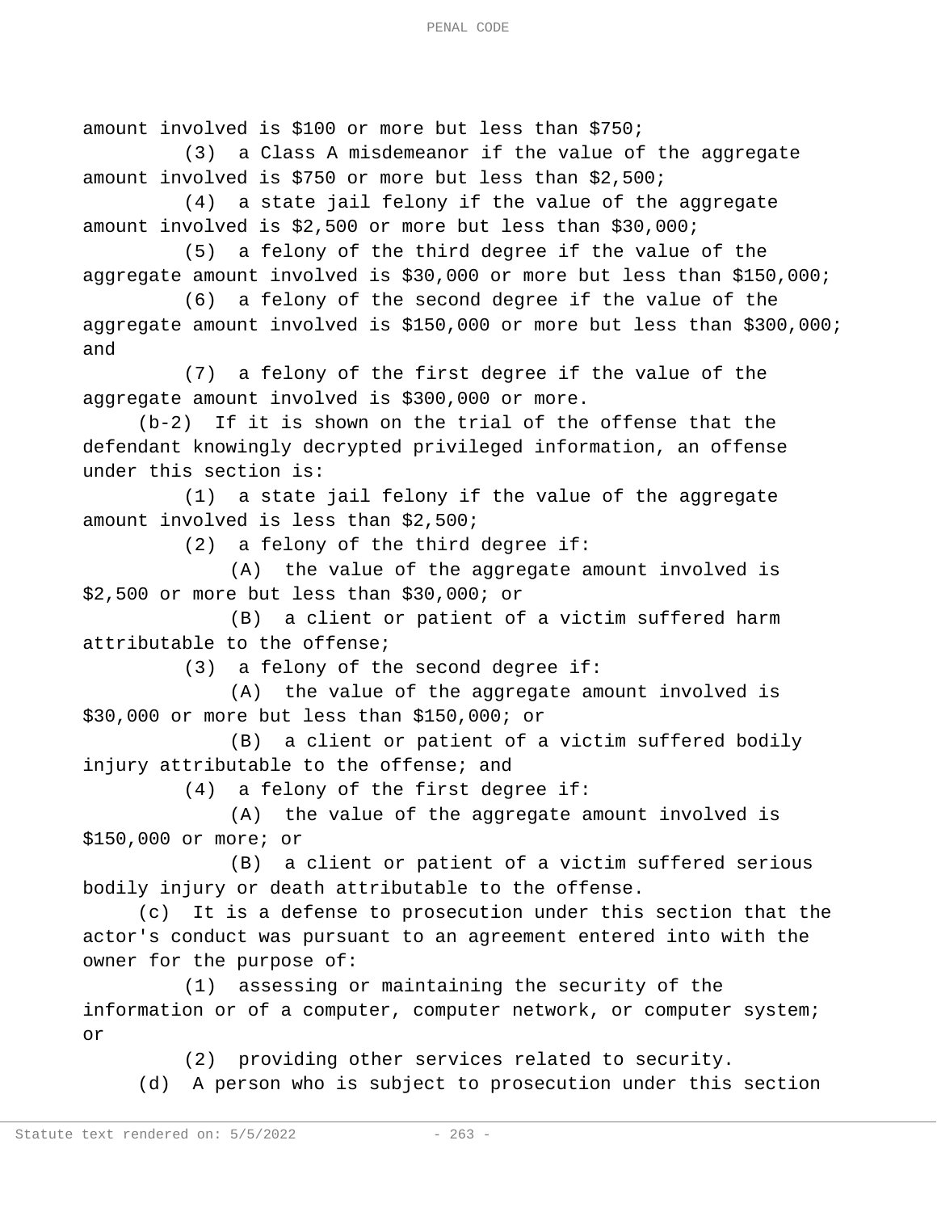amount involved is $100 or more but less than $750;

(3) a Class A misdemeanor if the value of the aggregate amount involved is $750 or more but less than $2,500;

(4) a state jail felony if the value of the aggregate amount involved is $2,500 or more but less than $30,000;

(5) a felony of the third degree if the value of the aggregate amount involved is $30,000 or more but less than $150,000;

(6) a felony of the second degree if the value of the aggregate amount involved is $150,000 or more but less than $300,000; and

(7) a felony of the first degree if the value of the aggregate amount involved is $300,000 or more.

(b-2) If it is shown on the trial of the offense that the defendant knowingly decrypted privileged information, an offense under this section is:

(1) a state jail felony if the value of the aggregate amount involved is less than $2,500;

(2) a felony of the third degree if:

(A) the value of the aggregate amount involved is $2,500 or more but less than $30,000; or

(B) a client or patient of a victim suffered harm attributable to the offense;

(3) a felony of the second degree if:

(A) the value of the aggregate amount involved is $30,000 or more but less than $150,000; or

(B) a client or patient of a victim suffered bodily injury attributable to the offense; and

(4) a felony of the first degree if:

(A) the value of the aggregate amount involved is $150,000 or more; or

(B) a client or patient of a victim suffered serious bodily injury or death attributable to the offense.

(c) It is a defense to prosecution under this section that the actor's conduct was pursuant to an agreement entered into with the owner for the purpose of:

(1) assessing or maintaining the security of the information or of a computer, computer network, or computer system; or

(2) providing other services related to security.

(d) A person who is subject to prosecution under this section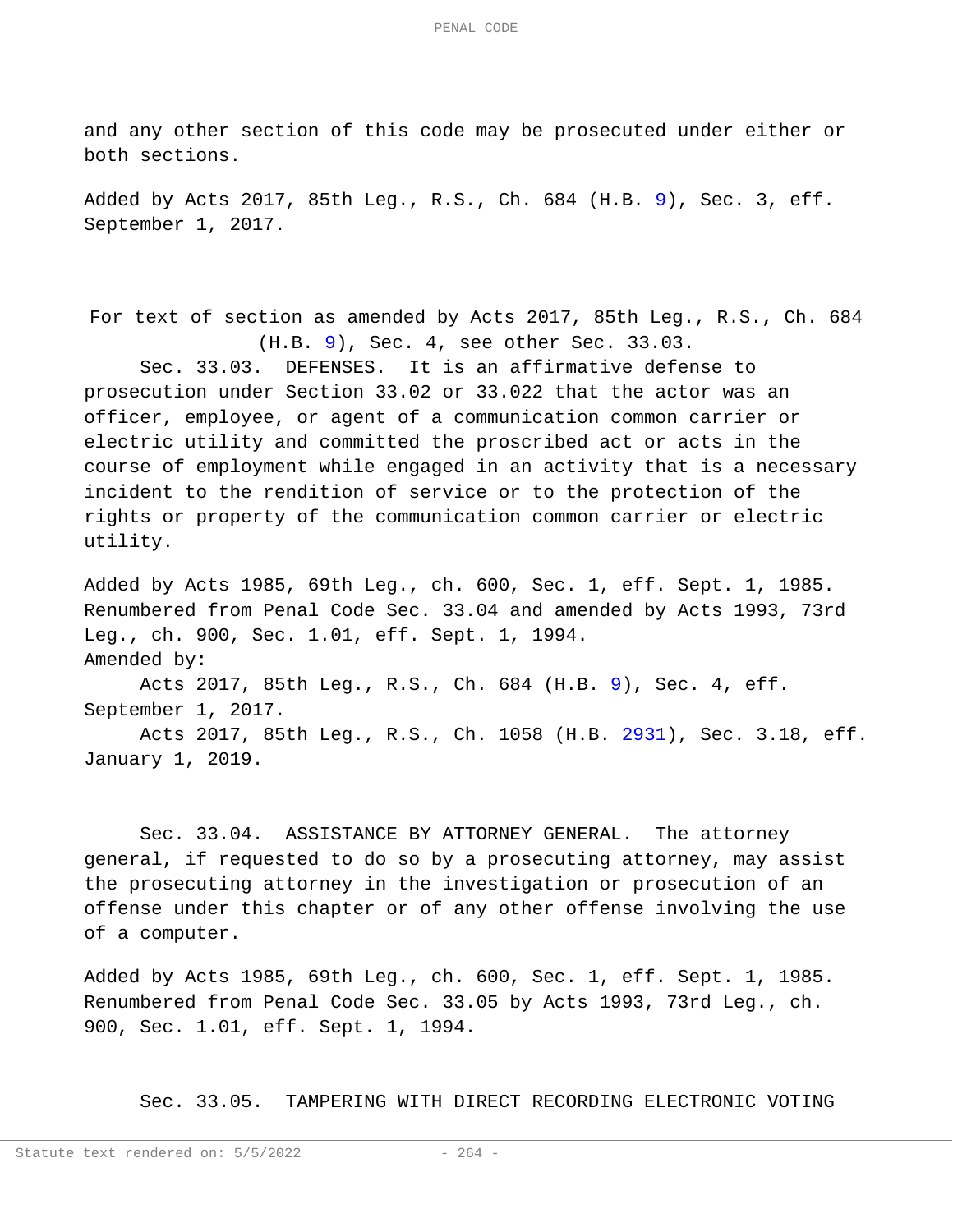and any other section of this code may be prosecuted under either or both sections.

Added by Acts 2017, 85th Leg., R.S., Ch. 684 (H.B. 9), Sec. 3, eff. September 1, 2017.

For text of section as amended by Acts 2017, 85th Leg., R.S., Ch. 684 (H.B. 9), Sec. 4, see other Sec. 33.03.

Sec. 33.03. DEFENSES. It is an affirmative defense to prosecution under Section 33.02 or 33.022 that the actor was an officer, employee, or agent of a communication common carrier or electric utility and committed the proscribed act or acts in the course of employment while engaged in an activity that is a necessary incident to the rendition of service or to the protection of the rights or property of the communication common carrier or electric utility.

Added by Acts 1985, 69th Leg., ch. 600, Sec. 1, eff. Sept. 1, 1985. Renumbered from Penal Code Sec. 33.04 and amended by Acts 1993, 73rd Leg., ch. 900, Sec. 1.01, eff. Sept. 1, 1994.
Amended by:
Acts 2017, 85th Leg., R.S., Ch. 684 (H.B. 9), Sec. 4, eff. September 1, 2017.
Acts 2017, 85th Leg., R.S., Ch. 1058 (H.B. 2931), Sec. 3.18, eff. January 1, 2019.

Sec. 33.04. ASSISTANCE BY ATTORNEY GENERAL. The attorney general, if requested to do so by a prosecuting attorney, may assist the prosecuting attorney in the investigation or prosecution of an offense under this chapter or of any other offense involving the use of a computer.

Added by Acts 1985, 69th Leg., ch. 600, Sec. 1, eff. Sept. 1, 1985. Renumbered from Penal Code Sec. 33.05 by Acts 1993, 73rd Leg., ch. 900, Sec. 1.01, eff. Sept. 1, 1994.

Sec. 33.05. TAMPERING WITH DIRECT RECORDING ELECTRONIC VOTING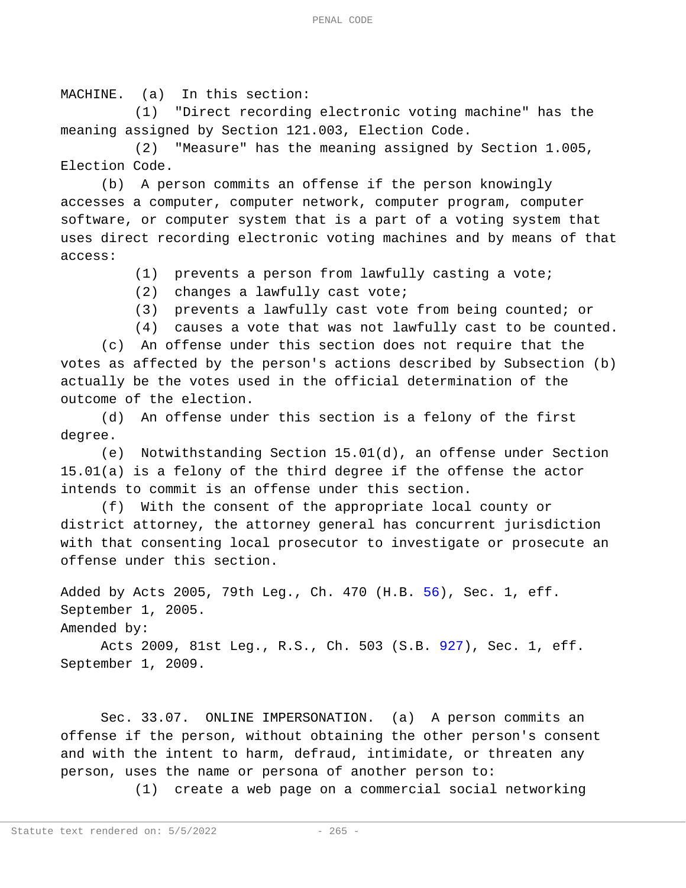MACHINE. (a) In this section:

(1) "Direct recording electronic voting machine" has the meaning assigned by Section 121.003, Election Code.

(2) "Measure" has the meaning assigned by Section 1.005, Election Code.

(b) A person commits an offense if the person knowingly accesses a computer, computer network, computer program, computer software, or computer system that is a part of a voting system that uses direct recording electronic voting machines and by means of that access:

(1) prevents a person from lawfully casting a vote;

(2) changes a lawfully cast vote;

(3) prevents a lawfully cast vote from being counted; or

(4) causes a vote that was not lawfully cast to be counted.

(c) An offense under this section does not require that the votes as affected by the person's actions described by Subsection (b) actually be the votes used in the official determination of the outcome of the election.

(d) An offense under this section is a felony of the first degree.

(e) Notwithstanding Section 15.01(d), an offense under Section 15.01(a) is a felony of the third degree if the offense the actor intends to commit is an offense under this section.

(f) With the consent of the appropriate local county or district attorney, the attorney general has concurrent jurisdiction with that consenting local prosecutor to investigate or prosecute an offense under this section.

Added by Acts 2005, 79th Leg., Ch. 470 (H.B. 56), Sec. 1, eff. September 1, 2005.

Amended by:

Acts 2009, 81st Leg., R.S., Ch. 503 (S.B. 927), Sec. 1, eff. September 1, 2009.

Sec. 33.07. ONLINE IMPERSONATION. (a) A person commits an offense if the person, without obtaining the other person's consent and with the intent to harm, defraud, intimidate, or threaten any person, uses the name or persona of another person to:

(1) create a web page on a commercial social networking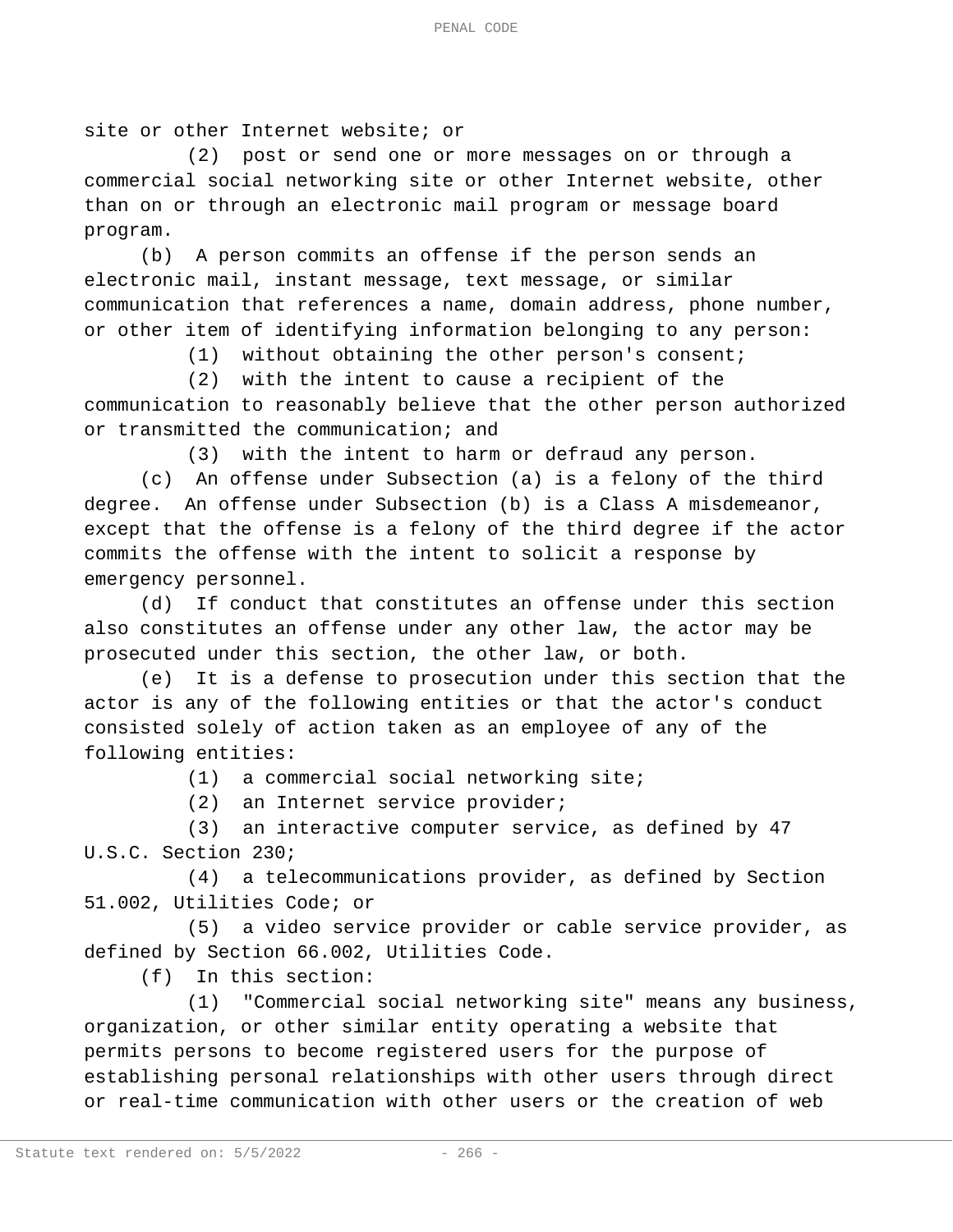site or other Internet website; or

(2) post or send one or more messages on or through a commercial social networking site or other Internet website, other than on or through an electronic mail program or message board program.

(b) A person commits an offense if the person sends an electronic mail, instant message, text message, or similar communication that references a name, domain address, phone number, or other item of identifying information belonging to any person:

(1) without obtaining the other person's consent;

(2) with the intent to cause a recipient of the communication to reasonably believe that the other person authorized or transmitted the communication; and

(3) with the intent to harm or defraud any person.

(c) An offense under Subsection (a) is a felony of the third degree. An offense under Subsection (b) is a Class A misdemeanor, except that the offense is a felony of the third degree if the actor commits the offense with the intent to solicit a response by emergency personnel.

(d) If conduct that constitutes an offense under this section also constitutes an offense under any other law, the actor may be prosecuted under this section, the other law, or both.

(e) It is a defense to prosecution under this section that the actor is any of the following entities or that the actor's conduct consisted solely of action taken as an employee of any of the following entities:

(1) a commercial social networking site;

(2) an Internet service provider;

(3) an interactive computer service, as defined by 47 U.S.C. Section 230;

(4) a telecommunications provider, as defined by Section 51.002, Utilities Code; or

(5) a video service provider or cable service provider, as defined by Section 66.002, Utilities Code.

(f) In this section:

(1) "Commercial social networking site" means any business, organization, or other similar entity operating a website that permits persons to become registered users for the purpose of establishing personal relationships with other users through direct or real-time communication with other users or the creation of web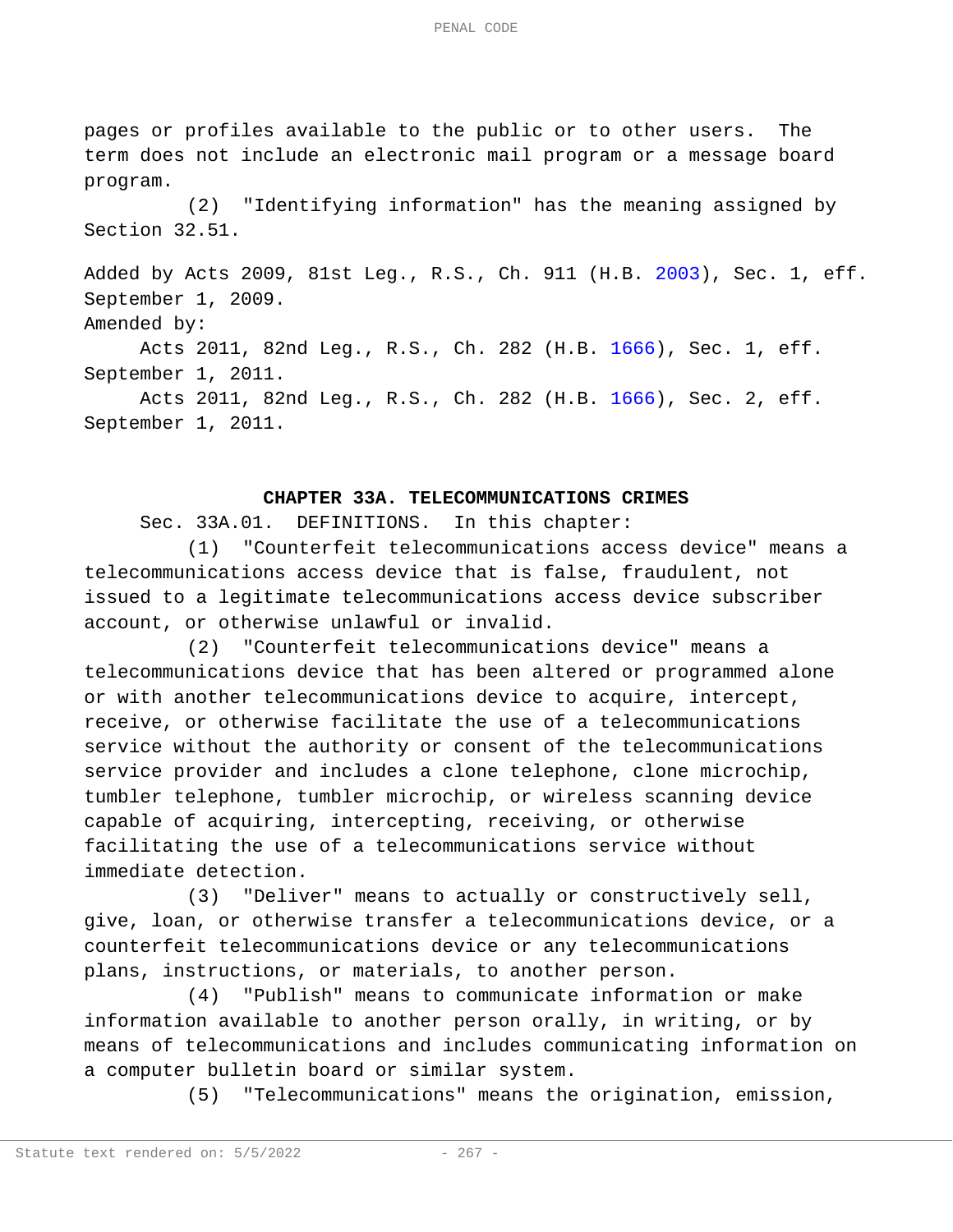pages or profiles available to the public or to other users. The term does not include an electronic mail program or a message board program.

(2) "Identifying information" has the meaning assigned by Section 32.51.

Added by Acts 2009, 81st Leg., R.S., Ch. 911 (H.B. 2003), Sec. 1, eff. September 1, 2009.

Amended by:

Acts 2011, 82nd Leg., R.S., Ch. 282 (H.B. 1666), Sec. 1, eff. September 1, 2011.

Acts 2011, 82nd Leg., R.S., Ch. 282 (H.B. 1666), Sec. 2, eff. September 1, 2011.

## CHAPTER 33A. TELECOMMUNICATIONS CRIMES

Sec. 33A.01. DEFINITIONS. In this chapter:

(1) "Counterfeit telecommunications access device" means a telecommunications access device that is false, fraudulent, not issued to a legitimate telecommunications access device subscriber account, or otherwise unlawful or invalid.

(2) "Counterfeit telecommunications device" means a telecommunications device that has been altered or programmed alone or with another telecommunications device to acquire, intercept, receive, or otherwise facilitate the use of a telecommunications service without the authority or consent of the telecommunications service provider and includes a clone telephone, clone microchip, tumbler telephone, tumbler microchip, or wireless scanning device capable of acquiring, intercepting, receiving, or otherwise facilitating the use of a telecommunications service without immediate detection.

(3) "Deliver" means to actually or constructively sell, give, loan, or otherwise transfer a telecommunications device, or a counterfeit telecommunications device or any telecommunications plans, instructions, or materials, to another person.

(4) "Publish" means to communicate information or make information available to another person orally, in writing, or by means of telecommunications and includes communicating information on a computer bulletin board or similar system.

(5) "Telecommunications" means the origination, emission,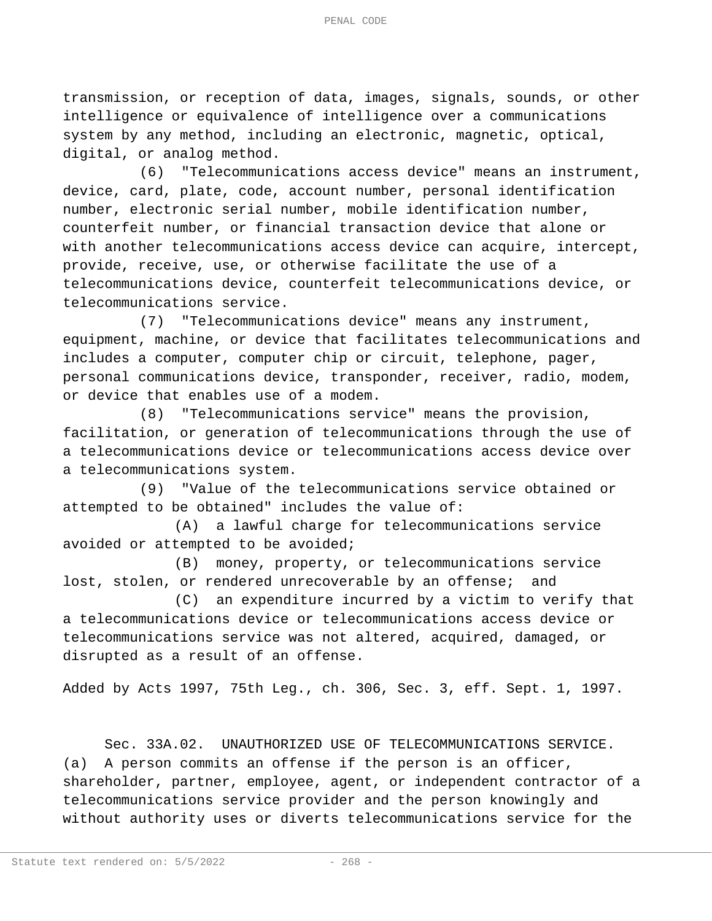transmission, or reception of data, images, signals, sounds, or other intelligence or equivalence of intelligence over a communications system by any method, including an electronic, magnetic, optical, digital, or analog method.

(6) "Telecommunications access device" means an instrument, device, card, plate, code, account number, personal identification number, electronic serial number, mobile identification number, counterfeit number, or financial transaction device that alone or with another telecommunications access device can acquire, intercept, provide, receive, use, or otherwise facilitate the use of a telecommunications device, counterfeit telecommunications device, or telecommunications service.

(7) "Telecommunications device" means any instrument, equipment, machine, or device that facilitates telecommunications and includes a computer, computer chip or circuit, telephone, pager, personal communications device, transponder, receiver, radio, modem, or device that enables use of a modem.

(8) "Telecommunications service" means the provision, facilitation, or generation of telecommunications through the use of a telecommunications device or telecommunications access device over a telecommunications system.

(9) "Value of the telecommunications service obtained or attempted to be obtained" includes the value of:

(A) a lawful charge for telecommunications service avoided or attempted to be avoided;

(B) money, property, or telecommunications service lost, stolen, or rendered unrecoverable by an offense; and

(C) an expenditure incurred by a victim to verify that a telecommunications device or telecommunications access device or telecommunications service was not altered, acquired, damaged, or disrupted as a result of an offense.

Added by Acts 1997, 75th Leg., ch. 306, Sec. 3, eff. Sept. 1, 1997.

Sec. 33A.02. UNAUTHORIZED USE OF TELECOMMUNICATIONS SERVICE. (a) A person commits an offense if the person is an officer, shareholder, partner, employee, agent, or independent contractor of a telecommunications service provider and the person knowingly and without authority uses or diverts telecommunications service for the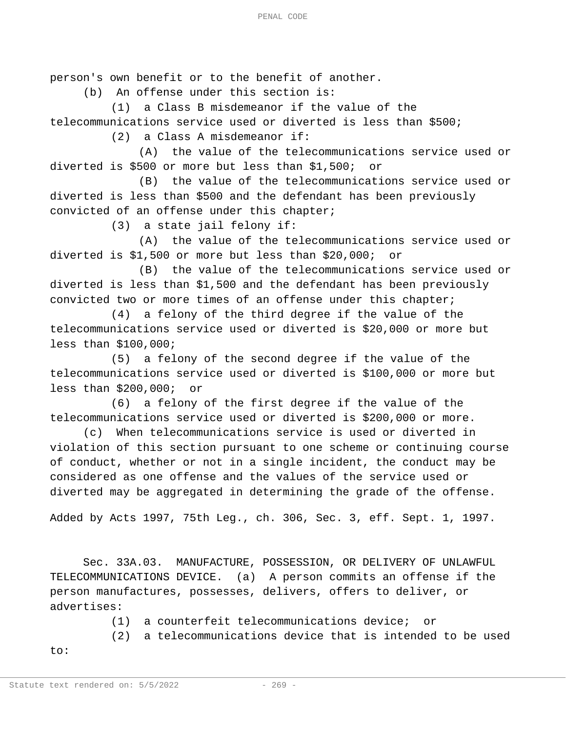person's own benefit or to the benefit of another.

(b) An offense under this section is:

(1) a Class B misdemeanor if the value of the telecommunications service used or diverted is less than $500;

(2) a Class A misdemeanor if:

(A) the value of the telecommunications service used or diverted is $500 or more but less than $1,500; or

(B) the value of the telecommunications service used or diverted is less than $500 and the defendant has been previously convicted of an offense under this chapter;

(3) a state jail felony if:

(A) the value of the telecommunications service used or diverted is $1,500 or more but less than $20,000; or

(B) the value of the telecommunications service used or diverted is less than $1,500 and the defendant has been previously convicted two or more times of an offense under this chapter;

(4) a felony of the third degree if the value of the telecommunications service used or diverted is $20,000 or more but less than $100,000;

(5) a felony of the second degree if the value of the telecommunications service used or diverted is $100,000 or more but less than $200,000; or

(6) a felony of the first degree if the value of the telecommunications service used or diverted is $200,000 or more.

(c) When telecommunications service is used or diverted in violation of this section pursuant to one scheme or continuing course of conduct, whether or not in a single incident, the conduct may be considered as one offense and the values of the service used or diverted may be aggregated in determining the grade of the offense.

Added by Acts 1997, 75th Leg., ch. 306, Sec. 3, eff. Sept. 1, 1997.

Sec. 33A.03. MANUFACTURE, POSSESSION, OR DELIVERY OF UNLAWFUL TELECOMMUNICATIONS DEVICE. (a) A person commits an offense if the person manufactures, possesses, delivers, offers to deliver, or advertises:

(1) a counterfeit telecommunications device; or

(2) a telecommunications device that is intended to be used to: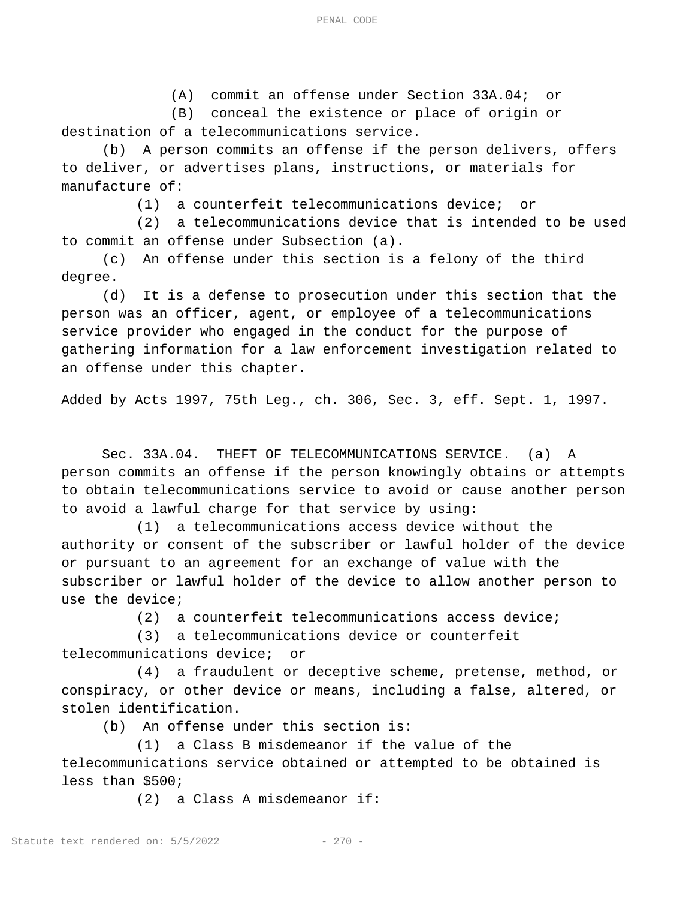(A) commit an offense under Section 33A.04; or

(B) conceal the existence or place of origin or destination of a telecommunications service.

(b) A person commits an offense if the person delivers, offers to deliver, or advertises plans, instructions, or materials for manufacture of:

(1) a counterfeit telecommunications device; or

(2) a telecommunications device that is intended to be used to commit an offense under Subsection (a).

(c) An offense under this section is a felony of the third degree.

(d) It is a defense to prosecution under this section that the person was an officer, agent, or employee of a telecommunications service provider who engaged in the conduct for the purpose of gathering information for a law enforcement investigation related to an offense under this chapter.

Added by Acts 1997, 75th Leg., ch. 306, Sec. 3, eff. Sept. 1, 1997.

Sec. 33A.04. THEFT OF TELECOMMUNICATIONS SERVICE. (a) A person commits an offense if the person knowingly obtains or attempts to obtain telecommunications service to avoid or cause another person to avoid a lawful charge for that service by using:

(1) a telecommunications access device without the authority or consent of the subscriber or lawful holder of the device or pursuant to an agreement for an exchange of value with the subscriber or lawful holder of the device to allow another person to use the device;

(2) a counterfeit telecommunications access device;

(3) a telecommunications device or counterfeit telecommunications device; or

(4) a fraudulent or deceptive scheme, pretense, method, or conspiracy, or other device or means, including a false, altered, or stolen identification.

(b) An offense under this section is:

(1) a Class B misdemeanor if the value of the telecommunications service obtained or attempted to be obtained is less than $500;

(2) a Class A misdemeanor if: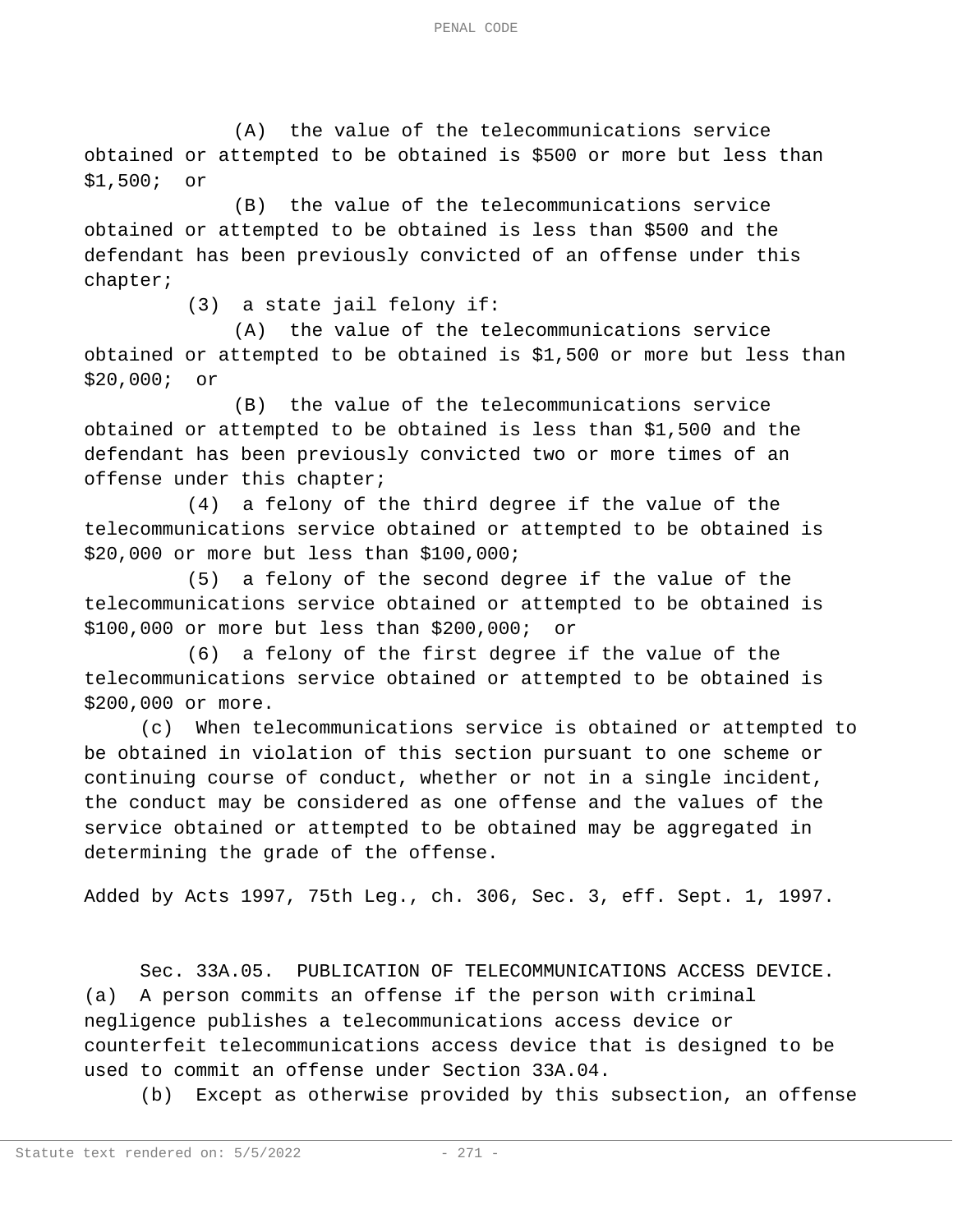(A) the value of the telecommunications service obtained or attempted to be obtained is $500 or more but less than $1,500; or

(B) the value of the telecommunications service obtained or attempted to be obtained is less than $500 and the defendant has been previously convicted of an offense under this chapter;

(3) a state jail felony if:

(A) the value of the telecommunications service obtained or attempted to be obtained is $1,500 or more but less than $20,000; or

(B) the value of the telecommunications service obtained or attempted to be obtained is less than $1,500 and the defendant has been previously convicted two or more times of an offense under this chapter;

(4) a felony of the third degree if the value of the telecommunications service obtained or attempted to be obtained is $20,000 or more but less than $100,000;

(5) a felony of the second degree if the value of the telecommunications service obtained or attempted to be obtained is $100,000 or more but less than $200,000; or

(6) a felony of the first degree if the value of the telecommunications service obtained or attempted to be obtained is $200,000 or more.

(c) When telecommunications service is obtained or attempted to be obtained in violation of this section pursuant to one scheme or continuing course of conduct, whether or not in a single incident, the conduct may be considered as one offense and the values of the service obtained or attempted to be obtained may be aggregated in determining the grade of the offense.

Added by Acts 1997, 75th Leg., ch. 306, Sec. 3, eff. Sept. 1, 1997.

Sec. 33A.05. PUBLICATION OF TELECOMMUNICATIONS ACCESS DEVICE. (a) A person commits an offense if the person with criminal negligence publishes a telecommunications access device or counterfeit telecommunications access device that is designed to be used to commit an offense under Section 33A.04.

(b) Except as otherwise provided by this subsection, an offense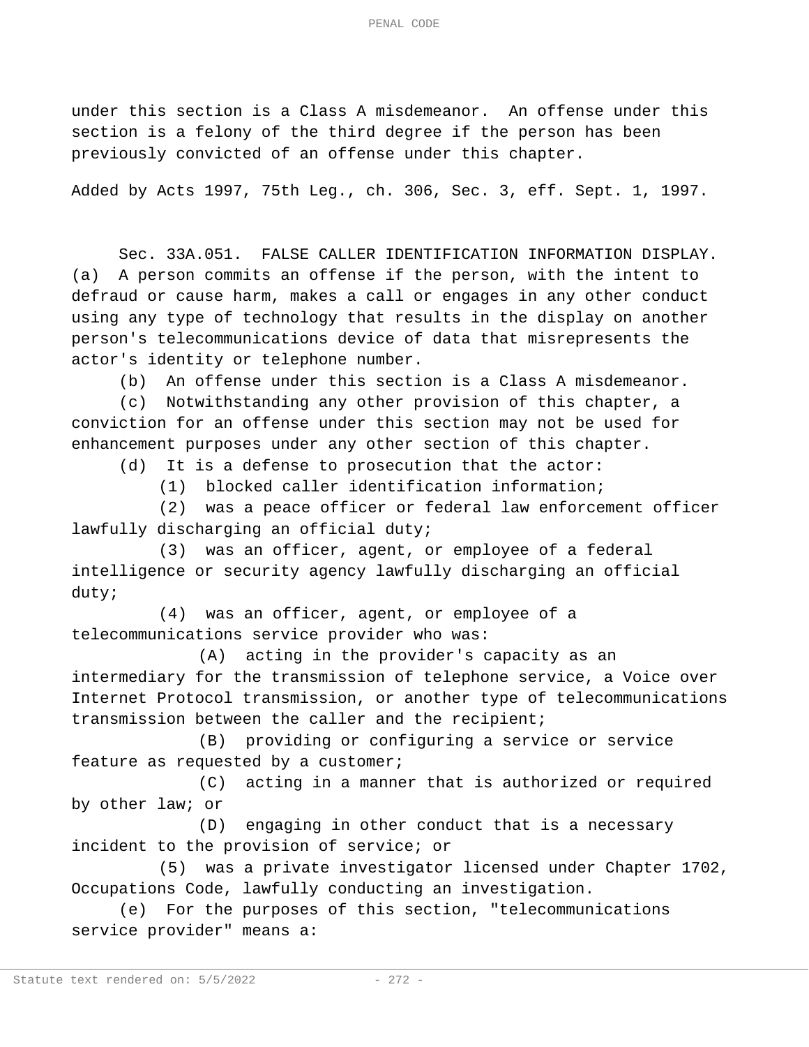under this section is a Class A misdemeanor. An offense under this section is a felony of the third degree if the person has been previously convicted of an offense under this chapter.

Added by Acts 1997, 75th Leg., ch. 306, Sec. 3, eff. Sept. 1, 1997.

Sec. 33A.051. FALSE CALLER IDENTIFICATION INFORMATION DISPLAY. (a) A person commits an offense if the person, with the intent to defraud or cause harm, makes a call or engages in any other conduct using any type of technology that results in the display on another person's telecommunications device of data that misrepresents the actor's identity or telephone number.

(b) An offense under this section is a Class A misdemeanor.

(c) Notwithstanding any other provision of this chapter, a conviction for an offense under this section may not be used for enhancement purposes under any other section of this chapter.

(d) It is a defense to prosecution that the actor:

(1) blocked caller identification information;

(2) was a peace officer or federal law enforcement officer lawfully discharging an official duty;

(3) was an officer, agent, or employee of a federal intelligence or security agency lawfully discharging an official duty;

(4) was an officer, agent, or employee of a telecommunications service provider who was:

(A) acting in the provider's capacity as an intermediary for the transmission of telephone service, a Voice over Internet Protocol transmission, or another type of telecommunications transmission between the caller and the recipient;

(B) providing or configuring a service or service feature as requested by a customer;

(C) acting in a manner that is authorized or required by other law; or

(D) engaging in other conduct that is a necessary incident to the provision of service; or

(5) was a private investigator licensed under Chapter 1702, Occupations Code, lawfully conducting an investigation.

(e) For the purposes of this section, "telecommunications service provider" means a: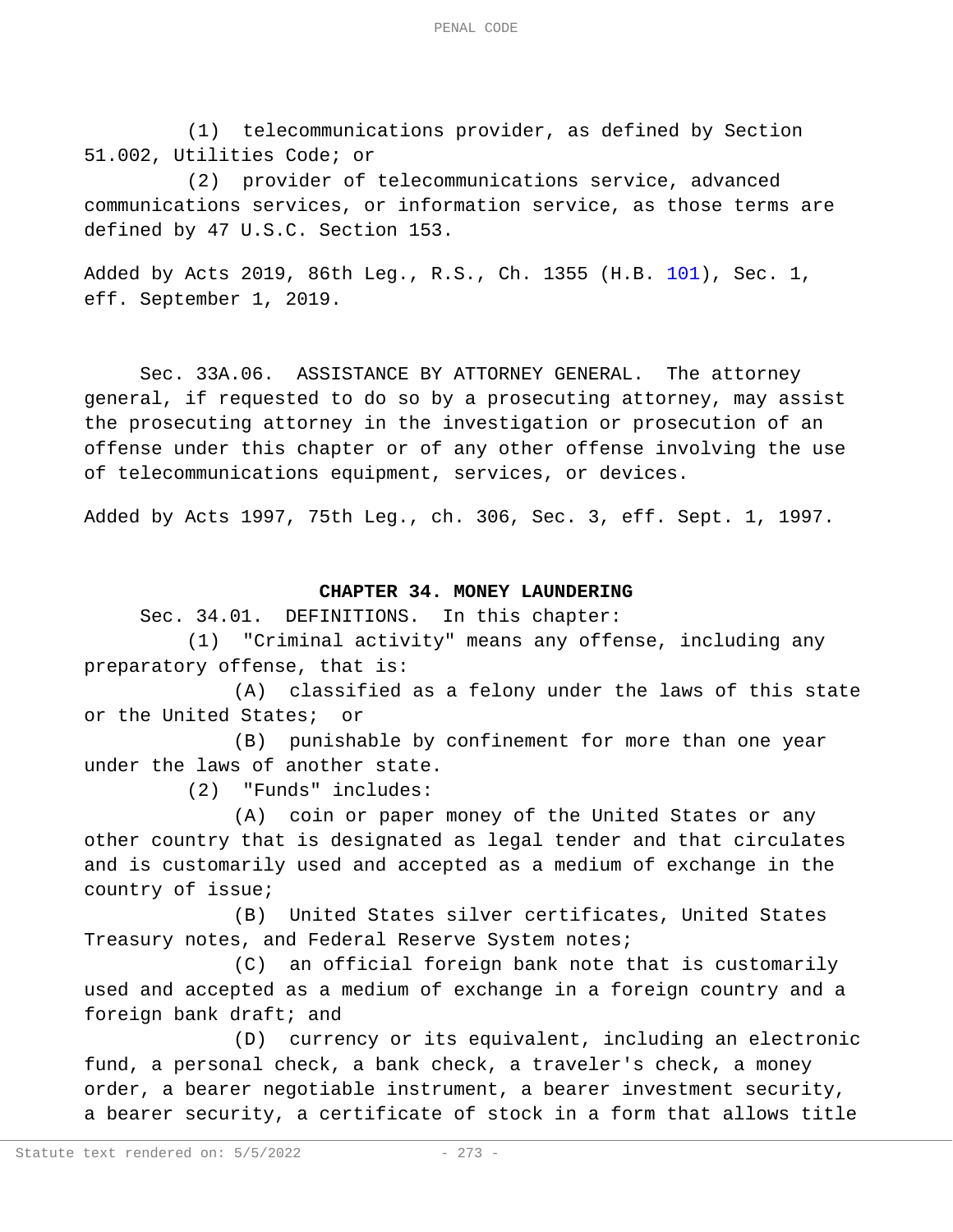(1) telecommunications provider, as defined by Section 51.002, Utilities Code; or

(2) provider of telecommunications service, advanced communications services, or information service, as those terms are defined by 47 U.S.C. Section 153.

Added by Acts 2019, 86th Leg., R.S., Ch. 1355 (H.B. 101), Sec. 1, eff. September 1, 2019.

Sec. 33A.06. ASSISTANCE BY ATTORNEY GENERAL. The attorney general, if requested to do so by a prosecuting attorney, may assist the prosecuting attorney in the investigation or prosecution of an offense under this chapter or of any other offense involving the use of telecommunications equipment, services, or devices.

Added by Acts 1997, 75th Leg., ch. 306, Sec. 3, eff. Sept. 1, 1997.

## CHAPTER 34. MONEY LAUNDERING

Sec. 34.01. DEFINITIONS. In this chapter:

(1) "Criminal activity" means any offense, including any preparatory offense, that is:

(A) classified as a felony under the laws of this state or the United States; or

(B) punishable by confinement for more than one year under the laws of another state.

(2) "Funds" includes:

(A) coin or paper money of the United States or any other country that is designated as legal tender and that circulates and is customarily used and accepted as a medium of exchange in the country of issue;

(B) United States silver certificates, United States Treasury notes, and Federal Reserve System notes;

(C) an official foreign bank note that is customarily used and accepted as a medium of exchange in a foreign country and a foreign bank draft; and

(D) currency or its equivalent, including an electronic fund, a personal check, a bank check, a traveler's check, a money order, a bearer negotiable instrument, a bearer investment security, a bearer security, a certificate of stock in a form that allows title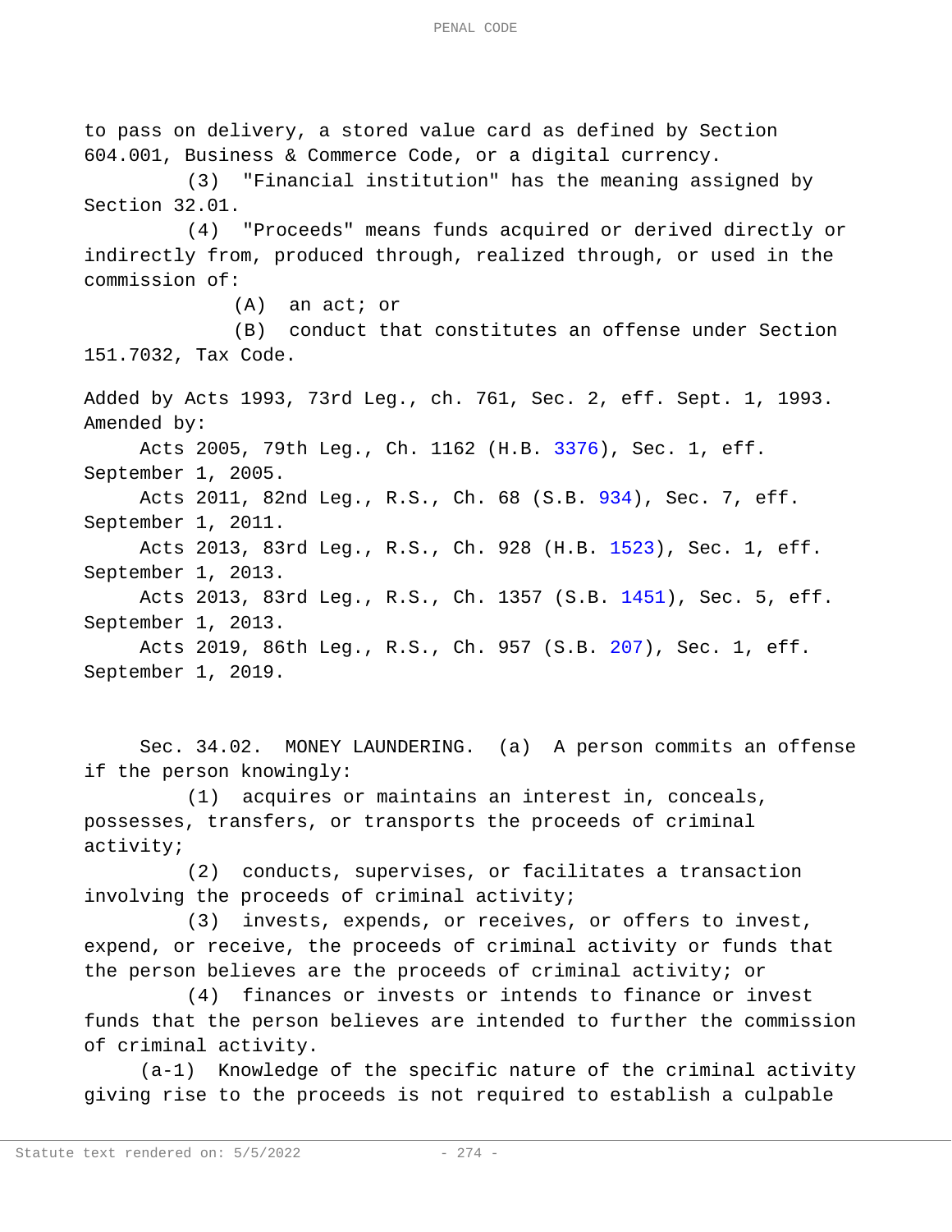to pass on delivery, a stored value card as defined by Section 604.001, Business & Commerce Code, or a digital currency.

(3) "Financial institution" has the meaning assigned by Section 32.01.

(4) "Proceeds" means funds acquired or derived directly or indirectly from, produced through, realized through, or used in the commission of:

(A) an act; or

(B) conduct that constitutes an offense under Section 151.7032, Tax Code.

Added by Acts 1993, 73rd Leg., ch. 761, Sec. 2, eff. Sept. 1, 1993.
Amended by:

Acts 2005, 79th Leg., Ch. 1162 (H.B. 3376), Sec. 1, eff. September 1, 2005.

Acts 2011, 82nd Leg., R.S., Ch. 68 (S.B. 934), Sec. 7, eff. September 1, 2011.

Acts 2013, 83rd Leg., R.S., Ch. 928 (H.B. 1523), Sec. 1, eff. September 1, 2013.

Acts 2013, 83rd Leg., R.S., Ch. 1357 (S.B. 1451), Sec. 5, eff. September 1, 2013.

Acts 2019, 86th Leg., R.S., Ch. 957 (S.B. 207), Sec. 1, eff. September 1, 2019.

Sec. 34.02. MONEY LAUNDERING. (a) A person commits an offense if the person knowingly:

(1) acquires or maintains an interest in, conceals, possesses, transfers, or transports the proceeds of criminal activity;

(2) conducts, supervises, or facilitates a transaction involving the proceeds of criminal activity;

(3) invests, expends, or receives, or offers to invest, expend, or receive, the proceeds of criminal activity or funds that the person believes are the proceeds of criminal activity; or

(4) finances or invests or intends to finance or invest funds that the person believes are intended to further the commission of criminal activity.

(a-1) Knowledge of the specific nature of the criminal activity giving rise to the proceeds is not required to establish a culpable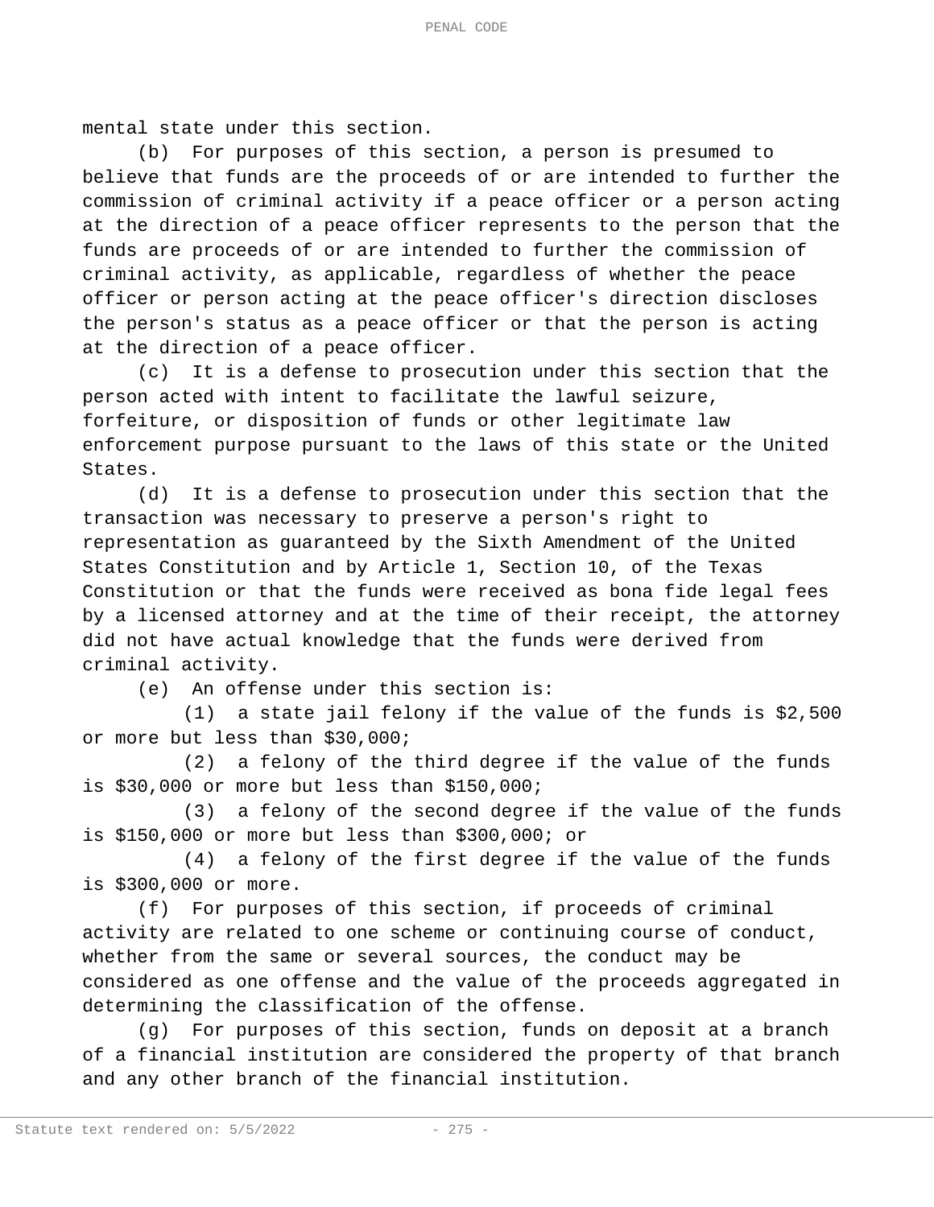mental state under this section.

(b) For purposes of this section, a person is presumed to believe that funds are the proceeds of or are intended to further the commission of criminal activity if a peace officer or a person acting at the direction of a peace officer represents to the person that the funds are proceeds of or are intended to further the commission of criminal activity, as applicable, regardless of whether the peace officer or person acting at the peace officer's direction discloses the person's status as a peace officer or that the person is acting at the direction of a peace officer.

(c) It is a defense to prosecution under this section that the person acted with intent to facilitate the lawful seizure, forfeiture, or disposition of funds or other legitimate law enforcement purpose pursuant to the laws of this state or the United States.

(d) It is a defense to prosecution under this section that the transaction was necessary to preserve a person's right to representation as guaranteed by the Sixth Amendment of the United States Constitution and by Article 1, Section 10, of the Texas Constitution or that the funds were received as bona fide legal fees by a licensed attorney and at the time of their receipt, the attorney did not have actual knowledge that the funds were derived from criminal activity.

(e) An offense under this section is:

(1) a state jail felony if the value of the funds is $2,500 or more but less than $30,000;

(2) a felony of the third degree if the value of the funds is $30,000 or more but less than $150,000;

(3) a felony of the second degree if the value of the funds is $150,000 or more but less than $300,000; or

(4) a felony of the first degree if the value of the funds is $300,000 or more.

(f) For purposes of this section, if proceeds of criminal activity are related to one scheme or continuing course of conduct, whether from the same or several sources, the conduct may be considered as one offense and the value of the proceeds aggregated in determining the classification of the offense.

(g) For purposes of this section, funds on deposit at a branch of a financial institution are considered the property of that branch and any other branch of the financial institution.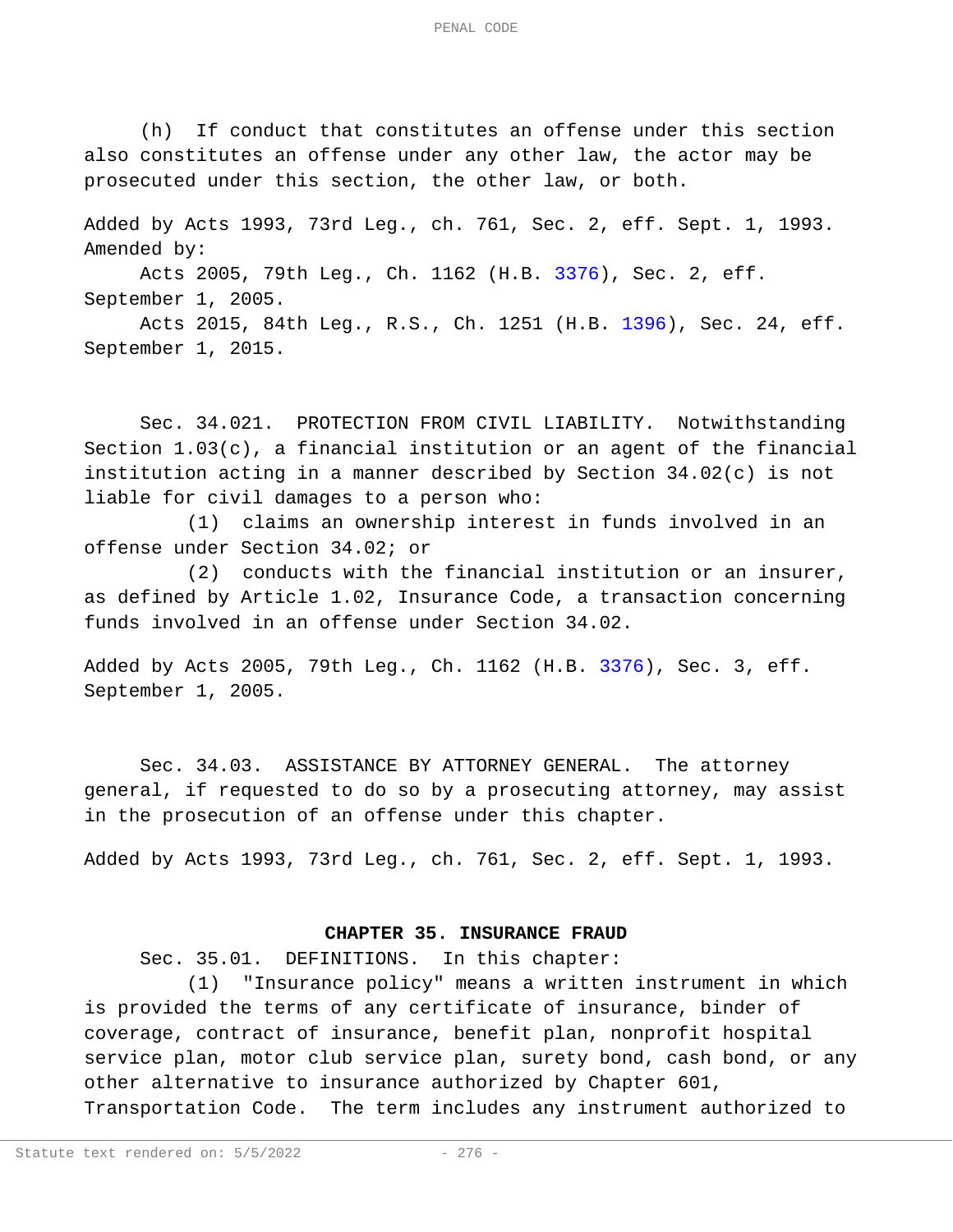(h) If conduct that constitutes an offense under this section also constitutes an offense under any other law, the actor may be prosecuted under this section, the other law, or both.

Added by Acts 1993, 73rd Leg., ch. 761, Sec. 2, eff. Sept. 1, 1993.
Amended by:

Acts 2005, 79th Leg., Ch. 1162 (H.B. 3376), Sec. 2, eff. September 1, 2005.

Acts 2015, 84th Leg., R.S., Ch. 1251 (H.B. 1396), Sec. 24, eff. September 1, 2015.

Sec. 34.021. PROTECTION FROM CIVIL LIABILITY. Notwithstanding Section 1.03(c), a financial institution or an agent of the financial institution acting in a manner described by Section 34.02(c) is not liable for civil damages to a person who:

(1) claims an ownership interest in funds involved in an offense under Section 34.02; or

(2) conducts with the financial institution or an insurer, as defined by Article 1.02, Insurance Code, a transaction concerning funds involved in an offense under Section 34.02.

Added by Acts 2005, 79th Leg., Ch. 1162 (H.B. 3376), Sec. 3, eff. September 1, 2005.

Sec. 34.03. ASSISTANCE BY ATTORNEY GENERAL. The attorney general, if requested to do so by a prosecuting attorney, may assist in the prosecution of an offense under this chapter.

Added by Acts 1993, 73rd Leg., ch. 761, Sec. 2, eff. Sept. 1, 1993.

## CHAPTER 35. INSURANCE FRAUD

Sec. 35.01. DEFINITIONS. In this chapter:

(1) "Insurance policy" means a written instrument in which is provided the terms of any certificate of insurance, binder of coverage, contract of insurance, benefit plan, nonprofit hospital service plan, motor club service plan, surety bond, cash bond, or any other alternative to insurance authorized by Chapter 601, Transportation Code. The term includes any instrument authorized to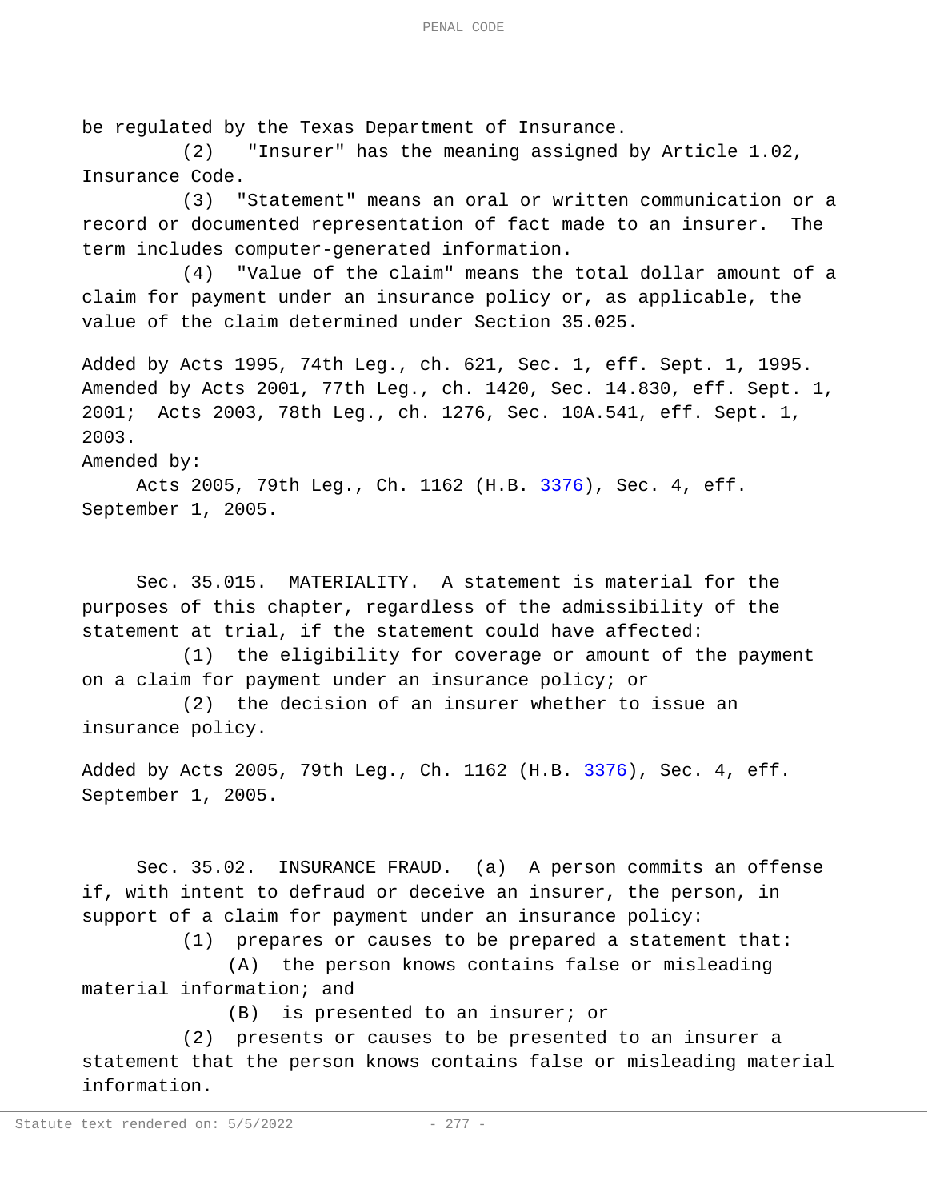be regulated by the Texas Department of Insurance.

(2) "Insurer" has the meaning assigned by Article 1.02, Insurance Code.

(3) "Statement" means an oral or written communication or a record or documented representation of fact made to an insurer. The term includes computer-generated information.

(4) "Value of the claim" means the total dollar amount of a claim for payment under an insurance policy or, as applicable, the value of the claim determined under Section 35.025.

Added by Acts 1995, 74th Leg., ch. 621, Sec. 1, eff. Sept. 1, 1995. Amended by Acts 2001, 77th Leg., ch. 1420, Sec. 14.830, eff. Sept. 1, 2001; Acts 2003, 78th Leg., ch. 1276, Sec. 10A.541, eff. Sept. 1, 2003.

Amended by:

Acts 2005, 79th Leg., Ch. 1162 (H.B. 3376), Sec. 4, eff. September 1, 2005.

Sec. 35.015. MATERIALITY. A statement is material for the purposes of this chapter, regardless of the admissibility of the statement at trial, if the statement could have affected:

(1) the eligibility for coverage or amount of the payment on a claim for payment under an insurance policy; or

(2) the decision of an insurer whether to issue an insurance policy.

Added by Acts 2005, 79th Leg., Ch. 1162 (H.B. 3376), Sec. 4, eff. September 1, 2005.

Sec. 35.02. INSURANCE FRAUD. (a) A person commits an offense if, with intent to defraud or deceive an insurer, the person, in support of a claim for payment under an insurance policy:

(1) prepares or causes to be prepared a statement that:

(A) the person knows contains false or misleading material information; and

(B) is presented to an insurer; or

(2) presents or causes to be presented to an insurer a statement that the person knows contains false or misleading material information.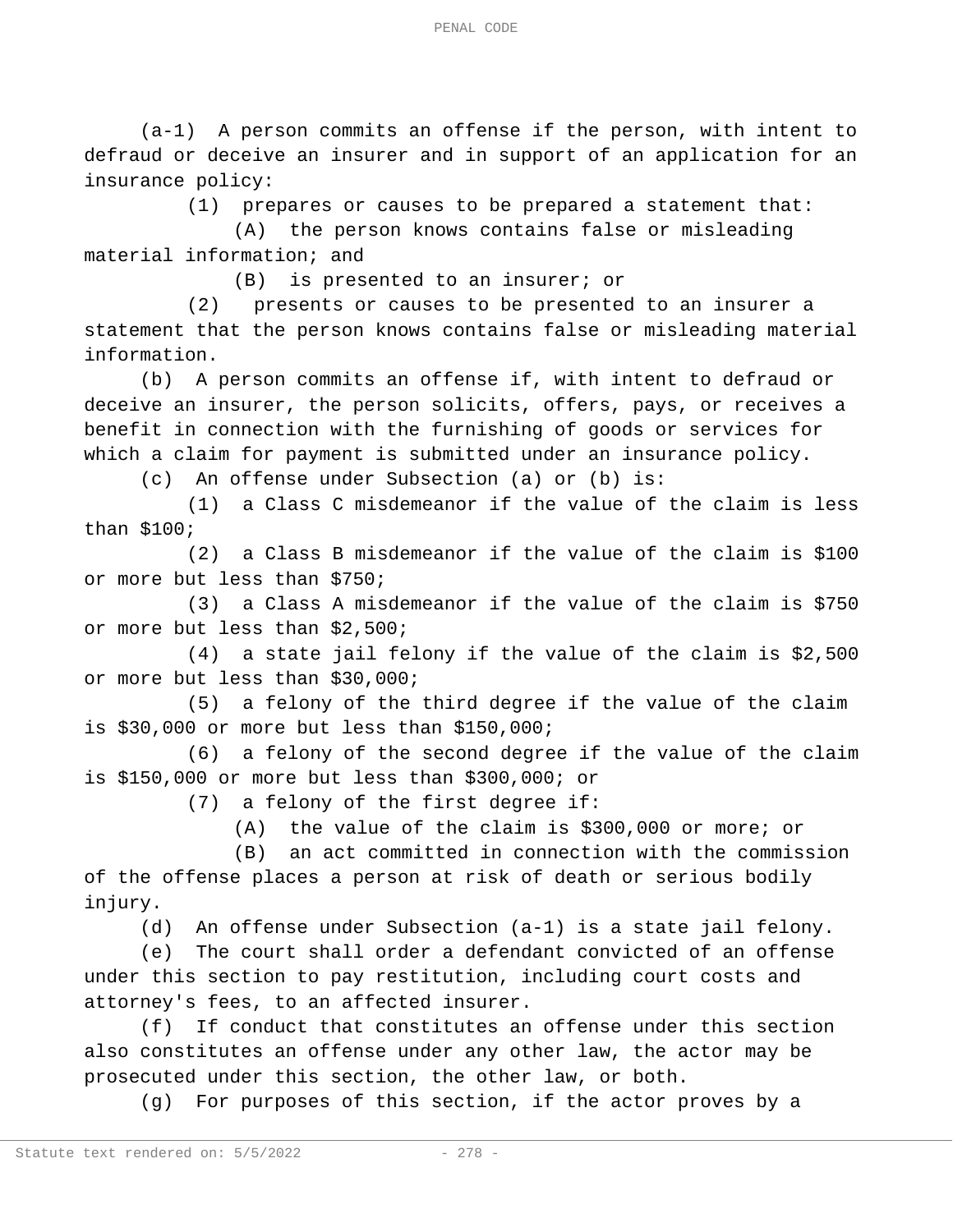(a-1) A person commits an offense if the person, with intent to defraud or deceive an insurer and in support of an application for an insurance policy:

(1) prepares or causes to be prepared a statement that:

(A) the person knows contains false or misleading material information; and

(B) is presented to an insurer; or

(2) presents or causes to be presented to an insurer a statement that the person knows contains false or misleading material information.

(b) A person commits an offense if, with intent to defraud or deceive an insurer, the person solicits, offers, pays, or receives a benefit in connection with the furnishing of goods or services for which a claim for payment is submitted under an insurance policy.

(c) An offense under Subsection (a) or (b) is:

(1) a Class C misdemeanor if the value of the claim is less than $100;

(2) a Class B misdemeanor if the value of the claim is $100 or more but less than $750;

(3) a Class A misdemeanor if the value of the claim is $750 or more but less than $2,500;

(4) a state jail felony if the value of the claim is $2,500 or more but less than $30,000;

(5) a felony of the third degree if the value of the claim is $30,000 or more but less than $150,000;

(6) a felony of the second degree if the value of the claim is $150,000 or more but less than $300,000; or

(7) a felony of the first degree if:

(A) the value of the claim is $300,000 or more; or

(B) an act committed in connection with the commission of the offense places a person at risk of death or serious bodily injury.

(d) An offense under Subsection (a-1) is a state jail felony.

(e) The court shall order a defendant convicted of an offense under this section to pay restitution, including court costs and attorney's fees, to an affected insurer.

(f) If conduct that constitutes an offense under this section also constitutes an offense under any other law, the actor may be prosecuted under this section, the other law, or both.

(g) For purposes of this section, if the actor proves by a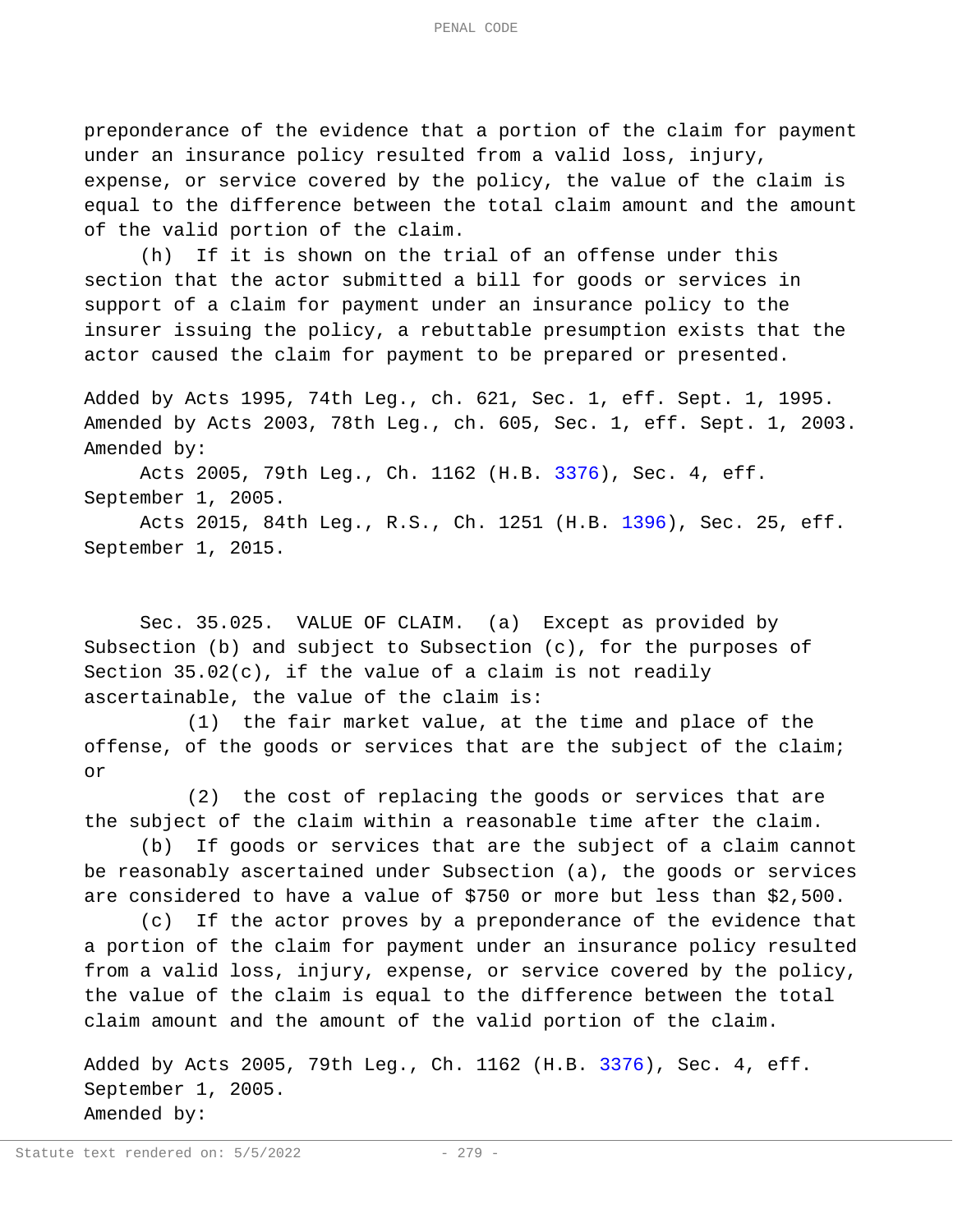preponderance of the evidence that a portion of the claim for payment under an insurance policy resulted from a valid loss, injury, expense, or service covered by the policy, the value of the claim is equal to the difference between the total claim amount and the amount of the valid portion of the claim.

(h) If it is shown on the trial of an offense under this section that the actor submitted a bill for goods or services in support of a claim for payment under an insurance policy to the insurer issuing the policy, a rebuttable presumption exists that the actor caused the claim for payment to be prepared or presented.

Added by Acts 1995, 74th Leg., ch. 621, Sec. 1, eff. Sept. 1, 1995.
Amended by Acts 2003, 78th Leg., ch. 605, Sec. 1, eff. Sept. 1, 2003.
Amended by:

Acts 2005, 79th Leg., Ch. 1162 (H.B. 3376), Sec. 4, eff. September 1, 2005.

Acts 2015, 84th Leg., R.S., Ch. 1251 (H.B. 1396), Sec. 25, eff. September 1, 2015.

Sec. 35.025. VALUE OF CLAIM. (a) Except as provided by Subsection (b) and subject to Subsection (c), for the purposes of Section 35.02(c), if the value of a claim is not readily ascertainable, the value of the claim is:

(1) the fair market value, at the time and place of the offense, of the goods or services that are the subject of the claim; or

(2) the cost of replacing the goods or services that are the subject of the claim within a reasonable time after the claim.

(b) If goods or services that are the subject of a claim cannot be reasonably ascertained under Subsection (a), the goods or services are considered to have a value of $750 or more but less than $2,500.

(c) If the actor proves by a preponderance of the evidence that a portion of the claim for payment under an insurance policy resulted from a valid loss, injury, expense, or service covered by the policy, the value of the claim is equal to the difference between the total claim amount and the amount of the valid portion of the claim.

Added by Acts 2005, 79th Leg., Ch. 1162 (H.B. 3376), Sec. 4, eff. September 1, 2005.
Amended by: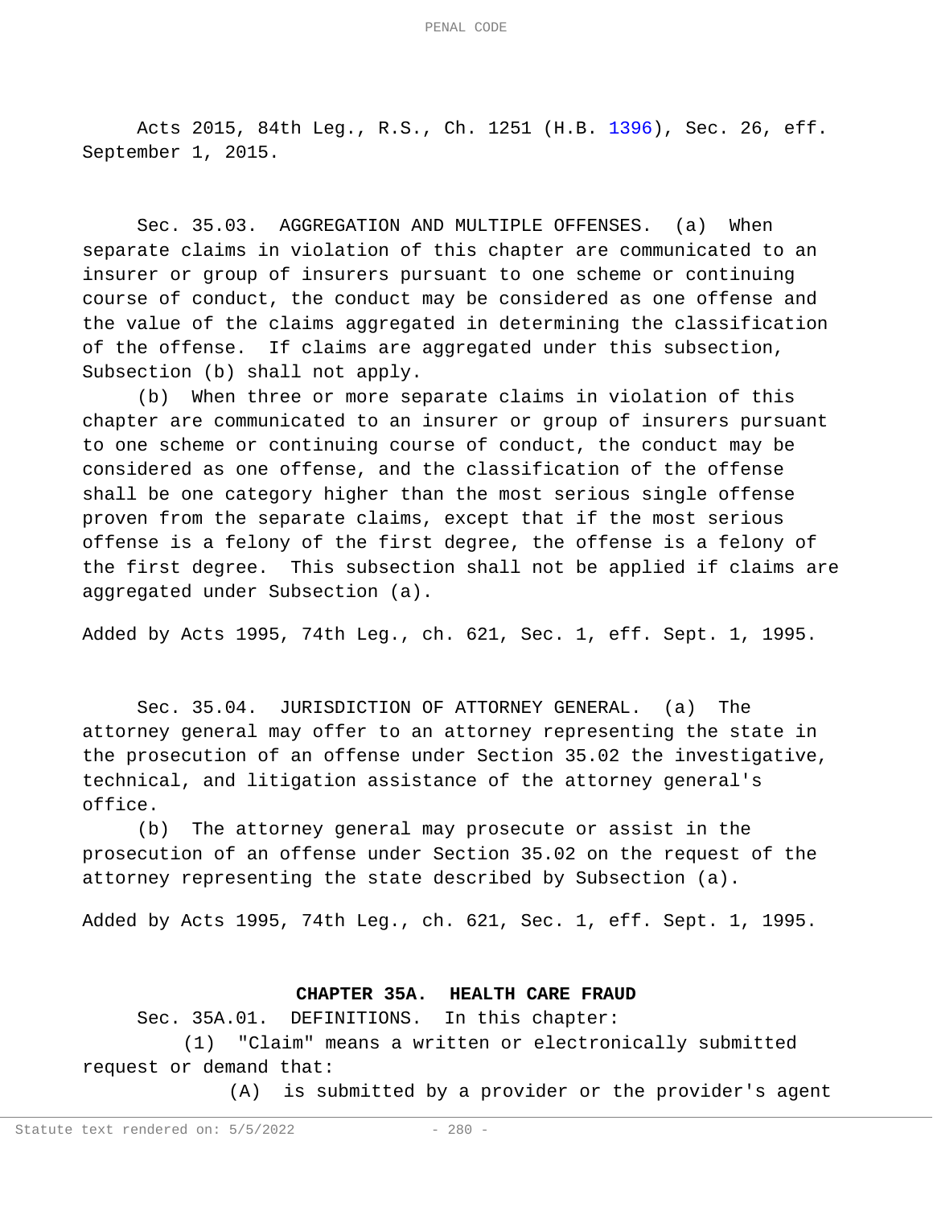Acts 2015, 84th Leg., R.S., Ch. 1251 (H.B. 1396), Sec. 26, eff. September 1, 2015.

Sec. 35.03. AGGREGATION AND MULTIPLE OFFENSES. (a) When separate claims in violation of this chapter are communicated to an insurer or group of insurers pursuant to one scheme or continuing course of conduct, the conduct may be considered as one offense and the value of the claims aggregated in determining the classification of the offense. If claims are aggregated under this subsection, Subsection (b) shall not apply.

(b) When three or more separate claims in violation of this chapter are communicated to an insurer or group of insurers pursuant to one scheme or continuing course of conduct, the conduct may be considered as one offense, and the classification of the offense shall be one category higher than the most serious single offense proven from the separate claims, except that if the most serious offense is a felony of the first degree, the offense is a felony of the first degree. This subsection shall not be applied if claims are aggregated under Subsection (a).

Added by Acts 1995, 74th Leg., ch. 621, Sec. 1, eff. Sept. 1, 1995.

Sec. 35.04. JURISDICTION OF ATTORNEY GENERAL. (a) The attorney general may offer to an attorney representing the state in the prosecution of an offense under Section 35.02 the investigative, technical, and litigation assistance of the attorney general's office.

(b) The attorney general may prosecute or assist in the prosecution of an offense under Section 35.02 on the request of the attorney representing the state described by Subsection (a).

Added by Acts 1995, 74th Leg., ch. 621, Sec. 1, eff. Sept. 1, 1995.

## CHAPTER 35A. HEALTH CARE FRAUD

Sec. 35A.01. DEFINITIONS. In this chapter:

(1) "Claim" means a written or electronically submitted request or demand that:

(A) is submitted by a provider or the provider's agent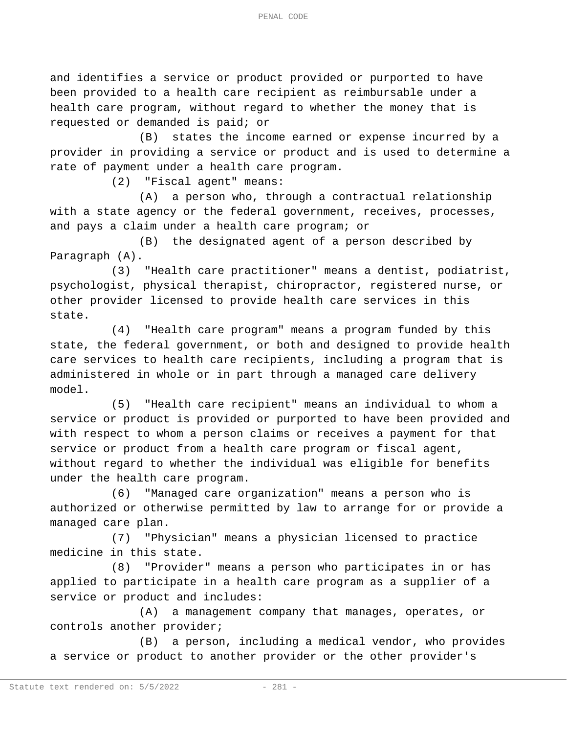and identifies a service or product provided or purported to have been provided to a health care recipient as reimbursable under a health care program, without regard to whether the money that is requested or demanded is paid; or

(B) states the income earned or expense incurred by a provider in providing a service or product and is used to determine a rate of payment under a health care program.

(2) "Fiscal agent" means:

(A) a person who, through a contractual relationship with a state agency or the federal government, receives, processes, and pays a claim under a health care program; or

(B) the designated agent of a person described by Paragraph (A).

(3) "Health care practitioner" means a dentist, podiatrist, psychologist, physical therapist, chiropractor, registered nurse, or other provider licensed to provide health care services in this state.

(4) "Health care program" means a program funded by this state, the federal government, or both and designed to provide health care services to health care recipients, including a program that is administered in whole or in part through a managed care delivery model.

(5) "Health care recipient" means an individual to whom a service or product is provided or purported to have been provided and with respect to whom a person claims or receives a payment for that service or product from a health care program or fiscal agent, without regard to whether the individual was eligible for benefits under the health care program.

(6) "Managed care organization" means a person who is authorized or otherwise permitted by law to arrange for or provide a managed care plan.

(7) "Physician" means a physician licensed to practice medicine in this state.

(8) "Provider" means a person who participates in or has applied to participate in a health care program as a supplier of a service or product and includes:

(A) a management company that manages, operates, or controls another provider;

(B) a person, including a medical vendor, who provides a service or product to another provider or the other provider's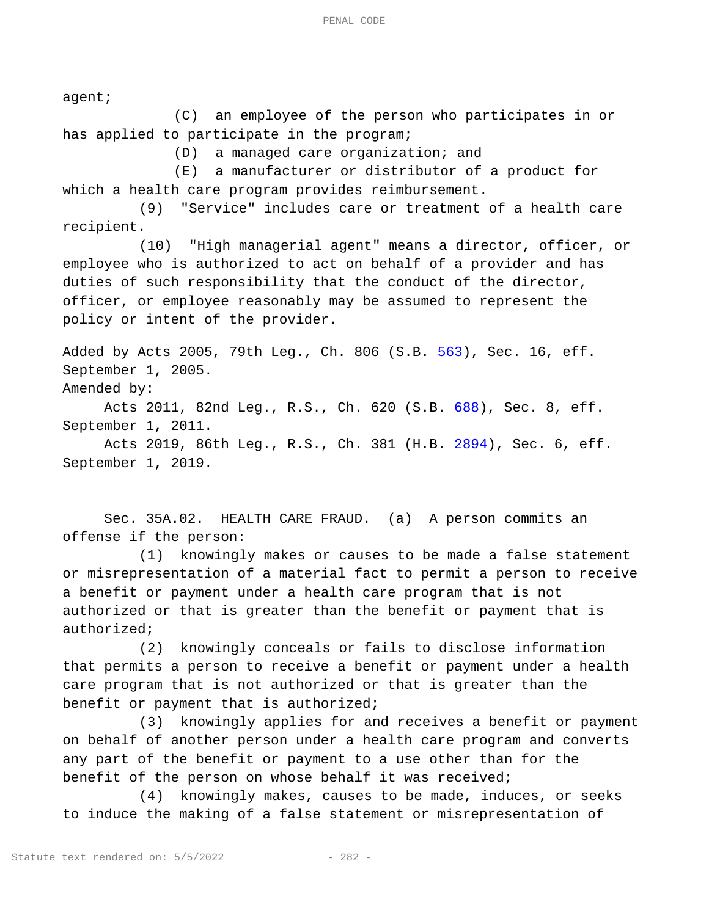agent;

(C) an employee of the person who participates in or has applied to participate in the program;

(D) a managed care organization; and

(E) a manufacturer or distributor of a product for which a health care program provides reimbursement.

(9) "Service" includes care or treatment of a health care recipient.

(10) "High managerial agent" means a director, officer, or employee who is authorized to act on behalf of a provider and has duties of such responsibility that the conduct of the director, officer, or employee reasonably may be assumed to represent the policy or intent of the provider.

Added by Acts 2005, 79th Leg., Ch. 806 (S.B. 563), Sec. 16, eff. September 1, 2005.

Amended by:

Acts 2011, 82nd Leg., R.S., Ch. 620 (S.B. 688), Sec. 8, eff. September 1, 2011.

Acts 2019, 86th Leg., R.S., Ch. 381 (H.B. 2894), Sec. 6, eff. September 1, 2019.

Sec. 35A.02. HEALTH CARE FRAUD. (a) A person commits an offense if the person:

(1) knowingly makes or causes to be made a false statement or misrepresentation of a material fact to permit a person to receive a benefit or payment under a health care program that is not authorized or that is greater than the benefit or payment that is authorized;

(2) knowingly conceals or fails to disclose information that permits a person to receive a benefit or payment under a health care program that is not authorized or that is greater than the benefit or payment that is authorized;

(3) knowingly applies for and receives a benefit or payment on behalf of another person under a health care program and converts any part of the benefit or payment to a use other than for the benefit of the person on whose behalf it was received;

(4) knowingly makes, causes to be made, induces, or seeks to induce the making of a false statement or misrepresentation of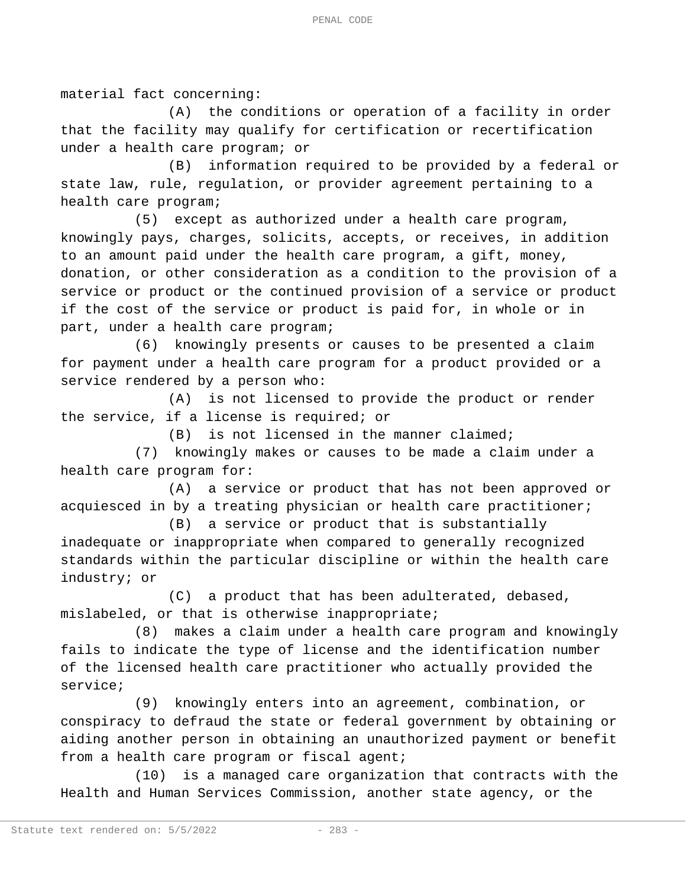material fact concerning:

(A) the conditions or operation of a facility in order that the facility may qualify for certification or recertification under a health care program; or

(B) information required to be provided by a federal or state law, rule, regulation, or provider agreement pertaining to a health care program;

(5) except as authorized under a health care program, knowingly pays, charges, solicits, accepts, or receives, in addition to an amount paid under the health care program, a gift, money, donation, or other consideration as a condition to the provision of a service or product or the continued provision of a service or product if the cost of the service or product is paid for, in whole or in part, under a health care program;

(6) knowingly presents or causes to be presented a claim for payment under a health care program for a product provided or a service rendered by a person who:

(A) is not licensed to provide the product or render the service, if a license is required; or

(B) is not licensed in the manner claimed;

(7) knowingly makes or causes to be made a claim under a health care program for:

(A) a service or product that has not been approved or acquiesced in by a treating physician or health care practitioner;

(B) a service or product that is substantially inadequate or inappropriate when compared to generally recognized standards within the particular discipline or within the health care industry; or

(C) a product that has been adulterated, debased, mislabeled, or that is otherwise inappropriate;

(8) makes a claim under a health care program and knowingly fails to indicate the type of license and the identification number of the licensed health care practitioner who actually provided the service;

(9) knowingly enters into an agreement, combination, or conspiracy to defraud the state or federal government by obtaining or aiding another person in obtaining an unauthorized payment or benefit from a health care program or fiscal agent;

(10) is a managed care organization that contracts with the Health and Human Services Commission, another state agency, or the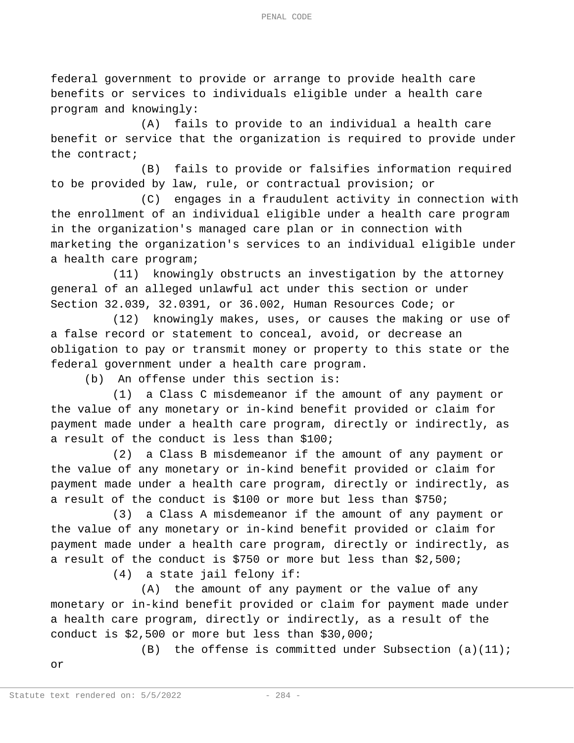federal government to provide or arrange to provide health care benefits or services to individuals eligible under a health care program and knowingly:

(A) fails to provide to an individual a health care benefit or service that the organization is required to provide under the contract;

(B) fails to provide or falsifies information required to be provided by law, rule, or contractual provision; or

(C) engages in a fraudulent activity in connection with the enrollment of an individual eligible under a health care program in the organization's managed care plan or in connection with marketing the organization's services to an individual eligible under a health care program;

(11) knowingly obstructs an investigation by the attorney general of an alleged unlawful act under this section or under Section 32.039, 32.0391, or 36.002, Human Resources Code; or

(12) knowingly makes, uses, or causes the making or use of a false record or statement to conceal, avoid, or decrease an obligation to pay or transmit money or property to this state or the federal government under a health care program.

(b) An offense under this section is:

(1) a Class C misdemeanor if the amount of any payment or the value of any monetary or in-kind benefit provided or claim for payment made under a health care program, directly or indirectly, as a result of the conduct is less than $100;

(2) a Class B misdemeanor if the amount of any payment or the value of any monetary or in-kind benefit provided or claim for payment made under a health care program, directly or indirectly, as a result of the conduct is $100 or more but less than $750;

(3) a Class A misdemeanor if the amount of any payment or the value of any monetary or in-kind benefit provided or claim for payment made under a health care program, directly or indirectly, as a result of the conduct is $750 or more but less than $2,500;

(4) a state jail felony if:

(A) the amount of any payment or the value of any monetary or in-kind benefit provided or claim for payment made under a health care program, directly or indirectly, as a result of the conduct is $2,500 or more but less than $30,000;

(B) the offense is committed under Subsection (a)(11); or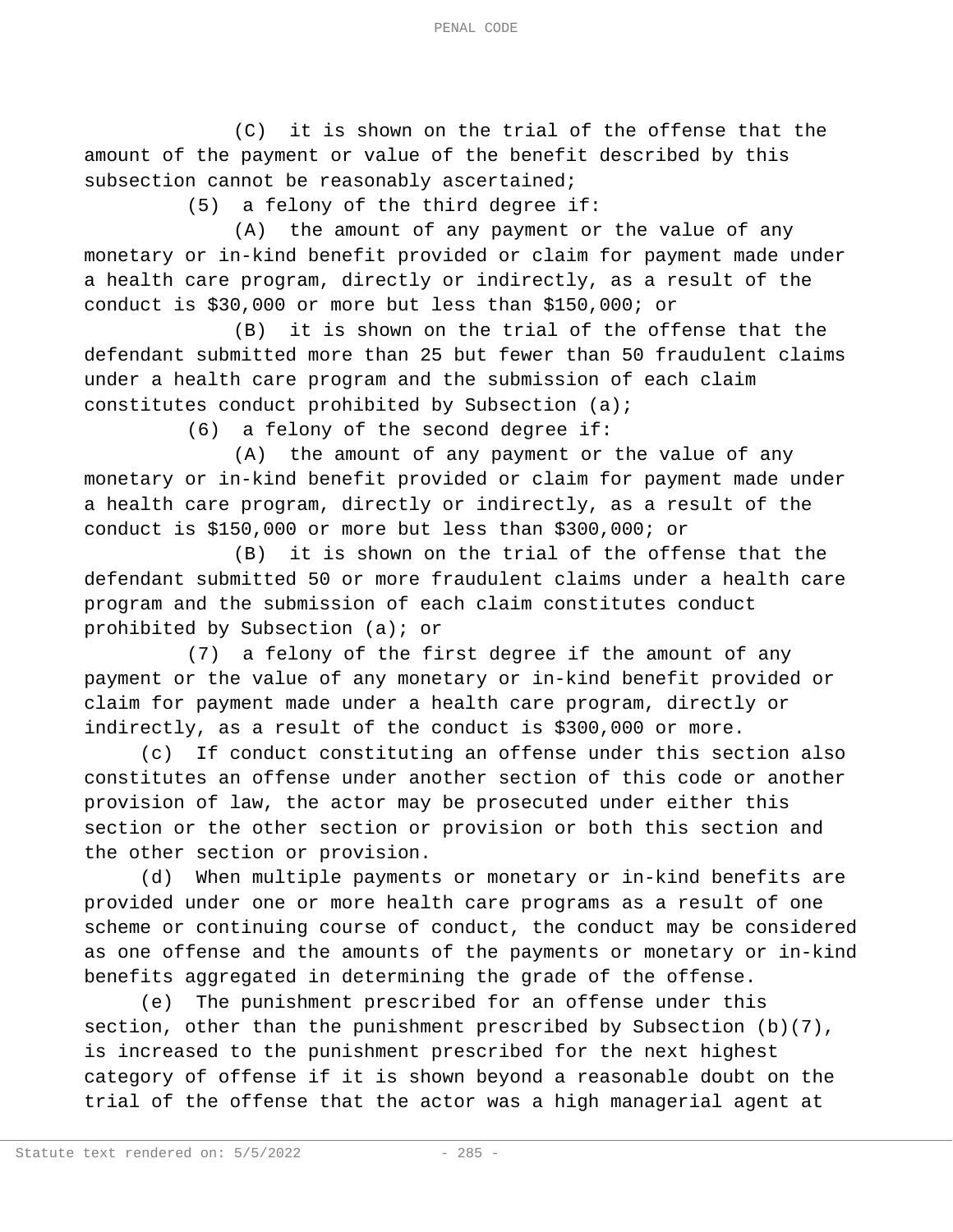(C) it is shown on the trial of the offense that the amount of the payment or value of the benefit described by this subsection cannot be reasonably ascertained;

(5) a felony of the third degree if:

(A) the amount of any payment or the value of any monetary or in-kind benefit provided or claim for payment made under a health care program, directly or indirectly, as a result of the conduct is $30,000 or more but less than $150,000; or

(B) it is shown on the trial of the offense that the defendant submitted more than 25 but fewer than 50 fraudulent claims under a health care program and the submission of each claim constitutes conduct prohibited by Subsection (a);

(6) a felony of the second degree if:

(A) the amount of any payment or the value of any monetary or in-kind benefit provided or claim for payment made under a health care program, directly or indirectly, as a result of the conduct is $150,000 or more but less than $300,000; or

(B) it is shown on the trial of the offense that the defendant submitted 50 or more fraudulent claims under a health care program and the submission of each claim constitutes conduct prohibited by Subsection (a); or

(7) a felony of the first degree if the amount of any payment or the value of any monetary or in-kind benefit provided or claim for payment made under a health care program, directly or indirectly, as a result of the conduct is $300,000 or more.

(c) If conduct constituting an offense under this section also constitutes an offense under another section of this code or another provision of law, the actor may be prosecuted under either this section or the other section or provision or both this section and the other section or provision.

(d) When multiple payments or monetary or in-kind benefits are provided under one or more health care programs as a result of one scheme or continuing course of conduct, the conduct may be considered as one offense and the amounts of the payments or monetary or in-kind benefits aggregated in determining the grade of the offense.

(e) The punishment prescribed for an offense under this section, other than the punishment prescribed by Subsection (b)(7), is increased to the punishment prescribed for the next highest category of offense if it is shown beyond a reasonable doubt on the trial of the offense that the actor was a high managerial agent at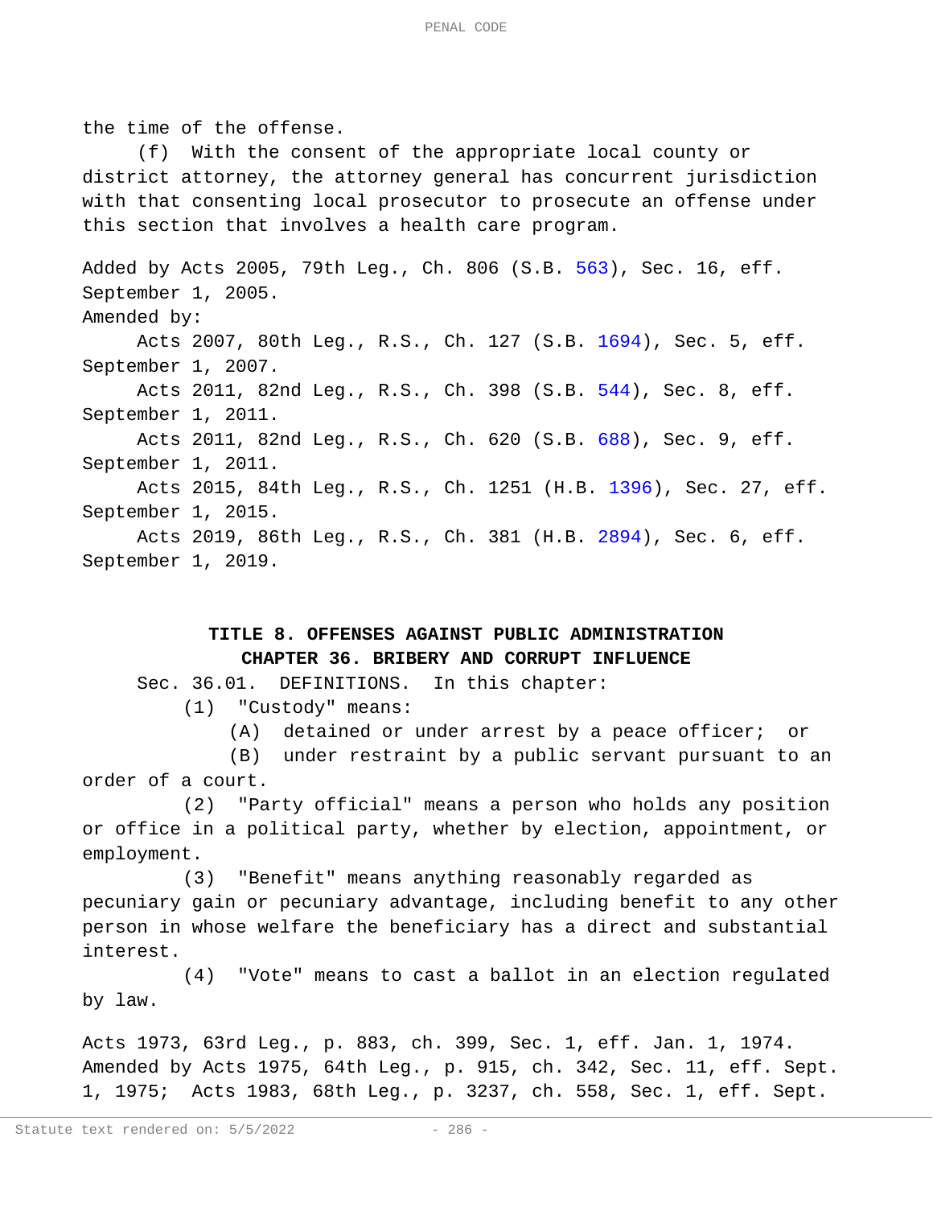the time of the offense.

(f) With the consent of the appropriate local county or district attorney, the attorney general has concurrent jurisdiction with that consenting local prosecutor to prosecute an offense under this section that involves a health care program.

Added by Acts 2005, 79th Leg., Ch. 806 (S.B. 563), Sec. 16, eff. September 1, 2005.
Amended by:

Acts 2007, 80th Leg., R.S., Ch. 127 (S.B. 1694), Sec. 5, eff. September 1, 2007.

Acts 2011, 82nd Leg., R.S., Ch. 398 (S.B. 544), Sec. 8, eff. September 1, 2011.

Acts 2011, 82nd Leg., R.S., Ch. 620 (S.B. 688), Sec. 9, eff. September 1, 2011.

Acts 2015, 84th Leg., R.S., Ch. 1251 (H.B. 1396), Sec. 27, eff. September 1, 2015.

Acts 2019, 86th Leg., R.S., Ch. 381 (H.B. 2894), Sec. 6, eff. September 1, 2019.

## TITLE 8. OFFENSES AGAINST PUBLIC ADMINISTRATION

### CHAPTER 36. BRIBERY AND CORRUPT INFLUENCE

Sec. 36.01. DEFINITIONS. In this chapter:

(1) "Custody" means:

(A) detained or under arrest by a peace officer; or

(B) under restraint by a public servant pursuant to an order of a court.

(2) "Party official" means a person who holds any position or office in a political party, whether by election, appointment, or employment.

(3) "Benefit" means anything reasonably regarded as pecuniary gain or pecuniary advantage, including benefit to any other person in whose welfare the beneficiary has a direct and substantial interest.

(4) "Vote" means to cast a ballot in an election regulated by law.

Acts 1973, 63rd Leg., p. 883, ch. 399, Sec. 1, eff. Jan. 1, 1974. Amended by Acts 1975, 64th Leg., p. 915, ch. 342, Sec. 11, eff. Sept. 1, 1975; Acts 1983, 68th Leg., p. 3237, ch. 558, Sec. 1, eff. Sept.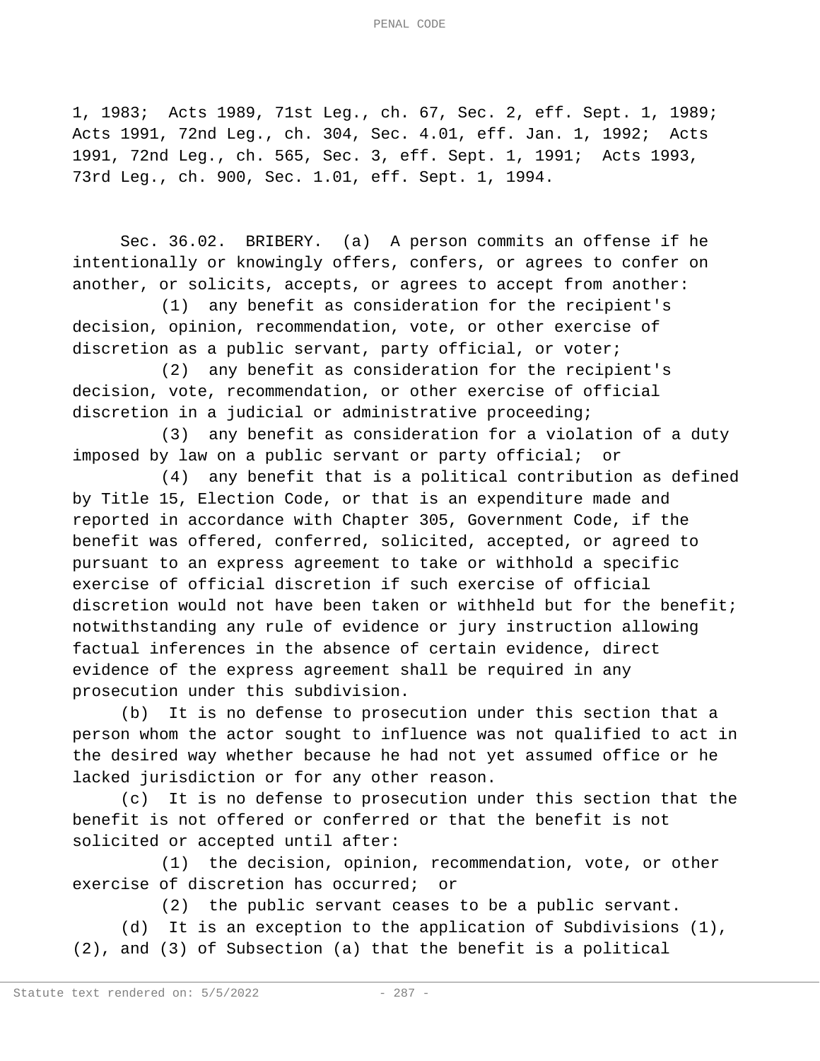1, 1983; Acts 1989, 71st Leg., ch. 67, Sec. 2, eff. Sept. 1, 1989; Acts 1991, 72nd Leg., ch. 304, Sec. 4.01, eff. Jan. 1, 1992; Acts 1991, 72nd Leg., ch. 565, Sec. 3, eff. Sept. 1, 1991; Acts 1993, 73rd Leg., ch. 900, Sec. 1.01, eff. Sept. 1, 1994.

Sec. 36.02. BRIBERY. (a) A person commits an offense if he intentionally or knowingly offers, confers, or agrees to confer on another, or solicits, accepts, or agrees to accept from another:

(1) any benefit as consideration for the recipient's decision, opinion, recommendation, vote, or other exercise of discretion as a public servant, party official, or voter;

(2) any benefit as consideration for the recipient's decision, vote, recommendation, or other exercise of official discretion in a judicial or administrative proceeding;

(3) any benefit as consideration for a violation of a duty imposed by law on a public servant or party official; or

(4) any benefit that is a political contribution as defined by Title 15, Election Code, or that is an expenditure made and reported in accordance with Chapter 305, Government Code, if the benefit was offered, conferred, solicited, accepted, or agreed to pursuant to an express agreement to take or withhold a specific exercise of official discretion if such exercise of official discretion would not have been taken or withheld but for the benefit; notwithstanding any rule of evidence or jury instruction allowing factual inferences in the absence of certain evidence, direct evidence of the express agreement shall be required in any prosecution under this subdivision.

(b) It is no defense to prosecution under this section that a person whom the actor sought to influence was not qualified to act in the desired way whether because he had not yet assumed office or he lacked jurisdiction or for any other reason.

(c) It is no defense to prosecution under this section that the benefit is not offered or conferred or that the benefit is not solicited or accepted until after:

(1) the decision, opinion, recommendation, vote, or other exercise of discretion has occurred; or

(2) the public servant ceases to be a public servant.

(d) It is an exception to the application of Subdivisions (1), (2), and (3) of Subsection (a) that the benefit is a political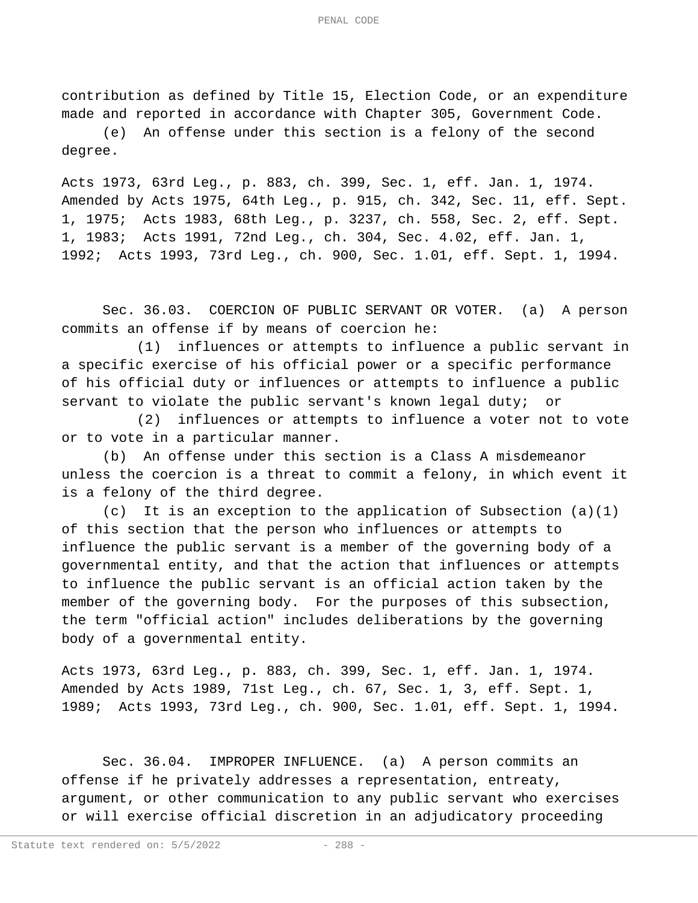contribution as defined by Title 15, Election Code, or an expenditure made and reported in accordance with Chapter 305, Government Code.

(e) An offense under this section is a felony of the second degree.

Acts 1973, 63rd Leg., p. 883, ch. 399, Sec. 1, eff. Jan. 1, 1974. Amended by Acts 1975, 64th Leg., p. 915, ch. 342, Sec. 11, eff. Sept. 1, 1975; Acts 1983, 68th Leg., p. 3237, ch. 558, Sec. 2, eff. Sept. 1, 1983; Acts 1991, 72nd Leg., ch. 304, Sec. 4.02, eff. Jan. 1, 1992; Acts 1993, 73rd Leg., ch. 900, Sec. 1.01, eff. Sept. 1, 1994.

Sec. 36.03. COERCION OF PUBLIC SERVANT OR VOTER. (a) A person commits an offense if by means of coercion he:

(1) influences or attempts to influence a public servant in a specific exercise of his official power or a specific performance of his official duty or influences or attempts to influence a public servant to violate the public servant's known legal duty; or

(2) influences or attempts to influence a voter not to vote or to vote in a particular manner.

(b) An offense under this section is a Class A misdemeanor unless the coercion is a threat to commit a felony, in which event it is a felony of the third degree.

(c) It is an exception to the application of Subsection (a)(1) of this section that the person who influences or attempts to influence the public servant is a member of the governing body of a governmental entity, and that the action that influences or attempts to influence the public servant is an official action taken by the member of the governing body. For the purposes of this subsection, the term "official action" includes deliberations by the governing body of a governmental entity.

Acts 1973, 63rd Leg., p. 883, ch. 399, Sec. 1, eff. Jan. 1, 1974. Amended by Acts 1989, 71st Leg., ch. 67, Sec. 1, 3, eff. Sept. 1, 1989; Acts 1993, 73rd Leg., ch. 900, Sec. 1.01, eff. Sept. 1, 1994.

Sec. 36.04. IMPROPER INFLUENCE. (a) A person commits an offense if he privately addresses a representation, entreaty, argument, or other communication to any public servant who exercises or will exercise official discretion in an adjudicatory proceeding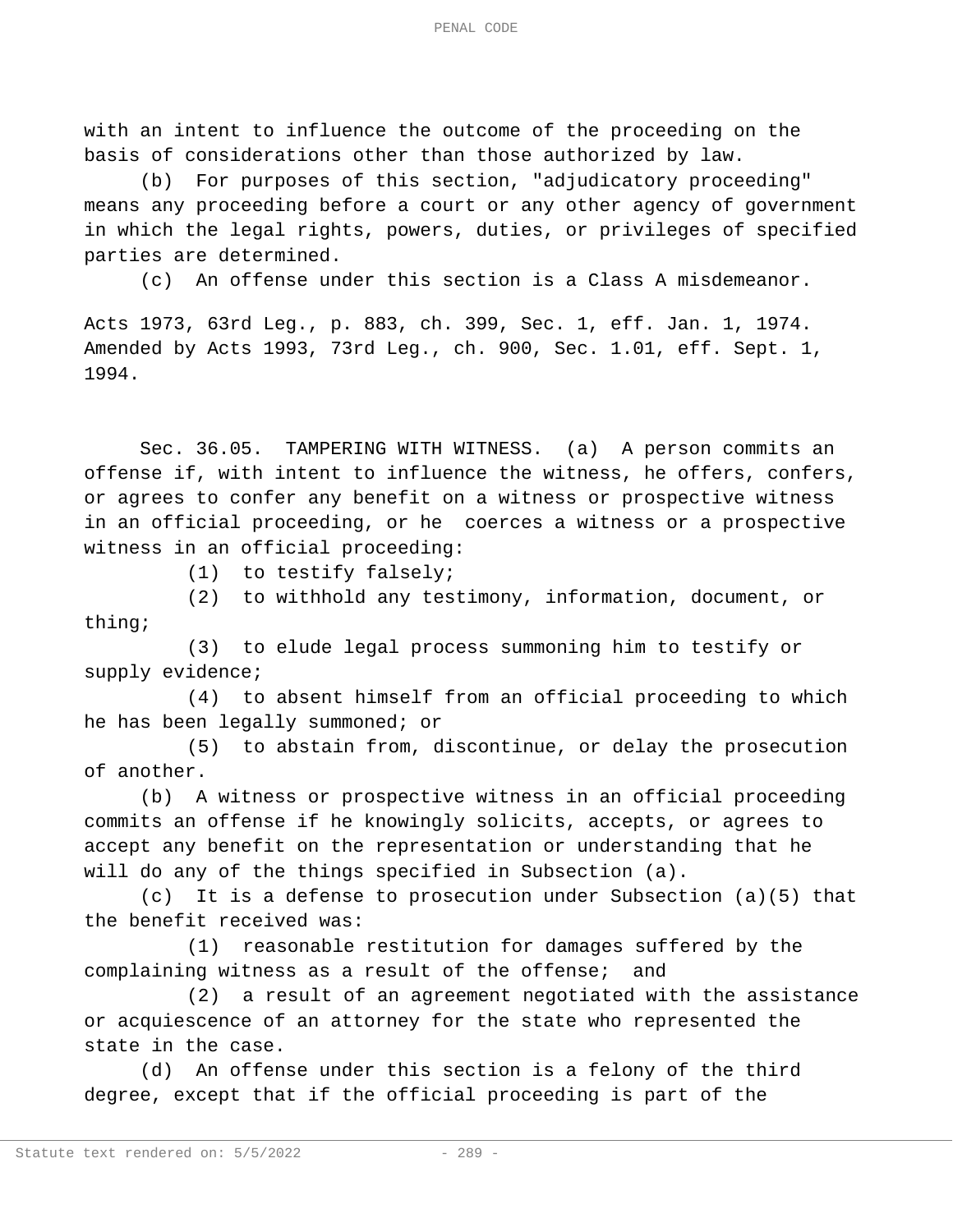with an intent to influence the outcome of the proceeding on the basis of considerations other than those authorized by law.

(b) For purposes of this section, "adjudicatory proceeding" means any proceeding before a court or any other agency of government in which the legal rights, powers, duties, or privileges of specified parties are determined.

(c) An offense under this section is a Class A misdemeanor.

Acts 1973, 63rd Leg., p. 883, ch. 399, Sec. 1, eff. Jan. 1, 1974. Amended by Acts 1993, 73rd Leg., ch. 900, Sec. 1.01, eff. Sept. 1, 1994.

Sec. 36.05. TAMPERING WITH WITNESS. (a) A person commits an offense if, with intent to influence the witness, he offers, confers, or agrees to confer any benefit on a witness or prospective witness in an official proceeding, or he coerces a witness or a prospective witness in an official proceeding:

(1) to testify falsely;

(2) to withhold any testimony, information, document, or thing;

(3) to elude legal process summoning him to testify or supply evidence;

(4) to absent himself from an official proceeding to which he has been legally summoned; or

(5) to abstain from, discontinue, or delay the prosecution of another.

(b) A witness or prospective witness in an official proceeding commits an offense if he knowingly solicits, accepts, or agrees to accept any benefit on the representation or understanding that he will do any of the things specified in Subsection (a).

(c) It is a defense to prosecution under Subsection (a)(5) that the benefit received was:

(1) reasonable restitution for damages suffered by the complaining witness as a result of the offense; and

(2) a result of an agreement negotiated with the assistance or acquiescence of an attorney for the state who represented the state in the case.

(d) An offense under this section is a felony of the third degree, except that if the official proceeding is part of the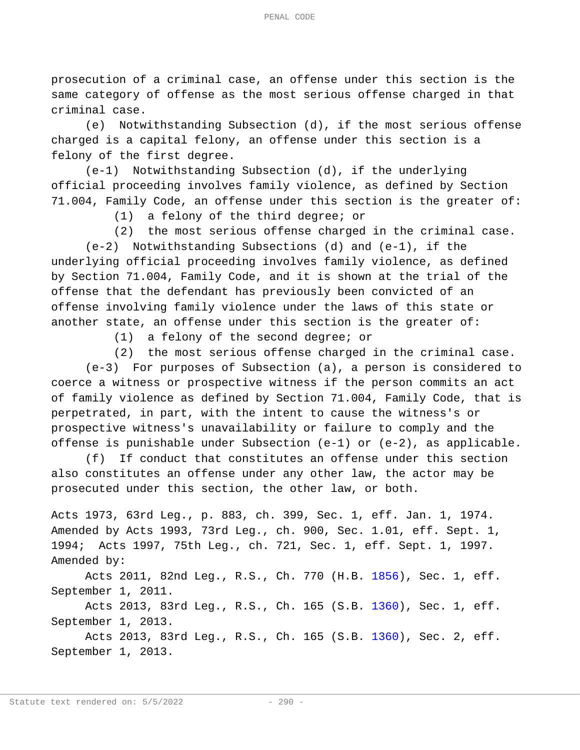prosecution of a criminal case, an offense under this section is the same category of offense as the most serious offense charged in that criminal case.

(e) Notwithstanding Subsection (d), if the most serious offense charged is a capital felony, an offense under this section is a felony of the first degree.

(e-1) Notwithstanding Subsection (d), if the underlying official proceeding involves family violence, as defined by Section 71.004, Family Code, an offense under this section is the greater of:

(1) a felony of the third degree; or

(2) the most serious offense charged in the criminal case.

(e-2) Notwithstanding Subsections (d) and (e-1), if the underlying official proceeding involves family violence, as defined by Section 71.004, Family Code, and it is shown at the trial of the offense that the defendant has previously been convicted of an offense involving family violence under the laws of this state or another state, an offense under this section is the greater of:

(1) a felony of the second degree; or

(2) the most serious offense charged in the criminal case.

(e-3) For purposes of Subsection (a), a person is considered to coerce a witness or prospective witness if the person commits an act of family violence as defined by Section 71.004, Family Code, that is perpetrated, in part, with the intent to cause the witness's or prospective witness's unavailability or failure to comply and the offense is punishable under Subsection (e-1) or (e-2), as applicable.

(f) If conduct that constitutes an offense under this section also constitutes an offense under any other law, the actor may be prosecuted under this section, the other law, or both.

Acts 1973, 63rd Leg., p. 883, ch. 399, Sec. 1, eff. Jan. 1, 1974. Amended by Acts 1993, 73rd Leg., ch. 900, Sec. 1.01, eff. Sept. 1, 1994; Acts 1997, 75th Leg., ch. 721, Sec. 1, eff. Sept. 1, 1997.

Amended by:

Acts 2011, 82nd Leg., R.S., Ch. 770 (H.B. 1856), Sec. 1, eff. September 1, 2011.

Acts 2013, 83rd Leg., R.S., Ch. 165 (S.B. 1360), Sec. 1, eff. September 1, 2013.

Acts 2013, 83rd Leg., R.S., Ch. 165 (S.B. 1360), Sec. 2, eff. September 1, 2013.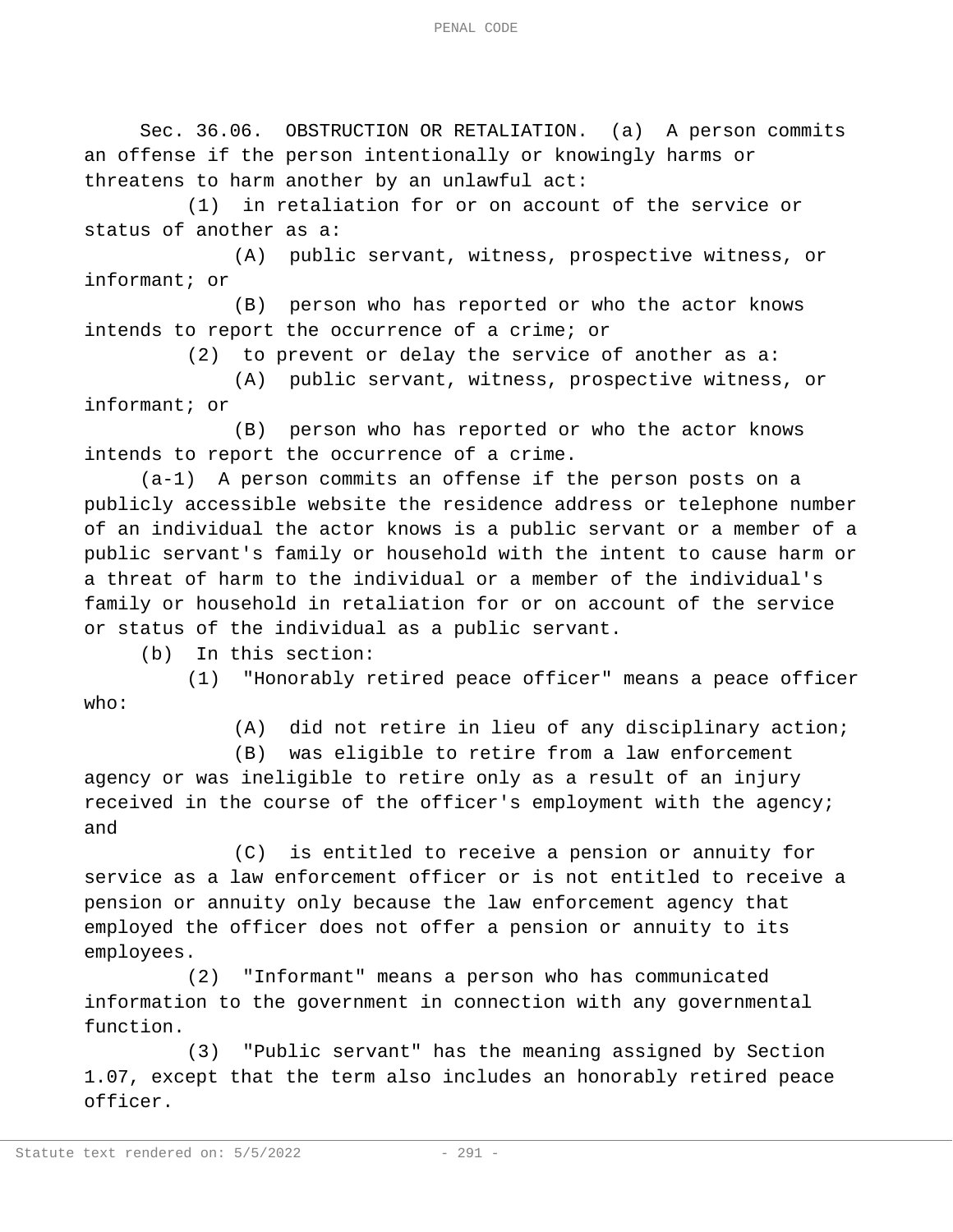Sec. 36.06. OBSTRUCTION OR RETALIATION. (a) A person commits an offense if the person intentionally or knowingly harms or threatens to harm another by an unlawful act:

(1) in retaliation for or on account of the service or status of another as a:

(A) public servant, witness, prospective witness, or informant; or

(B) person who has reported or who the actor knows intends to report the occurrence of a crime; or

(2) to prevent or delay the service of another as a:

(A) public servant, witness, prospective witness, or informant; or

(B) person who has reported or who the actor knows intends to report the occurrence of a crime.

(a-1) A person commits an offense if the person posts on a publicly accessible website the residence address or telephone number of an individual the actor knows is a public servant or a member of a public servant's family or household with the intent to cause harm or a threat of harm to the individual or a member of the individual's family or household in retaliation for or on account of the service or status of the individual as a public servant.

(b) In this section:

(1) "Honorably retired peace officer" means a peace officer who:

(A) did not retire in lieu of any disciplinary action;

(B) was eligible to retire from a law enforcement agency or was ineligible to retire only as a result of an injury received in the course of the officer's employment with the agency; and

(C) is entitled to receive a pension or annuity for service as a law enforcement officer or is not entitled to receive a pension or annuity only because the law enforcement agency that employed the officer does not offer a pension or annuity to its employees.

(2) "Informant" means a person who has communicated information to the government in connection with any governmental function.

(3) "Public servant" has the meaning assigned by Section 1.07, except that the term also includes an honorably retired peace officer.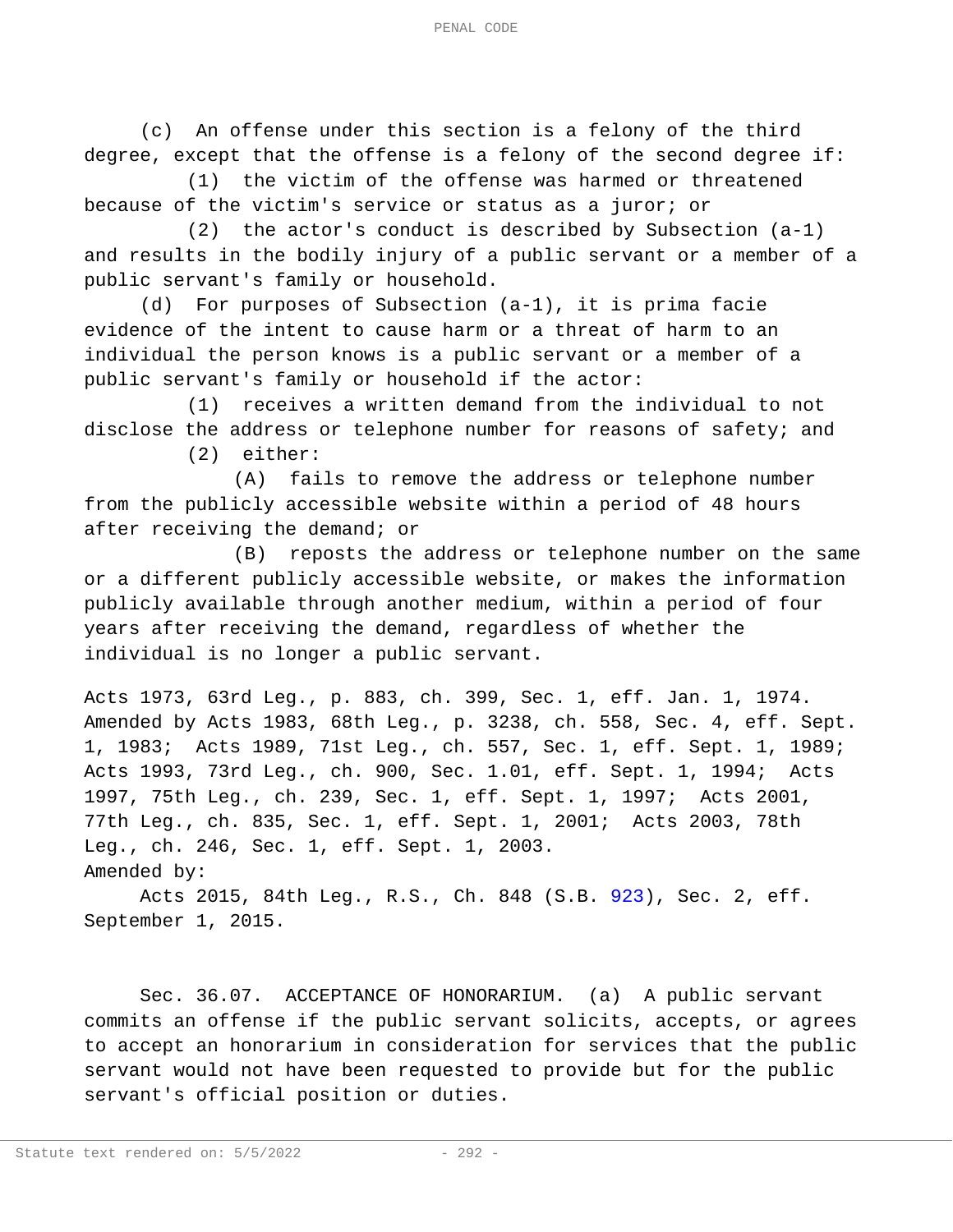(c) An offense under this section is a felony of the third degree, except that the offense is a felony of the second degree if:

(1) the victim of the offense was harmed or threatened because of the victim's service or status as a juror; or

(2) the actor's conduct is described by Subsection (a-1) and results in the bodily injury of a public servant or a member of a public servant's family or household.

(d) For purposes of Subsection (a-1), it is prima facie evidence of the intent to cause harm or a threat of harm to an individual the person knows is a public servant or a member of a public servant's family or household if the actor:

(1) receives a written demand from the individual to not disclose the address or telephone number for reasons of safety; and

(2) either:

(A) fails to remove the address or telephone number from the publicly accessible website within a period of 48 hours after receiving the demand; or

(B) reposts the address or telephone number on the same or a different publicly accessible website, or makes the information publicly available through another medium, within a period of four years after receiving the demand, regardless of whether the individual is no longer a public servant.

Acts 1973, 63rd Leg., p. 883, ch. 399, Sec. 1, eff. Jan. 1, 1974. Amended by Acts 1983, 68th Leg., p. 3238, ch. 558, Sec. 4, eff. Sept. 1, 1983; Acts 1989, 71st Leg., ch. 557, Sec. 1, eff. Sept. 1, 1989; Acts 1993, 73rd Leg., ch. 900, Sec. 1.01, eff. Sept. 1, 1994; Acts 1997, 75th Leg., ch. 239, Sec. 1, eff. Sept. 1, 1997; Acts 2001, 77th Leg., ch. 835, Sec. 1, eff. Sept. 1, 2001; Acts 2003, 78th Leg., ch. 246, Sec. 1, eff. Sept. 1, 2003.

Amended by:

Acts 2015, 84th Leg., R.S., Ch. 848 (S.B. 923), Sec. 2, eff. September 1, 2015.

Sec. 36.07. ACCEPTANCE OF HONORARIUM. (a) A public servant commits an offense if the public servant solicits, accepts, or agrees to accept an honorarium in consideration for services that the public servant would not have been requested to provide but for the public servant's official position or duties.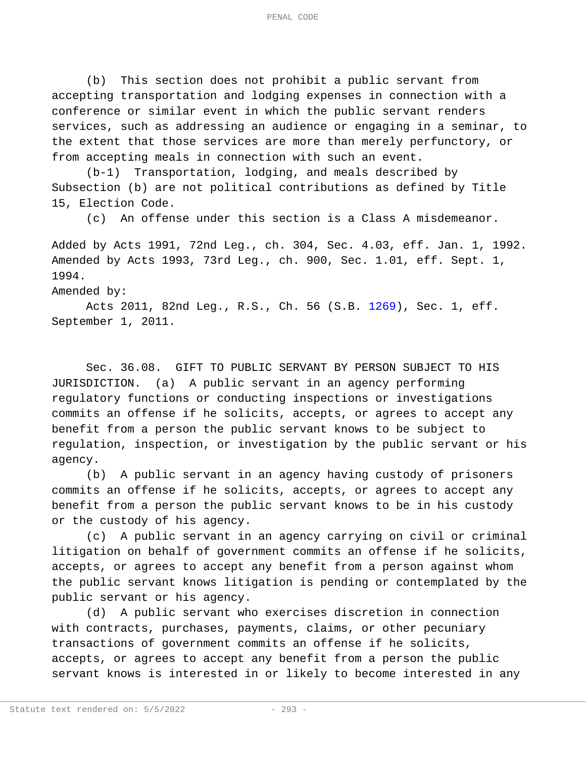(b) This section does not prohibit a public servant from accepting transportation and lodging expenses in connection with a conference or similar event in which the public servant renders services, such as addressing an audience or engaging in a seminar, to the extent that those services are more than merely perfunctory, or from accepting meals in connection with such an event.

(b-1) Transportation, lodging, and meals described by Subsection (b) are not political contributions as defined by Title 15, Election Code.

(c) An offense under this section is a Class A misdemeanor.

Added by Acts 1991, 72nd Leg., ch. 304, Sec. 4.03, eff. Jan. 1, 1992. Amended by Acts 1993, 73rd Leg., ch. 900, Sec. 1.01, eff. Sept. 1, 1994.

Amended by:

Acts 2011, 82nd Leg., R.S., Ch. 56 (S.B. 1269), Sec. 1, eff. September 1, 2011.

Sec. 36.08. GIFT TO PUBLIC SERVANT BY PERSON SUBJECT TO HIS JURISDICTION. (a) A public servant in an agency performing regulatory functions or conducting inspections or investigations commits an offense if he solicits, accepts, or agrees to accept any benefit from a person the public servant knows to be subject to regulation, inspection, or investigation by the public servant or his agency.

(b) A public servant in an agency having custody of prisoners commits an offense if he solicits, accepts, or agrees to accept any benefit from a person the public servant knows to be in his custody or the custody of his agency.

(c) A public servant in an agency carrying on civil or criminal litigation on behalf of government commits an offense if he solicits, accepts, or agrees to accept any benefit from a person against whom the public servant knows litigation is pending or contemplated by the public servant or his agency.

(d) A public servant who exercises discretion in connection with contracts, purchases, payments, claims, or other pecuniary transactions of government commits an offense if he solicits, accepts, or agrees to accept any benefit from a person the public servant knows is interested in or likely to become interested in any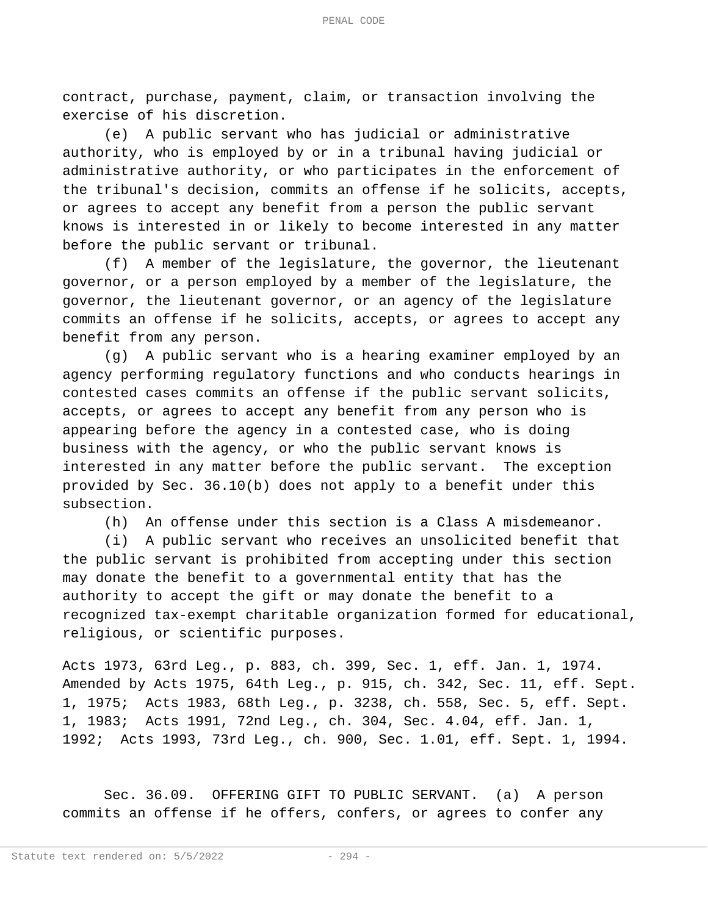contract, purchase, payment, claim, or transaction involving the exercise of his discretion.

(e) A public servant who has judicial or administrative authority, who is employed by or in a tribunal having judicial or administrative authority, or who participates in the enforcement of the tribunal's decision, commits an offense if he solicits, accepts, or agrees to accept any benefit from a person the public servant knows is interested in or likely to become interested in any matter before the public servant or tribunal.

(f) A member of the legislature, the governor, the lieutenant governor, or a person employed by a member of the legislature, the governor, the lieutenant governor, or an agency of the legislature commits an offense if he solicits, accepts, or agrees to accept any benefit from any person.

(g) A public servant who is a hearing examiner employed by an agency performing regulatory functions and who conducts hearings in contested cases commits an offense if the public servant solicits, accepts, or agrees to accept any benefit from any person who is appearing before the agency in a contested case, who is doing business with the agency, or who the public servant knows is interested in any matter before the public servant. The exception provided by Sec. 36.10(b) does not apply to a benefit under this subsection.

(h) An offense under this section is a Class A misdemeanor.

(i) A public servant who receives an unsolicited benefit that the public servant is prohibited from accepting under this section may donate the benefit to a governmental entity that has the authority to accept the gift or may donate the benefit to a recognized tax-exempt charitable organization formed for educational, religious, or scientific purposes.

Acts 1973, 63rd Leg., p. 883, ch. 399, Sec. 1, eff. Jan. 1, 1974. Amended by Acts 1975, 64th Leg., p. 915, ch. 342, Sec. 11, eff. Sept. 1, 1975; Acts 1983, 68th Leg., p. 3238, ch. 558, Sec. 5, eff. Sept. 1, 1983; Acts 1991, 72nd Leg., ch. 304, Sec. 4.04, eff. Jan. 1, 1992; Acts 1993, 73rd Leg., ch. 900, Sec. 1.01, eff. Sept. 1, 1994.

Sec. 36.09. OFFERING GIFT TO PUBLIC SERVANT. (a) A person commits an offense if he offers, confers, or agrees to confer any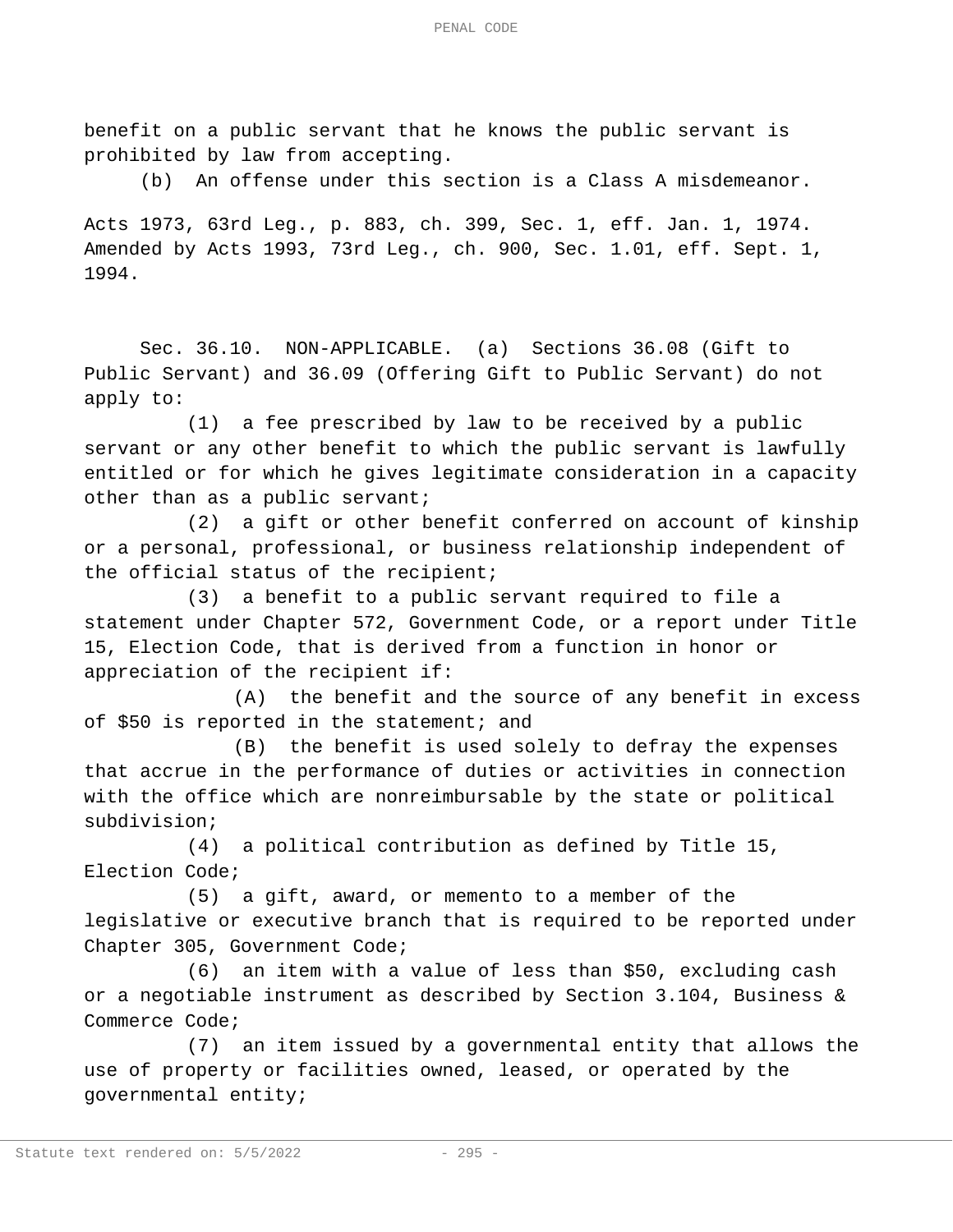benefit on a public servant that he knows the public servant is prohibited by law from accepting.

(b) An offense under this section is a Class A misdemeanor.

Acts 1973, 63rd Leg., p. 883, ch. 399, Sec. 1, eff. Jan. 1, 1974. Amended by Acts 1993, 73rd Leg., ch. 900, Sec. 1.01, eff. Sept. 1, 1994.

Sec. 36.10. NON-APPLICABLE. (a) Sections 36.08 (Gift to Public Servant) and 36.09 (Offering Gift to Public Servant) do not apply to:

(1) a fee prescribed by law to be received by a public servant or any other benefit to which the public servant is lawfully entitled or for which he gives legitimate consideration in a capacity other than as a public servant;

(2) a gift or other benefit conferred on account of kinship or a personal, professional, or business relationship independent of the official status of the recipient;

(3) a benefit to a public servant required to file a statement under Chapter 572, Government Code, or a report under Title 15, Election Code, that is derived from a function in honor or appreciation of the recipient if:

(A) the benefit and the source of any benefit in excess of $50 is reported in the statement; and

(B) the benefit is used solely to defray the expenses that accrue in the performance of duties or activities in connection with the office which are nonreimbursable by the state or political subdivision;

(4) a political contribution as defined by Title 15, Election Code;

(5) a gift, award, or memento to a member of the legislative or executive branch that is required to be reported under Chapter 305, Government Code;

(6) an item with a value of less than $50, excluding cash or a negotiable instrument as described by Section 3.104, Business & Commerce Code;

(7) an item issued by a governmental entity that allows the use of property or facilities owned, leased, or operated by the governmental entity;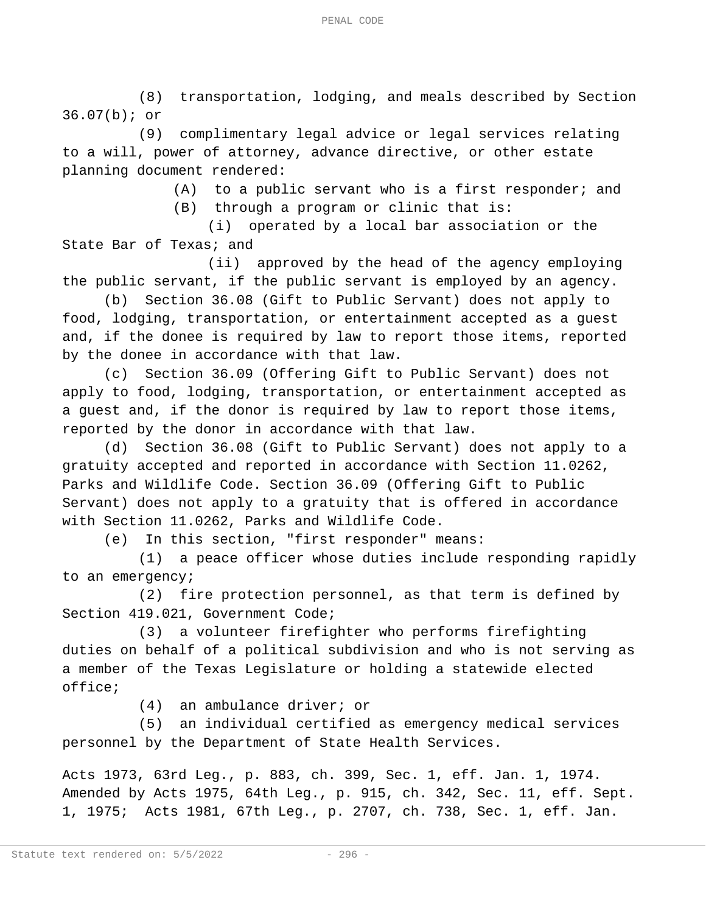(8) transportation, lodging, and meals described by Section 36.07(b); or

(9) complimentary legal advice or legal services relating to a will, power of attorney, advance directive, or other estate planning document rendered:

(A) to a public servant who is a first responder; and

(B) through a program or clinic that is:

(i) operated by a local bar association or the State Bar of Texas; and

(ii) approved by the head of the agency employing the public servant, if the public servant is employed by an agency.

(b) Section 36.08 (Gift to Public Servant) does not apply to food, lodging, transportation, or entertainment accepted as a guest and, if the donee is required by law to report those items, reported by the donee in accordance with that law.

(c) Section 36.09 (Offering Gift to Public Servant) does not apply to food, lodging, transportation, or entertainment accepted as a guest and, if the donor is required by law to report those items, reported by the donor in accordance with that law.

(d) Section 36.08 (Gift to Public Servant) does not apply to a gratuity accepted and reported in accordance with Section 11.0262, Parks and Wildlife Code. Section 36.09 (Offering Gift to Public Servant) does not apply to a gratuity that is offered in accordance with Section 11.0262, Parks and Wildlife Code.

(e) In this section, "first responder" means:

(1) a peace officer whose duties include responding rapidly to an emergency;

(2) fire protection personnel, as that term is defined by Section 419.021, Government Code;

(3) a volunteer firefighter who performs firefighting duties on behalf of a political subdivision and who is not serving as a member of the Texas Legislature or holding a statewide elected office;

(4) an ambulance driver; or

(5) an individual certified as emergency medical services personnel by the Department of State Health Services.

Acts 1973, 63rd Leg., p. 883, ch. 399, Sec. 1, eff. Jan. 1, 1974. Amended by Acts 1975, 64th Leg., p. 915, ch. 342, Sec. 11, eff. Sept. 1, 1975; Acts 1981, 67th Leg., p. 2707, ch. 738, Sec. 1, eff. Jan.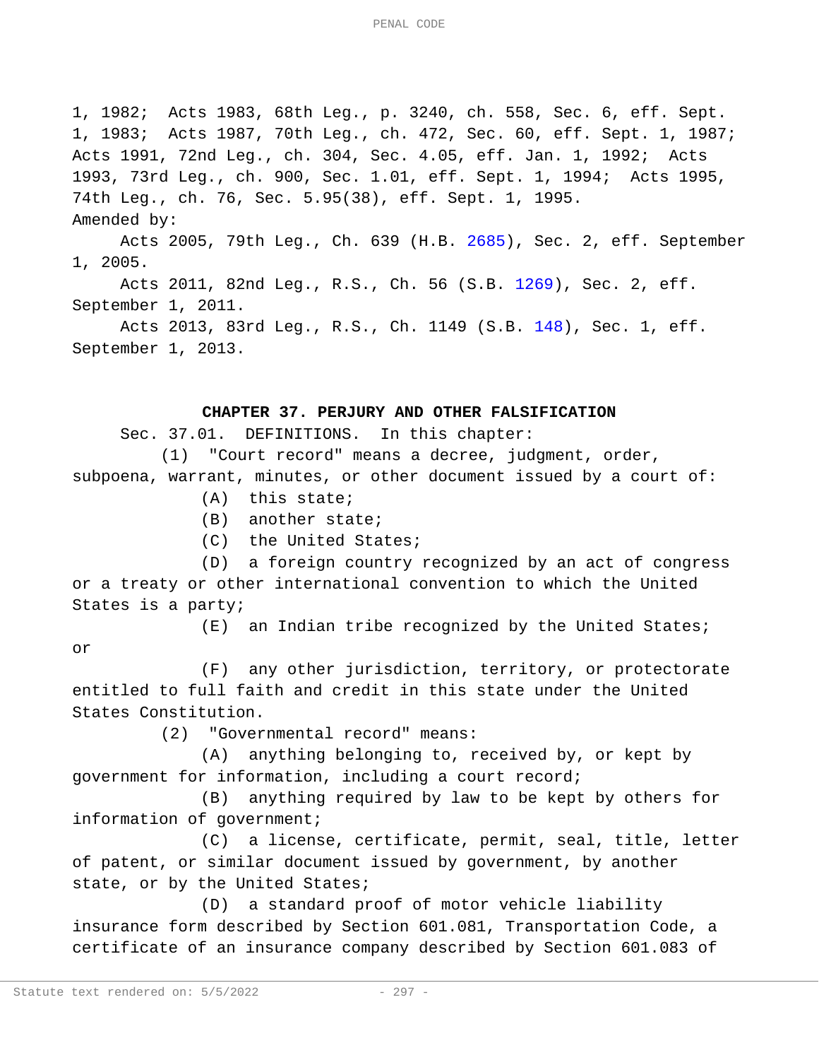1, 1982; Acts 1983, 68th Leg., p. 3240, ch. 558, Sec. 6, eff. Sept. 1, 1983; Acts 1987, 70th Leg., ch. 472, Sec. 60, eff. Sept. 1, 1987; Acts 1991, 72nd Leg., ch. 304, Sec. 4.05, eff. Jan. 1, 1992; Acts 1993, 73rd Leg., ch. 900, Sec. 1.01, eff. Sept. 1, 1994; Acts 1995, 74th Leg., ch. 76, Sec. 5.95(38), eff. Sept. 1, 1995.

Amended by:

Acts 2005, 79th Leg., Ch. 639 (H.B. 2685), Sec. 2, eff. September 1, 2005.

Acts 2011, 82nd Leg., R.S., Ch. 56 (S.B. 1269), Sec. 2, eff. September 1, 2011.

Acts 2013, 83rd Leg., R.S., Ch. 1149 (S.B. 148), Sec. 1, eff. September 1, 2013.

## CHAPTER 37. PERJURY AND OTHER FALSIFICATION

Sec. 37.01. DEFINITIONS. In this chapter:

(1) "Court record" means a decree, judgment, order, subpoena, warrant, minutes, or other document issued by a court of:

(A) this state;

(B) another state;

(C) the United States;

(D) a foreign country recognized by an act of congress or a treaty or other international convention to which the United States is a party;

(E) an Indian tribe recognized by the United States; or

(F) any other jurisdiction, territory, or protectorate entitled to full faith and credit in this state under the United States Constitution.

(2) "Governmental record" means:

(A) anything belonging to, received by, or kept by government for information, including a court record;

(B) anything required by law to be kept by others for information of government;

(C) a license, certificate, permit, seal, title, letter of patent, or similar document issued by government, by another state, or by the United States;

(D) a standard proof of motor vehicle liability insurance form described by Section 601.081, Transportation Code, a certificate of an insurance company described by Section 601.083 of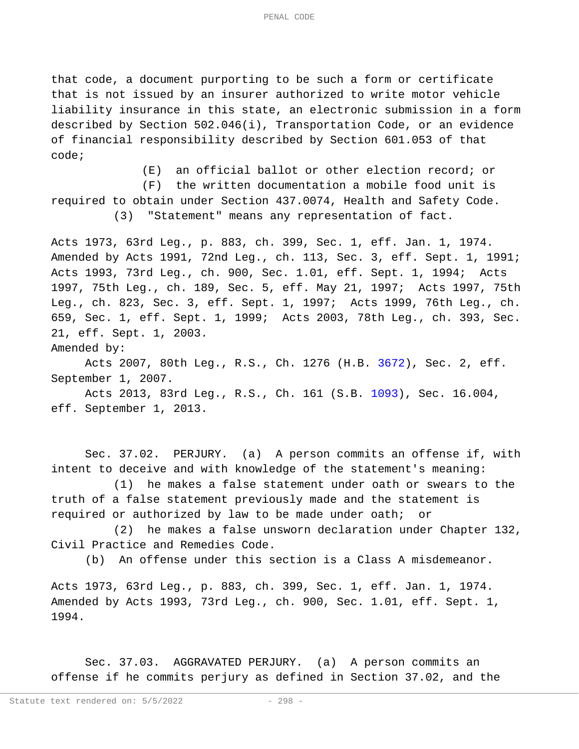that code, a document purporting to be such a form or certificate that is not issued by an insurer authorized to write motor vehicle liability insurance in this state, an electronic submission in a form described by Section 502.046(i), Transportation Code, or an evidence of financial responsibility described by Section 601.053 of that code;

(E) an official ballot or other election record; or

(F) the written documentation a mobile food unit is required to obtain under Section 437.0074, Health and Safety Code.

(3) "Statement" means any representation of fact.

Acts 1973, 63rd Leg., p. 883, ch. 399, Sec. 1, eff. Jan. 1, 1974. Amended by Acts 1991, 72nd Leg., ch. 113, Sec. 3, eff. Sept. 1, 1991; Acts 1993, 73rd Leg., ch. 900, Sec. 1.01, eff. Sept. 1, 1994; Acts 1997, 75th Leg., ch. 189, Sec. 5, eff. May 21, 1997; Acts 1997, 75th Leg., ch. 823, Sec. 3, eff. Sept. 1, 1997; Acts 1999, 76th Leg., ch. 659, Sec. 1, eff. Sept. 1, 1999; Acts 2003, 78th Leg., ch. 393, Sec. 21, eff. Sept. 1, 2003.

Amended by:

Acts 2007, 80th Leg., R.S., Ch. 1276 (H.B. 3672), Sec. 2, eff. September 1, 2007.

Acts 2013, 83rd Leg., R.S., Ch. 161 (S.B. 1093), Sec. 16.004, eff. September 1, 2013.

Sec. 37.02. PERJURY. (a) A person commits an offense if, with intent to deceive and with knowledge of the statement's meaning:

(1) he makes a false statement under oath or swears to the truth of a false statement previously made and the statement is required or authorized by law to be made under oath; or

(2) he makes a false unsworn declaration under Chapter 132, Civil Practice and Remedies Code.

(b) An offense under this section is a Class A misdemeanor.

Acts 1973, 63rd Leg., p. 883, ch. 399, Sec. 1, eff. Jan. 1, 1974. Amended by Acts 1993, 73rd Leg., ch. 900, Sec. 1.01, eff. Sept. 1, 1994.

Sec. 37.03. AGGRAVATED PERJURY. (a) A person commits an offense if he commits perjury as defined in Section 37.02, and the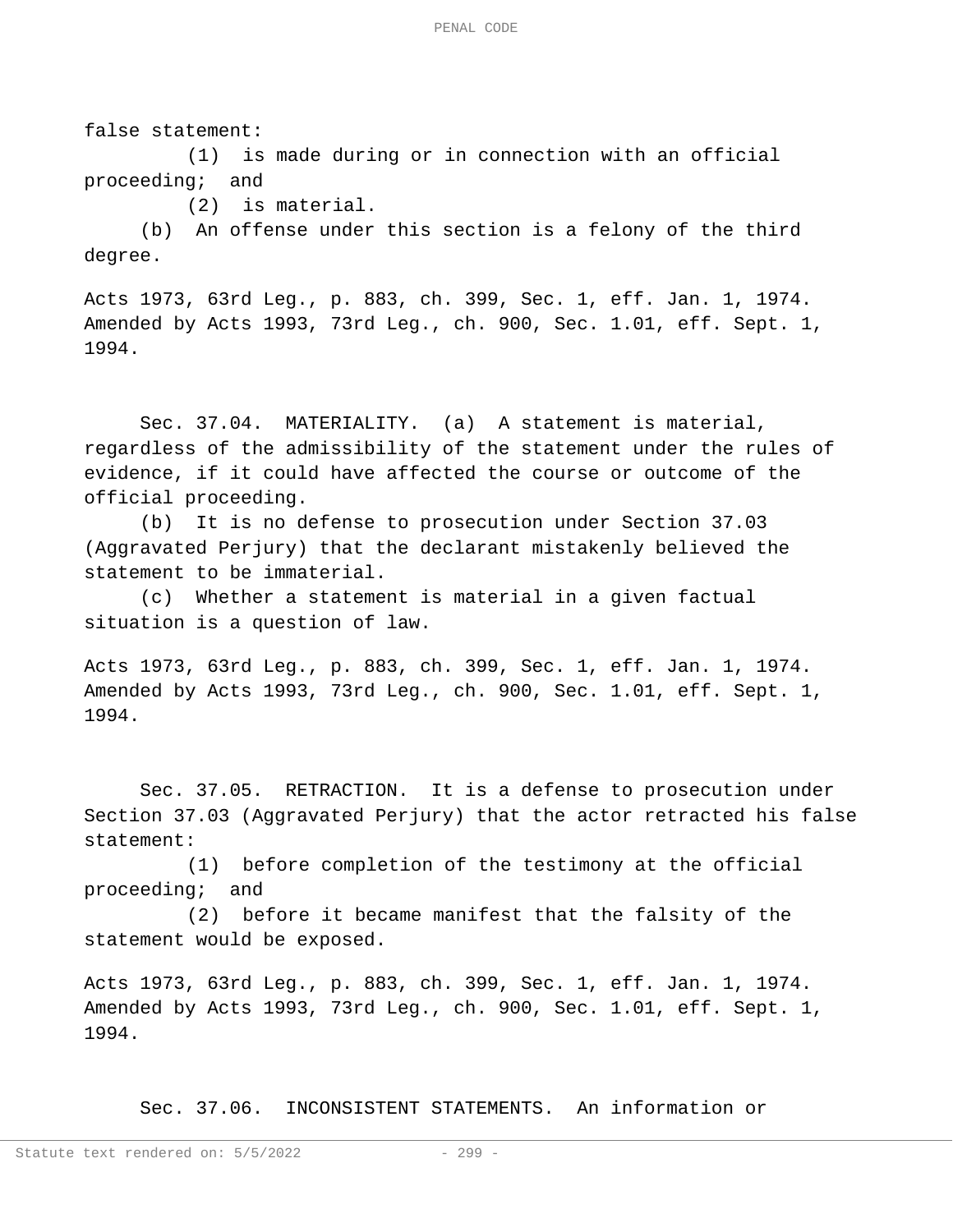false statement:

(1) is made during or in connection with an official proceeding; and

(2) is material.

(b) An offense under this section is a felony of the third degree.

Acts 1973, 63rd Leg., p. 883, ch. 399, Sec. 1, eff. Jan. 1, 1974. Amended by Acts 1993, 73rd Leg., ch. 900, Sec. 1.01, eff. Sept. 1, 1994.

Sec. 37.04. MATERIALITY. (a) A statement is material, regardless of the admissibility of the statement under the rules of evidence, if it could have affected the course or outcome of the official proceeding.

(b) It is no defense to prosecution under Section 37.03 (Aggravated Perjury) that the declarant mistakenly believed the statement to be immaterial.

(c) Whether a statement is material in a given factual situation is a question of law.

Acts 1973, 63rd Leg., p. 883, ch. 399, Sec. 1, eff. Jan. 1, 1974. Amended by Acts 1993, 73rd Leg., ch. 900, Sec. 1.01, eff. Sept. 1, 1994.

Sec. 37.05. RETRACTION. It is a defense to prosecution under Section 37.03 (Aggravated Perjury) that the actor retracted his false statement:

(1) before completion of the testimony at the official proceeding; and

(2) before it became manifest that the falsity of the statement would be exposed.

Acts 1973, 63rd Leg., p. 883, ch. 399, Sec. 1, eff. Jan. 1, 1974. Amended by Acts 1993, 73rd Leg., ch. 900, Sec. 1.01, eff. Sept. 1, 1994.

Sec. 37.06. INCONSISTENT STATEMENTS. An information or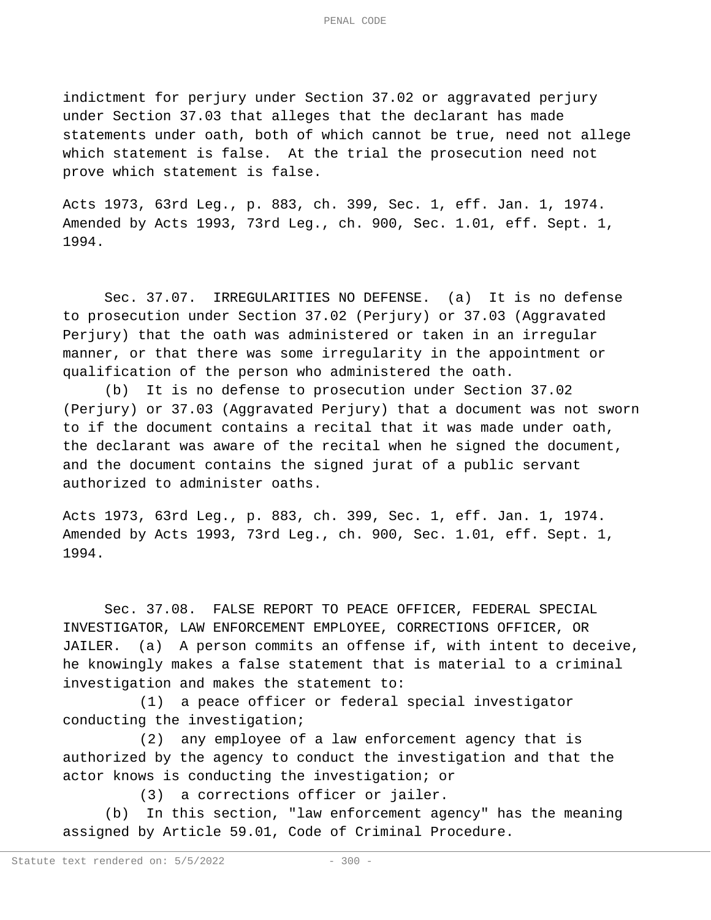indictment for perjury under Section 37.02 or aggravated perjury under Section 37.03 that alleges that the declarant has made statements under oath, both of which cannot be true, need not allege which statement is false. At the trial the prosecution need not prove which statement is false.

Acts 1973, 63rd Leg., p. 883, ch. 399, Sec. 1, eff. Jan. 1, 1974. Amended by Acts 1993, 73rd Leg., ch. 900, Sec. 1.01, eff. Sept. 1, 1994.

Sec. 37.07. IRREGULARITIES NO DEFENSE. (a) It is no defense to prosecution under Section 37.02 (Perjury) or 37.03 (Aggravated Perjury) that the oath was administered or taken in an irregular manner, or that there was some irregularity in the appointment or qualification of the person who administered the oath.

(b) It is no defense to prosecution under Section 37.02 (Perjury) or 37.03 (Aggravated Perjury) that a document was not sworn to if the document contains a recital that it was made under oath, the declarant was aware of the recital when he signed the document, and the document contains the signed jurat of a public servant authorized to administer oaths.

Acts 1973, 63rd Leg., p. 883, ch. 399, Sec. 1, eff. Jan. 1, 1974. Amended by Acts 1993, 73rd Leg., ch. 900, Sec. 1.01, eff. Sept. 1, 1994.

Sec. 37.08. FALSE REPORT TO PEACE OFFICER, FEDERAL SPECIAL INVESTIGATOR, LAW ENFORCEMENT EMPLOYEE, CORRECTIONS OFFICER, OR JAILER. (a) A person commits an offense if, with intent to deceive, he knowingly makes a false statement that is material to a criminal investigation and makes the statement to:

(1) a peace officer or federal special investigator conducting the investigation;

(2) any employee of a law enforcement agency that is authorized by the agency to conduct the investigation and that the actor knows is conducting the investigation; or

(3) a corrections officer or jailer.

(b) In this section, "law enforcement agency" has the meaning assigned by Article 59.01, Code of Criminal Procedure.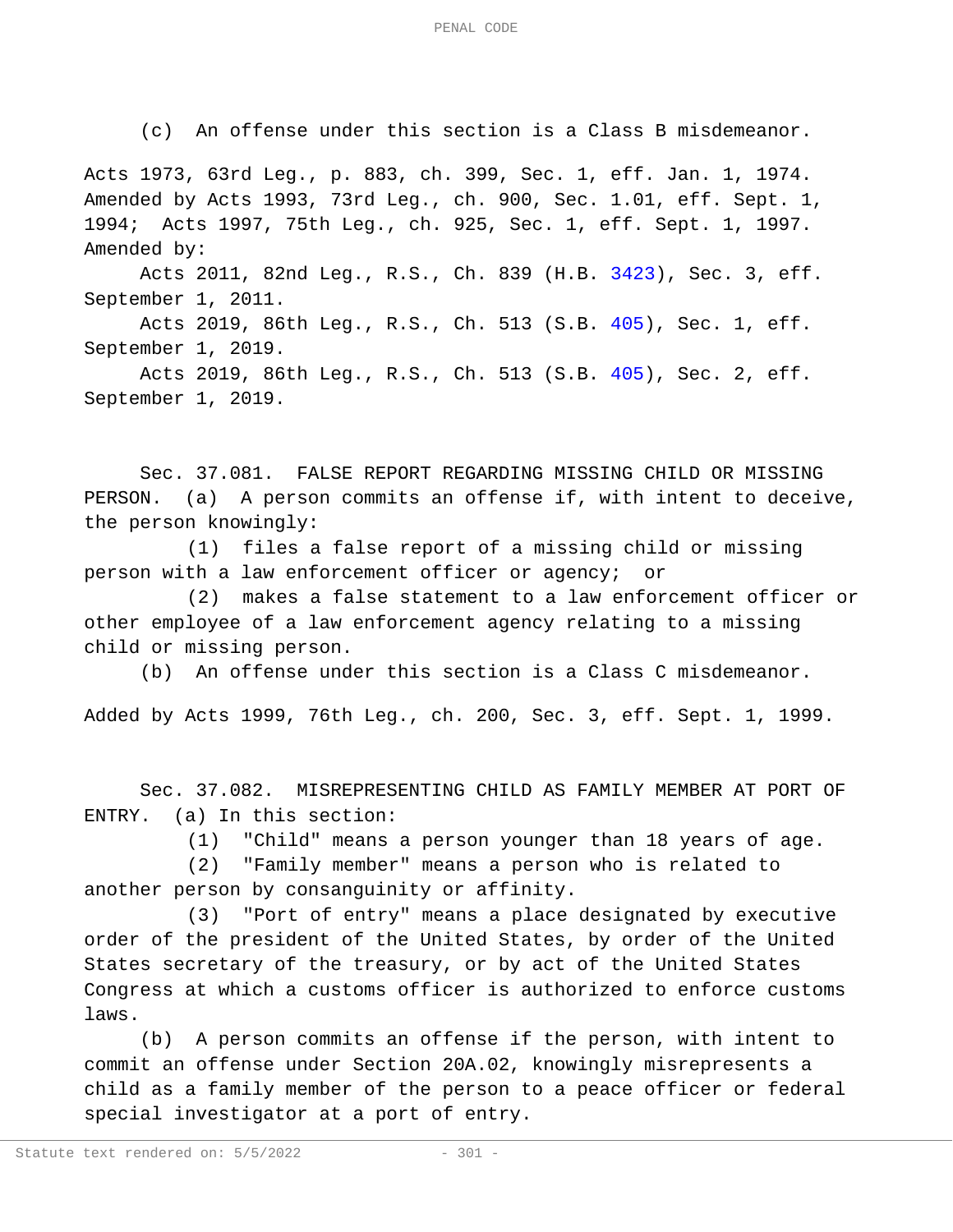(c) An offense under this section is a Class B misdemeanor.

Acts 1973, 63rd Leg., p. 883, ch. 399, Sec. 1, eff. Jan. 1, 1974. Amended by Acts 1993, 73rd Leg., ch. 900, Sec. 1.01, eff. Sept. 1, 1994; Acts 1997, 75th Leg., ch. 925, Sec. 1, eff. Sept. 1, 1997.
Amended by:

Acts 2011, 82nd Leg., R.S., Ch. 839 (H.B. 3423), Sec. 3, eff. September 1, 2011.

Acts 2019, 86th Leg., R.S., Ch. 513 (S.B. 405), Sec. 1, eff. September 1, 2019.

Acts 2019, 86th Leg., R.S., Ch. 513 (S.B. 405), Sec. 2, eff. September 1, 2019.

Sec. 37.081. FALSE REPORT REGARDING MISSING CHILD OR MISSING PERSON. (a) A person commits an offense if, with intent to deceive, the person knowingly:

(1) files a false report of a missing child or missing person with a law enforcement officer or agency; or

(2) makes a false statement to a law enforcement officer or other employee of a law enforcement agency relating to a missing child or missing person.

(b) An offense under this section is a Class C misdemeanor.

Added by Acts 1999, 76th Leg., ch. 200, Sec. 3, eff. Sept. 1, 1999.

Sec. 37.082. MISREPRESENTING CHILD AS FAMILY MEMBER AT PORT OF ENTRY. (a) In this section:

(1) "Child" means a person younger than 18 years of age.

(2) "Family member" means a person who is related to another person by consanguinity or affinity.

(3) "Port of entry" means a place designated by executive order of the president of the United States, by order of the United States secretary of the treasury, or by act of the United States Congress at which a customs officer is authorized to enforce customs laws.

(b) A person commits an offense if the person, with intent to commit an offense under Section 20A.02, knowingly misrepresents a child as a family member of the person to a peace officer or federal special investigator at a port of entry.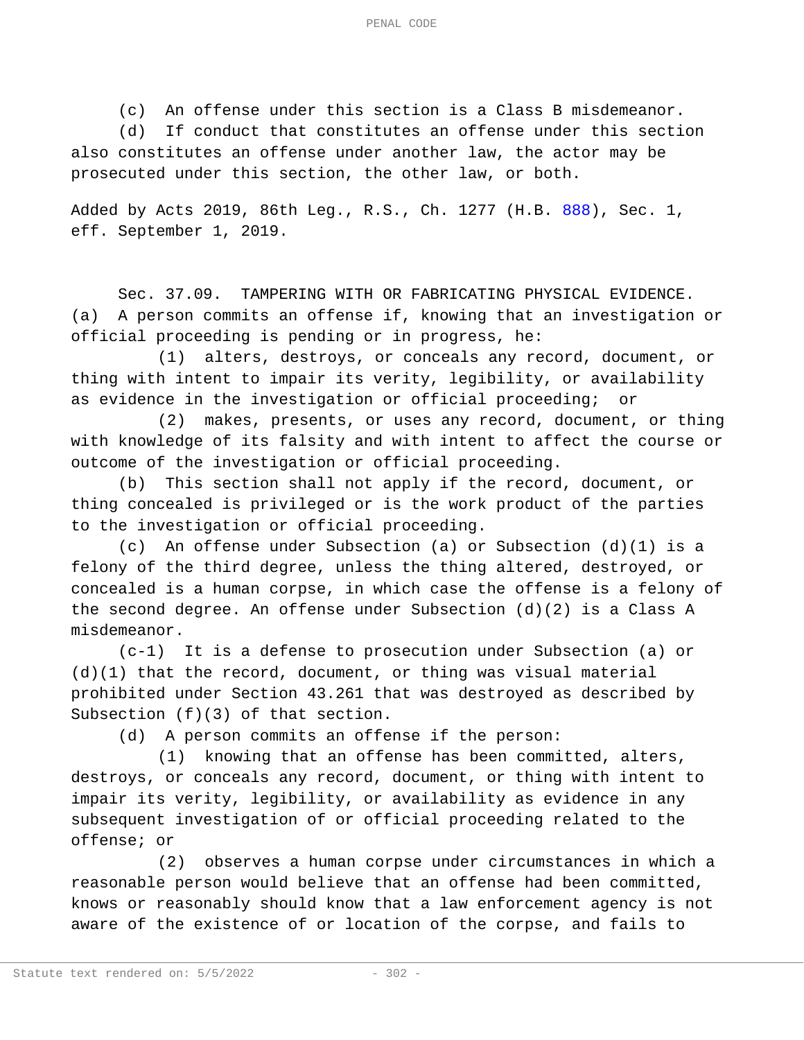(c) An offense under this section is a Class B misdemeanor.

(d) If conduct that constitutes an offense under this section also constitutes an offense under another law, the actor may be prosecuted under this section, the other law, or both.

Added by Acts 2019, 86th Leg., R.S., Ch. 1277 (H.B. 888), Sec. 1, eff. September 1, 2019.

Sec. 37.09. TAMPERING WITH OR FABRICATING PHYSICAL EVIDENCE. (a) A person commits an offense if, knowing that an investigation or official proceeding is pending or in progress, he:

(1) alters, destroys, or conceals any record, document, or thing with intent to impair its verity, legibility, or availability as evidence in the investigation or official proceeding; or

(2) makes, presents, or uses any record, document, or thing with knowledge of its falsity and with intent to affect the course or outcome of the investigation or official proceeding.

(b) This section shall not apply if the record, document, or thing concealed is privileged or is the work product of the parties to the investigation or official proceeding.

(c) An offense under Subsection (a) or Subsection (d)(1) is a felony of the third degree, unless the thing altered, destroyed, or concealed is a human corpse, in which case the offense is a felony of the second degree. An offense under Subsection (d)(2) is a Class A misdemeanor.

(c-1) It is a defense to prosecution under Subsection (a) or (d)(1) that the record, document, or thing was visual material prohibited under Section 43.261 that was destroyed as described by Subsection (f)(3) of that section.

(d) A person commits an offense if the person:

(1) knowing that an offense has been committed, alters, destroys, or conceals any record, document, or thing with intent to impair its verity, legibility, or availability as evidence in any subsequent investigation of or official proceeding related to the offense; or

(2) observes a human corpse under circumstances in which a reasonable person would believe that an offense had been committed, knows or reasonably should know that a law enforcement agency is not aware of the existence of or location of the corpse, and fails to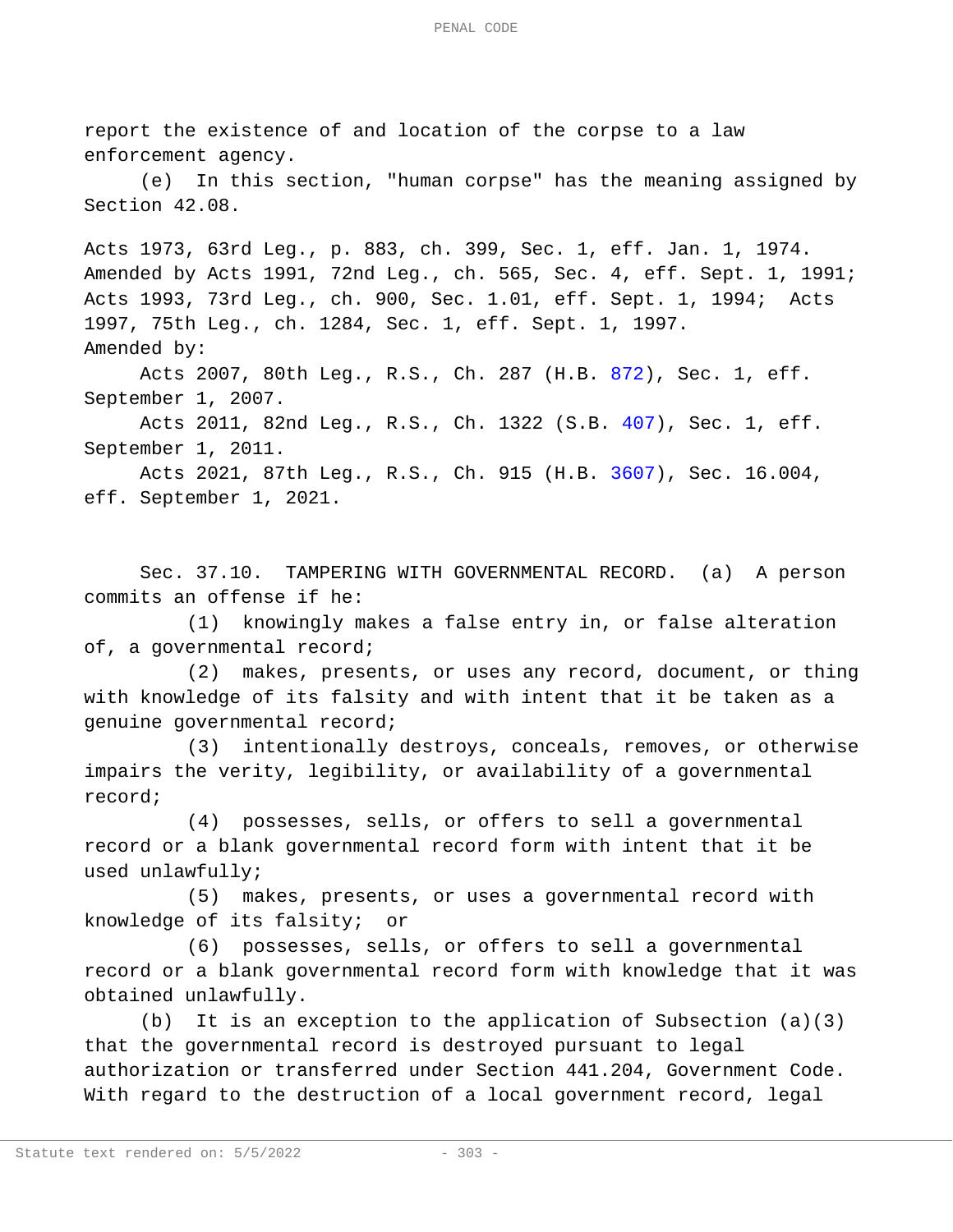report the existence of and location of the corpse to a law enforcement agency.

(e) In this section, "human corpse" has the meaning assigned by Section 42.08.

Acts 1973, 63rd Leg., p. 883, ch. 399, Sec. 1, eff. Jan. 1, 1974. Amended by Acts 1991, 72nd Leg., ch. 565, Sec. 4, eff. Sept. 1, 1991; Acts 1993, 73rd Leg., ch. 900, Sec. 1.01, eff. Sept. 1, 1994; Acts 1997, 75th Leg., ch. 1284, Sec. 1, eff. Sept. 1, 1997.

Amended by:

Acts 2007, 80th Leg., R.S., Ch. 287 (H.B. 872), Sec. 1, eff. September 1, 2007.

Acts 2011, 82nd Leg., R.S., Ch. 1322 (S.B. 407), Sec. 1, eff. September 1, 2011.

Acts 2021, 87th Leg., R.S., Ch. 915 (H.B. 3607), Sec. 16.004, eff. September 1, 2021.

Sec. 37.10. TAMPERING WITH GOVERNMENTAL RECORD. (a) A person commits an offense if he:

(1) knowingly makes a false entry in, or false alteration of, a governmental record;

(2) makes, presents, or uses any record, document, or thing with knowledge of its falsity and with intent that it be taken as a genuine governmental record;

(3) intentionally destroys, conceals, removes, or otherwise impairs the verity, legibility, or availability of a governmental record;

(4) possesses, sells, or offers to sell a governmental record or a blank governmental record form with intent that it be used unlawfully;

(5) makes, presents, or uses a governmental record with knowledge of its falsity; or

(6) possesses, sells, or offers to sell a governmental record or a blank governmental record form with knowledge that it was obtained unlawfully.

(b) It is an exception to the application of Subsection (a)(3) that the governmental record is destroyed pursuant to legal authorization or transferred under Section 441.204, Government Code. With regard to the destruction of a local government record, legal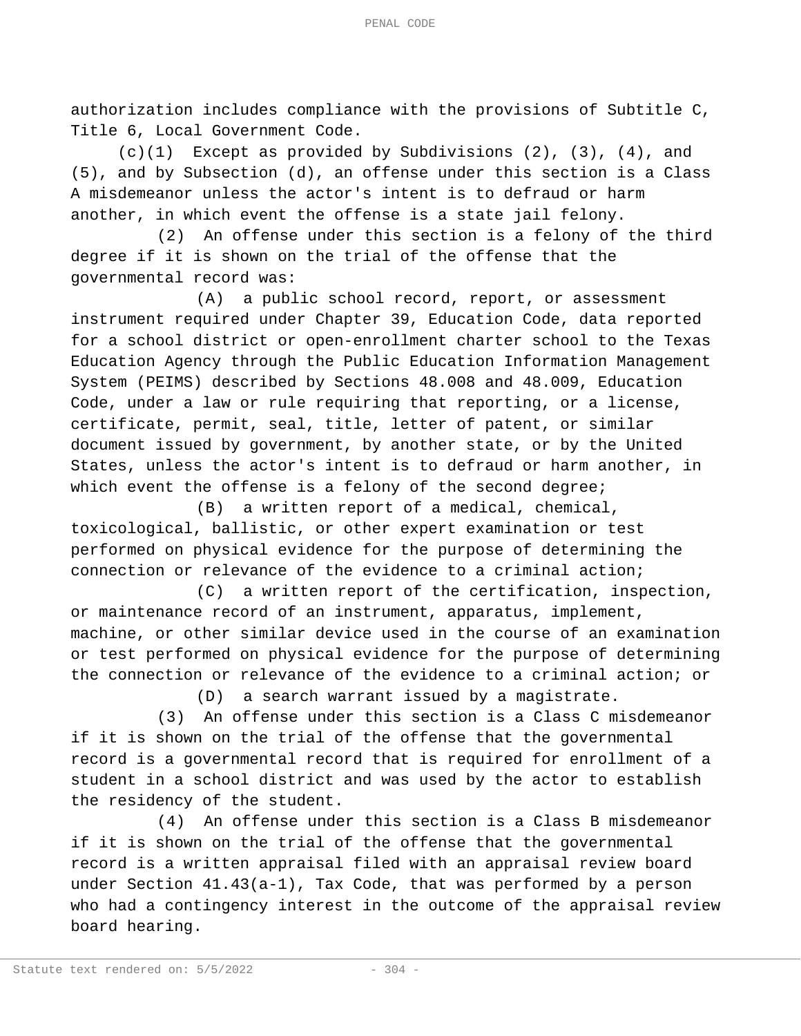authorization includes compliance with the provisions of Subtitle C, Title 6, Local Government Code.

(c)(1) Except as provided by Subdivisions (2), (3), (4), and (5), and by Subsection (d), an offense under this section is a Class A misdemeanor unless the actor's intent is to defraud or harm another, in which event the offense is a state jail felony.

(2) An offense under this section is a felony of the third degree if it is shown on the trial of the offense that the governmental record was:

(A) a public school record, report, or assessment instrument required under Chapter 39, Education Code, data reported for a school district or open-enrollment charter school to the Texas Education Agency through the Public Education Information Management System (PEIMS) described by Sections 48.008 and 48.009, Education Code, under a law or rule requiring that reporting, or a license, certificate, permit, seal, title, letter of patent, or similar document issued by government, by another state, or by the United States, unless the actor's intent is to defraud or harm another, in which event the offense is a felony of the second degree;

(B) a written report of a medical, chemical, toxicological, ballistic, or other expert examination or test performed on physical evidence for the purpose of determining the connection or relevance of the evidence to a criminal action;

(C) a written report of the certification, inspection, or maintenance record of an instrument, apparatus, implement, machine, or other similar device used in the course of an examination or test performed on physical evidence for the purpose of determining the connection or relevance of the evidence to a criminal action; or

(D) a search warrant issued by a magistrate.

(3) An offense under this section is a Class C misdemeanor if it is shown on the trial of the offense that the governmental record is a governmental record that is required for enrollment of a student in a school district and was used by the actor to establish the residency of the student.

(4) An offense under this section is a Class B misdemeanor if it is shown on the trial of the offense that the governmental record is a written appraisal filed with an appraisal review board under Section 41.43(a-1), Tax Code, that was performed by a person who had a contingency interest in the outcome of the appraisal review board hearing.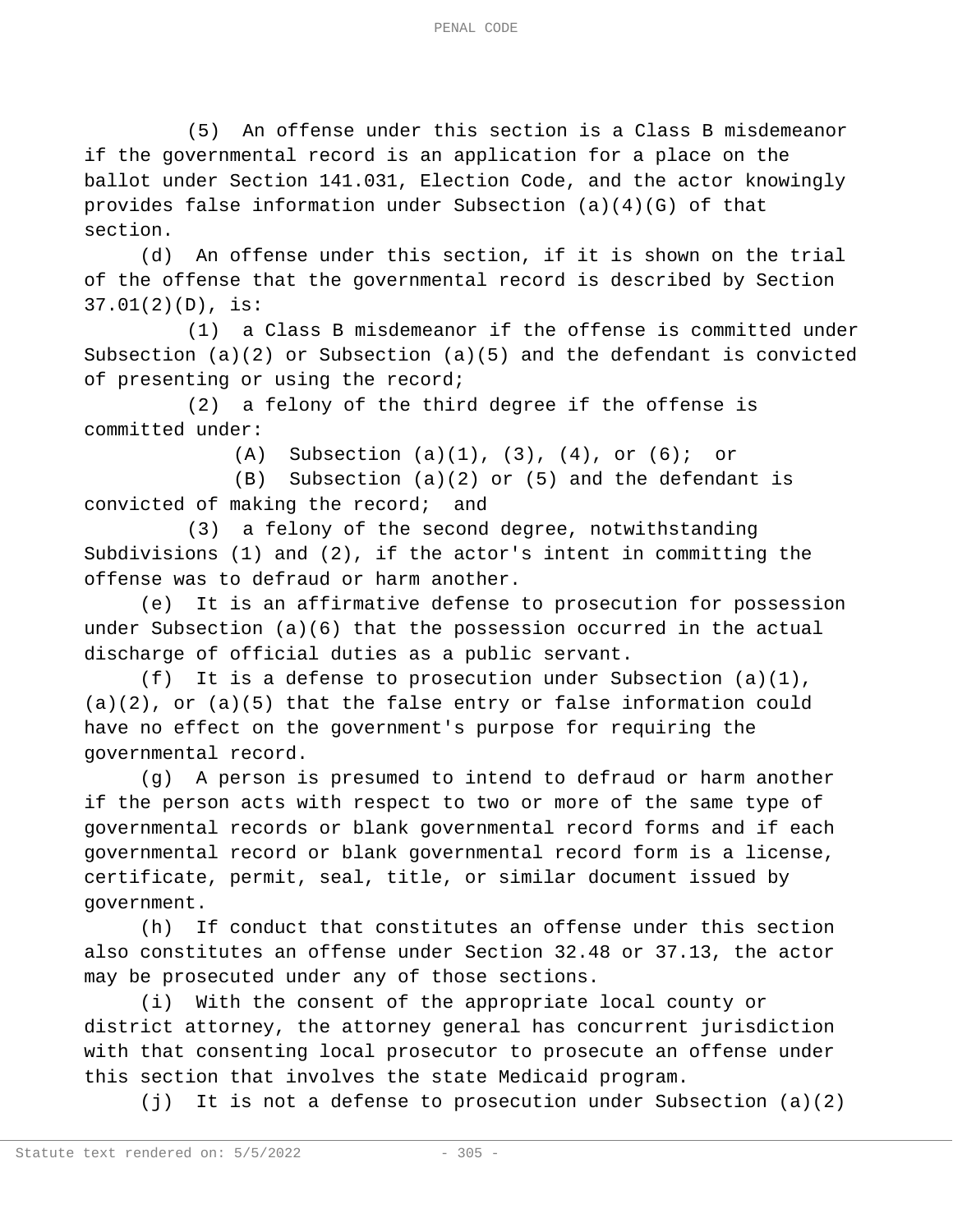(5) An offense under this section is a Class B misdemeanor if the governmental record is an application for a place on the ballot under Section 141.031, Election Code, and the actor knowingly provides false information under Subsection (a)(4)(G) of that section.

(d) An offense under this section, if it is shown on the trial of the offense that the governmental record is described by Section 37.01(2)(D), is:

(1) a Class B misdemeanor if the offense is committed under Subsection (a)(2) or Subsection (a)(5) and the defendant is convicted of presenting or using the record;

(2) a felony of the third degree if the offense is committed under:

(A) Subsection (a)(1), (3), (4), or (6); or

(B) Subsection (a)(2) or (5) and the defendant is convicted of making the record; and

(3) a felony of the second degree, notwithstanding Subdivisions (1) and (2), if the actor's intent in committing the offense was to defraud or harm another.

(e) It is an affirmative defense to prosecution for possession under Subsection (a)(6) that the possession occurred in the actual discharge of official duties as a public servant.

(f) It is a defense to prosecution under Subsection (a)(1), (a)(2), or (a)(5) that the false entry or false information could have no effect on the government's purpose for requiring the governmental record.

(g) A person is presumed to intend to defraud or harm another if the person acts with respect to two or more of the same type of governmental records or blank governmental record forms and if each governmental record or blank governmental record form is a license, certificate, permit, seal, title, or similar document issued by government.

(h) If conduct that constitutes an offense under this section also constitutes an offense under Section 32.48 or 37.13, the actor may be prosecuted under any of those sections.

(i) With the consent of the appropriate local county or district attorney, the attorney general has concurrent jurisdiction with that consenting local prosecutor to prosecute an offense under this section that involves the state Medicaid program.

(j) It is not a defense to prosecution under Subsection (a)(2)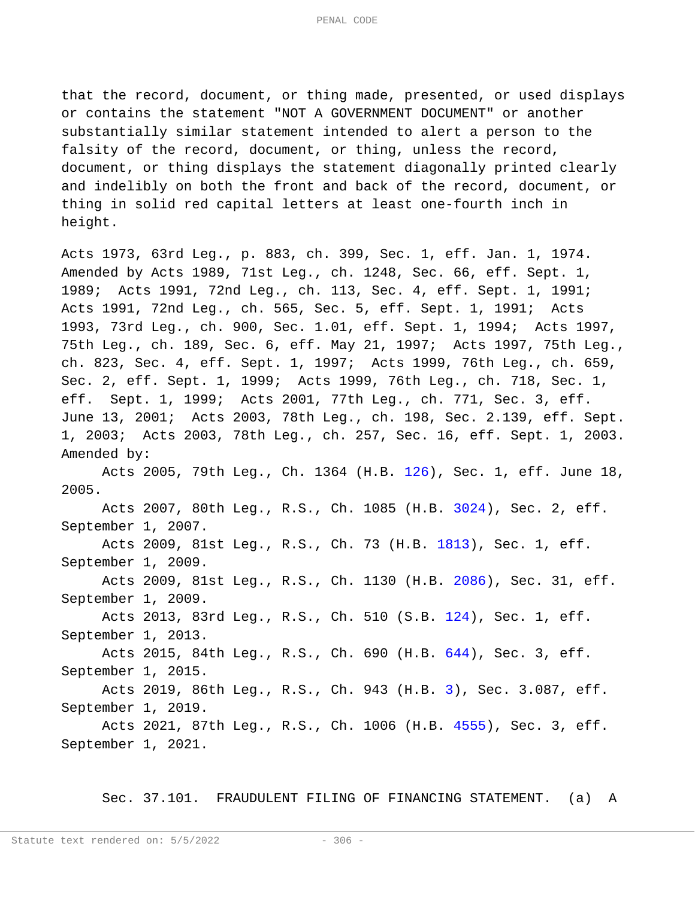that the record, document, or thing made, presented, or used displays or contains the statement "NOT A GOVERNMENT DOCUMENT" or another substantially similar statement intended to alert a person to the falsity of the record, document, or thing, unless the record, document, or thing displays the statement diagonally printed clearly and indelibly on both the front and back of the record, document, or thing in solid red capital letters at least one-fourth inch in height.

Acts 1973, 63rd Leg., p. 883, ch. 399, Sec. 1, eff. Jan. 1, 1974. Amended by Acts 1989, 71st Leg., ch. 1248, Sec. 66, eff. Sept. 1, 1989; Acts 1991, 72nd Leg., ch. 113, Sec. 4, eff. Sept. 1, 1991; Acts 1991, 72nd Leg., ch. 565, Sec. 5, eff. Sept. 1, 1991; Acts 1993, 73rd Leg., ch. 900, Sec. 1.01, eff. Sept. 1, 1994; Acts 1997, 75th Leg., ch. 189, Sec. 6, eff. May 21, 1997; Acts 1997, 75th Leg., ch. 823, Sec. 4, eff. Sept. 1, 1997; Acts 1999, 76th Leg., ch. 659, Sec. 2, eff. Sept. 1, 1999; Acts 1999, 76th Leg., ch. 718, Sec. 1, eff. Sept. 1, 1999; Acts 2001, 77th Leg., ch. 771, Sec. 3, eff. June 13, 2001; Acts 2003, 78th Leg., ch. 198, Sec. 2.139, eff. Sept. 1, 2003; Acts 2003, 78th Leg., ch. 257, Sec. 16, eff. Sept. 1, 2003.

Amended by:

Acts 2005, 79th Leg., Ch. 1364 (H.B. 126), Sec. 1, eff. June 18, 2005.

Acts 2007, 80th Leg., R.S., Ch. 1085 (H.B. 3024), Sec. 2, eff. September 1, 2007.

Acts 2009, 81st Leg., R.S., Ch. 73 (H.B. 1813), Sec. 1, eff. September 1, 2009.

Acts 2009, 81st Leg., R.S., Ch. 1130 (H.B. 2086), Sec. 31, eff. September 1, 2009.

Acts 2013, 83rd Leg., R.S., Ch. 510 (S.B. 124), Sec. 1, eff. September 1, 2013.

Acts 2015, 84th Leg., R.S., Ch. 690 (H.B. 644), Sec. 3, eff. September 1, 2015.

Acts 2019, 86th Leg., R.S., Ch. 943 (H.B. 3), Sec. 3.087, eff. September 1, 2019.

Acts 2021, 87th Leg., R.S., Ch. 1006 (H.B. 4555), Sec. 3, eff. September 1, 2021.

Sec. 37.101. FRAUDULENT FILING OF FINANCING STATEMENT. (a) A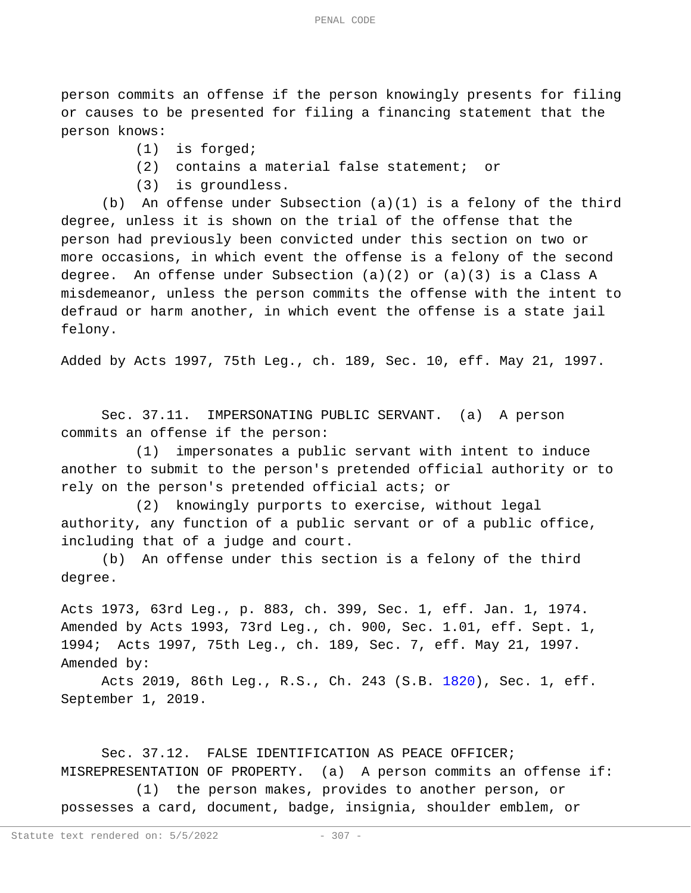person commits an offense if the person knowingly presents for filing or causes to be presented for filing a financing statement that the person knows:

(1) is forged;

(2) contains a material false statement; or

(3) is groundless.

(b) An offense under Subsection (a)(1) is a felony of the third degree, unless it is shown on the trial of the offense that the person had previously been convicted under this section on two or more occasions, in which event the offense is a felony of the second degree. An offense under Subsection (a)(2) or (a)(3) is a Class A misdemeanor, unless the person commits the offense with the intent to defraud or harm another, in which event the offense is a state jail felony.

Added by Acts 1997, 75th Leg., ch. 189, Sec. 10, eff. May 21, 1997.

Sec. 37.11. IMPERSONATING PUBLIC SERVANT. (a) A person commits an offense if the person:

(1) impersonates a public servant with intent to induce another to submit to the person's pretended official authority or to rely on the person's pretended official acts; or

(2) knowingly purports to exercise, without legal authority, any function of a public servant or of a public office, including that of a judge and court.

(b) An offense under this section is a felony of the third degree.

Acts 1973, 63rd Leg., p. 883, ch. 399, Sec. 1, eff. Jan. 1, 1974. Amended by Acts 1993, 73rd Leg., ch. 900, Sec. 1.01, eff. Sept. 1, 1994; Acts 1997, 75th Leg., ch. 189, Sec. 7, eff. May 21, 1997.
Amended by:

Acts 2019, 86th Leg., R.S., Ch. 243 (S.B. 1820), Sec. 1, eff. September 1, 2019.

Sec. 37.12. FALSE IDENTIFICATION AS PEACE OFFICER; MISREPRESENTATION OF PROPERTY. (a) A person commits an offense if:

(1) the person makes, provides to another person, or possesses a card, document, badge, insignia, shoulder emblem, or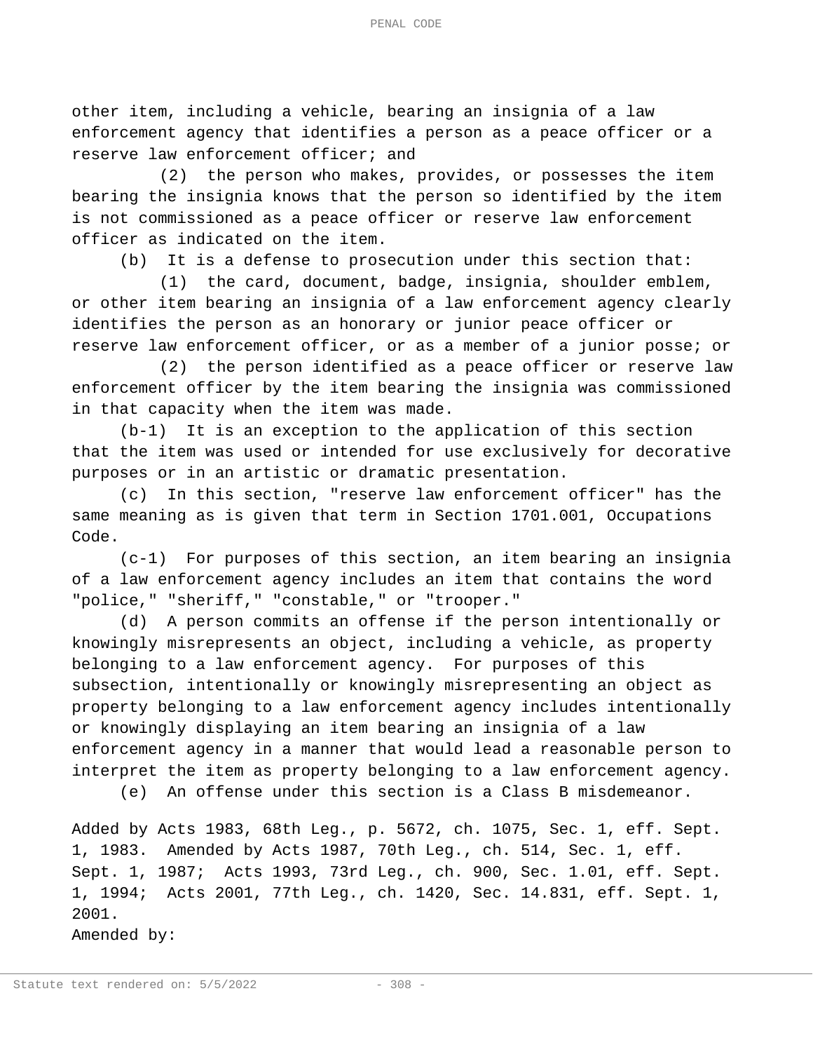other item, including a vehicle, bearing an insignia of a law enforcement agency that identifies a person as a peace officer or a reserve law enforcement officer; and

(2) the person who makes, provides, or possesses the item bearing the insignia knows that the person so identified by the item is not commissioned as a peace officer or reserve law enforcement officer as indicated on the item.

(b) It is a defense to prosecution under this section that:

(1) the card, document, badge, insignia, shoulder emblem, or other item bearing an insignia of a law enforcement agency clearly identifies the person as an honorary or junior peace officer or reserve law enforcement officer, or as a member of a junior posse; or

(2) the person identified as a peace officer or reserve law enforcement officer by the item bearing the insignia was commissioned in that capacity when the item was made.

(b-1) It is an exception to the application of this section that the item was used or intended for use exclusively for decorative purposes or in an artistic or dramatic presentation.

(c) In this section, "reserve law enforcement officer" has the same meaning as is given that term in Section 1701.001, Occupations Code.

(c-1) For purposes of this section, an item bearing an insignia of a law enforcement agency includes an item that contains the word "police," "sheriff," "constable," or "trooper."

(d) A person commits an offense if the person intentionally or knowingly misrepresents an object, including a vehicle, as property belonging to a law enforcement agency. For purposes of this subsection, intentionally or knowingly misrepresenting an object as property belonging to a law enforcement agency includes intentionally or knowingly displaying an item bearing an insignia of a law enforcement agency in a manner that would lead a reasonable person to interpret the item as property belonging to a law enforcement agency.

(e) An offense under this section is a Class B misdemeanor.

Added by Acts 1983, 68th Leg., p. 5672, ch. 1075, Sec. 1, eff. Sept. 1, 1983. Amended by Acts 1987, 70th Leg., ch. 514, Sec. 1, eff. Sept. 1, 1987; Acts 1993, 73rd Leg., ch. 900, Sec. 1.01, eff. Sept. 1, 1994; Acts 2001, 77th Leg., ch. 1420, Sec. 14.831, eff. Sept. 1, 2001.

Amended by: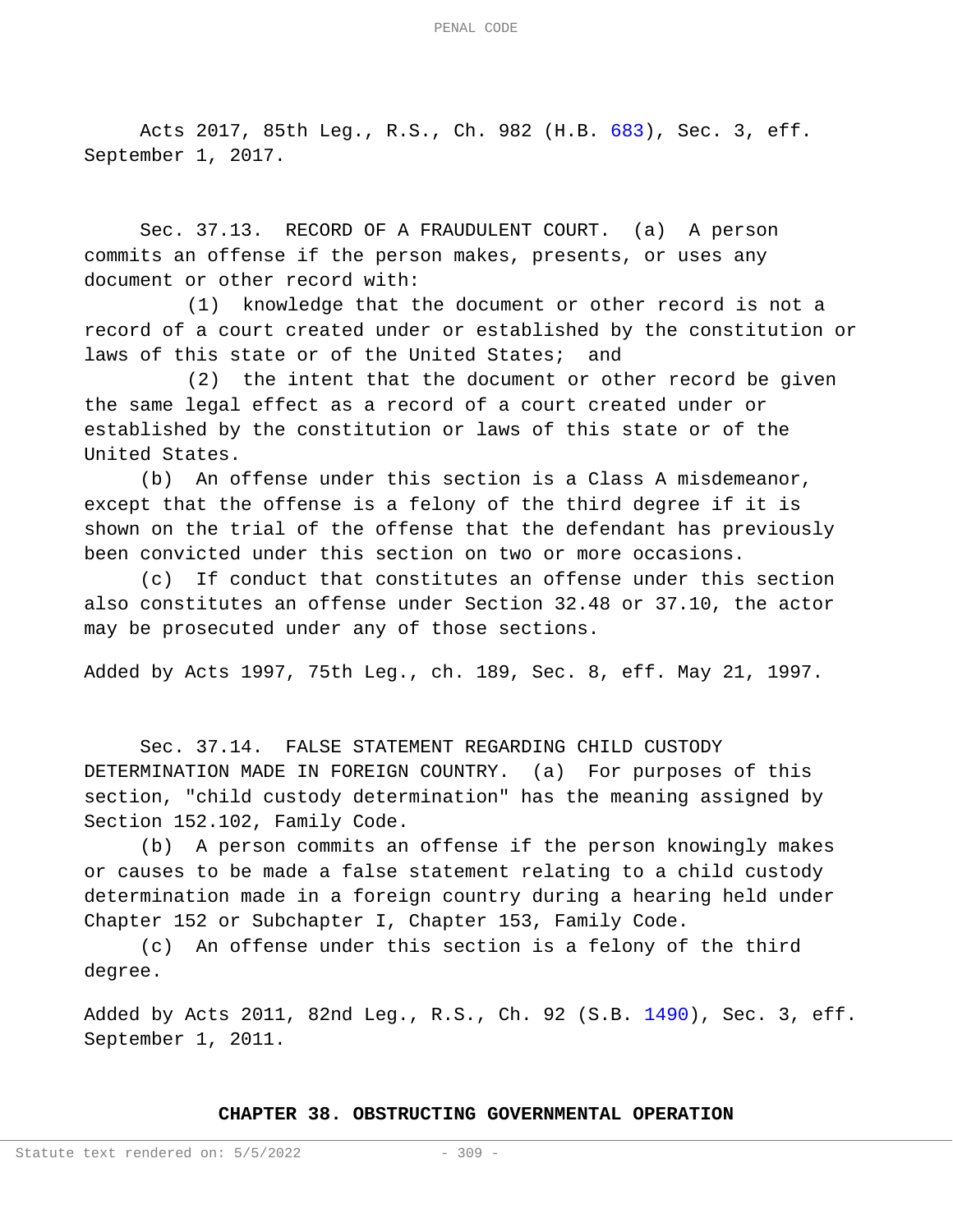Acts 2017, 85th Leg., R.S., Ch. 982 (H.B. 683), Sec. 3, eff. September 1, 2017.

Sec. 37.13. RECORD OF A FRAUDULENT COURT. (a) A person commits an offense if the person makes, presents, or uses any document or other record with:

(1) knowledge that the document or other record is not a record of a court created under or established by the constitution or laws of this state or of the United States; and

(2) the intent that the document or other record be given the same legal effect as a record of a court created under or established by the constitution or laws of this state or of the United States.

(b) An offense under this section is a Class A misdemeanor, except that the offense is a felony of the third degree if it is shown on the trial of the offense that the defendant has previously been convicted under this section on two or more occasions.

(c) If conduct that constitutes an offense under this section also constitutes an offense under Section 32.48 or 37.10, the actor may be prosecuted under any of those sections.

Added by Acts 1997, 75th Leg., ch. 189, Sec. 8, eff. May 21, 1997.

Sec. 37.14. FALSE STATEMENT REGARDING CHILD CUSTODY DETERMINATION MADE IN FOREIGN COUNTRY. (a) For purposes of this section, "child custody determination" has the meaning assigned by Section 152.102, Family Code.

(b) A person commits an offense if the person knowingly makes or causes to be made a false statement relating to a child custody determination made in a foreign country during a hearing held under Chapter 152 or Subchapter I, Chapter 153, Family Code.

(c) An offense under this section is a felony of the third degree.

Added by Acts 2011, 82nd Leg., R.S., Ch. 92 (S.B. 1490), Sec. 3, eff. September 1, 2011.

## CHAPTER 38. OBSTRUCTING GOVERNMENTAL OPERATION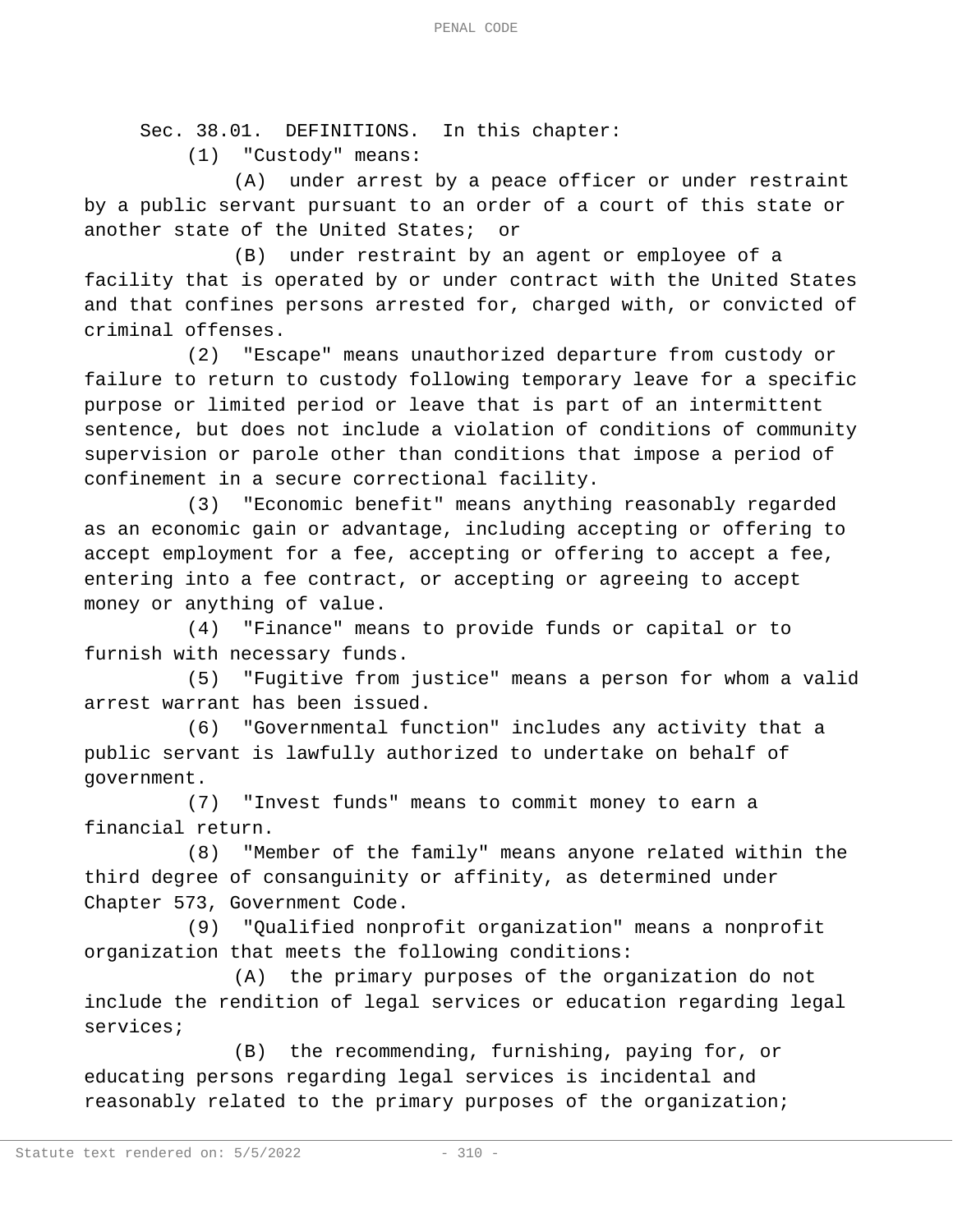Sec. 38.01. DEFINITIONS. In this chapter:

(1) "Custody" means:

(A) under arrest by a peace officer or under restraint by a public servant pursuant to an order of a court of this state or another state of the United States; or

(B) under restraint by an agent or employee of a facility that is operated by or under contract with the United States and that confines persons arrested for, charged with, or convicted of criminal offenses.

(2) "Escape" means unauthorized departure from custody or failure to return to custody following temporary leave for a specific purpose or limited period or leave that is part of an intermittent sentence, but does not include a violation of conditions of community supervision or parole other than conditions that impose a period of confinement in a secure correctional facility.

(3) "Economic benefit" means anything reasonably regarded as an economic gain or advantage, including accepting or offering to accept employment for a fee, accepting or offering to accept a fee, entering into a fee contract, or accepting or agreeing to accept money or anything of value.

(4) "Finance" means to provide funds or capital or to furnish with necessary funds.

(5) "Fugitive from justice" means a person for whom a valid arrest warrant has been issued.

(6) "Governmental function" includes any activity that a public servant is lawfully authorized to undertake on behalf of government.

(7) "Invest funds" means to commit money to earn a financial return.

(8) "Member of the family" means anyone related within the third degree of consanguinity or affinity, as determined under Chapter 573, Government Code.

(9) "Qualified nonprofit organization" means a nonprofit organization that meets the following conditions:

(A) the primary purposes of the organization do not include the rendition of legal services or education regarding legal services;

(B) the recommending, furnishing, paying for, or educating persons regarding legal services is incidental and reasonably related to the primary purposes of the organization;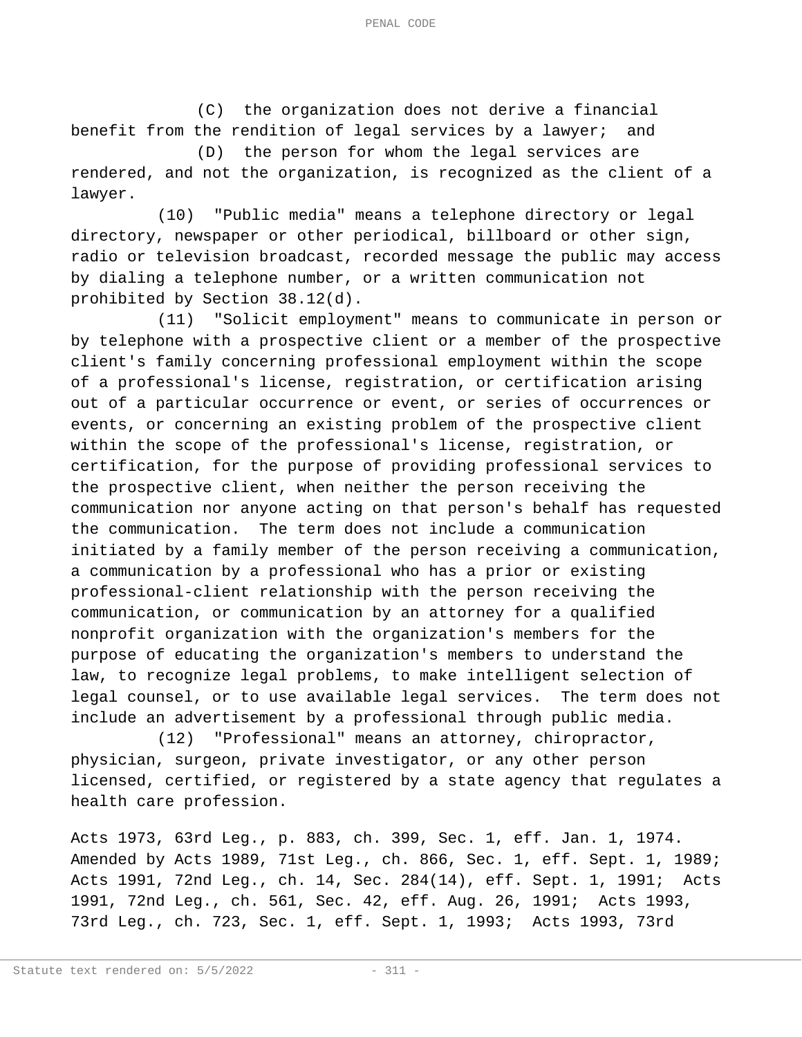(C) the organization does not derive a financial benefit from the rendition of legal services by a lawyer; and

(D) the person for whom the legal services are rendered, and not the organization, is recognized as the client of a lawyer.

(10) "Public media" means a telephone directory or legal directory, newspaper or other periodical, billboard or other sign, radio or television broadcast, recorded message the public may access by dialing a telephone number, or a written communication not prohibited by Section 38.12(d).

(11) "Solicit employment" means to communicate in person or by telephone with a prospective client or a member of the prospective client's family concerning professional employment within the scope of a professional's license, registration, or certification arising out of a particular occurrence or event, or series of occurrences or events, or concerning an existing problem of the prospective client within the scope of the professional's license, registration, or certification, for the purpose of providing professional services to the prospective client, when neither the person receiving the communication nor anyone acting on that person's behalf has requested the communication. The term does not include a communication initiated by a family member of the person receiving a communication, a communication by a professional who has a prior or existing professional-client relationship with the person receiving the communication, or communication by an attorney for a qualified nonprofit organization with the organization's members for the purpose of educating the organization's members to understand the law, to recognize legal problems, to make intelligent selection of legal counsel, or to use available legal services. The term does not include an advertisement by a professional through public media.

(12) "Professional" means an attorney, chiropractor, physician, surgeon, private investigator, or any other person licensed, certified, or registered by a state agency that regulates a health care profession.

Acts 1973, 63rd Leg., p. 883, ch. 399, Sec. 1, eff. Jan. 1, 1974. Amended by Acts 1989, 71st Leg., ch. 866, Sec. 1, eff. Sept. 1, 1989; Acts 1991, 72nd Leg., ch. 14, Sec. 284(14), eff. Sept. 1, 1991; Acts 1991, 72nd Leg., ch. 561, Sec. 42, eff. Aug. 26, 1991; Acts 1993, 73rd Leg., ch. 723, Sec. 1, eff. Sept. 1, 1993; Acts 1993, 73rd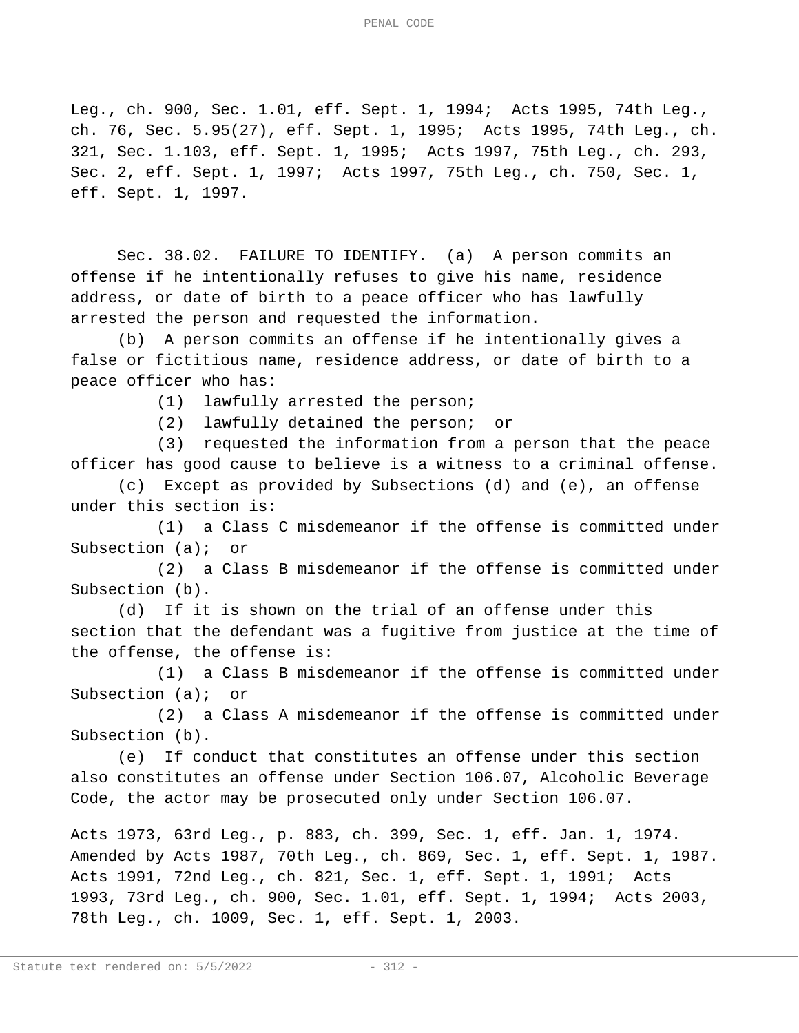Leg., ch. 900, Sec. 1.01, eff. Sept. 1, 1994; Acts 1995, 74th Leg., ch. 76, Sec. 5.95(27), eff. Sept. 1, 1995; Acts 1995, 74th Leg., ch. 321, Sec. 1.103, eff. Sept. 1, 1995; Acts 1997, 75th Leg., ch. 293, Sec. 2, eff. Sept. 1, 1997; Acts 1997, 75th Leg., ch. 750, Sec. 1, eff. Sept. 1, 1997.

Sec. 38.02. FAILURE TO IDENTIFY. (a) A person commits an offense if he intentionally refuses to give his name, residence address, or date of birth to a peace officer who has lawfully arrested the person and requested the information.

(b) A person commits an offense if he intentionally gives a false or fictitious name, residence address, or date of birth to a peace officer who has:

(1) lawfully arrested the person;

(2) lawfully detained the person; or

(3) requested the information from a person that the peace officer has good cause to believe is a witness to a criminal offense.

(c) Except as provided by Subsections (d) and (e), an offense under this section is:

(1) a Class C misdemeanor if the offense is committed under Subsection (a); or

(2) a Class B misdemeanor if the offense is committed under Subsection (b).

(d) If it is shown on the trial of an offense under this section that the defendant was a fugitive from justice at the time of the offense, the offense is:

(1) a Class B misdemeanor if the offense is committed under Subsection (a); or

(2) a Class A misdemeanor if the offense is committed under Subsection (b).

(e) If conduct that constitutes an offense under this section also constitutes an offense under Section 106.07, Alcoholic Beverage Code, the actor may be prosecuted only under Section 106.07.

Acts 1973, 63rd Leg., p. 883, ch. 399, Sec. 1, eff. Jan. 1, 1974. Amended by Acts 1987, 70th Leg., ch. 869, Sec. 1, eff. Sept. 1, 1987. Acts 1991, 72nd Leg., ch. 821, Sec. 1, eff. Sept. 1, 1991; Acts 1993, 73rd Leg., ch. 900, Sec. 1.01, eff. Sept. 1, 1994; Acts 2003, 78th Leg., ch. 1009, Sec. 1, eff. Sept. 1, 2003.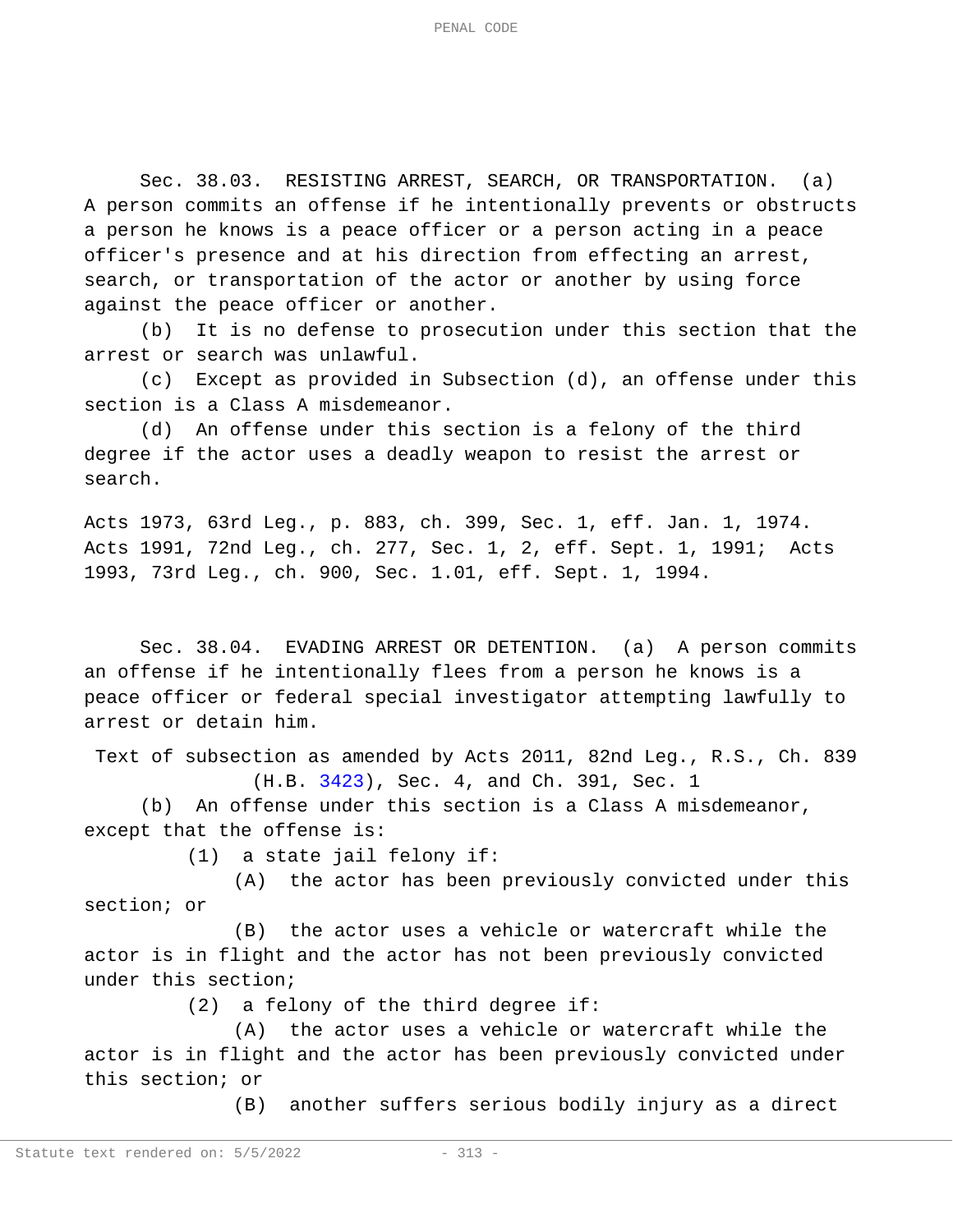Sec. 38.03. RESISTING ARREST, SEARCH, OR TRANSPORTATION. (a) A person commits an offense if he intentionally prevents or obstructs a person he knows is a peace officer or a person acting in a peace officer's presence and at his direction from effecting an arrest, search, or transportation of the actor or another by using force against the peace officer or another.

(b) It is no defense to prosecution under this section that the arrest or search was unlawful.

(c) Except as provided in Subsection (d), an offense under this section is a Class A misdemeanor.

(d) An offense under this section is a felony of the third degree if the actor uses a deadly weapon to resist the arrest or search.

Acts 1973, 63rd Leg., p. 883, ch. 399, Sec. 1, eff. Jan. 1, 1974. Acts 1991, 72nd Leg., ch. 277, Sec. 1, 2, eff. Sept. 1, 1991; Acts 1993, 73rd Leg., ch. 900, Sec. 1.01, eff. Sept. 1, 1994.

Sec. 38.04. EVADING ARREST OR DETENTION. (a) A person commits an offense if he intentionally flees from a person he knows is a peace officer or federal special investigator attempting lawfully to arrest or detain him.

Text of subsection as amended by Acts 2011, 82nd Leg., R.S., Ch. 839 (H.B. 3423), Sec. 4, and Ch. 391, Sec. 1

(b) An offense under this section is a Class A misdemeanor, except that the offense is:

(1) a state jail felony if:

(A) the actor has been previously convicted under this section; or

(B) the actor uses a vehicle or watercraft while the actor is in flight and the actor has not been previously convicted under this section;

(2) a felony of the third degree if:

(A) the actor uses a vehicle or watercraft while the actor is in flight and the actor has been previously convicted under this section; or

(B) another suffers serious bodily injury as a direct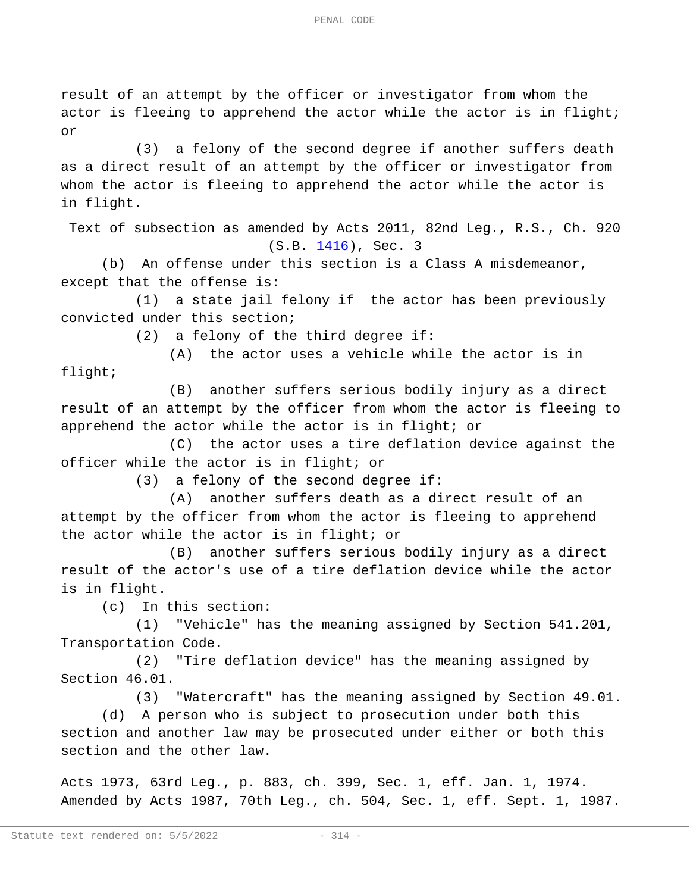result of an attempt by the officer or investigator from whom the actor is fleeing to apprehend the actor while the actor is in flight; or

(3) a felony of the second degree if another suffers death as a direct result of an attempt by the officer or investigator from whom the actor is fleeing to apprehend the actor while the actor is in flight.

Text of subsection as amended by Acts 2011, 82nd Leg., R.S., Ch. 920 (S.B. 1416), Sec. 3

(b) An offense under this section is a Class A misdemeanor, except that the offense is:

(1) a state jail felony if the actor has been previously convicted under this section;

(2) a felony of the third degree if:

(A) the actor uses a vehicle while the actor is in flight;

(B) another suffers serious bodily injury as a direct result of an attempt by the officer from whom the actor is fleeing to apprehend the actor while the actor is in flight; or

(C) the actor uses a tire deflation device against the officer while the actor is in flight; or

(3) a felony of the second degree if:

(A) another suffers death as a direct result of an attempt by the officer from whom the actor is fleeing to apprehend the actor while the actor is in flight; or

(B) another suffers serious bodily injury as a direct result of the actor's use of a tire deflation device while the actor is in flight.

(c) In this section:

(1) "Vehicle" has the meaning assigned by Section 541.201, Transportation Code.

(2) "Tire deflation device" has the meaning assigned by Section 46.01.

(3) "Watercraft" has the meaning assigned by Section 49.01.

(d) A person who is subject to prosecution under both this section and another law may be prosecuted under either or both this section and the other law.

Acts 1973, 63rd Leg., p. 883, ch. 399, Sec. 1, eff. Jan. 1, 1974.
Amended by Acts 1987, 70th Leg., ch. 504, Sec. 1, eff. Sept. 1, 1987.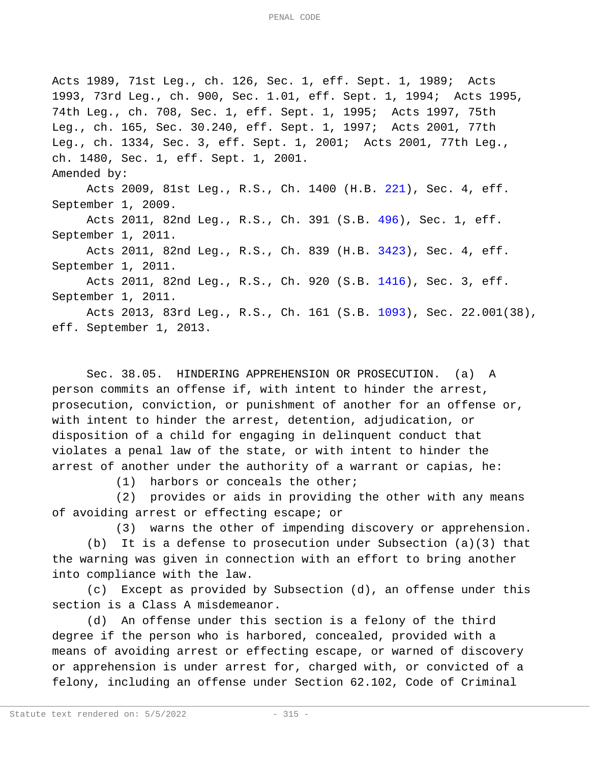Acts 1989, 71st Leg., ch. 126, Sec. 1, eff. Sept. 1, 1989; Acts 1993, 73rd Leg., ch. 900, Sec. 1.01, eff. Sept. 1, 1994; Acts 1995, 74th Leg., ch. 708, Sec. 1, eff. Sept. 1, 1995; Acts 1997, 75th Leg., ch. 165, Sec. 30.240, eff. Sept. 1, 1997; Acts 2001, 77th Leg., ch. 1334, Sec. 3, eff. Sept. 1, 2001; Acts 2001, 77th Leg., ch. 1480, Sec. 1, eff. Sept. 1, 2001.

Amended by:

Acts 2009, 81st Leg., R.S., Ch. 1400 (H.B. 221), Sec. 4, eff. September 1, 2009.

Acts 2011, 82nd Leg., R.S., Ch. 391 (S.B. 496), Sec. 1, eff. September 1, 2011.

Acts 2011, 82nd Leg., R.S., Ch. 839 (H.B. 3423), Sec. 4, eff. September 1, 2011.

Acts 2011, 82nd Leg., R.S., Ch. 920 (S.B. 1416), Sec. 3, eff. September 1, 2011.

Acts 2013, 83rd Leg., R.S., Ch. 161 (S.B. 1093), Sec. 22.001(38), eff. September 1, 2013.

Sec. 38.05. HINDERING APPREHENSION OR PROSECUTION. (a) A person commits an offense if, with intent to hinder the arrest, prosecution, conviction, or punishment of another for an offense or, with intent to hinder the arrest, detention, adjudication, or disposition of a child for engaging in delinquent conduct that violates a penal law of the state, or with intent to hinder the arrest of another under the authority of a warrant or capias, he:

(1) harbors or conceals the other;

(2) provides or aids in providing the other with any means of avoiding arrest or effecting escape; or

(3) warns the other of impending discovery or apprehension.

(b) It is a defense to prosecution under Subsection (a)(3) that the warning was given in connection with an effort to bring another into compliance with the law.

(c) Except as provided by Subsection (d), an offense under this section is a Class A misdemeanor.

(d) An offense under this section is a felony of the third degree if the person who is harbored, concealed, provided with a means of avoiding arrest or effecting escape, or warned of discovery or apprehension is under arrest for, charged with, or convicted of a felony, including an offense under Section 62.102, Code of Criminal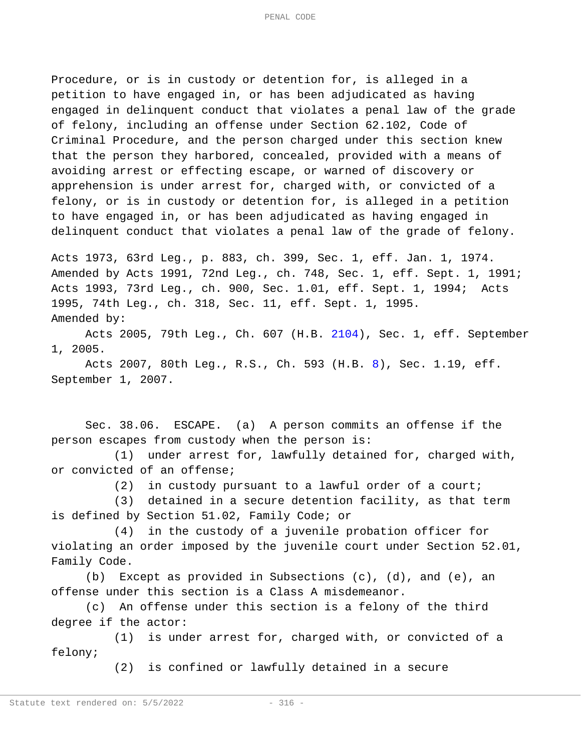Procedure, or is in custody or detention for, is alleged in a petition to have engaged in, or has been adjudicated as having engaged in delinquent conduct that violates a penal law of the grade of felony, including an offense under Section 62.102, Code of Criminal Procedure, and the person charged under this section knew that the person they harbored, concealed, provided with a means of avoiding arrest or effecting escape, or warned of discovery or apprehension is under arrest for, charged with, or convicted of a felony, or is in custody or detention for, is alleged in a petition to have engaged in, or has been adjudicated as having engaged in delinquent conduct that violates a penal law of the grade of felony.

Acts 1973, 63rd Leg., p. 883, ch. 399, Sec. 1, eff. Jan. 1, 1974. Amended by Acts 1991, 72nd Leg., ch. 748, Sec. 1, eff. Sept. 1, 1991; Acts 1993, 73rd Leg., ch. 900, Sec. 1.01, eff. Sept. 1, 1994; Acts 1995, 74th Leg., ch. 318, Sec. 11, eff. Sept. 1, 1995.
Amended by:

Acts 2005, 79th Leg., Ch. 607 (H.B. 2104), Sec. 1, eff. September 1, 2005.

Acts 2007, 80th Leg., R.S., Ch. 593 (H.B. 8), Sec. 1.19, eff. September 1, 2007.

Sec. 38.06. ESCAPE. (a) A person commits an offense if the person escapes from custody when the person is:

(1) under arrest for, lawfully detained for, charged with, or convicted of an offense;

(2) in custody pursuant to a lawful order of a court;

(3) detained in a secure detention facility, as that term is defined by Section 51.02, Family Code; or

(4) in the custody of a juvenile probation officer for violating an order imposed by the juvenile court under Section 52.01, Family Code.

(b) Except as provided in Subsections (c), (d), and (e), an offense under this section is a Class A misdemeanor.

(c) An offense under this section is a felony of the third degree if the actor:

(1) is under arrest for, charged with, or convicted of a felony;

(2) is confined or lawfully detained in a secure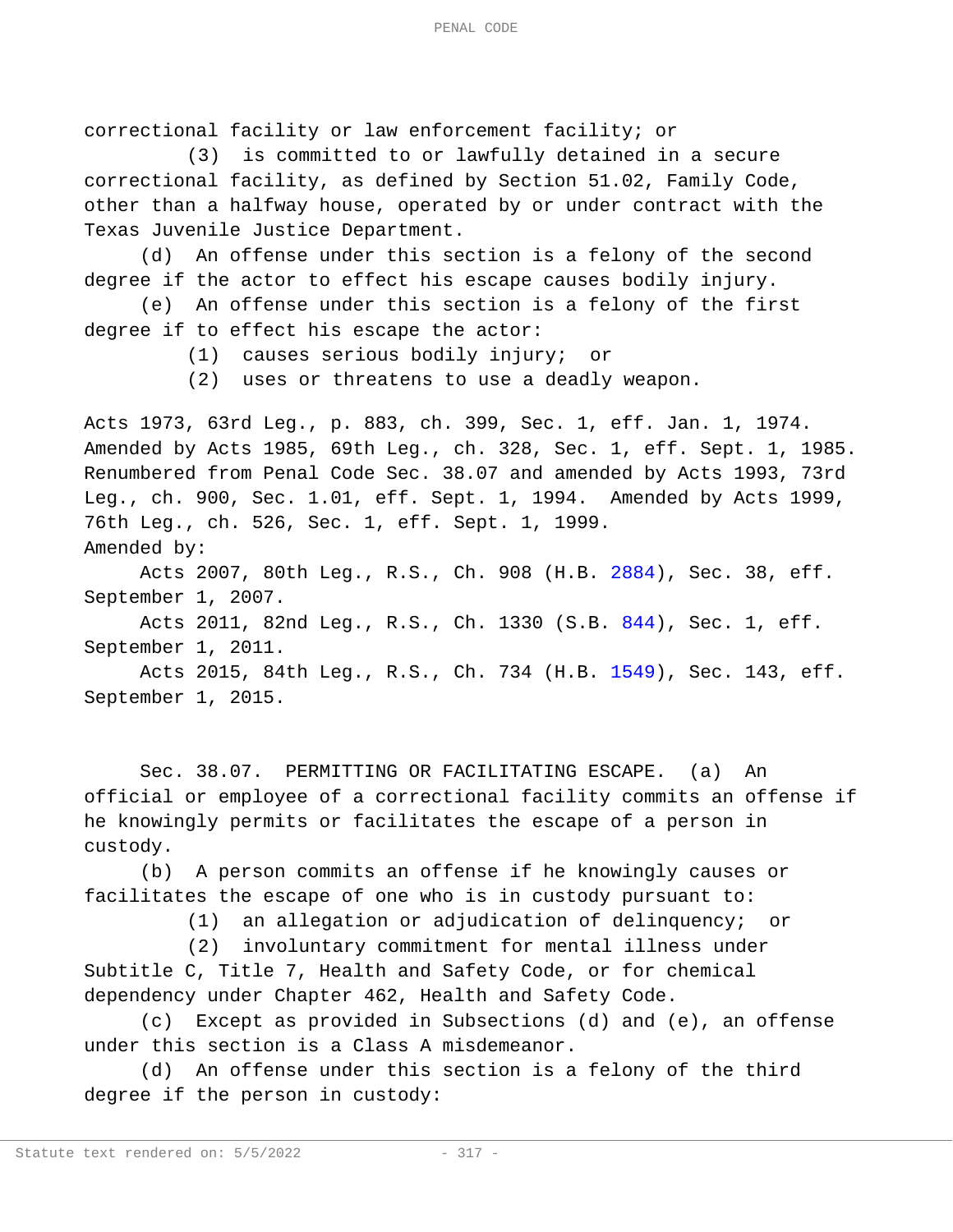correctional facility or law enforcement facility; or

(3) is committed to or lawfully detained in a secure correctional facility, as defined by Section 51.02, Family Code, other than a halfway house, operated by or under contract with the Texas Juvenile Justice Department.

(d) An offense under this section is a felony of the second degree if the actor to effect his escape causes bodily injury.

(e) An offense under this section is a felony of the first degree if to effect his escape the actor:

(1) causes serious bodily injury; or

(2) uses or threatens to use a deadly weapon.

Acts 1973, 63rd Leg., p. 883, ch. 399, Sec. 1, eff. Jan. 1, 1974. Amended by Acts 1985, 69th Leg., ch. 328, Sec. 1, eff. Sept. 1, 1985. Renumbered from Penal Code Sec. 38.07 and amended by Acts 1993, 73rd Leg., ch. 900, Sec. 1.01, eff. Sept. 1, 1994. Amended by Acts 1999, 76th Leg., ch. 526, Sec. 1, eff. Sept. 1, 1999.

Amended by:

Acts 2007, 80th Leg., R.S., Ch. 908 (H.B. 2884), Sec. 38, eff. September 1, 2007.

Acts 2011, 82nd Leg., R.S., Ch. 1330 (S.B. 844), Sec. 1, eff. September 1, 2011.

Acts 2015, 84th Leg., R.S., Ch. 734 (H.B. 1549), Sec. 143, eff. September 1, 2015.

Sec. 38.07. PERMITTING OR FACILITATING ESCAPE. (a) An official or employee of a correctional facility commits an offense if he knowingly permits or facilitates the escape of a person in custody.

(b) A person commits an offense if he knowingly causes or facilitates the escape of one who is in custody pursuant to:

(1) an allegation or adjudication of delinquency; or

(2) involuntary commitment for mental illness under Subtitle C, Title 7, Health and Safety Code, or for chemical dependency under Chapter 462, Health and Safety Code.

(c) Except as provided in Subsections (d) and (e), an offense under this section is a Class A misdemeanor.

(d) An offense under this section is a felony of the third degree if the person in custody: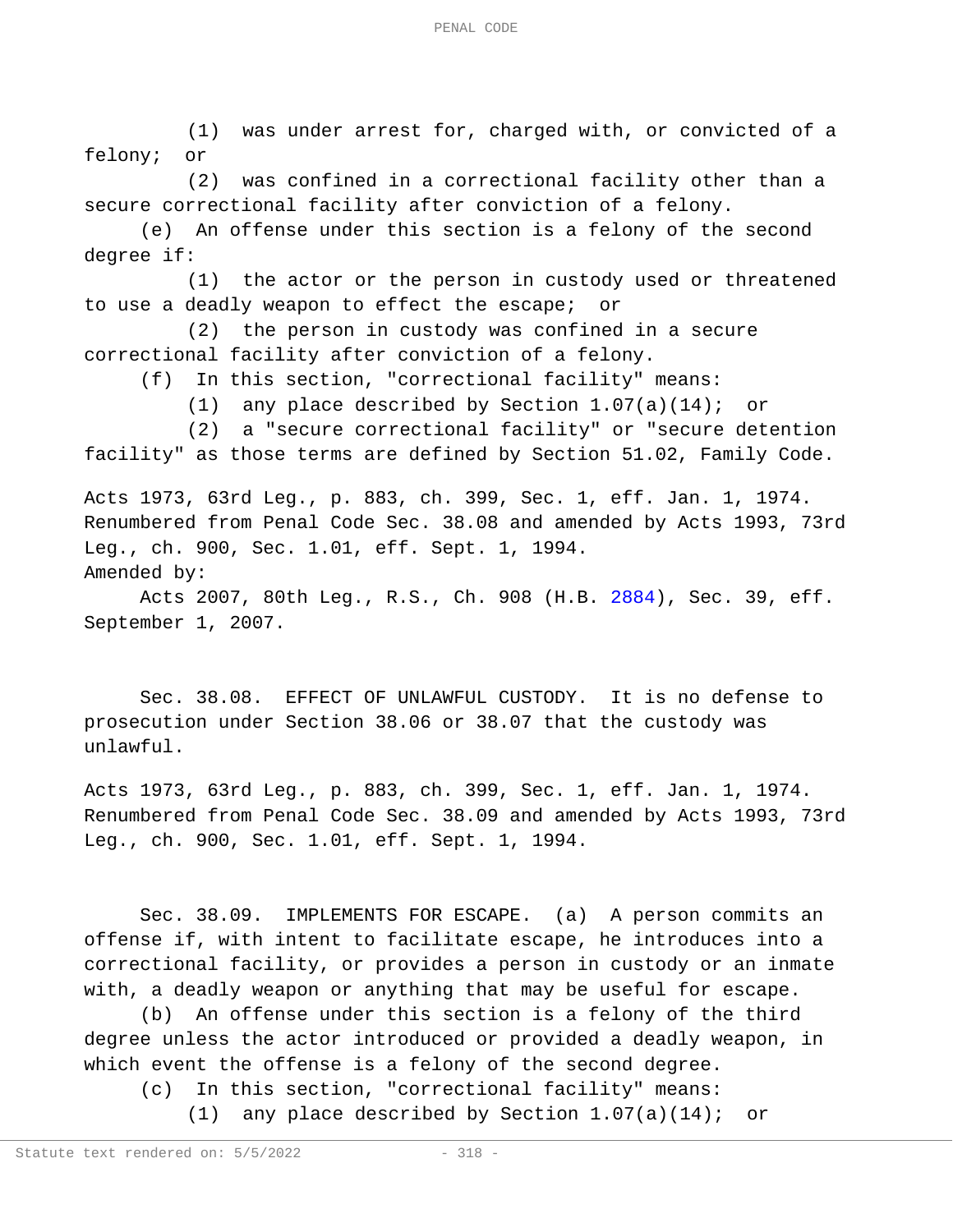(1) was under arrest for, charged with, or convicted of a felony; or

(2) was confined in a correctional facility other than a secure correctional facility after conviction of a felony.

(e) An offense under this section is a felony of the second degree if:

(1) the actor or the person in custody used or threatened to use a deadly weapon to effect the escape; or

(2) the person in custody was confined in a secure correctional facility after conviction of a felony.

(f) In this section, "correctional facility" means:

(1) any place described by Section 1.07(a)(14); or

(2) a "secure correctional facility" or "secure detention facility" as those terms are defined by Section 51.02, Family Code.

Acts 1973, 63rd Leg., p. 883, ch. 399, Sec. 1, eff. Jan. 1, 1974. Renumbered from Penal Code Sec. 38.08 and amended by Acts 1993, 73rd Leg., ch. 900, Sec. 1.01, eff. Sept. 1, 1994.

Amended by:

Acts 2007, 80th Leg., R.S., Ch. 908 (H.B. 2884), Sec. 39, eff. September 1, 2007.

Sec. 38.08. EFFECT OF UNLAWFUL CUSTODY. It is no defense to prosecution under Section 38.06 or 38.07 that the custody was unlawful.

Acts 1973, 63rd Leg., p. 883, ch. 399, Sec. 1, eff. Jan. 1, 1974. Renumbered from Penal Code Sec. 38.09 and amended by Acts 1993, 73rd Leg., ch. 900, Sec. 1.01, eff. Sept. 1, 1994.

Sec. 38.09. IMPLEMENTS FOR ESCAPE. (a) A person commits an offense if, with intent to facilitate escape, he introduces into a correctional facility, or provides a person in custody or an inmate with, a deadly weapon or anything that may be useful for escape.

(b) An offense under this section is a felony of the third degree unless the actor introduced or provided a deadly weapon, in which event the offense is a felony of the second degree.

(c) In this section, "correctional facility" means:

(1) any place described by Section 1.07(a)(14); or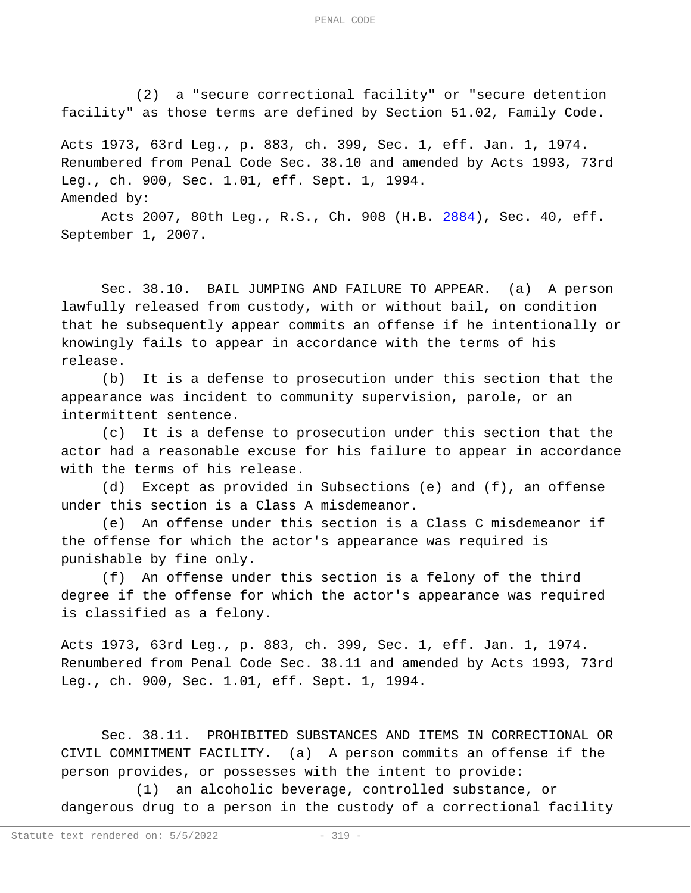(2) a "secure correctional facility" or "secure detention facility" as those terms are defined by Section 51.02, Family Code.

Acts 1973, 63rd Leg., p. 883, ch. 399, Sec. 1, eff. Jan. 1, 1974. Renumbered from Penal Code Sec. 38.10 and amended by Acts 1993, 73rd Leg., ch. 900, Sec. 1.01, eff. Sept. 1, 1994.
Amended by:

Acts 2007, 80th Leg., R.S., Ch. 908 (H.B. 2884), Sec. 40, eff. September 1, 2007.

Sec. 38.10. BAIL JUMPING AND FAILURE TO APPEAR. (a) A person lawfully released from custody, with or without bail, on condition that he subsequently appear commits an offense if he intentionally or knowingly fails to appear in accordance with the terms of his release.

(b) It is a defense to prosecution under this section that the appearance was incident to community supervision, parole, or an intermittent sentence.

(c) It is a defense to prosecution under this section that the actor had a reasonable excuse for his failure to appear in accordance with the terms of his release.

(d) Except as provided in Subsections (e) and (f), an offense under this section is a Class A misdemeanor.

(e) An offense under this section is a Class C misdemeanor if the offense for which the actor's appearance was required is punishable by fine only.

(f) An offense under this section is a felony of the third degree if the offense for which the actor's appearance was required is classified as a felony.

Acts 1973, 63rd Leg., p. 883, ch. 399, Sec. 1, eff. Jan. 1, 1974. Renumbered from Penal Code Sec. 38.11 and amended by Acts 1993, 73rd Leg., ch. 900, Sec. 1.01, eff. Sept. 1, 1994.

Sec. 38.11. PROHIBITED SUBSTANCES AND ITEMS IN CORRECTIONAL OR CIVIL COMMITMENT FACILITY. (a) A person commits an offense if the person provides, or possesses with the intent to provide:

(1) an alcoholic beverage, controlled substance, or dangerous drug to a person in the custody of a correctional facility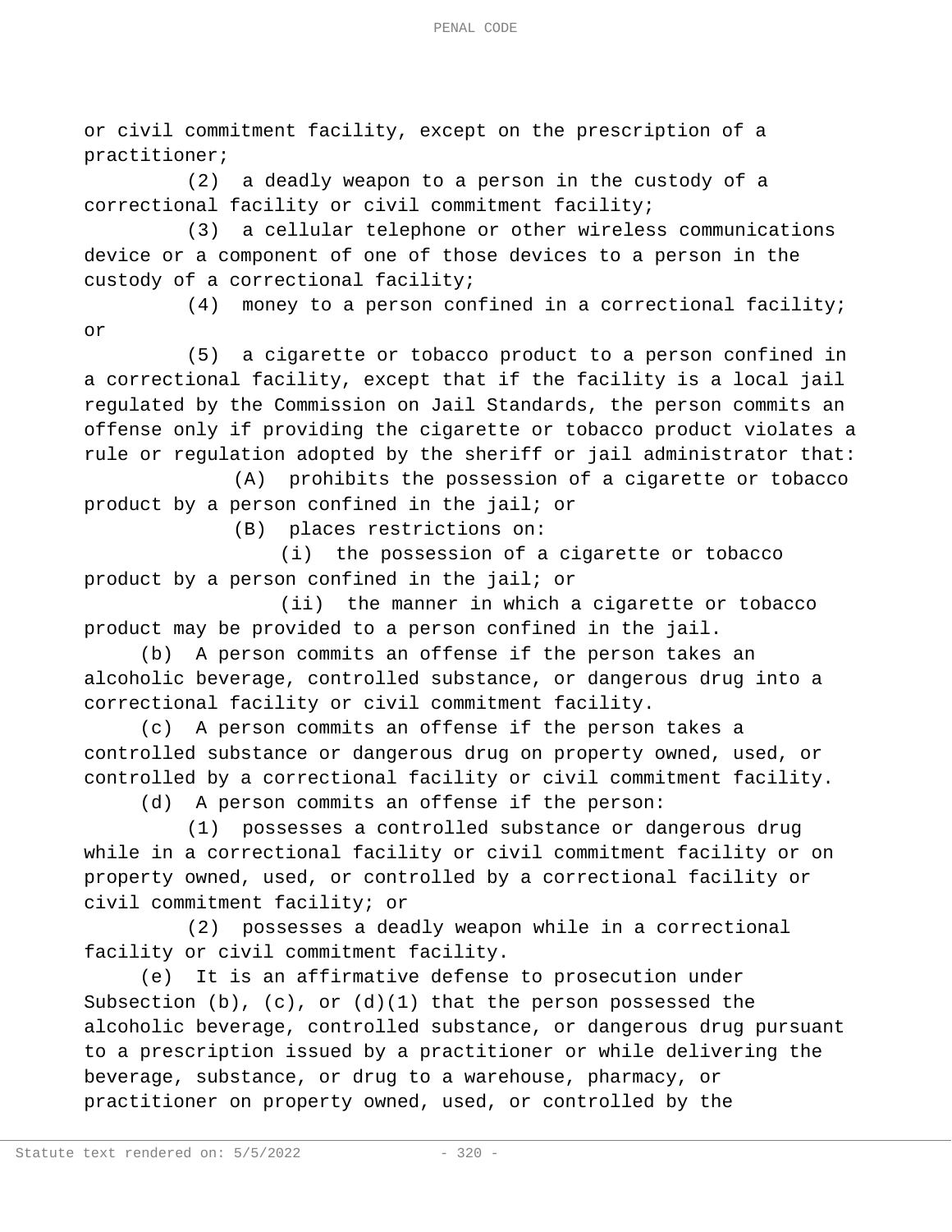or civil commitment facility, except on the prescription of a practitioner;

(2) a deadly weapon to a person in the custody of a correctional facility or civil commitment facility;

(3) a cellular telephone or other wireless communications device or a component of one of those devices to a person in the custody of a correctional facility;

(4) money to a person confined in a correctional facility; or

(5) a cigarette or tobacco product to a person confined in a correctional facility, except that if the facility is a local jail regulated by the Commission on Jail Standards, the person commits an offense only if providing the cigarette or tobacco product violates a rule or regulation adopted by the sheriff or jail administrator that:

(A) prohibits the possession of a cigarette or tobacco product by a person confined in the jail; or

(B) places restrictions on:

(i) the possession of a cigarette or tobacco product by a person confined in the jail; or

(ii) the manner in which a cigarette or tobacco product may be provided to a person confined in the jail.

(b) A person commits an offense if the person takes an alcoholic beverage, controlled substance, or dangerous drug into a correctional facility or civil commitment facility.

(c) A person commits an offense if the person takes a controlled substance or dangerous drug on property owned, used, or controlled by a correctional facility or civil commitment facility.

(d) A person commits an offense if the person:

(1) possesses a controlled substance or dangerous drug while in a correctional facility or civil commitment facility or on property owned, used, or controlled by a correctional facility or civil commitment facility; or

(2) possesses a deadly weapon while in a correctional facility or civil commitment facility.

(e) It is an affirmative defense to prosecution under Subsection (b), (c), or (d)(1) that the person possessed the alcoholic beverage, controlled substance, or dangerous drug pursuant to a prescription issued by a practitioner or while delivering the beverage, substance, or drug to a warehouse, pharmacy, or practitioner on property owned, used, or controlled by the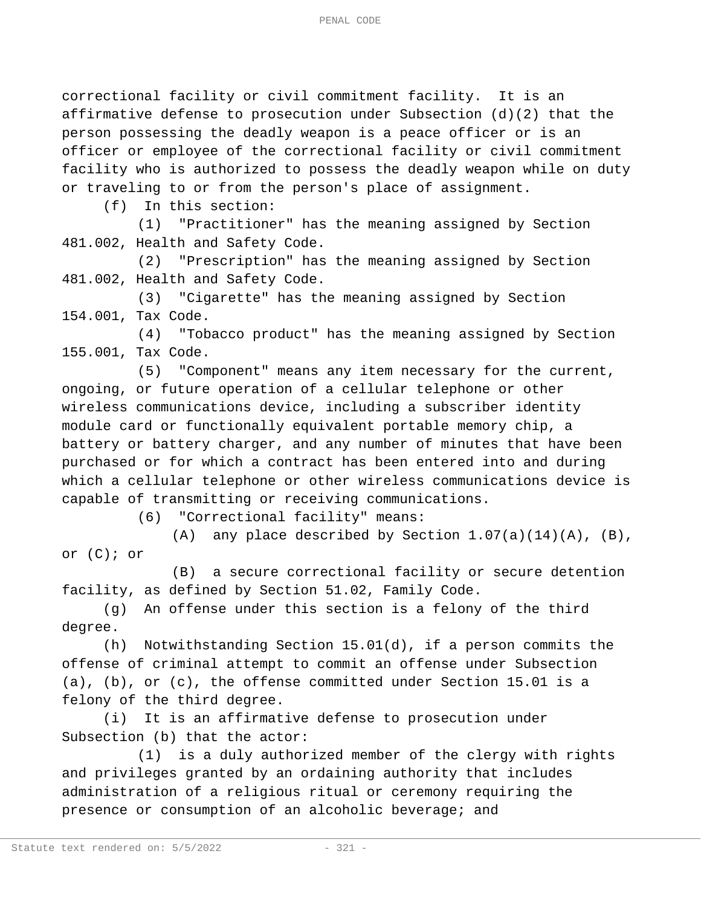correctional facility or civil commitment facility. It is an affirmative defense to prosecution under Subsection (d)(2) that the person possessing the deadly weapon is a peace officer or is an officer or employee of the correctional facility or civil commitment facility who is authorized to possess the deadly weapon while on duty or traveling to or from the person's place of assignment.

(f) In this section:

(1) "Practitioner" has the meaning assigned by Section 481.002, Health and Safety Code.

(2) "Prescription" has the meaning assigned by Section 481.002, Health and Safety Code.

(3) "Cigarette" has the meaning assigned by Section 154.001, Tax Code.

(4) "Tobacco product" has the meaning assigned by Section 155.001, Tax Code.

(5) "Component" means any item necessary for the current, ongoing, or future operation of a cellular telephone or other wireless communications device, including a subscriber identity module card or functionally equivalent portable memory chip, a battery or battery charger, and any number of minutes that have been purchased or for which a contract has been entered into and during which a cellular telephone or other wireless communications device is capable of transmitting or receiving communications.

(6) "Correctional facility" means:

(A) any place described by Section 1.07(a)(14)(A), (B), or (C); or

(B) a secure correctional facility or secure detention facility, as defined by Section 51.02, Family Code.

(g) An offense under this section is a felony of the third degree.

(h) Notwithstanding Section 15.01(d), if a person commits the offense of criminal attempt to commit an offense under Subsection (a), (b), or (c), the offense committed under Section 15.01 is a felony of the third degree.

(i) It is an affirmative defense to prosecution under Subsection (b) that the actor:

(1) is a duly authorized member of the clergy with rights and privileges granted by an ordaining authority that includes administration of a religious ritual or ceremony requiring the presence or consumption of an alcoholic beverage; and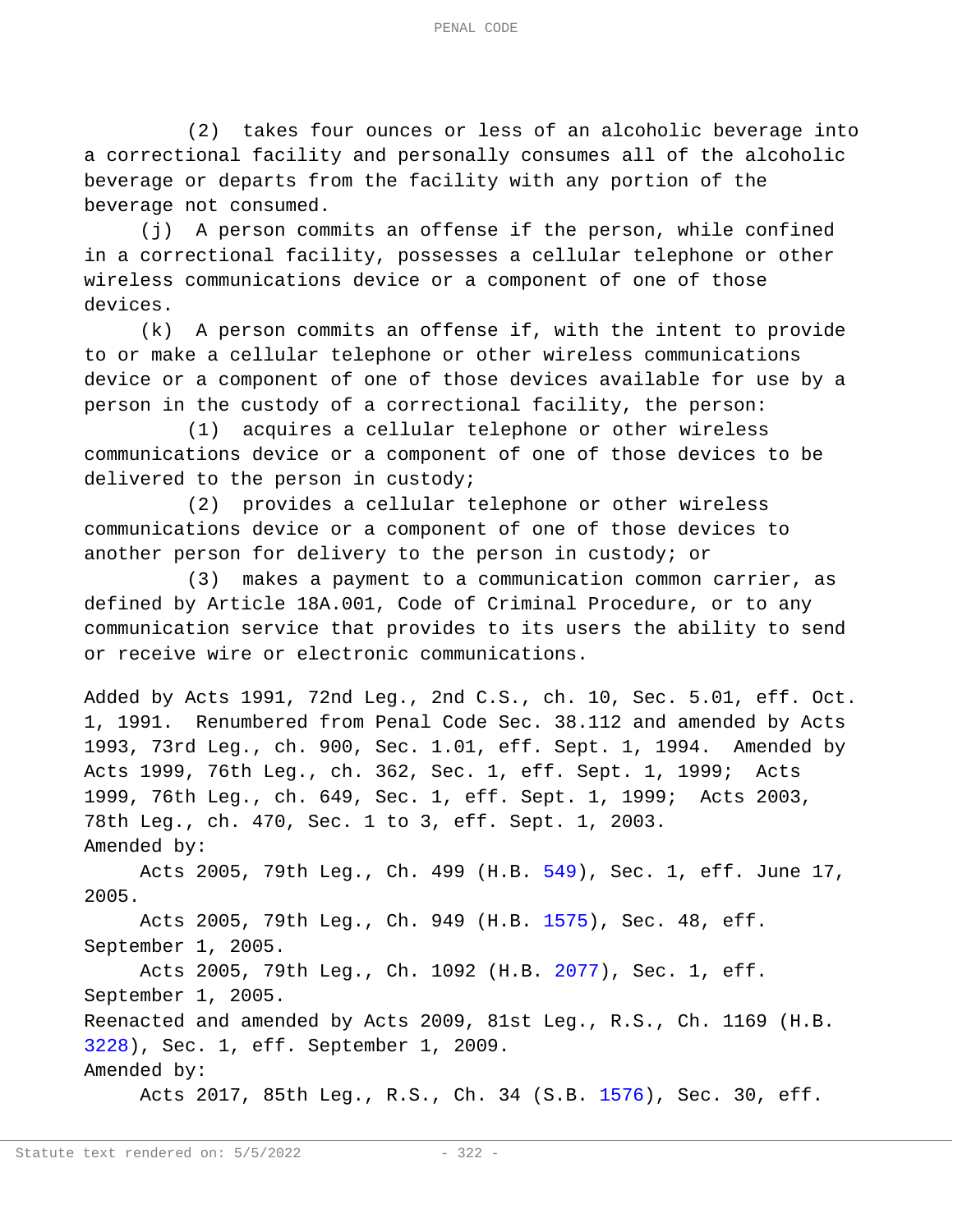(2) takes four ounces or less of an alcoholic beverage into a correctional facility and personally consumes all of the alcoholic beverage or departs from the facility with any portion of the beverage not consumed.

(j) A person commits an offense if the person, while confined in a correctional facility, possesses a cellular telephone or other wireless communications device or a component of one of those devices.

(k) A person commits an offense if, with the intent to provide to or make a cellular telephone or other wireless communications device or a component of one of those devices available for use by a person in the custody of a correctional facility, the person:

(1) acquires a cellular telephone or other wireless communications device or a component of one of those devices to be delivered to the person in custody;

(2) provides a cellular telephone or other wireless communications device or a component of one of those devices to another person for delivery to the person in custody; or

(3) makes a payment to a communication common carrier, as defined by Article 18A.001, Code of Criminal Procedure, or to any communication service that provides to its users the ability to send or receive wire or electronic communications.

Added by Acts 1991, 72nd Leg., 2nd C.S., ch. 10, Sec. 5.01, eff. Oct. 1, 1991. Renumbered from Penal Code Sec. 38.112 and amended by Acts 1993, 73rd Leg., ch. 900, Sec. 1.01, eff. Sept. 1, 1994. Amended by Acts 1999, 76th Leg., ch. 362, Sec. 1, eff. Sept. 1, 1999; Acts 1999, 76th Leg., ch. 649, Sec. 1, eff. Sept. 1, 1999; Acts 2003, 78th Leg., ch. 470, Sec. 1 to 3, eff. Sept. 1, 2003.

Amended by:

Acts 2005, 79th Leg., Ch. 499 (H.B. 549), Sec. 1, eff. June 17, 2005.

Acts 2005, 79th Leg., Ch. 949 (H.B. 1575), Sec. 48, eff. September 1, 2005.

Acts 2005, 79th Leg., Ch. 1092 (H.B. 2077), Sec. 1, eff. September 1, 2005.

Reenacted and amended by Acts 2009, 81st Leg., R.S., Ch. 1169 (H.B. 3228), Sec. 1, eff. September 1, 2009.

Amended by:

Acts 2017, 85th Leg., R.S., Ch. 34 (S.B. 1576), Sec. 30, eff.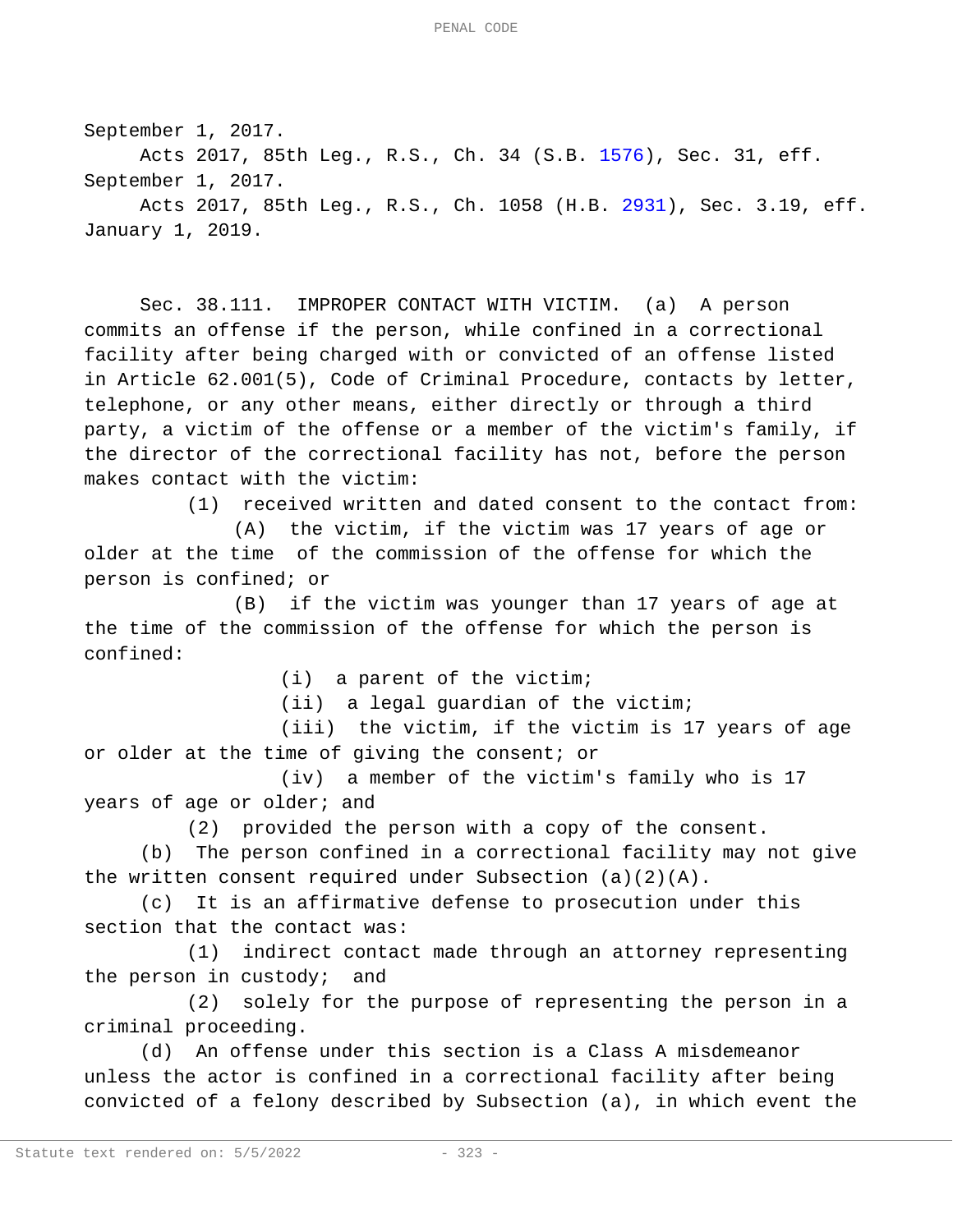September 1, 2017.

Acts 2017, 85th Leg., R.S., Ch. 34 (S.B. 1576), Sec. 31, eff. September 1, 2017.

Acts 2017, 85th Leg., R.S., Ch. 1058 (H.B. 2931), Sec. 3.19, eff. January 1, 2019.

Sec. 38.111. IMPROPER CONTACT WITH VICTIM. (a) A person commits an offense if the person, while confined in a correctional facility after being charged with or convicted of an offense listed in Article 62.001(5), Code of Criminal Procedure, contacts by letter, telephone, or any other means, either directly or through a third party, a victim of the offense or a member of the victim's family, if the director of the correctional facility has not, before the person makes contact with the victim:

(1) received written and dated consent to the contact from:

(A) the victim, if the victim was 17 years of age or older at the time of the commission of the offense for which the person is confined; or

(B) if the victim was younger than 17 years of age at the time of the commission of the offense for which the person is confined:

(i) a parent of the victim;

(ii) a legal guardian of the victim;

(iii) the victim, if the victim is 17 years of age or older at the time of giving the consent; or

(iv) a member of the victim's family who is 17 years of age or older; and

(2) provided the person with a copy of the consent.

(b) The person confined in a correctional facility may not give the written consent required under Subsection (a)(2)(A).

(c) It is an affirmative defense to prosecution under this section that the contact was:

(1) indirect contact made through an attorney representing the person in custody; and

(2) solely for the purpose of representing the person in a criminal proceeding.

(d) An offense under this section is a Class A misdemeanor unless the actor is confined in a correctional facility after being convicted of a felony described by Subsection (a), in which event the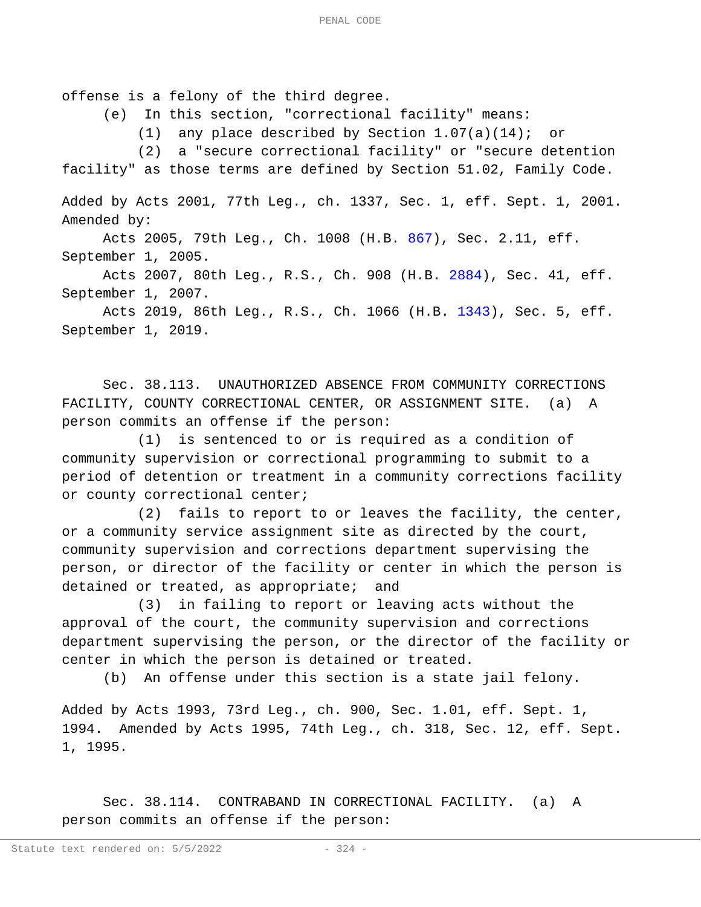offense is a felony of the third degree.

(e) In this section, "correctional facility" means:

(1) any place described by Section 1.07(a)(14); or

(2) a "secure correctional facility" or "secure detention facility" as those terms are defined by Section 51.02, Family Code.

Added by Acts 2001, 77th Leg., ch. 1337, Sec. 1, eff. Sept. 1, 2001.
Amended by:

Acts 2005, 79th Leg., Ch. 1008 (H.B. 867), Sec. 2.11, eff. September 1, 2005.

Acts 2007, 80th Leg., R.S., Ch. 908 (H.B. 2884), Sec. 41, eff. September 1, 2007.

Acts 2019, 86th Leg., R.S., Ch. 1066 (H.B. 1343), Sec. 5, eff. September 1, 2019.

Sec. 38.113. UNAUTHORIZED ABSENCE FROM COMMUNITY CORRECTIONS FACILITY, COUNTY CORRECTIONAL CENTER, OR ASSIGNMENT SITE. (a) A person commits an offense if the person:

(1) is sentenced to or is required as a condition of community supervision or correctional programming to submit to a period of detention or treatment in a community corrections facility or county correctional center;

(2) fails to report to or leaves the facility, the center, or a community service assignment site as directed by the court, community supervision and corrections department supervising the person, or director of the facility or center in which the person is detained or treated, as appropriate; and

(3) in failing to report or leaving acts without the approval of the court, the community supervision and corrections department supervising the person, or the director of the facility or center in which the person is detained or treated.

(b) An offense under this section is a state jail felony.

Added by Acts 1993, 73rd Leg., ch. 900, Sec. 1.01, eff. Sept. 1, 1994. Amended by Acts 1995, 74th Leg., ch. 318, Sec. 12, eff. Sept. 1, 1995.

Sec. 38.114. CONTRABAND IN CORRECTIONAL FACILITY. (a) A person commits an offense if the person: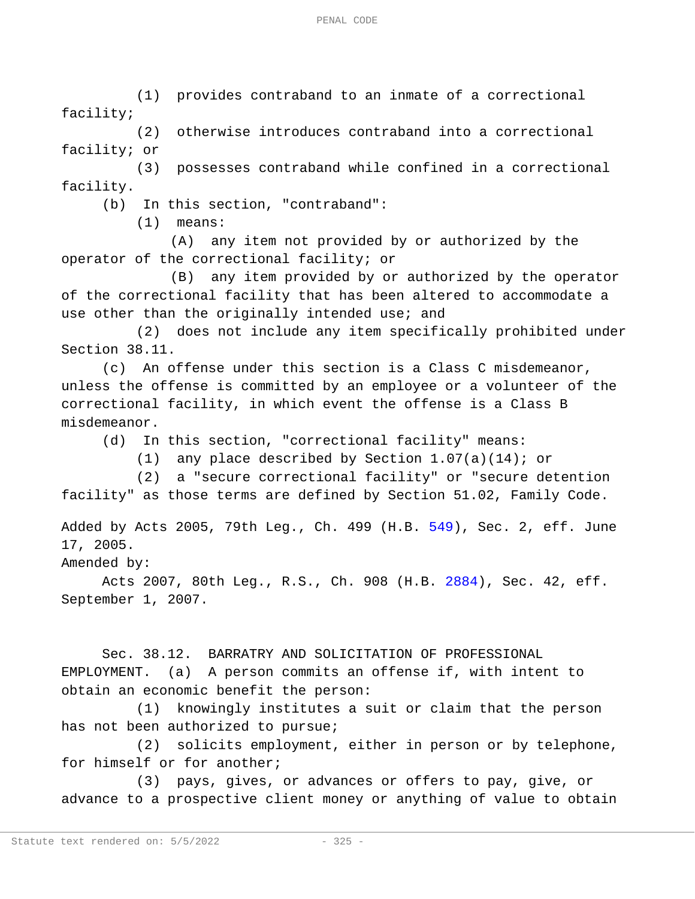(1) provides contraband to an inmate of a correctional facility;

(2) otherwise introduces contraband into a correctional facility; or

(3) possesses contraband while confined in a correctional facility.

(b) In this section, "contraband":

(1) means:

(A) any item not provided by or authorized by the operator of the correctional facility; or

(B) any item provided by or authorized by the operator of the correctional facility that has been altered to accommodate a use other than the originally intended use; and

(2) does not include any item specifically prohibited under Section 38.11.

(c) An offense under this section is a Class C misdemeanor, unless the offense is committed by an employee or a volunteer of the correctional facility, in which event the offense is a Class B misdemeanor.

(d) In this section, "correctional facility" means:

(1) any place described by Section 1.07(a)(14); or

(2) a "secure correctional facility" or "secure detention facility" as those terms are defined by Section 51.02, Family Code.

Added by Acts 2005, 79th Leg., Ch. 499 (H.B. 549), Sec. 2, eff. June 17, 2005.

Amended by:

Acts 2007, 80th Leg., R.S., Ch. 908 (H.B. 2884), Sec. 42, eff. September 1, 2007.

Sec. 38.12. BARRATRY AND SOLICITATION OF PROFESSIONAL EMPLOYMENT. (a) A person commits an offense if, with intent to obtain an economic benefit the person:

(1) knowingly institutes a suit or claim that the person has not been authorized to pursue;

(2) solicits employment, either in person or by telephone, for himself or for another;

(3) pays, gives, or advances or offers to pay, give, or advance to a prospective client money or anything of value to obtain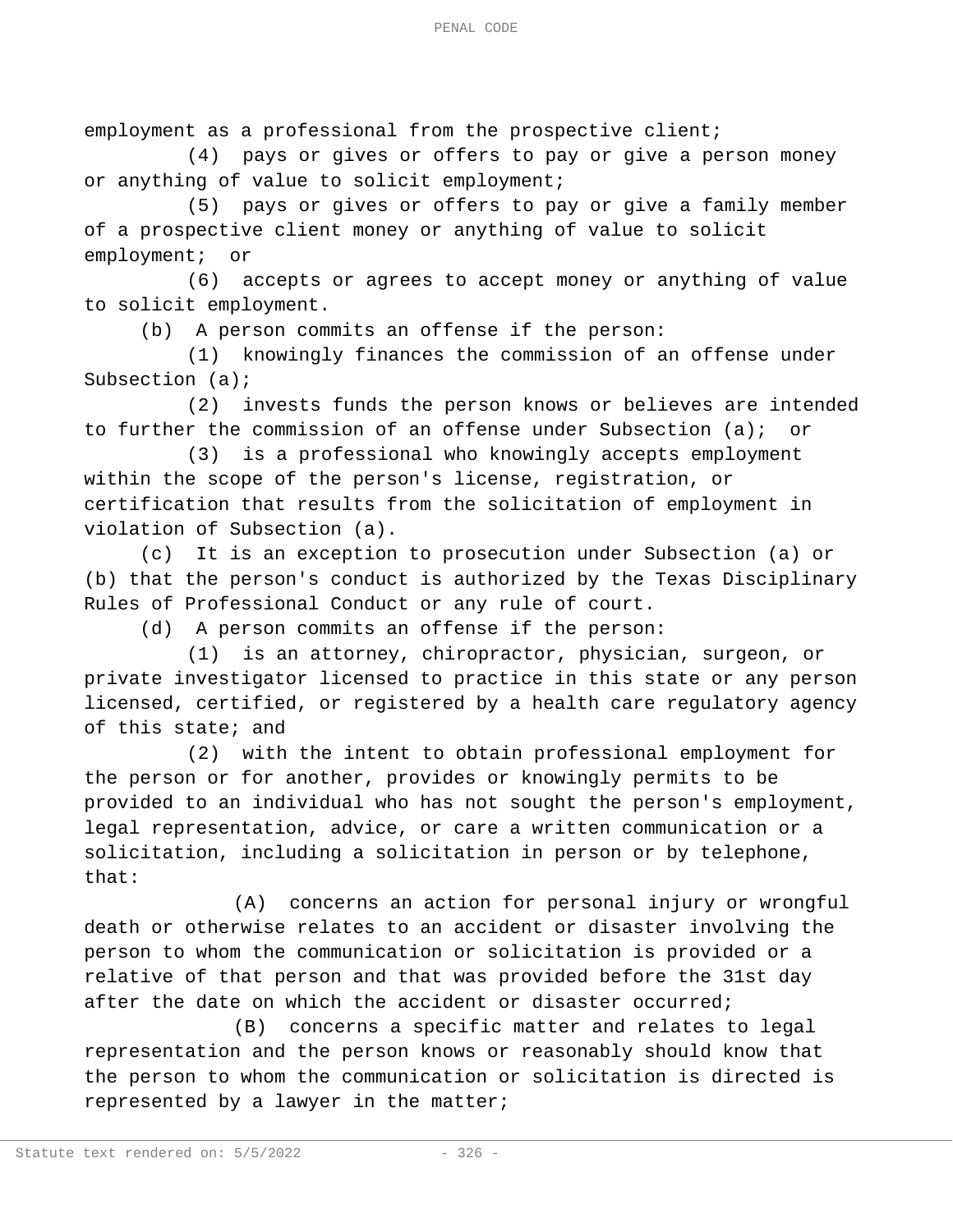employment as a professional from the prospective client;

(4) pays or gives or offers to pay or give a person money or anything of value to solicit employment;

(5) pays or gives or offers to pay or give a family member of a prospective client money or anything of value to solicit employment; or

(6) accepts or agrees to accept money or anything of value to solicit employment.

(b) A person commits an offense if the person:

(1) knowingly finances the commission of an offense under Subsection (a);

(2) invests funds the person knows or believes are intended to further the commission of an offense under Subsection (a); or

(3) is a professional who knowingly accepts employment within the scope of the person's license, registration, or certification that results from the solicitation of employment in violation of Subsection (a).

(c) It is an exception to prosecution under Subsection (a) or (b) that the person's conduct is authorized by the Texas Disciplinary Rules of Professional Conduct or any rule of court.

(d) A person commits an offense if the person:

(1) is an attorney, chiropractor, physician, surgeon, or private investigator licensed to practice in this state or any person licensed, certified, or registered by a health care regulatory agency of this state; and

(2) with the intent to obtain professional employment for the person or for another, provides or knowingly permits to be provided to an individual who has not sought the person's employment, legal representation, advice, or care a written communication or a solicitation, including a solicitation in person or by telephone, that:

(A) concerns an action for personal injury or wrongful death or otherwise relates to an accident or disaster involving the person to whom the communication or solicitation is provided or a relative of that person and that was provided before the 31st day after the date on which the accident or disaster occurred;

(B) concerns a specific matter and relates to legal representation and the person knows or reasonably should know that the person to whom the communication or solicitation is directed is represented by a lawyer in the matter;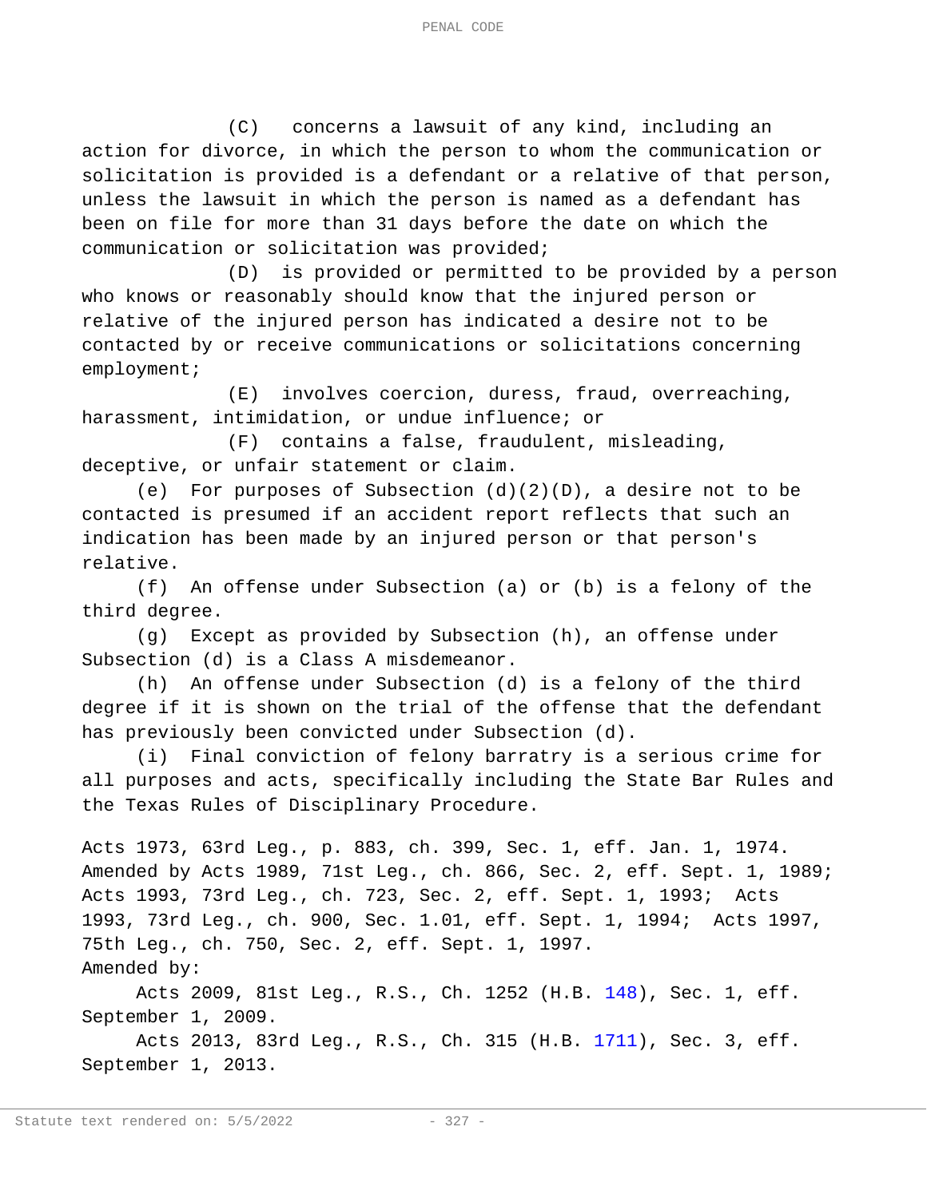(C) concerns a lawsuit of any kind, including an action for divorce, in which the person to whom the communication or solicitation is provided is a defendant or a relative of that person, unless the lawsuit in which the person is named as a defendant has been on file for more than 31 days before the date on which the communication or solicitation was provided;

(D) is provided or permitted to be provided by a person who knows or reasonably should know that the injured person or relative of the injured person has indicated a desire not to be contacted by or receive communications or solicitations concerning employment;

(E) involves coercion, duress, fraud, overreaching, harassment, intimidation, or undue influence; or

(F) contains a false, fraudulent, misleading, deceptive, or unfair statement or claim.

(e) For purposes of Subsection (d)(2)(D), a desire not to be contacted is presumed if an accident report reflects that such an indication has been made by an injured person or that person's relative.

(f) An offense under Subsection (a) or (b) is a felony of the third degree.

(g) Except as provided by Subsection (h), an offense under Subsection (d) is a Class A misdemeanor.

(h) An offense under Subsection (d) is a felony of the third degree if it is shown on the trial of the offense that the defendant has previously been convicted under Subsection (d).

(i) Final conviction of felony barratry is a serious crime for all purposes and acts, specifically including the State Bar Rules and the Texas Rules of Disciplinary Procedure.

Acts 1973, 63rd Leg., p. 883, ch. 399, Sec. 1, eff. Jan. 1, 1974. Amended by Acts 1989, 71st Leg., ch. 866, Sec. 2, eff. Sept. 1, 1989; Acts 1993, 73rd Leg., ch. 723, Sec. 2, eff. Sept. 1, 1993; Acts 1993, 73rd Leg., ch. 900, Sec. 1.01, eff. Sept. 1, 1994; Acts 1997, 75th Leg., ch. 750, Sec. 2, eff. Sept. 1, 1997.

Amended by:

Acts 2009, 81st Leg., R.S., Ch. 1252 (H.B. 148), Sec. 1, eff. September 1, 2009.

Acts 2013, 83rd Leg., R.S., Ch. 315 (H.B. 1711), Sec. 3, eff. September 1, 2013.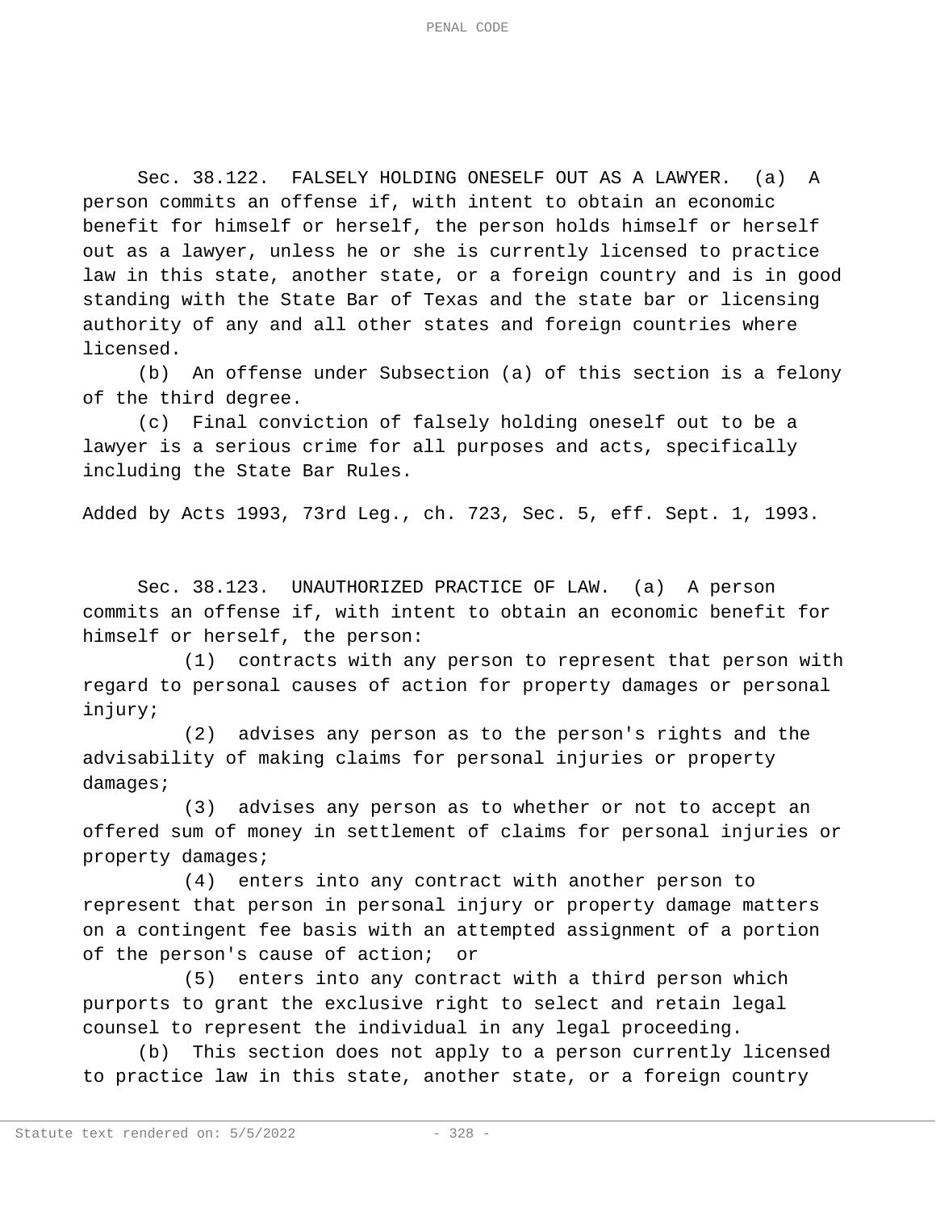Sec. 38.122. FALSELY HOLDING ONESELF OUT AS A LAWYER. (a) A person commits an offense if, with intent to obtain an economic benefit for himself or herself, the person holds himself or herself out as a lawyer, unless he or she is currently licensed to practice law in this state, another state, or a foreign country and is in good standing with the State Bar of Texas and the state bar or licensing authority of any and all other states and foreign countries where licensed.

(b) An offense under Subsection (a) of this section is a felony of the third degree.

(c) Final conviction of falsely holding oneself out to be a lawyer is a serious crime for all purposes and acts, specifically including the State Bar Rules.

Added by Acts 1993, 73rd Leg., ch. 723, Sec. 5, eff. Sept. 1, 1993.

Sec. 38.123. UNAUTHORIZED PRACTICE OF LAW. (a) A person commits an offense if, with intent to obtain an economic benefit for himself or herself, the person:

(1) contracts with any person to represent that person with regard to personal causes of action for property damages or personal injury;

(2) advises any person as to the person's rights and the advisability of making claims for personal injuries or property damages;

(3) advises any person as to whether or not to accept an offered sum of money in settlement of claims for personal injuries or property damages;

(4) enters into any contract with another person to represent that person in personal injury or property damage matters on a contingent fee basis with an attempted assignment of a portion of the person's cause of action; or

(5) enters into any contract with a third person which purports to grant the exclusive right to select and retain legal counsel to represent the individual in any legal proceeding.

(b) This section does not apply to a person currently licensed to practice law in this state, another state, or a foreign country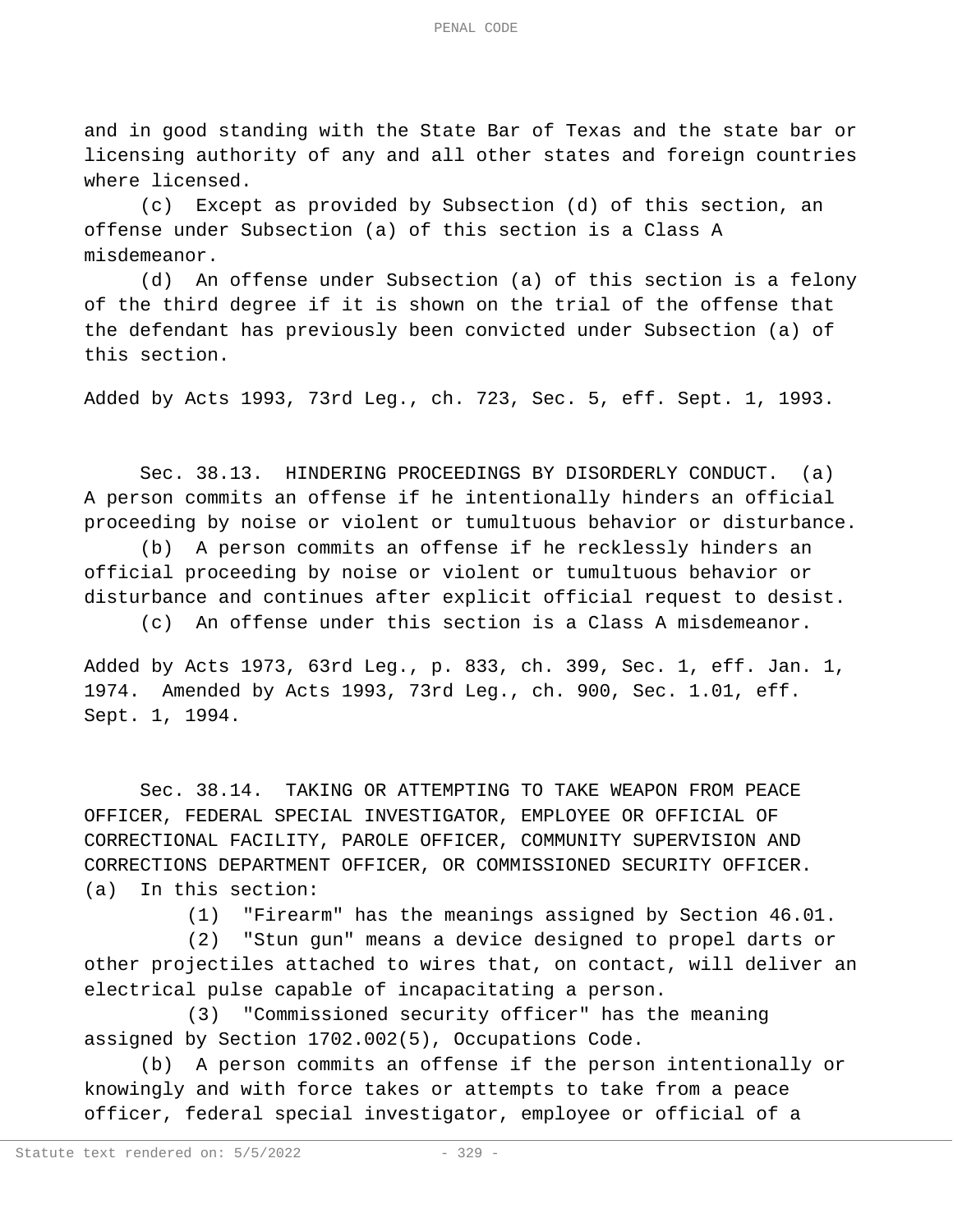and in good standing with the State Bar of Texas and the state bar or licensing authority of any and all other states and foreign countries where licensed.

(c) Except as provided by Subsection (d) of this section, an offense under Subsection (a) of this section is a Class A misdemeanor.

(d) An offense under Subsection (a) of this section is a felony of the third degree if it is shown on the trial of the offense that the defendant has previously been convicted under Subsection (a) of this section.

Added by Acts 1993, 73rd Leg., ch. 723, Sec. 5, eff. Sept. 1, 1993.

Sec. 38.13. HINDERING PROCEEDINGS BY DISORDERLY CONDUCT. (a) A person commits an offense if he intentionally hinders an official proceeding by noise or violent or tumultuous behavior or disturbance.

(b) A person commits an offense if he recklessly hinders an official proceeding by noise or violent or tumultuous behavior or disturbance and continues after explicit official request to desist.

(c) An offense under this section is a Class A misdemeanor.

Added by Acts 1973, 63rd Leg., p. 833, ch. 399, Sec. 1, eff. Jan. 1, 1974. Amended by Acts 1993, 73rd Leg., ch. 900, Sec. 1.01, eff. Sept. 1, 1994.

Sec. 38.14. TAKING OR ATTEMPTING TO TAKE WEAPON FROM PEACE OFFICER, FEDERAL SPECIAL INVESTIGATOR, EMPLOYEE OR OFFICIAL OF CORRECTIONAL FACILITY, PAROLE OFFICER, COMMUNITY SUPERVISION AND CORRECTIONS DEPARTMENT OFFICER, OR COMMISSIONED SECURITY OFFICER. (a) In this section:

(1) "Firearm" has the meanings assigned by Section 46.01.

(2) "Stun gun" means a device designed to propel darts or other projectiles attached to wires that, on contact, will deliver an electrical pulse capable of incapacitating a person.

(3) "Commissioned security officer" has the meaning assigned by Section 1702.002(5), Occupations Code.

(b) A person commits an offense if the person intentionally or knowingly and with force takes or attempts to take from a peace officer, federal special investigator, employee or official of a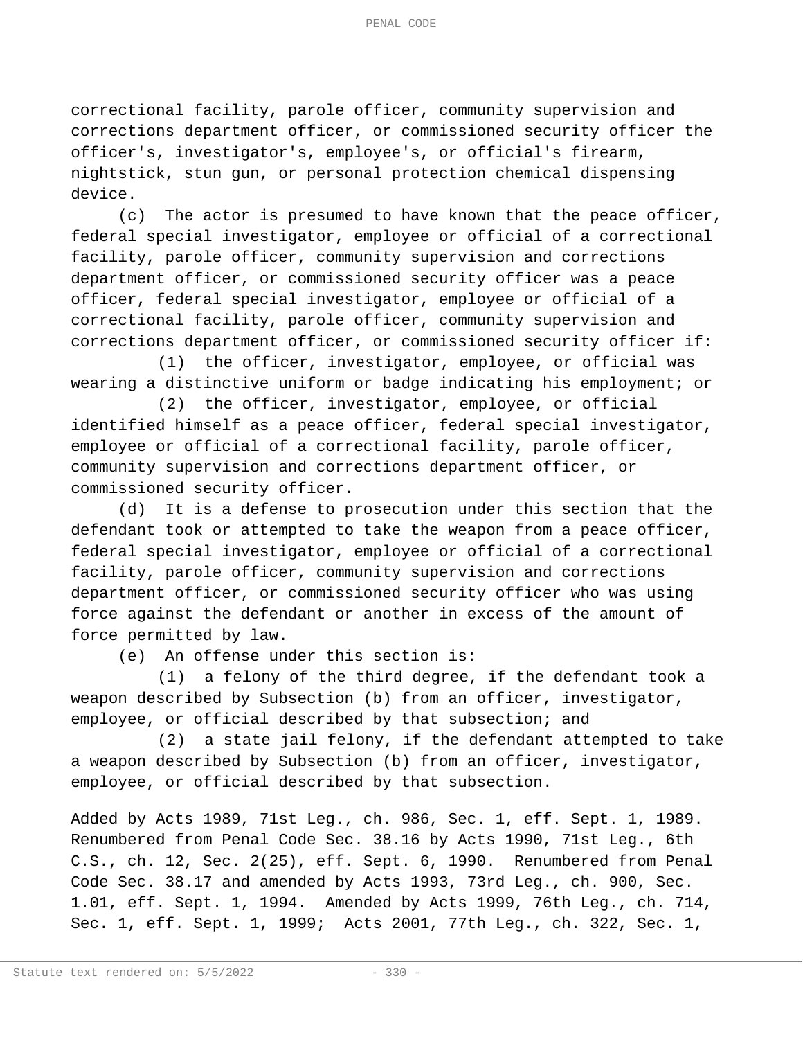correctional facility, parole officer, community supervision and corrections department officer, or commissioned security officer the officer's, investigator's, employee's, or official's firearm, nightstick, stun gun, or personal protection chemical dispensing device.

(c) The actor is presumed to have known that the peace officer, federal special investigator, employee or official of a correctional facility, parole officer, community supervision and corrections department officer, or commissioned security officer was a peace officer, federal special investigator, employee or official of a correctional facility, parole officer, community supervision and corrections department officer, or commissioned security officer if:

(1) the officer, investigator, employee, or official was wearing a distinctive uniform or badge indicating his employment; or

(2) the officer, investigator, employee, or official identified himself as a peace officer, federal special investigator, employee or official of a correctional facility, parole officer, community supervision and corrections department officer, or commissioned security officer.

(d) It is a defense to prosecution under this section that the defendant took or attempted to take the weapon from a peace officer, federal special investigator, employee or official of a correctional facility, parole officer, community supervision and corrections department officer, or commissioned security officer who was using force against the defendant or another in excess of the amount of force permitted by law.

(e) An offense under this section is:

(1) a felony of the third degree, if the defendant took a weapon described by Subsection (b) from an officer, investigator, employee, or official described by that subsection; and

(2) a state jail felony, if the defendant attempted to take a weapon described by Subsection (b) from an officer, investigator, employee, or official described by that subsection.

Added by Acts 1989, 71st Leg., ch. 986, Sec. 1, eff. Sept. 1, 1989. Renumbered from Penal Code Sec. 38.16 by Acts 1990, 71st Leg., 6th C.S., ch. 12, Sec. 2(25), eff. Sept. 6, 1990. Renumbered from Penal Code Sec. 38.17 and amended by Acts 1993, 73rd Leg., ch. 900, Sec. 1.01, eff. Sept. 1, 1994. Amended by Acts 1999, 76th Leg., ch. 714, Sec. 1, eff. Sept. 1, 1999; Acts 2001, 77th Leg., ch. 322, Sec. 1,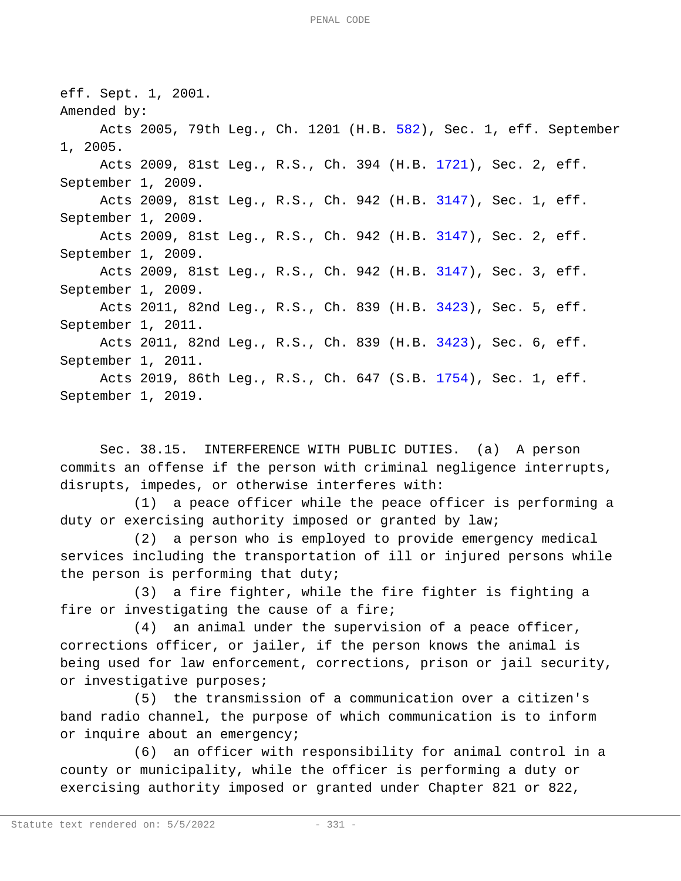eff. Sept. 1, 2001.

Amended by:

Acts 2005, 79th Leg., Ch. 1201 (H.B. 582), Sec. 1, eff. September 1, 2005.

Acts 2009, 81st Leg., R.S., Ch. 394 (H.B. 1721), Sec. 2, eff. September 1, 2009.

Acts 2009, 81st Leg., R.S., Ch. 942 (H.B. 3147), Sec. 1, eff. September 1, 2009.

Acts 2009, 81st Leg., R.S., Ch. 942 (H.B. 3147), Sec. 2, eff. September 1, 2009.

Acts 2009, 81st Leg., R.S., Ch. 942 (H.B. 3147), Sec. 3, eff. September 1, 2009.

Acts 2011, 82nd Leg., R.S., Ch. 839 (H.B. 3423), Sec. 5, eff. September 1, 2011.

Acts 2011, 82nd Leg., R.S., Ch. 839 (H.B. 3423), Sec. 6, eff. September 1, 2011.

Acts 2019, 86th Leg., R.S., Ch. 647 (S.B. 1754), Sec. 1, eff. September 1, 2019.

Sec. 38.15. INTERFERENCE WITH PUBLIC DUTIES. (a) A person commits an offense if the person with criminal negligence interrupts, disrupts, impedes, or otherwise interferes with:

(1) a peace officer while the peace officer is performing a duty or exercising authority imposed or granted by law;

(2) a person who is employed to provide emergency medical services including the transportation of ill or injured persons while the person is performing that duty;

(3) a fire fighter, while the fire fighter is fighting a fire or investigating the cause of a fire;

(4) an animal under the supervision of a peace officer, corrections officer, or jailer, if the person knows the animal is being used for law enforcement, corrections, prison or jail security, or investigative purposes;

(5) the transmission of a communication over a citizen's band radio channel, the purpose of which communication is to inform or inquire about an emergency;

(6) an officer with responsibility for animal control in a county or municipality, while the officer is performing a duty or exercising authority imposed or granted under Chapter 821 or 822,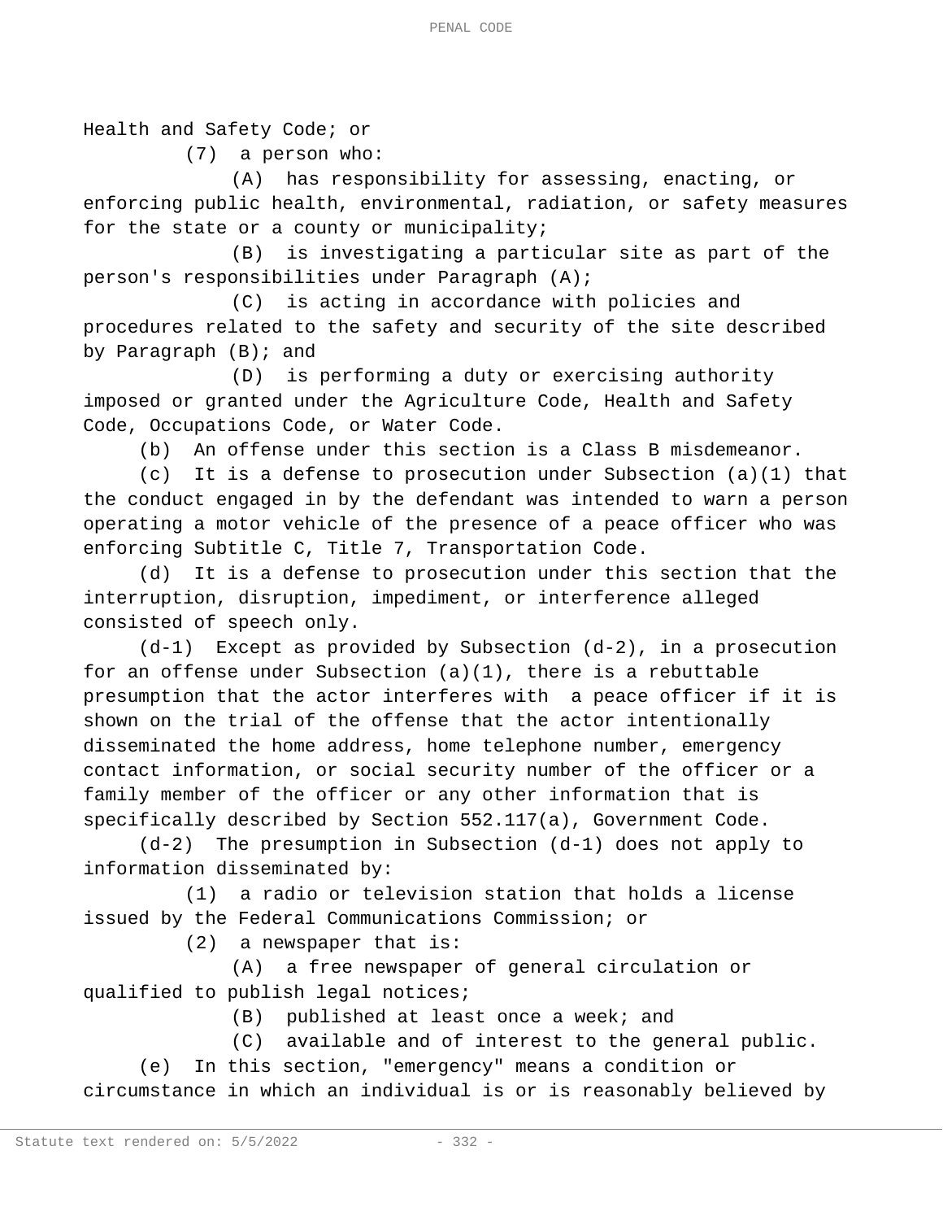Health and Safety Code; or

(7) a person who:

(A) has responsibility for assessing, enacting, or enforcing public health, environmental, radiation, or safety measures for the state or a county or municipality;

(B) is investigating a particular site as part of the person's responsibilities under Paragraph (A);

(C) is acting in accordance with policies and procedures related to the safety and security of the site described by Paragraph (B); and

(D) is performing a duty or exercising authority imposed or granted under the Agriculture Code, Health and Safety Code, Occupations Code, or Water Code.

(b) An offense under this section is a Class B misdemeanor.

(c) It is a defense to prosecution under Subsection (a)(1) that the conduct engaged in by the defendant was intended to warn a person operating a motor vehicle of the presence of a peace officer who was enforcing Subtitle C, Title 7, Transportation Code.

(d) It is a defense to prosecution under this section that the interruption, disruption, impediment, or interference alleged consisted of speech only.

(d-1) Except as provided by Subsection (d-2), in a prosecution for an offense under Subsection (a)(1), there is a rebuttable presumption that the actor interferes with a peace officer if it is shown on the trial of the offense that the actor intentionally disseminated the home address, home telephone number, emergency contact information, or social security number of the officer or a family member of the officer or any other information that is specifically described by Section 552.117(a), Government Code.

(d-2) The presumption in Subsection (d-1) does not apply to information disseminated by:

(1) a radio or television station that holds a license issued by the Federal Communications Commission; or

(2) a newspaper that is:

(A) a free newspaper of general circulation or qualified to publish legal notices;

(B) published at least once a week; and

(C) available and of interest to the general public.

(e) In this section, "emergency" means a condition or circumstance in which an individual is or is reasonably believed by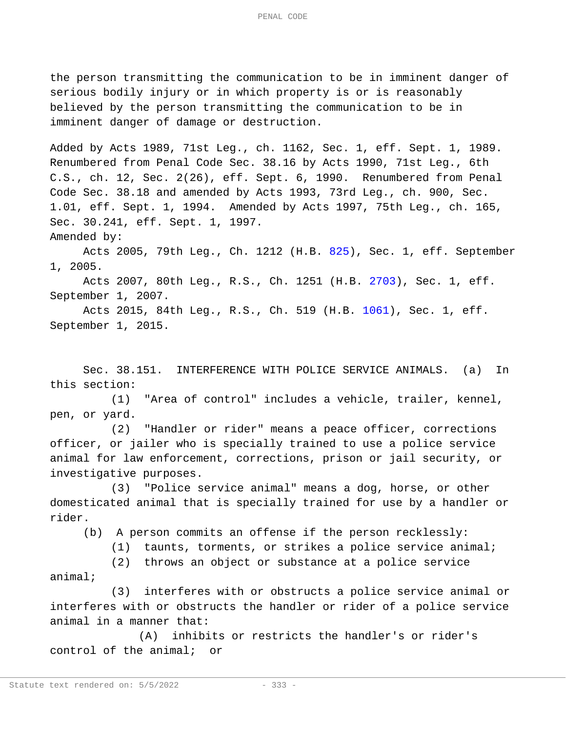the person transmitting the communication to be in imminent danger of serious bodily injury or in which property is or is reasonably believed by the person transmitting the communication to be in imminent danger of damage or destruction.

Added by Acts 1989, 71st Leg., ch. 1162, Sec. 1, eff. Sept. 1, 1989. Renumbered from Penal Code Sec. 38.16 by Acts 1990, 71st Leg., 6th C.S., ch. 12, Sec. 2(26), eff. Sept. 6, 1990. Renumbered from Penal Code Sec. 38.18 and amended by Acts 1993, 73rd Leg., ch. 900, Sec. 1.01, eff. Sept. 1, 1994. Amended by Acts 1997, 75th Leg., ch. 165, Sec. 30.241, eff. Sept. 1, 1997.

Amended by:

Acts 2005, 79th Leg., Ch. 1212 (H.B. 825), Sec. 1, eff. September 1, 2005.

Acts 2007, 80th Leg., R.S., Ch. 1251 (H.B. 2703), Sec. 1, eff. September 1, 2007.

Acts 2015, 84th Leg., R.S., Ch. 519 (H.B. 1061), Sec. 1, eff. September 1, 2015.

Sec. 38.151. INTERFERENCE WITH POLICE SERVICE ANIMALS. (a) In this section:

(1) "Area of control" includes a vehicle, trailer, kennel, pen, or yard.

(2) "Handler or rider" means a peace officer, corrections officer, or jailer who is specially trained to use a police service animal for law enforcement, corrections, prison or jail security, or investigative purposes.

(3) "Police service animal" means a dog, horse, or other domesticated animal that is specially trained for use by a handler or rider.

(b) A person commits an offense if the person recklessly:

(1) taunts, torments, or strikes a police service animal;

(2) throws an object or substance at a police service animal;

(3) interferes with or obstructs a police service animal or interferes with or obstructs the handler or rider of a police service animal in a manner that:

(A) inhibits or restricts the handler's or rider's control of the animal; or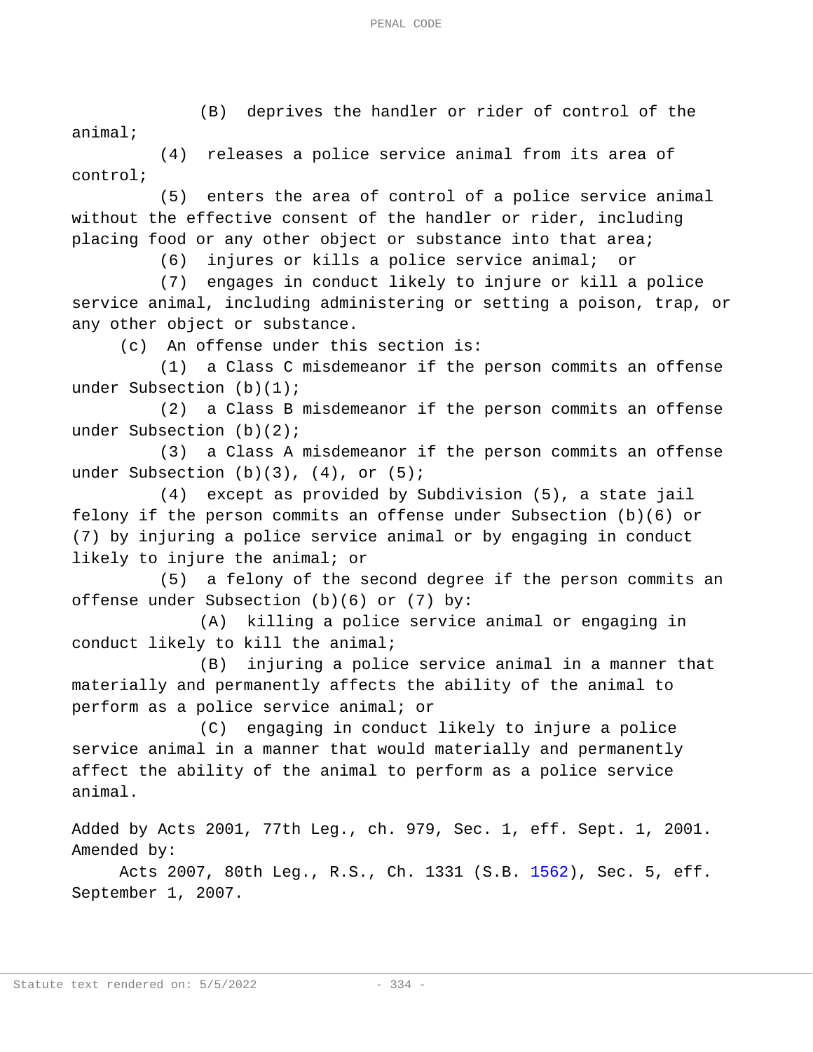(B) deprives the handler or rider of control of the animal;

(4) releases a police service animal from its area of control;

(5) enters the area of control of a police service animal without the effective consent of the handler or rider, including placing food or any other object or substance into that area;

(6) injures or kills a police service animal; or

(7) engages in conduct likely to injure or kill a police service animal, including administering or setting a poison, trap, or any other object or substance.

(c) An offense under this section is:

(1) a Class C misdemeanor if the person commits an offense under Subsection (b)(1);

(2) a Class B misdemeanor if the person commits an offense under Subsection (b)(2);

(3) a Class A misdemeanor if the person commits an offense under Subsection (b)(3), (4), or (5);

(4) except as provided by Subdivision (5), a state jail felony if the person commits an offense under Subsection (b)(6) or (7) by injuring a police service animal or by engaging in conduct likely to injure the animal; or

(5) a felony of the second degree if the person commits an offense under Subsection (b)(6) or (7) by:

(A) killing a police service animal or engaging in conduct likely to kill the animal;

(B) injuring a police service animal in a manner that materially and permanently affects the ability of the animal to perform as a police service animal; or

(C) engaging in conduct likely to injure a police service animal in a manner that would materially and permanently affect the ability of the animal to perform as a police service animal.

Added by Acts 2001, 77th Leg., ch. 979, Sec. 1, eff. Sept. 1, 2001.
Amended by:

Acts 2007, 80th Leg., R.S., Ch. 1331 (S.B. 1562), Sec. 5, eff. September 1, 2007.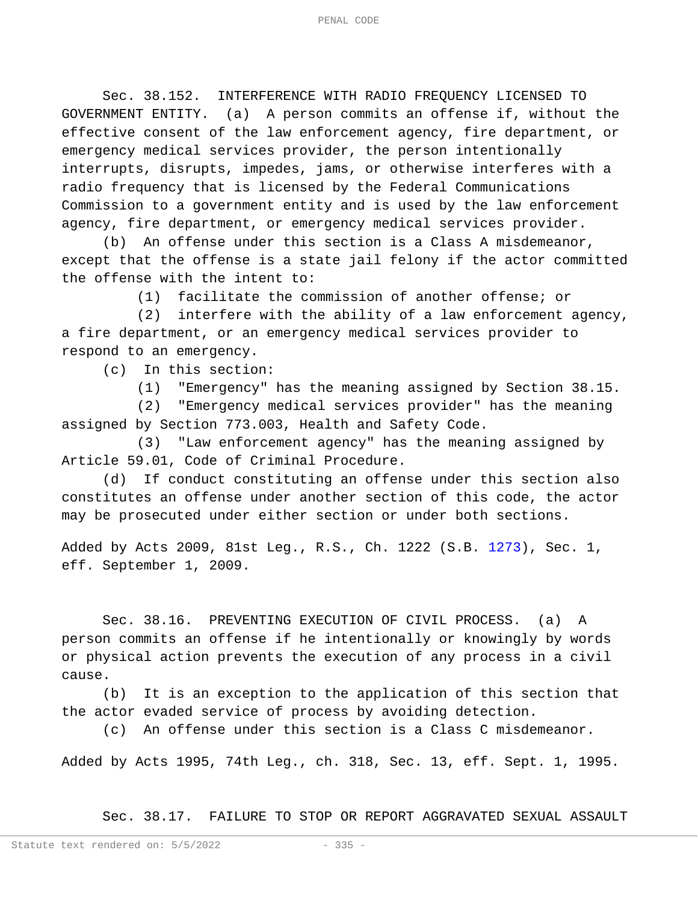Sec. 38.152. INTERFERENCE WITH RADIO FREQUENCY LICENSED TO GOVERNMENT ENTITY. (a) A person commits an offense if, without the effective consent of the law enforcement agency, fire department, or emergency medical services provider, the person intentionally interrupts, disrupts, impedes, jams, or otherwise interferes with a radio frequency that is licensed by the Federal Communications Commission to a government entity and is used by the law enforcement agency, fire department, or emergency medical services provider.

(b) An offense under this section is a Class A misdemeanor, except that the offense is a state jail felony if the actor committed the offense with the intent to:

(1) facilitate the commission of another offense; or

(2) interfere with the ability of a law enforcement agency, a fire department, or an emergency medical services provider to respond to an emergency.

(c) In this section:

(1) "Emergency" has the meaning assigned by Section 38.15.

(2) "Emergency medical services provider" has the meaning assigned by Section 773.003, Health and Safety Code.

(3) "Law enforcement agency" has the meaning assigned by Article 59.01, Code of Criminal Procedure.

(d) If conduct constituting an offense under this section also constitutes an offense under another section of this code, the actor may be prosecuted under either section or under both sections.

Added by Acts 2009, 81st Leg., R.S., Ch. 1222 (S.B. 1273), Sec. 1, eff. September 1, 2009.

Sec. 38.16. PREVENTING EXECUTION OF CIVIL PROCESS. (a) A person commits an offense if he intentionally or knowingly by words or physical action prevents the execution of any process in a civil cause.

(b) It is an exception to the application of this section that the actor evaded service of process by avoiding detection.

(c) An offense under this section is a Class C misdemeanor.

Added by Acts 1995, 74th Leg., ch. 318, Sec. 13, eff. Sept. 1, 1995.

Sec. 38.17. FAILURE TO STOP OR REPORT AGGRAVATED SEXUAL ASSAULT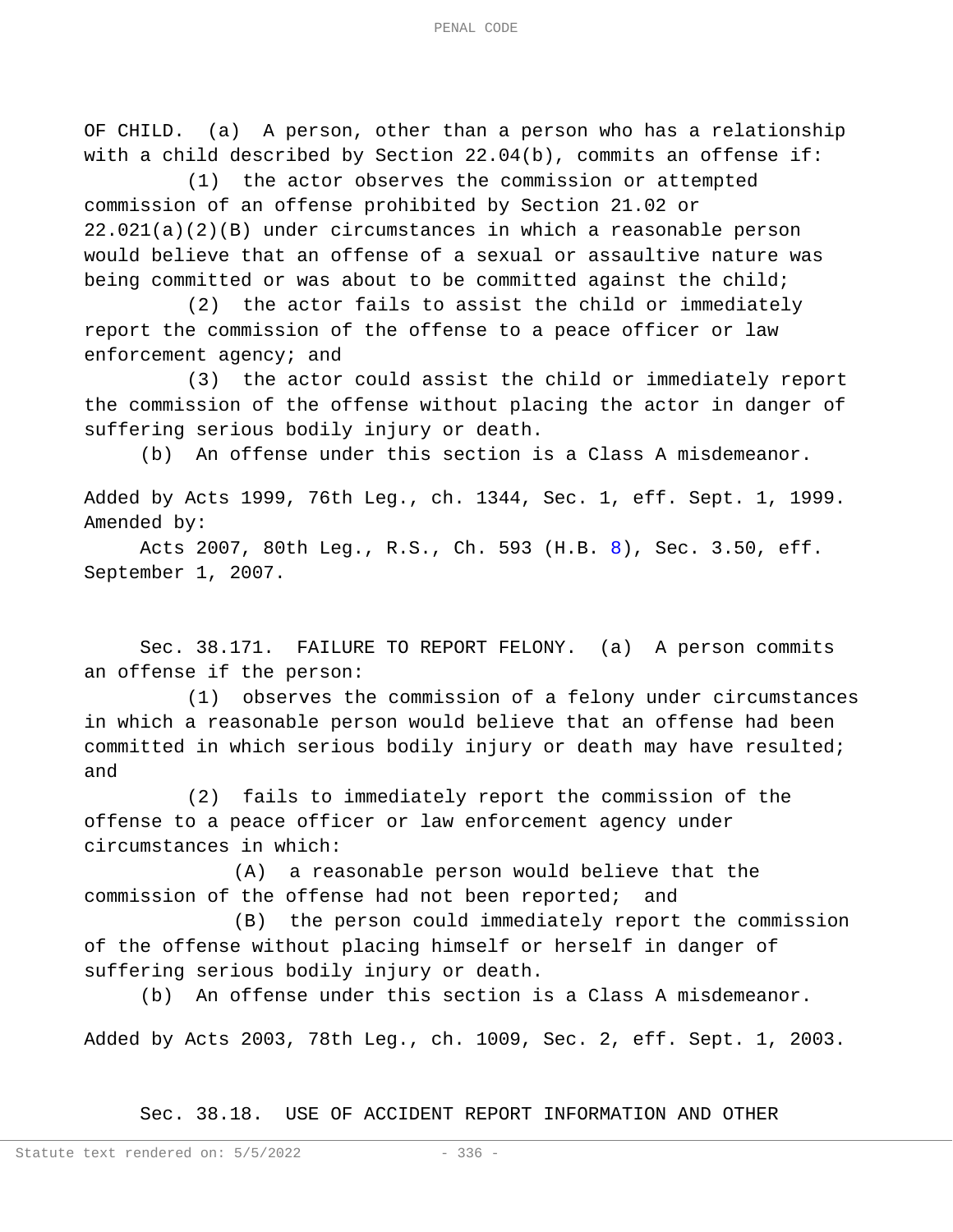OF CHILD. (a) A person, other than a person who has a relationship with a child described by Section 22.04(b), commits an offense if:

(1) the actor observes the commission or attempted commission of an offense prohibited by Section 21.02 or 22.021(a)(2)(B) under circumstances in which a reasonable person would believe that an offense of a sexual or assaultive nature was being committed or was about to be committed against the child;

(2) the actor fails to assist the child or immediately report the commission of the offense to a peace officer or law enforcement agency; and

(3) the actor could assist the child or immediately report the commission of the offense without placing the actor in danger of suffering serious bodily injury or death.

(b) An offense under this section is a Class A misdemeanor.

Added by Acts 1999, 76th Leg., ch. 1344, Sec. 1, eff. Sept. 1, 1999. Amended by:

Acts 2007, 80th Leg., R.S., Ch. 593 (H.B. 8), Sec. 3.50, eff. September 1, 2007.

Sec. 38.171. FAILURE TO REPORT FELONY. (a) A person commits an offense if the person:

(1) observes the commission of a felony under circumstances in which a reasonable person would believe that an offense had been committed in which serious bodily injury or death may have resulted; and

(2) fails to immediately report the commission of the offense to a peace officer or law enforcement agency under circumstances in which:

(A) a reasonable person would believe that the commission of the offense had not been reported; and

(B) the person could immediately report the commission of the offense without placing himself or herself in danger of suffering serious bodily injury or death.

(b) An offense under this section is a Class A misdemeanor.

Added by Acts 2003, 78th Leg., ch. 1009, Sec. 2, eff. Sept. 1, 2003.

Sec. 38.18. USE OF ACCIDENT REPORT INFORMATION AND OTHER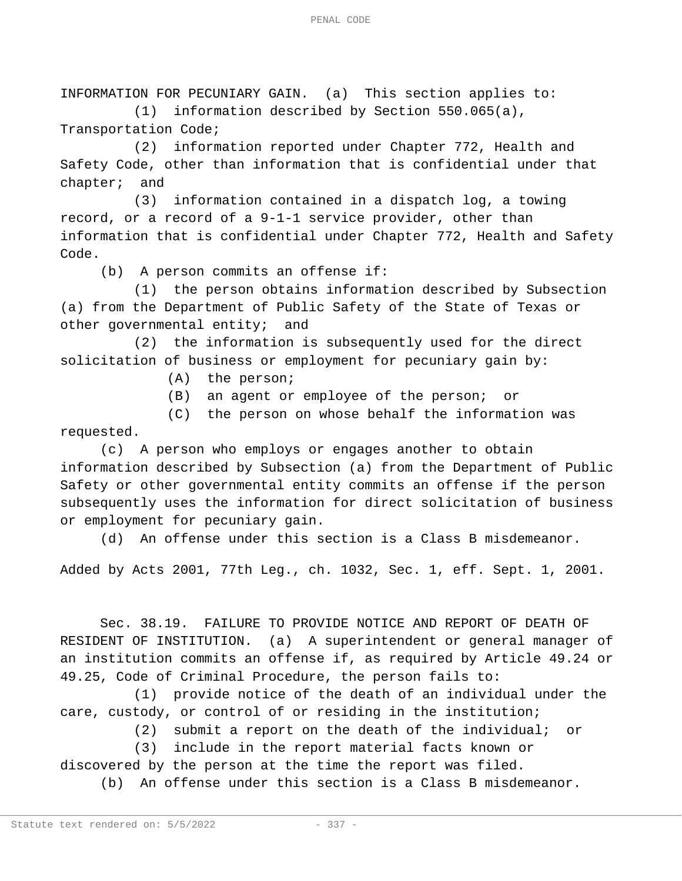INFORMATION FOR PECUNIARY GAIN. (a) This section applies to:

(1) information described by Section 550.065(a), Transportation Code;

(2) information reported under Chapter 772, Health and Safety Code, other than information that is confidential under that chapter; and

(3) information contained in a dispatch log, a towing record, or a record of a 9-1-1 service provider, other than information that is confidential under Chapter 772, Health and Safety Code.

(b) A person commits an offense if:

(1) the person obtains information described by Subsection (a) from the Department of Public Safety of the State of Texas or other governmental entity; and

(2) the information is subsequently used for the direct solicitation of business or employment for pecuniary gain by:

(A) the person;

(B) an agent or employee of the person; or

(C) the person on whose behalf the information was requested.

(c) A person who employs or engages another to obtain information described by Subsection (a) from the Department of Public Safety or other governmental entity commits an offense if the person subsequently uses the information for direct solicitation of business or employment for pecuniary gain.

(d) An offense under this section is a Class B misdemeanor.

Added by Acts 2001, 77th Leg., ch. 1032, Sec. 1, eff. Sept. 1, 2001.

Sec. 38.19. FAILURE TO PROVIDE NOTICE AND REPORT OF DEATH OF RESIDENT OF INSTITUTION. (a) A superintendent or general manager of an institution commits an offense if, as required by Article 49.24 or 49.25, Code of Criminal Procedure, the person fails to:

(1) provide notice of the death of an individual under the care, custody, or control of or residing in the institution;

(2) submit a report on the death of the individual; or

(3) include in the report material facts known or discovered by the person at the time the report was filed.

(b) An offense under this section is a Class B misdemeanor.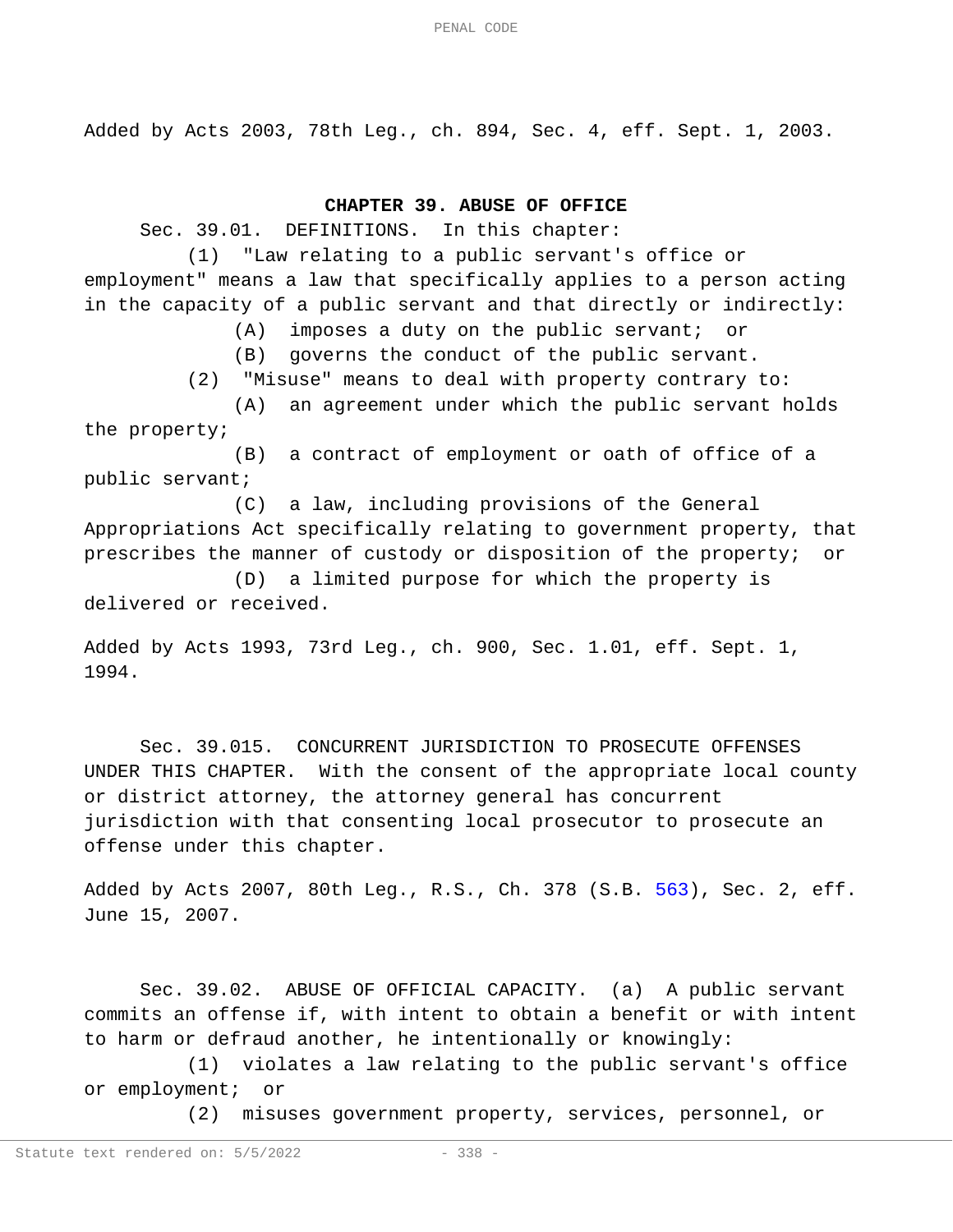Added by Acts 2003, 78th Leg., ch. 894, Sec. 4, eff. Sept. 1, 2003.

## CHAPTER 39. ABUSE OF OFFICE

Sec. 39.01. DEFINITIONS. In this chapter:

(1) "Law relating to a public servant's office or employment" means a law that specifically applies to a person acting in the capacity of a public servant and that directly or indirectly:

(A) imposes a duty on the public servant; or

(B) governs the conduct of the public servant.

(2) "Misuse" means to deal with property contrary to:

(A) an agreement under which the public servant holds the property;

(B) a contract of employment or oath of office of a public servant;

(C) a law, including provisions of the General Appropriations Act specifically relating to government property, that prescribes the manner of custody or disposition of the property; or

(D) a limited purpose for which the property is delivered or received.

Added by Acts 1993, 73rd Leg., ch. 900, Sec. 1.01, eff. Sept. 1, 1994.

Sec. 39.015. CONCURRENT JURISDICTION TO PROSECUTE OFFENSES UNDER THIS CHAPTER. With the consent of the appropriate local county or district attorney, the attorney general has concurrent jurisdiction with that consenting local prosecutor to prosecute an offense under this chapter.

Added by Acts 2007, 80th Leg., R.S., Ch. 378 (S.B. 563), Sec. 2, eff. June 15, 2007.

Sec. 39.02. ABUSE OF OFFICIAL CAPACITY. (a) A public servant commits an offense if, with intent to obtain a benefit or with intent to harm or defraud another, he intentionally or knowingly:

(1) violates a law relating to the public servant's office or employment; or

(2) misuses government property, services, personnel, or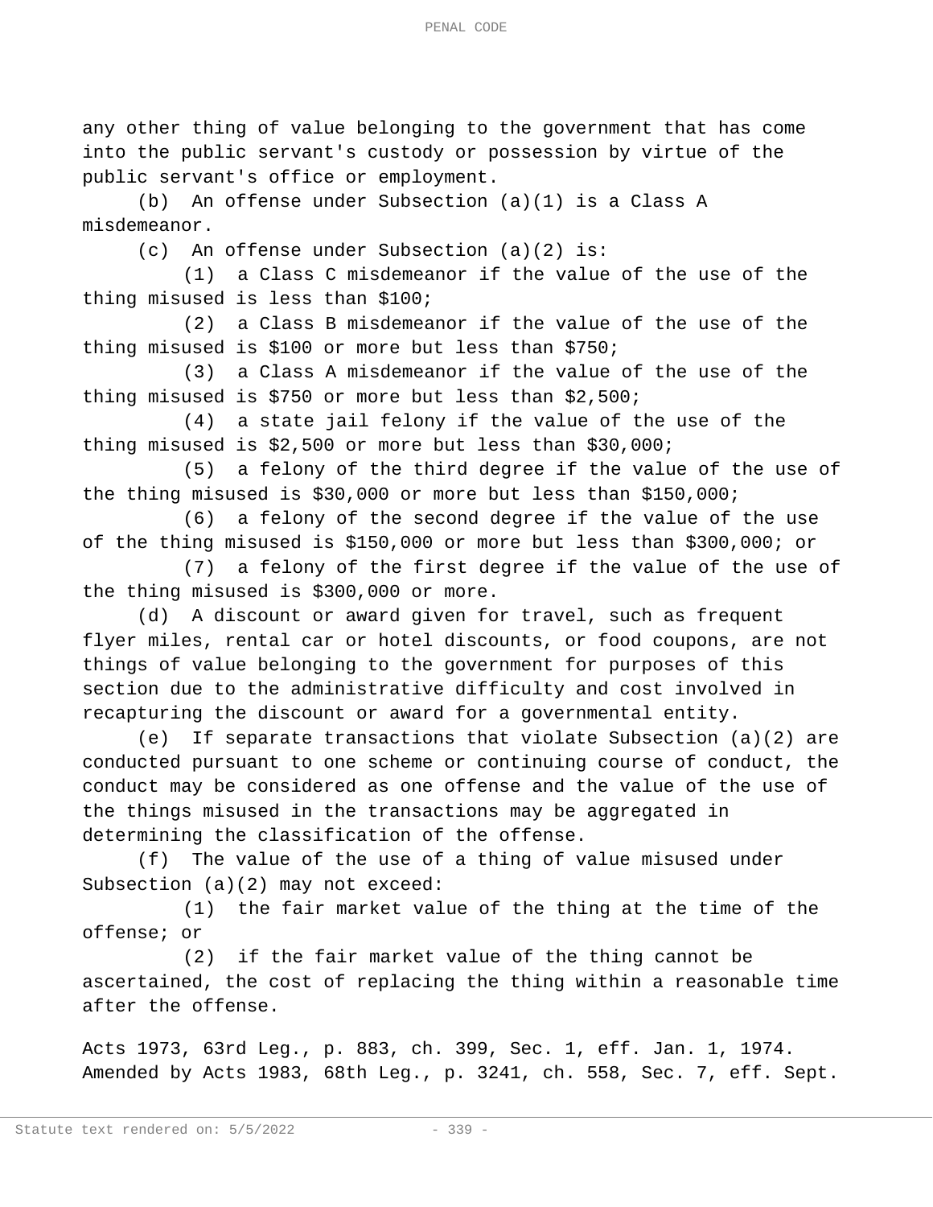any other thing of value belonging to the government that has come into the public servant's custody or possession by virtue of the public servant's office or employment.

(b) An offense under Subsection (a)(1) is a Class A misdemeanor.

(c) An offense under Subsection (a)(2) is:

(1) a Class C misdemeanor if the value of the use of the thing misused is less than $100;

(2) a Class B misdemeanor if the value of the use of the thing misused is $100 or more but less than $750;

(3) a Class A misdemeanor if the value of the use of the thing misused is $750 or more but less than $2,500;

(4) a state jail felony if the value of the use of the thing misused is $2,500 or more but less than $30,000;

(5) a felony of the third degree if the value of the use of the thing misused is $30,000 or more but less than $150,000;

(6) a felony of the second degree if the value of the use of the thing misused is $150,000 or more but less than $300,000; or

(7) a felony of the first degree if the value of the use of the thing misused is $300,000 or more.

(d) A discount or award given for travel, such as frequent flyer miles, rental car or hotel discounts, or food coupons, are not things of value belonging to the government for purposes of this section due to the administrative difficulty and cost involved in recapturing the discount or award for a governmental entity.

(e) If separate transactions that violate Subsection (a)(2) are conducted pursuant to one scheme or continuing course of conduct, the conduct may be considered as one offense and the value of the use of the things misused in the transactions may be aggregated in determining the classification of the offense.

(f) The value of the use of a thing of value misused under Subsection (a)(2) may not exceed:

(1) the fair market value of the thing at the time of the offense; or

(2) if the fair market value of the thing cannot be ascertained, the cost of replacing the thing within a reasonable time after the offense.

Acts 1973, 63rd Leg., p. 883, ch. 399, Sec. 1, eff. Jan. 1, 1974. Amended by Acts 1983, 68th Leg., p. 3241, ch. 558, Sec. 7, eff. Sept.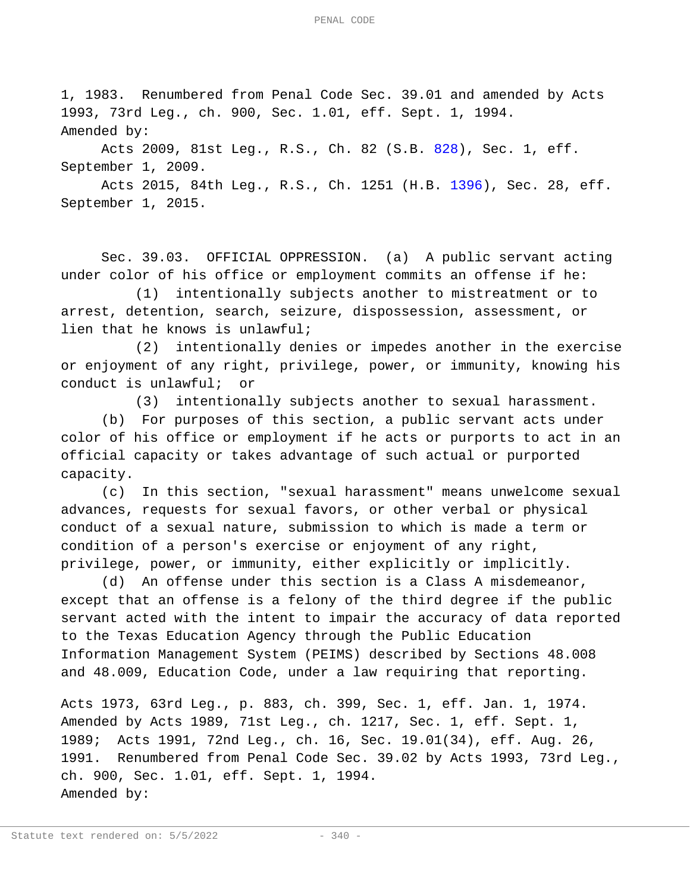1, 1983. Renumbered from Penal Code Sec. 39.01 and amended by Acts 1993, 73rd Leg., ch. 900, Sec. 1.01, eff. Sept. 1, 1994.
Amended by:

Acts 2009, 81st Leg., R.S., Ch. 82 (S.B. 828), Sec. 1, eff. September 1, 2009.

Acts 2015, 84th Leg., R.S., Ch. 1251 (H.B. 1396), Sec. 28, eff. September 1, 2015.

Sec. 39.03. OFFICIAL OPPRESSION. (a) A public servant acting under color of his office or employment commits an offense if he:

(1) intentionally subjects another to mistreatment or to arrest, detention, search, seizure, dispossession, assessment, or lien that he knows is unlawful;

(2) intentionally denies or impedes another in the exercise or enjoyment of any right, privilege, power, or immunity, knowing his conduct is unlawful; or

(3) intentionally subjects another to sexual harassment.

(b) For purposes of this section, a public servant acts under color of his office or employment if he acts or purports to act in an official capacity or takes advantage of such actual or purported capacity.

(c) In this section, "sexual harassment" means unwelcome sexual advances, requests for sexual favors, or other verbal or physical conduct of a sexual nature, submission to which is made a term or condition of a person's exercise or enjoyment of any right, privilege, power, or immunity, either explicitly or implicitly.

(d) An offense under this section is a Class A misdemeanor, except that an offense is a felony of the third degree if the public servant acted with the intent to impair the accuracy of data reported to the Texas Education Agency through the Public Education Information Management System (PEIMS) described by Sections 48.008 and 48.009, Education Code, under a law requiring that reporting.

Acts 1973, 63rd Leg., p. 883, ch. 399, Sec. 1, eff. Jan. 1, 1974. Amended by Acts 1989, 71st Leg., ch. 1217, Sec. 1, eff. Sept. 1, 1989; Acts 1991, 72nd Leg., ch. 16, Sec. 19.01(34), eff. Aug. 26, 1991. Renumbered from Penal Code Sec. 39.02 by Acts 1993, 73rd Leg., ch. 900, Sec. 1.01, eff. Sept. 1, 1994.
Amended by: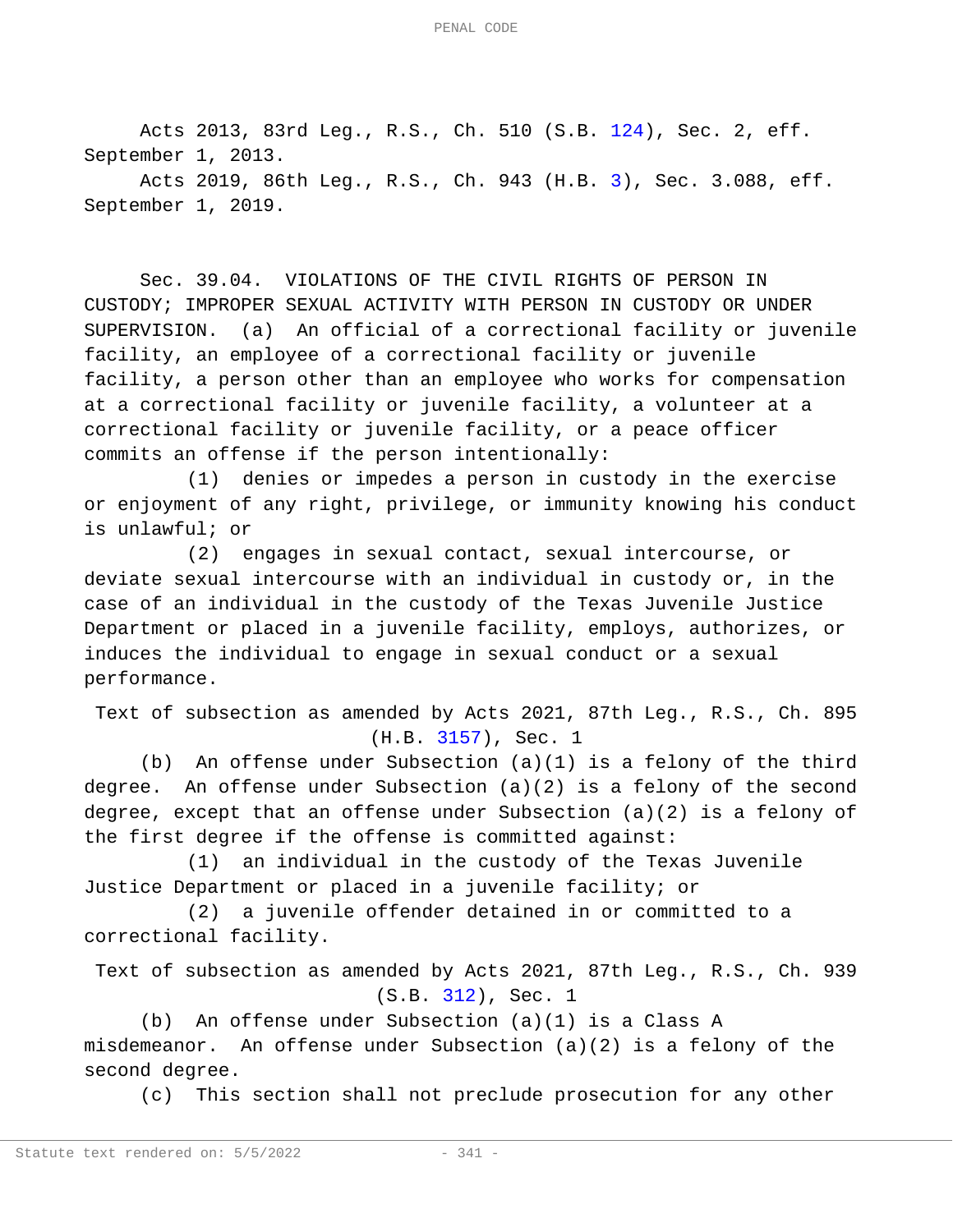Acts 2013, 83rd Leg., R.S., Ch. 510 (S.B. 124), Sec. 2, eff. September 1, 2013.

Acts 2019, 86th Leg., R.S., Ch. 943 (H.B. 3), Sec. 3.088, eff. September 1, 2019.

Sec. 39.04. VIOLATIONS OF THE CIVIL RIGHTS OF PERSON IN CUSTODY; IMPROPER SEXUAL ACTIVITY WITH PERSON IN CUSTODY OR UNDER SUPERVISION. (a) An official of a correctional facility or juvenile facility, an employee of a correctional facility or juvenile facility, a person other than an employee who works for compensation at a correctional facility or juvenile facility, a volunteer at a correctional facility or juvenile facility, or a peace officer commits an offense if the person intentionally:

(1) denies or impedes a person in custody in the exercise or enjoyment of any right, privilege, or immunity knowing his conduct is unlawful; or

(2) engages in sexual contact, sexual intercourse, or deviate sexual intercourse with an individual in custody or, in the case of an individual in the custody of the Texas Juvenile Justice Department or placed in a juvenile facility, employs, authorizes, or induces the individual to engage in sexual conduct or a sexual performance.

Text of subsection as amended by Acts 2021, 87th Leg., R.S., Ch. 895 (H.B. 3157), Sec. 1

(b) An offense under Subsection (a)(1) is a felony of the third degree. An offense under Subsection (a)(2) is a felony of the second degree, except that an offense under Subsection (a)(2) is a felony of the first degree if the offense is committed against:

(1) an individual in the custody of the Texas Juvenile Justice Department or placed in a juvenile facility; or

(2) a juvenile offender detained in or committed to a correctional facility.

Text of subsection as amended by Acts 2021, 87th Leg., R.S., Ch. 939 (S.B. 312), Sec. 1

(b) An offense under Subsection (a)(1) is a Class A misdemeanor. An offense under Subsection (a)(2) is a felony of the second degree.

(c) This section shall not preclude prosecution for any other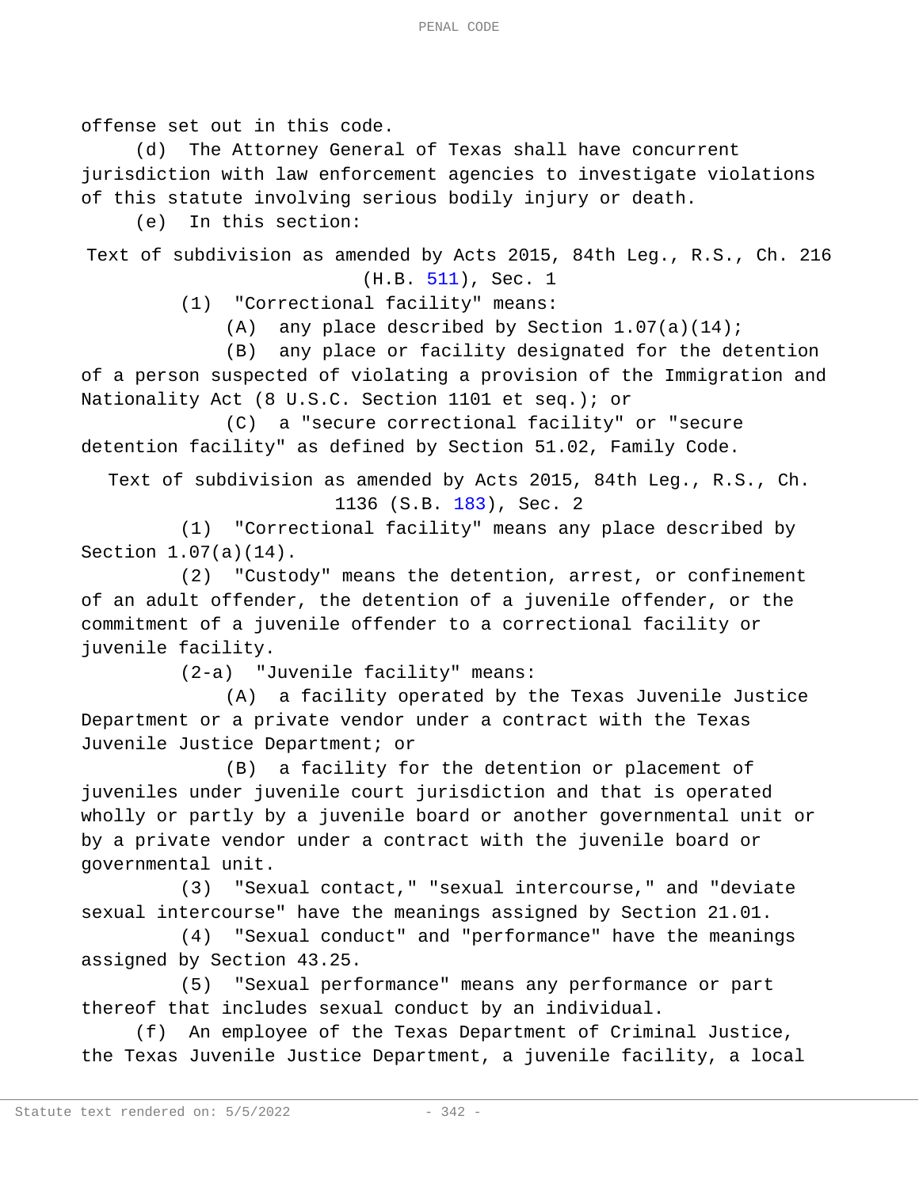offense set out in this code.

(d) The Attorney General of Texas shall have concurrent jurisdiction with law enforcement agencies to investigate violations of this statute involving serious bodily injury or death.

(e) In this section:

Text of subdivision as amended by Acts 2015, 84th Leg., R.S., Ch. 216 (H.B. 511), Sec. 1

(1) "Correctional facility" means:

(A) any place described by Section 1.07(a)(14);

(B) any place or facility designated for the detention of a person suspected of violating a provision of the Immigration and Nationality Act (8 U.S.C. Section 1101 et seq.); or

(C) a "secure correctional facility" or "secure detention facility" as defined by Section 51.02, Family Code.

Text of subdivision as amended by Acts 2015, 84th Leg., R.S., Ch. 1136 (S.B. 183), Sec. 2

(1) "Correctional facility" means any place described by Section 1.07(a)(14).

(2) "Custody" means the detention, arrest, or confinement of an adult offender, the detention of a juvenile offender, or the commitment of a juvenile offender to a correctional facility or juvenile facility.

(2-a) "Juvenile facility" means:

(A) a facility operated by the Texas Juvenile Justice Department or a private vendor under a contract with the Texas Juvenile Justice Department; or

(B) a facility for the detention or placement of juveniles under juvenile court jurisdiction and that is operated wholly or partly by a juvenile board or another governmental unit or by a private vendor under a contract with the juvenile board or governmental unit.

(3) "Sexual contact," "sexual intercourse," and "deviate sexual intercourse" have the meanings assigned by Section 21.01.

(4) "Sexual conduct" and "performance" have the meanings assigned by Section 43.25.

(5) "Sexual performance" means any performance or part thereof that includes sexual conduct by an individual.

(f) An employee of the Texas Department of Criminal Justice, the Texas Juvenile Justice Department, a juvenile facility, a local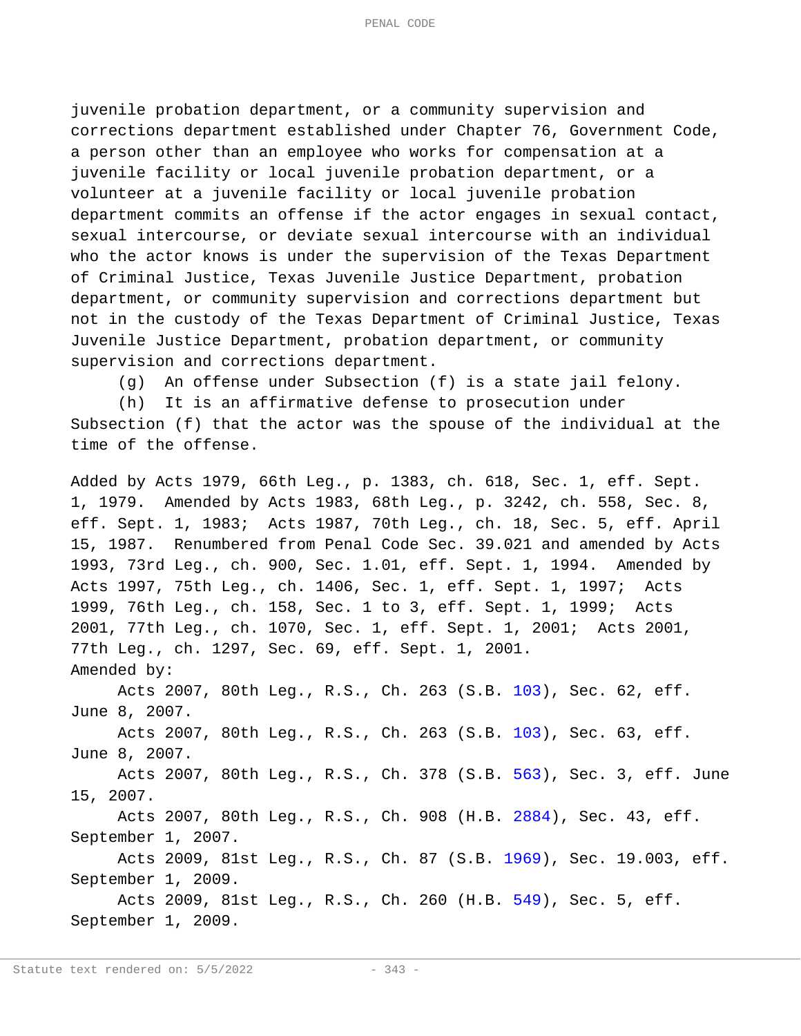juvenile probation department, or a community supervision and corrections department established under Chapter 76, Government Code, a person other than an employee who works for compensation at a juvenile facility or local juvenile probation department, or a volunteer at a juvenile facility or local juvenile probation department commits an offense if the actor engages in sexual contact, sexual intercourse, or deviate sexual intercourse with an individual who the actor knows is under the supervision of the Texas Department of Criminal Justice, Texas Juvenile Justice Department, probation department, or community supervision and corrections department but not in the custody of the Texas Department of Criminal Justice, Texas Juvenile Justice Department, probation department, or community supervision and corrections department.

(g) An offense under Subsection (f) is a state jail felony.

(h) It is an affirmative defense to prosecution under Subsection (f) that the actor was the spouse of the individual at the time of the offense.

Added by Acts 1979, 66th Leg., p. 1383, ch. 618, Sec. 1, eff. Sept. 1, 1979. Amended by Acts 1983, 68th Leg., p. 3242, ch. 558, Sec. 8, eff. Sept. 1, 1983; Acts 1987, 70th Leg., ch. 18, Sec. 5, eff. April 15, 1987. Renumbered from Penal Code Sec. 39.021 and amended by Acts 1993, 73rd Leg., ch. 900, Sec. 1.01, eff. Sept. 1, 1994. Amended by Acts 1997, 75th Leg., ch. 1406, Sec. 1, eff. Sept. 1, 1997; Acts 1999, 76th Leg., ch. 158, Sec. 1 to 3, eff. Sept. 1, 1999; Acts 2001, 77th Leg., ch. 1070, Sec. 1, eff. Sept. 1, 2001; Acts 2001, 77th Leg., ch. 1297, Sec. 69, eff. Sept. 1, 2001.

Amended by:

Acts 2007, 80th Leg., R.S., Ch. 263 (S.B. 103), Sec. 62, eff. June 8, 2007.

Acts 2007, 80th Leg., R.S., Ch. 263 (S.B. 103), Sec. 63, eff. June 8, 2007.

Acts 2007, 80th Leg., R.S., Ch. 378 (S.B. 563), Sec. 3, eff. June 15, 2007.

Acts 2007, 80th Leg., R.S., Ch. 908 (H.B. 2884), Sec. 43, eff. September 1, 2007.

Acts 2009, 81st Leg., R.S., Ch. 87 (S.B. 1969), Sec. 19.003, eff. September 1, 2009.

Acts 2009, 81st Leg., R.S., Ch. 260 (H.B. 549), Sec. 5, eff. September 1, 2009.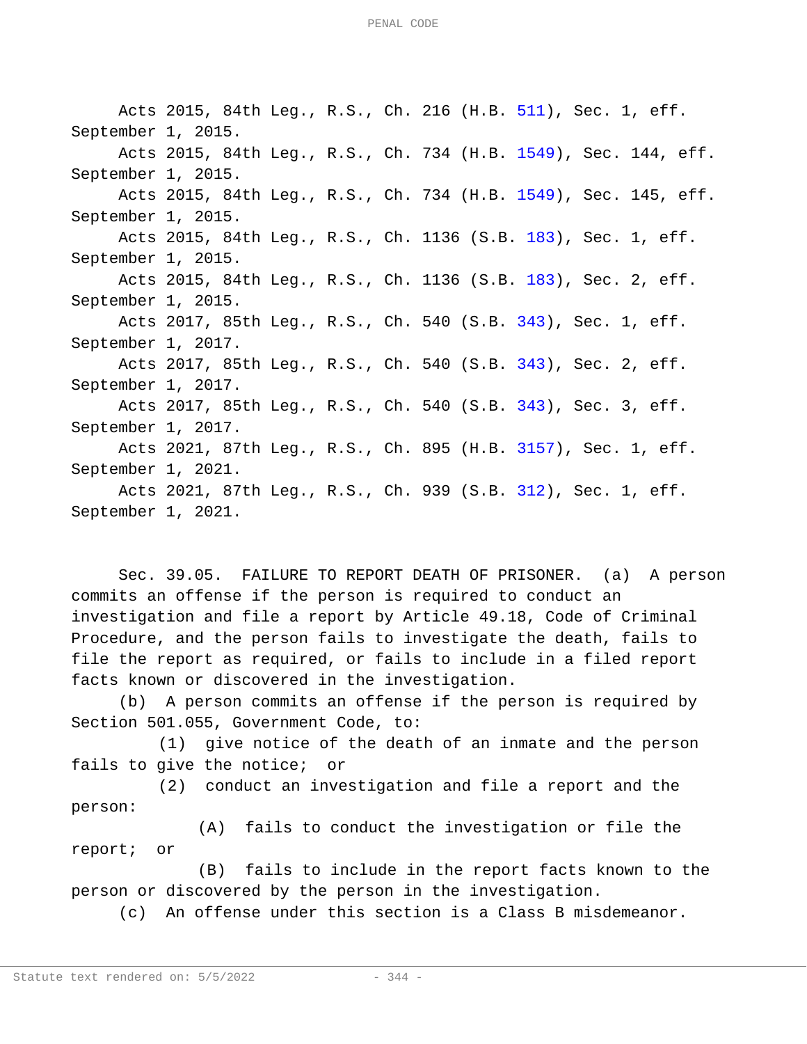Acts 2015, 84th Leg., R.S., Ch. 216 (H.B. 511), Sec. 1, eff. September 1, 2015.

Acts 2015, 84th Leg., R.S., Ch. 734 (H.B. 1549), Sec. 144, eff. September 1, 2015.

Acts 2015, 84th Leg., R.S., Ch. 734 (H.B. 1549), Sec. 145, eff. September 1, 2015.

Acts 2015, 84th Leg., R.S., Ch. 1136 (S.B. 183), Sec. 1, eff. September 1, 2015.

Acts 2015, 84th Leg., R.S., Ch. 1136 (S.B. 183), Sec. 2, eff. September 1, 2015.

Acts 2017, 85th Leg., R.S., Ch. 540 (S.B. 343), Sec. 1, eff. September 1, 2017.

Acts 2017, 85th Leg., R.S., Ch. 540 (S.B. 343), Sec. 2, eff. September 1, 2017.

Acts 2017, 85th Leg., R.S., Ch. 540 (S.B. 343), Sec. 3, eff. September 1, 2017.

Acts 2021, 87th Leg., R.S., Ch. 895 (H.B. 3157), Sec. 1, eff. September 1, 2021.

Acts 2021, 87th Leg., R.S., Ch. 939 (S.B. 312), Sec. 1, eff. September 1, 2021.

Sec. 39.05. FAILURE TO REPORT DEATH OF PRISONER. (a) A person commits an offense if the person is required to conduct an investigation and file a report by Article 49.18, Code of Criminal Procedure, and the person fails to investigate the death, fails to file the report as required, or fails to include in a filed report facts known or discovered in the investigation.

(b) A person commits an offense if the person is required by Section 501.055, Government Code, to:

(1) give notice of the death of an inmate and the person fails to give the notice; or

(2) conduct an investigation and file a report and the person:

(A) fails to conduct the investigation or file the report; or

(B) fails to include in the report facts known to the person or discovered by the person in the investigation.

(c) An offense under this section is a Class B misdemeanor.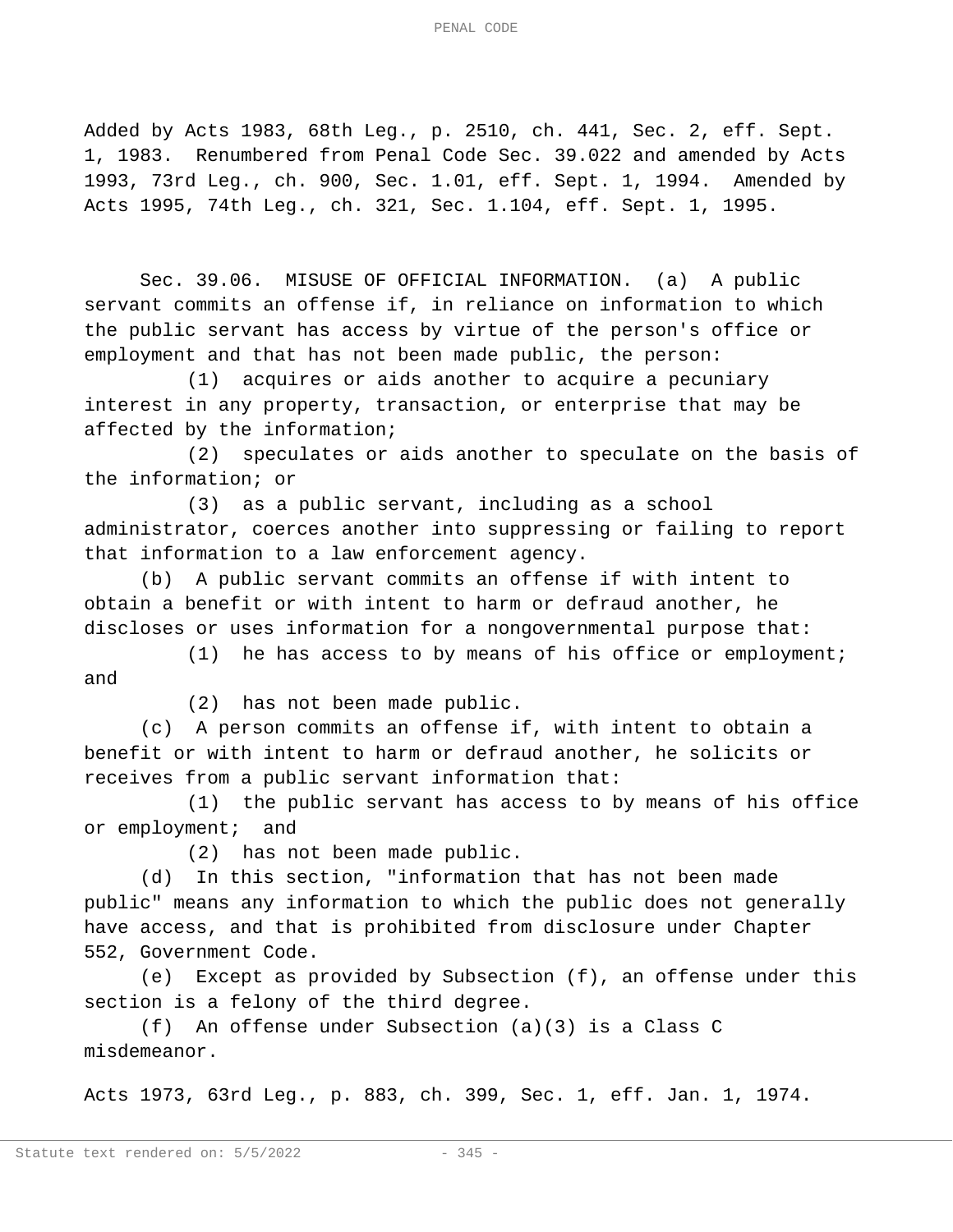Added by Acts 1983, 68th Leg., p. 2510, ch. 441, Sec. 2, eff. Sept. 1, 1983. Renumbered from Penal Code Sec. 39.022 and amended by Acts 1993, 73rd Leg., ch. 900, Sec. 1.01, eff. Sept. 1, 1994. Amended by Acts 1995, 74th Leg., ch. 321, Sec. 1.104, eff. Sept. 1, 1995.

Sec. 39.06. MISUSE OF OFFICIAL INFORMATION. (a) A public servant commits an offense if, in reliance on information to which the public servant has access by virtue of the person's office or employment and that has not been made public, the person:

(1) acquires or aids another to acquire a pecuniary interest in any property, transaction, or enterprise that may be affected by the information;

(2) speculates or aids another to speculate on the basis of the information; or

(3) as a public servant, including as a school administrator, coerces another into suppressing or failing to report that information to a law enforcement agency.

(b) A public servant commits an offense if with intent to obtain a benefit or with intent to harm or defraud another, he discloses or uses information for a nongovernmental purpose that:

(1) he has access to by means of his office or employment; and

(2) has not been made public.

(c) A person commits an offense if, with intent to obtain a benefit or with intent to harm or defraud another, he solicits or receives from a public servant information that:

(1) the public servant has access to by means of his office or employment; and

(2) has not been made public.

(d) In this section, "information that has not been made public" means any information to which the public does not generally have access, and that is prohibited from disclosure under Chapter 552, Government Code.

(e) Except as provided by Subsection (f), an offense under this section is a felony of the third degree.

(f) An offense under Subsection (a)(3) is a Class C misdemeanor.

Acts 1973, 63rd Leg., p. 883, ch. 399, Sec. 1, eff. Jan. 1, 1974.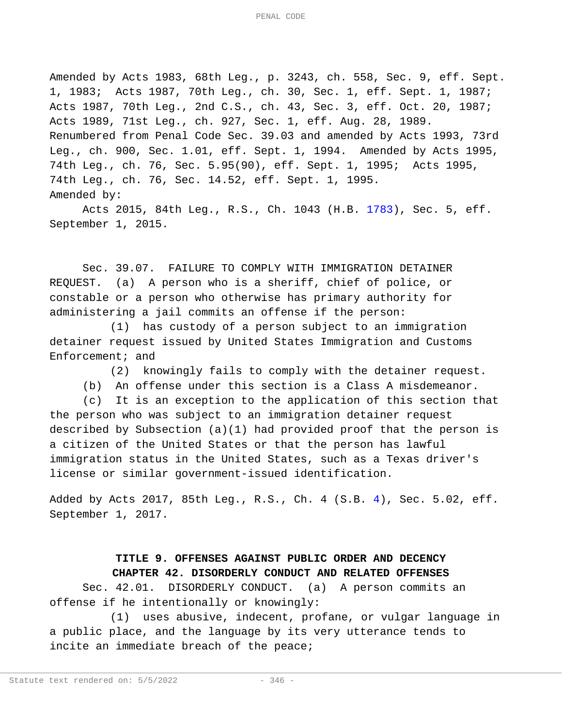Amended by Acts 1983, 68th Leg., p. 3243, ch. 558, Sec. 9, eff. Sept. 1, 1983; Acts 1987, 70th Leg., ch. 30, Sec. 1, eff. Sept. 1, 1987; Acts 1987, 70th Leg., 2nd C.S., ch. 43, Sec. 3, eff. Oct. 20, 1987; Acts 1989, 71st Leg., ch. 927, Sec. 1, eff. Aug. 28, 1989.
Renumbered from Penal Code Sec. 39.03 and amended by Acts 1993, 73rd Leg., ch. 900, Sec. 1.01, eff. Sept. 1, 1994. Amended by Acts 1995, 74th Leg., ch. 76, Sec. 5.95(90), eff. Sept. 1, 1995; Acts 1995, 74th Leg., ch. 76, Sec. 14.52, eff. Sept. 1, 1995.
Amended by:

Acts 2015, 84th Leg., R.S., Ch. 1043 (H.B. 1783), Sec. 5, eff. September 1, 2015.

Sec. 39.07. FAILURE TO COMPLY WITH IMMIGRATION DETAINER REQUEST. (a) A person who is a sheriff, chief of police, or constable or a person who otherwise has primary authority for administering a jail commits an offense if the person:

(1) has custody of a person subject to an immigration detainer request issued by United States Immigration and Customs Enforcement; and

(2) knowingly fails to comply with the detainer request.

(b) An offense under this section is a Class A misdemeanor.

(c) It is an exception to the application of this section that the person who was subject to an immigration detainer request described by Subsection (a)(1) had provided proof that the person is a citizen of the United States or that the person has lawful immigration status in the United States, such as a Texas driver's license or similar government-issued identification.

Added by Acts 2017, 85th Leg., R.S., Ch. 4 (S.B. 4), Sec. 5.02, eff. September 1, 2017.

## TITLE 9. OFFENSES AGAINST PUBLIC ORDER AND DECENCY

### CHAPTER 42. DISORDERLY CONDUCT AND RELATED OFFENSES

Sec. 42.01. DISORDERLY CONDUCT. (a) A person commits an offense if he intentionally or knowingly:

(1) uses abusive, indecent, profane, or vulgar language in a public place, and the language by its very utterance tends to incite an immediate breach of the peace;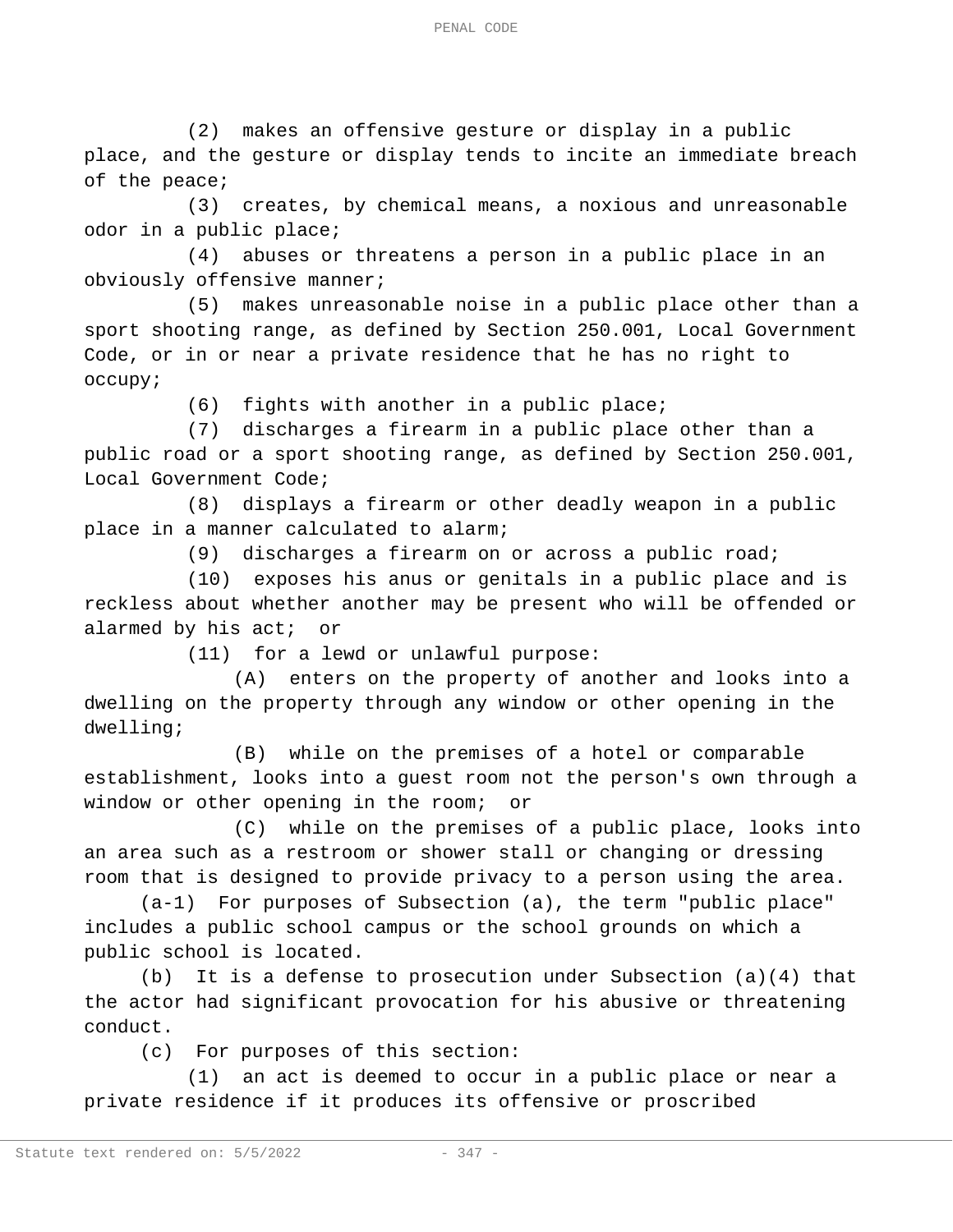(2) makes an offensive gesture or display in a public place, and the gesture or display tends to incite an immediate breach of the peace;

(3) creates, by chemical means, a noxious and unreasonable odor in a public place;

(4) abuses or threatens a person in a public place in an obviously offensive manner;

(5) makes unreasonable noise in a public place other than a sport shooting range, as defined by Section 250.001, Local Government Code, or in or near a private residence that he has no right to occupy;

(6) fights with another in a public place;

(7) discharges a firearm in a public place other than a public road or a sport shooting range, as defined by Section 250.001, Local Government Code;

(8) displays a firearm or other deadly weapon in a public place in a manner calculated to alarm;

(9) discharges a firearm on or across a public road;

(10) exposes his anus or genitals in a public place and is reckless about whether another may be present who will be offended or alarmed by his act; or

(11) for a lewd or unlawful purpose:

(A) enters on the property of another and looks into a dwelling on the property through any window or other opening in the dwelling;

(B) while on the premises of a hotel or comparable establishment, looks into a guest room not the person's own through a window or other opening in the room; or

(C) while on the premises of a public place, looks into an area such as a restroom or shower stall or changing or dressing room that is designed to provide privacy to a person using the area.

(a-1) For purposes of Subsection (a), the term "public place" includes a public school campus or the school grounds on which a public school is located.

(b) It is a defense to prosecution under Subsection (a)(4) that the actor had significant provocation for his abusive or threatening conduct.

(c) For purposes of this section:

(1) an act is deemed to occur in a public place or near a private residence if it produces its offensive or proscribed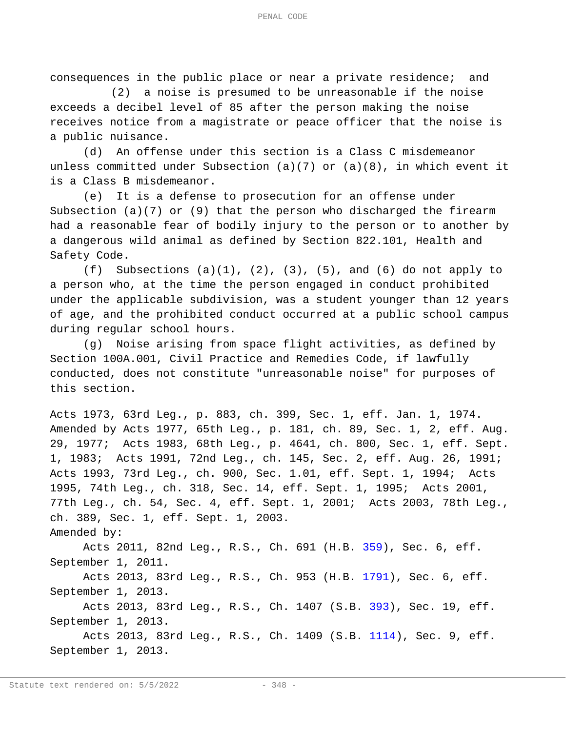consequences in the public place or near a private residence; and

(2) a noise is presumed to be unreasonable if the noise exceeds a decibel level of 85 after the person making the noise receives notice from a magistrate or peace officer that the noise is a public nuisance.

(d) An offense under this section is a Class C misdemeanor unless committed under Subsection (a)(7) or (a)(8), in which event it is a Class B misdemeanor.

(e) It is a defense to prosecution for an offense under Subsection (a)(7) or (9) that the person who discharged the firearm had a reasonable fear of bodily injury to the person or to another by a dangerous wild animal as defined by Section 822.101, Health and Safety Code.

(f) Subsections (a)(1), (2), (3), (5), and (6) do not apply to a person who, at the time the person engaged in conduct prohibited under the applicable subdivision, was a student younger than 12 years of age, and the prohibited conduct occurred at a public school campus during regular school hours.

(g) Noise arising from space flight activities, as defined by Section 100A.001, Civil Practice and Remedies Code, if lawfully conducted, does not constitute "unreasonable noise" for purposes of this section.

Acts 1973, 63rd Leg., p. 883, ch. 399, Sec. 1, eff. Jan. 1, 1974. Amended by Acts 1977, 65th Leg., p. 181, ch. 89, Sec. 1, 2, eff. Aug. 29, 1977; Acts 1983, 68th Leg., p. 4641, ch. 800, Sec. 1, eff. Sept. 1, 1983; Acts 1991, 72nd Leg., ch. 145, Sec. 2, eff. Aug. 26, 1991; Acts 1993, 73rd Leg., ch. 900, Sec. 1.01, eff. Sept. 1, 1994; Acts 1995, 74th Leg., ch. 318, Sec. 14, eff. Sept. 1, 1995; Acts 2001, 77th Leg., ch. 54, Sec. 4, eff. Sept. 1, 2001; Acts 2003, 78th Leg., ch. 389, Sec. 1, eff. Sept. 1, 2003.

Amended by:

Acts 2011, 82nd Leg., R.S., Ch. 691 (H.B. 359), Sec. 6, eff. September 1, 2011.

Acts 2013, 83rd Leg., R.S., Ch. 953 (H.B. 1791), Sec. 6, eff. September 1, 2013.

Acts 2013, 83rd Leg., R.S., Ch. 1407 (S.B. 393), Sec. 19, eff. September 1, 2013.

Acts 2013, 83rd Leg., R.S., Ch. 1409 (S.B. 1114), Sec. 9, eff. September 1, 2013.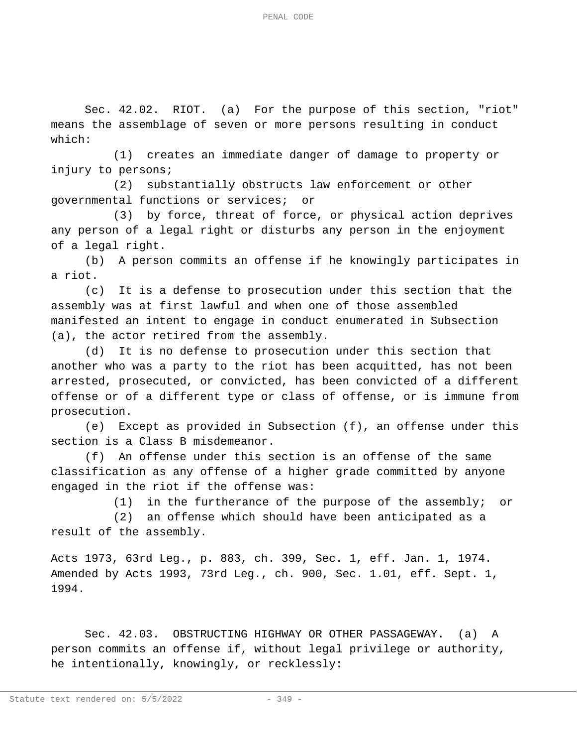Sec. 42.02. RIOT. (a) For the purpose of this section, "riot" means the assemblage of seven or more persons resulting in conduct which:

(1) creates an immediate danger of damage to property or injury to persons;

(2) substantially obstructs law enforcement or other governmental functions or services; or

(3) by force, threat of force, or physical action deprives any person of a legal right or disturbs any person in the enjoyment of a legal right.

(b) A person commits an offense if he knowingly participates in a riot.

(c) It is a defense to prosecution under this section that the assembly was at first lawful and when one of those assembled manifested an intent to engage in conduct enumerated in Subsection (a), the actor retired from the assembly.

(d) It is no defense to prosecution under this section that another who was a party to the riot has been acquitted, has not been arrested, prosecuted, or convicted, has been convicted of a different offense or of a different type or class of offense, or is immune from prosecution.

(e) Except as provided in Subsection (f), an offense under this section is a Class B misdemeanor.

(f) An offense under this section is an offense of the same classification as any offense of a higher grade committed by anyone engaged in the riot if the offense was:

(1) in the furtherance of the purpose of the assembly; or

(2) an offense which should have been anticipated as a result of the assembly.

Acts 1973, 63rd Leg., p. 883, ch. 399, Sec. 1, eff. Jan. 1, 1974. Amended by Acts 1993, 73rd Leg., ch. 900, Sec. 1.01, eff. Sept. 1, 1994.

Sec. 42.03. OBSTRUCTING HIGHWAY OR OTHER PASSAGEWAY. (a) A person commits an offense if, without legal privilege or authority, he intentionally, knowingly, or recklessly: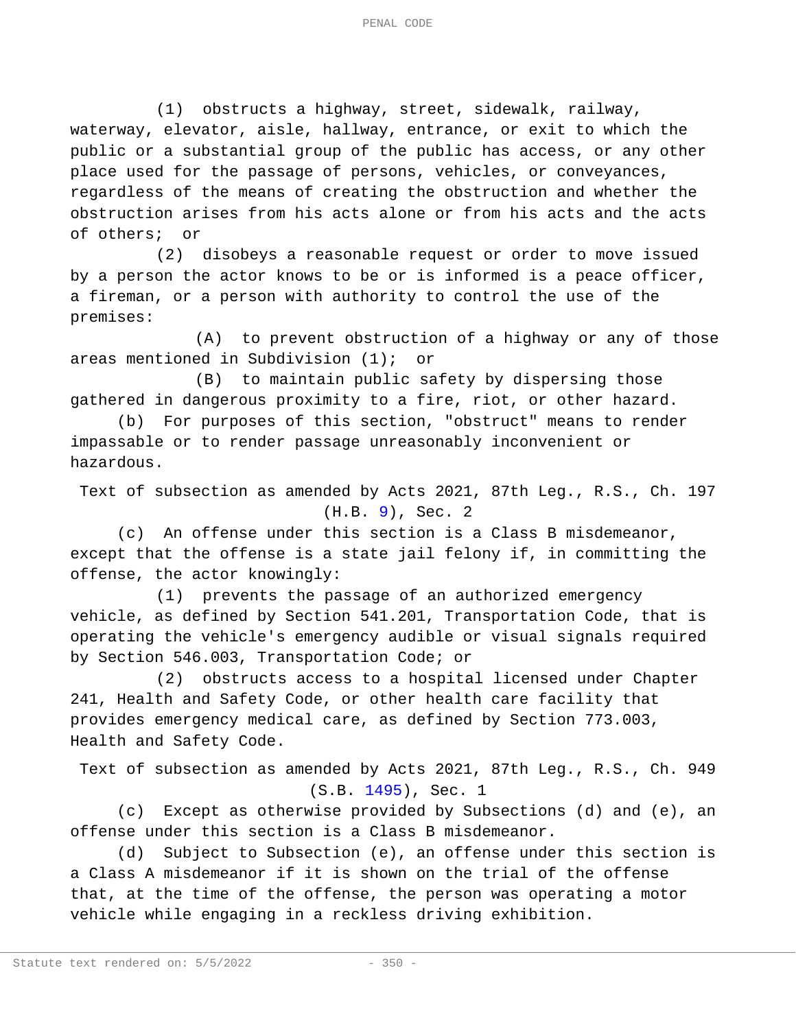(1) obstructs a highway, street, sidewalk, railway, waterway, elevator, aisle, hallway, entrance, or exit to which the public or a substantial group of the public has access, or any other place used for the passage of persons, vehicles, or conveyances, regardless of the means of creating the obstruction and whether the obstruction arises from his acts alone or from his acts and the acts of others; or

(2) disobeys a reasonable request or order to move issued by a person the actor knows to be or is informed is a peace officer, a fireman, or a person with authority to control the use of the premises:

(A) to prevent obstruction of a highway or any of those areas mentioned in Subdivision (1); or

(B) to maintain public safety by dispersing those gathered in dangerous proximity to a fire, riot, or other hazard.

(b) For purposes of this section, "obstruct" means to render impassable or to render passage unreasonably inconvenient or hazardous.

Text of subsection as amended by Acts 2021, 87th Leg., R.S., Ch. 197 (H.B. 9), Sec. 2

(c) An offense under this section is a Class B misdemeanor, except that the offense is a state jail felony if, in committing the offense, the actor knowingly:

(1) prevents the passage of an authorized emergency vehicle, as defined by Section 541.201, Transportation Code, that is operating the vehicle's emergency audible or visual signals required by Section 546.003, Transportation Code; or

(2) obstructs access to a hospital licensed under Chapter 241, Health and Safety Code, or other health care facility that provides emergency medical care, as defined by Section 773.003, Health and Safety Code.

Text of subsection as amended by Acts 2021, 87th Leg., R.S., Ch. 949 (S.B. 1495), Sec. 1

(c) Except as otherwise provided by Subsections (d) and (e), an offense under this section is a Class B misdemeanor.

(d) Subject to Subsection (e), an offense under this section is a Class A misdemeanor if it is shown on the trial of the offense that, at the time of the offense, the person was operating a motor vehicle while engaging in a reckless driving exhibition.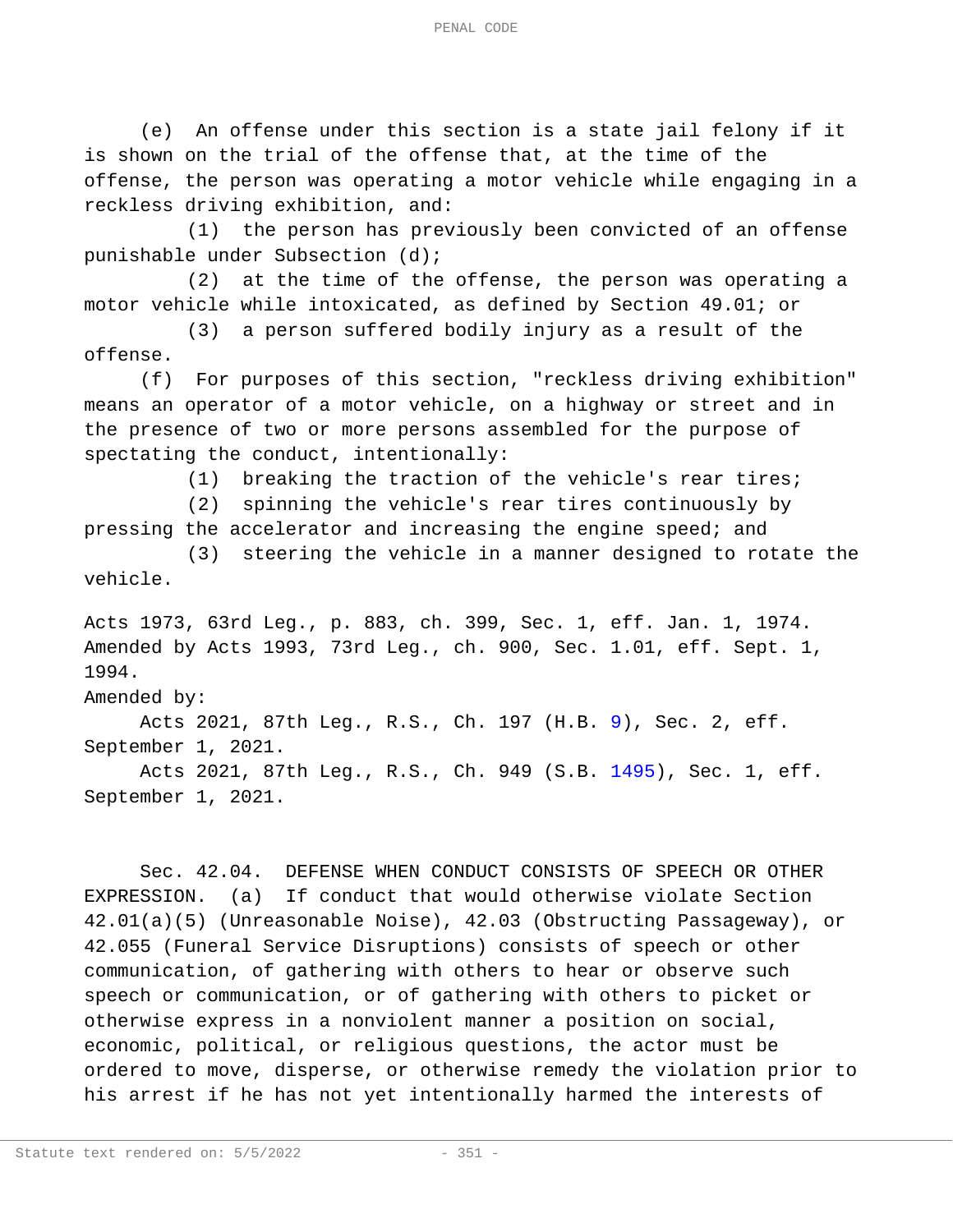(e) An offense under this section is a state jail felony if it is shown on the trial of the offense that, at the time of the offense, the person was operating a motor vehicle while engaging in a reckless driving exhibition, and:

(1) the person has previously been convicted of an offense punishable under Subsection (d);

(2) at the time of the offense, the person was operating a motor vehicle while intoxicated, as defined by Section 49.01; or

(3) a person suffered bodily injury as a result of the offense.

(f) For purposes of this section, "reckless driving exhibition" means an operator of a motor vehicle, on a highway or street and in the presence of two or more persons assembled for the purpose of spectating the conduct, intentionally:

(1) breaking the traction of the vehicle's rear tires;

(2) spinning the vehicle's rear tires continuously by pressing the accelerator and increasing the engine speed; and

(3) steering the vehicle in a manner designed to rotate the vehicle.

Acts 1973, 63rd Leg., p. 883, ch. 399, Sec. 1, eff. Jan. 1, 1974. Amended by Acts 1993, 73rd Leg., ch. 900, Sec. 1.01, eff. Sept. 1, 1994.

Amended by:

Acts 2021, 87th Leg., R.S., Ch. 197 (H.B. 9), Sec. 2, eff. September 1, 2021.

Acts 2021, 87th Leg., R.S., Ch. 949 (S.B. 1495), Sec. 1, eff. September 1, 2021.

Sec. 42.04. DEFENSE WHEN CONDUCT CONSISTS OF SPEECH OR OTHER EXPRESSION. (a) If conduct that would otherwise violate Section 42.01(a)(5) (Unreasonable Noise), 42.03 (Obstructing Passageway), or 42.055 (Funeral Service Disruptions) consists of speech or other communication, of gathering with others to hear or observe such speech or communication, or of gathering with others to picket or otherwise express in a nonviolent manner a position on social, economic, political, or religious questions, the actor must be ordered to move, disperse, or otherwise remedy the violation prior to his arrest if he has not yet intentionally harmed the interests of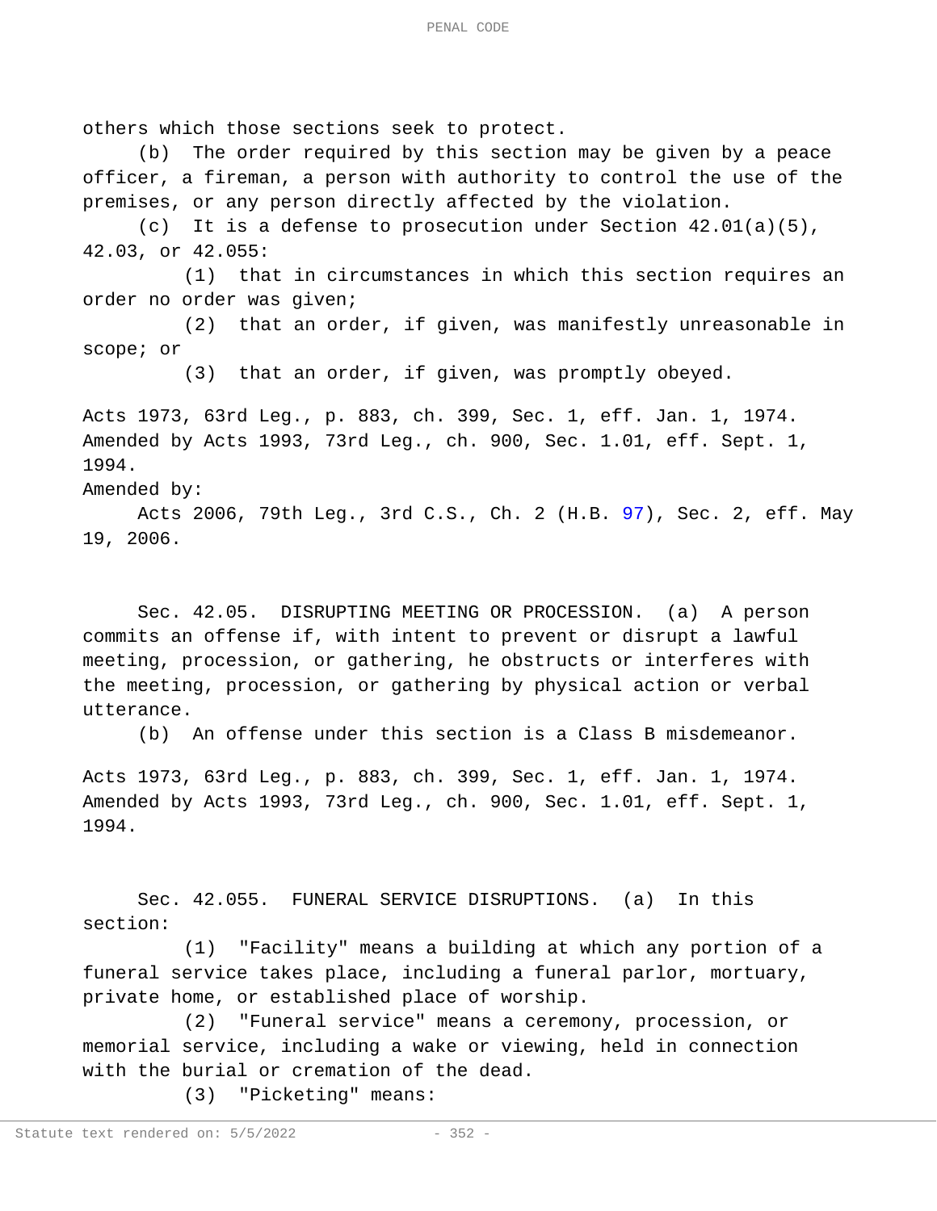others which those sections seek to protect.

(b) The order required by this section may be given by a peace officer, a fireman, a person with authority to control the use of the premises, or any person directly affected by the violation.

(c) It is a defense to prosecution under Section 42.01(a)(5), 42.03, or 42.055:

(1) that in circumstances in which this section requires an order no order was given;

(2) that an order, if given, was manifestly unreasonable in scope; or

(3) that an order, if given, was promptly obeyed.

Acts 1973, 63rd Leg., p. 883, ch. 399, Sec. 1, eff. Jan. 1, 1974. Amended by Acts 1993, 73rd Leg., ch. 900, Sec. 1.01, eff. Sept. 1, 1994.

Amended by:

Acts 2006, 79th Leg., 3rd C.S., Ch. 2 (H.B. 97), Sec. 2, eff. May 19, 2006.

Sec. 42.05. DISRUPTING MEETING OR PROCESSION. (a) A person commits an offense if, with intent to prevent or disrupt a lawful meeting, procession, or gathering, he obstructs or interferes with the meeting, procession, or gathering by physical action or verbal utterance.

(b) An offense under this section is a Class B misdemeanor.

Acts 1973, 63rd Leg., p. 883, ch. 399, Sec. 1, eff. Jan. 1, 1974. Amended by Acts 1993, 73rd Leg., ch. 900, Sec. 1.01, eff. Sept. 1, 1994.

Sec. 42.055. FUNERAL SERVICE DISRUPTIONS. (a) In this section:

(1) "Facility" means a building at which any portion of a funeral service takes place, including a funeral parlor, mortuary, private home, or established place of worship.

(2) "Funeral service" means a ceremony, procession, or memorial service, including a wake or viewing, held in connection with the burial or cremation of the dead.

(3) "Picketing" means: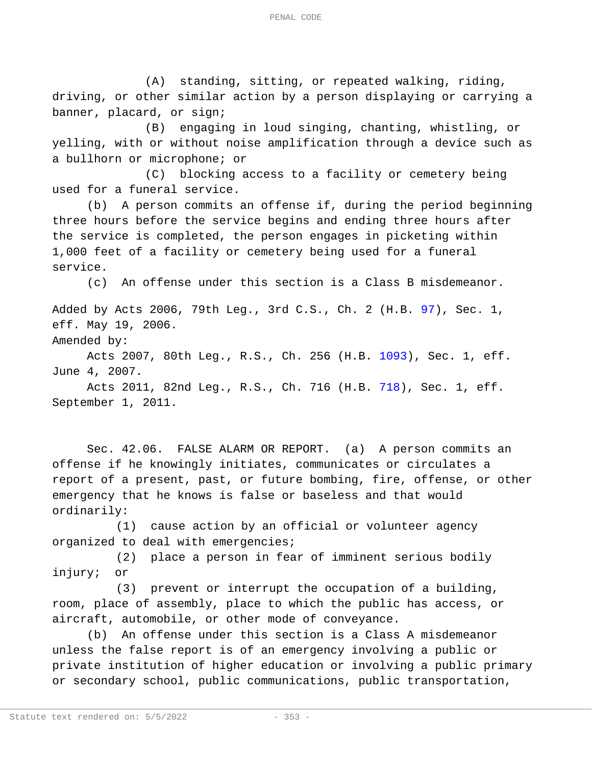(A) standing, sitting, or repeated walking, riding, driving, or other similar action by a person displaying or carrying a banner, placard, or sign;

(B) engaging in loud singing, chanting, whistling, or yelling, with or without noise amplification through a device such as a bullhorn or microphone; or

(C) blocking access to a facility or cemetery being used for a funeral service.

(b) A person commits an offense if, during the period beginning three hours before the service begins and ending three hours after the service is completed, the person engages in picketing within 1,000 feet of a facility or cemetery being used for a funeral service.

(c) An offense under this section is a Class B misdemeanor.

Added by Acts 2006, 79th Leg., 3rd C.S., Ch. 2 (H.B. 97), Sec. 1, eff. May 19, 2006.

Amended by:

Acts 2007, 80th Leg., R.S., Ch. 256 (H.B. 1093), Sec. 1, eff. June 4, 2007.

Acts 2011, 82nd Leg., R.S., Ch. 716 (H.B. 718), Sec. 1, eff. September 1, 2011.

Sec. 42.06. FALSE ALARM OR REPORT. (a) A person commits an offense if he knowingly initiates, communicates or circulates a report of a present, past, or future bombing, fire, offense, or other emergency that he knows is false or baseless and that would ordinarily:

(1) cause action by an official or volunteer agency organized to deal with emergencies;

(2) place a person in fear of imminent serious bodily injury; or

(3) prevent or interrupt the occupation of a building, room, place of assembly, place to which the public has access, or aircraft, automobile, or other mode of conveyance.

(b) An offense under this section is a Class A misdemeanor unless the false report is of an emergency involving a public or private institution of higher education or involving a public primary or secondary school, public communications, public transportation,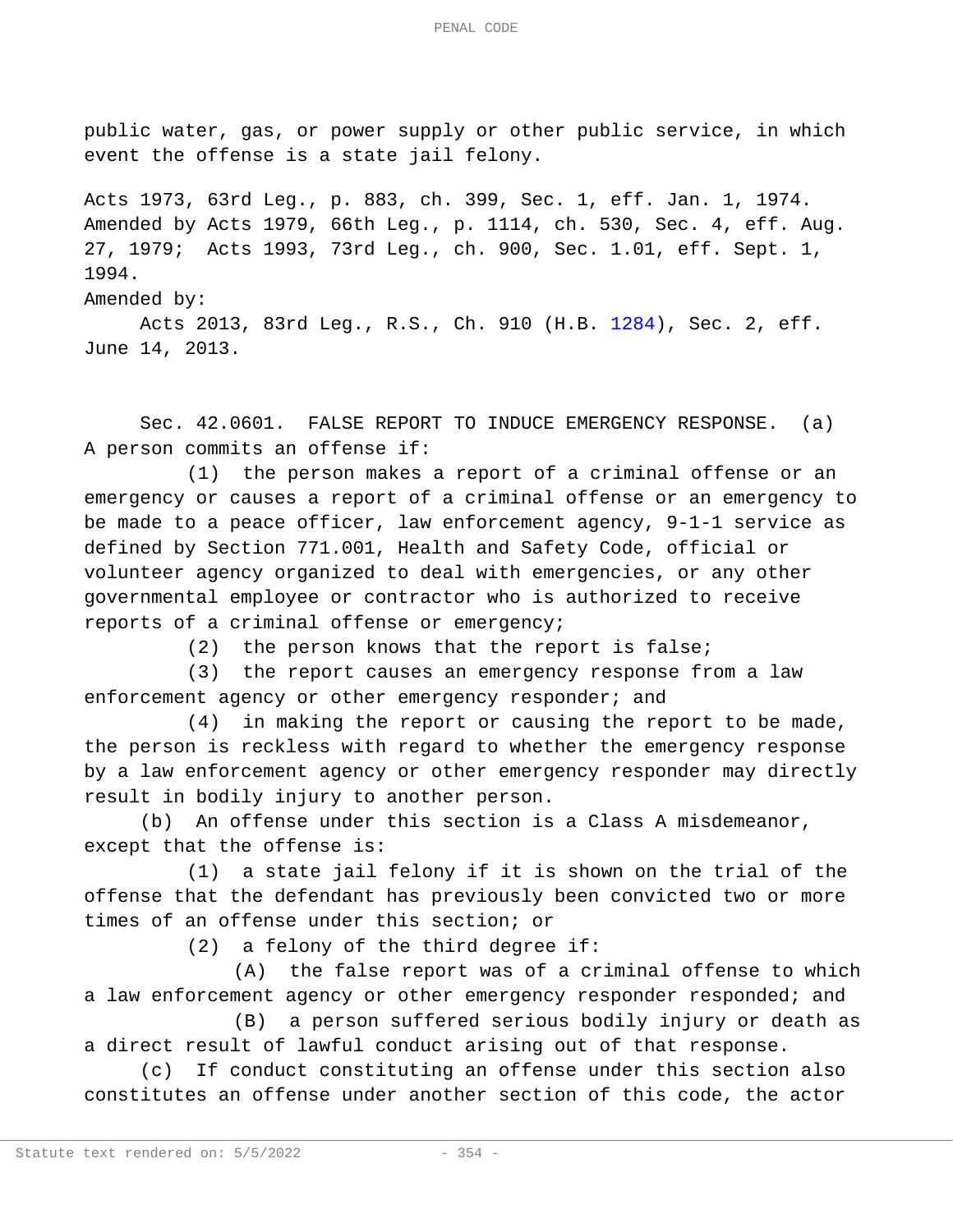public water, gas, or power supply or other public service, in which event the offense is a state jail felony.

Acts 1973, 63rd Leg., p. 883, ch. 399, Sec. 1, eff. Jan. 1, 1974. Amended by Acts 1979, 66th Leg., p. 1114, ch. 530, Sec. 4, eff. Aug. 27, 1979; Acts 1993, 73rd Leg., ch. 900, Sec. 1.01, eff. Sept. 1, 1994.

Amended by:

Acts 2013, 83rd Leg., R.S., Ch. 910 (H.B. 1284), Sec. 2, eff. June 14, 2013.

Sec. 42.0601. FALSE REPORT TO INDUCE EMERGENCY RESPONSE. (a) A person commits an offense if:

(1) the person makes a report of a criminal offense or an emergency or causes a report of a criminal offense or an emergency to be made to a peace officer, law enforcement agency, 9-1-1 service as defined by Section 771.001, Health and Safety Code, official or volunteer agency organized to deal with emergencies, or any other governmental employee or contractor who is authorized to receive reports of a criminal offense or emergency;

(2) the person knows that the report is false;

(3) the report causes an emergency response from a law enforcement agency or other emergency responder; and

(4) in making the report or causing the report to be made, the person is reckless with regard to whether the emergency response by a law enforcement agency or other emergency responder may directly result in bodily injury to another person.

(b) An offense under this section is a Class A misdemeanor, except that the offense is:

(1) a state jail felony if it is shown on the trial of the offense that the defendant has previously been convicted two or more times of an offense under this section; or

(2) a felony of the third degree if:

(A) the false report was of a criminal offense to which a law enforcement agency or other emergency responder responded; and

(B) a person suffered serious bodily injury or death as a direct result of lawful conduct arising out of that response.

(c) If conduct constituting an offense under this section also constitutes an offense under another section of this code, the actor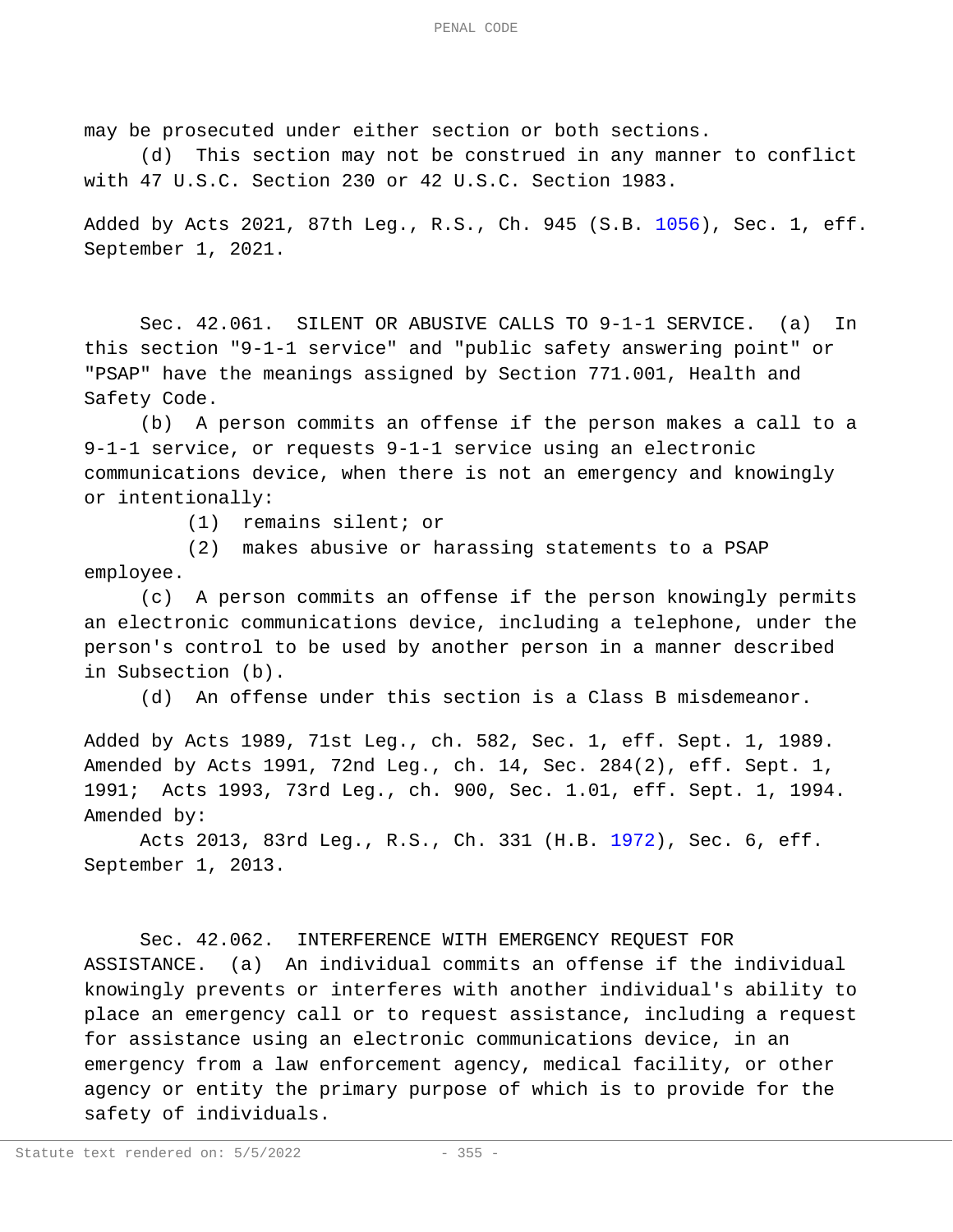may be prosecuted under either section or both sections.

(d) This section may not be construed in any manner to conflict with 47 U.S.C. Section 230 or 42 U.S.C. Section 1983.

Added by Acts 2021, 87th Leg., R.S., Ch. 945 (S.B. 1056), Sec. 1, eff. September 1, 2021.

Sec. 42.061. SILENT OR ABUSIVE CALLS TO 9-1-1 SERVICE. (a) In this section "9-1-1 service" and "public safety answering point" or "PSAP" have the meanings assigned by Section 771.001, Health and Safety Code.

(b) A person commits an offense if the person makes a call to a 9-1-1 service, or requests 9-1-1 service using an electronic communications device, when there is not an emergency and knowingly or intentionally:

(1) remains silent; or

(2) makes abusive or harassing statements to a PSAP employee.

(c) A person commits an offense if the person knowingly permits an electronic communications device, including a telephone, under the person's control to be used by another person in a manner described in Subsection (b).

(d) An offense under this section is a Class B misdemeanor.

Added by Acts 1989, 71st Leg., ch. 582, Sec. 1, eff. Sept. 1, 1989. Amended by Acts 1991, 72nd Leg., ch. 14, Sec. 284(2), eff. Sept. 1, 1991; Acts 1993, 73rd Leg., ch. 900, Sec. 1.01, eff. Sept. 1, 1994. Amended by:

Acts 2013, 83rd Leg., R.S., Ch. 331 (H.B. 1972), Sec. 6, eff. September 1, 2013.

Sec. 42.062. INTERFERENCE WITH EMERGENCY REQUEST FOR ASSISTANCE. (a) An individual commits an offense if the individual knowingly prevents or interferes with another individual's ability to place an emergency call or to request assistance, including a request for assistance using an electronic communications device, in an emergency from a law enforcement agency, medical facility, or other agency or entity the primary purpose of which is to provide for the safety of individuals.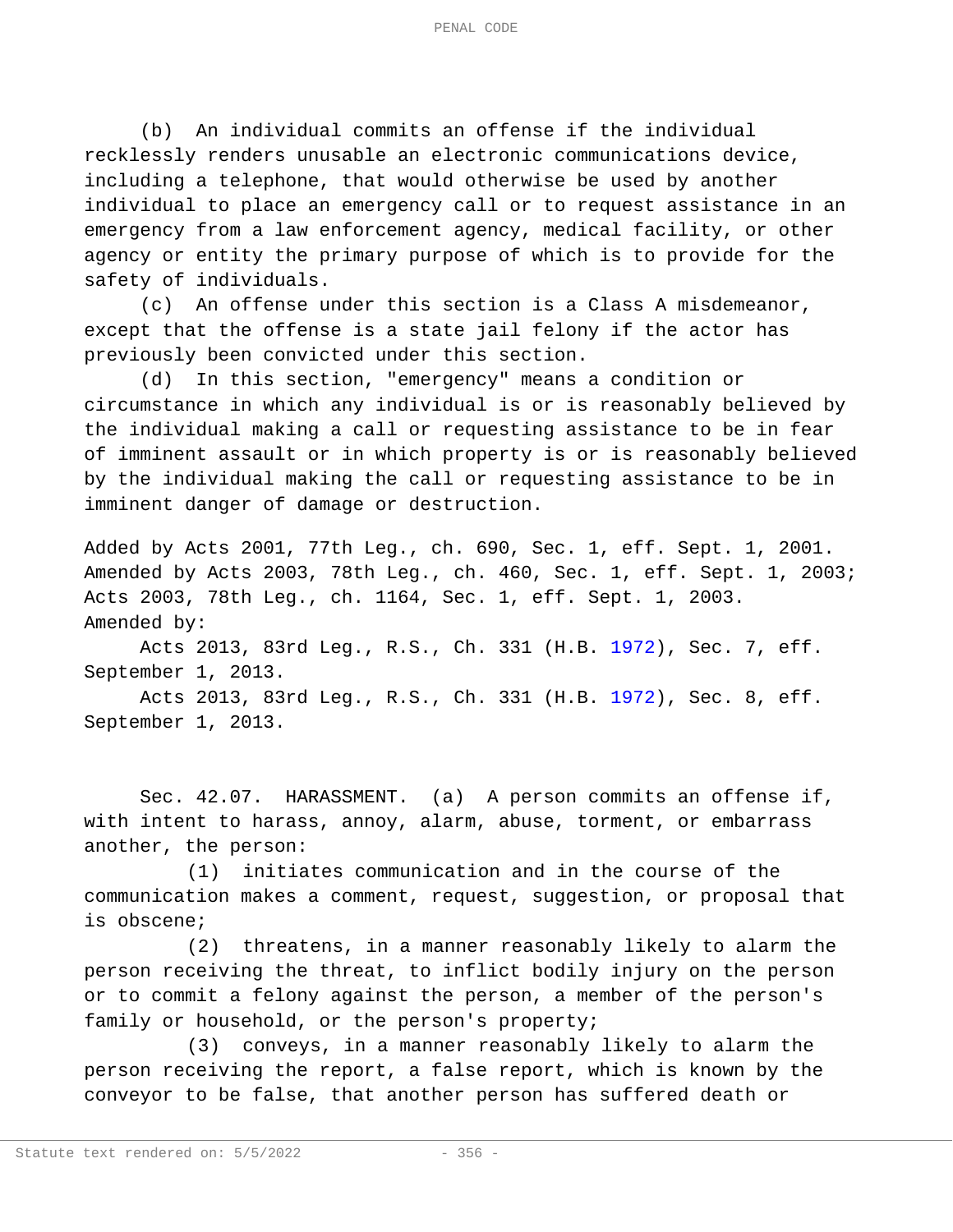(b) An individual commits an offense if the individual recklessly renders unusable an electronic communications device, including a telephone, that would otherwise be used by another individual to place an emergency call or to request assistance in an emergency from a law enforcement agency, medical facility, or other agency or entity the primary purpose of which is to provide for the safety of individuals.

(c) An offense under this section is a Class A misdemeanor, except that the offense is a state jail felony if the actor has previously been convicted under this section.

(d) In this section, "emergency" means a condition or circumstance in which any individual is or is reasonably believed by the individual making a call or requesting assistance to be in fear of imminent assault or in which property is or is reasonably believed by the individual making the call or requesting assistance to be in imminent danger of damage or destruction.

Added by Acts 2001, 77th Leg., ch. 690, Sec. 1, eff. Sept. 1, 2001. Amended by Acts 2003, 78th Leg., ch. 460, Sec. 1, eff. Sept. 1, 2003; Acts 2003, 78th Leg., ch. 1164, Sec. 1, eff. Sept. 1, 2003.

Amended by:

Acts 2013, 83rd Leg., R.S., Ch. 331 (H.B. 1972), Sec. 7, eff. September 1, 2013.

Acts 2013, 83rd Leg., R.S., Ch. 331 (H.B. 1972), Sec. 8, eff. September 1, 2013.

Sec. 42.07. HARASSMENT. (a) A person commits an offense if, with intent to harass, annoy, alarm, abuse, torment, or embarrass another, the person:

(1) initiates communication and in the course of the communication makes a comment, request, suggestion, or proposal that is obscene;

(2) threatens, in a manner reasonably likely to alarm the person receiving the threat, to inflict bodily injury on the person or to commit a felony against the person, a member of the person's family or household, or the person's property;

(3) conveys, in a manner reasonably likely to alarm the person receiving the report, a false report, which is known by the conveyor to be false, that another person has suffered death or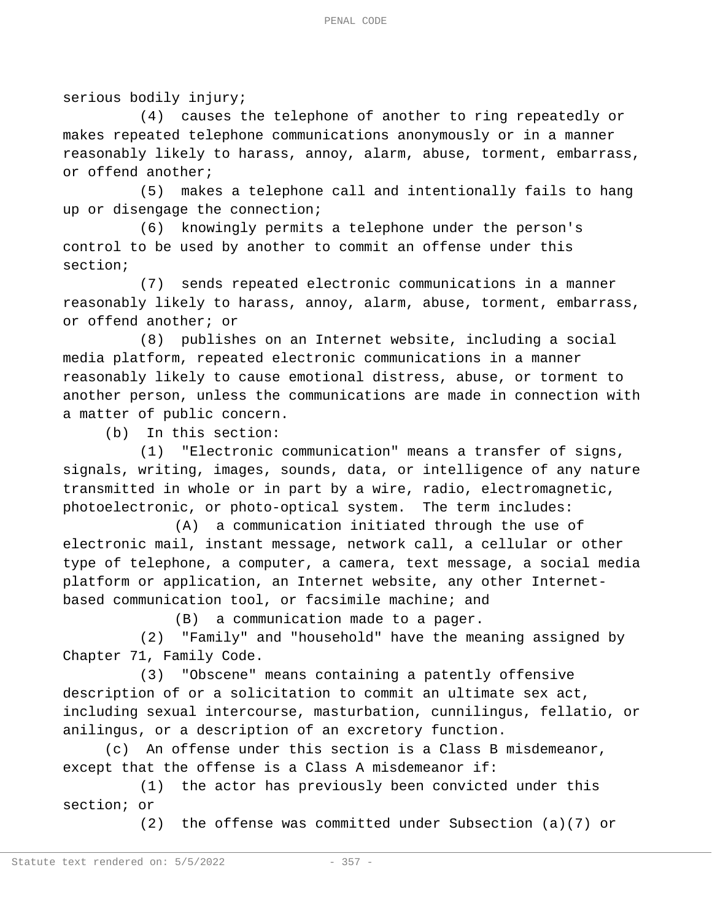serious bodily injury;

(4) causes the telephone of another to ring repeatedly or makes repeated telephone communications anonymously or in a manner reasonably likely to harass, annoy, alarm, abuse, torment, embarrass, or offend another;

(5) makes a telephone call and intentionally fails to hang up or disengage the connection;

(6) knowingly permits a telephone under the person's control to be used by another to commit an offense under this section;

(7) sends repeated electronic communications in a manner reasonably likely to harass, annoy, alarm, abuse, torment, embarrass, or offend another; or

(8) publishes on an Internet website, including a social media platform, repeated electronic communications in a manner reasonably likely to cause emotional distress, abuse, or torment to another person, unless the communications are made in connection with a matter of public concern.

(b) In this section:

(1) "Electronic communication" means a transfer of signs, signals, writing, images, sounds, data, or intelligence of any nature transmitted in whole or in part by a wire, radio, electromagnetic, photoelectronic, or photo-optical system. The term includes:

(A) a communication initiated through the use of electronic mail, instant message, network call, a cellular or other type of telephone, a computer, a camera, text message, a social media platform or application, an Internet website, any other Internet-based communication tool, or facsimile machine; and

(B) a communication made to a pager.

(2) "Family" and "household" have the meaning assigned by Chapter 71, Family Code.

(3) "Obscene" means containing a patently offensive description of or a solicitation to commit an ultimate sex act, including sexual intercourse, masturbation, cunnilingus, fellatio, or anilingus, or a description of an excretory function.

(c) An offense under this section is a Class B misdemeanor, except that the offense is a Class A misdemeanor if:

(1) the actor has previously been convicted under this section; or

(2) the offense was committed under Subsection (a)(7) or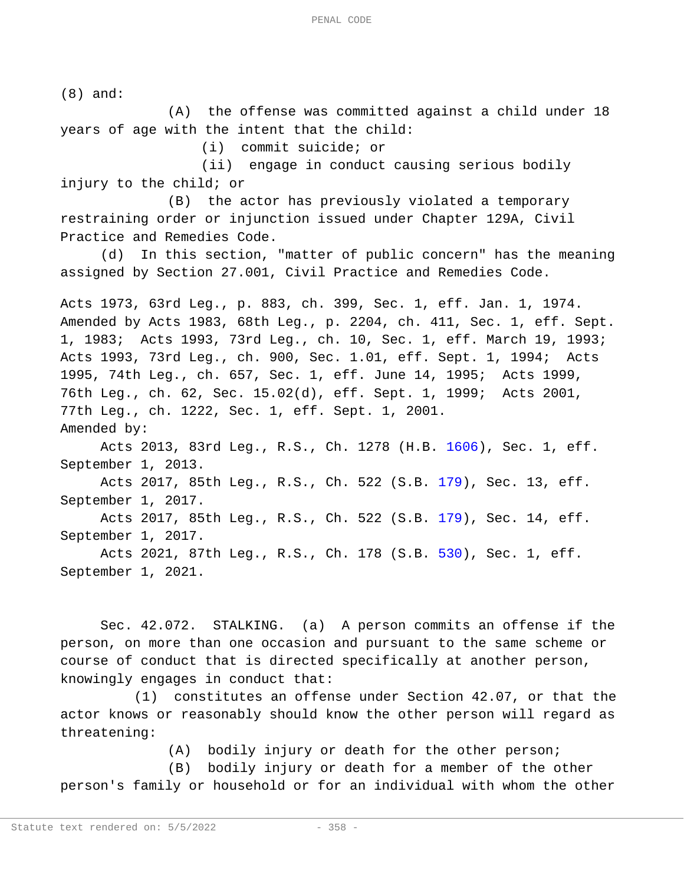(8) and:

(A) the offense was committed against a child under 18 years of age with the intent that the child:

(i) commit suicide; or

(ii) engage in conduct causing serious bodily injury to the child; or

(B) the actor has previously violated a temporary restraining order or injunction issued under Chapter 129A, Civil Practice and Remedies Code.

(d) In this section, "matter of public concern" has the meaning assigned by Section 27.001, Civil Practice and Remedies Code.

Acts 1973, 63rd Leg., p. 883, ch. 399, Sec. 1, eff. Jan. 1, 1974. Amended by Acts 1983, 68th Leg., p. 2204, ch. 411, Sec. 1, eff. Sept. 1, 1983; Acts 1993, 73rd Leg., ch. 10, Sec. 1, eff. March 19, 1993; Acts 1993, 73rd Leg., ch. 900, Sec. 1.01, eff. Sept. 1, 1994; Acts 1995, 74th Leg., ch. 657, Sec. 1, eff. June 14, 1995; Acts 1999, 76th Leg., ch. 62, Sec. 15.02(d), eff. Sept. 1, 1999; Acts 2001, 77th Leg., ch. 1222, Sec. 1, eff. Sept. 1, 2001.

Amended by:

Acts 2013, 83rd Leg., R.S., Ch. 1278 (H.B. 1606), Sec. 1, eff. September 1, 2013.

Acts 2017, 85th Leg., R.S., Ch. 522 (S.B. 179), Sec. 13, eff. September 1, 2017.

Acts 2017, 85th Leg., R.S., Ch. 522 (S.B. 179), Sec. 14, eff. September 1, 2017.

Acts 2021, 87th Leg., R.S., Ch. 178 (S.B. 530), Sec. 1, eff. September 1, 2021.

Sec. 42.072. STALKING. (a) A person commits an offense if the person, on more than one occasion and pursuant to the same scheme or course of conduct that is directed specifically at another person, knowingly engages in conduct that:

(1) constitutes an offense under Section 42.07, or that the actor knows or reasonably should know the other person will regard as threatening:

(A) bodily injury or death for the other person;

(B) bodily injury or death for a member of the other person's family or household or for an individual with whom the other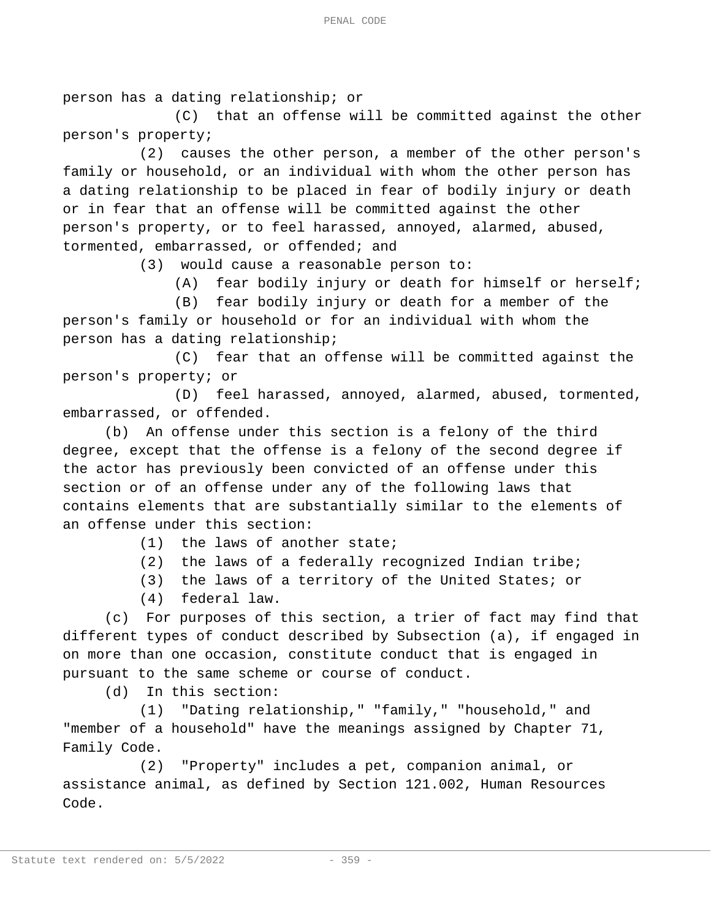person has a dating relationship; or

(C) that an offense will be committed against the other person's property;

(2) causes the other person, a member of the other person's family or household, or an individual with whom the other person has a dating relationship to be placed in fear of bodily injury or death or in fear that an offense will be committed against the other person's property, or to feel harassed, annoyed, alarmed, abused, tormented, embarrassed, or offended; and

(3) would cause a reasonable person to:

(A) fear bodily injury or death for himself or herself;

(B) fear bodily injury or death for a member of the person's family or household or for an individual with whom the person has a dating relationship;

(C) fear that an offense will be committed against the person's property; or

(D) feel harassed, annoyed, alarmed, abused, tormented, embarrassed, or offended.

(b) An offense under this section is a felony of the third degree, except that the offense is a felony of the second degree if the actor has previously been convicted of an offense under this section or of an offense under any of the following laws that contains elements that are substantially similar to the elements of an offense under this section:

(1) the laws of another state;

(2) the laws of a federally recognized Indian tribe;

(3) the laws of a territory of the United States; or

(4) federal law.

(c) For purposes of this section, a trier of fact may find that different types of conduct described by Subsection (a), if engaged in on more than one occasion, constitute conduct that is engaged in pursuant to the same scheme or course of conduct.

(d) In this section:

(1) "Dating relationship," "family," "household," and "member of a household" have the meanings assigned by Chapter 71, Family Code.

(2) "Property" includes a pet, companion animal, or assistance animal, as defined by Section 121.002, Human Resources Code.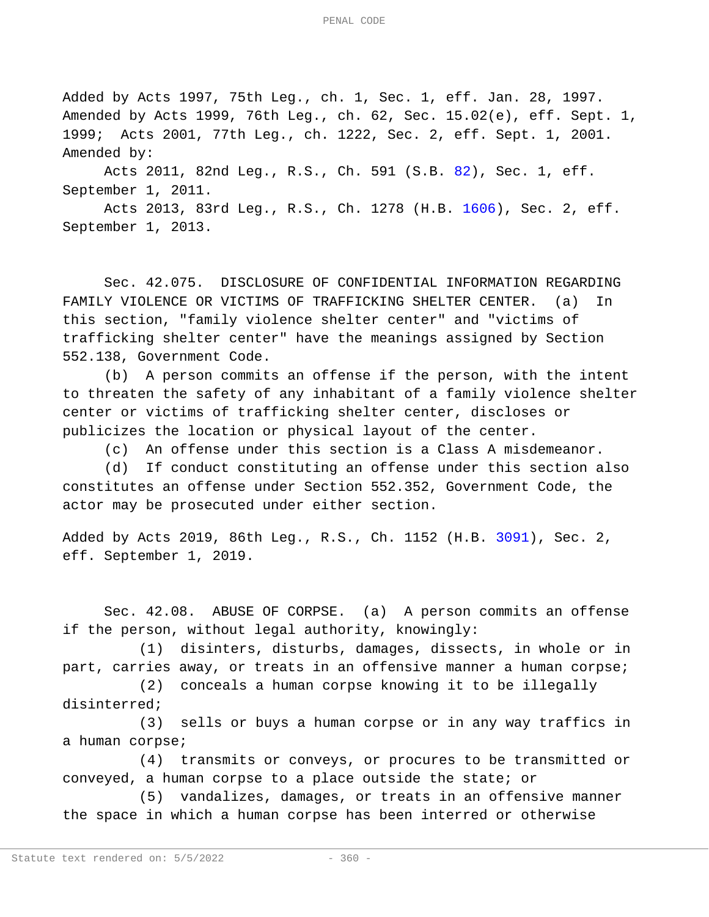Added by Acts 1997, 75th Leg., ch. 1, Sec. 1, eff. Jan. 28, 1997. Amended by Acts 1999, 76th Leg., ch. 62, Sec. 15.02(e), eff. Sept. 1, 1999; Acts 2001, 77th Leg., ch. 1222, Sec. 2, eff. Sept. 1, 2001.
Amended by:

Acts 2011, 82nd Leg., R.S., Ch. 591 (S.B. 82), Sec. 1, eff. September 1, 2011.

Acts 2013, 83rd Leg., R.S., Ch. 1278 (H.B. 1606), Sec. 2, eff. September 1, 2013.

Sec. 42.075. DISCLOSURE OF CONFIDENTIAL INFORMATION REGARDING FAMILY VIOLENCE OR VICTIMS OF TRAFFICKING SHELTER CENTER. (a) In this section, "family violence shelter center" and "victims of trafficking shelter center" have the meanings assigned by Section 552.138, Government Code.

(b) A person commits an offense if the person, with the intent to threaten the safety of any inhabitant of a family violence shelter center or victims of trafficking shelter center, discloses or publicizes the location or physical layout of the center.

(c) An offense under this section is a Class A misdemeanor.

(d) If conduct constituting an offense under this section also constitutes an offense under Section 552.352, Government Code, the actor may be prosecuted under either section.

Added by Acts 2019, 86th Leg., R.S., Ch. 1152 (H.B. 3091), Sec. 2, eff. September 1, 2019.

Sec. 42.08. ABUSE OF CORPSE. (a) A person commits an offense if the person, without legal authority, knowingly:

(1) disinters, disturbs, damages, dissects, in whole or in part, carries away, or treats in an offensive manner a human corpse;

(2) conceals a human corpse knowing it to be illegally disinterred;

(3) sells or buys a human corpse or in any way traffics in a human corpse;

(4) transmits or conveys, or procures to be transmitted or conveyed, a human corpse to a place outside the state; or

(5) vandalizes, damages, or treats in an offensive manner the space in which a human corpse has been interred or otherwise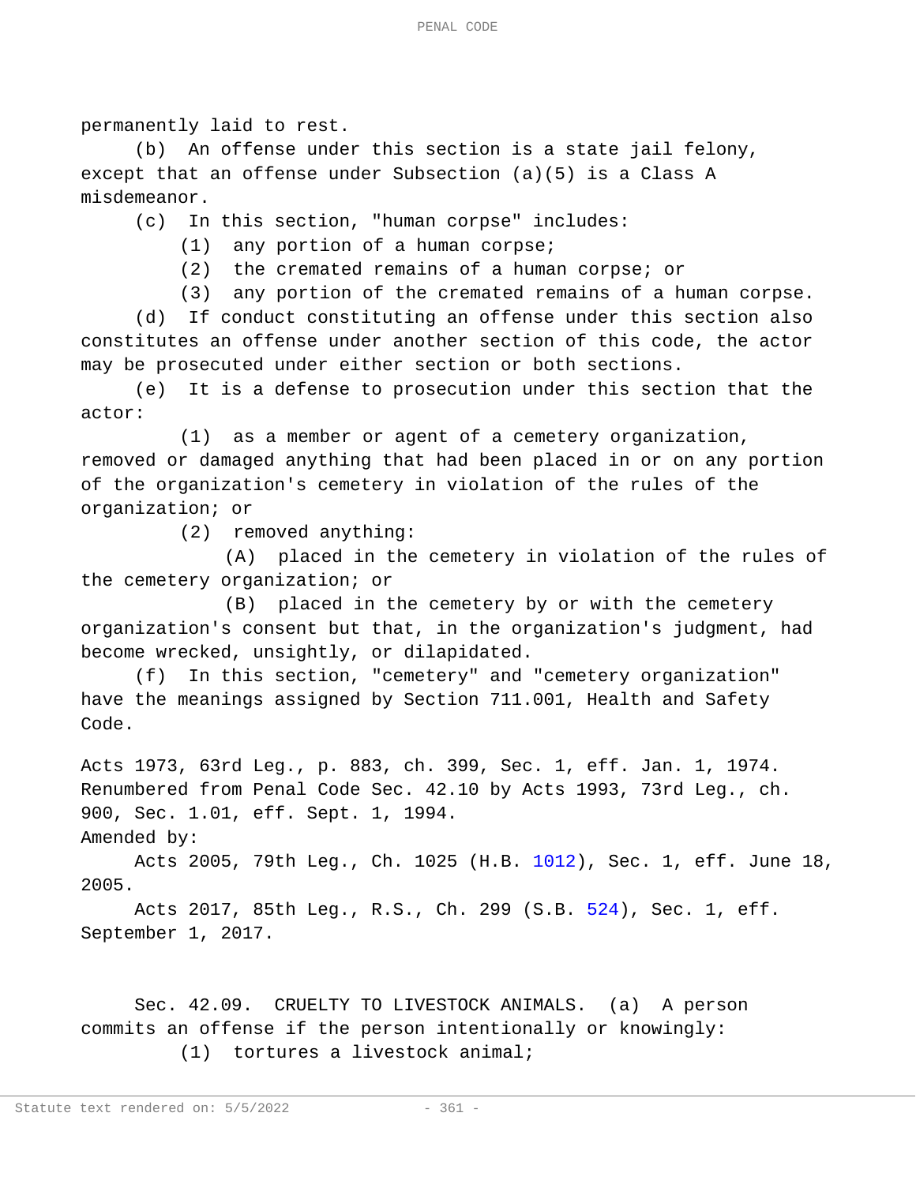permanently laid to rest.

(b) An offense under this section is a state jail felony, except that an offense under Subsection (a)(5) is a Class A misdemeanor.

(c) In this section, "human corpse" includes:

(1) any portion of a human corpse;

(2) the cremated remains of a human corpse; or

(3) any portion of the cremated remains of a human corpse.

(d) If conduct constituting an offense under this section also constitutes an offense under another section of this code, the actor may be prosecuted under either section or both sections.

(e) It is a defense to prosecution under this section that the actor:

(1) as a member or agent of a cemetery organization, removed or damaged anything that had been placed in or on any portion of the organization's cemetery in violation of the rules of the organization; or

(2) removed anything:

(A) placed in the cemetery in violation of the rules of the cemetery organization; or

(B) placed in the cemetery by or with the cemetery organization's consent but that, in the organization's judgment, had become wrecked, unsightly, or dilapidated.

(f) In this section, "cemetery" and "cemetery organization" have the meanings assigned by Section 711.001, Health and Safety Code.

Acts 1973, 63rd Leg., p. 883, ch. 399, Sec. 1, eff. Jan. 1, 1974. Renumbered from Penal Code Sec. 42.10 by Acts 1993, 73rd Leg., ch. 900, Sec. 1.01, eff. Sept. 1, 1994.

Amended by:

Acts 2005, 79th Leg., Ch. 1025 (H.B. 1012), Sec. 1, eff. June 18, 2005.

Acts 2017, 85th Leg., R.S., Ch. 299 (S.B. 524), Sec. 1, eff. September 1, 2017.

Sec. 42.09. CRUELTY TO LIVESTOCK ANIMALS. (a) A person commits an offense if the person intentionally or knowingly:

(1) tortures a livestock animal;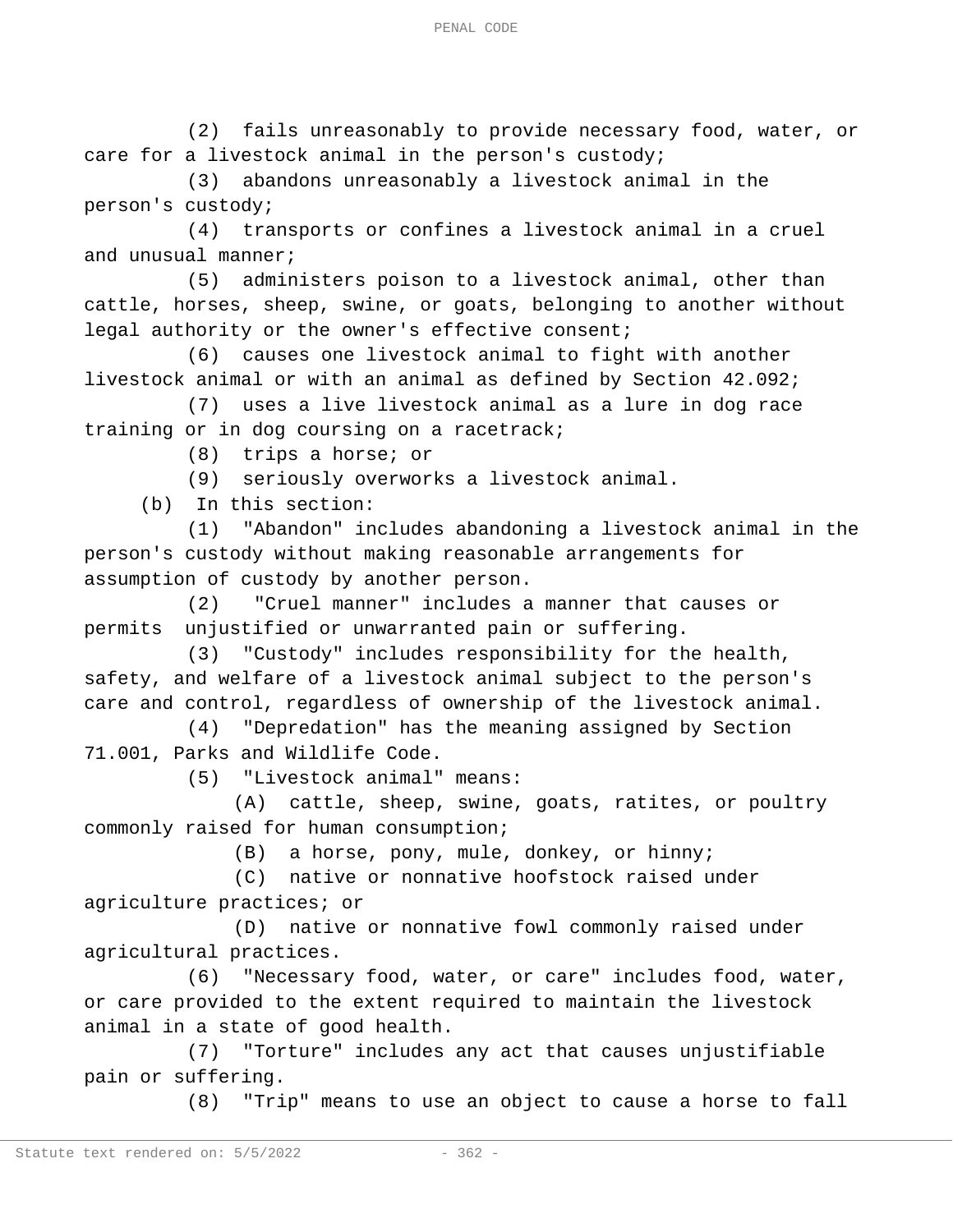(2) fails unreasonably to provide necessary food, water, or care for a livestock animal in the person's custody;

(3) abandons unreasonably a livestock animal in the person's custody;

(4) transports or confines a livestock animal in a cruel and unusual manner;

(5) administers poison to a livestock animal, other than cattle, horses, sheep, swine, or goats, belonging to another without legal authority or the owner's effective consent;

(6) causes one livestock animal to fight with another livestock animal or with an animal as defined by Section 42.092;

(7) uses a live livestock animal as a lure in dog race training or in dog coursing on a racetrack;

(8) trips a horse; or

(9) seriously overworks a livestock animal.

(b) In this section:

(1) "Abandon" includes abandoning a livestock animal in the person's custody without making reasonable arrangements for assumption of custody by another person.

(2) "Cruel manner" includes a manner that causes or permits unjustified or unwarranted pain or suffering.

(3) "Custody" includes responsibility for the health, safety, and welfare of a livestock animal subject to the person's care and control, regardless of ownership of the livestock animal.

(4) "Depredation" has the meaning assigned by Section 71.001, Parks and Wildlife Code.

(5) "Livestock animal" means:

(A) cattle, sheep, swine, goats, ratites, or poultry commonly raised for human consumption;

(B) a horse, pony, mule, donkey, or hinny;

(C) native or nonnative hoofstock raised under agriculture practices; or

(D) native or nonnative fowl commonly raised under agricultural practices.

(6) "Necessary food, water, or care" includes food, water, or care provided to the extent required to maintain the livestock animal in a state of good health.

(7) "Torture" includes any act that causes unjustifiable pain or suffering.

(8) "Trip" means to use an object to cause a horse to fall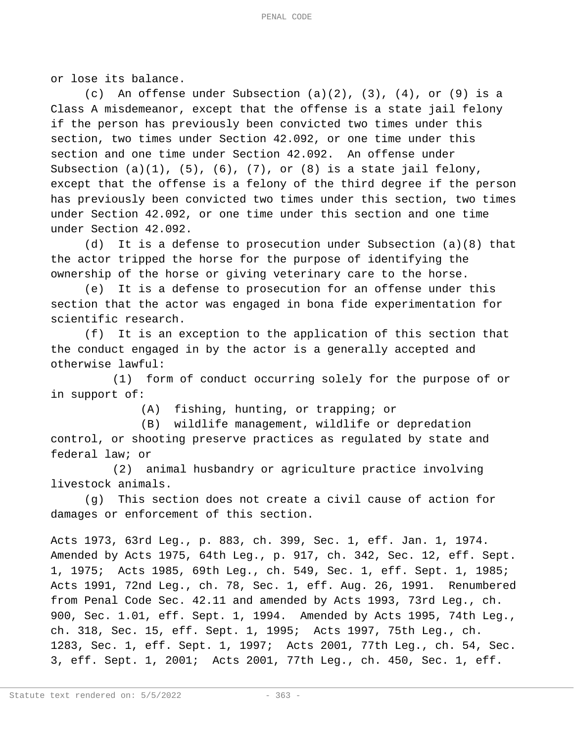or lose its balance.

(c) An offense under Subsection (a)(2), (3), (4), or (9) is a Class A misdemeanor, except that the offense is a state jail felony if the person has previously been convicted two times under this section, two times under Section 42.092, or one time under this section and one time under Section 42.092. An offense under Subsection (a)(1), (5), (6), (7), or (8) is a state jail felony, except that the offense is a felony of the third degree if the person has previously been convicted two times under this section, two times under Section 42.092, or one time under this section and one time under Section 42.092.

(d) It is a defense to prosecution under Subsection (a)(8) that the actor tripped the horse for the purpose of identifying the ownership of the horse or giving veterinary care to the horse.

(e) It is a defense to prosecution for an offense under this section that the actor was engaged in bona fide experimentation for scientific research.

(f) It is an exception to the application of this section that the conduct engaged in by the actor is a generally accepted and otherwise lawful:

(1) form of conduct occurring solely for the purpose of or in support of:

(A) fishing, hunting, or trapping; or

(B) wildlife management, wildlife or depredation control, or shooting preserve practices as regulated by state and federal law; or

(2) animal husbandry or agriculture practice involving livestock animals.

(g) This section does not create a civil cause of action for damages or enforcement of this section.

Acts 1973, 63rd Leg., p. 883, ch. 399, Sec. 1, eff. Jan. 1, 1974. Amended by Acts 1975, 64th Leg., p. 917, ch. 342, Sec. 12, eff. Sept. 1, 1975; Acts 1985, 69th Leg., ch. 549, Sec. 1, eff. Sept. 1, 1985; Acts 1991, 72nd Leg., ch. 78, Sec. 1, eff. Aug. 26, 1991. Renumbered from Penal Code Sec. 42.11 and amended by Acts 1993, 73rd Leg., ch. 900, Sec. 1.01, eff. Sept. 1, 1994. Amended by Acts 1995, 74th Leg., ch. 318, Sec. 15, eff. Sept. 1, 1995; Acts 1997, 75th Leg., ch. 1283, Sec. 1, eff. Sept. 1, 1997; Acts 2001, 77th Leg., ch. 54, Sec. 3, eff. Sept. 1, 2001; Acts 2001, 77th Leg., ch. 450, Sec. 1, eff.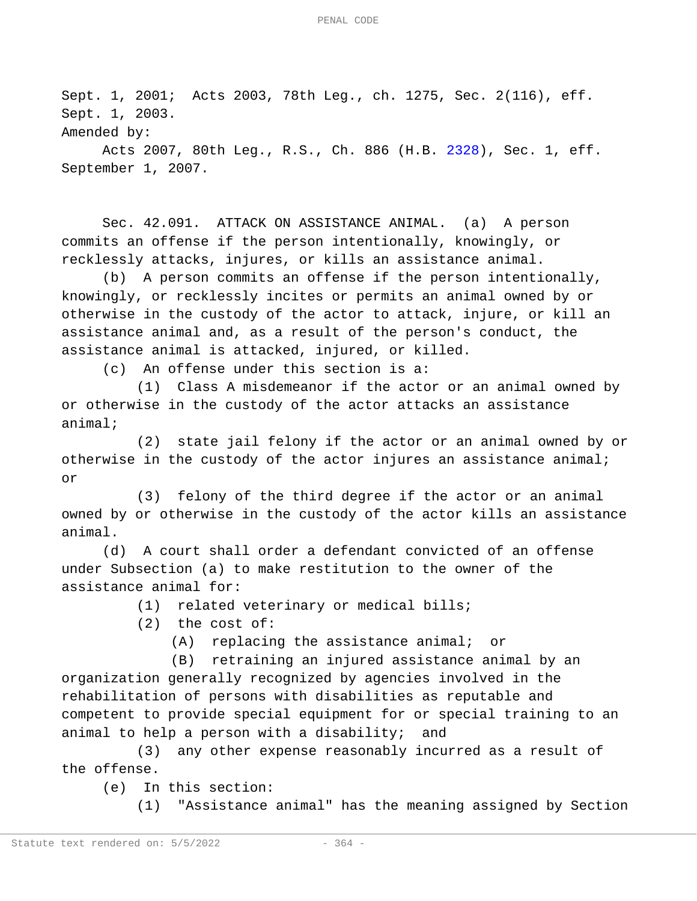Sept. 1, 2001; Acts 2003, 78th Leg., ch. 1275, Sec. 2(116), eff. Sept. 1, 2003.

Amended by:

Acts 2007, 80th Leg., R.S., Ch. 886 (H.B. 2328), Sec. 1, eff. September 1, 2007.

Sec. 42.091. ATTACK ON ASSISTANCE ANIMAL. (a) A person commits an offense if the person intentionally, knowingly, or recklessly attacks, injures, or kills an assistance animal.

(b) A person commits an offense if the person intentionally, knowingly, or recklessly incites or permits an animal owned by or otherwise in the custody of the actor to attack, injure, or kill an assistance animal and, as a result of the person's conduct, the assistance animal is attacked, injured, or killed.

(c) An offense under this section is a:

(1) Class A misdemeanor if the actor or an animal owned by or otherwise in the custody of the actor attacks an assistance animal;

(2) state jail felony if the actor or an animal owned by or otherwise in the custody of the actor injures an assistance animal; or

(3) felony of the third degree if the actor or an animal owned by or otherwise in the custody of the actor kills an assistance animal.

(d) A court shall order a defendant convicted of an offense under Subsection (a) to make restitution to the owner of the assistance animal for:

(1) related veterinary or medical bills;

(2) the cost of:

(A) replacing the assistance animal; or

(B) retraining an injured assistance animal by an organization generally recognized by agencies involved in the rehabilitation of persons with disabilities as reputable and competent to provide special equipment for or special training to an animal to help a person with a disability; and

(3) any other expense reasonably incurred as a result of the offense.

(e) In this section:

(1) "Assistance animal" has the meaning assigned by Section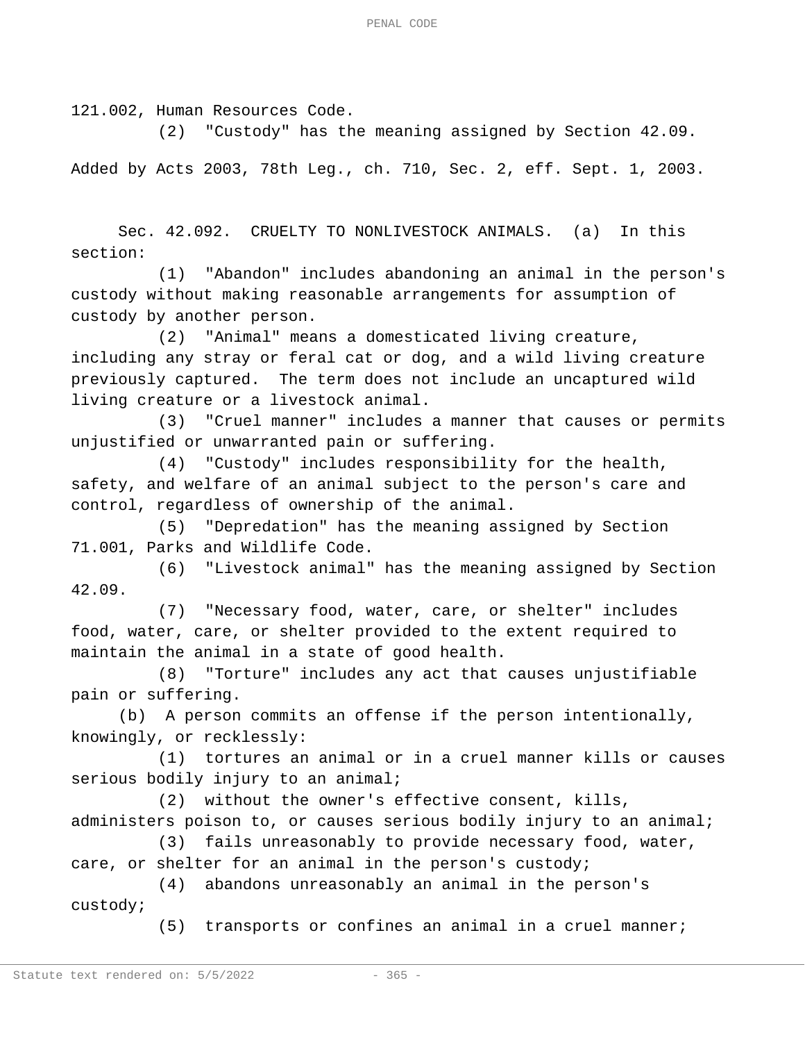121.002, Human Resources Code.

(2) "Custody" has the meaning assigned by Section 42.09.

Added by Acts 2003, 78th Leg., ch. 710, Sec. 2, eff. Sept. 1, 2003.

Sec. 42.092. CRUELTY TO NONLIVESTOCK ANIMALS. (a) In this section:

(1) "Abandon" includes abandoning an animal in the person's custody without making reasonable arrangements for assumption of custody by another person.

(2) "Animal" means a domesticated living creature, including any stray or feral cat or dog, and a wild living creature previously captured. The term does not include an uncaptured wild living creature or a livestock animal.

(3) "Cruel manner" includes a manner that causes or permits unjustified or unwarranted pain or suffering.

(4) "Custody" includes responsibility for the health, safety, and welfare of an animal subject to the person's care and control, regardless of ownership of the animal.

(5) "Depredation" has the meaning assigned by Section 71.001, Parks and Wildlife Code.

(6) "Livestock animal" has the meaning assigned by Section 42.09.

(7) "Necessary food, water, care, or shelter" includes food, water, care, or shelter provided to the extent required to maintain the animal in a state of good health.

(8) "Torture" includes any act that causes unjustifiable pain or suffering.

(b) A person commits an offense if the person intentionally, knowingly, or recklessly:

(1) tortures an animal or in a cruel manner kills or causes serious bodily injury to an animal;

(2) without the owner's effective consent, kills, administers poison to, or causes serious bodily injury to an animal;

(3) fails unreasonably to provide necessary food, water, care, or shelter for an animal in the person's custody;

(4) abandons unreasonably an animal in the person's custody;

(5) transports or confines an animal in a cruel manner;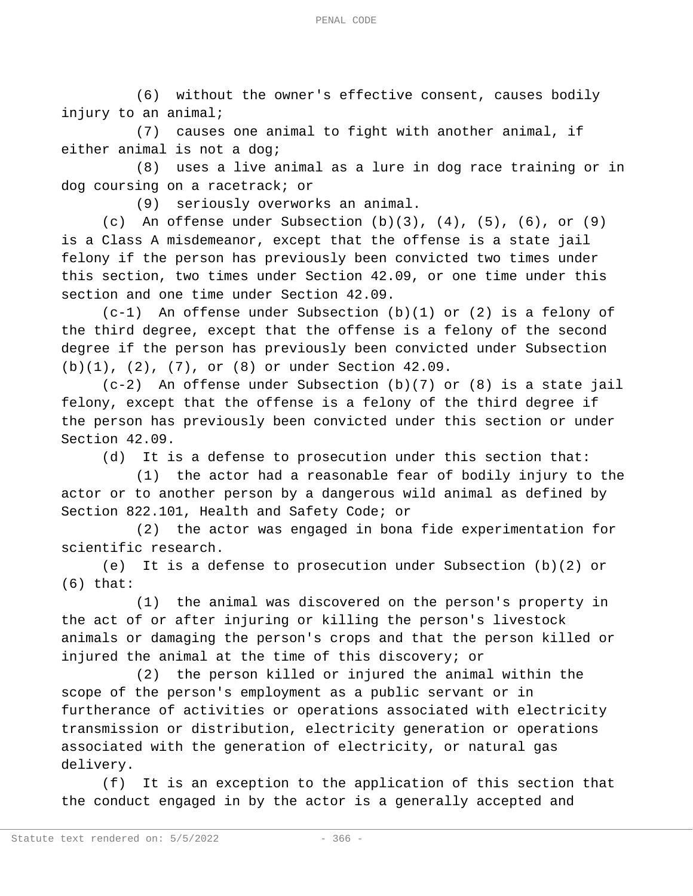(6) without the owner's effective consent, causes bodily injury to an animal;

(7) causes one animal to fight with another animal, if either animal is not a dog;

(8) uses a live animal as a lure in dog race training or in dog coursing on a racetrack; or

(9) seriously overworks an animal.

(c) An offense under Subsection (b)(3), (4), (5), (6), or (9) is a Class A misdemeanor, except that the offense is a state jail felony if the person has previously been convicted two times under this section, two times under Section 42.09, or one time under this section and one time under Section 42.09.

(c-1) An offense under Subsection (b)(1) or (2) is a felony of the third degree, except that the offense is a felony of the second degree if the person has previously been convicted under Subsection (b)(1), (2), (7), or (8) or under Section 42.09.

(c-2) An offense under Subsection (b)(7) or (8) is a state jail felony, except that the offense is a felony of the third degree if the person has previously been convicted under this section or under Section 42.09.

(d) It is a defense to prosecution under this section that:

(1) the actor had a reasonable fear of bodily injury to the actor or to another person by a dangerous wild animal as defined by Section 822.101, Health and Safety Code; or

(2) the actor was engaged in bona fide experimentation for scientific research.

(e) It is a defense to prosecution under Subsection (b)(2) or (6) that:

(1) the animal was discovered on the person's property in the act of or after injuring or killing the person's livestock animals or damaging the person's crops and that the person killed or injured the animal at the time of this discovery; or

(2) the person killed or injured the animal within the scope of the person's employment as a public servant or in furtherance of activities or operations associated with electricity transmission or distribution, electricity generation or operations associated with the generation of electricity, or natural gas delivery.

(f) It is an exception to the application of this section that the conduct engaged in by the actor is a generally accepted and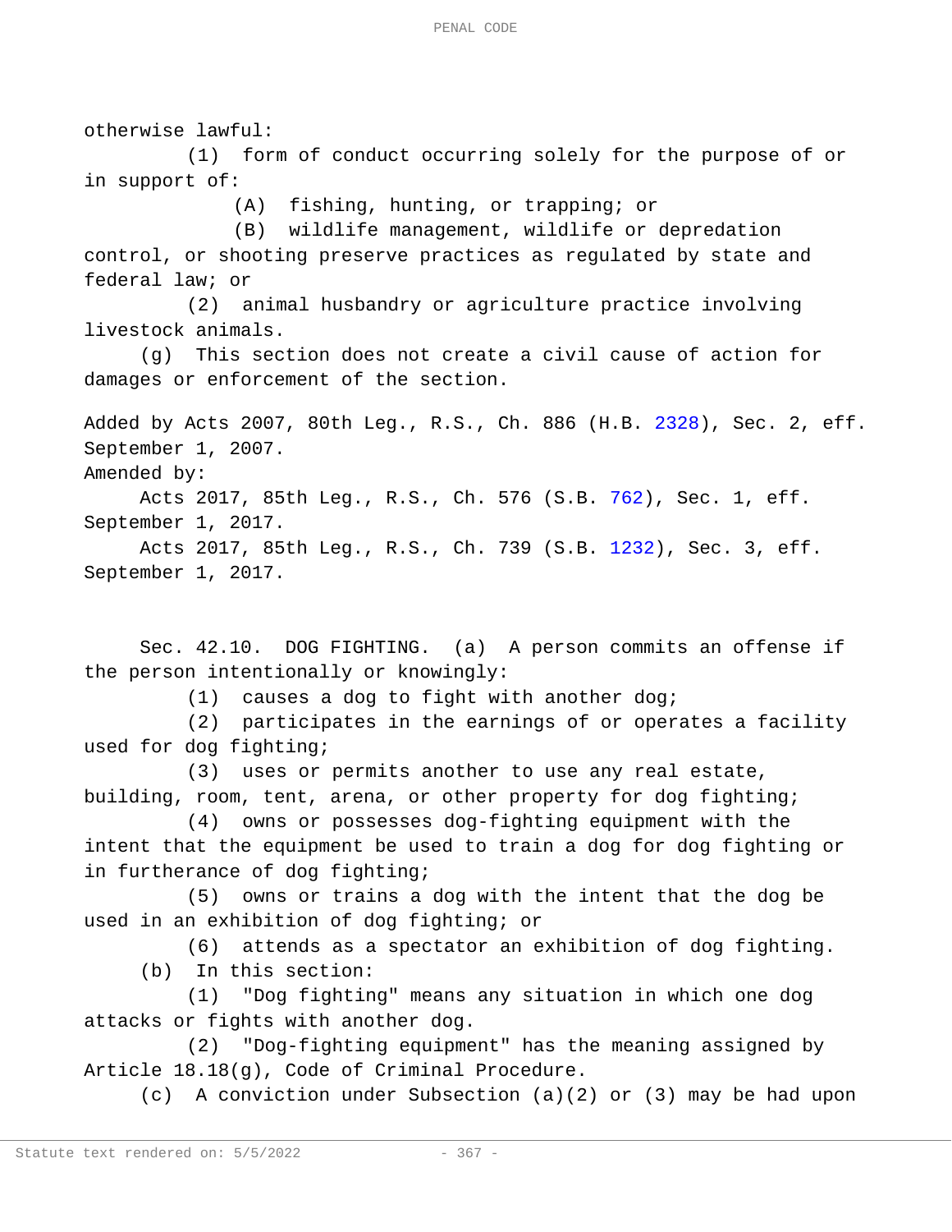otherwise lawful:

(1) form of conduct occurring solely for the purpose of or in support of:

(A) fishing, hunting, or trapping; or

(B) wildlife management, wildlife or depredation control, or shooting preserve practices as regulated by state and federal law; or

(2) animal husbandry or agriculture practice involving livestock animals.

(g) This section does not create a civil cause of action for damages or enforcement of the section.

Added by Acts 2007, 80th Leg., R.S., Ch. 886 (H.B. 2328), Sec. 2, eff. September 1, 2007.

Amended by:

Acts 2017, 85th Leg., R.S., Ch. 576 (S.B. 762), Sec. 1, eff. September 1, 2017.

Acts 2017, 85th Leg., R.S., Ch. 739 (S.B. 1232), Sec. 3, eff. September 1, 2017.

Sec. 42.10. DOG FIGHTING. (a) A person commits an offense if the person intentionally or knowingly:

(1) causes a dog to fight with another dog;

(2) participates in the earnings of or operates a facility used for dog fighting;

(3) uses or permits another to use any real estate, building, room, tent, arena, or other property for dog fighting;

(4) owns or possesses dog-fighting equipment with the intent that the equipment be used to train a dog for dog fighting or in furtherance of dog fighting;

(5) owns or trains a dog with the intent that the dog be used in an exhibition of dog fighting; or

(6) attends as a spectator an exhibition of dog fighting.

(b) In this section:

(1) "Dog fighting" means any situation in which one dog attacks or fights with another dog.

(2) "Dog-fighting equipment" has the meaning assigned by Article 18.18(g), Code of Criminal Procedure.

(c) A conviction under Subsection (a)(2) or (3) may be had upon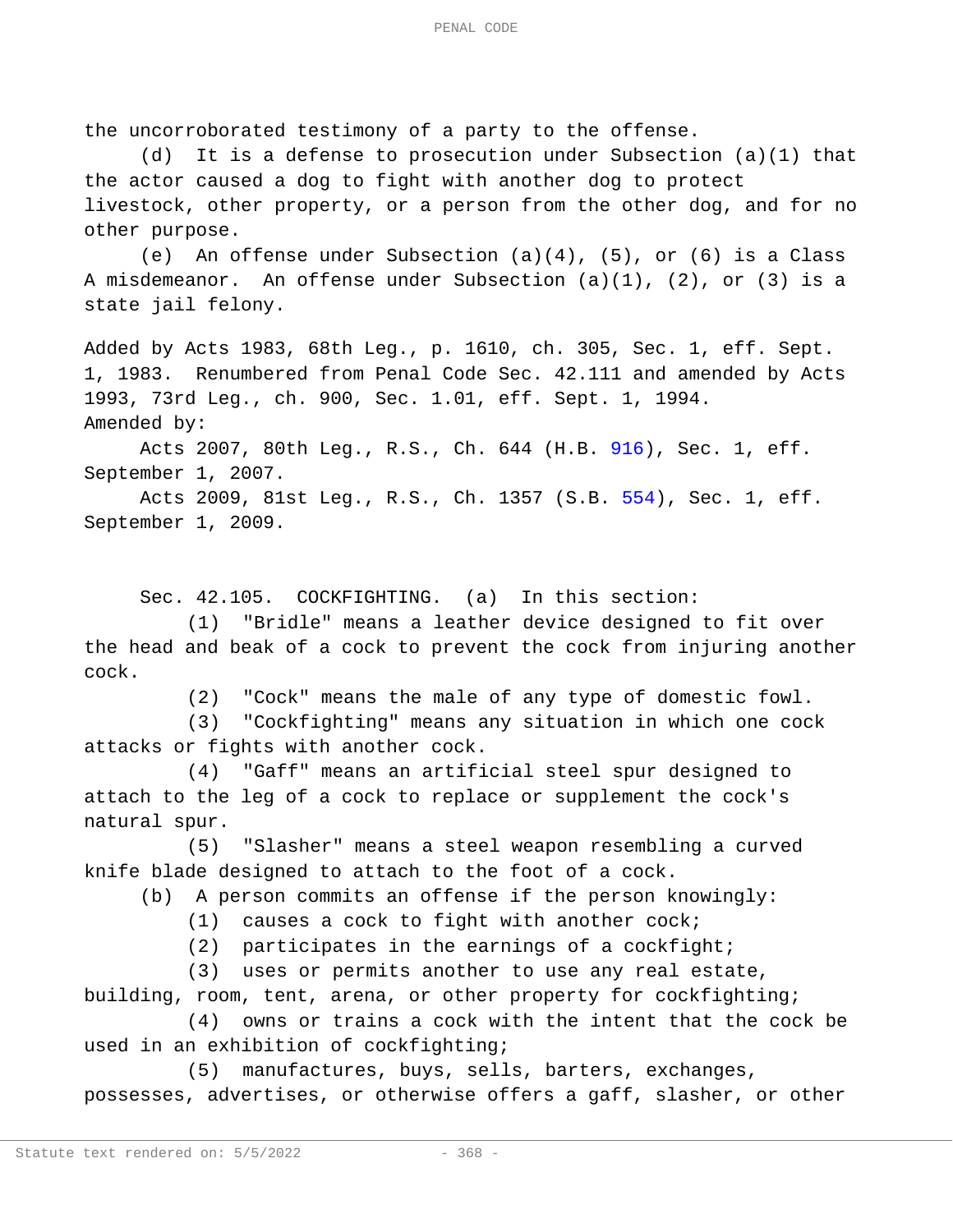the uncorroborated testimony of a party to the offense.

(d) It is a defense to prosecution under Subsection (a)(1) that the actor caused a dog to fight with another dog to protect livestock, other property, or a person from the other dog, and for no other purpose.

(e) An offense under Subsection (a)(4), (5), or (6) is a Class A misdemeanor. An offense under Subsection (a)(1), (2), or (3) is a state jail felony.

Added by Acts 1983, 68th Leg., p. 1610, ch. 305, Sec. 1, eff. Sept. 1, 1983. Renumbered from Penal Code Sec. 42.111 and amended by Acts 1993, 73rd Leg., ch. 900, Sec. 1.01, eff. Sept. 1, 1994.

Amended by:

Acts 2007, 80th Leg., R.S., Ch. 644 (H.B. 916), Sec. 1, eff. September 1, 2007.

Acts 2009, 81st Leg., R.S., Ch. 1357 (S.B. 554), Sec. 1, eff. September 1, 2009.

Sec. 42.105. COCKFIGHTING. (a) In this section:

(1) "Bridle" means a leather device designed to fit over the head and beak of a cock to prevent the cock from injuring another cock.

(2) "Cock" means the male of any type of domestic fowl.

(3) "Cockfighting" means any situation in which one cock attacks or fights with another cock.

(4) "Gaff" means an artificial steel spur designed to attach to the leg of a cock to replace or supplement the cock's natural spur.

(5) "Slasher" means a steel weapon resembling a curved knife blade designed to attach to the foot of a cock.

(b) A person commits an offense if the person knowingly:

(1) causes a cock to fight with another cock;

(2) participates in the earnings of a cockfight;

(3) uses or permits another to use any real estate, building, room, tent, arena, or other property for cockfighting;

(4) owns or trains a cock with the intent that the cock be used in an exhibition of cockfighting;

(5) manufactures, buys, sells, barters, exchanges, possesses, advertises, or otherwise offers a gaff, slasher, or other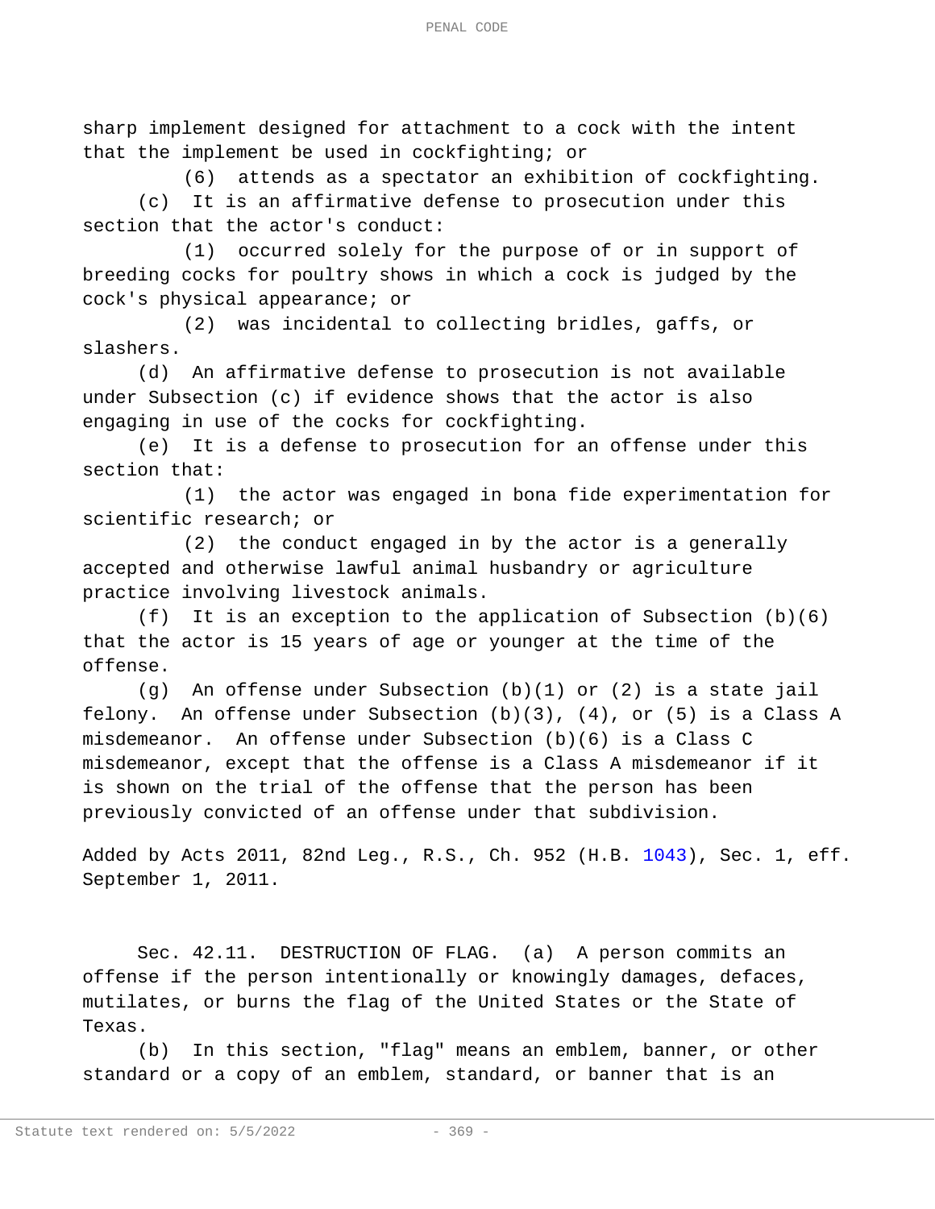sharp implement designed for attachment to a cock with the intent that the implement be used in cockfighting; or

(6) attends as a spectator an exhibition of cockfighting.

(c) It is an affirmative defense to prosecution under this section that the actor's conduct:

(1) occurred solely for the purpose of or in support of breeding cocks for poultry shows in which a cock is judged by the cock's physical appearance; or

(2) was incidental to collecting bridles, gaffs, or slashers.

(d) An affirmative defense to prosecution is not available under Subsection (c) if evidence shows that the actor is also engaging in use of the cocks for cockfighting.

(e) It is a defense to prosecution for an offense under this section that:

(1) the actor was engaged in bona fide experimentation for scientific research; or

(2) the conduct engaged in by the actor is a generally accepted and otherwise lawful animal husbandry or agriculture practice involving livestock animals.

(f) It is an exception to the application of Subsection (b)(6) that the actor is 15 years of age or younger at the time of the offense.

(g) An offense under Subsection (b)(1) or (2) is a state jail felony. An offense under Subsection (b)(3), (4), or (5) is a Class A misdemeanor. An offense under Subsection (b)(6) is a Class C misdemeanor, except that the offense is a Class A misdemeanor if it is shown on the trial of the offense that the person has been previously convicted of an offense under that subdivision.

Added by Acts 2011, 82nd Leg., R.S., Ch. 952 (H.B. 1043), Sec. 1, eff. September 1, 2011.

Sec. 42.11. DESTRUCTION OF FLAG. (a) A person commits an offense if the person intentionally or knowingly damages, defaces, mutilates, or burns the flag of the United States or the State of Texas.

(b) In this section, "flag" means an emblem, banner, or other standard or a copy of an emblem, standard, or banner that is an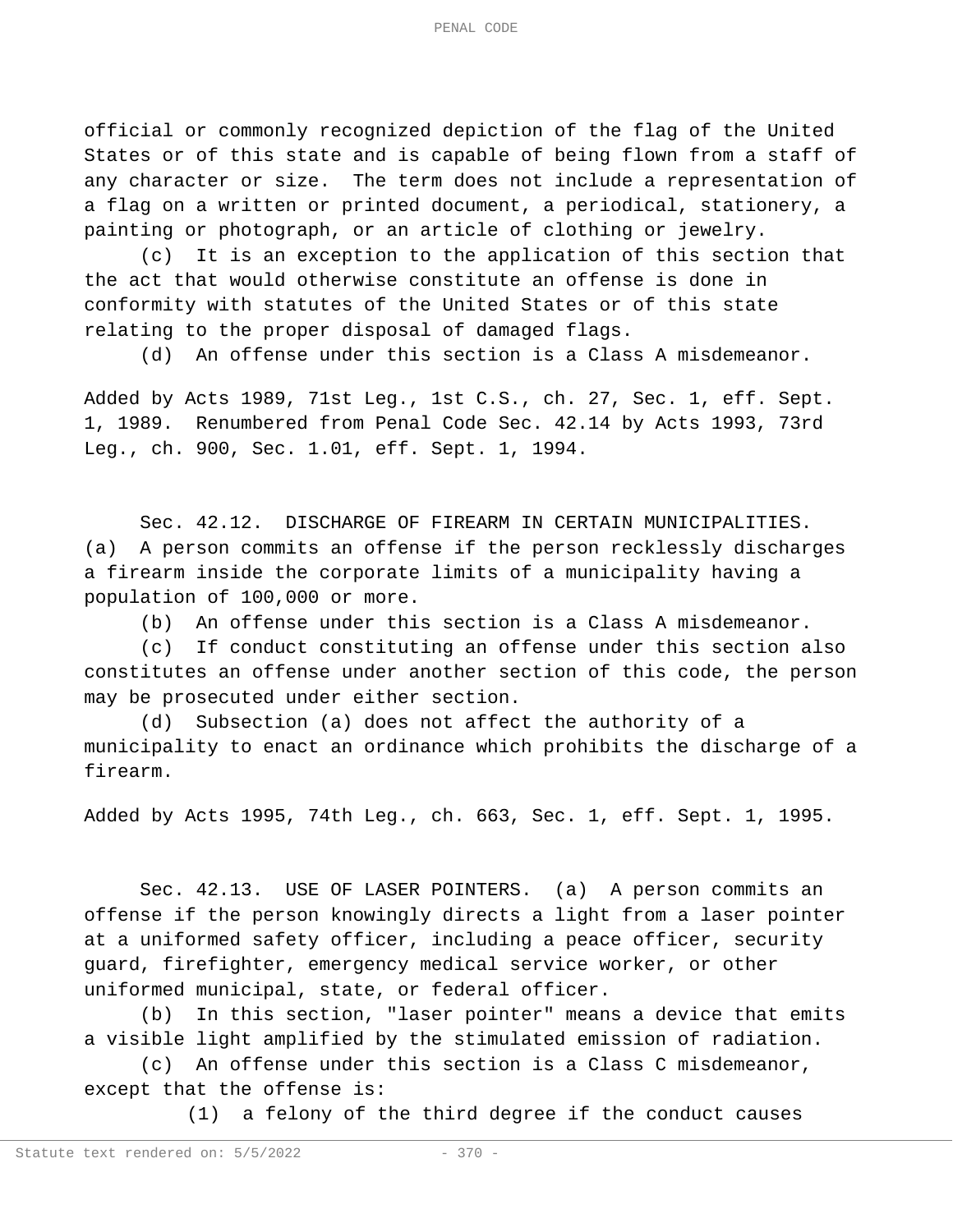official or commonly recognized depiction of the flag of the United States or of this state and is capable of being flown from a staff of any character or size. The term does not include a representation of a flag on a written or printed document, a periodical, stationery, a painting or photograph, or an article of clothing or jewelry.

(c) It is an exception to the application of this section that the act that would otherwise constitute an offense is done in conformity with statutes of the United States or of this state relating to the proper disposal of damaged flags.

(d) An offense under this section is a Class A misdemeanor.

Added by Acts 1989, 71st Leg., 1st C.S., ch. 27, Sec. 1, eff. Sept. 1, 1989. Renumbered from Penal Code Sec. 42.14 by Acts 1993, 73rd Leg., ch. 900, Sec. 1.01, eff. Sept. 1, 1994.

Sec. 42.12. DISCHARGE OF FIREARM IN CERTAIN MUNICIPALITIES. (a) A person commits an offense if the person recklessly discharges a firearm inside the corporate limits of a municipality having a population of 100,000 or more.

(b) An offense under this section is a Class A misdemeanor.

(c) If conduct constituting an offense under this section also constitutes an offense under another section of this code, the person may be prosecuted under either section.

(d) Subsection (a) does not affect the authority of a municipality to enact an ordinance which prohibits the discharge of a firearm.

Added by Acts 1995, 74th Leg., ch. 663, Sec. 1, eff. Sept. 1, 1995.

Sec. 42.13. USE OF LASER POINTERS. (a) A person commits an offense if the person knowingly directs a light from a laser pointer at a uniformed safety officer, including a peace officer, security guard, firefighter, emergency medical service worker, or other uniformed municipal, state, or federal officer.

(b) In this section, "laser pointer" means a device that emits a visible light amplified by the stimulated emission of radiation.

(c) An offense under this section is a Class C misdemeanor, except that the offense is:

(1) a felony of the third degree if the conduct causes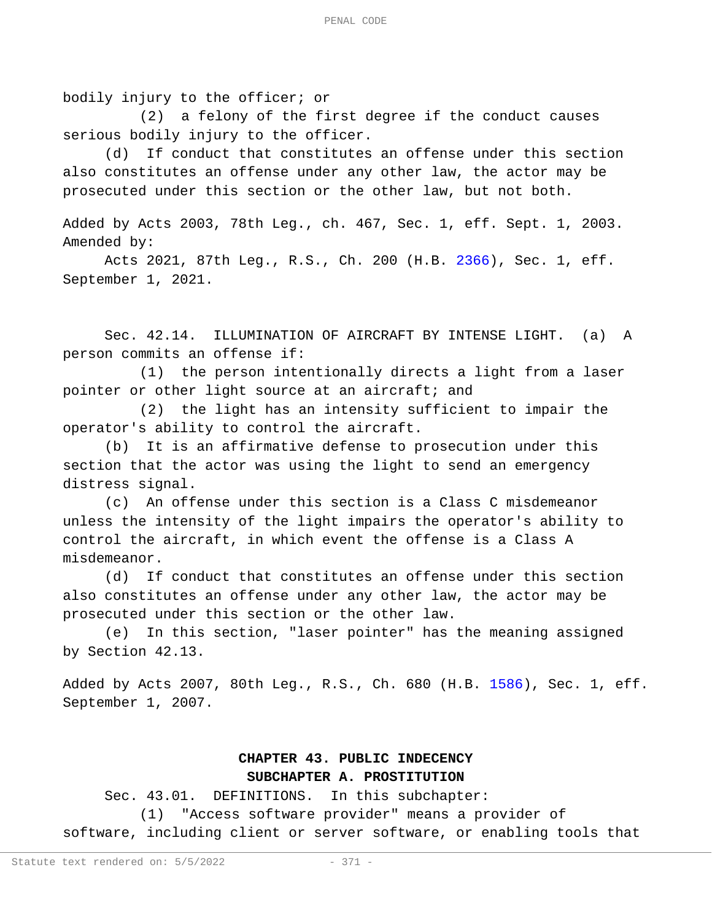bodily injury to the officer; or

(2) a felony of the first degree if the conduct causes serious bodily injury to the officer.

(d) If conduct that constitutes an offense under this section also constitutes an offense under any other law, the actor may be prosecuted under this section or the other law, but not both.

Added by Acts 2003, 78th Leg., ch. 467, Sec. 1, eff. Sept. 1, 2003.
Amended by:

Acts 2021, 87th Leg., R.S., Ch. 200 (H.B. 2366), Sec. 1, eff. September 1, 2021.

Sec. 42.14. ILLUMINATION OF AIRCRAFT BY INTENSE LIGHT. (a) A person commits an offense if:

(1) the person intentionally directs a light from a laser pointer or other light source at an aircraft; and

(2) the light has an intensity sufficient to impair the operator's ability to control the aircraft.

(b) It is an affirmative defense to prosecution under this section that the actor was using the light to send an emergency distress signal.

(c) An offense under this section is a Class C misdemeanor unless the intensity of the light impairs the operator's ability to control the aircraft, in which event the offense is a Class A misdemeanor.

(d) If conduct that constitutes an offense under this section also constitutes an offense under any other law, the actor may be prosecuted under this section or the other law.

(e) In this section, "laser pointer" has the meaning assigned by Section 42.13.

Added by Acts 2007, 80th Leg., R.S., Ch. 680 (H.B. 1586), Sec. 1, eff. September 1, 2007.

## CHAPTER 43. PUBLIC INDECENCY

### SUBCHAPTER A. PROSTITUTION

Sec. 43.01. DEFINITIONS. In this subchapter:

(1) "Access software provider" means a provider of software, including client or server software, or enabling tools that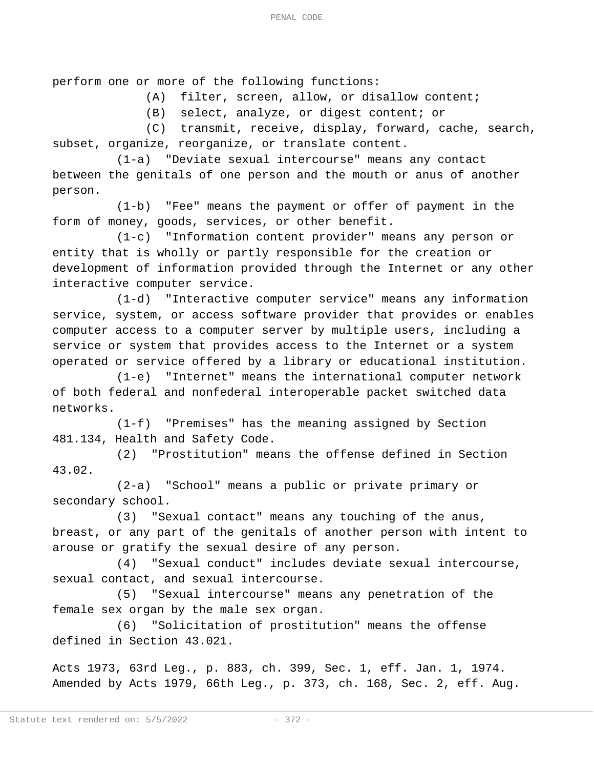perform one or more of the following functions:

(A) filter, screen, allow, or disallow content;

(B) select, analyze, or digest content; or

(C) transmit, receive, display, forward, cache, search, subset, organize, reorganize, or translate content.

(1-a) "Deviate sexual intercourse" means any contact between the genitals of one person and the mouth or anus of another person.

(1-b) "Fee" means the payment or offer of payment in the form of money, goods, services, or other benefit.

(1-c) "Information content provider" means any person or entity that is wholly or partly responsible for the creation or development of information provided through the Internet or any other interactive computer service.

(1-d) "Interactive computer service" means any information service, system, or access software provider that provides or enables computer access to a computer server by multiple users, including a service or system that provides access to the Internet or a system operated or service offered by a library or educational institution.

(1-e) "Internet" means the international computer network of both federal and nonfederal interoperable packet switched data networks.

(1-f) "Premises" has the meaning assigned by Section 481.134, Health and Safety Code.

(2) "Prostitution" means the offense defined in Section 43.02.

(2-a) "School" means a public or private primary or secondary school.

(3) "Sexual contact" means any touching of the anus, breast, or any part of the genitals of another person with intent to arouse or gratify the sexual desire of any person.

(4) "Sexual conduct" includes deviate sexual intercourse, sexual contact, and sexual intercourse.

(5) "Sexual intercourse" means any penetration of the female sex organ by the male sex organ.

(6) "Solicitation of prostitution" means the offense defined in Section 43.021.

Acts 1973, 63rd Leg., p. 883, ch. 399, Sec. 1, eff. Jan. 1, 1974. Amended by Acts 1979, 66th Leg., p. 373, ch. 168, Sec. 2, eff. Aug.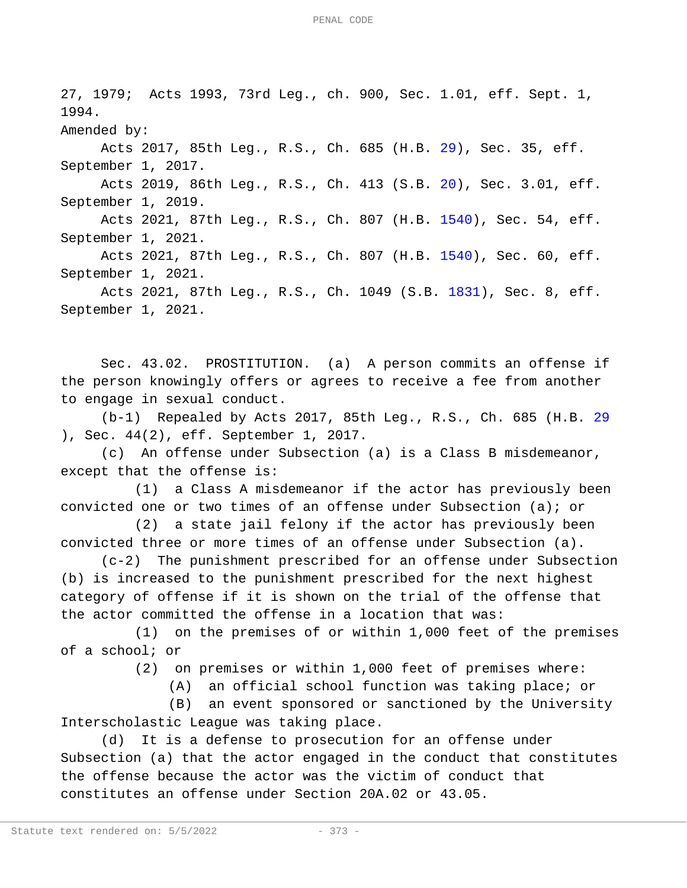27, 1979; Acts 1993, 73rd Leg., ch. 900, Sec. 1.01, eff. Sept. 1, 1994.

Amended by:

Acts 2017, 85th Leg., R.S., Ch. 685 (H.B. 29), Sec. 35, eff. September 1, 2017.

Acts 2019, 86th Leg., R.S., Ch. 413 (S.B. 20), Sec. 3.01, eff. September 1, 2019.

Acts 2021, 87th Leg., R.S., Ch. 807 (H.B. 1540), Sec. 54, eff. September 1, 2021.

Acts 2021, 87th Leg., R.S., Ch. 807 (H.B. 1540), Sec. 60, eff. September 1, 2021.

Acts 2021, 87th Leg., R.S., Ch. 1049 (S.B. 1831), Sec. 8, eff. September 1, 2021.

Sec. 43.02. PROSTITUTION. (a) A person commits an offense if the person knowingly offers or agrees to receive a fee from another to engage in sexual conduct.

(b-1) Repealed by Acts 2017, 85th Leg., R.S., Ch. 685 (H.B. 29 ), Sec. 44(2), eff. September 1, 2017.

(c) An offense under Subsection (a) is a Class B misdemeanor, except that the offense is:

(1) a Class A misdemeanor if the actor has previously been convicted one or two times of an offense under Subsection (a); or

(2) a state jail felony if the actor has previously been convicted three or more times of an offense under Subsection (a).

(c-2) The punishment prescribed for an offense under Subsection (b) is increased to the punishment prescribed for the next highest category of offense if it is shown on the trial of the offense that the actor committed the offense in a location that was:

(1) on the premises of or within 1,000 feet of the premises of a school; or

(2) on premises or within 1,000 feet of premises where:

(A) an official school function was taking place; or

(B) an event sponsored or sanctioned by the University Interscholastic League was taking place.

(d) It is a defense to prosecution for an offense under Subsection (a) that the actor engaged in the conduct that constitutes the offense because the actor was the victim of conduct that constitutes an offense under Section 20A.02 or 43.05.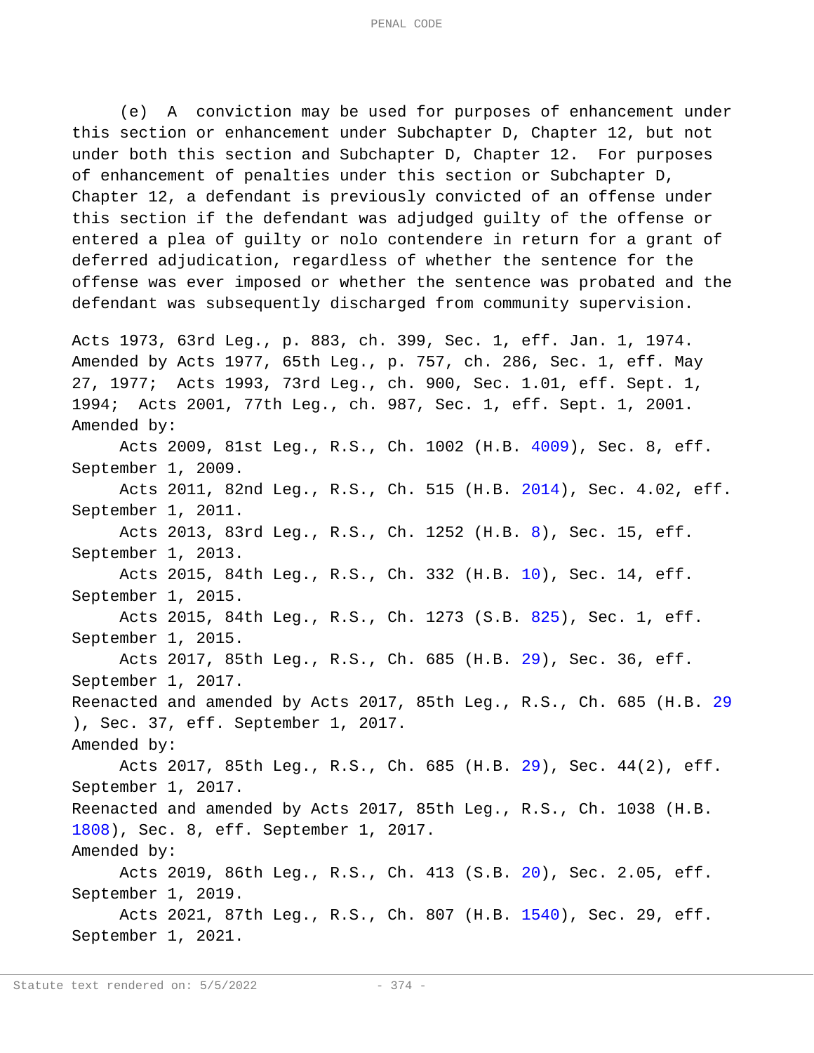(e) A conviction may be used for purposes of enhancement under this section or enhancement under Subchapter D, Chapter 12, but not under both this section and Subchapter D, Chapter 12. For purposes of enhancement of penalties under this section or Subchapter D, Chapter 12, a defendant is previously convicted of an offense under this section if the defendant was adjudged guilty of the offense or entered a plea of guilty or nolo contendere in return for a grant of deferred adjudication, regardless of whether the sentence for the offense was ever imposed or whether the sentence was probated and the defendant was subsequently discharged from community supervision.

Acts 1973, 63rd Leg., p. 883, ch. 399, Sec. 1, eff. Jan. 1, 1974. Amended by Acts 1977, 65th Leg., p. 757, ch. 286, Sec. 1, eff. May 27, 1977; Acts 1993, 73rd Leg., ch. 900, Sec. 1.01, eff. Sept. 1, 1994; Acts 2001, 77th Leg., ch. 987, Sec. 1, eff. Sept. 1, 2001.

Amended by:

Acts 2009, 81st Leg., R.S., Ch. 1002 (H.B. 4009), Sec. 8, eff. September 1, 2009.

Acts 2011, 82nd Leg., R.S., Ch. 515 (H.B. 2014), Sec. 4.02, eff. September 1, 2011.

Acts 2013, 83rd Leg., R.S., Ch. 1252 (H.B. 8), Sec. 15, eff. September 1, 2013.

Acts 2015, 84th Leg., R.S., Ch. 332 (H.B. 10), Sec. 14, eff. September 1, 2015.

Acts 2015, 84th Leg., R.S., Ch. 1273 (S.B. 825), Sec. 1, eff. September 1, 2015.

Acts 2017, 85th Leg., R.S., Ch. 685 (H.B. 29), Sec. 36, eff. September 1, 2017.

Reenacted and amended by Acts 2017, 85th Leg., R.S., Ch. 685 (H.B. 29), Sec. 37, eff. September 1, 2017.

Amended by:

Acts 2017, 85th Leg., R.S., Ch. 685 (H.B. 29), Sec. 44(2), eff. September 1, 2017.

Reenacted and amended by Acts 2017, 85th Leg., R.S., Ch. 1038 (H.B. 1808), Sec. 8, eff. September 1, 2017.

Amended by:

Acts 2019, 86th Leg., R.S., Ch. 413 (S.B. 20), Sec. 2.05, eff. September 1, 2019.

Acts 2021, 87th Leg., R.S., Ch. 807 (H.B. 1540), Sec. 29, eff. September 1, 2021.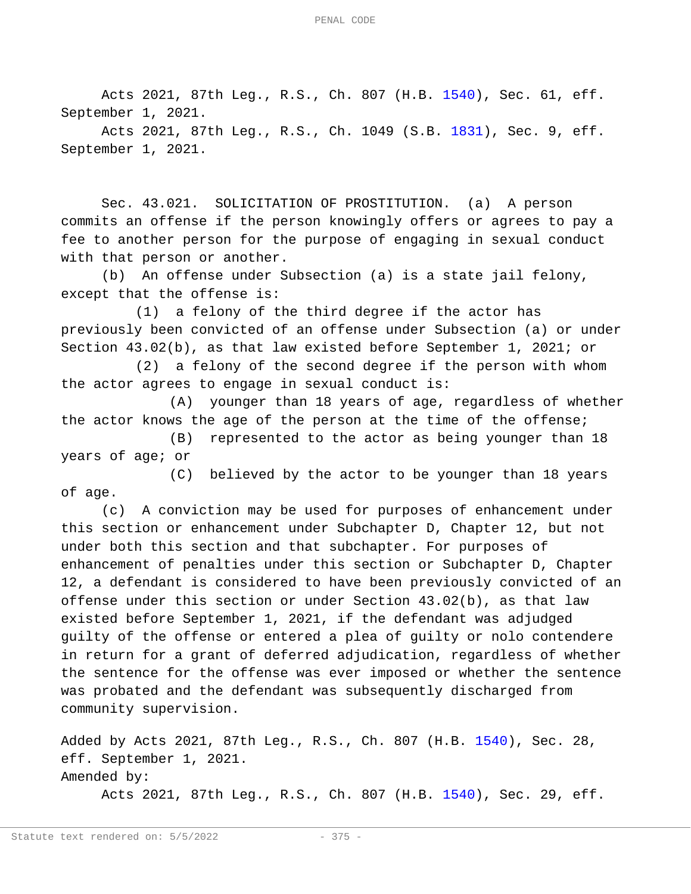Acts 2021, 87th Leg., R.S., Ch. 807 (H.B. 1540), Sec. 61, eff. September 1, 2021.

Acts 2021, 87th Leg., R.S., Ch. 1049 (S.B. 1831), Sec. 9, eff. September 1, 2021.

Sec. 43.021. SOLICITATION OF PROSTITUTION. (a) A person commits an offense if the person knowingly offers or agrees to pay a fee to another person for the purpose of engaging in sexual conduct with that person or another.

(b) An offense under Subsection (a) is a state jail felony, except that the offense is:

(1) a felony of the third degree if the actor has previously been convicted of an offense under Subsection (a) or under Section 43.02(b), as that law existed before September 1, 2021; or

(2) a felony of the second degree if the person with whom the actor agrees to engage in sexual conduct is:

(A) younger than 18 years of age, regardless of whether the actor knows the age of the person at the time of the offense;

(B) represented to the actor as being younger than 18 years of age; or

(C) believed by the actor to be younger than 18 years of age.

(c) A conviction may be used for purposes of enhancement under this section or enhancement under Subchapter D, Chapter 12, but not under both this section and that subchapter. For purposes of enhancement of penalties under this section or Subchapter D, Chapter 12, a defendant is considered to have been previously convicted of an offense under this section or under Section 43.02(b), as that law existed before September 1, 2021, if the defendant was adjudged guilty of the offense or entered a plea of guilty or nolo contendere in return for a grant of deferred adjudication, regardless of whether the sentence for the offense was ever imposed or whether the sentence was probated and the defendant was subsequently discharged from community supervision.

Added by Acts 2021, 87th Leg., R.S., Ch. 807 (H.B. 1540), Sec. 28, eff. September 1, 2021.

Amended by:

Acts 2021, 87th Leg., R.S., Ch. 807 (H.B. 1540), Sec. 29, eff.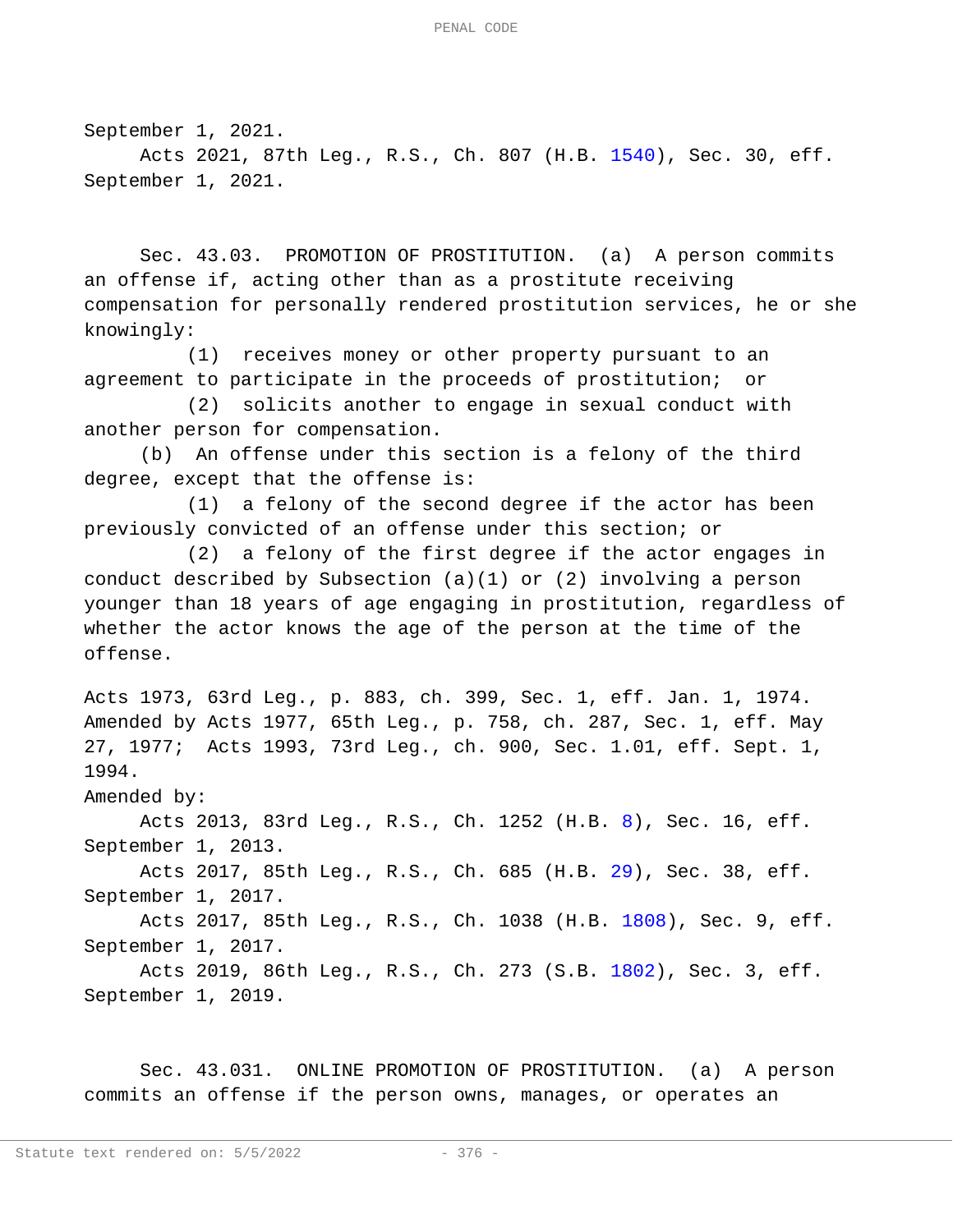September 1, 2021.

Acts 2021, 87th Leg., R.S., Ch. 807 (H.B. 1540), Sec. 30, eff. September 1, 2021.

Sec. 43.03. PROMOTION OF PROSTITUTION. (a) A person commits an offense if, acting other than as a prostitute receiving compensation for personally rendered prostitution services, he or she knowingly:

(1) receives money or other property pursuant to an agreement to participate in the proceeds of prostitution; or

(2) solicits another to engage in sexual conduct with another person for compensation.

(b) An offense under this section is a felony of the third degree, except that the offense is:

(1) a felony of the second degree if the actor has been previously convicted of an offense under this section; or

(2) a felony of the first degree if the actor engages in conduct described by Subsection (a)(1) or (2) involving a person younger than 18 years of age engaging in prostitution, regardless of whether the actor knows the age of the person at the time of the offense.

Acts 1973, 63rd Leg., p. 883, ch. 399, Sec. 1, eff. Jan. 1, 1974. Amended by Acts 1977, 65th Leg., p. 758, ch. 287, Sec. 1, eff. May 27, 1977; Acts 1993, 73rd Leg., ch. 900, Sec. 1.01, eff. Sept. 1, 1994.

Amended by:

Acts 2013, 83rd Leg., R.S., Ch. 1252 (H.B. 8), Sec. 16, eff. September 1, 2013.

Acts 2017, 85th Leg., R.S., Ch. 685 (H.B. 29), Sec. 38, eff. September 1, 2017.

Acts 2017, 85th Leg., R.S., Ch. 1038 (H.B. 1808), Sec. 9, eff. September 1, 2017.

Acts 2019, 86th Leg., R.S., Ch. 273 (S.B. 1802), Sec. 3, eff. September 1, 2019.

Sec. 43.031. ONLINE PROMOTION OF PROSTITUTION. (a) A person commits an offense if the person owns, manages, or operates an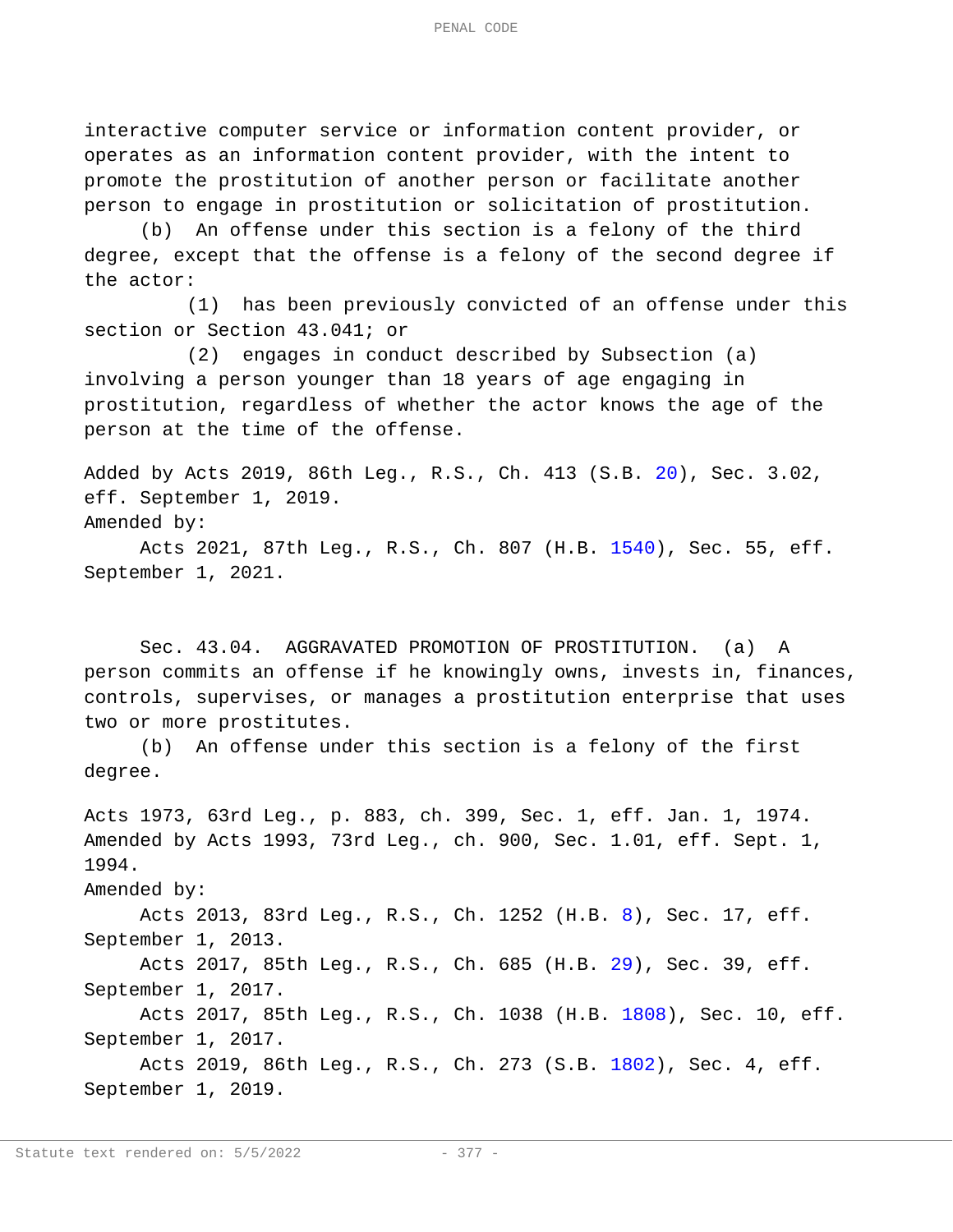interactive computer service or information content provider, or operates as an information content provider, with the intent to promote the prostitution of another person or facilitate another person to engage in prostitution or solicitation of prostitution.

(b) An offense under this section is a felony of the third degree, except that the offense is a felony of the second degree if the actor:

(1) has been previously convicted of an offense under this section or Section 43.041; or

(2) engages in conduct described by Subsection (a) involving a person younger than 18 years of age engaging in prostitution, regardless of whether the actor knows the age of the person at the time of the offense.

Added by Acts 2019, 86th Leg., R.S., Ch. 413 (S.B. 20), Sec. 3.02, eff. September 1, 2019.
Amended by:
Acts 2021, 87th Leg., R.S., Ch. 807 (H.B. 1540), Sec. 55, eff. September 1, 2021.

Sec. 43.04. AGGRAVATED PROMOTION OF PROSTITUTION. (a) A person commits an offense if he knowingly owns, invests in, finances, controls, supervises, or manages a prostitution enterprise that uses two or more prostitutes.

(b) An offense under this section is a felony of the first degree.

Acts 1973, 63rd Leg., p. 883, ch. 399, Sec. 1, eff. Jan. 1, 1974.
Amended by Acts 1993, 73rd Leg., ch. 900, Sec. 1.01, eff. Sept. 1, 1994.
Amended by:
Acts 2013, 83rd Leg., R.S., Ch. 1252 (H.B. 8), Sec. 17, eff. September 1, 2013.
Acts 2017, 85th Leg., R.S., Ch. 685 (H.B. 29), Sec. 39, eff. September 1, 2017.
Acts 2017, 85th Leg., R.S., Ch. 1038 (H.B. 1808), Sec. 10, eff. September 1, 2017.
Acts 2019, 86th Leg., R.S., Ch. 273 (S.B. 1802), Sec. 4, eff. September 1, 2019.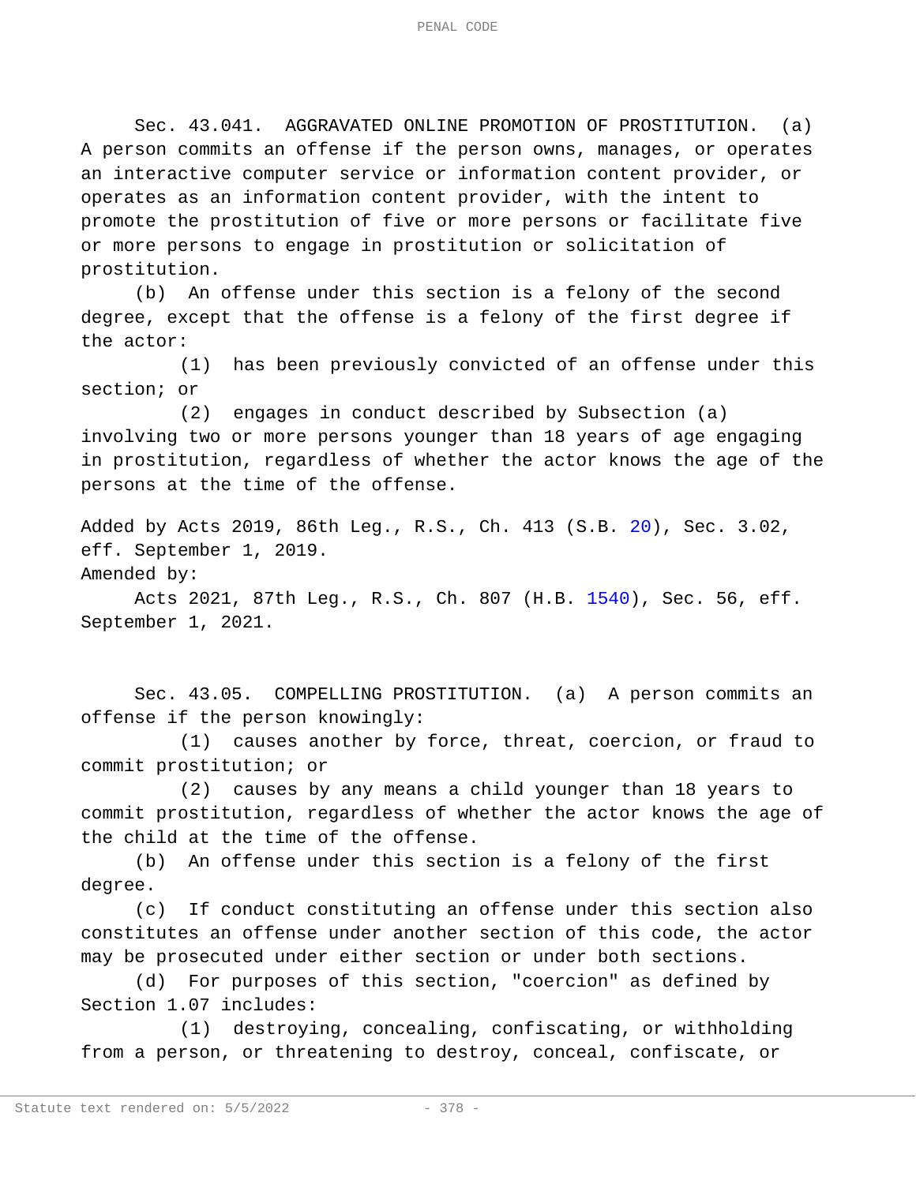Sec. 43.041. AGGRAVATED ONLINE PROMOTION OF PROSTITUTION. (a) A person commits an offense if the person owns, manages, or operates an interactive computer service or information content provider, or operates as an information content provider, with the intent to promote the prostitution of five or more persons or facilitate five or more persons to engage in prostitution or solicitation of prostitution.

(b) An offense under this section is a felony of the second degree, except that the offense is a felony of the first degree if the actor:

(1) has been previously convicted of an offense under this section; or

(2) engages in conduct described by Subsection (a) involving two or more persons younger than 18 years of age engaging in prostitution, regardless of whether the actor knows the age of the persons at the time of the offense.

Added by Acts 2019, 86th Leg., R.S., Ch. 413 (S.B. 20), Sec. 3.02, eff. September 1, 2019.
Amended by:
Acts 2021, 87th Leg., R.S., Ch. 807 (H.B. 1540), Sec. 56, eff. September 1, 2021.

Sec. 43.05. COMPELLING PROSTITUTION. (a) A person commits an offense if the person knowingly:

(1) causes another by force, threat, coercion, or fraud to commit prostitution; or

(2) causes by any means a child younger than 18 years to commit prostitution, regardless of whether the actor knows the age of the child at the time of the offense.

(b) An offense under this section is a felony of the first degree.

(c) If conduct constituting an offense under this section also constitutes an offense under another section of this code, the actor may be prosecuted under either section or under both sections.

(d) For purposes of this section, "coercion" as defined by Section 1.07 includes:

(1) destroying, concealing, confiscating, or withholding from a person, or threatening to destroy, conceal, confiscate, or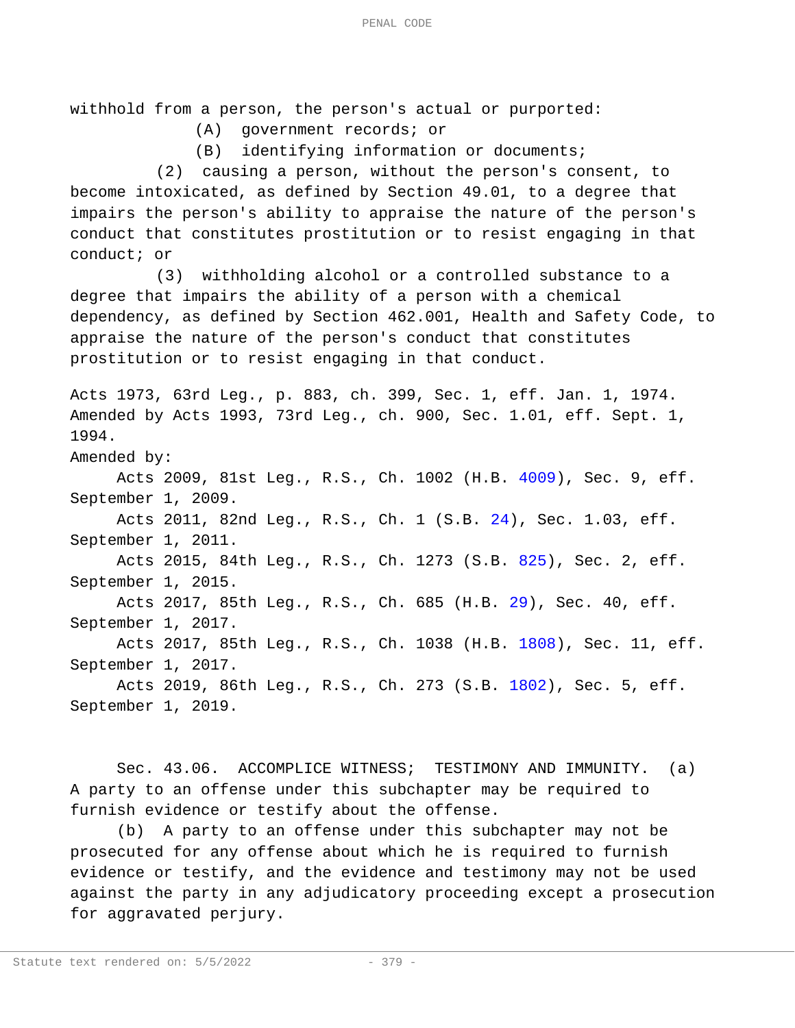withhold from a person, the person's actual or purported:

(A) government records; or

(B) identifying information or documents;

(2) causing a person, without the person's consent, to become intoxicated, as defined by Section 49.01, to a degree that impairs the person's ability to appraise the nature of the person's conduct that constitutes prostitution or to resist engaging in that conduct; or

(3) withholding alcohol or a controlled substance to a degree that impairs the ability of a person with a chemical dependency, as defined by Section 462.001, Health and Safety Code, to appraise the nature of the person's conduct that constitutes prostitution or to resist engaging in that conduct.

Acts 1973, 63rd Leg., p. 883, ch. 399, Sec. 1, eff. Jan. 1, 1974. Amended by Acts 1993, 73rd Leg., ch. 900, Sec. 1.01, eff. Sept. 1, 1994.

Amended by:

Acts 2009, 81st Leg., R.S., Ch. 1002 (H.B. 4009), Sec. 9, eff. September 1, 2009.

Acts 2011, 82nd Leg., R.S., Ch. 1 (S.B. 24), Sec. 1.03, eff. September 1, 2011.

Acts 2015, 84th Leg., R.S., Ch. 1273 (S.B. 825), Sec. 2, eff. September 1, 2015.

Acts 2017, 85th Leg., R.S., Ch. 685 (H.B. 29), Sec. 40, eff. September 1, 2017.

Acts 2017, 85th Leg., R.S., Ch. 1038 (H.B. 1808), Sec. 11, eff. September 1, 2017.

Acts 2019, 86th Leg., R.S., Ch. 273 (S.B. 1802), Sec. 5, eff. September 1, 2019.

Sec. 43.06. ACCOMPLICE WITNESS; TESTIMONY AND IMMUNITY. (a) A party to an offense under this subchapter may be required to furnish evidence or testify about the offense.

(b) A party to an offense under this subchapter may not be prosecuted for any offense about which he is required to furnish evidence or testify, and the evidence and testimony may not be used against the party in any adjudicatory proceeding except a prosecution for aggravated perjury.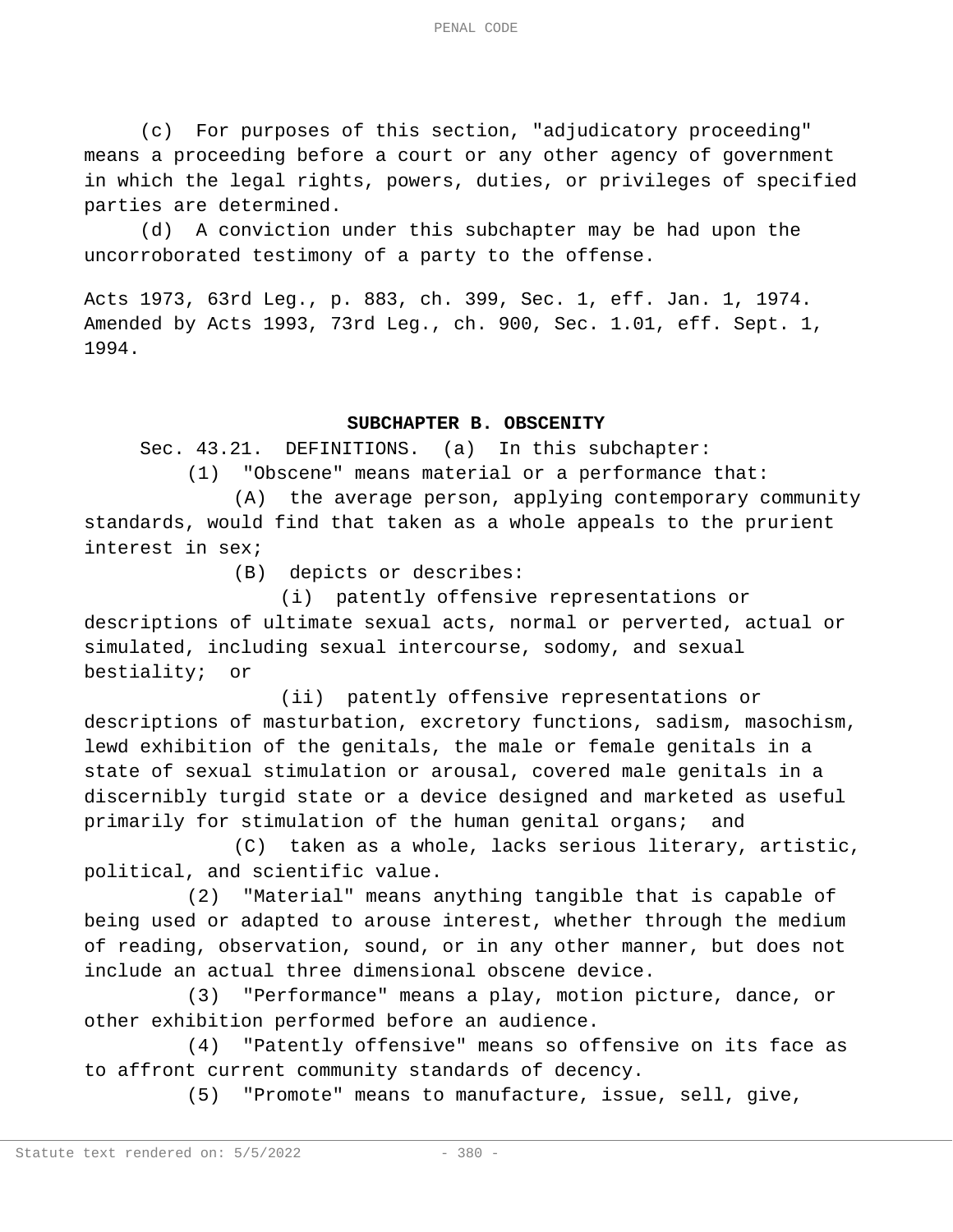(c) For purposes of this section, "adjudicatory proceeding" means a proceeding before a court or any other agency of government in which the legal rights, powers, duties, or privileges of specified parties are determined.

(d) A conviction under this subchapter may be had upon the uncorroborated testimony of a party to the offense.

Acts 1973, 63rd Leg., p. 883, ch. 399, Sec. 1, eff. Jan. 1, 1974. Amended by Acts 1993, 73rd Leg., ch. 900, Sec. 1.01, eff. Sept. 1, 1994.

## SUBCHAPTER B. OBSCENITY

Sec. 43.21. DEFINITIONS. (a) In this subchapter:

(1) "Obscene" means material or a performance that:

(A) the average person, applying contemporary community standards, would find that taken as a whole appeals to the prurient interest in sex;

(B) depicts or describes:

(i) patently offensive representations or descriptions of ultimate sexual acts, normal or perverted, actual or simulated, including sexual intercourse, sodomy, and sexual bestiality; or

(ii) patently offensive representations or descriptions of masturbation, excretory functions, sadism, masochism, lewd exhibition of the genitals, the male or female genitals in a state of sexual stimulation or arousal, covered male genitals in a discernibly turgid state or a device designed and marketed as useful primarily for stimulation of the human genital organs; and

(C) taken as a whole, lacks serious literary, artistic, political, and scientific value.

(2) "Material" means anything tangible that is capable of being used or adapted to arouse interest, whether through the medium of reading, observation, sound, or in any other manner, but does not include an actual three dimensional obscene device.

(3) "Performance" means a play, motion picture, dance, or other exhibition performed before an audience.

(4) "Patently offensive" means so offensive on its face as to affront current community standards of decency.

(5) "Promote" means to manufacture, issue, sell, give,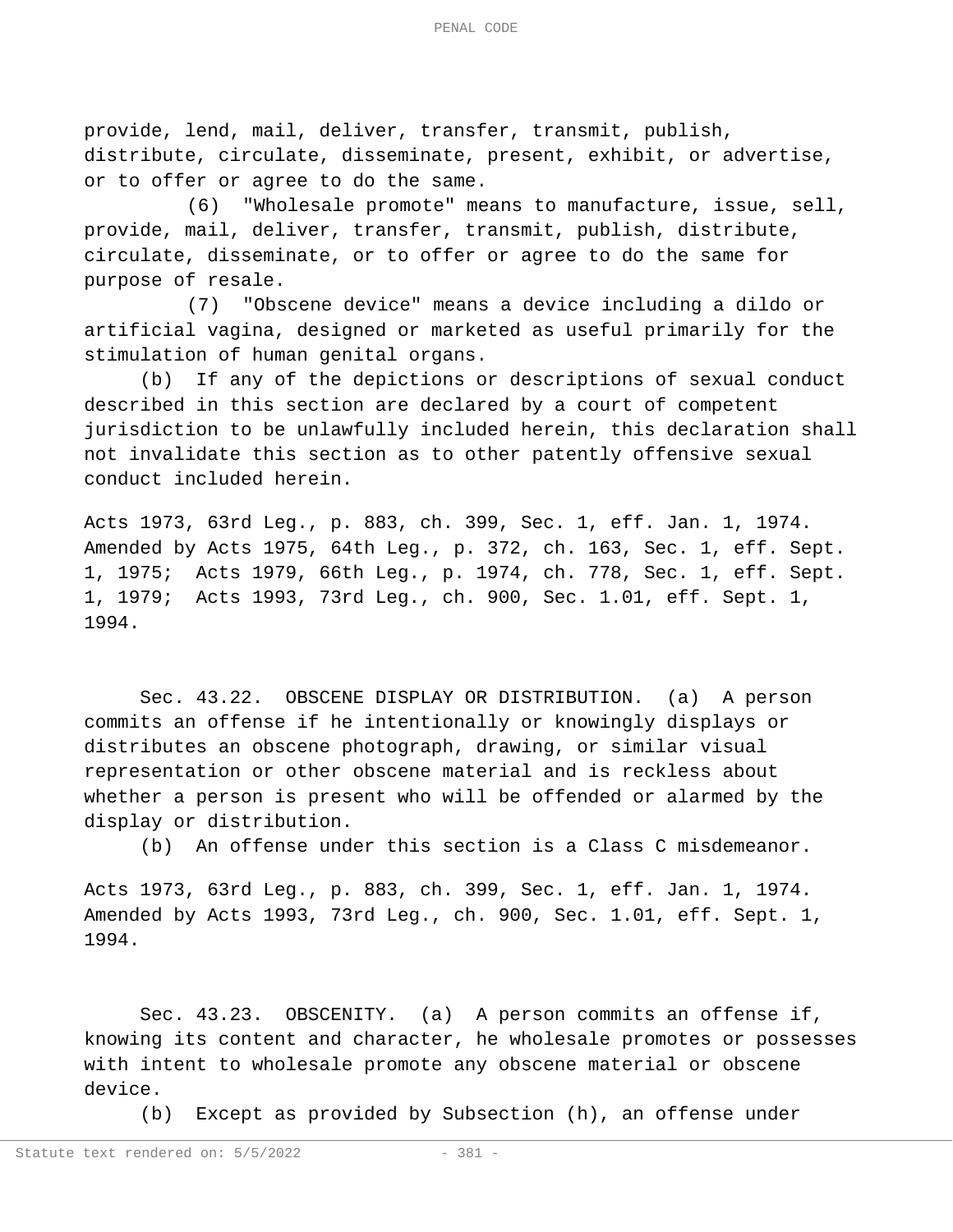provide, lend, mail, deliver, transfer, transmit, publish, distribute, circulate, disseminate, present, exhibit, or advertise, or to offer or agree to do the same.

(6) "Wholesale promote" means to manufacture, issue, sell, provide, mail, deliver, transfer, transmit, publish, distribute, circulate, disseminate, or to offer or agree to do the same for purpose of resale.

(7) "Obscene device" means a device including a dildo or artificial vagina, designed or marketed as useful primarily for the stimulation of human genital organs.

(b) If any of the depictions or descriptions of sexual conduct described in this section are declared by a court of competent jurisdiction to be unlawfully included herein, this declaration shall not invalidate this section as to other patently offensive sexual conduct included herein.

Acts 1973, 63rd Leg., p. 883, ch. 399, Sec. 1, eff. Jan. 1, 1974. Amended by Acts 1975, 64th Leg., p. 372, ch. 163, Sec. 1, eff. Sept. 1, 1975; Acts 1979, 66th Leg., p. 1974, ch. 778, Sec. 1, eff. Sept. 1, 1979; Acts 1993, 73rd Leg., ch. 900, Sec. 1.01, eff. Sept. 1, 1994.

Sec. 43.22. OBSCENE DISPLAY OR DISTRIBUTION. (a) A person commits an offense if he intentionally or knowingly displays or distributes an obscene photograph, drawing, or similar visual representation or other obscene material and is reckless about whether a person is present who will be offended or alarmed by the display or distribution.

(b) An offense under this section is a Class C misdemeanor.

Acts 1973, 63rd Leg., p. 883, ch. 399, Sec. 1, eff. Jan. 1, 1974. Amended by Acts 1993, 73rd Leg., ch. 900, Sec. 1.01, eff. Sept. 1, 1994.

Sec. 43.23. OBSCENITY. (a) A person commits an offense if, knowing its content and character, he wholesale promotes or possesses with intent to wholesale promote any obscene material or obscene device.

(b) Except as provided by Subsection (h), an offense under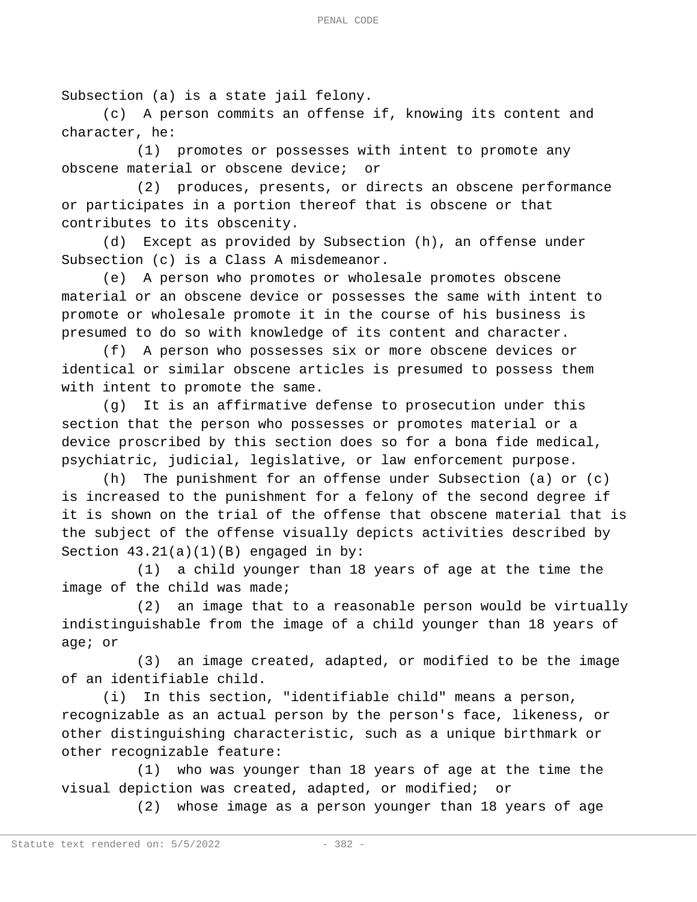Subsection (a) is a state jail felony.

(c) A person commits an offense if, knowing its content and character, he:

(1) promotes or possesses with intent to promote any obscene material or obscene device; or

(2) produces, presents, or directs an obscene performance or participates in a portion thereof that is obscene or that contributes to its obscenity.

(d) Except as provided by Subsection (h), an offense under Subsection (c) is a Class A misdemeanor.

(e) A person who promotes or wholesale promotes obscene material or an obscene device or possesses the same with intent to promote or wholesale promote it in the course of his business is presumed to do so with knowledge of its content and character.

(f) A person who possesses six or more obscene devices or identical or similar obscene articles is presumed to possess them with intent to promote the same.

(g) It is an affirmative defense to prosecution under this section that the person who possesses or promotes material or a device proscribed by this section does so for a bona fide medical, psychiatric, judicial, legislative, or law enforcement purpose.

(h) The punishment for an offense under Subsection (a) or (c) is increased to the punishment for a felony of the second degree if it is shown on the trial of the offense that obscene material that is the subject of the offense visually depicts activities described by Section 43.21(a)(1)(B) engaged in by:

(1) a child younger than 18 years of age at the time the image of the child was made;

(2) an image that to a reasonable person would be virtually indistinguishable from the image of a child younger than 18 years of age; or

(3) an image created, adapted, or modified to be the image of an identifiable child.

(i) In this section, "identifiable child" means a person, recognizable as an actual person by the person's face, likeness, or other distinguishing characteristic, such as a unique birthmark or other recognizable feature:

(1) who was younger than 18 years of age at the time the visual depiction was created, adapted, or modified; or

(2) whose image as a person younger than 18 years of age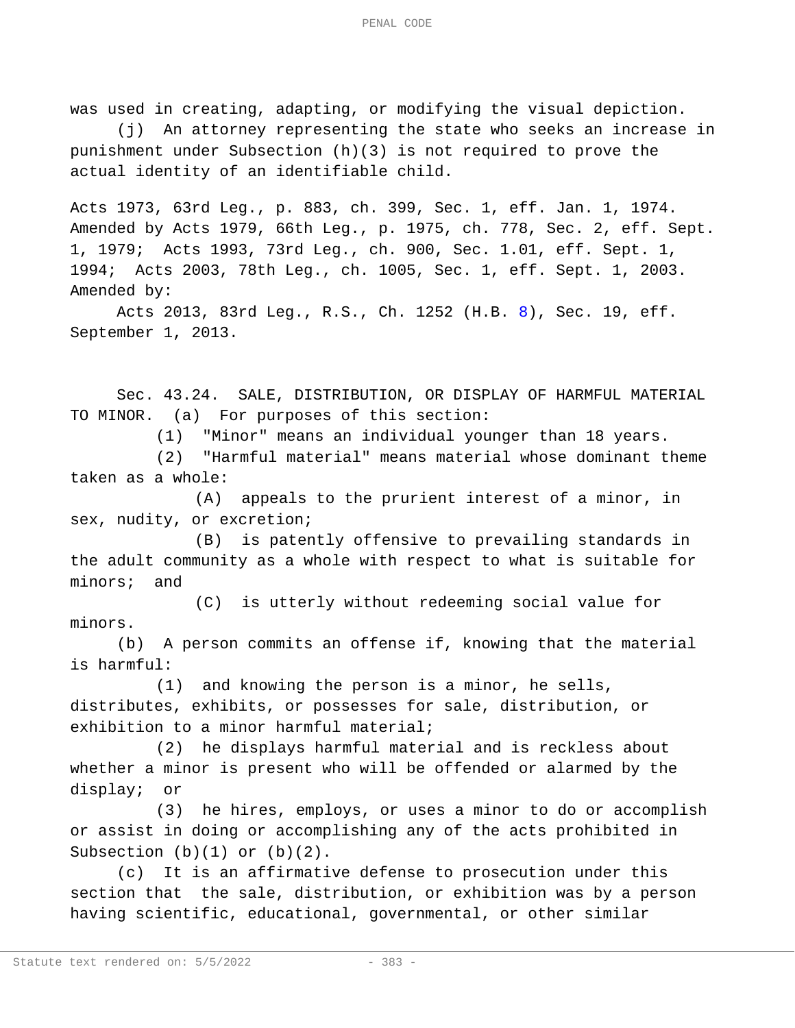was used in creating, adapting, or modifying the visual depiction.

(j) An attorney representing the state who seeks an increase in punishment under Subsection (h)(3) is not required to prove the actual identity of an identifiable child.

Acts 1973, 63rd Leg., p. 883, ch. 399, Sec. 1, eff. Jan. 1, 1974. Amended by Acts 1979, 66th Leg., p. 1975, ch. 778, Sec. 2, eff. Sept. 1, 1979; Acts 1993, 73rd Leg., ch. 900, Sec. 1.01, eff. Sept. 1, 1994; Acts 2003, 78th Leg., ch. 1005, Sec. 1, eff. Sept. 1, 2003.
Amended by:

Acts 2013, 83rd Leg., R.S., Ch. 1252 (H.B. 8), Sec. 19, eff. September 1, 2013.

Sec. 43.24. SALE, DISTRIBUTION, OR DISPLAY OF HARMFUL MATERIAL TO MINOR. (a) For purposes of this section:

(1) "Minor" means an individual younger than 18 years.

(2) "Harmful material" means material whose dominant theme taken as a whole:

(A) appeals to the prurient interest of a minor, in sex, nudity, or excretion;

(B) is patently offensive to prevailing standards in the adult community as a whole with respect to what is suitable for minors; and

(C) is utterly without redeeming social value for minors.

(b) A person commits an offense if, knowing that the material is harmful:

(1) and knowing the person is a minor, he sells, distributes, exhibits, or possesses for sale, distribution, or exhibition to a minor harmful material;

(2) he displays harmful material and is reckless about whether a minor is present who will be offended or alarmed by the display; or

(3) he hires, employs, or uses a minor to do or accomplish or assist in doing or accomplishing any of the acts prohibited in Subsection (b)(1) or (b)(2).

(c) It is an affirmative defense to prosecution under this section that the sale, distribution, or exhibition was by a person having scientific, educational, governmental, or other similar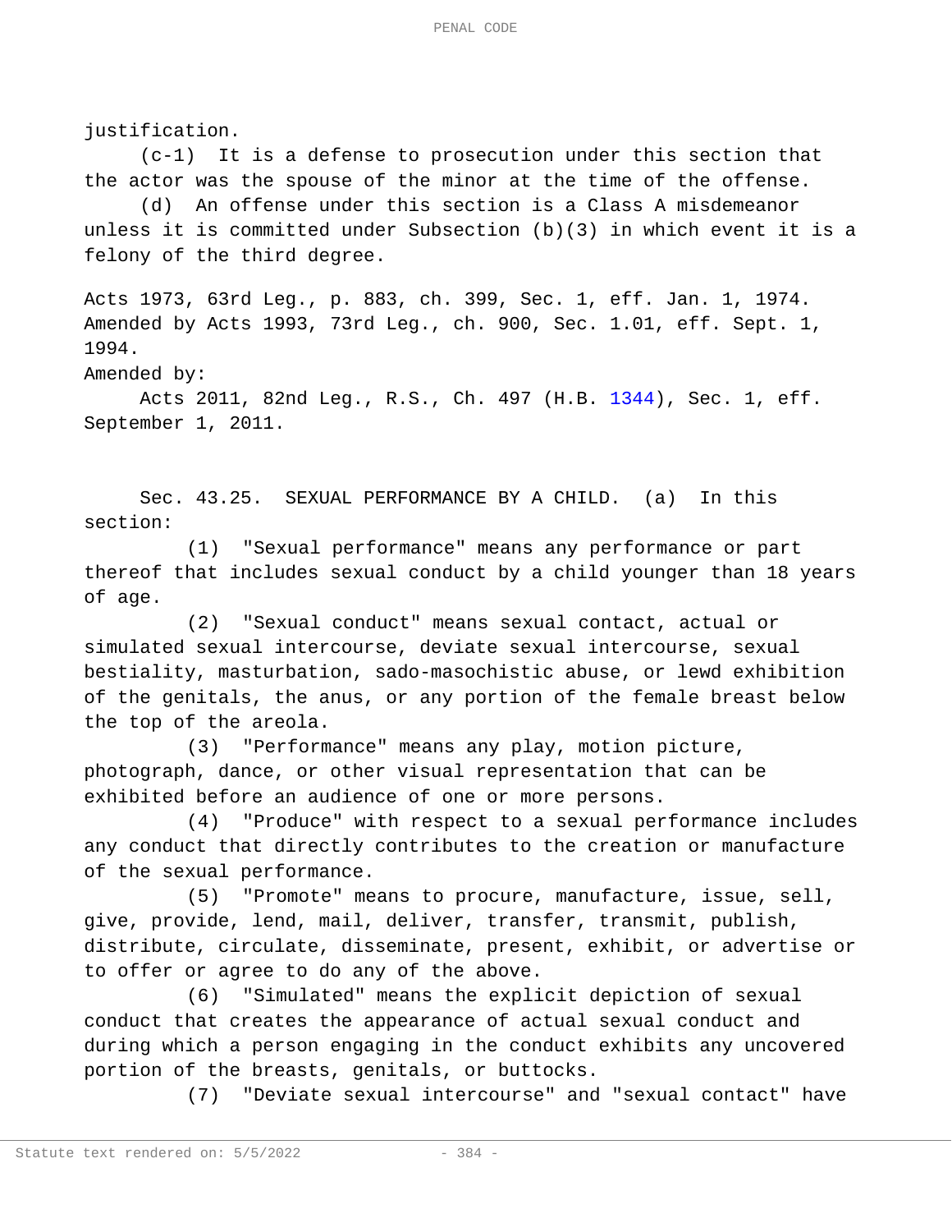justification.

(c-1) It is a defense to prosecution under this section that the actor was the spouse of the minor at the time of the offense.

(d) An offense under this section is a Class A misdemeanor unless it is committed under Subsection (b)(3) in which event it is a felony of the third degree.

Acts 1973, 63rd Leg., p. 883, ch. 399, Sec. 1, eff. Jan. 1, 1974. Amended by Acts 1993, 73rd Leg., ch. 900, Sec. 1.01, eff. Sept. 1, 1994.

Amended by:

Acts 2011, 82nd Leg., R.S., Ch. 497 (H.B. 1344), Sec. 1, eff. September 1, 2011.

Sec. 43.25. SEXUAL PERFORMANCE BY A CHILD. (a) In this section:

(1) "Sexual performance" means any performance or part thereof that includes sexual conduct by a child younger than 18 years of age.

(2) "Sexual conduct" means sexual contact, actual or simulated sexual intercourse, deviate sexual intercourse, sexual bestiality, masturbation, sado-masochistic abuse, or lewd exhibition of the genitals, the anus, or any portion of the female breast below the top of the areola.

(3) "Performance" means any play, motion picture, photograph, dance, or other visual representation that can be exhibited before an audience of one or more persons.

(4) "Produce" with respect to a sexual performance includes any conduct that directly contributes to the creation or manufacture of the sexual performance.

(5) "Promote" means to procure, manufacture, issue, sell, give, provide, lend, mail, deliver, transfer, transmit, publish, distribute, circulate, disseminate, present, exhibit, or advertise or to offer or agree to do any of the above.

(6) "Simulated" means the explicit depiction of sexual conduct that creates the appearance of actual sexual conduct and during which a person engaging in the conduct exhibits any uncovered portion of the breasts, genitals, or buttocks.

(7) "Deviate sexual intercourse" and "sexual contact" have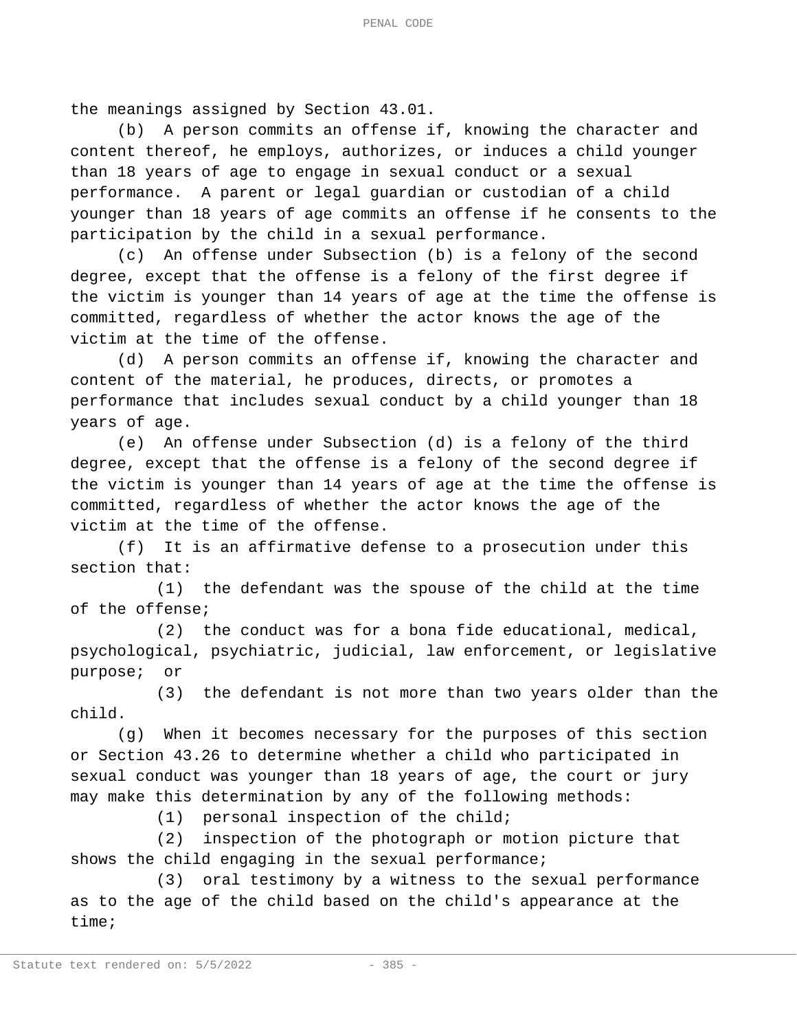the meanings assigned by Section 43.01.

(b) A person commits an offense if, knowing the character and content thereof, he employs, authorizes, or induces a child younger than 18 years of age to engage in sexual conduct or a sexual performance. A parent or legal guardian or custodian of a child younger than 18 years of age commits an offense if he consents to the participation by the child in a sexual performance.

(c) An offense under Subsection (b) is a felony of the second degree, except that the offense is a felony of the first degree if the victim is younger than 14 years of age at the time the offense is committed, regardless of whether the actor knows the age of the victim at the time of the offense.

(d) A person commits an offense if, knowing the character and content of the material, he produces, directs, or promotes a performance that includes sexual conduct by a child younger than 18 years of age.

(e) An offense under Subsection (d) is a felony of the third degree, except that the offense is a felony of the second degree if the victim is younger than 14 years of age at the time the offense is committed, regardless of whether the actor knows the age of the victim at the time of the offense.

(f) It is an affirmative defense to a prosecution under this section that:

(1) the defendant was the spouse of the child at the time of the offense;

(2) the conduct was for a bona fide educational, medical, psychological, psychiatric, judicial, law enforcement, or legislative purpose; or

(3) the defendant is not more than two years older than the child.

(g) When it becomes necessary for the purposes of this section or Section 43.26 to determine whether a child who participated in sexual conduct was younger than 18 years of age, the court or jury may make this determination by any of the following methods:

(1) personal inspection of the child;

(2) inspection of the photograph or motion picture that shows the child engaging in the sexual performance;

(3) oral testimony by a witness to the sexual performance as to the age of the child based on the child's appearance at the time;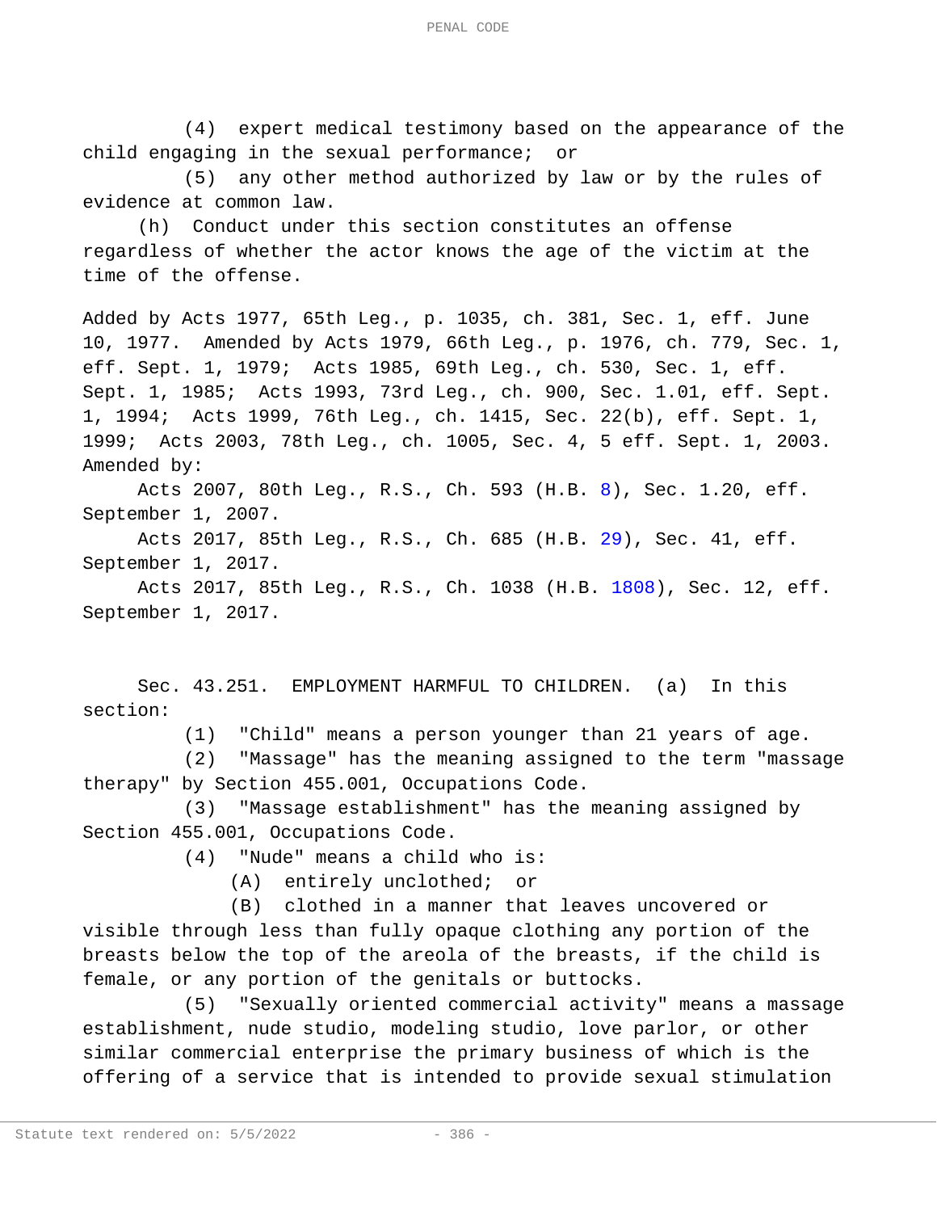(4) expert medical testimony based on the appearance of the child engaging in the sexual performance; or

(5) any other method authorized by law or by the rules of evidence at common law.

(h) Conduct under this section constitutes an offense regardless of whether the actor knows the age of the victim at the time of the offense.

Added by Acts 1977, 65th Leg., p. 1035, ch. 381, Sec. 1, eff. June 10, 1977. Amended by Acts 1979, 66th Leg., p. 1976, ch. 779, Sec. 1, eff. Sept. 1, 1979; Acts 1985, 69th Leg., ch. 530, Sec. 1, eff. Sept. 1, 1985; Acts 1993, 73rd Leg., ch. 900, Sec. 1.01, eff. Sept. 1, 1994; Acts 1999, 76th Leg., ch. 1415, Sec. 22(b), eff. Sept. 1, 1999; Acts 2003, 78th Leg., ch. 1005, Sec. 4, 5 eff. Sept. 1, 2003.

Amended by:

Acts 2007, 80th Leg., R.S., Ch. 593 (H.B. 8), Sec. 1.20, eff. September 1, 2007.

Acts 2017, 85th Leg., R.S., Ch. 685 (H.B. 29), Sec. 41, eff. September 1, 2017.

Acts 2017, 85th Leg., R.S., Ch. 1038 (H.B. 1808), Sec. 12, eff. September 1, 2017.

Sec. 43.251. EMPLOYMENT HARMFUL TO CHILDREN. (a) In this section:

(1) "Child" means a person younger than 21 years of age.

(2) "Massage" has the meaning assigned to the term "massage therapy" by Section 455.001, Occupations Code.

(3) "Massage establishment" has the meaning assigned by Section 455.001, Occupations Code.

(4) "Nude" means a child who is:

(A) entirely unclothed; or

(B) clothed in a manner that leaves uncovered or visible through less than fully opaque clothing any portion of the breasts below the top of the areola of the breasts, if the child is female, or any portion of the genitals or buttocks.

(5) "Sexually oriented commercial activity" means a massage establishment, nude studio, modeling studio, love parlor, or other similar commercial enterprise the primary business of which is the offering of a service that is intended to provide sexual stimulation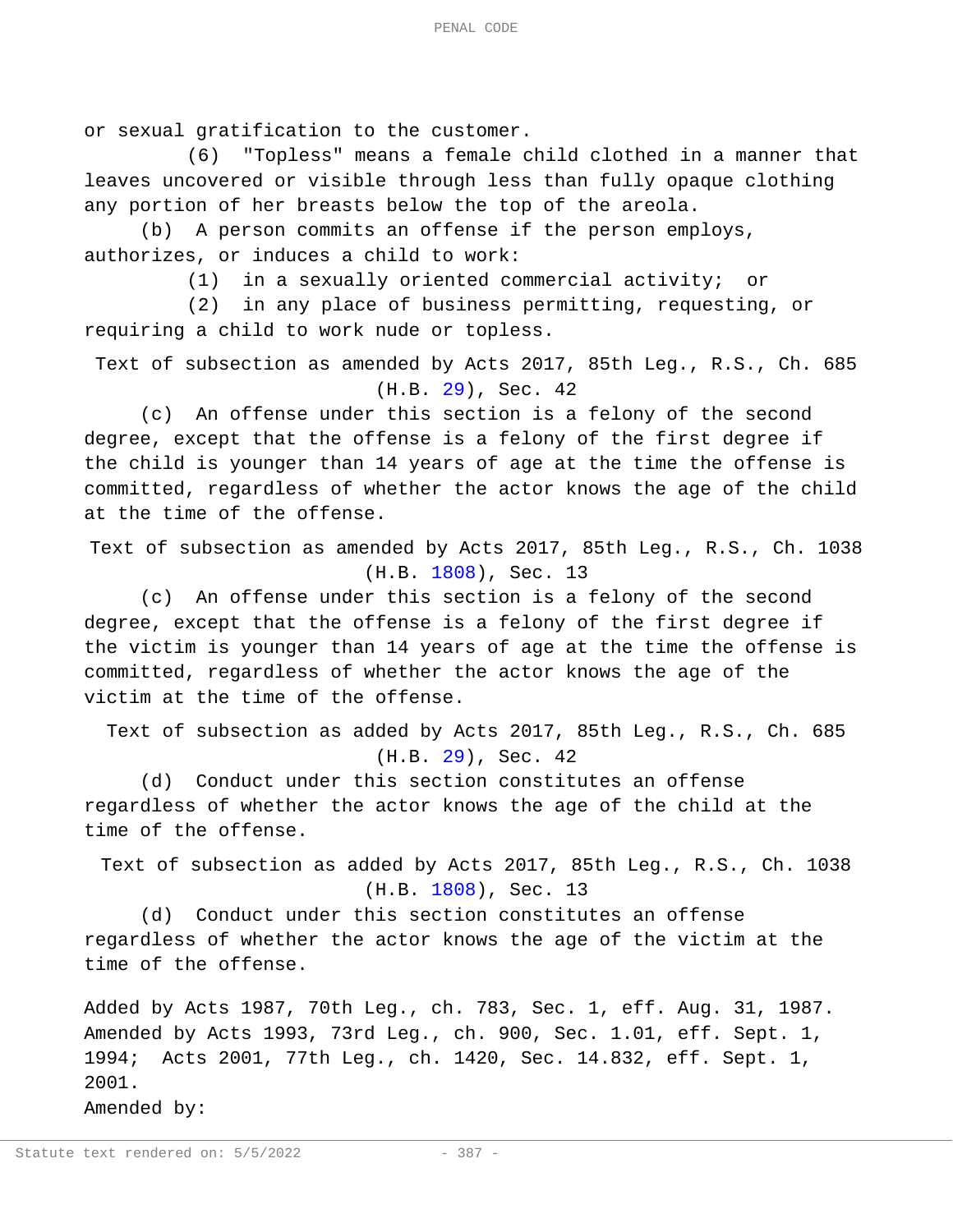or sexual gratification to the customer.

(6) "Topless" means a female child clothed in a manner that leaves uncovered or visible through less than fully opaque clothing any portion of her breasts below the top of the areola.

(b) A person commits an offense if the person employs, authorizes, or induces a child to work:

(1) in a sexually oriented commercial activity; or

(2) in any place of business permitting, requesting, or requiring a child to work nude or topless.

Text of subsection as amended by Acts 2017, 85th Leg., R.S., Ch. 685 (H.B. 29), Sec. 42

(c) An offense under this section is a felony of the second degree, except that the offense is a felony of the first degree if the child is younger than 14 years of age at the time the offense is committed, regardless of whether the actor knows the age of the child at the time of the offense.

Text of subsection as amended by Acts 2017, 85th Leg., R.S., Ch. 1038 (H.B. 1808), Sec. 13

(c) An offense under this section is a felony of the second degree, except that the offense is a felony of the first degree if the victim is younger than 14 years of age at the time the offense is committed, regardless of whether the actor knows the age of the victim at the time of the offense.

Text of subsection as added by Acts 2017, 85th Leg., R.S., Ch. 685 (H.B. 29), Sec. 42

(d) Conduct under this section constitutes an offense regardless of whether the actor knows the age of the child at the time of the offense.

Text of subsection as added by Acts 2017, 85th Leg., R.S., Ch. 1038 (H.B. 1808), Sec. 13

(d) Conduct under this section constitutes an offense regardless of whether the actor knows the age of the victim at the time of the offense.

Added by Acts 1987, 70th Leg., ch. 783, Sec. 1, eff. Aug. 31, 1987. Amended by Acts 1993, 73rd Leg., ch. 900, Sec. 1.01, eff. Sept. 1, 1994; Acts 2001, 77th Leg., ch. 1420, Sec. 14.832, eff. Sept. 1, 2001.

Amended by: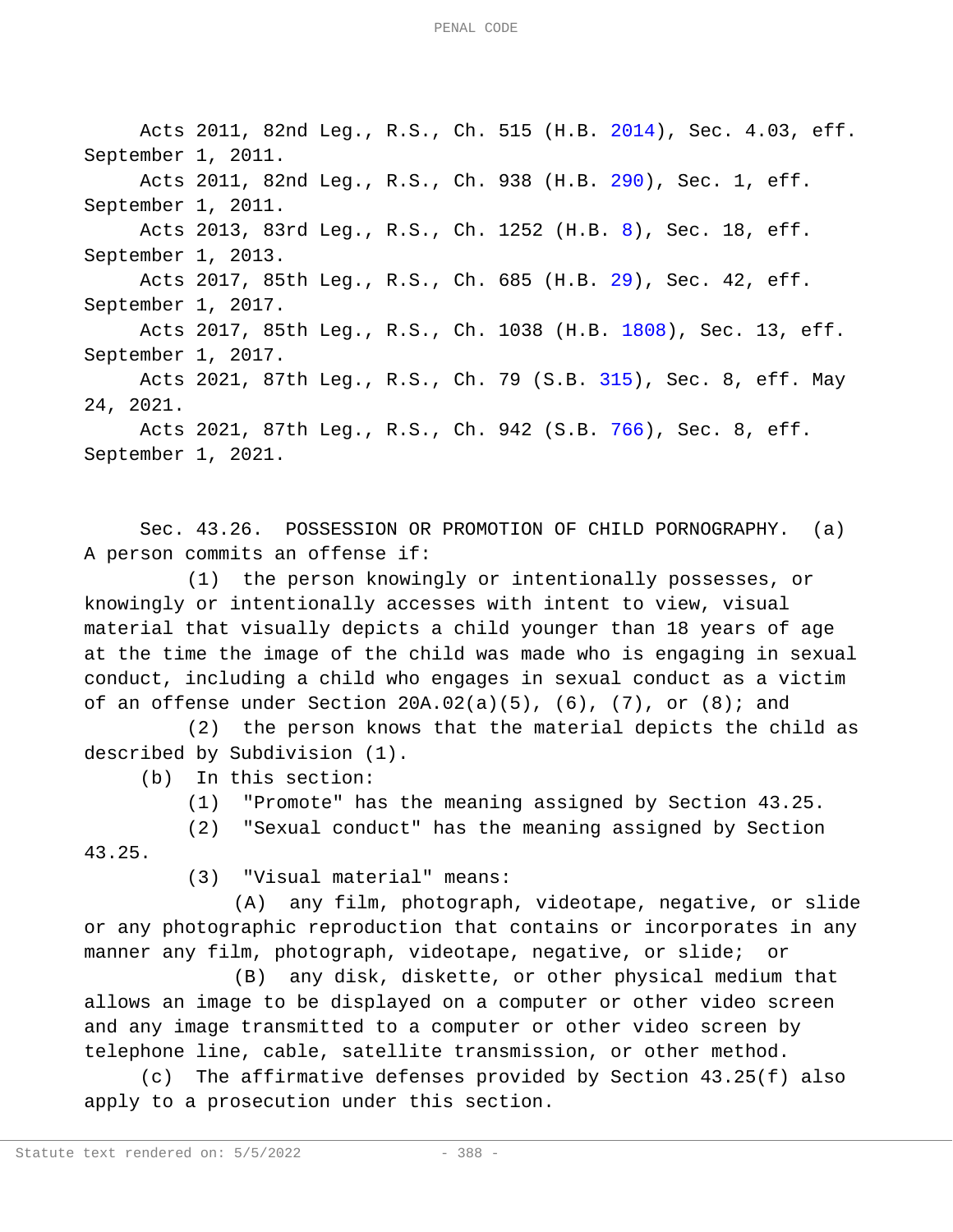Acts 2011, 82nd Leg., R.S., Ch. 515 (H.B. 2014), Sec. 4.03, eff. September 1, 2011.

Acts 2011, 82nd Leg., R.S., Ch. 938 (H.B. 290), Sec. 1, eff. September 1, 2011.

Acts 2013, 83rd Leg., R.S., Ch. 1252 (H.B. 8), Sec. 18, eff. September 1, 2013.

Acts 2017, 85th Leg., R.S., Ch. 685 (H.B. 29), Sec. 42, eff. September 1, 2017.

Acts 2017, 85th Leg., R.S., Ch. 1038 (H.B. 1808), Sec. 13, eff. September 1, 2017.

Acts 2021, 87th Leg., R.S., Ch. 79 (S.B. 315), Sec. 8, eff. May 24, 2021.

Acts 2021, 87th Leg., R.S., Ch. 942 (S.B. 766), Sec. 8, eff. September 1, 2021.

Sec. 43.26. POSSESSION OR PROMOTION OF CHILD PORNOGRAPHY. (a) A person commits an offense if:

(1) the person knowingly or intentionally possesses, or knowingly or intentionally accesses with intent to view, visual material that visually depicts a child younger than 18 years of age at the time the image of the child was made who is engaging in sexual conduct, including a child who engages in sexual conduct as a victim of an offense under Section 20A.02(a)(5), (6), (7), or (8); and

(2) the person knows that the material depicts the child as described by Subdivision (1).

(b) In this section:

(1) "Promote" has the meaning assigned by Section 43.25.

(2) "Sexual conduct" has the meaning assigned by Section 43.25.

(3) "Visual material" means:

(A) any film, photograph, videotape, negative, or slide or any photographic reproduction that contains or incorporates in any manner any film, photograph, videotape, negative, or slide; or

(B) any disk, diskette, or other physical medium that allows an image to be displayed on a computer or other video screen and any image transmitted to a computer or other video screen by telephone line, cable, satellite transmission, or other method.

(c) The affirmative defenses provided by Section 43.25(f) also apply to a prosecution under this section.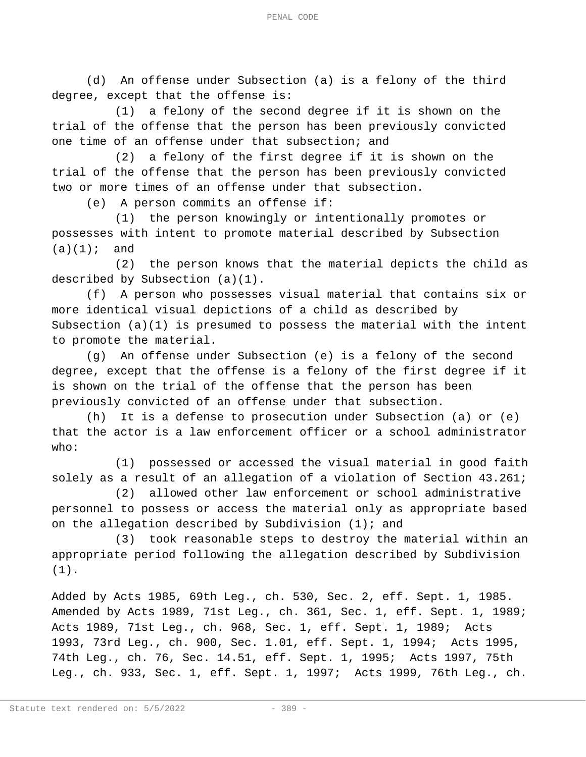(d) An offense under Subsection (a) is a felony of the third degree, except that the offense is:

(1) a felony of the second degree if it is shown on the trial of the offense that the person has been previously convicted one time of an offense under that subsection; and

(2) a felony of the first degree if it is shown on the trial of the offense that the person has been previously convicted two or more times of an offense under that subsection.

(e) A person commits an offense if:

(1) the person knowingly or intentionally promotes or possesses with intent to promote material described by Subsection (a)(1); and

(2) the person knows that the material depicts the child as described by Subsection (a)(1).

(f) A person who possesses visual material that contains six or more identical visual depictions of a child as described by Subsection (a)(1) is presumed to possess the material with the intent to promote the material.

(g) An offense under Subsection (e) is a felony of the second degree, except that the offense is a felony of the first degree if it is shown on the trial of the offense that the person has been previously convicted of an offense under that subsection.

(h) It is a defense to prosecution under Subsection (a) or (e) that the actor is a law enforcement officer or a school administrator who:

(1) possessed or accessed the visual material in good faith solely as a result of an allegation of a violation of Section 43.261;

(2) allowed other law enforcement or school administrative personnel to possess or access the material only as appropriate based on the allegation described by Subdivision (1); and

(3) took reasonable steps to destroy the material within an appropriate period following the allegation described by Subdivision (1).

Added by Acts 1985, 69th Leg., ch. 530, Sec. 2, eff. Sept. 1, 1985. Amended by Acts 1989, 71st Leg., ch. 361, Sec. 1, eff. Sept. 1, 1989; Acts 1989, 71st Leg., ch. 968, Sec. 1, eff. Sept. 1, 1989; Acts 1993, 73rd Leg., ch. 900, Sec. 1.01, eff. Sept. 1, 1994; Acts 1995, 74th Leg., ch. 76, Sec. 14.51, eff. Sept. 1, 1995; Acts 1997, 75th Leg., ch. 933, Sec. 1, eff. Sept. 1, 1997; Acts 1999, 76th Leg., ch.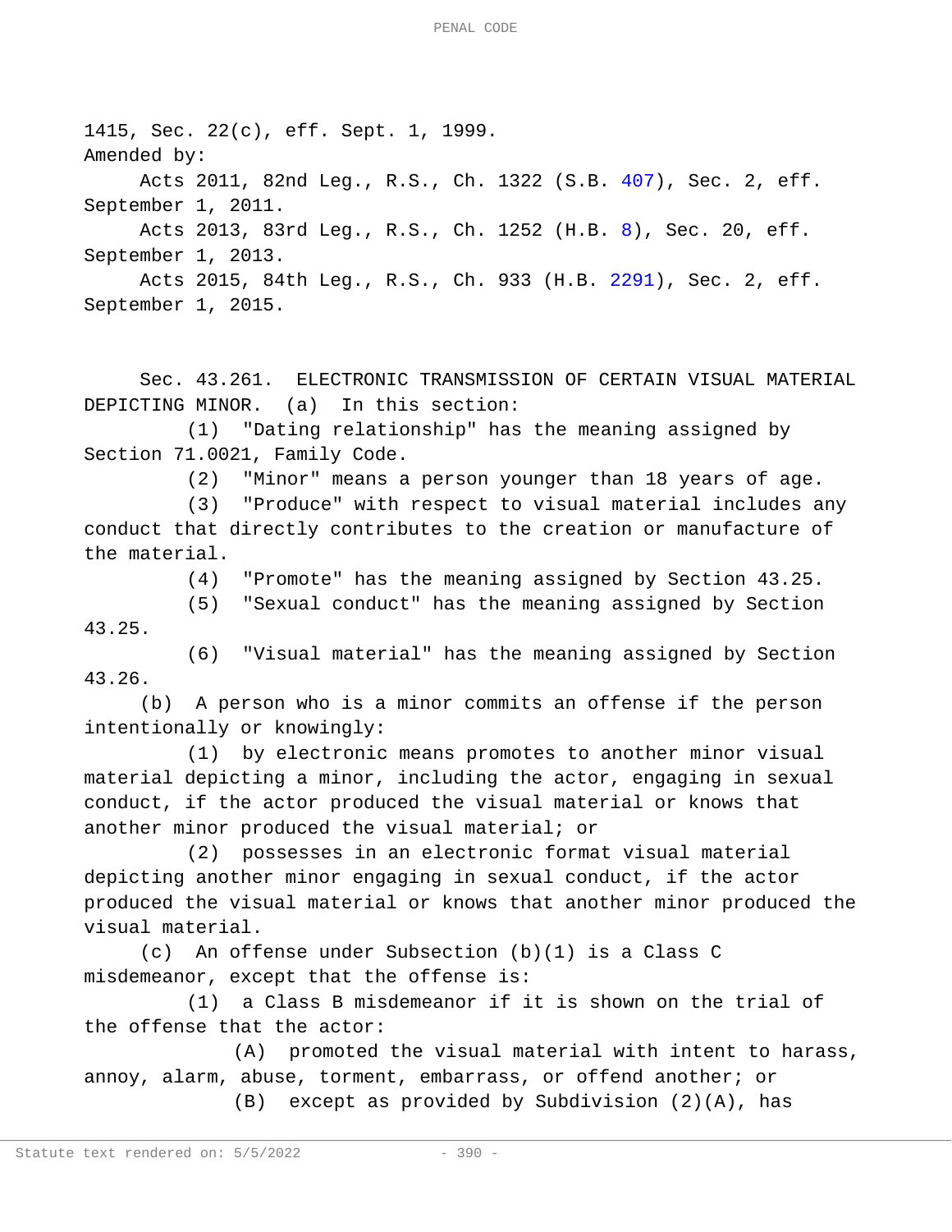1415, Sec. 22(c), eff. Sept. 1, 1999.

Amended by:

Acts 2011, 82nd Leg., R.S., Ch. 1322 (S.B. 407), Sec. 2, eff. September 1, 2011.

Acts 2013, 83rd Leg., R.S., Ch. 1252 (H.B. 8), Sec. 20, eff. September 1, 2013.

Acts 2015, 84th Leg., R.S., Ch. 933 (H.B. 2291), Sec. 2, eff. September 1, 2015.

Sec. 43.261. ELECTRONIC TRANSMISSION OF CERTAIN VISUAL MATERIAL DEPICTING MINOR. (a) In this section:

(1) "Dating relationship" has the meaning assigned by Section 71.0021, Family Code.

(2) "Minor" means a person younger than 18 years of age.

(3) "Produce" with respect to visual material includes any conduct that directly contributes to the creation or manufacture of the material.

(4) "Promote" has the meaning assigned by Section 43.25.

(5) "Sexual conduct" has the meaning assigned by Section 43.25.

(6) "Visual material" has the meaning assigned by Section 43.26.

(b) A person who is a minor commits an offense if the person intentionally or knowingly:

(1) by electronic means promotes to another minor visual material depicting a minor, including the actor, engaging in sexual conduct, if the actor produced the visual material or knows that another minor produced the visual material; or

(2) possesses in an electronic format visual material depicting another minor engaging in sexual conduct, if the actor produced the visual material or knows that another minor produced the visual material.

(c) An offense under Subsection (b)(1) is a Class C misdemeanor, except that the offense is:

(1) a Class B misdemeanor if it is shown on the trial of the offense that the actor:

(A) promoted the visual material with intent to harass, annoy, alarm, abuse, torment, embarrass, or offend another; or

(B) except as provided by Subdivision (2)(A), has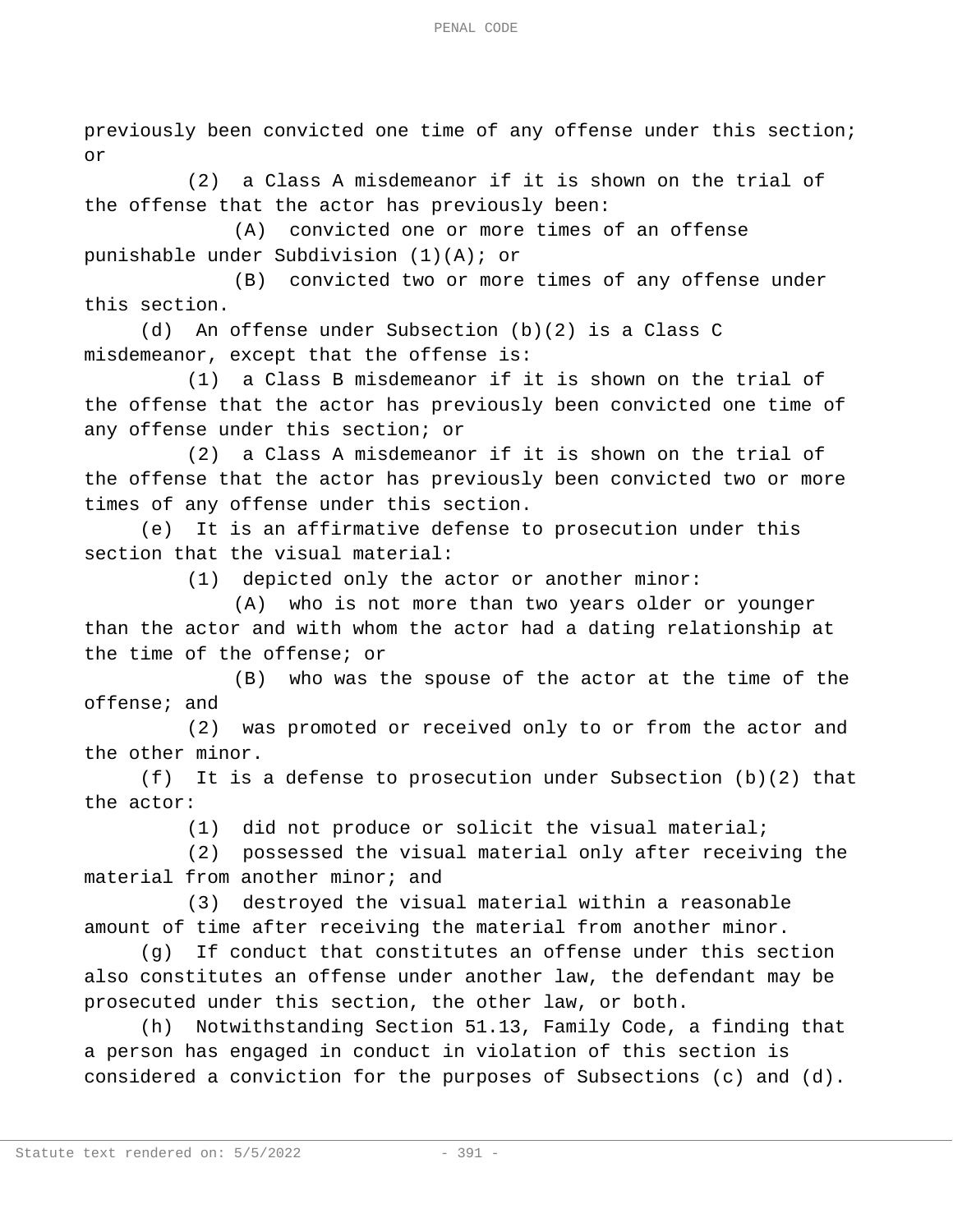previously been convicted one time of any offense under this section; or

(2) a Class A misdemeanor if it is shown on the trial of the offense that the actor has previously been:

(A) convicted one or more times of an offense punishable under Subdivision (1)(A); or

(B) convicted two or more times of any offense under this section.

(d) An offense under Subsection (b)(2) is a Class C misdemeanor, except that the offense is:

(1) a Class B misdemeanor if it is shown on the trial of the offense that the actor has previously been convicted one time of any offense under this section; or

(2) a Class A misdemeanor if it is shown on the trial of the offense that the actor has previously been convicted two or more times of any offense under this section.

(e) It is an affirmative defense to prosecution under this section that the visual material:

(1) depicted only the actor or another minor:

(A) who is not more than two years older or younger than the actor and with whom the actor had a dating relationship at the time of the offense; or

(B) who was the spouse of the actor at the time of the offense; and

(2) was promoted or received only to or from the actor and the other minor.

(f) It is a defense to prosecution under Subsection (b)(2) that the actor:

(1) did not produce or solicit the visual material;

(2) possessed the visual material only after receiving the material from another minor; and

(3) destroyed the visual material within a reasonable amount of time after receiving the material from another minor.

(g) If conduct that constitutes an offense under this section also constitutes an offense under another law, the defendant may be prosecuted under this section, the other law, or both.

(h) Notwithstanding Section 51.13, Family Code, a finding that a person has engaged in conduct in violation of this section is considered a conviction for the purposes of Subsections (c) and (d).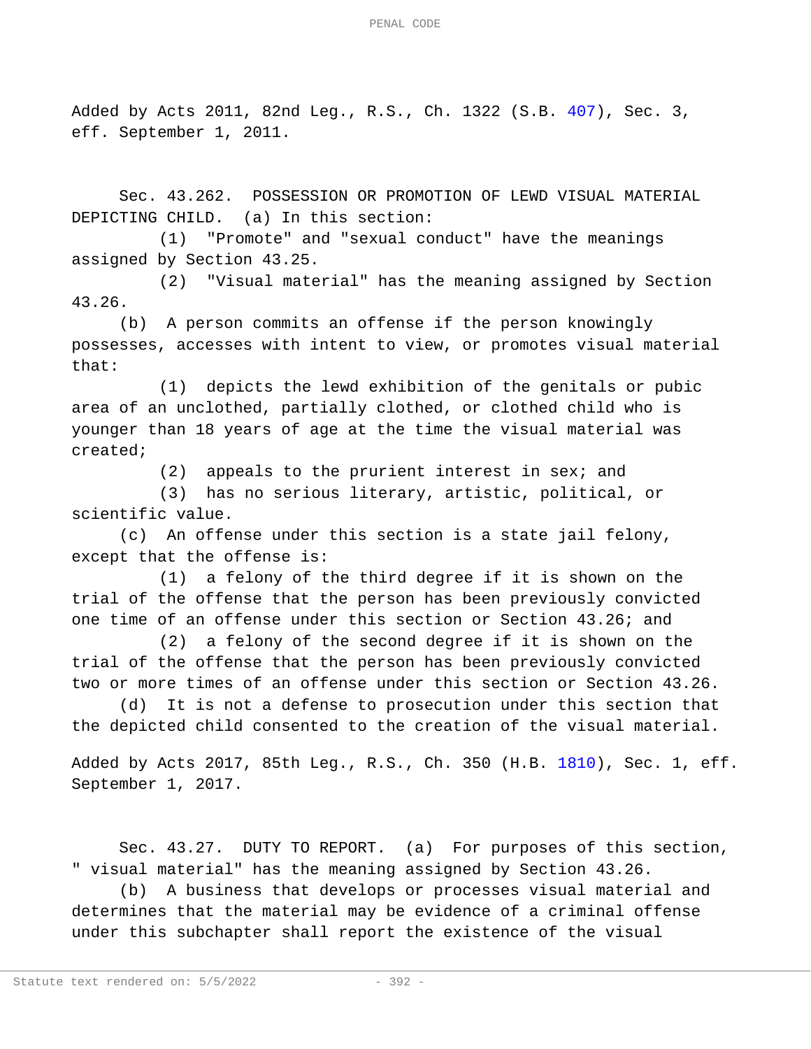Added by Acts 2011, 82nd Leg., R.S., Ch. 1322 (S.B. 407), Sec. 3, eff. September 1, 2011.

Sec. 43.262. POSSESSION OR PROMOTION OF LEWD VISUAL MATERIAL DEPICTING CHILD. (a) In this section:

(1) "Promote" and "sexual conduct" have the meanings assigned by Section 43.25.

(2) "Visual material" has the meaning assigned by Section 43.26.

(b) A person commits an offense if the person knowingly possesses, accesses with intent to view, or promotes visual material that:

(1) depicts the lewd exhibition of the genitals or pubic area of an unclothed, partially clothed, or clothed child who is younger than 18 years of age at the time the visual material was created;

(2) appeals to the prurient interest in sex; and

(3) has no serious literary, artistic, political, or scientific value.

(c) An offense under this section is a state jail felony, except that the offense is:

(1) a felony of the third degree if it is shown on the trial of the offense that the person has been previously convicted one time of an offense under this section or Section 43.26; and

(2) a felony of the second degree if it is shown on the trial of the offense that the person has been previously convicted two or more times of an offense under this section or Section 43.26.

(d) It is not a defense to prosecution under this section that the depicted child consented to the creation of the visual material.

Added by Acts 2017, 85th Leg., R.S., Ch. 350 (H.B. 1810), Sec. 1, eff. September 1, 2017.

Sec. 43.27. DUTY TO REPORT. (a) For purposes of this section, " visual material" has the meaning assigned by Section 43.26.

(b) A business that develops or processes visual material and determines that the material may be evidence of a criminal offense under this subchapter shall report the existence of the visual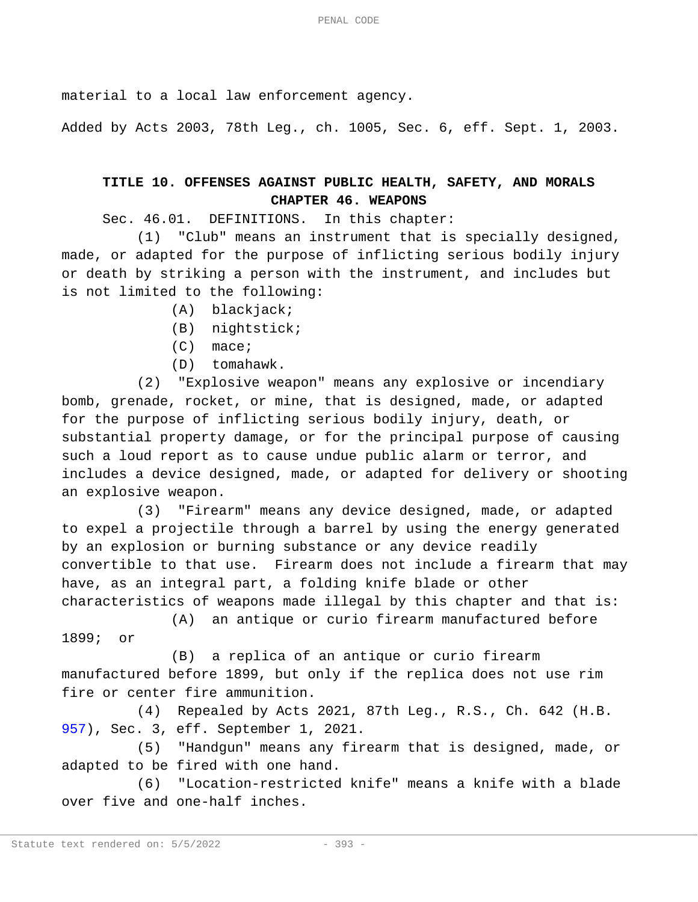material to a local law enforcement agency.

Added by Acts 2003, 78th Leg., ch. 1005, Sec. 6, eff. Sept. 1, 2003.

## TITLE 10. OFFENSES AGAINST PUBLIC HEALTH, SAFETY, AND MORALS

### CHAPTER 46. WEAPONS

Sec. 46.01. DEFINITIONS. In this chapter:

(1) "Club" means an instrument that is specially designed, made, or adapted for the purpose of inflicting serious bodily injury or death by striking a person with the instrument, and includes but is not limited to the following:

(A) blackjack;

(B) nightstick;

(C) mace;

(D) tomahawk.

(2) "Explosive weapon" means any explosive or incendiary bomb, grenade, rocket, or mine, that is designed, made, or adapted for the purpose of inflicting serious bodily injury, death, or substantial property damage, or for the principal purpose of causing such a loud report as to cause undue public alarm or terror, and includes a device designed, made, or adapted for delivery or shooting an explosive weapon.

(3) "Firearm" means any device designed, made, or adapted to expel a projectile through a barrel by using the energy generated by an explosion or burning substance or any device readily convertible to that use. Firearm does not include a firearm that may have, as an integral part, a folding knife blade or other characteristics of weapons made illegal by this chapter and that is:

(A) an antique or curio firearm manufactured before 1899; or

(B) a replica of an antique or curio firearm manufactured before 1899, but only if the replica does not use rim fire or center fire ammunition.

(4) Repealed by Acts 2021, 87th Leg., R.S., Ch. 642 (H.B. 957), Sec. 3, eff. September 1, 2021.

(5) "Handgun" means any firearm that is designed, made, or adapted to be fired with one hand.

(6) "Location-restricted knife" means a knife with a blade over five and one-half inches.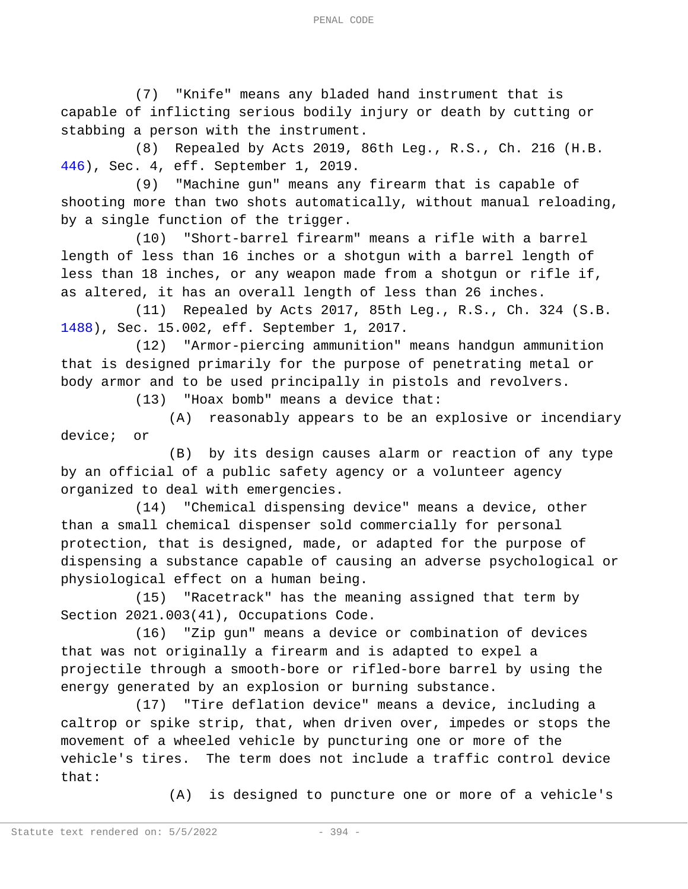(7) "Knife" means any bladed hand instrument that is capable of inflicting serious bodily injury or death by cutting or stabbing a person with the instrument.

(8) Repealed by Acts 2019, 86th Leg., R.S., Ch. 216 (H.B. 446), Sec. 4, eff. September 1, 2019.

(9) "Machine gun" means any firearm that is capable of shooting more than two shots automatically, without manual reloading, by a single function of the trigger.

(10) "Short-barrel firearm" means a rifle with a barrel length of less than 16 inches or a shotgun with a barrel length of less than 18 inches, or any weapon made from a shotgun or rifle if, as altered, it has an overall length of less than 26 inches.

(11) Repealed by Acts 2017, 85th Leg., R.S., Ch. 324 (S.B. 1488), Sec. 15.002, eff. September 1, 2017.

(12) "Armor-piercing ammunition" means handgun ammunition that is designed primarily for the purpose of penetrating metal or body armor and to be used principally in pistols and revolvers.

(13) "Hoax bomb" means a device that:

(A) reasonably appears to be an explosive or incendiary device; or

(B) by its design causes alarm or reaction of any type by an official of a public safety agency or a volunteer agency organized to deal with emergencies.

(14) "Chemical dispensing device" means a device, other than a small chemical dispenser sold commercially for personal protection, that is designed, made, or adapted for the purpose of dispensing a substance capable of causing an adverse psychological or physiological effect on a human being.

(15) "Racetrack" has the meaning assigned that term by Section 2021.003(41), Occupations Code.

(16) "Zip gun" means a device or combination of devices that was not originally a firearm and is adapted to expel a projectile through a smooth-bore or rifled-bore barrel by using the energy generated by an explosion or burning substance.

(17) "Tire deflation device" means a device, including a caltrop or spike strip, that, when driven over, impedes or stops the movement of a wheeled vehicle by puncturing one or more of the vehicle's tires. The term does not include a traffic control device that:

(A) is designed to puncture one or more of a vehicle's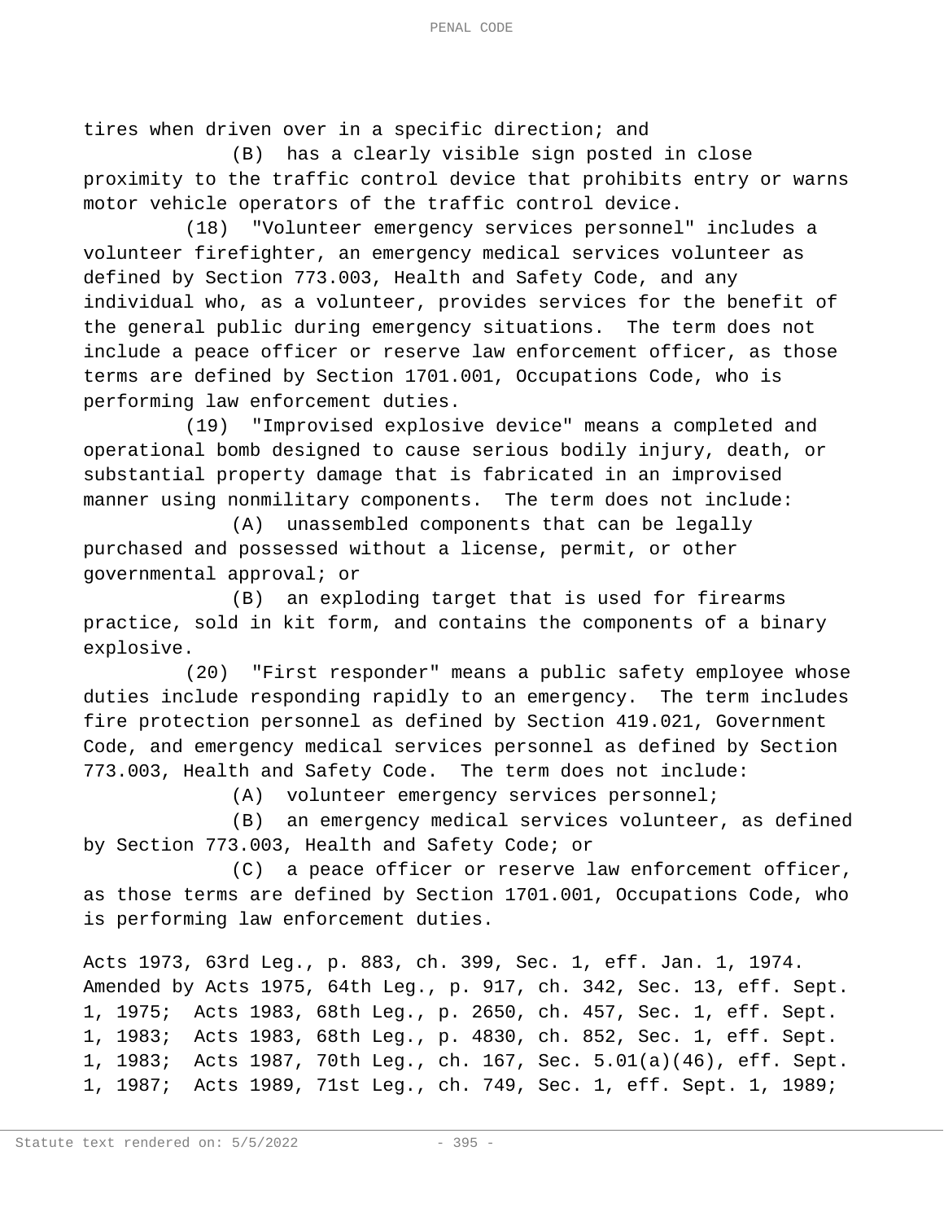tires when driven over in a specific direction; and

(B) has a clearly visible sign posted in close proximity to the traffic control device that prohibits entry or warns motor vehicle operators of the traffic control device.

(18) "Volunteer emergency services personnel" includes a volunteer firefighter, an emergency medical services volunteer as defined by Section 773.003, Health and Safety Code, and any individual who, as a volunteer, provides services for the benefit of the general public during emergency situations. The term does not include a peace officer or reserve law enforcement officer, as those terms are defined by Section 1701.001, Occupations Code, who is performing law enforcement duties.

(19) "Improvised explosive device" means a completed and operational bomb designed to cause serious bodily injury, death, or substantial property damage that is fabricated in an improvised manner using nonmilitary components. The term does not include:

(A) unassembled components that can be legally purchased and possessed without a license, permit, or other governmental approval; or

(B) an exploding target that is used for firearms practice, sold in kit form, and contains the components of a binary explosive.

(20) "First responder" means a public safety employee whose duties include responding rapidly to an emergency. The term includes fire protection personnel as defined by Section 419.021, Government Code, and emergency medical services personnel as defined by Section 773.003, Health and Safety Code. The term does not include:

(A) volunteer emergency services personnel;

(B) an emergency medical services volunteer, as defined by Section 773.003, Health and Safety Code; or

(C) a peace officer or reserve law enforcement officer, as those terms are defined by Section 1701.001, Occupations Code, who is performing law enforcement duties.

Acts 1973, 63rd Leg., p. 883, ch. 399, Sec. 1, eff. Jan. 1, 1974. Amended by Acts 1975, 64th Leg., p. 917, ch. 342, Sec. 13, eff. Sept. 1, 1975; Acts 1983, 68th Leg., p. 2650, ch. 457, Sec. 1, eff. Sept. 1, 1983; Acts 1983, 68th Leg., p. 4830, ch. 852, Sec. 1, eff. Sept. 1, 1983; Acts 1987, 70th Leg., ch. 167, Sec. 5.01(a)(46), eff. Sept. 1, 1987; Acts 1989, 71st Leg., ch. 749, Sec. 1, eff. Sept. 1, 1989;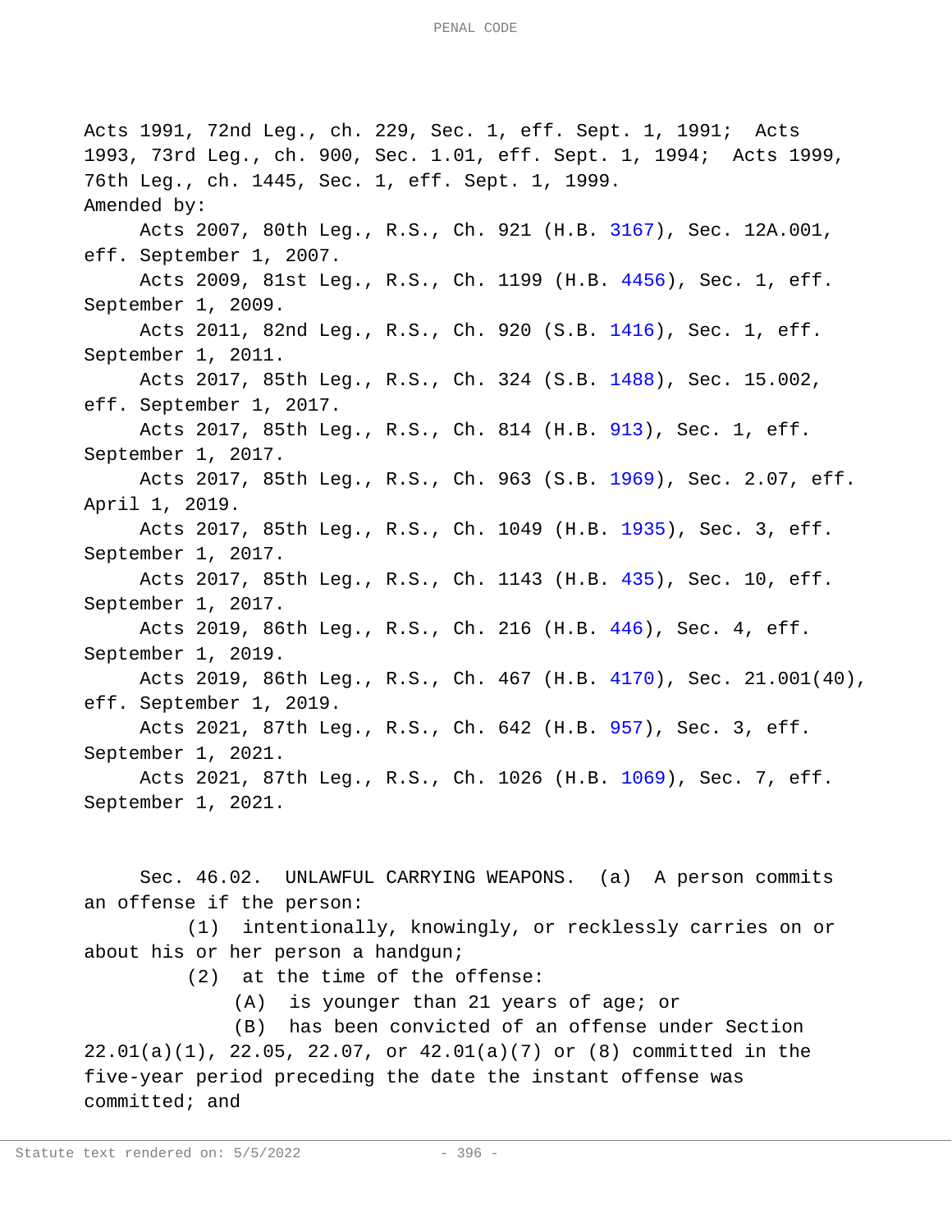Acts 1991, 72nd Leg., ch. 229, Sec. 1, eff. Sept. 1, 1991; Acts 1993, 73rd Leg., ch. 900, Sec. 1.01, eff. Sept. 1, 1994; Acts 1999, 76th Leg., ch. 1445, Sec. 1, eff. Sept. 1, 1999.

Amended by:

Acts 2007, 80th Leg., R.S., Ch. 921 (H.B. 3167), Sec. 12A.001, eff. September 1, 2007.

Acts 2009, 81st Leg., R.S., Ch. 1199 (H.B. 4456), Sec. 1, eff. September 1, 2009.

Acts 2011, 82nd Leg., R.S., Ch. 920 (S.B. 1416), Sec. 1, eff. September 1, 2011.

Acts 2017, 85th Leg., R.S., Ch. 324 (S.B. 1488), Sec. 15.002, eff. September 1, 2017.

Acts 2017, 85th Leg., R.S., Ch. 814 (H.B. 913), Sec. 1, eff. September 1, 2017.

Acts 2017, 85th Leg., R.S., Ch. 963 (S.B. 1969), Sec. 2.07, eff. April 1, 2019.

Acts 2017, 85th Leg., R.S., Ch. 1049 (H.B. 1935), Sec. 3, eff. September 1, 2017.

Acts 2017, 85th Leg., R.S., Ch. 1143 (H.B. 435), Sec. 10, eff. September 1, 2017.

Acts 2019, 86th Leg., R.S., Ch. 216 (H.B. 446), Sec. 4, eff. September 1, 2019.

Acts 2019, 86th Leg., R.S., Ch. 467 (H.B. 4170), Sec. 21.001(40), eff. September 1, 2019.

Acts 2021, 87th Leg., R.S., Ch. 642 (H.B. 957), Sec. 3, eff. September 1, 2021.

Acts 2021, 87th Leg., R.S., Ch. 1026 (H.B. 1069), Sec. 7, eff. September 1, 2021.

Sec. 46.02. UNLAWFUL CARRYING WEAPONS. (a) A person commits an offense if the person:

(1) intentionally, knowingly, or recklessly carries on or about his or her person a handgun;

(2) at the time of the offense:

(A) is younger than 21 years of age; or

(B) has been convicted of an offense under Section 22.01(a)(1), 22.05, 22.07, or 42.01(a)(7) or (8) committed in the five-year period preceding the date the instant offense was committed; and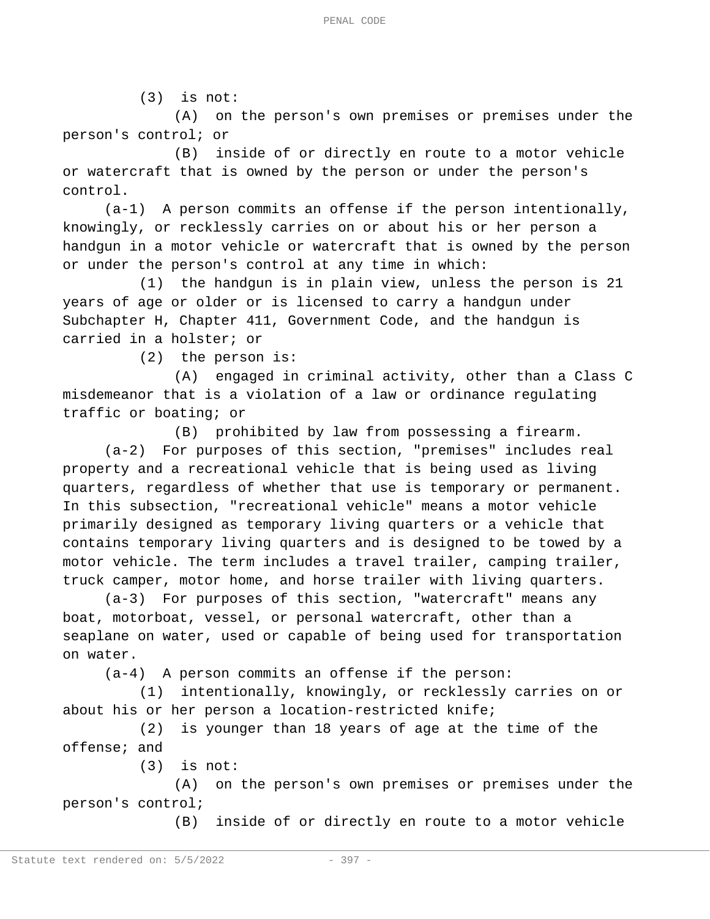(3) is not:

(A) on the person's own premises or premises under the person's control; or

(B) inside of or directly en route to a motor vehicle or watercraft that is owned by the person or under the person's control.

(a-1) A person commits an offense if the person intentionally, knowingly, or recklessly carries on or about his or her person a handgun in a motor vehicle or watercraft that is owned by the person or under the person's control at any time in which:

(1) the handgun is in plain view, unless the person is 21 years of age or older or is licensed to carry a handgun under Subchapter H, Chapter 411, Government Code, and the handgun is carried in a holster; or

(2) the person is:

(A) engaged in criminal activity, other than a Class C misdemeanor that is a violation of a law or ordinance regulating traffic or boating; or

(B) prohibited by law from possessing a firearm.

(a-2) For purposes of this section, "premises" includes real property and a recreational vehicle that is being used as living quarters, regardless of whether that use is temporary or permanent. In this subsection, "recreational vehicle" means a motor vehicle primarily designed as temporary living quarters or a vehicle that contains temporary living quarters and is designed to be towed by a motor vehicle. The term includes a travel trailer, camping trailer, truck camper, motor home, and horse trailer with living quarters.

(a-3) For purposes of this section, "watercraft" means any boat, motorboat, vessel, or personal watercraft, other than a seaplane on water, used or capable of being used for transportation on water.

(a-4) A person commits an offense if the person:

(1) intentionally, knowingly, or recklessly carries on or about his or her person a location-restricted knife;

(2) is younger than 18 years of age at the time of the offense; and

(3) is not:

(A) on the person's own premises or premises under the person's control;

(B) inside of or directly en route to a motor vehicle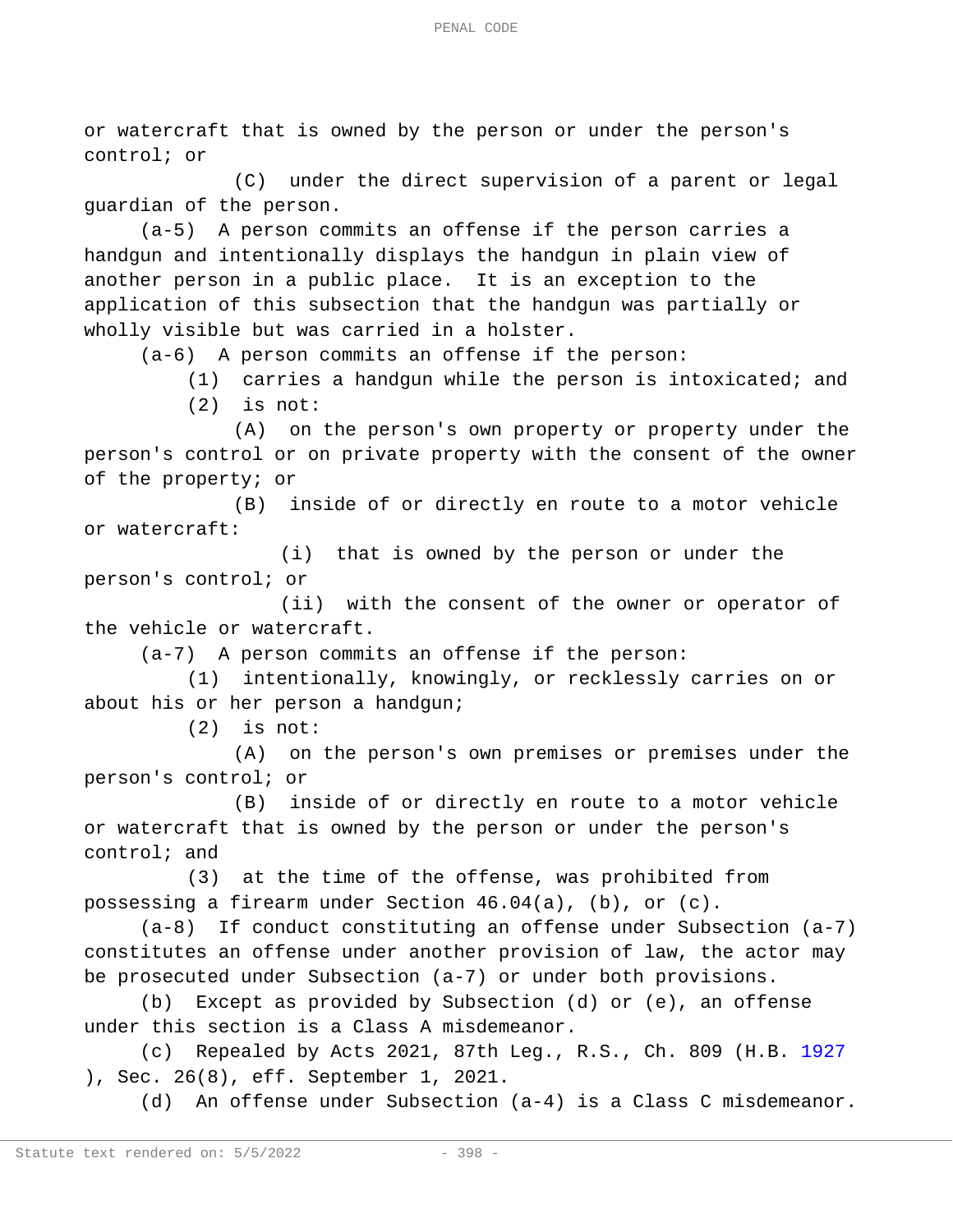or watercraft that is owned by the person or under the person's control; or

(C) under the direct supervision of a parent or legal guardian of the person.

(a-5) A person commits an offense if the person carries a handgun and intentionally displays the handgun in plain view of another person in a public place. It is an exception to the application of this subsection that the handgun was partially or wholly visible but was carried in a holster.

(a-6) A person commits an offense if the person:

(1) carries a handgun while the person is intoxicated; and

(2) is not:

(A) on the person's own property or property under the person's control or on private property with the consent of the owner of the property; or

(B) inside of or directly en route to a motor vehicle or watercraft:

(i) that is owned by the person or under the person's control; or

(ii) with the consent of the owner or operator of the vehicle or watercraft.

(a-7) A person commits an offense if the person:

(1) intentionally, knowingly, or recklessly carries on or about his or her person a handgun;

(2) is not:

(A) on the person's own premises or premises under the person's control; or

(B) inside of or directly en route to a motor vehicle or watercraft that is owned by the person or under the person's control; and

(3) at the time of the offense, was prohibited from possessing a firearm under Section 46.04(a), (b), or (c).

(a-8) If conduct constituting an offense under Subsection (a-7) constitutes an offense under another provision of law, the actor may be prosecuted under Subsection (a-7) or under both provisions.

(b) Except as provided by Subsection (d) or (e), an offense under this section is a Class A misdemeanor.

(c) Repealed by Acts 2021, 87th Leg., R.S., Ch. 809 (H.B. 1927), Sec. 26(8), eff. September 1, 2021.

(d) An offense under Subsection (a-4) is a Class C misdemeanor.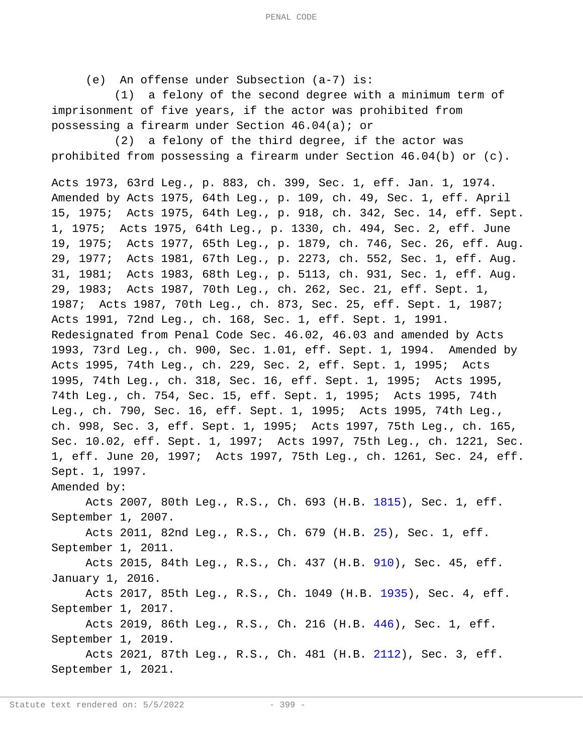(e) An offense under Subsection (a-7) is:

(1) a felony of the second degree with a minimum term of imprisonment of five years, if the actor was prohibited from possessing a firearm under Section 46.04(a); or

(2) a felony of the third degree, if the actor was prohibited from possessing a firearm under Section 46.04(b) or (c).

Acts 1973, 63rd Leg., p. 883, ch. 399, Sec. 1, eff. Jan. 1, 1974. Amended by Acts 1975, 64th Leg., p. 109, ch. 49, Sec. 1, eff. April 15, 1975; Acts 1975, 64th Leg., p. 918, ch. 342, Sec. 14, eff. Sept. 1, 1975; Acts 1975, 64th Leg., p. 1330, ch. 494, Sec. 2, eff. June 19, 1975; Acts 1977, 65th Leg., p. 1879, ch. 746, Sec. 26, eff. Aug. 29, 1977; Acts 1981, 67th Leg., p. 2273, ch. 552, Sec. 1, eff. Aug. 31, 1981; Acts 1983, 68th Leg., p. 5113, ch. 931, Sec. 1, eff. Aug. 29, 1983; Acts 1987, 70th Leg., ch. 262, Sec. 21, eff. Sept. 1, 1987; Acts 1987, 70th Leg., ch. 873, Sec. 25, eff. Sept. 1, 1987; Acts 1991, 72nd Leg., ch. 168, Sec. 1, eff. Sept. 1, 1991. Redesignated from Penal Code Sec. 46.02, 46.03 and amended by Acts 1993, 73rd Leg., ch. 900, Sec. 1.01, eff. Sept. 1, 1994. Amended by Acts 1995, 74th Leg., ch. 229, Sec. 2, eff. Sept. 1, 1995; Acts 1995, 74th Leg., ch. 318, Sec. 16, eff. Sept. 1, 1995; Acts 1995, 74th Leg., ch. 754, Sec. 15, eff. Sept. 1, 1995; Acts 1995, 74th Leg., ch. 790, Sec. 16, eff. Sept. 1, 1995; Acts 1995, 74th Leg., ch. 998, Sec. 3, eff. Sept. 1, 1995; Acts 1997, 75th Leg., ch. 165, Sec. 10.02, eff. Sept. 1, 1997; Acts 1997, 75th Leg., ch. 1221, Sec. 1, eff. June 20, 1997; Acts 1997, 75th Leg., ch. 1261, Sec. 24, eff. Sept. 1, 1997.

Amended by:

Acts 2007, 80th Leg., R.S., Ch. 693 (H.B. 1815), Sec. 1, eff. September 1, 2007.

Acts 2011, 82nd Leg., R.S., Ch. 679 (H.B. 25), Sec. 1, eff. September 1, 2011.

Acts 2015, 84th Leg., R.S., Ch. 437 (H.B. 910), Sec. 45, eff. January 1, 2016.

Acts 2017, 85th Leg., R.S., Ch. 1049 (H.B. 1935), Sec. 4, eff. September 1, 2017.

Acts 2019, 86th Leg., R.S., Ch. 216 (H.B. 446), Sec. 1, eff. September 1, 2019.

Acts 2021, 87th Leg., R.S., Ch. 481 (H.B. 2112), Sec. 3, eff. September 1, 2021.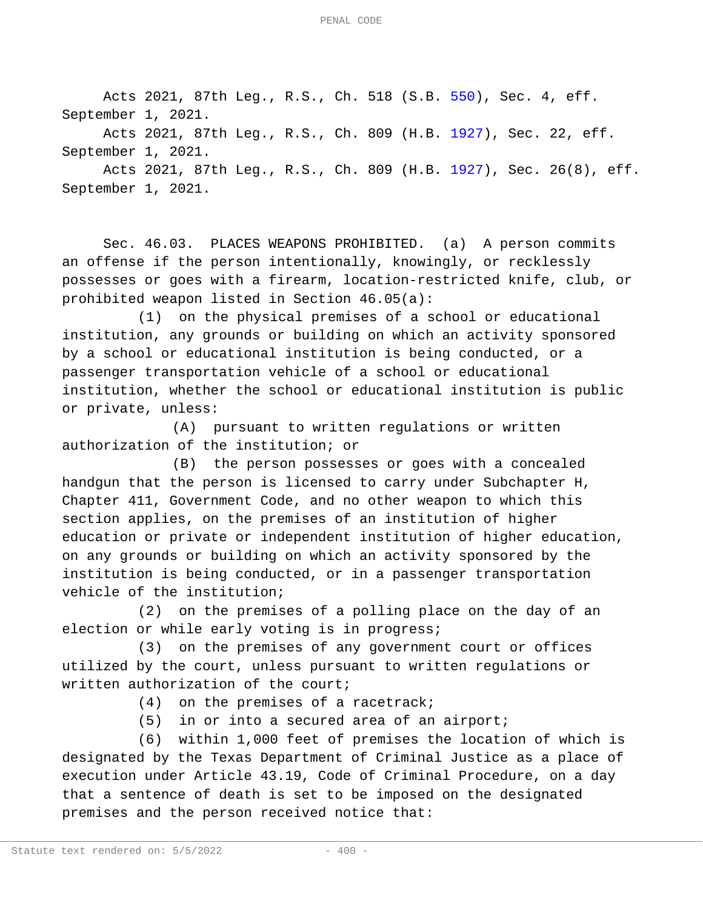Acts 2021, 87th Leg., R.S., Ch. 518 (S.B. 550), Sec. 4, eff. September 1, 2021.

Acts 2021, 87th Leg., R.S., Ch. 809 (H.B. 1927), Sec. 22, eff. September 1, 2021.

Acts 2021, 87th Leg., R.S., Ch. 809 (H.B. 1927), Sec. 26(8), eff. September 1, 2021.

Sec. 46.03. PLACES WEAPONS PROHIBITED. (a) A person commits an offense if the person intentionally, knowingly, or recklessly possesses or goes with a firearm, location-restricted knife, club, or prohibited weapon listed in Section 46.05(a):

(1) on the physical premises of a school or educational institution, any grounds or building on which an activity sponsored by a school or educational institution is being conducted, or a passenger transportation vehicle of a school or educational institution, whether the school or educational institution is public or private, unless:

(A) pursuant to written regulations or written authorization of the institution; or

(B) the person possesses or goes with a concealed handgun that the person is licensed to carry under Subchapter H, Chapter 411, Government Code, and no other weapon to which this section applies, on the premises of an institution of higher education or private or independent institution of higher education, on any grounds or building on which an activity sponsored by the institution is being conducted, or in a passenger transportation vehicle of the institution;

(2) on the premises of a polling place on the day of an election or while early voting is in progress;

(3) on the premises of any government court or offices utilized by the court, unless pursuant to written regulations or written authorization of the court;

(4) on the premises of a racetrack;

(5) in or into a secured area of an airport;

(6) within 1,000 feet of premises the location of which is designated by the Texas Department of Criminal Justice as a place of execution under Article 43.19, Code of Criminal Procedure, on a day that a sentence of death is set to be imposed on the designated premises and the person received notice that: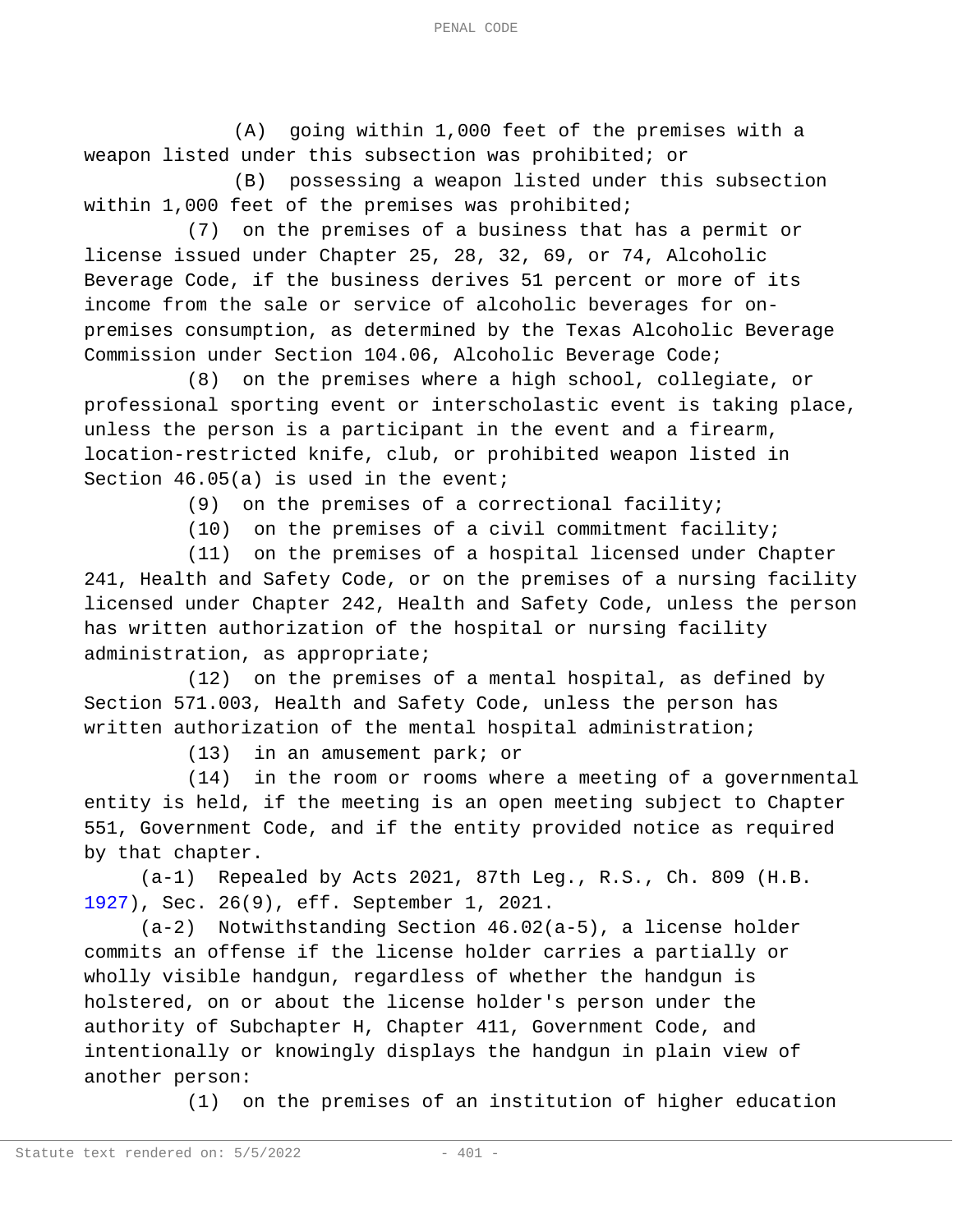(A) going within 1,000 feet of the premises with a weapon listed under this subsection was prohibited; or

(B) possessing a weapon listed under this subsection within 1,000 feet of the premises was prohibited;

(7) on the premises of a business that has a permit or license issued under Chapter 25, 28, 32, 69, or 74, Alcoholic Beverage Code, if the business derives 51 percent or more of its income from the sale or service of alcoholic beverages for on-premises consumption, as determined by the Texas Alcoholic Beverage Commission under Section 104.06, Alcoholic Beverage Code;

(8) on the premises where a high school, collegiate, or professional sporting event or interscholastic event is taking place, unless the person is a participant in the event and a firearm, location-restricted knife, club, or prohibited weapon listed in Section 46.05(a) is used in the event;

(9) on the premises of a correctional facility;

(10) on the premises of a civil commitment facility;

(11) on the premises of a hospital licensed under Chapter 241, Health and Safety Code, or on the premises of a nursing facility licensed under Chapter 242, Health and Safety Code, unless the person has written authorization of the hospital or nursing facility administration, as appropriate;

(12) on the premises of a mental hospital, as defined by Section 571.003, Health and Safety Code, unless the person has written authorization of the mental hospital administration;

(13) in an amusement park; or

(14) in the room or rooms where a meeting of a governmental entity is held, if the meeting is an open meeting subject to Chapter 551, Government Code, and if the entity provided notice as required by that chapter.

(a-1) Repealed by Acts 2021, 87th Leg., R.S., Ch. 809 (H.B. 1927), Sec. 26(9), eff. September 1, 2021.

(a-2) Notwithstanding Section 46.02(a-5), a license holder commits an offense if the license holder carries a partially or wholly visible handgun, regardless of whether the handgun is holstered, on or about the license holder's person under the authority of Subchapter H, Chapter 411, Government Code, and intentionally or knowingly displays the handgun in plain view of another person:

(1) on the premises of an institution of higher education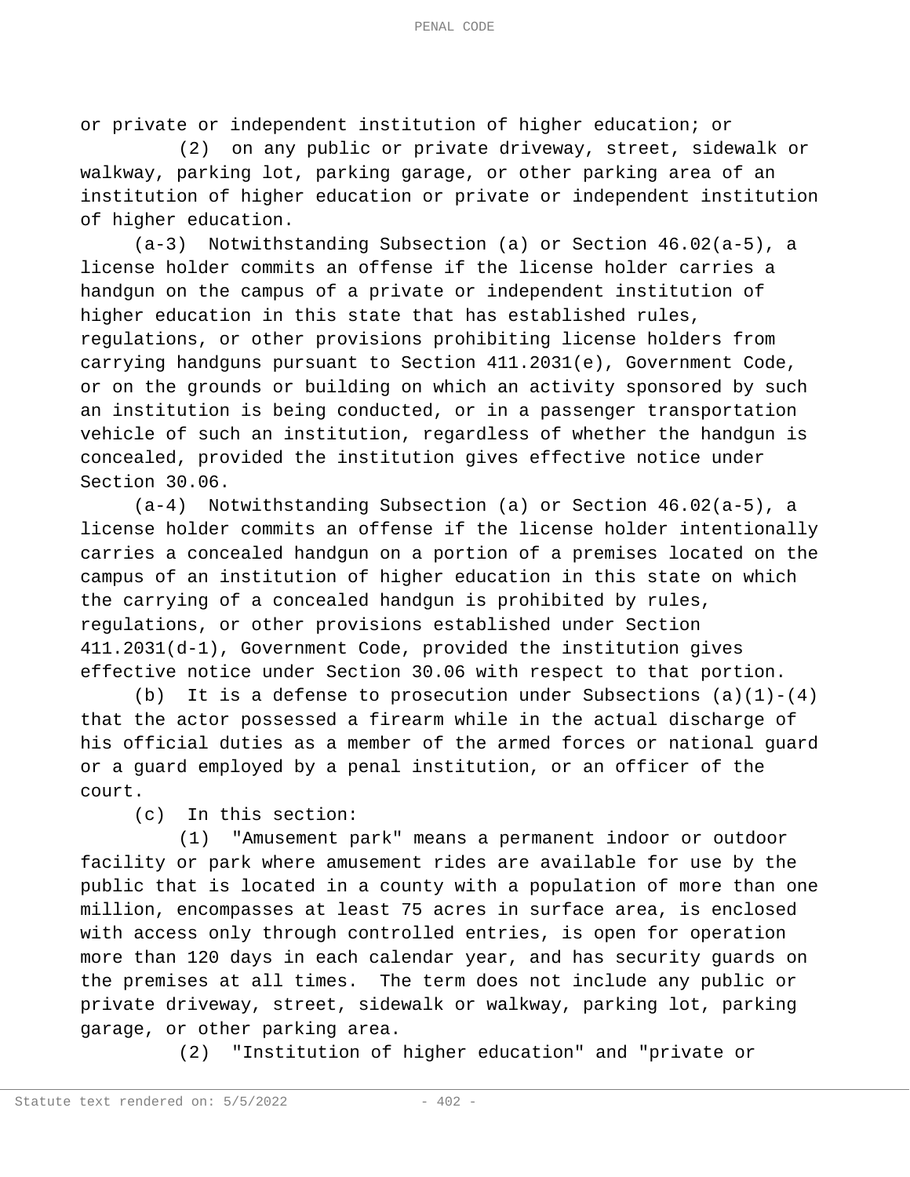or private or independent institution of higher education; or

(2) on any public or private driveway, street, sidewalk or walkway, parking lot, parking garage, or other parking area of an institution of higher education or private or independent institution of higher education.

(a-3) Notwithstanding Subsection (a) or Section 46.02(a-5), a license holder commits an offense if the license holder carries a handgun on the campus of a private or independent institution of higher education in this state that has established rules, regulations, or other provisions prohibiting license holders from carrying handguns pursuant to Section 411.2031(e), Government Code, or on the grounds or building on which an activity sponsored by such an institution is being conducted, or in a passenger transportation vehicle of such an institution, regardless of whether the handgun is concealed, provided the institution gives effective notice under Section 30.06.

(a-4) Notwithstanding Subsection (a) or Section 46.02(a-5), a license holder commits an offense if the license holder intentionally carries a concealed handgun on a portion of a premises located on the campus of an institution of higher education in this state on which the carrying of a concealed handgun is prohibited by rules, regulations, or other provisions established under Section 411.2031(d-1), Government Code, provided the institution gives effective notice under Section 30.06 with respect to that portion.

(b) It is a defense to prosecution under Subsections (a)(1)-(4) that the actor possessed a firearm while in the actual discharge of his official duties as a member of the armed forces or national guard or a guard employed by a penal institution, or an officer of the court.

(c) In this section:

(1) "Amusement park" means a permanent indoor or outdoor facility or park where amusement rides are available for use by the public that is located in a county with a population of more than one million, encompasses at least 75 acres in surface area, is enclosed with access only through controlled entries, is open for operation more than 120 days in each calendar year, and has security guards on the premises at all times. The term does not include any public or private driveway, street, sidewalk or walkway, parking lot, parking garage, or other parking area.

(2) "Institution of higher education" and "private or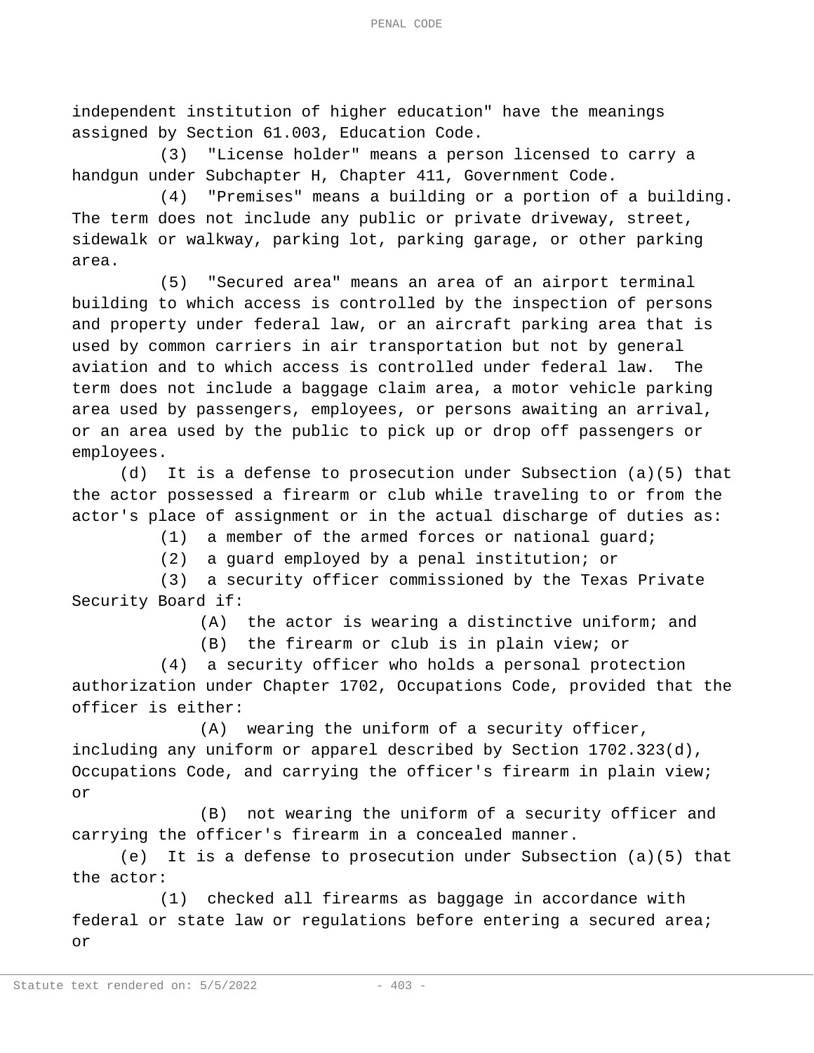independent institution of higher education" have the meanings assigned by Section 61.003, Education Code.

(3) "License holder" means a person licensed to carry a handgun under Subchapter H, Chapter 411, Government Code.

(4) "Premises" means a building or a portion of a building. The term does not include any public or private driveway, street, sidewalk or walkway, parking lot, parking garage, or other parking area.

(5) "Secured area" means an area of an airport terminal building to which access is controlled by the inspection of persons and property under federal law, or an aircraft parking area that is used by common carriers in air transportation but not by general aviation and to which access is controlled under federal law. The term does not include a baggage claim area, a motor vehicle parking area used by passengers, employees, or persons awaiting an arrival, or an area used by the public to pick up or drop off passengers or employees.

(d) It is a defense to prosecution under Subsection (a)(5) that the actor possessed a firearm or club while traveling to or from the actor's place of assignment or in the actual discharge of duties as:

(1) a member of the armed forces or national guard;

(2) a guard employed by a penal institution; or

(3) a security officer commissioned by the Texas Private Security Board if:

(A) the actor is wearing a distinctive uniform; and

(B) the firearm or club is in plain view; or

(4) a security officer who holds a personal protection authorization under Chapter 1702, Occupations Code, provided that the officer is either:

(A) wearing the uniform of a security officer, including any uniform or apparel described by Section 1702.323(d), Occupations Code, and carrying the officer's firearm in plain view; or

(B) not wearing the uniform of a security officer and carrying the officer's firearm in a concealed manner.

(e) It is a defense to prosecution under Subsection (a)(5) that the actor:

(1) checked all firearms as baggage in accordance with federal or state law or regulations before entering a secured area; or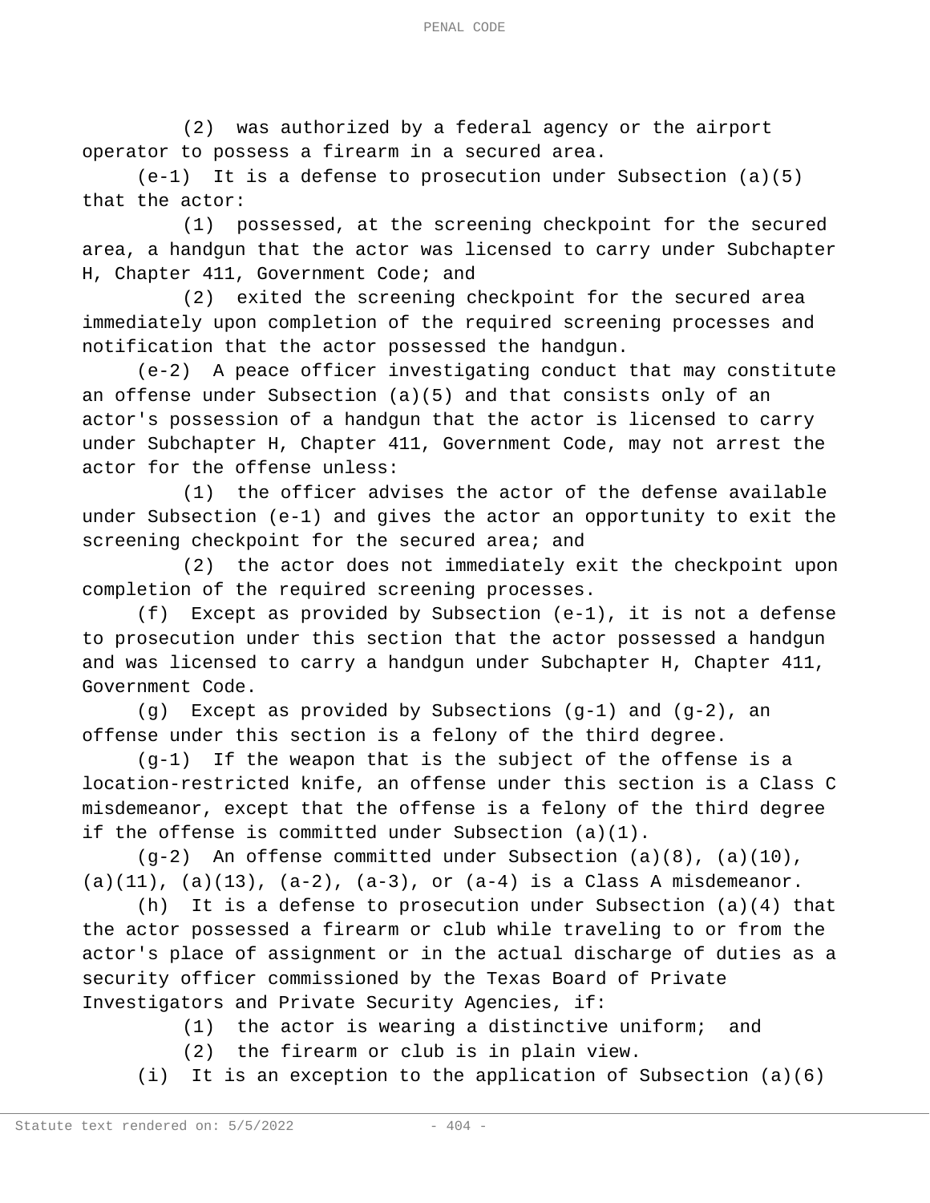(2) was authorized by a federal agency or the airport operator to possess a firearm in a secured area.

(e-1) It is a defense to prosecution under Subsection (a)(5) that the actor:

(1) possessed, at the screening checkpoint for the secured area, a handgun that the actor was licensed to carry under Subchapter H, Chapter 411, Government Code; and

(2) exited the screening checkpoint for the secured area immediately upon completion of the required screening processes and notification that the actor possessed the handgun.

(e-2) A peace officer investigating conduct that may constitute an offense under Subsection (a)(5) and that consists only of an actor's possession of a handgun that the actor is licensed to carry under Subchapter H, Chapter 411, Government Code, may not arrest the actor for the offense unless:

(1) the officer advises the actor of the defense available under Subsection (e-1) and gives the actor an opportunity to exit the screening checkpoint for the secured area; and

(2) the actor does not immediately exit the checkpoint upon completion of the required screening processes.

(f) Except as provided by Subsection (e-1), it is not a defense to prosecution under this section that the actor possessed a handgun and was licensed to carry a handgun under Subchapter H, Chapter 411, Government Code.

(g) Except as provided by Subsections (g-1) and (g-2), an offense under this section is a felony of the third degree.

(g-1) If the weapon that is the subject of the offense is a location-restricted knife, an offense under this section is a Class C misdemeanor, except that the offense is a felony of the third degree if the offense is committed under Subsection (a)(1).

(g-2) An offense committed under Subsection (a)(8), (a)(10), (a)(11), (a)(13), (a-2), (a-3), or (a-4) is a Class A misdemeanor.

(h) It is a defense to prosecution under Subsection (a)(4) that the actor possessed a firearm or club while traveling to or from the actor's place of assignment or in the actual discharge of duties as a security officer commissioned by the Texas Board of Private Investigators and Private Security Agencies, if:

(1) the actor is wearing a distinctive uniform; and

(2) the firearm or club is in plain view.

(i) It is an exception to the application of Subsection (a)(6)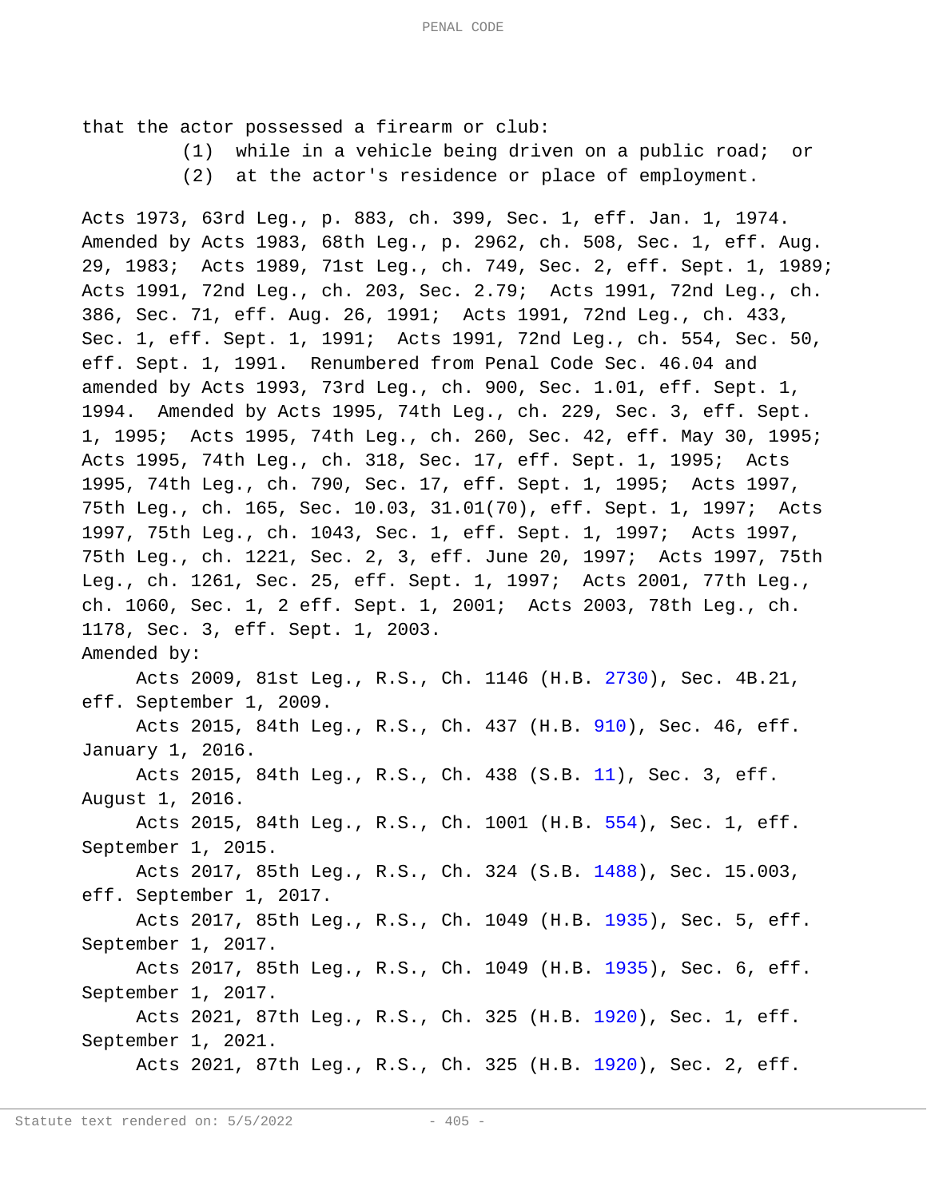that the actor possessed a firearm or club:

(1) while in a vehicle being driven on a public road; or

(2) at the actor's residence or place of employment.

Acts 1973, 63rd Leg., p. 883, ch. 399, Sec. 1, eff. Jan. 1, 1974. Amended by Acts 1983, 68th Leg., p. 2962, ch. 508, Sec. 1, eff. Aug. 29, 1983; Acts 1989, 71st Leg., ch. 749, Sec. 2, eff. Sept. 1, 1989; Acts 1991, 72nd Leg., ch. 203, Sec. 2.79; Acts 1991, 72nd Leg., ch. 386, Sec. 71, eff. Aug. 26, 1991; Acts 1991, 72nd Leg., ch. 433, Sec. 1, eff. Sept. 1, 1991; Acts 1991, 72nd Leg., ch. 554, Sec. 50, eff. Sept. 1, 1991. Renumbered from Penal Code Sec. 46.04 and amended by Acts 1993, 73rd Leg., ch. 900, Sec. 1.01, eff. Sept. 1, 1994. Amended by Acts 1995, 74th Leg., ch. 229, Sec. 3, eff. Sept. 1, 1995; Acts 1995, 74th Leg., ch. 260, Sec. 42, eff. May 30, 1995; Acts 1995, 74th Leg., ch. 318, Sec. 17, eff. Sept. 1, 1995; Acts 1995, 74th Leg., ch. 790, Sec. 17, eff. Sept. 1, 1995; Acts 1997, 75th Leg., ch. 165, Sec. 10.03, 31.01(70), eff. Sept. 1, 1997; Acts 1997, 75th Leg., ch. 1043, Sec. 1, eff. Sept. 1, 1997; Acts 1997, 75th Leg., ch. 1221, Sec. 2, 3, eff. June 20, 1997; Acts 1997, 75th Leg., ch. 1261, Sec. 25, eff. Sept. 1, 1997; Acts 2001, 77th Leg., ch. 1060, Sec. 1, 2 eff. Sept. 1, 2001; Acts 2003, 78th Leg., ch. 1178, Sec. 3, eff. Sept. 1, 2003.

Amended by:

Acts 2009, 81st Leg., R.S., Ch. 1146 (H.B. 2730), Sec. 4B.21, eff. September 1, 2009.

Acts 2015, 84th Leg., R.S., Ch. 437 (H.B. 910), Sec. 46, eff. January 1, 2016.

Acts 2015, 84th Leg., R.S., Ch. 438 (S.B. 11), Sec. 3, eff. August 1, 2016.

Acts 2015, 84th Leg., R.S., Ch. 1001 (H.B. 554), Sec. 1, eff. September 1, 2015.

Acts 2017, 85th Leg., R.S., Ch. 324 (S.B. 1488), Sec. 15.003, eff. September 1, 2017.

Acts 2017, 85th Leg., R.S., Ch. 1049 (H.B. 1935), Sec. 5, eff. September 1, 2017.

Acts 2017, 85th Leg., R.S., Ch. 1049 (H.B. 1935), Sec. 6, eff. September 1, 2017.

Acts 2021, 87th Leg., R.S., Ch. 325 (H.B. 1920), Sec. 1, eff. September 1, 2021.

Acts 2021, 87th Leg., R.S., Ch. 325 (H.B. 1920), Sec. 2, eff.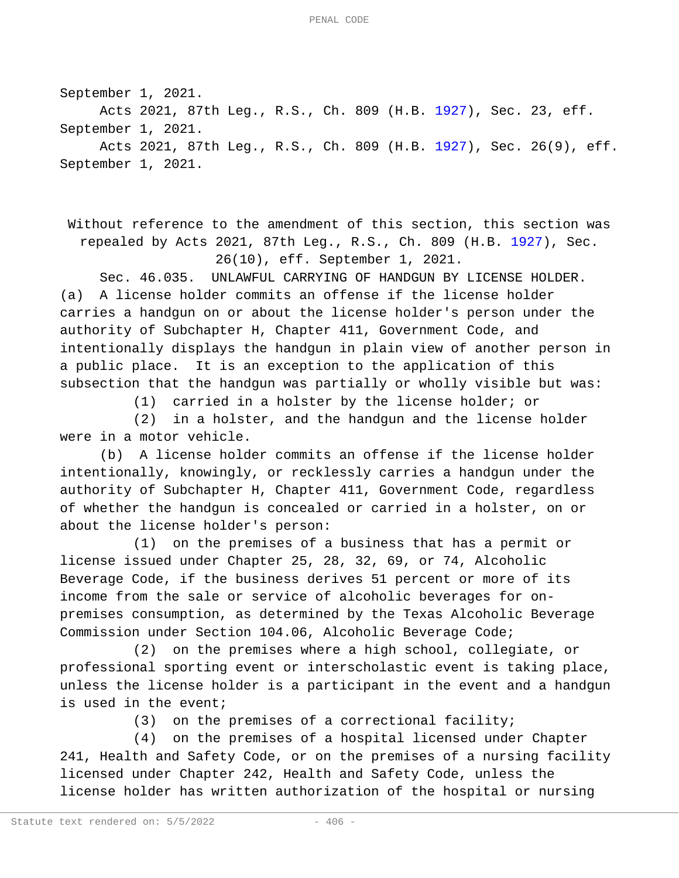September 1, 2021.

Acts 2021, 87th Leg., R.S., Ch. 809 (H.B. 1927), Sec. 23, eff. September 1, 2021.

Acts 2021, 87th Leg., R.S., Ch. 809 (H.B. 1927), Sec. 26(9), eff. September 1, 2021.

Without reference to the amendment of this section, this section was repealed by Acts 2021, 87th Leg., R.S., Ch. 809 (H.B. 1927), Sec. 26(10), eff. September 1, 2021.

Sec. 46.035. UNLAWFUL CARRYING OF HANDGUN BY LICENSE HOLDER. (a) A license holder commits an offense if the license holder carries a handgun on or about the license holder's person under the authority of Subchapter H, Chapter 411, Government Code, and intentionally displays the handgun in plain view of another person in a public place. It is an exception to the application of this subsection that the handgun was partially or wholly visible but was:

(1) carried in a holster by the license holder; or

(2) in a holster, and the handgun and the license holder were in a motor vehicle.

(b) A license holder commits an offense if the license holder intentionally, knowingly, or recklessly carries a handgun under the authority of Subchapter H, Chapter 411, Government Code, regardless of whether the handgun is concealed or carried in a holster, on or about the license holder's person:

(1) on the premises of a business that has a permit or license issued under Chapter 25, 28, 32, 69, or 74, Alcoholic Beverage Code, if the business derives 51 percent or more of its income from the sale or service of alcoholic beverages for on-premises consumption, as determined by the Texas Alcoholic Beverage Commission under Section 104.06, Alcoholic Beverage Code;

(2) on the premises where a high school, collegiate, or professional sporting event or interscholastic event is taking place, unless the license holder is a participant in the event and a handgun is used in the event;

(3) on the premises of a correctional facility;

(4) on the premises of a hospital licensed under Chapter 241, Health and Safety Code, or on the premises of a nursing facility licensed under Chapter 242, Health and Safety Code, unless the license holder has written authorization of the hospital or nursing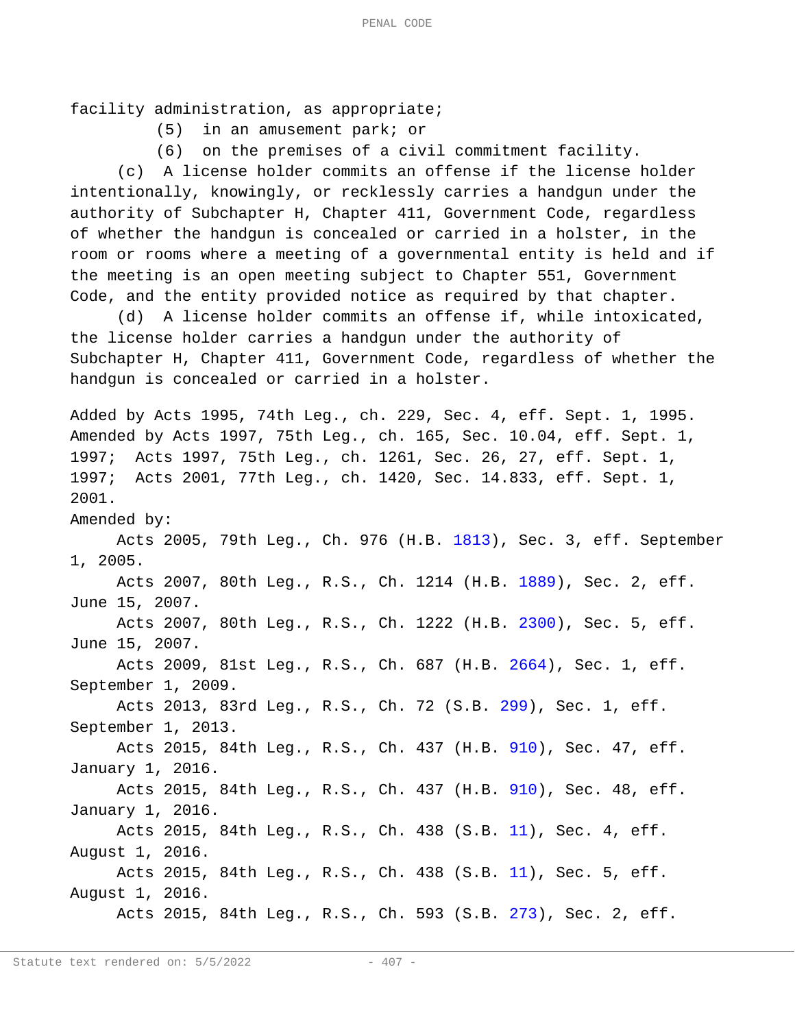facility administration, as appropriate;

(5) in an amusement park; or

(6) on the premises of a civil commitment facility.

(c) A license holder commits an offense if the license holder intentionally, knowingly, or recklessly carries a handgun under the authority of Subchapter H, Chapter 411, Government Code, regardless of whether the handgun is concealed or carried in a holster, in the room or rooms where a meeting of a governmental entity is held and if the meeting is an open meeting subject to Chapter 551, Government Code, and the entity provided notice as required by that chapter.

(d) A license holder commits an offense if, while intoxicated, the license holder carries a handgun under the authority of Subchapter H, Chapter 411, Government Code, regardless of whether the handgun is concealed or carried in a holster.

Added by Acts 1995, 74th Leg., ch. 229, Sec. 4, eff. Sept. 1, 1995. Amended by Acts 1997, 75th Leg., ch. 165, Sec. 10.04, eff. Sept. 1, 1997; Acts 1997, 75th Leg., ch. 1261, Sec. 26, 27, eff. Sept. 1, 1997; Acts 2001, 77th Leg., ch. 1420, Sec. 14.833, eff. Sept. 1, 2001.

Amended by:

Acts 2005, 79th Leg., Ch. 976 (H.B. 1813), Sec. 3, eff. September 1, 2005.

Acts 2007, 80th Leg., R.S., Ch. 1214 (H.B. 1889), Sec. 2, eff. June 15, 2007.

Acts 2007, 80th Leg., R.S., Ch. 1222 (H.B. 2300), Sec. 5, eff. June 15, 2007.

Acts 2009, 81st Leg., R.S., Ch. 687 (H.B. 2664), Sec. 1, eff. September 1, 2009.

Acts 2013, 83rd Leg., R.S., Ch. 72 (S.B. 299), Sec. 1, eff. September 1, 2013.

Acts 2015, 84th Leg., R.S., Ch. 437 (H.B. 910), Sec. 47, eff. January 1, 2016.

Acts 2015, 84th Leg., R.S., Ch. 437 (H.B. 910), Sec. 48, eff. January 1, 2016.

Acts 2015, 84th Leg., R.S., Ch. 438 (S.B. 11), Sec. 4, eff. August 1, 2016.

Acts 2015, 84th Leg., R.S., Ch. 438 (S.B. 11), Sec. 5, eff. August 1, 2016.

Acts 2015, 84th Leg., R.S., Ch. 593 (S.B. 273), Sec. 2, eff.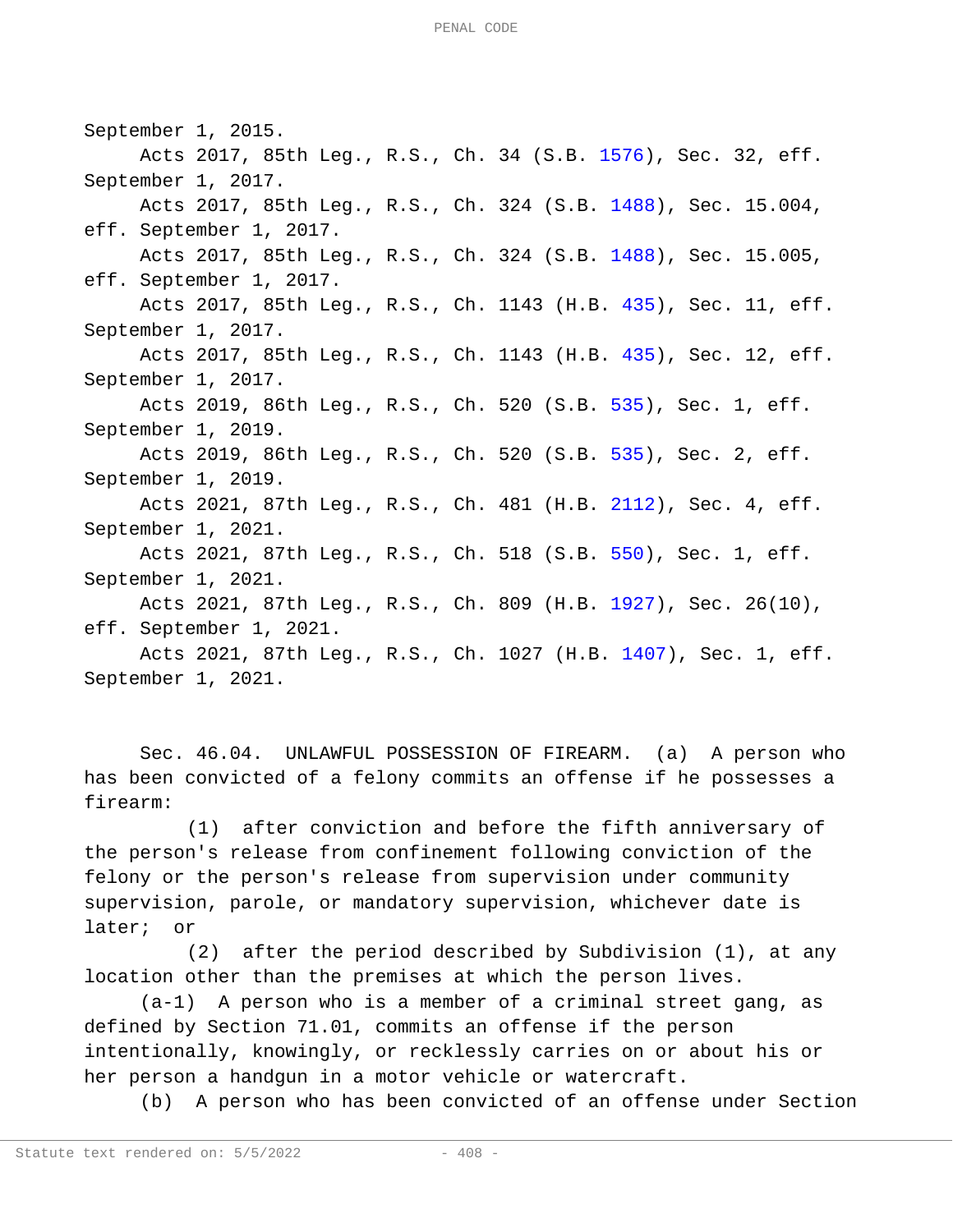September 1, 2015.

Acts 2017, 85th Leg., R.S., Ch. 34 (S.B. 1576), Sec. 32, eff. September 1, 2017.

Acts 2017, 85th Leg., R.S., Ch. 324 (S.B. 1488), Sec. 15.004, eff. September 1, 2017.

Acts 2017, 85th Leg., R.S., Ch. 324 (S.B. 1488), Sec. 15.005, eff. September 1, 2017.

Acts 2017, 85th Leg., R.S., Ch. 1143 (H.B. 435), Sec. 11, eff. September 1, 2017.

Acts 2017, 85th Leg., R.S., Ch. 1143 (H.B. 435), Sec. 12, eff. September 1, 2017.

Acts 2019, 86th Leg., R.S., Ch. 520 (S.B. 535), Sec. 1, eff. September 1, 2019.

Acts 2019, 86th Leg., R.S., Ch. 520 (S.B. 535), Sec. 2, eff. September 1, 2019.

Acts 2021, 87th Leg., R.S., Ch. 481 (H.B. 2112), Sec. 4, eff. September 1, 2021.

Acts 2021, 87th Leg., R.S., Ch. 518 (S.B. 550), Sec. 1, eff. September 1, 2021.

Acts 2021, 87th Leg., R.S., Ch. 809 (H.B. 1927), Sec. 26(10), eff. September 1, 2021.

Acts 2021, 87th Leg., R.S., Ch. 1027 (H.B. 1407), Sec. 1, eff. September 1, 2021.

Sec. 46.04. UNLAWFUL POSSESSION OF FIREARM. (a) A person who has been convicted of a felony commits an offense if he possesses a firearm:

(1) after conviction and before the fifth anniversary of the person's release from confinement following conviction of the felony or the person's release from supervision under community supervision, parole, or mandatory supervision, whichever date is later; or

(2) after the period described by Subdivision (1), at any location other than the premises at which the person lives.

(a-1) A person who is a member of a criminal street gang, as defined by Section 71.01, commits an offense if the person intentionally, knowingly, or recklessly carries on or about his or her person a handgun in a motor vehicle or watercraft.

(b) A person who has been convicted of an offense under Section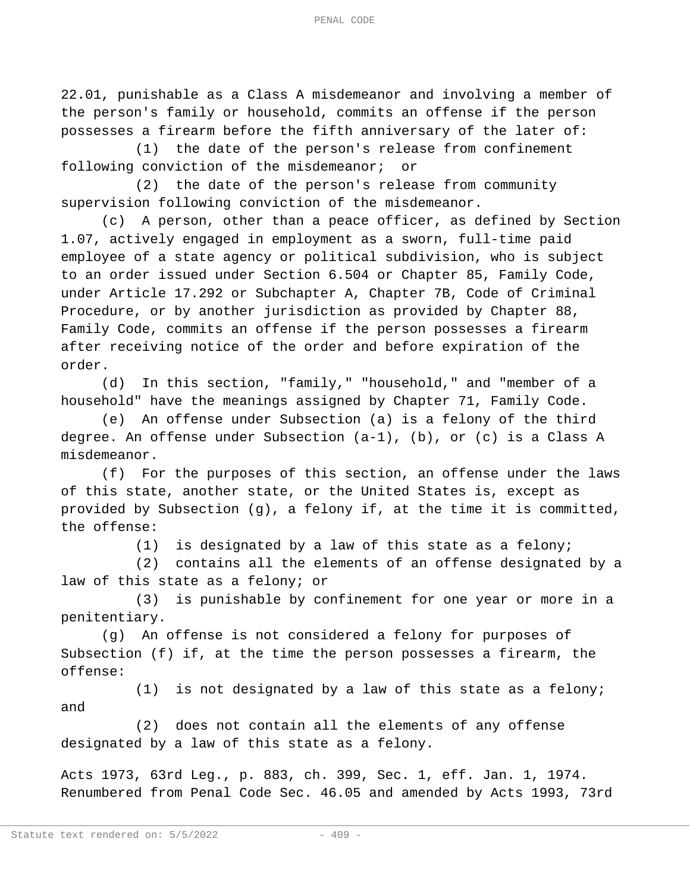22.01, punishable as a Class A misdemeanor and involving a member of the person's family or household, commits an offense if the person possesses a firearm before the fifth anniversary of the later of:

(1) the date of the person's release from confinement following conviction of the misdemeanor; or

(2) the date of the person's release from community supervision following conviction of the misdemeanor.

(c) A person, other than a peace officer, as defined by Section 1.07, actively engaged in employment as a sworn, full-time paid employee of a state agency or political subdivision, who is subject to an order issued under Section 6.504 or Chapter 85, Family Code, under Article 17.292 or Subchapter A, Chapter 7B, Code of Criminal Procedure, or by another jurisdiction as provided by Chapter 88, Family Code, commits an offense if the person possesses a firearm after receiving notice of the order and before expiration of the order.

(d) In this section, "family," "household," and "member of a household" have the meanings assigned by Chapter 71, Family Code.

(e) An offense under Subsection (a) is a felony of the third degree. An offense under Subsection (a-1), (b), or (c) is a Class A misdemeanor.

(f) For the purposes of this section, an offense under the laws of this state, another state, or the United States is, except as provided by Subsection (g), a felony if, at the time it is committed, the offense:

(1) is designated by a law of this state as a felony;

(2) contains all the elements of an offense designated by a law of this state as a felony; or

(3) is punishable by confinement for one year or more in a penitentiary.

(g) An offense is not considered a felony for purposes of Subsection (f) if, at the time the person possesses a firearm, the offense:

(1) is not designated by a law of this state as a felony; and

(2) does not contain all the elements of any offense designated by a law of this state as a felony.

Acts 1973, 63rd Leg., p. 883, ch. 399, Sec. 1, eff. Jan. 1, 1974. Renumbered from Penal Code Sec. 46.05 and amended by Acts 1993, 73rd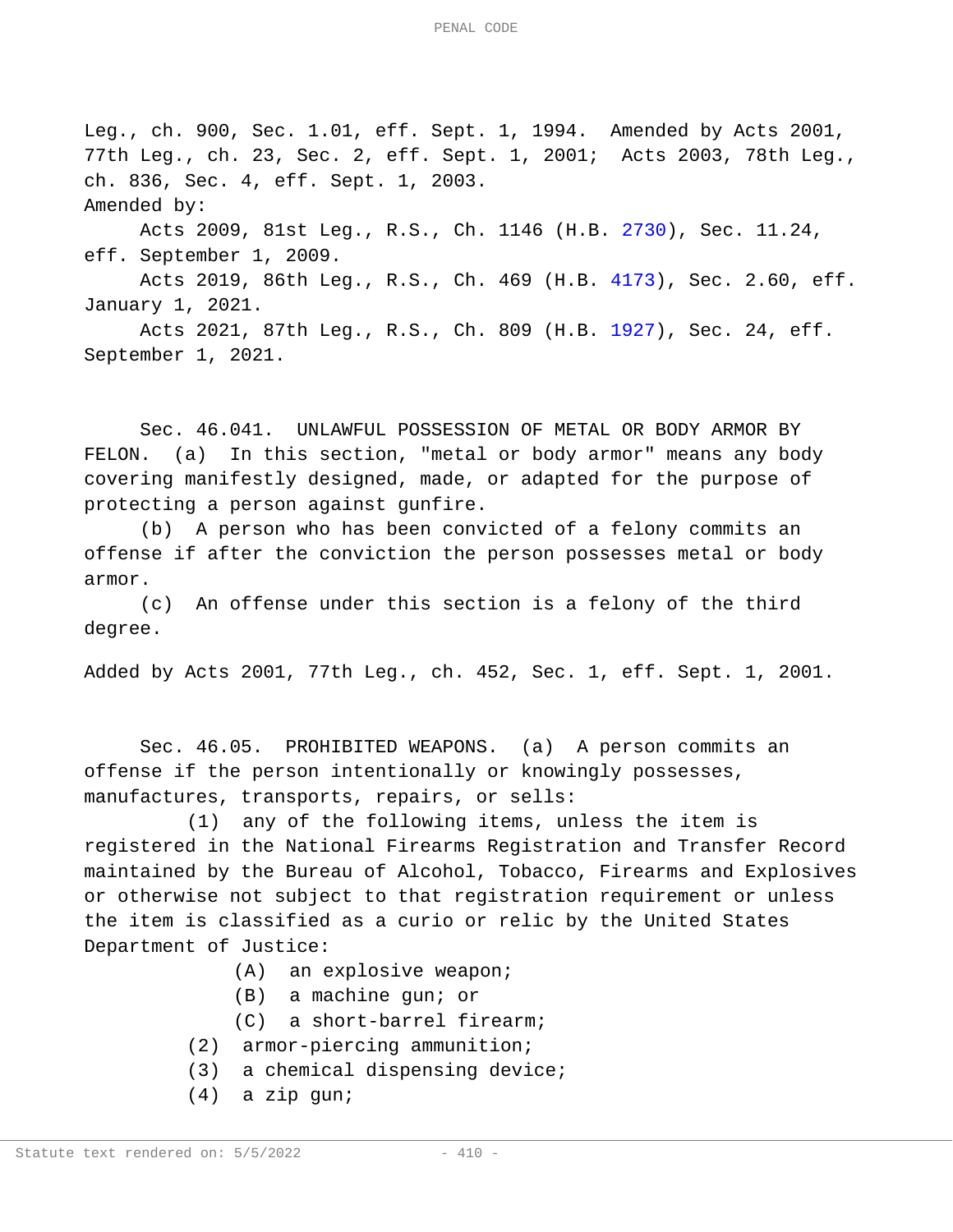Leg., ch. 900, Sec. 1.01, eff. Sept. 1, 1994. Amended by Acts 2001, 77th Leg., ch. 23, Sec. 2, eff. Sept. 1, 2001; Acts 2003, 78th Leg., ch. 836, Sec. 4, eff. Sept. 1, 2003.

Amended by:

Acts 2009, 81st Leg., R.S., Ch. 1146 (H.B. 2730), Sec. 11.24, eff. September 1, 2009.

Acts 2019, 86th Leg., R.S., Ch. 469 (H.B. 4173), Sec. 2.60, eff. January 1, 2021.

Acts 2021, 87th Leg., R.S., Ch. 809 (H.B. 1927), Sec. 24, eff. September 1, 2021.

Sec. 46.041. UNLAWFUL POSSESSION OF METAL OR BODY ARMOR BY FELON. (a) In this section, "metal or body armor" means any body covering manifestly designed, made, or adapted for the purpose of protecting a person against gunfire.

(b) A person who has been convicted of a felony commits an offense if after the conviction the person possesses metal or body armor.

(c) An offense under this section is a felony of the third degree.

Added by Acts 2001, 77th Leg., ch. 452, Sec. 1, eff. Sept. 1, 2001.

Sec. 46.05. PROHIBITED WEAPONS. (a) A person commits an offense if the person intentionally or knowingly possesses, manufactures, transports, repairs, or sells:

(1) any of the following items, unless the item is registered in the National Firearms Registration and Transfer Record maintained by the Bureau of Alcohol, Tobacco, Firearms and Explosives or otherwise not subject to that registration requirement or unless the item is classified as a curio or relic by the United States Department of Justice:

(A) an explosive weapon;

(B) a machine gun; or

(C) a short-barrel firearm;

(2) armor-piercing ammunition;

(3) a chemical dispensing device;

(4) a zip gun;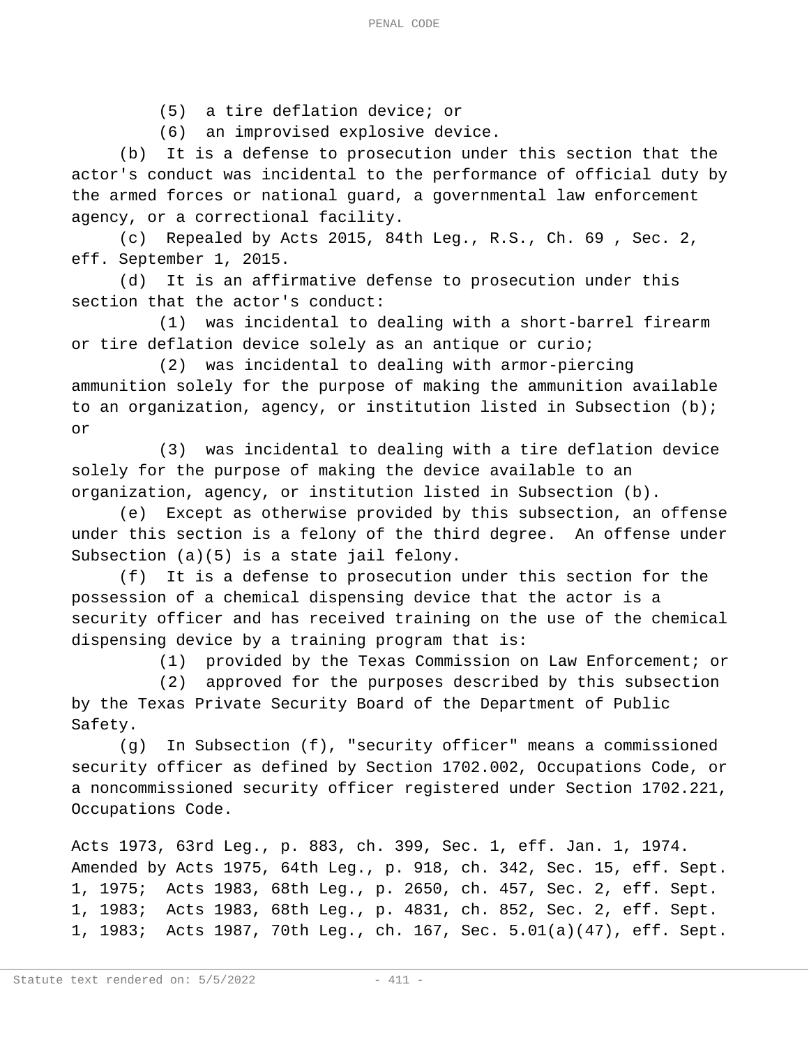(5) a tire deflation device; or

(6) an improvised explosive device.

(b) It is a defense to prosecution under this section that the actor's conduct was incidental to the performance of official duty by the armed forces or national guard, a governmental law enforcement agency, or a correctional facility.

(c) Repealed by Acts 2015, 84th Leg., R.S., Ch. 69 , Sec. 2, eff. September 1, 2015.

(d) It is an affirmative defense to prosecution under this section that the actor's conduct:

(1) was incidental to dealing with a short-barrel firearm or tire deflation device solely as an antique or curio;

(2) was incidental to dealing with armor-piercing ammunition solely for the purpose of making the ammunition available to an organization, agency, or institution listed in Subsection (b); or

(3) was incidental to dealing with a tire deflation device solely for the purpose of making the device available to an organization, agency, or institution listed in Subsection (b).

(e) Except as otherwise provided by this subsection, an offense under this section is a felony of the third degree. An offense under Subsection (a)(5) is a state jail felony.

(f) It is a defense to prosecution under this section for the possession of a chemical dispensing device that the actor is a security officer and has received training on the use of the chemical dispensing device by a training program that is:

(1) provided by the Texas Commission on Law Enforcement; or

(2) approved for the purposes described by this subsection by the Texas Private Security Board of the Department of Public Safety.

(g) In Subsection (f), "security officer" means a commissioned security officer as defined by Section 1702.002, Occupations Code, or a noncommissioned security officer registered under Section 1702.221, Occupations Code.

Acts 1973, 63rd Leg., p. 883, ch. 399, Sec. 1, eff. Jan. 1, 1974. Amended by Acts 1975, 64th Leg., p. 918, ch. 342, Sec. 15, eff. Sept. 1, 1975; Acts 1983, 68th Leg., p. 2650, ch. 457, Sec. 2, eff. Sept. 1, 1983; Acts 1983, 68th Leg., p. 4831, ch. 852, Sec. 2, eff. Sept. 1, 1983; Acts 1987, 70th Leg., ch. 167, Sec. 5.01(a)(47), eff. Sept.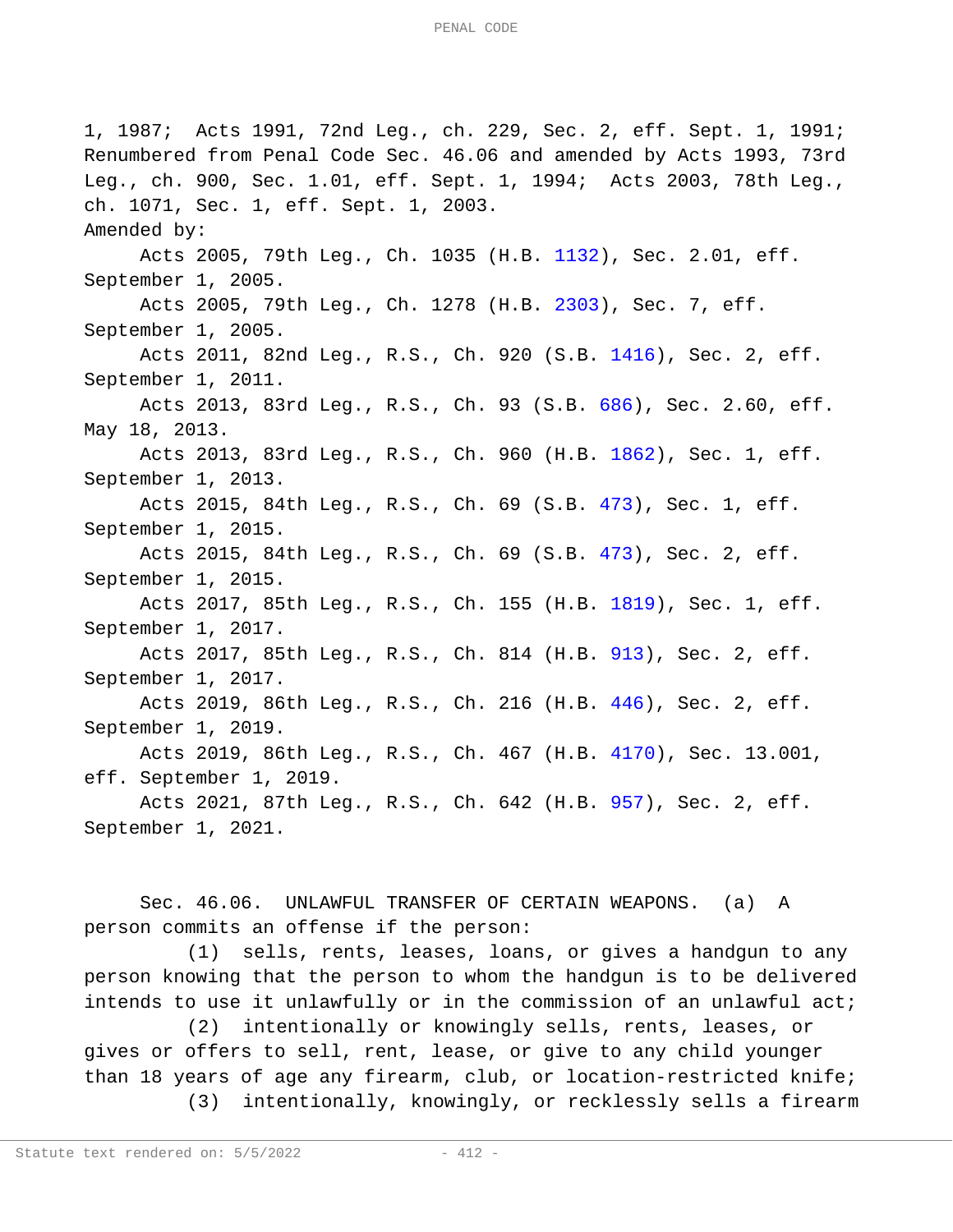1, 1987; Acts 1991, 72nd Leg., ch. 229, Sec. 2, eff. Sept. 1, 1991; Renumbered from Penal Code Sec. 46.06 and amended by Acts 1993, 73rd Leg., ch. 900, Sec. 1.01, eff. Sept. 1, 1994; Acts 2003, 78th Leg., ch. 1071, Sec. 1, eff. Sept. 1, 2003.

Amended by:

Acts 2005, 79th Leg., Ch. 1035 (H.B. 1132), Sec. 2.01, eff. September 1, 2005.

Acts 2005, 79th Leg., Ch. 1278 (H.B. 2303), Sec. 7, eff. September 1, 2005.

Acts 2011, 82nd Leg., R.S., Ch. 920 (S.B. 1416), Sec. 2, eff. September 1, 2011.

Acts 2013, 83rd Leg., R.S., Ch. 93 (S.B. 686), Sec. 2.60, eff. May 18, 2013.

Acts 2013, 83rd Leg., R.S., Ch. 960 (H.B. 1862), Sec. 1, eff. September 1, 2013.

Acts 2015, 84th Leg., R.S., Ch. 69 (S.B. 473), Sec. 1, eff. September 1, 2015.

Acts 2015, 84th Leg., R.S., Ch. 69 (S.B. 473), Sec. 2, eff. September 1, 2015.

Acts 2017, 85th Leg., R.S., Ch. 155 (H.B. 1819), Sec. 1, eff. September 1, 2017.

Acts 2017, 85th Leg., R.S., Ch. 814 (H.B. 913), Sec. 2, eff. September 1, 2017.

Acts 2019, 86th Leg., R.S., Ch. 216 (H.B. 446), Sec. 2, eff. September 1, 2019.

Acts 2019, 86th Leg., R.S., Ch. 467 (H.B. 4170), Sec. 13.001, eff. September 1, 2019.

Acts 2021, 87th Leg., R.S., Ch. 642 (H.B. 957), Sec. 2, eff. September 1, 2021.

Sec. 46.06. UNLAWFUL TRANSFER OF CERTAIN WEAPONS. (a) A person commits an offense if the person:

(1) sells, rents, leases, loans, or gives a handgun to any person knowing that the person to whom the handgun is to be delivered intends to use it unlawfully or in the commission of an unlawful act;

(2) intentionally or knowingly sells, rents, leases, or gives or offers to sell, rent, lease, or give to any child younger than 18 years of age any firearm, club, or location-restricted knife;

(3) intentionally, knowingly, or recklessly sells a firearm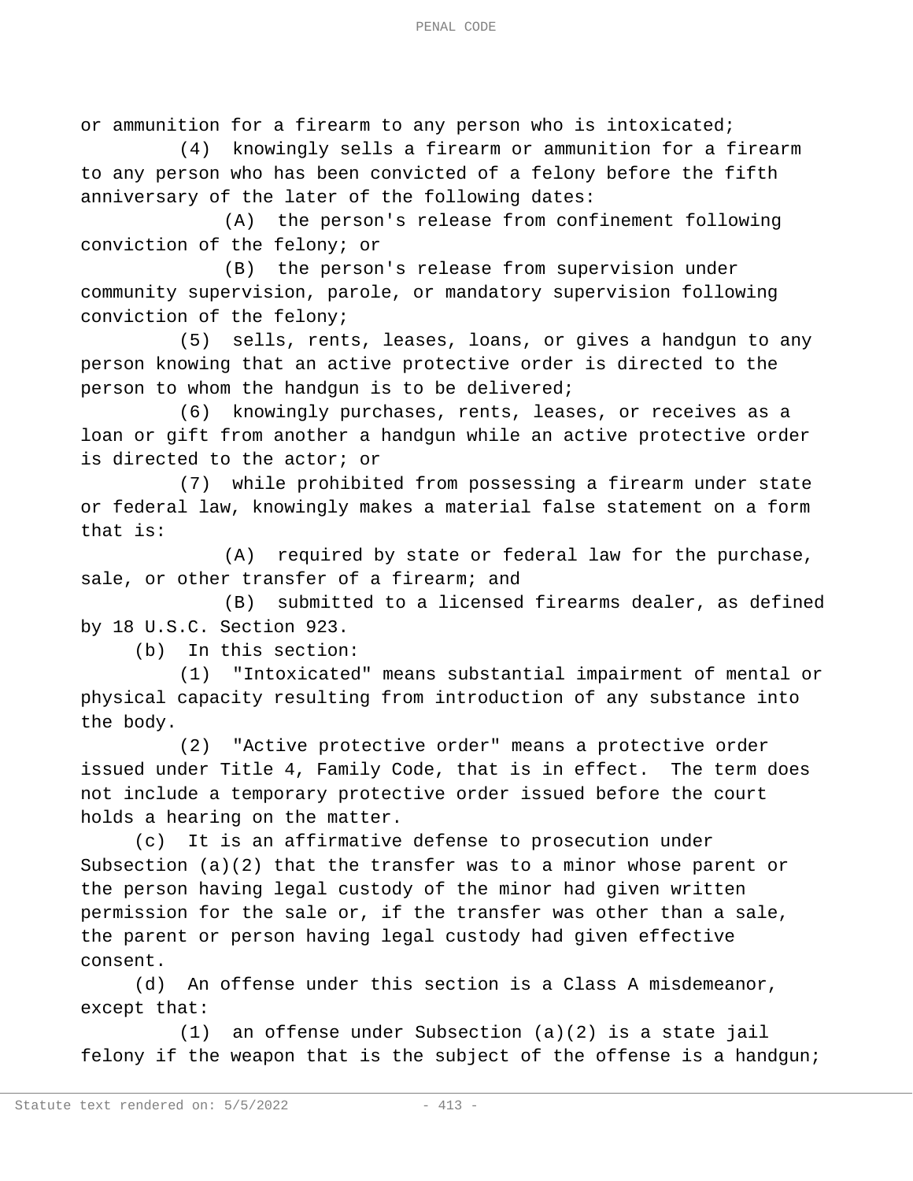or ammunition for a firearm to any person who is intoxicated;

(4) knowingly sells a firearm or ammunition for a firearm to any person who has been convicted of a felony before the fifth anniversary of the later of the following dates:

(A) the person's release from confinement following conviction of the felony; or

(B) the person's release from supervision under community supervision, parole, or mandatory supervision following conviction of the felony;

(5) sells, rents, leases, loans, or gives a handgun to any person knowing that an active protective order is directed to the person to whom the handgun is to be delivered;

(6) knowingly purchases, rents, leases, or receives as a loan or gift from another a handgun while an active protective order is directed to the actor; or

(7) while prohibited from possessing a firearm under state or federal law, knowingly makes a material false statement on a form that is:

(A) required by state or federal law for the purchase, sale, or other transfer of a firearm; and

(B) submitted to a licensed firearms dealer, as defined by 18 U.S.C. Section 923.

(b) In this section:

(1) "Intoxicated" means substantial impairment of mental or physical capacity resulting from introduction of any substance into the body.

(2) "Active protective order" means a protective order issued under Title 4, Family Code, that is in effect. The term does not include a temporary protective order issued before the court holds a hearing on the matter.

(c) It is an affirmative defense to prosecution under Subsection (a)(2) that the transfer was to a minor whose parent or the person having legal custody of the minor had given written permission for the sale or, if the transfer was other than a sale, the parent or person having legal custody had given effective consent.

(d) An offense under this section is a Class A misdemeanor, except that:

(1) an offense under Subsection (a)(2) is a state jail felony if the weapon that is the subject of the offense is a handgun;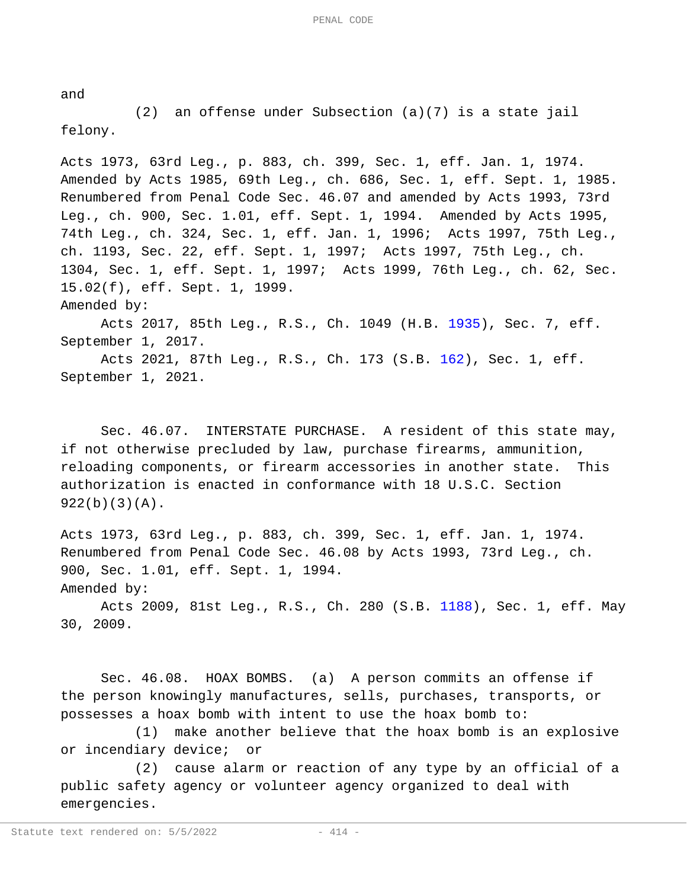and

(2) an offense under Subsection (a)(7) is a state jail felony.

Acts 1973, 63rd Leg., p. 883, ch. 399, Sec. 1, eff. Jan. 1, 1974. Amended by Acts 1985, 69th Leg., ch. 686, Sec. 1, eff. Sept. 1, 1985. Renumbered from Penal Code Sec. 46.07 and amended by Acts 1993, 73rd Leg., ch. 900, Sec. 1.01, eff. Sept. 1, 1994. Amended by Acts 1995, 74th Leg., ch. 324, Sec. 1, eff. Jan. 1, 1996; Acts 1997, 75th Leg., ch. 1193, Sec. 22, eff. Sept. 1, 1997; Acts 1997, 75th Leg., ch. 1304, Sec. 1, eff. Sept. 1, 1997; Acts 1999, 76th Leg., ch. 62, Sec. 15.02(f), eff. Sept. 1, 1999.

Amended by:

Acts 2017, 85th Leg., R.S., Ch. 1049 (H.B. 1935), Sec. 7, eff. September 1, 2017.

Acts 2021, 87th Leg., R.S., Ch. 173 (S.B. 162), Sec. 1, eff. September 1, 2021.

Sec. 46.07. INTERSTATE PURCHASE. A resident of this state may, if not otherwise precluded by law, purchase firearms, ammunition, reloading components, or firearm accessories in another state. This authorization is enacted in conformance with 18 U.S.C. Section 922(b)(3)(A).

Acts 1973, 63rd Leg., p. 883, ch. 399, Sec. 1, eff. Jan. 1, 1974. Renumbered from Penal Code Sec. 46.08 by Acts 1993, 73rd Leg., ch. 900, Sec. 1.01, eff. Sept. 1, 1994.

Amended by:

Acts 2009, 81st Leg., R.S., Ch. 280 (S.B. 1188), Sec. 1, eff. May 30, 2009.

Sec. 46.08. HOAX BOMBS. (a) A person commits an offense if the person knowingly manufactures, sells, purchases, transports, or possesses a hoax bomb with intent to use the hoax bomb to:

(1) make another believe that the hoax bomb is an explosive or incendiary device; or

(2) cause alarm or reaction of any type by an official of a public safety agency or volunteer agency organized to deal with emergencies.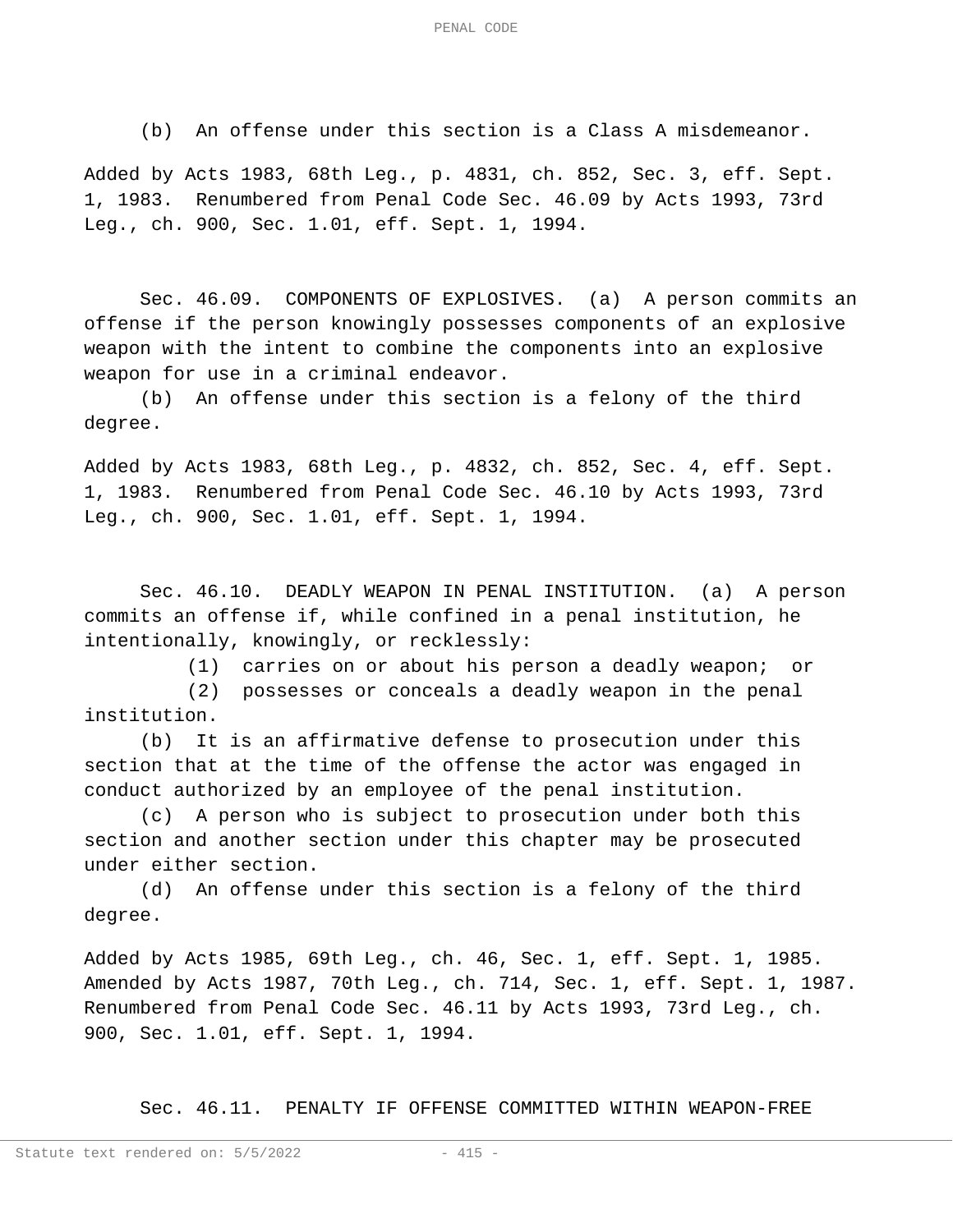(b) An offense under this section is a Class A misdemeanor.

Added by Acts 1983, 68th Leg., p. 4831, ch. 852, Sec. 3, eff. Sept. 1, 1983. Renumbered from Penal Code Sec. 46.09 by Acts 1993, 73rd Leg., ch. 900, Sec. 1.01, eff. Sept. 1, 1994.

Sec. 46.09. COMPONENTS OF EXPLOSIVES. (a) A person commits an offense if the person knowingly possesses components of an explosive weapon with the intent to combine the components into an explosive weapon for use in a criminal endeavor.

(b) An offense under this section is a felony of the third degree.

Added by Acts 1983, 68th Leg., p. 4832, ch. 852, Sec. 4, eff. Sept. 1, 1983. Renumbered from Penal Code Sec. 46.10 by Acts 1993, 73rd Leg., ch. 900, Sec. 1.01, eff. Sept. 1, 1994.

Sec. 46.10. DEADLY WEAPON IN PENAL INSTITUTION. (a) A person commits an offense if, while confined in a penal institution, he intentionally, knowingly, or recklessly:

(1) carries on or about his person a deadly weapon; or

(2) possesses or conceals a deadly weapon in the penal institution.

(b) It is an affirmative defense to prosecution under this section that at the time of the offense the actor was engaged in conduct authorized by an employee of the penal institution.

(c) A person who is subject to prosecution under both this section and another section under this chapter may be prosecuted under either section.

(d) An offense under this section is a felony of the third degree.

Added by Acts 1985, 69th Leg., ch. 46, Sec. 1, eff. Sept. 1, 1985. Amended by Acts 1987, 70th Leg., ch. 714, Sec. 1, eff. Sept. 1, 1987. Renumbered from Penal Code Sec. 46.11 by Acts 1993, 73rd Leg., ch. 900, Sec. 1.01, eff. Sept. 1, 1994.

Sec. 46.11. PENALTY IF OFFENSE COMMITTED WITHIN WEAPON-FREE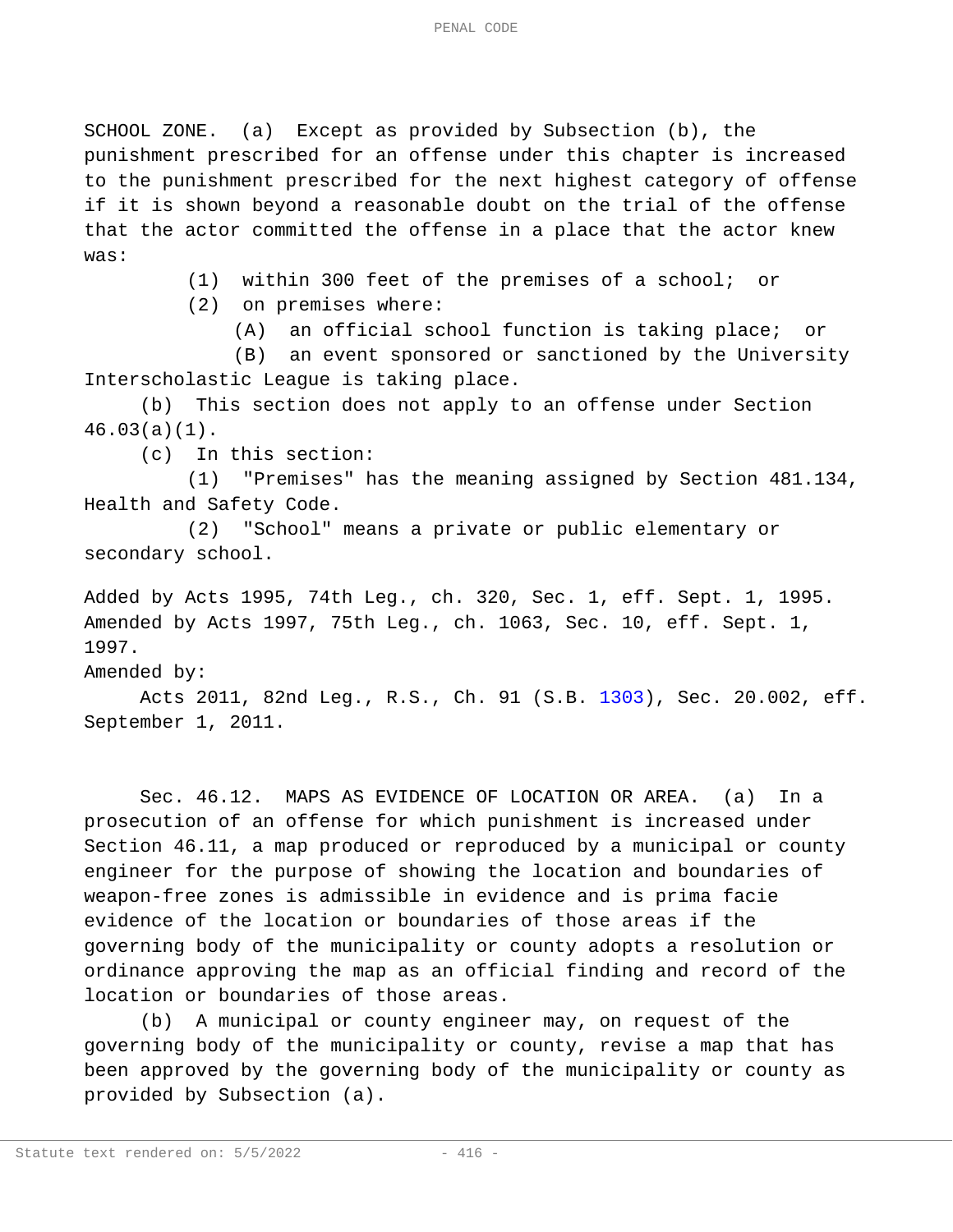SCHOOL ZONE. (a) Except as provided by Subsection (b), the punishment prescribed for an offense under this chapter is increased to the punishment prescribed for the next highest category of offense if it is shown beyond a reasonable doubt on the trial of the offense that the actor committed the offense in a place that the actor knew was:

(1) within 300 feet of the premises of a school; or

(2) on premises where:

(A) an official school function is taking place; or

(B) an event sponsored or sanctioned by the University Interscholastic League is taking place.

(b) This section does not apply to an offense under Section 46.03(a)(1).

(c) In this section:

(1) "Premises" has the meaning assigned by Section 481.134, Health and Safety Code.

(2) "School" means a private or public elementary or secondary school.

Added by Acts 1995, 74th Leg., ch. 320, Sec. 1, eff. Sept. 1, 1995. Amended by Acts 1997, 75th Leg., ch. 1063, Sec. 10, eff. Sept. 1, 1997.

Amended by:

Acts 2011, 82nd Leg., R.S., Ch. 91 (S.B. 1303), Sec. 20.002, eff. September 1, 2011.

Sec. 46.12. MAPS AS EVIDENCE OF LOCATION OR AREA. (a) In a prosecution of an offense for which punishment is increased under Section 46.11, a map produced or reproduced by a municipal or county engineer for the purpose of showing the location and boundaries of weapon-free zones is admissible in evidence and is prima facie evidence of the location or boundaries of those areas if the governing body of the municipality or county adopts a resolution or ordinance approving the map as an official finding and record of the location or boundaries of those areas.

(b) A municipal or county engineer may, on request of the governing body of the municipality or county, revise a map that has been approved by the governing body of the municipality or county as provided by Subsection (a).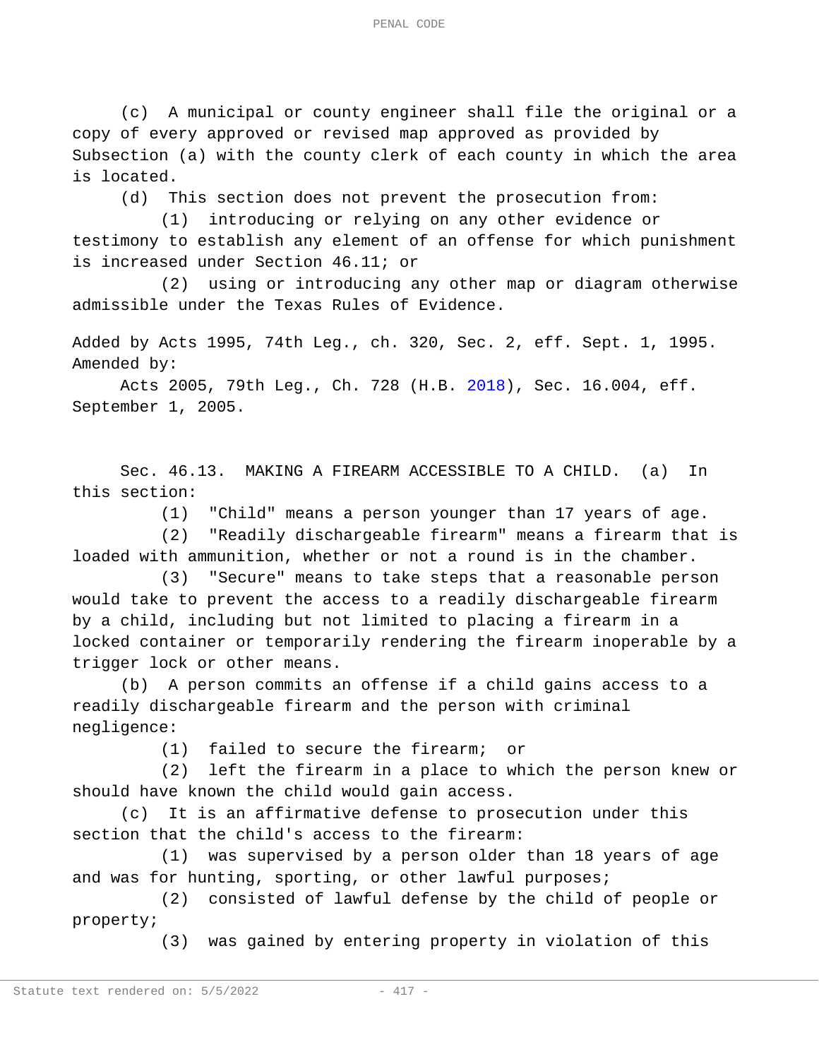(c) A municipal or county engineer shall file the original or a copy of every approved or revised map approved as provided by Subsection (a) with the county clerk of each county in which the area is located.

(d) This section does not prevent the prosecution from:

(1) introducing or relying on any other evidence or testimony to establish any element of an offense for which punishment is increased under Section 46.11; or

(2) using or introducing any other map or diagram otherwise admissible under the Texas Rules of Evidence.

Added by Acts 1995, 74th Leg., ch. 320, Sec. 2, eff. Sept. 1, 1995.
Amended by:

Acts 2005, 79th Leg., Ch. 728 (H.B. 2018), Sec. 16.004, eff. September 1, 2005.

Sec. 46.13. MAKING A FIREARM ACCESSIBLE TO A CHILD. (a) In this section:

(1) "Child" means a person younger than 17 years of age.

(2) "Readily dischargeable firearm" means a firearm that is loaded with ammunition, whether or not a round is in the chamber.

(3) "Secure" means to take steps that a reasonable person would take to prevent the access to a readily dischargeable firearm by a child, including but not limited to placing a firearm in a locked container or temporarily rendering the firearm inoperable by a trigger lock or other means.

(b) A person commits an offense if a child gains access to a readily dischargeable firearm and the person with criminal negligence:

(1) failed to secure the firearm; or

(2) left the firearm in a place to which the person knew or should have known the child would gain access.

(c) It is an affirmative defense to prosecution under this section that the child's access to the firearm:

(1) was supervised by a person older than 18 years of age and was for hunting, sporting, or other lawful purposes;

(2) consisted of lawful defense by the child of people or property;

(3) was gained by entering property in violation of this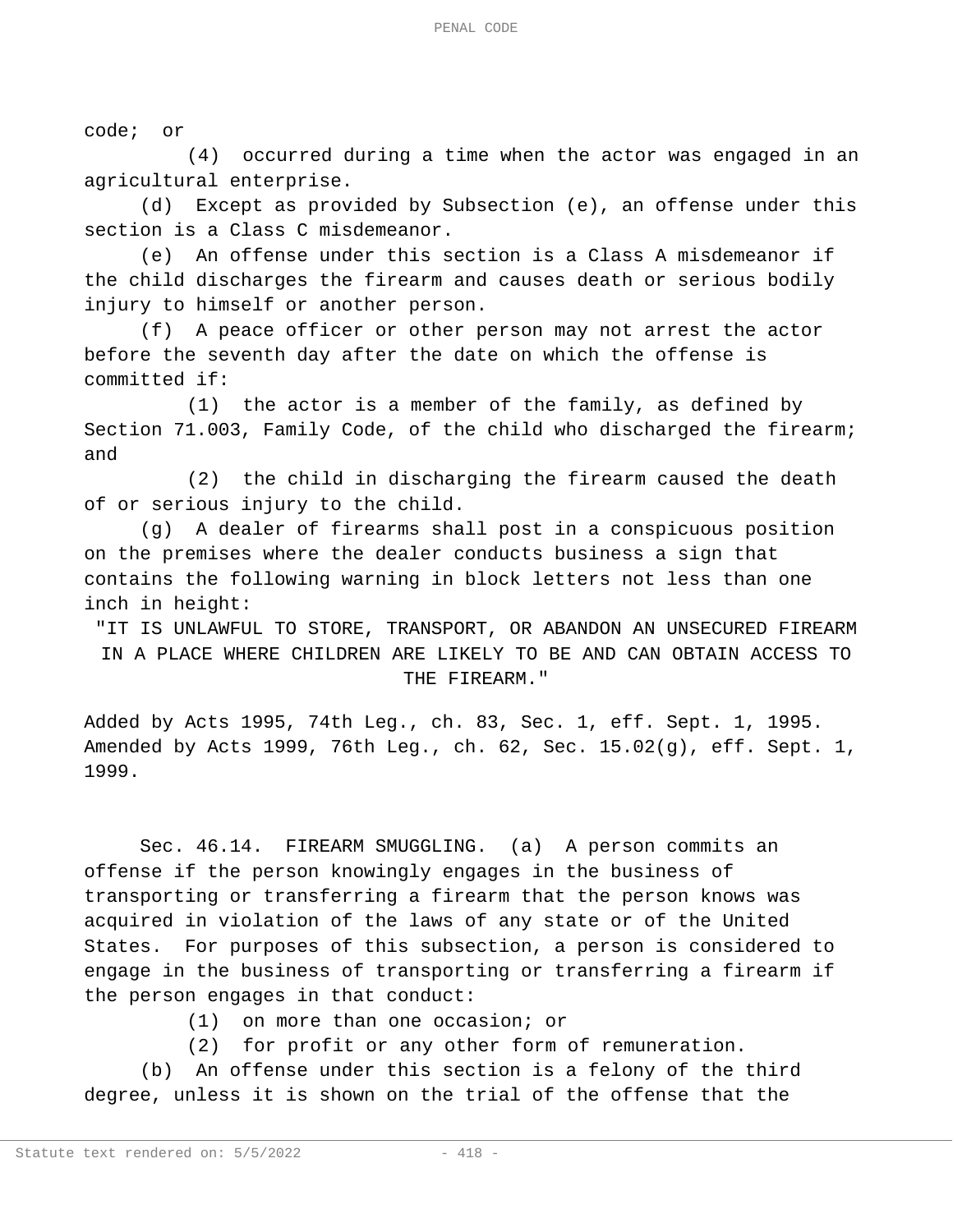code; or

(4) occurred during a time when the actor was engaged in an agricultural enterprise.

(d) Except as provided by Subsection (e), an offense under this section is a Class C misdemeanor.

(e) An offense under this section is a Class A misdemeanor if the child discharges the firearm and causes death or serious bodily injury to himself or another person.

(f) A peace officer or other person may not arrest the actor before the seventh day after the date on which the offense is committed if:

(1) the actor is a member of the family, as defined by Section 71.003, Family Code, of the child who discharged the firearm; and

(2) the child in discharging the firearm caused the death of or serious injury to the child.

(g) A dealer of firearms shall post in a conspicuous position on the premises where the dealer conducts business a sign that contains the following warning in block letters not less than one inch in height:

"IT IS UNLAWFUL TO STORE, TRANSPORT, OR ABANDON AN UNSECURED FIREARM IN A PLACE WHERE CHILDREN ARE LIKELY TO BE AND CAN OBTAIN ACCESS TO THE FIREARM."

Added by Acts 1995, 74th Leg., ch. 83, Sec. 1, eff. Sept. 1, 1995. Amended by Acts 1999, 76th Leg., ch. 62, Sec. 15.02(g), eff. Sept. 1, 1999.

Sec. 46.14. FIREARM SMUGGLING. (a) A person commits an offense if the person knowingly engages in the business of transporting or transferring a firearm that the person knows was acquired in violation of the laws of any state or of the United States. For purposes of this subsection, a person is considered to engage in the business of transporting or transferring a firearm if the person engages in that conduct:

(1) on more than one occasion; or

(2) for profit or any other form of remuneration.

(b) An offense under this section is a felony of the third degree, unless it is shown on the trial of the offense that the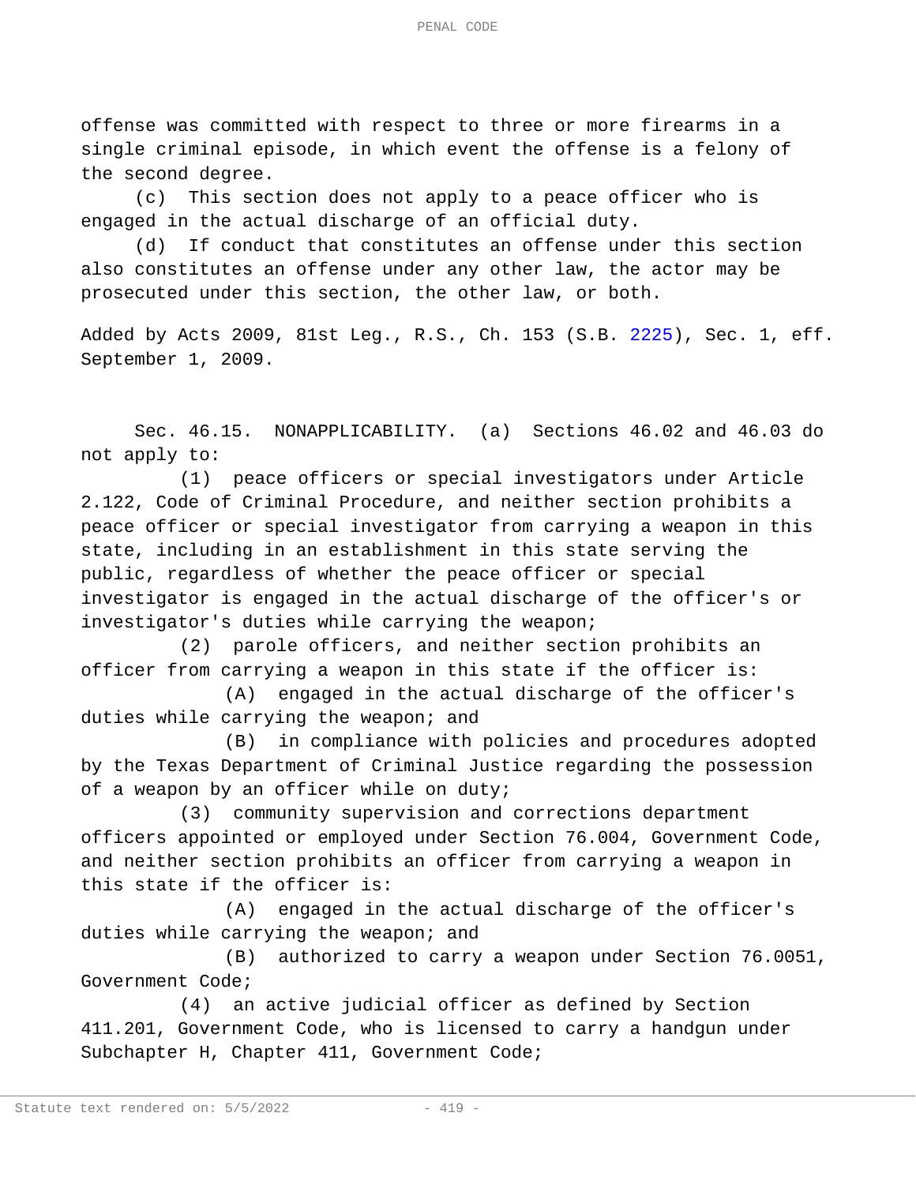offense was committed with respect to three or more firearms in a single criminal episode, in which event the offense is a felony of the second degree.

(c) This section does not apply to a peace officer who is engaged in the actual discharge of an official duty.

(d) If conduct that constitutes an offense under this section also constitutes an offense under any other law, the actor may be prosecuted under this section, the other law, or both.

Added by Acts 2009, 81st Leg., R.S., Ch. 153 (S.B. 2225), Sec. 1, eff. September 1, 2009.

Sec. 46.15. NONAPPLICABILITY. (a) Sections 46.02 and 46.03 do not apply to:

(1) peace officers or special investigators under Article 2.122, Code of Criminal Procedure, and neither section prohibits a peace officer or special investigator from carrying a weapon in this state, including in an establishment in this state serving the public, regardless of whether the peace officer or special investigator is engaged in the actual discharge of the officer's or investigator's duties while carrying the weapon;

(2) parole officers, and neither section prohibits an officer from carrying a weapon in this state if the officer is:

(A) engaged in the actual discharge of the officer's duties while carrying the weapon; and

(B) in compliance with policies and procedures adopted by the Texas Department of Criminal Justice regarding the possession of a weapon by an officer while on duty;

(3) community supervision and corrections department officers appointed or employed under Section 76.004, Government Code, and neither section prohibits an officer from carrying a weapon in this state if the officer is:

(A) engaged in the actual discharge of the officer's duties while carrying the weapon; and

(B) authorized to carry a weapon under Section 76.0051, Government Code;

(4) an active judicial officer as defined by Section 411.201, Government Code, who is licensed to carry a handgun under Subchapter H, Chapter 411, Government Code;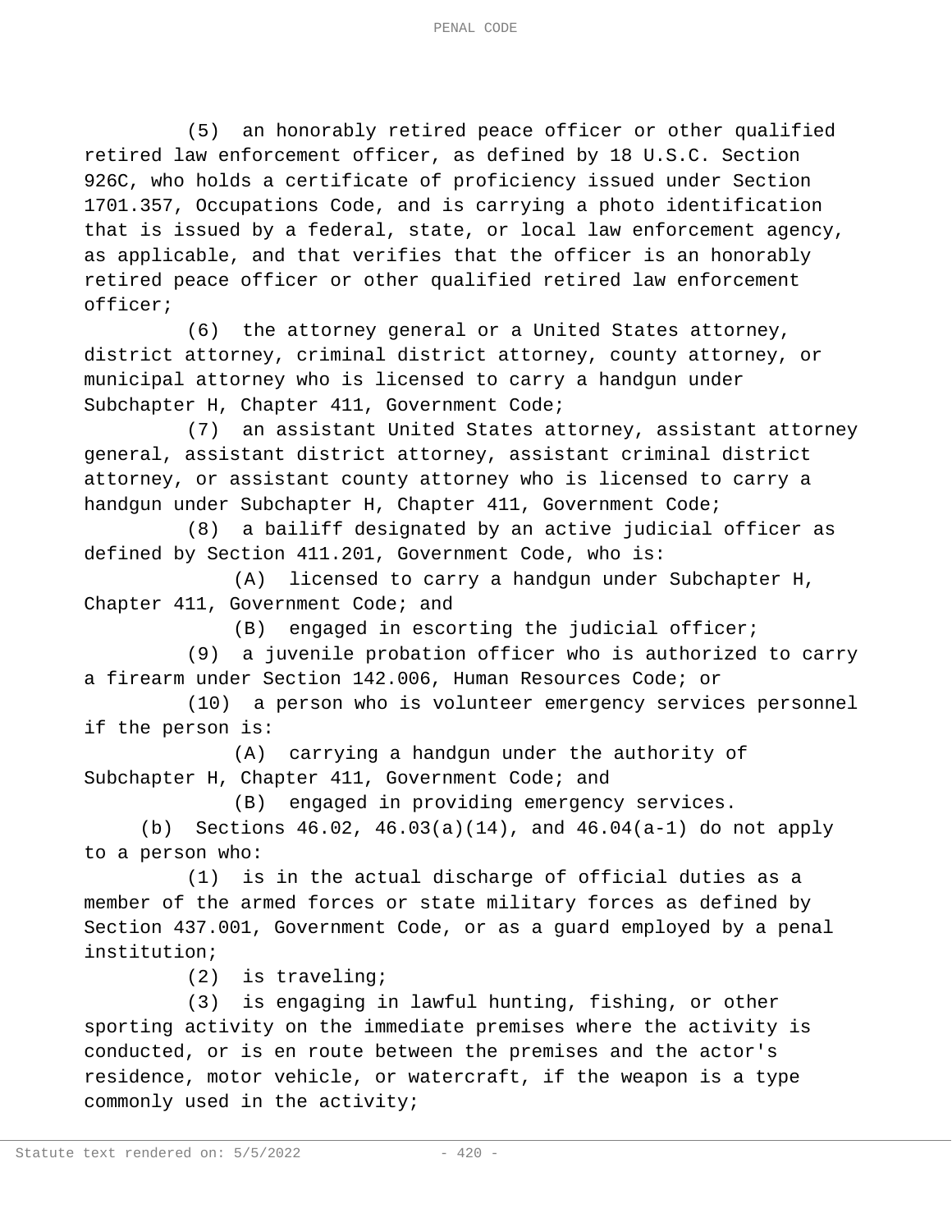(5) an honorably retired peace officer or other qualified retired law enforcement officer, as defined by 18 U.S.C. Section 926C, who holds a certificate of proficiency issued under Section 1701.357, Occupations Code, and is carrying a photo identification that is issued by a federal, state, or local law enforcement agency, as applicable, and that verifies that the officer is an honorably retired peace officer or other qualified retired law enforcement officer;

(6) the attorney general or a United States attorney, district attorney, criminal district attorney, county attorney, or municipal attorney who is licensed to carry a handgun under Subchapter H, Chapter 411, Government Code;

(7) an assistant United States attorney, assistant attorney general, assistant district attorney, assistant criminal district attorney, or assistant county attorney who is licensed to carry a handgun under Subchapter H, Chapter 411, Government Code;

(8) a bailiff designated by an active judicial officer as defined by Section 411.201, Government Code, who is:

(A) licensed to carry a handgun under Subchapter H, Chapter 411, Government Code; and

(B) engaged in escorting the judicial officer;

(9) a juvenile probation officer who is authorized to carry a firearm under Section 142.006, Human Resources Code; or

(10) a person who is volunteer emergency services personnel if the person is:

(A) carrying a handgun under the authority of Subchapter H, Chapter 411, Government Code; and

(B) engaged in providing emergency services.

(b) Sections 46.02, 46.03(a)(14), and 46.04(a-1) do not apply to a person who:

(1) is in the actual discharge of official duties as a member of the armed forces or state military forces as defined by Section 437.001, Government Code, or as a guard employed by a penal institution;

(2) is traveling;

(3) is engaging in lawful hunting, fishing, or other sporting activity on the immediate premises where the activity is conducted, or is en route between the premises and the actor's residence, motor vehicle, or watercraft, if the weapon is a type commonly used in the activity;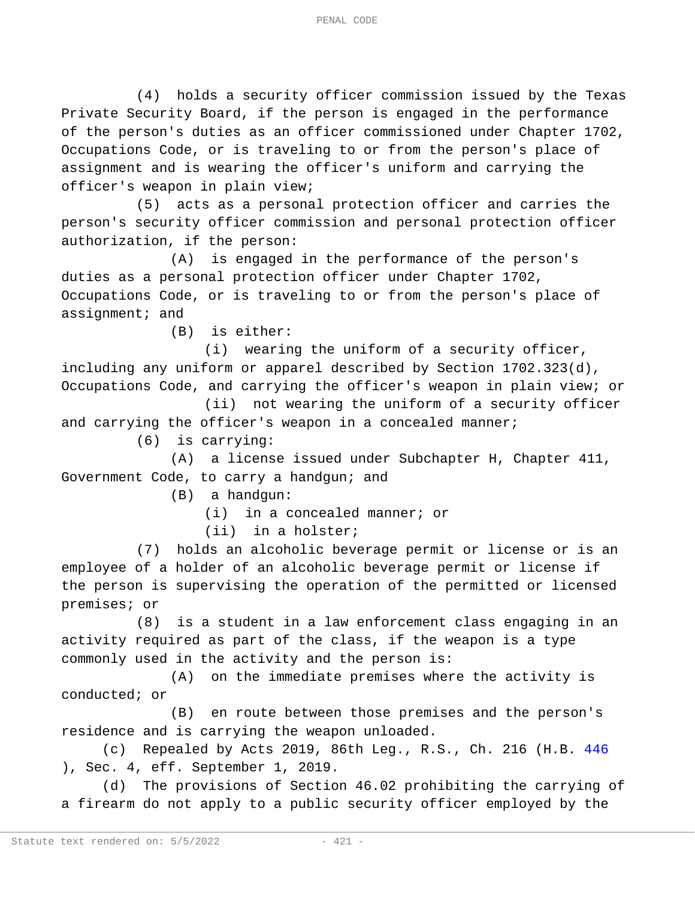(4) holds a security officer commission issued by the Texas Private Security Board, if the person is engaged in the performance of the person's duties as an officer commissioned under Chapter 1702, Occupations Code, or is traveling to or from the person's place of assignment and is wearing the officer's uniform and carrying the officer's weapon in plain view;

(5) acts as a personal protection officer and carries the person's security officer commission and personal protection officer authorization, if the person:

(A) is engaged in the performance of the person's duties as a personal protection officer under Chapter 1702, Occupations Code, or is traveling to or from the person's place of assignment; and

(B) is either:

(i) wearing the uniform of a security officer, including any uniform or apparel described by Section 1702.323(d), Occupations Code, and carrying the officer's weapon in plain view; or

(ii) not wearing the uniform of a security officer and carrying the officer's weapon in a concealed manner;

(6) is carrying:

(A) a license issued under Subchapter H, Chapter 411, Government Code, to carry a handgun; and

(B) a handgun:

(i) in a concealed manner; or

(ii) in a holster;

(7) holds an alcoholic beverage permit or license or is an employee of a holder of an alcoholic beverage permit or license if the person is supervising the operation of the permitted or licensed premises; or

(8) is a student in a law enforcement class engaging in an activity required as part of the class, if the weapon is a type commonly used in the activity and the person is:

(A) on the immediate premises where the activity is conducted; or

(B) en route between those premises and the person's residence and is carrying the weapon unloaded.

(c) Repealed by Acts 2019, 86th Leg., R.S., Ch. 216 (H.B. 446), Sec. 4, eff. September 1, 2019.

(d) The provisions of Section 46.02 prohibiting the carrying of a firearm do not apply to a public security officer employed by the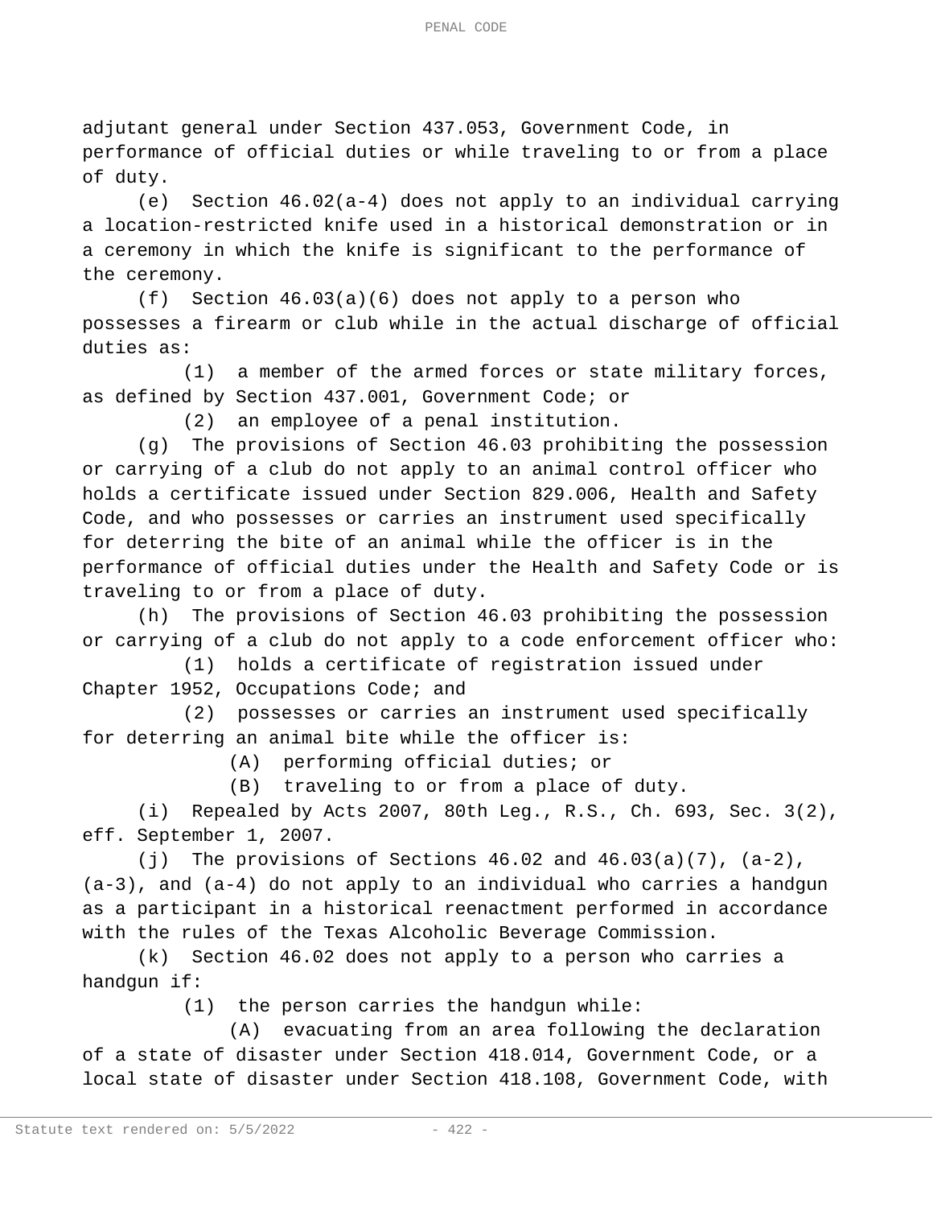adjutant general under Section 437.053, Government Code, in performance of official duties or while traveling to or from a place of duty.

(e) Section 46.02(a-4) does not apply to an individual carrying a location-restricted knife used in a historical demonstration or in a ceremony in which the knife is significant to the performance of the ceremony.

(f) Section 46.03(a)(6) does not apply to a person who possesses a firearm or club while in the actual discharge of official duties as:

(1) a member of the armed forces or state military forces, as defined by Section 437.001, Government Code; or

(2) an employee of a penal institution.

(g) The provisions of Section 46.03 prohibiting the possession or carrying of a club do not apply to an animal control officer who holds a certificate issued under Section 829.006, Health and Safety Code, and who possesses or carries an instrument used specifically for deterring the bite of an animal while the officer is in the performance of official duties under the Health and Safety Code or is traveling to or from a place of duty.

(h) The provisions of Section 46.03 prohibiting the possession or carrying of a club do not apply to a code enforcement officer who:

(1) holds a certificate of registration issued under Chapter 1952, Occupations Code; and

(2) possesses or carries an instrument used specifically for deterring an animal bite while the officer is:

(A) performing official duties; or

(B) traveling to or from a place of duty.

(i) Repealed by Acts 2007, 80th Leg., R.S., Ch. 693, Sec. 3(2), eff. September 1, 2007.

(j) The provisions of Sections 46.02 and 46.03(a)(7), (a-2), (a-3), and (a-4) do not apply to an individual who carries a handgun as a participant in a historical reenactment performed in accordance with the rules of the Texas Alcoholic Beverage Commission.

(k) Section 46.02 does not apply to a person who carries a handgun if:

(1) the person carries the handgun while:

(A) evacuating from an area following the declaration of a state of disaster under Section 418.014, Government Code, or a local state of disaster under Section 418.108, Government Code, with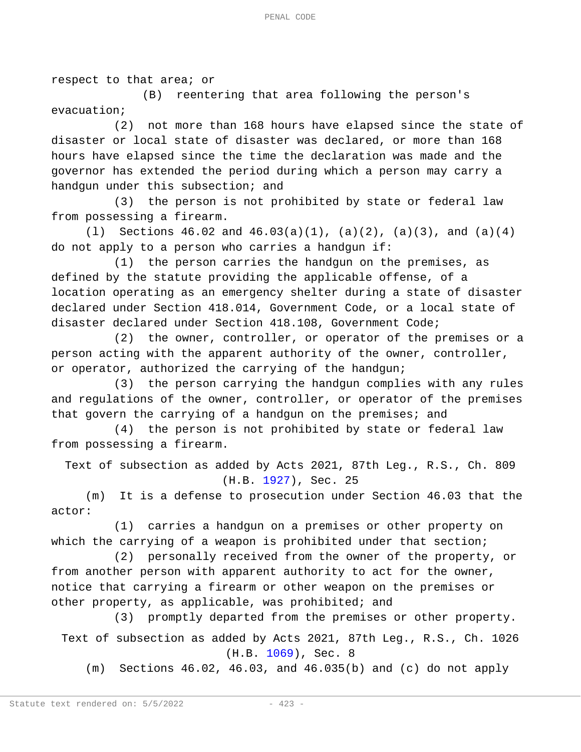respect to that area; or

(B) reentering that area following the person's evacuation;

(2) not more than 168 hours have elapsed since the state of disaster or local state of disaster was declared, or more than 168 hours have elapsed since the time the declaration was made and the governor has extended the period during which a person may carry a handgun under this subsection; and

(3) the person is not prohibited by state or federal law from possessing a firearm.

(l) Sections 46.02 and 46.03(a)(1), (a)(2), (a)(3), and (a)(4) do not apply to a person who carries a handgun if:

(1) the person carries the handgun on the premises, as defined by the statute providing the applicable offense, of a location operating as an emergency shelter during a state of disaster declared under Section 418.014, Government Code, or a local state of disaster declared under Section 418.108, Government Code;

(2) the owner, controller, or operator of the premises or a person acting with the apparent authority of the owner, controller, or operator, authorized the carrying of the handgun;

(3) the person carrying the handgun complies with any rules and regulations of the owner, controller, or operator of the premises that govern the carrying of a handgun on the premises; and

(4) the person is not prohibited by state or federal law from possessing a firearm.

Text of subsection as added by Acts 2021, 87th Leg., R.S., Ch. 809 (H.B. 1927), Sec. 25

(m) It is a defense to prosecution under Section 46.03 that the actor:

(1) carries a handgun on a premises or other property on which the carrying of a weapon is prohibited under that section;

(2) personally received from the owner of the property, or from another person with apparent authority to act for the owner, notice that carrying a firearm or other weapon on the premises or other property, as applicable, was prohibited; and

(3) promptly departed from the premises or other property.

Text of subsection as added by Acts 2021, 87th Leg., R.S., Ch. 1026 (H.B. 1069), Sec. 8

(m) Sections 46.02, 46.03, and 46.035(b) and (c) do not apply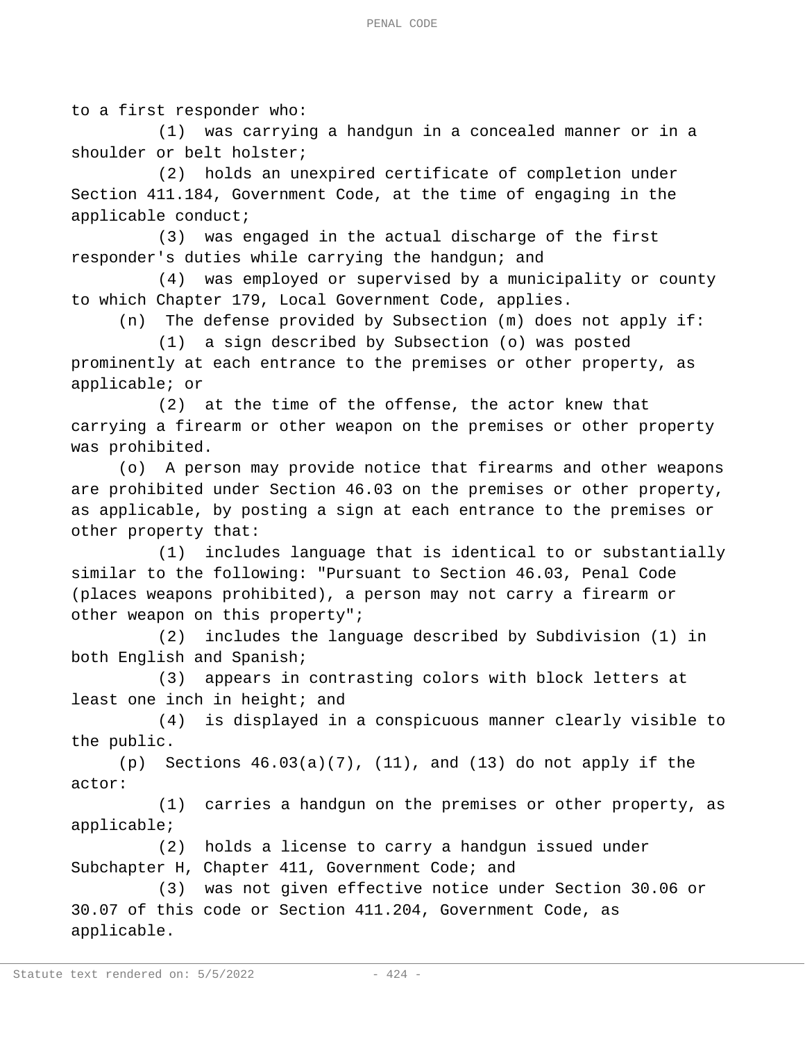to a first responder who:

(1) was carrying a handgun in a concealed manner or in a shoulder or belt holster;

(2) holds an unexpired certificate of completion under Section 411.184, Government Code, at the time of engaging in the applicable conduct;

(3) was engaged in the actual discharge of the first responder's duties while carrying the handgun; and

(4) was employed or supervised by a municipality or county to which Chapter 179, Local Government Code, applies.

(n) The defense provided by Subsection (m) does not apply if:

(1) a sign described by Subsection (o) was posted prominently at each entrance to the premises or other property, as applicable; or

(2) at the time of the offense, the actor knew that carrying a firearm or other weapon on the premises or other property was prohibited.

(o) A person may provide notice that firearms and other weapons are prohibited under Section 46.03 on the premises or other property, as applicable, by posting a sign at each entrance to the premises or other property that:

(1) includes language that is identical to or substantially similar to the following: "Pursuant to Section 46.03, Penal Code (places weapons prohibited), a person may not carry a firearm or other weapon on this property";

(2) includes the language described by Subdivision (1) in both English and Spanish;

(3) appears in contrasting colors with block letters at least one inch in height; and

(4) is displayed in a conspicuous manner clearly visible to the public.

(p) Sections 46.03(a)(7), (11), and (13) do not apply if the actor:

(1) carries a handgun on the premises or other property, as applicable;

(2) holds a license to carry a handgun issued under Subchapter H, Chapter 411, Government Code; and

(3) was not given effective notice under Section 30.06 or 30.07 of this code or Section 411.204, Government Code, as applicable.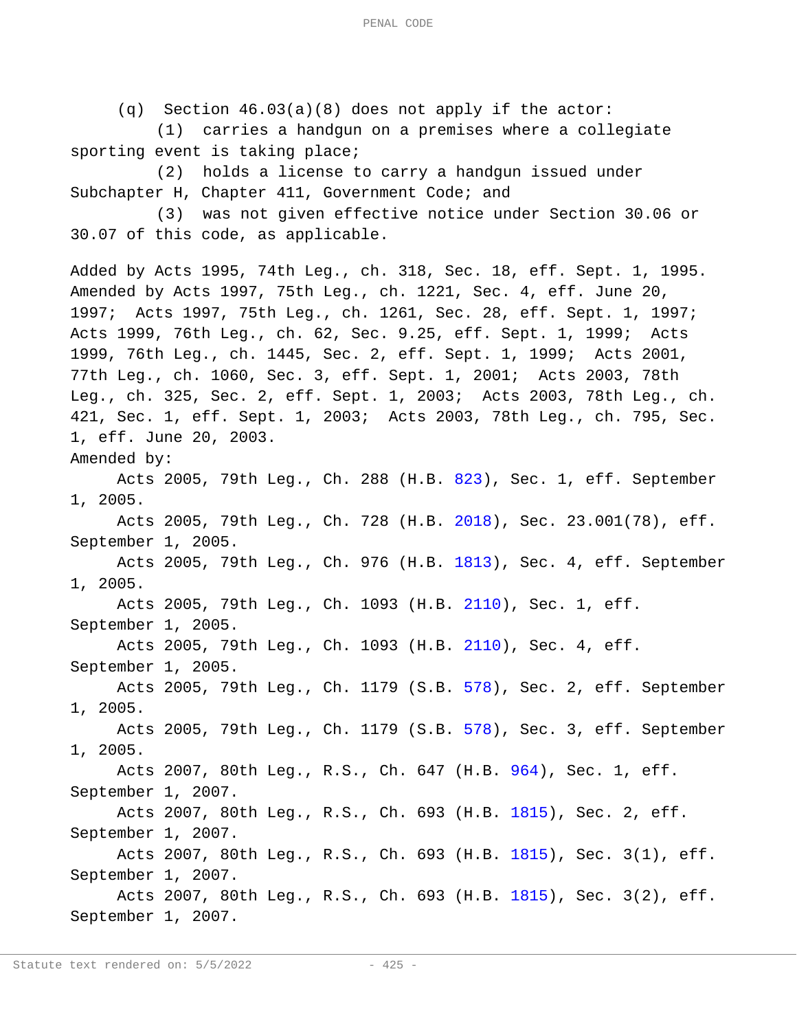(q) Section 46.03(a)(8) does not apply if the actor:

(1) carries a handgun on a premises where a collegiate sporting event is taking place;

(2) holds a license to carry a handgun issued under Subchapter H, Chapter 411, Government Code; and

(3) was not given effective notice under Section 30.06 or 30.07 of this code, as applicable.

Added by Acts 1995, 74th Leg., ch. 318, Sec. 18, eff. Sept. 1, 1995. Amended by Acts 1997, 75th Leg., ch. 1221, Sec. 4, eff. June 20, 1997; Acts 1997, 75th Leg., ch. 1261, Sec. 28, eff. Sept. 1, 1997; Acts 1999, 76th Leg., ch. 62, Sec. 9.25, eff. Sept. 1, 1999; Acts 1999, 76th Leg., ch. 1445, Sec. 2, eff. Sept. 1, 1999; Acts 2001, 77th Leg., ch. 1060, Sec. 3, eff. Sept. 1, 2001; Acts 2003, 78th Leg., ch. 325, Sec. 2, eff. Sept. 1, 2003; Acts 2003, 78th Leg., ch. 421, Sec. 1, eff. Sept. 1, 2003; Acts 2003, 78th Leg., ch. 795, Sec. 1, eff. June 20, 2003.

Amended by:

Acts 2005, 79th Leg., Ch. 288 (H.B. 823), Sec. 1, eff. September 1, 2005.

Acts 2005, 79th Leg., Ch. 728 (H.B. 2018), Sec. 23.001(78), eff. September 1, 2005.

Acts 2005, 79th Leg., Ch. 976 (H.B. 1813), Sec. 4, eff. September 1, 2005.

Acts 2005, 79th Leg., Ch. 1093 (H.B. 2110), Sec. 1, eff. September 1, 2005.

Acts 2005, 79th Leg., Ch. 1093 (H.B. 2110), Sec. 4, eff. September 1, 2005.

Acts 2005, 79th Leg., Ch. 1179 (S.B. 578), Sec. 2, eff. September 1, 2005.

Acts 2005, 79th Leg., Ch. 1179 (S.B. 578), Sec. 3, eff. September 1, 2005.

Acts 2007, 80th Leg., R.S., Ch. 647 (H.B. 964), Sec. 1, eff. September 1, 2007.

Acts 2007, 80th Leg., R.S., Ch. 693 (H.B. 1815), Sec. 2, eff. September 1, 2007.

Acts 2007, 80th Leg., R.S., Ch. 693 (H.B. 1815), Sec. 3(1), eff. September 1, 2007.

Acts 2007, 80th Leg., R.S., Ch. 693 (H.B. 1815), Sec. 3(2), eff. September 1, 2007.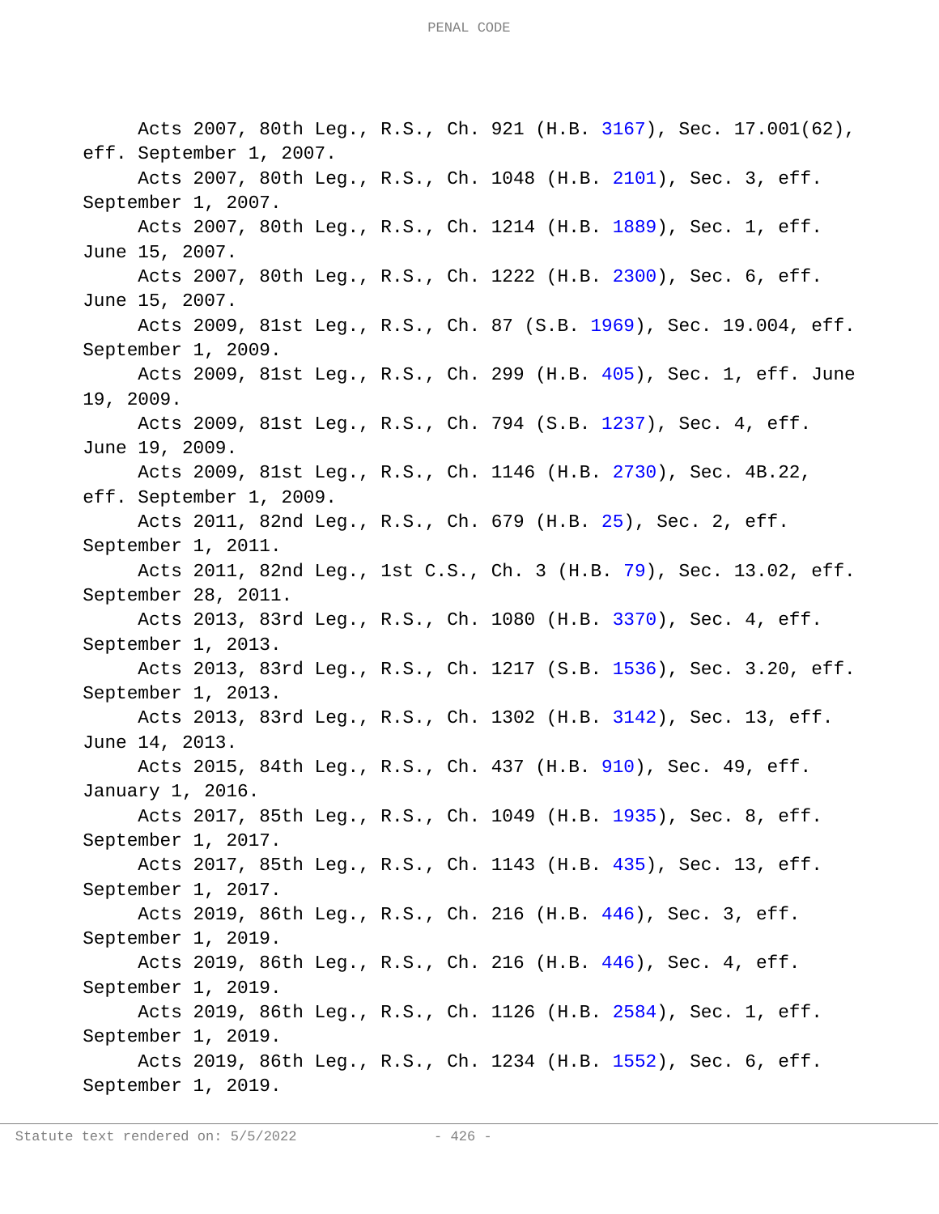Acts 2007, 80th Leg., R.S., Ch. 921 (H.B. 3167), Sec. 17.001(62), eff. September 1, 2007.

Acts 2007, 80th Leg., R.S., Ch. 1048 (H.B. 2101), Sec. 3, eff. September 1, 2007.

Acts 2007, 80th Leg., R.S., Ch. 1214 (H.B. 1889), Sec. 1, eff. June 15, 2007.

Acts 2007, 80th Leg., R.S., Ch. 1222 (H.B. 2300), Sec. 6, eff. June 15, 2007.

Acts 2009, 81st Leg., R.S., Ch. 87 (S.B. 1969), Sec. 19.004, eff. September 1, 2009.

Acts 2009, 81st Leg., R.S., Ch. 299 (H.B. 405), Sec. 1, eff. June 19, 2009.

Acts 2009, 81st Leg., R.S., Ch. 794 (S.B. 1237), Sec. 4, eff. June 19, 2009.

Acts 2009, 81st Leg., R.S., Ch. 1146 (H.B. 2730), Sec. 4B.22, eff. September 1, 2009.

Acts 2011, 82nd Leg., R.S., Ch. 679 (H.B. 25), Sec. 2, eff. September 1, 2011.

Acts 2011, 82nd Leg., 1st C.S., Ch. 3 (H.B. 79), Sec. 13.02, eff. September 28, 2011.

Acts 2013, 83rd Leg., R.S., Ch. 1080 (H.B. 3370), Sec. 4, eff. September 1, 2013.

Acts 2013, 83rd Leg., R.S., Ch. 1217 (S.B. 1536), Sec. 3.20, eff. September 1, 2013.

Acts 2013, 83rd Leg., R.S., Ch. 1302 (H.B. 3142), Sec. 13, eff. June 14, 2013.

Acts 2015, 84th Leg., R.S., Ch. 437 (H.B. 910), Sec. 49, eff. January 1, 2016.

Acts 2017, 85th Leg., R.S., Ch. 1049 (H.B. 1935), Sec. 8, eff. September 1, 2017.

Acts 2017, 85th Leg., R.S., Ch. 1143 (H.B. 435), Sec. 13, eff. September 1, 2017.

Acts 2019, 86th Leg., R.S., Ch. 216 (H.B. 446), Sec. 3, eff. September 1, 2019.

Acts 2019, 86th Leg., R.S., Ch. 216 (H.B. 446), Sec. 4, eff. September 1, 2019.

Acts 2019, 86th Leg., R.S., Ch. 1126 (H.B. 2584), Sec. 1, eff. September 1, 2019.

Acts 2019, 86th Leg., R.S., Ch. 1234 (H.B. 1552), Sec. 6, eff. September 1, 2019.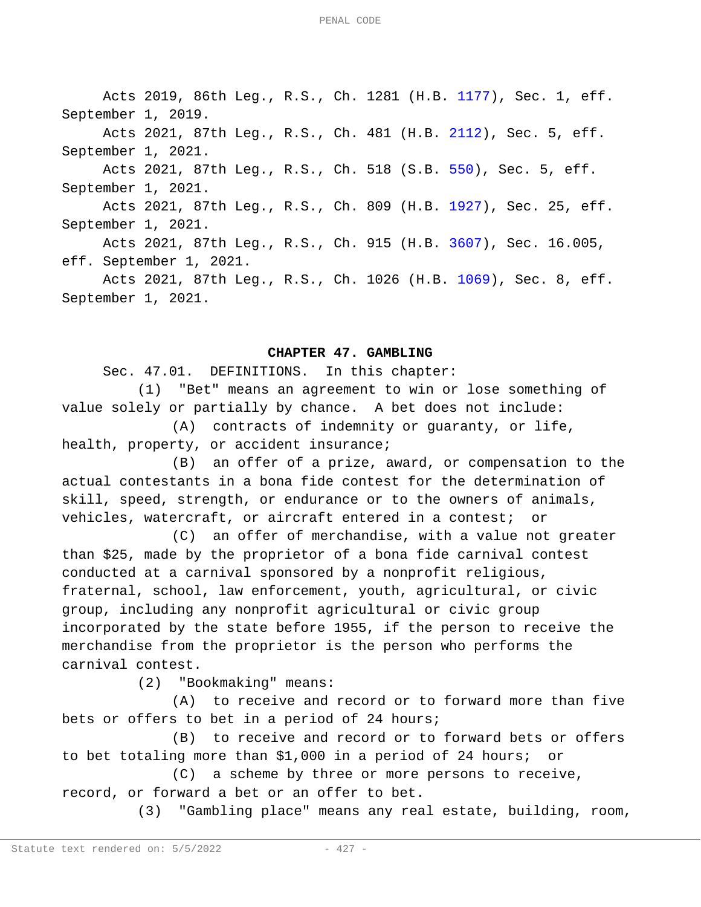Acts 2019, 86th Leg., R.S., Ch. 1281 (H.B. 1177), Sec. 1, eff. September 1, 2019.

Acts 2021, 87th Leg., R.S., Ch. 481 (H.B. 2112), Sec. 5, eff. September 1, 2021.

Acts 2021, 87th Leg., R.S., Ch. 518 (S.B. 550), Sec. 5, eff. September 1, 2021.

Acts 2021, 87th Leg., R.S., Ch. 809 (H.B. 1927), Sec. 25, eff. September 1, 2021.

Acts 2021, 87th Leg., R.S., Ch. 915 (H.B. 3607), Sec. 16.005, eff. September 1, 2021.

Acts 2021, 87th Leg., R.S., Ch. 1026 (H.B. 1069), Sec. 8, eff. September 1, 2021.

## CHAPTER 47. GAMBLING

Sec. 47.01. DEFINITIONS. In this chapter:

(1) "Bet" means an agreement to win or lose something of value solely or partially by chance. A bet does not include:

(A) contracts of indemnity or guaranty, or life, health, property, or accident insurance;

(B) an offer of a prize, award, or compensation to the actual contestants in a bona fide contest for the determination of skill, speed, strength, or endurance or to the owners of animals, vehicles, watercraft, or aircraft entered in a contest; or

(C) an offer of merchandise, with a value not greater than $25, made by the proprietor of a bona fide carnival contest conducted at a carnival sponsored by a nonprofit religious, fraternal, school, law enforcement, youth, agricultural, or civic group, including any nonprofit agricultural or civic group incorporated by the state before 1955, if the person to receive the merchandise from the proprietor is the person who performs the carnival contest.

(2) "Bookmaking" means:

(A) to receive and record or to forward more than five bets or offers to bet in a period of 24 hours;

(B) to receive and record or to forward bets or offers to bet totaling more than $1,000 in a period of 24 hours; or

(C) a scheme by three or more persons to receive, record, or forward a bet or an offer to bet.

(3) "Gambling place" means any real estate, building, room,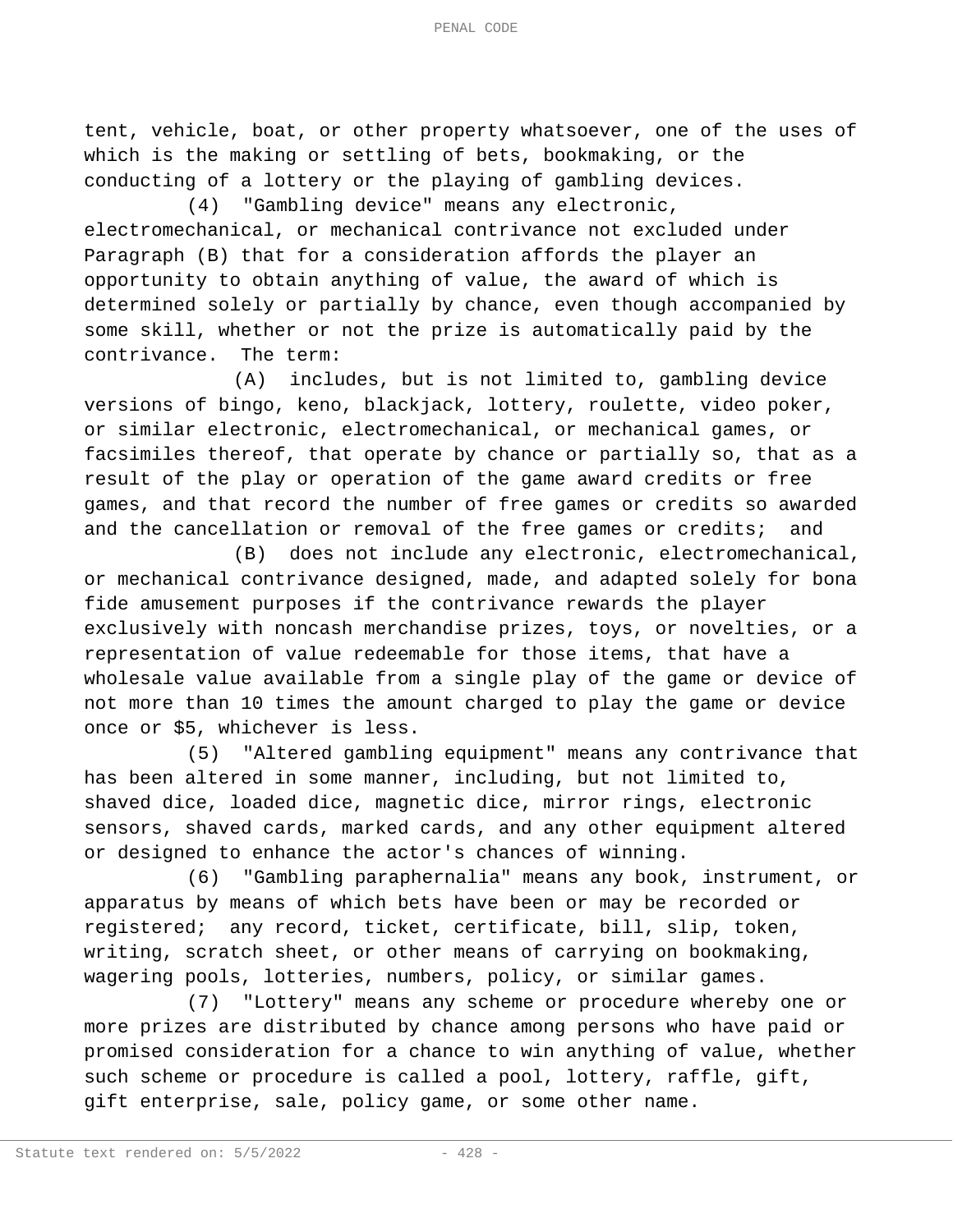tent, vehicle, boat, or other property whatsoever, one of the uses of which is the making or settling of bets, bookmaking, or the conducting of a lottery or the playing of gambling devices.

(4) "Gambling device" means any electronic, electromechanical, or mechanical contrivance not excluded under Paragraph (B) that for a consideration affords the player an opportunity to obtain anything of value, the award of which is determined solely or partially by chance, even though accompanied by some skill, whether or not the prize is automatically paid by the contrivance. The term:

(A) includes, but is not limited to, gambling device versions of bingo, keno, blackjack, lottery, roulette, video poker, or similar electronic, electromechanical, or mechanical games, or facsimiles thereof, that operate by chance or partially so, that as a result of the play or operation of the game award credits or free games, and that record the number of free games or credits so awarded and the cancellation or removal of the free games or credits; and

(B) does not include any electronic, electromechanical, or mechanical contrivance designed, made, and adapted solely for bona fide amusement purposes if the contrivance rewards the player exclusively with noncash merchandise prizes, toys, or novelties, or a representation of value redeemable for those items, that have a wholesale value available from a single play of the game or device of not more than 10 times the amount charged to play the game or device once or $5, whichever is less.

(5) "Altered gambling equipment" means any contrivance that has been altered in some manner, including, but not limited to, shaved dice, loaded dice, magnetic dice, mirror rings, electronic sensors, shaved cards, marked cards, and any other equipment altered or designed to enhance the actor's chances of winning.

(6) "Gambling paraphernalia" means any book, instrument, or apparatus by means of which bets have been or may be recorded or registered; any record, ticket, certificate, bill, slip, token, writing, scratch sheet, or other means of carrying on bookmaking, wagering pools, lotteries, numbers, policy, or similar games.

(7) "Lottery" means any scheme or procedure whereby one or more prizes are distributed by chance among persons who have paid or promised consideration for a chance to win anything of value, whether such scheme or procedure is called a pool, lottery, raffle, gift, gift enterprise, sale, policy game, or some other name.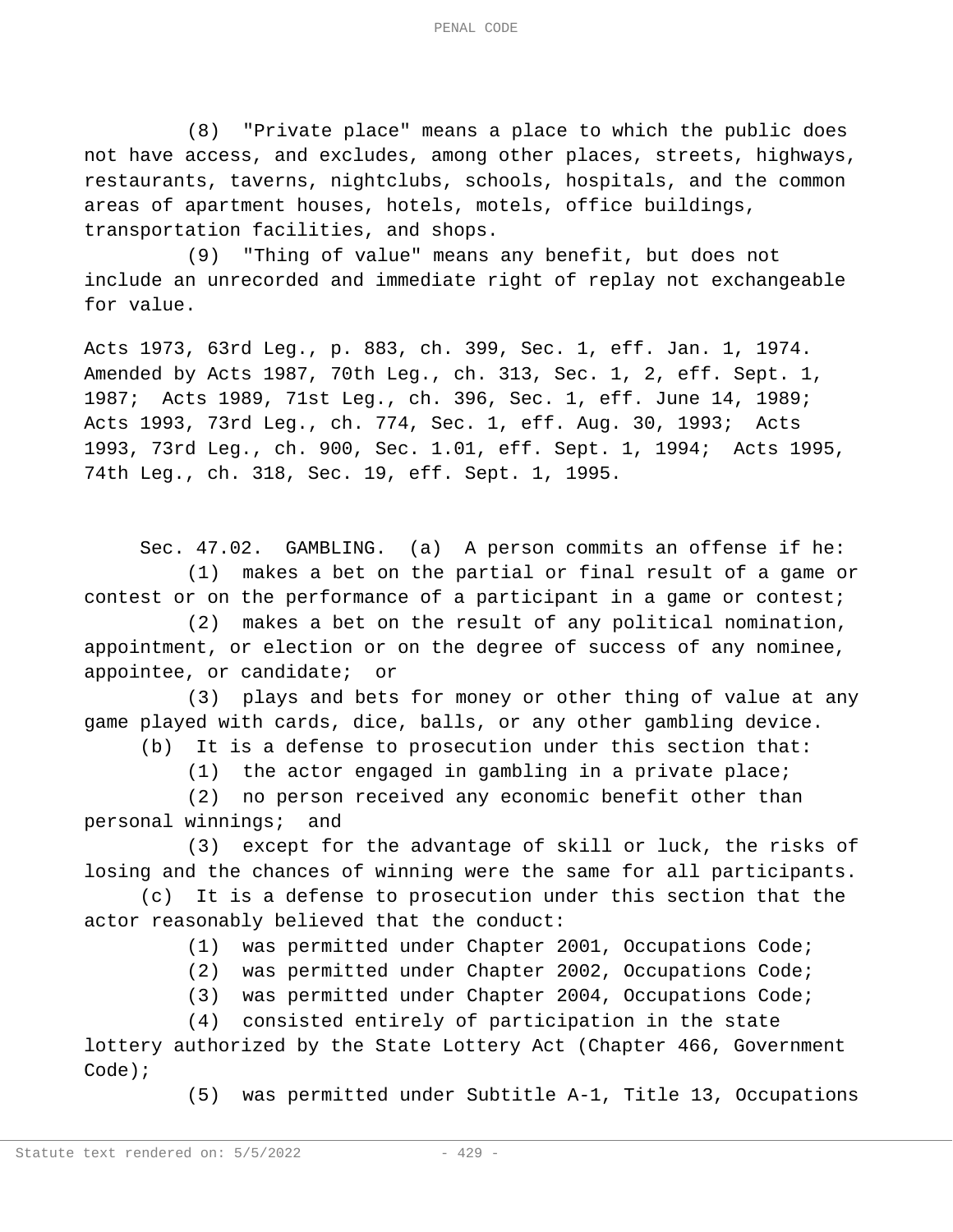(8) "Private place" means a place to which the public does not have access, and excludes, among other places, streets, highways, restaurants, taverns, nightclubs, schools, hospitals, and the common areas of apartment houses, hotels, motels, office buildings, transportation facilities, and shops.

(9) "Thing of value" means any benefit, but does not include an unrecorded and immediate right of replay not exchangeable for value.

Acts 1973, 63rd Leg., p. 883, ch. 399, Sec. 1, eff. Jan. 1, 1974. Amended by Acts 1987, 70th Leg., ch. 313, Sec. 1, 2, eff. Sept. 1, 1987; Acts 1989, 71st Leg., ch. 396, Sec. 1, eff. June 14, 1989; Acts 1993, 73rd Leg., ch. 774, Sec. 1, eff. Aug. 30, 1993; Acts 1993, 73rd Leg., ch. 900, Sec. 1.01, eff. Sept. 1, 1994; Acts 1995, 74th Leg., ch. 318, Sec. 19, eff. Sept. 1, 1995.

Sec. 47.02. GAMBLING. (a) A person commits an offense if he:

(1) makes a bet on the partial or final result of a game or contest or on the performance of a participant in a game or contest;

(2) makes a bet on the result of any political nomination, appointment, or election or on the degree of success of any nominee, appointee, or candidate; or

(3) plays and bets for money or other thing of value at any game played with cards, dice, balls, or any other gambling device.

(b) It is a defense to prosecution under this section that:

(1) the actor engaged in gambling in a private place;

(2) no person received any economic benefit other than personal winnings; and

(3) except for the advantage of skill or luck, the risks of losing and the chances of winning were the same for all participants.

(c) It is a defense to prosecution under this section that the actor reasonably believed that the conduct:

(1) was permitted under Chapter 2001, Occupations Code;

(2) was permitted under Chapter 2002, Occupations Code;

(3) was permitted under Chapter 2004, Occupations Code;

(4) consisted entirely of participation in the state lottery authorized by the State Lottery Act (Chapter 466, Government Code);

(5) was permitted under Subtitle A-1, Title 13, Occupations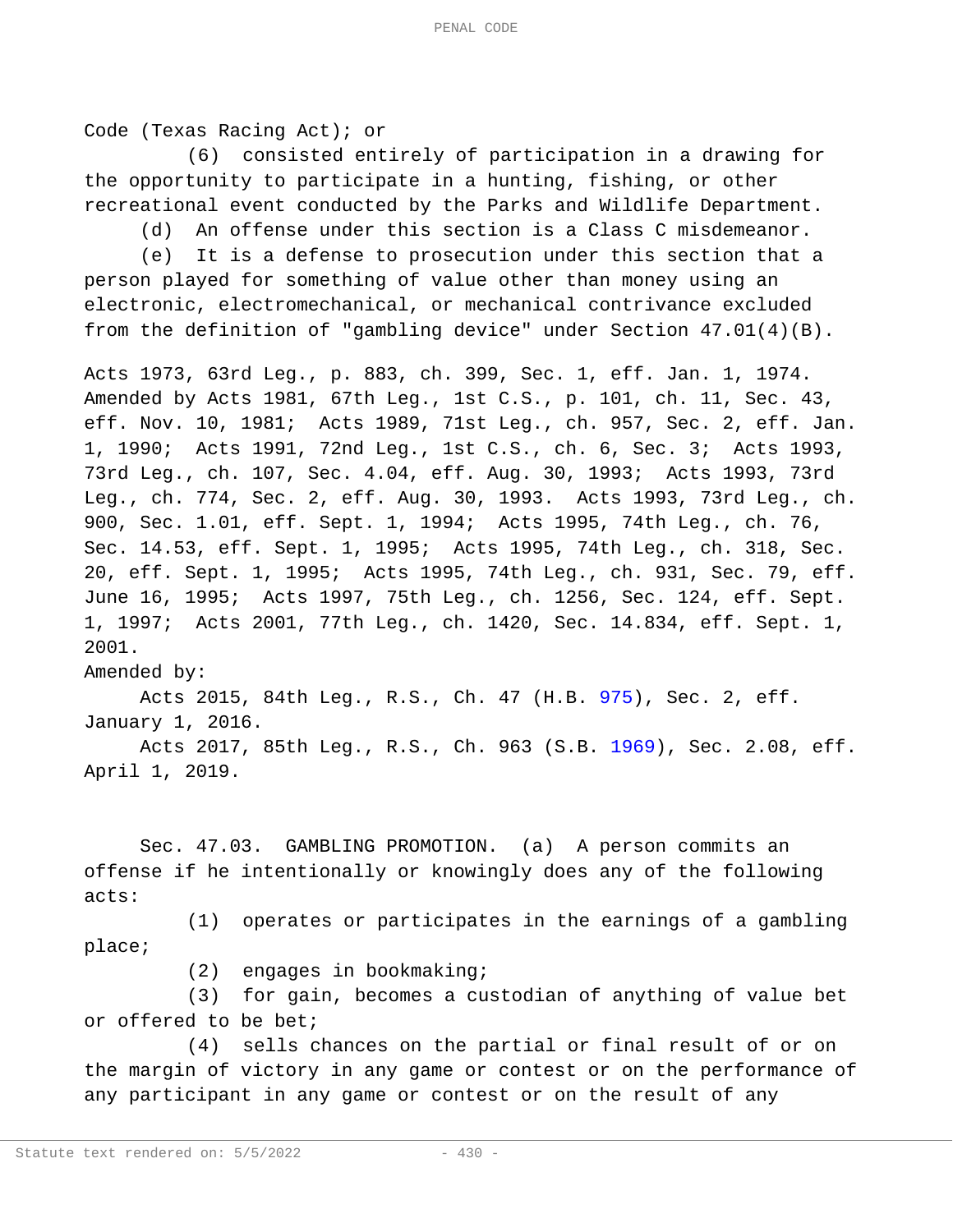Code (Texas Racing Act); or

(6) consisted entirely of participation in a drawing for the opportunity to participate in a hunting, fishing, or other recreational event conducted by the Parks and Wildlife Department.

(d) An offense under this section is a Class C misdemeanor.

(e) It is a defense to prosecution under this section that a person played for something of value other than money using an electronic, electromechanical, or mechanical contrivance excluded from the definition of "gambling device" under Section 47.01(4)(B).

Acts 1973, 63rd Leg., p. 883, ch. 399, Sec. 1, eff. Jan. 1, 1974. Amended by Acts 1981, 67th Leg., 1st C.S., p. 101, ch. 11, Sec. 43, eff. Nov. 10, 1981; Acts 1989, 71st Leg., ch. 957, Sec. 2, eff. Jan. 1, 1990; Acts 1991, 72nd Leg., 1st C.S., ch. 6, Sec. 3; Acts 1993, 73rd Leg., ch. 107, Sec. 4.04, eff. Aug. 30, 1993; Acts 1993, 73rd Leg., ch. 774, Sec. 2, eff. Aug. 30, 1993. Acts 1993, 73rd Leg., ch. 900, Sec. 1.01, eff. Sept. 1, 1994; Acts 1995, 74th Leg., ch. 76, Sec. 14.53, eff. Sept. 1, 1995; Acts 1995, 74th Leg., ch. 318, Sec. 20, eff. Sept. 1, 1995; Acts 1995, 74th Leg., ch. 931, Sec. 79, eff. June 16, 1995; Acts 1997, 75th Leg., ch. 1256, Sec. 124, eff. Sept. 1, 1997; Acts 2001, 77th Leg., ch. 1420, Sec. 14.834, eff. Sept. 1, 2001.

Amended by:

Acts 2015, 84th Leg., R.S., Ch. 47 (H.B. 975), Sec. 2, eff. January 1, 2016.

Acts 2017, 85th Leg., R.S., Ch. 963 (S.B. 1969), Sec. 2.08, eff. April 1, 2019.

Sec. 47.03. GAMBLING PROMOTION. (a) A person commits an offense if he intentionally or knowingly does any of the following acts:

(1) operates or participates in the earnings of a gambling place;

(2) engages in bookmaking;

(3) for gain, becomes a custodian of anything of value bet or offered to be bet;

(4) sells chances on the partial or final result of or on the margin of victory in any game or contest or on the performance of any participant in any game or contest or on the result of any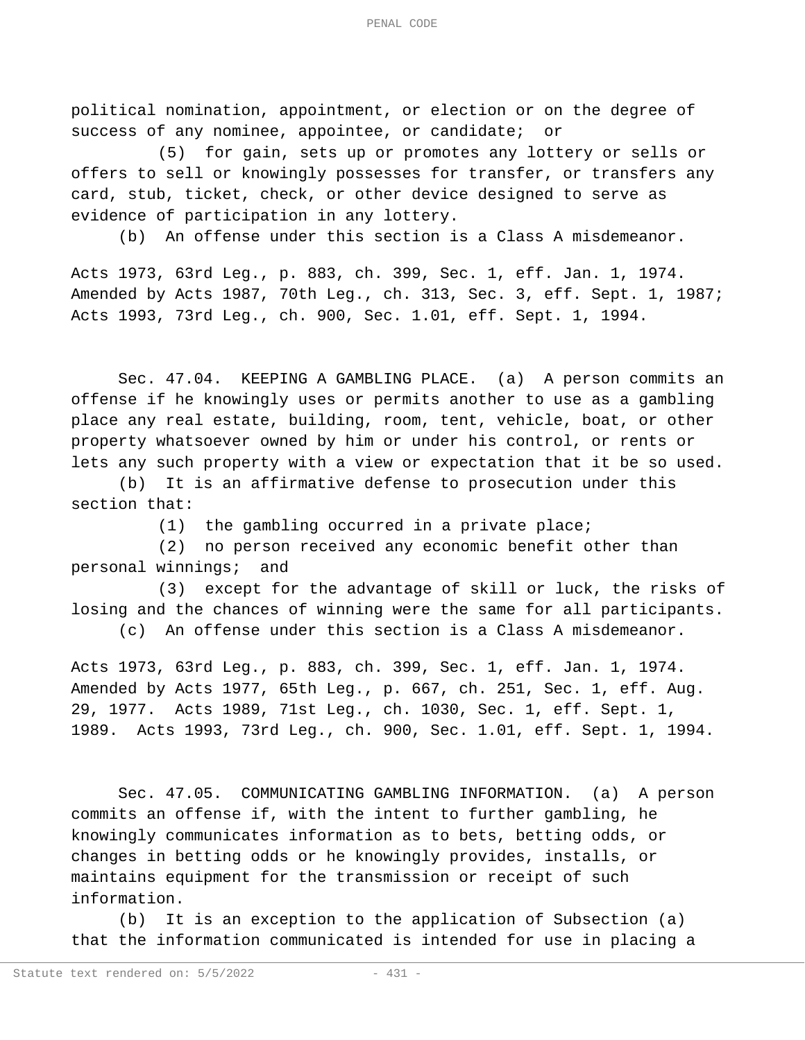political nomination, appointment, or election or on the degree of success of any nominee, appointee, or candidate; or

(5) for gain, sets up or promotes any lottery or sells or offers to sell or knowingly possesses for transfer, or transfers any card, stub, ticket, check, or other device designed to serve as evidence of participation in any lottery.

(b) An offense under this section is a Class A misdemeanor.

Acts 1973, 63rd Leg., p. 883, ch. 399, Sec. 1, eff. Jan. 1, 1974. Amended by Acts 1987, 70th Leg., ch. 313, Sec. 3, eff. Sept. 1, 1987; Acts 1993, 73rd Leg., ch. 900, Sec. 1.01, eff. Sept. 1, 1994.

Sec. 47.04. KEEPING A GAMBLING PLACE. (a) A person commits an offense if he knowingly uses or permits another to use as a gambling place any real estate, building, room, tent, vehicle, boat, or other property whatsoever owned by him or under his control, or rents or lets any such property with a view or expectation that it be so used.

(b) It is an affirmative defense to prosecution under this section that:

(1) the gambling occurred in a private place;

(2) no person received any economic benefit other than personal winnings; and

(3) except for the advantage of skill or luck, the risks of losing and the chances of winning were the same for all participants.

(c) An offense under this section is a Class A misdemeanor.

Acts 1973, 63rd Leg., p. 883, ch. 399, Sec. 1, eff. Jan. 1, 1974. Amended by Acts 1977, 65th Leg., p. 667, ch. 251, Sec. 1, eff. Aug. 29, 1977. Acts 1989, 71st Leg., ch. 1030, Sec. 1, eff. Sept. 1, 1989. Acts 1993, 73rd Leg., ch. 900, Sec. 1.01, eff. Sept. 1, 1994.

Sec. 47.05. COMMUNICATING GAMBLING INFORMATION. (a) A person commits an offense if, with the intent to further gambling, he knowingly communicates information as to bets, betting odds, or changes in betting odds or he knowingly provides, installs, or maintains equipment for the transmission or receipt of such information.

(b) It is an exception to the application of Subsection (a) that the information communicated is intended for use in placing a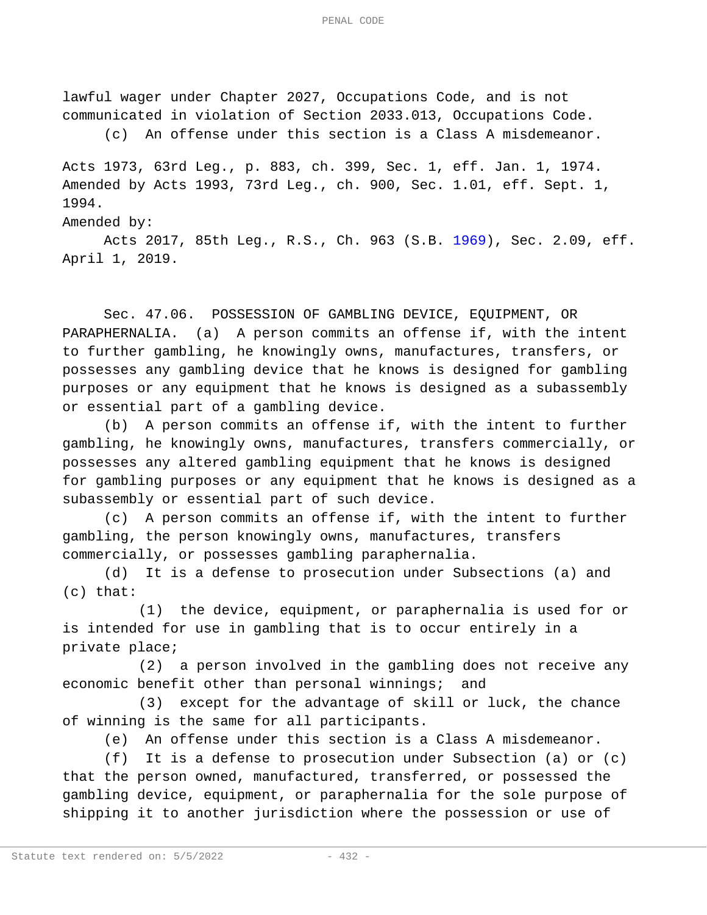lawful wager under Chapter 2027, Occupations Code, and is not communicated in violation of Section 2033.013, Occupations Code.

(c) An offense under this section is a Class A misdemeanor.

Acts 1973, 63rd Leg., p. 883, ch. 399, Sec. 1, eff. Jan. 1, 1974. Amended by Acts 1993, 73rd Leg., ch. 900, Sec. 1.01, eff. Sept. 1, 1994.

Amended by:

Acts 2017, 85th Leg., R.S., Ch. 963 (S.B. 1969), Sec. 2.09, eff. April 1, 2019.

Sec. 47.06. POSSESSION OF GAMBLING DEVICE, EQUIPMENT, OR PARAPHERNALIA. (a) A person commits an offense if, with the intent to further gambling, he knowingly owns, manufactures, transfers, or possesses any gambling device that he knows is designed for gambling purposes or any equipment that he knows is designed as a subassembly or essential part of a gambling device.

(b) A person commits an offense if, with the intent to further gambling, he knowingly owns, manufactures, transfers commercially, or possesses any altered gambling equipment that he knows is designed for gambling purposes or any equipment that he knows is designed as a subassembly or essential part of such device.

(c) A person commits an offense if, with the intent to further gambling, the person knowingly owns, manufactures, transfers commercially, or possesses gambling paraphernalia.

(d) It is a defense to prosecution under Subsections (a) and (c) that:

(1) the device, equipment, or paraphernalia is used for or is intended for use in gambling that is to occur entirely in a private place;

(2) a person involved in the gambling does not receive any economic benefit other than personal winnings; and

(3) except for the advantage of skill or luck, the chance of winning is the same for all participants.

(e) An offense under this section is a Class A misdemeanor.

(f) It is a defense to prosecution under Subsection (a) or (c) that the person owned, manufactured, transferred, or possessed the gambling device, equipment, or paraphernalia for the sole purpose of shipping it to another jurisdiction where the possession or use of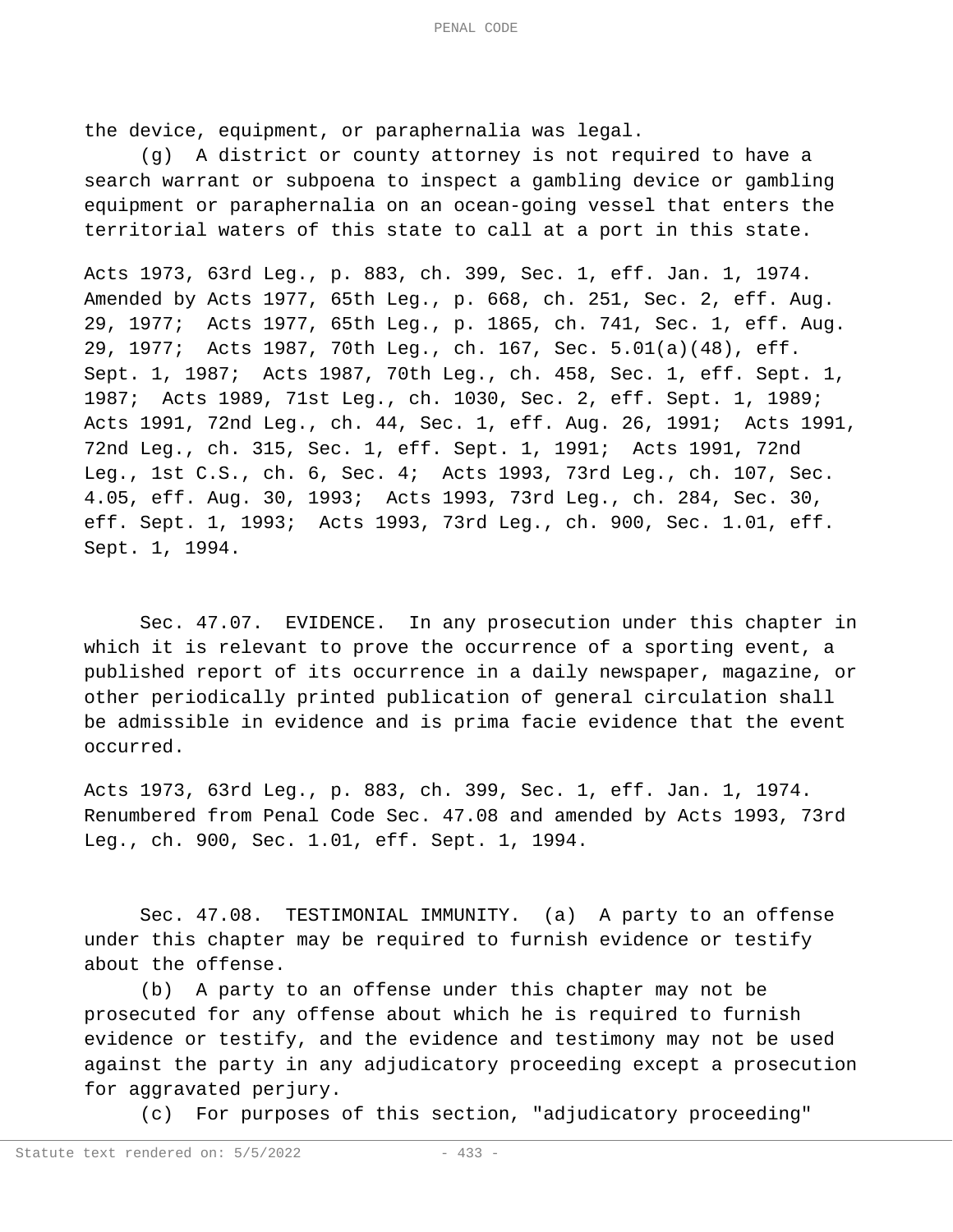the device, equipment, or paraphernalia was legal.

(g) A district or county attorney is not required to have a search warrant or subpoena to inspect a gambling device or gambling equipment or paraphernalia on an ocean-going vessel that enters the territorial waters of this state to call at a port in this state.

Acts 1973, 63rd Leg., p. 883, ch. 399, Sec. 1, eff. Jan. 1, 1974. Amended by Acts 1977, 65th Leg., p. 668, ch. 251, Sec. 2, eff. Aug. 29, 1977; Acts 1977, 65th Leg., p. 1865, ch. 741, Sec. 1, eff. Aug. 29, 1977; Acts 1987, 70th Leg., ch. 167, Sec. 5.01(a)(48), eff. Sept. 1, 1987; Acts 1987, 70th Leg., ch. 458, Sec. 1, eff. Sept. 1, 1987; Acts 1989, 71st Leg., ch. 1030, Sec. 2, eff. Sept. 1, 1989; Acts 1991, 72nd Leg., ch. 44, Sec. 1, eff. Aug. 26, 1991; Acts 1991, 72nd Leg., ch. 315, Sec. 1, eff. Sept. 1, 1991; Acts 1991, 72nd Leg., 1st C.S., ch. 6, Sec. 4; Acts 1993, 73rd Leg., ch. 107, Sec. 4.05, eff. Aug. 30, 1993; Acts 1993, 73rd Leg., ch. 284, Sec. 30, eff. Sept. 1, 1993; Acts 1993, 73rd Leg., ch. 900, Sec. 1.01, eff. Sept. 1, 1994.

Sec. 47.07. EVIDENCE. In any prosecution under this chapter in which it is relevant to prove the occurrence of a sporting event, a published report of its occurrence in a daily newspaper, magazine, or other periodically printed publication of general circulation shall be admissible in evidence and is prima facie evidence that the event occurred.

Acts 1973, 63rd Leg., p. 883, ch. 399, Sec. 1, eff. Jan. 1, 1974. Renumbered from Penal Code Sec. 47.08 and amended by Acts 1993, 73rd Leg., ch. 900, Sec. 1.01, eff. Sept. 1, 1994.

Sec. 47.08. TESTIMONIAL IMMUNITY. (a) A party to an offense under this chapter may be required to furnish evidence or testify about the offense.

(b) A party to an offense under this chapter may not be prosecuted for any offense about which he is required to furnish evidence or testify, and the evidence and testimony may not be used against the party in any adjudicatory proceeding except a prosecution for aggravated perjury.

(c) For purposes of this section, "adjudicatory proceeding"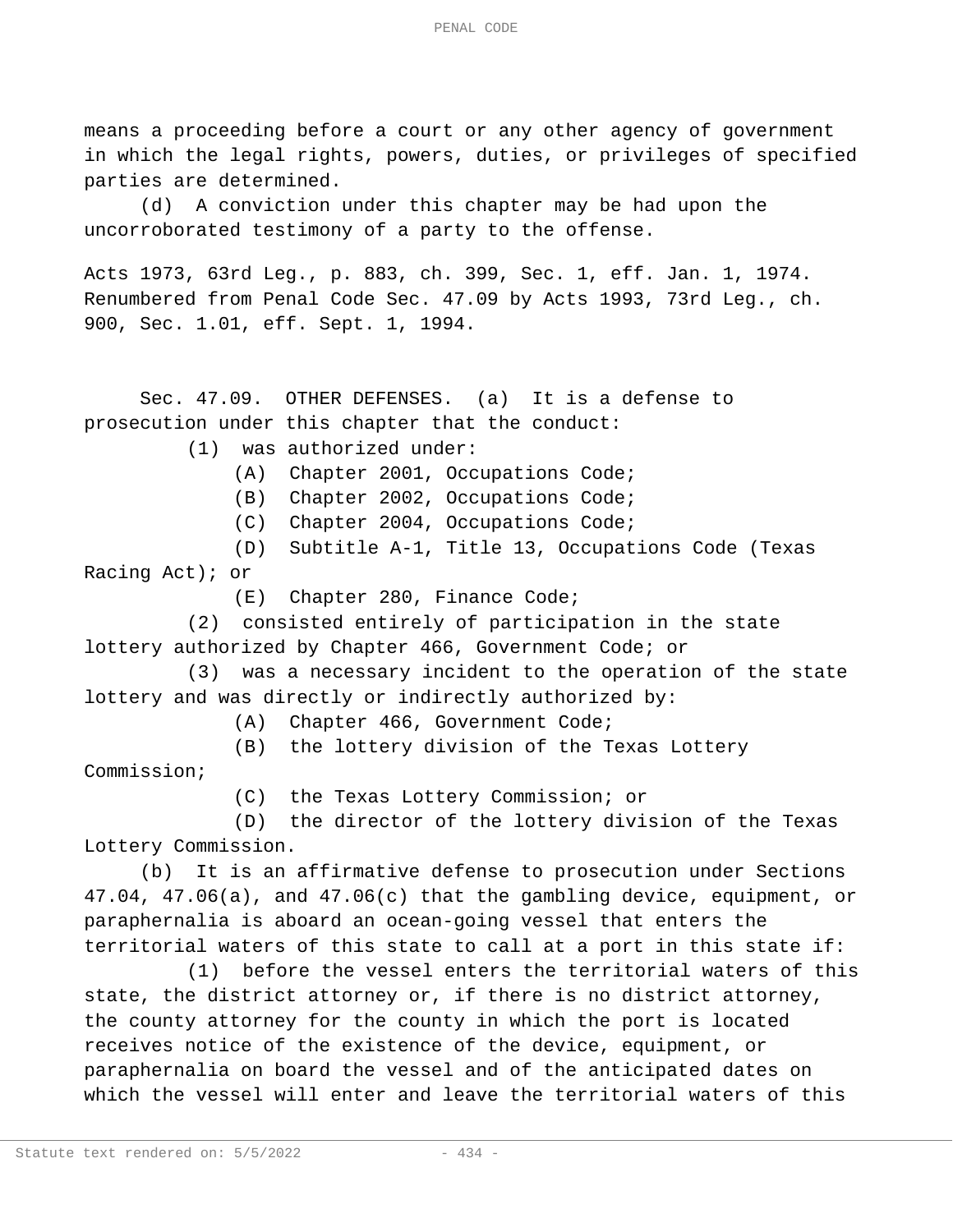means a proceeding before a court or any other agency of government in which the legal rights, powers, duties, or privileges of specified parties are determined.

(d) A conviction under this chapter may be had upon the uncorroborated testimony of a party to the offense.

Acts 1973, 63rd Leg., p. 883, ch. 399, Sec. 1, eff. Jan. 1, 1974. Renumbered from Penal Code Sec. 47.09 by Acts 1993, 73rd Leg., ch. 900, Sec. 1.01, eff. Sept. 1, 1994.

Sec. 47.09. OTHER DEFENSES. (a) It is a defense to prosecution under this chapter that the conduct:

(1) was authorized under:

(A) Chapter 2001, Occupations Code;

(B) Chapter 2002, Occupations Code;

(C) Chapter 2004, Occupations Code;

(D) Subtitle A-1, Title 13, Occupations Code (Texas Racing Act); or

(E) Chapter 280, Finance Code;

(2) consisted entirely of participation in the state lottery authorized by Chapter 466, Government Code; or

(3) was a necessary incident to the operation of the state lottery and was directly or indirectly authorized by:

(A) Chapter 466, Government Code;

(B) the lottery division of the Texas Lottery Commission;

(C) the Texas Lottery Commission; or

(D) the director of the lottery division of the Texas Lottery Commission.

(b) It is an affirmative defense to prosecution under Sections 47.04, 47.06(a), and 47.06(c) that the gambling device, equipment, or paraphernalia is aboard an ocean-going vessel that enters the territorial waters of this state to call at a port in this state if:

(1) before the vessel enters the territorial waters of this state, the district attorney or, if there is no district attorney, the county attorney for the county in which the port is located receives notice of the existence of the device, equipment, or paraphernalia on board the vessel and of the anticipated dates on which the vessel will enter and leave the territorial waters of this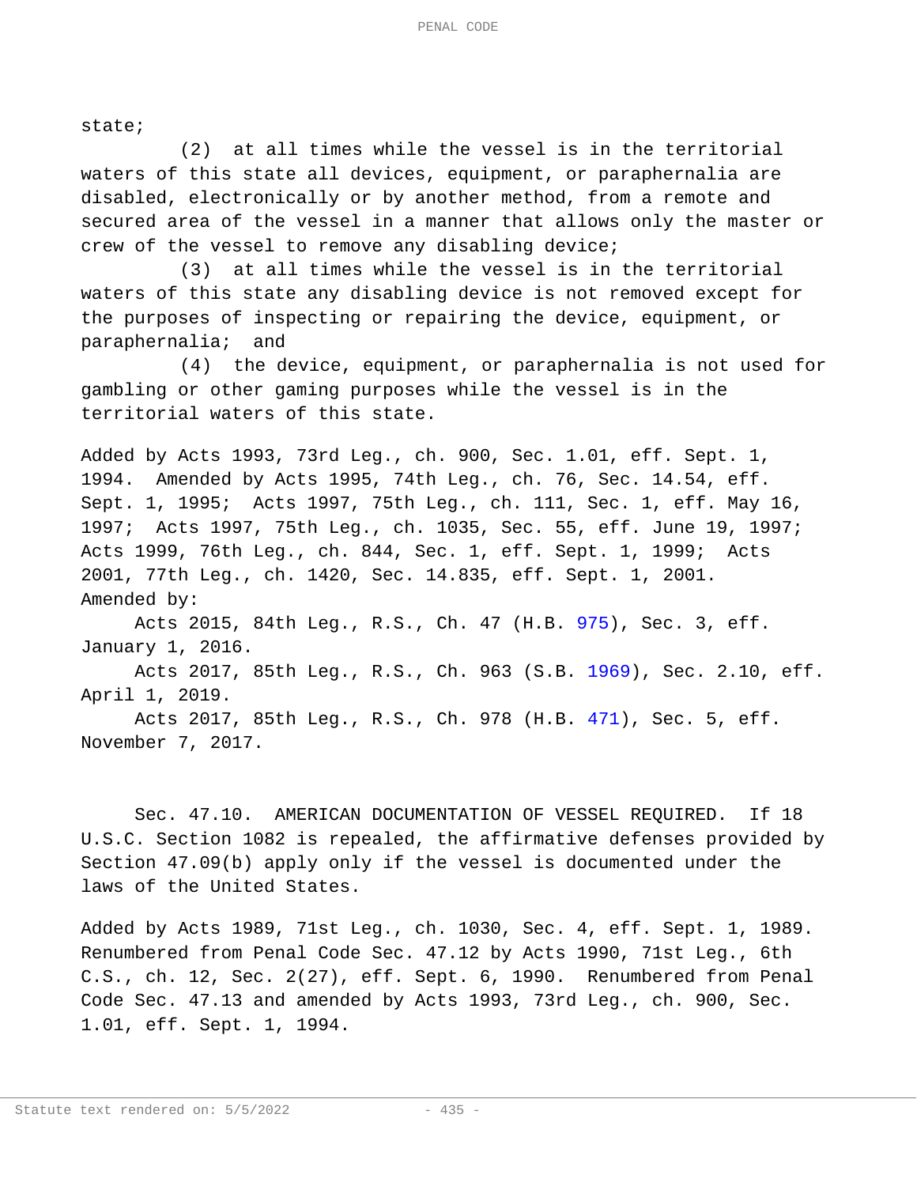state;

(2) at all times while the vessel is in the territorial waters of this state all devices, equipment, or paraphernalia are disabled, electronically or by another method, from a remote and secured area of the vessel in a manner that allows only the master or crew of the vessel to remove any disabling device;

(3) at all times while the vessel is in the territorial waters of this state any disabling device is not removed except for the purposes of inspecting or repairing the device, equipment, or paraphernalia; and

(4) the device, equipment, or paraphernalia is not used for gambling or other gaming purposes while the vessel is in the territorial waters of this state.

Added by Acts 1993, 73rd Leg., ch. 900, Sec. 1.01, eff. Sept. 1, 1994. Amended by Acts 1995, 74th Leg., ch. 76, Sec. 14.54, eff. Sept. 1, 1995; Acts 1997, 75th Leg., ch. 111, Sec. 1, eff. May 16, 1997; Acts 1997, 75th Leg., ch. 1035, Sec. 55, eff. June 19, 1997; Acts 1999, 76th Leg., ch. 844, Sec. 1, eff. Sept. 1, 1999; Acts 2001, 77th Leg., ch. 1420, Sec. 14.835, eff. Sept. 1, 2001.
Amended by:

Acts 2015, 84th Leg., R.S., Ch. 47 (H.B. 975), Sec. 3, eff. January 1, 2016.

Acts 2017, 85th Leg., R.S., Ch. 963 (S.B. 1969), Sec. 2.10, eff. April 1, 2019.

Acts 2017, 85th Leg., R.S., Ch. 978 (H.B. 471), Sec. 5, eff. November 7, 2017.

Sec. 47.10. AMERICAN DOCUMENTATION OF VESSEL REQUIRED. If 18 U.S.C. Section 1082 is repealed, the affirmative defenses provided by Section 47.09(b) apply only if the vessel is documented under the laws of the United States.

Added by Acts 1989, 71st Leg., ch. 1030, Sec. 4, eff. Sept. 1, 1989. Renumbered from Penal Code Sec. 47.12 by Acts 1990, 71st Leg., 6th C.S., ch. 12, Sec. 2(27), eff. Sept. 6, 1990. Renumbered from Penal Code Sec. 47.13 and amended by Acts 1993, 73rd Leg., ch. 900, Sec. 1.01, eff. Sept. 1, 1994.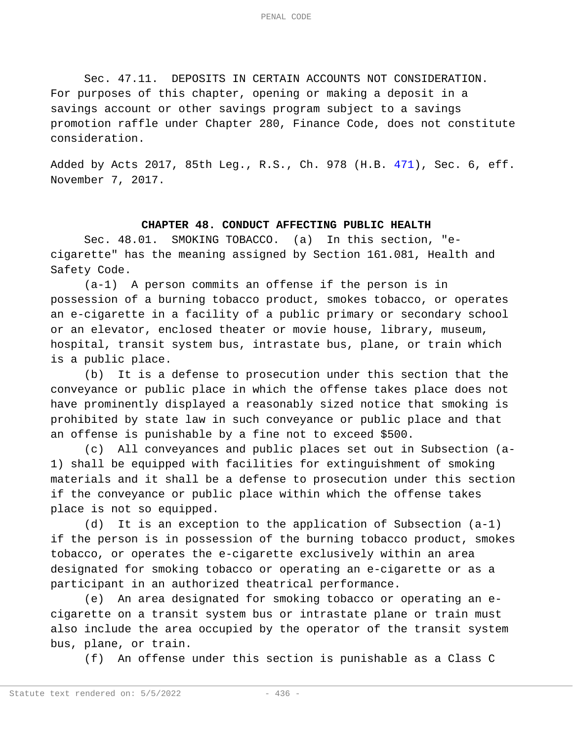Sec. 47.11. DEPOSITS IN CERTAIN ACCOUNTS NOT CONSIDERATION. For purposes of this chapter, opening or making a deposit in a savings account or other savings program subject to a savings promotion raffle under Chapter 280, Finance Code, does not constitute consideration.

Added by Acts 2017, 85th Leg., R.S., Ch. 978 (H.B. 471), Sec. 6, eff. November 7, 2017.

## CHAPTER 48. CONDUCT AFFECTING PUBLIC HEALTH

Sec. 48.01. SMOKING TOBACCO. (a) In this section, "e-cigarette" has the meaning assigned by Section 161.081, Health and Safety Code.

(a-1) A person commits an offense if the person is in possession of a burning tobacco product, smokes tobacco, or operates an e-cigarette in a facility of a public primary or secondary school or an elevator, enclosed theater or movie house, library, museum, hospital, transit system bus, intrastate bus, plane, or train which is a public place.

(b) It is a defense to prosecution under this section that the conveyance or public place in which the offense takes place does not have prominently displayed a reasonably sized notice that smoking is prohibited by state law in such conveyance or public place and that an offense is punishable by a fine not to exceed $500.

(c) All conveyances and public places set out in Subsection (a-1) shall be equipped with facilities for extinguishment of smoking materials and it shall be a defense to prosecution under this section if the conveyance or public place within which the offense takes place is not so equipped.

(d) It is an exception to the application of Subsection (a-1) if the person is in possession of the burning tobacco product, smokes tobacco, or operates the e-cigarette exclusively within an area designated for smoking tobacco or operating an e-cigarette or as a participant in an authorized theatrical performance.

(e) An area designated for smoking tobacco or operating an e-cigarette on a transit system bus or intrastate plane or train must also include the area occupied by the operator of the transit system bus, plane, or train.

(f) An offense under this section is punishable as a Class C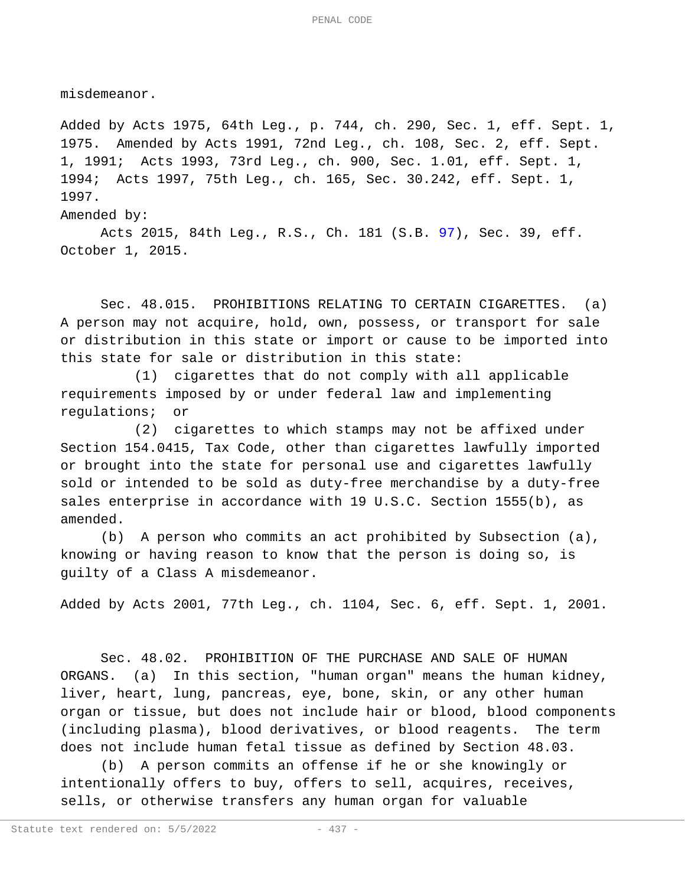misdemeanor.

Added by Acts 1975, 64th Leg., p. 744, ch. 290, Sec. 1, eff. Sept. 1, 1975. Amended by Acts 1991, 72nd Leg., ch. 108, Sec. 2, eff. Sept. 1, 1991; Acts 1993, 73rd Leg., ch. 900, Sec. 1.01, eff. Sept. 1, 1994; Acts 1997, 75th Leg., ch. 165, Sec. 30.242, eff. Sept. 1, 1997.

Amended by:

Acts 2015, 84th Leg., R.S., Ch. 181 (S.B. 97), Sec. 39, eff. October 1, 2015.

Sec. 48.015. PROHIBITIONS RELATING TO CERTAIN CIGARETTES. (a) A person may not acquire, hold, own, possess, or transport for sale or distribution in this state or import or cause to be imported into this state for sale or distribution in this state:

(1) cigarettes that do not comply with all applicable requirements imposed by or under federal law and implementing regulations; or

(2) cigarettes to which stamps may not be affixed under Section 154.0415, Tax Code, other than cigarettes lawfully imported or brought into the state for personal use and cigarettes lawfully sold or intended to be sold as duty-free merchandise by a duty-free sales enterprise in accordance with 19 U.S.C. Section 1555(b), as amended.

(b) A person who commits an act prohibited by Subsection (a), knowing or having reason to know that the person is doing so, is guilty of a Class A misdemeanor.

Added by Acts 2001, 77th Leg., ch. 1104, Sec. 6, eff. Sept. 1, 2001.

Sec. 48.02. PROHIBITION OF THE PURCHASE AND SALE OF HUMAN ORGANS. (a) In this section, "human organ" means the human kidney, liver, heart, lung, pancreas, eye, bone, skin, or any other human organ or tissue, but does not include hair or blood, blood components (including plasma), blood derivatives, or blood reagents. The term does not include human fetal tissue as defined by Section 48.03.

(b) A person commits an offense if he or she knowingly or intentionally offers to buy, offers to sell, acquires, receives, sells, or otherwise transfers any human organ for valuable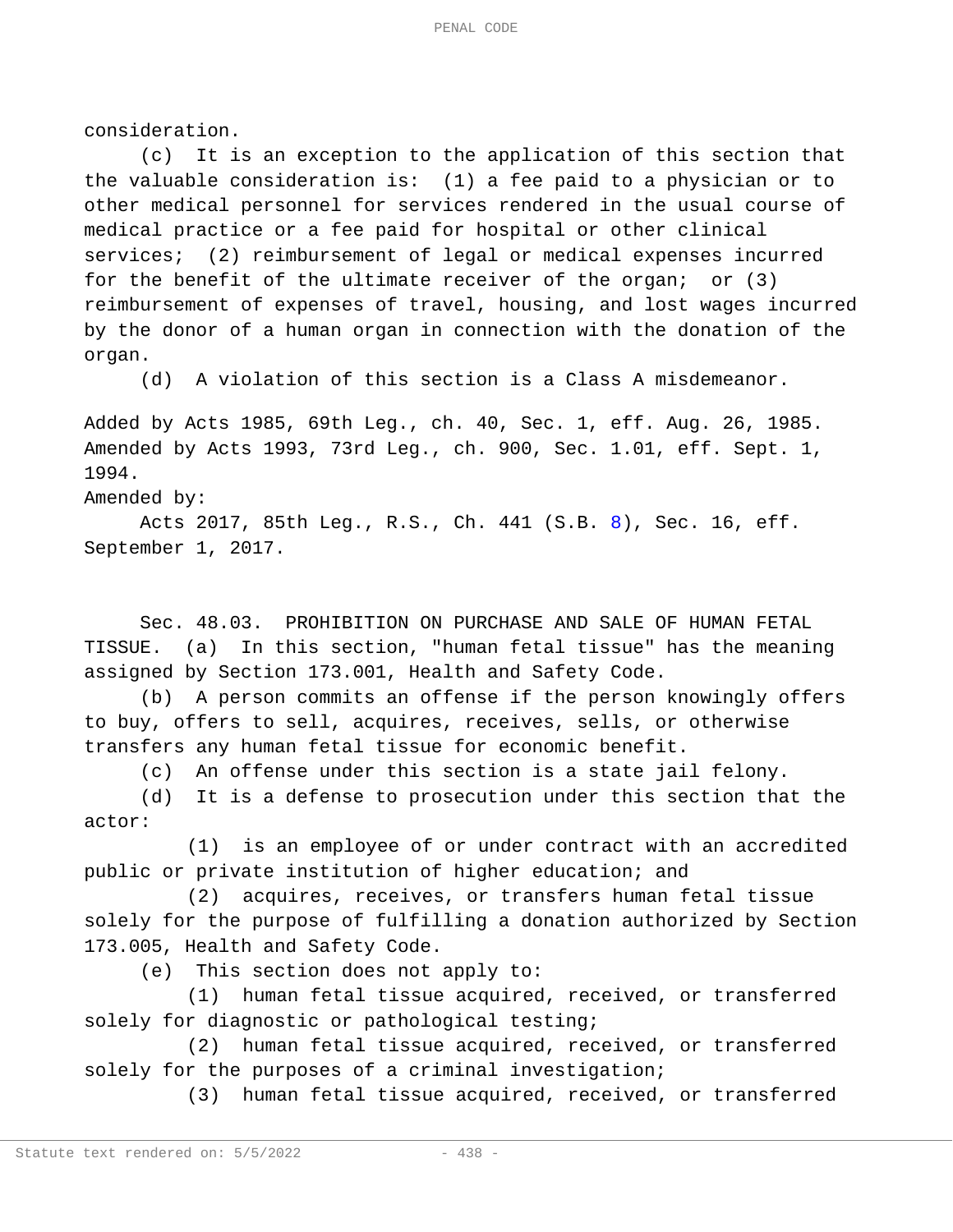consideration.

(c) It is an exception to the application of this section that the valuable consideration is: (1) a fee paid to a physician or to other medical personnel for services rendered in the usual course of medical practice or a fee paid for hospital or other clinical services; (2) reimbursement of legal or medical expenses incurred for the benefit of the ultimate receiver of the organ; or (3) reimbursement of expenses of travel, housing, and lost wages incurred by the donor of a human organ in connection with the donation of the organ.

(d) A violation of this section is a Class A misdemeanor.

Added by Acts 1985, 69th Leg., ch. 40, Sec. 1, eff. Aug. 26, 1985. Amended by Acts 1993, 73rd Leg., ch. 900, Sec. 1.01, eff. Sept. 1, 1994.

Amended by:

Acts 2017, 85th Leg., R.S., Ch. 441 (S.B. 8), Sec. 16, eff. September 1, 2017.

Sec. 48.03. PROHIBITION ON PURCHASE AND SALE OF HUMAN FETAL TISSUE. (a) In this section, "human fetal tissue" has the meaning assigned by Section 173.001, Health and Safety Code.

(b) A person commits an offense if the person knowingly offers to buy, offers to sell, acquires, receives, sells, or otherwise transfers any human fetal tissue for economic benefit.

(c) An offense under this section is a state jail felony.

(d) It is a defense to prosecution under this section that the actor:

(1) is an employee of or under contract with an accredited public or private institution of higher education; and

(2) acquires, receives, or transfers human fetal tissue solely for the purpose of fulfilling a donation authorized by Section 173.005, Health and Safety Code.

(e) This section does not apply to:

(1) human fetal tissue acquired, received, or transferred solely for diagnostic or pathological testing;

(2) human fetal tissue acquired, received, or transferred solely for the purposes of a criminal investigation;

(3) human fetal tissue acquired, received, or transferred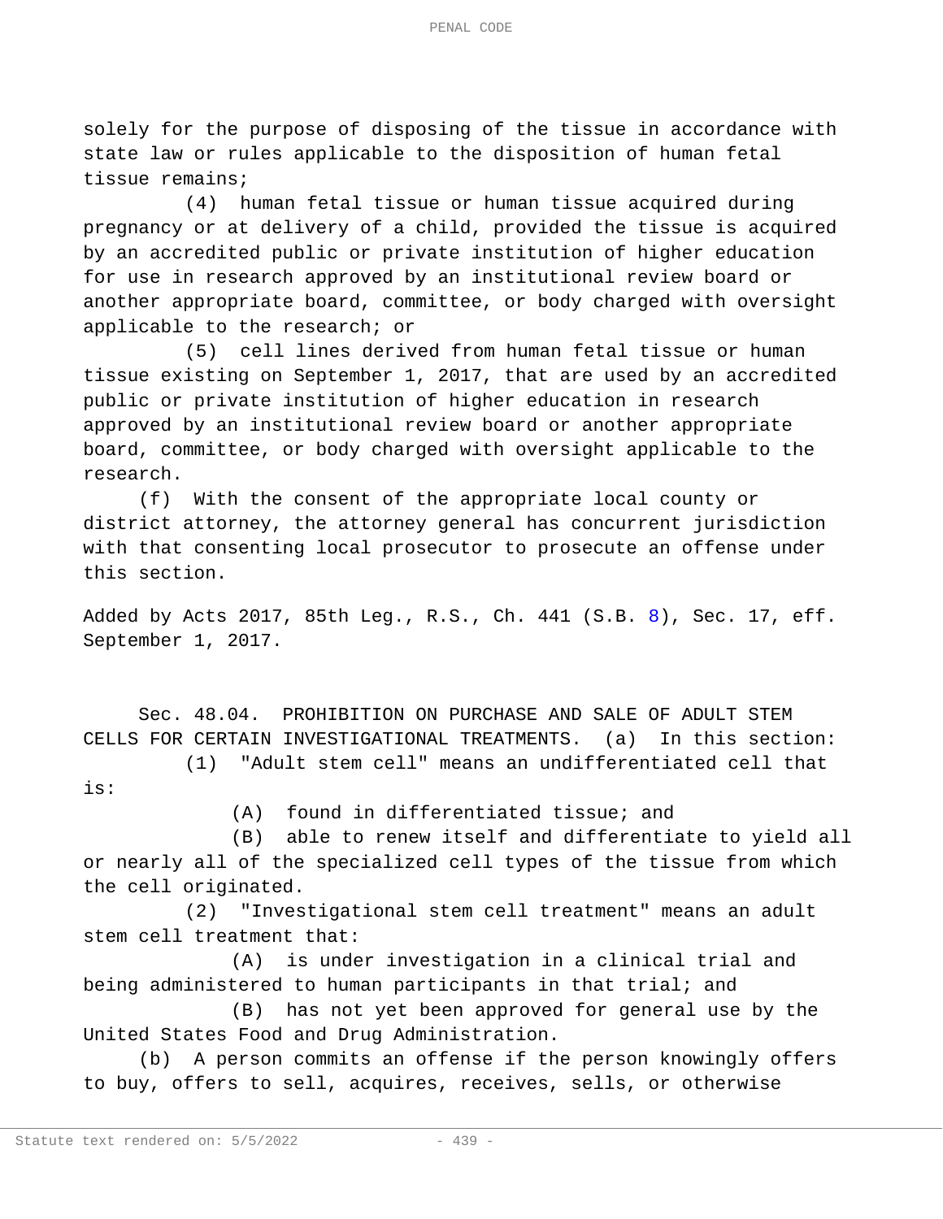solely for the purpose of disposing of the tissue in accordance with state law or rules applicable to the disposition of human fetal tissue remains;

(4) human fetal tissue or human tissue acquired during pregnancy or at delivery of a child, provided the tissue is acquired by an accredited public or private institution of higher education for use in research approved by an institutional review board or another appropriate board, committee, or body charged with oversight applicable to the research; or

(5) cell lines derived from human fetal tissue or human tissue existing on September 1, 2017, that are used by an accredited public or private institution of higher education in research approved by an institutional review board or another appropriate board, committee, or body charged with oversight applicable to the research.

(f) With the consent of the appropriate local county or district attorney, the attorney general has concurrent jurisdiction with that consenting local prosecutor to prosecute an offense under this section.

Added by Acts 2017, 85th Leg., R.S., Ch. 441 (S.B. 8), Sec. 17, eff. September 1, 2017.

Sec. 48.04. PROHIBITION ON PURCHASE AND SALE OF ADULT STEM CELLS FOR CERTAIN INVESTIGATIONAL TREATMENTS. (a) In this section:

(1) "Adult stem cell" means an undifferentiated cell that is:

(A) found in differentiated tissue; and

(B) able to renew itself and differentiate to yield all or nearly all of the specialized cell types of the tissue from which the cell originated.

(2) "Investigational stem cell treatment" means an adult stem cell treatment that:

(A) is under investigation in a clinical trial and being administered to human participants in that trial; and

(B) has not yet been approved for general use by the United States Food and Drug Administration.

(b) A person commits an offense if the person knowingly offers to buy, offers to sell, acquires, receives, sells, or otherwise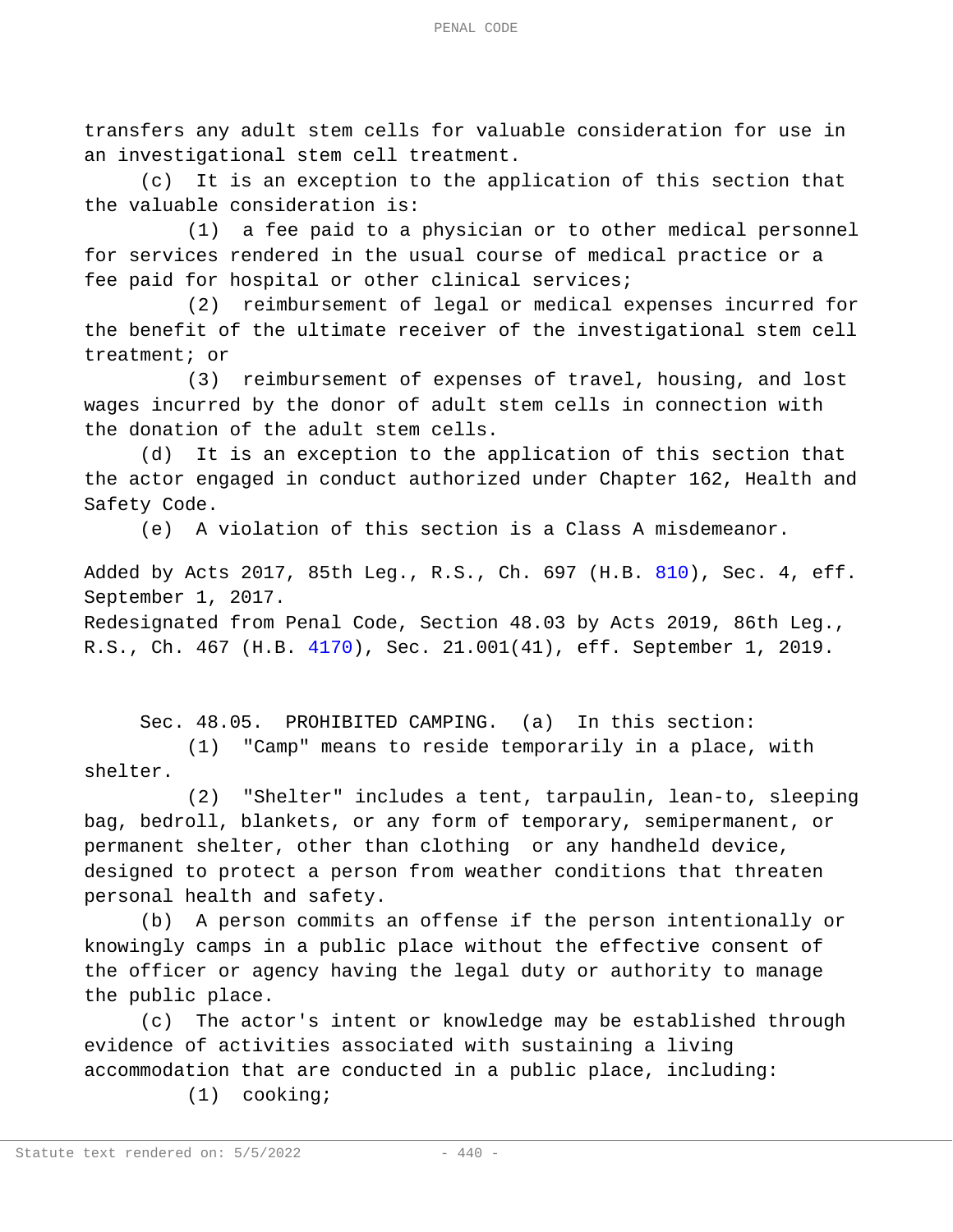transfers any adult stem cells for valuable consideration for use in an investigational stem cell treatment.

(c) It is an exception to the application of this section that the valuable consideration is:

(1) a fee paid to a physician or to other medical personnel for services rendered in the usual course of medical practice or a fee paid for hospital or other clinical services;

(2) reimbursement of legal or medical expenses incurred for the benefit of the ultimate receiver of the investigational stem cell treatment; or

(3) reimbursement of expenses of travel, housing, and lost wages incurred by the donor of adult stem cells in connection with the donation of the adult stem cells.

(d) It is an exception to the application of this section that the actor engaged in conduct authorized under Chapter 162, Health and Safety Code.

(e) A violation of this section is a Class A misdemeanor.

Added by Acts 2017, 85th Leg., R.S., Ch. 697 (H.B. 810), Sec. 4, eff. September 1, 2017.
Redesignated from Penal Code, Section 48.03 by Acts 2019, 86th Leg., R.S., Ch. 467 (H.B. 4170), Sec. 21.001(41), eff. September 1, 2019.

Sec. 48.05. PROHIBITED CAMPING. (a) In this section:

(1) "Camp" means to reside temporarily in a place, with shelter.

(2) "Shelter" includes a tent, tarpaulin, lean-to, sleeping bag, bedroll, blankets, or any form of temporary, semipermanent, or permanent shelter, other than clothing or any handheld device, designed to protect a person from weather conditions that threaten personal health and safety.

(b) A person commits an offense if the person intentionally or knowingly camps in a public place without the effective consent of the officer or agency having the legal duty or authority to manage the public place.

(c) The actor's intent or knowledge may be established through evidence of activities associated with sustaining a living accommodation that are conducted in a public place, including:

(1) cooking;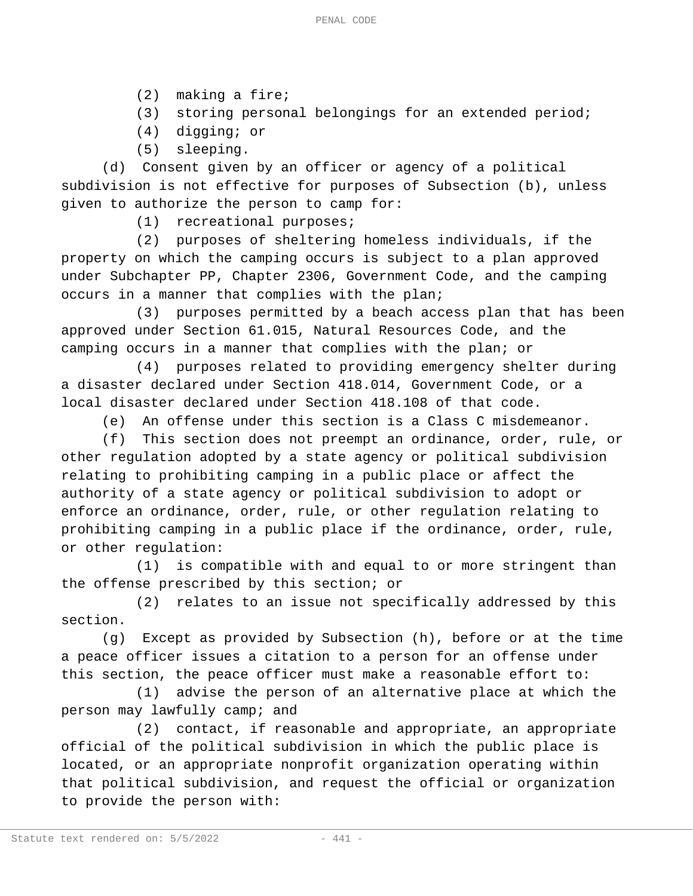(2) making a fire;

(3) storing personal belongings for an extended period;

(4) digging; or

(5) sleeping.

(d) Consent given by an officer or agency of a political subdivision is not effective for purposes of Subsection (b), unless given to authorize the person to camp for:

(1) recreational purposes;

(2) purposes of sheltering homeless individuals, if the property on which the camping occurs is subject to a plan approved under Subchapter PP, Chapter 2306, Government Code, and the camping occurs in a manner that complies with the plan;

(3) purposes permitted by a beach access plan that has been approved under Section 61.015, Natural Resources Code, and the camping occurs in a manner that complies with the plan; or

(4) purposes related to providing emergency shelter during a disaster declared under Section 418.014, Government Code, or a local disaster declared under Section 418.108 of that code.

(e) An offense under this section is a Class C misdemeanor.

(f) This section does not preempt an ordinance, order, rule, or other regulation adopted by a state agency or political subdivision relating to prohibiting camping in a public place or affect the authority of a state agency or political subdivision to adopt or enforce an ordinance, order, rule, or other regulation relating to prohibiting camping in a public place if the ordinance, order, rule, or other regulation:

(1) is compatible with and equal to or more stringent than the offense prescribed by this section; or

(2) relates to an issue not specifically addressed by this section.

(g) Except as provided by Subsection (h), before or at the time a peace officer issues a citation to a person for an offense under this section, the peace officer must make a reasonable effort to:

(1) advise the person of an alternative place at which the person may lawfully camp; and

(2) contact, if reasonable and appropriate, an appropriate official of the political subdivision in which the public place is located, or an appropriate nonprofit organization operating within that political subdivision, and request the official or organization to provide the person with: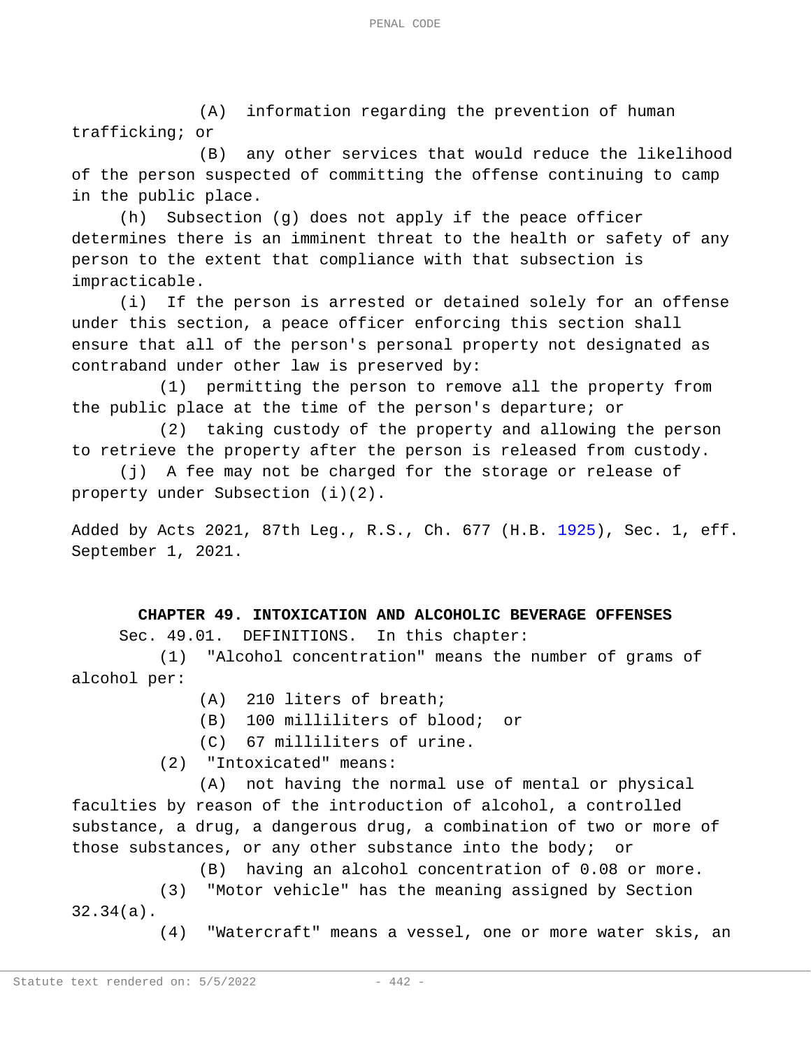(A) information regarding the prevention of human trafficking; or

(B) any other services that would reduce the likelihood of the person suspected of committing the offense continuing to camp in the public place.

(h) Subsection (g) does not apply if the peace officer determines there is an imminent threat to the health or safety of any person to the extent that compliance with that subsection is impracticable.

(i) If the person is arrested or detained solely for an offense under this section, a peace officer enforcing this section shall ensure that all of the person's personal property not designated as contraband under other law is preserved by:

(1) permitting the person to remove all the property from the public place at the time of the person's departure; or

(2) taking custody of the property and allowing the person to retrieve the property after the person is released from custody.

(j) A fee may not be charged for the storage or release of property under Subsection (i)(2).

Added by Acts 2021, 87th Leg., R.S., Ch. 677 (H.B. 1925), Sec. 1, eff. September 1, 2021.

## CHAPTER 49. INTOXICATION AND ALCOHOLIC BEVERAGE OFFENSES

Sec. 49.01. DEFINITIONS. In this chapter:

(1) "Alcohol concentration" means the number of grams of alcohol per:

(A) 210 liters of breath;

(B) 100 milliliters of blood; or

(C) 67 milliliters of urine.

(2) "Intoxicated" means:

(A) not having the normal use of mental or physical faculties by reason of the introduction of alcohol, a controlled substance, a drug, a dangerous drug, a combination of two or more of those substances, or any other substance into the body; or

(B) having an alcohol concentration of 0.08 or more.

(3) "Motor vehicle" has the meaning assigned by Section 32.34(a).

(4) "Watercraft" means a vessel, one or more water skis, an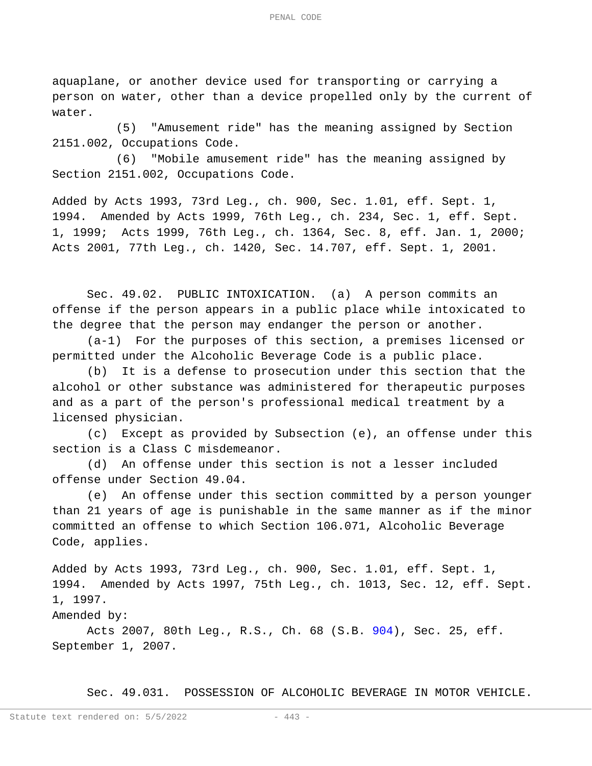aquaplane, or another device used for transporting or carrying a person on water, other than a device propelled only by the current of water.

(5) "Amusement ride" has the meaning assigned by Section 2151.002, Occupations Code.

(6) "Mobile amusement ride" has the meaning assigned by Section 2151.002, Occupations Code.

Added by Acts 1993, 73rd Leg., ch. 900, Sec. 1.01, eff. Sept. 1, 1994. Amended by Acts 1999, 76th Leg., ch. 234, Sec. 1, eff. Sept. 1, 1999; Acts 1999, 76th Leg., ch. 1364, Sec. 8, eff. Jan. 1, 2000; Acts 2001, 77th Leg., ch. 1420, Sec. 14.707, eff. Sept. 1, 2001.

Sec. 49.02. PUBLIC INTOXICATION. (a) A person commits an offense if the person appears in a public place while intoxicated to the degree that the person may endanger the person or another.

(a-1) For the purposes of this section, a premises licensed or permitted under the Alcoholic Beverage Code is a public place.

(b) It is a defense to prosecution under this section that the alcohol or other substance was administered for therapeutic purposes and as a part of the person's professional medical treatment by a licensed physician.

(c) Except as provided by Subsection (e), an offense under this section is a Class C misdemeanor.

(d) An offense under this section is not a lesser included offense under Section 49.04.

(e) An offense under this section committed by a person younger than 21 years of age is punishable in the same manner as if the minor committed an offense to which Section 106.071, Alcoholic Beverage Code, applies.

Added by Acts 1993, 73rd Leg., ch. 900, Sec. 1.01, eff. Sept. 1, 1994. Amended by Acts 1997, 75th Leg., ch. 1013, Sec. 12, eff. Sept. 1, 1997.

Amended by:

Acts 2007, 80th Leg., R.S., Ch. 68 (S.B. 904), Sec. 25, eff. September 1, 2007.

Sec. 49.031. POSSESSION OF ALCOHOLIC BEVERAGE IN MOTOR VEHICLE.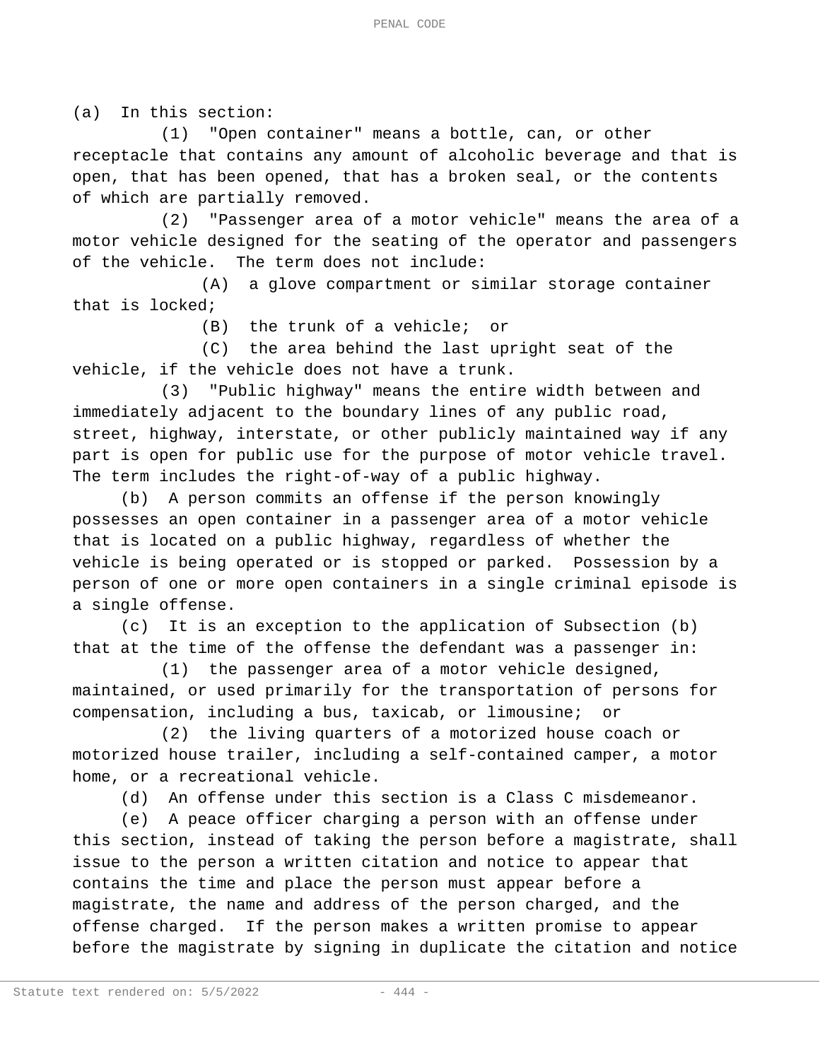(a) In this section:

(1) "Open container" means a bottle, can, or other receptacle that contains any amount of alcoholic beverage and that is open, that has been opened, that has a broken seal, or the contents of which are partially removed.

(2) "Passenger area of a motor vehicle" means the area of a motor vehicle designed for the seating of the operator and passengers of the vehicle. The term does not include:

(A) a glove compartment or similar storage container that is locked;

(B) the trunk of a vehicle; or

(C) the area behind the last upright seat of the vehicle, if the vehicle does not have a trunk.

(3) "Public highway" means the entire width between and immediately adjacent to the boundary lines of any public road, street, highway, interstate, or other publicly maintained way if any part is open for public use for the purpose of motor vehicle travel. The term includes the right-of-way of a public highway.

(b) A person commits an offense if the person knowingly possesses an open container in a passenger area of a motor vehicle that is located on a public highway, regardless of whether the vehicle is being operated or is stopped or parked. Possession by a person of one or more open containers in a single criminal episode is a single offense.

(c) It is an exception to the application of Subsection (b) that at the time of the offense the defendant was a passenger in:

(1) the passenger area of a motor vehicle designed, maintained, or used primarily for the transportation of persons for compensation, including a bus, taxicab, or limousine; or

(2) the living quarters of a motorized house coach or motorized house trailer, including a self-contained camper, a motor home, or a recreational vehicle.

(d) An offense under this section is a Class C misdemeanor.

(e) A peace officer charging a person with an offense under this section, instead of taking the person before a magistrate, shall issue to the person a written citation and notice to appear that contains the time and place the person must appear before a magistrate, the name and address of the person charged, and the offense charged. If the person makes a written promise to appear before the magistrate by signing in duplicate the citation and notice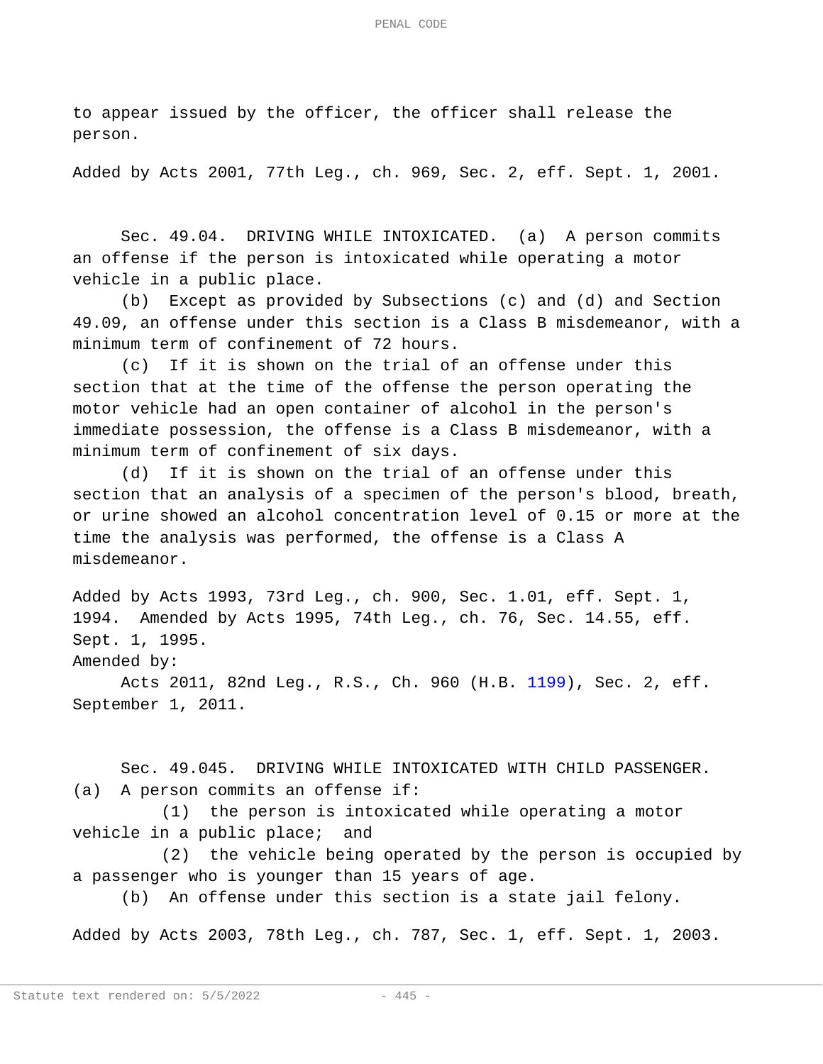to appear issued by the officer, the officer shall release the person.

Added by Acts 2001, 77th Leg., ch. 969, Sec. 2, eff. Sept. 1, 2001.

Sec. 49.04. DRIVING WHILE INTOXICATED. (a) A person commits an offense if the person is intoxicated while operating a motor vehicle in a public place.

(b) Except as provided by Subsections (c) and (d) and Section 49.09, an offense under this section is a Class B misdemeanor, with a minimum term of confinement of 72 hours.

(c) If it is shown on the trial of an offense under this section that at the time of the offense the person operating the motor vehicle had an open container of alcohol in the person's immediate possession, the offense is a Class B misdemeanor, with a minimum term of confinement of six days.

(d) If it is shown on the trial of an offense under this section that an analysis of a specimen of the person's blood, breath, or urine showed an alcohol concentration level of 0.15 or more at the time the analysis was performed, the offense is a Class A misdemeanor.

Added by Acts 1993, 73rd Leg., ch. 900, Sec. 1.01, eff. Sept. 1, 1994. Amended by Acts 1995, 74th Leg., ch. 76, Sec. 14.55, eff. Sept. 1, 1995.

Amended by:

Acts 2011, 82nd Leg., R.S., Ch. 960 (H.B. 1199), Sec. 2, eff. September 1, 2011.

Sec. 49.045. DRIVING WHILE INTOXICATED WITH CHILD PASSENGER.

(a) A person commits an offense if:

(1) the person is intoxicated while operating a motor vehicle in a public place; and

(2) the vehicle being operated by the person is occupied by a passenger who is younger than 15 years of age.

(b) An offense under this section is a state jail felony.

Added by Acts 2003, 78th Leg., ch. 787, Sec. 1, eff. Sept. 1, 2003.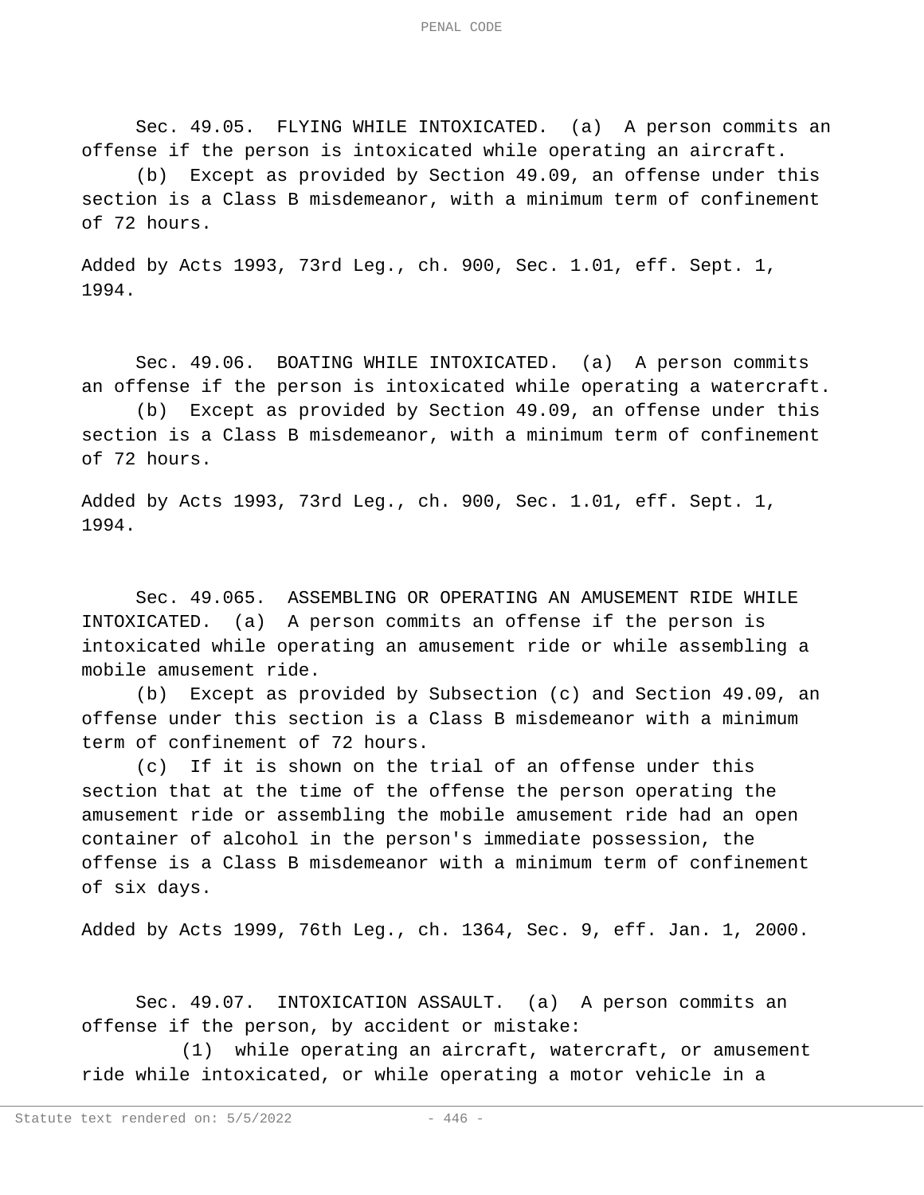Sec. 49.05. FLYING WHILE INTOXICATED. (a) A person commits an offense if the person is intoxicated while operating an aircraft.

(b) Except as provided by Section 49.09, an offense under this section is a Class B misdemeanor, with a minimum term of confinement of 72 hours.

Added by Acts 1993, 73rd Leg., ch. 900, Sec. 1.01, eff. Sept. 1, 1994.

Sec. 49.06. BOATING WHILE INTOXICATED. (a) A person commits an offense if the person is intoxicated while operating a watercraft.

(b) Except as provided by Section 49.09, an offense under this section is a Class B misdemeanor, with a minimum term of confinement of 72 hours.

Added by Acts 1993, 73rd Leg., ch. 900, Sec. 1.01, eff. Sept. 1, 1994.

Sec. 49.065. ASSEMBLING OR OPERATING AN AMUSEMENT RIDE WHILE INTOXICATED. (a) A person commits an offense if the person is intoxicated while operating an amusement ride or while assembling a mobile amusement ride.

(b) Except as provided by Subsection (c) and Section 49.09, an offense under this section is a Class B misdemeanor with a minimum term of confinement of 72 hours.

(c) If it is shown on the trial of an offense under this section that at the time of the offense the person operating the amusement ride or assembling the mobile amusement ride had an open container of alcohol in the person's immediate possession, the offense is a Class B misdemeanor with a minimum term of confinement of six days.

Added by Acts 1999, 76th Leg., ch. 1364, Sec. 9, eff. Jan. 1, 2000.

Sec. 49.07. INTOXICATION ASSAULT. (a) A person commits an offense if the person, by accident or mistake:

(1) while operating an aircraft, watercraft, or amusement ride while intoxicated, or while operating a motor vehicle in a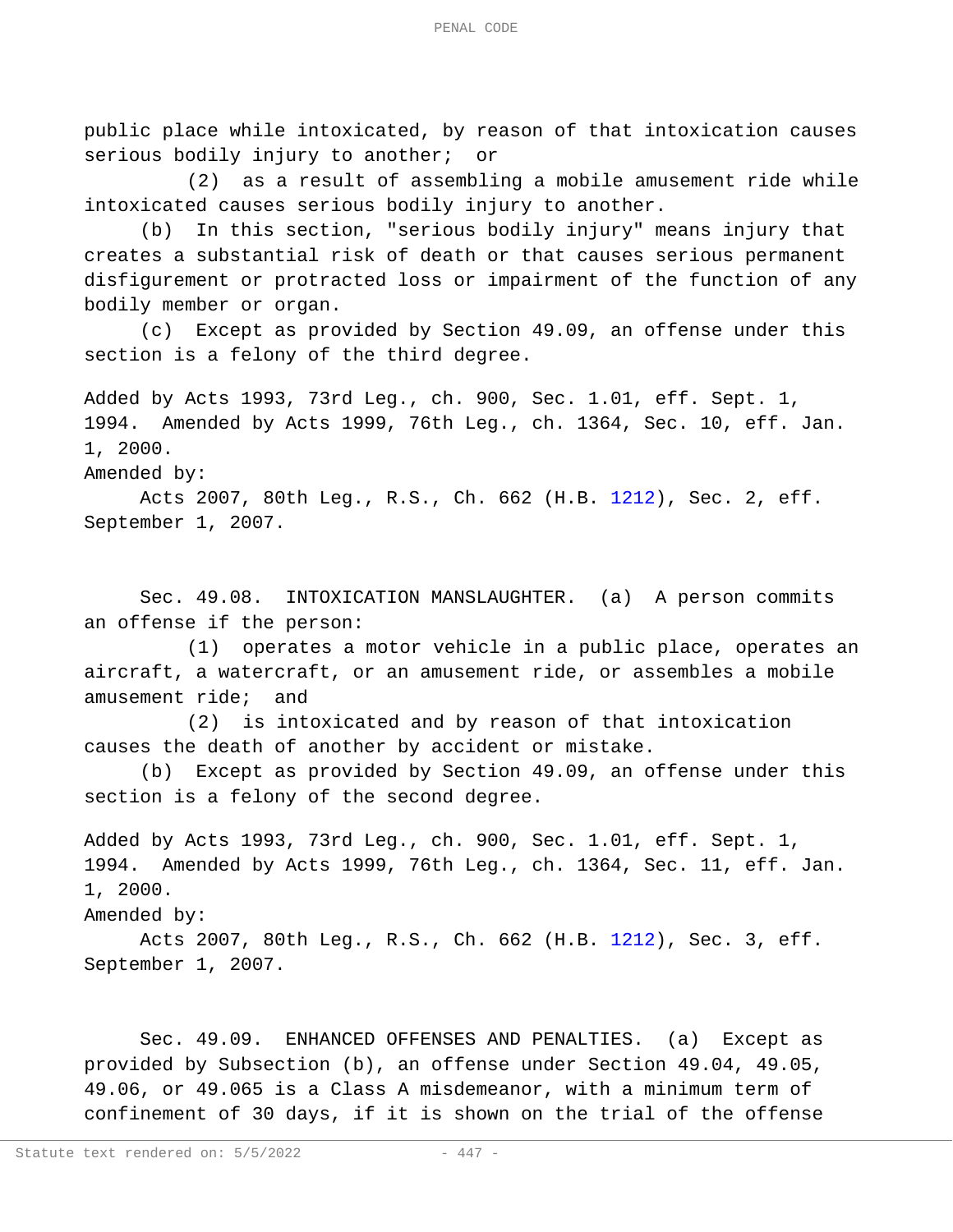public place while intoxicated, by reason of that intoxication causes serious bodily injury to another; or

(2) as a result of assembling a mobile amusement ride while intoxicated causes serious bodily injury to another.

(b) In this section, "serious bodily injury" means injury that creates a substantial risk of death or that causes serious permanent disfigurement or protracted loss or impairment of the function of any bodily member or organ.

(c) Except as provided by Section 49.09, an offense under this section is a felony of the third degree.

Added by Acts 1993, 73rd Leg., ch. 900, Sec. 1.01, eff. Sept. 1, 1994. Amended by Acts 1999, 76th Leg., ch. 1364, Sec. 10, eff. Jan. 1, 2000.

Amended by:

Acts 2007, 80th Leg., R.S., Ch. 662 (H.B. 1212), Sec. 2, eff. September 1, 2007.

Sec. 49.08. INTOXICATION MANSLAUGHTER. (a) A person commits an offense if the person:

(1) operates a motor vehicle in a public place, operates an aircraft, a watercraft, or an amusement ride, or assembles a mobile amusement ride; and

(2) is intoxicated and by reason of that intoxication causes the death of another by accident or mistake.

(b) Except as provided by Section 49.09, an offense under this section is a felony of the second degree.

Added by Acts 1993, 73rd Leg., ch. 900, Sec. 1.01, eff. Sept. 1, 1994. Amended by Acts 1999, 76th Leg., ch. 1364, Sec. 11, eff. Jan. 1, 2000.

Amended by:

Acts 2007, 80th Leg., R.S., Ch. 662 (H.B. 1212), Sec. 3, eff. September 1, 2007.

Sec. 49.09. ENHANCED OFFENSES AND PENALTIES. (a) Except as provided by Subsection (b), an offense under Section 49.04, 49.05, 49.06, or 49.065 is a Class A misdemeanor, with a minimum term of confinement of 30 days, if it is shown on the trial of the offense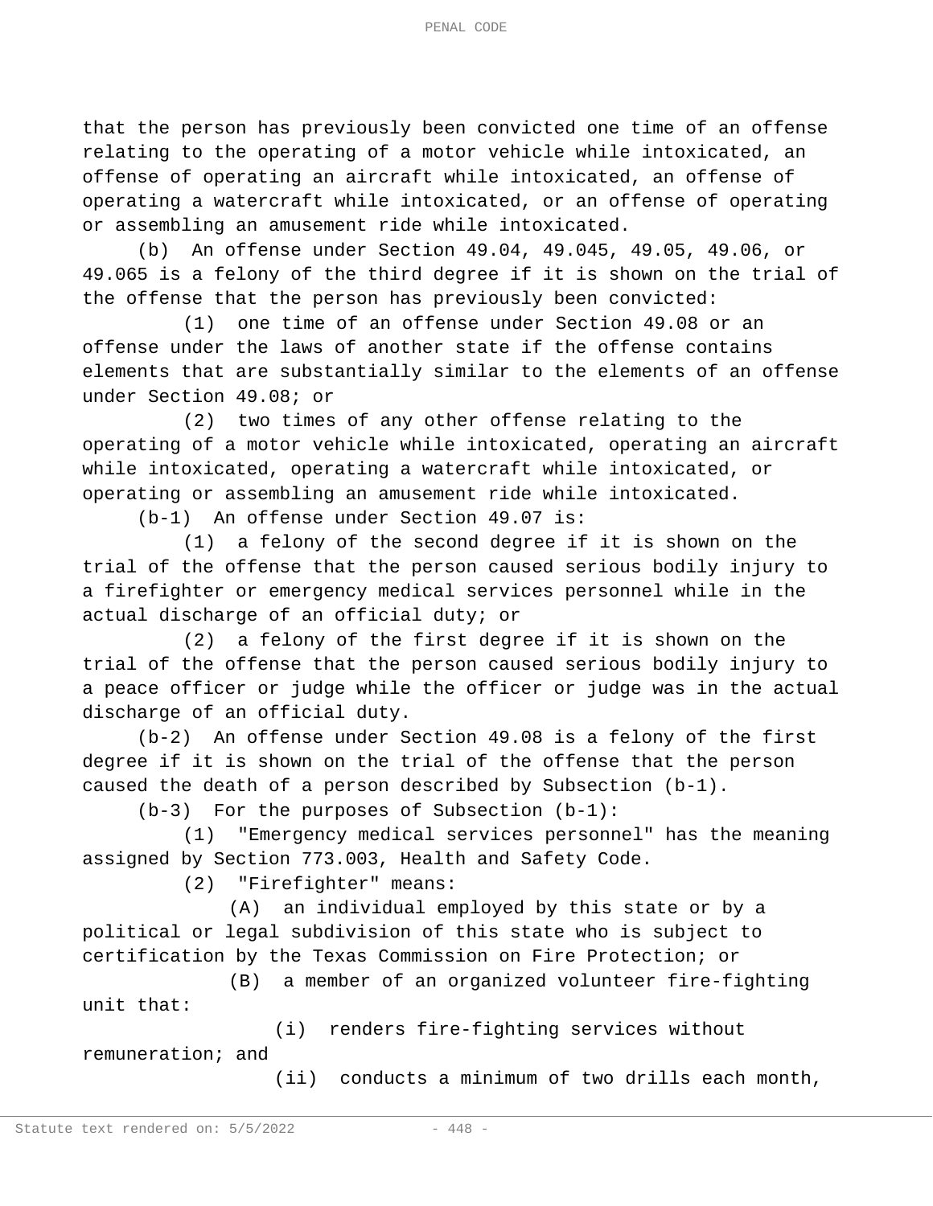that the person has previously been convicted one time of an offense relating to the operating of a motor vehicle while intoxicated, an offense of operating an aircraft while intoxicated, an offense of operating a watercraft while intoxicated, or an offense of operating or assembling an amusement ride while intoxicated.

(b) An offense under Section 49.04, 49.045, 49.05, 49.06, or 49.065 is a felony of the third degree if it is shown on the trial of the offense that the person has previously been convicted:

(1) one time of an offense under Section 49.08 or an offense under the laws of another state if the offense contains elements that are substantially similar to the elements of an offense under Section 49.08; or

(2) two times of any other offense relating to the operating of a motor vehicle while intoxicated, operating an aircraft while intoxicated, operating a watercraft while intoxicated, or operating or assembling an amusement ride while intoxicated.

(b-1) An offense under Section 49.07 is:

(1) a felony of the second degree if it is shown on the trial of the offense that the person caused serious bodily injury to a firefighter or emergency medical services personnel while in the actual discharge of an official duty; or

(2) a felony of the first degree if it is shown on the trial of the offense that the person caused serious bodily injury to a peace officer or judge while the officer or judge was in the actual discharge of an official duty.

(b-2) An offense under Section 49.08 is a felony of the first degree if it is shown on the trial of the offense that the person caused the death of a person described by Subsection (b-1).

(b-3) For the purposes of Subsection (b-1):

(1) "Emergency medical services personnel" has the meaning assigned by Section 773.003, Health and Safety Code.

(2) "Firefighter" means:

(A) an individual employed by this state or by a political or legal subdivision of this state who is subject to certification by the Texas Commission on Fire Protection; or

(B) a member of an organized volunteer fire-fighting unit that:

(i) renders fire-fighting services without remuneration; and

(ii) conducts a minimum of two drills each month,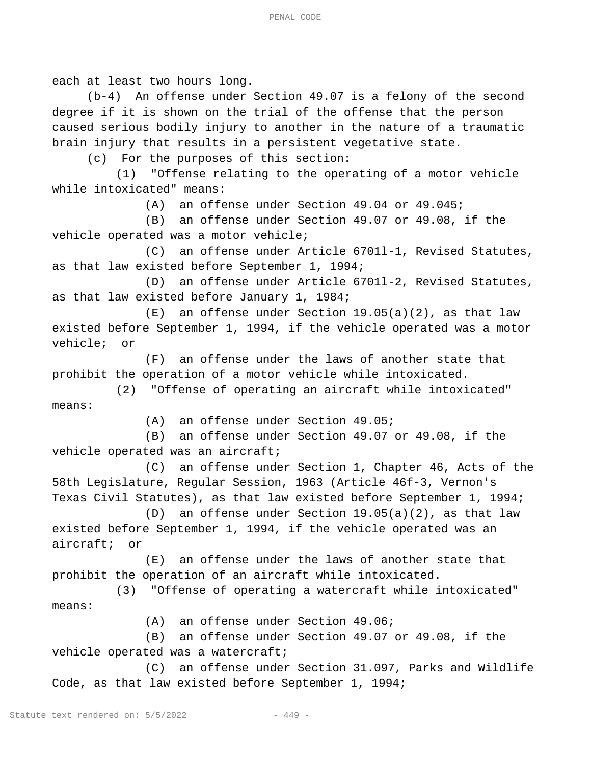each at least two hours long.

(b-4) An offense under Section 49.07 is a felony of the second degree if it is shown on the trial of the offense that the person caused serious bodily injury to another in the nature of a traumatic brain injury that results in a persistent vegetative state.

(c) For the purposes of this section:

(1) "Offense relating to the operating of a motor vehicle while intoxicated" means:

(A) an offense under Section 49.04 or 49.045;

(B) an offense under Section 49.07 or 49.08, if the vehicle operated was a motor vehicle;

(C) an offense under Article 6701l-1, Revised Statutes, as that law existed before September 1, 1994;

(D) an offense under Article 6701l-2, Revised Statutes, as that law existed before January 1, 1984;

(E) an offense under Section 19.05(a)(2), as that law existed before September 1, 1994, if the vehicle operated was a motor vehicle; or

(F) an offense under the laws of another state that prohibit the operation of a motor vehicle while intoxicated.

(2) "Offense of operating an aircraft while intoxicated" means:

(A) an offense under Section 49.05;

(B) an offense under Section 49.07 or 49.08, if the vehicle operated was an aircraft;

(C) an offense under Section 1, Chapter 46, Acts of the 58th Legislature, Regular Session, 1963 (Article 46f-3, Vernon's Texas Civil Statutes), as that law existed before September 1, 1994;

(D) an offense under Section 19.05(a)(2), as that law existed before September 1, 1994, if the vehicle operated was an aircraft; or

(E) an offense under the laws of another state that prohibit the operation of an aircraft while intoxicated.

(3) "Offense of operating a watercraft while intoxicated" means:

(A) an offense under Section 49.06;

(B) an offense under Section 49.07 or 49.08, if the vehicle operated was a watercraft;

(C) an offense under Section 31.097, Parks and Wildlife Code, as that law existed before September 1, 1994;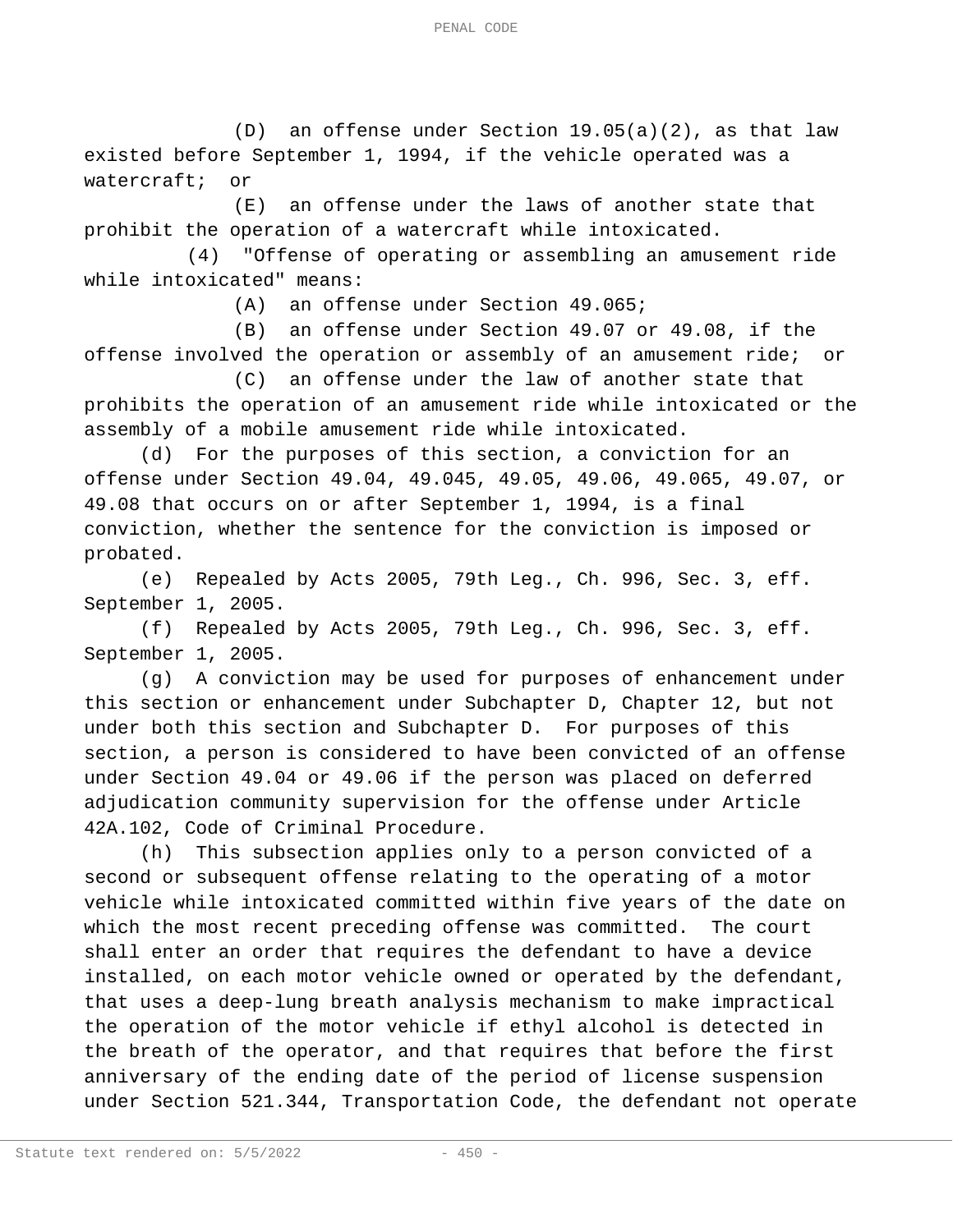(D) an offense under Section 19.05(a)(2), as that law existed before September 1, 1994, if the vehicle operated was a watercraft; or

(E) an offense under the laws of another state that prohibit the operation of a watercraft while intoxicated.

(4) "Offense of operating or assembling an amusement ride while intoxicated" means:

(A) an offense under Section 49.065;

(B) an offense under Section 49.07 or 49.08, if the offense involved the operation or assembly of an amusement ride; or

(C) an offense under the law of another state that prohibits the operation of an amusement ride while intoxicated or the assembly of a mobile amusement ride while intoxicated.

(d) For the purposes of this section, a conviction for an offense under Section 49.04, 49.045, 49.05, 49.06, 49.065, 49.07, or 49.08 that occurs on or after September 1, 1994, is a final conviction, whether the sentence for the conviction is imposed or probated.

(e) Repealed by Acts 2005, 79th Leg., Ch. 996, Sec. 3, eff. September 1, 2005.

(f) Repealed by Acts 2005, 79th Leg., Ch. 996, Sec. 3, eff. September 1, 2005.

(g) A conviction may be used for purposes of enhancement under this section or enhancement under Subchapter D, Chapter 12, but not under both this section and Subchapter D. For purposes of this section, a person is considered to have been convicted of an offense under Section 49.04 or 49.06 if the person was placed on deferred adjudication community supervision for the offense under Article 42A.102, Code of Criminal Procedure.

(h) This subsection applies only to a person convicted of a second or subsequent offense relating to the operating of a motor vehicle while intoxicated committed within five years of the date on which the most recent preceding offense was committed. The court shall enter an order that requires the defendant to have a device installed, on each motor vehicle owned or operated by the defendant, that uses a deep-lung breath analysis mechanism to make impractical the operation of the motor vehicle if ethyl alcohol is detected in the breath of the operator, and that requires that before the first anniversary of the ending date of the period of license suspension under Section 521.344, Transportation Code, the defendant not operate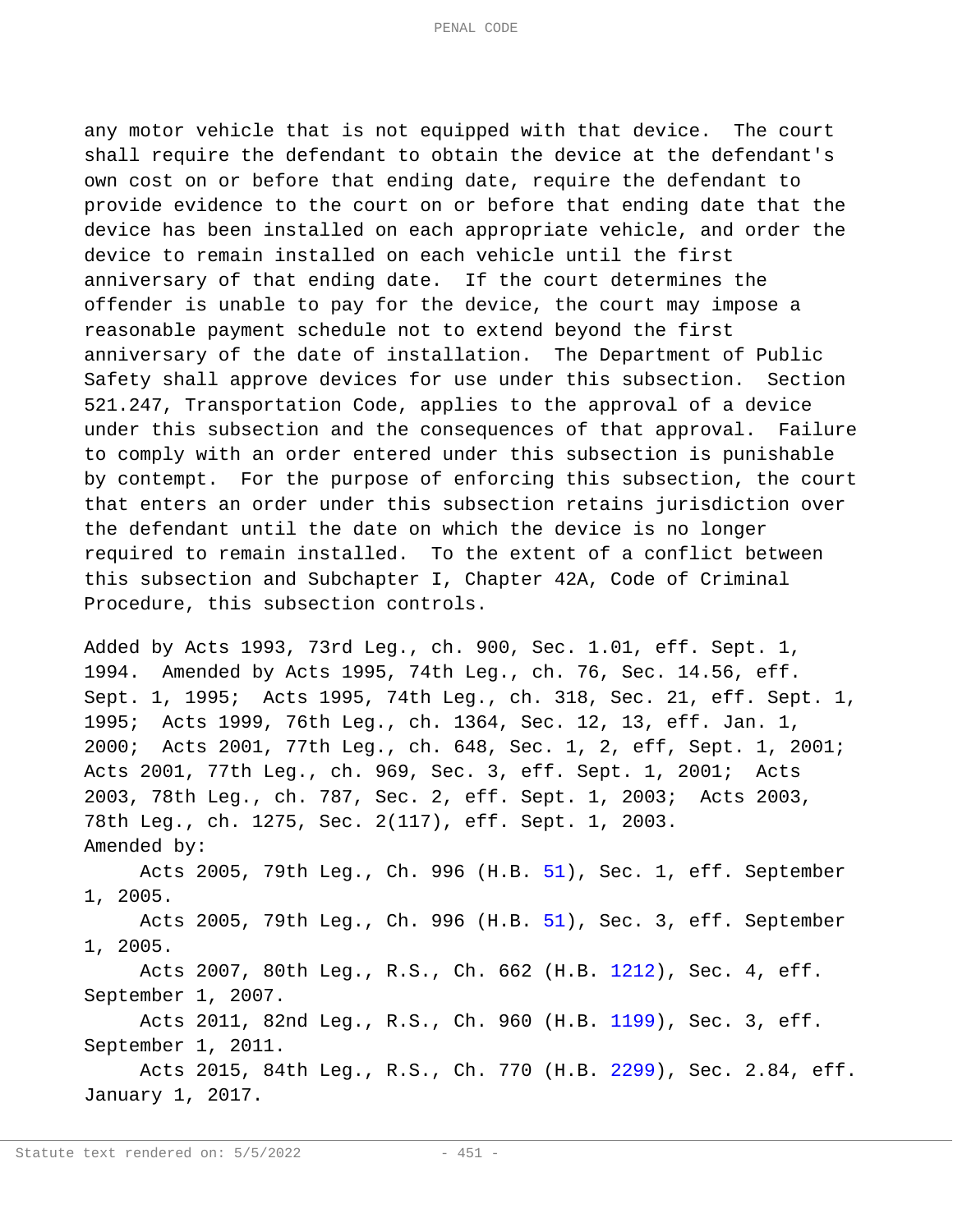any motor vehicle that is not equipped with that device. The court shall require the defendant to obtain the device at the defendant's own cost on or before that ending date, require the defendant to provide evidence to the court on or before that ending date that the device has been installed on each appropriate vehicle, and order the device to remain installed on each vehicle until the first anniversary of that ending date. If the court determines the offender is unable to pay for the device, the court may impose a reasonable payment schedule not to extend beyond the first anniversary of the date of installation. The Department of Public Safety shall approve devices for use under this subsection. Section 521.247, Transportation Code, applies to the approval of a device under this subsection and the consequences of that approval. Failure to comply with an order entered under this subsection is punishable by contempt. For the purpose of enforcing this subsection, the court that enters an order under this subsection retains jurisdiction over the defendant until the date on which the device is no longer required to remain installed. To the extent of a conflict between this subsection and Subchapter I, Chapter 42A, Code of Criminal Procedure, this subsection controls.

Added by Acts 1993, 73rd Leg., ch. 900, Sec. 1.01, eff. Sept. 1, 1994. Amended by Acts 1995, 74th Leg., ch. 76, Sec. 14.56, eff. Sept. 1, 1995; Acts 1995, 74th Leg., ch. 318, Sec. 21, eff. Sept. 1, 1995; Acts 1999, 76th Leg., ch. 1364, Sec. 12, 13, eff. Jan. 1, 2000; Acts 2001, 77th Leg., ch. 648, Sec. 1, 2, eff, Sept. 1, 2001; Acts 2001, 77th Leg., ch. 969, Sec. 3, eff. Sept. 1, 2001; Acts 2003, 78th Leg., ch. 787, Sec. 2, eff. Sept. 1, 2003; Acts 2003, 78th Leg., ch. 1275, Sec. 2(117), eff. Sept. 1, 2003.

Amended by:

Acts 2005, 79th Leg., Ch. 996 (H.B. 51), Sec. 1, eff. September 1, 2005.

Acts 2005, 79th Leg., Ch. 996 (H.B. 51), Sec. 3, eff. September 1, 2005.

Acts 2007, 80th Leg., R.S., Ch. 662 (H.B. 1212), Sec. 4, eff. September 1, 2007.

Acts 2011, 82nd Leg., R.S., Ch. 960 (H.B. 1199), Sec. 3, eff. September 1, 2011.

Acts 2015, 84th Leg., R.S., Ch. 770 (H.B. 2299), Sec. 2.84, eff. January 1, 2017.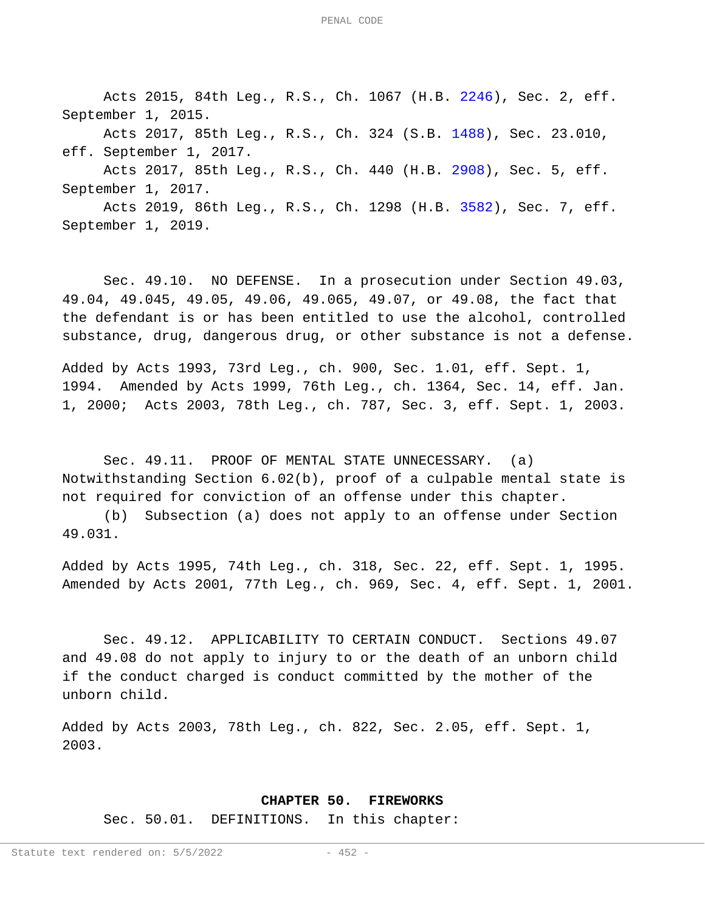Acts 2015, 84th Leg., R.S., Ch. 1067 (H.B. 2246), Sec. 2, eff. September 1, 2015.

Acts 2017, 85th Leg., R.S., Ch. 324 (S.B. 1488), Sec. 23.010, eff. September 1, 2017.

Acts 2017, 85th Leg., R.S., Ch. 440 (H.B. 2908), Sec. 5, eff. September 1, 2017.

Acts 2019, 86th Leg., R.S., Ch. 1298 (H.B. 3582), Sec. 7, eff. September 1, 2019.

Sec. 49.10. NO DEFENSE. In a prosecution under Section 49.03, 49.04, 49.045, 49.05, 49.06, 49.065, 49.07, or 49.08, the fact that the defendant is or has been entitled to use the alcohol, controlled substance, drug, dangerous drug, or other substance is not a defense.

Added by Acts 1993, 73rd Leg., ch. 900, Sec. 1.01, eff. Sept. 1, 1994. Amended by Acts 1999, 76th Leg., ch. 1364, Sec. 14, eff. Jan. 1, 2000; Acts 2003, 78th Leg., ch. 787, Sec. 3, eff. Sept. 1, 2003.

Sec. 49.11. PROOF OF MENTAL STATE UNNECESSARY. (a) Notwithstanding Section 6.02(b), proof of a culpable mental state is not required for conviction of an offense under this chapter.

(b) Subsection (a) does not apply to an offense under Section 49.031.

Added by Acts 1995, 74th Leg., ch. 318, Sec. 22, eff. Sept. 1, 1995. Amended by Acts 2001, 77th Leg., ch. 969, Sec. 4, eff. Sept. 1, 2001.

Sec. 49.12. APPLICABILITY TO CERTAIN CONDUCT. Sections 49.07 and 49.08 do not apply to injury to or the death of an unborn child if the conduct charged is conduct committed by the mother of the unborn child.

Added by Acts 2003, 78th Leg., ch. 822, Sec. 2.05, eff. Sept. 1, 2003.

## CHAPTER 50. FIREWORKS

Sec. 50.01. DEFINITIONS. In this chapter: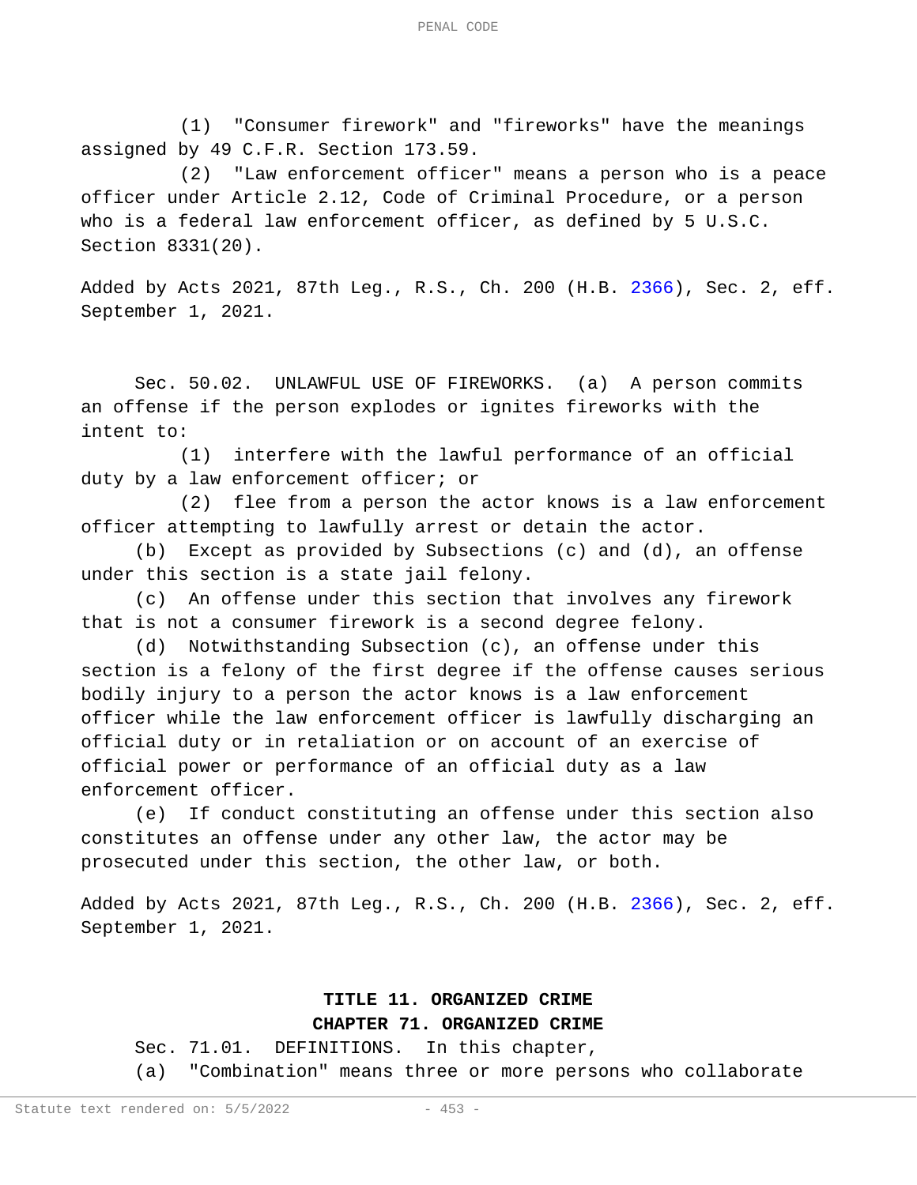(1) "Consumer firework" and "fireworks" have the meanings assigned by 49 C.F.R. Section 173.59.

(2) "Law enforcement officer" means a person who is a peace officer under Article 2.12, Code of Criminal Procedure, or a person who is a federal law enforcement officer, as defined by 5 U.S.C. Section 8331(20).

Added by Acts 2021, 87th Leg., R.S., Ch. 200 (H.B. 2366), Sec. 2, eff. September 1, 2021.

Sec. 50.02. UNLAWFUL USE OF FIREWORKS. (a) A person commits an offense if the person explodes or ignites fireworks with the intent to:

(1) interfere with the lawful performance of an official duty by a law enforcement officer; or

(2) flee from a person the actor knows is a law enforcement officer attempting to lawfully arrest or detain the actor.

(b) Except as provided by Subsections (c) and (d), an offense under this section is a state jail felony.

(c) An offense under this section that involves any firework that is not a consumer firework is a second degree felony.

(d) Notwithstanding Subsection (c), an offense under this section is a felony of the first degree if the offense causes serious bodily injury to a person the actor knows is a law enforcement officer while the law enforcement officer is lawfully discharging an official duty or in retaliation or on account of an exercise of official power or performance of an official duty as a law enforcement officer.

(e) If conduct constituting an offense under this section also constitutes an offense under any other law, the actor may be prosecuted under this section, the other law, or both.

Added by Acts 2021, 87th Leg., R.S., Ch. 200 (H.B. 2366), Sec. 2, eff. September 1, 2021.

## TITLE 11. ORGANIZED CRIME

## CHAPTER 71. ORGANIZED CRIME

Sec. 71.01. DEFINITIONS. In this chapter,

(a) "Combination" means three or more persons who collaborate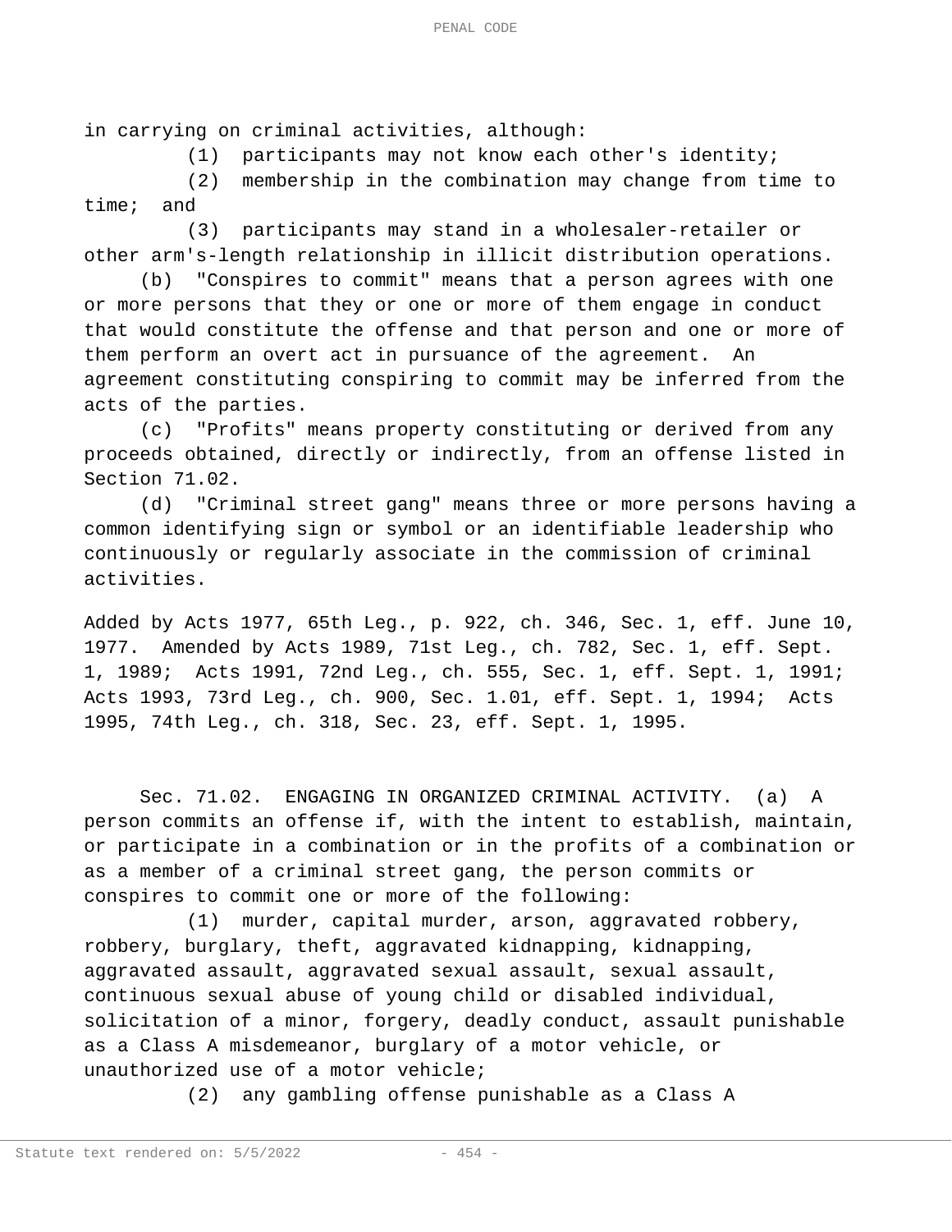in carrying on criminal activities, although:

(1) participants may not know each other's identity;

(2) membership in the combination may change from time to time; and

(3) participants may stand in a wholesaler-retailer or other arm's-length relationship in illicit distribution operations.

(b) "Conspires to commit" means that a person agrees with one or more persons that they or one or more of them engage in conduct that would constitute the offense and that person and one or more of them perform an overt act in pursuance of the agreement. An agreement constituting conspiring to commit may be inferred from the acts of the parties.

(c) "Profits" means property constituting or derived from any proceeds obtained, directly or indirectly, from an offense listed in Section 71.02.

(d) "Criminal street gang" means three or more persons having a common identifying sign or symbol or an identifiable leadership who continuously or regularly associate in the commission of criminal activities.

Added by Acts 1977, 65th Leg., p. 922, ch. 346, Sec. 1, eff. June 10, 1977. Amended by Acts 1989, 71st Leg., ch. 782, Sec. 1, eff. Sept. 1, 1989; Acts 1991, 72nd Leg., ch. 555, Sec. 1, eff. Sept. 1, 1991; Acts 1993, 73rd Leg., ch. 900, Sec. 1.01, eff. Sept. 1, 1994; Acts 1995, 74th Leg., ch. 318, Sec. 23, eff. Sept. 1, 1995.

Sec. 71.02. ENGAGING IN ORGANIZED CRIMINAL ACTIVITY. (a) A person commits an offense if, with the intent to establish, maintain, or participate in a combination or in the profits of a combination or as a member of a criminal street gang, the person commits or conspires to commit one or more of the following:

(1) murder, capital murder, arson, aggravated robbery, robbery, burglary, theft, aggravated kidnapping, kidnapping, aggravated assault, aggravated sexual assault, sexual assault, continuous sexual abuse of young child or disabled individual, solicitation of a minor, forgery, deadly conduct, assault punishable as a Class A misdemeanor, burglary of a motor vehicle, or unauthorized use of a motor vehicle;

(2) any gambling offense punishable as a Class A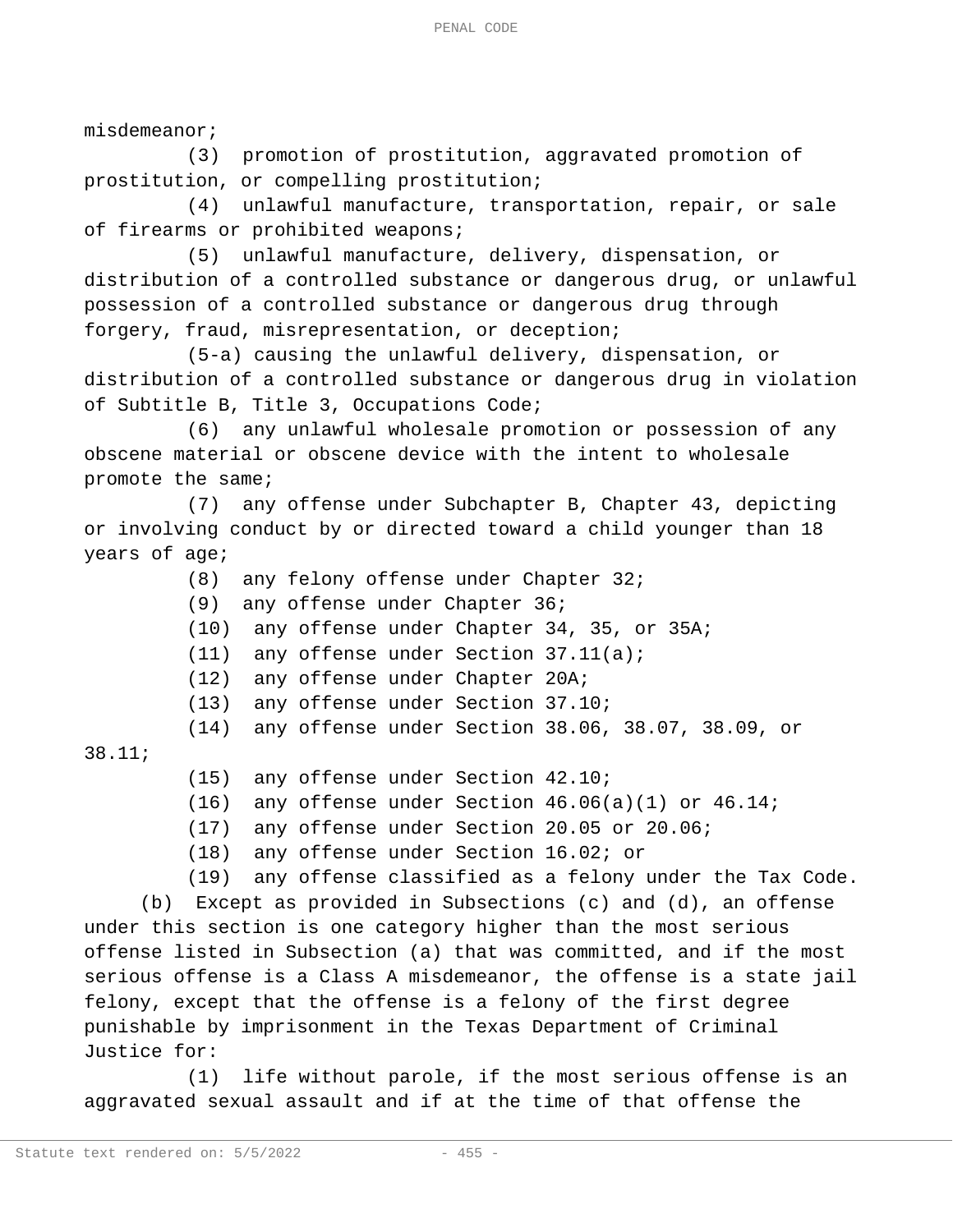misdemeanor;

(3) promotion of prostitution, aggravated promotion of prostitution, or compelling prostitution;

(4) unlawful manufacture, transportation, repair, or sale of firearms or prohibited weapons;

(5) unlawful manufacture, delivery, dispensation, or distribution of a controlled substance or dangerous drug, or unlawful possession of a controlled substance or dangerous drug through forgery, fraud, misrepresentation, or deception;

(5-a) causing the unlawful delivery, dispensation, or distribution of a controlled substance or dangerous drug in violation of Subtitle B, Title 3, Occupations Code;

(6) any unlawful wholesale promotion or possession of any obscene material or obscene device with the intent to wholesale promote the same;

(7) any offense under Subchapter B, Chapter 43, depicting or involving conduct by or directed toward a child younger than 18 years of age;

(8) any felony offense under Chapter 32;

(9) any offense under Chapter 36;

(10) any offense under Chapter 34, 35, or 35A;

(11) any offense under Section 37.11(a);

(12) any offense under Chapter 20A;

(13) any offense under Section 37.10;

(14) any offense under Section 38.06, 38.07, 38.09, or 38.11;

(15) any offense under Section 42.10;

(16) any offense under Section 46.06(a)(1) or 46.14;

(17) any offense under Section 20.05 or 20.06;

(18) any offense under Section 16.02; or

(19) any offense classified as a felony under the Tax Code.

(b) Except as provided in Subsections (c) and (d), an offense under this section is one category higher than the most serious offense listed in Subsection (a) that was committed, and if the most serious offense is a Class A misdemeanor, the offense is a state jail felony, except that the offense is a felony of the first degree punishable by imprisonment in the Texas Department of Criminal Justice for:

(1) life without parole, if the most serious offense is an aggravated sexual assault and if at the time of that offense the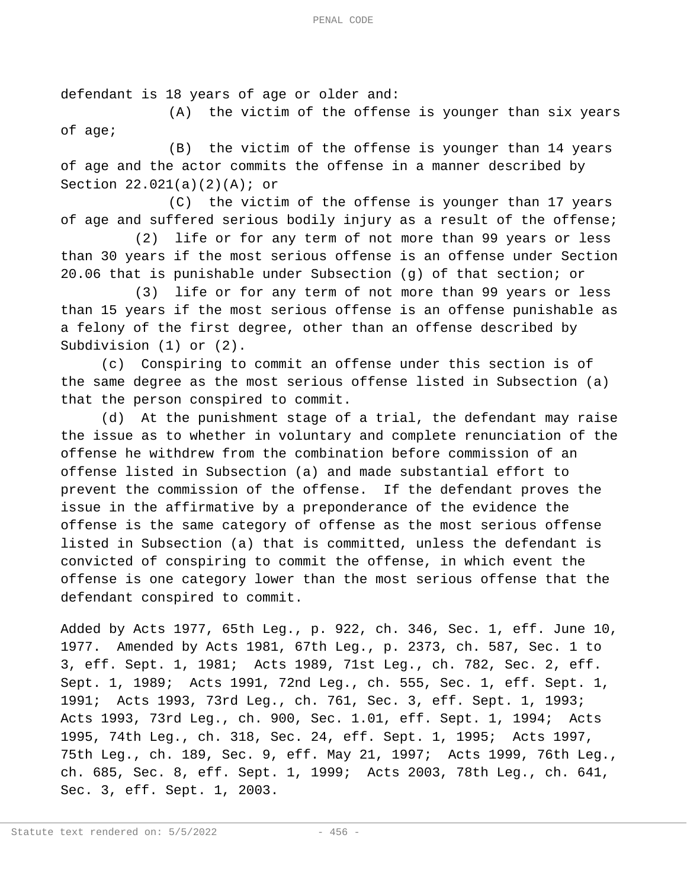defendant is 18 years of age or older and:

(A) the victim of the offense is younger than six years of age;

(B) the victim of the offense is younger than 14 years of age and the actor commits the offense in a manner described by Section 22.021(a)(2)(A); or

(C) the victim of the offense is younger than 17 years of age and suffered serious bodily injury as a result of the offense;

(2) life or for any term of not more than 99 years or less than 30 years if the most serious offense is an offense under Section 20.06 that is punishable under Subsection (g) of that section; or

(3) life or for any term of not more than 99 years or less than 15 years if the most serious offense is an offense punishable as a felony of the first degree, other than an offense described by Subdivision (1) or (2).

(c) Conspiring to commit an offense under this section is of the same degree as the most serious offense listed in Subsection (a) that the person conspired to commit.

(d) At the punishment stage of a trial, the defendant may raise the issue as to whether in voluntary and complete renunciation of the offense he withdrew from the combination before commission of an offense listed in Subsection (a) and made substantial effort to prevent the commission of the offense. If the defendant proves the issue in the affirmative by a preponderance of the evidence the offense is the same category of offense as the most serious offense listed in Subsection (a) that is committed, unless the defendant is convicted of conspiring to commit the offense, in which event the offense is one category lower than the most serious offense that the defendant conspired to commit.

Added by Acts 1977, 65th Leg., p. 922, ch. 346, Sec. 1, eff. June 10, 1977. Amended by Acts 1981, 67th Leg., p. 2373, ch. 587, Sec. 1 to 3, eff. Sept. 1, 1981; Acts 1989, 71st Leg., ch. 782, Sec. 2, eff. Sept. 1, 1989; Acts 1991, 72nd Leg., ch. 555, Sec. 1, eff. Sept. 1, 1991; Acts 1993, 73rd Leg., ch. 761, Sec. 3, eff. Sept. 1, 1993; Acts 1993, 73rd Leg., ch. 900, Sec. 1.01, eff. Sept. 1, 1994; Acts 1995, 74th Leg., ch. 318, Sec. 24, eff. Sept. 1, 1995; Acts 1997, 75th Leg., ch. 189, Sec. 9, eff. May 21, 1997; Acts 1999, 76th Leg., ch. 685, Sec. 8, eff. Sept. 1, 1999; Acts 2003, 78th Leg., ch. 641, Sec. 3, eff. Sept. 1, 2003.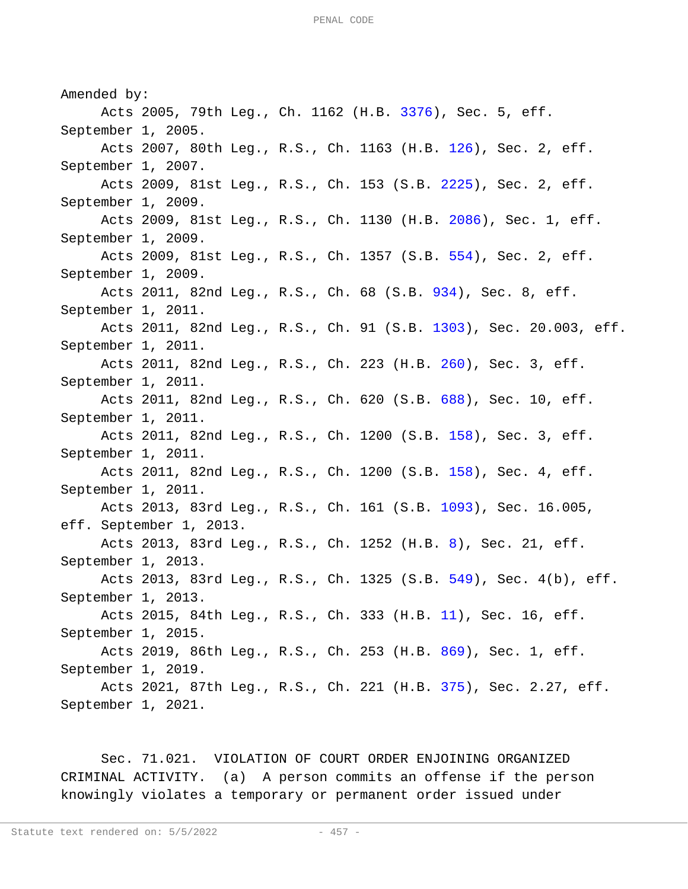Amended by:

Acts 2005, 79th Leg., Ch. 1162 (H.B. 3376), Sec. 5, eff. September 1, 2005.

Acts 2007, 80th Leg., R.S., Ch. 1163 (H.B. 126), Sec. 2, eff. September 1, 2007.

Acts 2009, 81st Leg., R.S., Ch. 153 (S.B. 2225), Sec. 2, eff. September 1, 2009.

Acts 2009, 81st Leg., R.S., Ch. 1130 (H.B. 2086), Sec. 1, eff. September 1, 2009.

Acts 2009, 81st Leg., R.S., Ch. 1357 (S.B. 554), Sec. 2, eff. September 1, 2009.

Acts 2011, 82nd Leg., R.S., Ch. 68 (S.B. 934), Sec. 8, eff. September 1, 2011.

Acts 2011, 82nd Leg., R.S., Ch. 91 (S.B. 1303), Sec. 20.003, eff. September 1, 2011.

Acts 2011, 82nd Leg., R.S., Ch. 223 (H.B. 260), Sec. 3, eff. September 1, 2011.

Acts 2011, 82nd Leg., R.S., Ch. 620 (S.B. 688), Sec. 10, eff. September 1, 2011.

Acts 2011, 82nd Leg., R.S., Ch. 1200 (S.B. 158), Sec. 3, eff. September 1, 2011.

Acts 2011, 82nd Leg., R.S., Ch. 1200 (S.B. 158), Sec. 4, eff. September 1, 2011.

Acts 2013, 83rd Leg., R.S., Ch. 161 (S.B. 1093), Sec. 16.005, eff. September 1, 2013.

Acts 2013, 83rd Leg., R.S., Ch. 1252 (H.B. 8), Sec. 21, eff. September 1, 2013.

Acts 2013, 83rd Leg., R.S., Ch. 1325 (S.B. 549), Sec. 4(b), eff. September 1, 2013.

Acts 2015, 84th Leg., R.S., Ch. 333 (H.B. 11), Sec. 16, eff. September 1, 2015.

Acts 2019, 86th Leg., R.S., Ch. 253 (H.B. 869), Sec. 1, eff. September 1, 2019.

Acts 2021, 87th Leg., R.S., Ch. 221 (H.B. 375), Sec. 2.27, eff. September 1, 2021.

Sec. 71.021. VIOLATION OF COURT ORDER ENJOINING ORGANIZED CRIMINAL ACTIVITY. (a) A person commits an offense if the person knowingly violates a temporary or permanent order issued under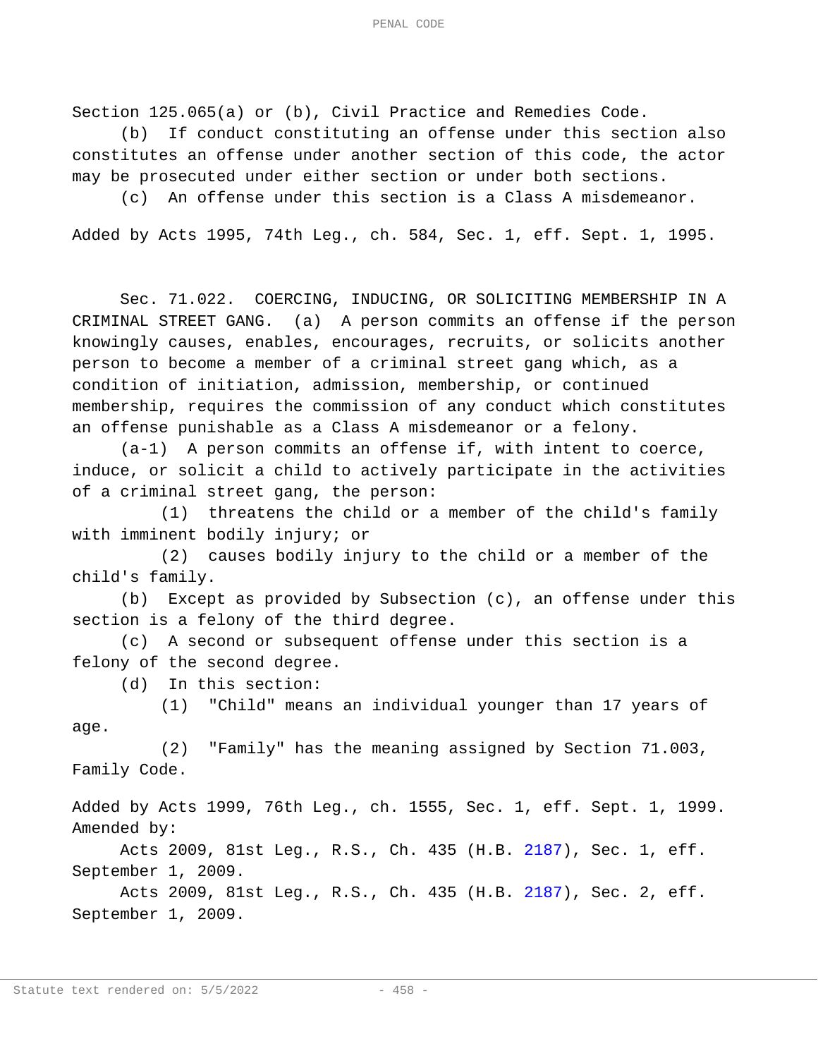Section 125.065(a) or (b), Civil Practice and Remedies Code.

(b) If conduct constituting an offense under this section also constitutes an offense under another section of this code, the actor may be prosecuted under either section or under both sections.

(c) An offense under this section is a Class A misdemeanor.

Added by Acts 1995, 74th Leg., ch. 584, Sec. 1, eff. Sept. 1, 1995.

Sec. 71.022. COERCING, INDUCING, OR SOLICITING MEMBERSHIP IN A CRIMINAL STREET GANG. (a) A person commits an offense if the person knowingly causes, enables, encourages, recruits, or solicits another person to become a member of a criminal street gang which, as a condition of initiation, admission, membership, or continued membership, requires the commission of any conduct which constitutes an offense punishable as a Class A misdemeanor or a felony.

(a-1) A person commits an offense if, with intent to coerce, induce, or solicit a child to actively participate in the activities of a criminal street gang, the person:

(1) threatens the child or a member of the child's family with imminent bodily injury; or

(2) causes bodily injury to the child or a member of the child's family.

(b) Except as provided by Subsection (c), an offense under this section is a felony of the third degree.

(c) A second or subsequent offense under this section is a felony of the second degree.

(d) In this section:

(1) "Child" means an individual younger than 17 years of age.

(2) "Family" has the meaning assigned by Section 71.003, Family Code.

Added by Acts 1999, 76th Leg., ch. 1555, Sec. 1, eff. Sept. 1, 1999.
Amended by:

Acts 2009, 81st Leg., R.S., Ch. 435 (H.B. 2187), Sec. 1, eff. September 1, 2009.

Acts 2009, 81st Leg., R.S., Ch. 435 (H.B. 2187), Sec. 2, eff. September 1, 2009.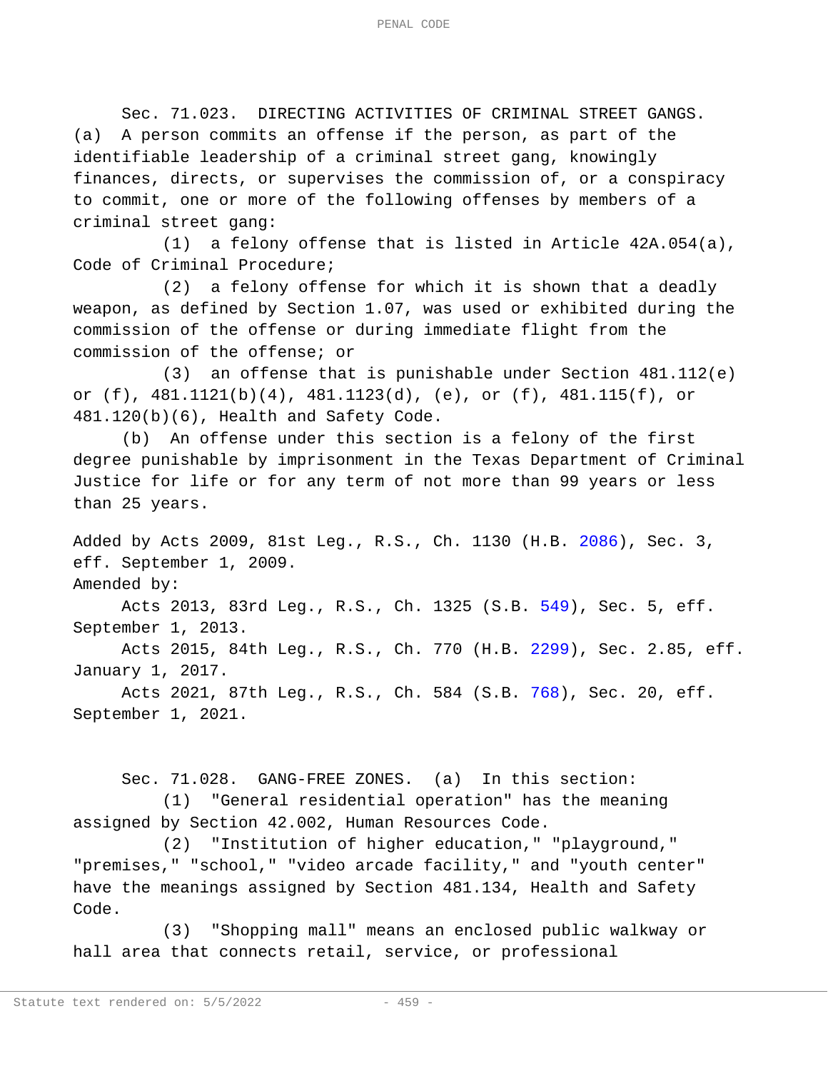Sec. 71.023. DIRECTING ACTIVITIES OF CRIMINAL STREET GANGS. (a) A person commits an offense if the person, as part of the identifiable leadership of a criminal street gang, knowingly finances, directs, or supervises the commission of, or a conspiracy to commit, one or more of the following offenses by members of a criminal street gang:

(1) a felony offense that is listed in Article 42A.054(a), Code of Criminal Procedure;

(2) a felony offense for which it is shown that a deadly weapon, as defined by Section 1.07, was used or exhibited during the commission of the offense or during immediate flight from the commission of the offense; or

(3) an offense that is punishable under Section 481.112(e) or (f), 481.1121(b)(4), 481.1123(d), (e), or (f), 481.115(f), or 481.120(b)(6), Health and Safety Code.

(b) An offense under this section is a felony of the first degree punishable by imprisonment in the Texas Department of Criminal Justice for life or for any term of not more than 99 years or less than 25 years.

Added by Acts 2009, 81st Leg., R.S., Ch. 1130 (H.B. 2086), Sec. 3, eff. September 1, 2009.

Amended by:

Acts 2013, 83rd Leg., R.S., Ch. 1325 (S.B. 549), Sec. 5, eff. September 1, 2013.

Acts 2015, 84th Leg., R.S., Ch. 770 (H.B. 2299), Sec. 2.85, eff. January 1, 2017.

Acts 2021, 87th Leg., R.S., Ch. 584 (S.B. 768), Sec. 20, eff. September 1, 2021.

Sec. 71.028. GANG-FREE ZONES. (a) In this section:

(1) "General residential operation" has the meaning assigned by Section 42.002, Human Resources Code.

(2) "Institution of higher education," "playground," "premises," "school," "video arcade facility," and "youth center" have the meanings assigned by Section 481.134, Health and Safety Code.

(3) "Shopping mall" means an enclosed public walkway or hall area that connects retail, service, or professional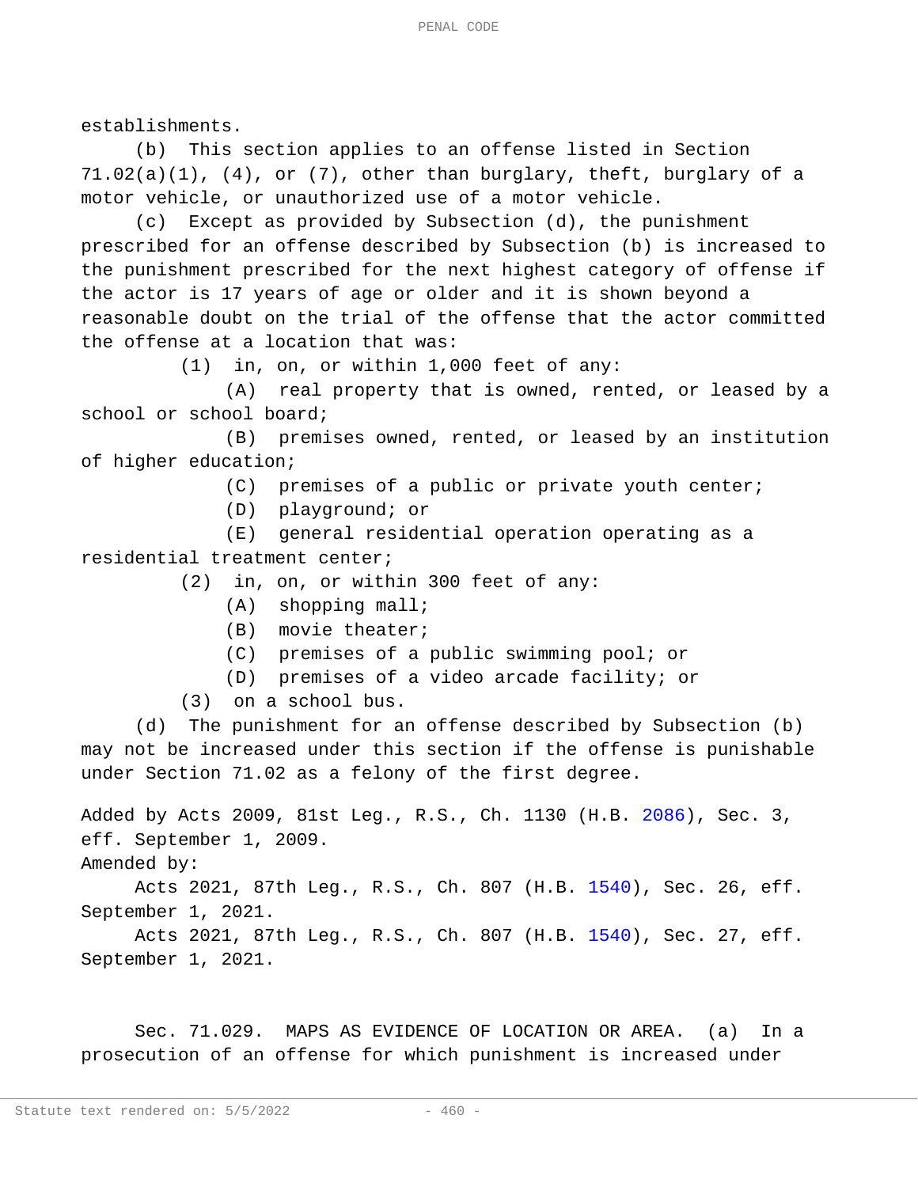establishments.

(b) This section applies to an offense listed in Section 71.02(a)(1), (4), or (7), other than burglary, theft, burglary of a motor vehicle, or unauthorized use of a motor vehicle.

(c) Except as provided by Subsection (d), the punishment prescribed for an offense described by Subsection (b) is increased to the punishment prescribed for the next highest category of offense if the actor is 17 years of age or older and it is shown beyond a reasonable doubt on the trial of the offense that the actor committed the offense at a location that was:

(1) in, on, or within 1,000 feet of any:

(A) real property that is owned, rented, or leased by a school or school board;

(B) premises owned, rented, or leased by an institution of higher education;

(C) premises of a public or private youth center;

(D) playground; or

(E) general residential operation operating as a residential treatment center;

(2) in, on, or within 300 feet of any:

(A) shopping mall;

(B) movie theater;

(C) premises of a public swimming pool; or

(D) premises of a video arcade facility; or

(3) on a school bus.

(d) The punishment for an offense described by Subsection (b) may not be increased under this section if the offense is punishable under Section 71.02 as a felony of the first degree.

Added by Acts 2009, 81st Leg., R.S., Ch. 1130 (H.B. 2086), Sec. 3, eff. September 1, 2009.

Amended by:

Acts 2021, 87th Leg., R.S., Ch. 807 (H.B. 1540), Sec. 26, eff. September 1, 2021.

Acts 2021, 87th Leg., R.S., Ch. 807 (H.B. 1540), Sec. 27, eff. September 1, 2021.

Sec. 71.029. MAPS AS EVIDENCE OF LOCATION OR AREA. (a) In a prosecution of an offense for which punishment is increased under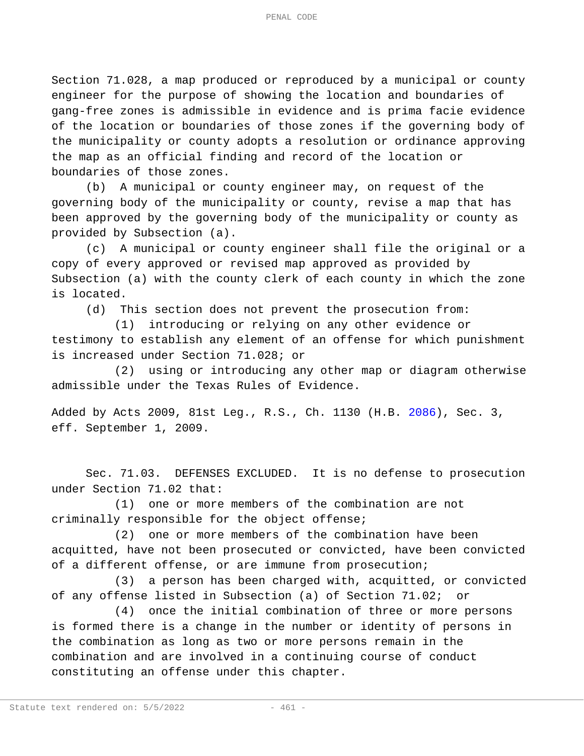Section 71.028, a map produced or reproduced by a municipal or county engineer for the purpose of showing the location and boundaries of gang-free zones is admissible in evidence and is prima facie evidence of the location or boundaries of those zones if the governing body of the municipality or county adopts a resolution or ordinance approving the map as an official finding and record of the location or boundaries of those zones.

(b) A municipal or county engineer may, on request of the governing body of the municipality or county, revise a map that has been approved by the governing body of the municipality or county as provided by Subsection (a).

(c) A municipal or county engineer shall file the original or a copy of every approved or revised map approved as provided by Subsection (a) with the county clerk of each county in which the zone is located.

(d) This section does not prevent the prosecution from:

(1) introducing or relying on any other evidence or testimony to establish any element of an offense for which punishment is increased under Section 71.028; or

(2) using or introducing any other map or diagram otherwise admissible under the Texas Rules of Evidence.

Added by Acts 2009, 81st Leg., R.S., Ch. 1130 (H.B. 2086), Sec. 3, eff. September 1, 2009.

Sec. 71.03. DEFENSES EXCLUDED. It is no defense to prosecution under Section 71.02 that:

(1) one or more members of the combination are not criminally responsible for the object offense;

(2) one or more members of the combination have been acquitted, have not been prosecuted or convicted, have been convicted of a different offense, or are immune from prosecution;

(3) a person has been charged with, acquitted, or convicted of any offense listed in Subsection (a) of Section 71.02; or

(4) once the initial combination of three or more persons is formed there is a change in the number or identity of persons in the combination as long as two or more persons remain in the combination and are involved in a continuing course of conduct constituting an offense under this chapter.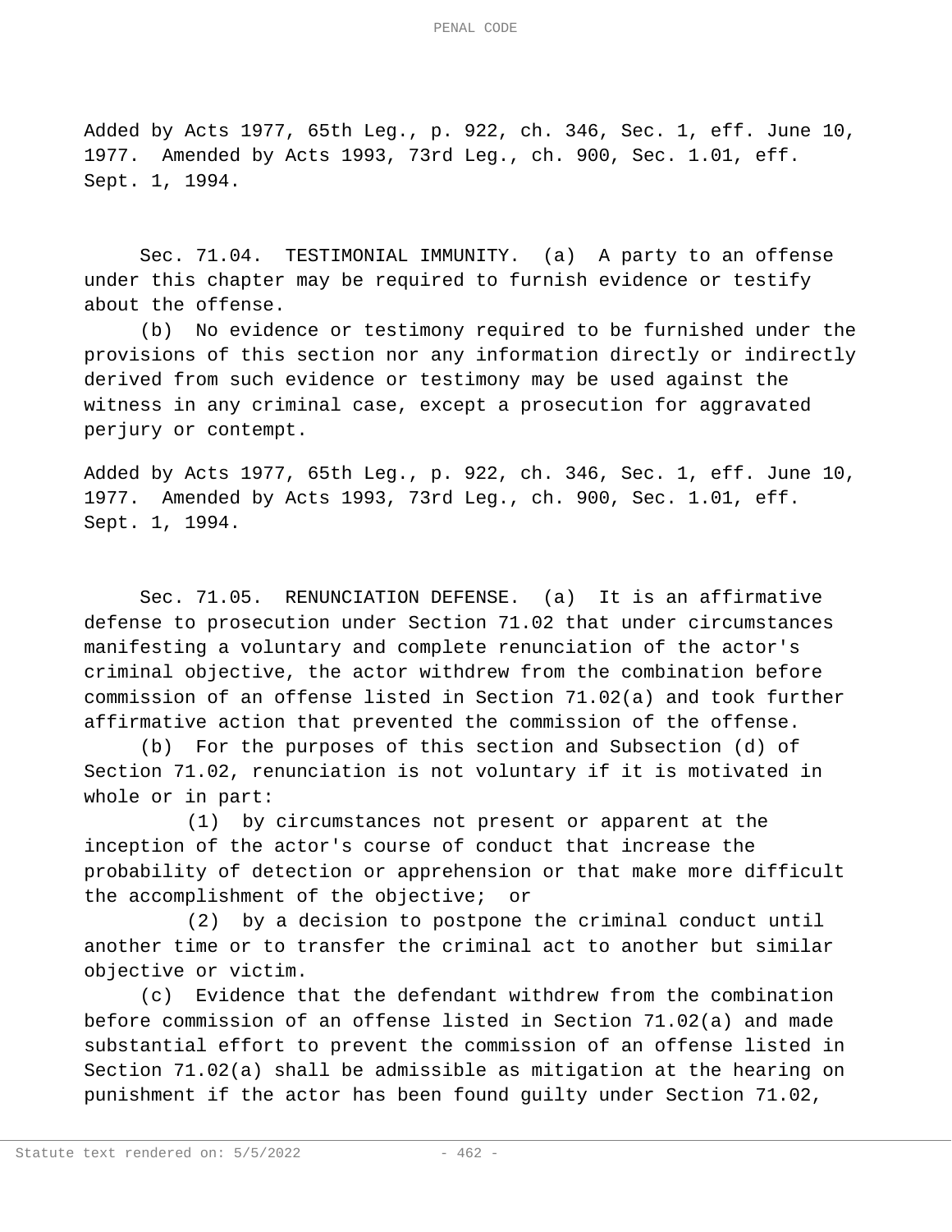Added by Acts 1977, 65th Leg., p. 922, ch. 346, Sec. 1, eff. June 10, 1977. Amended by Acts 1993, 73rd Leg., ch. 900, Sec. 1.01, eff. Sept. 1, 1994.

Sec. 71.04. TESTIMONIAL IMMUNITY. (a) A party to an offense under this chapter may be required to furnish evidence or testify about the offense.

(b) No evidence or testimony required to be furnished under the provisions of this section nor any information directly or indirectly derived from such evidence or testimony may be used against the witness in any criminal case, except a prosecution for aggravated perjury or contempt.

Added by Acts 1977, 65th Leg., p. 922, ch. 346, Sec. 1, eff. June 10, 1977. Amended by Acts 1993, 73rd Leg., ch. 900, Sec. 1.01, eff. Sept. 1, 1994.

Sec. 71.05. RENUNCIATION DEFENSE. (a) It is an affirmative defense to prosecution under Section 71.02 that under circumstances manifesting a voluntary and complete renunciation of the actor's criminal objective, the actor withdrew from the combination before commission of an offense listed in Section 71.02(a) and took further affirmative action that prevented the commission of the offense.

(b) For the purposes of this section and Subsection (d) of Section 71.02, renunciation is not voluntary if it is motivated in whole or in part:

(1) by circumstances not present or apparent at the inception of the actor's course of conduct that increase the probability of detection or apprehension or that make more difficult the accomplishment of the objective; or

(2) by a decision to postpone the criminal conduct until another time or to transfer the criminal act to another but similar objective or victim.

(c) Evidence that the defendant withdrew from the combination before commission of an offense listed in Section 71.02(a) and made substantial effort to prevent the commission of an offense listed in Section 71.02(a) shall be admissible as mitigation at the hearing on punishment if the actor has been found guilty under Section 71.02,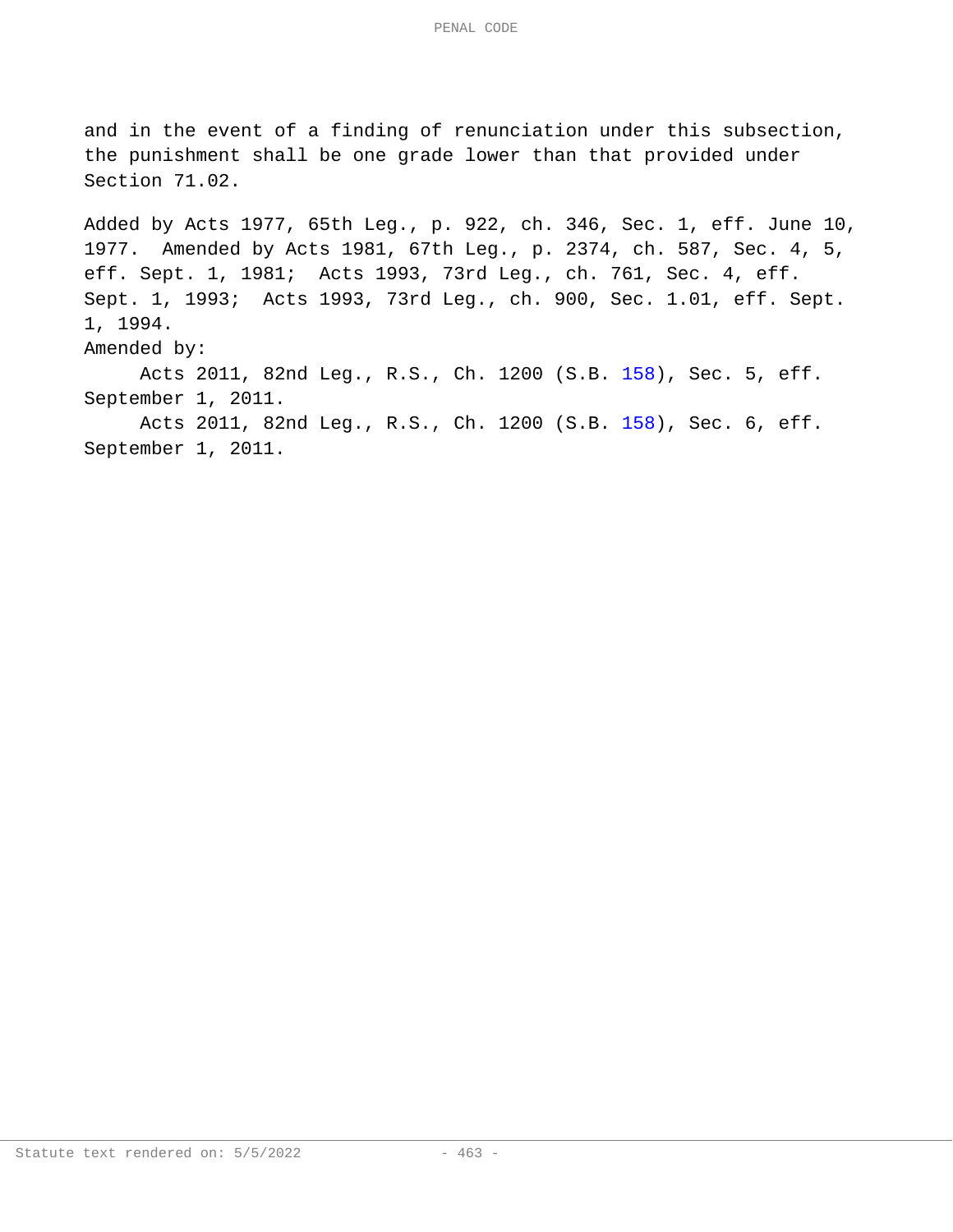and in the event of a finding of renunciation under this subsection, the punishment shall be one grade lower than that provided under Section 71.02.

Added by Acts 1977, 65th Leg., p. 922, ch. 346, Sec. 1, eff. June 10, 1977. Amended by Acts 1981, 67th Leg., p. 2374, ch. 587, Sec. 4, 5, eff. Sept. 1, 1981; Acts 1993, 73rd Leg., ch. 761, Sec. 4, eff. Sept. 1, 1993; Acts 1993, 73rd Leg., ch. 900, Sec. 1.01, eff. Sept. 1, 1994.

Amended by:

Acts 2011, 82nd Leg., R.S., Ch. 1200 (S.B. 158), Sec. 5, eff. September 1, 2011.

Acts 2011, 82nd Leg., R.S., Ch. 1200 (S.B. 158), Sec. 6, eff. September 1, 2011.